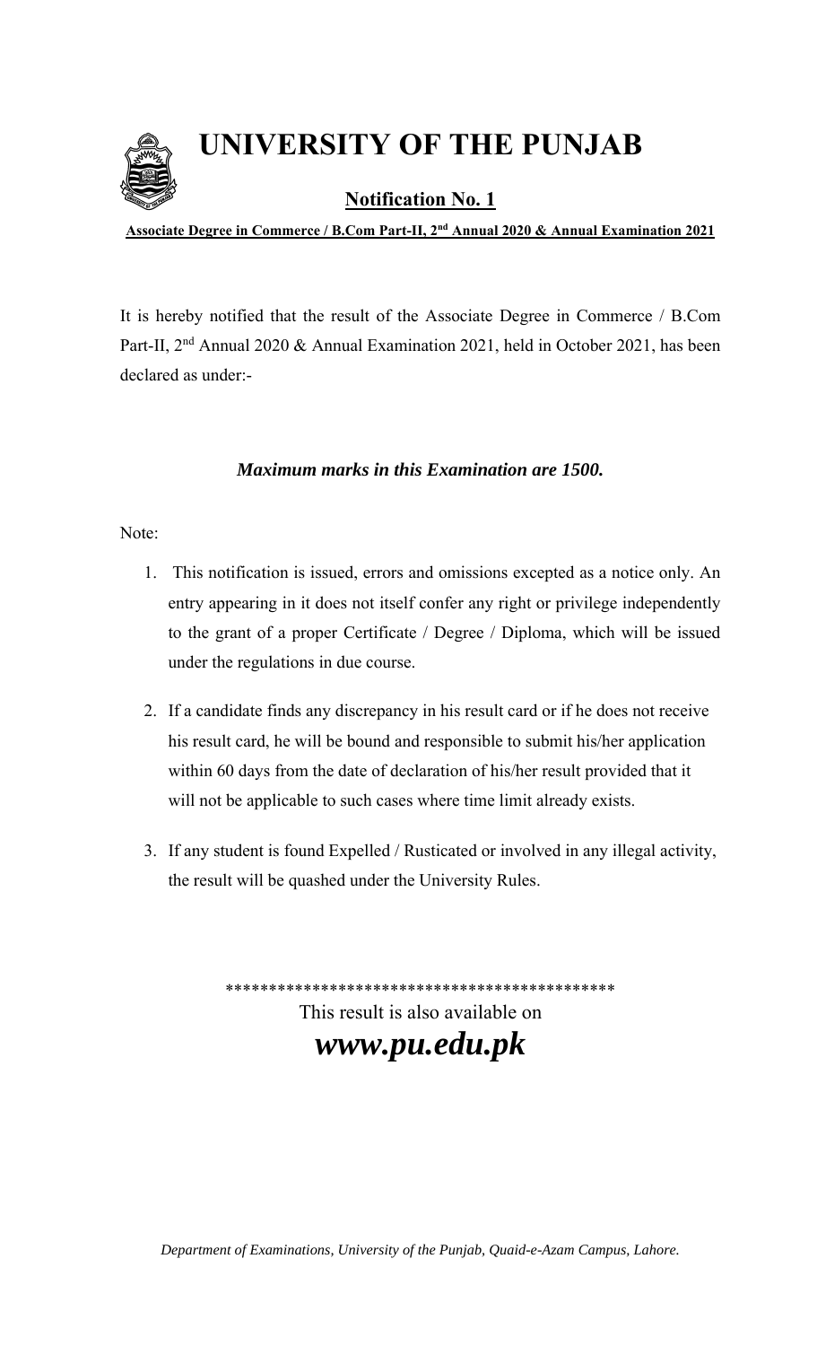# UNIVERSITY OF THE PUNJAB

## Notification No. 1

**Associate Degree in Commerce / B.Com Part-II, 2nd Annual 2020 & Annual Examination 2021**

It is hereby notified that the result of the Associate Degree in Commerce / B.Com Part-II, 2nd Annual 2020 & Annual Examination 2021, held in October 2021, has been declared as under:-

***Maximum marks in this Examination are 1500.***

Note:

1. This notification is issued, errors and omissions excepted as a notice only. An entry appearing in it does not itself confer any right or privilege independently to the grant of a proper Certificate / Degree / Diploma, which will be issued under the regulations in due course.

2. If a candidate finds any discrepancy in his result card or if he does not receive his result card, he will be bound and responsible to submit his/her application within 60 days from the date of declaration of his/her result provided that it will not be applicable to such cases where time limit already exists.

3. If any student is found Expelled / Rusticated or involved in any illegal activity, the result will be quashed under the University Rules.

********************************************

This result is also available on

***www.pu.edu.pk***

*Department of Examinations, University of the Punjab, Quaid-e-Azam Campus, Lahore.*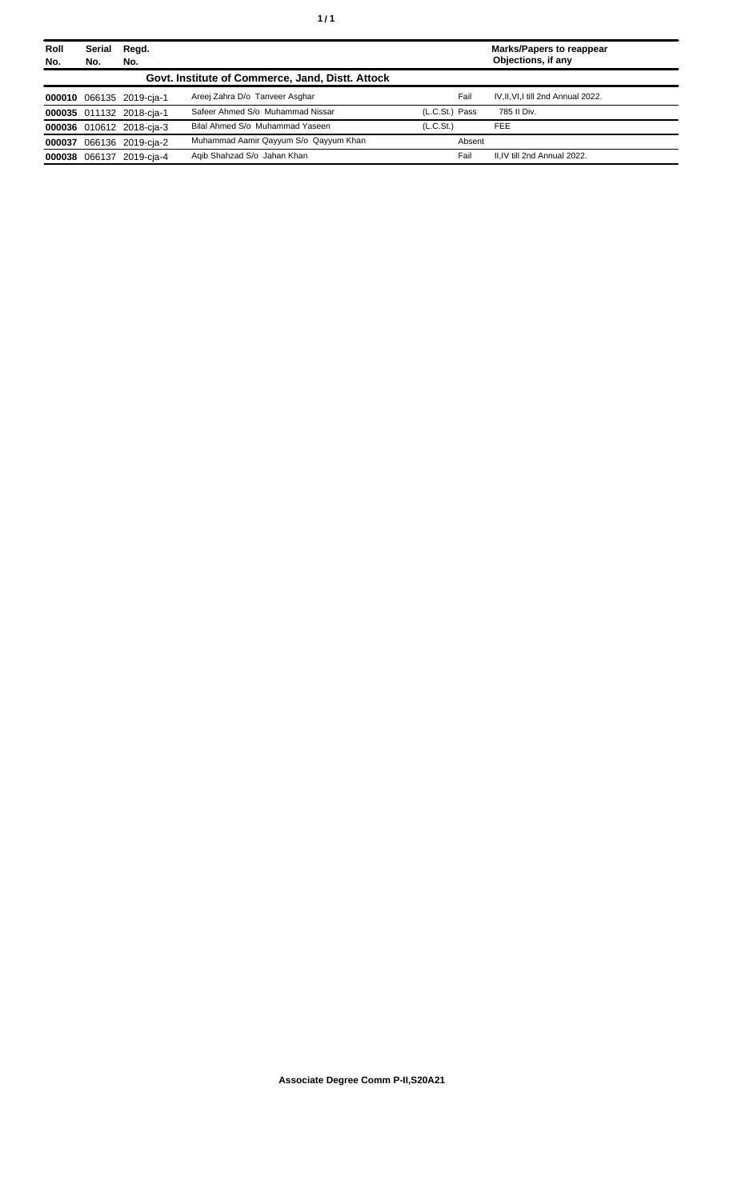| Roll No. | Serial No. | Regd. No. | | | Marks/Papers to reappear Objections, if any |
|---|---|---|---|---|---|
| | | | **Govt. Institute of Commerce, Jand, Distt. Attock** | | |
| **000010** | 066135 | 2019-cja-1 | Areej Zahra D/o Tanveer Asghar | Fail | IV,II,VI,I till 2nd Annual 2022. |
| **000035** | 011132 | 2018-cja-1 | Safeer Ahmed S/o Muhammad Nissar | (L.C.St.) Pass | 785 II Div. |
| **000036** | 010612 | 2018-cja-3 | Bilal Ahmed S/o Muhammad Yaseen | (L.C.St.) | FEE |
| **000037** | 066136 | 2019-cja-2 | Muhammad Aamir Qayyum S/o Qayyum Khan | Absent | |
| **000038** | 066137 | 2019-cja-4 | Aqib Shahzad S/o Jahan Khan | Fail | II,IV till 2nd Annual 2022. |

**Associate Degree Comm P-II,S20A21**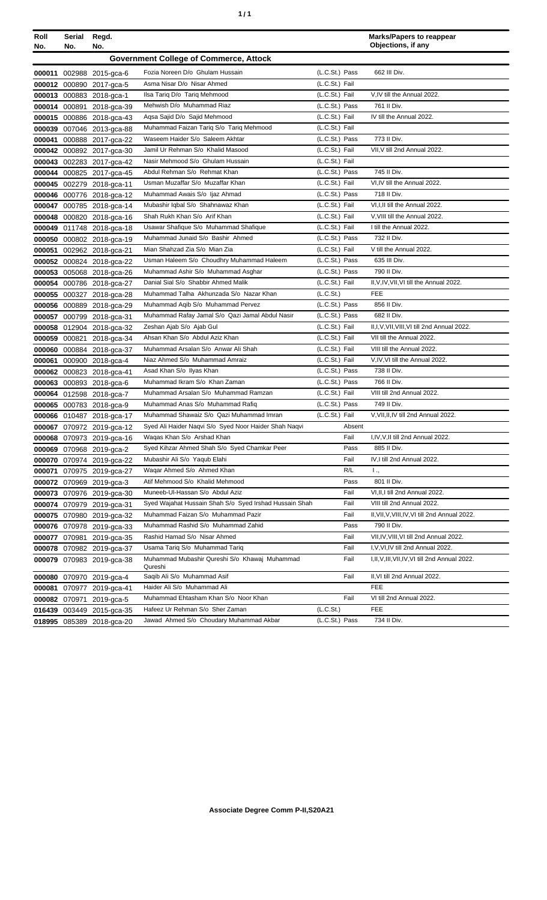| Roll No. | Serial No. | Regd. No. | | | Marks/Papers to reappear Objections, if any |
|---|---|---|---|---|---|
| | | | **Government College of Commerce, Attock** | | |
| 000011 | 002988 | 2015-gca-6 | Fozia Noreen D/o Ghulam Hussain | (L.C.St.) Pass | 662 III Div. |
| 000012 | 000890 | 2017-gca-5 | Asma Nisar D/o Nisar Ahmed | (L.C.St.) Fail | |
| 000013 | 000883 | 2018-gca-1 | Ilsa Tariq D/o Tariq Mehmood | (L.C.St.) Fail | V,IV till the Annual 2022. |
| 000014 | 000891 | 2018-gca-39 | Mehwish D/o Muhammad Riaz | (L.C.St.) Pass | 761 II Div. |
| 000015 | 000886 | 2018-gca-43 | Aqsa Sajid D/o Sajid Mehmood | (L.C.St.) Fail | IV till the Annual 2022. |
| 000039 | 007046 | 2013-gca-88 | Muhammad Faizan Tariq S/o Tariq Mehmood | (L.C.St.) Fail | |
| 000041 | 000888 | 2017-gca-22 | Waseem Haider S/o Saleem Akhtar | (L.C.St.) Pass | 773 II Div. |
| 000042 | 000892 | 2017-gca-30 | Jamil Ur Rehman S/o Khalid Masood | (L.C.St.) Fail | VII,V till 2nd Annual 2022. |
| 000043 | 002283 | 2017-gca-42 | Nasir Mehmood S/o Ghulam Hussain | (L.C.St.) Fail | |
| 000044 | 000825 | 2017-gca-45 | Abdul Rehman S/o Rehmat Khan | (L.C.St.) Pass | 745 II Div. |
| 000045 | 002279 | 2018-gca-11 | Usman Muzaffar S/o Muzaffar Khan | (L.C.St.) Fail | VI,IV till the Annual 2022. |
| 000046 | 000776 | 2018-gca-12 | Muhammad Awais S/o Ijaz Ahmad | (L.C.St.) Pass | 718 II Div. |
| 000047 | 000785 | 2018-gca-14 | Mubashir Iqbal S/o Shahnawaz Khan | (L.C.St.) Fail | VI,I,II till the Annual 2022. |
| 000048 | 000820 | 2018-gca-16 | Shah Rukh Khan S/o Arif Khan | (L.C.St.) Fail | V,VIII till the Annual 2022. |
| 000049 | 011748 | 2018-gca-18 | Usawar Shafique S/o Muhammad Shafique | (L.C.St.) Fail | I till the Annual 2022. |
| 000050 | 000802 | 2018-gca-19 | Muhammad Junaid S/o Bashir Ahmed | (L.C.St.) Pass | 732 II Div. |
| 000051 | 002962 | 2018-gca-21 | Mian Shahzad Zia S/o Mian Zia | (L.C.St.) Fail | V till the Annual 2022. |
| 000052 | 000824 | 2018-gca-22 | Usman Haleem S/o Choudhry Muhammad Haleem | (L.C.St.) Pass | 635 III Div. |
| 000053 | 005068 | 2018-gca-26 | Muhammad Ashir S/o Muhammad Asghar | (L.C.St.) Pass | 790 II Div. |
| 000054 | 000786 | 2018-gca-27 | Danial Sial S/o Shabbir Ahmed Malik | (L.C.St.) Fail | II,V,IV,VII,VI till the Annual 2022. |
| 000055 | 000327 | 2018-gca-28 | Muhammad Talha Akhunzada S/o Nazar Khan | (L.C.St.) | FEE |
| 000056 | 000889 | 2018-gca-29 | Muhammad Aqib S/o Muhammad Pervez | (L.C.St.) Pass | 856 II Div. |
| 000057 | 000799 | 2018-gca-31 | Muhammad Rafay Jamal S/o Qazi Jamal Abdul Nasir | (L.C.St.) Pass | 682 II Div. |
| 000058 | 012904 | 2018-gca-32 | Zeshan Ajab S/o Ajab Gul | (L.C.St.) Fail | II,I,V,VII,VIII,VI till 2nd Annual 2022. |
| 000059 | 000821 | 2018-gca-34 | Ahsan Khan S/o Abdul Aziz Khan | (L.C.St.) Fail | VII till the Annual 2022. |
| 000060 | 000884 | 2018-gca-37 | Muhammad Arsalan S/o Anwar Ali Shah | (L.C.St.) Fail | VIII till the Annual 2022. |
| 000061 | 000900 | 2018-gca-4 | Niaz Ahmed S/o Muhammad Amraiz | (L.C.St.) Fail | V,IV,VI till the Annual 2022. |
| 000062 | 000823 | 2018-gca-41 | Asad Khan S/o Ilyas Khan | (L.C.St.) Pass | 738 II Div. |
| 000063 | 000893 | 2018-gca-6 | Muhammad Ikram S/o Khan Zaman | (L.C.St.) Pass | 766 II Div. |
| 000064 | 012598 | 2018-gca-7 | Muhammad Arsalan S/o Muhammad Ramzan | (L.C.St.) Fail | VIII till 2nd Annual 2022. |
| 000065 | 000783 | 2018-gca-9 | Muhammad Anas S/o Muhammad Rafiq | (L.C.St.) Pass | 749 II Div. |
| 000066 | 010487 | 2018-gca-17 | Muhammad Shawaiz S/o Qazi Muhammad Imran | (L.C.St.) Fail | V,VII,II,IV till 2nd Annual 2022. |
| 000067 | 070972 | 2019-gca-12 | Syed Ali Haider Naqvi S/o Syed Noor Haider Shah Naqvi | Absent | |
| 000068 | 070973 | 2019-gca-16 | Waqas Khan S/o Arshad Khan | Fail | I,IV,V,II till 2nd Annual 2022. |
| 000069 | 070968 | 2019-gca-2 | Syed Kihzar Ahmed Shah S/o Syed Chamkar Peer | Pass | 885 II Div. |
| 000070 | 070974 | 2019-gca-22 | Mubashir Ali S/o Yaqub Elahi | Fail | IV,I till 2nd Annual 2022. |
| 000071 | 070975 | 2019-gca-27 | Waqar Ahmed S/o Ahmed Khan | R/L | I ., |
| 000072 | 070969 | 2019-gca-3 | Atif Mehmood S/o Khalid Mehmood | Pass | 801 II Div. |
| 000073 | 070976 | 2019-gca-30 | Muneeb-Ul-Hassan S/o Abdul Aziz | Fail | VI,II,I till 2nd Annual 2022. |
| 000074 | 070979 | 2019-gca-31 | Syed Wajahat Hussain Shah S/o Syed Irshad Hussain Shah | Fail | VIII till 2nd Annual 2022. |
| 000075 | 070980 | 2019-gca-32 | Muhammad Faizan S/o Muhammad Pazir | Fail | II,VII,V,VIII,IV,VI till 2nd Annual 2022. |
| 000076 | 070978 | 2019-gca-33 | Muhammad Rashid S/o Muhammad Zahid | Pass | 790 II Div. |
| 000077 | 070981 | 2019-gca-35 | Rashid Hamad S/o Nisar Ahmed | Fail | VII,IV,VIII,VI till 2nd Annual 2022. |
| 000078 | 070982 | 2019-gca-37 | Usama Tariq S/o Muhammad Tariq | Fail | I,V,VI,IV till 2nd Annual 2022. |
| 000079 | 070983 | 2019-gca-38 | Muhammad Mubashir Qureshi S/o Khawaj Muhammad Qureshi | Fail | I,II,V,III,VII,IV,VI till 2nd Annual 2022. |
| 000080 | 070970 | 2019-gca-4 | Saqib Ali S/o Muhammad Asif | Fail | II,VI till 2nd Annual 2022. |
| 000081 | 070977 | 2019-gca-41 | Haider Ali S/o Muhammad Ali | | FEE |
| 000082 | 070971 | 2019-gca-5 | Muhammad Ehtasham Khan S/o Noor Khan | Fail | VI till 2nd Annual 2022. |
| 016439 | 003449 | 2015-gca-35 | Hafeez Ur Rehman S/o Sher Zaman | (L.C.St.) | FEE |
| 018995 | 085389 | 2018-gca-20 | Jawad Ahmed S/o Choudary Muhammad Akbar | (L.C.St.) Pass | 734 II Div. |

**Associate Degree Comm P-II,S20A21**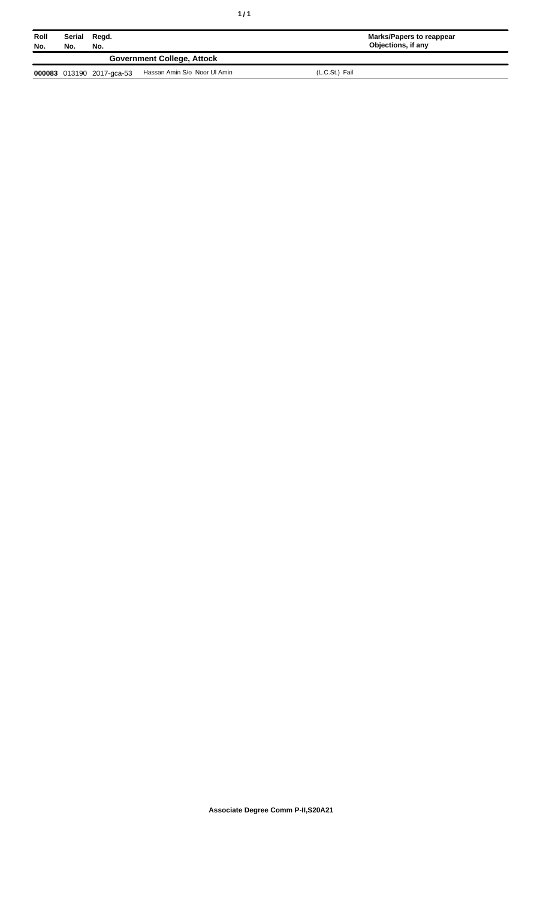| Roll No. | Serial No. | Regd. No. | | Marks/Papers to reappear Objections, if any |
|---|---|---|---|---|
| **Government College, Attock** | | | | |
| **000083** | 013190 | 2017-gca-53 | Hassan Amin S/o Noor Ul Amin | (L.C.St.) Fail |

**Associate Degree Comm P-II,S20A21**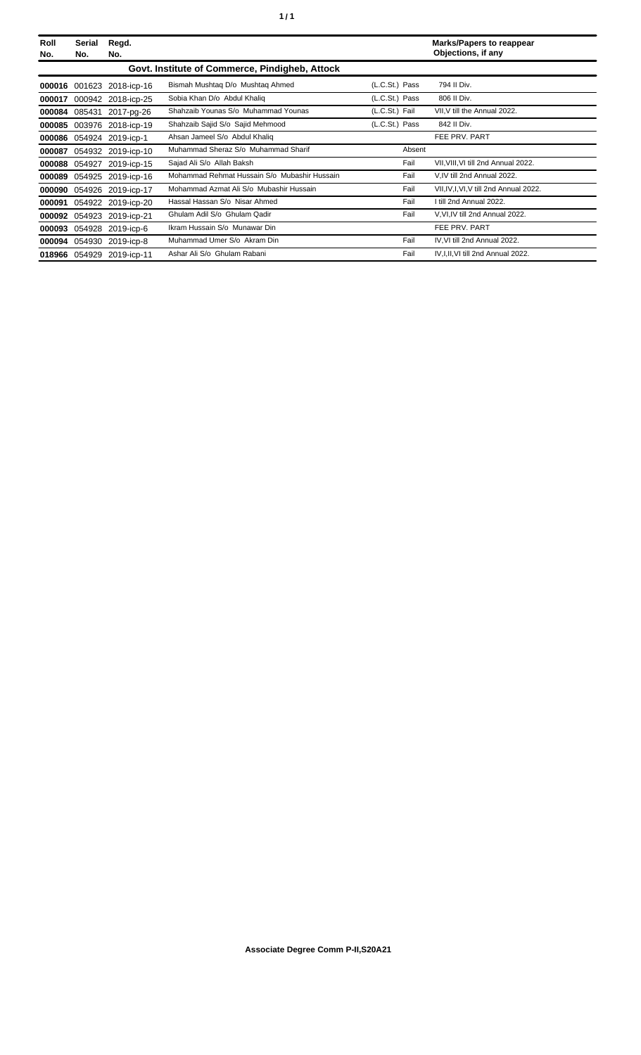| Roll No. | Serial No. | Regd. No. | | | Marks/Papers to reappear Objections, if any |
|---|---|---|---|---|---|
| **Govt. Institute of Commerce, Pindigheb, Attock** | | | | | |
| **000016** | 001623 | 2018-icp-16 | Bismah Mushtaq D/o Mushtaq Ahmed | (L.C.St.) Pass | 794 II Div. |
| **000017** | 000942 | 2018-icp-25 | Sobia Khan D/o Abdul Khaliq | (L.C.St.) Pass | 806 II Div. |
| **000084** | 085431 | 2017-pg-26 | Shahzaib Younas S/o Muhammad Younas | (L.C.St.) Fail | VII,V till the Annual 2022. |
| **000085** | 003976 | 2018-icp-19 | Shahzaib Sajid S/o Sajid Mehmood | (L.C.St.) Pass | 842 II Div. |
| **000086** | 054924 | 2019-icp-1 | Ahsan Jameel S/o Abdul Khaliq | | FEE PRV. PART |
| **000087** | 054932 | 2019-icp-10 | Muhammad Sheraz S/o Muhammad Sharif | Absent | |
| **000088** | 054927 | 2019-icp-15 | Sajad Ali S/o Allah Baksh | Fail | VII,VIII,VI till 2nd Annual 2022. |
| **000089** | 054925 | 2019-icp-16 | Mohammad Rehmat Hussain S/o Mubashir Hussain | Fail | V,IV till 2nd Annual 2022. |
| **000090** | 054926 | 2019-icp-17 | Mohammad Azmat Ali S/o Mubashir Hussain | Fail | VII,IV,I,VI,V till 2nd Annual 2022. |
| **000091** | 054922 | 2019-icp-20 | Hassal Hassan S/o Nisar Ahmed | Fail | I till 2nd Annual 2022. |
| **000092** | 054923 | 2019-icp-21 | Ghulam Adil S/o Ghulam Qadir | Fail | V,VI,IV till 2nd Annual 2022. |
| **000093** | 054928 | 2019-icp-6 | Ikram Hussain S/o Munawar Din | | FEE PRV. PART |
| **000094** | 054930 | 2019-icp-8 | Muhammad Umer S/o Akram Din | Fail | IV,VI till 2nd Annual 2022. |
| **018966** | 054929 | 2019-icp-11 | Ashar Ali S/o Ghulam Rabani | Fail | IV,I,II,VI till 2nd Annual 2022. |

**Associate Degree Comm P-II,S20A21**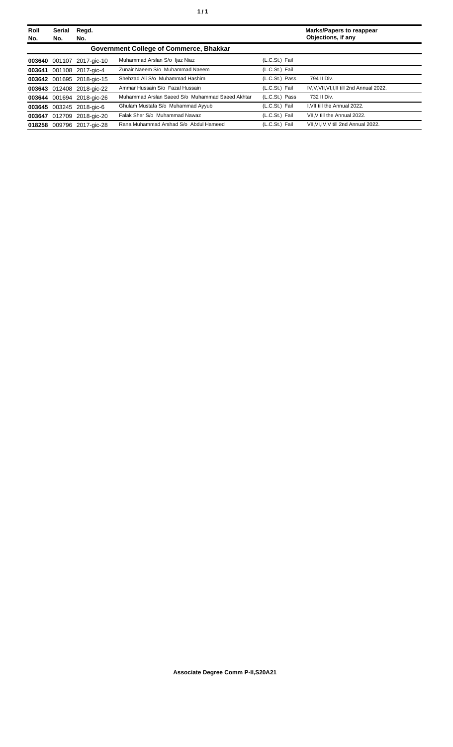| Roll No. | Serial No. | Regd. No. | | | Marks/Papers to reappear Objections, if any |
|---|---|---|---|---|---|
| **Government College of Commerce, Bhakkar** | | | | | |
| **003640** | 001107 | 2017-gic-10 | Muhammad Arslan S/o Ijaz Niaz | (L.C.St.) Fail | |
| **003641** | 001108 | 2017-gic-4 | Zunair Naeem S/o Muhammad Naeem | (L.C.St.) Fail | |
| **003642** | 001695 | 2018-gic-15 | Shehzad Ali S/o Muhammad Hashim | (L.C.St.) Pass | 794 II Div. |
| **003643** | 012408 | 2018-gic-22 | Ammar Hussain S/o Fazal Hussain | (L.C.St.) Fail | IV,V,VII,VI,I,II till 2nd Annual 2022. |
| **003644** | 001694 | 2018-gic-26 | Muhammad Arslan Saeed S/o Muhammad Saeed Akhtar | (L.C.St.) Pass | 732 II Div. |
| **003645** | 003245 | 2018-gic-6 | Ghulam Mustafa S/o Muhammad Ayyub | (L.C.St.) Fail | I,VII till the Annual 2022. |
| **003647** | 012709 | 2018-gic-20 | Falak Sher S/o Muhammad Nawaz | (L.C.St.) Fail | VII,V till the Annual 2022. |
| **018258** | 009796 | 2017-gic-28 | Rana Muhammad Arshad S/o Abdul Hameed | (L.C.St.) Fail | VII,VI,IV,V till 2nd Annual 2022. |

**Associate Degree Comm P-II,S20A21**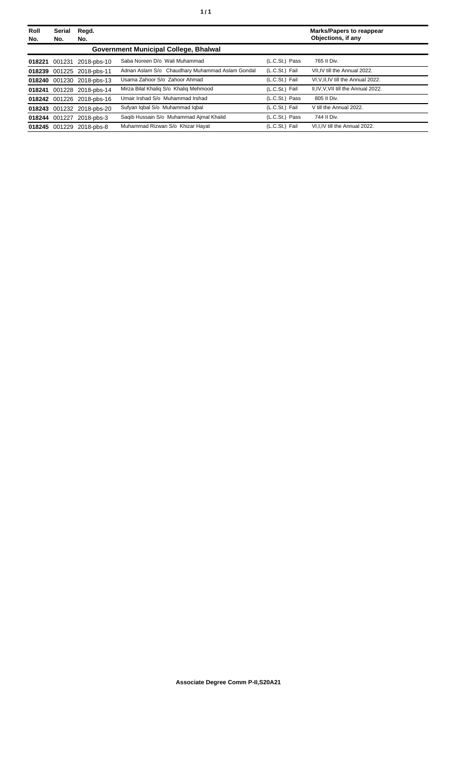| Roll No. | Serial No. | Regd. No. | | | Marks/Papers to reappear Objections, if any |
|---|---|---|---|---|---|
| **Government Municipal College, Bhalwal** | | | | | |
| **018221** | 001231 | 2018-pbs-10 | Saba Noreen D/o Wali Muhammad | (L.C.St.) Pass | 765 II Div. |
| **018239** | 001225 | 2018-pbs-11 | Adnan Aslam S/o Chaudhary Muhammad Aslam Gondal | (L.C.St.) Fail | VII,IV till the Annual 2022. |
| **018240** | 001230 | 2018-pbs-13 | Usama Zahoor S/o Zahoor Ahmad | (L.C.St.) Fail | VI,V,II,IV till the Annual 2022. |
| **018241** | 001228 | 2018-pbs-14 | Mirza Bilal Khaliq S/o Khaliq Mehmood | (L.C.St.) Fail | II,IV,V,VII till the Annual 2022. |
| **018242** | 001226 | 2018-pbs-16 | Umair Irshad S/o Muhammad Irshad | (L.C.St.) Pass | 805 II Div. |
| **018243** | 001232 | 2018-pbs-20 | Sufyan Iqbal S/o Muhammad Iqbal | (L.C.St.) Fail | V till the Annual 2022. |
| **018244** | 001227 | 2018-pbs-3 | Saqib Hussain S/o Muhammad Ajmal Khalid | (L.C.St.) Pass | 744 II Div. |
| **018245** | 001229 | 2018-pbs-8 | Muhammad Rizwan S/o Khizar Hayat | (L.C.St.) Fail | VI,I,IV till the Annual 2022. |

**Associate Degree Comm P-II,S20A21**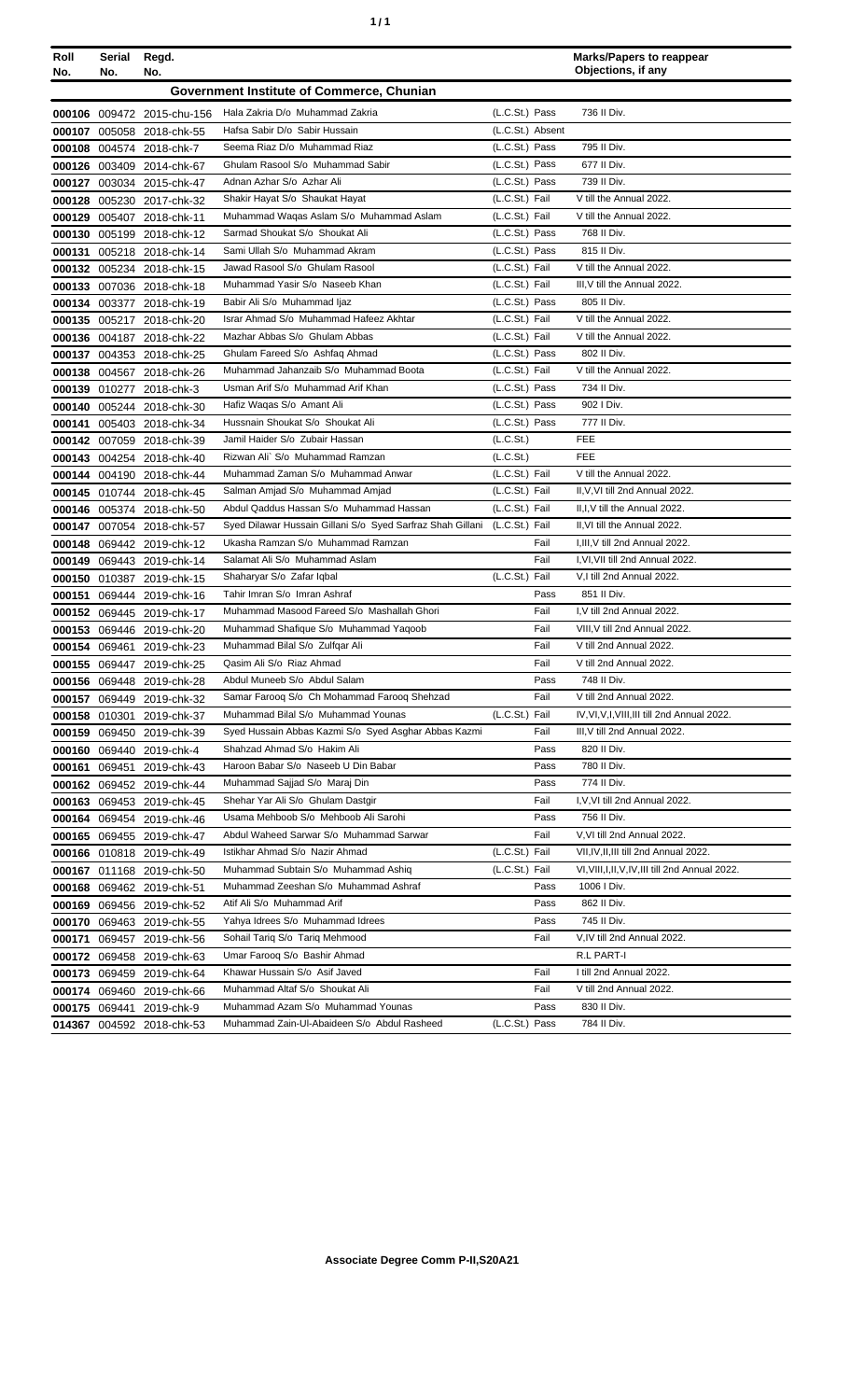| Roll No. | Serial No. | Regd. No. | | | Marks/Papers to reappear Objections, if any |
|---|---|---|---|---|---|
| **Government Institute of Commerce, Chunian** | | | | | |
| 000106 | 009472 | 2015-chu-156 | Hala Zakria D/o Muhammad Zakria | (L.C.St.) Pass | 736 II Div. |
| 000107 | 005058 | 2018-chk-55 | Hafsa Sabir D/o Sabir Hussain | (L.C.St.) Absent | |
| 000108 | 004574 | 2018-chk-7 | Seema Riaz D/o Muhammad Riaz | (L.C.St.) Pass | 795 II Div. |
| 000126 | 003409 | 2014-chk-67 | Ghulam Rasool S/o Muhammad Sabir | (L.C.St.) Pass | 677 II Div. |
| 000127 | 003034 | 2015-chk-47 | Adnan Azhar S/o Azhar Ali | (L.C.St.) Pass | 739 II Div. |
| 000128 | 005230 | 2017-chk-32 | Shakir Hayat S/o Shaukat Hayat | (L.C.St.) Fail | V till the Annual 2022. |
| 000129 | 005407 | 2018-chk-11 | Muhammad Waqas Aslam S/o Muhammad Aslam | (L.C.St.) Fail | V till the Annual 2022. |
| 000130 | 005199 | 2018-chk-12 | Sarmad Shoukat S/o Shoukat Ali | (L.C.St.) Pass | 768 II Div. |
| 000131 | 005218 | 2018-chk-14 | Sami Ullah S/o Muhammad Akram | (L.C.St.) Pass | 815 II Div. |
| 000132 | 005234 | 2018-chk-15 | Jawad Rasool S/o Ghulam Rasool | (L.C.St.) Fail | V till the Annual 2022. |
| 000133 | 007036 | 2018-chk-18 | Muhammad Yasir S/o Naseeb Khan | (L.C.St.) Fail | III,V till the Annual 2022. |
| 000134 | 003377 | 2018-chk-19 | Babir Ali S/o Muhammad Ijaz | (L.C.St.) Pass | 805 II Div. |
| 000135 | 005217 | 2018-chk-20 | Israr Ahmad S/o Muhammad Hafeez Akhtar | (L.C.St.) Fail | V till the Annual 2022. |
| 000136 | 004187 | 2018-chk-22 | Mazhar Abbas S/o Ghulam Abbas | (L.C.St.) Fail | V till the Annual 2022. |
| 000137 | 004353 | 2018-chk-25 | Ghulam Fareed S/o Ashfaq Ahmad | (L.C.St.) Pass | 802 II Div. |
| 000138 | 004567 | 2018-chk-26 | Muhammad Jahanzaib S/o Muhammad Boota | (L.C.St.) Fail | V till the Annual 2022. |
| 000139 | 010277 | 2018-chk-3 | Usman Arif S/o Muhammad Arif Khan | (L.C.St.) Pass | 734 II Div. |
| 000140 | 005244 | 2018-chk-30 | Hafiz Waqas S/o Amant Ali | (L.C.St.) Pass | 902 I Div. |
| 000141 | 005403 | 2018-chk-34 | Hussnain Shoukat S/o Shoukat Ali | (L.C.St.) Pass | 777 II Div. |
| 000142 | 007059 | 2018-chk-39 | Jamil Haider S/o Zubair Hassan | (L.C.St.) | FEE |
| 000143 | 004254 | 2018-chk-40 | Rizwan Ali` S/o Muhammad Ramzan | (L.C.St.) | FEE |
| 000144 | 004190 | 2018-chk-44 | Muhammad Zaman S/o Muhammad Anwar | (L.C.St.) Fail | V till the Annual 2022. |
| 000145 | 010744 | 2018-chk-45 | Salman Amjad S/o Muhammad Amjad | (L.C.St.) Fail | II,V,VI till 2nd Annual 2022. |
| 000146 | 005374 | 2018-chk-50 | Abdul Qaddus Hassan S/o Muhammad Hassan | (L.C.St.) Fail | II,I,V till the Annual 2022. |
| 000147 | 007054 | 2018-chk-57 | Syed Dilawar Hussain Gillani S/o Syed Sarfraz Shah Gillani | (L.C.St.) Fail | II,VI till the Annual 2022. |
| 000148 | 069442 | 2019-chk-12 | Ukasha Ramzan S/o Muhammad Ramzan | Fail | I,III,V till 2nd Annual 2022. |
| 000149 | 069443 | 2019-chk-14 | Salamat Ali S/o Muhammad Aslam | Fail | I,VI,VII till 2nd Annual 2022. |
| 000150 | 010387 | 2019-chk-15 | Shaharyar S/o Zafar Iqbal | (L.C.St.) Fail | V,I till 2nd Annual 2022. |
| 000151 | 069444 | 2019-chk-16 | Tahir Imran S/o Imran Ashraf | Pass | 851 II Div. |
| 000152 | 069445 | 2019-chk-17 | Muhammad Masood Fareed S/o Mashallah Ghori | Fail | I,V till 2nd Annual 2022. |
| 000153 | 069446 | 2019-chk-20 | Muhammad Shafique S/o Muhammad Yaqoob | Fail | VIII,V till 2nd Annual 2022. |
| 000154 | 069461 | 2019-chk-23 | Muhammad Bilal S/o Zulfqar Ali | Fail | V till 2nd Annual 2022. |
| 000155 | 069447 | 2019-chk-25 | Qasim Ali S/o Riaz Ahmad | Fail | V till 2nd Annual 2022. |
| 000156 | 069448 | 2019-chk-28 | Abdul Muneeb S/o Abdul Salam | Pass | 748 II Div. |
| 000157 | 069449 | 2019-chk-32 | Samar Farooq S/o Ch Mohammad Farooq Shehzad | Fail | V till 2nd Annual 2022. |
| 000158 | 010301 | 2019-chk-37 | Muhammad Bilal S/o Muhammad Younas | (L.C.St.) Fail | IV,VI,V,I,VIII,III till 2nd Annual 2022. |
| 000159 | 069450 | 2019-chk-39 | Syed Hussain Abbas Kazmi S/o Syed Asghar Abbas Kazmi | Fail | III,V till 2nd Annual 2022. |
| 000160 | 069440 | 2019-chk-4 | Shahzad Ahmad S/o Hakim Ali | Pass | 820 II Div. |
| 000161 | 069451 | 2019-chk-43 | Haroon Babar S/o Naseeb U Din Babar | Pass | 780 II Div. |
| 000162 | 069452 | 2019-chk-44 | Muhammad Sajjad S/o Maraj Din | Pass | 774 II Div. |
| 000163 | 069453 | 2019-chk-45 | Shehar Yar Ali S/o Ghulam Dastgir | Fail | I,V,VI till 2nd Annual 2022. |
| 000164 | 069454 | 2019-chk-46 | Usama Mehboob S/o Mehboob Ali Sarohi | Pass | 756 II Div. |
| 000165 | 069455 | 2019-chk-47 | Abdul Waheed Sarwar S/o Muhammad Sarwar | Fail | V,VI till 2nd Annual 2022. |
| 000166 | 010818 | 2019-chk-49 | Istikhar Ahmad S/o Nazir Ahmad | (L.C.St.) Fail | VII,IV,II,III till 2nd Annual 2022. |
| 000167 | 011168 | 2019-chk-50 | Muhammad Subtain S/o Muhammad Ashiq | (L.C.St.) Fail | VI,VIII,I,II,V,IV,III till 2nd Annual 2022. |
| 000168 | 069462 | 2019-chk-51 | Muhammad Zeeshan S/o Muhammad Ashraf | Pass | 1006 I Div. |
| 000169 | 069456 | 2019-chk-52 | Atif Ali S/o Muhammad Arif | Pass | 862 II Div. |
| 000170 | 069463 | 2019-chk-55 | Yahya Idrees S/o Muhammad Idrees | Pass | 745 II Div. |
| 000171 | 069457 | 2019-chk-56 | Sohail Tariq S/o Tariq Mehmood | Fail | V,IV till 2nd Annual 2022. |
| 000172 | 069458 | 2019-chk-63 | Umar Farooq S/o Bashir Ahmad | | R.L PART-I |
| 000173 | 069459 | 2019-chk-64 | Khawar Hussain S/o Asif Javed | Fail | I till 2nd Annual 2022. |
| 000174 | 069460 | 2019-chk-66 | Muhammad Altaf S/o Shoukat Ali | Fail | V till 2nd Annual 2022. |
| 000175 | 069441 | 2019-chk-9 | Muhammad Azam S/o Muhammad Younas | Pass | 830 II Div. |
| 014367 | 004592 | 2018-chk-53 | Muhammad Zain-Ul-Abaideen S/o Abdul Rasheed | (L.C.St.) Pass | 784 II Div. |

**Associate Degree Comm P-II,S20A21**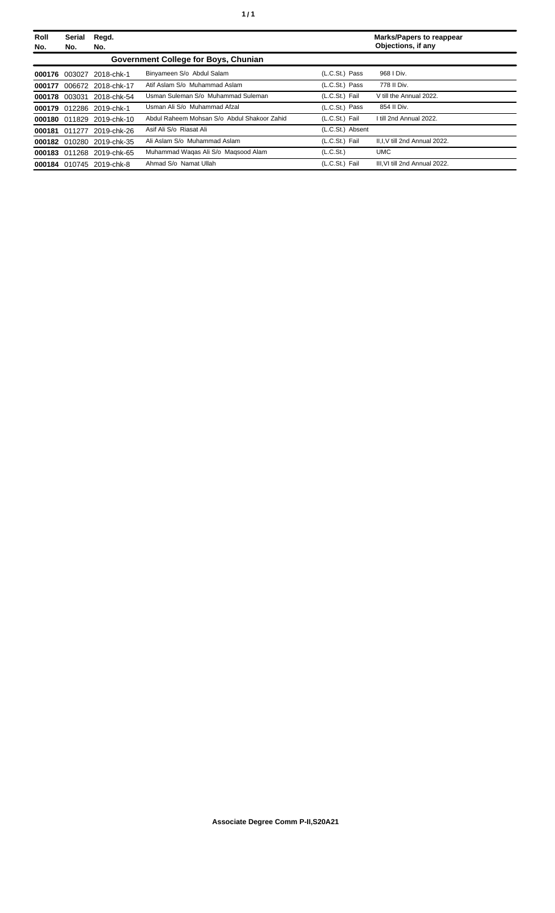| Roll No. | Serial No. | Regd. No. | | | Marks/Papers to reappear Objections, if any |
|---|---|---|---|---|---|
| | | | **Government College for Boys, Chunian** | | |
| **000176** | 003027 | 2018-chk-1 | Binyameen S/o Abdul Salam | (L.C.St.) Pass | 968 I Div. |
| **000177** | 006672 | 2018-chk-17 | Atif Aslam S/o Muhammad Aslam | (L.C.St.) Pass | 778 II Div. |
| **000178** | 003031 | 2018-chk-54 | Usman Suleman S/o Muhammad Suleman | (L.C.St.) Fail | V till the Annual 2022. |
| **000179** | 012286 | 2019-chk-1 | Usman Ali S/o Muhammad Afzal | (L.C.St.) Pass | 854 II Div. |
| **000180** | 011829 | 2019-chk-10 | Abdul Raheem Mohsan S/o Abdul Shakoor Zahid | (L.C.St.) Fail | I till 2nd Annual 2022. |
| **000181** | 011277 | 2019-chk-26 | Asif Ali S/o Riasat Ali | (L.C.St.) Absent | |
| **000182** | 010280 | 2019-chk-35 | Ali Aslam S/o Muhammad Aslam | (L.C.St.) Fail | II,I,V till 2nd Annual 2022. |
| **000183** | 011268 | 2019-chk-65 | Muhammad Waqas Ali S/o Maqsood Alam | (L.C.St.) | UMC |
| **000184** | 010745 | 2019-chk-8 | Ahmad S/o Namat Ullah | (L.C.St.) Fail | III,VI till 2nd Annual 2022. |

**Associate Degree Comm P-II,S20A21**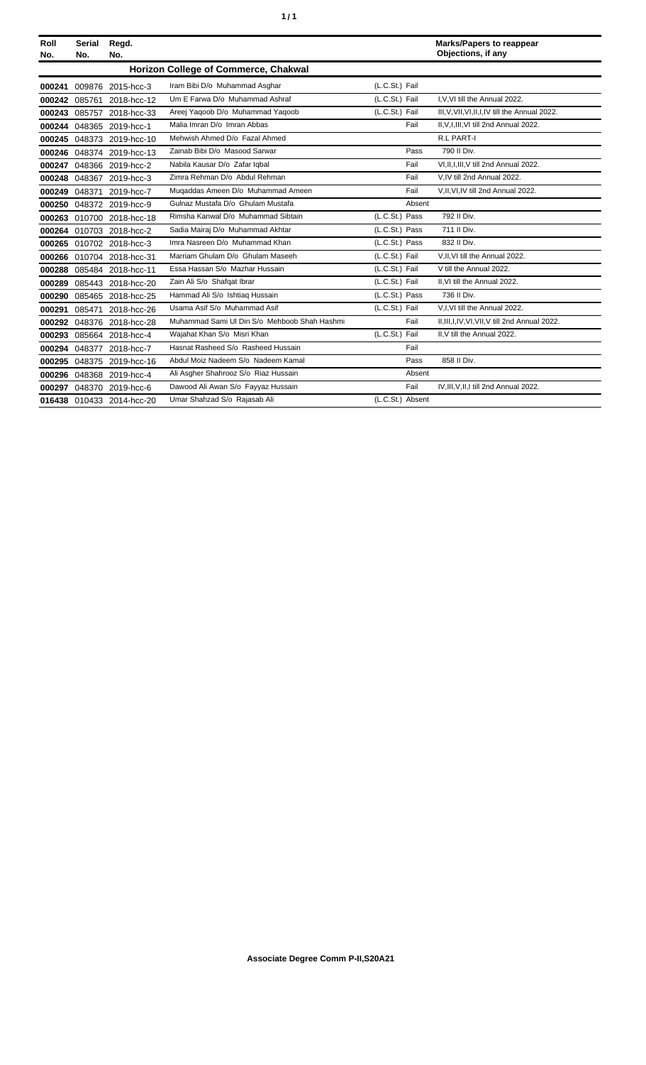| Roll No. | Serial No. | Regd. No. | | | Marks/Papers to reappear Objections, if any |
|---|---|---|---|---|---|
| | | | **Horizon College of Commerce, Chakwal** | | |
| **000241** | 009876 | 2015-hcc-3 | Iram Bibi D/o Muhammad Asghar | (L.C.St.) Fail | |
| **000242** | 085761 | 2018-hcc-12 | Um E Farwa D/o Muhammad Ashraf | (L.C.St.) Fail | I,V,VI till the Annual 2022. |
| **000243** | 085757 | 2018-hcc-33 | Areej Yaqoob D/o Muhammad Yaqoob | (L.C.St.) Fail | III,V,VII,VI,II,I,IV till the Annual 2022. |
| **000244** | 048365 | 2019-hcc-1 | Malia Imran D/o Imran Abbas | Fail | II,V,I,III,VI till 2nd Annual 2022. |
| **000245** | 048373 | 2019-hcc-10 | Mehwish Ahmed D/o Fazal Ahmed | | R.L PART-I |
| **000246** | 048374 | 2019-hcc-13 | Zainab Bibi D/o Masood Sarwar | Pass | 790 II Div. |
| **000247** | 048366 | 2019-hcc-2 | Nabila Kausar D/o Zafar Iqbal | Fail | VI,II,I,III,V till 2nd Annual 2022. |
| **000248** | 048367 | 2019-hcc-3 | Zimra Rehman D/o Abdul Rehman | Fail | V,IV till 2nd Annual 2022. |
| **000249** | 048371 | 2019-hcc-7 | Muqaddas Ameen D/o Muhammad Ameen | Fail | V,II,VI,IV till 2nd Annual 2022. |
| **000250** | 048372 | 2019-hcc-9 | Gulnaz Mustafa D/o Ghulam Mustafa | Absent | |
| **000263** | 010700 | 2018-hcc-18 | Rimsha Kanwal D/o Muhammad Sibtain | (L.C.St.) Pass | 792 II Div. |
| **000264** | 010703 | 2018-hcc-2 | Sadia Mairaj D/o Muhammad Akhtar | (L.C.St.) Pass | 711 II Div. |
| **000265** | 010702 | 2018-hcc-3 | Imra Nasreen D/o Muhammad Khan | (L.C.St.) Pass | 832 II Div. |
| **000266** | 010704 | 2018-hcc-31 | Marriam Ghulam D/o Ghulam Maseeh | (L.C.St.) Fail | V,II,VI till the Annual 2022. |
| **000288** | 085484 | 2018-hcc-11 | Essa Hassan S/o Mazhar Hussain | (L.C.St.) Fail | V till the Annual 2022. |
| **000289** | 085443 | 2018-hcc-20 | Zain Ali S/o Shafqat Ibrar | (L.C.St.) Fail | II,VI till the Annual 2022. |
| **000290** | 085465 | 2018-hcc-25 | Hammad Ali S/o Ishtiaq Hussain | (L.C.St.) Pass | 736 II Div. |
| **000291** | 085471 | 2018-hcc-26 | Usama Asif S/o Muhammad Asif | (L.C.St.) Fail | V,I,VI till the Annual 2022. |
| **000292** | 048376 | 2018-hcc-28 | Muhammad Sami Ul Din S/o Mehboob Shah Hashmi | Fail | II,III,I,IV,VI,VII,V till 2nd Annual 2022. |
| **000293** | 085664 | 2018-hcc-4 | Wajahat Khan S/o Misri Khan | (L.C.St.) Fail | II,V till the Annual 2022. |
| **000294** | 048377 | 2018-hcc-7 | Hasnat Rasheed S/o Rasheed Hussain | Fail | |
| **000295** | 048375 | 2019-hcc-16 | Abdul Moiz Nadeem S/o Nadeem Kamal | Pass | 858 II Div. |
| **000296** | 048368 | 2019-hcc-4 | Ali Asgher Shahrooz S/o Riaz Hussain | Absent | |
| **000297** | 048370 | 2019-hcc-6 | Dawood Ali Awan S/o Fayyaz Hussain | Fail | IV,III,V,II,I till 2nd Annual 2022. |
| **016438** | 010433 | 2014-hcc-20 | Umar Shahzad S/o Rajasab Ali | (L.C.St.) Absent | |

**Associate Degree Comm P-II,S20A21**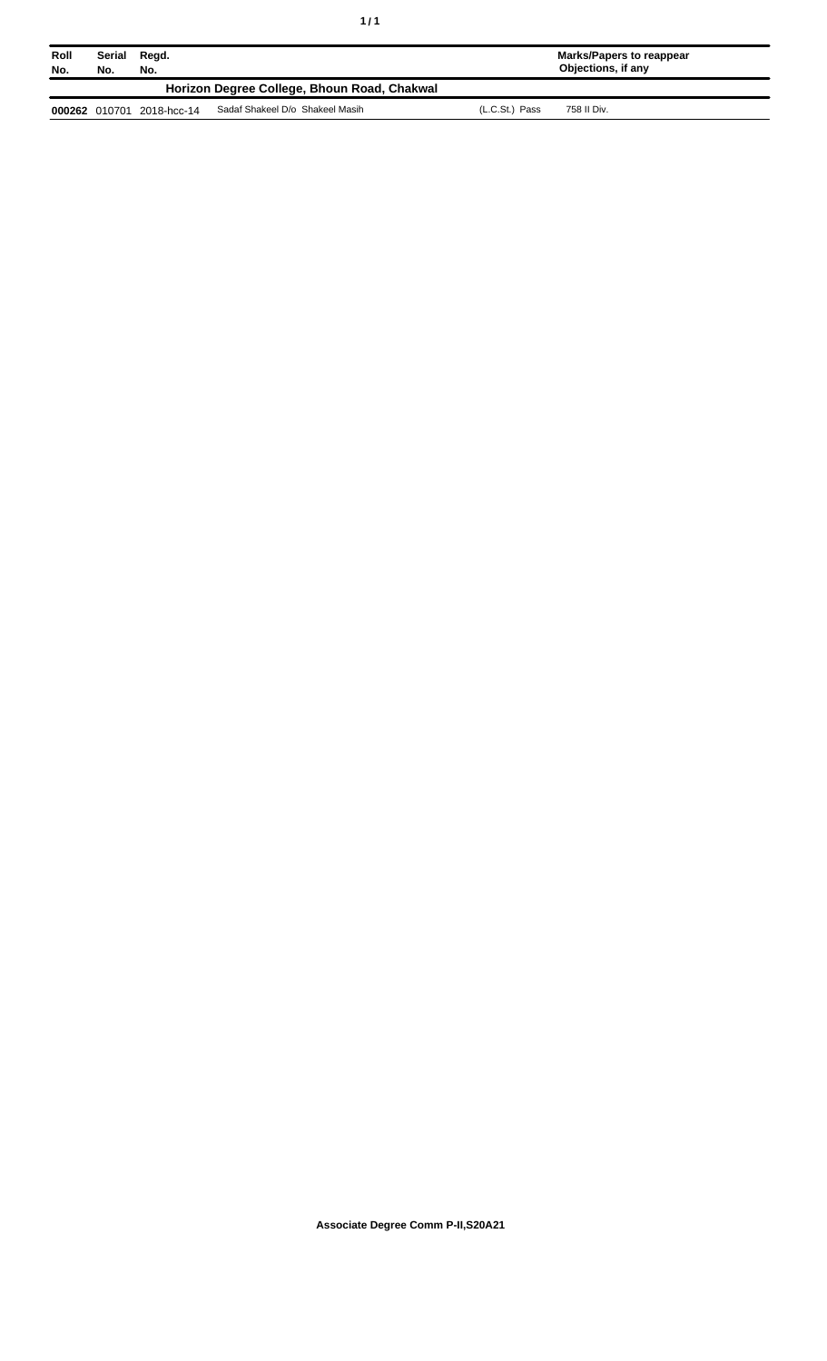| Roll No. | Serial No. | Regd. No. | | | Marks/Papers to reappear Objections, if any |
|---|---|---|---|---|---|
| **Horizon Degree College, Bhoun Road, Chakwal** | | | | | |
| **000262** | 010701 | 2018-hcc-14 | Sadaf Shakeel D/o Shakeel Masih | (L.C.St.) Pass | 758 II Div. |

**Associate Degree Comm P-II,S20A21**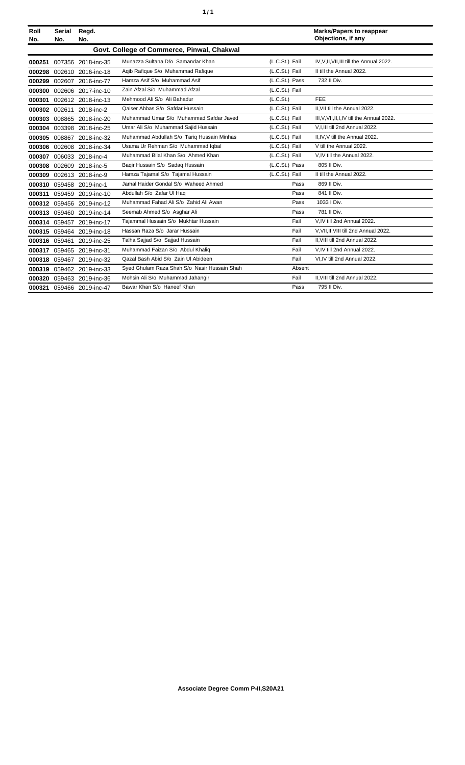| Roll No. | Serial No. | Regd. No. | | | Marks/Papers to reappear Objections, if any |
|---|---|---|---|---|---|
| | | | **Govt. College of Commerce, Pinwal, Chakwal** | | |
| **000251** | 007356 | 2018-inc-35 | Munazza Sultana D/o Samandar Khan | (L.C.St.) Fail | IV,V,II,VII,III till the Annual 2022. |
| **000298** | 002610 | 2016-inc-18 | Aqib Rafique S/o Muhammad Rafique | (L.C.St.) Fail | II till the Annual 2022. |
| **000299** | 002607 | 2016-inc-77 | Hamza Asif S/o Muhammad Asif | (L.C.St.) Pass | 732 II Div. |
| **000300** | 002606 | 2017-inc-10 | Zain Afzal S/o Muhammad Afzal | (L.C.St.) Fail | |
| **000301** | 002612 | 2018-inc-13 | Mehmood Ali S/o Ali Bahadur | (L.C.St.) | FEE |
| **000302** | 002611 | 2018-inc-2 | Qaiser Abbas S/o Safdar Hussain | (L.C.St.) Fail | II,VII till the Annual 2022. |
| **000303** | 008865 | 2018-inc-20 | Muhammad Umar S/o Muhammad Safdar Javed | (L.C.St.) Fail | III,V,VII,II,I,IV till the Annual 2022. |
| **000304** | 003398 | 2018-inc-25 | Umar Ali S/o Muhammad Sajid Hussain | (L.C.St.) Fail | V,I,III till 2nd Annual 2022. |
| **000305** | 008867 | 2018-inc-32 | Muhammad Abdullah S/o Tariq Hussain Minhas | (L.C.St.) Fail | II,IV,V till the Annual 2022. |
| **000306** | 002608 | 2018-inc-34 | Usama Ur Rehman S/o Muhammad Iqbal | (L.C.St.) Fail | V till the Annual 2022. |
| **000307** | 006033 | 2018-inc-4 | Muhammad Bilal Khan S/o Ahmed Khan | (L.C.St.) Fail | V,IV till the Annual 2022. |
| **000308** | 002609 | 2018-inc-5 | Baqir Hussain S/o Sadaq Hussain | (L.C.St.) Pass | 805 II Div. |
| **000309** | 002613 | 2018-inc-9 | Hamza Tajamal S/o Tajamal Hussain | (L.C.St.) Fail | II till the Annual 2022. |
| **000310** | 059458 | 2019-inc-1 | Jamal Haider Gondal S/o Waheed Ahmed | Pass | 869 II Div. |
| **000311** | 059459 | 2019-inc-10 | Abdullah S/o Zafar Ul Haq | Pass | 841 II Div. |
| **000312** | 059456 | 2019-inc-12 | Muhammad Fahad Ali S/o Zahid Ali Awan | Pass | 1033 I Div. |
| **000313** | 059460 | 2019-inc-14 | Seemab Ahmed S/o Asghar Ali | Pass | 781 II Div. |
| **000314** | 059457 | 2019-inc-17 | Tajammal Hussain S/o Mukhtar Hussain | Fail | V,IV till 2nd Annual 2022. |
| **000315** | 059464 | 2019-inc-18 | Hassan Raza S/o Jarar Hussain | Fail | V,VII,II,VIII till 2nd Annual 2022. |
| **000316** | 059461 | 2019-inc-25 | Talha Sajjad S/o Sajjad Hussain | Fail | II,VIII till 2nd Annual 2022. |
| **000317** | 059465 | 2019-inc-31 | Muhammad Faizan S/o Abdul Khaliq | Fail | V,IV till 2nd Annual 2022. |
| **000318** | 059467 | 2019-inc-32 | Qazal Bash Abid S/o Zain Ul Abideen | Fail | VI,IV till 2nd Annual 2022. |
| **000319** | 059462 | 2019-inc-33 | Syed Ghulam Raza Shah S/o Nasir Hussain Shah | Absent | |
| **000320** | 059463 | 2019-inc-36 | Mohsin Ali S/o Muhammad Jahangir | Fail | II,VIII till 2nd Annual 2022. |
| **000321** | 059466 | 2019-inc-47 | Bawar Khan S/o Haneef Khan | Pass | 795 II Div. |

**Associate Degree Comm P-II,S20A21**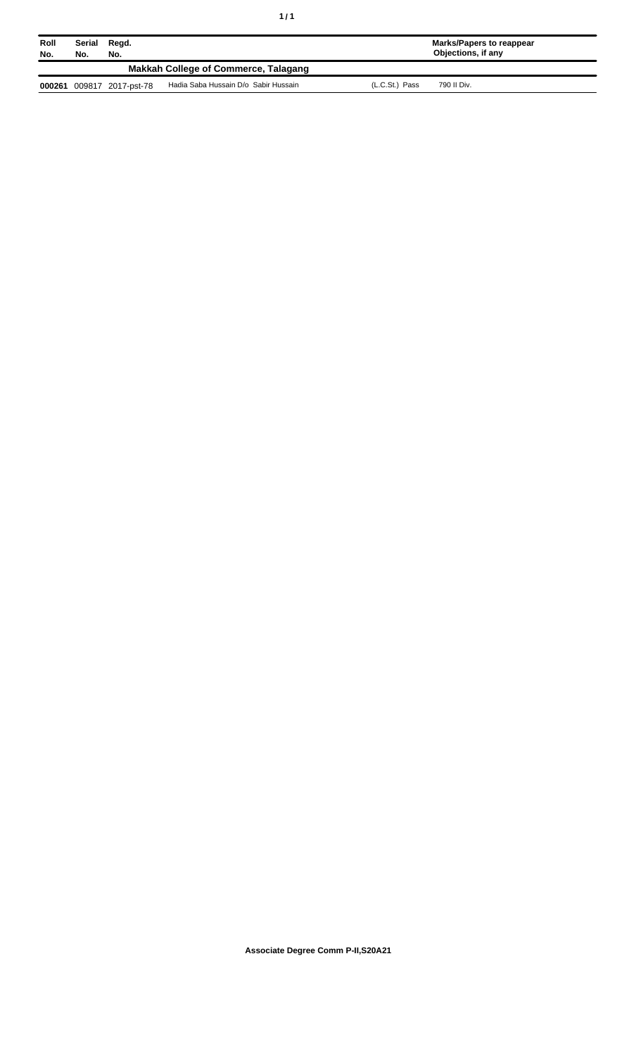| Roll No. | Serial No. | Regd. No. | | | Marks/Papers to reappear Objections, if any |
|---|---|---|---|---|---|
| **Makkah College of Commerce, Talagang** | | | | | |
| **000261** | 009817 | 2017-pst-78 | Hadia Saba Hussain D/o Sabir Hussain | (L.C.St.) Pass | 790 II Div. |

**Associate Degree Comm P-II,S20A21**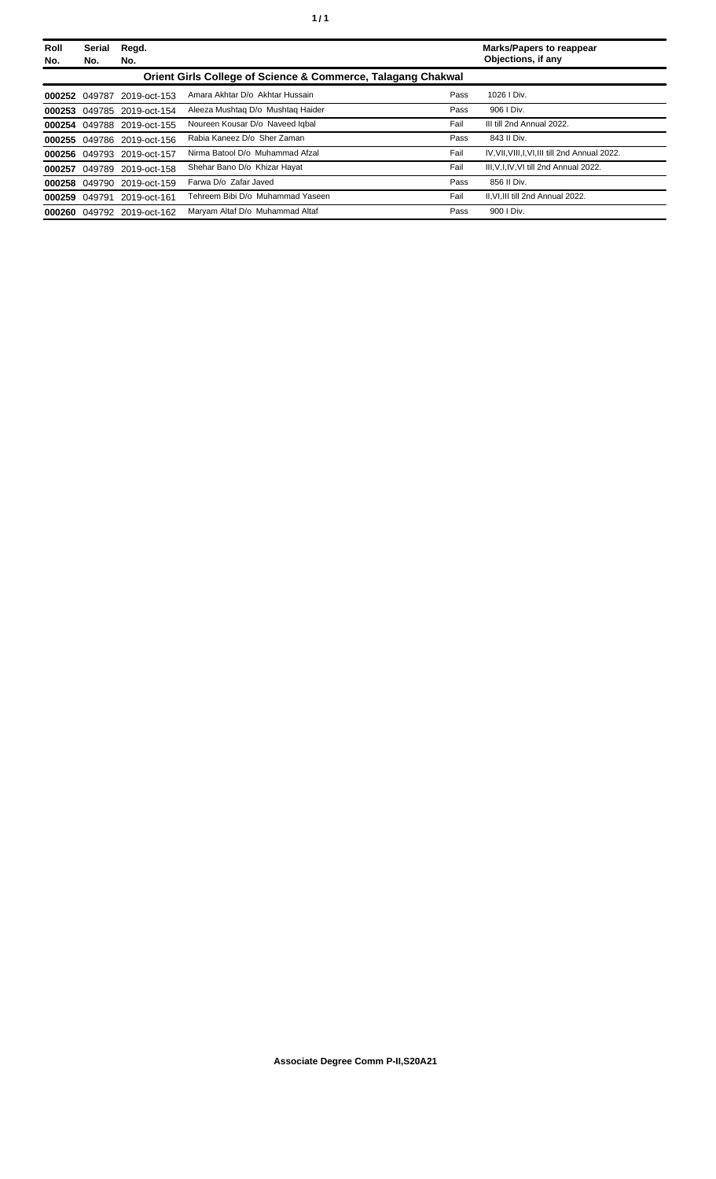| Roll No. | Serial No. | Regd. No. | | | Marks/Papers to reappear Objections, if any |
|---|---|---|---|---|---|
| **Orient Girls College of Science & Commerce, Talagang Chakwal** | | | | | |
| **000252** | 049787 | 2019-oct-153 | Amara Akhtar D/o Akhtar Hussain | Pass | 1026 I Div. |
| **000253** | 049785 | 2019-oct-154 | Aleeza Mushtaq D/o Mushtaq Haider | Pass | 906 I Div. |
| **000254** | 049788 | 2019-oct-155 | Noureen Kousar D/o Naveed Iqbal | Fail | III till 2nd Annual 2022. |
| **000255** | 049786 | 2019-oct-156 | Rabia Kaneez D/o Sher Zaman | Pass | 843 II Div. |
| **000256** | 049793 | 2019-oct-157 | Nirma Batool D/o Muhammad Afzal | Fail | IV,VII,VIII,I,VI,III till 2nd Annual 2022. |
| **000257** | 049789 | 2019-oct-158 | Shehar Bano D/o Khizar Hayat | Fail | III,V,I,IV,VI till 2nd Annual 2022. |
| **000258** | 049790 | 2019-oct-159 | Farwa D/o Zafar Javed | Pass | 856 II Div. |
| **000259** | 049791 | 2019-oct-161 | Tehreem Bibi D/o Muhammad Yaseen | Fail | II,VI,III till 2nd Annual 2022. |
| **000260** | 049792 | 2019-oct-162 | Maryam Altaf D/o Muhammad Altaf | Pass | 900 I Div. |

**Associate Degree Comm P-II,S20A21**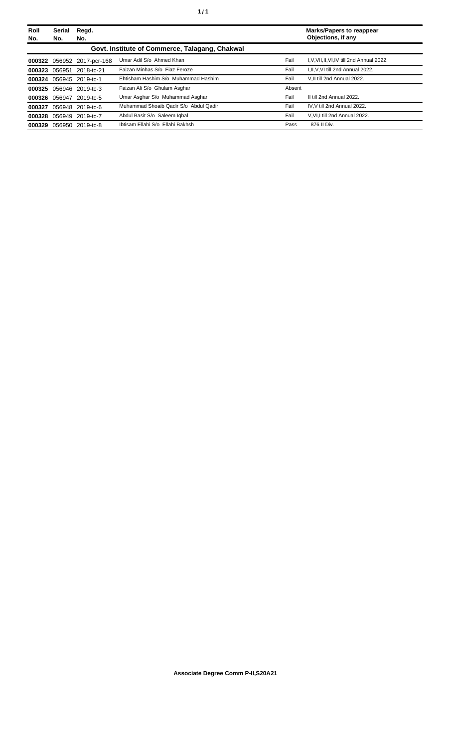| Roll No. | Serial No. | Regd. No. | | | Marks/Papers to reappear Objections, if any |
|---|---|---|---|---|---|
| **Govt. Institute of Commerce, Talagang, Chakwal** | | | | | |
| **000322** | 056952 | 2017-pcr-168 | Umar Adil S/o Ahmed Khan | Fail | I,V,VII,II,VI,IV till 2nd Annual 2022. |
| **000323** | 056951 | 2018-tc-21 | Faizan Minhas S/o Fiaz Feroze | Fail | I,II,V,VI till 2nd Annual 2022. |
| **000324** | 056945 | 2019-tc-1 | Ehtisham Hashim S/o Muhammad Hashim | Fail | V,II till 2nd Annual 2022. |
| **000325** | 056946 | 2019-tc-3 | Faizan Ali S/o Ghulam Asghar | Absent | |
| **000326** | 056947 | 2019-tc-5 | Umar Asghar S/o Muhammad Asghar | Fail | II till 2nd Annual 2022. |
| **000327** | 056948 | 2019-tc-6 | Muhammad Shoaib Qadir S/o Abdul Qadir | Fail | IV,V till 2nd Annual 2022. |
| **000328** | 056949 | 2019-tc-7 | Abdul Basit S/o Saleem Iqbal | Fail | V,VI,I till 2nd Annual 2022. |
| **000329** | 056950 | 2019-tc-8 | Ibtisam Ellahi S/o Ellahi Bakhsh | Pass | 876 II Div. |

**Associate Degree Comm P-II,S20A21**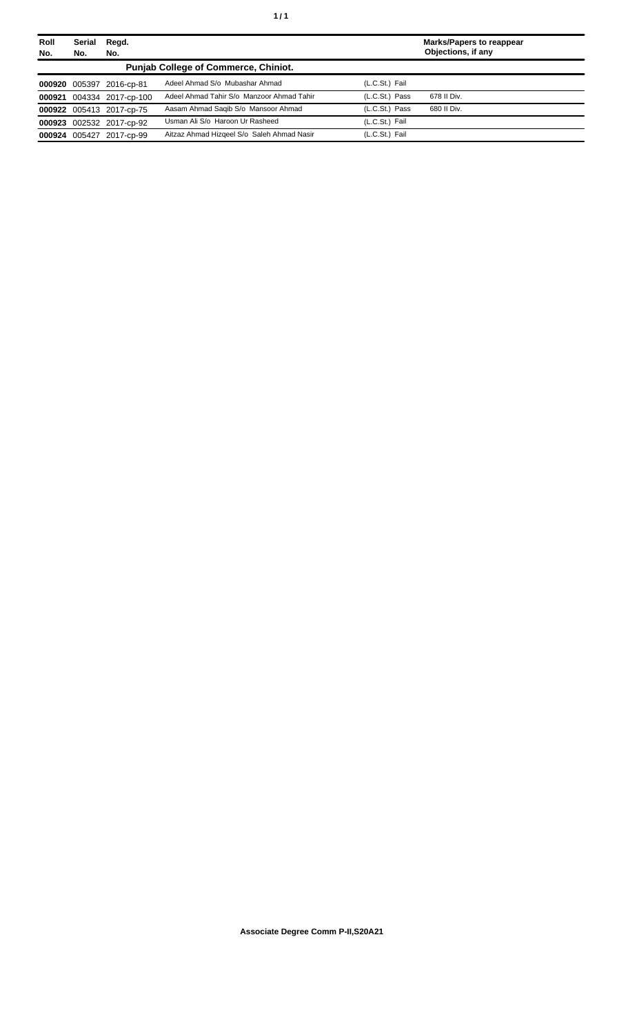| Roll No. | Serial No. | Regd. No. | | | Marks/Papers to reappear Objections, if any |
|---|---|---|---|---|---|
| **Punjab College of Commerce, Chiniot.** | | | | | |
| **000920** | 005397 | 2016-cp-81 | Adeel Ahmad S/o Mubashar Ahmad | (L.C.St.) Fail | |
| **000921** | 004334 | 2017-cp-100 | Adeel Ahmad Tahir S/o Manzoor Ahmad Tahir | (L.C.St.) Pass | 678 II Div. |
| **000922** | 005413 | 2017-cp-75 | Aasam Ahmad Saqib S/o Mansoor Ahmad | (L.C.St.) Pass | 680 II Div. |
| **000923** | 002532 | 2017-cp-92 | Usman Ali S/o Haroon Ur Rasheed | (L.C.St.) Fail | |
| **000924** | 005427 | 2017-cp-99 | Aitzaz Ahmad Hizqeel S/o Saleh Ahmad Nasir | (L.C.St.) Fail | |

**Associate Degree Comm P-II,S20A21**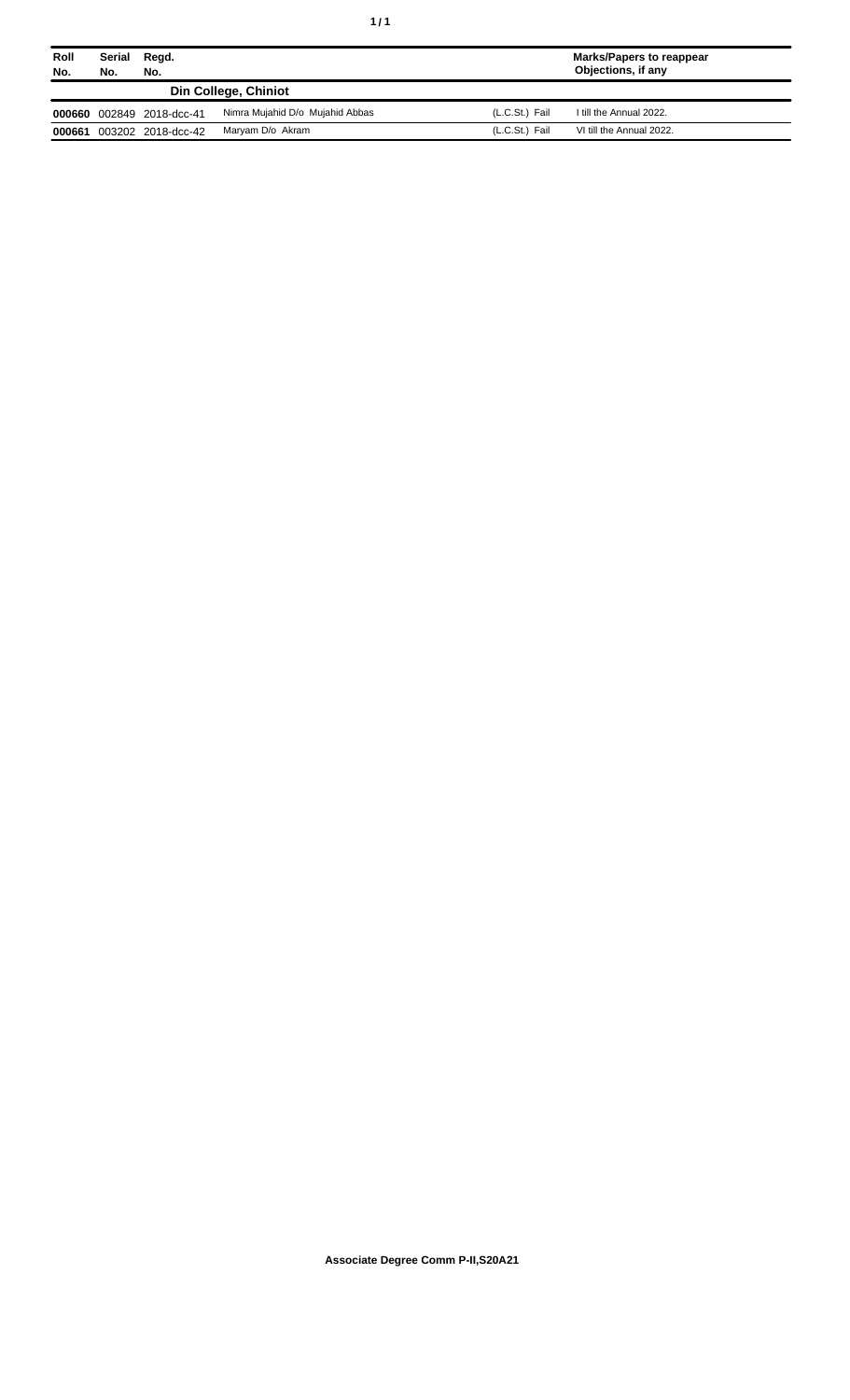| Roll No. | Serial No. | Regd. No. | | | Marks/Papers to reappear Objections, if any |
|---|---|---|---|---|---|
| | | | **Din College, Chiniot** | | |
| **000660** | 002849 | 2018-dcc-41 | Nimra Mujahid D/o Mujahid Abbas | (L.C.St.) Fail | I till the Annual 2022. |
| **000661** | 003202 | 2018-dcc-42 | Maryam D/o Akram | (L.C.St.) Fail | VI till the Annual 2022. |

**Associate Degree Comm P-II,S20A21**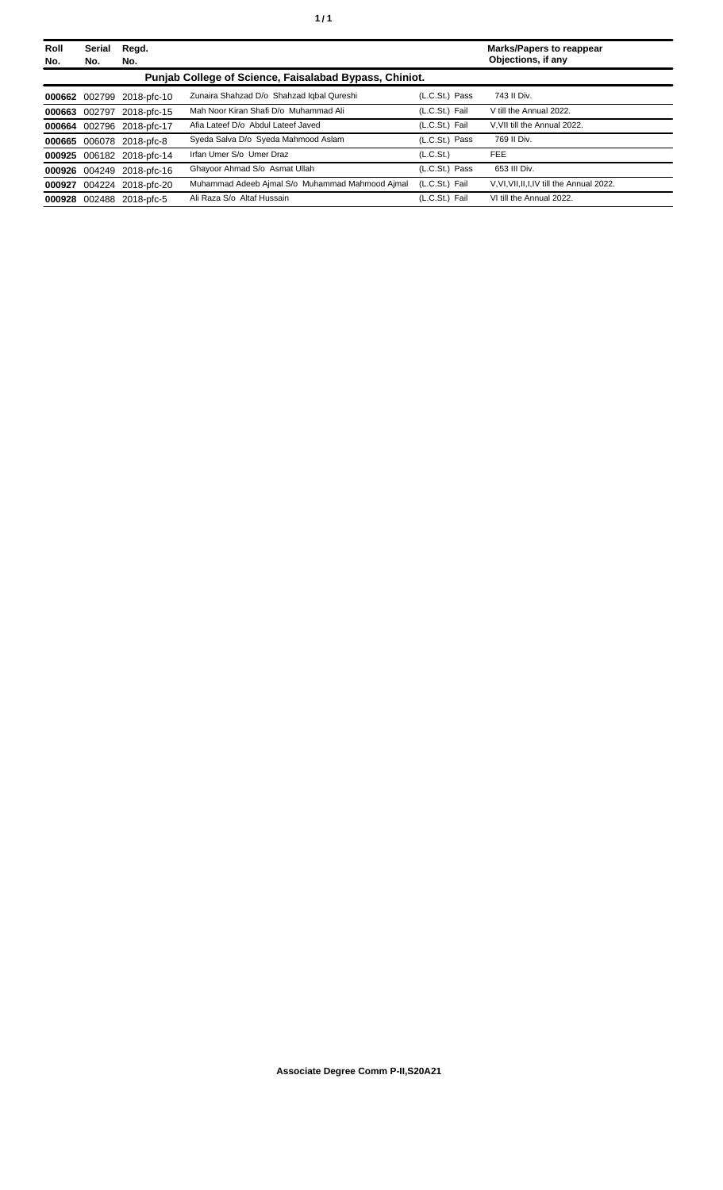| Roll No. | Serial No. | Regd. No. | | | Marks/Papers to reappear Objections, if any |
|---|---|---|---|---|---|
| **Punjab College of Science, Faisalabad Bypass, Chiniot.** | | | | | |
| **000662** | 002799 | 2018-pfc-10 | Zunaira Shahzad D/o Shahzad Iqbal Qureshi | (L.C.St.) Pass | 743 II Div. |
| **000663** | 002797 | 2018-pfc-15 | Mah Noor Kiran Shafi D/o Muhammad Ali | (L.C.St.) Fail | V till the Annual 2022. |
| **000664** | 002796 | 2018-pfc-17 | Afia Lateef D/o Abdul Lateef Javed | (L.C.St.) Fail | V,VII till the Annual 2022. |
| **000665** | 006078 | 2018-pfc-8 | Syeda Salva D/o Syeda Mahmood Aslam | (L.C.St.) Pass | 769 II Div. |
| **000925** | 006182 | 2018-pfc-14 | Irfan Umer S/o Umer Draz | (L.C.St.) | FEE |
| **000926** | 004249 | 2018-pfc-16 | Ghayoor Ahmad S/o Asmat Ullah | (L.C.St.) Pass | 653 III Div. |
| **000927** | 004224 | 2018-pfc-20 | Muhammad Adeeb Ajmal S/o Muhammad Mahmood Ajmal | (L.C.St.) Fail | V,VI,VII,II,I,IV till the Annual 2022. |
| **000928** | 002488 | 2018-pfc-5 | Ali Raza S/o Altaf Hussain | (L.C.St.) Fail | VI till the Annual 2022. |

**Associate Degree Comm P-II,S20A21**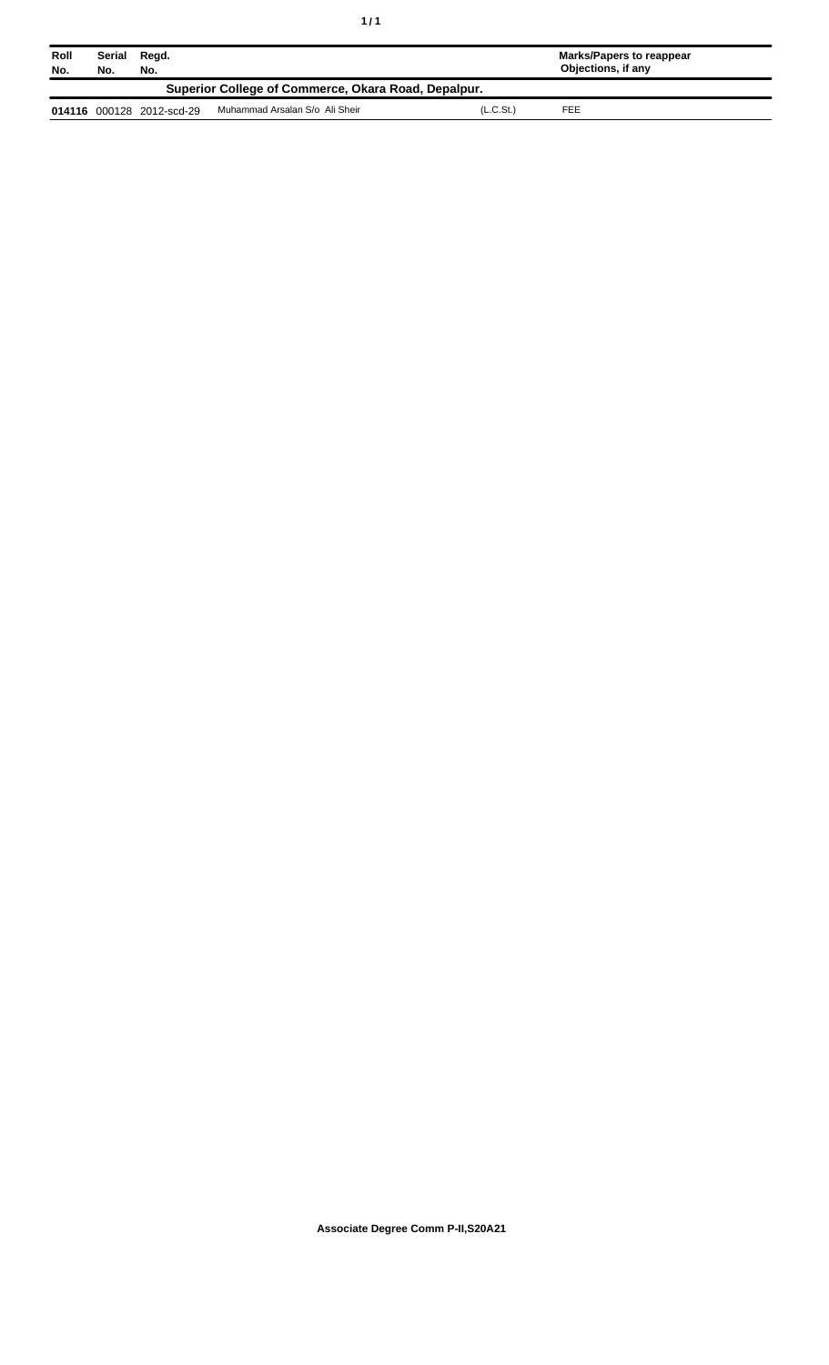| Roll No. | Serial No. | Regd. No. | | | Marks/Papers to reappear Objections, if any |
|---|---|---|---|---|---|
| | | Superior College of Commerce, Okara Road, Depalpur. | | | |
| **014116** | 000128 | 2012-scd-29 | Muhammad Arsalan S/o Ali Sheir | (L.C.St.) | FEE |

**Associate Degree Comm P-II,S20A21**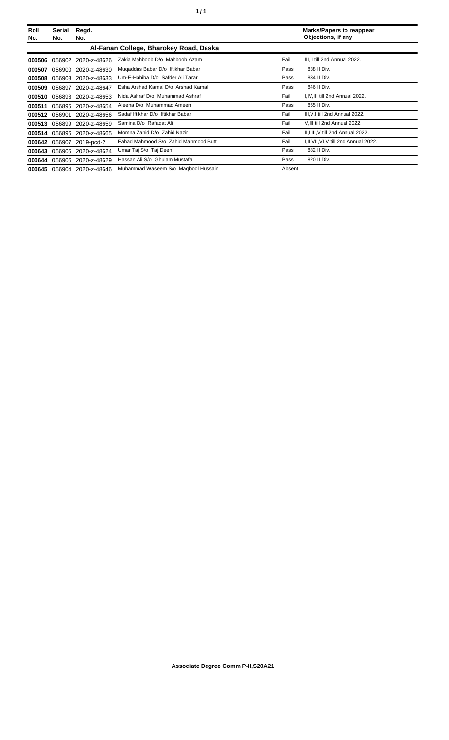| Roll No. | Serial No. | Regd. No. | | | Marks/Papers to reappear Objections, if any |
|---|---|---|---|---|---|
| **Al-Fanan College, Bharokey Road, Daska** | | | | | |
| **000506** | 056902 | 2020-z-48626 | Zakia Mahboob D/o Mahboob Azam | Fail | III,II till 2nd Annual 2022. |
| **000507** | 056900 | 2020-z-48630 | Muqaddas Babar D/o Iftikhar Babar | Pass | 838 II Div. |
| **000508** | 056903 | 2020-z-48633 | Um-E-Habiba D/o Safder Ali Tarar | Pass | 834 II Div. |
| **000509** | 056897 | 2020-z-48647 | Esha Arshad Kamal D/o Arshad Kamal | Pass | 846 II Div. |
| **000510** | 056898 | 2020-z-48653 | Nida Ashraf D/o Muhammad Ashraf | Fail | I,IV,III till 2nd Annual 2022. |
| **000511** | 056895 | 2020-z-48654 | Aleena D/o Muhammad Ameen | Pass | 855 II Div. |
| **000512** | 056901 | 2020-z-48656 | Sadaf Iftikhar D/o Iftikhar Babar | Fail | III,V,I till 2nd Annual 2022. |
| **000513** | 056899 | 2020-z-48659 | Samina D/o Rafaqat Ali | Fail | V,III till 2nd Annual 2022. |
| **000514** | 056896 | 2020-z-48665 | Momna Zahid D/o Zahid Nazir | Fail | II,I,III,V till 2nd Annual 2022. |
| **000642** | 056907 | 2019-pcd-2 | Fahad Mahmood S/o Zahid Mahmood Butt | Fail | I,II,VII,VI,V till 2nd Annual 2022. |
| **000643** | 056905 | 2020-z-48624 | Umar Taj S/o Taj Deen | Pass | 882 II Div. |
| **000644** | 056906 | 2020-z-48629 | Hassan Ali S/o Ghulam Mustafa | Pass | 820 II Div. |
| **000645** | 056904 | 2020-z-48646 | Muhammad Waseem S/o Maqbool Hussain | Absent | |

**Associate Degree Comm P-II,S20A21**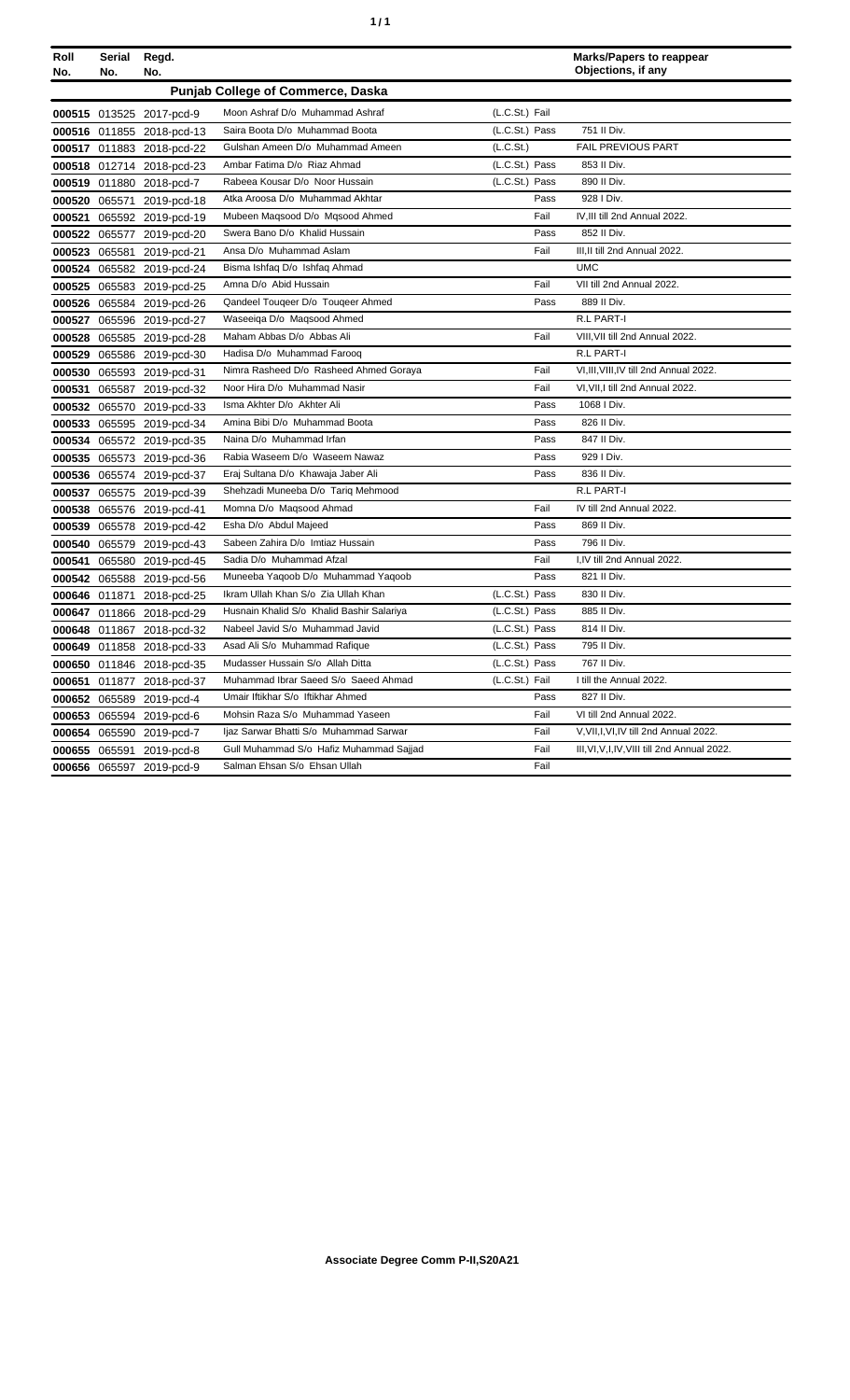| Roll No. | Serial No. | Regd. No. | | | Marks/Papers to reappear Objections, if any |
|---|---|---|---|---|---|
| | | | **Punjab College of Commerce, Daska** | | |
| 000515 | 013525 | 2017-pcd-9 | Moon Ashraf D/o Muhammad Ashraf | (L.C.St.) Fail | |
| 000516 | 011855 | 2018-pcd-13 | Saira Boota D/o Muhammad Boota | (L.C.St.) Pass | 751 II Div. |
| 000517 | 011883 | 2018-pcd-22 | Gulshan Ameen D/o Muhammad Ameen | (L.C.St.) | FAIL PREVIOUS PART |
| 000518 | 012714 | 2018-pcd-23 | Ambar Fatima D/o Riaz Ahmad | (L.C.St.) Pass | 853 II Div. |
| 000519 | 011880 | 2018-pcd-7 | Rabeea Kousar D/o Noor Hussain | (L.C.St.) Pass | 890 II Div. |
| 000520 | 065571 | 2019-pcd-18 | Atka Aroosa D/o Muhammad Akhtar | Pass | 928 I Div. |
| 000521 | 065592 | 2019-pcd-19 | Mubeen Maqsood D/o Mqsood Ahmed | Fail | IV,III till 2nd Annual 2022. |
| 000522 | 065577 | 2019-pcd-20 | Swera Bano D/o Khalid Hussain | Pass | 852 II Div. |
| 000523 | 065581 | 2019-pcd-21 | Ansa D/o Muhammad Aslam | Fail | III,II till 2nd Annual 2022. |
| 000524 | 065582 | 2019-pcd-24 | Bisma Ishfaq D/o Ishfaq Ahmad | | UMC |
| 000525 | 065583 | 2019-pcd-25 | Amna D/o Abid Hussain | Fail | VII till 2nd Annual 2022. |
| 000526 | 065584 | 2019-pcd-26 | Qandeel Touqeer D/o Touqeer Ahmed | Pass | 889 II Div. |
| 000527 | 065596 | 2019-pcd-27 | Waseeiqa D/o Maqsood Ahmed | | R.L PART-I |
| 000528 | 065585 | 2019-pcd-28 | Maham Abbas D/o Abbas Ali | Fail | VIII,VII till 2nd Annual 2022. |
| 000529 | 065586 | 2019-pcd-30 | Hadisa D/o Muhammad Farooq | | R.L PART-I |
| 000530 | 065593 | 2019-pcd-31 | Nimra Rasheed D/o Rasheed Ahmed Goraya | Fail | VI,III,VIII,IV till 2nd Annual 2022. |
| 000531 | 065587 | 2019-pcd-32 | Noor Hira D/o Muhammad Nasir | Fail | VI,VII,I till 2nd Annual 2022. |
| 000532 | 065570 | 2019-pcd-33 | Isma Akhter D/o Akhter Ali | Pass | 1068 I Div. |
| 000533 | 065595 | 2019-pcd-34 | Amina Bibi D/o Muhammad Boota | Pass | 826 II Div. |
| 000534 | 065572 | 2019-pcd-35 | Naina D/o Muhammad Irfan | Pass | 847 II Div. |
| 000535 | 065573 | 2019-pcd-36 | Rabia Waseem D/o Waseem Nawaz | Pass | 929 I Div. |
| 000536 | 065574 | 2019-pcd-37 | Eraj Sultana D/o Khawaja Jaber Ali | Pass | 836 II Div. |
| 000537 | 065575 | 2019-pcd-39 | Shehzadi Muneeba D/o Tariq Mehmood | | R.L PART-I |
| 000538 | 065576 | 2019-pcd-41 | Momna D/o Maqsood Ahmad | Fail | IV till 2nd Annual 2022. |
| 000539 | 065578 | 2019-pcd-42 | Esha D/o Abdul Majeed | Pass | 869 II Div. |
| 000540 | 065579 | 2019-pcd-43 | Sabeen Zahira D/o Imtiaz Hussain | Pass | 796 II Div. |
| 000541 | 065580 | 2019-pcd-45 | Sadia D/o Muhammad Afzal | Fail | I,IV till 2nd Annual 2022. |
| 000542 | 065588 | 2019-pcd-56 | Muneeba Yaqoob D/o Muhammad Yaqoob | Pass | 821 II Div. |
| 000646 | 011871 | 2018-pcd-25 | Ikram Ullah Khan S/o Zia Ullah Khan | (L.C.St.) Pass | 830 II Div. |
| 000647 | 011866 | 2018-pcd-29 | Husnain Khalid S/o Khalid Bashir Salariya | (L.C.St.) Pass | 885 II Div. |
| 000648 | 011867 | 2018-pcd-32 | Nabeel Javid S/o Muhammad Javid | (L.C.St.) Pass | 814 II Div. |
| 000649 | 011858 | 2018-pcd-33 | Asad Ali S/o Muhammad Rafique | (L.C.St.) Pass | 795 II Div. |
| 000650 | 011846 | 2018-pcd-35 | Mudasser Hussain S/o Allah Ditta | (L.C.St.) Pass | 767 II Div. |
| 000651 | 011877 | 2018-pcd-37 | Muhammad Ibrar Saeed S/o Saeed Ahmad | (L.C.St.) Fail | I till the Annual 2022. |
| 000652 | 065589 | 2019-pcd-4 | Umair Iftikhar S/o Iftikhar Ahmed | Pass | 827 II Div. |
| 000653 | 065594 | 2019-pcd-6 | Mohsin Raza S/o Muhammad Yaseen | Fail | VI till 2nd Annual 2022. |
| 000654 | 065590 | 2019-pcd-7 | Ijaz Sarwar Bhatti S/o Muhammad Sarwar | Fail | V,VII,I,VI,IV till 2nd Annual 2022. |
| 000655 | 065591 | 2019-pcd-8 | Gull Muhammad S/o Hafiz Muhammad Sajjad | Fail | III,VI,V,I,IV,VIII till 2nd Annual 2022. |
| 000656 | 065597 | 2019-pcd-9 | Salman Ehsan S/o Ehsan Ullah | Fail | |

**Associate Degree Comm P-II,S20A21**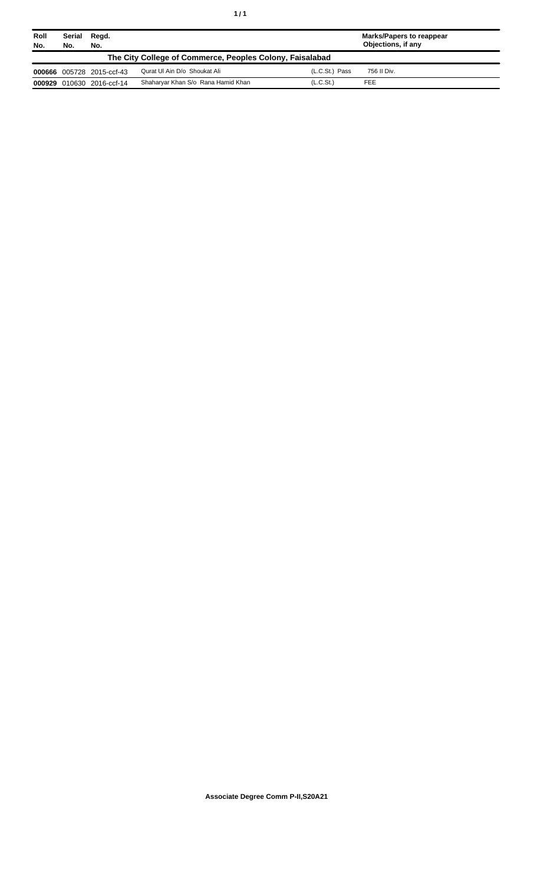| Roll No. | Serial No. | Regd. No. | | | Marks/Papers to reappear Objections, if any |
|---|---|---|---|---|---|
| **The City College of Commerce, Peoples Colony, Faisalabad** | | | | | |
| **000666** | 005728 | 2015-ccf-43 | Qurat Ul Ain D/o Shoukat Ali | (L.C.St.) Pass | 756 II Div. |
| **000929** | 010630 | 2016-ccf-14 | Shaharyar Khan S/o Rana Hamid Khan | (L.C.St.) | FEE |

**Associate Degree Comm P-II,S20A21**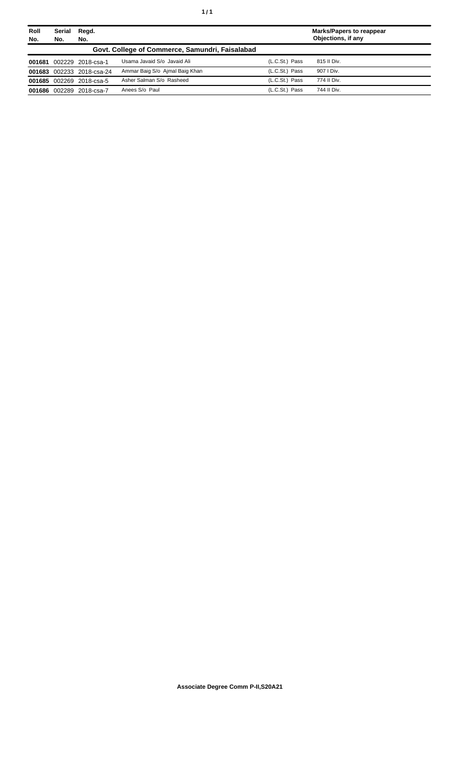| Roll No. | Serial No. | Regd. No. | | | Marks/Papers to reappear Objections, if any |
|---|---|---|---|---|---|
| **Govt. College of Commerce, Samundri, Faisalabad** | | | | | |
| **001681** | 002229 | 2018-csa-1 | Usama Javaid S/o Javaid Ali | (L.C.St.) Pass | 815 II Div. |
| **001683** | 002233 | 2018-csa-24 | Ammar Baig S/o Ajmal Baig Khan | (L.C.St.) Pass | 907 I Div. |
| **001685** | 002269 | 2018-csa-5 | Asher Salman S/o Rasheed | (L.C.St.) Pass | 774 II Div. |
| **001686** | 002289 | 2018-csa-7 | Anees S/o Paul | (L.C.St.) Pass | 744 II Div. |

**Associate Degree Comm P-II,S20A21**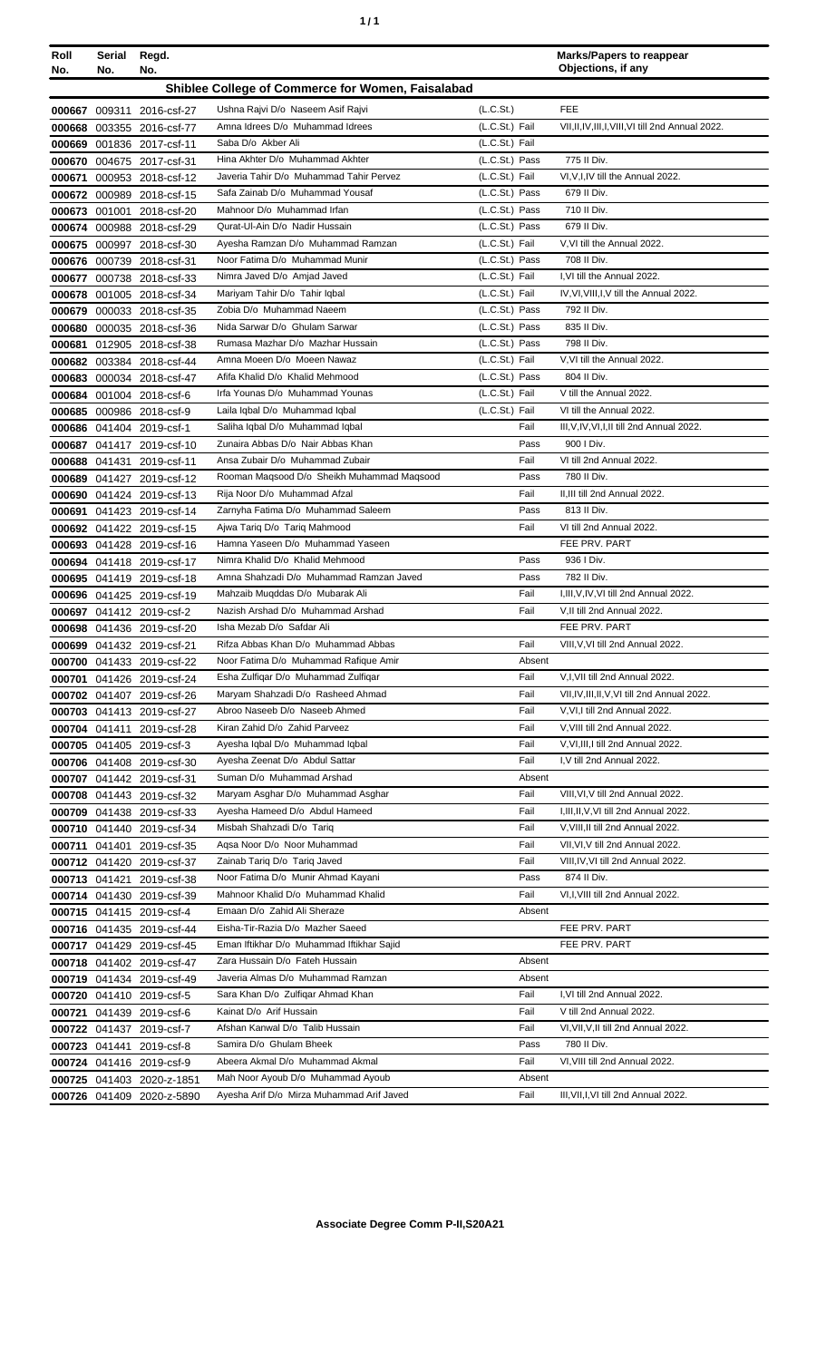| Roll No. | Serial No. | Regd. No. | | | Marks/Papers to reappear Objections, if any |
|---|---|---|---|---|---|
| **Shiblee College of Commerce for Women, Faisalabad** | | | | | |
| 000667 | 009311 | 2016-csf-27 | Ushna Rajvi D/o Naseem Asif Rajvi | (L.C.St.) | FEE |
| 000668 | 003355 | 2016-csf-77 | Amna Idrees D/o Muhammad Idrees | (L.C.St.) Fail | VII,II,IV,III,I,VIII,VI till 2nd Annual 2022. |
| 000669 | 001836 | 2017-csf-11 | Saba D/o Akber Ali | (L.C.St.) Fail | |
| 000670 | 004675 | 2017-csf-31 | Hina Akhter D/o Muhammad Akhter | (L.C.St.) Pass | 775 II Div. |
| 000671 | 000953 | 2018-csf-12 | Javeria Tahir D/o Muhammad Tahir Pervez | (L.C.St.) Fail | VI,V,I,IV till the Annual 2022. |
| 000672 | 000989 | 2018-csf-15 | Safa Zainab D/o Muhammad Yousaf | (L.C.St.) Pass | 679 II Div. |
| 000673 | 001001 | 2018-csf-20 | Mahnoor D/o Muhammad Irfan | (L.C.St.) Pass | 710 II Div. |
| 000674 | 000988 | 2018-csf-29 | Qurat-Ul-Ain D/o Nadir Hussain | (L.C.St.) Pass | 679 II Div. |
| 000675 | 000997 | 2018-csf-30 | Ayesha Ramzan D/o Muhammad Ramzan | (L.C.St.) Fail | V,VI till the Annual 2022. |
| 000676 | 000739 | 2018-csf-31 | Noor Fatima D/o Muhammad Munir | (L.C.St.) Pass | 708 II Div. |
| 000677 | 000738 | 2018-csf-33 | Nimra Javed D/o Amjad Javed | (L.C.St.) Fail | I,VI till the Annual 2022. |
| 000678 | 001005 | 2018-csf-34 | Mariyam Tahir D/o Tahir Iqbal | (L.C.St.) Fail | IV,VI,VIII,I,V till the Annual 2022. |
| 000679 | 000033 | 2018-csf-35 | Zobia D/o Muhammad Naeem | (L.C.St.) Pass | 792 II Div. |
| 000680 | 000035 | 2018-csf-36 | Nida Sarwar D/o Ghulam Sarwar | (L.C.St.) Pass | 835 II Div. |
| 000681 | 012905 | 2018-csf-38 | Rumasa Mazhar D/o Mazhar Hussain | (L.C.St.) Pass | 798 II Div. |
| 000682 | 003384 | 2018-csf-44 | Amna Moeen D/o Moeen Nawaz | (L.C.St.) Fail | V,VI till the Annual 2022. |
| 000683 | 000034 | 2018-csf-47 | Afifa Khalid D/o Khalid Mehmood | (L.C.St.) Pass | 804 II Div. |
| 000684 | 001004 | 2018-csf-6 | Irfa Younas D/o Muhammad Younas | (L.C.St.) Fail | V till the Annual 2022. |
| 000685 | 000986 | 2018-csf-9 | Laila Iqbal D/o Muhammad Iqbal | (L.C.St.) Fail | VI till the Annual 2022. |
| 000686 | 041404 | 2019-csf-1 | Saliha Iqbal D/o Muhammad Iqbal | Fail | III,V,IV,VI,I,II till 2nd Annual 2022. |
| 000687 | 041417 | 2019-csf-10 | Zunaira Abbas D/o Nair Abbas Khan | Pass | 900 I Div. |
| 000688 | 041431 | 2019-csf-11 | Ansa Zubair D/o Muhammad Zubair | Fail | VI till 2nd Annual 2022. |
| 000689 | 041427 | 2019-csf-12 | Rooman Maqsood D/o Sheikh Muhammad Maqsood | Pass | 780 II Div. |
| 000690 | 041424 | 2019-csf-13 | Rija Noor D/o Muhammad Afzal | Fail | II,III till 2nd Annual 2022. |
| 000691 | 041423 | 2019-csf-14 | Zarnyha Fatima D/o Muhammad Saleem | Pass | 813 II Div. |
| 000692 | 041422 | 2019-csf-15 | Ajwa Tariq D/o Tariq Mahmood | Fail | VI till 2nd Annual 2022. |
| 000693 | 041428 | 2019-csf-16 | Hamna Yaseen D/o Muhammad Yaseen | | FEE PRV. PART |
| 000694 | 041418 | 2019-csf-17 | Nimra Khalid D/o Khalid Mehmood | Pass | 936 I Div. |
| 000695 | 041419 | 2019-csf-18 | Amna Shahzadi D/o Muhammad Ramzan Javed | Pass | 782 II Div. |
| 000696 | 041425 | 2019-csf-19 | Mahzaib Muqddas D/o Mubarak Ali | Fail | I,III,V,IV,VI till 2nd Annual 2022. |
| 000697 | 041412 | 2019-csf-2 | Nazish Arshad D/o Muhammad Arshad | Fail | V,II till 2nd Annual 2022. |
| 000698 | 041436 | 2019-csf-20 | Isha Mezab D/o Safdar Ali | | FEE PRV. PART |
| 000699 | 041432 | 2019-csf-21 | Rifza Abbas Khan D/o Muhammad Abbas | Fail | VIII,V,VI till 2nd Annual 2022. |
| 000700 | 041433 | 2019-csf-22 | Noor Fatima D/o Muhammad Rafique Amir | Absent | |
| 000701 | 041426 | 2019-csf-24 | Esha Zulfiqar D/o Muhammad Zulfiqar | Fail | V,I,VII till 2nd Annual 2022. |
| 000702 | 041407 | 2019-csf-26 | Maryam Shahzadi D/o Rasheed Ahmad | Fail | VII,IV,III,II,V,VI till 2nd Annual 2022. |
| 000703 | 041413 | 2019-csf-27 | Abroo Naseeb D/o Naseeb Ahmed | Fail | V,VI,I till 2nd Annual 2022. |
| 000704 | 041411 | 2019-csf-28 | Kiran Zahid D/o Zahid Parveez | Fail | V,VIII till 2nd Annual 2022. |
| 000705 | 041405 | 2019-csf-3 | Ayesha Iqbal D/o Muhammad Iqbal | Fail | V,VI,III,I till 2nd Annual 2022. |
| 000706 | 041408 | 2019-csf-30 | Ayesha Zeenat D/o Abdul Sattar | Fail | I,V till 2nd Annual 2022. |
| 000707 | 041442 | 2019-csf-31 | Suman D/o Muhammad Arshad | Absent | |
| 000708 | 041443 | 2019-csf-32 | Maryam Asghar D/o Muhammad Asghar | Fail | VIII,VI,V till 2nd Annual 2022. |
| 000709 | 041438 | 2019-csf-33 | Ayesha Hameed D/o Abdul Hameed | Fail | I,III,II,V,VI till 2nd Annual 2022. |
| 000710 | 041440 | 2019-csf-34 | Misbah Shahzadi D/o Tariq | Fail | V,VIII,II till 2nd Annual 2022. |
| 000711 | 041401 | 2019-csf-35 | Aqsa Noor D/o Noor Muhammad | Fail | VII,VI,V till 2nd Annual 2022. |
| 000712 | 041420 | 2019-csf-37 | Zainab Tariq D/o Tariq Javed | Fail | VIII,IV,VI till 2nd Annual 2022. |
| 000713 | 041421 | 2019-csf-38 | Noor Fatima D/o Munir Ahmad Kayani | Pass | 874 II Div. |
| 000714 | 041430 | 2019-csf-39 | Mahnoor Khalid D/o Muhammad Khalid | Fail | VI,I,VIII till 2nd Annual 2022. |
| 000715 | 041415 | 2019-csf-4 | Emaan D/o Zahid Ali Sheraze | Absent | |
| 000716 | 041435 | 2019-csf-44 | Eisha-Tir-Razia D/o Mazher Saeed | | FEE PRV. PART |
| 000717 | 041429 | 2019-csf-45 | Eman Iftikhar D/o Muhammad Iftikhar Sajid | | FEE PRV. PART |
| 000718 | 041402 | 2019-csf-47 | Zara Hussain D/o Fateh Hussain | Absent | |
| 000719 | 041434 | 2019-csf-49 | Javeria Almas D/o Muhammad Ramzan | Absent | |
| 000720 | 041410 | 2019-csf-5 | Sara Khan D/o Zulfiqar Ahmad Khan | Fail | I,VI till 2nd Annual 2022. |
| 000721 | 041439 | 2019-csf-6 | Kainat D/o Arif Hussain | Fail | V till 2nd Annual 2022. |
| 000722 | 041437 | 2019-csf-7 | Afshan Kanwal D/o Talib Hussain | Fail | VI,VII,V,II till 2nd Annual 2022. |
| 000723 | 041441 | 2019-csf-8 | Samira D/o Ghulam Bheek | Pass | 780 II Div. |
| 000724 | 041416 | 2019-csf-9 | Abeera Akmal D/o Muhammad Akmal | Fail | VI,VIII till 2nd Annual 2022. |
| 000725 | 041403 | 2020-z-1851 | Mah Noor Ayoub D/o Muhammad Ayoub | Absent | |
| 000726 | 041409 | 2020-z-5890 | Ayesha Arif D/o Mirza Muhammad Arif Javed | Fail | III,VII,I,VI till 2nd Annual 2022. |

**Associate Degree Comm P-II,S20A21**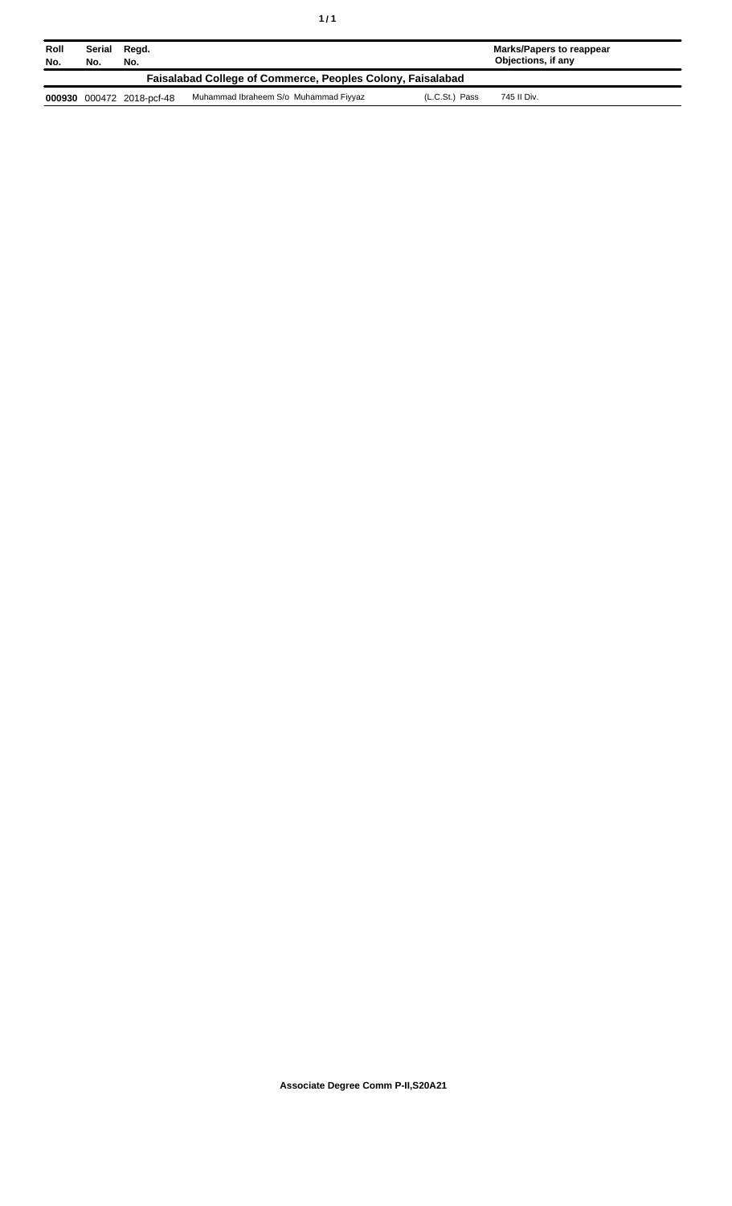| Roll No. | Serial No. | Regd. No. | | | Marks/Papers to reappear Objections, if any |
|---|---|---|---|---|---|
| **Faisalabad College of Commerce, Peoples Colony, Faisalabad** | | | | | |
| **000930** | 000472 | 2018-pcf-48 | Muhammad Ibraheem S/o Muhammad Fiyyaz | (L.C.St.) Pass | 745 II Div. |

**Associate Degree Comm P-II,S20A21**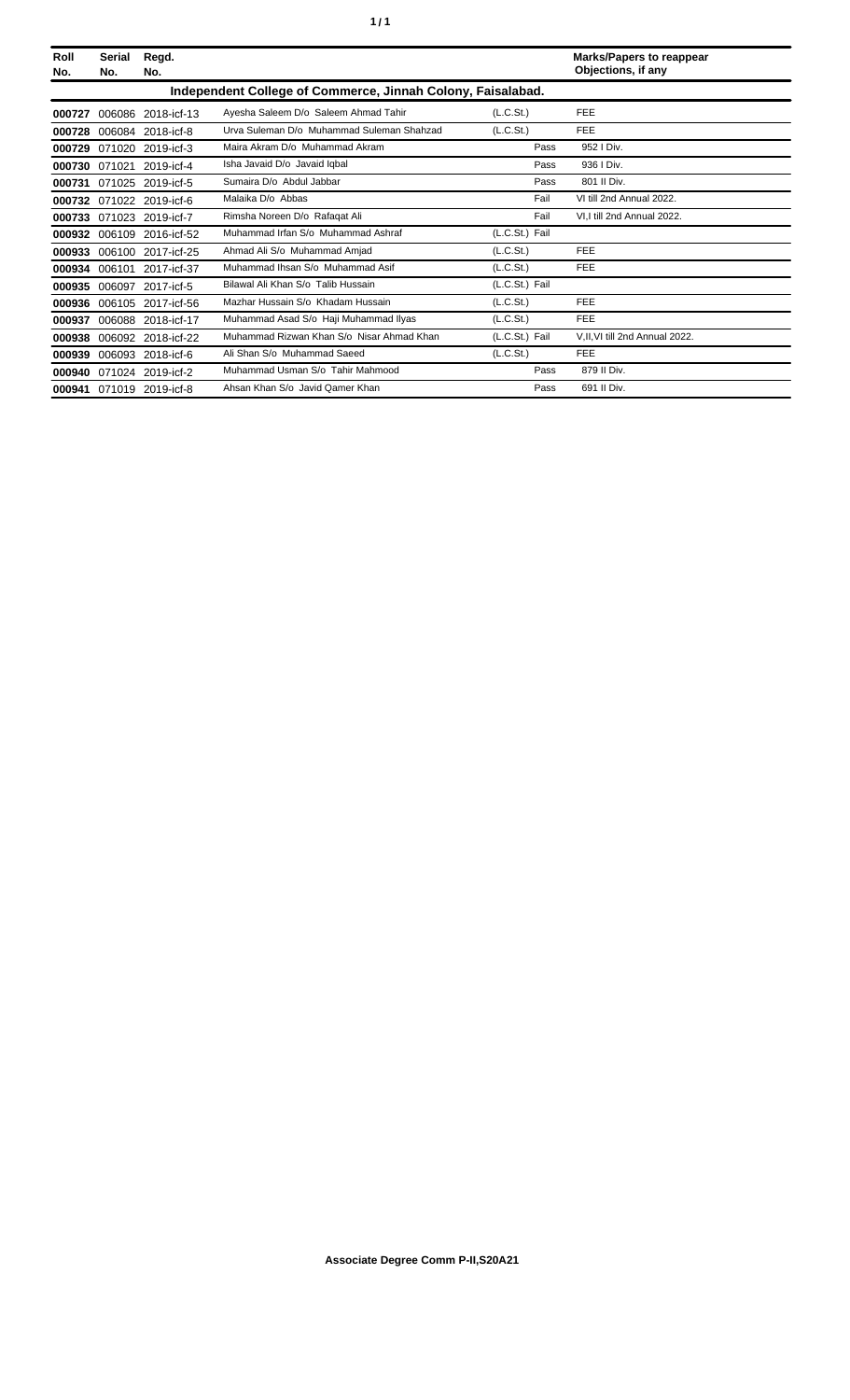| Roll No. | Serial No. | Regd. No. | | | Marks/Papers to reappear Objections, if any |
|---|---|---|---|---|---|
| **Independent College of Commerce, Jinnah Colony, Faisalabad.** | | | | | |
| **000727** | 006086 | 2018-icf-13 | Ayesha Saleem D/o Saleem Ahmad Tahir | (L.C.St.) | FEE |
| **000728** | 006084 | 2018-icf-8 | Urva Suleman D/o Muhammad Suleman Shahzad | (L.C.St.) | FEE |
| **000729** | 071020 | 2019-icf-3 | Maira Akram D/o Muhammad Akram | Pass | 952 I Div. |
| **000730** | 071021 | 2019-icf-4 | Isha Javaid D/o Javaid Iqbal | Pass | 936 I Div. |
| **000731** | 071025 | 2019-icf-5 | Sumaira D/o Abdul Jabbar | Pass | 801 II Div. |
| **000732** | 071022 | 2019-icf-6 | Malaika D/o Abbas | Fail | VI till 2nd Annual 2022. |
| **000733** | 071023 | 2019-icf-7 | Rimsha Noreen D/o Rafaqat Ali | Fail | VI,I till 2nd Annual 2022. |
| **000932** | 006109 | 2016-icf-52 | Muhammad Irfan S/o Muhammad Ashraf | (L.C.St.) Fail | |
| **000933** | 006100 | 2017-icf-25 | Ahmad Ali S/o Muhammad Amjad | (L.C.St.) | FEE |
| **000934** | 006101 | 2017-icf-37 | Muhammad Ihsan S/o Muhammad Asif | (L.C.St.) | FEE |
| **000935** | 006097 | 2017-icf-5 | Bilawal Ali Khan S/o Talib Hussain | (L.C.St.) Fail | |
| **000936** | 006105 | 2017-icf-56 | Mazhar Hussain S/o Khadam Hussain | (L.C.St.) | FEE |
| **000937** | 006088 | 2018-icf-17 | Muhammad Asad S/o Haji Muhammad Ilyas | (L.C.St.) | FEE |
| **000938** | 006092 | 2018-icf-22 | Muhammad Rizwan Khan S/o Nisar Ahmad Khan | (L.C.St.) Fail | V,II,VI till 2nd Annual 2022. |
| **000939** | 006093 | 2018-icf-6 | Ali Shan S/o Muhammad Saeed | (L.C.St.) | FEE |
| **000940** | 071024 | 2019-icf-2 | Muhammad Usman S/o Tahir Mahmood | Pass | 879 II Div. |
| **000941** | 071019 | 2019-icf-8 | Ahsan Khan S/o Javid Qamer Khan | Pass | 691 II Div. |

**Associate Degree Comm P-II,S20A21**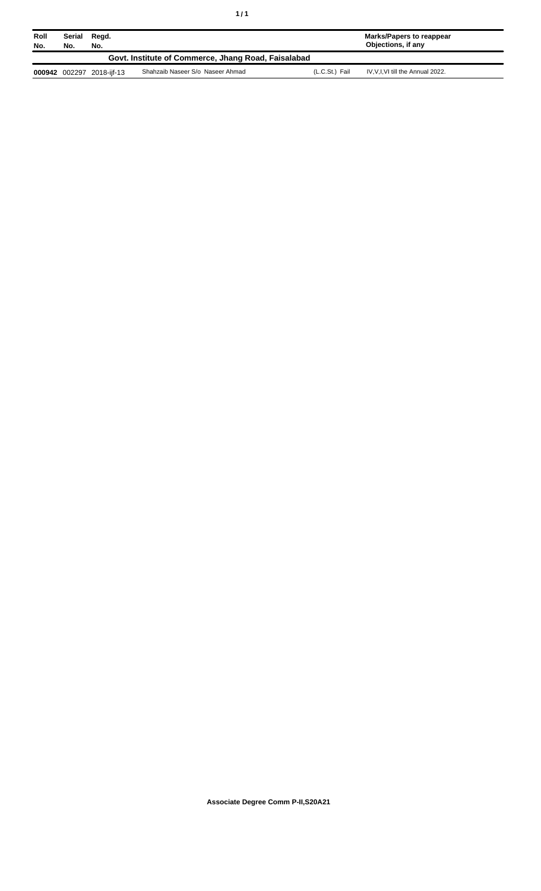| Roll No. | Serial No. | Regd. No. | | | Marks/Papers to reappear Objections, if any |
|---|---|---|---|---|---|
| **Govt. Institute of Commerce, Jhang Road, Faisalabad** | | | | | |
| **000942** | 002297 | 2018-ijf-13 | Shahzaib Naseer S/o Naseer Ahmad | (L.C.St.) Fail | IV,V,I,VI till the Annual 2022. |

**Associate Degree Comm P-II,S20A21**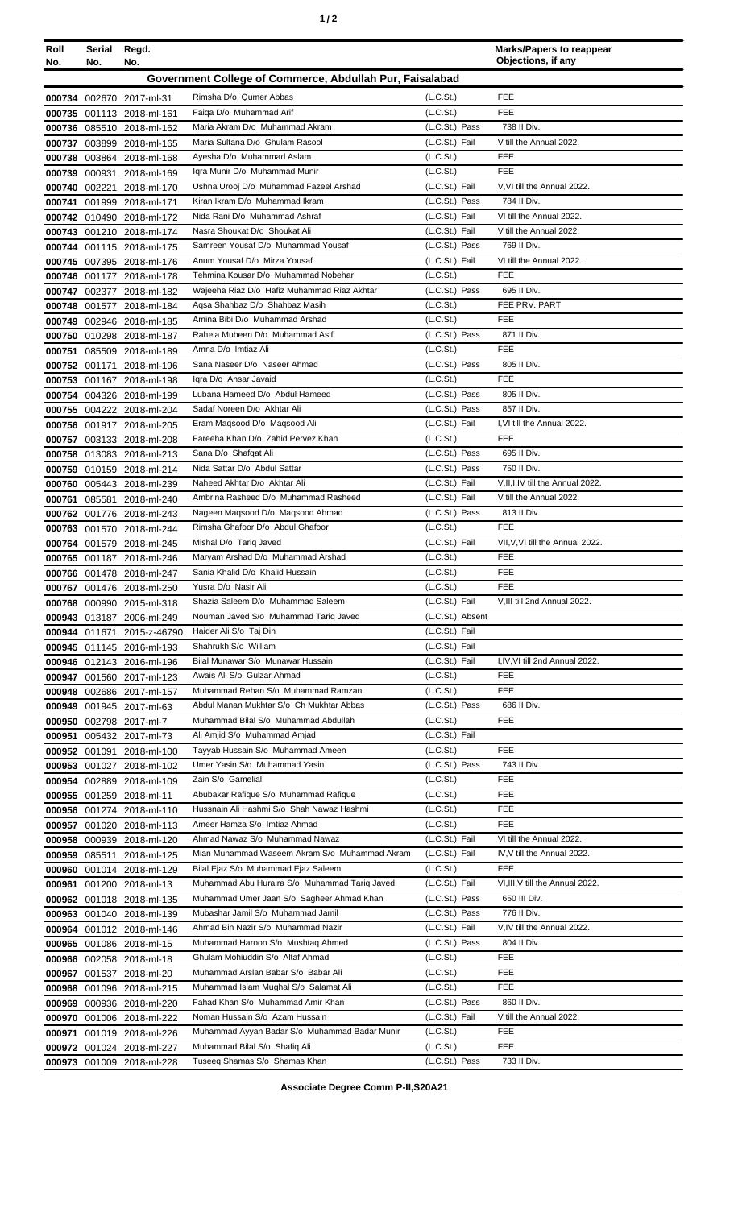| Roll No. | Serial No. | Regd. No. | | | Marks/Papers to reappear Objections, if any |
|---|---|---|---|---|---|

## Government College of Commerce, Abdullah Pur, Faisalabad

| Roll No. | Serial No. | Regd. No. | Name | | Marks/Papers to reappear Objections, if any |
|---|---|---|---|---|---|
| 000734 | 002670 | 2017-ml-31 | Rimsha D/o Qumer Abbas | (L.C.St.) | FEE |
| 000735 | 001113 | 2018-ml-161 | Faiqa D/o Muhammad Arif | (L.C.St.) | FEE |
| 000736 | 085510 | 2018-ml-162 | Maria Akram D/o Muhammad Akram | (L.C.St.) Pass | 738 II Div. |
| 000737 | 003899 | 2018-ml-165 | Maria Sultana D/o Ghulam Rasool | (L.C.St.) Fail | V till the Annual 2022. |
| 000738 | 003864 | 2018-ml-168 | Ayesha D/o Muhammad Aslam | (L.C.St.) | FEE |
| 000739 | 000931 | 2018-ml-169 | Iqra Munir D/o Muhammad Munir | (L.C.St.) | FEE |
| 000740 | 002221 | 2018-ml-170 | Ushna Urooj D/o Muhammad Fazeel Arshad | (L.C.St.) Fail | V,VI till the Annual 2022. |
| 000741 | 001999 | 2018-ml-171 | Kiran Ikram D/o Muhammad Ikram | (L.C.St.) Pass | 784 II Div. |
| 000742 | 010490 | 2018-ml-172 | Nida Rani D/o Muhammad Ashraf | (L.C.St.) Fail | VI till the Annual 2022. |
| 000743 | 001210 | 2018-ml-174 | Nasra Shoukat D/o Shoukat Ali | (L.C.St.) Fail | V till the Annual 2022. |
| 000744 | 001115 | 2018-ml-175 | Samreen Yousaf D/o Muhammad Yousaf | (L.C.St.) Pass | 769 II Div. |
| 000745 | 007395 | 2018-ml-176 | Anum Yousaf D/o Mirza Yousaf | (L.C.St.) Fail | VI till the Annual 2022. |
| 000746 | 001177 | 2018-ml-178 | Tehmina Kousar D/o Muhammad Nobehar | (L.C.St.) | FEE |
| 000747 | 002377 | 2018-ml-182 | Wajeeha Riaz D/o Hafiz Muhammad Riaz Akhtar | (L.C.St.) Pass | 695 II Div. |
| 000748 | 001577 | 2018-ml-184 | Aqsa Shahbaz D/o Shahbaz Masih | (L.C.St.) | FEE PRV. PART |
| 000749 | 002946 | 2018-ml-185 | Amina Bibi D/o Muhammad Arshad | (L.C.St.) | FEE |
| 000750 | 010298 | 2018-ml-187 | Rahela Mubeen D/o Muhammad Asif | (L.C.St.) Pass | 871 II Div. |
| 000751 | 085509 | 2018-ml-189 | Amna D/o Imtiaz Ali | (L.C.St.) | FEE |
| 000752 | 001171 | 2018-ml-196 | Sana Naseer D/o Naseer Ahmad | (L.C.St.) Pass | 805 II Div. |
| 000753 | 001167 | 2018-ml-198 | Iqra D/o Ansar Javaid | (L.C.St.) | FEE |
| 000754 | 004326 | 2018-ml-199 | Lubana Hameed D/o Abdul Hameed | (L.C.St.) Pass | 805 II Div. |
| 000755 | 004222 | 2018-ml-204 | Sadaf Noreen D/o Akhtar Ali | (L.C.St.) Pass | 857 II Div. |
| 000756 | 001917 | 2018-ml-205 | Eram Maqsood D/o Maqsood Ali | (L.C.St.) Fail | I,VI till the Annual 2022. |
| 000757 | 003133 | 2018-ml-208 | Fareeha Khan D/o Zahid Pervez Khan | (L.C.St.) | FEE |
| 000758 | 013083 | 2018-ml-213 | Sana D/o Shafqat Ali | (L.C.St.) Pass | 695 II Div. |
| 000759 | 010159 | 2018-ml-214 | Nida Sattar D/o Abdul Sattar | (L.C.St.) Pass | 750 II Div. |
| 000760 | 005443 | 2018-ml-239 | Naheed Akhtar D/o Akhtar Ali | (L.C.St.) Fail | V,II,I,IV till the Annual 2022. |
| 000761 | 085581 | 2018-ml-240 | Ambrina Rasheed D/o Muhammad Rasheed | (L.C.St.) Fail | V till the Annual 2022. |
| 000762 | 001776 | 2018-ml-243 | Nageen Maqsood D/o Maqsood Ahmad | (L.C.St.) Pass | 813 II Div. |
| 000763 | 001570 | 2018-ml-244 | Rimsha Ghafoor D/o Abdul Ghafoor | (L.C.St.) | FEE |
| 000764 | 001579 | 2018-ml-245 | Mishal D/o Tariq Javed | (L.C.St.) Fail | VII,V,VI till the Annual 2022. |
| 000765 | 001187 | 2018-ml-246 | Maryam Arshad D/o Muhammad Arshad | (L.C.St.) | FEE |
| 000766 | 001478 | 2018-ml-247 | Sania Khalid D/o Khalid Hussain | (L.C.St.) | FEE |
| 000767 | 001476 | 2018-ml-250 | Yusra D/o Nasir Ali | (L.C.St.) | FEE |
| 000768 | 000990 | 2015-ml-318 | Shazia Saleem D/o Muhammad Saleem | (L.C.St.) Fail | V,III till 2nd Annual 2022. |
| 000943 | 013187 | 2006-ml-249 | Nouman Javed S/o Muhammad Tariq Javed | (L.C.St.) Absent | |
| 000944 | 011671 | 2015-z-46790 | Haider Ali S/o Taj Din | (L.C.St.) Fail | |
| 000945 | 011145 | 2016-ml-193 | Shahrukh S/o William | (L.C.St.) Fail | |
| 000946 | 012143 | 2016-ml-196 | Bilal Munawar S/o Munawar Hussain | (L.C.St.) Fail | I,IV,VI till 2nd Annual 2022. |
| 000947 | 001560 | 2017-ml-123 | Awais Ali S/o Gulzar Ahmad | (L.C.St.) | FEE |
| 000948 | 002686 | 2017-ml-157 | Muhammad Rehan S/o Muhammad Ramzan | (L.C.St.) | FEE |
| 000949 | 001945 | 2017-ml-63 | Abdul Manan Mukhtar S/o Ch Mukhtar Abbas | (L.C.St.) Pass | 686 II Div. |
| 000950 | 002798 | 2017-ml-7 | Muhammad Bilal S/o Muhammad Abdullah | (L.C.St.) | FEE |
| 000951 | 005432 | 2017-ml-73 | Ali Amjid S/o Muhammad Amjad | (L.C.St.) Fail | |
| 000952 | 001091 | 2018-ml-100 | Tayyab Hussain S/o Muhammad Ameen | (L.C.St.) | FEE |
| 000953 | 001027 | 2018-ml-102 | Umer Yasin S/o Muhammad Yasin | (L.C.St.) Pass | 743 II Div. |
| 000954 | 002889 | 2018-ml-109 | Zain S/o Gamelial | (L.C.St.) | FEE |
| 000955 | 001259 | 2018-ml-11 | Abubakar Rafique S/o Muhammad Rafique | (L.C.St.) | FEE |
| 000956 | 001274 | 2018-ml-110 | Hussnain Ali Hashmi S/o Shah Nawaz Hashmi | (L.C.St.) | FEE |
| 000957 | 001020 | 2018-ml-113 | Ameer Hamza S/o Imtiaz Ahmad | (L.C.St.) | FEE |
| 000958 | 000939 | 2018-ml-120 | Ahmad Nawaz S/o Muhammad Nawaz | (L.C.St.) Fail | VI till the Annual 2022. |
| 000959 | 085511 | 2018-ml-125 | Mian Muhammad Waseem Akram S/o Muhammad Akram | (L.C.St.) Fail | IV,V till the Annual 2022. |
| 000960 | 001014 | 2018-ml-129 | Bilal Ejaz S/o Muhammad Ejaz Saleem | (L.C.St.) | FEE |
| 000961 | 001200 | 2018-ml-13 | Muhammad Abu Huraira S/o Muhammad Tariq Javed | (L.C.St.) Fail | VI,III,V till the Annual 2022. |
| 000962 | 001018 | 2018-ml-135 | Muhammad Umer Jaan S/o Sagheer Ahmad Khan | (L.C.St.) Pass | 650 III Div. |
| 000963 | 001040 | 2018-ml-139 | Mubashar Jamil S/o Muhammad Jamil | (L.C.St.) Pass | 776 II Div. |
| 000964 | 001012 | 2018-ml-146 | Ahmad Bin Nazir S/o Muhammad Nazir | (L.C.St.) Fail | V,IV till the Annual 2022. |
| 000965 | 001086 | 2018-ml-15 | Muhammad Haroon S/o Mushtaq Ahmed | (L.C.St.) Pass | 804 II Div. |
| 000966 | 002058 | 2018-ml-18 | Ghulam Mohiuddin S/o Altaf Ahmad | (L.C.St.) | FEE |
| 000967 | 001537 | 2018-ml-20 | Muhammad Arslan Babar S/o Babar Ali | (L.C.St.) | FEE |
| 000968 | 001096 | 2018-ml-215 | Muhammad Islam Mughal S/o Salamat Ali | (L.C.St.) | FEE |
| 000969 | 000936 | 2018-ml-220 | Fahad Khan S/o Muhammad Amir Khan | (L.C.St.) Pass | 860 II Div. |
| 000970 | 001006 | 2018-ml-222 | Noman Hussain S/o Azam Hussain | (L.C.St.) Fail | V till the Annual 2022. |
| 000971 | 001019 | 2018-ml-226 | Muhammad Ayyan Badar S/o Muhammad Badar Munir | (L.C.St.) | FEE |
| 000972 | 001024 | 2018-ml-227 | Muhammad Bilal S/o Shafiq Ali | (L.C.St.) | FEE |
| 000973 | 001009 | 2018-ml-228 | Tuseeq Shamas S/o Shamas Khan | (L.C.St.) Pass | 733 II Div. |

**Associate Degree Comm P-II,S20A21**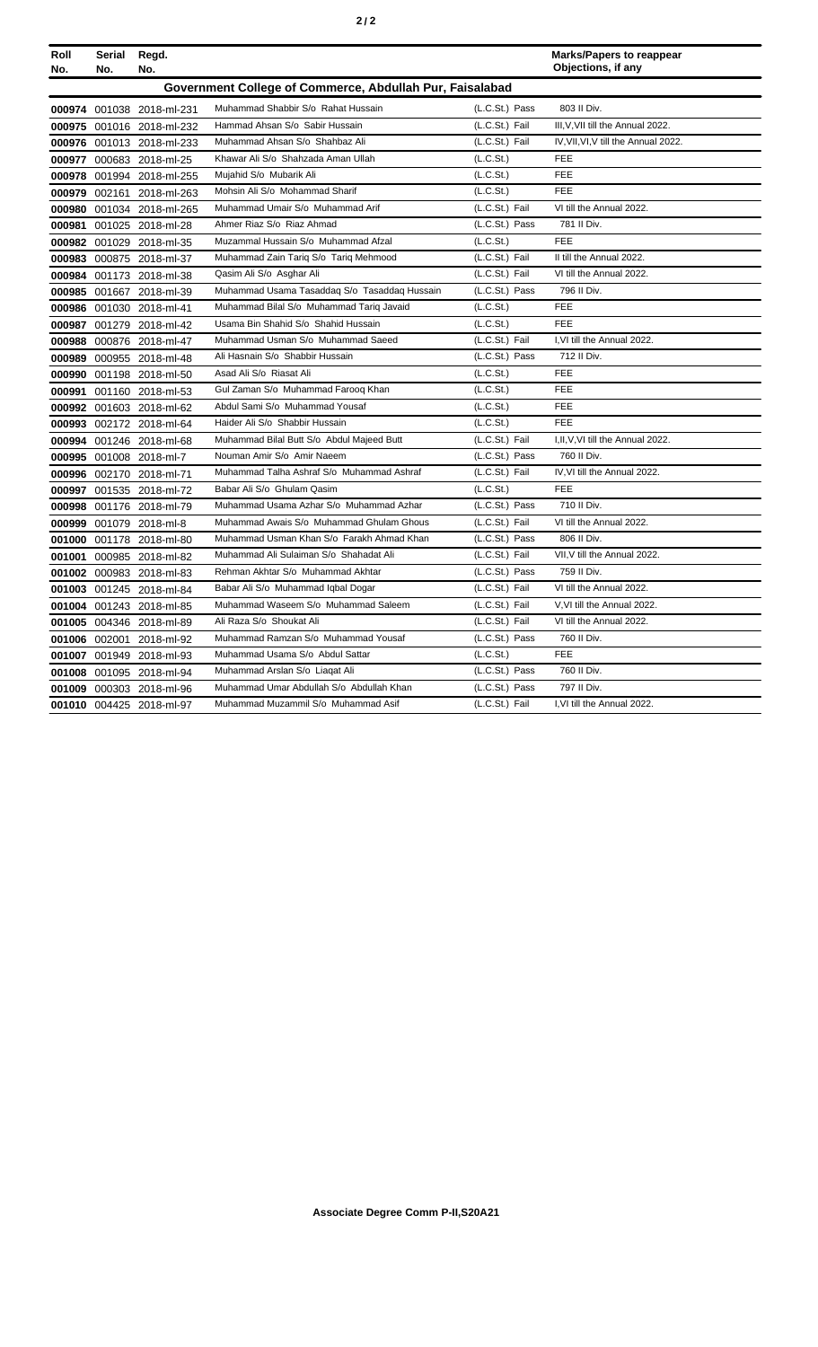| Roll No. | Serial No. | Regd. No. | | | Marks/Papers to reappear Objections, if any |
|---|---|---|---|---|---|
| **Government College of Commerce, Abdullah Pur, Faisalabad** | | | | | |
| **000974** | 001038 | 2018-ml-231 | Muhammad Shabbir S/o Rahat Hussain | (L.C.St.) Pass | 803 II Div. |
| **000975** | 001016 | 2018-ml-232 | Hammad Ahsan S/o Sabir Hussain | (L.C.St.) Fail | III,V,VII till the Annual 2022. |
| **000976** | 001013 | 2018-ml-233 | Muhammad Ahsan S/o Shahbaz Ali | (L.C.St.) Fail | IV,VII,VI,V till the Annual 2022. |
| **000977** | 000683 | 2018-ml-25 | Khawar Ali S/o Shahzada Aman Ullah | (L.C.St.) | FEE |
| **000978** | 001994 | 2018-ml-255 | Mujahid S/o Mubarik Ali | (L.C.St.) | FEE |
| **000979** | 002161 | 2018-ml-263 | Mohsin Ali S/o Mohammad Sharif | (L.C.St.) | FEE |
| **000980** | 001034 | 2018-ml-265 | Muhammad Umair S/o Muhammad Arif | (L.C.St.) Fail | VI till the Annual 2022. |
| **000981** | 001025 | 2018-ml-28 | Ahmer Riaz S/o Riaz Ahmad | (L.C.St.) Pass | 781 II Div. |
| **000982** | 001029 | 2018-ml-35 | Muzammal Hussain S/o Muhammad Afzal | (L.C.St.) | FEE |
| **000983** | 000875 | 2018-ml-37 | Muhammad Zain Tariq S/o Tariq Mehmood | (L.C.St.) Fail | II till the Annual 2022. |
| **000984** | 001173 | 2018-ml-38 | Qasim Ali S/o Asghar Ali | (L.C.St.) Fail | VI till the Annual 2022. |
| **000985** | 001667 | 2018-ml-39 | Muhammad Usama Tasaddaq S/o Tasaddaq Hussain | (L.C.St.) Pass | 796 II Div. |
| **000986** | 001030 | 2018-ml-41 | Muhammad Bilal S/o Muhammad Tariq Javaid | (L.C.St.) | FEE |
| **000987** | 001279 | 2018-ml-42 | Usama Bin Shahid S/o Shahid Hussain | (L.C.St.) | FEE |
| **000988** | 000876 | 2018-ml-47 | Muhammad Usman S/o Muhammad Saeed | (L.C.St.) Fail | I,VI till the Annual 2022. |
| **000989** | 000955 | 2018-ml-48 | Ali Hasnain S/o Shabbir Hussain | (L.C.St.) Pass | 712 II Div. |
| **000990** | 001198 | 2018-ml-50 | Asad Ali S/o Riasat Ali | (L.C.St.) | FEE |
| **000991** | 001160 | 2018-ml-53 | Gul Zaman S/o Muhammad Farooq Khan | (L.C.St.) | FEE |
| **000992** | 001603 | 2018-ml-62 | Abdul Sami S/o Muhammad Yousaf | (L.C.St.) | FEE |
| **000993** | 002172 | 2018-ml-64 | Haider Ali S/o Shabbir Hussain | (L.C.St.) | FEE |
| **000994** | 001246 | 2018-ml-68 | Muhammad Bilal Butt S/o Abdul Majeed Butt | (L.C.St.) Fail | I,II,V,VI till the Annual 2022. |
| **000995** | 001008 | 2018-ml-7 | Nouman Amir S/o Amir Naeem | (L.C.St.) Pass | 760 II Div. |
| **000996** | 002170 | 2018-ml-71 | Muhammad Talha Ashraf S/o Muhammad Ashraf | (L.C.St.) Fail | IV,VI till the Annual 2022. |
| **000997** | 001535 | 2018-ml-72 | Babar Ali S/o Ghulam Qasim | (L.C.St.) | FEE |
| **000998** | 001176 | 2018-ml-79 | Muhammad Usama Azhar S/o Muhammad Azhar | (L.C.St.) Pass | 710 II Div. |
| **000999** | 001079 | 2018-ml-8 | Muhammad Awais S/o Muhammad Ghulam Ghous | (L.C.St.) Fail | VI till the Annual 2022. |
| **001000** | 001178 | 2018-ml-80 | Muhammad Usman Khan S/o Farakh Ahmad Khan | (L.C.St.) Pass | 806 II Div. |
| **001001** | 000985 | 2018-ml-82 | Muhammad Ali Sulaiman S/o Shahadat Ali | (L.C.St.) Fail | VII,V till the Annual 2022. |
| **001002** | 000983 | 2018-ml-83 | Rehman Akhtar S/o Muhammad Akhtar | (L.C.St.) Pass | 759 II Div. |
| **001003** | 001245 | 2018-ml-84 | Babar Ali S/o Muhammad Iqbal Dogar | (L.C.St.) Fail | VI till the Annual 2022. |
| **001004** | 001243 | 2018-ml-85 | Muhammad Waseem S/o Muhammad Saleem | (L.C.St.) Fail | V,VI till the Annual 2022. |
| **001005** | 004346 | 2018-ml-89 | Ali Raza S/o Shoukat Ali | (L.C.St.) Fail | VI till the Annual 2022. |
| **001006** | 002001 | 2018-ml-92 | Muhammad Ramzan S/o Muhammad Yousaf | (L.C.St.) Pass | 760 II Div. |
| **001007** | 001949 | 2018-ml-93 | Muhammad Usama S/o Abdul Sattar | (L.C.St.) | FEE |
| **001008** | 001095 | 2018-ml-94 | Muhammad Arslan S/o Liaqat Ali | (L.C.St.) Pass | 760 II Div. |
| **001009** | 000303 | 2018-ml-96 | Muhammad Umar Abdullah S/o Abdullah Khan | (L.C.St.) Pass | 797 II Div. |
| **001010** | 004425 | 2018-ml-97 | Muhammad Muzammil S/o Muhammad Asif | (L.C.St.) Fail | I,VI till the Annual 2022. |

**Associate Degree Comm P-II,S20A21**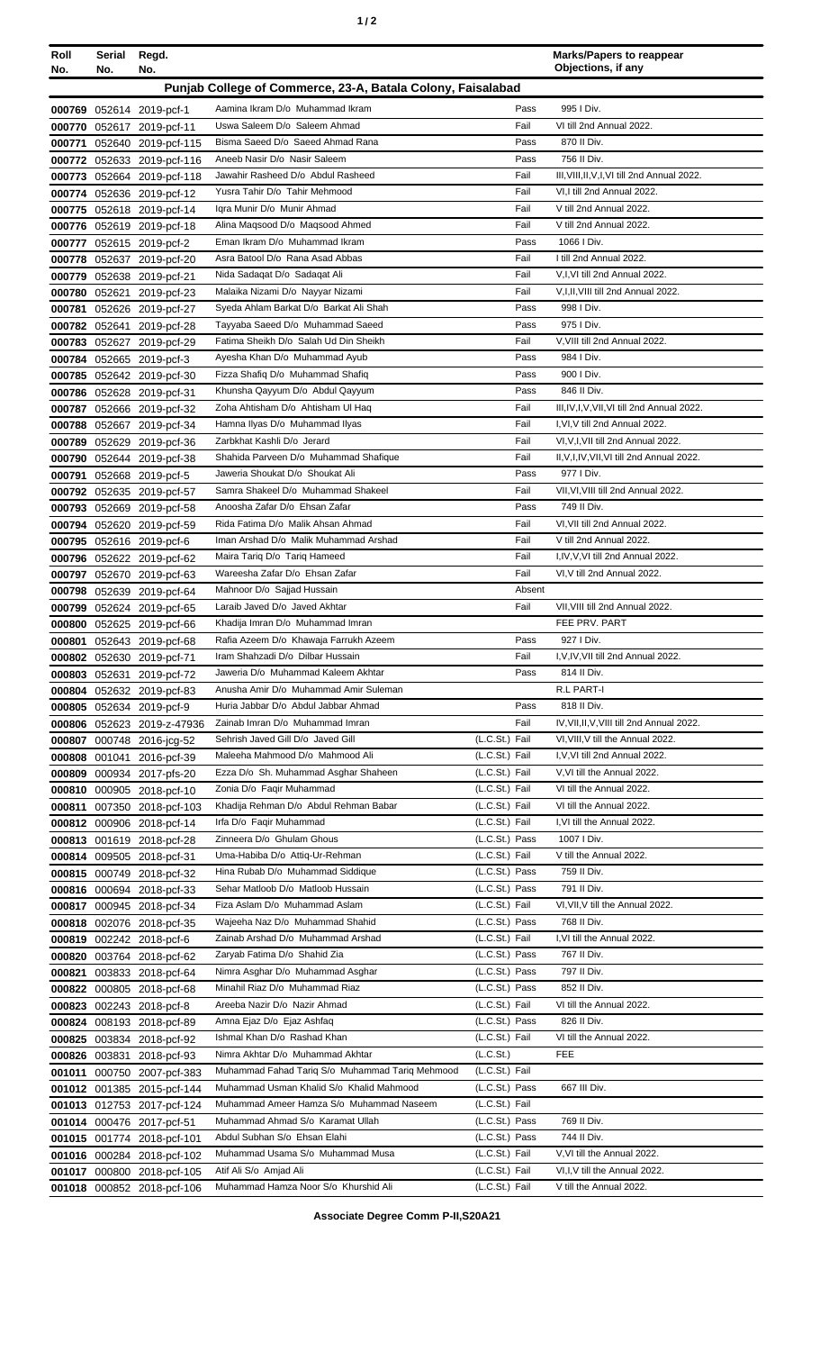| Roll No. | Serial No. | Regd. No. | | | Marks/Papers to reappear Objections, if any |
|---|---|---|---|---|---|
| **Punjab College of Commerce, 23-A, Batala Colony, Faisalabad** | | | | | |
| 000769 | 052614 | 2019-pcf-1 | Aamina Ikram D/o Muhammad Ikram | Pass | 995 I Div. |
| 000770 | 052617 | 2019-pcf-11 | Uswa Saleem D/o Saleem Ahmad | Fail | VI till 2nd Annual 2022. |
| 000771 | 052640 | 2019-pcf-115 | Bisma Saeed D/o Saeed Ahmad Rana | Pass | 870 II Div. |
| 000772 | 052633 | 2019-pcf-116 | Aneeb Nasir D/o Nasir Saleem | Pass | 756 II Div. |
| 000773 | 052664 | 2019-pcf-118 | Jawahir Rasheed D/o Abdul Rasheed | Fail | III,VIII,II,V,I,VI till 2nd Annual 2022. |
| 000774 | 052636 | 2019-pcf-12 | Yusra Tahir D/o Tahir Mehmood | Fail | VI,I till 2nd Annual 2022. |
| 000775 | 052618 | 2019-pcf-14 | Iqra Munir D/o Munir Ahmad | Fail | V till 2nd Annual 2022. |
| 000776 | 052619 | 2019-pcf-18 | Alina Maqsood D/o Maqsood Ahmed | Fail | V till 2nd Annual 2022. |
| 000777 | 052615 | 2019-pcf-2 | Eman Ikram D/o Muhammad Ikram | Pass | 1066 I Div. |
| 000778 | 052637 | 2019-pcf-20 | Asra Batool D/o Rana Asad Abbas | Fail | I till 2nd Annual 2022. |
| 000779 | 052638 | 2019-pcf-21 | Nida Sadaqat D/o Sadaqat Ali | Fail | V,I,VI till 2nd Annual 2022. |
| 000780 | 052621 | 2019-pcf-23 | Malaika Nizami D/o Nayyar Nizami | Fail | V,I,II,VIII till 2nd Annual 2022. |
| 000781 | 052626 | 2019-pcf-27 | Syeda Ahlam Barkat D/o Barkat Ali Shah | Pass | 998 I Div. |
| 000782 | 052641 | 2019-pcf-28 | Tayyaba Saeed D/o Muhammad Saeed | Pass | 975 I Div. |
| 000783 | 052627 | 2019-pcf-29 | Fatima Sheikh D/o Salah Ud Din Sheikh | Fail | V,VIII till 2nd Annual 2022. |
| 000784 | 052665 | 2019-pcf-3 | Ayesha Khan D/o Muhammad Ayub | Pass | 984 I Div. |
| 000785 | 052642 | 2019-pcf-30 | Fizza Shafiq D/o Muhammad Shafiq | Pass | 900 I Div. |
| 000786 | 052628 | 2019-pcf-31 | Khunsha Qayyum D/o Abdul Qayyum | Pass | 846 II Div. |
| 000787 | 052666 | 2019-pcf-32 | Zoha Ahtisham D/o Ahtisham Ul Haq | Fail | III,IV,I,V,VII,VI till 2nd Annual 2022. |
| 000788 | 052667 | 2019-pcf-34 | Hamna Ilyas D/o Muhammad Ilyas | Fail | I,VI,V till 2nd Annual 2022. |
| 000789 | 052629 | 2019-pcf-36 | Zarbkhat Kashli D/o Jerard | Fail | VI,V,I,VII till 2nd Annual 2022. |
| 000790 | 052644 | 2019-pcf-38 | Shahida Parveen D/o Muhammad Shafique | Fail | II,V,I,IV,VII,VI till 2nd Annual 2022. |
| 000791 | 052668 | 2019-pcf-5 | Jaweria Shoukat D/o Shoukat Ali | Pass | 977 I Div. |
| 000792 | 052635 | 2019-pcf-57 | Samra Shakeel D/o Muhammad Shakeel | Fail | VII,VI,VIII till 2nd Annual 2022. |
| 000793 | 052669 | 2019-pcf-58 | Anoosha Zafar D/o Ehsan Zafar | Pass | 749 II Div. |
| 000794 | 052620 | 2019-pcf-59 | Rida Fatima D/o Malik Ahsan Ahmad | Fail | VI,VII till 2nd Annual 2022. |
| 000795 | 052616 | 2019-pcf-6 | Iman Arshad D/o Malik Muhammad Arshad | Fail | V till 2nd Annual 2022. |
| 000796 | 052622 | 2019-pcf-62 | Maira Tariq D/o Tariq Hameed | Fail | I,IV,V,VI till 2nd Annual 2022. |
| 000797 | 052670 | 2019-pcf-63 | Wareesha Zafar D/o Ehsan Zafar | Fail | VI,V till 2nd Annual 2022. |
| 000798 | 052639 | 2019-pcf-64 | Mahnoor D/o Sajjad Hussain | Absent | |
| 000799 | 052624 | 2019-pcf-65 | Laraib Javed D/o Javed Akhtar | Fail | VII,VIII till 2nd Annual 2022. |
| 000800 | 052625 | 2019-pcf-66 | Khadija Imran D/o Muhammad Imran | | FEE PRV. PART |
| 000801 | 052643 | 2019-pcf-68 | Rafia Azeem D/o Khawaja Farrukh Azeem | Pass | 927 I Div. |
| 000802 | 052630 | 2019-pcf-71 | Iram Shahzadi D/o Dilbar Hussain | Fail | I,V,IV,VII till 2nd Annual 2022. |
| 000803 | 052631 | 2019-pcf-72 | Jaweria D/o Muhammad Kaleem Akhtar | Pass | 814 II Div. |
| 000804 | 052632 | 2019-pcf-83 | Anusha Amir D/o Muhammad Amir Suleman | | R.L PART-I |
| 000805 | 052634 | 2019-pcf-9 | Huria Jabbar D/o Abdul Jabbar Ahmad | Pass | 818 II Div. |
| 000806 | 052623 | 2019-z-47936 | Zainab Imran D/o Muhammad Imran | Fail | IV,VII,II,V,VIII till 2nd Annual 2022. |
| 000807 | 000748 | 2016-jcg-52 | Sehrish Javed Gill D/o Javed Gill | (L.C.St.) Fail | VI,VIII,V till the Annual 2022. |
| 000808 | 001041 | 2016-pcf-39 | Maleeha Mahmood D/o Mahmood Ali | (L.C.St.) Fail | I,V,VI till 2nd Annual 2022. |
| 000809 | 000934 | 2017-pfs-20 | Ezza D/o Sh. Muhammad Asghar Shaheen | (L.C.St.) Fail | V,VI till the Annual 2022. |
| 000810 | 000905 | 2018-pcf-10 | Zonia D/o Faqir Muhammad | (L.C.St.) Fail | VI till the Annual 2022. |
| 000811 | 007350 | 2018-pcf-103 | Khadija Rehman D/o Abdul Rehman Babar | (L.C.St.) Fail | VI till the Annual 2022. |
| 000812 | 000906 | 2018-pcf-14 | Irfa D/o Faqir Muhammad | (L.C.St.) Fail | I,VI till the Annual 2022. |
| 000813 | 001619 | 2018-pcf-28 | Zinneera D/o Ghulam Ghous | (L.C.St.) Pass | 1007 I Div. |
| 000814 | 009505 | 2018-pcf-31 | Uma-Habiba D/o Attiq-Ur-Rehman | (L.C.St.) Fail | V till the Annual 2022. |
| 000815 | 000749 | 2018-pcf-32 | Hina Rubab D/o Muhammad Siddique | (L.C.St.) Pass | 759 II Div. |
| 000816 | 000694 | 2018-pcf-33 | Sehar Matloob D/o Matloob Hussain | (L.C.St.) Pass | 791 II Div. |
| 000817 | 000945 | 2018-pcf-34 | Fiza Aslam D/o Muhammad Aslam | (L.C.St.) Fail | VI,VII,V till the Annual 2022. |
| 000818 | 002076 | 2018-pcf-35 | Wajeeha Naz D/o Muhammad Shahid | (L.C.St.) Pass | 768 II Div. |
| 000819 | 002242 | 2018-pcf-6 | Zainab Arshad D/o Muhammad Arshad | (L.C.St.) Fail | I,VI till the Annual 2022. |
| 000820 | 003764 | 2018-pcf-62 | Zaryab Fatima D/o Shahid Zia | (L.C.St.) Pass | 767 II Div. |
| 000821 | 003833 | 2018-pcf-64 | Nimra Asghar D/o Muhammad Asghar | (L.C.St.) Pass | 797 II Div. |
| 000822 | 000805 | 2018-pcf-68 | Minahil Riaz D/o Muhammad Riaz | (L.C.St.) Pass | 852 II Div. |
| 000823 | 002243 | 2018-pcf-8 | Areeba Nazir D/o Nazir Ahmad | (L.C.St.) Fail | VI till the Annual 2022. |
| 000824 | 008193 | 2018-pcf-89 | Amna Ejaz D/o Ejaz Ashfaq | (L.C.St.) Pass | 826 II Div. |
| 000825 | 003834 | 2018-pcf-92 | Ishmal Khan D/o Rashad Khan | (L.C.St.) Fail | VI till the Annual 2022. |
| 000826 | 003831 | 2018-pcf-93 | Nimra Akhtar D/o Muhammad Akhtar | (L.C.St.) | FEE |
| 001011 | 000750 | 2007-pcf-383 | Muhammad Fahad Tariq S/o Muhammad Tariq Mehmood | (L.C.St.) Fail | |
| 001012 | 001385 | 2015-pcf-144 | Muhammad Usman Khalid S/o Khalid Mahmood | (L.C.St.) Pass | 667 III Div. |
| 001013 | 012753 | 2017-pcf-124 | Muhammad Ameer Hamza S/o Muhammad Naseem | (L.C.St.) Fail | |
| 001014 | 000476 | 2017-pcf-51 | Muhammad Ahmad S/o Karamat Ullah | (L.C.St.) Pass | 769 II Div. |
| 001015 | 001774 | 2018-pcf-101 | Abdul Subhan S/o Ehsan Elahi | (L.C.St.) Pass | 744 II Div. |
| 001016 | 000284 | 2018-pcf-102 | Muhammad Usama S/o Muhammad Musa | (L.C.St.) Fail | V,VI till the Annual 2022. |
| 001017 | 000800 | 2018-pcf-105 | Atif Ali S/o Amjad Ali | (L.C.St.) Fail | VI,I,V till the Annual 2022. |
| 001018 | 000852 | 2018-pcf-106 | Muhammad Hamza Noor S/o Khurshid Ali | (L.C.St.) Fail | V till the Annual 2022. |

**Associate Degree Comm P-II,S20A21**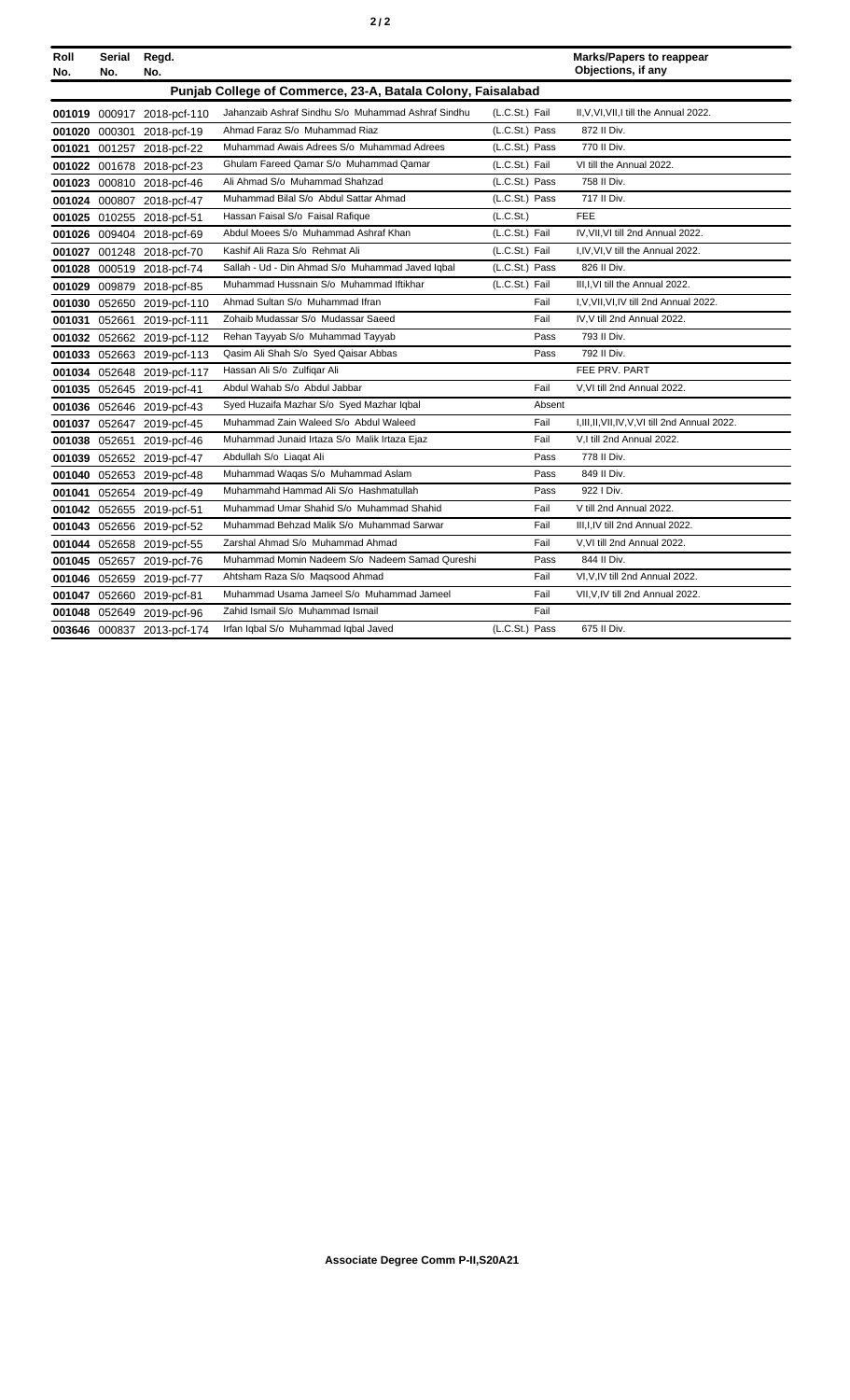| Roll No. | Serial No. | Regd. No. | | | Marks/Papers to reappear Objections, if any |
|---|---|---|---|---|---|
| **Punjab College of Commerce, 23-A, Batala Colony, Faisalabad** | | | | | |
| 001019 | 000917 | 2018-pcf-110 | Jahanzaib Ashraf Sindhu S/o Muhammad Ashraf Sindhu | (L.C.St.) Fail | II,V,VI,VII,I till the Annual 2022. |
| 001020 | 000301 | 2018-pcf-19 | Ahmad Faraz S/o Muhammad Riaz | (L.C.St.) Pass | 872 II Div. |
| 001021 | 001257 | 2018-pcf-22 | Muhammad Awais Adrees S/o Muhammad Adrees | (L.C.St.) Pass | 770 II Div. |
| 001022 | 001678 | 2018-pcf-23 | Ghulam Fareed Qamar S/o Muhammad Qamar | (L.C.St.) Fail | VI till the Annual 2022. |
| 001023 | 000810 | 2018-pcf-46 | Ali Ahmad S/o Muhammad Shahzad | (L.C.St.) Pass | 758 II Div. |
| 001024 | 000807 | 2018-pcf-47 | Muhammad Bilal S/o Abdul Sattar Ahmad | (L.C.St.) Pass | 717 II Div. |
| 001025 | 010255 | 2018-pcf-51 | Hassan Faisal S/o Faisal Rafique | (L.C.St.) | FEE |
| 001026 | 009404 | 2018-pcf-69 | Abdul Moees S/o Muhammad Ashraf Khan | (L.C.St.) Fail | IV,VII,VI till 2nd Annual 2022. |
| 001027 | 001248 | 2018-pcf-70 | Kashif Ali Raza S/o Rehmat Ali | (L.C.St.) Fail | I,IV,VI,V till the Annual 2022. |
| 001028 | 000519 | 2018-pcf-74 | Sallah - Ud - Din Ahmad S/o Muhammad Javed Iqbal | (L.C.St.) Pass | 826 II Div. |
| 001029 | 009879 | 2018-pcf-85 | Muhammad Hussnain S/o Muhammad Iftikhar | (L.C.St.) Fail | III,I,VI till the Annual 2022. |
| 001030 | 052650 | 2019-pcf-110 | Ahmad Sultan S/o Muhammad Ifran | Fail | I,V,VII,VI,IV till 2nd Annual 2022. |
| 001031 | 052661 | 2019-pcf-111 | Zohaib Mudassar S/o Mudassar Saeed | Fail | IV,V till 2nd Annual 2022. |
| 001032 | 052662 | 2019-pcf-112 | Rehan Tayyab S/o Muhammad Tayyab | Pass | 793 II Div. |
| 001033 | 052663 | 2019-pcf-113 | Qasim Ali Shah S/o Syed Qaisar Abbas | Pass | 792 II Div. |
| 001034 | 052648 | 2019-pcf-117 | Hassan Ali S/o Zulfiqar Ali | | FEE PRV. PART |
| 001035 | 052645 | 2019-pcf-41 | Abdul Wahab S/o Abdul Jabbar | Fail | V,VI till 2nd Annual 2022. |
| 001036 | 052646 | 2019-pcf-43 | Syed Huzaifa Mazhar S/o Syed Mazhar Iqbal | Absent | |
| 001037 | 052647 | 2019-pcf-45 | Muhammad Zain Waleed S/o Abdul Waleed | Fail | I,III,II,VII,IV,V,VI till 2nd Annual 2022. |
| 001038 | 052651 | 2019-pcf-46 | Muhammad Junaid Irtaza S/o Malik Irtaza Ejaz | Fail | V,I till 2nd Annual 2022. |
| 001039 | 052652 | 2019-pcf-47 | Abdullah S/o Liaqat Ali | Pass | 778 II Div. |
| 001040 | 052653 | 2019-pcf-48 | Muhammad Waqas S/o Muhammad Aslam | Pass | 849 II Div. |
| 001041 | 052654 | 2019-pcf-49 | Muhammahd Hammad Ali S/o Hashmatullah | Pass | 922 I Div. |
| 001042 | 052655 | 2019-pcf-51 | Muhammad Umar Shahid S/o Muhammad Shahid | Fail | V till 2nd Annual 2022. |
| 001043 | 052656 | 2019-pcf-52 | Muhammad Behzad Malik S/o Muhammad Sarwar | Fail | III,I,IV till 2nd Annual 2022. |
| 001044 | 052658 | 2019-pcf-55 | Zarshal Ahmad S/o Muhammad Ahmad | Fail | V,VI till 2nd Annual 2022. |
| 001045 | 052657 | 2019-pcf-76 | Muhammad Momin Nadeem S/o Nadeem Samad Qureshi | Pass | 844 II Div. |
| 001046 | 052659 | 2019-pcf-77 | Ahtsham Raza S/o Maqsood Ahmad | Fail | VI,V,IV till 2nd Annual 2022. |
| 001047 | 052660 | 2019-pcf-81 | Muhammad Usama Jameel S/o Muhammad Jameel | Fail | VII,V,IV till 2nd Annual 2022. |
| 001048 | 052649 | 2019-pcf-96 | Zahid Ismail S/o Muhammad Ismail | Fail | |
| 003646 | 000837 | 2013-pcf-174 | Irfan Iqbal S/o Muhammad Iqbal Javed | (L.C.St.) Pass | 675 II Div. |

**Associate Degree Comm P-II,S20A21**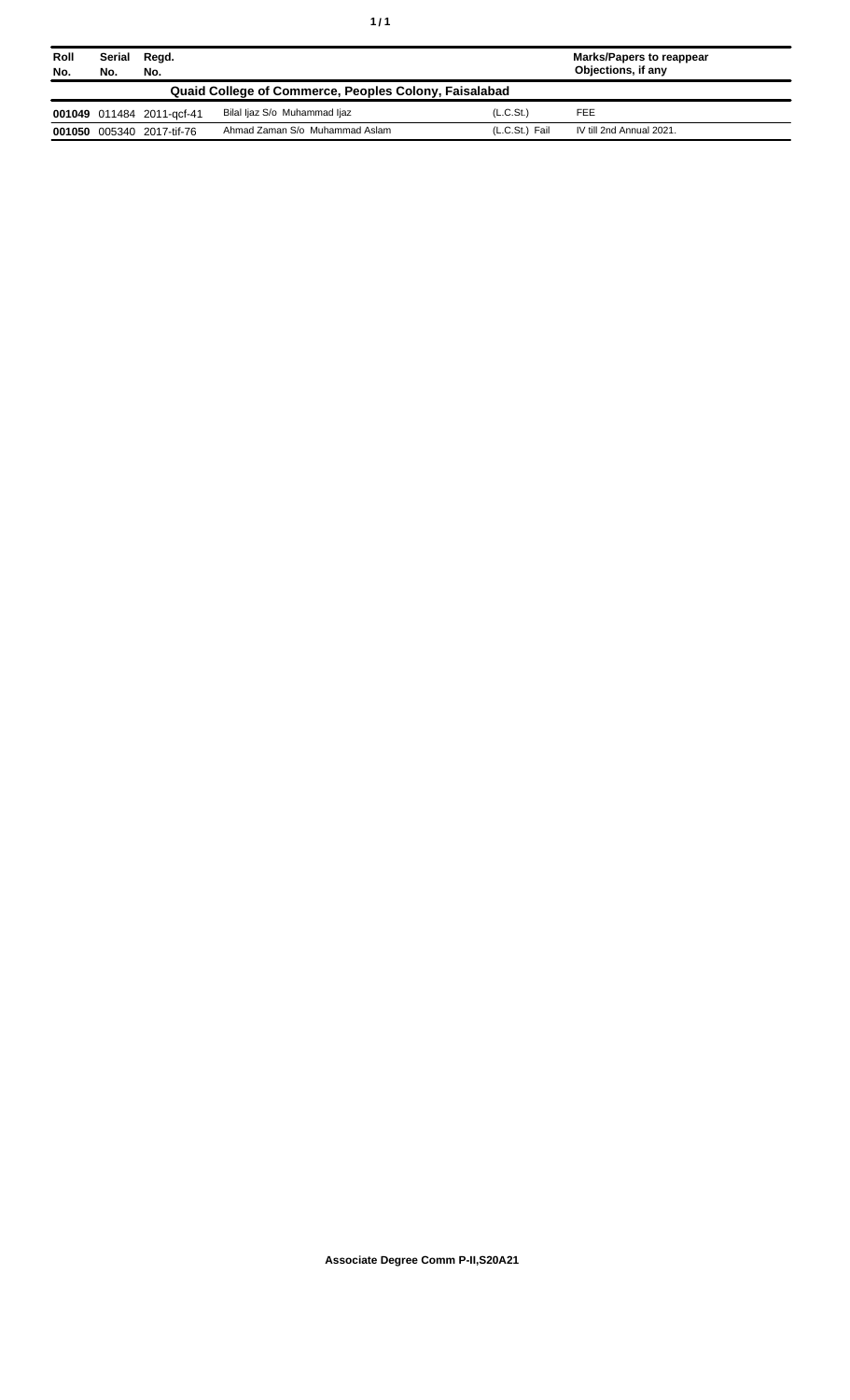| Roll No. | Serial No. | Regd. No. | | | Marks/Papers to reappear Objections, if any |
|---|---|---|---|---|---|
| **Quaid College of Commerce, Peoples Colony, Faisalabad** | | | | | |
| **001049** | 011484 | 2011-qcf-41 | Bilal Ijaz S/o Muhammad Ijaz | (L.C.St.) | FEE |
| **001050** | 005340 | 2017-tif-76 | Ahmad Zaman S/o Muhammad Aslam | (L.C.St.) Fail | IV till 2nd Annual 2021. |

**Associate Degree Comm P-II,S20A21**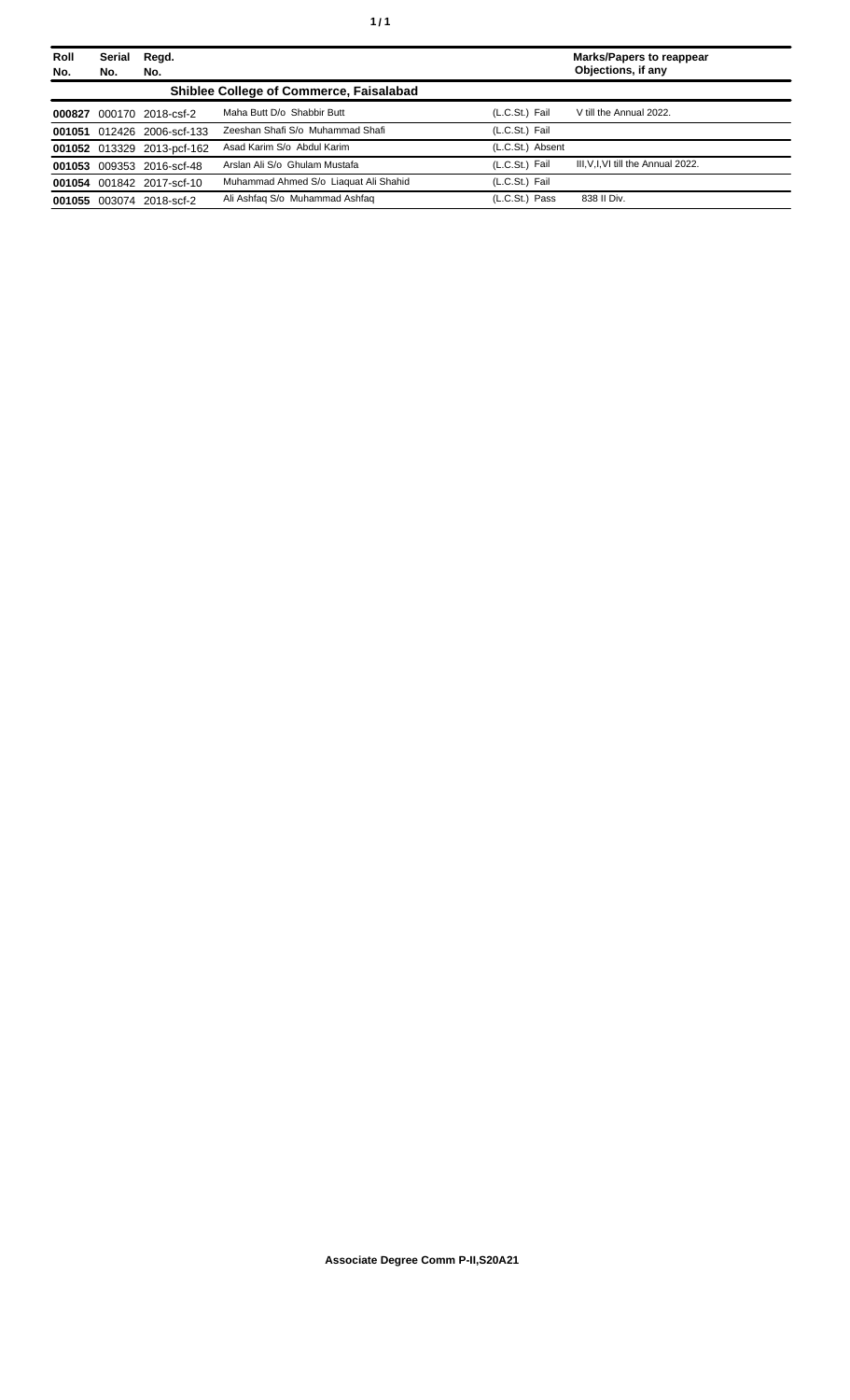| Roll No. | Serial No. | Regd. No. | | | Marks/Papers to reappear Objections, if any |
|---|---|---|---|---|---|
| | | | **Shiblee College of Commerce, Faisalabad** | | |
| **000827** | 000170 | 2018-csf-2 | Maha Butt D/o Shabbir Butt | (L.C.St.) Fail | V till the Annual 2022. |
| **001051** | 012426 | 2006-scf-133 | Zeeshan Shafi S/o Muhammad Shafi | (L.C.St.) Fail | |
| **001052** | 013329 | 2013-pcf-162 | Asad Karim S/o Abdul Karim | (L.C.St.) Absent | |
| **001053** | 009353 | 2016-scf-48 | Arslan Ali S/o Ghulam Mustafa | (L.C.St.) Fail | III,V,I,VI till the Annual 2022. |
| **001054** | 001842 | 2017-scf-10 | Muhammad Ahmed S/o Liaquat Ali Shahid | (L.C.St.) Fail | |
| **001055** | 003074 | 2018-scf-2 | Ali Ashfaq S/o Muhammad Ashfaq | (L.C.St.) Pass | 838 II Div. |

**Associate Degree Comm P-II,S20A21**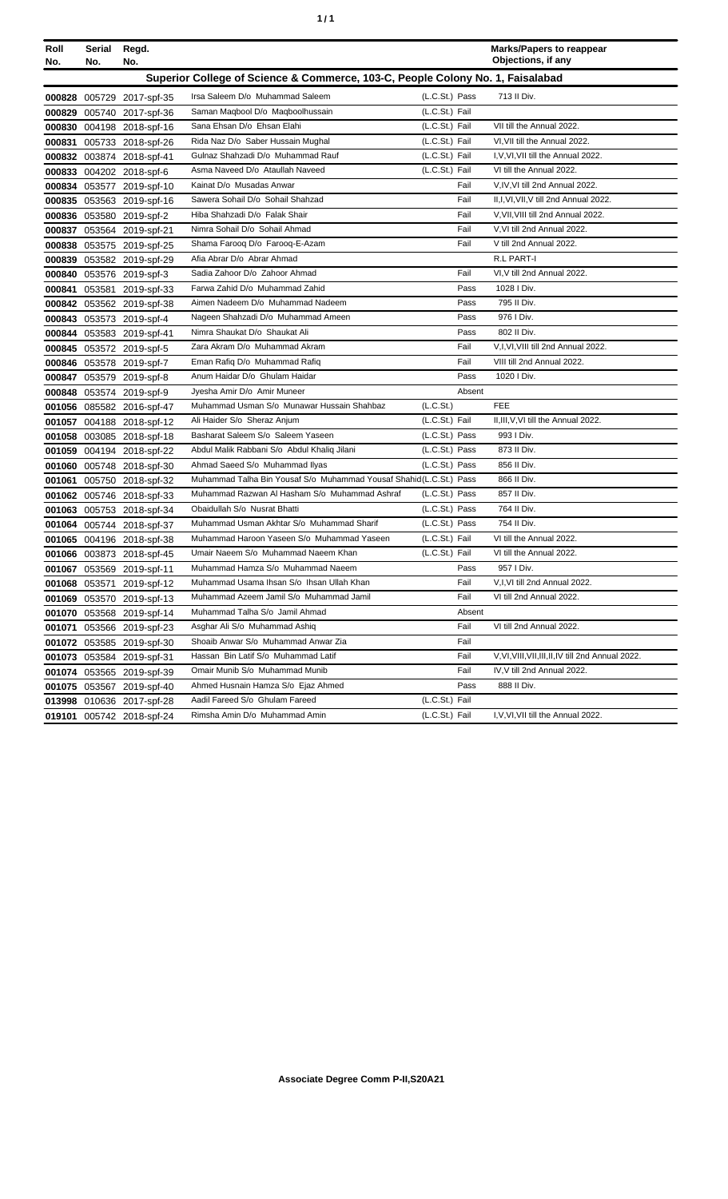| Roll No. | Serial No. | Regd. No. | | | | Marks/Papers to reappear Objections, if any |
|---|---|---|---|---|---|---|
| **Superior College of Science & Commerce, 103-C, People Colony No. 1, Faisalabad** | | | | | | |
| **000828** | 005729 | 2017-spf-35 | Irsa Saleem D/o Muhammad Saleem | (L.C.St.) | Pass | 713 II Div. |
| **000829** | 005740 | 2017-spf-36 | Saman Maqbool D/o Maqboolhussain | (L.C.St.) | Fail | |
| **000830** | 004198 | 2018-spf-16 | Sana Ehsan D/o Ehsan Elahi | (L.C.St.) | Fail | VII till the Annual 2022. |
| **000831** | 005733 | 2018-spf-26 | Rida Naz D/o Saber Hussain Mughal | (L.C.St.) | Fail | VI,VII till the Annual 2022. |
| **000832** | 003874 | 2018-spf-41 | Gulnaz Shahzadi D/o Muhammad Rauf | (L.C.St.) | Fail | I,V,VI,VII till the Annual 2022. |
| **000833** | 004202 | 2018-spf-6 | Asma Naveed D/o Ataullah Naveed | (L.C.St.) | Fail | VI till the Annual 2022. |
| **000834** | 053577 | 2019-spf-10 | Kainat D/o Musadas Anwar | | Fail | V,IV,VI till 2nd Annual 2022. |
| **000835** | 053563 | 2019-spf-16 | Sawera Sohail D/o Sohail Shahzad | | Fail | II,I,VI,VII,V till 2nd Annual 2022. |
| **000836** | 053580 | 2019-spf-2 | Hiba Shahzadi D/o Falak Shair | | Fail | V,VII,VIII till 2nd Annual 2022. |
| **000837** | 053564 | 2019-spf-21 | Nimra Sohail D/o Sohail Ahmad | | Fail | V,VI till 2nd Annual 2022. |
| **000838** | 053575 | 2019-spf-25 | Shama Farooq D/o Farooq-E-Azam | | Fail | V till 2nd Annual 2022. |
| **000839** | 053582 | 2019-spf-29 | Afia Abrar D/o Abrar Ahmad | | | R.L PART-I |
| **000840** | 053576 | 2019-spf-3 | Sadia Zahoor D/o Zahoor Ahmad | | Fail | VI,V till 2nd Annual 2022. |
| **000841** | 053581 | 2019-spf-33 | Farwa Zahid D/o Muhammad Zahid | | Pass | 1028 I Div. |
| **000842** | 053562 | 2019-spf-38 | Aimen Nadeem D/o Muhammad Nadeem | | Pass | 795 II Div. |
| **000843** | 053573 | 2019-spf-4 | Nageen Shahzadi D/o Muhammad Ameen | | Pass | 976 I Div. |
| **000844** | 053583 | 2019-spf-41 | Nimra Shaukat D/o Shaukat Ali | | Pass | 802 II Div. |
| **000845** | 053572 | 2019-spf-5 | Zara Akram D/o Muhammad Akram | | Fail | V,I,VI,VIII till 2nd Annual 2022. |
| **000846** | 053578 | 2019-spf-7 | Eman Rafiq D/o Muhammad Rafiq | | Fail | VIII till 2nd Annual 2022. |
| **000847** | 053579 | 2019-spf-8 | Anum Haidar D/o Ghulam Haidar | | Pass | 1020 I Div. |
| **000848** | 053574 | 2019-spf-9 | Jyesha Amir D/o Amir Muneer | | Absent | |
| **001056** | 085582 | 2016-spf-47 | Muhammad Usman S/o Munawar Hussain Shahbaz | (L.C.St.) | | FEE |
| **001057** | 004188 | 2018-spf-12 | Ali Haider S/o Sheraz Anjum | (L.C.St.) | Fail | II,III,V,VI till the Annual 2022. |
| **001058** | 003085 | 2018-spf-18 | Basharat Saleem S/o Saleem Yaseen | (L.C.St.) | Pass | 993 I Div. |
| **001059** | 004194 | 2018-spf-22 | Abdul Malik Rabbani S/o Abdul Khaliq Jilani | (L.C.St.) | Pass | 873 II Div. |
| **001060** | 005748 | 2018-spf-30 | Ahmad Saeed S/o Muhammad Ilyas | (L.C.St.) | Pass | 856 II Div. |
| **001061** | 005750 | 2018-spf-32 | Muhammad Talha Bin Yousaf S/o Muhammad Yousaf Shahid | (L.C.St.) | Pass | 866 II Div. |
| **001062** | 005746 | 2018-spf-33 | Muhammad Razwan Al Hasham S/o Muhammad Ashraf | (L.C.St.) | Pass | 857 II Div. |
| **001063** | 005753 | 2018-spf-34 | Obaidullah S/o Nusrat Bhatti | (L.C.St.) | Pass | 764 II Div. |
| **001064** | 005744 | 2018-spf-37 | Muhammad Usman Akhtar S/o Muhammad Sharif | (L.C.St.) | Pass | 754 II Div. |
| **001065** | 004196 | 2018-spf-38 | Muhammad Haroon Yaseen S/o Muhammad Yaseen | (L.C.St.) | Fail | VI till the Annual 2022. |
| **001066** | 003873 | 2018-spf-45 | Umair Naeem S/o Muhammad Naeem Khan | (L.C.St.) | Fail | VI till the Annual 2022. |
| **001067** | 053569 | 2019-spf-11 | Muhammad Hamza S/o Muhammad Naeem | | Pass | 957 I Div. |
| **001068** | 053571 | 2019-spf-12 | Muhammad Usama Ihsan S/o Ihsan Ullah Khan | | Fail | V,I,VI till 2nd Annual 2022. |
| **001069** | 053570 | 2019-spf-13 | Muhammad Azeem Jamil S/o Muhammad Jamil | | Fail | VI till 2nd Annual 2022. |
| **001070** | 053568 | 2019-spf-14 | Muhammad Talha S/o Jamil Ahmad | | Absent | |
| **001071** | 053566 | 2019-spf-23 | Asghar Ali S/o Muhammad Ashiq | | Fail | VI till 2nd Annual 2022. |
| **001072** | 053585 | 2019-spf-30 | Shoaib Anwar S/o Muhammad Anwar Zia | | Fail | |
| **001073** | 053584 | 2019-spf-31 | Hassan Bin Latif S/o Muhammad Latif | | Fail | V,VI,VIII,VII,III,II,IV till 2nd Annual 2022. |
| **001074** | 053565 | 2019-spf-39 | Omair Munib S/o Muhammad Munib | | Fail | IV,V till 2nd Annual 2022. |
| **001075** | 053567 | 2019-spf-40 | Ahmed Husnain Hamza S/o Ejaz Ahmed | | Pass | 888 II Div. |
| **013998** | 010636 | 2017-spf-28 | Aadil Fareed S/o Ghulam Fareed | (L.C.St.) | Fail | |
| **019101** | 005742 | 2018-spf-24 | Rimsha Amin D/o Muhammad Amin | (L.C.St.) | Fail | I,V,VI,VII till the Annual 2022. |

**Associate Degree Comm P-II,S20A21**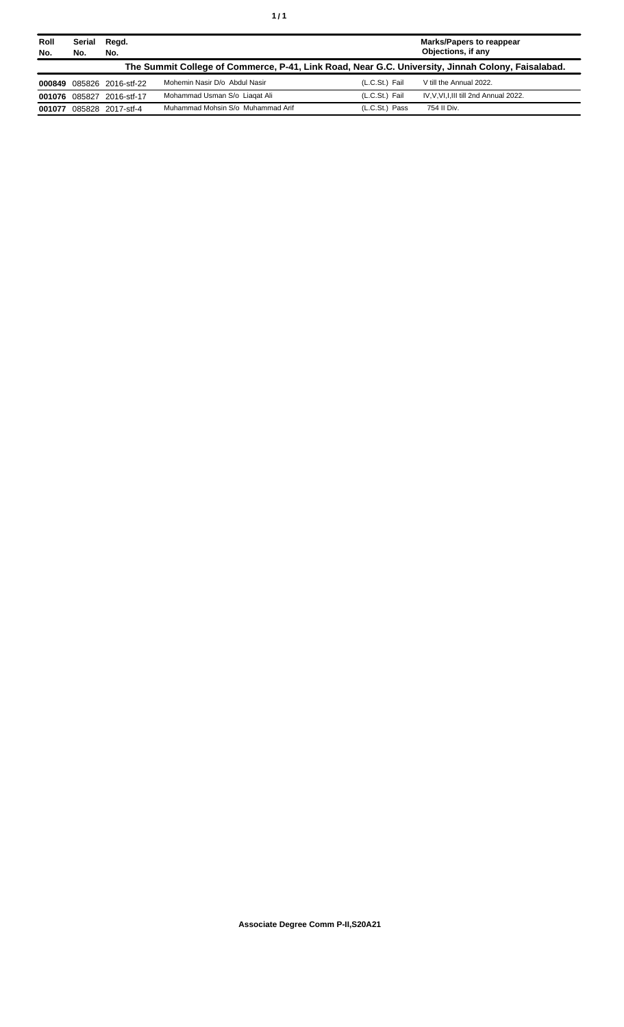| Roll No. | Serial No. | Regd. No. | | | Marks/Papers to reappear Objections, if any |
|---|---|---|---|---|---|
| **The Summit College of Commerce, P-41, Link Road, Near G.C. University, Jinnah Colony, Faisalabad.** | | | | | |
| **000849** | 085826 | 2016-stf-22 | Mohemin Nasir D/o Abdul Nasir | (L.C.St.) Fail | V till the Annual 2022. |
| **001076** | 085827 | 2016-stf-17 | Mohammad Usman S/o Liaqat Ali | (L.C.St.) Fail | IV,V,VI,I,III till 2nd Annual 2022. |
| **001077** | 085828 | 2017-stf-4 | Muhammad Mohsin S/o Muhammad Arif | (L.C.St.) Pass | 754 II Div. |

**Associate Degree Comm P-II,S20A21**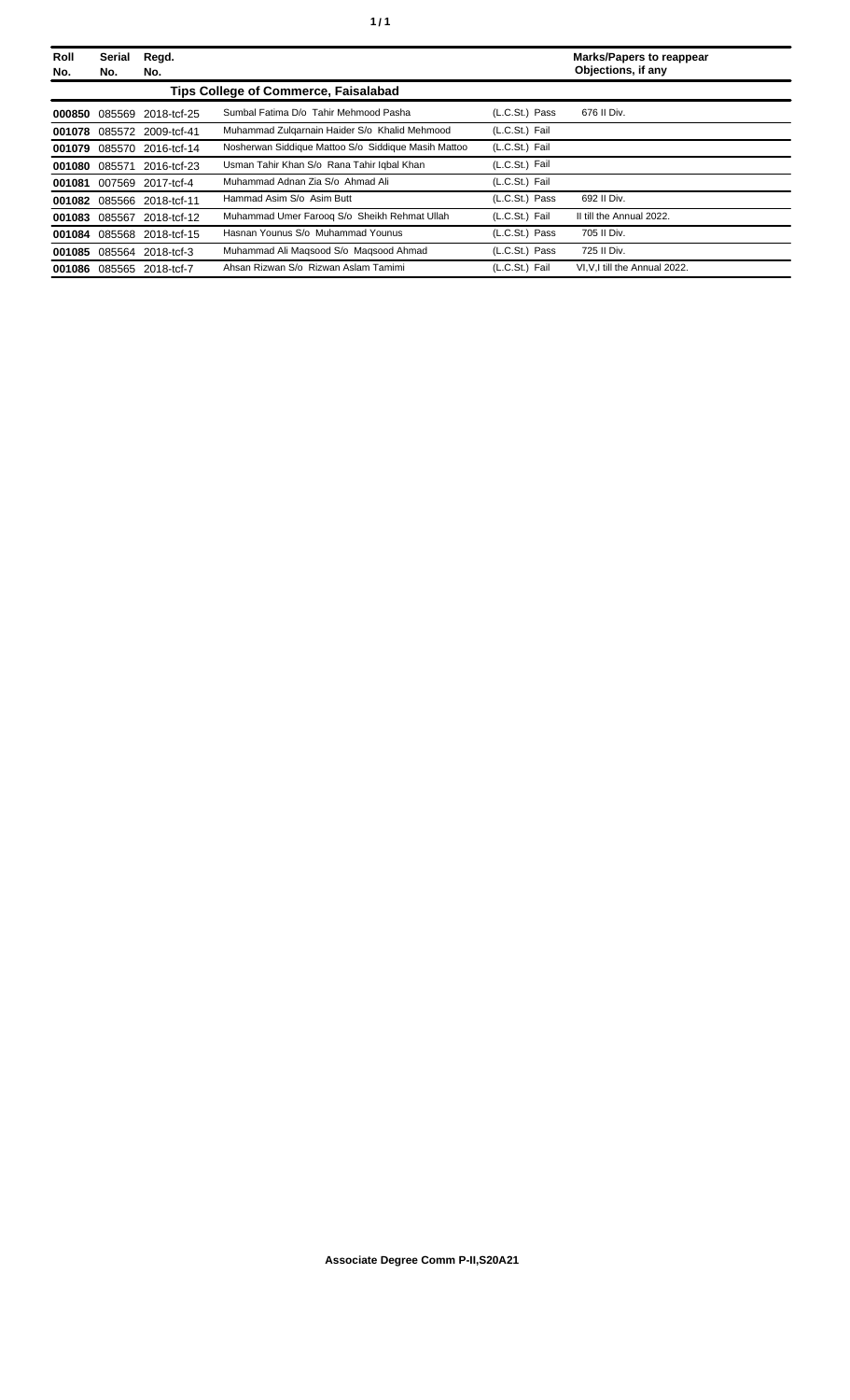| Roll No. | Serial No. | Regd. No. | | | Marks/Papers to reappear Objections, if any |
|---|---|---|---|---|---|
| **Tips College of Commerce, Faisalabad** | | | | | |
| **000850** | 085569 | 2018-tcf-25 | Sumbal Fatima D/o Tahir Mehmood Pasha | (L.C.St.) Pass | 676 II Div. |
| **001078** | 085572 | 2009-tcf-41 | Muhammad Zulqarnain Haider S/o Khalid Mehmood | (L.C.St.) Fail | |
| **001079** | 085570 | 2016-tcf-14 | Nosherwan Siddique Mattoo S/o Siddique Masih Mattoo | (L.C.St.) Fail | |
| **001080** | 085571 | 2016-tcf-23 | Usman Tahir Khan S/o Rana Tahir Iqbal Khan | (L.C.St.) Fail | |
| **001081** | 007569 | 2017-tcf-4 | Muhammad Adnan Zia S/o Ahmad Ali | (L.C.St.) Fail | |
| **001082** | 085566 | 2018-tcf-11 | Hammad Asim S/o Asim Butt | (L.C.St.) Pass | 692 II Div. |
| **001083** | 085567 | 2018-tcf-12 | Muhammad Umer Farooq S/o Sheikh Rehmat Ullah | (L.C.St.) Fail | II till the Annual 2022. |
| **001084** | 085568 | 2018-tcf-15 | Hasnan Younus S/o Muhammad Younus | (L.C.St.) Pass | 705 II Div. |
| **001085** | 085564 | 2018-tcf-3 | Muhammad Ali Maqsood S/o Maqsood Ahmad | (L.C.St.) Pass | 725 II Div. |
| **001086** | 085565 | 2018-tcf-7 | Ahsan Rizwan S/o Rizwan Aslam Tamimi | (L.C.St.) Fail | VI,V,I till the Annual 2022. |

**Associate Degree Comm P-II,S20A21**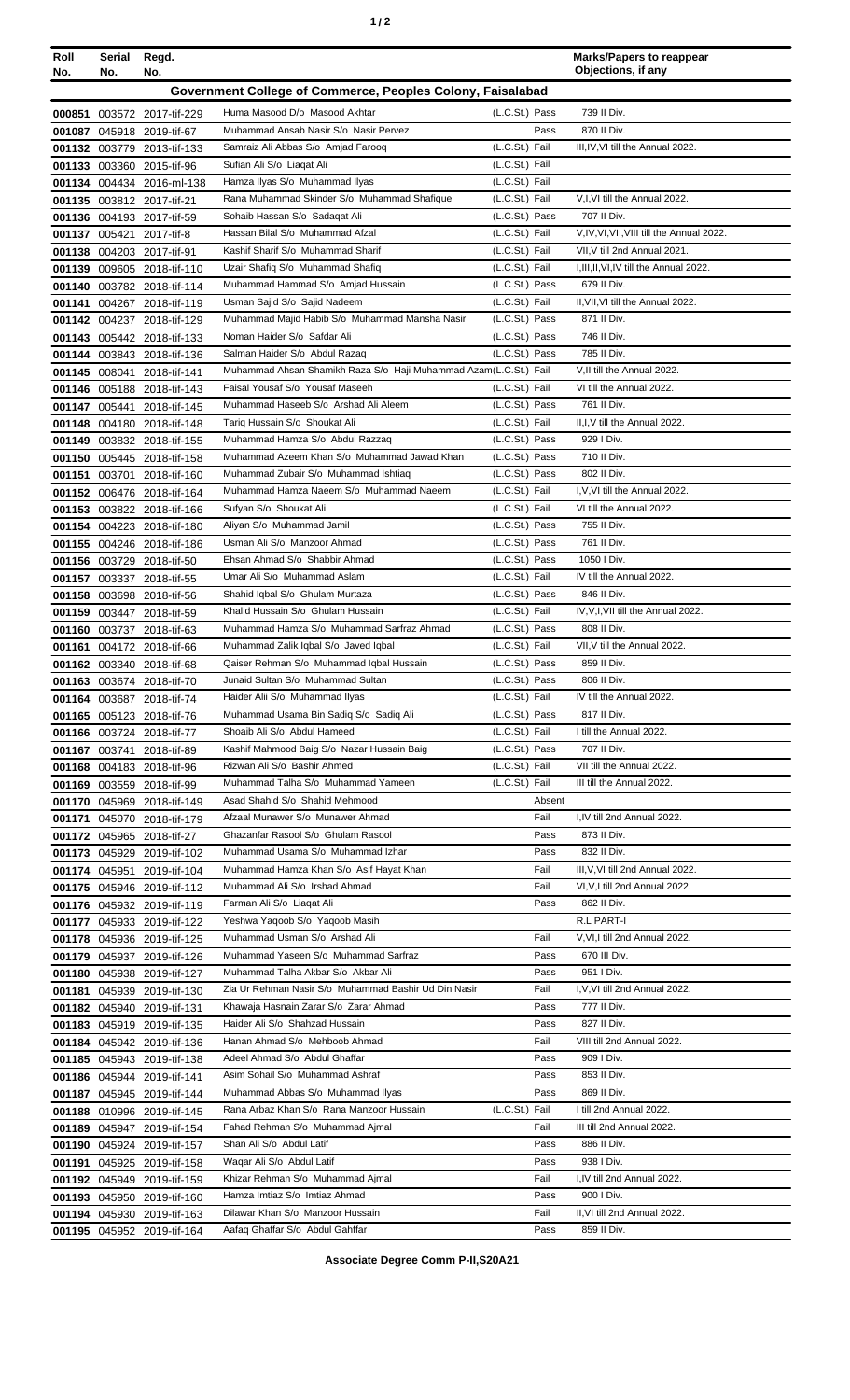| Roll No. | Serial No. | Regd. No. | | | Marks/Papers to reappear Objections, if any |
|---|---|---|---|---|---|
| **Government College of Commerce, Peoples Colony, Faisalabad** | | | | | |
| 000851 | 003572 | 2017-tif-229 | Huma Masood D/o Masood Akhtar | (L.C.St.) Pass | 739 II Div. |
| 001087 | 045918 | 2019-tif-67 | Muhammad Ansab Nasir S/o Nasir Pervez | Pass | 870 II Div. |
| 001132 | 003779 | 2013-tif-133 | Samraiz Ali Abbas S/o Amjad Farooq | (L.C.St.) Fail | III,IV,VI till the Annual 2022. |
| 001133 | 003360 | 2015-tif-96 | Sufian Ali S/o Liaqat Ali | (L.C.St.) Fail | |
| 001134 | 004434 | 2016-ml-138 | Hamza Ilyas S/o Muhammad Ilyas | (L.C.St.) Fail | |
| 001135 | 003812 | 2017-tif-21 | Rana Muhammad Skinder S/o Muhammad Shafique | (L.C.St.) Fail | V,I,VI till the Annual 2022. |
| 001136 | 004193 | 2017-tif-59 | Sohaib Hassan S/o Sadaqat Ali | (L.C.St.) Pass | 707 II Div. |
| 001137 | 005421 | 2017-tif-8 | Hassan Bilal S/o Muhammad Afzal | (L.C.St.) Fail | V,IV,VI,VII,VIII till the Annual 2022. |
| 001138 | 004203 | 2017-tif-91 | Kashif Sharif S/o Muhammad Sharif | (L.C.St.) Fail | VII,V till 2nd Annual 2021. |
| 001139 | 009605 | 2018-tif-110 | Uzair Shafiq S/o Muhammad Shafiq | (L.C.St.) Fail | I,III,II,VI,IV till the Annual 2022. |
| 001140 | 003782 | 2018-tif-114 | Muhammad Hammad S/o Amjad Hussain | (L.C.St.) Pass | 679 II Div. |
| 001141 | 004267 | 2018-tif-119 | Usman Sajid S/o Sajid Nadeem | (L.C.St.) Fail | II,VII,VI till the Annual 2022. |
| 001142 | 004237 | 2018-tif-129 | Muhammad Majid Habib S/o Muhammad Mansha Nasir | (L.C.St.) Pass | 871 II Div. |
| 001143 | 005442 | 2018-tif-133 | Noman Haider S/o Safdar Ali | (L.C.St.) Pass | 746 II Div. |
| 001144 | 003843 | 2018-tif-136 | Salman Haider S/o Abdul Razaq | (L.C.St.) Pass | 785 II Div. |
| 001145 | 008041 | 2018-tif-141 | Muhammad Ahsan Shamikh Raza S/o Haji Muhammad Azam | (L.C.St.) Fail | V,II till the Annual 2022. |
| 001146 | 005188 | 2018-tif-143 | Faisal Yousaf S/o Yousaf Maseeh | (L.C.St.) Fail | VI till the Annual 2022. |
| 001147 | 005441 | 2018-tif-145 | Muhammad Haseeb S/o Arshad Ali Aleem | (L.C.St.) Pass | 761 II Div. |
| 001148 | 004180 | 2018-tif-148 | Tariq Hussain S/o Shoukat Ali | (L.C.St.) Fail | II,I,V till the Annual 2022. |
| 001149 | 003832 | 2018-tif-155 | Muhammad Hamza S/o Abdul Razzaq | (L.C.St.) Pass | 929 I Div. |
| 001150 | 005445 | 2018-tif-158 | Muhammad Azeem Khan S/o Muhammad Jawad Khan | (L.C.St.) Pass | 710 II Div. |
| 001151 | 003701 | 2018-tif-160 | Muhammad Zubair S/o Muhammad Ishtiaq | (L.C.St.) Pass | 802 II Div. |
| 001152 | 006476 | 2018-tif-164 | Muhammad Hamza Naeem S/o Muhammad Naeem | (L.C.St.) Fail | I,V,VI till the Annual 2022. |
| 001153 | 003822 | 2018-tif-166 | Sufyan S/o Shoukat Ali | (L.C.St.) Fail | VI till the Annual 2022. |
| 001154 | 004223 | 2018-tif-180 | Aliyan S/o Muhammad Jamil | (L.C.St.) Pass | 755 II Div. |
| 001155 | 004246 | 2018-tif-186 | Usman Ali S/o Manzoor Ahmad | (L.C.St.) Pass | 761 II Div. |
| 001156 | 003729 | 2018-tif-50 | Ehsan Ahmad S/o Shabbir Ahmad | (L.C.St.) Pass | 1050 I Div. |
| 001157 | 003337 | 2018-tif-55 | Umar Ali S/o Muhammad Aslam | (L.C.St.) Fail | IV till the Annual 2022. |
| 001158 | 003698 | 2018-tif-56 | Shahid Iqbal S/o Ghulam Murtaza | (L.C.St.) Pass | 846 II Div. |
| 001159 | 003447 | 2018-tif-59 | Khalid Hussain S/o Ghulam Hussain | (L.C.St.) Fail | IV,V,I,VII till the Annual 2022. |
| 001160 | 003737 | 2018-tif-63 | Muhammad Hamza S/o Muhammad Sarfraz Ahmad | (L.C.St.) Pass | 808 II Div. |
| 001161 | 004172 | 2018-tif-66 | Muhammad Zalik Iqbal S/o Javed Iqbal | (L.C.St.) Fail | VII,V till the Annual 2022. |
| 001162 | 003340 | 2018-tif-68 | Qaiser Rehman S/o Muhammad Iqbal Hussain | (L.C.St.) Pass | 859 II Div. |
| 001163 | 003674 | 2018-tif-70 | Junaid Sultan S/o Muhammad Sultan | (L.C.St.) Pass | 806 II Div. |
| 001164 | 003687 | 2018-tif-74 | Haider Alii S/o Muhammad Ilyas | (L.C.St.) Fail | IV till the Annual 2022. |
| 001165 | 005123 | 2018-tif-76 | Muhammad Usama Bin Sadiq S/o Sadiq Ali | (L.C.St.) Pass | 817 II Div. |
| 001166 | 003724 | 2018-tif-77 | Shoaib Ali S/o Abdul Hameed | (L.C.St.) Fail | I till the Annual 2022. |
| 001167 | 003741 | 2018-tif-89 | Kashif Mahmood Baig S/o Nazar Hussain Baig | (L.C.St.) Pass | 707 II Div. |
| 001168 | 004183 | 2018-tif-96 | Rizwan Ali S/o Bashir Ahmed | (L.C.St.) Fail | VII till the Annual 2022. |
| 001169 | 003559 | 2018-tif-99 | Muhammad Talha S/o Muhammad Yameen | (L.C.St.) Fail | III till the Annual 2022. |
| 001170 | 045969 | 2018-tif-149 | Asad Shahid S/o Shahid Mehmood | Absent | |
| 001171 | 045970 | 2018-tif-179 | Afzaal Munawer S/o Munawer Ahmad | Fail | I,IV till 2nd Annual 2022. |
| 001172 | 045965 | 2018-tif-27 | Ghazanfar Rasool S/o Ghulam Rasool | Pass | 873 II Div. |
| 001173 | 045929 | 2019-tif-102 | Muhammad Usama S/o Muhammad Izhar | Pass | 832 II Div. |
| 001174 | 045951 | 2019-tif-104 | Muhammad Hamza Khan S/o Asif Hayat Khan | Fail | III,V,VI till 2nd Annual 2022. |
| 001175 | 045946 | 2019-tif-112 | Muhammad Ali S/o Irshad Ahmad | Fail | VI,V,I till 2nd Annual 2022. |
| 001176 | 045932 | 2019-tif-119 | Farman Ali S/o Liaqat Ali | Pass | 862 II Div. |
| 001177 | 045933 | 2019-tif-122 | Yeshwa Yaqoob S/o Yaqoob Masih | | R.L PART-I |
| 001178 | 045936 | 2019-tif-125 | Muhammad Usman S/o Arshad Ali | Fail | V,VI,I till 2nd Annual 2022. |
| 001179 | 045937 | 2019-tif-126 | Muhammad Yaseen S/o Muhammad Sarfraz | Pass | 670 III Div. |
| 001180 | 045938 | 2019-tif-127 | Muhammad Talha Akbar S/o Akbar Ali | Pass | 951 I Div. |
| 001181 | 045939 | 2019-tif-130 | Zia Ur Rehman Nasir S/o Muhammad Bashir Ud Din Nasir | Fail | I,V,VI till 2nd Annual 2022. |
| 001182 | 045940 | 2019-tif-131 | Khawaja Hasnain Zarar S/o Zarar Ahmad | Pass | 777 II Div. |
| 001183 | 045919 | 2019-tif-135 | Haider Ali S/o Shahzad Hussain | Pass | 827 II Div. |
| 001184 | 045942 | 2019-tif-136 | Hanan Ahmad S/o Mehboob Ahmad | Fail | VIII till 2nd Annual 2022. |
| 001185 | 045943 | 2019-tif-138 | Adeel Ahmad S/o Abdul Ghaffar | Pass | 909 I Div. |
| 001186 | 045944 | 2019-tif-141 | Asim Sohail S/o Muhammad Ashraf | Pass | 853 II Div. |
| 001187 | 045945 | 2019-tif-144 | Muhammad Abbas S/o Muhammad Ilyas | Pass | 869 II Div. |
| 001188 | 010996 | 2019-tif-145 | Rana Arbaz Khan S/o Rana Manzoor Hussain | (L.C.St.) Fail | I till 2nd Annual 2022. |
| 001189 | 045947 | 2019-tif-154 | Fahad Rehman S/o Muhammad Ajmal | Fail | III till 2nd Annual 2022. |
| 001190 | 045924 | 2019-tif-157 | Shan Ali S/o Abdul Latif | Pass | 886 II Div. |
| 001191 | 045925 | 2019-tif-158 | Waqar Ali S/o Abdul Latif | Pass | 938 I Div. |
| 001192 | 045949 | 2019-tif-159 | Khizar Rehman S/o Muhammad Ajmal | Fail | I,IV till 2nd Annual 2022. |
| 001193 | 045950 | 2019-tif-160 | Hamza Imtiaz S/o Imtiaz Ahmad | Pass | 900 I Div. |
| 001194 | 045930 | 2019-tif-163 | Dilawar Khan S/o Manzoor Hussain | Fail | II,VI till 2nd Annual 2022. |
| 001195 | 045952 | 2019-tif-164 | Aafaq Ghaffar S/o Abdul Gahffar | Pass | 859 II Div. |

**Associate Degree Comm P-II,S20A21**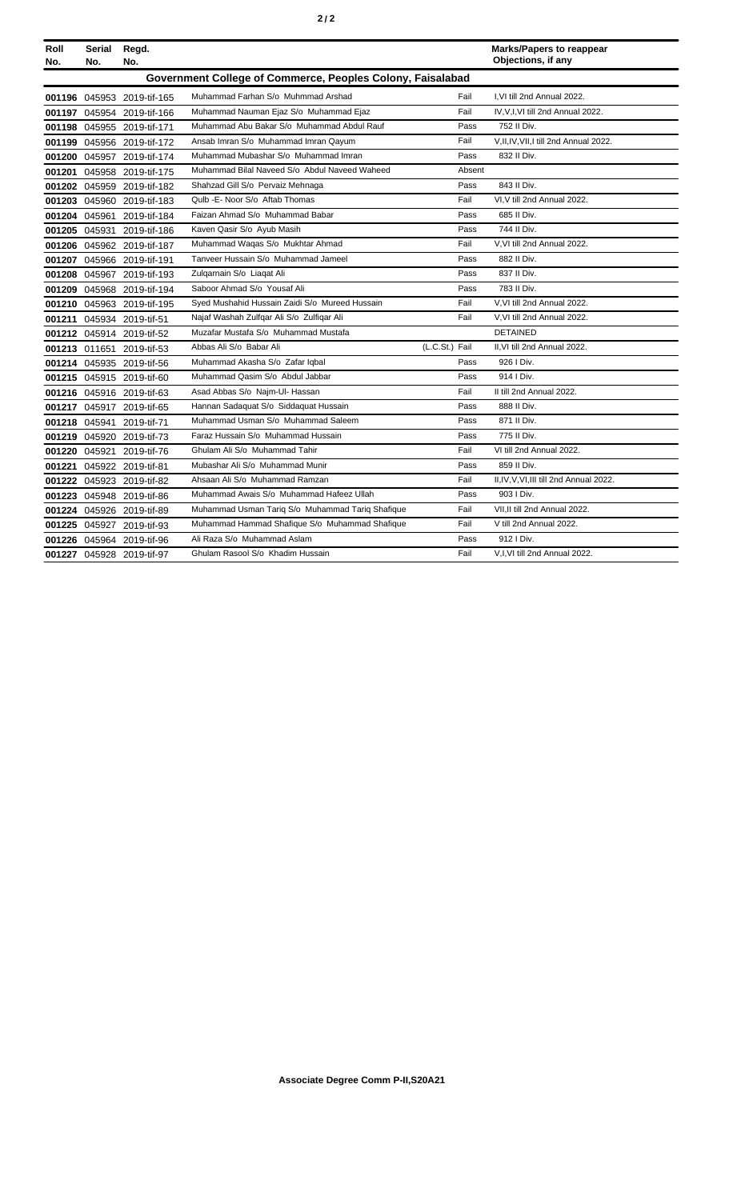| Roll No. | Serial No. | Regd. No. | | | Marks/Papers to reappear Objections, if any |
|---|---|---|---|---|---|
| **Government College of Commerce, Peoples Colony, Faisalabad** | | | | | |
| 001196 | 045953 | 2019-tif-165 | Muhammad Farhan S/o Muhmmad Arshad | Fail | I,VI till 2nd Annual 2022. |
| 001197 | 045954 | 2019-tif-166 | Muhammad Nauman Ejaz S/o Muhammad Ejaz | Fail | IV,V,I,VI till 2nd Annual 2022. |
| 001198 | 045955 | 2019-tif-171 | Muhammad Abu Bakar S/o Muhammad Abdul Rauf | Pass | 752 II Div. |
| 001199 | 045956 | 2019-tif-172 | Ansab Imran S/o Muhammad Imran Qayum | Fail | V,II,IV,VII,I till 2nd Annual 2022. |
| 001200 | 045957 | 2019-tif-174 | Muhammad Mubashar S/o Muhammad Imran | Pass | 832 II Div. |
| 001201 | 045958 | 2019-tif-175 | Muhammad Bilal Naveed S/o Abdul Naveed Waheed | Absent | |
| 001202 | 045959 | 2019-tif-182 | Shahzad Gill S/o Pervaiz Mehnaga | Pass | 843 II Div. |
| 001203 | 045960 | 2019-tif-183 | Qulb -E- Noor S/o Aftab Thomas | Fail | VI,V till 2nd Annual 2022. |
| 001204 | 045961 | 2019-tif-184 | Faizan Ahmad S/o Muhammad Babar | Pass | 685 II Div. |
| 001205 | 045931 | 2019-tif-186 | Kaven Qasir S/o Ayub Masih | Pass | 744 II Div. |
| 001206 | 045962 | 2019-tif-187 | Muhammad Waqas S/o Mukhtar Ahmad | Fail | V,VI till 2nd Annual 2022. |
| 001207 | 045966 | 2019-tif-191 | Tanveer Hussain S/o Muhammad Jameel | Pass | 882 II Div. |
| 001208 | 045967 | 2019-tif-193 | Zulqarnain S/o Liaqat Ali | Pass | 837 II Div. |
| 001209 | 045968 | 2019-tif-194 | Saboor Ahmad S/o Yousaf Ali | Pass | 783 II Div. |
| 001210 | 045963 | 2019-tif-195 | Syed Mushahid Hussain Zaidi S/o Mureed Hussain | Fail | V,VI till 2nd Annual 2022. |
| 001211 | 045934 | 2019-tif-51 | Najaf Washah Zulfqar Ali S/o Zulfiqar Ali | Fail | V,VI till 2nd Annual 2022. |
| 001212 | 045914 | 2019-tif-52 | Muzafar Mustafa S/o Muhammad Mustafa | | DETAINED |
| 001213 | 011651 | 2019-tif-53 | Abbas Ali S/o Babar Ali | (L.C.St.) Fail | II,VI till 2nd Annual 2022. |
| 001214 | 045935 | 2019-tif-56 | Muhammad Akasha S/o Zafar Iqbal | Pass | 926 I Div. |
| 001215 | 045915 | 2019-tif-60 | Muhammad Qasim S/o Abdul Jabbar | Pass | 914 I Div. |
| 001216 | 045916 | 2019-tif-63 | Asad Abbas S/o Najm-Ul- Hassan | Fail | II till 2nd Annual 2022. |
| 001217 | 045917 | 2019-tif-65 | Hannan Sadaquat S/o Siddaquat Hussain | Pass | 888 II Div. |
| 001218 | 045941 | 2019-tif-71 | Muhammad Usman S/o Muhammad Saleem | Pass | 871 II Div. |
| 001219 | 045920 | 2019-tif-73 | Faraz Hussain S/o Muhammad Hussain | Pass | 775 II Div. |
| 001220 | 045921 | 2019-tif-76 | Ghulam Ali S/o Muhammad Tahir | Fail | VI till 2nd Annual 2022. |
| 001221 | 045922 | 2019-tif-81 | Mubashar Ali S/o Muhammad Munir | Pass | 859 II Div. |
| 001222 | 045923 | 2019-tif-82 | Ahsaan Ali S/o Muhammad Ramzan | Fail | II,IV,V,VI,III till 2nd Annual 2022. |
| 001223 | 045948 | 2019-tif-86 | Muhammad Awais S/o Muhammad Hafeez Ullah | Pass | 903 I Div. |
| 001224 | 045926 | 2019-tif-89 | Muhammad Usman Tariq S/o Muhammad Tariq Shafique | Fail | VII,II till 2nd Annual 2022. |
| 001225 | 045927 | 2019-tif-93 | Muhammad Hammad Shafique S/o Muhammad Shafique | Fail | V till 2nd Annual 2022. |
| 001226 | 045964 | 2019-tif-96 | Ali Raza S/o Muhammad Aslam | Pass | 912 I Div. |
| 001227 | 045928 | 2019-tif-97 | Ghulam Rasool S/o Khadim Hussain | Fail | V,I,VI till 2nd Annual 2022. |

**Associate Degree Comm P-II,S20A21**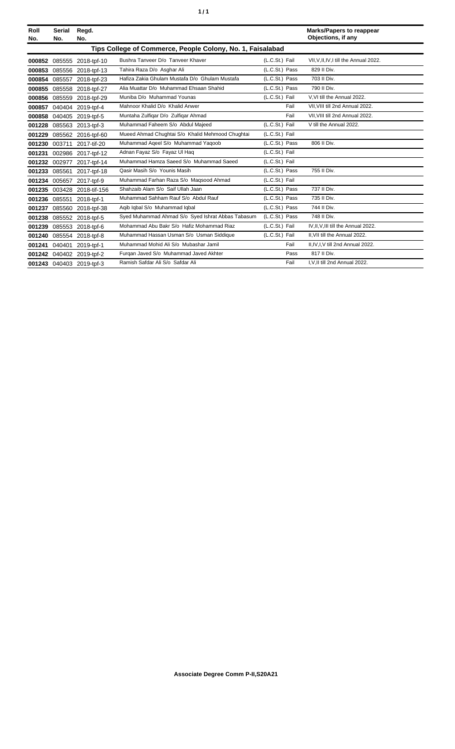| Roll No. | Serial No. | Regd. No. | | | Marks/Papers to reappear Objections, if any |
|---|---|---|---|---|---|
| **Tips College of Commerce, People Colony, No. 1, Faisalabad** | | | | | |
| **000852** | 085555 | 2018-tpf-10 | Bushra Tanveer D/o Tanveer Khaver | (L.C.St.) Fail | VII,V,II,IV,I till the Annual 2022. |
| **000853** | 085556 | 2018-tpf-13 | Tahira Raza D/o Asghar Ali | (L.C.St.) Pass | 829 II Div. |
| **000854** | 085557 | 2018-tpf-23 | Hafiza Zakia Ghulam Mustafa D/o Ghulam Mustafa | (L.C.St.) Pass | 703 II Div. |
| **000855** | 085558 | 2018-tpf-27 | Alia Muattar D/o Muhammad Ehsaan Shahid | (L.C.St.) Pass | 790 II Div. |
| **000856** | 085559 | 2018-tpf-29 | Muniba D/o Muhammad Younas | (L.C.St.) Fail | V,VI till the Annual 2022. |
| **000857** | 040404 | 2019-tpf-4 | Mahnoor Khalid D/o Khalid Anwer | Fail | VII,VIII till 2nd Annual 2022. |
| **000858** | 040405 | 2019-tpf-5 | Muntaha Zulfiqar D/o Zulfiqar Ahmad | Fail | VII,VIII till 2nd Annual 2022. |
| **001228** | 085563 | 2013-tpf-3 | Muhammad Faheem S/o Abdul Majeed | (L.C.St.) Fail | V till the Annual 2022. |
| **001229** | 085562 | 2016-tpf-60 | Mueed Ahmad Chughtai S/o Khalid Mehmood Chughtai | (L.C.St.) Fail | |
| **001230** | 003711 | 2017-tif-20 | Muhammad Aqeel S/o Muhammad Yaqoob | (L.C.St.) Pass | 806 II Div. |
| **001231** | 002986 | 2017-tpf-12 | Adnan Fayaz S/o Fayaz Ul Haq | (L.C.St.) Fail | |
| **001232** | 002977 | 2017-tpf-14 | Muhammad Hamza Saeed S/o Muhammad Saeed | (L.C.St.) Fail | |
| **001233** | 085561 | 2017-tpf-18 | Qasir Masih S/o Younis Masih | (L.C.St.) Pass | 755 II Div. |
| **001234** | 005657 | 2017-tpf-9 | Muhammad Farhan Raza S/o Maqsood Ahmad | (L.C.St.) Fail | |
| **001235** | 003428 | 2018-tif-156 | Shahzaib Alam S/o Saif Ullah Jaan | (L.C.St.) Pass | 737 II Div. |
| **001236** | 085551 | 2018-tpf-1 | Muhammad Sahham Rauf S/o Abdul Rauf | (L.C.St.) Pass | 735 II Div. |
| **001237** | 085560 | 2018-tpf-38 | Aqib Iqbal S/o Muhammad Iqbal | (L.C.St.) Pass | 744 II Div. |
| **001238** | 085552 | 2018-tpf-5 | Syed Muhammad Ahmad S/o Syed Ishrat Abbas Tabasum | (L.C.St.) Pass | 748 II Div. |
| **001239** | 085553 | 2018-tpf-6 | Mohammad Abu Bakr S/o Hafiz Mohammad Riaz | (L.C.St.) Fail | IV,II,V,III till the Annual 2022. |
| **001240** | 085554 | 2018-tpf-8 | Muhammad Hassan Usman S/o Usman Siddique | (L.C.St.) Fail | II,VII till the Annual 2022. |
| **001241** | 040401 | 2019-tpf-1 | Muhammad Mohid Ali S/o Mubashar Jamil | Fail | II,IV,I,V till 2nd Annual 2022. |
| **001242** | 040402 | 2019-tpf-2 | Furqan Javed S/o Muhammad Javed Akhter | Pass | 817 II Div. |
| **001243** | 040403 | 2019-tpf-3 | Ramish Safdar Ali S/o Safdar Ali | Fail | I,V,II till 2nd Annual 2022. |

**Associate Degree Comm P-II,S20A21**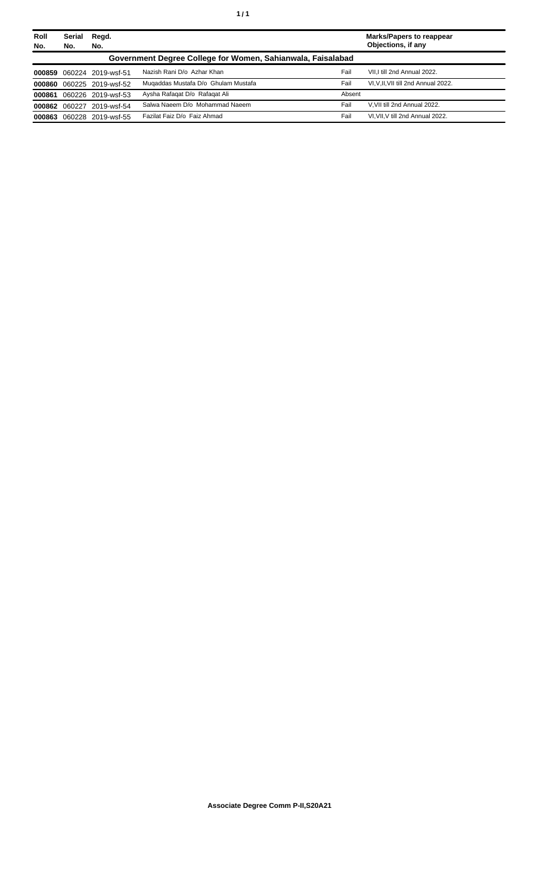| Roll No. | Serial No. | Regd. No. | | | Marks/Papers to reappear Objections, if any |
|---|---|---|---|---|---|
| **Government Degree College for Women, Sahianwala, Faisalabad** | | | | | |
| **000859** | 060224 | 2019-wsf-51 | Nazish Rani D/o Azhar Khan | Fail | VII,I till 2nd Annual 2022. |
| **000860** | 060225 | 2019-wsf-52 | Muqaddas Mustafa D/o Ghulam Mustafa | Fail | VI,V,II,VII till 2nd Annual 2022. |
| **000861** | 060226 | 2019-wsf-53 | Aysha Rafaqat D/o Rafaqat Ali | Absent | |
| **000862** | 060227 | 2019-wsf-54 | Salwa Naeem D/o Mohammad Naeem | Fail | V,VII till 2nd Annual 2022. |
| **000863** | 060228 | 2019-wsf-55 | Fazilat Faiz D/o Faiz Ahmad | Fail | VI,VII,V till 2nd Annual 2022. |

**Associate Degree Comm P-II,S20A21**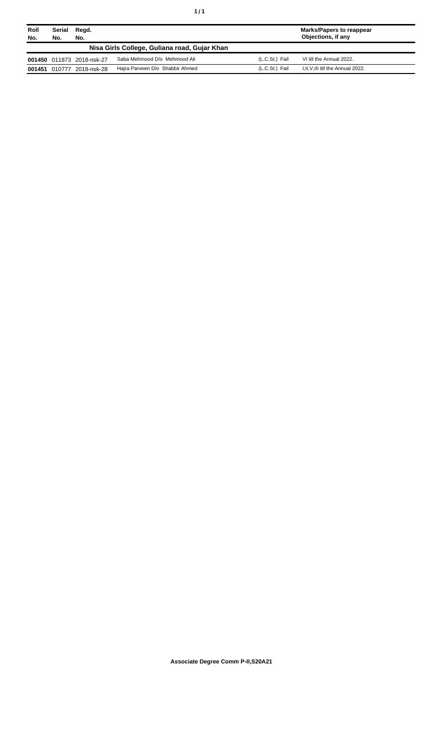| Roll No. | Serial No. | Regd. No. | | | Marks/Papers to reappear Objections, if any |
|---|---|---|---|---|---|
| **Nisa Girls College, Guliana road, Gujar Khan** | | | | | |
| **001450** | 011873 | 2018-nsk-27 | Saba Mehmood D/o Mehmood Ali | (L.C.St.) Fail | VI till the Annual 2022. |
| **001451** | 010777 | 2018-nsk-28 | Hajra Parveen D/o Shabbir Ahmed | (L.C.St.) Fail | I,II,V,III till the Annual 2022. |

**Associate Degree Comm P-II,S20A21**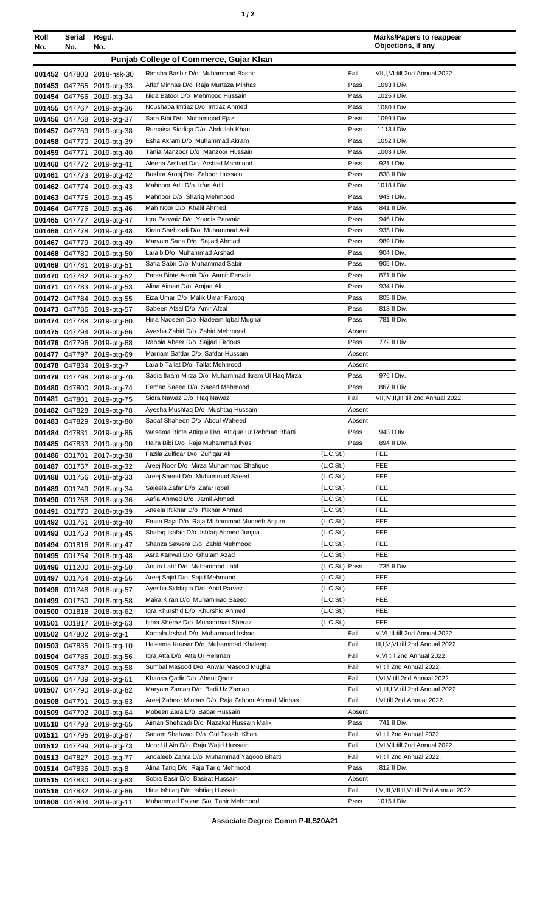| Roll No. | Serial No. | Regd. No. | | | Marks/Papers to reappear Objections, if any |
|---|---|---|---|---|---|
| **Punjab College of Commerce, Gujar Khan** | | | | | |
| 001452 | 047803 | 2018-nsk-30 | Rimsha Bashir D/o Muhammad Bashir | Fail | VII,I,VI till 2nd Annual 2022. |
| 001453 | 047765 | 2019-ptg-33 | Affaf Minhas D/o Raja Murtaza Minhas | Pass | 1093 I Div. |
| 001454 | 047766 | 2019-ptg-34 | Nida Batool D/o Mehmood Hussain | Pass | 1025 I Div. |
| 001455 | 047767 | 2019-ptg-36 | Noushaba Imtiaz D/o Imtiaz Ahmed | Pass | 1080 I Div. |
| 001456 | 047768 | 2019-ptg-37 | Sara Bibi D/o Muhammad Ejaz | Pass | 1099 I Div. |
| 001457 | 047769 | 2019-ptg-38 | Rumaisa Siddiqa D/o Abdullah Khan | Pass | 1113 I Div. |
| 001458 | 047770 | 2019-ptg-39 | Esha Akram D/o Muhammad Akram | Pass | 1052 I Div. |
| 001459 | 047771 | 2019-ptg-40 | Tania Manzoor D/o Manzoor Hussain | Pass | 1003 I Div. |
| 001460 | 047772 | 2019-ptg-41 | Aleena Arshad D/o Arshad Mahmood | Pass | 921 I Div. |
| 001461 | 047773 | 2019-ptg-42 | Bushra Arooj D/o Zahoor Hussain | Pass | 838 II Div. |
| 001462 | 047774 | 2019-ptg-43 | Mahnoor Adil D/o Irfan Adil | Pass | 1018 I Div. |
| 001463 | 047775 | 2019-ptg-45 | Mahnoor D/o Shariq Mehmood | Pass | 943 I Div. |
| 001464 | 047776 | 2019-ptg-46 | Mah Noor D/o Khalil Ahmed | Pass | 841 II Div. |
| 001465 | 047777 | 2019-ptg-47 | Iqra Parwaiz D/o Younis Parwaiz | Pass | 946 I Div. |
| 001466 | 047778 | 2019-ptg-48 | Kiran Shehzadi D/o Muhammad Asif | Pass | 935 I Div. |
| 001467 | 047779 | 2019-ptg-49 | Maryam Sana D/o Sajjad Ahmad | Pass | 989 I Div. |
| 001468 | 047780 | 2019-ptg-50 | Laraib D/o Muhammad Arshad | Pass | 904 I Div. |
| 001469 | 047781 | 2019-ptg-51 | Safia Sabir D/o Muhammad Sabir | Pass | 905 I Div. |
| 001470 | 047782 | 2019-ptg-52 | Parsa Binte Aamir D/o Aamir Pervaiz | Pass | 871 II Div. |
| 001471 | 047783 | 2019-ptg-53 | Alina Aiman D/o Amjad Ali | Pass | 934 I Div. |
| 001472 | 047784 | 2019-ptg-55 | Eiza Umar D/o Malik Umar Farooq | Pass | 805 II Div. |
| 001473 | 047786 | 2019-ptg-57 | Sabeen Afzal D/o Amir Afzal | Pass | 813 II Div. |
| 001474 | 047788 | 2019-ptg-60 | Hina Nadeem D/o Nadeem Iqbal Mughal | Pass | 781 II Div. |
| 001475 | 047794 | 2019-ptg-66 | Ayesha Zahid D/o Zahid Mehmood | Absent | |
| 001476 | 047796 | 2019-ptg-68 | Rabbia Abeer D/o Sajjad Firdous | Pass | 772 II Div. |
| 001477 | 047797 | 2019-ptg-69 | Marriam Safdar D/o Safdar Hussain | Absent | |
| 001478 | 047834 | 2019-ptg-7 | Laraib Tallat D/o Tallat Mehmood | Absent | |
| 001479 | 047798 | 2019-ptg-70 | Sadia Ikram Mirza D/o Muhammad Ikram Ul Haq Mirza | Pass | 976 I Div. |
| 001480 | 047800 | 2019-ptg-74 | Eeman Saeed D/o Saeed Mehmood | Pass | 867 II Div. |
| 001481 | 047801 | 2019-ptg-75 | Sidra Nawaz D/o Haq Nawaz | Fail | VII,IV,II,III till 2nd Annual 2022. |
| 001482 | 047828 | 2019-ptg-78 | Ayesha Mushtaq D/o Mushtaq Hussain | Absent | |
| 001483 | 047829 | 2019-ptg-80 | Sadaf Shaheen D/o Abdul Waheed | Absent | |
| 001484 | 047831 | 2019-ptg-85 | Wasama Binte Attique D/o Attique Ur Rehman Bhatti | Pass | 943 I Div. |
| 001485 | 047833 | 2019-ptg-90 | Hajra Bibi D/o Raja Muhammad Ilyas | Pass | 894 II Div. |
| 001486 | 001701 | 2017-ptg-38 | Fazila Zulfiqar D/o Zulfiqar Ali | (L.C.St.) | FEE |
| 001487 | 001757 | 2018-ptg-32 | Areej Noor D/o Mirza Muhammad Shafique | (L.C.St.) | FEE |
| 001488 | 001756 | 2018-ptg-33 | Areej Saeed D/o Muhammad Saeed | (L.C.St.) | FEE |
| 001489 | 001749 | 2018-ptg-34 | Sajeela Zafar D/o Zafar Iqbal | (L.C.St.) | FEE |
| 001490 | 001768 | 2018-ptg-36 | Aafia Ahmed D/o Jamil Ahmed | (L.C.St.) | FEE |
| 001491 | 001770 | 2018-ptg-39 | Aneela Iftikhar D/o Iftikhar Ahmad | (L.C.St.) | FEE |
| 001492 | 001761 | 2018-ptg-40 | Eman Raja D/o Raja Muhammad Muneeb Anjum | (L.C.St.) | FEE |
| 001493 | 001753 | 2018-ptg-45 | Shafaq Ishfaq D/o Ishfaq Ahmed Junjua | (L.C.St.) | FEE |
| 001494 | 001816 | 2018-ptg-47 | Shanza Sawera D/o Zahid Mehmood | (L.C.St.) | FEE |
| 001495 | 001754 | 2018-ptg-48 | Asra Kanwal D/o Ghulam Azad | (L.C.St.) | FEE |
| 001496 | 011200 | 2018-ptg-50 | Anum Latif D/o Muhammad Latif | (L.C.St.) Pass | 735 II Div. |
| 001497 | 001764 | 2018-ptg-56 | Areej Sajid D/o Sajid Mehmood | (L.C.St.) | FEE |
| 001498 | 001748 | 2018-ptg-57 | Ayesha Siddiqua D/o Abid Parvez | (L.C.St.) | FEE |
| 001499 | 001750 | 2018-ptg-58 | Maira Kiran D/o Muhammad Saeed | (L.C.St.) | FEE |
| 001500 | 001818 | 2018-ptg-62 | Iqra Khurshid D/o Khurshid Ahmed | (L.C.St.) | FEE |
| 001501 | 001817 | 2018-ptg-63 | Isma Sheraz D/o Muhammad Sheraz | (L.C.St.) | FEE |
| 001502 | 047802 | 2019-ptg-1 | Kamala Irshad D/o Muhammad Irshad | Fail | V,VI,III till 2nd Annual 2022. |
| 001503 | 047835 | 2019-ptg-10 | Haleema Kousar D/o Muhammad Khaleeq | Fail | III,I,V,VI till 2nd Annual 2022. |
| 001504 | 047785 | 2019-ptg-56 | Iqra Atta D/o Atta Ur Rehman | Fail | V,VI till 2nd Annual 2022. |
| 001505 | 047787 | 2019-ptg-58 | Sumbal Masood D/o Anwar Masood Mughal | Fail | VI till 2nd Annual 2022. |
| 001506 | 047789 | 2019-ptg-61 | Khansa Qadir D/o Abdul Qadir | Fail | I,VI,V till 2nd Annual 2022. |
| 001507 | 047790 | 2019-ptg-62 | Maryam Zaman D/o Badi Uz Zaman | Fail | VI,III,I,V till 2nd Annual 2022. |
| 001508 | 047791 | 2019-ptg-63 | Areej Zahoor Minhas D/o Raja Zahoor Ahmad Minhas | Fail | I,VI till 2nd Annual 2022. |
| 001509 | 047792 | 2019-ptg-64 | Mobeen Zara D/o Babar Hussain | Absent | |
| 001510 | 047793 | 2019-ptg-65 | Aiman Shehzadi D/o Nazakat Hussain Malik | Pass | 741 II Div. |
| 001511 | 047795 | 2019-ptg-67 | Sanam Shahzadi D/o Gul Tasab Khan | Fail | VI till 2nd Annual 2022. |
| 001512 | 047799 | 2019-ptg-73 | Noor Ul Ain D/o Raja Wajid Hussain | Fail | I,VI,VII till 2nd Annual 2022. |
| 001513 | 047827 | 2019-ptg-77 | Andaleeb Zahra D/o Muhammad Yaqoob Bhatti | Fail | VI till 2nd Annual 2022. |
| 001514 | 047836 | 2019-ptg-8 | Alina Tariq D/o Raja Tariq Mehmood | Pass | 812 II Div. |
| 001515 | 047830 | 2019-ptg-83 | Sobia Basir D/o Basirat Hussain | Absent | |
| 001516 | 047832 | 2019-ptg-86 | Hina Ishtiaq D/o Ishtiaq Hussain | Fail | I,V,III,VII,II,VI till 2nd Annual 2022. |
| 001606 | 047804 | 2019-ptg-11 | Muhammad Faizan S/o Tahir Mehmood | Pass | 1015 I Div. |

**Associate Degree Comm P-II,S20A21**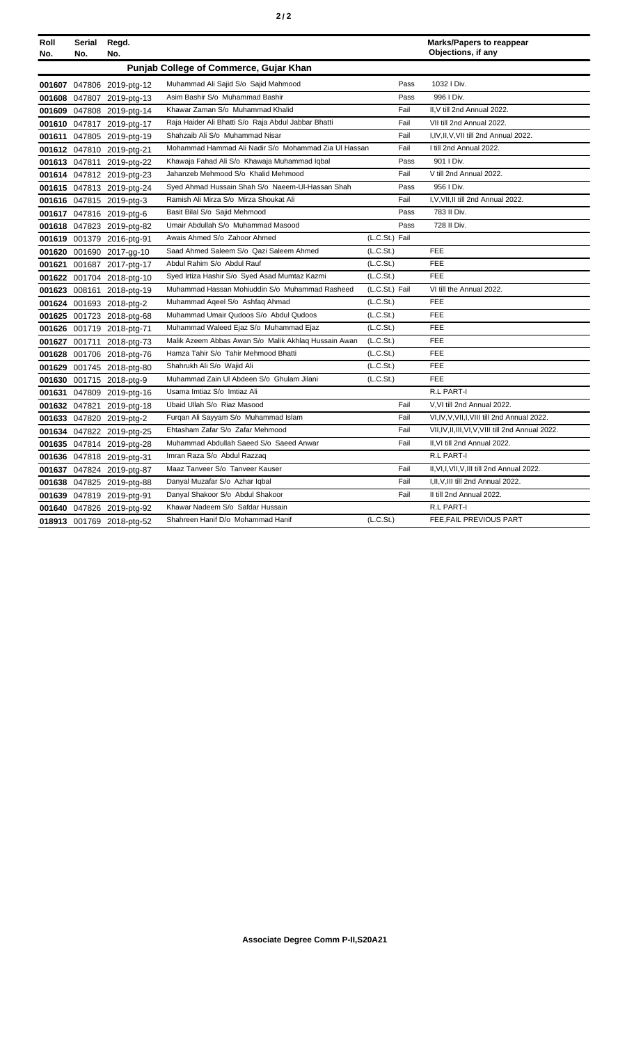| Roll No. | Serial No. | Regd. No. | | | | Marks/Papers to reappear Objections, if any |
|---|---|---|---|---|---|---|
| **Punjab College of Commerce, Gujar Khan** | | | | | | |
| 001607 | 047806 | 2019-ptg-12 | Muhammad Ali Sajid S/o Sajid Mahmood | | Pass | 1032 I Div. |
| 001608 | 047807 | 2019-ptg-13 | Asim Bashir S/o Muhammad Bashir | | Pass | 996 I Div. |
| 001609 | 047808 | 2019-ptg-14 | Khawar Zaman S/o Muhammad Khalid | | Fail | II,V till 2nd Annual 2022. |
| 001610 | 047817 | 2019-ptg-17 | Raja Haider Ali Bhatti S/o Raja Abdul Jabbar Bhatti | | Fail | VII till 2nd Annual 2022. |
| 001611 | 047805 | 2019-ptg-19 | Shahzaib Ali S/o Muhammad Nisar | | Fail | I,IV,II,V,VII till 2nd Annual 2022. |
| 001612 | 047810 | 2019-ptg-21 | Mohammad Hammad Ali Nadir S/o Mohammad Zia Ul Hassan | | Fail | I till 2nd Annual 2022. |
| 001613 | 047811 | 2019-ptg-22 | Khawaja Fahad Ali S/o Khawaja Muhammad Iqbal | | Pass | 901 I Div. |
| 001614 | 047812 | 2019-ptg-23 | Jahanzeb Mehmood S/o Khalid Mehmood | | Fail | V till 2nd Annual 2022. |
| 001615 | 047813 | 2019-ptg-24 | Syed Ahmad Hussain Shah S/o Naeem-Ul-Hassan Shah | | Pass | 956 I Div. |
| 001616 | 047815 | 2019-ptg-3 | Ramish Ali Mirza S/o Mirza Shoukat Ali | | Fail | I,V,VII,II till 2nd Annual 2022. |
| 001617 | 047816 | 2019-ptg-6 | Basit Bilal S/o Sajid Mehmood | | Pass | 783 II Div. |
| 001618 | 047823 | 2019-ptg-82 | Umair Abdullah S/o Muhammad Masood | | Pass | 728 II Div. |
| 001619 | 001379 | 2016-ptg-91 | Awais Ahmed S/o Zahoor Ahmed | (L.C.St.) | Fail | |
| 001620 | 001690 | 2017-gg-10 | Saad Ahmed Saleem S/o Qazi Saleem Ahmed | (L.C.St.) | | FEE |
| 001621 | 001687 | 2017-ptg-17 | Abdul Rahim S/o Abdul Rauf | (L.C.St.) | | FEE |
| 001622 | 001704 | 2018-ptg-10 | Syed Irtiza Hashir S/o Syed Asad Mumtaz Kazmi | (L.C.St.) | | FEE |
| 001623 | 008161 | 2018-ptg-19 | Muhammad Hassan Mohiuddin S/o Muhammad Rasheed | (L.C.St.) | Fail | VI till the Annual 2022. |
| 001624 | 001693 | 2018-ptg-2 | Muhammad Aqeel S/o Ashfaq Ahmad | (L.C.St.) | | FEE |
| 001625 | 001723 | 2018-ptg-68 | Muhammad Umair Qudoos S/o Abdul Qudoos | (L.C.St.) | | FEE |
| 001626 | 001719 | 2018-ptg-71 | Muhammad Waleed Ejaz S/o Muhammad Ejaz | (L.C.St.) | | FEE |
| 001627 | 001711 | 2018-ptg-73 | Malik Azeem Abbas Awan S/o Malik Akhlaq Hussain Awan | (L.C.St.) | | FEE |
| 001628 | 001706 | 2018-ptg-76 | Hamza Tahir S/o Tahir Mehmood Bhatti | (L.C.St.) | | FEE |
| 001629 | 001745 | 2018-ptg-80 | Shahrukh Ali S/o Wajid Ali | (L.C.St.) | | FEE |
| 001630 | 001715 | 2018-ptg-9 | Muhammad Zain Ul Abdeen S/o Ghulam Jilani | (L.C.St.) | | FEE |
| 001631 | 047809 | 2019-ptg-16 | Usama Imtiaz S/o Imtiaz Ali | | | R.L PART-I |
| 001632 | 047821 | 2019-ptg-18 | Ubaid Ullah S/o Riaz Masood | | Fail | V,VI till 2nd Annual 2022. |
| 001633 | 047820 | 2019-ptg-2 | Furqan Ali Sayyam S/o Muhammad Islam | | Fail | VI,IV,V,VII,I,VIII till 2nd Annual 2022. |
| 001634 | 047822 | 2019-ptg-25 | Ehtasham Zafar S/o Zafar Mehmood | | Fail | VII,IV,II,III,VI,V,VIII till 2nd Annual 2022. |
| 001635 | 047814 | 2019-ptg-28 | Muhammad Abdullah Saeed S/o Saeed Anwar | | Fail | II,VI till 2nd Annual 2022. |
| 001636 | 047818 | 2019-ptg-31 | Imran Raza S/o Abdul Razzaq | | | R.L PART-I |
| 001637 | 047824 | 2019-ptg-87 | Maaz Tanveer S/o Tanveer Kauser | | Fail | II,VI,I,VII,V,III till 2nd Annual 2022. |
| 001638 | 047825 | 2019-ptg-88 | Danyal Muzafar S/o Azhar Iqbal | | Fail | I,II,V,III till 2nd Annual 2022. |
| 001639 | 047819 | 2019-ptg-91 | Danyal Shakoor S/o Abdul Shakoor | | Fail | II till 2nd Annual 2022. |
| 001640 | 047826 | 2019-ptg-92 | Khawar Nadeem S/o Safdar Hussain | | | R.L PART-I |
| 018913 | 001769 | 2018-ptg-52 | Shahreen Hanif D/o Mohammad Hanif | (L.C.St.) | | FEE,FAIL PREVIOUS PART |

Associate Degree Comm P-II,S20A21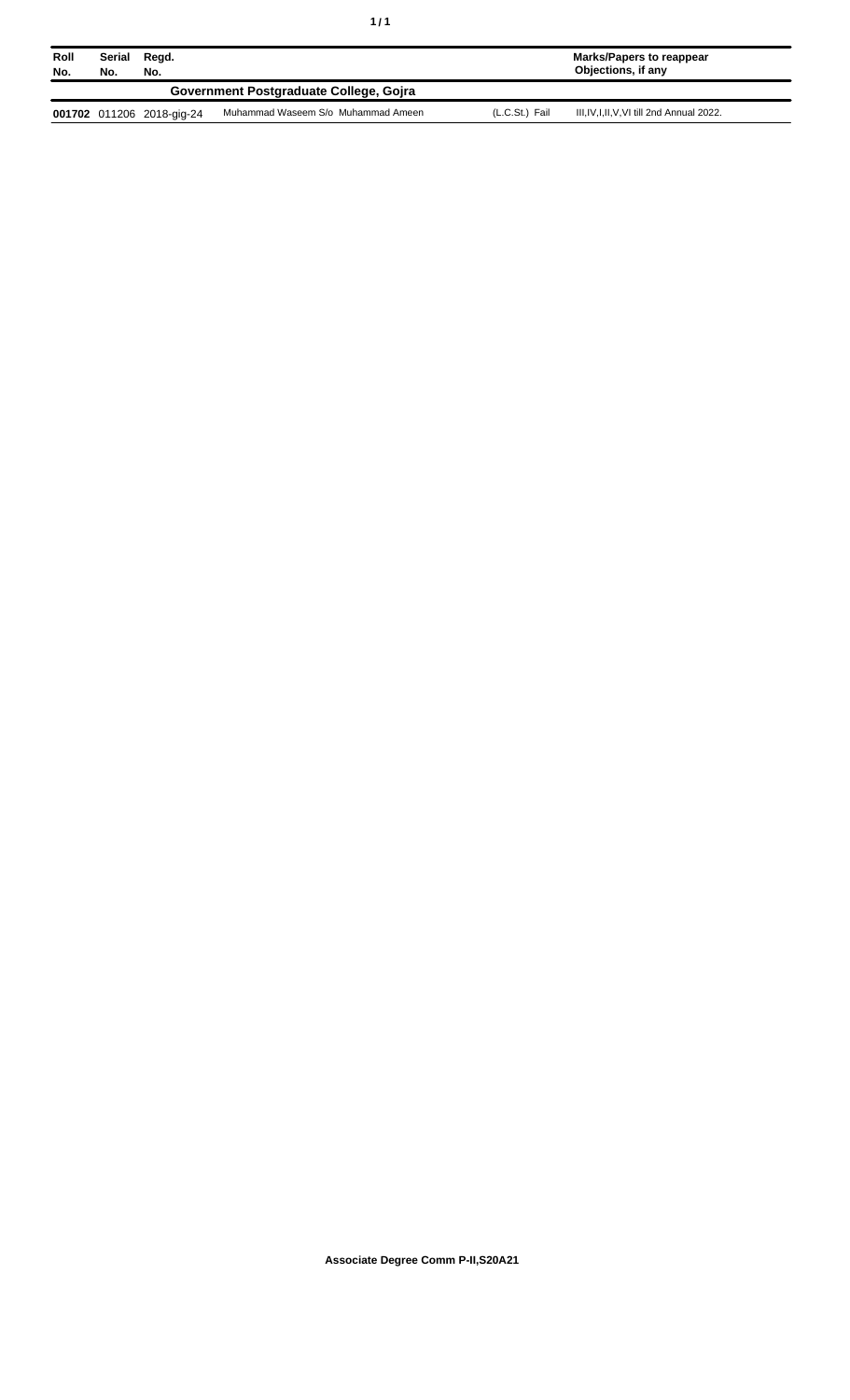| Roll No. | Serial No. | Regd. No. | | | Marks/Papers to reappear Objections, if any |
|---|---|---|---|---|---|
| **Government Postgraduate College, Gojra** | | | | | |
| **001702** | 011206 | 2018-gig-24 | Muhammad Waseem S/o Muhammad Ameen | (L.C.St.) Fail | III,IV,I,II,V,VI till 2nd Annual 2022. |

**Associate Degree Comm P-II,S20A21**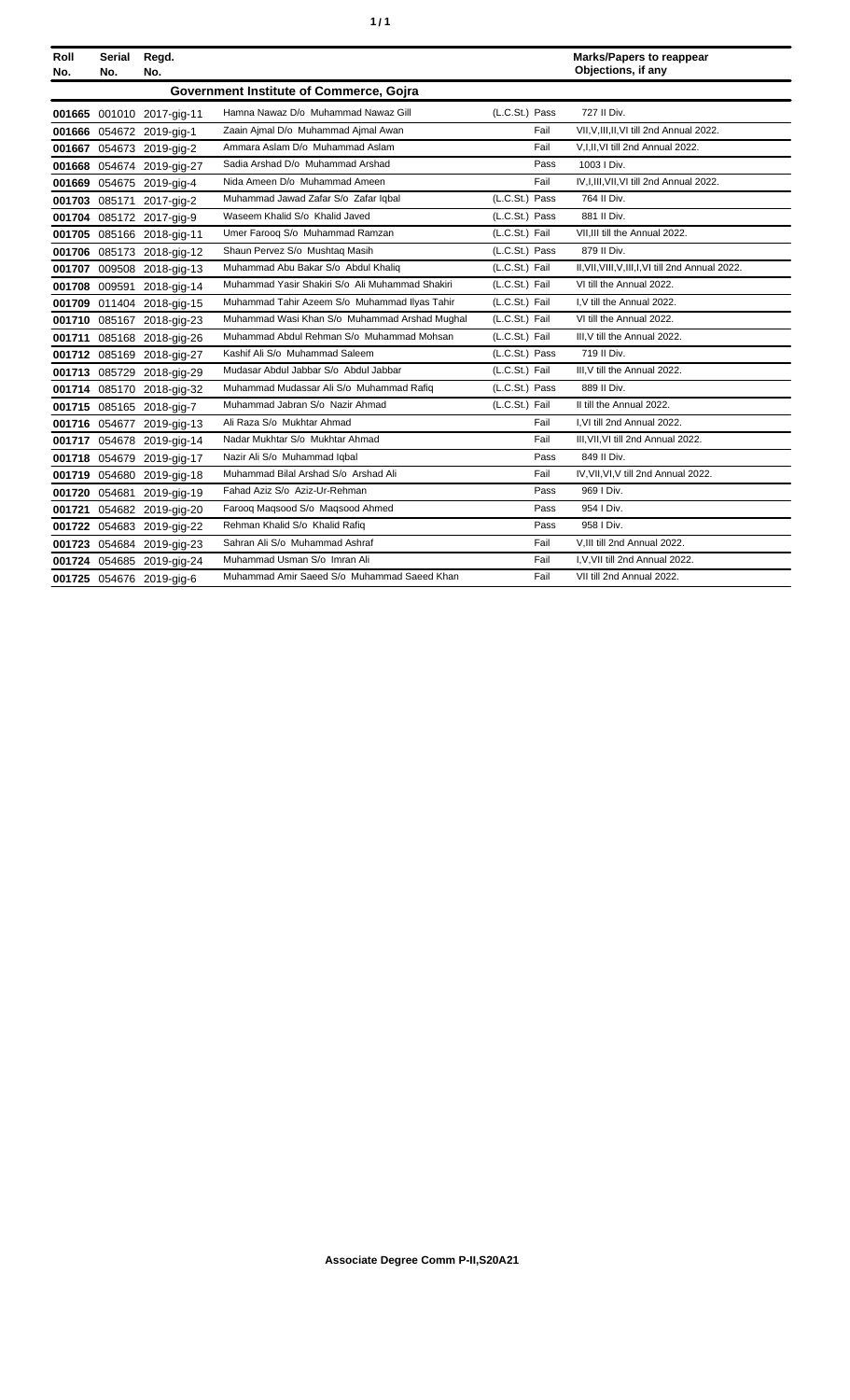| Roll No. | Serial No. | Regd. No. | | | Marks/Papers to reappear Objections, if any |
|---|---|---|---|---|---|
| | | | **Government Institute of Commerce, Gojra** | | |
| 001665 | 001010 | 2017-gig-11 | Hamna Nawaz D/o Muhammad Nawaz Gill | (L.C.St.) Pass | 727 II Div. |
| 001666 | 054672 | 2019-gig-1 | Zaain Ajmal D/o Muhammad Ajmal Awan | Fail | VII,V,III,II,VI till 2nd Annual 2022. |
| 001667 | 054673 | 2019-gig-2 | Ammara Aslam D/o Muhammad Aslam | Fail | V,I,II,VI till 2nd Annual 2022. |
| 001668 | 054674 | 2019-gig-27 | Sadia Arshad D/o Muhammad Arshad | Pass | 1003 I Div. |
| 001669 | 054675 | 2019-gig-4 | Nida Ameen D/o Muhammad Ameen | Fail | IV,I,III,VII,VI till 2nd Annual 2022. |
| 001703 | 085171 | 2017-gig-2 | Muhammad Jawad Zafar S/o Zafar Iqbal | (L.C.St.) Pass | 764 II Div. |
| 001704 | 085172 | 2017-gig-9 | Waseem Khalid S/o Khalid Javed | (L.C.St.) Pass | 881 II Div. |
| 001705 | 085166 | 2018-gig-11 | Umer Farooq S/o Muhammad Ramzan | (L.C.St.) Fail | VII,III till the Annual 2022. |
| 001706 | 085173 | 2018-gig-12 | Shaun Pervez S/o Mushtaq Masih | (L.C.St.) Pass | 879 II Div. |
| 001707 | 009508 | 2018-gig-13 | Muhammad Abu Bakar S/o Abdul Khaliq | (L.C.St.) Fail | II,VII,VIII,V,III,I,VI till 2nd Annual 2022. |
| 001708 | 009591 | 2018-gig-14 | Muhammad Yasir Shakiri S/o Ali Muhammad Shakiri | (L.C.St.) Fail | VI till the Annual 2022. |
| 001709 | 011404 | 2018-gig-15 | Muhammad Tahir Azeem S/o Muhammad Ilyas Tahir | (L.C.St.) Fail | I,V till the Annual 2022. |
| 001710 | 085167 | 2018-gig-23 | Muhammad Wasi Khan S/o Muhammad Arshad Mughal | (L.C.St.) Fail | VI till the Annual 2022. |
| 001711 | 085168 | 2018-gig-26 | Muhammad Abdul Rehman S/o Muhammad Mohsan | (L.C.St.) Fail | III,V till the Annual 2022. |
| 001712 | 085169 | 2018-gig-27 | Kashif Ali S/o Muhammad Saleem | (L.C.St.) Pass | 719 II Div. |
| 001713 | 085729 | 2018-gig-29 | Mudasar Abdul Jabbar S/o Abdul Jabbar | (L.C.St.) Fail | III,V till the Annual 2022. |
| 001714 | 085170 | 2018-gig-32 | Muhammad Mudassar Ali S/o Muhammad Rafiq | (L.C.St.) Pass | 889 II Div. |
| 001715 | 085165 | 2018-gig-7 | Muhammad Jabran S/o Nazir Ahmad | (L.C.St.) Fail | II till the Annual 2022. |
| 001716 | 054677 | 2019-gig-13 | Ali Raza S/o Mukhtar Ahmad | Fail | I,VI till 2nd Annual 2022. |
| 001717 | 054678 | 2019-gig-14 | Nadar Mukhtar S/o Mukhtar Ahmad | Fail | III,VII,VI till 2nd Annual 2022. |
| 001718 | 054679 | 2019-gig-17 | Nazir Ali S/o Muhammad Iqbal | Pass | 849 II Div. |
| 001719 | 054680 | 2019-gig-18 | Muhammad Bilal Arshad S/o Arshad Ali | Fail | IV,VII,VI,V till 2nd Annual 2022. |
| 001720 | 054681 | 2019-gig-19 | Fahad Aziz S/o Aziz-Ur-Rehman | Pass | 969 I Div. |
| 001721 | 054682 | 2019-gig-20 | Farooq Maqsood S/o Maqsood Ahmed | Pass | 954 I Div. |
| 001722 | 054683 | 2019-gig-22 | Rehman Khalid S/o Khalid Rafiq | Pass | 958 I Div. |
| 001723 | 054684 | 2019-gig-23 | Sahran Ali S/o Muhammad Ashraf | Fail | V,III till 2nd Annual 2022. |
| 001724 | 054685 | 2019-gig-24 | Muhammad Usman S/o Imran Ali | Fail | I,V,VII till 2nd Annual 2022. |
| 001725 | 054676 | 2019-gig-6 | Muhammad Amir Saeed S/o Muhammad Saeed Khan | Fail | VII till 2nd Annual 2022. |

**Associate Degree Comm P-II,S20A21**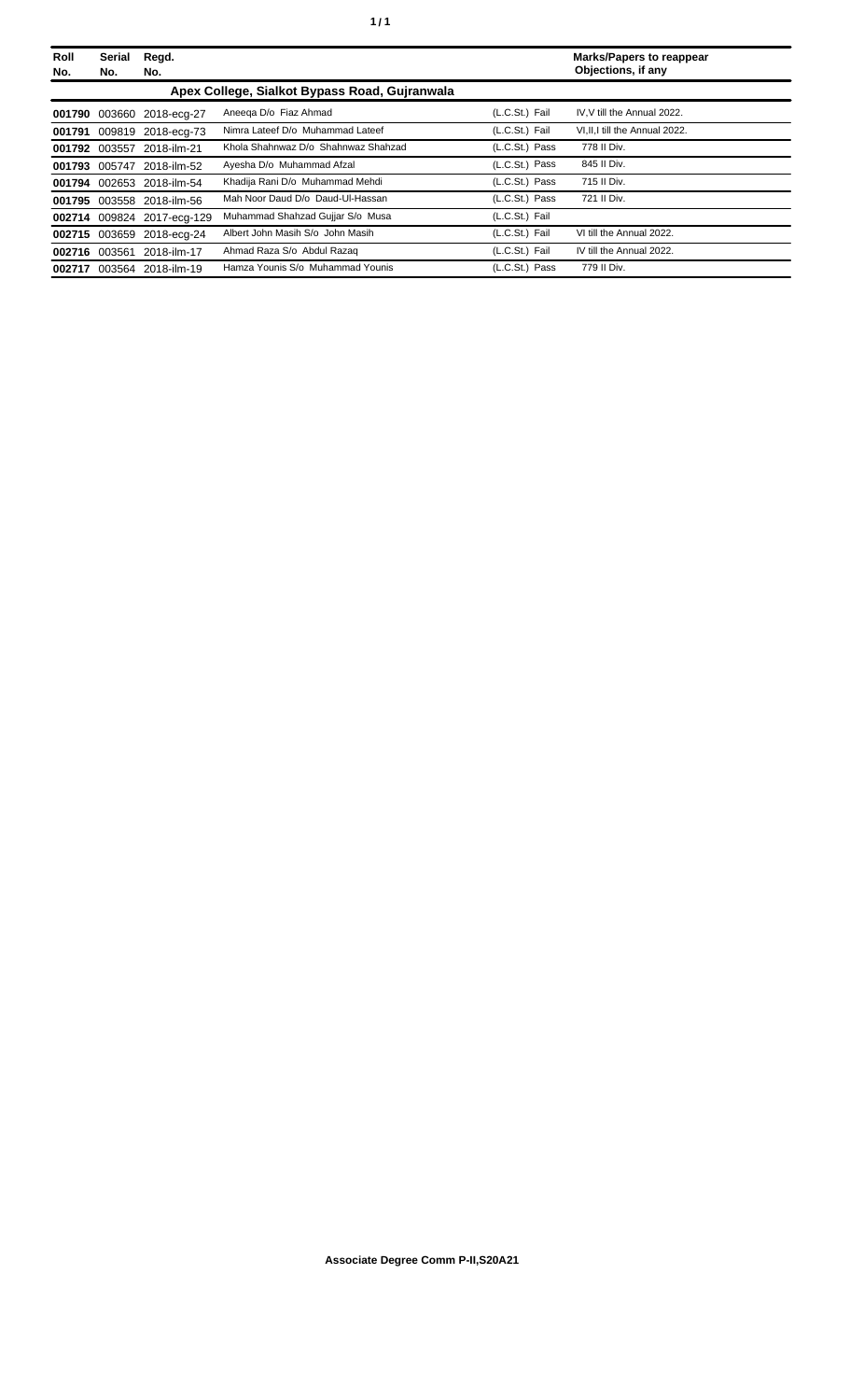| Roll No. | Serial No. | Regd. No. | | | Marks/Papers to reappear Objections, if any |
|---|---|---|---|---|---|
| | | | **Apex College, Sialkot Bypass Road, Gujranwala** | | |
| **001790** | 003660 | 2018-ecg-27 | Aneeqa D/o Fiaz Ahmad | (L.C.St.) Fail | IV,V till the Annual 2022. |
| **001791** | 009819 | 2018-ecg-73 | Nimra Lateef D/o Muhammad Lateef | (L.C.St.) Fail | VI,II,I till the Annual 2022. |
| **001792** | 003557 | 2018-ilm-21 | Khola Shahnwaz D/o Shahnwaz Shahzad | (L.C.St.) Pass | 778 II Div. |
| **001793** | 005747 | 2018-ilm-52 | Ayesha D/o Muhammad Afzal | (L.C.St.) Pass | 845 II Div. |
| **001794** | 002653 | 2018-ilm-54 | Khadija Rani D/o Muhammad Mehdi | (L.C.St.) Pass | 715 II Div. |
| **001795** | 003558 | 2018-ilm-56 | Mah Noor Daud D/o Daud-Ul-Hassan | (L.C.St.) Pass | 721 II Div. |
| **002714** | 009824 | 2017-ecg-129 | Muhammad Shahzad Gujjar S/o Musa | (L.C.St.) Fail | |
| **002715** | 003659 | 2018-ecg-24 | Albert John Masih S/o John Masih | (L.C.St.) Fail | VI till the Annual 2022. |
| **002716** | 003561 | 2018-ilm-17 | Ahmad Raza S/o Abdul Razaq | (L.C.St.) Fail | IV till the Annual 2022. |
| **002717** | 003564 | 2018-ilm-19 | Hamza Younis S/o Muhammad Younis | (L.C.St.) Pass | 779 II Div. |

**Associate Degree Comm P-II,S20A21**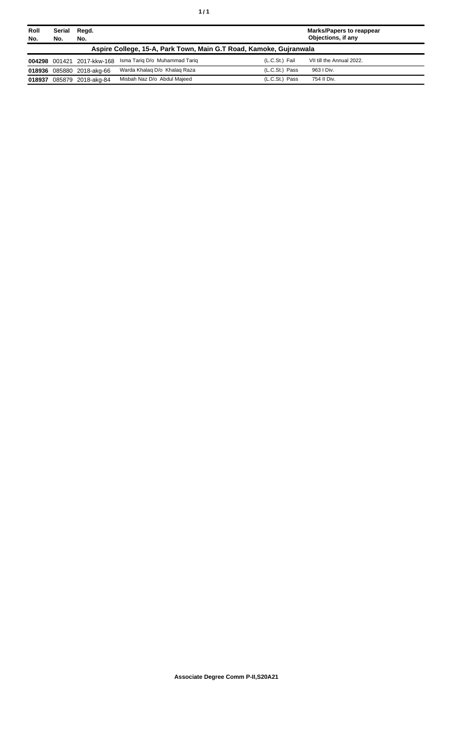| Roll No. | Serial No. | Regd. No. | | | Marks/Papers to reappear Objections, if any |
|---|---|---|---|---|---|
| **Aspire College, 15-A, Park Town, Main G.T Road, Kamoke, Gujranwala** | | | | | |
| **004298** | 001421 | 2017-kkw-168 | Isma Tariq D/o Muhammad Tariq | (L.C.St.) Fail | VII till the Annual 2022. |
| **018936** | 085880 | 2018-akg-66 | Warda Khalaq D/o Khalaq Raza | (L.C.St.) Pass | 963 I Div. |
| **018937** | 085879 | 2018-akg-84 | Misbah Naz D/o Abdul Majeed | (L.C.St.) Pass | 754 II Div. |

**Associate Degree Comm P-II,S20A21**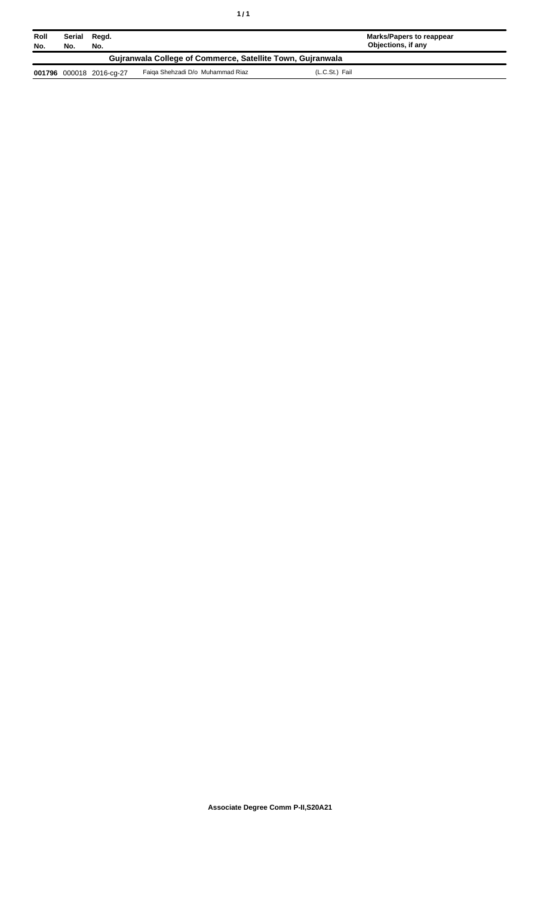| Roll No. | Serial No. | Regd. No. | | | Marks/Papers to reappear Objections, if any |
|---|---|---|---|---|---|
| **Gujranwala College of Commerce, Satellite Town, Gujranwala** | | | | | |
| **001796** | 000018 | 2016-cg-27 | Faiqa Shehzadi D/o Muhammad Riaz | (L.C.St.) Fail | |

**Associate Degree Comm P-II,S20A21**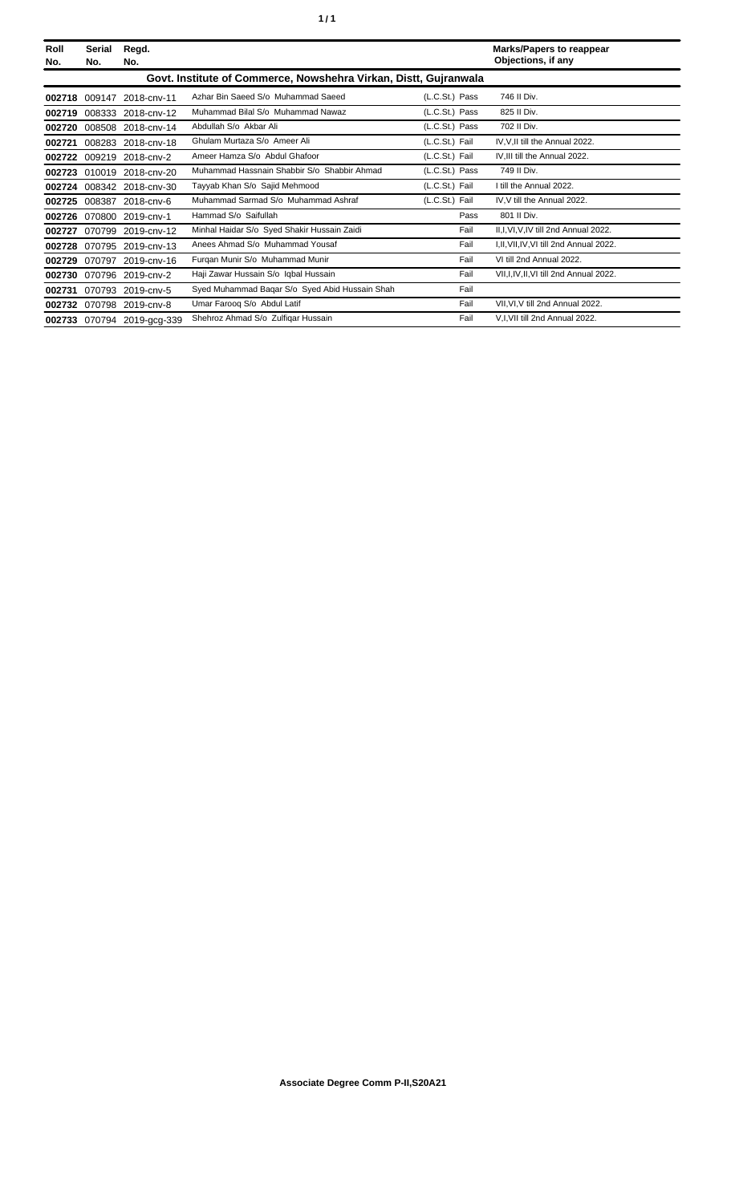| Roll No. | Serial No. | Regd. No. | | | Marks/Papers to reappear Objections, if any |
|---|---|---|---|---|---|
| **Govt. Institute of Commerce, Nowshehra Virkan, Distt, Gujranwala** | | | | | |
| **002718** | 009147 | 2018-cnv-11 | Azhar Bin Saeed S/o Muhammad Saeed | (L.C.St.) Pass | 746 II Div. |
| **002719** | 008333 | 2018-cnv-12 | Muhammad Bilal S/o Muhammad Nawaz | (L.C.St.) Pass | 825 II Div. |
| **002720** | 008508 | 2018-cnv-14 | Abdullah S/o Akbar Ali | (L.C.St.) Pass | 702 II Div. |
| **002721** | 008283 | 2018-cnv-18 | Ghulam Murtaza S/o Ameer Ali | (L.C.St.) Fail | IV,V,II till the Annual 2022. |
| **002722** | 009219 | 2018-cnv-2 | Ameer Hamza S/o Abdul Ghafoor | (L.C.St.) Fail | IV,III till the Annual 2022. |
| **002723** | 010019 | 2018-cnv-20 | Muhammad Hassnain Shabbir S/o Shabbir Ahmad | (L.C.St.) Pass | 749 II Div. |
| **002724** | 008342 | 2018-cnv-30 | Tayyab Khan S/o Sajid Mehmood | (L.C.St.) Fail | I till the Annual 2022. |
| **002725** | 008387 | 2018-cnv-6 | Muhammad Sarmad S/o Muhammad Ashraf | (L.C.St.) Fail | IV,V till the Annual 2022. |
| **002726** | 070800 | 2019-cnv-1 | Hammad S/o Saifullah | Pass | 801 II Div. |
| **002727** | 070799 | 2019-cnv-12 | Minhal Haidar S/o Syed Shakir Hussain Zaidi | Fail | II,I,VI,V,IV till 2nd Annual 2022. |
| **002728** | 070795 | 2019-cnv-13 | Anees Ahmad S/o Muhammad Yousaf | Fail | I,II,VII,IV,VI till 2nd Annual 2022. |
| **002729** | 070797 | 2019-cnv-16 | Furqan Munir S/o Muhammad Munir | Fail | VI till 2nd Annual 2022. |
| **002730** | 070796 | 2019-cnv-2 | Haji Zawar Hussain S/o Iqbal Hussain | Fail | VII,I,IV,II,VI till 2nd Annual 2022. |
| **002731** | 070793 | 2019-cnv-5 | Syed Muhammad Baqar S/o Syed Abid Hussain Shah | Fail | |
| **002732** | 070798 | 2019-cnv-8 | Umar Farooq S/o Abdul Latif | Fail | VII,VI,V till 2nd Annual 2022. |
| **002733** | 070794 | 2019-gcg-339 | Shehroz Ahmad S/o Zulfiqar Hussain | Fail | V,I,VII till 2nd Annual 2022. |

**Associate Degree Comm P-II,S20A21**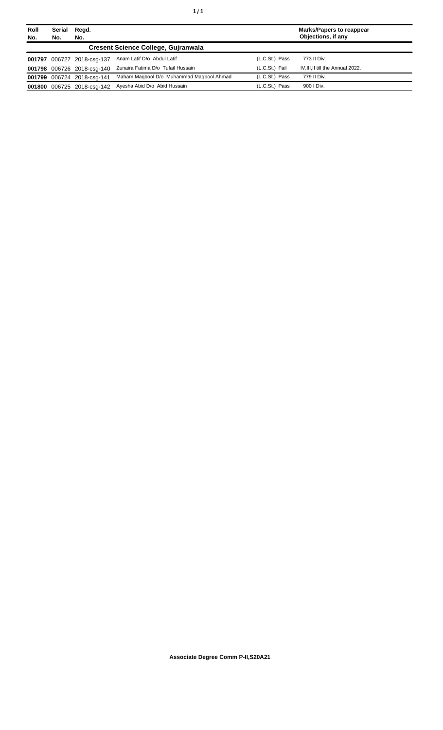| Roll No. | Serial No. | Regd. No. | | | Marks/Papers to reappear Objections, if any |
|---|---|---|---|---|---|
| **Cresent Science College, Gujranwala** | | | | | |
| **001797** | 006727 | 2018-csg-137 | Anam Latif D/o Abdul Latif | (L.C.St.) Pass | 773 II Div. |
| **001798** | 006726 | 2018-csg-140 | Zunaira Fatima D/o Tufail Hussain | (L.C.St.) Fail | IV,III,II till the Annual 2022. |
| **001799** | 006724 | 2018-csg-141 | Maham Maqbool D/o Muhammad Maqbool Ahmad | (L.C.St.) Pass | 779 II Div. |
| **001800** | 006725 | 2018-csg-142 | Ayesha Abid D/o Abid Hussain | (L.C.St.) Pass | 900 I Div. |

**Associate Degree Comm P-II,S20A21**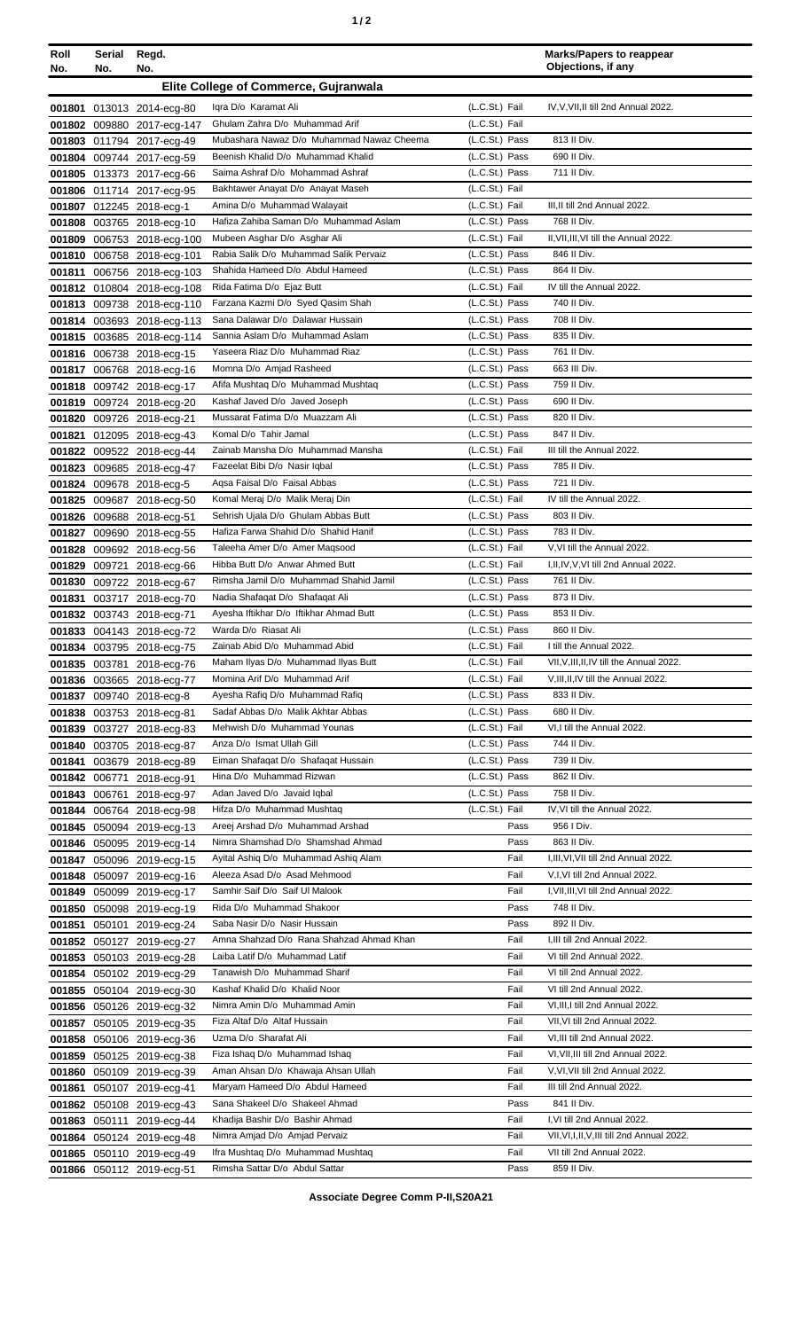| Roll No. | Serial No. | Regd. No. | | | Marks/Papers to reappear Objections, if any |
|---|---|---|---|---|---|
| **Elite College of Commerce, Gujranwala** | | | | | |
| 001801 | 013013 | 2014-ecg-80 | Iqra D/o Karamat Ali | (L.C.St.) Fail | IV,V,VII,II till 2nd Annual 2022. |
| 001802 | 009880 | 2017-ecg-147 | Ghulam Zahra D/o Muhammad Arif | (L.C.St.) Fail | |
| 001803 | 011794 | 2017-ecg-49 | Mubashara Nawaz D/o Muhammad Nawaz Cheema | (L.C.St.) Pass | 813 II Div. |
| 001804 | 009744 | 2017-ecg-59 | Beenish Khalid D/o Muhammad Khalid | (L.C.St.) Pass | 690 II Div. |
| 001805 | 013373 | 2017-ecg-66 | Saima Ashraf D/o Mohammad Ashraf | (L.C.St.) Pass | 711 II Div. |
| 001806 | 011714 | 2017-ecg-95 | Bakhtawer Anayat D/o Anayat Maseh | (L.C.St.) Fail | |
| 001807 | 012245 | 2018-ecg-1 | Amina D/o Muhammad Walayait | (L.C.St.) Fail | III,II till 2nd Annual 2022. |
| 001808 | 003765 | 2018-ecg-10 | Hafiza Zahiba Saman D/o Muhammad Aslam | (L.C.St.) Pass | 768 II Div. |
| 001809 | 006753 | 2018-ecg-100 | Mubeen Asghar D/o Asghar Ali | (L.C.St.) Fail | II,VII,III,VI till the Annual 2022. |
| 001810 | 006758 | 2018-ecg-101 | Rabia Salik D/o Muhammad Salik Pervaiz | (L.C.St.) Pass | 846 II Div. |
| 001811 | 006756 | 2018-ecg-103 | Shahida Hameed D/o Abdul Hameed | (L.C.St.) Pass | 864 II Div. |
| 001812 | 010804 | 2018-ecg-108 | Rida Fatima D/o Ejaz Butt | (L.C.St.) Fail | IV till the Annual 2022. |
| 001813 | 009738 | 2018-ecg-110 | Farzana Kazmi D/o Syed Qasim Shah | (L.C.St.) Pass | 740 II Div. |
| 001814 | 003693 | 2018-ecg-113 | Sana Dalawar D/o Dalawar Hussain | (L.C.St.) Pass | 708 II Div. |
| 001815 | 003685 | 2018-ecg-114 | Sannia Aslam D/o Muhammad Aslam | (L.C.St.) Pass | 835 II Div. |
| 001816 | 006738 | 2018-ecg-15 | Yaseera Riaz D/o Muhammad Riaz | (L.C.St.) Pass | 761 II Div. |
| 001817 | 006768 | 2018-ecg-16 | Momna D/o Amjad Rasheed | (L.C.St.) Pass | 663 III Div. |
| 001818 | 009742 | 2018-ecg-17 | Afifa Mushtaq D/o Muhammad Mushtaq | (L.C.St.) Pass | 759 II Div. |
| 001819 | 009724 | 2018-ecg-20 | Kashaf Javed D/o Javed Joseph | (L.C.St.) Pass | 690 II Div. |
| 001820 | 009726 | 2018-ecg-21 | Mussarat Fatima D/o Muazzam Ali | (L.C.St.) Pass | 820 II Div. |
| 001821 | 012095 | 2018-ecg-43 | Komal D/o Tahir Jamal | (L.C.St.) Pass | 847 II Div. |
| 001822 | 009522 | 2018-ecg-44 | Zainab Mansha D/o Muhammad Mansha | (L.C.St.) Fail | III till the Annual 2022. |
| 001823 | 009685 | 2018-ecg-47 | Fazeelat Bibi D/o Nasir Iqbal | (L.C.St.) Pass | 785 II Div. |
| 001824 | 009678 | 2018-ecg-5 | Aqsa Faisal D/o Faisal Abbas | (L.C.St.) Pass | 721 II Div. |
| 001825 | 009687 | 2018-ecg-50 | Komal Meraj D/o Malik Meraj Din | (L.C.St.) Fail | IV till the Annual 2022. |
| 001826 | 009688 | 2018-ecg-51 | Sehrish Ujala D/o Ghulam Abbas Butt | (L.C.St.) Pass | 803 II Div. |
| 001827 | 009690 | 2018-ecg-55 | Hafiza Farwa Shahid D/o Shahid Hanif | (L.C.St.) Pass | 783 II Div. |
| 001828 | 009692 | 2018-ecg-56 | Taleeha Amer D/o Amer Maqsood | (L.C.St.) Fail | V,VI till the Annual 2022. |
| 001829 | 009721 | 2018-ecg-66 | Hibba Butt D/o Anwar Ahmed Butt | (L.C.St.) Fail | I,II,IV,V,VI till 2nd Annual 2022. |
| 001830 | 009722 | 2018-ecg-67 | Rimsha Jamil D/o Muhammad Shahid Jamil | (L.C.St.) Pass | 761 II Div. |
| 001831 | 003717 | 2018-ecg-70 | Nadia Shafaqat D/o Shafaqat Ali | (L.C.St.) Pass | 873 II Div. |
| 001832 | 003743 | 2018-ecg-71 | Ayesha Iftikhar D/o Iftikhar Ahmad Butt | (L.C.St.) Pass | 853 II Div. |
| 001833 | 004143 | 2018-ecg-72 | Warda D/o Riasat Ali | (L.C.St.) Pass | 860 II Div. |
| 001834 | 003795 | 2018-ecg-75 | Zainab Abid D/o Muhammad Abid | (L.C.St.) Fail | I till the Annual 2022. |
| 001835 | 003781 | 2018-ecg-76 | Maham Ilyas D/o Muhammad Ilyas Butt | (L.C.St.) Fail | VII,V,III,II,IV till the Annual 2022. |
| 001836 | 003665 | 2018-ecg-77 | Momina Arif D/o Muhammad Arif | (L.C.St.) Fail | V,III,II,IV till the Annual 2022. |
| 001837 | 009740 | 2018-ecg-8 | Ayesha Rafiq D/o Muhammad Rafiq | (L.C.St.) Pass | 833 II Div. |
| 001838 | 003753 | 2018-ecg-81 | Sadaf Abbas D/o Malik Akhtar Abbas | (L.C.St.) Pass | 680 II Div. |
| 001839 | 003727 | 2018-ecg-83 | Mehwish D/o Muhammad Younas | (L.C.St.) Fail | VI,I till the Annual 2022. |
| 001840 | 003705 | 2018-ecg-87 | Anza D/o Ismat Ullah Gill | (L.C.St.) Pass | 744 II Div. |
| 001841 | 003679 | 2018-ecg-89 | Eiman Shafaqat D/o Shafaqat Hussain | (L.C.St.) Pass | 739 II Div. |
| 001842 | 006771 | 2018-ecg-91 | Hina D/o Muhammad Rizwan | (L.C.St.) Pass | 862 II Div. |
| 001843 | 006761 | 2018-ecg-97 | Adan Javed D/o Javaid Iqbal | (L.C.St.) Pass | 758 II Div. |
| 001844 | 006764 | 2018-ecg-98 | Hifza D/o Muhammad Mushtaq | (L.C.St.) Fail | IV,VI till the Annual 2022. |
| 001845 | 050094 | 2019-ecg-13 | Areej Arshad D/o Muhammad Arshad | Pass | 956 I Div. |
| 001846 | 050095 | 2019-ecg-14 | Nimra Shamshad D/o Shamshad Ahmad | Pass | 863 II Div. |
| 001847 | 050096 | 2019-ecg-15 | Ayital Ashiq D/o Muhammad Ashiq Alam | Fail | I,III,VI,VII till 2nd Annual 2022. |
| 001848 | 050097 | 2019-ecg-16 | Aleeza Asad D/o Asad Mehmood | Fail | V,I,VI till 2nd Annual 2022. |
| 001849 | 050099 | 2019-ecg-17 | Samhir Saif D/o Saif Ul Malook | Fail | I,VII,III,VI till 2nd Annual 2022. |
| 001850 | 050098 | 2019-ecg-19 | Rida D/o Muhammad Shakoor | Pass | 748 II Div. |
| 001851 | 050101 | 2019-ecg-24 | Saba Nasir D/o Nasir Hussain | Pass | 892 II Div. |
| 001852 | 050127 | 2019-ecg-27 | Amna Shahzad D/o Rana Shahzad Ahmad Khan | Fail | I,III till 2nd Annual 2022. |
| 001853 | 050103 | 2019-ecg-28 | Laiba Latif D/o Muhammad Latif | Fail | VI till 2nd Annual 2022. |
| 001854 | 050102 | 2019-ecg-29 | Tanawish D/o Muhammad Sharif | Fail | VI till 2nd Annual 2022. |
| 001855 | 050104 | 2019-ecg-30 | Kashaf Khalid D/o Khalid Noor | Fail | VI till 2nd Annual 2022. |
| 001856 | 050126 | 2019-ecg-32 | Nimra Amin D/o Muhammad Amin | Fail | VI,III,I till 2nd Annual 2022. |
| 001857 | 050105 | 2019-ecg-35 | Fiza Altaf D/o Altaf Hussain | Fail | VII,VI till 2nd Annual 2022. |
| 001858 | 050106 | 2019-ecg-36 | Uzma D/o Sharafat Ali | Fail | VI,III till 2nd Annual 2022. |
| 001859 | 050125 | 2019-ecg-38 | Fiza Ishaq D/o Muhammad Ishaq | Fail | VI,VII,III till 2nd Annual 2022. |
| 001860 | 050109 | 2019-ecg-39 | Aman Ahsan D/o Khawaja Ahsan Ullah | Fail | V,VI,VII till 2nd Annual 2022. |
| 001861 | 050107 | 2019-ecg-41 | Maryam Hameed D/o Abdul Hameed | Fail | III till 2nd Annual 2022. |
| 001862 | 050108 | 2019-ecg-43 | Sana Shakeel D/o Shakeel Ahmad | Pass | 841 II Div. |
| 001863 | 050111 | 2019-ecg-44 | Khadija Bashir D/o Bashir Ahmad | Fail | I,VI till 2nd Annual 2022. |
| 001864 | 050124 | 2019-ecg-48 | Nimra Amjad D/o Amjad Pervaiz | Fail | VII,VI,I,II,V,III till 2nd Annual 2022. |
| 001865 | 050110 | 2019-ecg-49 | Ifra Mushtaq D/o Muhammad Mushtaq | Fail | VII till 2nd Annual 2022. |
| 001866 | 050112 | 2019-ecg-51 | Rimsha Sattar D/o Abdul Sattar | Pass | 859 II Div. |

**Associate Degree Comm P-II,S20A21**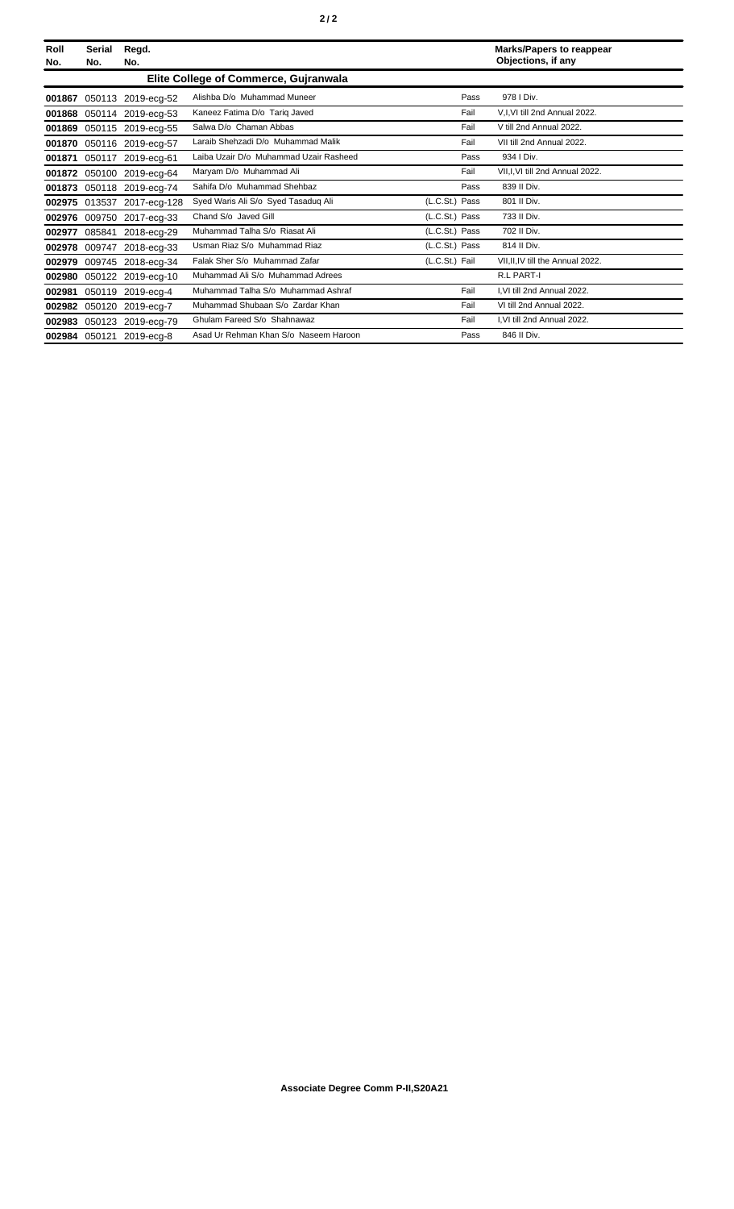| Roll No. | Serial No. | Regd. No. | | | Marks/Papers to reappear Objections, if any |
|---|---|---|---|---|---|
| | | | **Elite College of Commerce, Gujranwala** | | |
| **001867** | 050113 | 2019-ecg-52 | Alishba D/o Muhammad Muneer | Pass | 978 I Div. |
| **001868** | 050114 | 2019-ecg-53 | Kaneez Fatima D/o Tariq Javed | Fail | V,I,VI till 2nd Annual 2022. |
| **001869** | 050115 | 2019-ecg-55 | Salwa D/o Chaman Abbas | Fail | V till 2nd Annual 2022. |
| **001870** | 050116 | 2019-ecg-57 | Laraib Shehzadi D/o Muhammad Malik | Fail | VII till 2nd Annual 2022. |
| **001871** | 050117 | 2019-ecg-61 | Laiba Uzair D/o Muhammad Uzair Rasheed | Pass | 934 I Div. |
| **001872** | 050100 | 2019-ecg-64 | Maryam D/o Muhammad Ali | Fail | VII,I,VI till 2nd Annual 2022. |
| **001873** | 050118 | 2019-ecg-74 | Sahifa D/o Muhammad Shehbaz | Pass | 839 II Div. |
| **002975** | 013537 | 2017-ecg-128 | Syed Waris Ali S/o Syed Tasaduq Ali | (L.C.St.) Pass | 801 II Div. |
| **002976** | 009750 | 2017-ecg-33 | Chand S/o Javed Gill | (L.C.St.) Pass | 733 II Div. |
| **002977** | 085841 | 2018-ecg-29 | Muhammad Talha S/o Riasat Ali | (L.C.St.) Pass | 702 II Div. |
| **002978** | 009747 | 2018-ecg-33 | Usman Riaz S/o Muhammad Riaz | (L.C.St.) Pass | 814 II Div. |
| **002979** | 009745 | 2018-ecg-34 | Falak Sher S/o Muhammad Zafar | (L.C.St.) Fail | VII,II,IV till the Annual 2022. |
| **002980** | 050122 | 2019-ecg-10 | Muhammad Ali S/o Muhammad Adrees | | R.L PART-I |
| **002981** | 050119 | 2019-ecg-4 | Muhammad Talha S/o Muhammad Ashraf | Fail | I,VI till 2nd Annual 2022. |
| **002982** | 050120 | 2019-ecg-7 | Muhammad Shubaan S/o Zardar Khan | Fail | VI till 2nd Annual 2022. |
| **002983** | 050123 | 2019-ecg-79 | Ghulam Fareed S/o Shahnawaz | Fail | I,VI till 2nd Annual 2022. |
| **002984** | 050121 | 2019-ecg-8 | Asad Ur Rehman Khan S/o Naseem Haroon | Pass | 846 II Div. |

**Associate Degree Comm P-II,S20A21**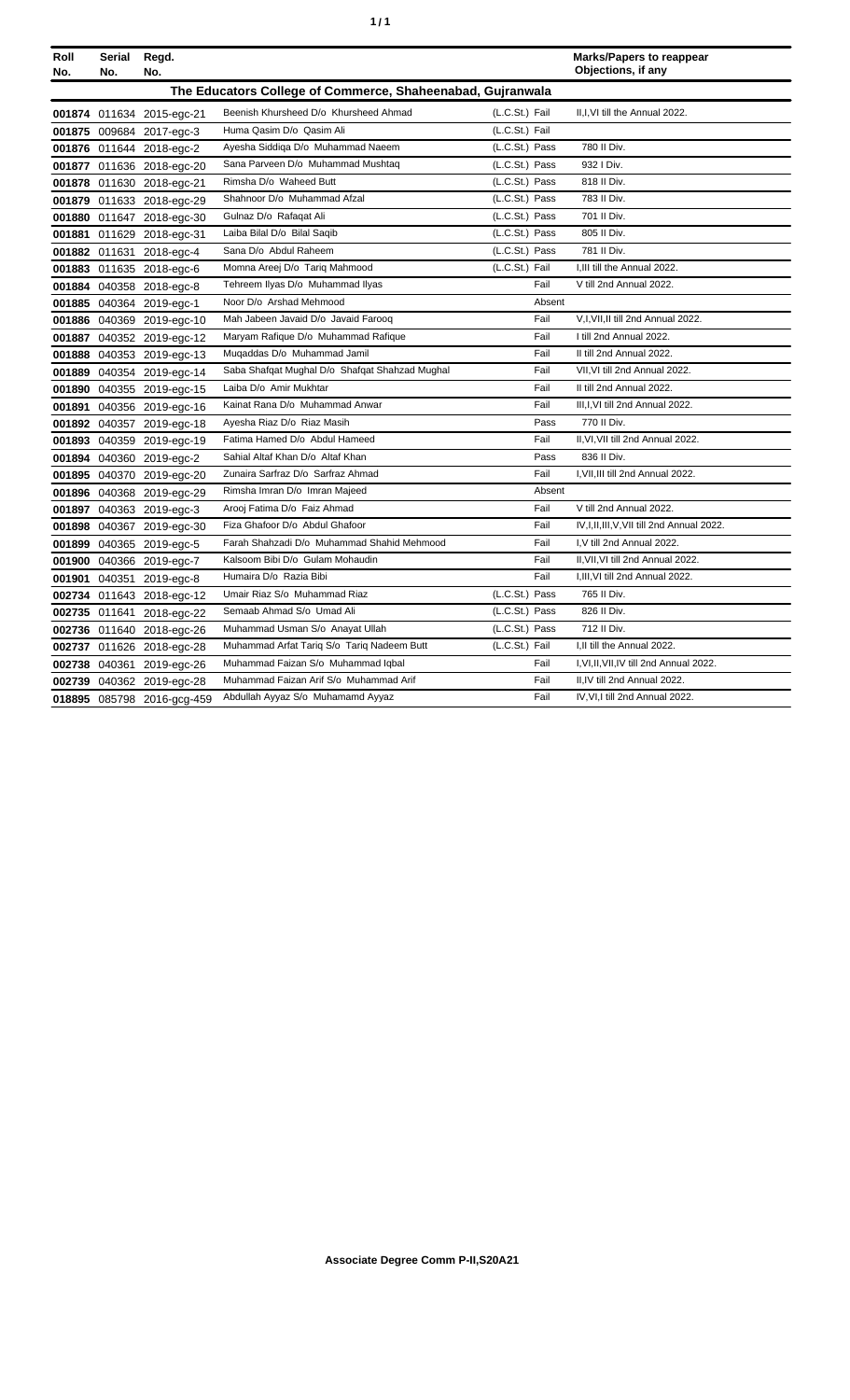| Roll No. | Serial No. | Regd. No. | | | Marks/Papers to reappear Objections, if any |
|---|---|---|---|---|---|
| **The Educators College of Commerce, Shaheenabad, Gujranwala** | | | | | |
| 001874 | 011634 | 2015-egc-21 | Beenish Khursheed D/o Khursheed Ahmad | (L.C.St.) Fail | II,I,VI till the Annual 2022. |
| 001875 | 009684 | 2017-egc-3 | Huma Qasim D/o Qasim Ali | (L.C.St.) Fail | |
| 001876 | 011644 | 2018-egc-2 | Ayesha Siddiqa D/o Muhammad Naeem | (L.C.St.) Pass | 780 II Div. |
| 001877 | 011636 | 2018-egc-20 | Sana Parveen D/o Muhammad Mushtaq | (L.C.St.) Pass | 932 I Div. |
| 001878 | 011630 | 2018-egc-21 | Rimsha D/o Waheed Butt | (L.C.St.) Pass | 818 II Div. |
| 001879 | 011633 | 2018-egc-29 | Shahnoor D/o Muhammad Afzal | (L.C.St.) Pass | 783 II Div. |
| 001880 | 011647 | 2018-egc-30 | Gulnaz D/o Rafaqat Ali | (L.C.St.) Pass | 701 II Div. |
| 001881 | 011629 | 2018-egc-31 | Laiba Bilal D/o Bilal Saqib | (L.C.St.) Pass | 805 II Div. |
| 001882 | 011631 | 2018-egc-4 | Sana D/o Abdul Raheem | (L.C.St.) Pass | 781 II Div. |
| 001883 | 011635 | 2018-egc-6 | Momna Areej D/o Tariq Mahmood | (L.C.St.) Fail | I,III till the Annual 2022. |
| 001884 | 040358 | 2018-egc-8 | Tehreem Ilyas D/o Muhammad Ilyas | Fail | V till 2nd Annual 2022. |
| 001885 | 040364 | 2019-egc-1 | Noor D/o Arshad Mehmood | Absent | |
| 001886 | 040369 | 2019-egc-10 | Mah Jabeen Javaid D/o Javaid Farooq | Fail | V,I,VII,II till 2nd Annual 2022. |
| 001887 | 040352 | 2019-egc-12 | Maryam Rafique D/o Muhammad Rafique | Fail | I till 2nd Annual 2022. |
| 001888 | 040353 | 2019-egc-13 | Muqaddas D/o Muhammad Jamil | Fail | II till 2nd Annual 2022. |
| 001889 | 040354 | 2019-egc-14 | Saba Shafqat Mughal D/o Shafqat Shahzad Mughal | Fail | VII,VI till 2nd Annual 2022. |
| 001890 | 040355 | 2019-egc-15 | Laiba D/o Amir Mukhtar | Fail | II till 2nd Annual 2022. |
| 001891 | 040356 | 2019-egc-16 | Kainat Rana D/o Muhammad Anwar | Fail | III,I,VI till 2nd Annual 2022. |
| 001892 | 040357 | 2019-egc-18 | Ayesha Riaz D/o Riaz Masih | Pass | 770 II Div. |
| 001893 | 040359 | 2019-egc-19 | Fatima Hamed D/o Abdul Hameed | Fail | II,VI,VII till 2nd Annual 2022. |
| 001894 | 040360 | 2019-egc-2 | Sahial Altaf Khan D/o Altaf Khan | Pass | 836 II Div. |
| 001895 | 040370 | 2019-egc-20 | Zunaira Sarfraz D/o Sarfraz Ahmad | Fail | I,VII,III till 2nd Annual 2022. |
| 001896 | 040368 | 2019-egc-29 | Rimsha Imran D/o Imran Majeed | Absent | |
| 001897 | 040363 | 2019-egc-3 | Arooj Fatima D/o Faiz Ahmad | Fail | V till 2nd Annual 2022. |
| 001898 | 040367 | 2019-egc-30 | Fiza Ghafoor D/o Abdul Ghafoor | Fail | IV,I,II,III,V,VII till 2nd Annual 2022. |
| 001899 | 040365 | 2019-egc-5 | Farah Shahzadi D/o Muhammad Shahid Mehmood | Fail | I,V till 2nd Annual 2022. |
| 001900 | 040366 | 2019-egc-7 | Kalsoom Bibi D/o Gulam Mohaudin | Fail | II,VII,VI till 2nd Annual 2022. |
| 001901 | 040351 | 2019-egc-8 | Humaira D/o Razia Bibi | Fail | I,III,VI till 2nd Annual 2022. |
| 002734 | 011643 | 2018-egc-12 | Umair Riaz S/o Muhammad Riaz | (L.C.St.) Pass | 765 II Div. |
| 002735 | 011641 | 2018-egc-22 | Semaab Ahmad S/o Umad Ali | (L.C.St.) Pass | 826 II Div. |
| 002736 | 011640 | 2018-egc-26 | Muhammad Usman S/o Anayat Ullah | (L.C.St.) Pass | 712 II Div. |
| 002737 | 011626 | 2018-egc-28 | Muhammad Arfat Tariq S/o Tariq Nadeem Butt | (L.C.St.) Fail | I,II till the Annual 2022. |
| 002738 | 040361 | 2019-egc-26 | Muhammad Faizan S/o Muhammad Iqbal | Fail | I,VI,II,VII,IV till 2nd Annual 2022. |
| 002739 | 040362 | 2019-egc-28 | Muhammad Faizan Arif S/o Muhammad Arif | Fail | II,IV till 2nd Annual 2022. |
| 018895 | 085798 | 2016-gcg-459 | Abdullah Ayyaz S/o Muhamamd Ayyaz | Fail | IV,VI,I till 2nd Annual 2022. |

**Associate Degree Comm P-II,S20A21**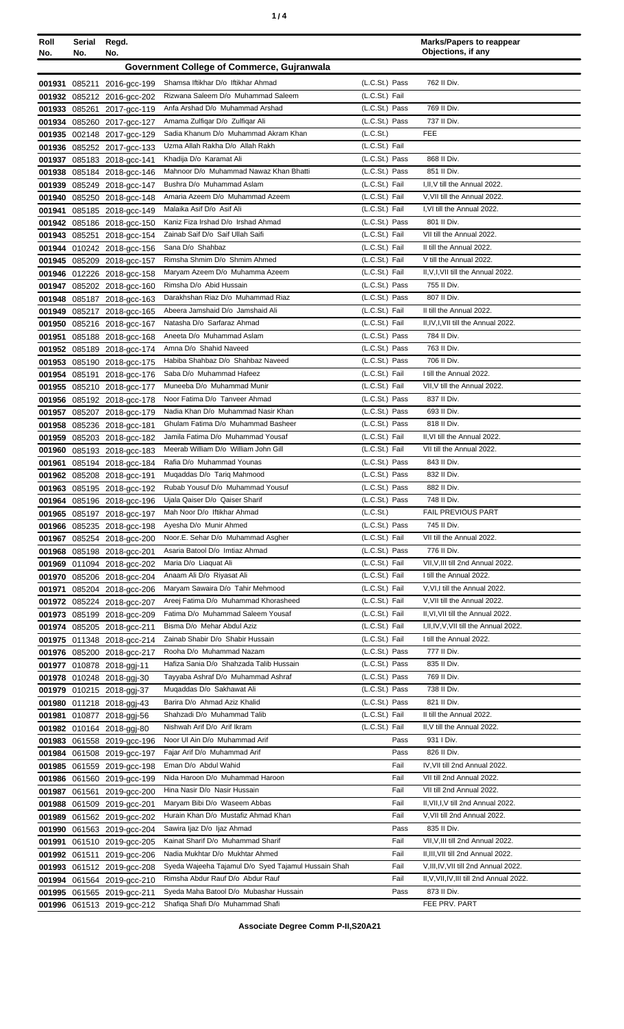| Roll No. | Serial No. | Regd. No. | | | Marks/Papers to reappear Objections, if any |
|---|---|---|---|---|---|
| **Government College of Commerce, Gujranwala** | | | | | |
| 001931 | 085211 | 2016-gcc-199 | Shamsa Iftikhar D/o Iftikhar Ahmad | (L.C.St.) Pass | 762 II Div. |
| 001932 | 085212 | 2016-gcc-202 | Rizwana Saleem D/o Muhammad Saleem | (L.C.St.) Fail | |
| 001933 | 085261 | 2017-gcc-119 | Anfa Arshad D/o Muhammad Arshad | (L.C.St.) Pass | 769 II Div. |
| 001934 | 085260 | 2017-gcc-127 | Amama Zulfiqar D/o Zulfiqar Ali | (L.C.St.) Pass | 737 II Div. |
| 001935 | 002148 | 2017-gcc-129 | Sadia Khanum D/o Muhammad Akram Khan | (L.C.St.) | FEE |
| 001936 | 085252 | 2017-gcc-133 | Uzma Allah Rakha D/o Allah Rakh | (L.C.St.) Fail | |
| 001937 | 085183 | 2018-gcc-141 | Khadija D/o Karamat Ali | (L.C.St.) Pass | 868 II Div. |
| 001938 | 085184 | 2018-gcc-146 | Mahnoor D/o Muhammad Nawaz Khan Bhatti | (L.C.St.) Pass | 851 II Div. |
| 001939 | 085249 | 2018-gcc-147 | Bushra D/o Muhammad Aslam | (L.C.St.) Fail | I,II,V till the Annual 2022. |
| 001940 | 085250 | 2018-gcc-148 | Amaria Azeem D/o Muhammad Azeem | (L.C.St.) Fail | V,VII till the Annual 2022. |
| 001941 | 085185 | 2018-gcc-149 | Malaika Asif D/o Asif Ali | (L.C.St.) Fail | I,VI till the Annual 2022. |
| 001942 | 085186 | 2018-gcc-150 | Kaniz Fiza Irshad D/o Irshad Ahmad | (L.C.St.) Pass | 801 II Div. |
| 001943 | 085251 | 2018-gcc-154 | Zainab Saif D/o Saif Ullah Saifi | (L.C.St.) Fail | VII till the Annual 2022. |
| 001944 | 010242 | 2018-gcc-156 | Sana D/o Shahbaz | (L.C.St.) Fail | II till the Annual 2022. |
| 001945 | 085209 | 2018-gcc-157 | Rimsha Shmim D/o Shmim Ahmed | (L.C.St.) Fail | V till the Annual 2022. |
| 001946 | 012226 | 2018-gcc-158 | Maryam Azeem D/o Muhamma Azeem | (L.C.St.) Fail | II,V,I,VII till the Annual 2022. |
| 001947 | 085202 | 2018-gcc-160 | Rimsha D/o Abid Hussain | (L.C.St.) Pass | 755 II Div. |
| 001948 | 085187 | 2018-gcc-163 | Darakhshan Riaz D/o Muhammad Riaz | (L.C.St.) Pass | 807 II Div. |
| 001949 | 085217 | 2018-gcc-165 | Abeera Jamshaid D/o Jamshaid Ali | (L.C.St.) Fail | II till the Annual 2022. |
| 001950 | 085216 | 2018-gcc-167 | Natasha D/o Sarfaraz Ahmad | (L.C.St.) Fail | II,IV,I,VII till the Annual 2022. |
| 001951 | 085188 | 2018-gcc-168 | Aneeta D/o Muhammad Aslam | (L.C.St.) Pass | 784 II Div. |
| 001952 | 085189 | 2018-gcc-174 | Amna D/o Shahid Naveed | (L.C.St.) Pass | 763 II Div. |
| 001953 | 085190 | 2018-gcc-175 | Habiba Shahbaz D/o Shahbaz Naveed | (L.C.St.) Pass | 706 II Div. |
| 001954 | 085191 | 2018-gcc-176 | Saba D/o Muhammad Hafeez | (L.C.St.) Fail | I till the Annual 2022. |
| 001955 | 085210 | 2018-gcc-177 | Muneeba D/o Muhammad Munir | (L.C.St.) Fail | VII,V till the Annual 2022. |
| 001956 | 085192 | 2018-gcc-178 | Noor Fatima D/o Tanveer Ahmad | (L.C.St.) Pass | 837 II Div. |
| 001957 | 085207 | 2018-gcc-179 | Nadia Khan D/o Muhammad Nasir Khan | (L.C.St.) Pass | 693 II Div. |
| 001958 | 085236 | 2018-gcc-181 | Ghulam Fatima D/o Muhammad Basheer | (L.C.St.) Pass | 818 II Div. |
| 001959 | 085203 | 2018-gcc-182 | Jamila Fatima D/o Muhammad Yousaf | (L.C.St.) Fail | II,VI till the Annual 2022. |
| 001960 | 085193 | 2018-gcc-183 | Meerab William D/o William John Gill | (L.C.St.) Fail | VII till the Annual 2022. |
| 001961 | 085194 | 2018-gcc-184 | Rafia D/o Muhammad Younas | (L.C.St.) Pass | 843 II Div. |
| 001962 | 085208 | 2018-gcc-191 | Muqaddas D/o Tariq Mahmood | (L.C.St.) Pass | 832 II Div. |
| 001963 | 085195 | 2018-gcc-192 | Rubab Yousuf D/o Muhammad Yousuf | (L.C.St.) Pass | 882 II Div. |
| 001964 | 085196 | 2018-gcc-196 | Ujala Qaiser D/o Qaiser Sharif | (L.C.St.) Pass | 748 II Div. |
| 001965 | 085197 | 2018-gcc-197 | Mah Noor D/o Iftikhar Ahmad | (L.C.St.) | FAIL PREVIOUS PART |
| 001966 | 085235 | 2018-gcc-198 | Ayesha D/o Munir Ahmed | (L.C.St.) Pass | 745 II Div. |
| 001967 | 085254 | 2018-gcc-200 | Noor.E. Sehar D/o Muhammad Asgher | (L.C.St.) Fail | VII till the Annual 2022. |
| 001968 | 085198 | 2018-gcc-201 | Asaria Batool D/o Imtiaz Ahmad | (L.C.St.) Pass | 776 II Div. |
| 001969 | 011094 | 2018-gcc-202 | Maria D/o Liaquat Ali | (L.C.St.) Fail | VII,V,III till 2nd Annual 2022. |
| 001970 | 085206 | 2018-gcc-204 | Anaam Ali D/o Riyasat Ali | (L.C.St.) Fail | I till the Annual 2022. |
| 001971 | 085204 | 2018-gcc-206 | Maryam Sawaira D/o Tahir Mehmood | (L.C.St.) Fail | V,VI,I till the Annual 2022. |
| 001972 | 085224 | 2018-gcc-207 | Areej Fatima D/o Muhammad Khorasheed | (L.C.St.) Fail | V,VII till the Annual 2022. |
| 001973 | 085199 | 2018-gcc-209 | Fatima D/o Muhammad Saleem Yousaf | (L.C.St.) Fail | II,VI,VII till the Annual 2022. |
| 001974 | 085205 | 2018-gcc-211 | Bisma D/o Mehar Abdul Aziz | (L.C.St.) Fail | I,II,IV,V,VII till the Annual 2022. |
| 001975 | 011348 | 2018-gcc-214 | Zainab Shabir D/o Shabir Hussain | (L.C.St.) Fail | I till the Annual 2022. |
| 001976 | 085200 | 2018-gcc-217 | Rooha D/o Muhammad Nazam | (L.C.St.) Pass | 777 II Div. |
| 001977 | 010878 | 2018-ggj-11 | Hafiza Sania D/o Shahzada Talib Hussain | (L.C.St.) Pass | 835 II Div. |
| 001978 | 010248 | 2018-ggj-30 | Tayyaba Ashraf D/o Muhammad Ashraf | (L.C.St.) Pass | 769 II Div. |
| 001979 | 010215 | 2018-ggj-37 | Muqaddas D/o Sakhawat Ali | (L.C.St.) Pass | 738 II Div. |
| 001980 | 011218 | 2018-ggj-43 | Barira D/o Ahmad Aziz Khalid | (L.C.St.) Pass | 821 II Div. |
| 001981 | 010877 | 2018-ggj-56 | Shahzadi D/o Muhammad Talib | (L.C.St.) Fail | II till the Annual 2022. |
| 001982 | 010164 | 2018-ggj-80 | Nishwah Arif D/o Arif Ikram | (L.C.St.) Fail | II,V till the Annual 2022. |
| 001983 | 061558 | 2019-gcc-196 | Noor Ul Ain D/o Muhammad Arif | Pass | 931 I Div. |
| 001984 | 061508 | 2019-gcc-197 | Fajar Arif D/o Muhammad Arif | Pass | 826 II Div. |
| 001985 | 061559 | 2019-gcc-198 | Eman D/o Abdul Wahid | Fail | IV,VII till 2nd Annual 2022. |
| 001986 | 061560 | 2019-gcc-199 | Nida Haroon D/o Muhammad Haroon | Fail | VII till 2nd Annual 2022. |
| 001987 | 061561 | 2019-gcc-200 | Hina Nasir D/o Nasir Hussain | Fail | VII till 2nd Annual 2022. |
| 001988 | 061509 | 2019-gcc-201 | Maryam Bibi D/o Waseem Abbas | Fail | II,VII,I,V till 2nd Annual 2022. |
| 001989 | 061562 | 2019-gcc-202 | Hurain Khan D/o Mustafiz Ahmad Khan | Fail | V,VII till 2nd Annual 2022. |
| 001990 | 061563 | 2019-gcc-204 | Sawira Ijaz D/o Ijaz Ahmad | Pass | 835 II Div. |
| 001991 | 061510 | 2019-gcc-205 | Kainat Sharif D/o Muhammad Sharif | Fail | VII,V,III till 2nd Annual 2022. |
| 001992 | 061511 | 2019-gcc-206 | Nadia Mukhtar D/o Mukhtar Ahmed | Fail | II,III,VII till 2nd Annual 2022. |
| 001993 | 061512 | 2019-gcc-208 | Syeda Wajeeha Tajamul D/o Syed Tajamul Hussain Shah | Fail | V,III,IV,VII till 2nd Annual 2022. |
| 001994 | 061564 | 2019-gcc-210 | Rimsha Abdur Rauf D/o Abdur Rauf | Fail | II,V,VII,IV,III till 2nd Annual 2022. |
| 001995 | 061565 | 2019-gcc-211 | Syeda Maha Batool D/o Mubashar Hussain | Pass | 873 II Div. |
| 001996 | 061513 | 2019-gcc-212 | Shafiqa Shafi D/o Muhammad Shafi | | FEE PRV. PART |

**Associate Degree Comm P-II,S20A21**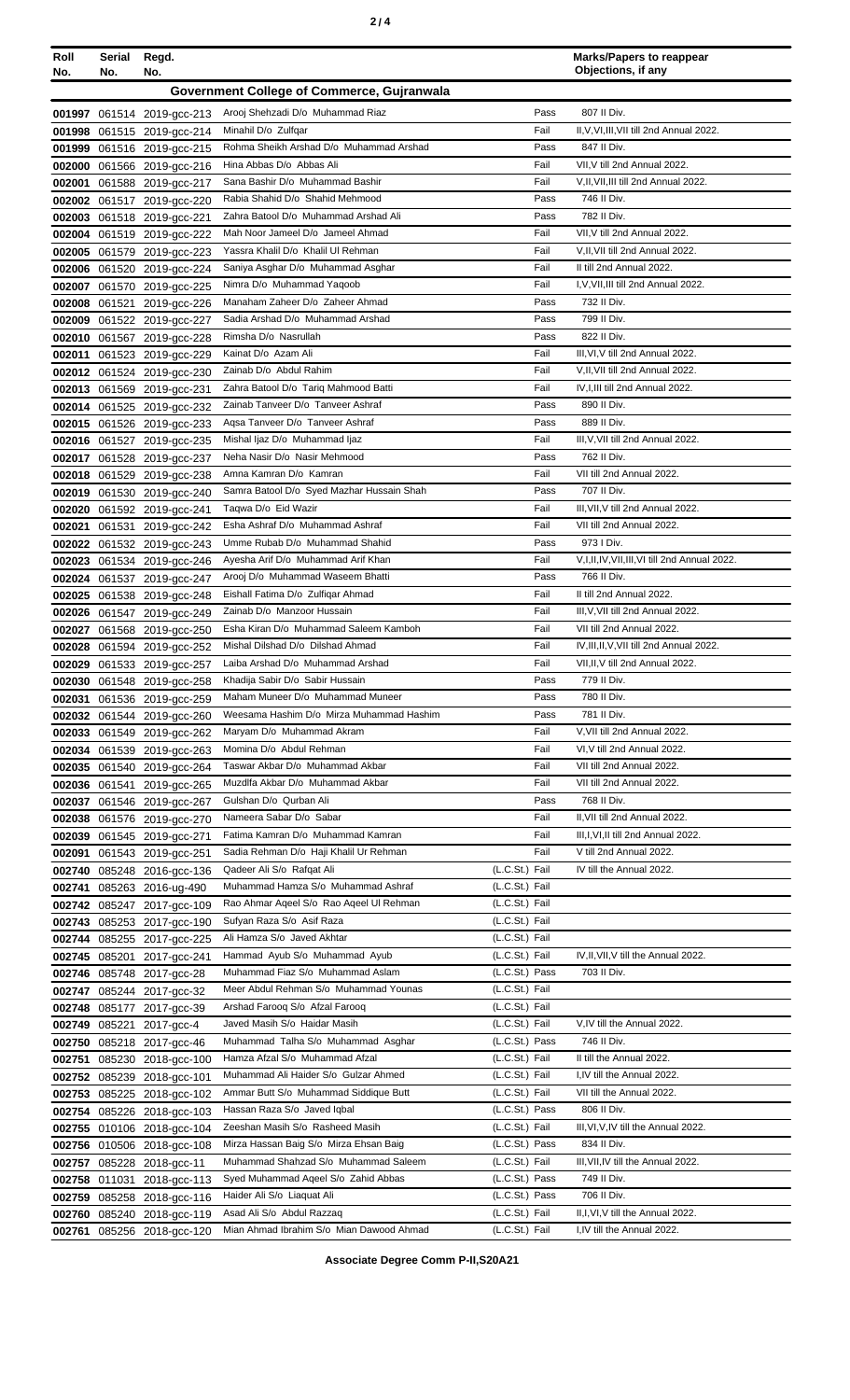| Roll No. | Serial No. | Regd. No. | | | Marks/Papers to reappear Objections, if any |
|---|---|---|---|---|---|
| | | | **Government College of Commerce, Gujranwala** | | |
| 001997 | 061514 | 2019-gcc-213 | Arooj Shehzadi D/o Muhammad Riaz | Pass | 807 II Div. |
| 001998 | 061515 | 2019-gcc-214 | Minahil D/o Zulfqar | Fail | II,V,VI,III,VII till 2nd Annual 2022. |
| 001999 | 061516 | 2019-gcc-215 | Rohma Sheikh Arshad D/o Muhammad Arshad | Pass | 847 II Div. |
| 002000 | 061566 | 2019-gcc-216 | Hina Abbas D/o Abbas Ali | Fail | VII,V till 2nd Annual 2022. |
| 002001 | 061588 | 2019-gcc-217 | Sana Bashir D/o Muhammad Bashir | Fail | V,II,VII,III till 2nd Annual 2022. |
| 002002 | 061517 | 2019-gcc-220 | Rabia Shahid D/o Shahid Mehmood | Pass | 746 II Div. |
| 002003 | 061518 | 2019-gcc-221 | Zahra Batool D/o Muhammad Arshad Ali | Pass | 782 II Div. |
| 002004 | 061519 | 2019-gcc-222 | Mah Noor Jameel D/o Jameel Ahmad | Fail | VII,V till 2nd Annual 2022. |
| 002005 | 061579 | 2019-gcc-223 | Yassra Khalil D/o Khalil Ul Rehman | Fail | V,II,VII till 2nd Annual 2022. |
| 002006 | 061520 | 2019-gcc-224 | Saniya Asghar D/o Muhammad Asghar | Fail | II till 2nd Annual 2022. |
| 002007 | 061570 | 2019-gcc-225 | Nimra D/o Muhammad Yaqoob | Fail | I,V,VII,III till 2nd Annual 2022. |
| 002008 | 061521 | 2019-gcc-226 | Manaham Zaheer D/o Zaheer Ahmad | Pass | 732 II Div. |
| 002009 | 061522 | 2019-gcc-227 | Sadia Arshad D/o Muhammad Arshad | Pass | 799 II Div. |
| 002010 | 061567 | 2019-gcc-228 | Rimsha D/o Nasrullah | Pass | 822 II Div. |
| 002011 | 061523 | 2019-gcc-229 | Kainat D/o Azam Ali | Fail | III,VI,V till 2nd Annual 2022. |
| 002012 | 061524 | 2019-gcc-230 | Zainab D/o Abdul Rahim | Fail | V,II,VII till 2nd Annual 2022. |
| 002013 | 061569 | 2019-gcc-231 | Zahra Batool D/o Tariq Mahmood Batti | Fail | IV,I,III till 2nd Annual 2022. |
| 002014 | 061525 | 2019-gcc-232 | Zainab Tanveer D/o Tanveer Ashraf | Pass | 890 II Div. |
| 002015 | 061526 | 2019-gcc-233 | Aqsa Tanveer D/o Tanveer Ashraf | Pass | 889 II Div. |
| 002016 | 061527 | 2019-gcc-235 | Mishal Ijaz D/o Muhammad Ijaz | Fail | III,V,VII till 2nd Annual 2022. |
| 002017 | 061528 | 2019-gcc-237 | Neha Nasir D/o Nasir Mehmood | Pass | 762 II Div. |
| 002018 | 061529 | 2019-gcc-238 | Amna Kamran D/o Kamran | Fail | VII till 2nd Annual 2022. |
| 002019 | 061530 | 2019-gcc-240 | Samra Batool D/o Syed Mazhar Hussain Shah | Pass | 707 II Div. |
| 002020 | 061592 | 2019-gcc-241 | Taqwa D/o Eid Wazir | Fail | III,VII,V till 2nd Annual 2022. |
| 002021 | 061531 | 2019-gcc-242 | Esha Ashraf D/o Muhammad Ashraf | Fail | VII till 2nd Annual 2022. |
| 002022 | 061532 | 2019-gcc-243 | Umme Rubab D/o Muhammad Shahid | Pass | 973 I Div. |
| 002023 | 061534 | 2019-gcc-246 | Ayesha Arif D/o Muhammad Arif Khan | Fail | V,I,II,IV,VII,III,VI till 2nd Annual 2022. |
| 002024 | 061537 | 2019-gcc-247 | Arooj D/o Muhammad Waseem Bhatti | Pass | 766 II Div. |
| 002025 | 061538 | 2019-gcc-248 | Eishall Fatima D/o Zulfiqar Ahmad | Fail | II till 2nd Annual 2022. |
| 002026 | 061547 | 2019-gcc-249 | Zainab D/o Manzoor Hussain | Fail | III,V,VII till 2nd Annual 2022. |
| 002027 | 061568 | 2019-gcc-250 | Esha Kiran D/o Muhammad Saleem Kamboh | Fail | VII till 2nd Annual 2022. |
| 002028 | 061594 | 2019-gcc-252 | Mishal Dilshad D/o Dilshad Ahmad | Fail | IV,III,II,V,VII till 2nd Annual 2022. |
| 002029 | 061533 | 2019-gcc-257 | Laiba Arshad D/o Muhammad Arshad | Fail | VII,II,V till 2nd Annual 2022. |
| 002030 | 061548 | 2019-gcc-258 | Khadija Sabir D/o Sabir Hussain | Pass | 779 II Div. |
| 002031 | 061536 | 2019-gcc-259 | Maham Muneer D/o Muhammad Muneer | Pass | 780 II Div. |
| 002032 | 061544 | 2019-gcc-260 | Weesama Hashim D/o Mirza Muhammad Hashim | Pass | 781 II Div. |
| 002033 | 061549 | 2019-gcc-262 | Maryam D/o Muhammad Akram | Fail | V,VII till 2nd Annual 2022. |
| 002034 | 061539 | 2019-gcc-263 | Momina D/o Abdul Rehman | Fail | VI,V till 2nd Annual 2022. |
| 002035 | 061540 | 2019-gcc-264 | Taswar Akbar D/o Muhammad Akbar | Fail | VII till 2nd Annual 2022. |
| 002036 | 061541 | 2019-gcc-265 | Muzdlfa Akbar D/o Muhammad Akbar | Fail | VII till 2nd Annual 2022. |
| 002037 | 061546 | 2019-gcc-267 | Gulshan D/o Qurban Ali | Pass | 768 II Div. |
| 002038 | 061576 | 2019-gcc-270 | Nameera Sabar D/o Sabar | Fail | II,VII till 2nd Annual 2022. |
| 002039 | 061545 | 2019-gcc-271 | Fatima Kamran D/o Muhammad Kamran | Fail | III,I,VI,II till 2nd Annual 2022. |
| 002091 | 061543 | 2019-gcc-251 | Sadia Rehman D/o Haji Khalil Ur Rehman | Fail | V till 2nd Annual 2022. |
| 002740 | 085248 | 2016-gcc-136 | Qadeer Ali S/o Rafqat Ali | (L.C.St.) Fail | IV till the Annual 2022. |
| 002741 | 085263 | 2016-ug-490 | Muhammad Hamza S/o Muhammad Ashraf | (L.C.St.) Fail | |
| 002742 | 085247 | 2017-gcc-109 | Rao Ahmar Aqeel S/o Rao Aqeel Ul Rehman | (L.C.St.) Fail | |
| 002743 | 085253 | 2017-gcc-190 | Sufyan Raza S/o Asif Raza | (L.C.St.) Fail | |
| 002744 | 085255 | 2017-gcc-225 | Ali Hamza S/o Javed Akhtar | (L.C.St.) Fail | |
| 002745 | 085201 | 2017-gcc-241 | Hammad Ayub S/o Muhammad Ayub | (L.C.St.) Fail | IV,II,VII,V till the Annual 2022. |
| 002746 | 085748 | 2017-gcc-28 | Muhammad Fiaz S/o Muhammad Aslam | (L.C.St.) Pass | 703 II Div. |
| 002747 | 085244 | 2017-gcc-32 | Meer Abdul Rehman S/o Muhammad Younas | (L.C.St.) Fail | |
| 002748 | 085177 | 2017-gcc-39 | Arshad Farooq S/o Afzal Farooq | (L.C.St.) Fail | |
| 002749 | 085221 | 2017-gcc-4 | Javed Masih S/o Haidar Masih | (L.C.St.) Fail | V,IV till the Annual 2022. |
| 002750 | 085218 | 2017-gcc-46 | Muhammad Talha S/o Muhammad Asghar | (L.C.St.) Pass | 746 II Div. |
| 002751 | 085230 | 2018-gcc-100 | Hamza Afzal S/o Muhammad Afzal | (L.C.St.) Fail | II till the Annual 2022. |
| 002752 | 085239 | 2018-gcc-101 | Muhammad Ali Haider S/o Gulzar Ahmed | (L.C.St.) Fail | I,IV till the Annual 2022. |
| 002753 | 085225 | 2018-gcc-102 | Ammar Butt S/o Muhammad Siddique Butt | (L.C.St.) Fail | VII till the Annual 2022. |
| 002754 | 085226 | 2018-gcc-103 | Hassan Raza S/o Javed Iqbal | (L.C.St.) Pass | 806 II Div. |
| 002755 | 010106 | 2018-gcc-104 | Zeeshan Masih S/o Rasheed Masih | (L.C.St.) Fail | III,VI,V,IV till the Annual 2022. |
| 002756 | 010506 | 2018-gcc-108 | Mirza Hassan Baig S/o Mirza Ehsan Baig | (L.C.St.) Pass | 834 II Div. |
| 002757 | 085228 | 2018-gcc-11 | Muhammad Shahzad S/o Muhammad Saleem | (L.C.St.) Fail | III,VII,IV till the Annual 2022. |
| 002758 | 011031 | 2018-gcc-113 | Syed Muhammad Aqeel S/o Zahid Abbas | (L.C.St.) Pass | 749 II Div. |
| 002759 | 085258 | 2018-gcc-116 | Haider Ali S/o Liaquat Ali | (L.C.St.) Pass | 706 II Div. |
| 002760 | 085240 | 2018-gcc-119 | Asad Ali S/o Abdul Razzaq | (L.C.St.) Fail | II,I,VI,V till the Annual 2022. |
| 002761 | 085256 | 2018-gcc-120 | Mian Ahmad Ibrahim S/o Mian Dawood Ahmad | (L.C.St.) Fail | I,IV till the Annual 2022. |

**Associate Degree Comm P-II,S20A21**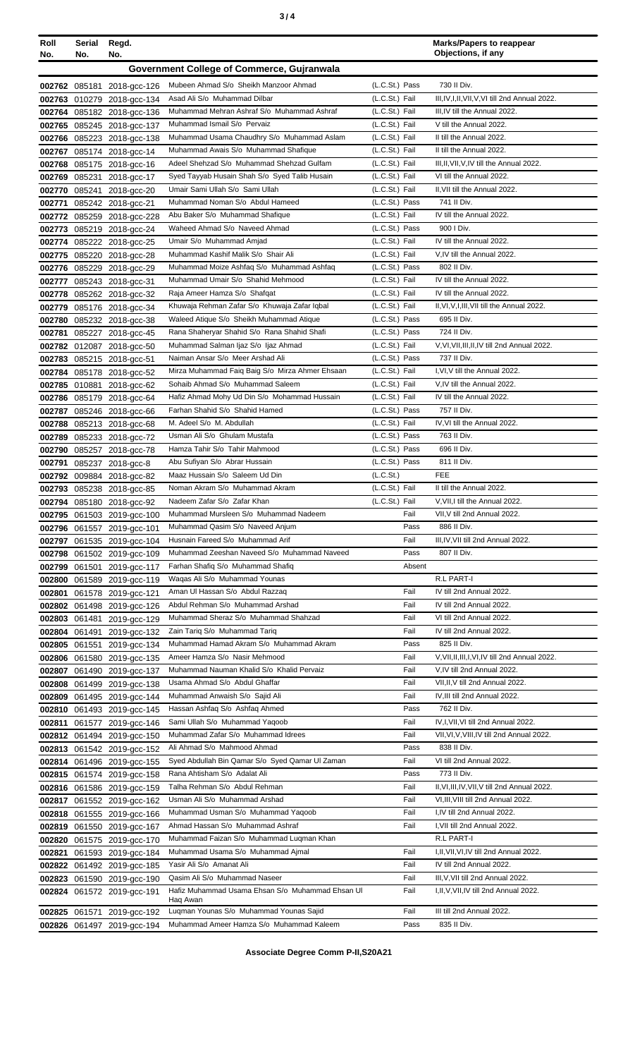| Roll No. | Serial No. | Regd. No. | | | Marks/Papers to reappear Objections, if any |
|---|---|---|---|---|---|
| **Government College of Commerce, Gujranwala** | | | | | |
| 002762 | 085181 | 2018-gcc-126 | Mubeen Ahmad S/o Sheikh Manzoor Ahmad | (L.C.St.) Pass | 730 II Div. |
| 002763 | 010279 | 2018-gcc-134 | Asad Ali S/o Muhammad Dilbar | (L.C.St.) Fail | III,IV,I,II,VII,V,VI till 2nd Annual 2022. |
| 002764 | 085182 | 2018-gcc-136 | Muhammad Mehran Ashraf S/o Muhammad Ashraf | (L.C.St.) Fail | III,IV till the Annual 2022. |
| 002765 | 085245 | 2018-gcc-137 | Muhammad Ismail S/o Pervaiz | (L.C.St.) Fail | V till the Annual 2022. |
| 002766 | 085223 | 2018-gcc-138 | Muhammad Usama Chaudhry S/o Muhammad Aslam | (L.C.St.) Fail | II till the Annual 2022. |
| 002767 | 085174 | 2018-gcc-14 | Muhammad Awais S/o Muhammad Shafique | (L.C.St.) Fail | II till the Annual 2022. |
| 002768 | 085175 | 2018-gcc-16 | Adeel Shehzad S/o Muhammad Shehzad Gulfam | (L.C.St.) Fail | III,II,VII,V,IV till the Annual 2022. |
| 002769 | 085231 | 2018-gcc-17 | Syed Tayyab Husain Shah S/o Syed Talib Husain | (L.C.St.) Fail | VI till the Annual 2022. |
| 002770 | 085241 | 2018-gcc-20 | Umair Sami Ullah S/o Sami Ullah | (L.C.St.) Fail | II,VII till the Annual 2022. |
| 002771 | 085242 | 2018-gcc-21 | Muhammad Noman S/o Abdul Hameed | (L.C.St.) Pass | 741 II Div. |
| 002772 | 085259 | 2018-gcc-228 | Abu Baker S/o Muhammad Shafique | (L.C.St.) Fail | IV till the Annual 2022. |
| 002773 | 085219 | 2018-gcc-24 | Waheed Ahmad S/o Naveed Ahmad | (L.C.St.) Pass | 900 I Div. |
| 002774 | 085222 | 2018-gcc-25 | Umair S/o Muhammad Amjad | (L.C.St.) Fail | IV till the Annual 2022. |
| 002775 | 085220 | 2018-gcc-28 | Muhammad Kashif Malik S/o Shair Ali | (L.C.St.) Fail | V,IV till the Annual 2022. |
| 002776 | 085229 | 2018-gcc-29 | Muhammad Moize Ashfaq S/o Muhammad Ashfaq | (L.C.St.) Pass | 802 II Div. |
| 002777 | 085243 | 2018-gcc-31 | Muhammad Umair S/o Shahid Mehmood | (L.C.St.) Fail | IV till the Annual 2022. |
| 002778 | 085262 | 2018-gcc-32 | Raja Ameer Hamza S/o Shafqat | (L.C.St.) Fail | IV till the Annual 2022. |
| 002779 | 085176 | 2018-gcc-34 | Khuwaja Rehman Zafar S/o Khuwaja Zafar Iqbal | (L.C.St.) Fail | II,VI,V,I,III,VII till the Annual 2022. |
| 002780 | 085232 | 2018-gcc-38 | Waleed Atique S/o Sheikh Muhammad Atique | (L.C.St.) Pass | 695 II Div. |
| 002781 | 085227 | 2018-gcc-45 | Rana Shaheryar Shahid S/o Rana Shahid Shafi | (L.C.St.) Pass | 724 II Div. |
| 002782 | 012087 | 2018-gcc-50 | Muhammad Salman Ijaz S/o Ijaz Ahmad | (L.C.St.) Fail | V,VI,VII,III,II,IV till 2nd Annual 2022. |
| 002783 | 085215 | 2018-gcc-51 | Naiman Ansar S/o Meer Arshad Ali | (L.C.St.) Pass | 737 II Div. |
| 002784 | 085178 | 2018-gcc-52 | Mirza Muhammad Faiq Baig S/o Mirza Ahmer Ehsaan | (L.C.St.) Fail | I,VI,V till the Annual 2022. |
| 002785 | 010881 | 2018-gcc-62 | Sohaib Ahmad S/o Muhammad Saleem | (L.C.St.) Fail | V,IV till the Annual 2022. |
| 002786 | 085179 | 2018-gcc-64 | Hafiz Ahmad Mohy Ud Din S/o Mohammad Hussain | (L.C.St.) Fail | IV till the Annual 2022. |
| 002787 | 085246 | 2018-gcc-66 | Farhan Shahid S/o Shahid Hamed | (L.C.St.) Pass | 757 II Div. |
| 002788 | 085213 | 2018-gcc-68 | M. Adeel S/o M. Abdullah | (L.C.St.) Fail | IV,VI till the Annual 2022. |
| 002789 | 085233 | 2018-gcc-72 | Usman Ali S/o Ghulam Mustafa | (L.C.St.) Pass | 763 II Div. |
| 002790 | 085257 | 2018-gcc-78 | Hamza Tahir S/o Tahir Mahmood | (L.C.St.) Pass | 696 II Div. |
| 002791 | 085237 | 2018-gcc-8 | Abu Sufiyan S/o Abrar Hussain | (L.C.St.) Pass | 811 II Div. |
| 002792 | 009884 | 2018-gcc-82 | Maaz Hussain S/o Saleem Ud Din | (L.C.St.) | FEE |
| 002793 | 085238 | 2018-gcc-85 | Noman Akram S/o Muhammad Akram | (L.C.St.) Fail | II till the Annual 2022. |
| 002794 | 085180 | 2018-gcc-92 | Nadeem Zafar S/o Zafar Khan | (L.C.St.) Fail | V,VII,I till the Annual 2022. |
| 002795 | 061503 | 2019-gcc-100 | Muhammad Mursleen S/o Muhammad Nadeem | Fail | VII,V till 2nd Annual 2022. |
| 002796 | 061557 | 2019-gcc-101 | Muhammad Qasim S/o Naveed Anjum | Pass | 886 II Div. |
| 002797 | 061535 | 2019-gcc-104 | Husnain Fareed S/o Muhammad Arif | Fail | III,IV,VII till 2nd Annual 2022. |
| 002798 | 061502 | 2019-gcc-109 | Muhammad Zeeshan Naveed S/o Muhammad Naveed | Pass | 807 II Div. |
| 002799 | 061501 | 2019-gcc-117 | Farhan Shafiq S/o Muhammad Shafiq | Absent | |
| 002800 | 061589 | 2019-gcc-119 | Waqas Ali S/o Muhammad Younas | | R.L PART-I |
| 002801 | 061578 | 2019-gcc-121 | Aman Ul Hassan S/o Abdul Razzaq | Fail | IV till 2nd Annual 2022. |
| 002802 | 061498 | 2019-gcc-126 | Abdul Rehman S/o Muhammad Arshad | Fail | IV till 2nd Annual 2022. |
| 002803 | 061481 | 2019-gcc-129 | Muhammad Sheraz S/o Muhammad Shahzad | Fail | VI till 2nd Annual 2022. |
| 002804 | 061491 | 2019-gcc-132 | Zain Tariq S/o Muhammad Tariq | Fail | IV till 2nd Annual 2022. |
| 002805 | 061551 | 2019-gcc-134 | Muhammad Hamad Akram S/o Muhammad Akram | Pass | 825 II Div. |
| 002806 | 061580 | 2019-gcc-135 | Ameer Hamza S/o Nasir Mehmood | Fail | V,VII,II,III,I,VI,IV till 2nd Annual 2022. |
| 002807 | 061490 | 2019-gcc-137 | Muhammad Nauman Khalid S/o Khalid Pervaiz | Fail | V,IV till 2nd Annual 2022. |
| 002808 | 061499 | 2019-gcc-138 | Usama Ahmad S/o Abdul Ghaffar | Fail | VII,II,V till 2nd Annual 2022. |
| 002809 | 061495 | 2019-gcc-144 | Muhammad Anwaish S/o Sajid Ali | Fail | IV,III till 2nd Annual 2022. |
| 002810 | 061493 | 2019-gcc-145 | Hassan Ashfaq S/o Ashfaq Ahmed | Pass | 762 II Div. |
| 002811 | 061577 | 2019-gcc-146 | Sami Ullah S/o Muhammad Yaqoob | Fail | IV,I,VII,VI till 2nd Annual 2022. |
| 002812 | 061494 | 2019-gcc-150 | Muhammad Zafar S/o Muhammad Idrees | Fail | VII,VI,V,VIII,IV till 2nd Annual 2022. |
| 002813 | 061542 | 2019-gcc-152 | Ali Ahmad S/o Mahmood Ahmad | Pass | 838 II Div. |
| 002814 | 061496 | 2019-gcc-155 | Syed Abdullah Bin Qamar S/o Syed Qamar Ul Zaman | Fail | VI till 2nd Annual 2022. |
| 002815 | 061574 | 2019-gcc-158 | Rana Ahtisham S/o Adalat Ali | Pass | 773 II Div. |
| 002816 | 061586 | 2019-gcc-159 | Talha Rehman S/o Abdul Rehman | Fail | II,VI,III,IV,VII,V till 2nd Annual 2022. |
| 002817 | 061552 | 2019-gcc-162 | Usman Ali S/o Muhammad Arshad | Fail | VI,III,VIII till 2nd Annual 2022. |
| 002818 | 061555 | 2019-gcc-166 | Muhammad Usman S/o Muhammad Yaqoob | Fail | I,IV till 2nd Annual 2022. |
| 002819 | 061550 | 2019-gcc-167 | Ahmad Hassan S/o Muhammad Ashraf | Fail | I,VII till 2nd Annual 2022. |
| 002820 | 061575 | 2019-gcc-170 | Muhammad Faizan S/o Muhammad Luqman Khan | | R.L PART-I |
| 002821 | 061593 | 2019-gcc-184 | Muhammad Usama S/o Muhammad Ajmal | Fail | I,II,VII,VI,IV till 2nd Annual 2022. |
| 002822 | 061492 | 2019-gcc-185 | Yasir Ali S/o Amanat Ali | Fail | IV till 2nd Annual 2022. |
| 002823 | 061590 | 2019-gcc-190 | Qasim Ali S/o Muhammad Naseer | Fail | III,V,VII till 2nd Annual 2022. |
| 002824 | 061572 | 2019-gcc-191 | Hafiz Muhammad Usama Ehsan S/o Muhammad Ehsan Ul Haq Awan | Fail | I,II,V,VII,IV till 2nd Annual 2022. |
| 002825 | 061571 | 2019-gcc-192 | Luqman Younas S/o Muhammad Younas Sajid | Fail | III till 2nd Annual 2022. |
| 002826 | 061497 | 2019-gcc-194 | Muhammad Ameer Hamza S/o Muhammad Kaleem | Pass | 835 II Div. |

**Associate Degree Comm P-II,S20A21**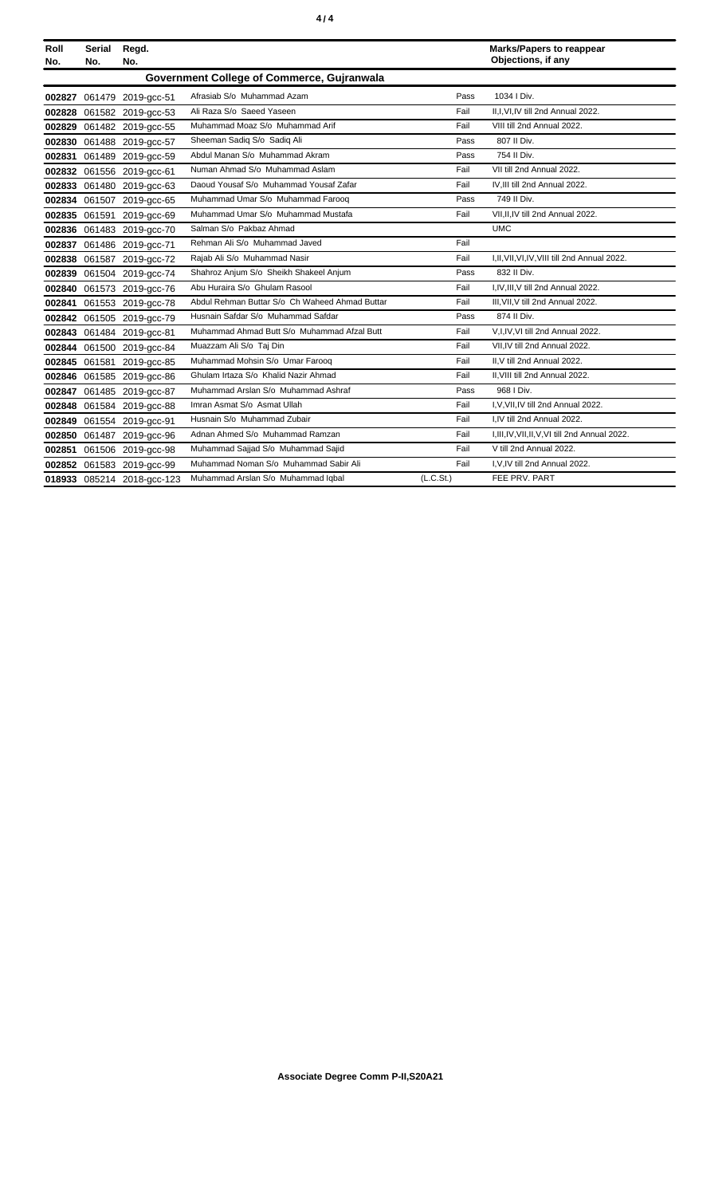| Roll No. | Serial No. | Regd. No. | | | Marks/Papers to reappear Objections, if any |
|---|---|---|---|---|---|
| **Government College of Commerce, Gujranwala** | | | | | |
| **002827** | 061479 | 2019-gcc-51 | Afrasiab S/o Muhammad Azam | Pass | 1034 I Div. |
| **002828** | 061582 | 2019-gcc-53 | Ali Raza S/o Saeed Yaseen | Fail | II,I,VI,IV till 2nd Annual 2022. |
| **002829** | 061482 | 2019-gcc-55 | Muhammad Moaz S/o Muhammad Arif | Fail | VIII till 2nd Annual 2022. |
| **002830** | 061488 | 2019-gcc-57 | Sheeman Sadiq S/o Sadiq Ali | Pass | 807 II Div. |
| **002831** | 061489 | 2019-gcc-59 | Abdul Manan S/o Muhammad Akram | Pass | 754 II Div. |
| **002832** | 061556 | 2019-gcc-61 | Numan Ahmad S/o Muhammad Aslam | Fail | VII till 2nd Annual 2022. |
| **002833** | 061480 | 2019-gcc-63 | Daoud Yousaf S/o Muhammad Yousaf Zafar | Fail | IV,III till 2nd Annual 2022. |
| **002834** | 061507 | 2019-gcc-65 | Muhammad Umar S/o Muhammad Farooq | Pass | 749 II Div. |
| **002835** | 061591 | 2019-gcc-69 | Muhammad Umar S/o Muhammad Mustafa | Fail | VII,II,IV till 2nd Annual 2022. |
| **002836** | 061483 | 2019-gcc-70 | Salman S/o Pakbaz Ahmad | | UMC |
| **002837** | 061486 | 2019-gcc-71 | Rehman Ali S/o Muhammad Javed | Fail | |
| **002838** | 061587 | 2019-gcc-72 | Rajab Ali S/o Muhammad Nasir | Fail | I,II,VII,VI,IV,VIII till 2nd Annual 2022. |
| **002839** | 061504 | 2019-gcc-74 | Shahroz Anjum S/o Sheikh Shakeel Anjum | Pass | 832 II Div. |
| **002840** | 061573 | 2019-gcc-76 | Abu Huraira S/o Ghulam Rasool | Fail | I,IV,III,V till 2nd Annual 2022. |
| **002841** | 061553 | 2019-gcc-78 | Abdul Rehman Buttar S/o Ch Waheed Ahmad Buttar | Fail | III,VII,V till 2nd Annual 2022. |
| **002842** | 061505 | 2019-gcc-79 | Husnain Safdar S/o Muhammad Safdar | Pass | 874 II Div. |
| **002843** | 061484 | 2019-gcc-81 | Muhammad Ahmad Butt S/o Muhammad Afzal Butt | Fail | V,I,IV,VI till 2nd Annual 2022. |
| **002844** | 061500 | 2019-gcc-84 | Muazzam Ali S/o Taj Din | Fail | VII,IV till 2nd Annual 2022. |
| **002845** | 061581 | 2019-gcc-85 | Muhammad Mohsin S/o Umar Farooq | Fail | II,V till 2nd Annual 2022. |
| **002846** | 061585 | 2019-gcc-86 | Ghulam Irtaza S/o Khalid Nazir Ahmad | Fail | II,VIII till 2nd Annual 2022. |
| **002847** | 061485 | 2019-gcc-87 | Muhammad Arslan S/o Muhammad Ashraf | Pass | 968 I Div. |
| **002848** | 061584 | 2019-gcc-88 | Imran Asmat S/o Asmat Ullah | Fail | I,V,VII,IV till 2nd Annual 2022. |
| **002849** | 061554 | 2019-gcc-91 | Husnain S/o Muhammad Zubair | Fail | I,IV till 2nd Annual 2022. |
| **002850** | 061487 | 2019-gcc-96 | Adnan Ahmed S/o Muhammad Ramzan | Fail | I,III,IV,VII,II,V,VI till 2nd Annual 2022. |
| **002851** | 061506 | 2019-gcc-98 | Muhammad Sajjad S/o Muhammad Sajid | Fail | V till 2nd Annual 2022. |
| **002852** | 061583 | 2019-gcc-99 | Muhammad Noman S/o Muhammad Sabir Ali | Fail | I,V,IV till 2nd Annual 2022. |
| **018933** | 085214 | 2018-gcc-123 | Muhammad Arslan S/o Muhammad Iqbal | (L.C.St.) | FEE PRV. PART |

**Associate Degree Comm P-II,S20A21**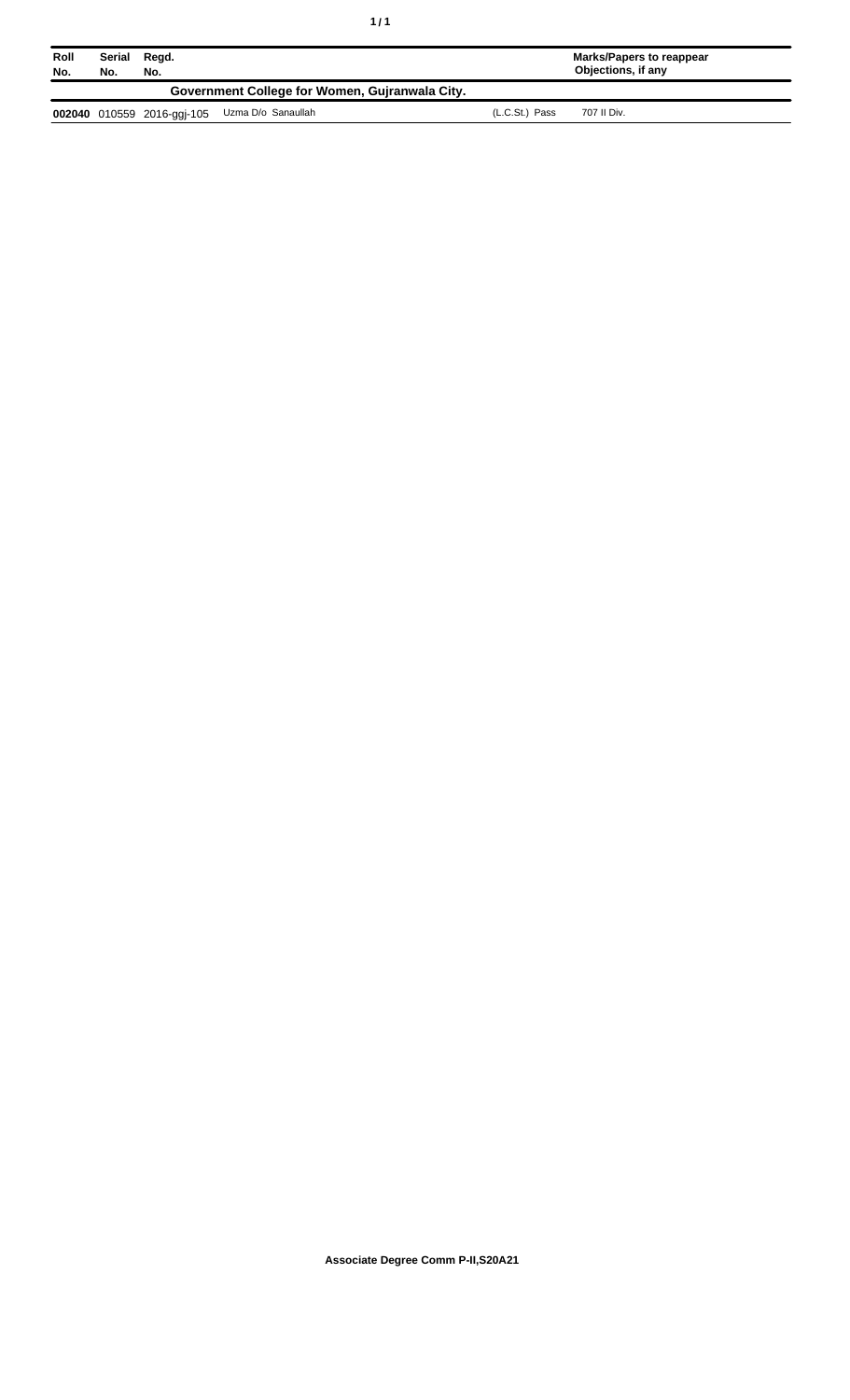| Roll No. | Serial No. | Regd. No. | | | Marks/Papers to reappear Objections, if any |
|---|---|---|---|---|---|
| | | | **Government College for Women, Gujranwala City.** | | |
| **002040** | 010559 | 2016-ggj-105 | Uzma D/o Sanaullah | (L.C.St.) Pass | 707 II Div. |

**Associate Degree Comm P-II,S20A21**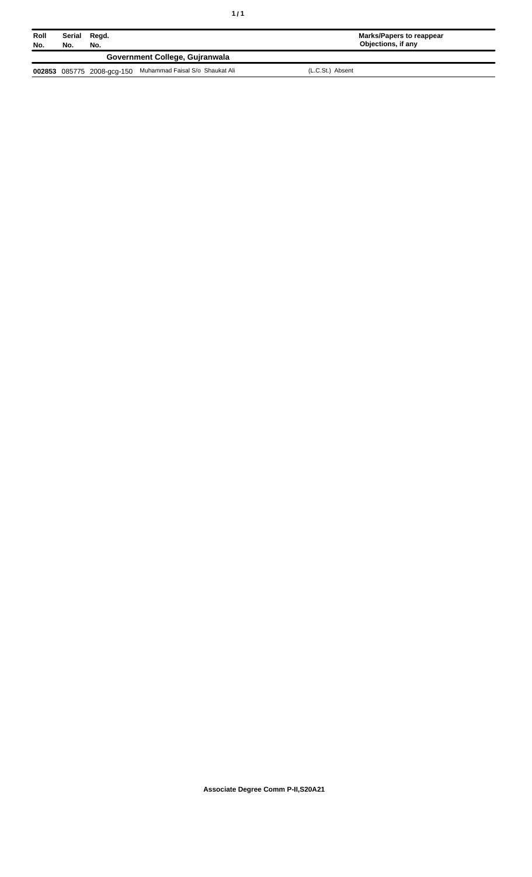| Roll No. | Serial No. | Regd. No. | | Marks/Papers to reappear Objections, if any |
|---|---|---|---|---|
| **Government College, Gujranwala** | | | | |
| **002853** | 085775 | 2008-gcg-150 | Muhammad Faisal S/o Shaukat Ali | (L.C.St.) Absent |

**Associate Degree Comm P-II,S20A21**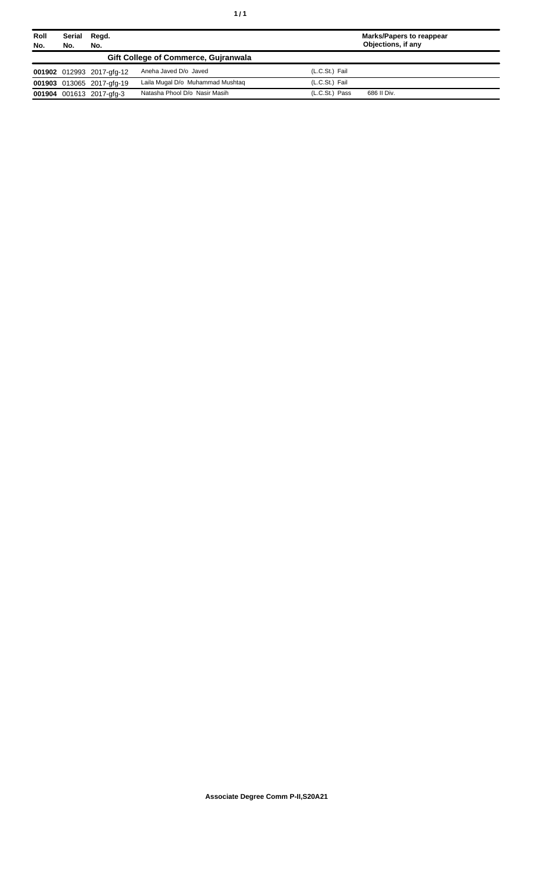| Roll No. | Serial No. | Regd. No. | | | Marks/Papers to reappear Objections, if any |
|---|---|---|---|---|---|
| **Gift College of Commerce, Gujranwala** | | | | | |
| **001902** | 012993 | 2017-gfg-12 | Aneha Javed D/o Javed | (L.C.St.) Fail | |
| **001903** | 013065 | 2017-gfg-19 | Laila Mugal D/o Muhammad Mushtaq | (L.C.St.) Fail | |
| **001904** | 001613 | 2017-gfg-3 | Natasha Phool D/o Nasir Masih | (L.C.St.) Pass | 686 II Div. |

**Associate Degree Comm P-II,S20A21**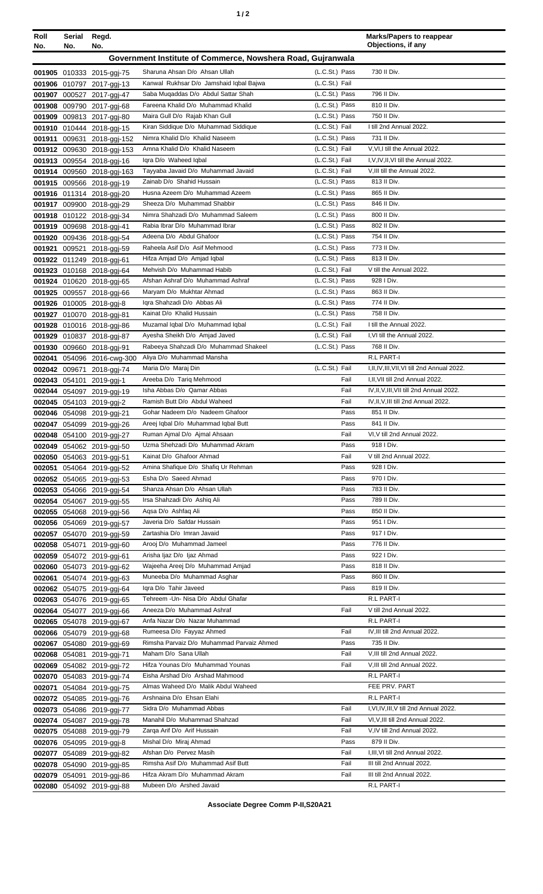| Roll No. | Serial No. | Regd. No. | | | Marks/Papers to reappear Objections, if any |
|---|---|---|---|---|---|
| **Government Institute of Commerce, Nowshera Road, Gujranwala** | | | | | |
| 001905 | 010333 | 2015-ggj-75 | Sharuna Ahsan D/o Ahsan Ullah | (L.C.St.) Pass | 730 II Div. |
| 001906 | 010797 | 2017-ggj-13 | Kanwal Rukhsar D/o Jamshaid Iqbal Bajwa | (L.C.St.) Fail | |
| 001907 | 000527 | 2017-ggj-47 | Saba Muqaddas D/o Abdul Sattar Shah | (L.C.St.) Pass | 796 II Div. |
| 001908 | 009790 | 2017-ggj-68 | Fareena Khalid D/o Muhammad Khalid | (L.C.St.) Pass | 810 II Div. |
| 001909 | 009813 | 2017-ggj-80 | Maira Gull D/o Rajab Khan Gull | (L.C.St.) Pass | 750 II Div. |
| 001910 | 010444 | 2018-ggj-15 | Kiran Siddique D/o Muhammad Siddique | (L.C.St.) Fail | I till 2nd Annual 2022. |
| 001911 | 009631 | 2018-ggj-152 | Nimra Khalid D/o Khalid Naseem | (L.C.St.) Pass | 731 II Div. |
| 001912 | 009630 | 2018-ggj-153 | Amna Khalid D/o Khalid Naseem | (L.C.St.) Fail | V,VI,I till the Annual 2022. |
| 001913 | 009554 | 2018-ggj-16 | Iqra D/o Waheed Iqbal | (L.C.St.) Fail | I,V,IV,II,VI till the Annual 2022. |
| 001914 | 009560 | 2018-ggj-163 | Tayyaba Javaid D/o Muhammad Javaid | (L.C.St.) Fail | V,III till the Annual 2022. |
| 001915 | 009566 | 2018-ggj-19 | Zainab D/o Shahid Hussain | (L.C.St.) Pass | 813 II Div. |
| 001916 | 011314 | 2018-ggj-20 | Husna Azeem D/o Muhammad Azeem | (L.C.St.) Pass | 865 II Div. |
| 001917 | 009900 | 2018-ggj-29 | Sheeza D/o Muhammad Shabbir | (L.C.St.) Pass | 846 II Div. |
| 001918 | 010122 | 2018-ggj-34 | Nimra Shahzadi D/o Muhammad Saleem | (L.C.St.) Pass | 800 II Div. |
| 001919 | 009698 | 2018-ggj-41 | Rabia Ibrar D/o Muhammad Ibrar | (L.C.St.) Pass | 802 II Div. |
| 001920 | 009436 | 2018-ggj-54 | Adeena D/o Abdul Ghafoor | (L.C.St.) Pass | 754 II Div. |
| 001921 | 009521 | 2018-ggj-59 | Raheela Asif D/o Asif Mehmood | (L.C.St.) Pass | 773 II Div. |
| 001922 | 011249 | 2018-ggj-61 | Hifza Amjad D/o Amjad Iqbal | (L.C.St.) Pass | 813 II Div. |
| 001923 | 010168 | 2018-ggj-64 | Mehvish D/o Muhammad Habib | (L.C.St.) Fail | V till the Annual 2022. |
| 001924 | 010620 | 2018-ggj-65 | Afshan Ashraf D/o Muhammad Ashraf | (L.C.St.) Pass | 928 I Div. |
| 001925 | 009557 | 2018-ggj-66 | Maryam D/o Mukhtar Ahmad | (L.C.St.) Pass | 863 II Div. |
| 001926 | 010005 | 2018-ggj-8 | Iqra Shahzadi D/o Abbas Ali | (L.C.St.) Pass | 774 II Div. |
| 001927 | 010070 | 2018-ggj-81 | Kainat D/o Khalid Hussain | (L.C.St.) Pass | 758 II Div. |
| 001928 | 010016 | 2018-ggj-86 | Muzamal Iqbal D/o Muhammad Iqbal | (L.C.St.) Fail | I till the Annual 2022. |
| 001929 | 010837 | 2018-ggj-87 | Ayesha Sheikh D/o Amjad Javed | (L.C.St.) Fail | I,VI till the Annual 2022. |
| 001930 | 009660 | 2018-ggj-91 | Rabeeya Shahzadi D/o Muhammad Shakeel | (L.C.St.) Pass | 768 II Div. |
| 002041 | 054096 | 2016-cwg-300 | Aliya D/o Muhammad Mansha | | R.L PART-I |
| 002042 | 009671 | 2018-ggj-74 | Maria D/o Maraj Din | (L.C.St.) Fail | I,II,IV,III,VII,VI till 2nd Annual 2022. |
| 002043 | 054101 | 2019-ggj-1 | Areeba D/o Tariq Mehmood | Fail | I,II,VII till 2nd Annual 2022. |
| 002044 | 054097 | 2019-ggj-19 | Isha Abbas D/o Qamar Abbas | Fail | IV,II,V,III,VII till 2nd Annual 2022. |
| 002045 | 054103 | 2019-ggj-2 | Ramish Butt D/o Abdul Waheed | Fail | IV,II,V,III till 2nd Annual 2022. |
| 002046 | 054098 | 2019-ggj-21 | Gohar Nadeem D/o Nadeem Ghafoor | Pass | 851 II Div. |
| 002047 | 054099 | 2019-ggj-26 | Areej Iqbal D/o Muhammad Iqbal Butt | Pass | 841 II Div. |
| 002048 | 054100 | 2019-ggj-27 | Ruman Ajmal D/o Ajmal Ahsaan | Fail | VI,V till 2nd Annual 2022. |
| 002049 | 054062 | 2019-ggj-50 | Uzma Shehzadi D/o Muhammad Akram | Pass | 918 I Div. |
| 002050 | 054063 | 2019-ggj-51 | Kainat D/o Ghafoor Ahmad | Fail | V till 2nd Annual 2022. |
| 002051 | 054064 | 2019-ggj-52 | Amina Shafique D/o Shafiq Ur Rehman | Pass | 928 I Div. |
| 002052 | 054065 | 2019-ggj-53 | Esha D/o Saeed Ahmad | Pass | 970 I Div. |
| 002053 | 054066 | 2019-ggj-54 | Shanza Ahsan D/o Ahsan Ullah | Pass | 783 II Div. |
| 002054 | 054067 | 2019-ggj-55 | Irsa Shahzadi D/o Ashiq Ali | Pass | 789 II Div. |
| 002055 | 054068 | 2019-ggj-56 | Aqsa D/o Ashfaq Ali | Pass | 850 II Div. |
| 002056 | 054069 | 2019-ggj-57 | Javeria D/o Safdar Hussain | Pass | 951 I Div. |
| 002057 | 054070 | 2019-ggj-59 | Zartashia D/o Imran Javaid | Pass | 917 I Div. |
| 002058 | 054071 | 2019-ggj-60 | Arooj D/o Muhammad Jameel | Pass | 776 II Div. |
| 002059 | 054072 | 2019-ggj-61 | Arisha Ijaz D/o Ijaz Ahmad | Pass | 922 I Div. |
| 002060 | 054073 | 2019-ggj-62 | Wajeeha Areej D/o Muhammad Amjad | Pass | 818 II Div. |
| 002061 | 054074 | 2019-ggj-63 | Muneeba D/o Muhammad Asghar | Pass | 860 II Div. |
| 002062 | 054075 | 2019-ggj-64 | Iqra D/o Tahir Javeed | Pass | 819 II Div. |
| 002063 | 054076 | 2019-ggj-65 | Tehreem -Un- Nisa D/o Abdul Ghafar | | R.L PART-I |
| 002064 | 054077 | 2019-ggj-66 | Aneeza D/o Muhammad Ashraf | Fail | V till 2nd Annual 2022. |
| 002065 | 054078 | 2019-ggj-67 | Anfa Nazar D/o Nazar Muhammad | | R.L PART-I |
| 002066 | 054079 | 2019-ggj-68 | Rumeesa D/o Fayyaz Ahmed | Fail | IV,III till 2nd Annual 2022. |
| 002067 | 054080 | 2019-ggj-69 | Rimsha Parvaiz D/o Muhammad Parvaiz Ahmed | Pass | 735 II Div. |
| 002068 | 054081 | 2019-ggj-71 | Maham D/o Sana Ullah | Fail | V,III till 2nd Annual 2022. |
| 002069 | 054082 | 2019-ggj-72 | Hifza Younas D/o Muhammad Younas | Fail | V,III till 2nd Annual 2022. |
| 002070 | 054083 | 2019-ggj-74 | Eisha Arshad D/o Arshad Mahmood | | R.L PART-I |
| 002071 | 054084 | 2019-ggj-75 | Almas Waheed D/o Malik Abdul Waheed | | FEE PRV. PART |
| 002072 | 054085 | 2019-ggj-76 | Arshnaina D/o Ehsan Elahi | | R.L PART-I |
| 002073 | 054086 | 2019-ggj-77 | Sidra D/o Muhammad Abbas | Fail | I,VI,IV,III,V till 2nd Annual 2022. |
| 002074 | 054087 | 2019-ggj-78 | Manahil D/o Muhammad Shahzad | Fail | VI,V,III till 2nd Annual 2022. |
| 002075 | 054088 | 2019-ggj-79 | Zarqa Arif D/o Arif Hussain | Fail | V,IV till 2nd Annual 2022. |
| 002076 | 054095 | 2019-ggj-8 | Mishal D/o Miraj Ahmad | Pass | 879 II Div. |
| 002077 | 054089 | 2019-ggj-82 | Afshan D/o Pervez Masih | Fail | I,III,VI till 2nd Annual 2022. |
| 002078 | 054090 | 2019-ggj-85 | Rimsha Asif D/o Muhammad Asif Butt | Fail | III till 2nd Annual 2022. |
| 002079 | 054091 | 2019-ggj-86 | Hifza Akram D/o Muhammad Akram | Fail | III till 2nd Annual 2022. |
| 002080 | 054092 | 2019-ggj-88 | Mubeen D/o Arshed Javaid | | R.L PART-I |

**Associate Degree Comm P-II,S20A21**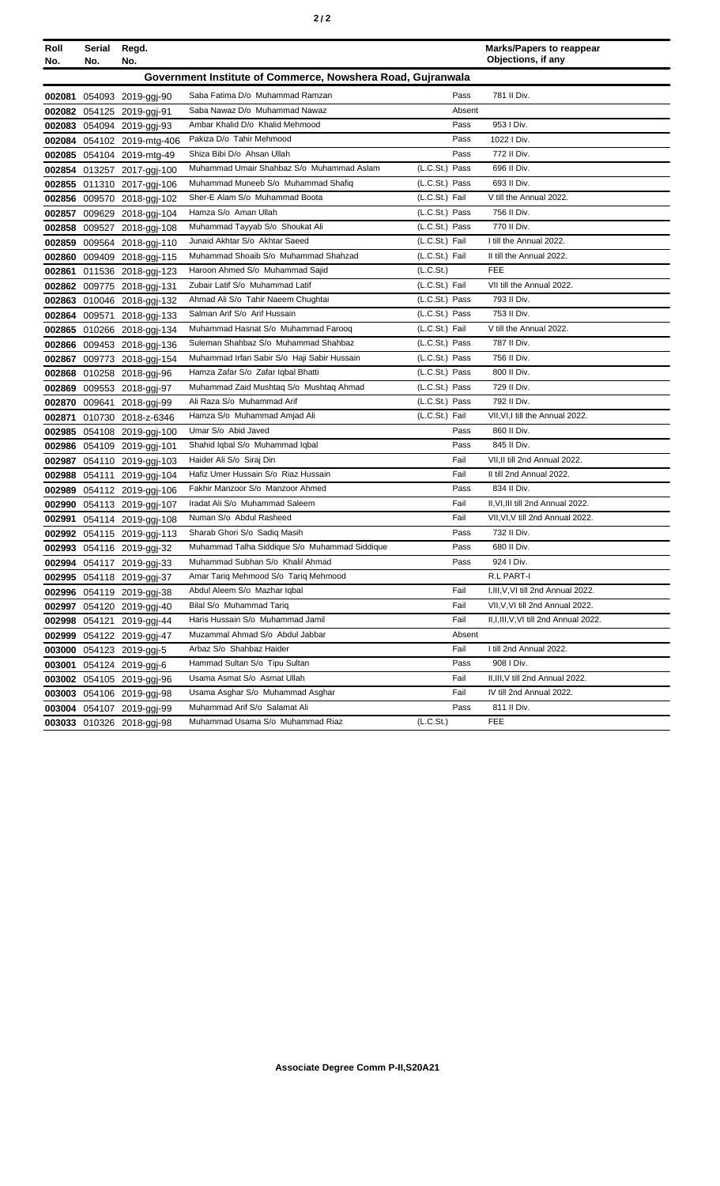| Roll No. | Serial No. | Regd. No. | | | | Marks/Papers to reappear Objections, if any |
|---|---|---|---|---|---|---|
| **Government Institute of Commerce, Nowshera Road, Gujranwala** | | | | | | |
| 002081 | 054093 | 2019-ggj-90 | Saba Fatima D/o Muhammad Ramzan | | Pass | 781 II Div. |
| 002082 | 054125 | 2019-ggj-91 | Saba Nawaz D/o Muhammad Nawaz | | Absent | |
| 002083 | 054094 | 2019-ggj-93 | Ambar Khalid D/o Khalid Mehmood | | Pass | 953 I Div. |
| 002084 | 054102 | 2019-mtg-406 | Pakiza D/o Tahir Mehmood | | Pass | 1022 I Div. |
| 002085 | 054104 | 2019-mtg-49 | Shiza Bibi D/o Ahsan Ullah | | Pass | 772 II Div. |
| 002854 | 013257 | 2017-ggj-100 | Muhammad Umair Shahbaz S/o Muhammad Aslam | (L.C.St.) | Pass | 696 II Div. |
| 002855 | 011310 | 2017-ggj-106 | Muhammad Muneeb S/o Muhammad Shafiq | (L.C.St.) | Pass | 693 II Div. |
| 002856 | 009570 | 2018-ggj-102 | Sher-E Alam S/o Muhammad Boota | (L.C.St.) | Fail | V till the Annual 2022. |
| 002857 | 009629 | 2018-ggj-104 | Hamza S/o Aman Ullah | (L.C.St.) | Pass | 756 II Div. |
| 002858 | 009527 | 2018-ggj-108 | Muhammad Tayyab S/o Shoukat Ali | (L.C.St.) | Pass | 770 II Div. |
| 002859 | 009564 | 2018-ggj-110 | Junaid Akhtar S/o Akhtar Saeed | (L.C.St.) | Fail | I till the Annual 2022. |
| 002860 | 009409 | 2018-ggj-115 | Muhammad Shoaib S/o Muhammad Shahzad | (L.C.St.) | Fail | II till the Annual 2022. |
| 002861 | 011536 | 2018-ggj-123 | Haroon Ahmed S/o Muhammad Sajid | (L.C.St.) | | FEE |
| 002862 | 009775 | 2018-ggj-131 | Zubair Latif S/o Muhammad Latif | (L.C.St.) | Fail | VII till the Annual 2022. |
| 002863 | 010046 | 2018-ggj-132 | Ahmad Ali S/o Tahir Naeem Chughtai | (L.C.St.) | Pass | 793 II Div. |
| 002864 | 009571 | 2018-ggj-133 | Salman Arif S/o Arif Hussain | (L.C.St.) | Pass | 753 II Div. |
| 002865 | 010266 | 2018-ggj-134 | Muhammad Hasnat S/o Muhammad Farooq | (L.C.St.) | Fail | V till the Annual 2022. |
| 002866 | 009453 | 2018-ggj-136 | Suleman Shahbaz S/o Muhammad Shahbaz | (L.C.St.) | Pass | 787 II Div. |
| 002867 | 009773 | 2018-ggj-154 | Muhammad Irfan Sabir S/o Haji Sabir Hussain | (L.C.St.) | Pass | 756 II Div. |
| 002868 | 010258 | 2018-ggj-96 | Hamza Zafar S/o Zafar Iqbal Bhatti | (L.C.St.) | Pass | 800 II Div. |
| 002869 | 009553 | 2018-ggj-97 | Muhammad Zaid Mushtaq S/o Mushtaq Ahmad | (L.C.St.) | Pass | 729 II Div. |
| 002870 | 009641 | 2018-ggj-99 | Ali Raza S/o Muhammad Arif | (L.C.St.) | Pass | 792 II Div. |
| 002871 | 010730 | 2018-z-6346 | Hamza S/o Muhammad Amjad Ali | (L.C.St.) | Fail | VII,VI,I till the Annual 2022. |
| 002985 | 054108 | 2019-ggj-100 | Umar S/o Abid Javed | | Pass | 860 II Div. |
| 002986 | 054109 | 2019-ggj-101 | Shahid Iqbal S/o Muhammad Iqbal | | Pass | 845 II Div. |
| 002987 | 054110 | 2019-ggj-103 | Haider Ali S/o Siraj Din | | Fail | VII,II till 2nd Annual 2022. |
| 002988 | 054111 | 2019-ggj-104 | Hafiz Umer Hussain S/o Riaz Hussain | | Fail | II till 2nd Annual 2022. |
| 002989 | 054112 | 2019-ggj-106 | Fakhir Manzoor S/o Manzoor Ahmed | | Pass | 834 II Div. |
| 002990 | 054113 | 2019-ggj-107 | Iradat Ali S/o Muhammad Saleem | | Fail | II,VI,III till 2nd Annual 2022. |
| 002991 | 054114 | 2019-ggj-108 | Numan S/o Abdul Rasheed | | Fail | VII,VI,V till 2nd Annual 2022. |
| 002992 | 054115 | 2019-ggj-113 | Sharab Ghori S/o Sadiq Masih | | Pass | 732 II Div. |
| 002993 | 054116 | 2019-ggj-32 | Muhammad Talha Siddique S/o Muhammad Siddique | | Pass | 680 II Div. |
| 002994 | 054117 | 2019-ggj-33 | Muhammad Subhan S/o Khalil Ahmad | | Pass | 924 I Div. |
| 002995 | 054118 | 2019-ggj-37 | Amar Tariq Mehmood S/o Tariq Mehmood | | | R.L PART-I |
| 002996 | 054119 | 2019-ggj-38 | Abdul Aleem S/o Mazhar Iqbal | | Fail | I,III,V,VI till 2nd Annual 2022. |
| 002997 | 054120 | 2019-ggj-40 | Bilal S/o Muhammad Tariq | | Fail | VII,V,VI till 2nd Annual 2022. |
| 002998 | 054121 | 2019-ggj-44 | Haris Hussain S/o Muhammad Jamil | | Fail | II,I,III,V,VI till 2nd Annual 2022. |
| 002999 | 054122 | 2019-ggj-47 | Muzammal Ahmad S/o Abdul Jabbar | | Absent | |
| 003000 | 054123 | 2019-ggj-5 | Arbaz S/o Shahbaz Haider | | Fail | I till 2nd Annual 2022. |
| 003001 | 054124 | 2019-ggj-6 | Hammad Sultan S/o Tipu Sultan | | Pass | 908 I Div. |
| 003002 | 054105 | 2019-ggj-96 | Usama Asmat S/o Asmat Ullah | | Fail | II,III,V till 2nd Annual 2022. |
| 003003 | 054106 | 2019-ggj-98 | Usama Asghar S/o Muhammad Asghar | | Fail | IV till 2nd Annual 2022. |
| 003004 | 054107 | 2019-ggj-99 | Muhammad Arif S/o Salamat Ali | | Pass | 811 II Div. |
| 003033 | 010326 | 2018-ggj-98 | Muhammad Usama S/o Muhammad Riaz | (L.C.St.) | | FEE |

**Associate Degree Comm P-II,S20A21**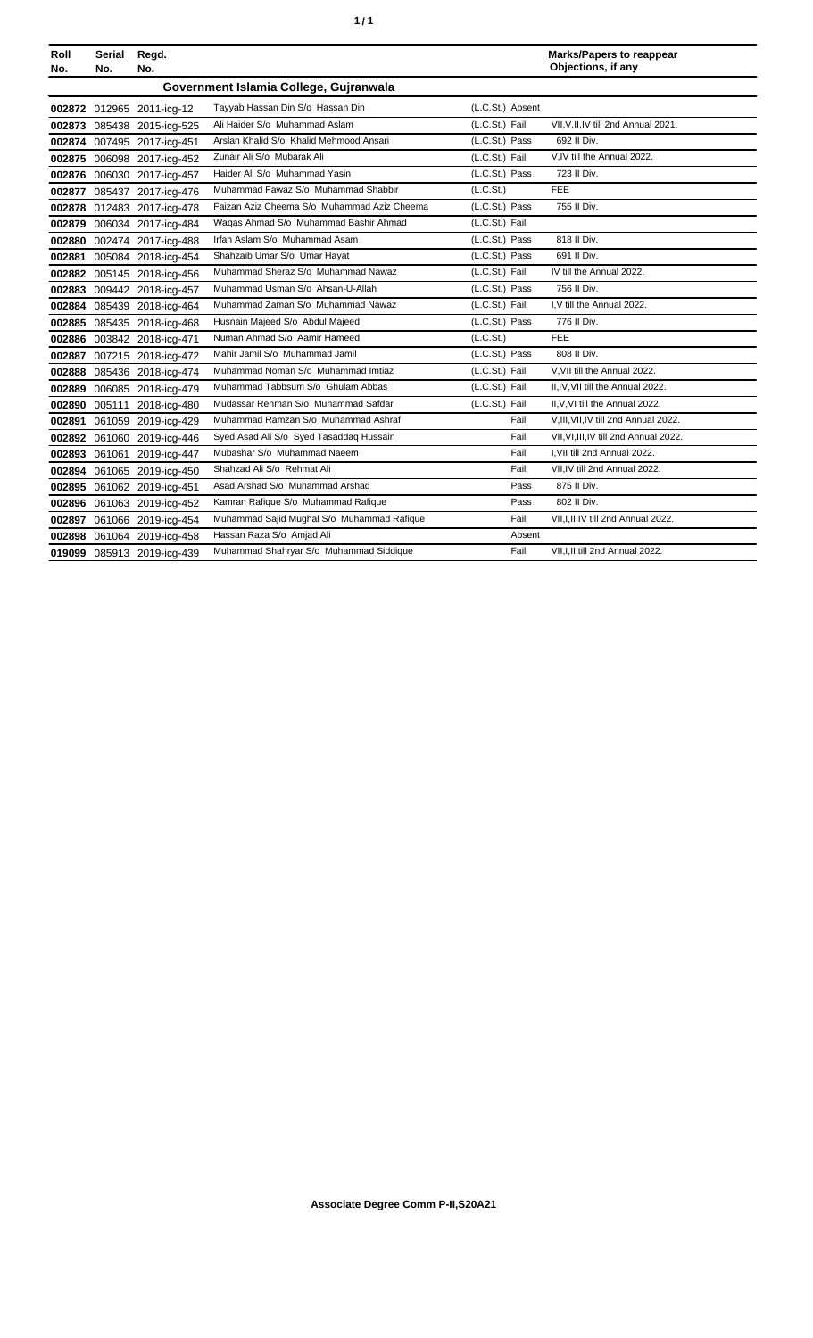| Roll No. | Serial No. | Regd. No. | | | Marks/Papers to reappear Objections, if any |
|---|---|---|---|---|---|
| **Government Islamia College, Gujranwala** | | | | | |
| 002872 | 012965 | 2011-icg-12 | Tayyab Hassan Din S/o Hassan Din | (L.C.St.) Absent | |
| 002873 | 085438 | 2015-icg-525 | Ali Haider S/o Muhammad Aslam | (L.C.St.) Fail | VII,V,II,IV till 2nd Annual 2021. |
| 002874 | 007495 | 2017-icg-451 | Arslan Khalid S/o Khalid Mehmood Ansari | (L.C.St.) Pass | 692 II Div. |
| 002875 | 006098 | 2017-icg-452 | Zunair Ali S/o Mubarak Ali | (L.C.St.) Fail | V,IV till the Annual 2022. |
| 002876 | 006030 | 2017-icg-457 | Haider Ali S/o Muhammad Yasin | (L.C.St.) Pass | 723 II Div. |
| 002877 | 085437 | 2017-icg-476 | Muhammad Fawaz S/o Muhammad Shabbir | (L.C.St.) | FEE |
| 002878 | 012483 | 2017-icg-478 | Faizan Aziz Cheema S/o Muhammad Aziz Cheema | (L.C.St.) Pass | 755 II Div. |
| 002879 | 006034 | 2017-icg-484 | Waqas Ahmad S/o Muhammad Bashir Ahmad | (L.C.St.) Fail | |
| 002880 | 002474 | 2017-icg-488 | Irfan Aslam S/o Muhammad Asam | (L.C.St.) Pass | 818 II Div. |
| 002881 | 005084 | 2018-icg-454 | Shahzaib Umar S/o Umar Hayat | (L.C.St.) Pass | 691 II Div. |
| 002882 | 005145 | 2018-icg-456 | Muhammad Sheraz S/o Muhammad Nawaz | (L.C.St.) Fail | IV till the Annual 2022. |
| 002883 | 009442 | 2018-icg-457 | Muhammad Usman S/o Ahsan-U-Allah | (L.C.St.) Pass | 756 II Div. |
| 002884 | 085439 | 2018-icg-464 | Muhammad Zaman S/o Muhammad Nawaz | (L.C.St.) Fail | I,V till the Annual 2022. |
| 002885 | 085435 | 2018-icg-468 | Husnain Majeed S/o Abdul Majeed | (L.C.St.) Pass | 776 II Div. |
| 002886 | 003842 | 2018-icg-471 | Numan Ahmad S/o Aamir Hameed | (L.C.St.) | FEE |
| 002887 | 007215 | 2018-icg-472 | Mahir Jamil S/o Muhammad Jamil | (L.C.St.) Pass | 808 II Div. |
| 002888 | 085436 | 2018-icg-474 | Muhammad Noman S/o Muhammad Imtiaz | (L.C.St.) Fail | V,VII till the Annual 2022. |
| 002889 | 006085 | 2018-icg-479 | Muhammad Tabbsum S/o Ghulam Abbas | (L.C.St.) Fail | II,IV,VII till the Annual 2022. |
| 002890 | 005111 | 2018-icg-480 | Mudassar Rehman S/o Muhammad Safdar | (L.C.St.) Fail | II,V,VI till the Annual 2022. |
| 002891 | 061059 | 2019-icg-429 | Muhammad Ramzan S/o Muhammad Ashraf | Fail | V,III,VII,IV till 2nd Annual 2022. |
| 002892 | 061060 | 2019-icg-446 | Syed Asad Ali S/o Syed Tasaddaq Hussain | Fail | VII,VI,III,IV till 2nd Annual 2022. |
| 002893 | 061061 | 2019-icg-447 | Mubashar S/o Muhammad Naeem | Fail | I,VII till 2nd Annual 2022. |
| 002894 | 061065 | 2019-icg-450 | Shahzad Ali S/o Rehmat Ali | Fail | VII,IV till 2nd Annual 2022. |
| 002895 | 061062 | 2019-icg-451 | Asad Arshad S/o Muhammad Arshad | Pass | 875 II Div. |
| 002896 | 061063 | 2019-icg-452 | Kamran Rafique S/o Muhammad Rafique | Pass | 802 II Div. |
| 002897 | 061066 | 2019-icg-454 | Muhammad Sajid Mughal S/o Muhammad Rafique | Fail | VII,I,II,IV till 2nd Annual 2022. |
| 002898 | 061064 | 2019-icg-458 | Hassan Raza S/o Amjad Ali | Absent | |
| 019099 | 085913 | 2019-icg-439 | Muhammad Shahryar S/o Muhammad Siddique | Fail | VII,I,II till 2nd Annual 2022. |

**Associate Degree Comm P-II,S20A21**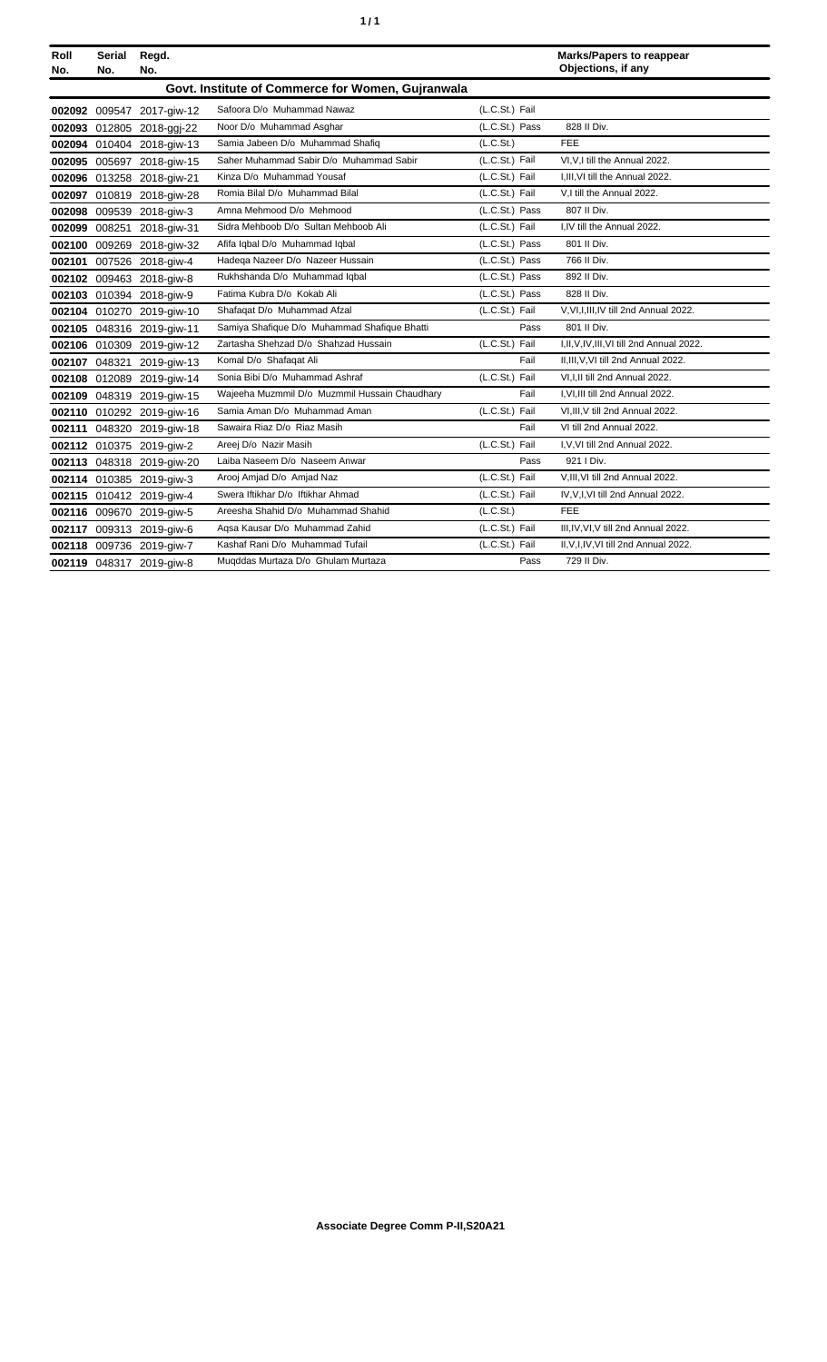| Roll No. | Serial No. | Regd. No. | | | Marks/Papers to reappear Objections, if any |
|---|---|---|---|---|---|
| **Govt. Institute of Commerce for Women, Gujranwala** | | | | | |
| 002092 | 009547 | 2017-giw-12 | Safoora D/o Muhammad Nawaz | (L.C.St.) Fail | |
| 002093 | 012805 | 2018-ggj-22 | Noor D/o Muhammad Asghar | (L.C.St.) Pass | 828 II Div. |
| 002094 | 010404 | 2018-giw-13 | Samia Jabeen D/o Muhammad Shafiq | (L.C.St.) | FEE |
| 002095 | 005697 | 2018-giw-15 | Saher Muhammad Sabir D/o Muhammad Sabir | (L.C.St.) Fail | VI,V,I till the Annual 2022. |
| 002096 | 013258 | 2018-giw-21 | Kinza D/o Muhammad Yousaf | (L.C.St.) Fail | I,III,VI till the Annual 2022. |
| 002097 | 010819 | 2018-giw-28 | Romia Bilal D/o Muhammad Bilal | (L.C.St.) Fail | V,I till the Annual 2022. |
| 002098 | 009539 | 2018-giw-3 | Amna Mehmood D/o Mehmood | (L.C.St.) Pass | 807 II Div. |
| 002099 | 008251 | 2018-giw-31 | Sidra Mehboob D/o Sultan Mehboob Ali | (L.C.St.) Fail | I,IV till the Annual 2022. |
| 002100 | 009269 | 2018-giw-32 | Afifa Iqbal D/o Muhammad Iqbal | (L.C.St.) Pass | 801 II Div. |
| 002101 | 007526 | 2018-giw-4 | Hadeqa Nazeer D/o Nazeer Hussain | (L.C.St.) Pass | 766 II Div. |
| 002102 | 009463 | 2018-giw-8 | Rukhshanda D/o Muhammad Iqbal | (L.C.St.) Pass | 892 II Div. |
| 002103 | 010394 | 2018-giw-9 | Fatima Kubra D/o Kokab Ali | (L.C.St.) Pass | 828 II Div. |
| 002104 | 010270 | 2019-giw-10 | Shafaqat D/o Muhammad Afzal | (L.C.St.) Fail | V,VI,I,III,IV till 2nd Annual 2022. |
| 002105 | 048316 | 2019-giw-11 | Samiya Shafique D/o Muhammad Shafique Bhatti | Pass | 801 II Div. |
| 002106 | 010309 | 2019-giw-12 | Zartasha Shehzad D/o Shahzad Hussain | (L.C.St.) Fail | I,II,V,IV,III,VI till 2nd Annual 2022. |
| 002107 | 048321 | 2019-giw-13 | Komal D/o Shafaqat Ali | Fail | II,III,V,VI till 2nd Annual 2022. |
| 002108 | 012089 | 2019-giw-14 | Sonia Bibi D/o Muhammad Ashraf | (L.C.St.) Fail | VI,I,II till 2nd Annual 2022. |
| 002109 | 048319 | 2019-giw-15 | Wajeeha Muzmmil D/o Muzmmil Hussain Chaudhary | Fail | I,VI,III till 2nd Annual 2022. |
| 002110 | 010292 | 2019-giw-16 | Samia Aman D/o Muhammad Aman | (L.C.St.) Fail | VI,III,V till 2nd Annual 2022. |
| 002111 | 048320 | 2019-giw-18 | Sawaira Riaz D/o Riaz Masih | Fail | VI till 2nd Annual 2022. |
| 002112 | 010375 | 2019-giw-2 | Areej D/o Nazir Masih | (L.C.St.) Fail | I,V,VI till 2nd Annual 2022. |
| 002113 | 048318 | 2019-giw-20 | Laiba Naseem D/o Naseem Anwar | Pass | 921 I Div. |
| 002114 | 010385 | 2019-giw-3 | Arooj Amjad D/o Amjad Naz | (L.C.St.) Fail | V,III,VI till 2nd Annual 2022. |
| 002115 | 010412 | 2019-giw-4 | Swera Iftikhar D/o Iftikhar Ahmad | (L.C.St.) Fail | IV,V,I,VI till 2nd Annual 2022. |
| 002116 | 009670 | 2019-giw-5 | Areesha Shahid D/o Muhammad Shahid | (L.C.St.) | FEE |
| 002117 | 009313 | 2019-giw-6 | Aqsa Kausar D/o Muhammad Zahid | (L.C.St.) Fail | III,IV,VI,V till 2nd Annual 2022. |
| 002118 | 009736 | 2019-giw-7 | Kashaf Rani D/o Muhammad Tufail | (L.C.St.) Fail | II,V,I,IV,VI till 2nd Annual 2022. |
| 002119 | 048317 | 2019-giw-8 | Muqddas Murtaza D/o Ghulam Murtaza | Pass | 729 II Div. |

**Associate Degree Comm P-II,S20A21**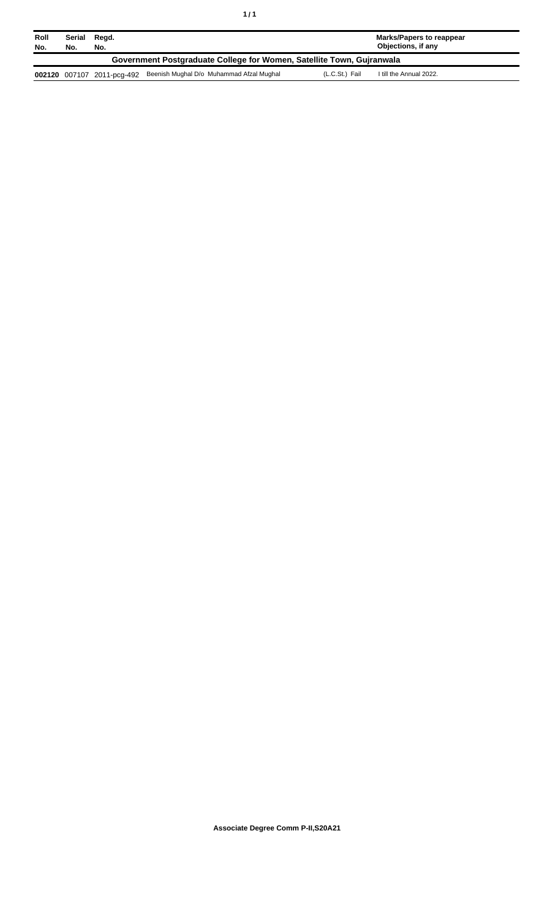| Roll No. | Serial No. | Regd. No. | | | Marks/Papers to reappear Objections, if any |
|---|---|---|---|---|---|
| **Government Postgraduate College for Women, Satellite Town, Gujranwala** | | | | | |
| **002120** | 007107 | 2011-pcg-492 | Beenish Mughal D/o Muhammad Afzal Mughal | (L.C.St.) Fail | I till the Annual 2022. |

**Associate Degree Comm P-II,S20A21**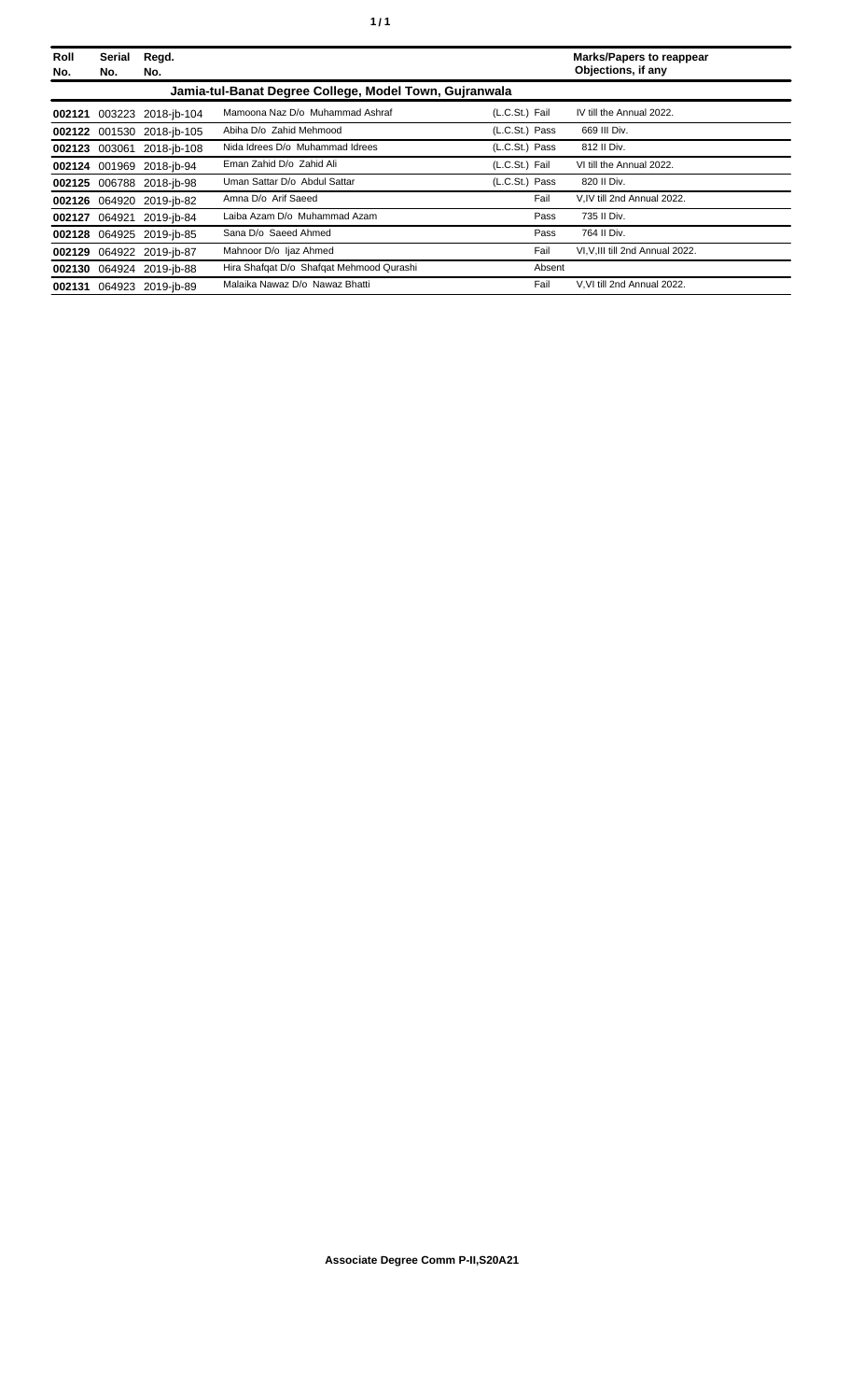| Roll No. | Serial No. | Regd. No. | | | Marks/Papers to reappear Objections, if any |
|---|---|---|---|---|---|
| **Jamia-tul-Banat Degree College, Model Town, Gujranwala** | | | | | |
| **002121** | 003223 | 2018-jb-104 | Mamoona Naz D/o Muhammad Ashraf | (L.C.St.) Fail | IV till the Annual 2022. |
| **002122** | 001530 | 2018-jb-105 | Abiha D/o Zahid Mehmood | (L.C.St.) Pass | 669 III Div. |
| **002123** | 003061 | 2018-jb-108 | Nida Idrees D/o Muhammad Idrees | (L.C.St.) Pass | 812 II Div. |
| **002124** | 001969 | 2018-jb-94 | Eman Zahid D/o Zahid Ali | (L.C.St.) Fail | VI till the Annual 2022. |
| **002125** | 006788 | 2018-jb-98 | Uman Sattar D/o Abdul Sattar | (L.C.St.) Pass | 820 II Div. |
| **002126** | 064920 | 2019-jb-82 | Amna D/o Arif Saeed | Fail | V,IV till 2nd Annual 2022. |
| **002127** | 064921 | 2019-jb-84 | Laiba Azam D/o Muhammad Azam | Pass | 735 II Div. |
| **002128** | 064925 | 2019-jb-85 | Sana D/o Saeed Ahmed | Pass | 764 II Div. |
| **002129** | 064922 | 2019-jb-87 | Mahnoor D/o Ijaz Ahmed | Fail | VI,V,III till 2nd Annual 2022. |
| **002130** | 064924 | 2019-jb-88 | Hira Shafqat D/o Shafqat Mehmood Qurashi | Absent | |
| **002131** | 064923 | 2019-jb-89 | Malaika Nawaz D/o Nawaz Bhatti | Fail | V,VI till 2nd Annual 2022. |

**Associate Degree Comm P-II,S20A21**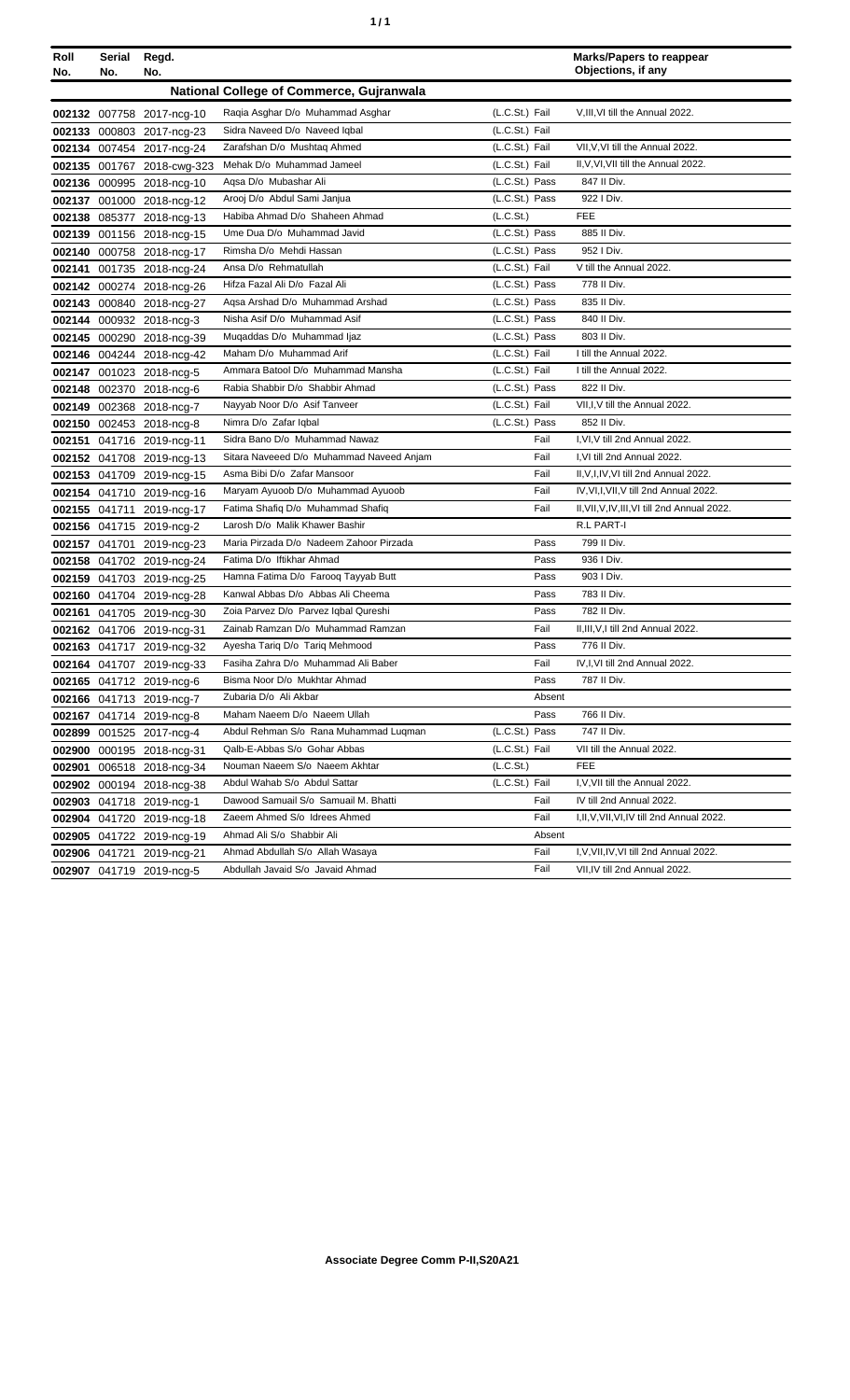| Roll No. | Serial No. | Regd. No. | | | Marks/Papers to reappear Objections, if any |
|---|---|---|---|---|---|
| **National College of Commerce, Gujranwala** | | | | | |
| **002132** | 007758 | 2017-ncg-10 | Raqia Asghar D/o Muhammad Asghar | (L.C.St.) Fail | V,III,VI till the Annual 2022. |
| **002133** | 000803 | 2017-ncg-23 | Sidra Naveed D/o Naveed Iqbal | (L.C.St.) Fail | |
| **002134** | 007454 | 2017-ncg-24 | Zarafshan D/o Mushtaq Ahmed | (L.C.St.) Fail | VII,V,VI till the Annual 2022. |
| **002135** | 001767 | 2018-cwg-323 | Mehak D/o Muhammad Jameel | (L.C.St.) Fail | II,V,VI,VII till the Annual 2022. |
| **002136** | 000995 | 2018-ncg-10 | Aqsa D/o Mubashar Ali | (L.C.St.) Pass | 847 II Div. |
| **002137** | 001000 | 2018-ncg-12 | Arooj D/o Abdul Sami Janjua | (L.C.St.) Pass | 922 I Div. |
| **002138** | 085377 | 2018-ncg-13 | Habiba Ahmad D/o Shaheen Ahmad | (L.C.St.) | FEE |
| **002139** | 001156 | 2018-ncg-15 | Ume Dua D/o Muhammad Javid | (L.C.St.) Pass | 885 II Div. |
| **002140** | 000758 | 2018-ncg-17 | Rimsha D/o Mehdi Hassan | (L.C.St.) Pass | 952 I Div. |
| **002141** | 001735 | 2018-ncg-24 | Ansa D/o Rehmatullah | (L.C.St.) Fail | V till the Annual 2022. |
| **002142** | 000274 | 2018-ncg-26 | Hifza Fazal Ali D/o Fazal Ali | (L.C.St.) Pass | 778 II Div. |
| **002143** | 000840 | 2018-ncg-27 | Aqsa Arshad D/o Muhammad Arshad | (L.C.St.) Pass | 835 II Div. |
| **002144** | 000932 | 2018-ncg-3 | Nisha Asif D/o Muhammad Asif | (L.C.St.) Pass | 840 II Div. |
| **002145** | 000290 | 2018-ncg-39 | Muqaddas D/o Muhammad Ijaz | (L.C.St.) Pass | 803 II Div. |
| **002146** | 004244 | 2018-ncg-42 | Maham D/o Muhammad Arif | (L.C.St.) Fail | I till the Annual 2022. |
| **002147** | 001023 | 2018-ncg-5 | Ammara Batool D/o Muhammad Mansha | (L.C.St.) Fail | I till the Annual 2022. |
| **002148** | 002370 | 2018-ncg-6 | Rabia Shabbir D/o Shabbir Ahmad | (L.C.St.) Pass | 822 II Div. |
| **002149** | 002368 | 2018-ncg-7 | Nayyab Noor D/o Asif Tanveer | (L.C.St.) Fail | VII,I,V till the Annual 2022. |
| **002150** | 002453 | 2018-ncg-8 | Nimra D/o Zafar Iqbal | (L.C.St.) Pass | 852 II Div. |
| **002151** | 041716 | 2019-ncg-11 | Sidra Bano D/o Muhammad Nawaz | Fail | I,VI,V till 2nd Annual 2022. |
| **002152** | 041708 | 2019-ncg-13 | Sitara Naveeed D/o Muhammad Naveed Anjam | Fail | I,VI till 2nd Annual 2022. |
| **002153** | 041709 | 2019-ncg-15 | Asma Bibi D/o Zafar Mansoor | Fail | II,V,I,IV,VI till 2nd Annual 2022. |
| **002154** | 041710 | 2019-ncg-16 | Maryam Ayuoob D/o Muhammad Ayuoob | Fail | IV,VI,I,VII,V till 2nd Annual 2022. |
| **002155** | 041711 | 2019-ncg-17 | Fatima Shafiq D/o Muhammad Shafiq | Fail | II,VII,V,IV,III,VI till 2nd Annual 2022. |
| **002156** | 041715 | 2019-ncg-2 | Larosh D/o Malik Khawer Bashir | | R.L PART-I |
| **002157** | 041701 | 2019-ncg-23 | Maria Pirzada D/o Nadeem Zahoor Pirzada | Pass | 799 II Div. |
| **002158** | 041702 | 2019-ncg-24 | Fatima D/o Iftikhar Ahmad | Pass | 936 I Div. |
| **002159** | 041703 | 2019-ncg-25 | Hamna Fatima D/o Farooq Tayyab Butt | Pass | 903 I Div. |
| **002160** | 041704 | 2019-ncg-28 | Kanwal Abbas D/o Abbas Ali Cheema | Pass | 783 II Div. |
| **002161** | 041705 | 2019-ncg-30 | Zoia Parvez D/o Parvez Iqbal Qureshi | Pass | 782 II Div. |
| **002162** | 041706 | 2019-ncg-31 | Zainab Ramzan D/o Muhammad Ramzan | Fail | II,III,V,I till 2nd Annual 2022. |
| **002163** | 041717 | 2019-ncg-32 | Ayesha Tariq D/o Tariq Mehmood | Pass | 776 II Div. |
| **002164** | 041707 | 2019-ncg-33 | Fasiha Zahra D/o Muhammad Ali Baber | Fail | IV,I,VI till 2nd Annual 2022. |
| **002165** | 041712 | 2019-ncg-6 | Bisma Noor D/o Mukhtar Ahmad | Pass | 787 II Div. |
| **002166** | 041713 | 2019-ncg-7 | Zubaria D/o Ali Akbar | Absent | |
| **002167** | 041714 | 2019-ncg-8 | Maham Naeem D/o Naeem Ullah | Pass | 766 II Div. |
| **002899** | 001525 | 2017-ncg-4 | Abdul Rehman S/o Rana Muhammad Luqman | (L.C.St.) Pass | 747 II Div. |
| **002900** | 000195 | 2018-ncg-31 | Qalb-E-Abbas S/o Gohar Abbas | (L.C.St.) Fail | VII till the Annual 2022. |
| **002901** | 006518 | 2018-ncg-34 | Nouman Naeem S/o Naeem Akhtar | (L.C.St.) | FEE |
| **002902** | 000194 | 2018-ncg-38 | Abdul Wahab S/o Abdul Sattar | (L.C.St.) Fail | I,V,VII till the Annual 2022. |
| **002903** | 041718 | 2019-ncg-1 | Dawood Samuail S/o Samuail M. Bhatti | Fail | IV till 2nd Annual 2022. |
| **002904** | 041720 | 2019-ncg-18 | Zaeem Ahmed S/o Idrees Ahmed | Fail | I,II,V,VII,VI,IV till 2nd Annual 2022. |
| **002905** | 041722 | 2019-ncg-19 | Ahmad Ali S/o Shabbir Ali | Absent | |
| **002906** | 041721 | 2019-ncg-21 | Ahmad Abdullah S/o Allah Wasaya | Fail | I,V,VII,IV,VI till 2nd Annual 2022. |
| **002907** | 041719 | 2019-ncg-5 | Abdullah Javaid S/o Javaid Ahmad | Fail | VII,IV till 2nd Annual 2022. |

**Associate Degree Comm P-II,S20A21**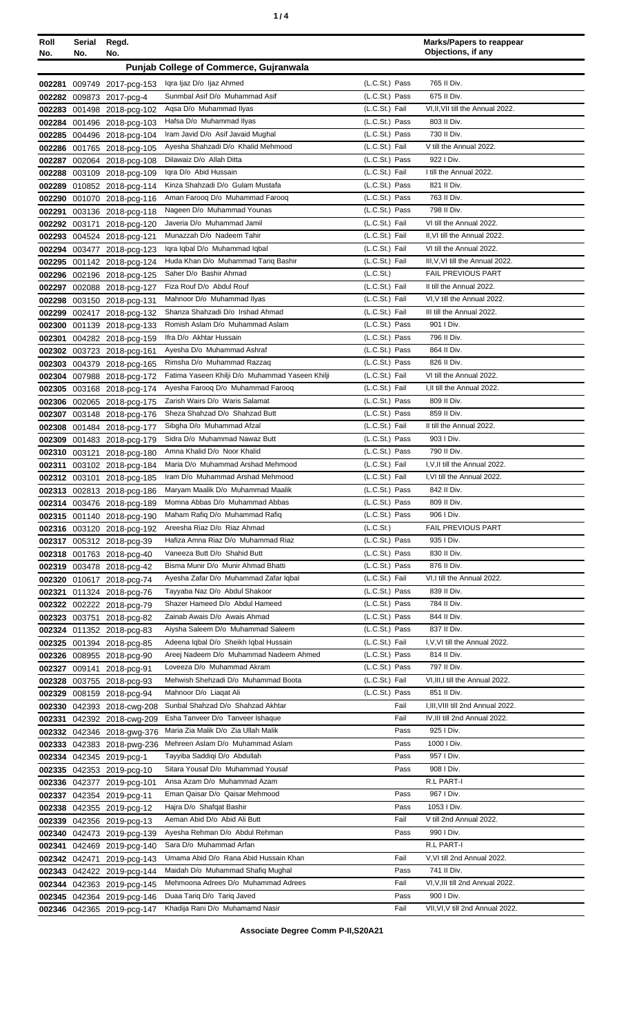| Roll No. | Serial No. | Regd. No. | | | Marks/Papers to reappear Objections, if any |
|---|---|---|---|---|---|
| **Punjab College of Commerce, Gujranwala** | | | | | |
| 002281 | 009749 | 2017-pcg-153 | Iqra Ijaz D/o Ijaz Ahmed | (L.C.St.) Pass | 765 II Div. |
| 002282 | 009873 | 2017-pcg-4 | Sunmbal Asif D/o Muhammad Asif | (L.C.St.) Pass | 675 II Div. |
| 002283 | 001498 | 2018-pcg-102 | Aqsa D/o Muhammad Ilyas | (L.C.St.) Fail | VI,II,VII till the Annual 2022. |
| 002284 | 001496 | 2018-pcg-103 | Hafsa D/o Muhammad Ilyas | (L.C.St.) Pass | 803 II Div. |
| 002285 | 004496 | 2018-pcg-104 | Iram Javid D/o Asif Javaid Mughal | (L.C.St.) Pass | 730 II Div. |
| 002286 | 001765 | 2018-pcg-105 | Ayesha Shahzadi D/o Khalid Mehmood | (L.C.St.) Fail | V till the Annual 2022. |
| 002287 | 002064 | 2018-pcg-108 | Dilawaiz D/o Allah Ditta | (L.C.St.) Pass | 922 I Div. |
| 002288 | 003109 | 2018-pcg-109 | Iqra D/o Abid Hussain | (L.C.St.) Fail | I till the Annual 2022. |
| 002289 | 010852 | 2018-pcg-114 | Kinza Shahzadi D/o Gulam Mustafa | (L.C.St.) Pass | 821 II Div. |
| 002290 | 001070 | 2018-pcg-116 | Aman Farooq D/o Muhammad Farooq | (L.C.St.) Pass | 763 II Div. |
| 002291 | 003136 | 2018-pcg-118 | Nageen D/o Muhammad Younas | (L.C.St.) Pass | 798 II Div. |
| 002292 | 003171 | 2018-pcg-120 | Javeria D/o Muhammad Jamil | (L.C.St.) Fail | VI till the Annual 2022. |
| 002293 | 004524 | 2018-pcg-121 | Munazzah D/o Nadeem Tahir | (L.C.St.) Fail | II,VI till the Annual 2022. |
| 002294 | 003477 | 2018-pcg-123 | Iqra Iqbal D/o Muhammad Iqbal | (L.C.St.) Fail | VI till the Annual 2022. |
| 002295 | 001142 | 2018-pcg-124 | Huda Khan D/o Muhammad Tariq Bashir | (L.C.St.) Fail | III,V,VI till the Annual 2022. |
| 002296 | 002196 | 2018-pcg-125 | Saher D/o Bashir Ahmad | (L.C.St.) | FAIL PREVIOUS PART |
| 002297 | 002088 | 2018-pcg-127 | Fiza Rouf D/o Abdul Rouf | (L.C.St.) Fail | II till the Annual 2022. |
| 002298 | 003150 | 2018-pcg-131 | Mahnoor D/o Muhammad Ilyas | (L.C.St.) Fail | VI,V till the Annual 2022. |
| 002299 | 002417 | 2018-pcg-132 | Shanza Shahzadi D/o Irshad Ahmad | (L.C.St.) Fail | III till the Annual 2022. |
| 002300 | 001139 | 2018-pcg-133 | Romish Aslam D/o Muhammad Aslam | (L.C.St.) Pass | 901 I Div. |
| 002301 | 004282 | 2018-pcg-159 | Ifra D/o Akhtar Hussain | (L.C.St.) Pass | 796 II Div. |
| 002302 | 003723 | 2018-pcg-161 | Ayesha D/o Muhammad Ashraf | (L.C.St.) Pass | 864 II Div. |
| 002303 | 004379 | 2018-pcg-165 | Rimsha D/o Muhammad Razzaq | (L.C.St.) Pass | 826 II Div. |
| 002304 | 007988 | 2018-pcg-172 | Fatima Yaseen Khilji D/o Muhammad Yaseen Khilji | (L.C.St.) Fail | VI till the Annual 2022. |
| 002305 | 003168 | 2018-pcg-174 | Ayesha Farooq D/o Muhammad Farooq | (L.C.St.) Fail | I,II till the Annual 2022. |
| 002306 | 002065 | 2018-pcg-175 | Zarish Wairs D/o Waris Salamat | (L.C.St.) Pass | 809 II Div. |
| 002307 | 003148 | 2018-pcg-176 | Sheza Shahzad D/o Shahzad Butt | (L.C.St.) Pass | 859 II Div. |
| 002308 | 001484 | 2018-pcg-177 | Sibgha D/o Muhammad Afzal | (L.C.St.) Fail | II till the Annual 2022. |
| 002309 | 001483 | 2018-pcg-179 | Sidra D/o Muhammad Nawaz Butt | (L.C.St.) Pass | 903 I Div. |
| 002310 | 003121 | 2018-pcg-180 | Amna Khalid D/o Noor Khalid | (L.C.St.) Pass | 790 II Div. |
| 002311 | 003102 | 2018-pcg-184 | Maria D/o Muhammad Arshad Mehmood | (L.C.St.) Fail | I,V,II till the Annual 2022. |
| 002312 | 003101 | 2018-pcg-185 | Iram D/o Muhammad Arshad Mehmood | (L.C.St.) Fail | I,VI till the Annual 2022. |
| 002313 | 002813 | 2018-pcg-186 | Maryam Maalik D/o Muhammad Maalik | (L.C.St.) Pass | 842 II Div. |
| 002314 | 003476 | 2018-pcg-189 | Momna Abbas D/o Muhammad Abbas | (L.C.St.) Pass | 809 II Div. |
| 002315 | 001140 | 2018-pcg-190 | Maham Rafiq D/o Muhammad Rafiq | (L.C.St.) Pass | 906 I Div. |
| 002316 | 003120 | 2018-pcg-192 | Areesha Riaz D/o Riaz Ahmad | (L.C.St.) | FAIL PREVIOUS PART |
| 002317 | 005312 | 2018-pcg-39 | Hafiza Amna Riaz D/o Muhammad Riaz | (L.C.St.) Pass | 935 I Div. |
| 002318 | 001763 | 2018-pcg-40 | Vaneeza Butt D/o Shahid Butt | (L.C.St.) Pass | 830 II Div. |
| 002319 | 003478 | 2018-pcg-42 | Bisma Munir D/o Munir Ahmad Bhatti | (L.C.St.) Pass | 876 II Div. |
| 002320 | 010617 | 2018-pcg-74 | Ayesha Zafar D/o Muhammad Zafar Iqbal | (L.C.St.) Fail | VI,I till the Annual 2022. |
| 002321 | 011324 | 2018-pcg-76 | Tayyaba Naz D/o Abdul Shakoor | (L.C.St.) Pass | 839 II Div. |
| 002322 | 002222 | 2018-pcg-79 | Shazer Hameed D/o Abdul Hameed | (L.C.St.) Pass | 784 II Div. |
| 002323 | 003751 | 2018-pcg-82 | Zainab Awais D/o Awais Ahmad | (L.C.St.) Pass | 844 II Div. |
| 002324 | 011352 | 2018-pcg-83 | Aiysha Saleem D/o Muhammad Saleem | (L.C.St.) Pass | 837 II Div. |
| 002325 | 001394 | 2018-pcg-85 | Adeena Iqbal D/o Sheikh Iqbal Hussain | (L.C.St.) Fail | I,V,VI till the Annual 2022. |
| 002326 | 008955 | 2018-pcg-90 | Areej Nadeem D/o Muhammad Nadeem Ahmed | (L.C.St.) Pass | 814 II Div. |
| 002327 | 009141 | 2018-pcg-91 | Loveeza D/o Muhammad Akram | (L.C.St.) Pass | 797 II Div. |
| 002328 | 003755 | 2018-pcg-93 | Mehwish Shehzadi D/o Muhammad Boota | (L.C.St.) Fail | VI,III,I till the Annual 2022. |
| 002329 | 008159 | 2018-pcg-94 | Mahnoor D/o Liaqat Ali | (L.C.St.) Pass | 851 II Div. |
| 002330 | 042393 | 2018-cwg-208 | Sunbal Shahzad D/o Shahzad Akhtar | Fail | I,III,VIII till 2nd Annual 2022. |
| 002331 | 042392 | 2018-cwg-209 | Esha Tanveer D/o Tanveer Ishaque | Fail | IV,III till 2nd Annual 2022. |
| 002332 | 042346 | 2018-gwg-376 | Maria Zia Malik D/o Zia Ullah Malik | Pass | 925 I Div. |
| 002333 | 042383 | 2018-pwg-236 | Mehreen Aslam D/o Muhammad Aslam | Pass | 1000 I Div. |
| 002334 | 042345 | 2019-pcg-1 | Tayyiba Saddiqi D/o Abdullah | Pass | 957 I Div. |
| 002335 | 042353 | 2019-pcg-10 | Sitara Yousaf D/o Muhammad Yousaf | Pass | 908 I Div. |
| 002336 | 042377 | 2019-pcg-101 | Ansa Azam D/o Muhammad Azam | | R.L PART-I |
| 002337 | 042354 | 2019-pcg-11 | Eman Qaisar D/o Qaisar Mehmood | Pass | 967 I Div. |
| 002338 | 042355 | 2019-pcg-12 | Hajra D/o Shafqat Bashir | Pass | 1053 I Div. |
| 002339 | 042356 | 2019-pcg-13 | Aeman Abid D/o Abid Ali Butt | Fail | V till 2nd Annual 2022. |
| 002340 | 042473 | 2019-pcg-139 | Ayesha Rehman D/o Abdul Rehman | Pass | 990 I Div. |
| 002341 | 042469 | 2019-pcg-140 | Sara D/o Muhammad Arfan | | R.L PART-I |
| 002342 | 042471 | 2019-pcg-143 | Umama Abid D/o Rana Abid Hussain Khan | Fail | V,VI till 2nd Annual 2022. |
| 002343 | 042422 | 2019-pcg-144 | Maidah D/o Muhammad Shafiq Mughal | Pass | 741 II Div. |
| 002344 | 042363 | 2019-pcg-145 | Mehmoona Adrees D/o Muhammad Adrees | Fail | VI,V,III till 2nd Annual 2022. |
| 002345 | 042364 | 2019-pcg-146 | Duaa Tariq D/o Tariq Javed | Pass | 900 I Div. |
| 002346 | 042365 | 2019-pcg-147 | Khadija Rani D/o Muhamamd Nasir | Fail | VII,VI,V till 2nd Annual 2022. |

**Associate Degree Comm P-II,S20A21**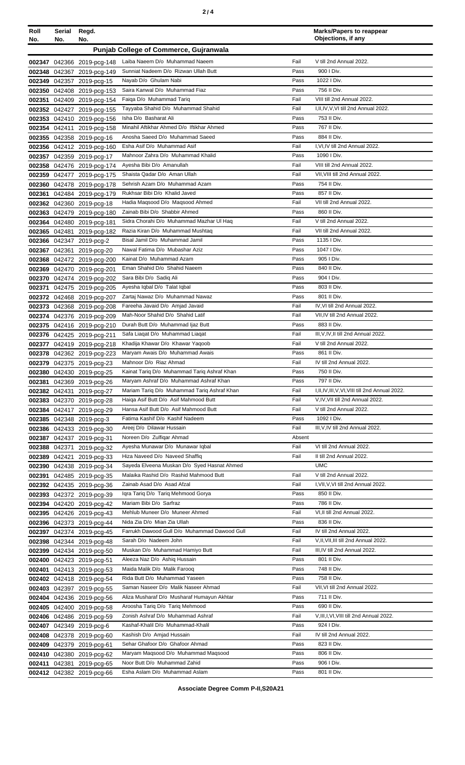| Roll No. | Serial No. | Regd. No. | | | Marks/Papers to reappear Objections, if any |
|---|---|---|---|---|---|
| **Punjab College of Commerce, Gujranwala** | | | | | |
| 002347 | 042366 | 2019-pcg-148 | Laiba Naeem D/o Muhammad Naeem | Fail | V till 2nd Annual 2022. |
| 002348 | 042367 | 2019-pcg-149 | Sunniat Nadeem D/o Rizwan Ullah Butt | Pass | 900 I Div. |
| 002349 | 042357 | 2019-pcg-15 | Nayab D/o Ghulam Nabi | Pass | 1022 I Div. |
| 002350 | 042408 | 2019-pcg-153 | Saira Kanwal D/o Muhammad Fiaz | Pass | 756 II Div. |
| 002351 | 042409 | 2019-pcg-154 | Faiqa D/o Muhammad Tariq | Fail | VIII till 2nd Annual 2022. |
| 002352 | 042427 | 2019-pcg-155 | Tayyaba Shahid D/o Muhammad Shahid | Fail | I,II,IV,V,VI till 2nd Annual 2022. |
| 002353 | 042410 | 2019-pcg-156 | Isha D/o Basharat Ali | Pass | 753 II Div. |
| 002354 | 042411 | 2019-pcg-158 | Minahil Aftikhar Ahmed D/o Iftikhar Ahmed | Pass | 767 II Div. |
| 002355 | 042358 | 2019-pcg-16 | Anosha Saeed D/o Muhammad Saeed | Pass | 884 II Div. |
| 002356 | 042412 | 2019-pcg-160 | Esha Asif D/o Muhammad Asif | Fail | I,VI,IV till 2nd Annual 2022. |
| 002357 | 042359 | 2019-pcg-17 | Mahnoor Zahra D/o Muhammad Khalid | Pass | 1090 I Div. |
| 002358 | 042476 | 2019-pcg-174 | Ayesha Bibi D/o Amanullah | Fail | VIII till 2nd Annual 2022. |
| 002359 | 042477 | 2019-pcg-175 | Shaista Qadar D/o Aman Ullah | Fail | VII,VIII till 2nd Annual 2022. |
| 002360 | 042478 | 2019-pcg-178 | Sehrish Azam D/o Muhammad Azam | Pass | 754 II Div. |
| 002361 | 042484 | 2019-pcg-179 | Rukhsar Bibi D/o Khalid Javed | Pass | 857 II Div. |
| 002362 | 042360 | 2019-pcg-18 | Hadia Maqsood D/o Maqsood Ahmed | Fail | VII till 2nd Annual 2022. |
| 002363 | 042479 | 2019-pcg-180 | Zainab Bibi D/o Shabbir Ahmed | Pass | 860 II Div. |
| 002364 | 042480 | 2019-pcg-181 | Sidra Chorahi D/o Muhammad Mazhar Ul Haq | Fail | V till 2nd Annual 2022. |
| 002365 | 042481 | 2019-pcg-182 | Razia Kiran D/o Muhammad Mushtaq | Fail | VII till 2nd Annual 2022. |
| 002366 | 042347 | 2019-pcg-2 | Bisal Jamil D/o Muhammad Jamil | Pass | 1135 I Div. |
| 002367 | 042361 | 2019-pcg-20 | Nawal Fatima D/o Mubashar Aziz | Pass | 1047 I Div. |
| 002368 | 042472 | 2019-pcg-200 | Kainat D/o Muhammad Azam | Pass | 905 I Div. |
| 002369 | 042470 | 2019-pcg-201 | Eman Shahid D/o Shahid Naeem | Pass | 840 II Div. |
| 002370 | 042474 | 2019-pcg-202 | Sara Bibi D/o Sadiq Ali | Pass | 904 I Div. |
| 002371 | 042475 | 2019-pcg-205 | Ayesha Iqbal D/o Talat Iqbal | Pass | 803 II Div. |
| 002372 | 042468 | 2019-pcg-207 | Zartaj Nawaz D/o Muhammad Nawaz | Pass | 801 II Div. |
| 002373 | 042368 | 2019-pcg-208 | Fareeha Javaid D/o Amjad Javaid | Fail | IV,VI till 2nd Annual 2022. |
| 002374 | 042376 | 2019-pcg-209 | Mah-Noor Shahid D/o Shahid Latif | Fail | VII,IV till 2nd Annual 2022. |
| 002375 | 042416 | 2019-pcg-210 | Durah Butt D/o Muhammad Ijaz Butt | Pass | 883 II Div. |
| 002376 | 042425 | 2019-pcg-211 | Safa Liaqat D/o Muhammad Liaqat | Fail | III,V,IV,II till 2nd Annual 2022. |
| 002377 | 042419 | 2019-pcg-218 | Khadija Khawar D/o Khawar Yaqoob | Fail | V till 2nd Annual 2022. |
| 002378 | 042362 | 2019-pcg-223 | Maryam Awais D/o Muhammad Awais | Pass | 861 II Div. |
| 002379 | 042375 | 2019-pcg-23 | Mahnoor D/o Riaz Ahmad | Fail | IV till 2nd Annual 2022. |
| 002380 | 042430 | 2019-pcg-25 | Kainat Tariq D/o Muhammad Tariq Ashraf Khan | Pass | 750 II Div. |
| 002381 | 042369 | 2019-pcg-26 | Maryam Ashraf D/o Muhammad Ashraf Khan | Pass | 797 II Div. |
| 002382 | 042431 | 2019-pcg-27 | Mariam Tariq D/o Muhammad Tariq Ashraf Khan | Fail | I,II,IV,III,V,VI,VIII till 2nd Annual 2022. |
| 002383 | 042370 | 2019-pcg-28 | Haiqa Asif Butt D/o Asif Mahmood Butt | Fail | V,IV,VII till 2nd Annual 2022. |
| 002384 | 042417 | 2019-pcg-29 | Hansa Asif Butt D/o Asif Mahmood Butt | Fail | V till 2nd Annual 2022. |
| 002385 | 042348 | 2019-pcg-3 | Fatima Kashif D/o Kashif Nadeem | Pass | 1092 I Div. |
| 002386 | 042433 | 2019-pcg-30 | Areej D/o Dilawar Hussain | Fail | III,V,IV till 2nd Annual 2022. |
| 002387 | 042437 | 2019-pcg-31 | Noreen D/o Zulfiqar Ahmad | Absent | |
| 002388 | 042371 | 2019-pcg-32 | Ayesha Munawar D/o Munawar Iqbal | Fail | VI till 2nd Annual 2022. |
| 002389 | 042421 | 2019-pcg-33 | Hiza Naveed D/o Naveed Shaffiq | Fail | II till 2nd Annual 2022. |
| 002390 | 042438 | 2019-pcg-34 | Sayeda Elveena Muskan D/o Syed Hasnat Ahmed | | UMC |
| 002391 | 042485 | 2019-pcg-35 | Malaika Rashid D/o Rashid Mahmood Butt | Fail | V till 2nd Annual 2022. |
| 002392 | 042435 | 2019-pcg-36 | Zainab Asad D/o Asad Afzal | Fail | I,VII,V,VI till 2nd Annual 2022. |
| 002393 | 042372 | 2019-pcg-39 | Iqra Tariq D/o Tariq Mehmood Gorya | Pass | 850 II Div. |
| 002394 | 042420 | 2019-pcg-42 | Mariam Bibi D/o Sarfraz | Pass | 786 II Div. |
| 002395 | 042426 | 2019-pcg-43 | Mehlub Muneer D/o Muneer Ahmed | Fail | VI,II till 2nd Annual 2022. |
| 002396 | 042373 | 2019-pcg-44 | Nida Zia D/o Mian Zia Ullah | Pass | 836 II Div. |
| 002397 | 042374 | 2019-pcg-45 | Farrukh Dawood Gull D/o Muhammad Dawood Gull | Fail | IV till 2nd Annual 2022. |
| 002398 | 042344 | 2019-pcg-48 | Sarah D/o Nadeem John | Fail | V,II,VII,III till 2nd Annual 2022. |
| 002399 | 042434 | 2019-pcg-50 | Muskan D/o Muhammad Hamiyo Butt | Fail | III,IV till 2nd Annual 2022. |
| 002400 | 042423 | 2019-pcg-51 | Aleeza Naz D/o Ashiq Hussain | Pass | 801 II Div. |
| 002401 | 042413 | 2019-pcg-53 | Maida Malik D/o Malik Farooq | Pass | 748 II Div. |
| 002402 | 042418 | 2019-pcg-54 | Rida Butt D/o Muhammad Yaseen | Pass | 758 II Div. |
| 002403 | 042397 | 2019-pcg-55 | Saman Naseer D/o Malik Naseer Ahmad | Fail | VII,VI till 2nd Annual 2022. |
| 002404 | 042436 | 2019-pcg-56 | Aliza Musharaf D/o Musharaf Humayun Akhtar | Pass | 711 II Div. |
| 002405 | 042400 | 2019-pcg-58 | Aroosha Tariq D/o Tariq Mehmood | Pass | 690 II Div. |
| 002406 | 042486 | 2019-pcg-59 | Zonish Ashraf D/o Muhammad Ashraf | Fail | V,III,I,VI,VIII till 2nd Annual 2022. |
| 002407 | 042349 | 2019-pcg-6 | Kashaf-Khalil D/o Muhammad-Khalil | Pass | 924 I Div. |
| 002408 | 042378 | 2019-pcg-60 | Kashish D/o Amjad Hussain | Fail | IV till 2nd Annual 2022. |
| 002409 | 042379 | 2019-pcg-61 | Sehar Ghafoor D/o Ghafoor Ahmad | Pass | 823 II Div. |
| 002410 | 042380 | 2019-pcg-62 | Maryam Maqsood D/o Muhammad Maqsood | Pass | 806 II Div. |
| 002411 | 042381 | 2019-pcg-65 | Noor Butt D/o Muhammad Zahid | Pass | 906 I Div. |
| 002412 | 042382 | 2019-pcg-66 | Esha Aslam D/o Muhammad Aslam | Pass | 801 II Div. |

**Associate Degree Comm P-II,S20A21**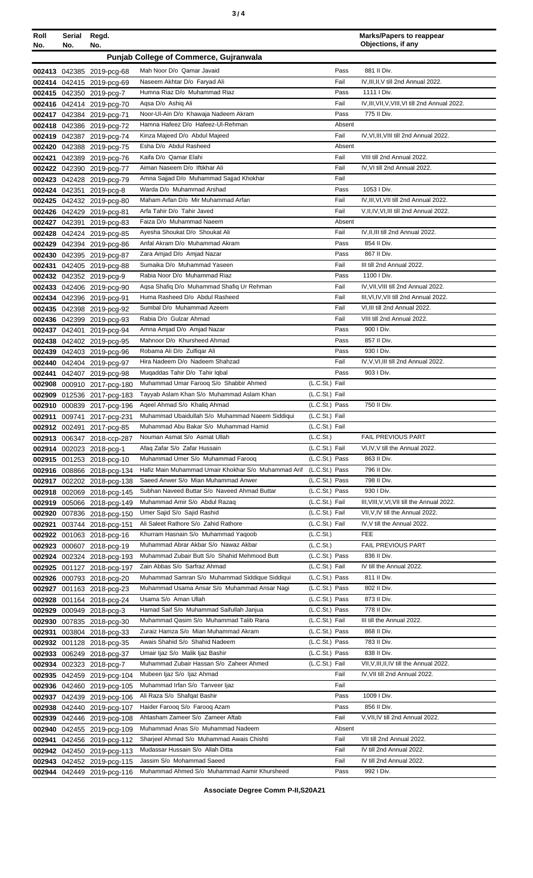| Roll No. | Serial No. | Regd. No. | | | Marks/Papers to reappear Objections, if any |
|---|---|---|---|---|---|
| **Punjab College of Commerce, Gujranwala** | | | | | |
| 002413 | 042385 | 2019-pcg-68 | Mah Noor D/o Qamar Javaid | Pass | 881 II Div. |
| 002414 | 042415 | 2019-pcg-69 | Naseem Akhtar D/o Faryad Ali | Fail | IV,III,II,V till 2nd Annual 2022. |
| 002415 | 042350 | 2019-pcg-7 | Humna Riaz D/o Muhammad Riaz | Pass | 1111 I Div. |
| 002416 | 042414 | 2019-pcg-70 | Aqsa D/o Ashiq Ali | Fail | IV,III,VII,V,VIII,VI till 2nd Annual 2022. |
| 002417 | 042384 | 2019-pcg-71 | Noor-Ul-Ain D/o Khawaja Nadeem Akram | Pass | 775 II Div. |
| 002418 | 042386 | 2019-pcg-72 | Hamna Hafeez D/o Hafeez-Ul-Rehman | Absent | |
| 002419 | 042387 | 2019-pcg-74 | Kinza Majeed D/o Abdul Majeed | Fail | IV,VI,III,VIII till 2nd Annual 2022. |
| 002420 | 042388 | 2019-pcg-75 | Esha D/o Abdul Rasheed | Absent | |
| 002421 | 042389 | 2019-pcg-76 | Kaifa D/o Qamar Elahi | Fail | VIII till 2nd Annual 2022. |
| 002422 | 042390 | 2019-pcg-77 | Aiman Naseem D/o Iftikhar Ali | Fail | IV,VI till 2nd Annual 2022. |
| 002423 | 042428 | 2019-pcg-79 | Amna Sajjad D/o Muhammad Sajjad Khokhar | Fail | |
| 002424 | 042351 | 2019-pcg-8 | Warda D/o Muhammad Arshad | Pass | 1053 I Div. |
| 002425 | 042432 | 2019-pcg-80 | Maham Arfan D/o Mir Muhammad Arfan | Fail | IV,III,VI,VII till 2nd Annual 2022. |
| 002426 | 042429 | 2019-pcg-81 | Arfa Tahir D/o Tahir Javed | Fail | V,II,IV,VI,III till 2nd Annual 2022. |
| 002427 | 042391 | 2019-pcg-83 | Faiza D/o Muhammad Naeem | Absent | |
| 002428 | 042424 | 2019-pcg-85 | Ayesha Shoukat D/o Shoukat Ali | Fail | IV,II,III till 2nd Annual 2022. |
| 002429 | 042394 | 2019-pcg-86 | Anfal Akram D/o Muhammad Akram | Pass | 854 II Div. |
| 002430 | 042395 | 2019-pcg-87 | Zara Amjad D/o Amjad Nazar | Pass | 867 II Div. |
| 002431 | 042405 | 2019-pcg-88 | Sumaika D/o Muhammad Yaseen | Fail | III till 2nd Annual 2022. |
| 002432 | 042352 | 2019-pcg-9 | Rabia Noor D/o Muhammad Riaz | Pass | 1100 I Div. |
| 002433 | 042406 | 2019-pcg-90 | Aqsa Shafiq D/o Muhammad Shafiq Ur Rehman | Fail | IV,VII,VIII till 2nd Annual 2022. |
| 002434 | 042396 | 2019-pcg-91 | Huma Rasheed D/o Abdul Rasheed | Fail | III,VI,IV,VII till 2nd Annual 2022. |
| 002435 | 042398 | 2019-pcg-92 | Sumbal D/o Muhammad Azeem | Fail | VI,III till 2nd Annual 2022. |
| 002436 | 042399 | 2019-pcg-93 | Rabia D/o Gulzar Ahmad | Fail | VIII till 2nd Annual 2022. |
| 002437 | 042401 | 2019-pcg-94 | Amna Amjad D/o Amjad Nazar | Pass | 900 I Div. |
| 002438 | 042402 | 2019-pcg-95 | Mahnoor D/o Khursheed Ahmad | Pass | 857 II Div. |
| 002439 | 042403 | 2019-pcg-96 | Robama Ali D/o Zulfiqar Ali | Pass | 930 I Div. |
| 002440 | 042404 | 2019-pcg-97 | Hira Nadeem D/o Nadeem Shahzad | Fail | IV,V,VI,III till 2nd Annual 2022. |
| 002441 | 042407 | 2019-pcg-98 | Muqaddas Tahir D/o Tahir Iqbal | Pass | 903 I Div. |
| 002908 | 000910 | 2017-pcg-180 | Muhammad Umar Farooq S/o Shabbir Ahmed | (L.C.St.) Fail | |
| 002909 | 012536 | 2017-pcg-183 | Tayyab Aslam Khan S/o Muhammad Aslam Khan | (L.C.St.) Fail | |
| 002910 | 000839 | 2017-pcg-196 | Aqeel Ahmad S/o Khaliq Ahmad | (L.C.St.) Pass | 750 II Div. |
| 002911 | 009741 | 2017-pcg-231 | Muhammad Ubaidullah S/o Muhammad Naeem Siddiqui | (L.C.St.) Fail | |
| 002912 | 002491 | 2017-pcg-85 | Muhammad Abu Bakar S/o Muhammad Hamid | (L.C.St.) Fail | |
| 002913 | 006347 | 2018-ccp-287 | Nouman Asmat S/o Asmat Ullah | (L.C.St.) | FAIL PREVIOUS PART |
| 002914 | 002023 | 2018-pcg-1 | Afaq Zafar S/o Zafar Hussain | (L.C.St.) Fail | VI,IV,V till the Annual 2022. |
| 002915 | 001253 | 2018-pcg-10 | Muhammad Umer S/o Muhammad Farooq | (L.C.St.) Pass | 863 II Div. |
| 002916 | 008866 | 2018-pcg-134 | Hafiz Main Muhammad Umair Khokhar S/o Muhammad Arif | (L.C.St.) Pass | 796 II Div. |
| 002917 | 002202 | 2018-pcg-138 | Saeed Anwer S/o Mian Muhammad Anwer | (L.C.St.) Pass | 798 II Div. |
| 002918 | 002069 | 2018-pcg-145 | Subhan Naveed Buttar S/o Naveed Ahmad Buttar | (L.C.St.) Pass | 930 I Div. |
| 002919 | 005066 | 2018-pcg-149 | Muhammad Amir S/o Abdul Razaq | (L.C.St.) Fail | III,VIII,V,VI,VII till the Annual 2022. |
| 002920 | 007836 | 2018-pcg-150 | Umer Sajid S/o Sajid Rashid | (L.C.St.) Fail | VII,V,IV till the Annual 2022. |
| 002921 | 003744 | 2018-pcg-151 | Ali Saleet Rathore S/o Zahid Rathore | (L.C.St.) Fail | IV,V till the Annual 2022. |
| 002922 | 001063 | 2018-pcg-16 | Khurram Hasnain S/o Muhammad Yaqoob | (L.C.St.) | FEE |
| 002923 | 000607 | 2018-pcg-19 | Muhammad Abrar Akbar S/o Nawaz Akbar | (L.C.St.) | FAIL PREVIOUS PART |
| 002924 | 002324 | 2018-pcg-193 | Muhammad Zubair Butt S/o Shahid Mehmood Butt | (L.C.St.) Pass | 836 II Div. |
| 002925 | 001127 | 2018-pcg-197 | Zain Abbas S/o Sarfraz Ahmad | (L.C.St.) Fail | IV till the Annual 2022. |
| 002926 | 000793 | 2018-pcg-20 | Muhammad Samran S/o Muhammad Siddique Siddiqui | (L.C.St.) Pass | 811 II Div. |
| 002927 | 001163 | 2018-pcg-23 | Muhammad Usama Ansar S/o Muhammad Ansar Nagi | (L.C.St.) Pass | 802 II Div. |
| 002928 | 001164 | 2018-pcg-24 | Usama S/o Aman Ullah | (L.C.St.) Pass | 873 II Div. |
| 002929 | 000949 | 2018-pcg-3 | Hamad Saif S/o Muhammad Saifullah Janjua | (L.C.St.) Pass | 778 II Div. |
| 002930 | 007835 | 2018-pcg-30 | Muhammad Qasim S/o Muhammad Talib Rana | (L.C.St.) Fail | III till the Annual 2022. |
| 002931 | 003804 | 2018-pcg-33 | Zuraiz Hamza S/o Mian Muhammad Akram | (L.C.St.) Pass | 868 II Div. |
| 002932 | 001128 | 2018-pcg-35 | Awais Shahid S/o Shahid Nadeem | (L.C.St.) Pass | 783 II Div. |
| 002933 | 006249 | 2018-pcg-37 | Umair Ijaz S/o Malik Ijaz Bashir | (L.C.St.) Pass | 838 II Div. |
| 002934 | 002323 | 2018-pcg-7 | Muhammad Zubair Hassan S/o Zaheer Ahmed | (L.C.St.) Fail | VII,V,III,II,IV till the Annual 2022. |
| 002935 | 042459 | 2019-pcg-104 | Mubeen Ijaz S/o Ijaz Ahmad | Fail | IV,VII till 2nd Annual 2022. |
| 002936 | 042460 | 2019-pcg-105 | Muhammad Irfan S/o Tanveer Ijaz | Fail | |
| 002937 | 042439 | 2019-pcg-106 | Ali Raza S/o Shafqat Bashir | Pass | 1009 I Div. |
| 002938 | 042440 | 2019-pcg-107 | Haider Farooq S/o Farooq Azam | Pass | 856 II Div. |
| 002939 | 042446 | 2019-pcg-108 | Ahtasham Zameer S/o Zameer Aftab | Fail | V,VII,IV till 2nd Annual 2022. |
| 002940 | 042455 | 2019-pcg-109 | Muhammad Anas S/o Muhammad Nadeem | Absent | |
| 002941 | 042456 | 2019-pcg-112 | Sharjeel Ahmad S/o Muhammad Awais Chishti | Fail | VII till 2nd Annual 2022. |
| 002942 | 042450 | 2019-pcg-113 | Mudassar Hussain S/o Allah Ditta | Fail | IV till 2nd Annual 2022. |
| 002943 | 042452 | 2019-pcg-115 | Jassim S/o Mohammad Saeed | Fail | IV till 2nd Annual 2022. |
| 002944 | 042449 | 2019-pcg-116 | Muhammad Ahmed S/o Muhammad Aamir Khursheed | Pass | 992 I Div. |

**Associate Degree Comm P-II,S20A21**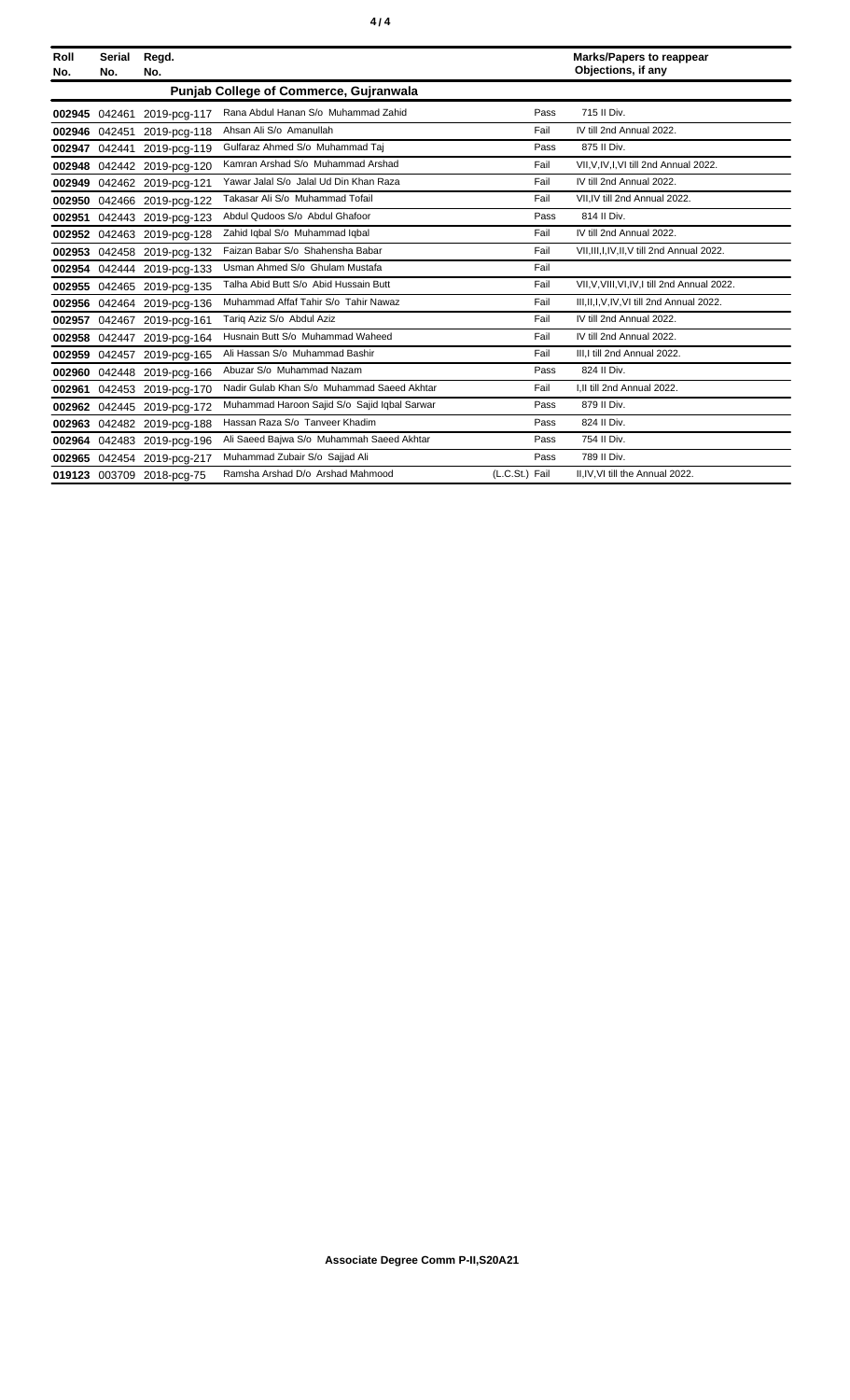| Roll No. | Serial No. | Regd. No. | | | Marks/Papers to reappear Objections, if any |
|---|---|---|---|---|---|
| **Punjab College of Commerce, Gujranwala** | | | | | |
| **002945** | 042461 | 2019-pcg-117 | Rana Abdul Hanan S/o Muhammad Zahid | Pass | 715 II Div. |
| **002946** | 042451 | 2019-pcg-118 | Ahsan Ali S/o Amanullah | Fail | IV till 2nd Annual 2022. |
| **002947** | 042441 | 2019-pcg-119 | Gulfaraz Ahmed S/o Muhammad Taj | Pass | 875 II Div. |
| **002948** | 042442 | 2019-pcg-120 | Kamran Arshad S/o Muhammad Arshad | Fail | VII,V,IV,I,VI till 2nd Annual 2022. |
| **002949** | 042462 | 2019-pcg-121 | Yawar Jalal S/o Jalal Ud Din Khan Raza | Fail | IV till 2nd Annual 2022. |
| **002950** | 042466 | 2019-pcg-122 | Takasar Ali S/o Muhammad Tofail | Fail | VII,IV till 2nd Annual 2022. |
| **002951** | 042443 | 2019-pcg-123 | Abdul Qudoos S/o Abdul Ghafoor | Pass | 814 II Div. |
| **002952** | 042463 | 2019-pcg-128 | Zahid Iqbal S/o Muhammad Iqbal | Fail | IV till 2nd Annual 2022. |
| **002953** | 042458 | 2019-pcg-132 | Faizan Babar S/o Shahensha Babar | Fail | VII,III,I,IV,II,V till 2nd Annual 2022. |
| **002954** | 042444 | 2019-pcg-133 | Usman Ahmed S/o Ghulam Mustafa | Fail | |
| **002955** | 042465 | 2019-pcg-135 | Talha Abid Butt S/o Abid Hussain Butt | Fail | VII,V,VIII,VI,IV,I till 2nd Annual 2022. |
| **002956** | 042464 | 2019-pcg-136 | Muhammad Affaf Tahir S/o Tahir Nawaz | Fail | III,II,I,V,IV,VI till 2nd Annual 2022. |
| **002957** | 042467 | 2019-pcg-161 | Tariq Aziz S/o Abdul Aziz | Fail | IV till 2nd Annual 2022. |
| **002958** | 042447 | 2019-pcg-164 | Husnain Butt S/o Muhammad Waheed | Fail | IV till 2nd Annual 2022. |
| **002959** | 042457 | 2019-pcg-165 | Ali Hassan S/o Muhammad Bashir | Fail | III,I till 2nd Annual 2022. |
| **002960** | 042448 | 2019-pcg-166 | Abuzar S/o Muhammad Nazam | Pass | 824 II Div. |
| **002961** | 042453 | 2019-pcg-170 | Nadir Gulab Khan S/o Muhammad Saeed Akhtar | Fail | I,II till 2nd Annual 2022. |
| **002962** | 042445 | 2019-pcg-172 | Muhammad Haroon Sajid S/o Sajid Iqbal Sarwar | Pass | 879 II Div. |
| **002963** | 042482 | 2019-pcg-188 | Hassan Raza S/o Tanveer Khadim | Pass | 824 II Div. |
| **002964** | 042483 | 2019-pcg-196 | Ali Saeed Bajwa S/o Muhammah Saeed Akhtar | Pass | 754 II Div. |
| **002965** | 042454 | 2019-pcg-217 | Muhammad Zubair S/o Sajjad Ali | Pass | 789 II Div. |
| **019123** | 003709 | 2018-pcg-75 | Ramsha Arshad D/o Arshad Mahmood | (L.C.St.) Fail | II,IV,VI till the Annual 2022. |

**Associate Degree Comm P-II,S20A21**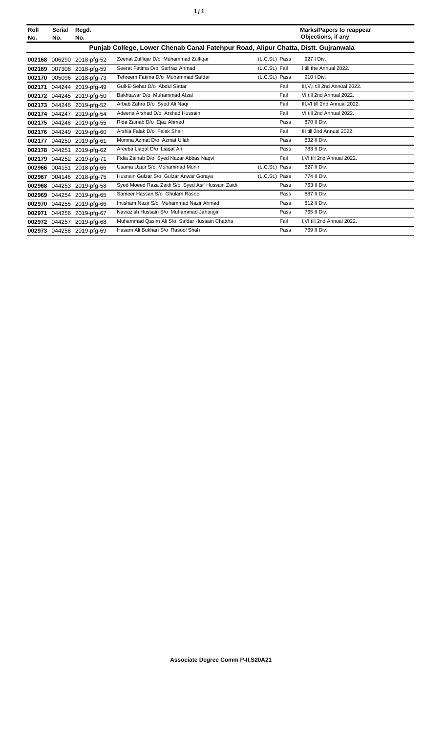| Roll No. | Serial No. | Regd. No. | | | Marks/Papers to reappear Objections, if any |
|---|---|---|---|---|---|
| **Punjab College, Lower Chenab Canal Fatehpur Road, Alipur Chatta, Distt. Gujranwala** | | | | | |
| **002168** | 006290 | 2018-pfg-52 | Zeenat Zulfiqar D/o Muhammad Zulfiqar | (L.C.St.) Pass | 927 I Div. |
| **002169** | 007308 | 2018-pfg-59 | Seerat Fatima D/o Sarfraz Ahmad | (L.C.St.) Fail | I till the Annual 2022. |
| **002170** | 005096 | 2018-pfg-73 | Tehreem Fatima D/o Muhammad Safdar | (L.C.St.) Pass | 910 I Div. |
| **002171** | 044244 | 2019-pfg-49 | Gull-E-Sehar D/o Abdul Sattar | Fail | III,V,I till 2nd Annual 2022. |
| **002172** | 044245 | 2019-pfg-50 | Bakhtawar D/o Muhammad Afzal | Fail | VI till 2nd Annual 2022. |
| **002173** | 044246 | 2019-pfg-52 | Arbab Zahra D/o Syed Ali Naqi | Fail | III,VI till 2nd Annual 2022. |
| **002174** | 044247 | 2019-pfg-54 | Adeena Arshad D/o Arshad Hussain | Fail | VI till 2nd Annual 2022. |
| **002175** | 044248 | 2019-pfg-55 | Rida Zainab D/o Ejaz Ahmed | Pass | 870 II Div. |
| **002176** | 044249 | 2019-pfg-60 | Arshia Falak D/o Falak Shair | Fail | III till 2nd Annual 2022. |
| **002177** | 044250 | 2019-pfg-61 | Momna Azmat D/o Azmat Ullah | Pass | 832 II Div. |
| **002178** | 044251 | 2019-pfg-62 | Areeba Liaqat D/o Liaqat Ali | Pass | 783 II Div. |
| **002179** | 044252 | 2019-pfg-71 | Fidia Zainab D/o Syed Nazar Abbas Naqvi | Fail | I,VI till 2nd Annual 2022. |
| **002966** | 004151 | 2018-pfg-66 | Usama Uzair S/o Muhammad Munir | (L.C.St.) Pass | 827 II Div. |
| **002967** | 004146 | 2018-pfg-75 | Husnain Gulzar S/o Gulzar Anwar Goraya | (L.C.St.) Pass | 774 II Div. |
| **002968** | 044253 | 2019-pfg-58 | Syed Moeed Raza Zaidi S/o Syed Asif Hussain Zaidi | Pass | 763 II Div. |
| **002969** | 044254 | 2019-pfg-65 | Sameer Hassan S/o Ghulam Rasool | Pass | 887 II Div. |
| **002970** | 044255 | 2019-pfg-66 | Ihtisham Nazir S/o Muhammad Nazir Ahmad | Pass | 812 II Div. |
| **002971** | 044256 | 2019-pfg-67 | Nawazish Hussain S/o Muhammad Jahangir | Pass | 765 II Div. |
| **002972** | 044257 | 2019-pfg-68 | Muhammad Qasim Ali S/o Safdar Hussain Chattha | Fail | I,VI till 2nd Annual 2022. |
| **002973** | 044258 | 2019-pfg-69 | Hasam Ali Bukhari S/o Rasool Shah | Pass | 769 II Div. |

**Associate Degree Comm P-II,S20A21**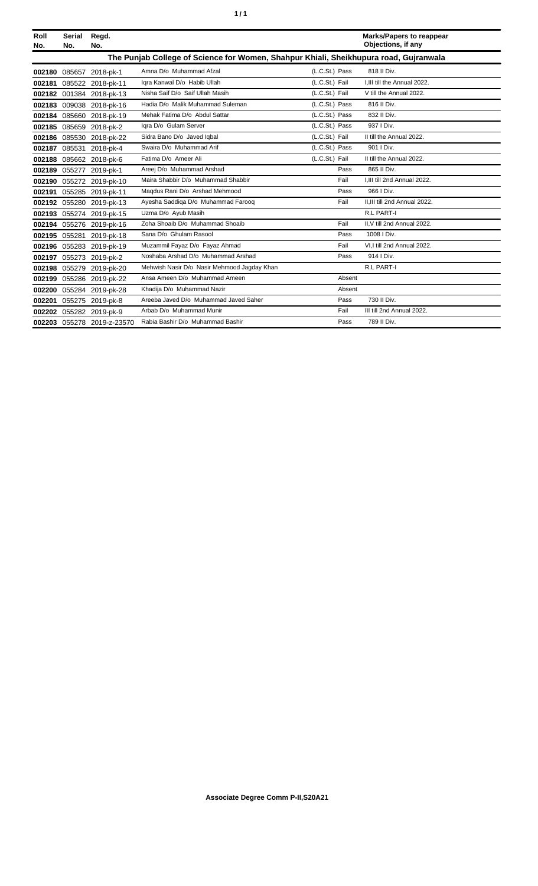| Roll No. | Serial No. | Regd. No. | | | Marks/Papers to reappear Objections, if any |
|---|---|---|---|---|---|
| **The Punjab College of Science for Women, Shahpur Khiali, Sheikhupura road, Gujranwala** | | | | | |
| **002180** | 085657 | 2018-pk-1 | Amna D/o Muhammad Afzal | (L.C.St.) Pass | 818 II Div. |
| **002181** | 085522 | 2018-pk-11 | Iqra Kanwal D/o Habib Ullah | (L.C.St.) Fail | I,III till the Annual 2022. |
| **002182** | 001384 | 2018-pk-13 | Nisha Saif D/o Saif Ullah Masih | (L.C.St.) Fail | V till the Annual 2022. |
| **002183** | 009038 | 2018-pk-16 | Hadia D/o Malik Muhammad Suleman | (L.C.St.) Pass | 816 II Div. |
| **002184** | 085660 | 2018-pk-19 | Mehak Fatima D/o Abdul Sattar | (L.C.St.) Pass | 832 II Div. |
| **002185** | 085659 | 2018-pk-2 | Iqra D/o Gulam Server | (L.C.St.) Pass | 937 I Div. |
| **002186** | 085530 | 2018-pk-22 | Sidra Bano D/o Javed Iqbal | (L.C.St.) Fail | II till the Annual 2022. |
| **002187** | 085531 | 2018-pk-4 | Swaira D/o Muhammad Arif | (L.C.St.) Pass | 901 I Div. |
| **002188** | 085662 | 2018-pk-6 | Fatima D/o Ameer Ali | (L.C.St.) Fail | II till the Annual 2022. |
| **002189** | 055277 | 2019-pk-1 | Areej D/o Muhammad Arshad | Pass | 865 II Div. |
| **002190** | 055272 | 2019-pk-10 | Maira Shabbir D/o Muhammad Shabbir | Fail | I,III till 2nd Annual 2022. |
| **002191** | 055285 | 2019-pk-11 | Maqdus Rani D/o Arshad Mehmood | Pass | 966 I Div. |
| **002192** | 055280 | 2019-pk-13 | Ayesha Saddiqa D/o Muhammad Farooq | Fail | II,III till 2nd Annual 2022. |
| **002193** | 055274 | 2019-pk-15 | Uzma D/o Ayub Masih | | R.L PART-I |
| **002194** | 055276 | 2019-pk-16 | Zoha Shoaib D/o Muhammad Shoaib | Fail | II,V till 2nd Annual 2022. |
| **002195** | 055281 | 2019-pk-18 | Sana D/o Ghulam Rasool | Pass | 1008 I Div. |
| **002196** | 055283 | 2019-pk-19 | Muzammil Fayaz D/o Fayaz Ahmad | Fail | VI,I till 2nd Annual 2022. |
| **002197** | 055273 | 2019-pk-2 | Noshaba Arshad D/o Muhammad Arshad | Pass | 914 I Div. |
| **002198** | 055279 | 2019-pk-20 | Mehwish Nasir D/o Nasir Mehmood Jagday Khan | | R.L PART-I |
| **002199** | 055286 | 2019-pk-22 | Ansa Ameen D/o Muhammad Ameen | Absent | |
| **002200** | 055284 | 2019-pk-28 | Khadija D/o Muhammad Nazir | Absent | |
| **002201** | 055275 | 2019-pk-8 | Areeba Javed D/o Muhammad Javed Saher | Pass | 730 II Div. |
| **002202** | 055282 | 2019-pk-9 | Arbab D/o Muhammad Munir | Fail | III till 2nd Annual 2022. |
| **002203** | 055278 | 2019-z-23570 | Rabia Bashir D/o Muhammad Bashir | Pass | 789 II Div. |

**Associate Degree Comm P-II,S20A21**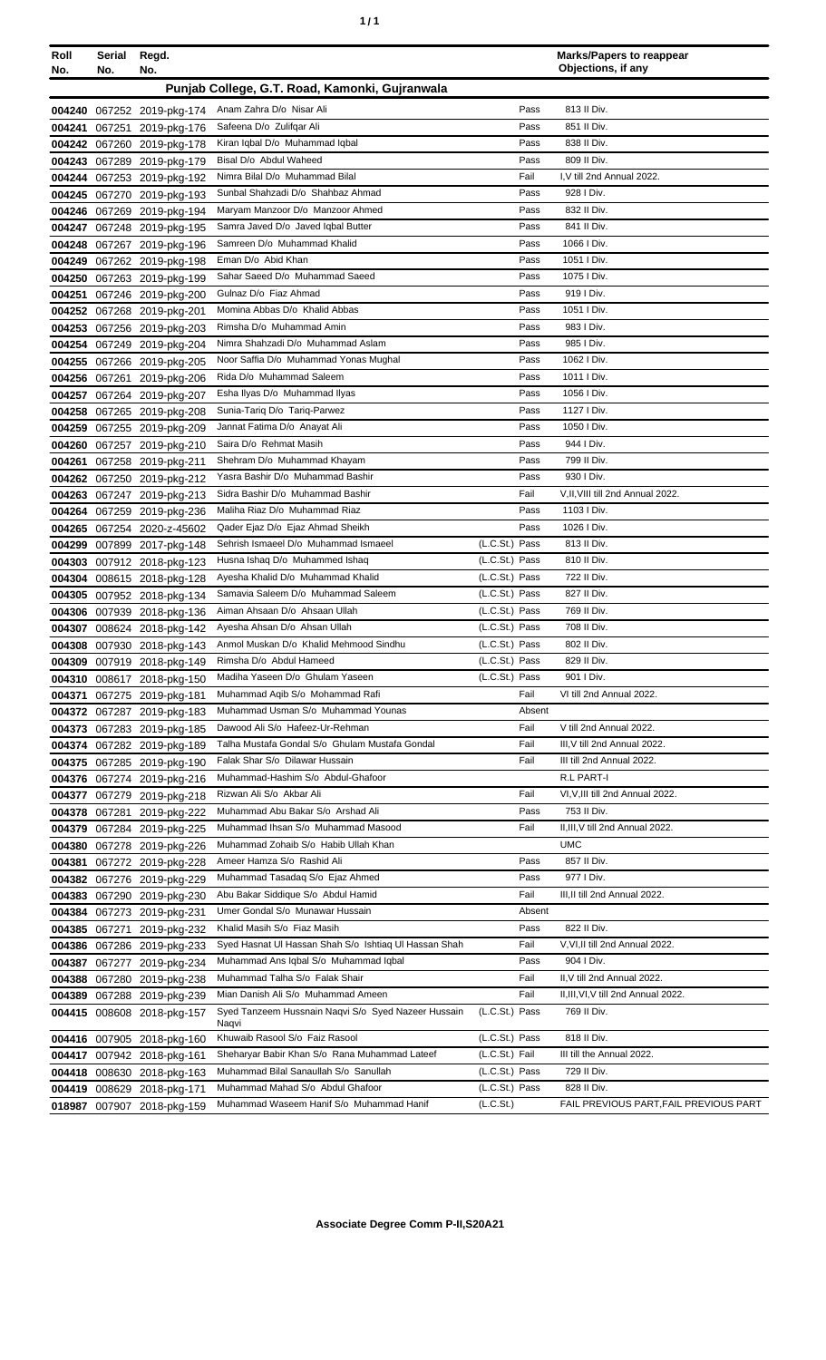| Roll No. | Serial No. | Regd. No. | | | Marks/Papers to reappear Objections, if any |
|---|---|---|---|---|---|
| | | | **Punjab College, G.T. Road, Kamonki, Gujranwala** | | |
| 004240 | 067252 | 2019-pkg-174 | Anam Zahra D/o Nisar Ali | Pass | 813 II Div. |
| 004241 | 067251 | 2019-pkg-176 | Safeena D/o Zulifqar Ali | Pass | 851 II Div. |
| 004242 | 067260 | 2019-pkg-178 | Kiran Iqbal D/o Muhammad Iqbal | Pass | 838 II Div. |
| 004243 | 067289 | 2019-pkg-179 | Bisal D/o Abdul Waheed | Pass | 809 II Div. |
| 004244 | 067253 | 2019-pkg-192 | Nimra Bilal D/o Muhammad Bilal | Fail | I,V till 2nd Annual 2022. |
| 004245 | 067270 | 2019-pkg-193 | Sunbal Shahzadi D/o Shahbaz Ahmad | Pass | 928 I Div. |
| 004246 | 067269 | 2019-pkg-194 | Maryam Manzoor D/o Manzoor Ahmed | Pass | 832 II Div. |
| 004247 | 067248 | 2019-pkg-195 | Samra Javed D/o Javed Iqbal Butter | Pass | 841 II Div. |
| 004248 | 067267 | 2019-pkg-196 | Samreen D/o Muhammad Khalid | Pass | 1066 I Div. |
| 004249 | 067262 | 2019-pkg-198 | Eman D/o Abid Khan | Pass | 1051 I Div. |
| 004250 | 067263 | 2019-pkg-199 | Sahar Saeed D/o Muhammad Saeed | Pass | 1075 I Div. |
| 004251 | 067246 | 2019-pkg-200 | Gulnaz D/o Fiaz Ahmad | Pass | 919 I Div. |
| 004252 | 067268 | 2019-pkg-201 | Momina Abbas D/o Khalid Abbas | Pass | 1051 I Div. |
| 004253 | 067256 | 2019-pkg-203 | Rimsha D/o Muhammad Amin | Pass | 983 I Div. |
| 004254 | 067249 | 2019-pkg-204 | Nimra Shahzadi D/o Muhammad Aslam | Pass | 985 I Div. |
| 004255 | 067266 | 2019-pkg-205 | Noor Saffia D/o Muhammad Yonas Mughal | Pass | 1062 I Div. |
| 004256 | 067261 | 2019-pkg-206 | Rida D/o Muhammad Saleem | Pass | 1011 I Div. |
| 004257 | 067264 | 2019-pkg-207 | Esha Ilyas D/o Muhammad Ilyas | Pass | 1056 I Div. |
| 004258 | 067265 | 2019-pkg-208 | Sunia-Tariq D/o Tariq-Parwez | Pass | 1127 I Div. |
| 004259 | 067255 | 2019-pkg-209 | Jannat Fatima D/o Anayat Ali | Pass | 1050 I Div. |
| 004260 | 067257 | 2019-pkg-210 | Saira D/o Rehmat Masih | Pass | 944 I Div. |
| 004261 | 067258 | 2019-pkg-211 | Shehram D/o Muhammad Khayam | Pass | 799 II Div. |
| 004262 | 067250 | 2019-pkg-212 | Yasra Bashir D/o Muhammad Bashir | Pass | 930 I Div. |
| 004263 | 067247 | 2019-pkg-213 | Sidra Bashir D/o Muhammad Bashir | Fail | V,II,VIII till 2nd Annual 2022. |
| 004264 | 067259 | 2019-pkg-236 | Maliha Riaz D/o Muhammad Riaz | Pass | 1103 I Div. |
| 004265 | 067254 | 2020-z-45602 | Qader Ejaz D/o Ejaz Ahmad Sheikh | Pass | 1026 I Div. |
| 004299 | 007899 | 2017-pkg-148 | Sehrish Ismaeel D/o Muhammad Ismaeel | (L.C.St.) Pass | 813 II Div. |
| 004303 | 007912 | 2018-pkg-123 | Husna Ishaq D/o Muhammed Ishaq | (L.C.St.) Pass | 810 II Div. |
| 004304 | 008615 | 2018-pkg-128 | Ayesha Khalid D/o Muhammad Khalid | (L.C.St.) Pass | 722 II Div. |
| 004305 | 007952 | 2018-pkg-134 | Samavia Saleem D/o Muhammad Saleem | (L.C.St.) Pass | 827 II Div. |
| 004306 | 007939 | 2018-pkg-136 | Aiman Ahsaan D/o Ahsaan Ullah | (L.C.St.) Pass | 769 II Div. |
| 004307 | 008624 | 2018-pkg-142 | Ayesha Ahsan D/o Ahsan Ullah | (L.C.St.) Pass | 708 II Div. |
| 004308 | 007930 | 2018-pkg-143 | Anmol Muskan D/o Khalid Mehmood Sindhu | (L.C.St.) Pass | 802 II Div. |
| 004309 | 007919 | 2018-pkg-149 | Rimsha D/o Abdul Hameed | (L.C.St.) Pass | 829 II Div. |
| 004310 | 008617 | 2018-pkg-150 | Madiha Yaseen D/o Ghulam Yaseen | (L.C.St.) Pass | 901 I Div. |
| 004371 | 067275 | 2019-pkg-181 | Muhammad Aqib S/o Mohammad Rafi | Fail | VI till 2nd Annual 2022. |
| 004372 | 067287 | 2019-pkg-183 | Muhammad Usman S/o Muhammad Younas | Absent | |
| 004373 | 067283 | 2019-pkg-185 | Dawood Ali S/o Hafeez-Ur-Rehman | Fail | V till 2nd Annual 2022. |
| 004374 | 067282 | 2019-pkg-189 | Talha Mustafa Gondal S/o Ghulam Mustafa Gondal | Fail | III,V till 2nd Annual 2022. |
| 004375 | 067285 | 2019-pkg-190 | Falak Shar S/o Dilawar Hussain | Fail | III till 2nd Annual 2022. |
| 004376 | 067274 | 2019-pkg-216 | Muhammad-Hashim S/o Abdul-Ghafoor | | R.L PART-I |
| 004377 | 067279 | 2019-pkg-218 | Rizwan Ali S/o Akbar Ali | Fail | VI,V,III till 2nd Annual 2022. |
| 004378 | 067281 | 2019-pkg-222 | Muhammad Abu Bakar S/o Arshad Ali | Pass | 753 II Div. |
| 004379 | 067284 | 2019-pkg-225 | Muhammad Ihsan S/o Muhammad Masood | Fail | II,III,V till 2nd Annual 2022. |
| 004380 | 067278 | 2019-pkg-226 | Muhammad Zohaib S/o Habib Ullah Khan | | UMC |
| 004381 | 067272 | 2019-pkg-228 | Ameer Hamza S/o Rashid Ali | Pass | 857 II Div. |
| 004382 | 067276 | 2019-pkg-229 | Muhammad Tasadaq S/o Ejaz Ahmed | Pass | 977 I Div. |
| 004383 | 067290 | 2019-pkg-230 | Abu Bakar Siddique S/o Abdul Hamid | Fail | III,II till 2nd Annual 2022. |
| 004384 | 067273 | 2019-pkg-231 | Umer Gondal S/o Munawar Hussain | Absent | |
| 004385 | 067271 | 2019-pkg-232 | Khalid Masih S/o Fiaz Masih | Pass | 822 II Div. |
| 004386 | 067286 | 2019-pkg-233 | Syed Hasnat Ul Hassan Shah S/o Ishtiaq Ul Hassan Shah | Fail | V,VI,II till 2nd Annual 2022. |
| 004387 | 067277 | 2019-pkg-234 | Muhammad Ans Iqbal S/o Muhammad Iqbal | Pass | 904 I Div. |
| 004388 | 067280 | 2019-pkg-238 | Muhammad Talha S/o Falak Shair | Fail | II,V till 2nd Annual 2022. |
| 004389 | 067288 | 2019-pkg-239 | Mian Danish Ali S/o Muhammad Ameen | Fail | II,III,VI,V till 2nd Annual 2022. |
| 004415 | 008608 | 2018-pkg-157 | Syed Tanzeem Hussnain Naqvi S/o Syed Nazeer Hussain Naqvi | (L.C.St.) Pass | 769 II Div. |
| 004416 | 007905 | 2018-pkg-160 | Khuwaib Rasool S/o Faiz Rasool | (L.C.St.) Pass | 818 II Div. |
| 004417 | 007942 | 2018-pkg-161 | Sheharyar Babir Khan S/o Rana Muhammad Lateef | (L.C.St.) Fail | III till the Annual 2022. |
| 004418 | 008630 | 2018-pkg-163 | Muhammad Bilal Sanaullah S/o Sanullah | (L.C.St.) Pass | 729 II Div. |
| 004419 | 008629 | 2018-pkg-171 | Muhammad Mahad S/o Abdul Ghafoor | (L.C.St.) Pass | 828 II Div. |
| 018987 | 007907 | 2018-pkg-159 | Muhammad Waseem Hanif S/o Muhammad Hanif | (L.C.St.) | FAIL PREVIOUS PART,FAIL PREVIOUS PART |

**Associate Degree Comm P-II,S20A21**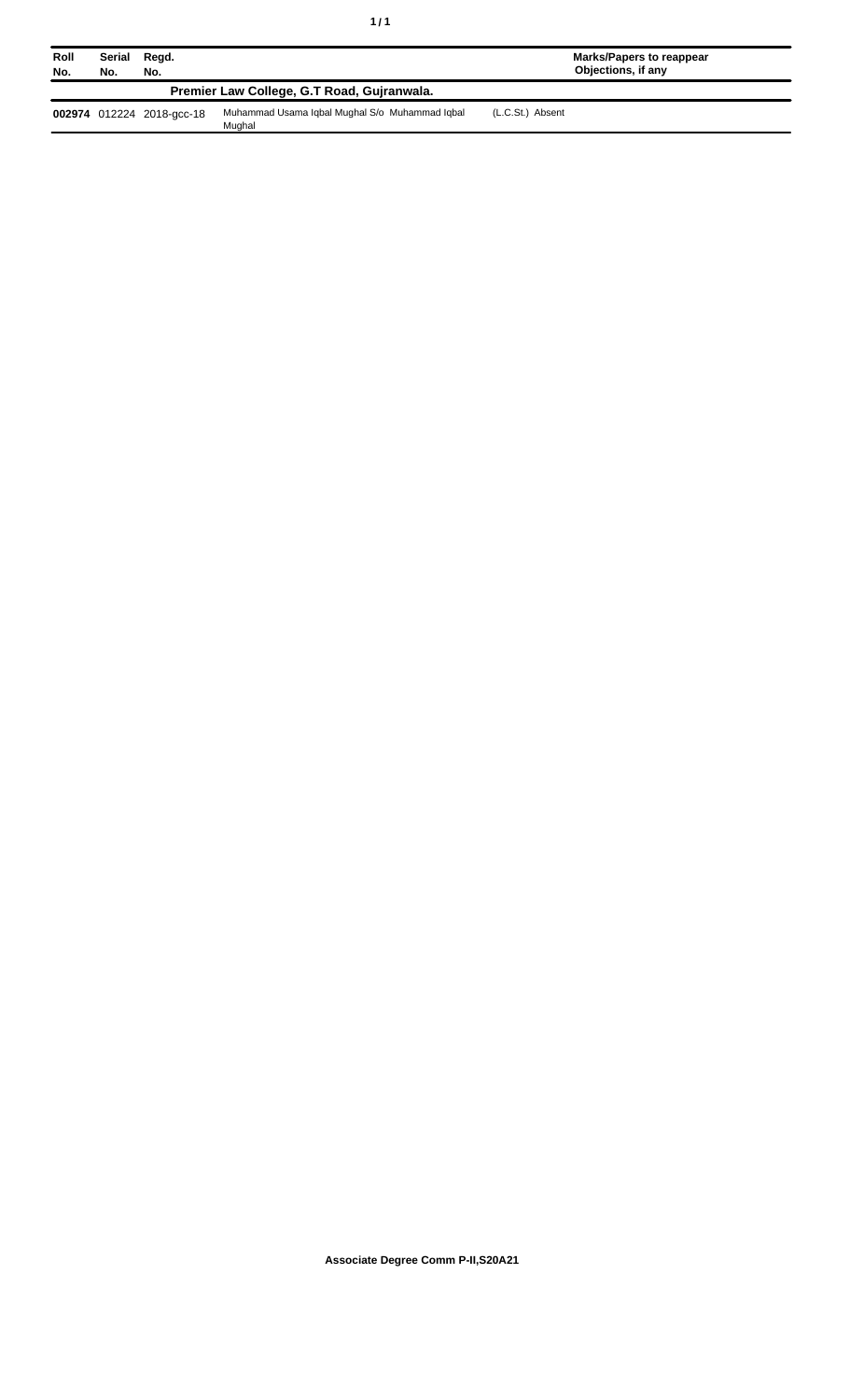| Roll No. | Serial No. | Regd. No. | | | Marks/Papers to reappear Objections, if any |
|---|---|---|---|---|---|
| **Premier Law College, G.T Road, Gujranwala.** | | | | | |
| **002974** | 012224 | 2018-gcc-18 | Muhammad Usama Iqbal Mughal S/o Muhammad Iqbal Mughal | (L.C.St.) Absent | |

**Associate Degree Comm P-II,S20A21**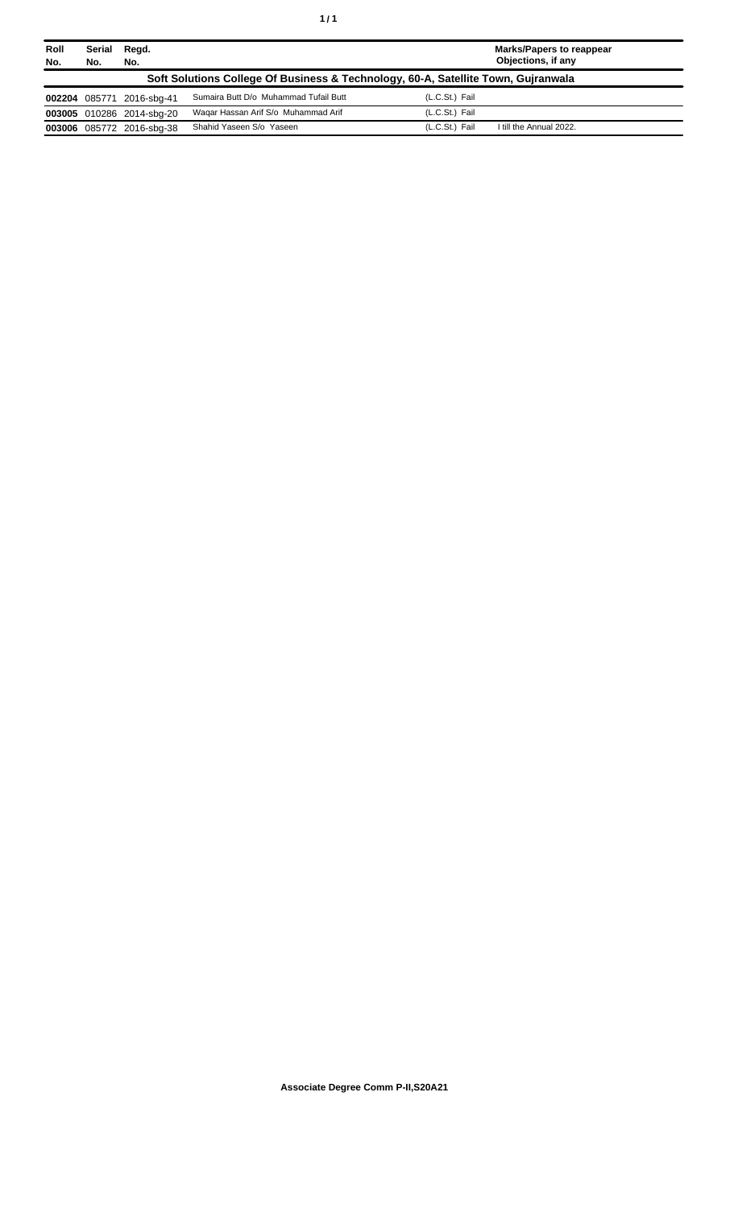| Roll No. | Serial No. | Regd. No. | | | Marks/Papers to reappear Objections, if any |
|---|---|---|---|---|---|
| **Soft Solutions College Of Business & Technology, 60-A, Satellite Town, Gujranwala** | | | | | |
| **002204** | 085771 | 2016-sbg-41 | Sumaira Butt D/o Muhammad Tufail Butt | (L.C.St.) Fail | |
| **003005** | 010286 | 2014-sbg-20 | Waqar Hassan Arif S/o Muhammad Arif | (L.C.St.) Fail | |
| **003006** | 085772 | 2016-sbg-38 | Shahid Yaseen S/o Yaseen | (L.C.St.) Fail | I till the Annual 2022. |

**Associate Degree Comm P-II,S20A21**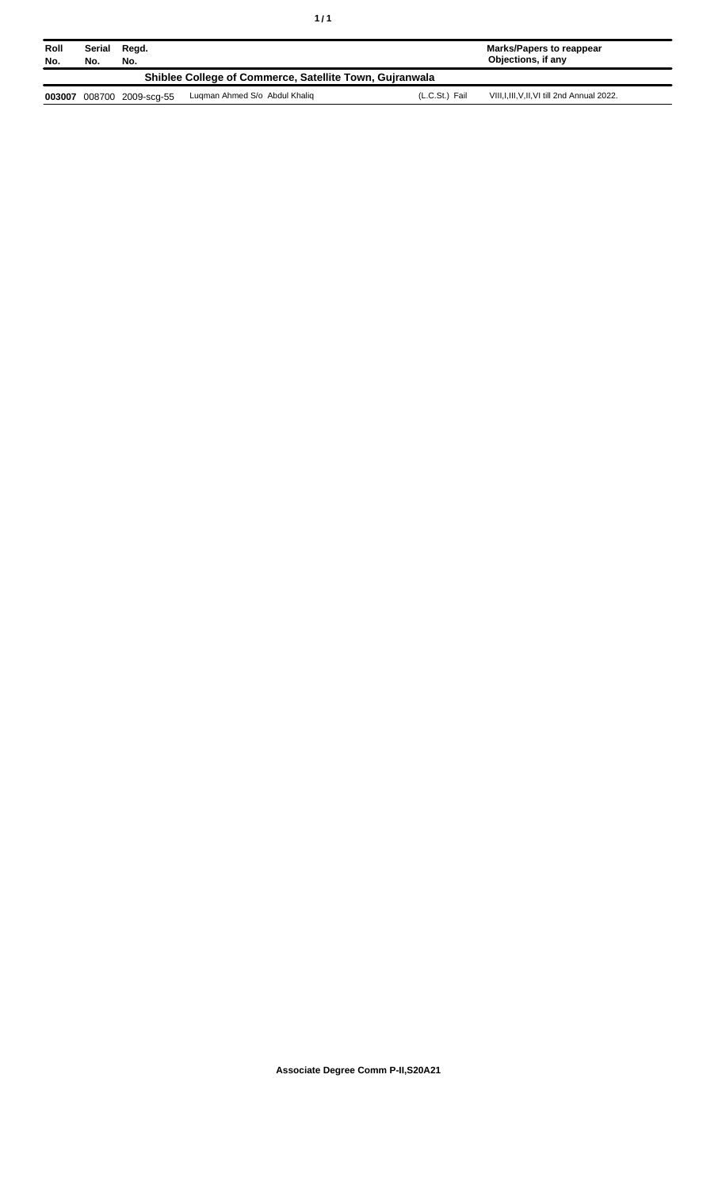| Roll No. | Serial No. | Regd. No. | | | Marks/Papers to reappear Objections, if any |
|---|---|---|---|---|---|
| **Shiblee College of Commerce, Satellite Town, Gujranwala** | | | | | |
| **003007** | 008700 | 2009-scg-55 | Luqman Ahmed S/o Abdul Khaliq | (L.C.St.) Fail | VIII,I,III,V,II,VI till 2nd Annual 2022. |

**Associate Degree Comm P-II,S20A21**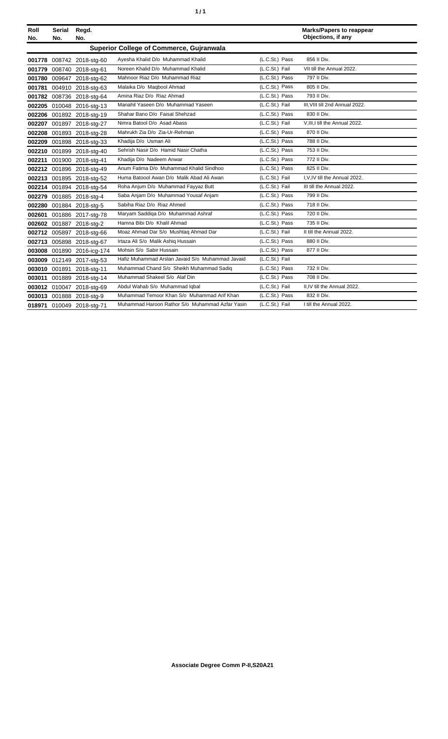| Roll No. | Serial No. | Regd. No. | | | Marks/Papers to reappear Objections, if any |
|---|---|---|---|---|---|
| | | | **Superior College of Commerce, Gujranwala** | | |
| **001778** | 008742 | 2018-stg-60 | Ayesha Khalid D/o Muhammad Khalid | (L.C.St.) Pass | 856 II Div. |
| **001779** | 008740 | 2018-stg-61 | Noreen Khalid D/o Muhammad Khalid | (L.C.St.) Fail | VII till the Annual 2022. |
| **001780** | 009647 | 2018-stg-62 | Mahnoor Riaz D/o Muhammad Riaz | (L.C.St.) Pass | 797 II Div. |
| **001781** | 004910 | 2018-stg-63 | Malaika D/o Maqbool Ahmad | (L.C.St.) Pass | 805 II Div. |
| **001782** | 008736 | 2018-stg-64 | Amina Riaz D/o Riaz Ahmad | (L.C.St.) Pass | 793 II Div. |
| **002205** | 010048 | 2016-stg-13 | Manahil Yaseen D/o Muhammad Yaseen | (L.C.St.) Fail | III,VIII till 2nd Annual 2022. |
| **002206** | 001892 | 2018-stg-19 | Shahar Bano D/o Faisal Shehzad | (L.C.St.) Pass | 830 II Div. |
| **002207** | 001897 | 2018-stg-27 | Nimra Batool D/o Asad Abass | (L.C.St.) Fail | V,III,I till the Annual 2022. |
| **002208** | 001893 | 2018-stg-28 | Mahrukh Zia D/o Zia-Ur-Rehman | (L.C.St.) Pass | 870 II Div. |
| **002209** | 001898 | 2018-stg-33 | Khadija D/o Usman Ali | (L.C.St.) Pass | 788 II Div. |
| **002210** | 001899 | 2018-stg-40 | Sehrish Nasir D/o Hamid Nasir Chatha | (L.C.St.) Pass | 753 II Div. |
| **002211** | 001900 | 2018-stg-41 | Khadija D/o Nadeem Anwar | (L.C.St.) Pass | 772 II Div. |
| **002212** | 001896 | 2018-stg-49 | Anum Fatima D/o Muhammad Khalid Sindhoo | (L.C.St.) Pass | 825 II Div. |
| **002213** | 001895 | 2018-stg-52 | Huma Batoool Awan D/o Malik Abad Ali Awan | (L.C.St.) Fail | I,V,IV till the Annual 2022. |
| **002214** | 001894 | 2018-stg-54 | Roha Anjum D/o Muhammad Fayyaz Butt | (L.C.St.) Fail | III till the Annual 2022. |
| **002279** | 001885 | 2018-stg-4 | Saba Anjam D/o Muhammad Yousaf Anjam | (L.C.St.) Pass | 799 II Div. |
| **002280** | 001884 | 2018-stg-5 | Sabiha Riaz D/o Riaz Ahmed | (L.C.St.) Pass | 718 II Div. |
| **002601** | 001886 | 2017-stg-78 | Maryam Saddiqa D/o Muhammad Ashraf | (L.C.St.) Pass | 720 II Div. |
| **002602** | 001887 | 2018-stg-2 | Hamna Bibi D/o Khalil Ahmad | (L.C.St.) Pass | 735 II Div. |
| **002712** | 005897 | 2018-stg-66 | Moaz Ahmad Dar S/o Mushtaq Ahmad Dar | (L.C.St.) Fail | II till the Annual 2022. |
| **002713** | 005898 | 2018-stg-67 | Irtaza Ali S/o Malik Ashiq Hussain | (L.C.St.) Pass | 880 II Div. |
| **003008** | 001890 | 2016-icg-174 | Mohsin S/o Sabir Hussain | (L.C.St.) Pass | 877 II Div. |
| **003009** | 012149 | 2017-stg-53 | Hafiz Muhammad Arslan Javaid S/o Muhammad Javaid | (L.C.St.) Fail | |
| **003010** | 001891 | 2018-stg-11 | Muhammad Chand S/o Sheikh Muhammad Sadiq | (L.C.St.) Pass | 732 II Div. |
| **003011** | 001889 | 2018-stg-14 | Muhammad Shakeel S/o Alaf Din | (L.C.St.) Pass | 708 II Div. |
| **003012** | 010047 | 2018-stg-69 | Abdul Wahab S/o Muhammad Iqbal | (L.C.St.) Fail | II,IV till the Annual 2022. |
| **003013** | 001888 | 2018-stg-9 | Muhammad Temoor Khan S/o Muhammad Arif Khan | (L.C.St.) Pass | 832 II Div. |
| **018971** | 010049 | 2018-stg-71 | Muhammad Haroon Rathor S/o Muhammad Azfar Yasin | (L.C.St.) Fail | I till the Annual 2022. |

**Associate Degree Comm P-II,S20A21**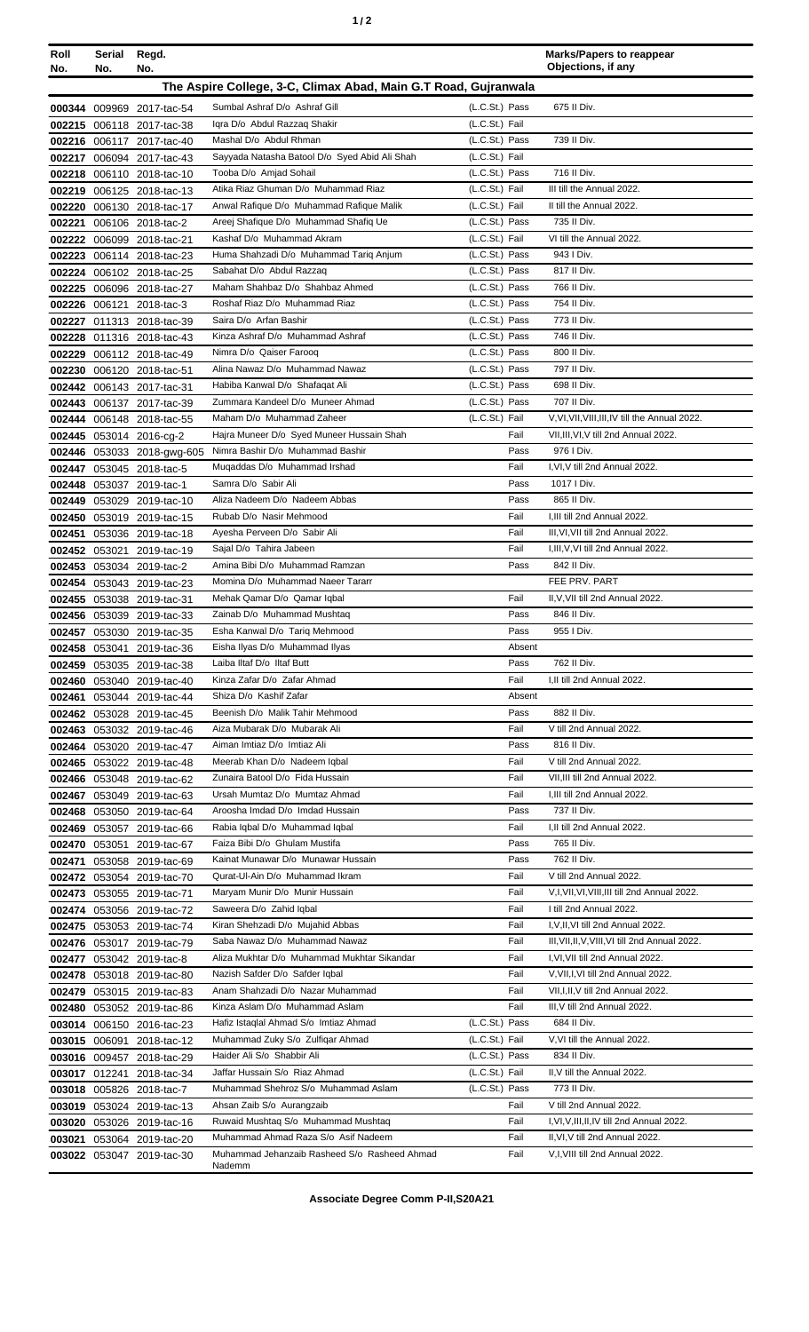| Roll No. | Serial No. | Regd. No. | | | | Marks/Papers to reappear Objections, if any |
|---|---|---|---|---|---|---|
| **The Aspire College, 3-C, Climax Abad, Main G.T Road, Gujranwala** | | | | | | |
| 000344 | 009969 | 2017-tac-54 | Sumbal Ashraf D/o Ashraf Gill | (L.C.St.) | Pass | 675 II Div. |
| 002215 | 006118 | 2017-tac-38 | Iqra D/o Abdul Razzaq Shakir | (L.C.St.) | Fail | |
| 002216 | 006117 | 2017-tac-40 | Mashal D/o Abdul Rhman | (L.C.St.) | Pass | 739 II Div. |
| 002217 | 006094 | 2017-tac-43 | Sayyada Natasha Batool D/o Syed Abid Ali Shah | (L.C.St.) | Fail | |
| 002218 | 006110 | 2018-tac-10 | Tooba D/o Amjad Sohail | (L.C.St.) | Pass | 716 II Div. |
| 002219 | 006125 | 2018-tac-13 | Atika Riaz Ghuman D/o Muhammad Riaz | (L.C.St.) | Fail | III till the Annual 2022. |
| 002220 | 006130 | 2018-tac-17 | Anwal Rafique D/o Muhammad Rafique Malik | (L.C.St.) | Fail | II till the Annual 2022. |
| 002221 | 006106 | 2018-tac-2 | Areej Shafique D/o Muhammad Shafiq Ue | (L.C.St.) | Pass | 735 II Div. |
| 002222 | 006099 | 2018-tac-21 | Kashaf D/o Muhammad Akram | (L.C.St.) | Fail | VI till the Annual 2022. |
| 002223 | 006114 | 2018-tac-23 | Huma Shahzadi D/o Muhammad Tariq Anjum | (L.C.St.) | Pass | 943 I Div. |
| 002224 | 006102 | 2018-tac-25 | Sabahat D/o Abdul Razzaq | (L.C.St.) | Pass | 817 II Div. |
| 002225 | 006096 | 2018-tac-27 | Maham Shahbaz D/o Shahbaz Ahmed | (L.C.St.) | Pass | 766 II Div. |
| 002226 | 006121 | 2018-tac-3 | Roshaf Riaz D/o Muhammad Riaz | (L.C.St.) | Pass | 754 II Div. |
| 002227 | 011313 | 2018-tac-39 | Saira D/o Arfan Bashir | (L.C.St.) | Pass | 773 II Div. |
| 002228 | 011316 | 2018-tac-43 | Kinza Ashraf D/o Muhammad Ashraf | (L.C.St.) | Pass | 746 II Div. |
| 002229 | 006112 | 2018-tac-49 | Nimra D/o Qaiser Farooq | (L.C.St.) | Pass | 800 II Div. |
| 002230 | 006120 | 2018-tac-51 | Alina Nawaz D/o Muhammad Nawaz | (L.C.St.) | Pass | 797 II Div. |
| 002442 | 006143 | 2017-tac-31 | Habiba Kanwal D/o Shafaqat Ali | (L.C.St.) | Pass | 698 II Div. |
| 002443 | 006137 | 2017-tac-39 | Zummara Kandeel D/o Muneer Ahmad | (L.C.St.) | Pass | 707 II Div. |
| 002444 | 006148 | 2018-tac-55 | Maham D/o Muhammad Zaheer | (L.C.St.) | Fail | V,VI,VII,VIII,III,IV till the Annual 2022. |
| 002445 | 053014 | 2016-cg-2 | Hajra Muneer D/o Syed Muneer Hussain Shah | | Fail | VII,III,VI,V till 2nd Annual 2022. |
| 002446 | 053033 | 2018-gwg-605 | Nimra Bashir D/o Muhammad Bashir | | Pass | 976 I Div. |
| 002447 | 053045 | 2018-tac-5 | Muqaddas D/o Muhammad Irshad | | Fail | I,VI,V till 2nd Annual 2022. |
| 002448 | 053037 | 2019-tac-1 | Samra D/o Sabir Ali | | Pass | 1017 I Div. |
| 002449 | 053029 | 2019-tac-10 | Aliza Nadeem D/o Nadeem Abbas | | Pass | 865 II Div. |
| 002450 | 053019 | 2019-tac-15 | Rubab D/o Nasir Mehmood | | Fail | I,III till 2nd Annual 2022. |
| 002451 | 053036 | 2019-tac-18 | Ayesha Perveen D/o Sabir Ali | | Fail | III,VI,VII till 2nd Annual 2022. |
| 002452 | 053021 | 2019-tac-19 | Sajal D/o Tahira Jabeen | | Fail | I,III,V,VI till 2nd Annual 2022. |
| 002453 | 053034 | 2019-tac-2 | Amina Bibi D/o Muhammad Ramzan | | Pass | 842 II Div. |
| 002454 | 053043 | 2019-tac-23 | Momina D/o Muhammad Naeer Tararr | | | FEE PRV. PART |
| 002455 | 053038 | 2019-tac-31 | Mehak Qamar D/o Qamar Iqbal | | Fail | II,V,VII till 2nd Annual 2022. |
| 002456 | 053039 | 2019-tac-33 | Zainab D/o Muhammad Mushtaq | | Pass | 846 II Div. |
| 002457 | 053030 | 2019-tac-35 | Esha Kanwal D/o Tariq Mehmood | | Pass | 955 I Div. |
| 002458 | 053041 | 2019-tac-36 | Eisha Ilyas D/o Muhammad Ilyas | | Absent | |
| 002459 | 053035 | 2019-tac-38 | Laiba Iltaf D/o Iltaf Butt | | Pass | 762 II Div. |
| 002460 | 053040 | 2019-tac-40 | Kinza Zafar D/o Zafar Ahmad | | Fail | I,II till 2nd Annual 2022. |
| 002461 | 053044 | 2019-tac-44 | Shiza D/o Kashif Zafar | | Absent | |
| 002462 | 053028 | 2019-tac-45 | Beenish D/o Malik Tahir Mehmood | | Pass | 882 II Div. |
| 002463 | 053032 | 2019-tac-46 | Aiza Mubarak D/o Mubarak Ali | | Fail | V till 2nd Annual 2022. |
| 002464 | 053020 | 2019-tac-47 | Aiman Imtiaz D/o Imtiaz Ali | | Pass | 816 II Div. |
| 002465 | 053022 | 2019-tac-48 | Meerab Khan D/o Nadeem Iqbal | | Fail | V till 2nd Annual 2022. |
| 002466 | 053048 | 2019-tac-62 | Zunaira Batool D/o Fida Hussain | | Fail | VII,III till 2nd Annual 2022. |
| 002467 | 053049 | 2019-tac-63 | Ursah Mumtaz D/o Mumtaz Ahmad | | Fail | I,III till 2nd Annual 2022. |
| 002468 | 053050 | 2019-tac-64 | Aroosha Imdad D/o Imdad Hussain | | Pass | 737 II Div. |
| 002469 | 053057 | 2019-tac-66 | Rabia Iqbal D/o Muhammad Iqbal | | Fail | I,II till 2nd Annual 2022. |
| 002470 | 053051 | 2019-tac-67 | Faiza Bibi D/o Ghulam Mustifa | | Pass | 765 II Div. |
| 002471 | 053058 | 2019-tac-69 | Kainat Munawar D/o Munawar Hussain | | Pass | 762 II Div. |
| 002472 | 053054 | 2019-tac-70 | Qurat-Ul-Ain D/o Muhammad Ikram | | Fail | V till 2nd Annual 2022. |
| 002473 | 053055 | 2019-tac-71 | Maryam Munir D/o Munir Hussain | | Fail | V,I,VII,VI,VIII,III till 2nd Annual 2022. |
| 002474 | 053056 | 2019-tac-72 | Saweera D/o Zahid Iqbal | | Fail | I till 2nd Annual 2022. |
| 002475 | 053053 | 2019-tac-74 | Kiran Shehzadi D/o Mujahid Abbas | | Fail | I,V,II,VI till 2nd Annual 2022. |
| 002476 | 053017 | 2019-tac-79 | Saba Nawaz D/o Muhammad Nawaz | | Fail | III,VII,II,V,VIII,VI till 2nd Annual 2022. |
| 002477 | 053042 | 2019-tac-8 | Aliza Mukhtar D/o Muhammad Mukhtar Sikandar | | Fail | I,VI,VII till 2nd Annual 2022. |
| 002478 | 053018 | 2019-tac-80 | Nazish Safder D/o Safder Iqbal | | Fail | V,VII,I,VI till 2nd Annual 2022. |
| 002479 | 053015 | 2019-tac-83 | Anam Shahzadi D/o Nazar Muhammad | | Fail | VII,I,II,V till 2nd Annual 2022. |
| 002480 | 053052 | 2019-tac-86 | Kinza Aslam D/o Muhammad Aslam | | Fail | III,V till 2nd Annual 2022. |
| 003014 | 006150 | 2016-tac-23 | Hafiz Istaqlal Ahmad S/o Imtiaz Ahmad | (L.C.St.) | Pass | 684 II Div. |
| 003015 | 006091 | 2018-tac-12 | Muhammad Zuky S/o Zulfiqar Ahmad | (L.C.St.) | Fail | V,VI till the Annual 2022. |
| 003016 | 009457 | 2018-tac-29 | Haider Ali S/o Shabbir Ali | (L.C.St.) | Pass | 834 II Div. |
| 003017 | 012241 | 2018-tac-34 | Jaffar Hussain S/o Riaz Ahmad | (L.C.St.) | Fail | II,V till the Annual 2022. |
| 003018 | 005826 | 2018-tac-7 | Muhammad Shehroz S/o Muhammad Aslam | (L.C.St.) | Pass | 773 II Div. |
| 003019 | 053024 | 2019-tac-13 | Ahsan Zaib S/o Aurangzaib | | Fail | V till 2nd Annual 2022. |
| 003020 | 053026 | 2019-tac-16 | Ruwaid Mushtaq S/o Muhammad Mushtaq | | Fail | I,VI,V,III,II,IV till 2nd Annual 2022. |
| 003021 | 053064 | 2019-tac-20 | Muhammad Ahmad Raza S/o Asif Nadeem | | Fail | II,VI,V till 2nd Annual 2022. |
| 003022 | 053047 | 2019-tac-30 | Muhammad Jehanzaib Rasheed S/o Rasheed Ahmad Nademm | | Fail | V,I,VIII till 2nd Annual 2022. |

**Associate Degree Comm P-II,S20A21**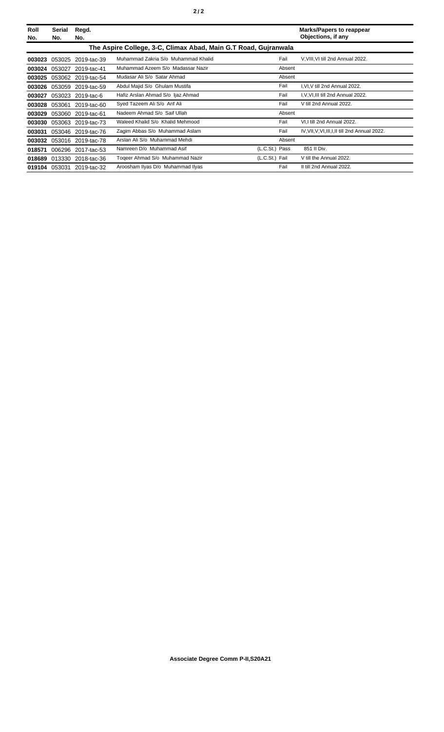| Roll No. | Serial No. | Regd. No. | | | Marks/Papers to reappear Objections, if any |
|---|---|---|---|---|---|
| **The Aspire College, 3-C, Climax Abad, Main G.T Road, Gujranwala** | | | | | |
| **003023** | 053025 | 2019-tac-39 | Muhammad Zakria S/o Muhammad Khalid | Fail | V,VIII,VI till 2nd Annual 2022. |
| **003024** | 053027 | 2019-tac-41 | Muhammad Azeem S/o Madassar Nazir | Absent | |
| **003025** | 053062 | 2019-tac-54 | Mudasar Ali S/o Satar Ahmad | Absent | |
| **003026** | 053059 | 2019-tac-59 | Abdul Majid S/o Ghulam Mustifa | Fail | I,VI,V till 2nd Annual 2022. |
| **003027** | 053023 | 2019-tac-6 | Hafiz Arslan Ahmad S/o Ijaz Ahmad | Fail | I,V,VI,III till 2nd Annual 2022. |
| **003028** | 053061 | 2019-tac-60 | Syed Tazeem Ali S/o Arif Ali | Fail | V till 2nd Annual 2022. |
| **003029** | 053060 | 2019-tac-61 | Nadeem Ahmad S/o Saif Ullah | Absent | |
| **003030** | 053063 | 2019-tac-73 | Waleed Khalid S/o Khalid Mehmood | Fail | VI,I till 2nd Annual 2022. |
| **003031** | 053046 | 2019-tac-76 | Zagim Abbas S/o Muhammad Aslam | Fail | IV,VII,V,VI,III,I,II till 2nd Annual 2022. |
| **003032** | 053016 | 2019-tac-78 | Arslan Ali S/o Muhammad Mehdi | Absent | |
| **018571** | 006296 | 2017-tac-53 | Namreen D/o Muhammad Asif | (L.C.St.) Pass | 851 II Div. |
| **018689** | 013330 | 2018-tac-36 | Toqeer Ahmad S/o Muhammad Nazir | (L.C.St.) Fail | V till the Annual 2022. |
| **019104** | 053031 | 2019-tac-32 | Aroosham Ilyas D/o Muhammad Ilyas | Fail | II till 2nd Annual 2022. |

**Associate Degree Comm P-II,S20A21**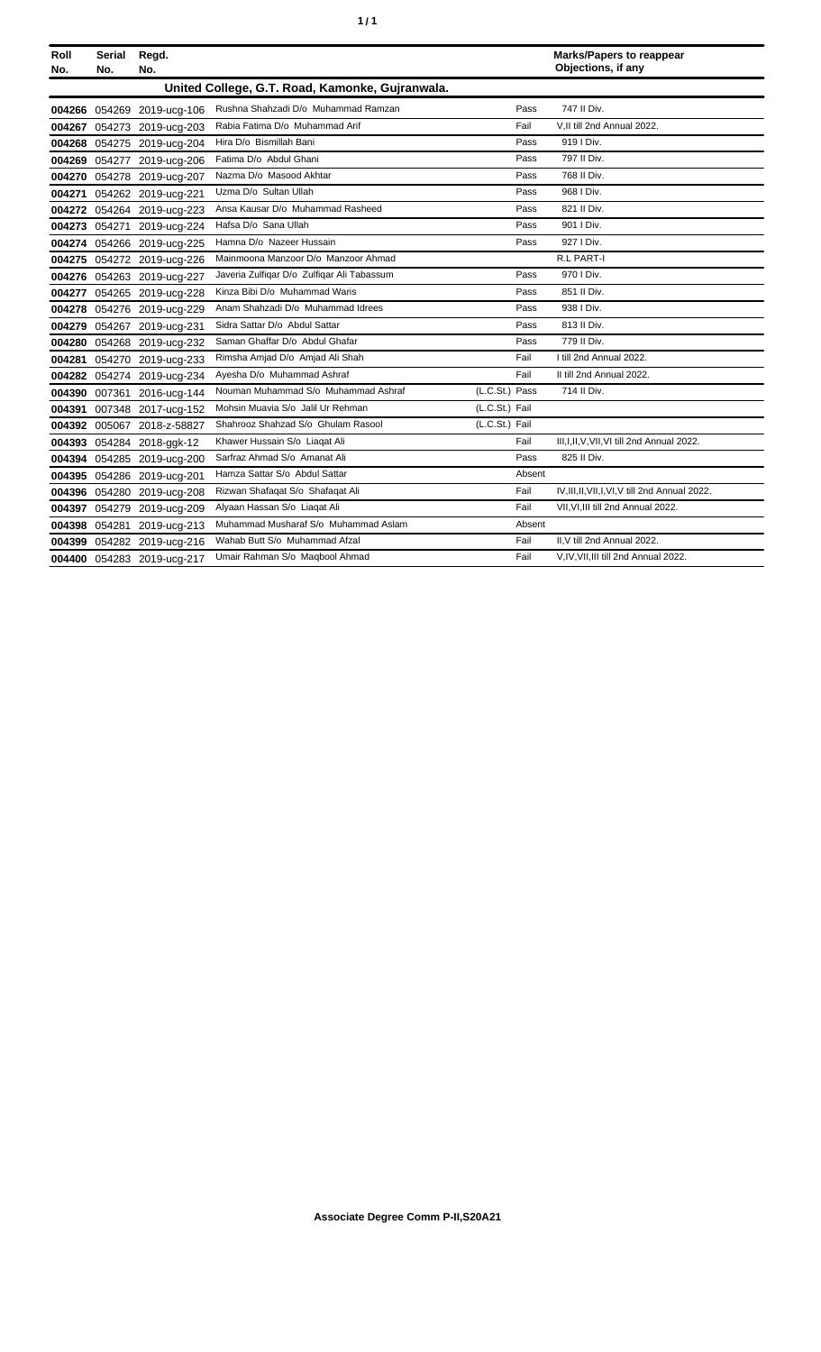| Roll No. | Serial No. | Regd. No. | | | | Marks/Papers to reappear Objections, if any |
|---|---|---|---|---|---|---|
| **United College, G.T. Road, Kamonke, Gujranwala.** | | | | | | |
| 004266 | 054269 | 2019-ucg-106 | Rushna Shahzadi D/o Muhammad Ramzan | | Pass | 747 II Div. |
| 004267 | 054273 | 2019-ucg-203 | Rabia Fatima D/o Muhammad Arif | | Fail | V,II till 2nd Annual 2022. |
| 004268 | 054275 | 2019-ucg-204 | Hira D/o Bismillah Bani | | Pass | 919 I Div. |
| 004269 | 054277 | 2019-ucg-206 | Fatima D/o Abdul Ghani | | Pass | 797 II Div. |
| 004270 | 054278 | 2019-ucg-207 | Nazma D/o Masood Akhtar | | Pass | 768 II Div. |
| 004271 | 054262 | 2019-ucg-221 | Uzma D/o Sultan Ullah | | Pass | 968 I Div. |
| 004272 | 054264 | 2019-ucg-223 | Ansa Kausar D/o Muhammad Rasheed | | Pass | 821 II Div. |
| 004273 | 054271 | 2019-ucg-224 | Hafsa D/o Sana Ullah | | Pass | 901 I Div. |
| 004274 | 054266 | 2019-ucg-225 | Hamna D/o Nazeer Hussain | | Pass | 927 I Div. |
| 004275 | 054272 | 2019-ucg-226 | Mainmoona Manzoor D/o Manzoor Ahmad | | | R.L PART-I |
| 004276 | 054263 | 2019-ucg-227 | Javeria Zulfiqar D/o Zulfiqar Ali Tabassum | | Pass | 970 I Div. |
| 004277 | 054265 | 2019-ucg-228 | Kinza Bibi D/o Muhammad Waris | | Pass | 851 II Div. |
| 004278 | 054276 | 2019-ucg-229 | Anam Shahzadi D/o Muhammad Idrees | | Pass | 938 I Div. |
| 004279 | 054267 | 2019-ucg-231 | Sidra Sattar D/o Abdul Sattar | | Pass | 813 II Div. |
| 004280 | 054268 | 2019-ucg-232 | Saman Ghaffar D/o Abdul Ghafar | | Pass | 779 II Div. |
| 004281 | 054270 | 2019-ucg-233 | Rimsha Amjad D/o Amjad Ali Shah | | Fail | I till 2nd Annual 2022. |
| 004282 | 054274 | 2019-ucg-234 | Ayesha D/o Muhammad Ashraf | | Fail | II till 2nd Annual 2022. |
| 004390 | 007361 | 2016-ucg-144 | Nouman Muhammad S/o Muhammad Ashraf | (L.C.St.) | Pass | 714 II Div. |
| 004391 | 007348 | 2017-ucg-152 | Mohsin Muavia S/o Jalil Ur Rehman | (L.C.St.) | Fail | |
| 004392 | 005067 | 2018-z-58827 | Shahrooz Shahzad S/o Ghulam Rasool | (L.C.St.) | Fail | |
| 004393 | 054284 | 2018-ggk-12 | Khawer Hussain S/o Liaqat Ali | | Fail | III,I,II,V,VII,VI till 2nd Annual 2022. |
| 004394 | 054285 | 2019-ucg-200 | Sarfraz Ahmad S/o Amanat Ali | | Pass | 825 II Div. |
| 004395 | 054286 | 2019-ucg-201 | Hamza Sattar S/o Abdul Sattar | | Absent | |
| 004396 | 054280 | 2019-ucg-208 | Rizwan Shafaqat S/o Shafaqat Ali | | Fail | IV,III,II,VII,I,VI,V till 2nd Annual 2022. |
| 004397 | 054279 | 2019-ucg-209 | Alyaan Hassan S/o Liaqat Ali | | Fail | VII,VI,III till 2nd Annual 2022. |
| 004398 | 054281 | 2019-ucg-213 | Muhammad Musharaf S/o Muhammad Aslam | | Absent | |
| 004399 | 054282 | 2019-ucg-216 | Wahab Butt S/o Muhammad Afzal | | Fail | II,V till 2nd Annual 2022. |
| 004400 | 054283 | 2019-ucg-217 | Umair Rahman S/o Maqbool Ahmad | | Fail | V,IV,VII,III till 2nd Annual 2022. |

**Associate Degree Comm P-II,S20A21**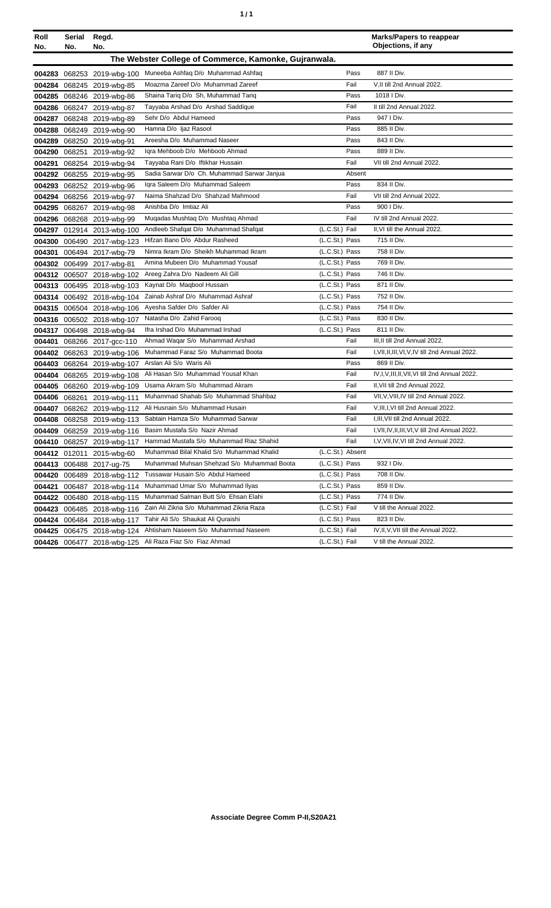| Roll No. | Serial No. | Regd. No. | | | Marks/Papers to reappear Objections, if any |
|---|---|---|---|---|---|
| **The Webster College of Commerce, Kamonke, Gujranwala.** | | | | | |
| 004283 | 068253 | 2019-wbg-100 | Muneeba Ashfaq D/o Muhammad Ashfaq | Pass | 887 II Div. |
| 004284 | 068245 | 2019-wbg-85 | Moazma Zareef D/o Muhammad Zareef | Fail | V,II till 2nd Annual 2022. |
| 004285 | 068246 | 2019-wbg-86 | Shaina Tariq D/o Sh, Muhammad Tariq | Pass | 1018 I Div. |
| 004286 | 068247 | 2019-wbg-87 | Tayyaba Arshad D/o Arshad Saddique | Fail | II till 2nd Annual 2022. |
| 004287 | 068248 | 2019-wbg-89 | Sehr D/o Abdul Hameed | Pass | 947 I Div. |
| 004288 | 068249 | 2019-wbg-90 | Hamna D/o Ijaz Rasool | Pass | 885 II Div. |
| 004289 | 068250 | 2019-wbg-91 | Areesha D/o Muhammad Naseer | Pass | 843 II Div. |
| 004290 | 068251 | 2019-wbg-92 | Iqra Mehboob D/o Mehboob Ahmad | Pass | 889 II Div. |
| 004291 | 068254 | 2019-wbg-94 | Tayyaba Rani D/o Iftikhar Hussain | Fail | VII till 2nd Annual 2022. |
| 004292 | 068255 | 2019-wbg-95 | Sadia Sarwar D/o Ch. Muhammad Sarwar Janjua | Absent | |
| 004293 | 068252 | 2019-wbg-96 | Iqra Saleem D/o Muhammad Saleem | Pass | 834 II Div. |
| 004294 | 068256 | 2019-wbg-97 | Naima Shahzad D/o Shahzad Mahmood | Fail | VII till 2nd Annual 2022. |
| 004295 | 068267 | 2019-wbg-98 | Anishba D/o Imtiaz Ali | Pass | 900 I Div. |
| 004296 | 068268 | 2019-wbg-99 | Muqadas Mushtaq D/o Mushtaq Ahmad | Fail | IV till 2nd Annual 2022. |
| 004297 | 012914 | 2013-wbg-100 | Andleeb Shafqat D/o Muhammad Shafqat | (L.C.St.) Fail | II,VI till the Annual 2022. |
| 004300 | 006490 | 2017-wbg-123 | Hifzan Bano D/o Abdur Rasheed | (L.C.St.) Pass | 715 II Div. |
| 004301 | 006494 | 2017-wbg-79 | Nimra Ikram D/o Sheikh Muhammad Ikram | (L.C.St.) Pass | 758 II Div. |
| 004302 | 006499 | 2017-wbg-81 | Amina Mubeen D/o Muhammad Yousaf | (L.C.St.) Pass | 769 II Div. |
| 004312 | 006507 | 2018-wbg-102 | Areeg Zahra D/o Nadeem Ali Gill | (L.C.St.) Pass | 746 II Div. |
| 004313 | 006495 | 2018-wbg-103 | Kaynat D/o Maqbool Hussain | (L.C.St.) Pass | 871 II Div. |
| 004314 | 006492 | 2018-wbg-104 | Zainab Ashraf D/o Muhammad Ashraf | (L.C.St.) Pass | 752 II Div. |
| 004315 | 006504 | 2018-wbg-106 | Ayesha Safder D/o Safder Ali | (L.C.St.) Pass | 754 II Div. |
| 004316 | 006502 | 2018-wbg-107 | Natasha D/o Zahid Farooq | (L.C.St.) Pass | 830 II Div. |
| 004317 | 006498 | 2018-wbg-94 | Ifra Irshad D/o Muhammad Irshad | (L.C.St.) Pass | 811 II Div. |
| 004401 | 068266 | 2017-gcc-110 | Ahmad Waqar S/o Muhammad Arshad | Fail | III,II till 2nd Annual 2022. |
| 004402 | 068263 | 2019-wbg-106 | Muhammad Faraz S/o Muhammad Boota | Fail | I,VII,II,III,VI,V,IV till 2nd Annual 2022. |
| 004403 | 068264 | 2019-wbg-107 | Arslan Ali S/o Waris Ali | Pass | 869 II Div. |
| 004404 | 068265 | 2019-wbg-108 | Ali Hasan S/o Muhammad Yousaf Khan | Fail | IV,I,V,III,II,VII,VI till 2nd Annual 2022. |
| 004405 | 068260 | 2019-wbg-109 | Usama Akram S/o Muhammad Akram | Fail | II,VII till 2nd Annual 2022. |
| 004406 | 068261 | 2019-wbg-111 | Muhammad Shahab S/o Muhammad Shahbaz | Fail | VII,V,VIII,IV till 2nd Annual 2022. |
| 004407 | 068262 | 2019-wbg-112 | Ali Husnain S/o Muhammad Husain | Fail | V,III,I,VI till 2nd Annual 2022. |
| 004408 | 068258 | 2019-wbg-113 | Sabtain Hamza S/o Muhammad Sarwar | Fail | I,III,VII till 2nd Annual 2022. |
| 004409 | 068259 | 2019-wbg-116 | Basim Mustafa S/o Nazir Ahmad | Fail | I,VII,IV,II,III,VI,V till 2nd Annual 2022. |
| 004410 | 068257 | 2019-wbg-117 | Hammad Mustafa S/o Muhammad Riaz Shahid | Fail | I,V,VII,IV,VI till 2nd Annual 2022. |
| 004412 | 012011 | 2015-wbg-60 | Muhammad Bilal Khalid S/o Muhammad Khalid | (L.C.St.) Absent | |
| 004413 | 006488 | 2017-ug-75 | Muhammad Muhsan Shehzad S/o Muhammad Boota | (L.C.St.) Pass | 932 I Div. |
| 004420 | 006489 | 2018-wbg-112 | Tussawar Husain S/o Abdul Hameed | (L.C.St.) Pass | 708 II Div. |
| 004421 | 006487 | 2018-wbg-114 | Muhammad Umar S/o Muhammad Ilyas | (L.C.St.) Pass | 859 II Div. |
| 004422 | 006480 | 2018-wbg-115 | Muhammad Salman Butt S/o Ehsan Elahi | (L.C.St.) Pass | 774 II Div. |
| 004423 | 006485 | 2018-wbg-116 | Zain Ali Zikria S/o Muhammad Zikria Raza | (L.C.St.) Fail | V till the Annual 2022. |
| 004424 | 006484 | 2018-wbg-117 | Tahir Ali S/o Shaukat Ali Quraishi | (L.C.St.) Pass | 823 II Div. |
| 004425 | 006475 | 2018-wbg-124 | Ahtisham Naseem S/o Muhammad Naseem | (L.C.St.) Fail | IV,II,V,VII till the Annual 2022. |
| 004426 | 006477 | 2018-wbg-125 | Ali Raza Fiaz S/o Fiaz Ahmad | (L.C.St.) Fail | V till the Annual 2022. |

**Associate Degree Comm P-II,S20A21**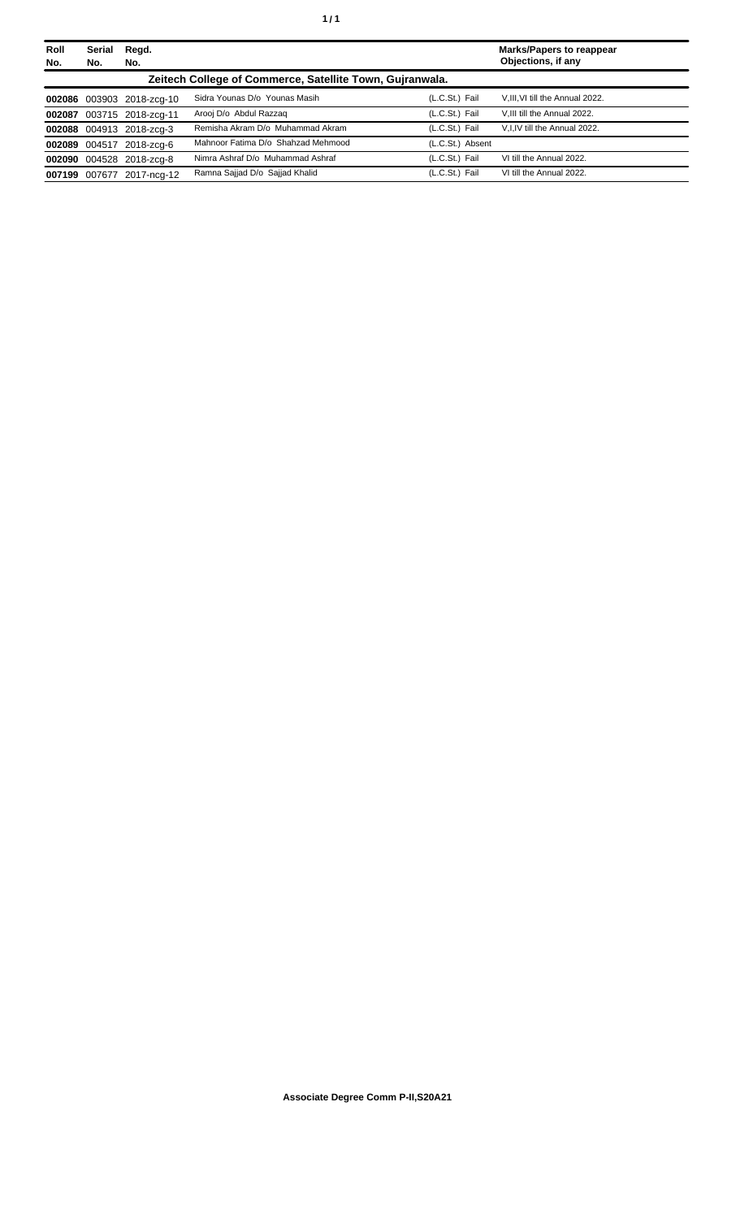| Roll No. | Serial No. | Regd. No. | | | Marks/Papers to reappear Objections, if any |
|---|---|---|---|---|---|
| **Zeitech College of Commerce, Satellite Town, Gujranwala.** | | | | | |
| **002086** | 003903 | 2018-zcg-10 | Sidra Younas D/o Younas Masih | (L.C.St.) Fail | V,III,VI till the Annual 2022. |
| **002087** | 003715 | 2018-zcg-11 | Arooj D/o Abdul Razzaq | (L.C.St.) Fail | V,III till the Annual 2022. |
| **002088** | 004913 | 2018-zcg-3 | Remisha Akram D/o Muhammad Akram | (L.C.St.) Fail | V,I,IV till the Annual 2022. |
| **002089** | 004517 | 2018-zcg-6 | Mahnoor Fatima D/o Shahzad Mehmood | (L.C.St.) Absent | |
| **002090** | 004528 | 2018-zcg-8 | Nimra Ashraf D/o Muhammad Ashraf | (L.C.St.) Fail | VI till the Annual 2022. |
| **007199** | 007677 | 2017-ncg-12 | Ramna Sajjad D/o Sajjad Khalid | (L.C.St.) Fail | VI till the Annual 2022. |

**Associate Degree Comm P-II,S20A21**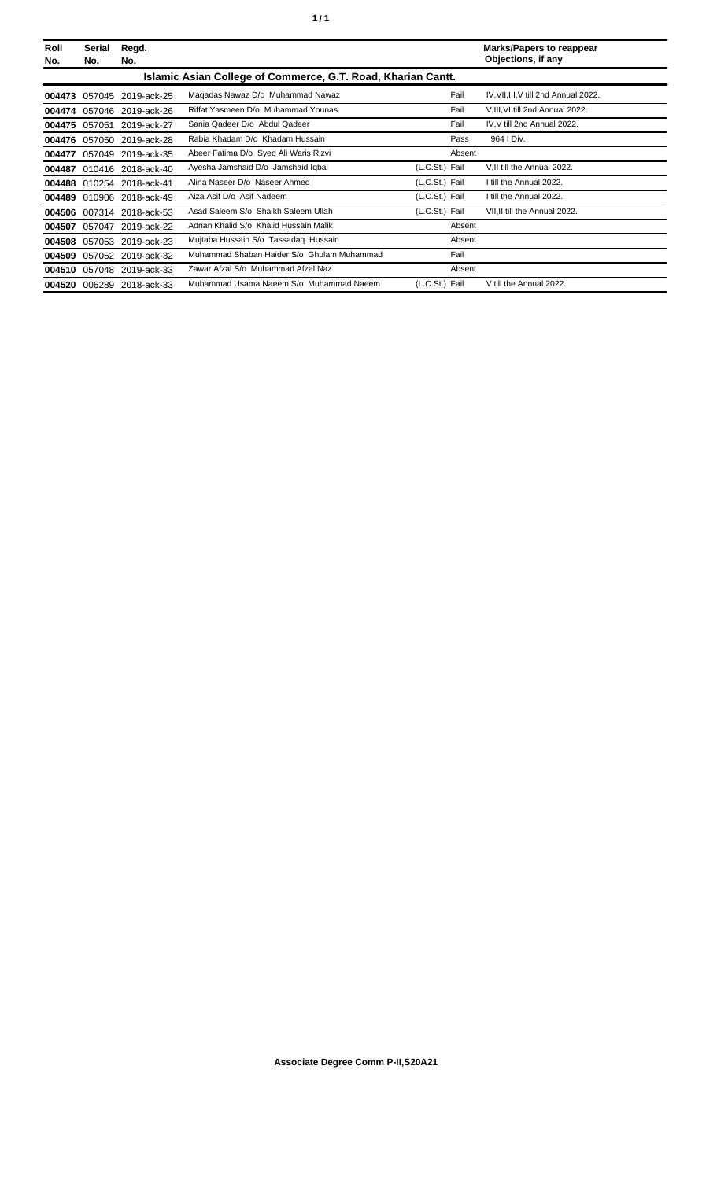| Roll No. | Serial No. | Regd. No. | | | Marks/Papers to reappear Objections, if any |
|---|---|---|---|---|---|
| **Islamic Asian College of Commerce, G.T. Road, Kharian Cantt.** | | | | | |
| **004473** | 057045 | 2019-ack-25 | Maqadas Nawaz D/o Muhammad Nawaz | Fail | IV,VII,III,V till 2nd Annual 2022. |
| **004474** | 057046 | 2019-ack-26 | Riffat Yasmeen D/o Muhammad Younas | Fail | V,III,VI till 2nd Annual 2022. |
| **004475** | 057051 | 2019-ack-27 | Sania Qadeer D/o Abdul Qadeer | Fail | IV,V till 2nd Annual 2022. |
| **004476** | 057050 | 2019-ack-28 | Rabia Khadam D/o Khadam Hussain | Pass | 964 I Div. |
| **004477** | 057049 | 2019-ack-35 | Abeer Fatima D/o Syed Ali Waris Rizvi | Absent | |
| **004487** | 010416 | 2018-ack-40 | Ayesha Jamshaid D/o Jamshaid Iqbal | (L.C.St.) Fail | V,II till the Annual 2022. |
| **004488** | 010254 | 2018-ack-41 | Alina Naseer D/o Naseer Ahmed | (L.C.St.) Fail | I till the Annual 2022. |
| **004489** | 010906 | 2018-ack-49 | Aiza Asif D/o Asif Nadeem | (L.C.St.) Fail | I till the Annual 2022. |
| **004506** | 007314 | 2018-ack-53 | Asad Saleem S/o Shaikh Saleem Ullah | (L.C.St.) Fail | VII,II till the Annual 2022. |
| **004507** | 057047 | 2019-ack-22 | Adnan Khalid S/o Khalid Hussain Malik | Absent | |
| **004508** | 057053 | 2019-ack-23 | Mujtaba Hussain S/o Tassadaq Hussain | Absent | |
| **004509** | 057052 | 2019-ack-32 | Muhammad Shaban Haider S/o Ghulam Muhammad | Fail | |
| **004510** | 057048 | 2019-ack-33 | Zawar Afzal S/o Muhammad Afzal Naz | Absent | |
| **004520** | 006289 | 2018-ack-33 | Muhammad Usama Naeem S/o Muhammad Naeem | (L.C.St.) Fail | V till the Annual 2022. |

**Associate Degree Comm P-II,S20A21**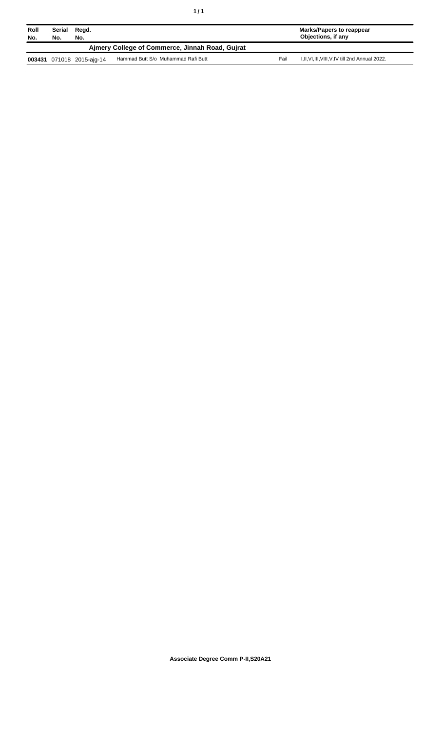| Roll No. | Serial No. | Regd. No. | | | Marks/Papers to reappear Objections, if any |
|---|---|---|---|---|---|
| **Ajmery College of Commerce, Jinnah Road, Gujrat** | | | | | |
| **003431** | 071018 | 2015-ajg-14 | Hammad Butt S/o Muhammad Rafi Butt | Fail | I,II,VI,III,VIII,V,IV till 2nd Annual 2022. |

**Associate Degree Comm P-II,S20A21**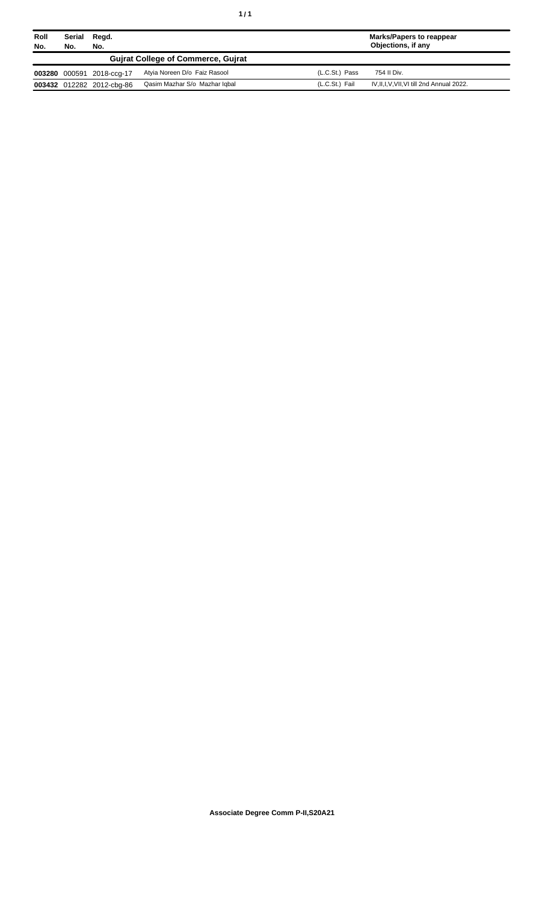| Roll No. | Serial No. | Regd. No. | | | Marks/Papers to reappear Objections, if any |
|---|---|---|---|---|---|
| **Gujrat College of Commerce, Gujrat** | | | | | |
| **003280** | 000591 | 2018-ccg-17 | Atyia Noreen D/o Faiz Rasool | (L.C.St.) Pass | 754 II Div. |
| **003432** | 012282 | 2012-cbg-86 | Qasim Mazhar S/o Mazhar Iqbal | (L.C.St.) Fail | IV,II,I,V,VII,VI till 2nd Annual 2022. |

**Associate Degree Comm P-II,S20A21**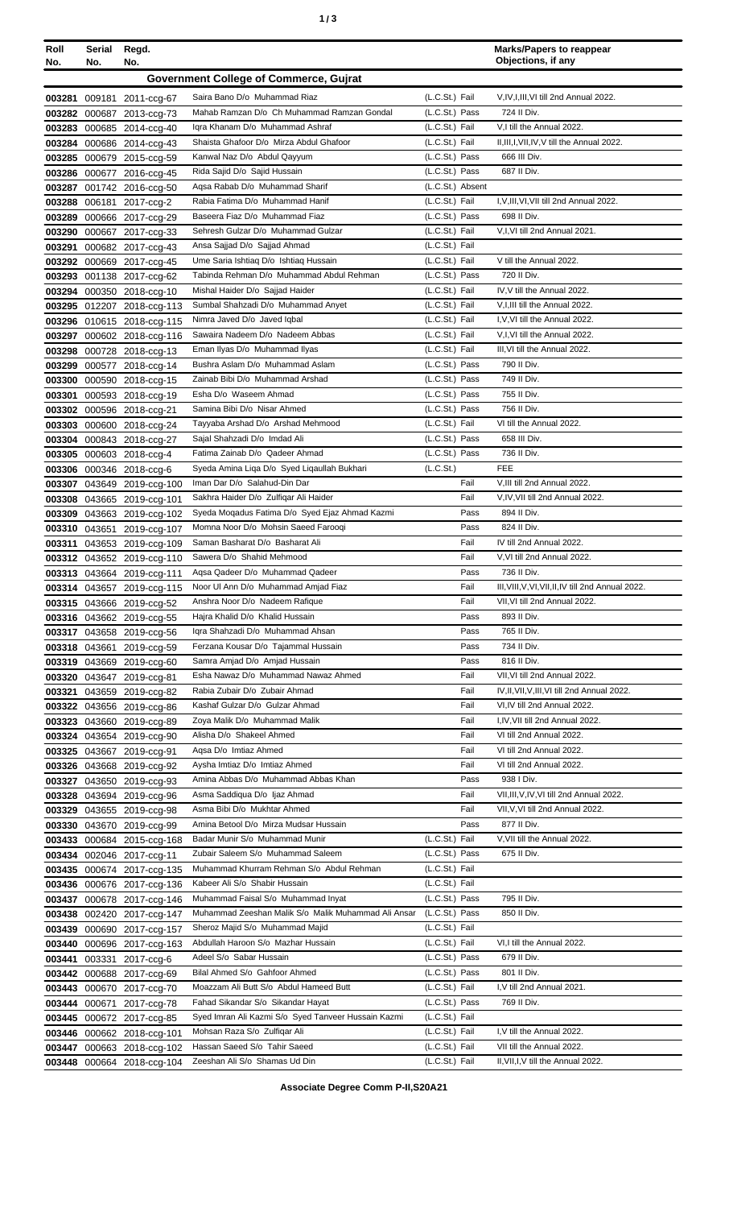| Roll No. | Serial No. | Regd. No. | | | Marks/Papers to reappear Objections, if any |
|---|---|---|---|---|---|
| **Government College of Commerce, Gujrat** | | | | | |
| 003281 | 009181 | 2011-ccg-67 | Saira Bano D/o Muhammad Riaz | (L.C.St.) Fail | V,IV,I,III,VI till 2nd Annual 2022. |
| 003282 | 000687 | 2013-ccg-73 | Mahab Ramzan D/o Ch Muhammad Ramzan Gondal | (L.C.St.) Pass | 724 II Div. |
| 003283 | 000685 | 2014-ccg-40 | Iqra Khanam D/o Muhammad Ashraf | (L.C.St.) Fail | V,I till the Annual 2022. |
| 003284 | 000686 | 2014-ccg-43 | Shaista Ghafoor D/o Mirza Abdul Ghafoor | (L.C.St.) Fail | II,III,I,VII,IV,V till the Annual 2022. |
| 003285 | 000679 | 2015-ccg-59 | Kanwal Naz D/o Abdul Qayyum | (L.C.St.) Pass | 666 III Div. |
| 003286 | 000677 | 2016-ccg-45 | Rida Sajid D/o Sajid Hussain | (L.C.St.) Pass | 687 II Div. |
| 003287 | 001742 | 2016-ccg-50 | Aqsa Rabab D/o Muhammad Sharif | (L.C.St.) Absent | |
| 003288 | 006181 | 2017-ccg-2 | Rabia Fatima D/o Muhammad Hanif | (L.C.St.) Fail | I,V,III,VI,VII till 2nd Annual 2022. |
| 003289 | 000666 | 2017-ccg-29 | Baseera Fiaz D/o Muhammad Fiaz | (L.C.St.) Pass | 698 II Div. |
| 003290 | 000667 | 2017-ccg-33 | Sehresh Gulzar D/o Muhammad Gulzar | (L.C.St.) Fail | V,I,VI till 2nd Annual 2021. |
| 003291 | 000682 | 2017-ccg-43 | Ansa Sajjad D/o Sajjad Ahmad | (L.C.St.) Fail | |
| 003292 | 000669 | 2017-ccg-45 | Ume Saria Ishtiaq D/o Ishtiaq Hussain | (L.C.St.) Fail | V till the Annual 2022. |
| 003293 | 001138 | 2017-ccg-62 | Tabinda Rehman D/o Muhammad Abdul Rehman | (L.C.St.) Pass | 720 II Div. |
| 003294 | 000350 | 2018-ccg-10 | Mishal Haider D/o Sajjad Haider | (L.C.St.) Fail | IV,V till the Annual 2022. |
| 003295 | 012207 | 2018-ccg-113 | Sumbal Shahzadi D/o Muhammad Anyet | (L.C.St.) Fail | V,I,III till the Annual 2022. |
| 003296 | 010615 | 2018-ccg-115 | Nimra Javed D/o Javed Iqbal | (L.C.St.) Fail | I,V,VI till the Annual 2022. |
| 003297 | 000602 | 2018-ccg-116 | Sawaira Nadeem D/o Nadeem Abbas | (L.C.St.) Fail | V,I,VI till the Annual 2022. |
| 003298 | 000728 | 2018-ccg-13 | Eman Ilyas D/o Muhammad Ilyas | (L.C.St.) Fail | III,VI till the Annual 2022. |
| 003299 | 000577 | 2018-ccg-14 | Bushra Aslam D/o Muhammad Aslam | (L.C.St.) Pass | 790 II Div. |
| 003300 | 000590 | 2018-ccg-15 | Zainab Bibi D/o Muhammad Arshad | (L.C.St.) Pass | 749 II Div. |
| 003301 | 000593 | 2018-ccg-19 | Esha D/o Waseem Ahmad | (L.C.St.) Pass | 755 II Div. |
| 003302 | 000596 | 2018-ccg-21 | Samina Bibi D/o Nisar Ahmed | (L.C.St.) Pass | 756 II Div. |
| 003303 | 000600 | 2018-ccg-24 | Tayyaba Arshad D/o Arshad Mehmood | (L.C.St.) Fail | VI till the Annual 2022. |
| 003304 | 000843 | 2018-ccg-27 | Sajal Shahzadi D/o Imdad Ali | (L.C.St.) Pass | 658 III Div. |
| 003305 | 000603 | 2018-ccg-4 | Fatima Zainab D/o Qadeer Ahmad | (L.C.St.) Pass | 736 II Div. |
| 003306 | 000346 | 2018-ccg-6 | Syeda Amina Liqa D/o Syed Liqaullah Bukhari | (L.C.St.) | FEE |
| 003307 | 043649 | 2019-ccg-100 | Iman Dar D/o Salahud-Din Dar | Fail | V,III till 2nd Annual 2022. |
| 003308 | 043665 | 2019-ccg-101 | Sakhra Haider D/o Zulfiqar Ali Haider | Fail | V,IV,VII till 2nd Annual 2022. |
| 003309 | 043663 | 2019-ccg-102 | Syeda Moqadus Fatima D/o Syed Ejaz Ahmad Kazmi | Pass | 894 II Div. |
| 003310 | 043651 | 2019-ccg-107 | Momna Noor D/o Mohsin Saeed Farooqi | Pass | 824 II Div. |
| 003311 | 043653 | 2019-ccg-109 | Saman Basharat D/o Basharat Ali | Fail | IV till 2nd Annual 2022. |
| 003312 | 043652 | 2019-ccg-110 | Sawera D/o Shahid Mehmood | Fail | V,VI till 2nd Annual 2022. |
| 003313 | 043664 | 2019-ccg-111 | Aqsa Qadeer D/o Muhammad Qadeer | Pass | 736 II Div. |
| 003314 | 043657 | 2019-ccg-115 | Noor Ul Ann D/o Muhammad Amjad Fiaz | Fail | III,VIII,V,VI,VII,II,IV till 2nd Annual 2022. |
| 003315 | 043666 | 2019-ccg-52 | Anshra Noor D/o Nadeem Rafique | Fail | VII,VI till 2nd Annual 2022. |
| 003316 | 043662 | 2019-ccg-55 | Hajra Khalid D/o Khalid Hussain | Pass | 893 II Div. |
| 003317 | 043658 | 2019-ccg-56 | Iqra Shahzadi D/o Muhammad Ahsan | Pass | 765 II Div. |
| 003318 | 043661 | 2019-ccg-59 | Ferzana Kousar D/o Tajammal Hussain | Pass | 734 II Div. |
| 003319 | 043669 | 2019-ccg-60 | Samra Amjad D/o Amjad Hussain | Pass | 816 II Div. |
| 003320 | 043647 | 2019-ccg-81 | Esha Nawaz D/o Muhammad Nawaz Ahmed | Fail | VII,VI till 2nd Annual 2022. |
| 003321 | 043659 | 2019-ccg-82 | Rabia Zubair D/o Zubair Ahmad | Fail | IV,II,VII,V,III,VI till 2nd Annual 2022. |
| 003322 | 043656 | 2019-ccg-86 | Kashaf Gulzar D/o Gulzar Ahmad | Fail | VI,IV till 2nd Annual 2022. |
| 003323 | 043660 | 2019-ccg-89 | Zoya Malik D/o Muhammad Malik | Fail | I,IV,VII till 2nd Annual 2022. |
| 003324 | 043654 | 2019-ccg-90 | Alisha D/o Shakeel Ahmed | Fail | VI till 2nd Annual 2022. |
| 003325 | 043667 | 2019-ccg-91 | Aqsa D/o Imtiaz Ahmed | Fail | VI till 2nd Annual 2022. |
| 003326 | 043668 | 2019-ccg-92 | Aysha Imtiaz D/o Imtiaz Ahmed | Fail | VI till 2nd Annual 2022. |
| 003327 | 043650 | 2019-ccg-93 | Amina Abbas D/o Muhammad Abbas Khan | Pass | 938 I Div. |
| 003328 | 043694 | 2019-ccg-96 | Asma Saddiqua D/o Ijaz Ahmad | Fail | VII,III,V,IV,VI till 2nd Annual 2022. |
| 003329 | 043655 | 2019-ccg-98 | Asma Bibi D/o Mukhtar Ahmed | Fail | VII,V,VI till 2nd Annual 2022. |
| 003330 | 043670 | 2019-ccg-99 | Amina Betool D/o Mirza Mudsar Hussain | Pass | 877 II Div. |
| 003433 | 000684 | 2015-ccg-168 | Badar Munir S/o Muhammad Munir | (L.C.St.) Fail | V,VII till the Annual 2022. |
| 003434 | 002046 | 2017-ccg-11 | Zubair Saleem S/o Muhammad Saleem | (L.C.St.) Pass | 675 II Div. |
| 003435 | 000674 | 2017-ccg-135 | Muhammad Khurram Rehman S/o Abdul Rehman | (L.C.St.) Fail | |
| 003436 | 000676 | 2017-ccg-136 | Kabeer Ali S/o Shabir Hussain | (L.C.St.) Fail | |
| 003437 | 000678 | 2017-ccg-146 | Muhammad Faisal S/o Muhammad Inyat | (L.C.St.) Pass | 795 II Div. |
| 003438 | 002420 | 2017-ccg-147 | Muhammad Zeeshan Malik S/o Malik Muhammad Ali Ansar | (L.C.St.) Pass | 850 II Div. |
| 003439 | 000690 | 2017-ccg-157 | Sheroz Majid S/o Muhammad Majid | (L.C.St.) Fail | |
| 003440 | 000696 | 2017-ccg-163 | Abdullah Haroon S/o Mazhar Hussain | (L.C.St.) Fail | VI,I till the Annual 2022. |
| 003441 | 003331 | 2017-ccg-6 | Adeel S/o Sabar Hussain | (L.C.St.) Pass | 679 II Div. |
| 003442 | 000688 | 2017-ccg-69 | Bilal Ahmed S/o Gahfoor Ahmed | (L.C.St.) Pass | 801 II Div. |
| 003443 | 000670 | 2017-ccg-70 | Moazzam Ali Butt S/o Abdul Hameed Butt | (L.C.St.) Fail | I,V till 2nd Annual 2021. |
| 003444 | 000671 | 2017-ccg-78 | Fahad Sikandar S/o Sikandar Hayat | (L.C.St.) Pass | 769 II Div. |
| 003445 | 000672 | 2017-ccg-85 | Syed Imran Ali Kazmi S/o Syed Tanveer Hussain Kazmi | (L.C.St.) Fail | |
| 003446 | 000662 | 2018-ccg-101 | Mohsan Raza S/o Zulfiqar Ali | (L.C.St.) Fail | I,V till the Annual 2022. |
| 003447 | 000663 | 2018-ccg-102 | Hassan Saeed S/o Tahir Saeed | (L.C.St.) Fail | VII till the Annual 2022. |
| 003448 | 000664 | 2018-ccg-104 | Zeeshan Ali S/o Shamas Ud Din | (L.C.St.) Fail | II,VII,I,V till the Annual 2022. |

**Associate Degree Comm P-II,S20A21**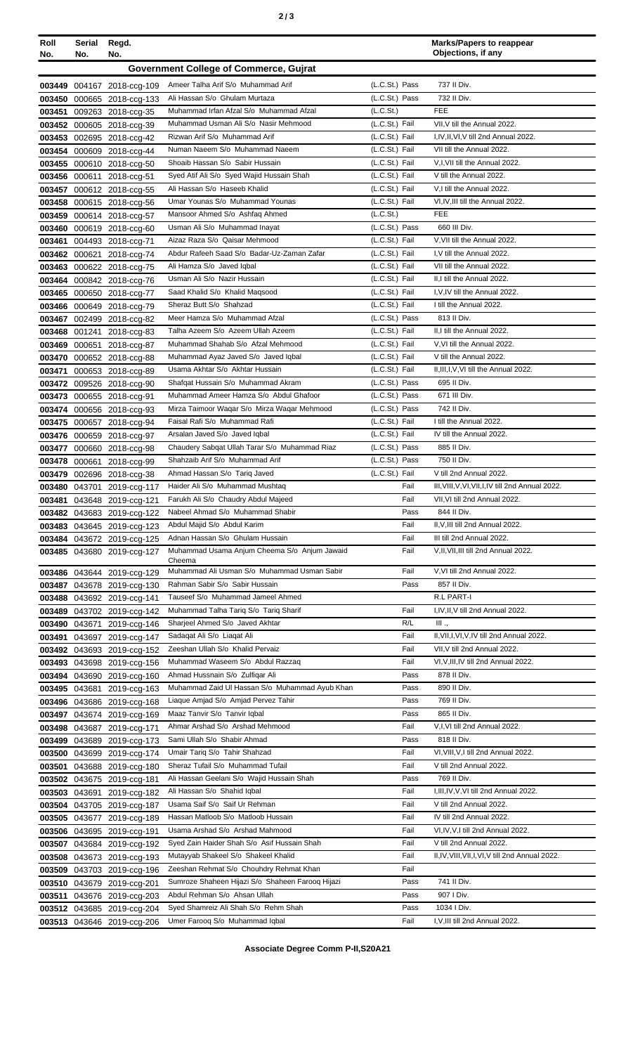| Roll No. | Serial No. | Regd. No. | | | Marks/Papers to reappear Objections, if any |
|---|---|---|---|---|---|
| **Government College of Commerce, Gujrat** | | | | | |
| 003449 | 004167 | 2018-ccg-109 | Ameer Talha Arif S/o Muhammad Arif | (L.C.St.) Pass | 737 II Div. |
| 003450 | 000665 | 2018-ccg-133 | Ali Hassan S/o Ghulam Murtaza | (L.C.St.) Pass | 732 II Div. |
| 003451 | 009263 | 2018-ccg-35 | Muhammad Irfan Afzal S/o Muhammad Afzal | (L.C.St.) | FEE |
| 003452 | 000605 | 2018-ccg-39 | Muhammad Usman Ali S/o Nasir Mehmood | (L.C.St.) Fail | VII,V till the Annual 2022. |
| 003453 | 002695 | 2018-ccg-42 | Rizwan Arif S/o Muhammad Arif | (L.C.St.) Fail | I,IV,II,VI,V till 2nd Annual 2022. |
| 003454 | 000609 | 2018-ccg-44 | Numan Naeem S/o Muhammad Naeem | (L.C.St.) Fail | VII till the Annual 2022. |
| 003455 | 000610 | 2018-ccg-50 | Shoaib Hassan S/o Sabir Hussain | (L.C.St.) Fail | V,I,VII till the Annual 2022. |
| 003456 | 000611 | 2018-ccg-51 | Syed Atif Ali S/o Syed Wajid Hussain Shah | (L.C.St.) Fail | V till the Annual 2022. |
| 003457 | 000612 | 2018-ccg-55 | Ali Hassan S/o Haseeb Khalid | (L.C.St.) Fail | V,I till the Annual 2022. |
| 003458 | 000615 | 2018-ccg-56 | Umar Younas S/o Muhammad Younas | (L.C.St.) Fail | VI,IV,III till the Annual 2022. |
| 003459 | 000614 | 2018-ccg-57 | Mansoor Ahmed S/o Ashfaq Ahmed | (L.C.St.) | FEE |
| 003460 | 000619 | 2018-ccg-60 | Usman Ali S/o Muhammad Inayat | (L.C.St.) Pass | 660 III Div. |
| 003461 | 004493 | 2018-ccg-71 | Aizaz Raza S/o Qaisar Mehmood | (L.C.St.) Fail | V,VII till the Annual 2022. |
| 003462 | 000621 | 2018-ccg-74 | Abdur Rafeeh Saad S/o Badar-Uz-Zaman Zafar | (L.C.St.) Fail | I,V till the Annual 2022. |
| 003463 | 000622 | 2018-ccg-75 | Ali Hamza S/o Javed Iqbal | (L.C.St.) Fail | VII till the Annual 2022. |
| 003464 | 000842 | 2018-ccg-76 | Usman Ali S/o Nazir Hussain | (L.C.St.) Fail | II,I till the Annual 2022. |
| 003465 | 000650 | 2018-ccg-77 | Saad Khalid S/o Khalid Maqsood | (L.C.St.) Fail | I,V,IV till the Annual 2022. |
| 003466 | 000649 | 2018-ccg-79 | Sheraz Butt S/o Shahzad | (L.C.St.) Fail | I till the Annual 2022. |
| 003467 | 002499 | 2018-ccg-82 | Meer Hamza S/o Muhammad Afzal | (L.C.St.) Pass | 813 II Div. |
| 003468 | 001241 | 2018-ccg-83 | Talha Azeem S/o Azeem Ullah Azeem | (L.C.St.) Fail | II,I till the Annual 2022. |
| 003469 | 000651 | 2018-ccg-87 | Muhammad Shahab S/o Afzal Mehmood | (L.C.St.) Fail | V,VI till the Annual 2022. |
| 003470 | 000652 | 2018-ccg-88 | Muhammad Ayaz Javed S/o Javed Iqbal | (L.C.St.) Fail | V till the Annual 2022. |
| 003471 | 000653 | 2018-ccg-89 | Usama Akhtar S/o Akhtar Hussain | (L.C.St.) Fail | II,III,I,V,VI till the Annual 2022. |
| 003472 | 009526 | 2018-ccg-90 | Shafqat Hussain S/o Muhammad Akram | (L.C.St.) Pass | 695 II Div. |
| 003473 | 000655 | 2018-ccg-91 | Muhammad Ameer Hamza S/o Abdul Ghafoor | (L.C.St.) Pass | 671 III Div. |
| 003474 | 000656 | 2018-ccg-93 | Mirza Taimoor Waqar S/o Mirza Waqar Mehmood | (L.C.St.) Pass | 742 II Div. |
| 003475 | 000657 | 2018-ccg-94 | Faisal Rafi S/o Muhammad Rafi | (L.C.St.) Fail | I till the Annual 2022. |
| 003476 | 000659 | 2018-ccg-97 | Arsalan Javed S/o Javed Iqbal | (L.C.St.) Fail | IV till the Annual 2022. |
| 003477 | 000660 | 2018-ccg-98 | Chaudery Sabqat Ullah Tarar S/o Muhammad Riaz | (L.C.St.) Pass | 885 II Div. |
| 003478 | 000661 | 2018-ccg-99 | Shahzaib Arif S/o Muhammad Arif | (L.C.St.) Pass | 750 II Div. |
| 003479 | 002696 | 2018-ccg-38 | Ahmad Hassan S/o Tariq Javed | (L.C.St.) Fail | V till 2nd Annual 2022. |
| 003480 | 043701 | 2019-ccg-117 | Haider Ali S/o Muhammad Mushtaq | Fail | III,VIII,V,VI,VII,I,IV till 2nd Annual 2022. |
| 003481 | 043648 | 2019-ccg-121 | Farukh Ali S/o Chaudry Abdul Majeed | Fail | VII,VI till 2nd Annual 2022. |
| 003482 | 043683 | 2019-ccg-122 | Nabeel Ahmad S/o Muhammad Shabir | Pass | 844 II Div. |
| 003483 | 043645 | 2019-ccg-123 | Abdul Majid S/o Abdul Karim | Fail | II,V,III till 2nd Annual 2022. |
| 003484 | 043672 | 2019-ccg-125 | Adnan Hassan S/o Ghulam Hussain | Fail | III till 2nd Annual 2022. |
| 003485 | 043680 | 2019-ccg-127 | Muhammad Usama Anjum Cheema S/o Anjum Jawaid Cheema | Fail | V,II,VII,III till 2nd Annual 2022. |
| 003486 | 043644 | 2019-ccg-129 | Muhammad Ali Usman S/o Muhammad Usman Sabir | Fail | V,VI till 2nd Annual 2022. |
| 003487 | 043678 | 2019-ccg-130 | Rahman Sabir S/o Sabir Hussain | Pass | 857 II Div. |
| 003488 | 043692 | 2019-ccg-141 | Tauseef S/o Muhammad Jameel Ahmed | | R.L PART-I |
| 003489 | 043702 | 2019-ccg-142 | Muhammad Talha Tariq S/o Tariq Sharif | Fail | I,IV,II,V till 2nd Annual 2022. |
| 003490 | 043671 | 2019-ccg-146 | Sharjeel Ahmed S/o Javed Akhtar | R/L | III ., |
| 003491 | 043697 | 2019-ccg-147 | Sadaqat Ali S/o Liaqat Ali | Fail | II,VII,I,VI,V,IV till 2nd Annual 2022. |
| 003492 | 043693 | 2019-ccg-152 | Zeeshan Ullah S/o Khalid Pervaiz | Fail | VII,V till 2nd Annual 2022. |
| 003493 | 043698 | 2019-ccg-156 | Muhammad Waseem S/o Abdul Razzaq | Fail | VI,V,III,IV till 2nd Annual 2022. |
| 003494 | 043690 | 2019-ccg-160 | Ahmad Hussnain S/o Zulfiqar Ali | Pass | 878 II Div. |
| 003495 | 043681 | 2019-ccg-163 | Muhammad Zaid Ul Hassan S/o Muhammad Ayub Khan | Pass | 890 II Div. |
| 003496 | 043686 | 2019-ccg-168 | Liaque Amjad S/o Amjad Pervez Tahir | Pass | 769 II Div. |
| 003497 | 043674 | 2019-ccg-169 | Maaz Tanvir S/o Tanvir Iqbal | Pass | 865 II Div. |
| 003498 | 043687 | 2019-ccg-171 | Ahmar Arshad S/o Arshad Mehmood | Fail | V,I,VI till 2nd Annual 2022. |
| 003499 | 043689 | 2019-ccg-173 | Sami Ullah S/o Shabir Ahmad | Pass | 818 II Div. |
| 003500 | 043699 | 2019-ccg-174 | Umair Tariq S/o Tahir Shahzad | Fail | VI,VIII,V,I till 2nd Annual 2022. |
| 003501 | 043688 | 2019-ccg-180 | Sheraz Tufail S/o Muhammad Tufail | Fail | V till 2nd Annual 2022. |
| 003502 | 043675 | 2019-ccg-181 | Ali Hassan Geelani S/o Wajid Hussain Shah | Pass | 769 II Div. |
| 003503 | 043691 | 2019-ccg-182 | Ali Hassan S/o Shahid Iqbal | Fail | I,III,IV,V,VI till 2nd Annual 2022. |
| 003504 | 043705 | 2019-ccg-187 | Usama Saif S/o Saif Ur Rehman | Fail | V till 2nd Annual 2022. |
| 003505 | 043677 | 2019-ccg-189 | Hassan Matloob S/o Matloob Hussain | Fail | IV till 2nd Annual 2022. |
| 003506 | 043695 | 2019-ccg-191 | Usama Arshad S/o Arshad Mahmood | Fail | VI,IV,V,I till 2nd Annual 2022. |
| 003507 | 043684 | 2019-ccg-192 | Syed Zain Haider Shah S/o Asif Hussain Shah | Fail | V till 2nd Annual 2022. |
| 003508 | 043673 | 2019-ccg-193 | Mutayyab Shakeel S/o Shakeel Khalid | Fail | II,IV,VIII,VII,I,VI,V till 2nd Annual 2022. |
| 003509 | 043703 | 2019-ccg-196 | Zeeshan Rehmat S/o Chouhdry Rehmat Khan | Fail | |
| 003510 | 043679 | 2019-ccg-201 | Sumroze Shaheen Hijazi S/o Shaheen Farooq Hijazi | Pass | 741 II Div. |
| 003511 | 043676 | 2019-ccg-203 | Abdul Rehman S/o Ahsan Ullah | Pass | 907 I Div. |
| 003512 | 043685 | 2019-ccg-204 | Syed Shamreiz Ali Shah S/o Rehm Shah | Pass | 1034 I Div. |
| 003513 | 043646 | 2019-ccg-206 | Umer Farooq S/o Muhammad Iqbal | Fail | I,V,III till 2nd Annual 2022. |

**Associate Degree Comm P-II,S20A21**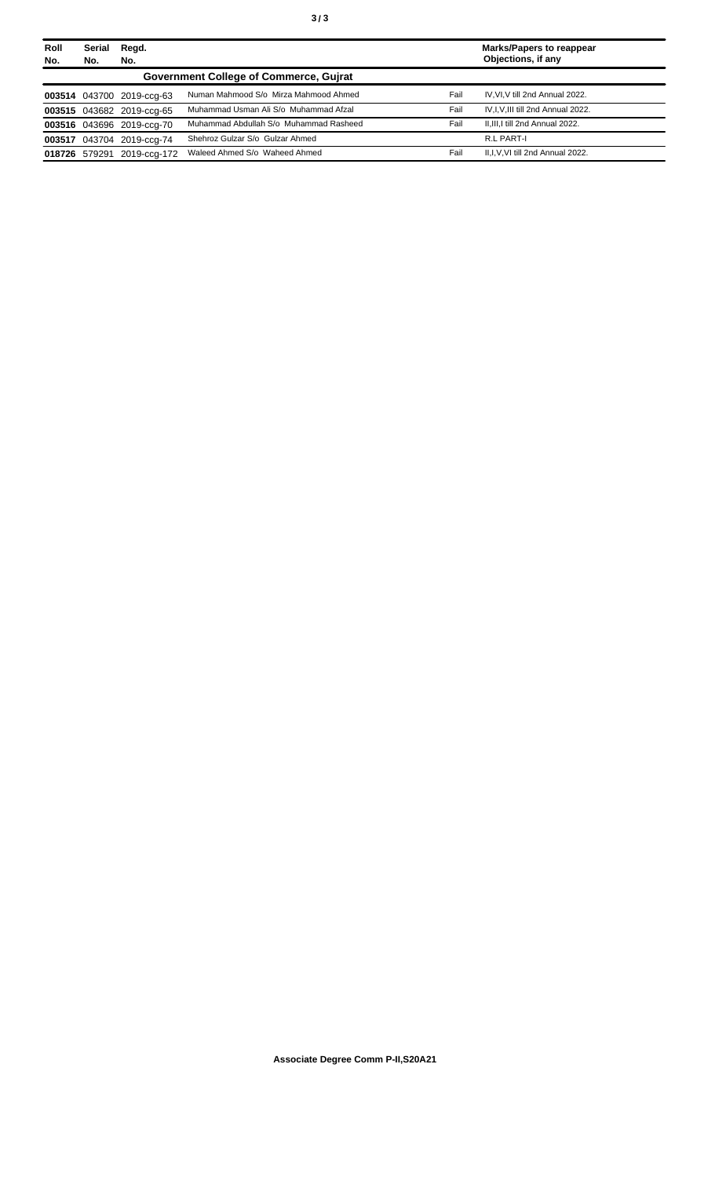| Roll No. | Serial No. | Regd. No. | | | Marks/Papers to reappear Objections, if any |
|---|---|---|---|---|---|
| **Government College of Commerce, Gujrat** | | | | | |
| **003514** | 043700 | 2019-ccg-63 | Numan Mahmood S/o Mirza Mahmood Ahmed | Fail | IV,VI,V till 2nd Annual 2022. |
| **003515** | 043682 | 2019-ccg-65 | Muhammad Usman Ali S/o Muhammad Afzal | Fail | IV,I,V,III till 2nd Annual 2022. |
| **003516** | 043696 | 2019-ccg-70 | Muhammad Abdullah S/o Muhammad Rasheed | Fail | II,III,I till 2nd Annual 2022. |
| **003517** | 043704 | 2019-ccg-74 | Shehroz Gulzar S/o Gulzar Ahmed | | R.L PART-I |
| **018726** | 579291 | 2019-ccg-172 | Waleed Ahmed S/o Waheed Ahmed | Fail | II,I,V,VI till 2nd Annual 2022. |

**Associate Degree Comm P-II,S20A21**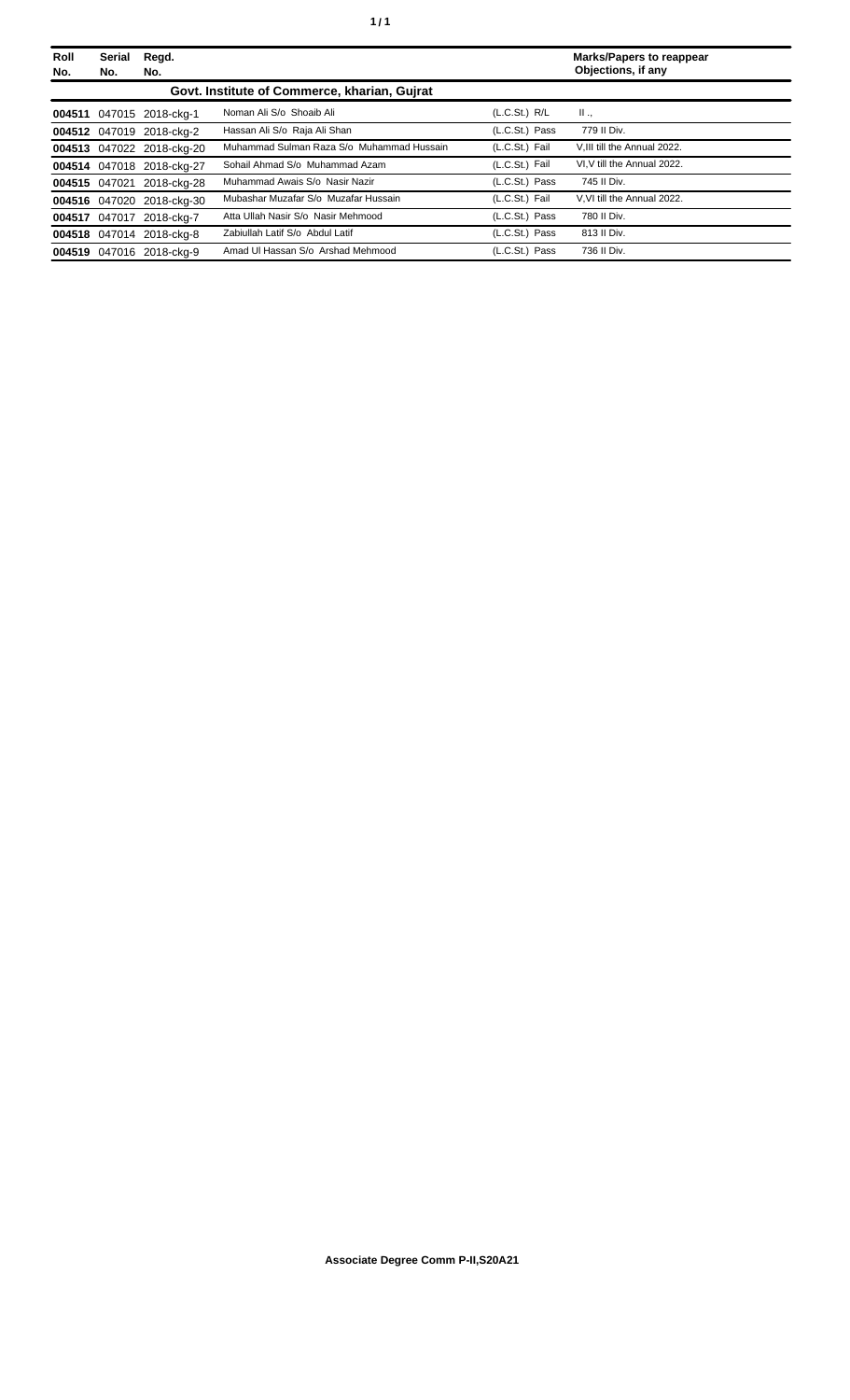| Roll No. | Serial No. | Regd. No. | | | Marks/Papers to reappear Objections, if any |
|---|---|---|---|---|---|
| **Govt. Institute of Commerce, kharian, Gujrat** | | | | | |
| **004511** | 047015 | 2018-ckg-1 | Noman Ali S/o Shoaib Ali | (L.C.St.) R/L | II ., |
| **004512** | 047019 | 2018-ckg-2 | Hassan Ali S/o Raja Ali Shan | (L.C.St.) Pass | 779 II Div. |
| **004513** | 047022 | 2018-ckg-20 | Muhammad Sulman Raza S/o Muhammad Hussain | (L.C.St.) Fail | V,III till the Annual 2022. |
| **004514** | 047018 | 2018-ckg-27 | Sohail Ahmad S/o Muhammad Azam | (L.C.St.) Fail | VI,V till the Annual 2022. |
| **004515** | 047021 | 2018-ckg-28 | Muhammad Awais S/o Nasir Nazir | (L.C.St.) Pass | 745 II Div. |
| **004516** | 047020 | 2018-ckg-30 | Mubashar Muzafar S/o Muzafar Hussain | (L.C.St.) Fail | V,VI till the Annual 2022. |
| **004517** | 047017 | 2018-ckg-7 | Atta Ullah Nasir S/o Nasir Mehmood | (L.C.St.) Pass | 780 II Div. |
| **004518** | 047014 | 2018-ckg-8 | Zabiullah Latif S/o Abdul Latif | (L.C.St.) Pass | 813 II Div. |
| **004519** | 047016 | 2018-ckg-9 | Amad Ul Hassan S/o Arshad Mehmood | (L.C.St.) Pass | 736 II Div. |

**Associate Degree Comm P-II,S20A21**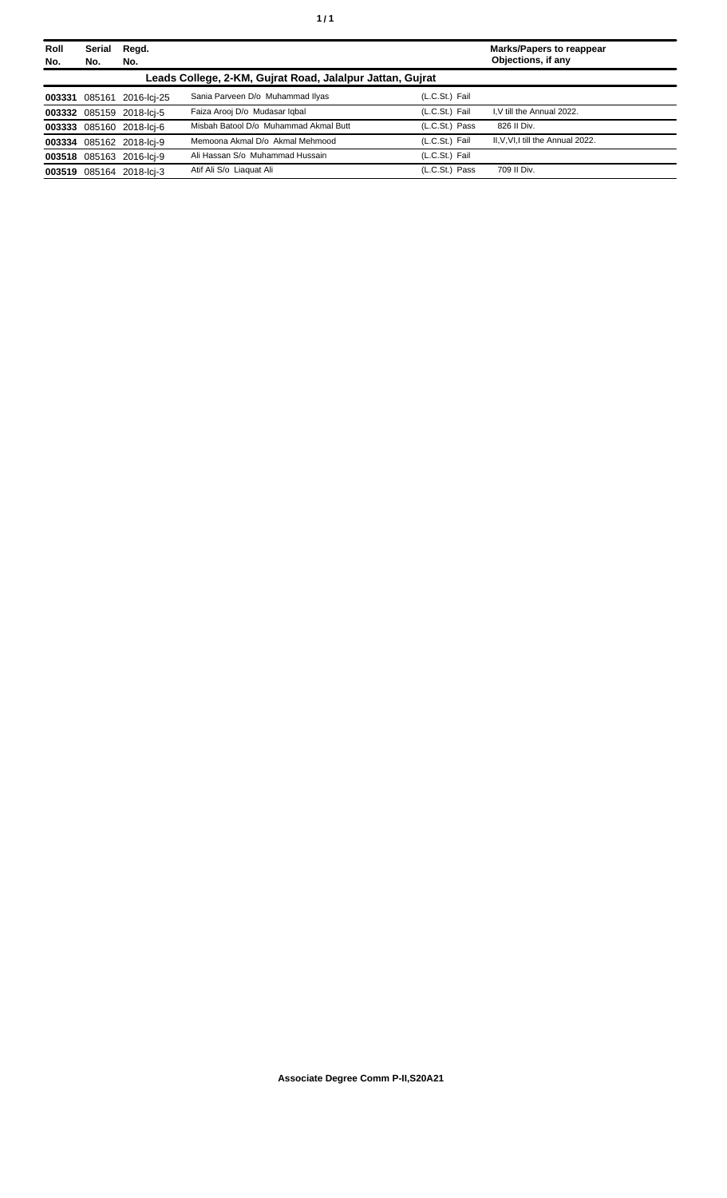| Roll No. | Serial No. | Regd. No. | | | Marks/Papers to reappear Objections, if any |
|---|---|---|---|---|---|
| **Leads College, 2-KM, Gujrat Road, Jalalpur Jattan, Gujrat** | | | | | |
| **003331** | 085161 | 2016-lcj-25 | Sania Parveen D/o Muhammad Ilyas | (L.C.St.) Fail | |
| **003332** | 085159 | 2018-lcj-5 | Faiza Arooj D/o Mudasar Iqbal | (L.C.St.) Fail | I,V till the Annual 2022. |
| **003333** | 085160 | 2018-lcj-6 | Misbah Batool D/o Muhammad Akmal Butt | (L.C.St.) Pass | 826 II Div. |
| **003334** | 085162 | 2018-lcj-9 | Memoona Akmal D/o Akmal Mehmood | (L.C.St.) Fail | II,V,VI,I till the Annual 2022. |
| **003518** | 085163 | 2016-lcj-9 | Ali Hassan S/o Muhammad Hussain | (L.C.St.) Fail | |
| **003519** | 085164 | 2018-lcj-3 | Atif Ali S/o Liaquat Ali | (L.C.St.) Pass | 709 II Div. |

**Associate Degree Comm P-II,S20A21**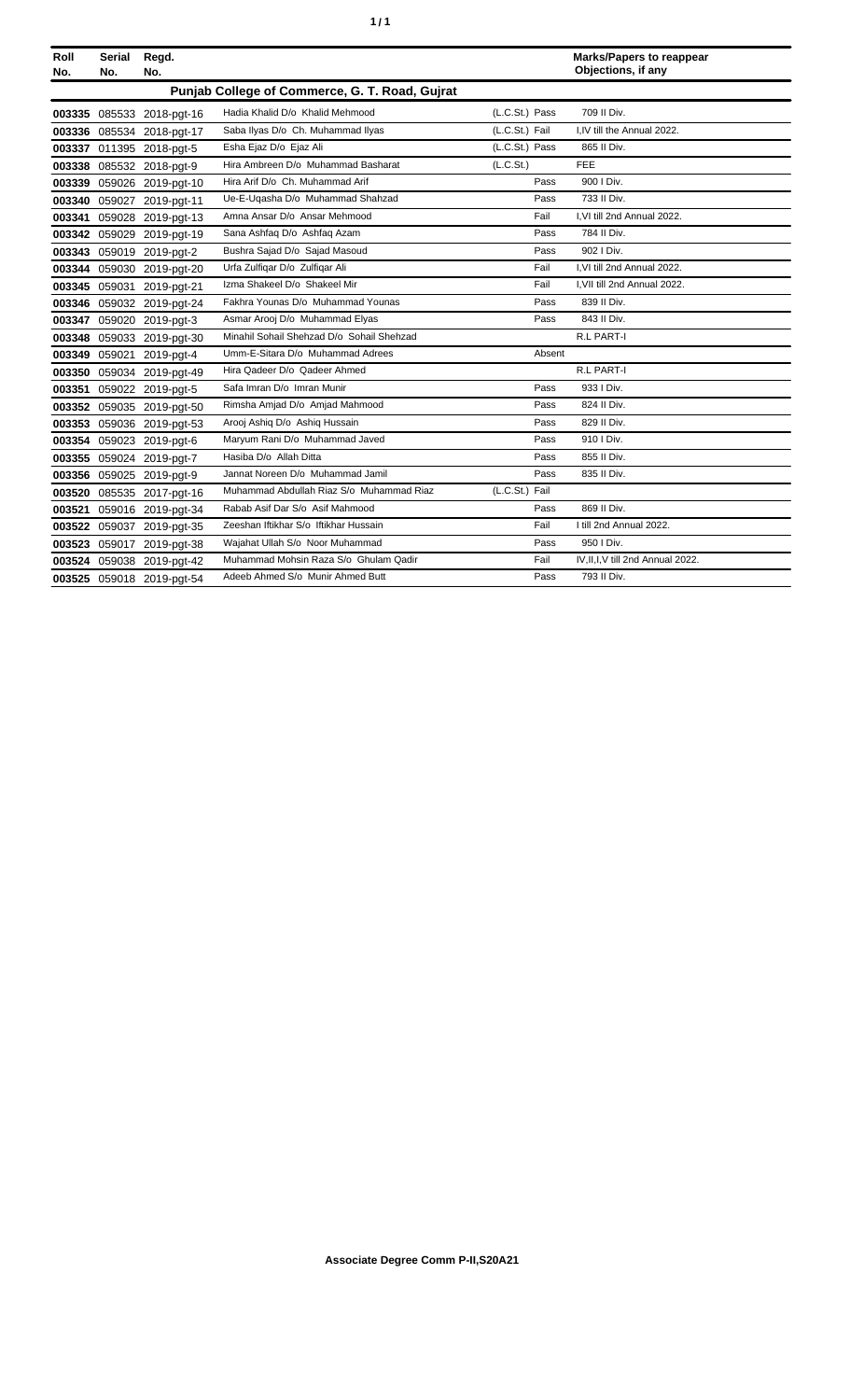| Roll No. | Serial No. | Regd. No. | | | | Marks/Papers to reappear Objections, if any |
|---|---|---|---|---|---|---|
| **Punjab College of Commerce, G. T. Road, Gujrat** | | | | | | |
| 003335 | 085533 | 2018-pgt-16 | Hadia Khalid D/o Khalid Mehmood | (L.C.St.) | Pass | 709 II Div. |
| 003336 | 085534 | 2018-pgt-17 | Saba Ilyas D/o Ch. Muhammad Ilyas | (L.C.St.) | Fail | I,IV till the Annual 2022. |
| 003337 | 011395 | 2018-pgt-5 | Esha Ejaz D/o Ejaz Ali | (L.C.St.) | Pass | 865 II Div. |
| 003338 | 085532 | 2018-pgt-9 | Hira Ambreen D/o Muhammad Basharat | (L.C.St.) | | FEE |
| 003339 | 059026 | 2019-pgt-10 | Hira Arif D/o Ch. Muhammad Arif | | Pass | 900 I Div. |
| 003340 | 059027 | 2019-pgt-11 | Ue-E-Uqasha D/o Muhammad Shahzad | | Pass | 733 II Div. |
| 003341 | 059028 | 2019-pgt-13 | Amna Ansar D/o Ansar Mehmood | | Fail | I,VI till 2nd Annual 2022. |
| 003342 | 059029 | 2019-pgt-19 | Sana Ashfaq D/o Ashfaq Azam | | Pass | 784 II Div. |
| 003343 | 059019 | 2019-pgt-2 | Bushra Sajad D/o Sajad Masoud | | Pass | 902 I Div. |
| 003344 | 059030 | 2019-pgt-20 | Urfa Zulfiqar D/o Zulfiqar Ali | | Fail | I,VI till 2nd Annual 2022. |
| 003345 | 059031 | 2019-pgt-21 | Izma Shakeel D/o Shakeel Mir | | Fail | I,VII till 2nd Annual 2022. |
| 003346 | 059032 | 2019-pgt-24 | Fakhra Younas D/o Muhammad Younas | | Pass | 839 II Div. |
| 003347 | 059020 | 2019-pgt-3 | Asmar Arooj D/o Muhammad Elyas | | Pass | 843 II Div. |
| 003348 | 059033 | 2019-pgt-30 | Minahil Sohail Shehzad D/o Sohail Shehzad | | | R.L PART-I |
| 003349 | 059021 | 2019-pgt-4 | Umm-E-Sitara D/o Muhammad Adrees | | Absent | |
| 003350 | 059034 | 2019-pgt-49 | Hira Qadeer D/o Qadeer Ahmed | | | R.L PART-I |
| 003351 | 059022 | 2019-pgt-5 | Safa Imran D/o Imran Munir | | Pass | 933 I Div. |
| 003352 | 059035 | 2019-pgt-50 | Rimsha Amjad D/o Amjad Mahmood | | Pass | 824 II Div. |
| 003353 | 059036 | 2019-pgt-53 | Arooj Ashiq D/o Ashiq Hussain | | Pass | 829 II Div. |
| 003354 | 059023 | 2019-pgt-6 | Maryum Rani D/o Muhammad Javed | | Pass | 910 I Div. |
| 003355 | 059024 | 2019-pgt-7 | Hasiba D/o Allah Ditta | | Pass | 855 II Div. |
| 003356 | 059025 | 2019-pgt-9 | Jannat Noreen D/o Muhammad Jamil | | Pass | 835 II Div. |
| 003520 | 085535 | 2017-pgt-16 | Muhammad Abdullah Riaz S/o Muhammad Riaz | (L.C.St.) | Fail | |
| 003521 | 059016 | 2019-pgt-34 | Rabab Asif Dar S/o Asif Mahmood | | Pass | 869 II Div. |
| 003522 | 059037 | 2019-pgt-35 | Zeeshan Iftikhar S/o Iftikhar Hussain | | Fail | I till 2nd Annual 2022. |
| 003523 | 059017 | 2019-pgt-38 | Wajahat Ullah S/o Noor Muhammad | | Pass | 950 I Div. |
| 003524 | 059038 | 2019-pgt-42 | Muhammad Mohsin Raza S/o Ghulam Qadir | | Fail | IV,II,I,V till 2nd Annual 2022. |
| 003525 | 059018 | 2019-pgt-54 | Adeeb Ahmed S/o Munir Ahmed Butt | | Pass | 793 II Div. |

**Associate Degree Comm P-II,S20A21**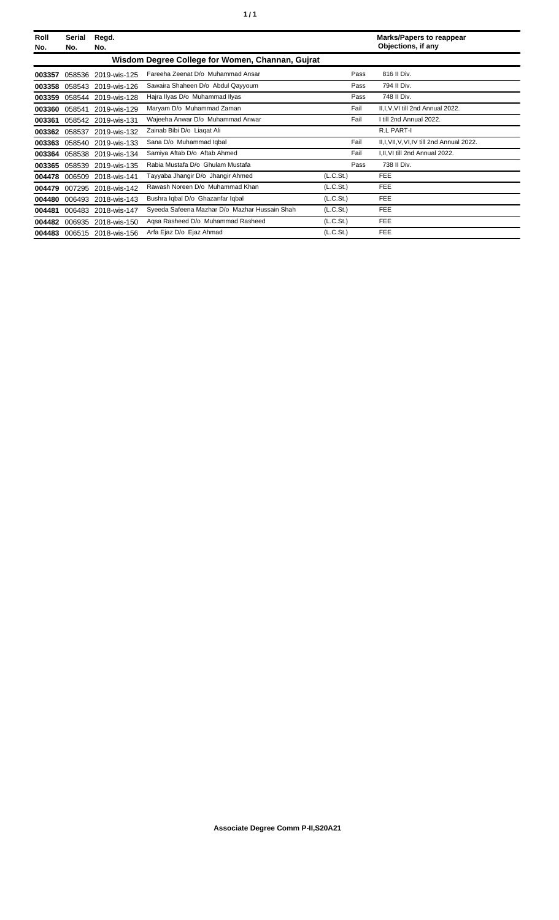| Roll No. | Serial No. | Regd. No. | | | Marks/Papers to reappear Objections, if any |
|---|---|---|---|---|---|
| **Wisdom Degree College for Women, Channan, Gujrat** | | | | | |
| **003357** | 058536 | 2019-wis-125 | Fareeha Zeenat D/o Muhammad Ansar | Pass | 816 II Div. |
| **003358** | 058543 | 2019-wis-126 | Sawaira Shaheen D/o Abdul Qayyoum | Pass | 794 II Div. |
| **003359** | 058544 | 2019-wis-128 | Hajra Ilyas D/o Muhammad Ilyas | Pass | 748 II Div. |
| **003360** | 058541 | 2019-wis-129 | Maryam D/o Muhammad Zaman | Fail | II,I,V,VI till 2nd Annual 2022. |
| **003361** | 058542 | 2019-wis-131 | Wajeeha Anwar D/o Muhammad Anwar | Fail | I till 2nd Annual 2022. |
| **003362** | 058537 | 2019-wis-132 | Zainab Bibi D/o Liaqat Ali | | R.L PART-I |
| **003363** | 058540 | 2019-wis-133 | Sana D/o Muhammad Iqbal | Fail | II,I,VII,V,VI,IV till 2nd Annual 2022. |
| **003364** | 058538 | 2019-wis-134 | Samiya Aftab D/o Aftab Ahmed | Fail | I,II,VI till 2nd Annual 2022. |
| **003365** | 058539 | 2019-wis-135 | Rabia Mustafa D/o Ghulam Mustafa | Pass | 738 II Div. |
| **004478** | 006509 | 2018-wis-141 | Tayyaba Jhangir D/o Jhangir Ahmed | (L.C.St.) | FEE |
| **004479** | 007295 | 2018-wis-142 | Rawash Noreen D/o Muhammad Khan | (L.C.St.) | FEE |
| **004480** | 006493 | 2018-wis-143 | Bushra Iqbal D/o Ghazanfar Iqbal | (L.C.St.) | FEE |
| **004481** | 006483 | 2018-wis-147 | Syeeda Safeena Mazhar D/o Mazhar Hussain Shah | (L.C.St.) | FEE |
| **004482** | 006935 | 2018-wis-150 | Aqsa Rasheed D/o Muhammad Rasheed | (L.C.St.) | FEE |
| **004483** | 006515 | 2018-wis-156 | Arfa Ejaz D/o Ejaz Ahmad | (L.C.St.) | FEE |

**Associate Degree Comm P-II,S20A21**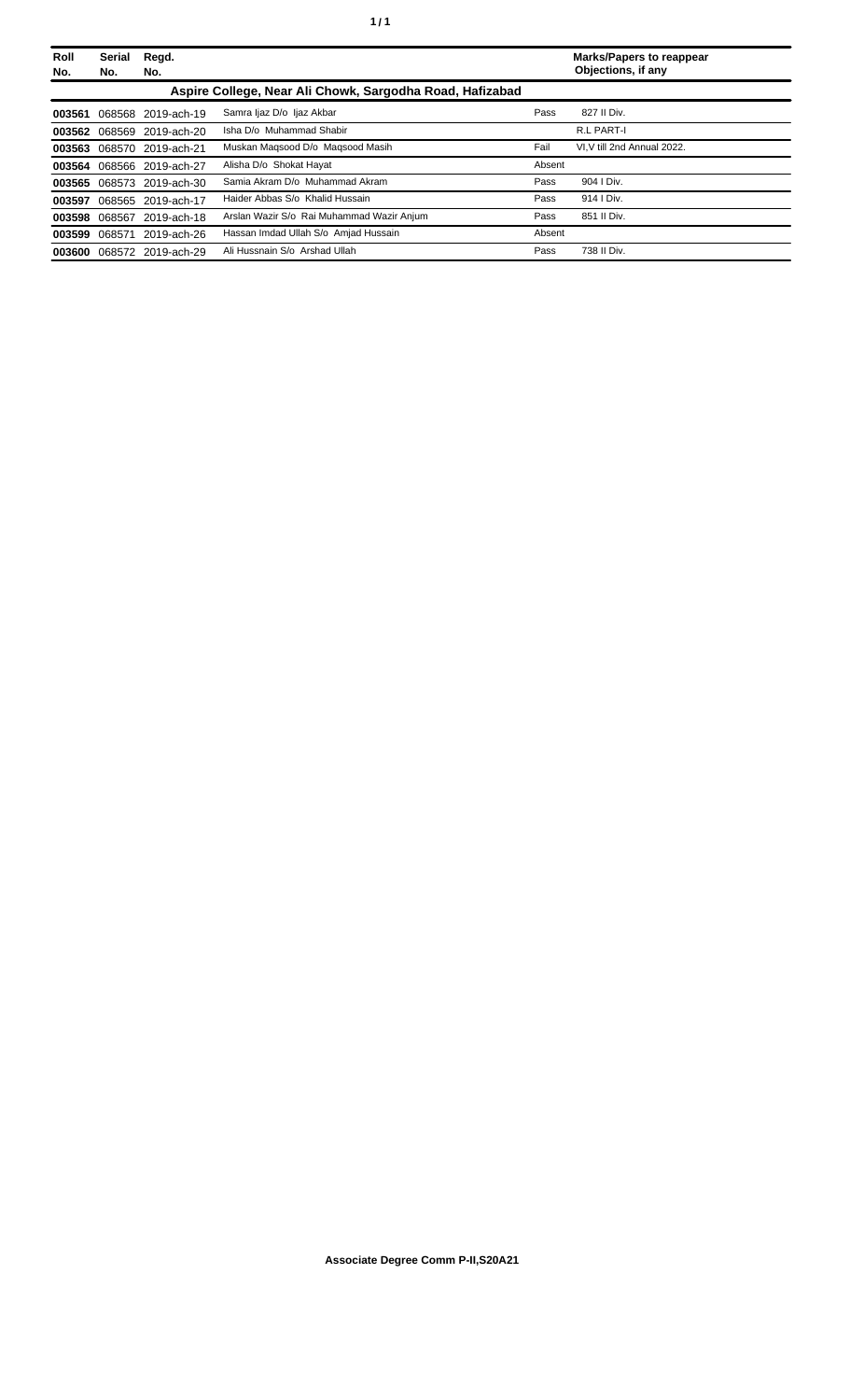| Roll No. | Serial No. | Regd. No. | | | Marks/Papers to reappear Objections, if any |
|---|---|---|---|---|---|
| **Aspire College, Near Ali Chowk, Sargodha Road, Hafizabad** | | | | | |
| **003561** | 068568 | 2019-ach-19 | Samra Ijaz D/o Ijaz Akbar | Pass | 827 II Div. |
| **003562** | 068569 | 2019-ach-20 | Isha D/o Muhammad Shabir | | R.L PART-I |
| **003563** | 068570 | 2019-ach-21 | Muskan Maqsood D/o Maqsood Masih | Fail | VI,V till 2nd Annual 2022. |
| **003564** | 068566 | 2019-ach-27 | Alisha D/o Shokat Hayat | Absent | |
| **003565** | 068573 | 2019-ach-30 | Samia Akram D/o Muhammad Akram | Pass | 904 I Div. |
| **003597** | 068565 | 2019-ach-17 | Haider Abbas S/o Khalid Hussain | Pass | 914 I Div. |
| **003598** | 068567 | 2019-ach-18 | Arslan Wazir S/o Rai Muhammad Wazir Anjum | Pass | 851 II Div. |
| **003599** | 068571 | 2019-ach-26 | Hassan Imdad Ullah S/o Amjad Hussain | Absent | |
| **003600** | 068572 | 2019-ach-29 | Ali Hussnain S/o Arshad Ullah | Pass | 738 II Div. |

**Associate Degree Comm P-II,S20A21**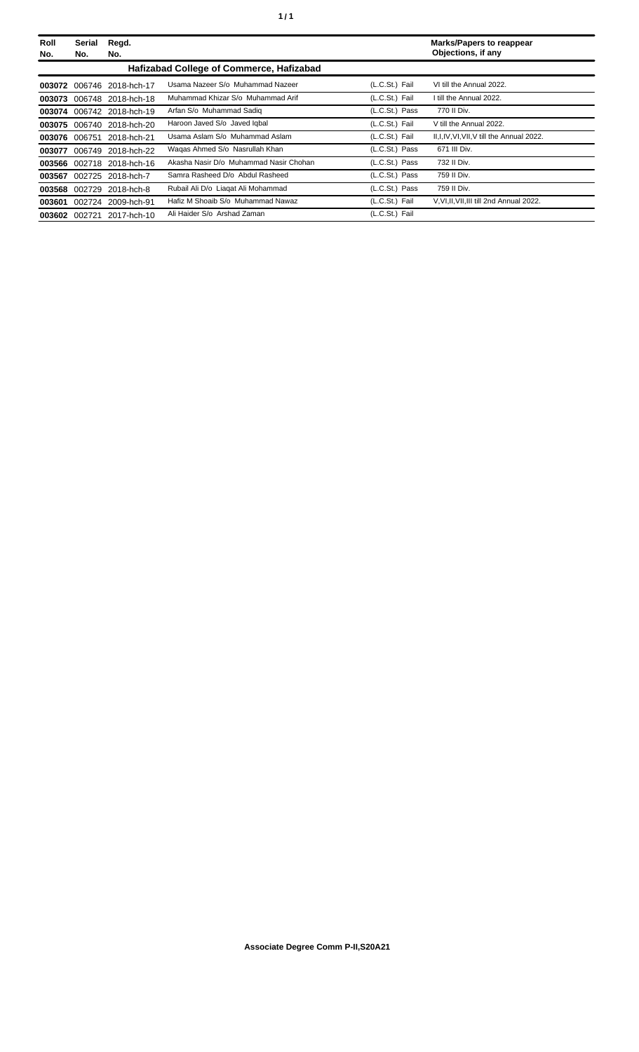| Roll No. | Serial No. | Regd. No. | | | Marks/Papers to reappear Objections, if any |
|---|---|---|---|---|---|
| **Hafizabad College of Commerce, Hafizabad** | | | | | |
| **003072** | 006746 | 2018-hch-17 | Usama Nazeer S/o Muhammad Nazeer | (L.C.St.) Fail | VI till the Annual 2022. |
| **003073** | 006748 | 2018-hch-18 | Muhammad Khizar S/o Muhammad Arif | (L.C.St.) Fail | I till the Annual 2022. |
| **003074** | 006742 | 2018-hch-19 | Arfan S/o Muhammad Sadiq | (L.C.St.) Pass | 770 II Div. |
| **003075** | 006740 | 2018-hch-20 | Haroon Javed S/o Javed Iqbal | (L.C.St.) Fail | V till the Annual 2022. |
| **003076** | 006751 | 2018-hch-21 | Usama Aslam S/o Muhammad Aslam | (L.C.St.) Fail | II,I,IV,VI,VII,V till the Annual 2022. |
| **003077** | 006749 | 2018-hch-22 | Waqas Ahmed S/o Nasrullah Khan | (L.C.St.) Pass | 671 III Div. |
| **003566** | 002718 | 2018-hch-16 | Akasha Nasir D/o Muhammad Nasir Chohan | (L.C.St.) Pass | 732 II Div. |
| **003567** | 002725 | 2018-hch-7 | Samra Rasheed D/o Abdul Rasheed | (L.C.St.) Pass | 759 II Div. |
| **003568** | 002729 | 2018-hch-8 | Rubail Ali D/o Liaqat Ali Mohammad | (L.C.St.) Pass | 759 II Div. |
| **003601** | 002724 | 2009-hch-91 | Hafiz M Shoaib S/o Muhammad Nawaz | (L.C.St.) Fail | V,VI,II,VII,III till 2nd Annual 2022. |
| **003602** | 002721 | 2017-hch-10 | Ali Haider S/o Arshad Zaman | (L.C.St.) Fail | |

**Associate Degree Comm P-II,S20A21**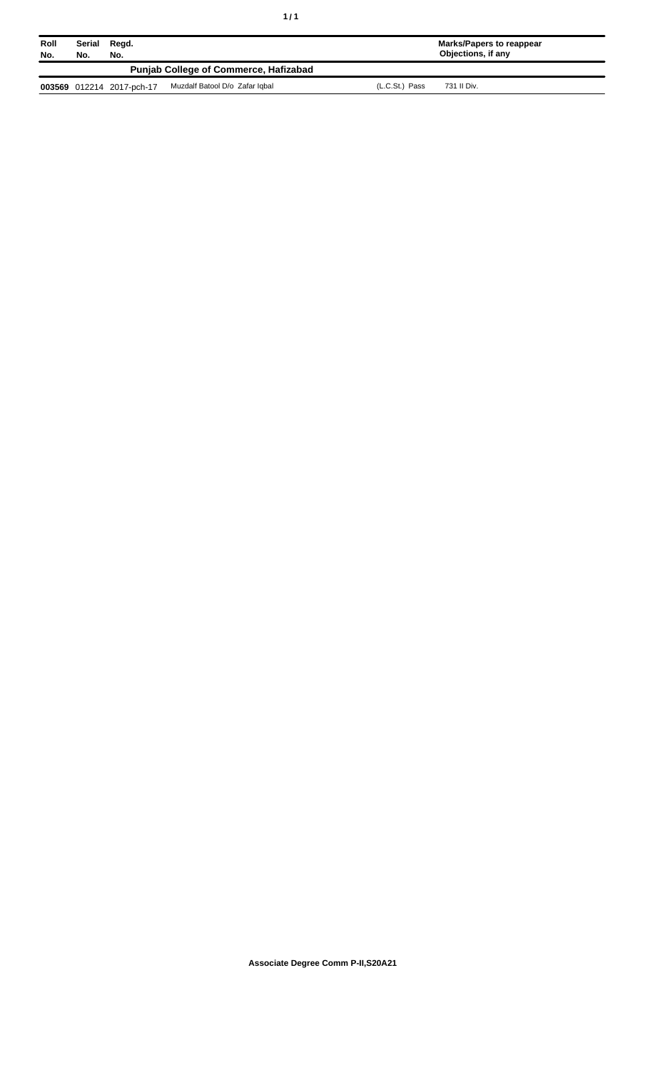| Roll No. | Serial No. | Regd. No. | | | Marks/Papers to reappear Objections, if any |
|---|---|---|---|---|---|
| **Punjab College of Commerce, Hafizabad** | | | | | |
| **003569** | 012214 | 2017-pch-17 | Muzdalf Batool D/o Zafar Iqbal | (L.C.St.) Pass | 731 II Div. |

**Associate Degree Comm P-II,S20A21**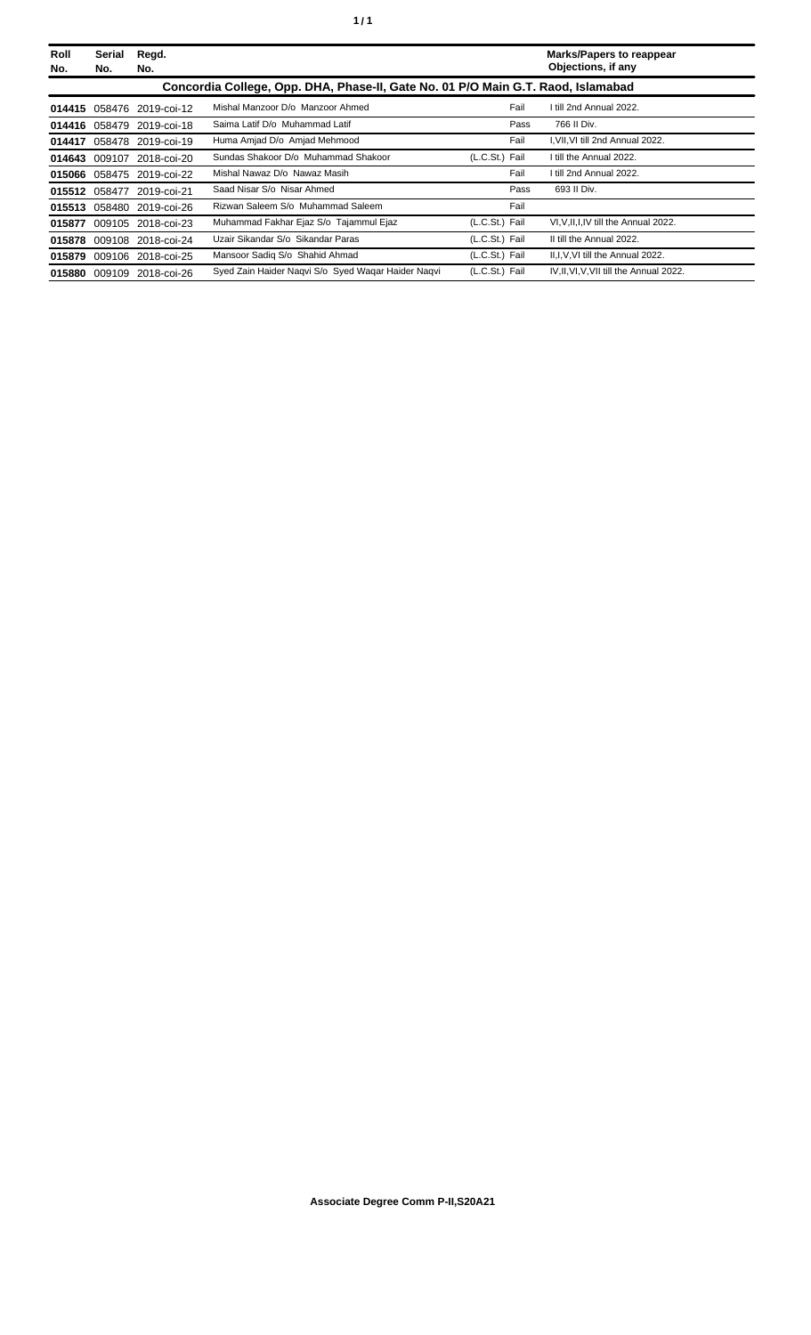| Roll No. | Serial No. | Regd. No. | | | Marks/Papers to reappear Objections, if any |
|---|---|---|---|---|---|
| **Concordia College, Opp. DHA, Phase-II, Gate No. 01 P/O Main G.T. Raod, Islamabad** | | | | | |
| **014415** | 058476 | 2019-coi-12 | Mishal Manzoor D/o Manzoor Ahmed | Fail | I till 2nd Annual 2022. |
| **014416** | 058479 | 2019-coi-18 | Saima Latif D/o Muhammad Latif | Pass | 766 II Div. |
| **014417** | 058478 | 2019-coi-19 | Huma Amjad D/o Amjad Mehmood | Fail | I,VII,VI till 2nd Annual 2022. |
| **014643** | 009107 | 2018-coi-20 | Sundas Shakoor D/o Muhammad Shakoor | (L.C.St.) Fail | I till the Annual 2022. |
| **015066** | 058475 | 2019-coi-22 | Mishal Nawaz D/o Nawaz Masih | Fail | I till 2nd Annual 2022. |
| **015512** | 058477 | 2019-coi-21 | Saad Nisar S/o Nisar Ahmed | Pass | 693 II Div. |
| **015513** | 058480 | 2019-coi-26 | Rizwan Saleem S/o Muhammad Saleem | Fail | |
| **015877** | 009105 | 2018-coi-23 | Muhammad Fakhar Ejaz S/o Tajammul Ejaz | (L.C.St.) Fail | VI,V,II,I,IV till the Annual 2022. |
| **015878** | 009108 | 2018-coi-24 | Uzair Sikandar S/o Sikandar Paras | (L.C.St.) Fail | II till the Annual 2022. |
| **015879** | 009106 | 2018-coi-25 | Mansoor Sadiq S/o Shahid Ahmad | (L.C.St.) Fail | II,I,V,VI till the Annual 2022. |
| **015880** | 009109 | 2018-coi-26 | Syed Zain Haider Naqvi S/o Syed Waqar Haider Naqvi | (L.C.St.) Fail | IV,II,VI,V,VII till the Annual 2022. |

**Associate Degree Comm P-II,S20A21**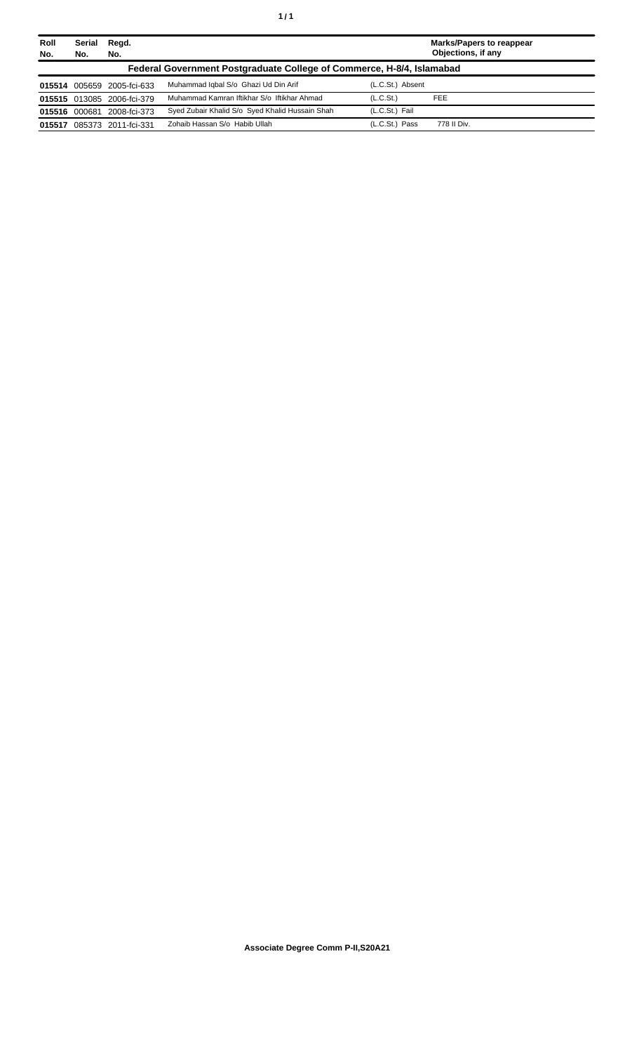| Roll No. | Serial No. | Regd. No. | | | Marks/Papers to reappear Objections, if any |
|---|---|---|---|---|---|
| **Federal Government Postgraduate College of Commerce, H-8/4, Islamabad** | | | | | |
| **015514** | 005659 | 2005-fci-633 | Muhammad Iqbal S/o Ghazi Ud Din Arif | (L.C.St.) Absent | |
| **015515** | 013085 | 2006-fci-379 | Muhammad Kamran Iftikhar S/o Iftikhar Ahmad | (L.C.St.) | FEE |
| **015516** | 000681 | 2008-fci-373 | Syed Zubair Khalid S/o Syed Khalid Hussain Shah | (L.C.St.) Fail | |
| **015517** | 085373 | 2011-fci-331 | Zohaib Hassan S/o Habib Ullah | (L.C.St.) Pass | 778 II Div. |

**Associate Degree Comm P-II,S20A21**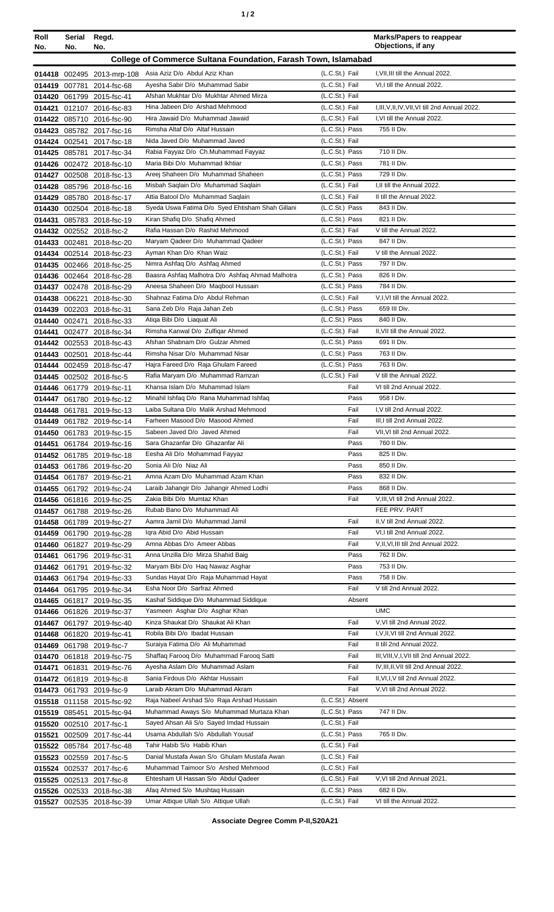| Roll No. | Serial No. | Regd. No. | | | Marks/Papers to reappear Objections, if any |
|---|---|---|---|---|---|
| **College of Commerce Sultana Foundation, Farash Town, Islamabad** | | | | | |
| 014418 | 002495 | 2013-mrp-108 | Asia Aziz D/o Abdul Aziz Khan | (L.C.St.) Fail | I,VII,III till the Annual 2022. |
| 014419 | 007781 | 2014-fsc-68 | Ayesha Sabir D/o Muhammad Sabir | (L.C.St.) Fail | VI,I till the Annual 2022. |
| 014420 | 061799 | 2015-fsc-41 | Afshan Mukhtar D/o Mukhtar Ahmed Mirza | (L.C.St.) Fail | |
| 014421 | 012107 | 2016-fsc-83 | Hina Jabeen D/o Arshad Mehmood | (L.C.St.) Fail | I,III,V,II,IV,VII,VI till 2nd Annual 2022. |
| 014422 | 085710 | 2016-fsc-90 | Hira Jawaid D/o Muhammad Jawaid | (L.C.St.) Fail | I,VI till the Annual 2022. |
| 014423 | 085782 | 2017-fsc-16 | Rimsha Altaf D/o Altaf Hussain | (L.C.St.) Pass | 755 II Div. |
| 014424 | 002541 | 2017-fsc-18 | Nida Javed D/o Muhammad Javed | (L.C.St.) Fail | |
| 014425 | 085781 | 2017-fsc-34 | Rabia Fayyaz D/o Ch.Muhammad Fayyaz | (L.C.St.) Pass | 710 II Div. |
| 014426 | 002472 | 2018-fsc-10 | Maria Bibi D/o Muhammad Ikhtiar | (L.C.St.) Pass | 781 II Div. |
| 014427 | 002508 | 2018-fsc-13 | Areej Shaheen D/o Muhammad Shaheen | (L.C.St.) Pass | 729 II Div. |
| 014428 | 085796 | 2018-fsc-16 | Misbah Saqlain D/o Muhammad Saqlain | (L.C.St.) Fail | I,II till the Annual 2022. |
| 014429 | 085780 | 2018-fsc-17 | Attia Batool D/o Muhammad Saqlain | (L.C.St.) Fail | II till the Annual 2022. |
| 014430 | 002504 | 2018-fsc-18 | Syeda Uswa Fatima D/o Syed Ehtisham Shah Gillani | (L.C.St.) Pass | 843 II Div. |
| 014431 | 085783 | 2018-fsc-19 | Kiran Shafiq D/o Shafiq Ahmed | (L.C.St.) Pass | 821 II Div. |
| 014432 | 002552 | 2018-fsc-2 | Rafia Hassan D/o Rashid Mehmood | (L.C.St.) Fail | V till the Annual 2022. |
| 014433 | 002481 | 2018-fsc-20 | Maryam Qadeer D/o Muhammad Qadeer | (L.C.St.) Pass | 847 II Div. |
| 014434 | 002514 | 2018-fsc-23 | Ayman Khan D/o Khan Waiz | (L.C.St.) Fail | V till the Annual 2022. |
| 014435 | 002466 | 2018-fsc-25 | Nimra Ashfaq D/o Ashfaq Ahmed | (L.C.St.) Pass | 797 II Div. |
| 014436 | 002464 | 2018-fsc-28 | Baasra Ashfaq Malhotra D/o Ashfaq Ahmad Malhotra | (L.C.St.) Pass | 826 II Div. |
| 014437 | 002478 | 2018-fsc-29 | Aneesa Shaheen D/o Maqbool Hussain | (L.C.St.) Pass | 784 II Div. |
| 014438 | 006221 | 2018-fsc-30 | Shahnaz Fatima D/o Abdul Rehman | (L.C.St.) Fail | V,I,VI till the Annual 2022. |
| 014439 | 002203 | 2018-fsc-31 | Sana Zeb D/o Raja Jahan Zeb | (L.C.St.) Pass | 659 III Div. |
| 014440 | 002471 | 2018-fsc-33 | Atiqa Bibi D/o Liaquat Ali | (L.C.St.) Pass | 840 II Div. |
| 014441 | 002477 | 2018-fsc-34 | Rimsha Kanwal D/o Zulfiqar Ahmed | (L.C.St.) Fail | II,VII till the Annual 2022. |
| 014442 | 002553 | 2018-fsc-43 | Afshan Shabnam D/o Gulzar Ahmed | (L.C.St.) Pass | 691 II Div. |
| 014443 | 002501 | 2018-fsc-44 | Rimsha Nisar D/o Muhammad Nisar | (L.C.St.) Pass | 763 II Div. |
| 014444 | 002459 | 2018-fsc-47 | Hajra Fareed D/o Raja Ghulam Fareed | (L.C.St.) Pass | 763 II Div. |
| 014445 | 002502 | 2018-fsc-5 | Rafia Maryam D/o Muhammad Ramzan | (L.C.St.) Fail | V till the Annual 2022. |
| 014446 | 061779 | 2019-fsc-11 | Khansa Islam D/o Muhammad Islam | Fail | VI till 2nd Annual 2022. |
| 014447 | 061780 | 2019-fsc-12 | Minahil Ishfaq D/o Rana Muhammad Ishfaq | Pass | 958 I Div. |
| 014448 | 061781 | 2019-fsc-13 | Laiba Sultana D/o Malik Arshad Mehmood | Fail | I,V till 2nd Annual 2022. |
| 014449 | 061782 | 2019-fsc-14 | Farheen Masood D/o Masood Ahmed | Fail | III,I till 2nd Annual 2022. |
| 014450 | 061783 | 2019-fsc-15 | Sabeen Javed D/o Javed Ahmed | Fail | VII,VI till 2nd Annual 2022. |
| 014451 | 061784 | 2019-fsc-16 | Sara Ghazanfar D/o Ghazanfar Ali | Pass | 760 II Div. |
| 014452 | 061785 | 2019-fsc-18 | Eesha Ali D/o Mohammad Fayyaz | Pass | 825 II Div. |
| 014453 | 061786 | 2019-fsc-20 | Sonia Ali D/o Niaz Ali | Pass | 850 II Div. |
| 014454 | 061787 | 2019-fsc-21 | Amna Azam D/o Muhammad Azam Khan | Pass | 832 II Div. |
| 014455 | 061792 | 2019-fsc-24 | Laraib Jahangir D/o Jahangir Ahmed Lodhi | Pass | 868 II Div. |
| 014456 | 061816 | 2019-fsc-25 | Zakia Bibi D/o Mumtaz Khan | Fail | V,III,VI till 2nd Annual 2022. |
| 014457 | 061788 | 2019-fsc-26 | Rubab Bano D/o Muhammad Ali | | FEE PRV. PART |
| 014458 | 061789 | 2019-fsc-27 | Aamra Jamil D/o Muhammad Jamil | Fail | II,V till 2nd Annual 2022. |
| 014459 | 061790 | 2019-fsc-28 | Iqra Abid D/o Abid Hussain | Fail | VI,I till 2nd Annual 2022. |
| 014460 | 061827 | 2019-fsc-29 | Amna Abbas D/o Ameer Abbas | Fail | V,II,VI,III till 2nd Annual 2022. |
| 014461 | 061796 | 2019-fsc-31 | Anna Unzilla D/o Mirza Shahid Baig | Pass | 762 II Div. |
| 014462 | 061791 | 2019-fsc-32 | Maryam Bibi D/o Haq Nawaz Asghar | Pass | 753 II Div. |
| 014463 | 061794 | 2019-fsc-33 | Sundas Hayat D/o Raja Muhammad Hayat | Pass | 758 II Div. |
| 014464 | 061795 | 2019-fsc-34 | Esha Noor D/o Sarfraz Ahmed | Fail | V till 2nd Annual 2022. |
| 014465 | 061817 | 2019-fsc-35 | Kashaf Siddique D/o Muhammad Siddique | Absent | |
| 014466 | 061826 | 2019-fsc-37 | Yasmeen Asghar D/o Asghar Khan | | UMC |
| 014467 | 061797 | 2019-fsc-40 | Kinza Shaukat D/o Shaukat Ali Khan | Fail | V,VI till 2nd Annual 2022. |
| 014468 | 061820 | 2019-fsc-41 | Robila Bibi D/o Ibadat Hussain | Fail | I,V,II,VI till 2nd Annual 2022. |
| 014469 | 061798 | 2019-fsc-7 | Suraiya Fatima D/o Ali Muhammad | Fail | II till 2nd Annual 2022. |
| 014470 | 061818 | 2019-fsc-75 | Shaffaq Farooq D/o Muhammad Farooq Satti | Fail | III,VIII,V,I,VII till 2nd Annual 2022. |
| 014471 | 061831 | 2019-fsc-76 | Ayesha Aslam D/o Muhammad Aslam | Fail | IV,III,II,VII till 2nd Annual 2022. |
| 014472 | 061819 | 2019-fsc-8 | Sania Firdous D/o Akhtar Hussain | Fail | II,VI,I,V till 2nd Annual 2022. |
| 014473 | 061793 | 2019-fsc-9 | Laraib Akram D/o Muhammad Akram | Fail | V,VI till 2nd Annual 2022. |
| 015518 | 011158 | 2015-fsc-92 | Raja Nabeel Arshad S/o Raja Arshad Hussain | (L.C.St.) Absent | |
| 015519 | 085451 | 2015-fsc-94 | Muhammad Aways S/o Muhammad Murtaza Khan | (L.C.St.) Pass | 747 II Div. |
| 015520 | 002510 | 2017-fsc-1 | Sayed Ahsan Ali S/o Sayed Imdad Hussain | (L.C.St.) Fail | |
| 015521 | 002509 | 2017-fsc-44 | Usama Abdullah S/o Abdullah Yousaf | (L.C.St.) Pass | 765 II Div. |
| 015522 | 085784 | 2017-fsc-48 | Tahir Habib S/o Habib Khan | (L.C.St.) Fail | |
| 015523 | 002559 | 2017-fsc-5 | Danial Mustafa Awan S/o Ghulam Mustafa Awan | (L.C.St.) Fail | |
| 015524 | 002537 | 2017-fsc-6 | Muhammad Taimoor S/o Arshed Mehmood | (L.C.St.) Fail | |
| 015525 | 002513 | 2017-fsc-8 | Ehtesham Ul Hassan S/o Abdul Qadeer | (L.C.St.) Fail | V,VI till 2nd Annual 2021. |
| 015526 | 002533 | 2018-fsc-38 | Afaq Ahmed S/o Mushtaq Hussain | (L.C.St.) Pass | 682 II Div. |
| 015527 | 002535 | 2018-fsc-39 | Umar Attique Ullah S/o Attique Ullah | (L.C.St.) Fail | VI till the Annual 2022. |

**Associate Degree Comm P-II,S20A21**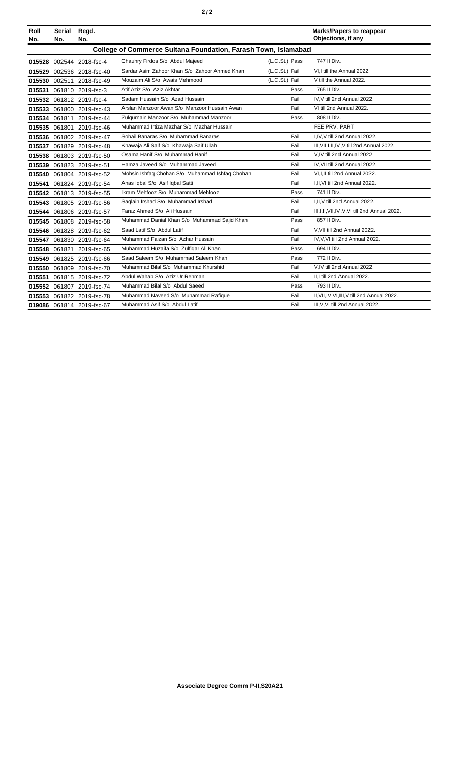| Roll No. | Serial No. | Regd. No. | | | | Marks/Papers to reappear Objections, if any |
|---|---|---|---|---|---|---|
| **College of Commerce Sultana Foundation, Farash Town, Islamabad** | | | | | | |
| 015528 | 002544 | 2018-fsc-4 | Chauhry Firdos S/o Abdul Majeed | (L.C.St.) | Pass | 747 II Div. |
| 015529 | 002536 | 2018-fsc-40 | Sardar Asim Zahoor Khan S/o Zahoor Ahmed Khan | (L.C.St.) | Fail | VI,I till the Annual 2022. |
| 015530 | 002511 | 2018-fsc-49 | Mouzaim Ali S/o Awais Mehmood | (L.C.St.) | Fail | V till the Annual 2022. |
| 015531 | 061810 | 2019-fsc-3 | Atif Aziz S/o Aziz Akhtar | | Pass | 765 II Div. |
| 015532 | 061812 | 2019-fsc-4 | Sadam Hussain S/o Azad Hussain | | Fail | IV,V till 2nd Annual 2022. |
| 015533 | 061800 | 2019-fsc-43 | Arslan Manzoor Awan S/o Manzoor Hussain Awan | | Fail | VI till 2nd Annual 2022. |
| 015534 | 061811 | 2019-fsc-44 | Zulqurnain Manzoor S/o Muhammad Manzoor | | Pass | 808 II Div. |
| 015535 | 061801 | 2019-fsc-46 | Muhammad Irtiza Mazhar S/o Mazhar Hussain | | | FEE PRV. PART |
| 015536 | 061802 | 2019-fsc-47 | Sohail Banaras S/o Muhammad Banaras | | Fail | I,IV,V till 2nd Annual 2022. |
| 015537 | 061829 | 2019-fsc-48 | Khawaja Ali Saif S/o Khawaja Saif Ullah | | Fail | III,VII,I,II,IV,V till 2nd Annual 2022. |
| 015538 | 061803 | 2019-fsc-50 | Osama Hanif S/o Muhammad Hanif | | Fail | V,IV till 2nd Annual 2022. |
| 015539 | 061823 | 2019-fsc-51 | Hamza Javeed S/o Muhammad Javeed | | Fail | IV,VII till 2nd Annual 2022. |
| 015540 | 061804 | 2019-fsc-52 | Mohsin Ishfaq Chohan S/o Muhammad Ishfaq Chohan | | Fail | VI,I,II till 2nd Annual 2022. |
| 015541 | 061824 | 2019-fsc-54 | Anas Iqbal S/o Asif Iqbal Satti | | Fail | I,II,VI till 2nd Annual 2022. |
| 015542 | 061813 | 2019-fsc-55 | Ikram Mehfooz S/o Muhammad Mehfooz | | Pass | 741 II Div. |
| 015543 | 061805 | 2019-fsc-56 | Saqlain Irshad S/o Muhammad Irshad | | Fail | I,II,V till 2nd Annual 2022. |
| 015544 | 061806 | 2019-fsc-57 | Faraz Ahmed S/o Ali Hussain | | Fail | III,I,II,VII,IV,V,VI till 2nd Annual 2022. |
| 015545 | 061808 | 2019-fsc-58 | Muhammad Danial Khan S/o Muhammad Sajid Khan | | Pass | 857 II Div. |
| 015546 | 061828 | 2019-fsc-62 | Saad Latif S/o Abdul Latif | | Fail | V,VII till 2nd Annual 2022. |
| 015547 | 061830 | 2019-fsc-64 | Muhammad Faizan S/o Azhar Hussain | | Fail | IV,V,VI till 2nd Annual 2022. |
| 015548 | 061821 | 2019-fsc-65 | Muhammad Huzaifa S/o Zulfiqar Ali Khan | | Pass | 694 II Div. |
| 015549 | 061825 | 2019-fsc-66 | Saad Saleem S/o Muhammad Saleem Khan | | Pass | 772 II Div. |
| 015550 | 061809 | 2019-fsc-70 | Muhammad Bilal S/o Muhammad Khurshid | | Fail | V,IV till 2nd Annual 2022. |
| 015551 | 061815 | 2019-fsc-72 | Abdul Wahab S/o Aziz Ur Rehman | | Fail | II,I till 2nd Annual 2022. |
| 015552 | 061807 | 2019-fsc-74 | Muhammad Bilal S/o Abdul Saeed | | Pass | 793 II Div. |
| 015553 | 061822 | 2019-fsc-78 | Muhammad Naveed S/o Muhammad Rafique | | Fail | II,VII,IV,VI,III,V till 2nd Annual 2022. |
| 019086 | 061814 | 2019-fsc-67 | Muhammad Asif S/o Abdul Latif | | Fail | III,V,VI till 2nd Annual 2022. |

**Associate Degree Comm P-II,S20A21**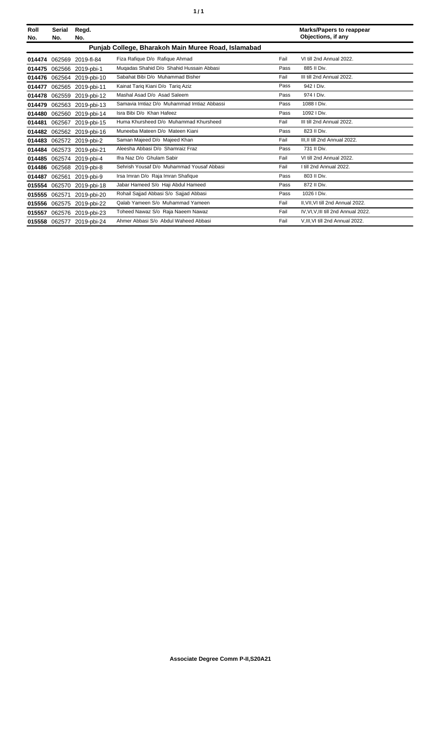| Roll No. | Serial No. | Regd. No. | | | Marks/Papers to reappear Objections, if any |
|---|---|---|---|---|---|
| **Punjab College, Bharakoh Main Muree Road, Islamabad** | | | | | |
| **014474** | 062569 | 2019-fl-84 | Fiza Rafique D/o Rafique Ahmad | Fail | VI till 2nd Annual 2022. |
| **014475** | 062566 | 2019-pbi-1 | Muqadas Shahid D/o Shahid Hussain Abbasi | Pass | 885 II Div. |
| **014476** | 062564 | 2019-pbi-10 | Sabahat Bibi D/o Muhammad Bisher | Fail | III till 2nd Annual 2022. |
| **014477** | 062565 | 2019-pbi-11 | Kainat Tariq Kiani D/o Tariq Aziz | Pass | 942 I Div. |
| **014478** | 062559 | 2019-pbi-12 | Mashal Asad D/o Asad Saleem | Pass | 974 I Div. |
| **014479** | 062563 | 2019-pbi-13 | Samavia Imtiaz D/o Muhammad Imtiaz Abbassi | Pass | 1088 I Div. |
| **014480** | 062560 | 2019-pbi-14 | Isra Bibi D/o Khan Hafeez | Pass | 1092 I Div. |
| **014481** | 062567 | 2019-pbi-15 | Huma Khursheed D/o Muhammad Khursheed | Fail | III till 2nd Annual 2022. |
| **014482** | 062562 | 2019-pbi-16 | Muneeba Mateen D/o Mateen Kiani | Pass | 823 II Div. |
| **014483** | 062572 | 2019-pbi-2 | Saman Majeed D/o Majeed Khan | Fail | III,II till 2nd Annual 2022. |
| **014484** | 062573 | 2019-pbi-21 | Aleesha Abbasi D/o Shamraiz Fraz | Pass | 731 II Div. |
| **014485** | 062574 | 2019-pbi-4 | Ifra Naz D/o Ghulam Sabir | Fail | VI till 2nd Annual 2022. |
| **014486** | 062568 | 2019-pbi-8 | Sehrish Yousaf D/o Muhammad Yousaf Abbasi | Fail | I till 2nd Annual 2022. |
| **014487** | 062561 | 2019-pbi-9 | Irsa Imran D/o Raja Imran Shafique | Pass | 803 II Div. |
| **015554** | 062570 | 2019-pbi-18 | Jabar Hameed S/o Haji Abdul Hameed | Pass | 872 II Div. |
| **015555** | 062571 | 2019-pbi-20 | Rohail Sajjad Abbasi S/o Sajjad Abbasi | Pass | 1026 I Div. |
| **015556** | 062575 | 2019-pbi-22 | Qalab Yameen S/o Muhammad Yameen | Fail | II,VII,VI till 2nd Annual 2022. |
| **015557** | 062576 | 2019-pbi-23 | Toheed Nawaz S/o Raja Naeem Nawaz | Fail | IV,VI,V,III till 2nd Annual 2022. |
| **015558** | 062577 | 2019-pbi-24 | Ahmer Abbasi S/o Abdul Waheed Abbasi | Fail | V,III,VI till 2nd Annual 2022. |

**Associate Degree Comm P-II,S20A21**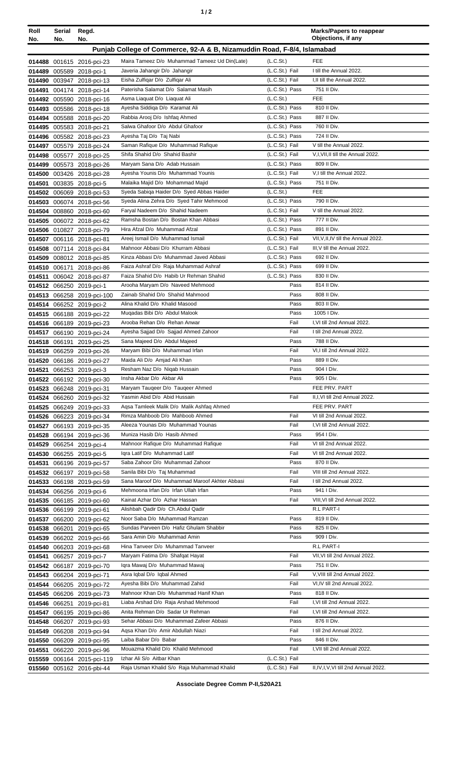| Roll No. | Serial No. | Regd. No. | | | Marks/Papers to reappear Objections, if any |
|---|---|---|---|---|---|
| **Punjab College of Commerce, 92-A & B, Nizamuddin Road, F-8/4, Islamabad** | | | | | |
| 014488 | 001615 | 2016-pci-23 | Maira Tameez D/o Muhammad Tameez Ud Din(Late) | (L.C.St.) | FEE |
| 014489 | 005589 | 2018-pci-1 | Javeria Jahangir D/o Jahangir | (L.C.St.) Fail | I till the Annual 2022. |
| 014490 | 003947 | 2018-pci-13 | Eisha Zulfiqar D/o Zulfiqar Ali | (L.C.St.) Fail | I,II till the Annual 2022. |
| 014491 | 004174 | 2018-pci-14 | Paterisha Salamat D/o Salamat Masih | (L.C.St.) Pass | 751 II Div. |
| 014492 | 005590 | 2018-pci-16 | Asma Liaquat D/o Liaquat Ali | (L.C.St.) | FEE |
| 014493 | 005586 | 2018-pci-18 | Ayesha Siddiqa D/o Karamat Ali | (L.C.St.) Pass | 810 II Div. |
| 014494 | 005588 | 2018-pci-20 | Rabbia Arooj D/o Ishfaq Ahmed | (L.C.St.) Pass | 887 II Div. |
| 014495 | 005583 | 2018-pci-21 | Salwa Ghafoor D/o Abdul Ghafoor | (L.C.St.) Pass | 760 II Div. |
| 014496 | 005582 | 2018-pci-23 | Ayesha Taj D/o Taj Nabi | (L.C.St.) Pass | 724 II Div. |
| 014497 | 005579 | 2018-pci-24 | Saman Rafique D/o Muhammad Rafique | (L.C.St.) Fail | V till the Annual 2022. |
| 014498 | 005577 | 2018-pci-25 | Shifa Shahid D/o Shahid Bashir | (L.C.St.) Fail | V,I,VII,II till the Annual 2022. |
| 014499 | 005573 | 2018-pci-26 | Maryam Sana D/o Adab Hussain | (L.C.St.) Pass | 809 II Div. |
| 014500 | 003426 | 2018-pci-28 | Ayesha Younis D/o Muhammad Younis | (L.C.St.) Fail | V,I till the Annual 2022. |
| 014501 | 003835 | 2018-pci-5 | Malaika Majid D/o Mohammad Majid | (L.C.St.) Pass | 751 II Div. |
| 014502 | 006069 | 2018-pci-53 | Syeda Sabiqa Haider D/o Syed Abbas Haider | (L.C.St.) | FEE |
| 014503 | 006074 | 2018-pci-56 | Syeda Alina Zehra D/o Syed Tahir Mehmood | (L.C.St.) Pass | 790 II Div. |
| 014504 | 008860 | 2018-pci-60 | Faryal Nadeem D/o Shahid Nadeem | (L.C.St.) Fail | V till the Annual 2022. |
| 014505 | 006072 | 2018-pci-62 | Ramsha Bostan D/o Bostan Khan Abbasi | (L.C.St.) Pass | 777 II Div. |
| 014506 | 010827 | 2018-pci-79 | Hira Afzal D/o Muhammad Afzal | (L.C.St.) Pass | 891 II Div. |
| 014507 | 006116 | 2018-pci-81 | Areej Ismail D/o Muhammad Ismail | (L.C.St.) Fail | VII,V,II,IV till the Annual 2022. |
| 014508 | 007114 | 2018-pci-84 | Mahnoor Abbasi D/o Khurram Abbasi | (L.C.St.) Fail | III,V till the Annual 2022. |
| 014509 | 008012 | 2018-pci-85 | Kinza Abbasi D/o Muhammad Javed Abbasi | (L.C.St.) Pass | 692 II Div. |
| 014510 | 006171 | 2018-pci-86 | Faiza Ashraf D/o Raja Muhammad Ashraf | (L.C.St.) Pass | 699 II Div. |
| 014511 | 006042 | 2018-pci-87 | Faiza Shahid D/o Habib Ur Rehman Shahid | (L.C.St.) Pass | 830 II Div. |
| 014512 | 066250 | 2019-pci-1 | Arooha Maryam D/o Naveed Mehmood | Pass | 814 II Div. |
| 014513 | 066258 | 2019-pci-100 | Zainab Shahid D/o Shahid Mahmood | Pass | 808 II Div. |
| 014514 | 066252 | 2019-pci-2 | Alina Khalid D/o Khalid Masood | Pass | 803 II Div. |
| 014515 | 066188 | 2019-pci-22 | Muqadas Bibi D/o Abdul Malook | Pass | 1005 I Div. |
| 014516 | 066189 | 2019-pci-23 | Arooba Rehan D/o Rehan Anwar | Fail | I,VI till 2nd Annual 2022. |
| 014517 | 066190 | 2019-pci-24 | Ayesha Sajjad D/o Sajjad Ahmed Zahoor | Fail | I till 2nd Annual 2022. |
| 014518 | 066191 | 2019-pci-25 | Sana Majeed D/o Abdul Majeed | Pass | 788 II Div. |
| 014519 | 066259 | 2019-pci-26 | Maryam Bibi D/o Muhammad Irfan | Fail | VI,I till 2nd Annual 2022. |
| 014520 | 066186 | 2019-pci-27 | Maida Ali D/o Amjad Ali Khan | Pass | 889 II Div. |
| 014521 | 066253 | 2019-pci-3 | Resham Naz D/o Niqab Hussain | Pass | 904 I Div. |
| 014522 | 066192 | 2019-pci-30 | Insha Akbar D/o Akbar Ali | Pass | 905 I Div. |
| 014523 | 066248 | 2019-pci-31 | Maryam Tauqeer D/o Tauqeer Ahmed | | FEE PRV. PART |
| 014524 | 066260 | 2019-pci-32 | Yasmin Abid D/o Abid Hussain | Fail | II,I,VI till 2nd Annual 2022. |
| 014525 | 066249 | 2019-pci-33 | Aqsa Tamleek Malik D/o Malik Ashfaq Ahmed | | FEE PRV. PART |
| 014526 | 066223 | 2019-pci-34 | Rimza Mahboob D/o Mahboob Ahmed | Fail | VI till 2nd Annual 2022. |
| 014527 | 066193 | 2019-pci-35 | Aleeza Younas D/o Muhammad Younas | Fail | I,VI till 2nd Annual 2022. |
| 014528 | 066194 | 2019-pci-36 | Muniza Hasib D/o Hasib Ahmed | Pass | 954 I Div. |
| 014529 | 066254 | 2019-pci-4 | Mahnoor Rafique D/o Muhammad Rafique | Fail | VI till 2nd Annual 2022. |
| 014530 | 066255 | 2019-pci-5 | Iqra Latif D/o Muhammad Latif | Fail | VI till 2nd Annual 2022. |
| 014531 | 066196 | 2019-pci-57 | Saba Zahoor D/o Muhammad Zahoor | Pass | 870 II Div. |
| 014532 | 066197 | 2019-pci-58 | Sanila Bibi D/o Taj Muhammad | Fail | VIII till 2nd Annual 2022. |
| 014533 | 066198 | 2019-pci-59 | Sana Maroof D/o Muhammad Maroof Akhter Abbasi | Fail | I till 2nd Annual 2022. |
| 014534 | 066256 | 2019-pci-6 | Mehmoona Irfan D/o Irfan Ullah Irfan | Pass | 941 I Div. |
| 014535 | 066185 | 2019-pci-60 | Kainat Azhar D/o Azhar Hassan | Fail | VIII,VI till 2nd Annual 2022. |
| 014536 | 066199 | 2019-pci-61 | Alishbah Qadir D/o Ch.Abdul Qadir | | R.L PART-I |
| 014537 | 066200 | 2019-pci-62 | Noor Saba D/o Muhammad Ramzan | Pass | 819 II Div. |
| 014538 | 066201 | 2019-pci-65 | Sundas Parveen D/o Hafiz Ghulam Shabbir | Pass | 825 II Div. |
| 014539 | 066202 | 2019-pci-66 | Sara Amin D/o Muhammad Amin | Pass | 909 I Div. |
| 014540 | 066203 | 2019-pci-68 | Hina Tanveer D/o Muhammad Tanveer | | R.L PART-I |
| 014541 | 066257 | 2019-pci-7 | Maryam Fatima D/o Shafqat Hayat | Fail | VII,VI till 2nd Annual 2022. |
| 014542 | 066187 | 2019-pci-70 | Iqra Mawaj D/o Muhammad Mawaj | Pass | 751 II Div. |
| 014543 | 066204 | 2019-pci-71 | Asra Iqbal D/o Iqbal Ahmed | Fail | V,VIII till 2nd Annual 2022. |
| 014544 | 066205 | 2019-pci-72 | Ayesha Bibi D/o Muhammad Zahid | Fail | VI,IV till 2nd Annual 2022. |
| 014545 | 066206 | 2019-pci-73 | Mahnoor Khan D/o Muhammad Hanif Khan | Pass | 818 II Div. |
| 014546 | 066251 | 2019-pci-81 | Liaba Arshad D/o Raja Arshad Mehmood | Fail | I,VI till 2nd Annual 2022. |
| 014547 | 066195 | 2019-pci-86 | Anita Rehman D/o Sadar Ur Rehman | Fail | I,VI till 2nd Annual 2022. |
| 014548 | 066207 | 2019-pci-93 | Sehar Abbasi D/o Muhammad Zafeer Abbasi | Pass | 876 II Div. |
| 014549 | 066208 | 2019-pci-94 | Aqsa Khan D/o Amir Abdullah Niazi | Fail | I till 2nd Annual 2022. |
| 014550 | 066209 | 2019-pci-95 | Laiba Babar D/o Babar | Pass | 846 II Div. |
| 014551 | 066220 | 2019-pci-96 | Mouazma Khalid D/o Khalid Mehmood | Fail | I,VII till 2nd Annual 2022. |
| 015559 | 006164 | 2015-pci-119 | Izhar Ali S/o Aitbar Khan | (L.C.St.) Fail | |
| 015560 | 005162 | 2016-pbi-44 | Raja Usman Khalid S/o Raja Muhammad Khalid | (L.C.St.) Fail | II,IV,I,V,VI till 2nd Annual 2022. |

**Associate Degree Comm P-II,S20A21**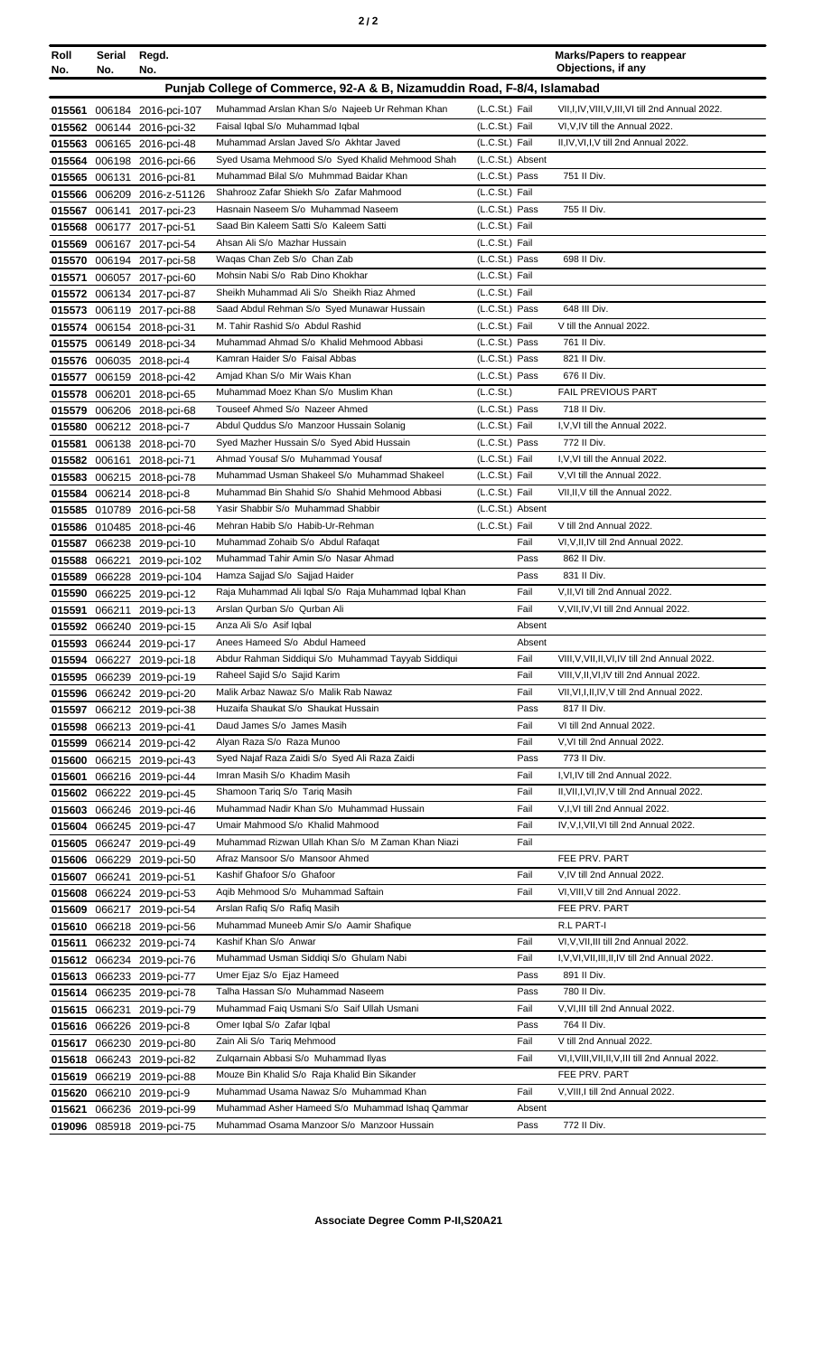| Roll No. | Serial No. | Regd. No. | | | Marks/Papers to reappear Objections, if any |
|---|---|---|---|---|---|
| **Punjab College of Commerce, 92-A & B, Nizamuddin Road, F-8/4, Islamabad** | | | | | |
| 015561 | 006184 | 2016-pci-107 | Muhammad Arslan Khan S/o Najeeb Ur Rehman Khan | (L.C.St.) Fail | VII,I,IV,VIII,V,III,VI till 2nd Annual 2022. |
| 015562 | 006144 | 2016-pci-32 | Faisal Iqbal S/o Muhammad Iqbal | (L.C.St.) Fail | VI,V,IV till the Annual 2022. |
| 015563 | 006165 | 2016-pci-48 | Muhammad Arslan Javed S/o Akhtar Javed | (L.C.St.) Fail | II,IV,VI,I,V till 2nd Annual 2022. |
| 015564 | 006198 | 2016-pci-66 | Syed Usama Mehmood S/o Syed Khalid Mehmood Shah | (L.C.St.) Absent | |
| 015565 | 006131 | 2016-pci-81 | Muhammad Bilal S/o Muhmmad Baidar Khan | (L.C.St.) Pass | 751 II Div. |
| 015566 | 006209 | 2016-z-51126 | Shahrooz Zafar Shiekh S/o Zafar Mahmood | (L.C.St.) Fail | |
| 015567 | 006141 | 2017-pci-23 | Hasnain Naseem S/o Muhammad Naseem | (L.C.St.) Pass | 755 II Div. |
| 015568 | 006177 | 2017-pci-51 | Saad Bin Kaleem Satti S/o Kaleem Satti | (L.C.St.) Fail | |
| 015569 | 006167 | 2017-pci-54 | Ahsan Ali S/o Mazhar Hussain | (L.C.St.) Fail | |
| 015570 | 006194 | 2017-pci-58 | Waqas Chan Zeb S/o Chan Zab | (L.C.St.) Pass | 698 II Div. |
| 015571 | 006057 | 2017-pci-60 | Mohsin Nabi S/o Rab Dino Khokhar | (L.C.St.) Fail | |
| 015572 | 006134 | 2017-pci-87 | Sheikh Muhammad Ali S/o Sheikh Riaz Ahmed | (L.C.St.) Fail | |
| 015573 | 006119 | 2017-pci-88 | Saad Abdul Rehman S/o Syed Munawar Hussain | (L.C.St.) Pass | 648 III Div. |
| 015574 | 006154 | 2018-pci-31 | M. Tahir Rashid S/o Abdul Rashid | (L.C.St.) Fail | V till the Annual 2022. |
| 015575 | 006149 | 2018-pci-34 | Muhammad Ahmad S/o Khalid Mehmood Abbasi | (L.C.St.) Pass | 761 II Div. |
| 015576 | 006035 | 2018-pci-4 | Kamran Haider S/o Faisal Abbas | (L.C.St.) Pass | 821 II Div. |
| 015577 | 006159 | 2018-pci-42 | Amjad Khan S/o Mir Wais Khan | (L.C.St.) Pass | 676 II Div. |
| 015578 | 006201 | 2018-pci-65 | Muhammad Moez Khan S/o Muslim Khan | (L.C.St.) | FAIL PREVIOUS PART |
| 015579 | 006206 | 2018-pci-68 | Touseef Ahmed S/o Nazeer Ahmed | (L.C.St.) Pass | 718 II Div. |
| 015580 | 006212 | 2018-pci-7 | Abdul Quddus S/o Manzoor Hussain Solanig | (L.C.St.) Fail | I,V,VI till the Annual 2022. |
| 015581 | 006138 | 2018-pci-70 | Syed Mazher Hussain S/o Syed Abid Hussain | (L.C.St.) Pass | 772 II Div. |
| 015582 | 006161 | 2018-pci-71 | Ahmad Yousaf S/o Muhammad Yousaf | (L.C.St.) Fail | I,V,VI till the Annual 2022. |
| 015583 | 006215 | 2018-pci-78 | Muhammad Usman Shakeel S/o Muhammad Shakeel | (L.C.St.) Fail | V,VI till the Annual 2022. |
| 015584 | 006214 | 2018-pci-8 | Muhammad Bin Shahid S/o Shahid Mehmood Abbasi | (L.C.St.) Fail | VII,II,V till the Annual 2022. |
| 015585 | 010789 | 2016-pci-58 | Yasir Shabbir S/o Muhammad Shabbir | (L.C.St.) Absent | |
| 015586 | 010485 | 2018-pci-46 | Mehran Habib S/o Habib-Ur-Rehman | (L.C.St.) Fail | V till 2nd Annual 2022. |
| 015587 | 066238 | 2019-pci-10 | Muhammad Zohaib S/o Abdul Rafaqat | Fail | VI,V,II,IV till 2nd Annual 2022. |
| 015588 | 066221 | 2019-pci-102 | Muhammad Tahir Amin S/o Nasar Ahmad | Pass | 862 II Div. |
| 015589 | 066228 | 2019-pci-104 | Hamza Sajjad S/o Sajjad Haider | Pass | 831 II Div. |
| 015590 | 066225 | 2019-pci-12 | Raja Muhammad Ali Iqbal S/o Raja Muhammad Iqbal Khan | Fail | V,II,VI till 2nd Annual 2022. |
| 015591 | 066211 | 2019-pci-13 | Arslan Qurban S/o Qurban Ali | Fail | V,VII,IV,VI till 2nd Annual 2022. |
| 015592 | 066240 | 2019-pci-15 | Anza Ali S/o Asif Iqbal | Absent | |
| 015593 | 066244 | 2019-pci-17 | Anees Hameed S/o Abdul Hameed | Absent | |
| 015594 | 066227 | 2019-pci-18 | Abdur Rahman Siddiqui S/o Muhammad Tayyab Siddiqui | Fail | VIII,V,VII,II,VI,IV till 2nd Annual 2022. |
| 015595 | 066239 | 2019-pci-19 | Raheel Sajid S/o Sajid Karim | Fail | VIII,V,II,VI,IV till 2nd Annual 2022. |
| 015596 | 066242 | 2019-pci-20 | Malik Arbaz Nawaz S/o Malik Rab Nawaz | Fail | VII,VI,I,II,IV,V till 2nd Annual 2022. |
| 015597 | 066212 | 2019-pci-38 | Huzaifa Shaukat S/o Shaukat Hussain | Pass | 817 II Div. |
| 015598 | 066213 | 2019-pci-41 | Daud James S/o James Masih | Fail | VI till 2nd Annual 2022. |
| 015599 | 066214 | 2019-pci-42 | Alyan Raza S/o Raza Munoo | Fail | V,VI till 2nd Annual 2022. |
| 015600 | 066215 | 2019-pci-43 | Syed Najaf Raza Zaidi S/o Syed Ali Raza Zaidi | Pass | 773 II Div. |
| 015601 | 066216 | 2019-pci-44 | Imran Masih S/o Khadim Masih | Fail | I,VI,IV till 2nd Annual 2022. |
| 015602 | 066222 | 2019-pci-45 | Shamoon Tariq S/o Tariq Masih | Fail | II,VII,I,VI,IV,V till 2nd Annual 2022. |
| 015603 | 066246 | 2019-pci-46 | Muhammad Nadir Khan S/o Muhammad Hussain | Fail | V,I,VI till 2nd Annual 2022. |
| 015604 | 066245 | 2019-pci-47 | Umair Mahmood S/o Khalid Mahmood | Fail | IV,V,I,VII,VI till 2nd Annual 2022. |
| 015605 | 066247 | 2019-pci-49 | Muhammad Rizwan Ullah Khan S/o M Zaman Khan Niazi | Fail | |
| 015606 | 066229 | 2019-pci-50 | Afraz Mansoor S/o Mansoor Ahmed | | FEE PRV. PART |
| 015607 | 066241 | 2019-pci-51 | Kashif Ghafoor S/o Ghafoor | Fail | V,IV till 2nd Annual 2022. |
| 015608 | 066224 | 2019-pci-53 | Aqib Mehmood S/o Muhammad Saftain | Fail | VI,VIII,V till 2nd Annual 2022. |
| 015609 | 066217 | 2019-pci-54 | Arslan Rafiq S/o Rafiq Masih | | FEE PRV. PART |
| 015610 | 066218 | 2019-pci-56 | Muhammad Muneeb Amir S/o Aamir Shafique | | R.L PART-I |
| 015611 | 066232 | 2019-pci-74 | Kashif Khan S/o Anwar | Fail | VI,V,VII,III till 2nd Annual 2022. |
| 015612 | 066234 | 2019-pci-76 | Muhammad Usman Siddiqi S/o Ghulam Nabi | Fail | I,V,VI,VII,III,II,IV till 2nd Annual 2022. |
| 015613 | 066233 | 2019-pci-77 | Umer Ejaz S/o Ejaz Hameed | Pass | 891 II Div. |
| 015614 | 066235 | 2019-pci-78 | Talha Hassan S/o Muhammad Naseem | Pass | 780 II Div. |
| 015615 | 066231 | 2019-pci-79 | Muhammad Faiq Usmani S/o Saif Ullah Usmani | Fail | V,VI,III till 2nd Annual 2022. |
| 015616 | 066226 | 2019-pci-8 | Omer Iqbal S/o Zafar Iqbal | Pass | 764 II Div. |
| 015617 | 066230 | 2019-pci-80 | Zain Ali S/o Tariq Mehmood | Fail | V till 2nd Annual 2022. |
| 015618 | 066243 | 2019-pci-82 | Zulqarnain Abbasi S/o Muhammad Ilyas | Fail | VI,I,VIII,VII,II,V,III till 2nd Annual 2022. |
| 015619 | 066219 | 2019-pci-88 | Mouze Bin Khalid S/o Raja Khalid Bin Sikander | | FEE PRV. PART |
| 015620 | 066210 | 2019-pci-9 | Muhammad Usama Nawaz S/o Muhammad Khan | Fail | V,VIII,I till 2nd Annual 2022. |
| 015621 | 066236 | 2019-pci-99 | Muhammad Asher Hameed S/o Muhammad Ishaq Qammar | Absent | |
| 019096 | 085918 | 2019-pci-75 | Muhammad Osama Manzoor S/o Manzoor Hussain | Pass | 772 II Div. |

**Associate Degree Comm P-II,S20A21**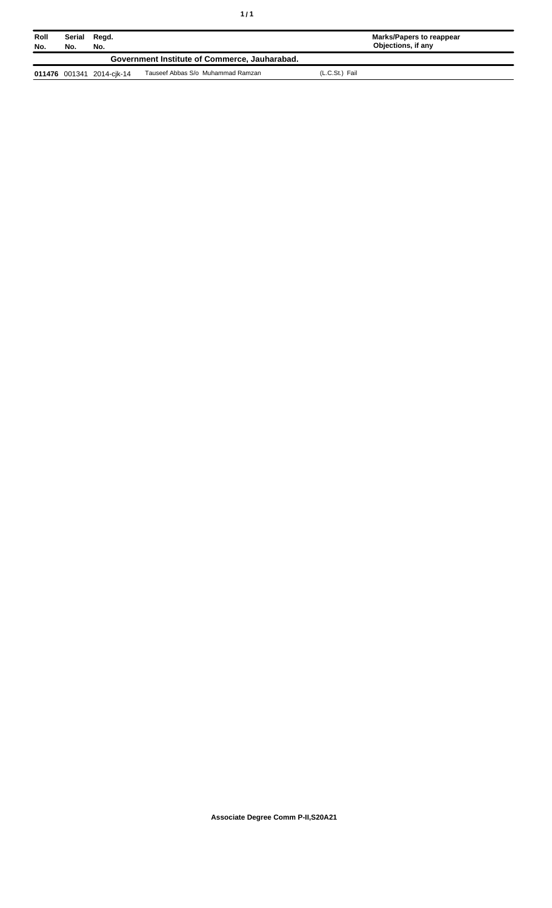| Roll No. | Serial No. | Regd. No. | | Marks/Papers to reappear Objections, if any |
|---|---|---|---|---|
| **Government Institute of Commerce, Jauharabad.** | | | | |
| **011476** | 001341 | 2014-cjk-14 | Tauseef Abbas S/o Muhammad Ramzan | (L.C.St.) Fail |

**Associate Degree Comm P-II,S20A21**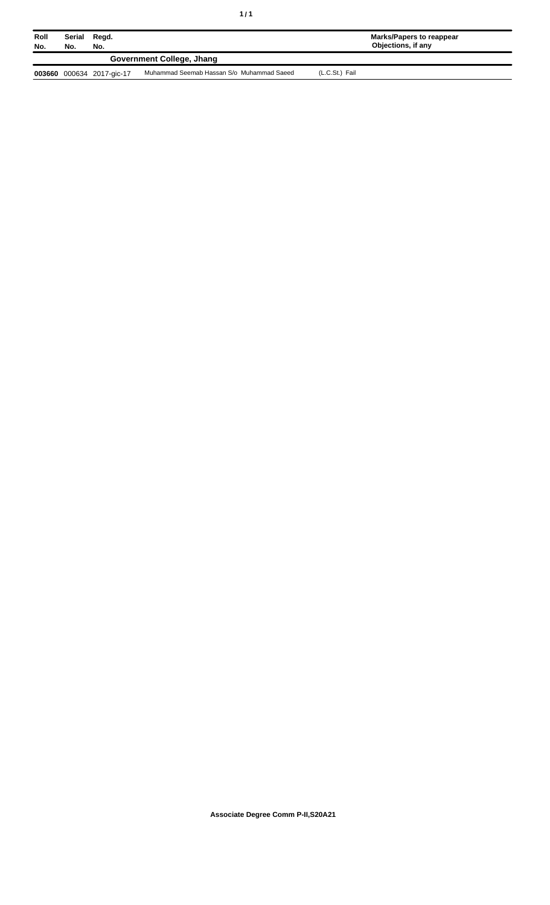| Roll No. | Serial No. | Regd. No. | | | Marks/Papers to reappear Objections, if any |
|---|---|---|---|---|---|
| | | | **Government College, Jhang** | | |
| **003660** | 000634 | 2017-gic-17 | Muhammad Seemab Hassan S/o Muhammad Saeed | (L.C.St.) Fail | |

**Associate Degree Comm P-II,S20A21**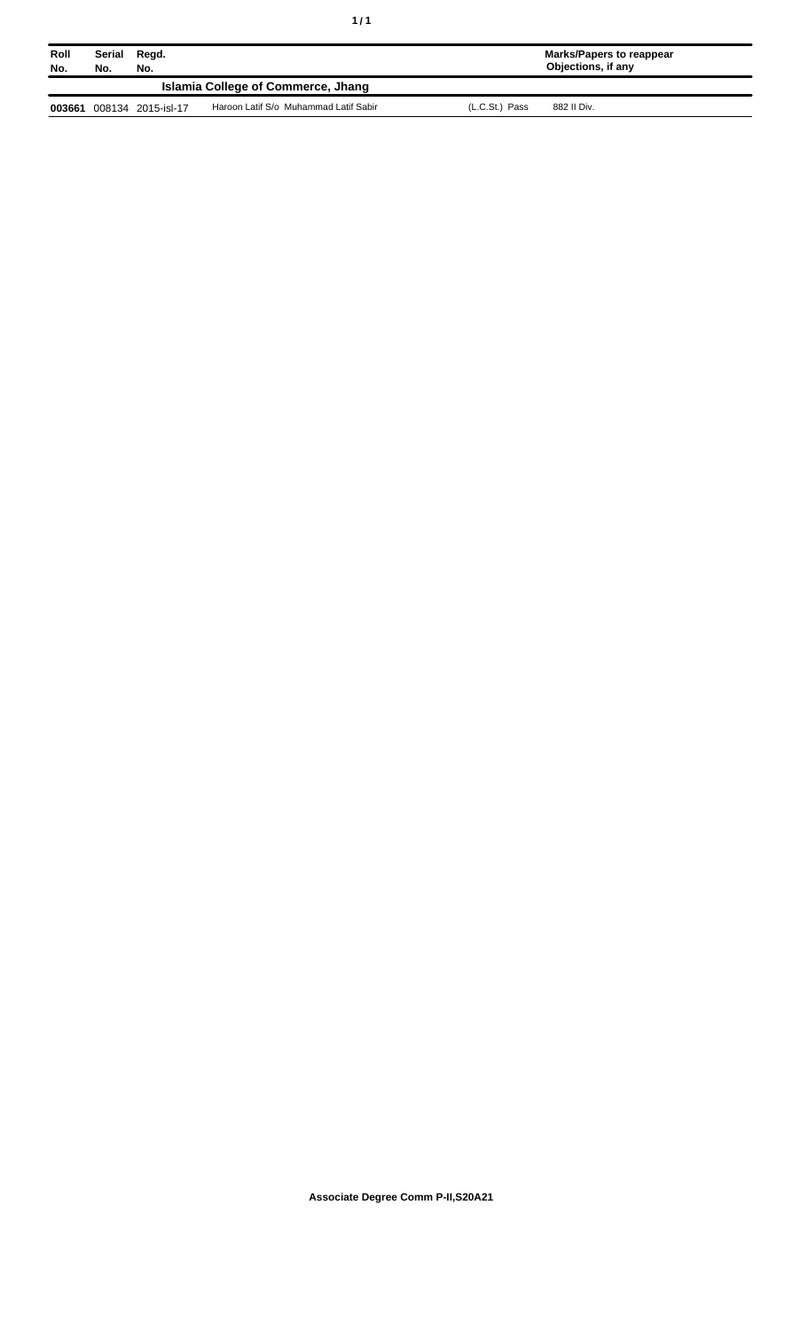| Roll No. | Serial No. | Regd. No. | | | Marks/Papers to reappear Objections, if any |
|---|---|---|---|---|---|
| | | | **Islamia College of Commerce, Jhang** | | |
| **003661** | 008134 | 2015-isl-17 | Haroon Latif S/o Muhammad Latif Sabir | (L.C.St.) Pass | 882 II Div. |

**Associate Degree Comm P-II,S20A21**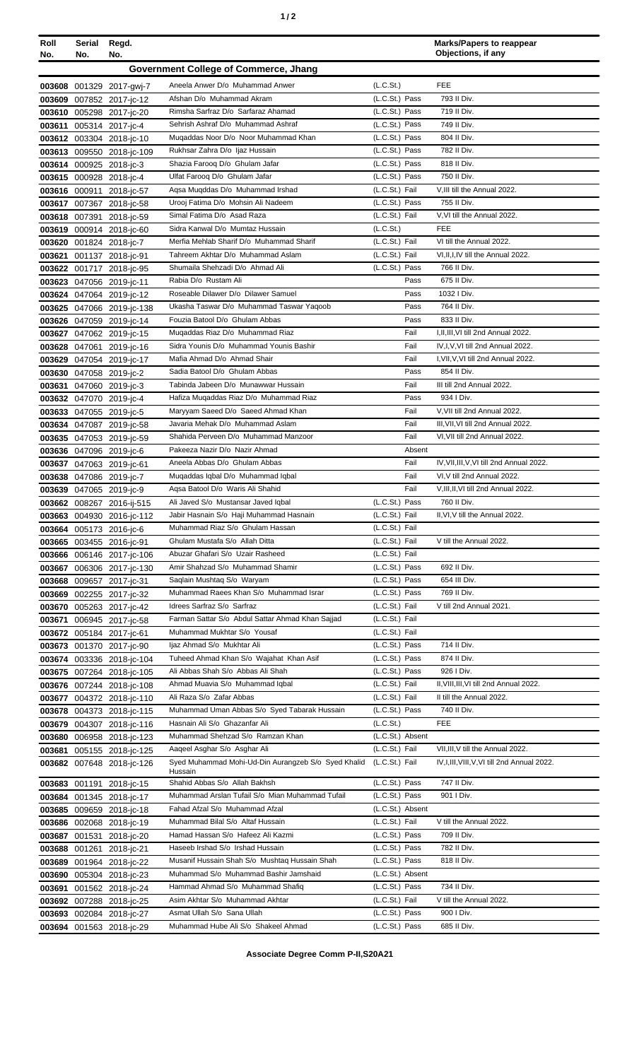| Roll No. | Serial No. | Regd. No. | | | Marks/Papers to reappear Objections, if any |
|---|---|---|---|---|---|
| | | | **Government College of Commerce, Jhang** | | |
| 003608 | 001329 | 2017-gwj-7 | Aneela Anwer D/o Muhammad Anwer | (L.C.St.) | FEE |
| 003609 | 007852 | 2017-jc-12 | Afshan D/o Muhammad Akram | (L.C.St.) Pass | 793 II Div. |
| 003610 | 005298 | 2017-jc-20 | Rimsha Sarfraz D/o Sarfaraz Ahamad | (L.C.St.) Pass | 719 II Div. |
| 003611 | 005314 | 2017-jc-4 | Sehrish Ashraf D/o Muhammad Ashraf | (L.C.St.) Pass | 749 II Div. |
| 003612 | 003304 | 2018-jc-10 | Muqaddas Noor D/o Noor Muhammad Khan | (L.C.St.) Pass | 804 II Div. |
| 003613 | 009550 | 2018-jc-109 | Rukhsar Zahra D/o Ijaz Hussain | (L.C.St.) Pass | 782 II Div. |
| 003614 | 000925 | 2018-jc-3 | Shazia Farooq D/o Ghulam Jafar | (L.C.St.) Pass | 818 II Div. |
| 003615 | 000928 | 2018-jc-4 | Ulfat Farooq D/o Ghulam Jafar | (L.C.St.) Pass | 750 II Div. |
| 003616 | 000911 | 2018-jc-57 | Aqsa Muqddas D/o Muhammad Irshad | (L.C.St.) Fail | V,III till the Annual 2022. |
| 003617 | 007367 | 2018-jc-58 | Urooj Fatima D/o Mohsin Ali Nadeem | (L.C.St.) Pass | 755 II Div. |
| 003618 | 007391 | 2018-jc-59 | Simal Fatima D/o Asad Raza | (L.C.St.) Fail | V,VI till the Annual 2022. |
| 003619 | 000914 | 2018-jc-60 | Sidra Kanwal D/o Mumtaz Hussain | (L.C.St.) | FEE |
| 003620 | 001824 | 2018-jc-7 | Merfia Mehlab Sharif D/o Muhammad Sharif | (L.C.St.) Fail | VI till the Annual 2022. |
| 003621 | 001137 | 2018-jc-91 | Tahreem Akhtar D/o Muhammad Aslam | (L.C.St.) Fail | VI,II,I,IV till the Annual 2022. |
| 003622 | 001717 | 2018-jc-95 | Shumaila Shehzadi D/o Ahmad Ali | (L.C.St.) Pass | 766 II Div. |
| 003623 | 047056 | 2019-jc-11 | Rabia D/o Rustam Ali | Pass | 675 II Div. |
| 003624 | 047064 | 2019-jc-12 | Roseable Dilawer D/o Dilawer Samuel | Pass | 1032 I Div. |
| 003625 | 047066 | 2019-jc-138 | Ukasha Taswar D/o Muhammad Taswar Yaqoob | Pass | 764 II Div. |
| 003626 | 047059 | 2019-jc-14 | Fouzia Batool D/o Ghulam Abbas | Pass | 833 II Div. |
| 003627 | 047062 | 2019-jc-15 | Muqaddas Riaz D/o Muhammad Riaz | Fail | I,II,III,VI till 2nd Annual 2022. |
| 003628 | 047061 | 2019-jc-16 | Sidra Younis D/o Muhammad Younis Bashir | Fail | IV,I,V,VI till 2nd Annual 2022. |
| 003629 | 047054 | 2019-jc-17 | Mafia Ahmad D/o Ahmad Shair | Fail | I,VII,V,VI till 2nd Annual 2022. |
| 003630 | 047058 | 2019-jc-2 | Sadia Batool D/o Ghulam Abbas | Pass | 854 II Div. |
| 003631 | 047060 | 2019-jc-3 | Tabinda Jabeen D/o Munawwar Hussain | Fail | III till 2nd Annual 2022. |
| 003632 | 047070 | 2019-jc-4 | Hafiza Muqaddas Riaz D/o Muhammad Riaz | Pass | 934 I Div. |
| 003633 | 047055 | 2019-jc-5 | Maryyam Saeed D/o Saeed Ahmad Khan | Fail | V,VII till 2nd Annual 2022. |
| 003634 | 047087 | 2019-jc-58 | Javaria Mehak D/o Muhammad Aslam | Fail | III,VII,VI till 2nd Annual 2022. |
| 003635 | 047053 | 2019-jc-59 | Shahida Perveen D/o Muhammad Manzoor | Fail | VI,VII till 2nd Annual 2022. |
| 003636 | 047096 | 2019-jc-6 | Pakeeza Nazir D/o Nazir Ahmad | Absent | |
| 003637 | 047063 | 2019-jc-61 | Aneela Abbas D/o Ghulam Abbas | Fail | IV,VII,III,V,VI till 2nd Annual 2022. |
| 003638 | 047086 | 2019-jc-7 | Muqaddas Iqbal D/o Muhammad Iqbal | Fail | VI,V till 2nd Annual 2022. |
| 003639 | 047065 | 2019-jc-9 | Aqsa Batool D/o Waris Ali Shahid | Fail | V,III,II,VI till 2nd Annual 2022. |
| 003662 | 008267 | 2016-ij-515 | Ali Javed S/o Mustansar Javed Iqbal | (L.C.St.) Pass | 760 II Div. |
| 003663 | 004930 | 2016-jc-112 | Jabir Hasnain S/o Haji Muhammad Hasnain | (L.C.St.) Fail | II,VI,V till the Annual 2022. |
| 003664 | 005173 | 2016-jc-6 | Muhammad Riaz S/o Ghulam Hassan | (L.C.St.) Fail | |
| 003665 | 003455 | 2016-jc-91 | Ghulam Mustafa S/o Allah Ditta | (L.C.St.) Fail | V till the Annual 2022. |
| 003666 | 006146 | 2017-jc-106 | Abuzar Ghafari S/o Uzair Rasheed | (L.C.St.) Fail | |
| 003667 | 006306 | 2017-jc-130 | Amir Shahzad S/o Muhammad Shamir | (L.C.St.) Pass | 692 II Div. |
| 003668 | 009657 | 2017-jc-31 | Saqlain Mushtaq S/o Waryam | (L.C.St.) Pass | 654 III Div. |
| 003669 | 002255 | 2017-jc-32 | Muhammad Raees Khan S/o Muhammad Israr | (L.C.St.) Pass | 769 II Div. |
| 003670 | 005263 | 2017-jc-42 | Idrees Sarfraz S/o Sarfraz | (L.C.St.) Fail | V till 2nd Annual 2021. |
| 003671 | 006945 | 2017-jc-58 | Farman Sattar S/o Abdul Sattar Ahmad Khan Sajjad | (L.C.St.) Fail | |
| 003672 | 005184 | 2017-jc-61 | Muhammad Mukhtar S/o Yousaf | (L.C.St.) Fail | |
| 003673 | 001370 | 2017-jc-90 | Ijaz Ahmad S/o Mukhtar Ali | (L.C.St.) Pass | 714 II Div. |
| 003674 | 003336 | 2018-jc-104 | Tuheed Ahmad Khan S/o Wajahat Khan Asif | (L.C.St.) Pass | 874 II Div. |
| 003675 | 007264 | 2018-jc-105 | Ali Abbas Shah S/o Abbas Ali Shah | (L.C.St.) Pass | 926 I Div. |
| 003676 | 007244 | 2018-jc-108 | Ahmad Muavia S/o Muhammad Iqbal | (L.C.St.) Fail | II,VIII,III,VI till 2nd Annual 2022. |
| 003677 | 004372 | 2018-jc-110 | Ali Raza S/o Zafar Abbas | (L.C.St.) Fail | II till the Annual 2022. |
| 003678 | 004373 | 2018-jc-115 | Muhammad Uman Abbas S/o Syed Tabarak Hussain | (L.C.St.) Pass | 740 II Div. |
| 003679 | 004307 | 2018-jc-116 | Hasnain Ali S/o Ghazanfar Ali | (L.C.St.) | FEE |
| 003680 | 006958 | 2018-jc-123 | Muhammad Shehzad S/o Ramzan Khan | (L.C.St.) Absent | |
| 003681 | 005155 | 2018-jc-125 | Aaqeel Asghar S/o Asghar Ali | (L.C.St.) Fail | VII,III,V till the Annual 2022. |
| 003682 | 007648 | 2018-jc-126 | Syed Muhammad Mohi-Ud-Din Aurangzeb S/o Syed Khalid Hussain | (L.C.St.) Fail | IV,I,III,VIII,V,VI till 2nd Annual 2022. |
| 003683 | 001191 | 2018-jc-15 | Shahid Abbas S/o Allah Bakhsh | (L.C.St.) Pass | 747 II Div. |
| 003684 | 001345 | 2018-jc-17 | Muhammad Arslan Tufail S/o Mian Muhammad Tufail | (L.C.St.) Pass | 901 I Div. |
| 003685 | 009659 | 2018-jc-18 | Fahad Afzal S/o Muhammad Afzal | (L.C.St.) Absent | |
| 003686 | 002068 | 2018-jc-19 | Muhammad Bilal S/o Altaf Hussain | (L.C.St.) Fail | V till the Annual 2022. |
| 003687 | 001531 | 2018-jc-20 | Hamad Hassan S/o Hafeez Ali Kazmi | (L.C.St.) Pass | 709 II Div. |
| 003688 | 001261 | 2018-jc-21 | Haseeb Irshad S/o Irshad Hussain | (L.C.St.) Pass | 782 II Div. |
| 003689 | 001964 | 2018-jc-22 | Musanif Hussain Shah S/o Mushtaq Hussain Shah | (L.C.St.) Pass | 818 II Div. |
| 003690 | 005304 | 2018-jc-23 | Muhammad S/o Muhammad Bashir Jamshaid | (L.C.St.) Absent | |
| 003691 | 001562 | 2018-jc-24 | Hammad Ahmad S/o Muhammad Shafiq | (L.C.St.) Pass | 734 II Div. |
| 003692 | 007288 | 2018-jc-25 | Asim Akhtar S/o Muhammad Akhtar | (L.C.St.) Fail | V till the Annual 2022. |
| 003693 | 002084 | 2018-jc-27 | Asmat Ullah S/o Sana Ullah | (L.C.St.) Pass | 900 I Div. |
| 003694 | 001563 | 2018-jc-29 | Muhammad Hube Ali S/o Shakeel Ahmad | (L.C.St.) Pass | 685 II Div. |

**Associate Degree Comm P-II,S20A21**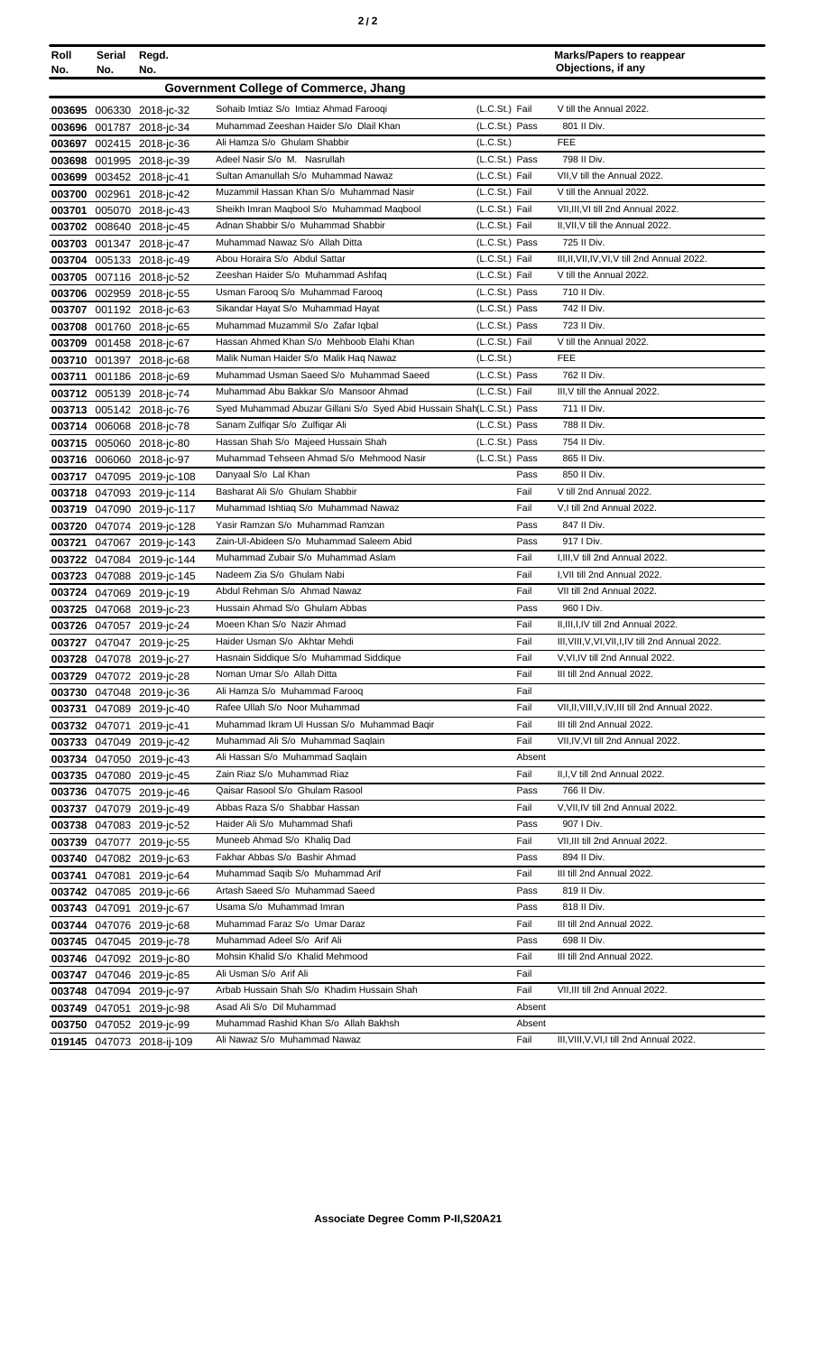| Roll No. | Serial No. | Regd. No. | | | Marks/Papers to reappear Objections, if any |
|---|---|---|---|---|---|
| | | | **Government College of Commerce, Jhang** | | |
| 003695 | 006330 | 2018-jc-32 | Sohaib Imtiaz S/o Imtiaz Ahmad Farooqi | (L.C.St.) Fail | V till the Annual 2022. |
| 003696 | 001787 | 2018-jc-34 | Muhammad Zeeshan Haider S/o Dlail Khan | (L.C.St.) Pass | 801 II Div. |
| 003697 | 002415 | 2018-jc-36 | Ali Hamza S/o Ghulam Shabbir | (L.C.St.) | FEE |
| 003698 | 001995 | 2018-jc-39 | Adeel Nasir S/o M. Nasrullah | (L.C.St.) Pass | 798 II Div. |
| 003699 | 003452 | 2018-jc-41 | Sultan Amanullah S/o Muhammad Nawaz | (L.C.St.) Fail | VII,V till the Annual 2022. |
| 003700 | 002961 | 2018-jc-42 | Muzammil Hassan Khan S/o Muhammad Nasir | (L.C.St.) Fail | V till the Annual 2022. |
| 003701 | 005070 | 2018-jc-43 | Sheikh Imran Maqbool S/o Muhammad Maqbool | (L.C.St.) Fail | VII,III,VI till 2nd Annual 2022. |
| 003702 | 008640 | 2018-jc-45 | Adnan Shabbir S/o Muhammad Shabbir | (L.C.St.) Fail | II,VII,V till the Annual 2022. |
| 003703 | 001347 | 2018-jc-47 | Muhammad Nawaz S/o Allah Ditta | (L.C.St.) Pass | 725 II Div. |
| 003704 | 005133 | 2018-jc-49 | Abou Horaira S/o Abdul Sattar | (L.C.St.) Fail | III,II,VII,IV,VI,V till 2nd Annual 2022. |
| 003705 | 007116 | 2018-jc-52 | Zeeshan Haider S/o Muhammad Ashfaq | (L.C.St.) Fail | V till the Annual 2022. |
| 003706 | 002959 | 2018-jc-55 | Usman Farooq S/o Muhammad Farooq | (L.C.St.) Pass | 710 II Div. |
| 003707 | 001192 | 2018-jc-63 | Sikandar Hayat S/o Muhammad Hayat | (L.C.St.) Pass | 742 II Div. |
| 003708 | 001760 | 2018-jc-65 | Muhammad Muzammil S/o Zafar Iqbal | (L.C.St.) Pass | 723 II Div. |
| 003709 | 001458 | 2018-jc-67 | Hassan Ahmed Khan S/o Mehboob Elahi Khan | (L.C.St.) Fail | V till the Annual 2022. |
| 003710 | 001397 | 2018-jc-68 | Malik Numan Haider S/o Malik Haq Nawaz | (L.C.St.) | FEE |
| 003711 | 001186 | 2018-jc-69 | Muhammad Usman Saeed S/o Muhammad Saeed | (L.C.St.) Pass | 762 II Div. |
| 003712 | 005139 | 2018-jc-74 | Muhammad Abu Bakkar S/o Mansoor Ahmad | (L.C.St.) Fail | III,V till the Annual 2022. |
| 003713 | 005142 | 2018-jc-76 | Syed Muhammad Abuzar Gillani S/o Syed Abid Hussain Shah | (L.C.St.) Pass | 711 II Div. |
| 003714 | 006068 | 2018-jc-78 | Sanam Zulfiqar S/o Zulfiqar Ali | (L.C.St.) Pass | 788 II Div. |
| 003715 | 005060 | 2018-jc-80 | Hassan Shah S/o Majeed Hussain Shah | (L.C.St.) Pass | 754 II Div. |
| 003716 | 006060 | 2018-jc-97 | Muhammad Tehseen Ahmad S/o Mehmood Nasir | (L.C.St.) Pass | 865 II Div. |
| 003717 | 047095 | 2019-jc-108 | Danyaal S/o Lal Khan | Pass | 850 II Div. |
| 003718 | 047093 | 2019-jc-114 | Basharat Ali S/o Ghulam Shabbir | Fail | V till 2nd Annual 2022. |
| 003719 | 047090 | 2019-jc-117 | Muhammad Ishtiaq S/o Muhammad Nawaz | Fail | V,I till 2nd Annual 2022. |
| 003720 | 047074 | 2019-jc-128 | Yasir Ramzan S/o Muhammad Ramzan | Pass | 847 II Div. |
| 003721 | 047067 | 2019-jc-143 | Zain-Ul-Abideen S/o Muhammad Saleem Abid | Pass | 917 I Div. |
| 003722 | 047084 | 2019-jc-144 | Muhammad Zubair S/o Muhammad Aslam | Fail | I,III,V till 2nd Annual 2022. |
| 003723 | 047088 | 2019-jc-145 | Nadeem Zia S/o Ghulam Nabi | Fail | I,VII till 2nd Annual 2022. |
| 003724 | 047069 | 2019-jc-19 | Abdul Rehman S/o Ahmad Nawaz | Fail | VII till 2nd Annual 2022. |
| 003725 | 047068 | 2019-jc-23 | Hussain Ahmad S/o Ghulam Abbas | Pass | 960 I Div. |
| 003726 | 047057 | 2019-jc-24 | Moeen Khan S/o Nazir Ahmad | Fail | II,III,I,IV till 2nd Annual 2022. |
| 003727 | 047047 | 2019-jc-25 | Haider Usman S/o Akhtar Mehdi | Fail | III,VIII,V,VI,VII,I,IV till 2nd Annual 2022. |
| 003728 | 047078 | 2019-jc-27 | Hasnain Siddique S/o Muhammad Siddique | Fail | V,VI,IV till 2nd Annual 2022. |
| 003729 | 047072 | 2019-jc-28 | Noman Umar S/o Allah Ditta | Fail | III till 2nd Annual 2022. |
| 003730 | 047048 | 2019-jc-36 | Ali Hamza S/o Muhammad Farooq | Fail | |
| 003731 | 047089 | 2019-jc-40 | Rafee Ullah S/o Noor Muhammad | Fail | VII,II,VIII,V,IV,III till 2nd Annual 2022. |
| 003732 | 047071 | 2019-jc-41 | Muhammad Ikram Ul Hussan S/o Muhammad Baqir | Fail | III till 2nd Annual 2022. |
| 003733 | 047049 | 2019-jc-42 | Muhammad Ali S/o Muhammad Saqlain | Fail | VII,IV,VI till 2nd Annual 2022. |
| 003734 | 047050 | 2019-jc-43 | Ali Hassan S/o Muhammad Saqlain | Absent | |
| 003735 | 047080 | 2019-jc-45 | Zain Riaz S/o Muhammad Riaz | Fail | II,I,V till 2nd Annual 2022. |
| 003736 | 047075 | 2019-jc-46 | Qaisar Rasool S/o Ghulam Rasool | Pass | 766 II Div. |
| 003737 | 047079 | 2019-jc-49 | Abbas Raza S/o Shabbar Hassan | Fail | V,VII,IV till 2nd Annual 2022. |
| 003738 | 047083 | 2019-jc-52 | Haider Ali S/o Muhammad Shafi | Pass | 907 I Div. |
| 003739 | 047077 | 2019-jc-55 | Muneeb Ahmad S/o Khaliq Dad | Fail | VII,III till 2nd Annual 2022. |
| 003740 | 047082 | 2019-jc-63 | Fakhar Abbas S/o Bashir Ahmad | Pass | 894 II Div. |
| 003741 | 047081 | 2019-jc-64 | Muhammad Saqib S/o Muhammad Arif | Fail | III till 2nd Annual 2022. |
| 003742 | 047085 | 2019-jc-66 | Artash Saeed S/o Muhammad Saeed | Pass | 819 II Div. |
| 003743 | 047091 | 2019-jc-67 | Usama S/o Muhammad Imran | Pass | 818 II Div. |
| 003744 | 047076 | 2019-jc-68 | Muhammad Faraz S/o Umar Daraz | Fail | III till 2nd Annual 2022. |
| 003745 | 047045 | 2019-jc-78 | Muhammad Adeel S/o Arif Ali | Pass | 698 II Div. |
| 003746 | 047092 | 2019-jc-80 | Mohsin Khalid S/o Khalid Mehmood | Fail | III till 2nd Annual 2022. |
| 003747 | 047046 | 2019-jc-85 | Ali Usman S/o Arif Ali | Fail | |
| 003748 | 047094 | 2019-jc-97 | Arbab Hussain Shah S/o Khadim Hussain Shah | Fail | VII,III till 2nd Annual 2022. |
| 003749 | 047051 | 2019-jc-98 | Asad Ali S/o Dil Muhammad | Absent | |
| 003750 | 047052 | 2019-jc-99 | Muhammad Rashid Khan S/o Allah Bakhsh | Absent | |
| 019145 | 047073 | 2018-ij-109 | Ali Nawaz S/o Muhammad Nawaz | Fail | III,VIII,V,VI,I till 2nd Annual 2022. |

**Associate Degree Comm P-II,S20A21**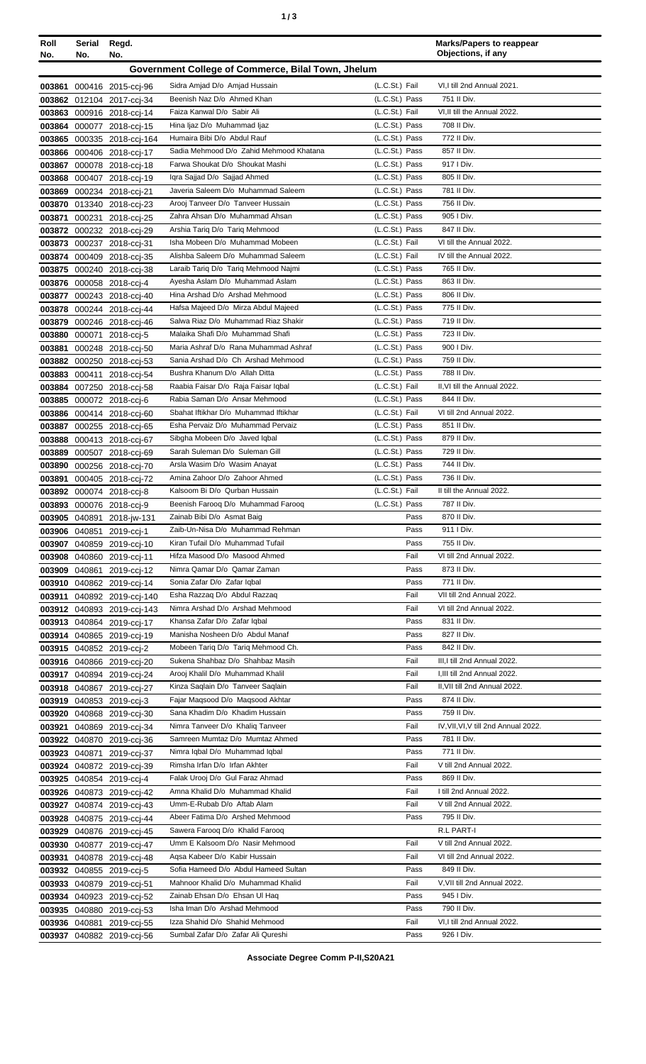| Roll No. | Serial No. | Regd. No. | | | Marks/Papers to reappear Objections, if any |
|---|---|---|---|---|---|
| **Government College of Commerce, Bilal Town, Jhelum** | | | | | |
| 003861 | 000416 | 2015-ccj-96 | Sidra Amjad D/o Amjad Hussain | (L.C.St.) Fail | VI,I till 2nd Annual 2021. |
| 003862 | 012104 | 2017-ccj-34 | Beenish Naz D/o Ahmed Khan | (L.C.St.) Pass | 751 II Div. |
| 003863 | 000916 | 2018-ccj-14 | Faiza Kanwal D/o Sabir Ali | (L.C.St.) Fail | VI,II till the Annual 2022. |
| 003864 | 000077 | 2018-ccj-15 | Hina Ijaz D/o Muhammad Ijaz | (L.C.St.) Pass | 708 II Div. |
| 003865 | 000335 | 2018-ccj-164 | Humaira Bibi D/o Abdul Rauf | (L.C.St.) Pass | 772 II Div. |
| 003866 | 000406 | 2018-ccj-17 | Sadia Mehmood D/o Zahid Mehmood Khatana | (L.C.St.) Pass | 857 II Div. |
| 003867 | 000078 | 2018-ccj-18 | Farwa Shoukat D/o Shoukat Mashi | (L.C.St.) Pass | 917 I Div. |
| 003868 | 000407 | 2018-ccj-19 | Iqra Sajjad D/o Sajjad Ahmed | (L.C.St.) Pass | 805 II Div. |
| 003869 | 000234 | 2018-ccj-21 | Javeria Saleem D/o Muhammad Saleem | (L.C.St.) Pass | 781 II Div. |
| 003870 | 013340 | 2018-ccj-23 | Arooj Tanveer D/o Tanveer Hussain | (L.C.St.) Pass | 756 II Div. |
| 003871 | 000231 | 2018-ccj-25 | Zahra Ahsan D/o Muhammad Ahsan | (L.C.St.) Pass | 905 I Div. |
| 003872 | 000232 | 2018-ccj-29 | Arshia Tariq D/o Tariq Mehmood | (L.C.St.) Pass | 847 II Div. |
| 003873 | 000237 | 2018-ccj-31 | Isha Mobeen D/o Muhammad Mobeen | (L.C.St.) Fail | VI till the Annual 2022. |
| 003874 | 000409 | 2018-ccj-35 | Alishba Saleem D/o Muhammad Saleem | (L.C.St.) Fail | IV till the Annual 2022. |
| 003875 | 000240 | 2018-ccj-38 | Laraib Tariq D/o Tariq Mehmood Najmi | (L.C.St.) Pass | 765 II Div. |
| 003876 | 000058 | 2018-ccj-4 | Ayesha Aslam D/o Muhammad Aslam | (L.C.St.) Pass | 863 II Div. |
| 003877 | 000243 | 2018-ccj-40 | Hina Arshad D/o Arshad Mehmood | (L.C.St.) Pass | 806 II Div. |
| 003878 | 000244 | 2018-ccj-44 | Hafsa Majeed D/o Mirza Abdul Majeed | (L.C.St.) Pass | 775 II Div. |
| 003879 | 000246 | 2018-ccj-46 | Salwa Riaz D/o Muhammad Riaz Shakir | (L.C.St.) Pass | 719 II Div. |
| 003880 | 000071 | 2018-ccj-5 | Malaika Shafi D/o Muhammad Shafi | (L.C.St.) Pass | 723 II Div. |
| 003881 | 000248 | 2018-ccj-50 | Maria Ashraf D/o Rana Muhammad Ashraf | (L.C.St.) Pass | 900 I Div. |
| 003882 | 000250 | 2018-ccj-53 | Sania Arshad D/o Ch Arshad Mehmood | (L.C.St.) Pass | 759 II Div. |
| 003883 | 000411 | 2018-ccj-54 | Bushra Khanum D/o Allah Ditta | (L.C.St.) Pass | 788 II Div. |
| 003884 | 007250 | 2018-ccj-58 | Raabia Faisar D/o Raja Faisar Iqbal | (L.C.St.) Fail | II,VI till the Annual 2022. |
| 003885 | 000072 | 2018-ccj-6 | Rabia Saman D/o Ansar Mehmood | (L.C.St.) Pass | 844 II Div. |
| 003886 | 000414 | 2018-ccj-60 | Sbahat Iftikhar D/o Muhammad Iftikhar | (L.C.St.) Fail | VI till 2nd Annual 2022. |
| 003887 | 000255 | 2018-ccj-65 | Esha Pervaiz D/o Muhammad Pervaiz | (L.C.St.) Pass | 851 II Div. |
| 003888 | 000413 | 2018-ccj-67 | Sibgha Mobeen D/o Javed Iqbal | (L.C.St.) Pass | 879 II Div. |
| 003889 | 000507 | 2018-ccj-69 | Sarah Suleman D/o Suleman Gill | (L.C.St.) Pass | 729 II Div. |
| 003890 | 000256 | 2018-ccj-70 | Arsla Wasim D/o Wasim Anayat | (L.C.St.) Pass | 744 II Div. |
| 003891 | 000405 | 2018-ccj-72 | Amina Zahoor D/o Zahoor Ahmed | (L.C.St.) Pass | 736 II Div. |
| 003892 | 000074 | 2018-ccj-8 | Kalsoom Bi D/o Qurban Hussain | (L.C.St.) Fail | II till the Annual 2022. |
| 003893 | 000076 | 2018-ccj-9 | Beenish Farooq D/o Muhammad Farooq | (L.C.St.) Pass | 787 II Div. |
| 003905 | 040891 | 2018-jw-131 | Zainab Bibi D/o Asmat Baig | Pass | 870 II Div. |
| 003906 | 040851 | 2019-ccj-1 | Zaib-Un-Nisa D/o Muhammad Rehman | Pass | 911 I Div. |
| 003907 | 040859 | 2019-ccj-10 | Kiran Tufail D/o Muhammad Tufail | Pass | 755 II Div. |
| 003908 | 040860 | 2019-ccj-11 | Hifza Masood D/o Masood Ahmed | Fail | VI till 2nd Annual 2022. |
| 003909 | 040861 | 2019-ccj-12 | Nimra Qamar D/o Qamar Zaman | Pass | 873 II Div. |
| 003910 | 040862 | 2019-ccj-14 | Sonia Zafar D/o Zafar Iqbal | Pass | 771 II Div. |
| 003911 | 040892 | 2019-ccj-140 | Esha Razzaq D/o Abdul Razzaq | Fail | VII till 2nd Annual 2022. |
| 003912 | 040893 | 2019-ccj-143 | Nimra Arshad D/o Arshad Mehmood | Fail | VI till 2nd Annual 2022. |
| 003913 | 040864 | 2019-ccj-17 | Khansa Zafar D/o Zafar Iqbal | Pass | 831 II Div. |
| 003914 | 040865 | 2019-ccj-19 | Manisha Nosheen D/o Abdul Manaf | Pass | 827 II Div. |
| 003915 | 040852 | 2019-ccj-2 | Mobeen Tariq D/o Tariq Mehmood Ch. | Pass | 842 II Div. |
| 003916 | 040866 | 2019-ccj-20 | Sukena Shahbaz D/o Shahbaz Masih | Fail | III,I till 2nd Annual 2022. |
| 003917 | 040894 | 2019-ccj-24 | Arooj Khalil D/o Muhammad Khalil | Fail | I,III till 2nd Annual 2022. |
| 003918 | 040867 | 2019-ccj-27 | Kinza Saqlain D/o Tanveer Saqlain | Fail | II,VII till 2nd Annual 2022. |
| 003919 | 040853 | 2019-ccj-3 | Fajar Maqsood D/o Maqsood Akhtar | Pass | 874 II Div. |
| 003920 | 040868 | 2019-ccj-30 | Sana Khadim D/o Khadim Hussain | Pass | 759 II Div. |
| 003921 | 040869 | 2019-ccj-34 | Nimra Tanveer D/o Khaliq Tanveer | Fail | IV,VII,VI,V till 2nd Annual 2022. |
| 003922 | 040870 | 2019-ccj-36 | Samreen Mumtaz D/o Mumtaz Ahmed | Pass | 781 II Div. |
| 003923 | 040871 | 2019-ccj-37 | Nimra Iqbal D/o Muhammad Iqbal | Pass | 771 II Div. |
| 003924 | 040872 | 2019-ccj-39 | Rimsha Irfan D/o Irfan Akhter | Fail | V till 2nd Annual 2022. |
| 003925 | 040854 | 2019-ccj-4 | Falak Urooj D/o Gul Faraz Ahmad | Pass | 869 II Div. |
| 003926 | 040873 | 2019-ccj-42 | Amna Khalid D/o Muhammad Khalid | Fail | I till 2nd Annual 2022. |
| 003927 | 040874 | 2019-ccj-43 | Umm-E-Rubab D/o Aftab Alam | Fail | V till 2nd Annual 2022. |
| 003928 | 040875 | 2019-ccj-44 | Abeer Fatima D/o Arshed Mehmood | Pass | 795 II Div. |
| 003929 | 040876 | 2019-ccj-45 | Sawera Farooq D/o Khalid Farooq | | R.L PART-I |
| 003930 | 040877 | 2019-ccj-47 | Umm E Kalsoom D/o Nasir Mehmood | Fail | V till 2nd Annual 2022. |
| 003931 | 040878 | 2019-ccj-48 | Aqsa Kabeer D/o Kabir Hussain | Fail | VI till 2nd Annual 2022. |
| 003932 | 040855 | 2019-ccj-5 | Sofia Hameed D/o Abdul Hameed Sultan | Pass | 849 II Div. |
| 003933 | 040879 | 2019-ccj-51 | Mahnoor Khalid D/o Muhammad Khalid | Fail | V,VII till 2nd Annual 2022. |
| 003934 | 040923 | 2019-ccj-52 | Zainab Ehsan D/o Ehsan Ul Haq | Pass | 945 I Div. |
| 003935 | 040880 | 2019-ccj-53 | Isha Iman D/o Arshad Mehmood | Pass | 790 II Div. |
| 003936 | 040881 | 2019-ccj-55 | Izza Shahid D/o Shahid Mehmood | Fail | VI,I till 2nd Annual 2022. |
| 003937 | 040882 | 2019-ccj-56 | Sumbal Zafar D/o Zafar Ali Qureshi | Pass | 926 I Div. |

**Associate Degree Comm P-II,S20A21**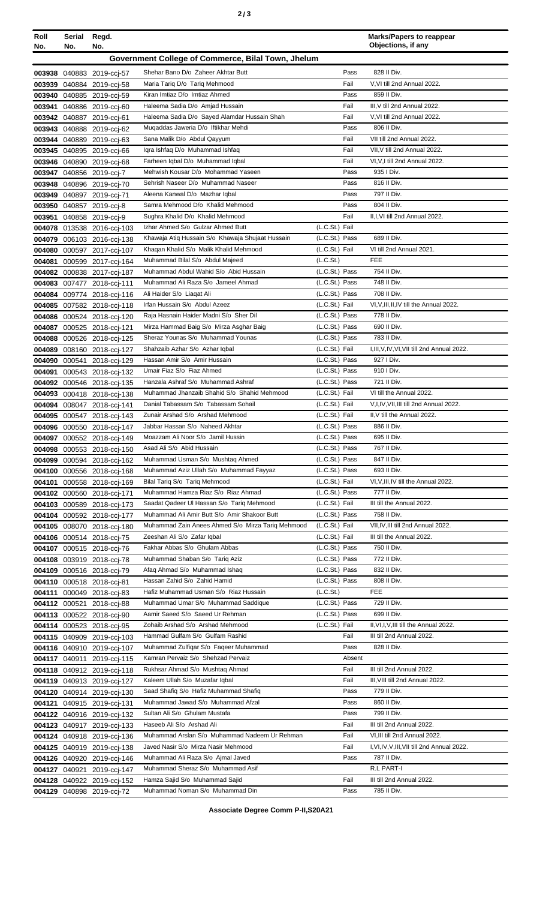| Roll No. | Serial No. | Regd. No. | | | Marks/Papers to reappear Objections, if any |
|---|---|---|---|---|---|
| **Government College of Commerce, Bilal Town, Jhelum** | | | | | |
| 003938 | 040883 | 2019-ccj-57 | Shehar Bano D/o Zaheer Akhtar Butt | Pass | 828 II Div. |
| 003939 | 040884 | 2019-ccj-58 | Maria Tariq D/o Tariq Mehmood | Fail | V,VI till 2nd Annual 2022. |
| 003940 | 040885 | 2019-ccj-59 | Kiran Imtiaz D/o Imtiaz Ahmed | Pass | 859 II Div. |
| 003941 | 040886 | 2019-ccj-60 | Haleema Sadia D/o Amjad Hussain | Fail | III,V till 2nd Annual 2022. |
| 003942 | 040887 | 2019-ccj-61 | Haleema Sadia D/o Sayed Alamdar Hussain Shah | Fail | V,VI till 2nd Annual 2022. |
| 003943 | 040888 | 2019-ccj-62 | Muqaddas Jaweria D/o Iftikhar Mehdi | Pass | 806 II Div. |
| 003944 | 040889 | 2019-ccj-63 | Sana Malik D/o Abdul Qayyum | Fail | VII till 2nd Annual 2022. |
| 003945 | 040895 | 2019-ccj-66 | Iqra Ishfaq D/o Muhammad Ishfaq | Fail | VII,V till 2nd Annual 2022. |
| 003946 | 040890 | 2019-ccj-68 | Farheen Iqbal D/o Muhammad Iqbal | Fail | VI,V,I till 2nd Annual 2022. |
| 003947 | 040856 | 2019-ccj-7 | Mehwish Kousar D/o Mohammad Yaseen | Pass | 935 I Div. |
| 003948 | 040896 | 2019-ccj-70 | Sehrish Naseer D/o Muhammad Naseer | Pass | 816 II Div. |
| 003949 | 040897 | 2019-ccj-71 | Aleena Kanwal D/o Mazhar Iqbal | Pass | 797 II Div. |
| 003950 | 040857 | 2019-ccj-8 | Samra Mehmood D/o Khalid Mehmood | Pass | 804 II Div. |
| 003951 | 040858 | 2019-ccj-9 | Sughra Khalid D/o Khalid Mehmood | Fail | II,I,VI till 2nd Annual 2022. |
| 004078 | 013538 | 2016-ccj-103 | Izhar Ahmed S/o Gulzar Ahmed Butt | (L.C.St.) Fail | |
| 004079 | 006103 | 2016-ccj-138 | Khawaja Atiq Hussain S/o Khawaja Shujaat Hussain | (L.C.St.) Pass | 689 II Div. |
| 004080 | 000597 | 2017-ccj-107 | Khaqan Khalid S/o Malik Khalid Mehmood | (L.C.St.) Fail | VI till 2nd Annual 2021. |
| 004081 | 000599 | 2017-ccj-164 | Muhammad Bilal S/o Abdul Majeed | (L.C.St.) | FEE |
| 004082 | 000838 | 2017-ccj-187 | Muhammad Abdul Wahid S/o Abid Hussain | (L.C.St.) Pass | 754 II Div. |
| 004083 | 007477 | 2018-ccj-111 | Muhammad Ali Raza S/o Jameel Ahmad | (L.C.St.) Pass | 748 II Div. |
| 004084 | 009774 | 2018-ccj-116 | Ali Haider S/o Liaqat Ali | (L.C.St.) Pass | 708 II Div. |
| 004085 | 007582 | 2018-ccj-118 | Irfan Hussain S/o Abdul Azeez | (L.C.St.) Fail | VI,V,III,II,IV till the Annual 2022. |
| 004086 | 000524 | 2018-ccj-120 | Raja Hasnain Haider Madni S/o Sher Dil | (L.C.St.) Pass | 778 II Div. |
| 004087 | 000525 | 2018-ccj-121 | Mirza Hammad Baig S/o Mirza Asghar Baig | (L.C.St.) Pass | 690 II Div. |
| 004088 | 000526 | 2018-ccj-125 | Sheraz Younas S/o Muhammad Younas | (L.C.St.) Pass | 783 II Div. |
| 004089 | 008160 | 2018-ccj-127 | Shahzaib Azhar S/o Azhar Iqbal | (L.C.St.) Fail | I,III,V,IV,VI,VII till 2nd Annual 2022. |
| 004090 | 000541 | 2018-ccj-129 | Hassan Amir S/o Amir Hussain | (L.C.St.) Pass | 927 I Div. |
| 004091 | 000543 | 2018-ccj-132 | Umair Fiaz S/o Fiaz Ahmed | (L.C.St.) Pass | 910 I Div. |
| 004092 | 000546 | 2018-ccj-135 | Hanzala Ashraf S/o Muhammad Ashraf | (L.C.St.) Pass | 721 II Div. |
| 004093 | 000418 | 2018-ccj-138 | Muhammad Jhanzaib Shahid S/o Shahid Mehmood | (L.C.St.) Fail | VI till the Annual 2022. |
| 004094 | 008047 | 2018-ccj-141 | Danial Tabassam S/o Tabassam Sohail | (L.C.St.) Fail | V,I,IV,VII,III till 2nd Annual 2022. |
| 004095 | 000547 | 2018-ccj-143 | Zunair Arshad S/o Arshad Mehmood | (L.C.St.) Fail | II,V till the Annual 2022. |
| 004096 | 000550 | 2018-ccj-147 | Jabbar Hassan S/o Naheed Akhtar | (L.C.St.) Pass | 886 II Div. |
| 004097 | 000552 | 2018-ccj-149 | Moazzam Ali Noor S/o Jamil Hussin | (L.C.St.) Pass | 695 II Div. |
| 004098 | 000553 | 2018-ccj-150 | Asad Ali S/o Abid Hussain | (L.C.St.) Pass | 767 II Div. |
| 004099 | 000594 | 2018-ccj-162 | Muhammad Usman S/o Mushtaq Ahmed | (L.C.St.) Pass | 847 II Div. |
| 004100 | 000556 | 2018-ccj-168 | Muhammad Aziz Ullah S/o Muhammad Fayyaz | (L.C.St.) Pass | 693 II Div. |
| 004101 | 000558 | 2018-ccj-169 | Bilal Tariq S/o Tariq Mehmood | (L.C.St.) Fail | VI,V,III,IV till the Annual 2022. |
| 004102 | 000560 | 2018-ccj-171 | Muhammad Hamza Riaz S/o Riaz Ahmad | (L.C.St.) Pass | 777 II Div. |
| 004103 | 000589 | 2018-ccj-173 | Saadat Qadeer Ul Hassan S/o Tariq Mehmood | (L.C.St.) Fail | III till the Annual 2022. |
| 004104 | 000592 | 2018-ccj-177 | Muhammad Ali Amir Butt S/o Amir Shakoor Butt | (L.C.St.) Pass | 758 II Div. |
| 004105 | 008070 | 2018-ccj-180 | Muhammad Zain Anees Ahmed S/o Mirza Tariq Mehmood | (L.C.St.) Fail | VII,IV,III till 2nd Annual 2022. |
| 004106 | 000514 | 2018-ccj-75 | Zeeshan Ali S/o Zafar Iqbal | (L.C.St.) Fail | III till the Annual 2022. |
| 004107 | 000515 | 2018-ccj-76 | Fakhar Abbas S/o Ghulam Abbas | (L.C.St.) Pass | 750 II Div. |
| 004108 | 003919 | 2018-ccj-78 | Muhammad Shaban S/o Tariq Aziz | (L.C.St.) Pass | 772 II Div. |
| 004109 | 000516 | 2018-ccj-79 | Afaq Ahmad S/o Muhammad Ishaq | (L.C.St.) Pass | 832 II Div. |
| 004110 | 000518 | 2018-ccj-81 | Hassan Zahid S/o Zahid Hamid | (L.C.St.) Pass | 808 II Div. |
| 004111 | 000049 | 2018-ccj-83 | Hafiz Muhammad Usman S/o Riaz Hussain | (L.C.St.) | FEE |
| 004112 | 000521 | 2018-ccj-88 | Muhammad Umar S/o Muhammad Saddique | (L.C.St.) Pass | 729 II Div. |
| 004113 | 000522 | 2018-ccj-90 | Aamir Saeed S/o Saeed Ur Rehman | (L.C.St.) Pass | 699 II Div. |
| 004114 | 000523 | 2018-ccj-95 | Zohaib Arshad S/o Arshad Mehmood | (L.C.St.) Fail | II,VI,I,V,III till the Annual 2022. |
| 004115 | 040909 | 2019-ccj-103 | Hammad Gulfam S/o Gulfam Rashid | Fail | III till 2nd Annual 2022. |
| 004116 | 040910 | 2019-ccj-107 | Muhammad Zulfiqar S/o Faqeer Muhammad | Pass | 828 II Div. |
| 004117 | 040911 | 2019-ccj-115 | Kamran Pervaiz S/o Shehzad Pervaiz | Absent | |
| 004118 | 040912 | 2019-ccj-118 | Rukhsar Ahmad S/o Mushtaq Ahmad | Fail | III till 2nd Annual 2022. |
| 004119 | 040913 | 2019-ccj-127 | Kaleem Ullah S/o Muzafar Iqbal | Fail | III,VIII till 2nd Annual 2022. |
| 004120 | 040914 | 2019-ccj-130 | Saad Shafiq S/o Hafiz Muhammad Shafiq | Pass | 779 II Div. |
| 004121 | 040915 | 2019-ccj-131 | Muhammad Jawad S/o Muhammad Afzal | Pass | 860 II Div. |
| 004122 | 040916 | 2019-ccj-132 | Sultan Ali S/o Ghulam Mustafa | Pass | 799 II Div. |
| 004123 | 040917 | 2019-ccj-133 | Haseeb Ali S/o Arshad Ali | Fail | III till 2nd Annual 2022. |
| 004124 | 040918 | 2019-ccj-136 | Muhammad Arslan S/o Muhammad Nadeem Ur Rehman | Fail | VI,III till 2nd Annual 2022. |
| 004125 | 040919 | 2019-ccj-138 | Javed Nasir S/o Mirza Nasir Mehmood | Fail | I,VI,IV,V,III,VII till 2nd Annual 2022. |
| 004126 | 040920 | 2019-ccj-146 | Muhammad Ali Raza S/o Ajmal Javed | Pass | 787 II Div. |
| 004127 | 040921 | 2019-ccj-147 | Muhammad Sheraz S/o Muhammad Asif | | R.L PART-I |
| 004128 | 040922 | 2019-ccj-152 | Hamza Sajid S/o Muhammad Sajid | Fail | III till 2nd Annual 2022. |
| 004129 | 040898 | 2019-ccj-72 | Muhammad Noman S/o Muhammad Din | Pass | 785 II Div. |

**Associate Degree Comm P-II,S20A21**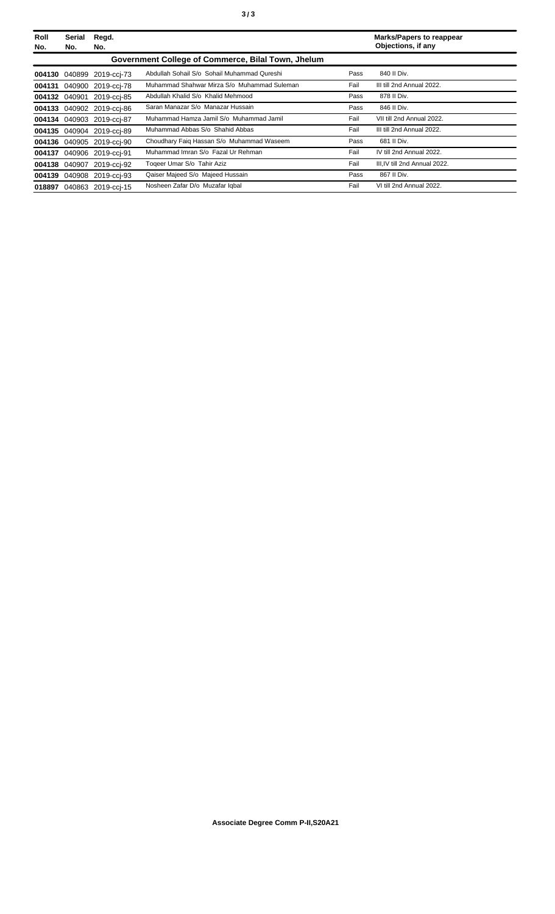| Roll No. | Serial No. | Regd. No. | | | Marks/Papers to reappear Objections, if any |
|---|---|---|---|---|---|
| | | | **Government College of Commerce, Bilal Town, Jhelum** | | |
| **004130** | 040899 | 2019-ccj-73 | Abdullah Sohail S/o Sohail Muhammad Qureshi | Pass | 840 II Div. |
| **004131** | 040900 | 2019-ccj-78 | Muhammad Shahwar Mirza S/o Muhammad Suleman | Fail | III till 2nd Annual 2022. |
| **004132** | 040901 | 2019-ccj-85 | Abdullah Khalid S/o Khalid Mehmood | Pass | 878 II Div. |
| **004133** | 040902 | 2019-ccj-86 | Saran Manazar S/o Manazar Hussain | Pass | 846 II Div. |
| **004134** | 040903 | 2019-ccj-87 | Muhammad Hamza Jamil S/o Muhammad Jamil | Fail | VII till 2nd Annual 2022. |
| **004135** | 040904 | 2019-ccj-89 | Muhammad Abbas S/o Shahid Abbas | Fail | III till 2nd Annual 2022. |
| **004136** | 040905 | 2019-ccj-90 | Choudhary Faiq Hassan S/o Muhammad Waseem | Pass | 681 II Div. |
| **004137** | 040906 | 2019-ccj-91 | Muhammad Imran S/o Fazal Ur Rehman | Fail | IV till 2nd Annual 2022. |
| **004138** | 040907 | 2019-ccj-92 | Toqeer Umar S/o Tahir Aziz | Fail | III,IV till 2nd Annual 2022. |
| **004139** | 040908 | 2019-ccj-93 | Qaiser Majeed S/o Majeed Hussain | Pass | 867 II Div. |
| **018897** | 040863 | 2019-ccj-15 | Nosheen Zafar D/o Muzafar Iqbal | Fail | VI till 2nd Annual 2022. |

**Associate Degree Comm P-II,S20A21**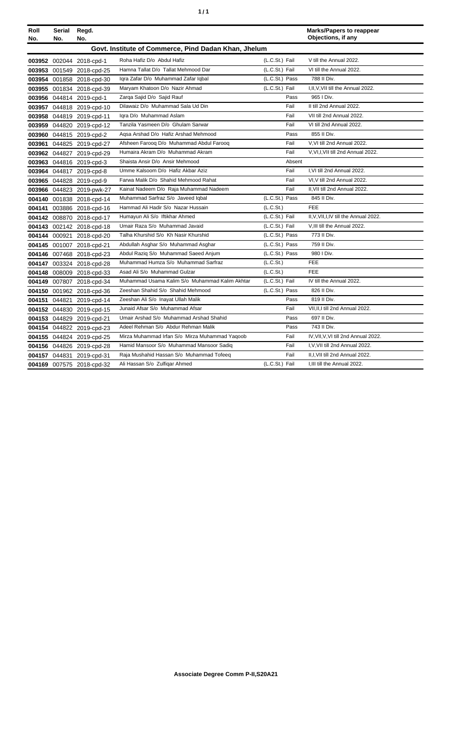| Roll No. | Serial No. | Regd. No. | | | Marks/Papers to reappear Objections, if any |
|---|---|---|---|---|---|
| **Govt. Institute of Commerce, Pind Dadan Khan, Jhelum** | | | | | |
| 003952 | 002044 | 2018-cpd-1 | Roha Hafiz D/o Abdul Hafiz | (L.C.St.) Fail | V till the Annual 2022. |
| 003953 | 001549 | 2018-cpd-25 | Hamna Tallat D/o Tallat Mehmood Dar | (L.C.St.) Fail | VI till the Annual 2022. |
| 003954 | 001858 | 2018-cpd-30 | Iqra Zafar D/o Muhammad Zafar Iqbal | (L.C.St.) Pass | 788 II Div. |
| 003955 | 001834 | 2018-cpd-39 | Maryam Khatoon D/o Nazir Ahmad | (L.C.St.) Fail | I,II,V,VII till the Annual 2022. |
| 003956 | 044814 | 2019-cpd-1 | Zarqa Sajid D/o Sajid Rauf | Pass | 965 I Div. |
| 003957 | 044818 | 2019-cpd-10 | Dilawaiz D/o Muhammad Sala Ud Din | Fail | II till 2nd Annual 2022. |
| 003958 | 044819 | 2019-cpd-11 | Iqra D/o Muhammad Aslam | Fail | VII till 2nd Annual 2022. |
| 003959 | 044820 | 2019-cpd-12 | Tanzila Yasmeen D/o Ghulam Sarwar | Fail | VI till 2nd Annual 2022. |
| 003960 | 044815 | 2019-cpd-2 | Aqsa Arshad D/o Hafiz Arshad Mehmood | Pass | 855 II Div. |
| 003961 | 044825 | 2019-cpd-27 | Afsheen Farooq D/o Muhammad Abdul Farooq | Fail | V,VI till 2nd Annual 2022. |
| 003962 | 044827 | 2019-cpd-29 | Humaira Akram D/o Muhammad Akram | Fail | V,VI,I,VII till 2nd Annual 2022. |
| 003963 | 044816 | 2019-cpd-3 | Shaista Ansir D/o Ansir Mehmood | Absent | |
| 003964 | 044817 | 2019-cpd-8 | Umme Kalsoom D/o Hafiz Akbar Aziz | Fail | I,VI till 2nd Annual 2022. |
| 003965 | 044828 | 2019-cpd-9 | Farwa Malik D/o Shahid Mehmood Rahat | Fail | VI,V till 2nd Annual 2022. |
| 003966 | 044823 | 2019-pwk-27 | Kainat Nadeem D/o Raja Muhammad Nadeem | Fail | II,VII till 2nd Annual 2022. |
| 004140 | 001838 | 2018-cpd-14 | Muhammad Sarfraz S/o Javeed Iqbal | (L.C.St.) Pass | 845 II Div. |
| 004141 | 003886 | 2018-cpd-16 | Hammad Ali Hadir S/o Nazar Hussain | (L.C.St.) | FEE |
| 004142 | 008870 | 2018-cpd-17 | Humayun Ali S/o Iftikhar Ahmed | (L.C.St.) Fail | II,V,VII,I,IV till the Annual 2022. |
| 004143 | 002142 | 2018-cpd-18 | Umair Raza S/o Muhammad Javaid | (L.C.St.) Fail | V,III till the Annual 2022. |
| 004144 | 000921 | 2018-cpd-20 | Talha Khurshid S/o Kh Nasir Khurshid | (L.C.St.) Pass | 773 II Div. |
| 004145 | 001007 | 2018-cpd-21 | Abdullah Asghar S/o Muhammad Asghar | (L.C.St.) Pass | 759 II Div. |
| 004146 | 007468 | 2018-cpd-23 | Abdul Raziq S/o Muhammad Saeed Anjum | (L.C.St.) Pass | 980 I Div. |
| 004147 | 003324 | 2018-cpd-28 | Muhammad Humza S/o Muhammad Sarfraz | (L.C.St.) | FEE |
| 004148 | 008009 | 2018-cpd-33 | Asad Ali S/o Muhammad Gulzar | (L.C.St.) | FEE |
| 004149 | 007807 | 2018-cpd-34 | Muhammad Usama Kalim S/o Muhammad Kalim Akhtar | (L.C.St.) Fail | IV till the Annual 2022. |
| 004150 | 001962 | 2018-cpd-36 | Zeeshan Shahid S/o Shahid Mehmood | (L.C.St.) Pass | 826 II Div. |
| 004151 | 044821 | 2019-cpd-14 | Zeeshan Ali S/o Inayat Ullah Malik | Pass | 819 II Div. |
| 004152 | 044830 | 2019-cpd-15 | Junaid Afsar S/o Muhammad Afsar | Fail | VII,II,I till 2nd Annual 2022. |
| 004153 | 044829 | 2019-cpd-21 | Umair Arshad S/o Muhammad Arshad Shahid | Pass | 697 II Div. |
| 004154 | 044822 | 2019-cpd-23 | Adeel Rehman S/o Abdur Rehman Malik | Pass | 743 II Div. |
| 004155 | 044824 | 2019-cpd-25 | Mirza Muhammad Irfan S/o Mirza Muhammad Yaqoob | Fail | IV,VII,V,VI till 2nd Annual 2022. |
| 004156 | 044826 | 2019-cpd-28 | Hamid Mansoor S/o Muhammad Mansoor Sadiq | Fail | I,V,VII till 2nd Annual 2022. |
| 004157 | 044831 | 2019-cpd-31 | Raja Mushahid Hassan S/o Muhammad Tofeeq | Fail | II,I,VII till 2nd Annual 2022. |
| 004169 | 007575 | 2018-cpd-32 | Ali Hassan S/o Zulfiqar Ahmed | (L.C.St.) Fail | I,III till the Annual 2022. |

**Associate Degree Comm P-II,S20A21**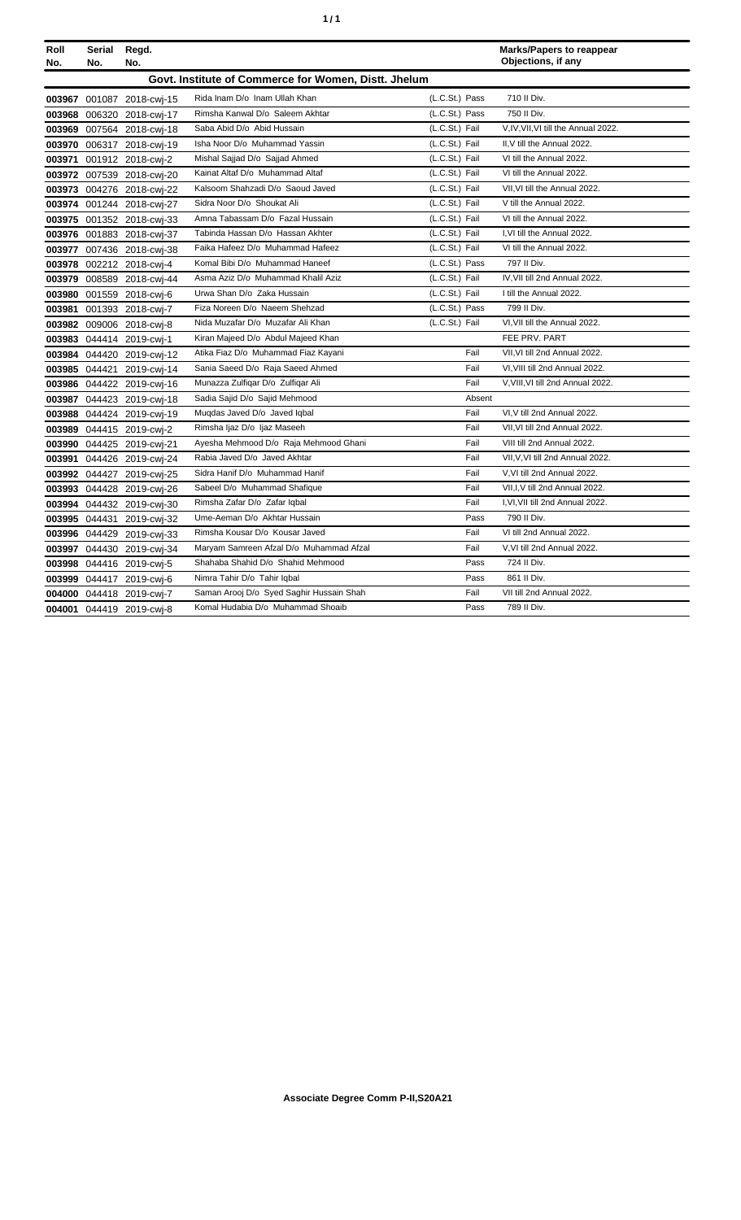| Roll No. | Serial No. | Regd. No. | | | Marks/Papers to reappear Objections, if any |
|---|---|---|---|---|---|
| | | | **Govt. Institute of Commerce for Women, Distt. Jhelum** | | |
| 003967 | 001087 | 2018-cwj-15 | Rida Inam D/o Inam Ullah Khan | (L.C.St.) Pass | 710 II Div. |
| 003968 | 006320 | 2018-cwj-17 | Rimsha Kanwal D/o Saleem Akhtar | (L.C.St.) Pass | 750 II Div. |
| 003969 | 007564 | 2018-cwj-18 | Saba Abid D/o Abid Hussain | (L.C.St.) Fail | V,IV,VII,VI till the Annual 2022. |
| 003970 | 006317 | 2018-cwj-19 | Isha Noor D/o Muhammad Yassin | (L.C.St.) Fail | II,V till the Annual 2022. |
| 003971 | 001912 | 2018-cwj-2 | Mishal Sajjad D/o Sajjad Ahmed | (L.C.St.) Fail | VI till the Annual 2022. |
| 003972 | 007539 | 2018-cwj-20 | Kainat Altaf D/o Muhammad Altaf | (L.C.St.) Fail | VI till the Annual 2022. |
| 003973 | 004276 | 2018-cwj-22 | Kalsoom Shahzadi D/o Saoud Javed | (L.C.St.) Fail | VII,VI till the Annual 2022. |
| 003974 | 001244 | 2018-cwj-27 | Sidra Noor D/o Shoukat Ali | (L.C.St.) Fail | V till the Annual 2022. |
| 003975 | 001352 | 2018-cwj-33 | Amna Tabassam D/o Fazal Hussain | (L.C.St.) Fail | VI till the Annual 2022. |
| 003976 | 001883 | 2018-cwj-37 | Tabinda Hassan D/o Hassan Akhter | (L.C.St.) Fail | I,VI till the Annual 2022. |
| 003977 | 007436 | 2018-cwj-38 | Faika Hafeez D/o Muhammad Hafeez | (L.C.St.) Fail | VI till the Annual 2022. |
| 003978 | 002212 | 2018-cwj-4 | Komal Bibi D/o Muhammad Haneef | (L.C.St.) Pass | 797 II Div. |
| 003979 | 008589 | 2018-cwj-44 | Asma Aziz D/o Muhammad Khalil Aziz | (L.C.St.) Fail | IV,VII till 2nd Annual 2022. |
| 003980 | 001559 | 2018-cwj-6 | Urwa Shan D/o Zaka Hussain | (L.C.St.) Fail | I till the Annual 2022. |
| 003981 | 001393 | 2018-cwj-7 | Fiza Noreen D/o Naeem Shehzad | (L.C.St.) Pass | 799 II Div. |
| 003982 | 009006 | 2018-cwj-8 | Nida Muzafar D/o Muzafar Ali Khan | (L.C.St.) Fail | VI,VII till the Annual 2022. |
| 003983 | 044414 | 2019-cwj-1 | Kiran Majeed D/o Abdul Majeed Khan | | FEE PRV. PART |
| 003984 | 044420 | 2019-cwj-12 | Atika Fiaz D/o Muhammad Fiaz Kayani | Fail | VII,VI till 2nd Annual 2022. |
| 003985 | 044421 | 2019-cwj-14 | Sania Saeed D/o Raja Saeed Ahmed | Fail | VI,VIII till 2nd Annual 2022. |
| 003986 | 044422 | 2019-cwj-16 | Munazza Zulfiqar D/o Zulfiqar Ali | Fail | V,VIII,VI till 2nd Annual 2022. |
| 003987 | 044423 | 2019-cwj-18 | Sadia Sajid D/o Sajid Mehmood | Absent | |
| 003988 | 044424 | 2019-cwj-19 | Muqdas Javed D/o Javed Iqbal | Fail | VI,V till 2nd Annual 2022. |
| 003989 | 044415 | 2019-cwj-2 | Rimsha Ijaz D/o Ijaz Maseeh | Fail | VII,VI till 2nd Annual 2022. |
| 003990 | 044425 | 2019-cwj-21 | Ayesha Mehmood D/o Raja Mehmood Ghani | Fail | VIII till 2nd Annual 2022. |
| 003991 | 044426 | 2019-cwj-24 | Rabia Javed D/o Javed Akhtar | Fail | VII,V,VI till 2nd Annual 2022. |
| 003992 | 044427 | 2019-cwj-25 | Sidra Hanif D/o Muhammad Hanif | Fail | V,VI till 2nd Annual 2022. |
| 003993 | 044428 | 2019-cwj-26 | Sabeel D/o Muhammad Shafique | Fail | VII,I,V till 2nd Annual 2022. |
| 003994 | 044432 | 2019-cwj-30 | Rimsha Zafar D/o Zafar Iqbal | Fail | I,VI,VII till 2nd Annual 2022. |
| 003995 | 044431 | 2019-cwj-32 | Ume-Aeman D/o Akhtar Hussain | Pass | 790 II Div. |
| 003996 | 044429 | 2019-cwj-33 | Rimsha Kousar D/o Kousar Javed | Fail | VI till 2nd Annual 2022. |
| 003997 | 044430 | 2019-cwj-34 | Maryam Samreen Afzal D/o Muhammad Afzal | Fail | V,VI till 2nd Annual 2022. |
| 003998 | 044416 | 2019-cwj-5 | Shahaba Shahid D/o Shahid Mehmood | Pass | 724 II Div. |
| 003999 | 044417 | 2019-cwj-6 | Nimra Tahir D/o Tahir Iqbal | Pass | 861 II Div. |
| 004000 | 044418 | 2019-cwj-7 | Saman Arooj D/o Syed Saghir Hussain Shah | Fail | VII till 2nd Annual 2022. |
| 004001 | 044419 | 2019-cwj-8 | Komal Hudabia D/o Muhammad Shoaib | Pass | 789 II Div. |

**Associate Degree Comm P-II,S20A21**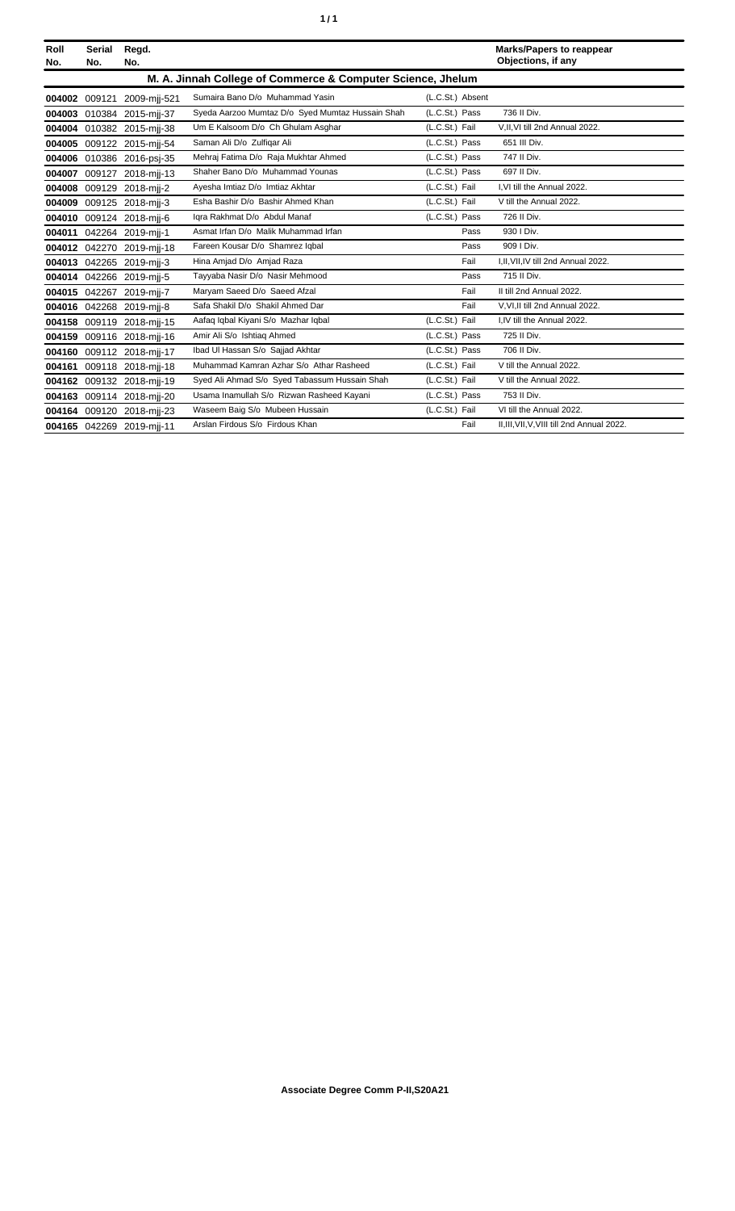| Roll No. | Serial No. | Regd. No. | | | Marks/Papers to reappear Objections, if any |
|---|---|---|---|---|---|
| **M. A. Jinnah College of Commerce & Computer Science, Jhelum** | | | | | |
| **004002** | 009121 | 2009-mjj-521 | Sumaira Bano D/o Muhammad Yasin | (L.C.St.) Absent | |
| **004003** | 010384 | 2015-mjj-37 | Syeda Aarzoo Mumtaz D/o Syed Mumtaz Hussain Shah | (L.C.St.) Pass | 736 II Div. |
| **004004** | 010382 | 2015-mjj-38 | Um E Kalsoom D/o Ch Ghulam Asghar | (L.C.St.) Fail | V,II,VI till 2nd Annual 2022. |
| **004005** | 009122 | 2015-mjj-54 | Saman Ali D/o Zulfiqar Ali | (L.C.St.) Pass | 651 III Div. |
| **004006** | 010386 | 2016-psj-35 | Mehraj Fatima D/o Raja Mukhtar Ahmed | (L.C.St.) Pass | 747 II Div. |
| **004007** | 009127 | 2018-mjj-13 | Shaher Bano D/o Muhammad Younas | (L.C.St.) Pass | 697 II Div. |
| **004008** | 009129 | 2018-mjj-2 | Ayesha Imtiaz D/o Imtiaz Akhtar | (L.C.St.) Fail | I,VI till the Annual 2022. |
| **004009** | 009125 | 2018-mjj-3 | Esha Bashir D/o Bashir Ahmed Khan | (L.C.St.) Fail | V till the Annual 2022. |
| **004010** | 009124 | 2018-mjj-6 | Iqra Rakhmat D/o Abdul Manaf | (L.C.St.) Pass | 726 II Div. |
| **004011** | 042264 | 2019-mjj-1 | Asmat Irfan D/o Malik Muhammad Irfan | Pass | 930 I Div. |
| **004012** | 042270 | 2019-mjj-18 | Fareen Kousar D/o Shamrez Iqbal | Pass | 909 I Div. |
| **004013** | 042265 | 2019-mjj-3 | Hina Amjad D/o Amjad Raza | Fail | I,II,VII,IV till 2nd Annual 2022. |
| **004014** | 042266 | 2019-mjj-5 | Tayyaba Nasir D/o Nasir Mehmood | Pass | 715 II Div. |
| **004015** | 042267 | 2019-mjj-7 | Maryam Saeed D/o Saeed Afzal | Fail | II till 2nd Annual 2022. |
| **004016** | 042268 | 2019-mjj-8 | Safa Shakil D/o Shakil Ahmed Dar | Fail | V,VI,II till 2nd Annual 2022. |
| **004158** | 009119 | 2018-mjj-15 | Aafaq Iqbal Kiyani S/o Mazhar Iqbal | (L.C.St.) Fail | I,IV till the Annual 2022. |
| **004159** | 009116 | 2018-mjj-16 | Amir Ali S/o Ishtiaq Ahmed | (L.C.St.) Pass | 725 II Div. |
| **004160** | 009112 | 2018-mjj-17 | Ibad Ul Hassan S/o Sajjad Akhtar | (L.C.St.) Pass | 706 II Div. |
| **004161** | 009118 | 2018-mjj-18 | Muhammad Kamran Azhar S/o Athar Rasheed | (L.C.St.) Fail | V till the Annual 2022. |
| **004162** | 009132 | 2018-mjj-19 | Syed Ali Ahmad S/o Syed Tabassum Hussain Shah | (L.C.St.) Fail | V till the Annual 2022. |
| **004163** | 009114 | 2018-mjj-20 | Usama Inamullah S/o Rizwan Rasheed Kayani | (L.C.St.) Pass | 753 II Div. |
| **004164** | 009120 | 2018-mjj-23 | Waseem Baig S/o Mubeen Hussain | (L.C.St.) Fail | VI till the Annual 2022. |
| **004165** | 042269 | 2019-mjj-11 | Arslan Firdous S/o Firdous Khan | Fail | II,III,VII,V,VIII till 2nd Annual 2022. |

**Associate Degree Comm P-II,S20A21**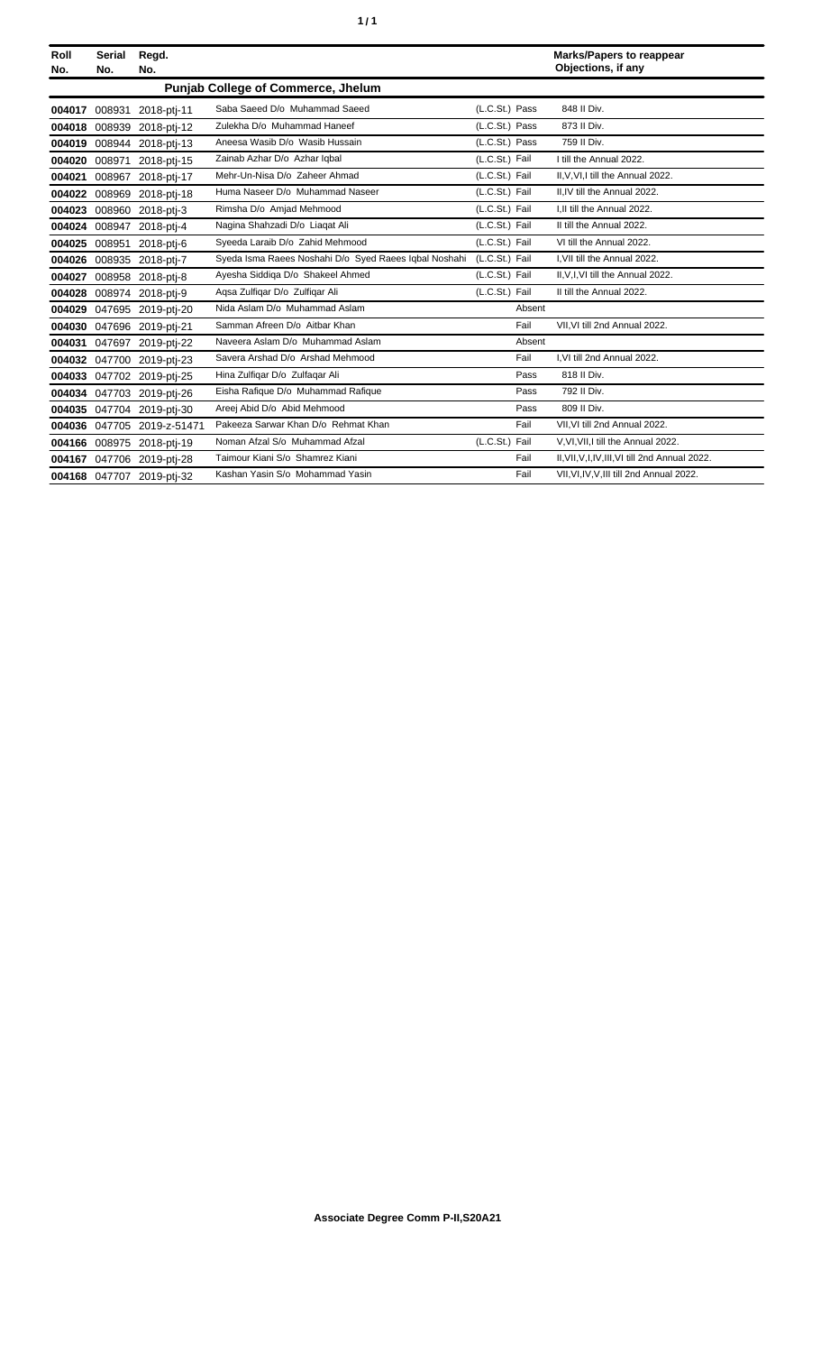| Roll No. | Serial No. | Regd. No. | | | Marks/Papers to reappear Objections, if any |
|---|---|---|---|---|---|
| | | | **Punjab College of Commerce, Jhelum** | | |
| **004017** | 008931 | 2018-ptj-11 | Saba Saeed D/o Muhammad Saeed | (L.C.St.) Pass | 848 II Div. |
| **004018** | 008939 | 2018-ptj-12 | Zulekha D/o Muhammad Haneef | (L.C.St.) Pass | 873 II Div. |
| **004019** | 008944 | 2018-ptj-13 | Aneesa Wasib D/o Wasib Hussain | (L.C.St.) Pass | 759 II Div. |
| **004020** | 008971 | 2018-ptj-15 | Zainab Azhar D/o Azhar Iqbal | (L.C.St.) Fail | I till the Annual 2022. |
| **004021** | 008967 | 2018-ptj-17 | Mehr-Un-Nisa D/o Zaheer Ahmad | (L.C.St.) Fail | II,V,VI,I till the Annual 2022. |
| **004022** | 008969 | 2018-ptj-18 | Huma Naseer D/o Muhammad Naseer | (L.C.St.) Fail | II,IV till the Annual 2022. |
| **004023** | 008960 | 2018-ptj-3 | Rimsha D/o Amjad Mehmood | (L.C.St.) Fail | I,II till the Annual 2022. |
| **004024** | 008947 | 2018-ptj-4 | Nagina Shahzadi D/o Liaqat Ali | (L.C.St.) Fail | II till the Annual 2022. |
| **004025** | 008951 | 2018-ptj-6 | Syeeda Laraib D/o Zahid Mehmood | (L.C.St.) Fail | VI till the Annual 2022. |
| **004026** | 008935 | 2018-ptj-7 | Syeda Isma Raees Noshahi D/o Syed Raees Iqbal Noshahi | (L.C.St.) Fail | I,VII till the Annual 2022. |
| **004027** | 008958 | 2018-ptj-8 | Ayesha Siddiqa D/o Shakeel Ahmed | (L.C.St.) Fail | II,V,I,VI till the Annual 2022. |
| **004028** | 008974 | 2018-ptj-9 | Aqsa Zulfiqar D/o Zulfiqar Ali | (L.C.St.) Fail | II till the Annual 2022. |
| **004029** | 047695 | 2019-ptj-20 | Nida Aslam D/o Muhammad Aslam | Absent | |
| **004030** | 047696 | 2019-ptj-21 | Samman Afreen D/o Aitbar Khan | Fail | VII,VI till 2nd Annual 2022. |
| **004031** | 047697 | 2019-ptj-22 | Naveera Aslam D/o Muhammad Aslam | Absent | |
| **004032** | 047700 | 2019-ptj-23 | Savera Arshad D/o Arshad Mehmood | Fail | I,VI till 2nd Annual 2022. |
| **004033** | 047702 | 2019-ptj-25 | Hina Zulfiqar D/o Zulfaqar Ali | Pass | 818 II Div. |
| **004034** | 047703 | 2019-ptj-26 | Eisha Rafique D/o Muhammad Rafique | Pass | 792 II Div. |
| **004035** | 047704 | 2019-ptj-30 | Areej Abid D/o Abid Mehmood | Pass | 809 II Div. |
| **004036** | 047705 | 2019-z-51471 | Pakeeza Sarwar Khan D/o Rehmat Khan | Fail | VII,VI till 2nd Annual 2022. |
| **004166** | 008975 | 2018-ptj-19 | Noman Afzal S/o Muhammad Afzal | (L.C.St.) Fail | V,VI,VII,I till the Annual 2022. |
| **004167** | 047706 | 2019-ptj-28 | Taimour Kiani S/o Shamrez Kiani | Fail | II,VII,V,I,IV,III,VI till 2nd Annual 2022. |
| **004168** | 047707 | 2019-ptj-32 | Kashan Yasin S/o Mohammad Yasin | Fail | VII,VI,IV,V,III till 2nd Annual 2022. |

**Associate Degree Comm P-II,S20A21**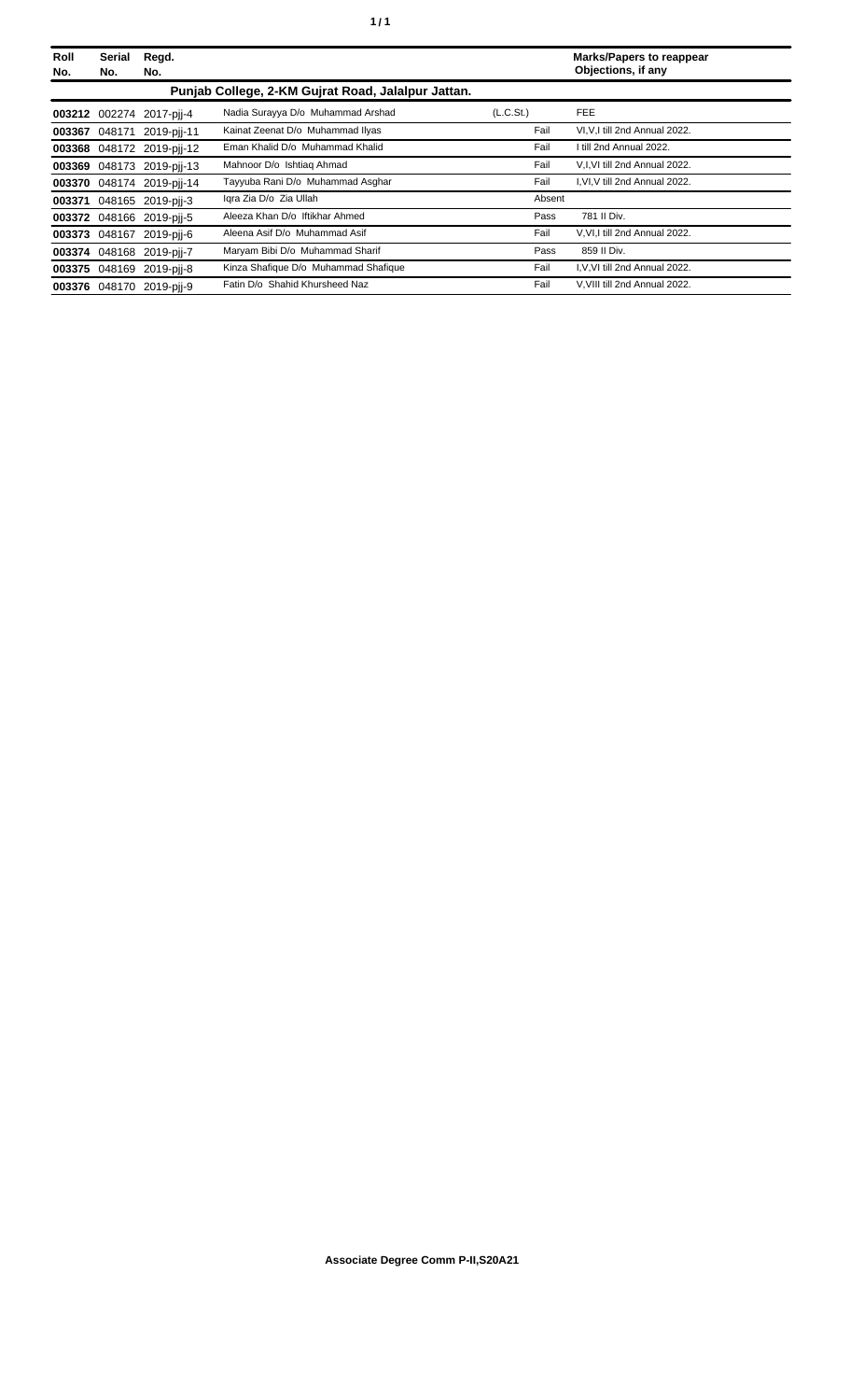| Roll No. | Serial No. | Regd. No. | | | Marks/Papers to reappear Objections, if any |
|---|---|---|---|---|---|
| | | | **Punjab College, 2-KM Gujrat Road, Jalalpur Jattan.** | | |
| **003212** | 002274 | 2017-pjj-4 | Nadia Surayya D/o Muhammad Arshad | (L.C.St.) | FEE |
| **003367** | 048171 | 2019-pjj-11 | Kainat Zeenat D/o Muhammad Ilyas | Fail | VI,V,I till 2nd Annual 2022. |
| **003368** | 048172 | 2019-pjj-12 | Eman Khalid D/o Muhammad Khalid | Fail | I till 2nd Annual 2022. |
| **003369** | 048173 | 2019-pjj-13 | Mahnoor D/o Ishtiaq Ahmad | Fail | V,I,VI till 2nd Annual 2022. |
| **003370** | 048174 | 2019-pjj-14 | Tayyuba Rani D/o Muhammad Asghar | Fail | I,VI,V till 2nd Annual 2022. |
| **003371** | 048165 | 2019-pjj-3 | Iqra Zia D/o Zia Ullah | Absent | |
| **003372** | 048166 | 2019-pjj-5 | Aleeza Khan D/o Iftikhar Ahmed | Pass | 781 II Div. |
| **003373** | 048167 | 2019-pjj-6 | Aleena Asif D/o Muhammad Asif | Fail | V,VI,I till 2nd Annual 2022. |
| **003374** | 048168 | 2019-pjj-7 | Maryam Bibi D/o Muhammad Sharif | Pass | 859 II Div. |
| **003375** | 048169 | 2019-pjj-8 | Kinza Shafique D/o Muhammad Shafique | Fail | I,V,VI till 2nd Annual 2022. |
| **003376** | 048170 | 2019-pjj-9 | Fatin D/o Shahid Khursheed Naz | Fail | V,VIII till 2nd Annual 2022. |

**Associate Degree Comm P-II,S20A21**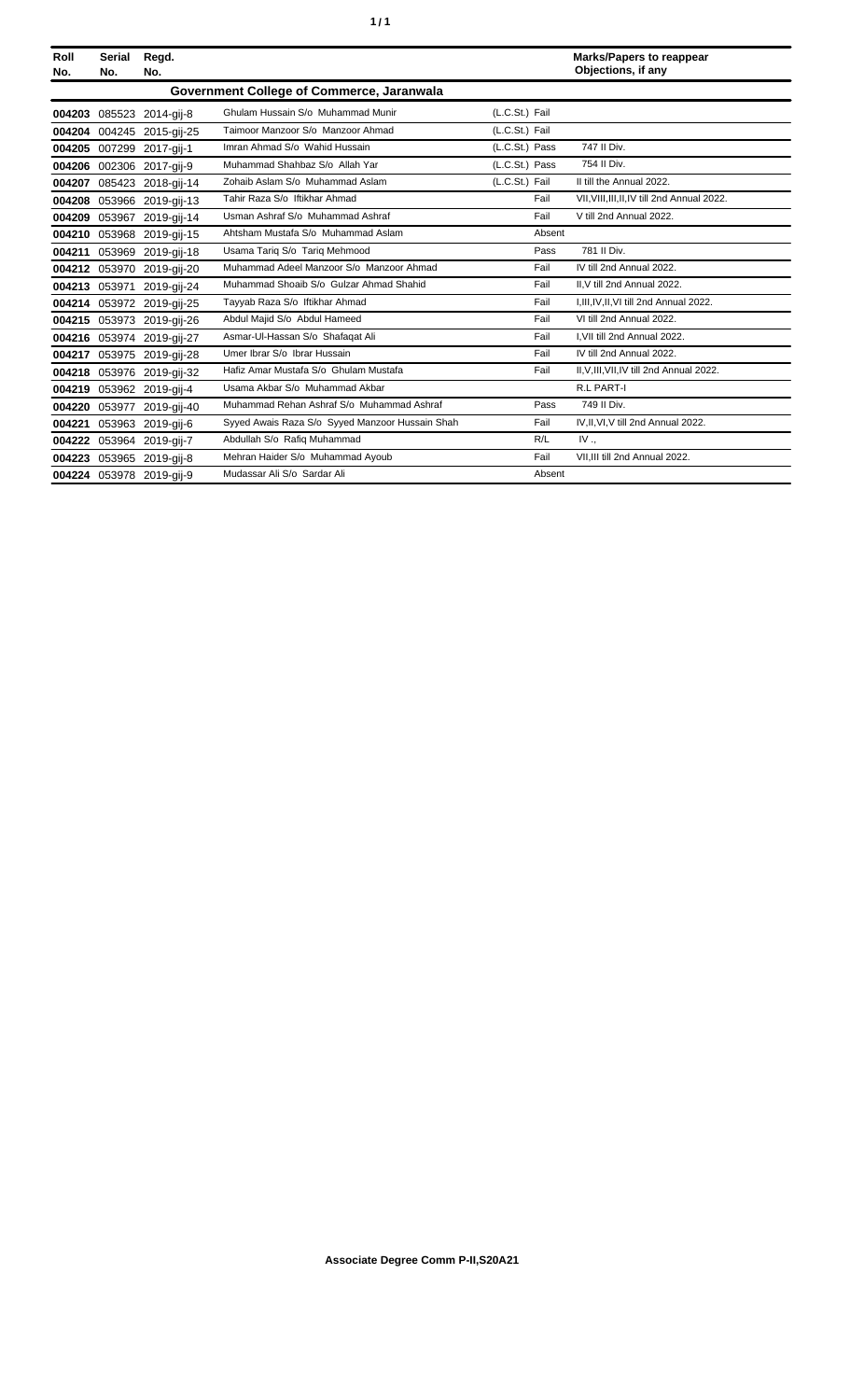| Roll No. | Serial No. | Regd. No. | | | Marks/Papers to reappear Objections, if any |
|---|---|---|---|---|---|
| **Government College of Commerce, Jaranwala** | | | | | |
| **004203** | 085523 | 2014-gij-8 | Ghulam Hussain S/o Muhammad Munir | (L.C.St.) Fail | |
| **004204** | 004245 | 2015-gij-25 | Taimoor Manzoor S/o Manzoor Ahmad | (L.C.St.) Fail | |
| **004205** | 007299 | 2017-gij-1 | Imran Ahmad S/o Wahid Hussain | (L.C.St.) Pass | 747 II Div. |
| **004206** | 002306 | 2017-gij-9 | Muhammad Shahbaz S/o Allah Yar | (L.C.St.) Pass | 754 II Div. |
| **004207** | 085423 | 2018-gij-14 | Zohaib Aslam S/o Muhammad Aslam | (L.C.St.) Fail | II till the Annual 2022. |
| **004208** | 053966 | 2019-gij-13 | Tahir Raza S/o Iftikhar Ahmad | Fail | VII,VIII,III,II,IV till 2nd Annual 2022. |
| **004209** | 053967 | 2019-gij-14 | Usman Ashraf S/o Muhammad Ashraf | Fail | V till 2nd Annual 2022. |
| **004210** | 053968 | 2019-gij-15 | Ahtsham Mustafa S/o Muhammad Aslam | Absent | |
| **004211** | 053969 | 2019-gij-18 | Usama Tariq S/o Tariq Mehmood | Pass | 781 II Div. |
| **004212** | 053970 | 2019-gij-20 | Muhammad Adeel Manzoor S/o Manzoor Ahmad | Fail | IV till 2nd Annual 2022. |
| **004213** | 053971 | 2019-gij-24 | Muhammad Shoaib S/o Gulzar Ahmad Shahid | Fail | II,V till 2nd Annual 2022. |
| **004214** | 053972 | 2019-gij-25 | Tayyab Raza S/o Iftikhar Ahmad | Fail | I,III,IV,II,VI till 2nd Annual 2022. |
| **004215** | 053973 | 2019-gij-26 | Abdul Majid S/o Abdul Hameed | Fail | VI till 2nd Annual 2022. |
| **004216** | 053974 | 2019-gij-27 | Asmar-Ul-Hassan S/o Shafaqat Ali | Fail | I,VII till 2nd Annual 2022. |
| **004217** | 053975 | 2019-gij-28 | Umer Ibrar S/o Ibrar Hussain | Fail | IV till 2nd Annual 2022. |
| **004218** | 053976 | 2019-gij-32 | Hafiz Amar Mustafa S/o Ghulam Mustafa | Fail | II,V,III,VII,IV till 2nd Annual 2022. |
| **004219** | 053962 | 2019-gij-4 | Usama Akbar S/o Muhammad Akbar | | R.L PART-I |
| **004220** | 053977 | 2019-gij-40 | Muhammad Rehan Ashraf S/o Muhammad Ashraf | Pass | 749 II Div. |
| **004221** | 053963 | 2019-gij-6 | Syyed Awais Raza S/o Syyed Manzoor Hussain Shah | Fail | IV,II,VI,V till 2nd Annual 2022. |
| **004222** | 053964 | 2019-gij-7 | Abdullah S/o Rafiq Muhammad | R/L | IV ., |
| **004223** | 053965 | 2019-gij-8 | Mehran Haider S/o Muhammad Ayoub | Fail | VII,III till 2nd Annual 2022. |
| **004224** | 053978 | 2019-gij-9 | Mudassar Ali S/o Sardar Ali | Absent | |

**Associate Degree Comm P-II,S20A21**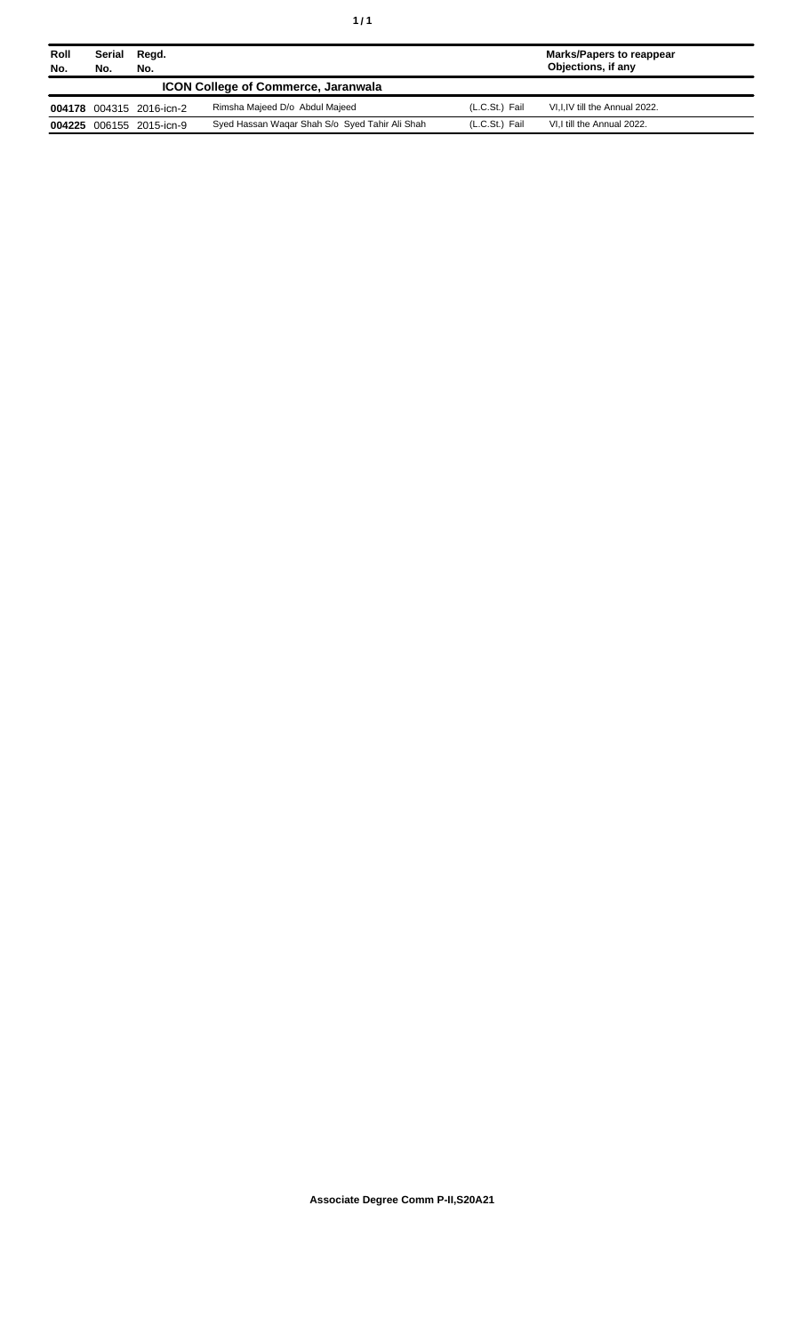| Roll No. | Serial No. | Regd. No. | | | Marks/Papers to reappear Objections, if any |
|---|---|---|---|---|---|
| **ICON College of Commerce, Jaranwala** | | | | | |
| **004178** | 004315 | 2016-icn-2 | Rimsha Majeed D/o Abdul Majeed | (L.C.St.) Fail | VI,I,IV till the Annual 2022. |
| **004225** | 006155 | 2015-icn-9 | Syed Hassan Waqar Shah S/o Syed Tahir Ali Shah | (L.C.St.) Fail | VI,I till the Annual 2022. |

**Associate Degree Comm P-II,S20A21**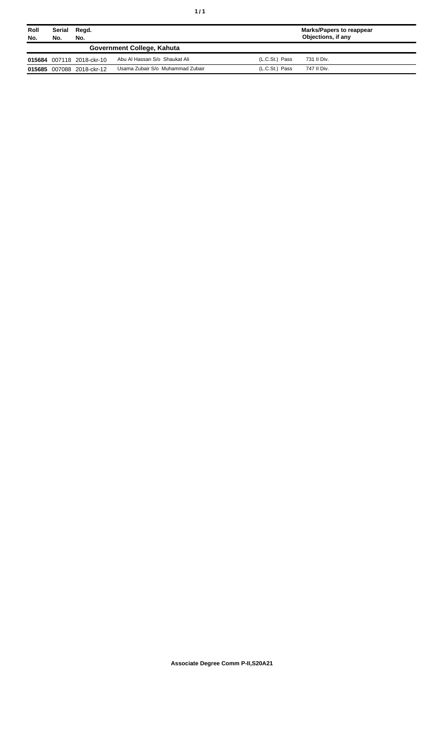| Roll No. | Serial No. | Regd. No. | | | Marks/Papers to reappear Objections, if any |
|---|---|---|---|---|---|
| **Government College, Kahuta** | | | | | |
| **015684** | 007118 | 2018-ckr-10 | Abu Al Hassan S/o Shaukat Ali | (L.C.St.) Pass | 731 II Div. |
| **015685** | 007088 | 2018-ckr-12 | Usama Zubair S/o Muhammad Zubair | (L.C.St.) Pass | 747 II Div. |

**Associate Degree Comm P-II,S20A21**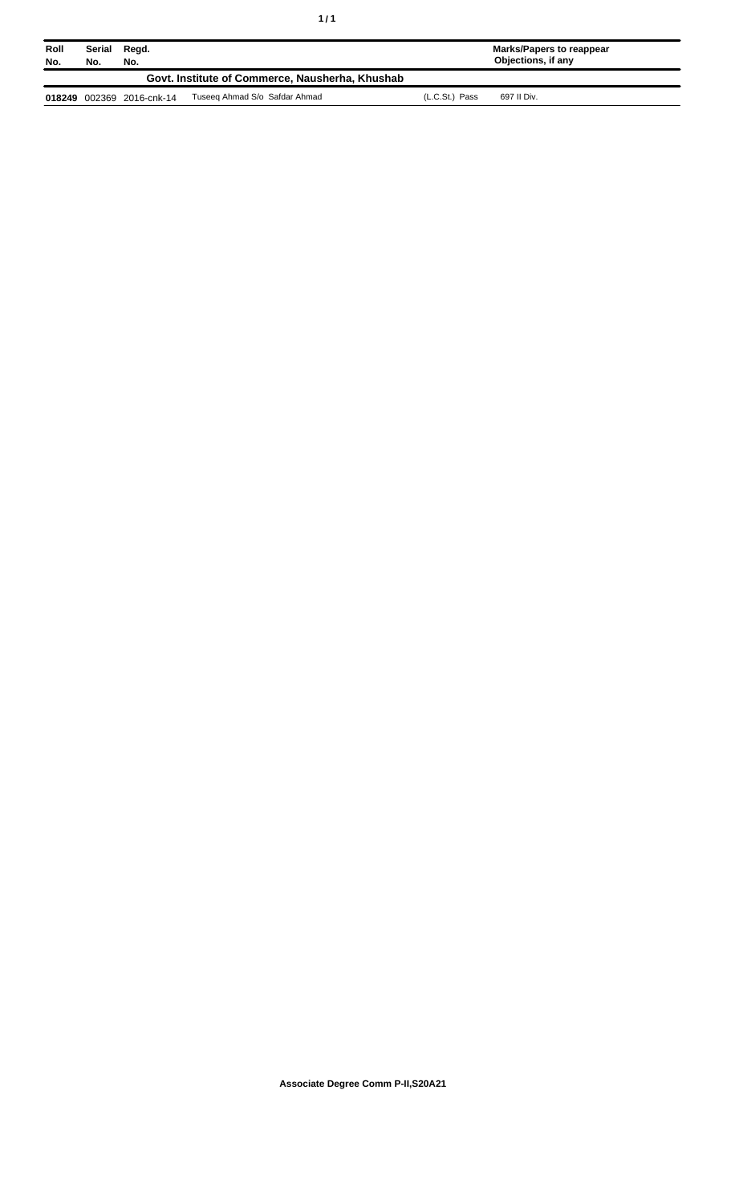| Roll No. | Serial No. | Regd. No. | | | Marks/Papers to reappear Objections, if any |
|---|---|---|---|---|---|
| **Govt. Institute of Commerce, Nausherha, Khushab** | | | | | |
| **018249** | 002369 | 2016-cnk-14 | Tuseeq Ahmad S/o Safdar Ahmad | (L.C.St.) Pass | 697 II Div. |

**Associate Degree Comm P-II,S20A21**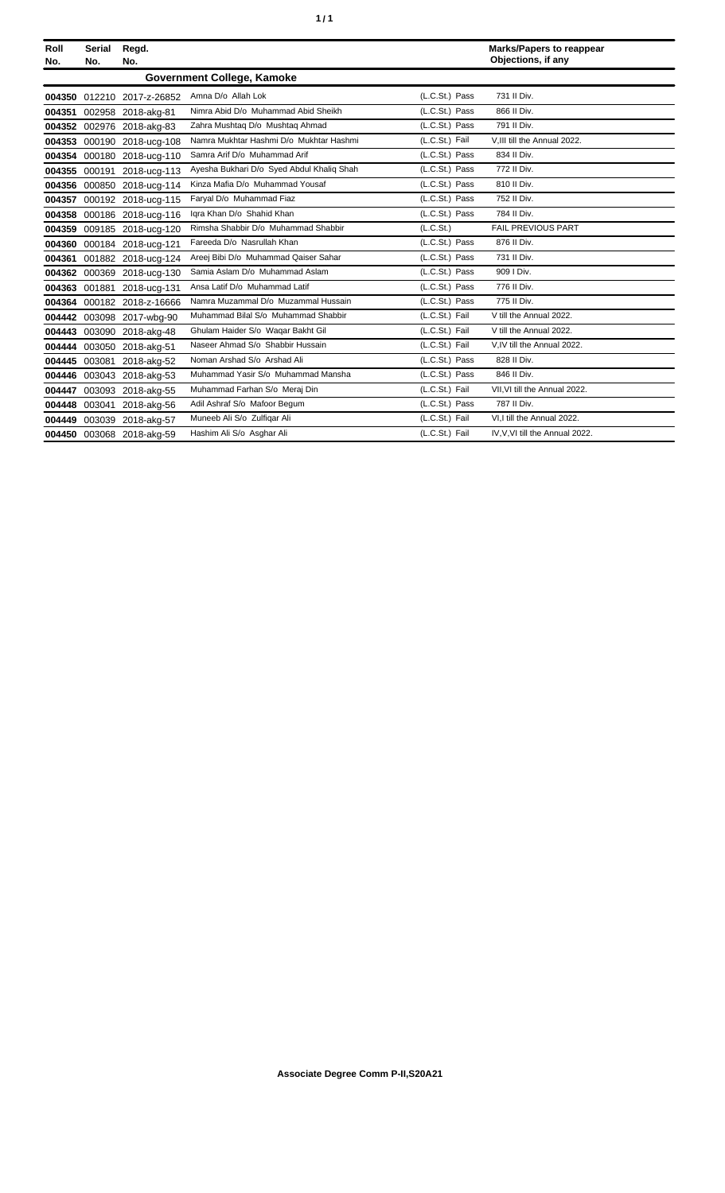| Roll No. | Serial No. | Regd. No. | | | Marks/Papers to reappear Objections, if any |
|---|---|---|---|---|---|
| **Government College, Kamoke** | | | | | |
| **004350** | 012210 | 2017-z-26852 | Amna D/o Allah Lok | (L.C.St.) Pass | 731 II Div. |
| **004351** | 002958 | 2018-akg-81 | Nimra Abid D/o Muhammad Abid Sheikh | (L.C.St.) Pass | 866 II Div. |
| **004352** | 002976 | 2018-akg-83 | Zahra Mushtaq D/o Mushtaq Ahmad | (L.C.St.) Pass | 791 II Div. |
| **004353** | 000190 | 2018-ucg-108 | Namra Mukhtar Hashmi D/o Mukhtar Hashmi | (L.C.St.) Fail | V,III till the Annual 2022. |
| **004354** | 000180 | 2018-ucg-110 | Samra Arif D/o Muhammad Arif | (L.C.St.) Pass | 834 II Div. |
| **004355** | 000191 | 2018-ucg-113 | Ayesha Bukhari D/o Syed Abdul Khaliq Shah | (L.C.St.) Pass | 772 II Div. |
| **004356** | 000850 | 2018-ucg-114 | Kinza Mafia D/o Muhammad Yousaf | (L.C.St.) Pass | 810 II Div. |
| **004357** | 000192 | 2018-ucg-115 | Faryal D/o Muhammad Fiaz | (L.C.St.) Pass | 752 II Div. |
| **004358** | 000186 | 2018-ucg-116 | Iqra Khan D/o Shahid Khan | (L.C.St.) Pass | 784 II Div. |
| **004359** | 009185 | 2018-ucg-120 | Rimsha Shabbir D/o Muhammad Shabbir | (L.C.St.) | FAIL PREVIOUS PART |
| **004360** | 000184 | 2018-ucg-121 | Fareeda D/o Nasrullah Khan | (L.C.St.) Pass | 876 II Div. |
| **004361** | 001882 | 2018-ucg-124 | Areej Bibi D/o Muhammad Qaiser Sahar | (L.C.St.) Pass | 731 II Div. |
| **004362** | 000369 | 2018-ucg-130 | Samia Aslam D/o Muhammad Aslam | (L.C.St.) Pass | 909 I Div. |
| **004363** | 001881 | 2018-ucg-131 | Ansa Latif D/o Muhammad Latif | (L.C.St.) Pass | 776 II Div. |
| **004364** | 000182 | 2018-z-16666 | Namra Muzammal D/o Muzammal Hussain | (L.C.St.) Pass | 775 II Div. |
| **004442** | 003098 | 2017-wbg-90 | Muhammad Bilal S/o Muhammad Shabbir | (L.C.St.) Fail | V till the Annual 2022. |
| **004443** | 003090 | 2018-akg-48 | Ghulam Haider S/o Waqar Bakht Gil | (L.C.St.) Fail | V till the Annual 2022. |
| **004444** | 003050 | 2018-akg-51 | Naseer Ahmad S/o Shabbir Hussain | (L.C.St.) Fail | V,IV till the Annual 2022. |
| **004445** | 003081 | 2018-akg-52 | Noman Arshad S/o Arshad Ali | (L.C.St.) Pass | 828 II Div. |
| **004446** | 003043 | 2018-akg-53 | Muhammad Yasir S/o Muhammad Mansha | (L.C.St.) Pass | 846 II Div. |
| **004447** | 003093 | 2018-akg-55 | Muhammad Farhan S/o Meraj Din | (L.C.St.) Fail | VII,VI till the Annual 2022. |
| **004448** | 003041 | 2018-akg-56 | Adil Ashraf S/o Mafoor Begum | (L.C.St.) Pass | 787 II Div. |
| **004449** | 003039 | 2018-akg-57 | Muneeb Ali S/o Zulfiqar Ali | (L.C.St.) Fail | VI,I till the Annual 2022. |
| **004450** | 003068 | 2018-akg-59 | Hashim Ali S/o Asghar Ali | (L.C.St.) Fail | IV,V,VI till the Annual 2022. |

**Associate Degree Comm P-II,S20A21**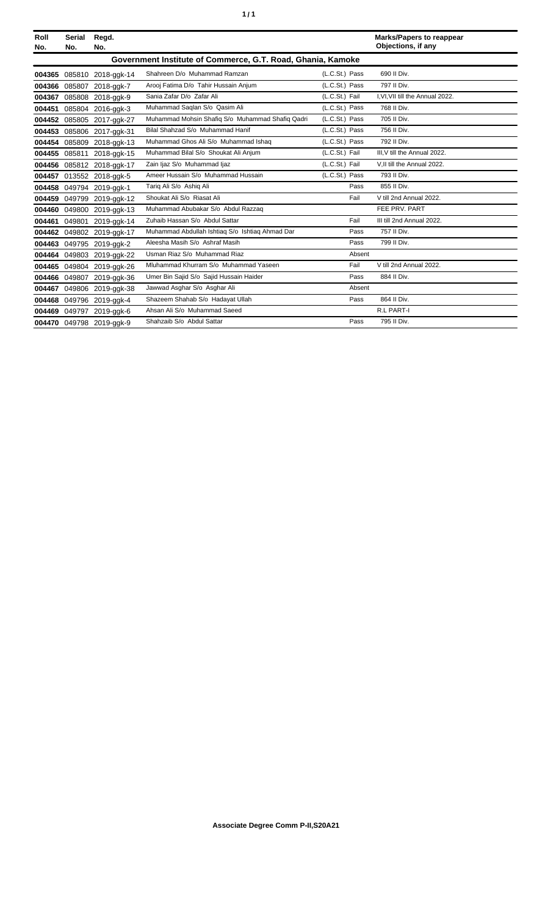| Roll No. | Serial No. | Regd. No. | | | Marks/Papers to reappear Objections, if any |
|---|---|---|---|---|---|
| **Government Institute of Commerce, G.T. Road, Ghania, Kamoke** | | | | | |
| **004365** | 085810 | 2018-ggk-14 | Shahreen D/o Muhammad Ramzan | (L.C.St.) Pass | 690 II Div. |
| **004366** | 085807 | 2018-ggk-7 | Arooj Fatima D/o Tahir Hussain Anjum | (L.C.St.) Pass | 797 II Div. |
| **004367** | 085808 | 2018-ggk-9 | Sania Zafar D/o Zafar Ali | (L.C.St.) Fail | I,VI,VII till the Annual 2022. |
| **004451** | 085804 | 2016-ggk-3 | Muhammad Saqlan S/o Qasim Ali | (L.C.St.) Pass | 768 II Div. |
| **004452** | 085805 | 2017-ggk-27 | Muhammad Mohsin Shafiq S/o Muhammad Shafiq Qadri | (L.C.St.) Pass | 705 II Div. |
| **004453** | 085806 | 2017-ggk-31 | Bilal Shahzad S/o Muhammad Hanif | (L.C.St.) Pass | 756 II Div. |
| **004454** | 085809 | 2018-ggk-13 | Muhammad Ghos Ali S/o Muhammad Ishaq | (L.C.St.) Pass | 792 II Div. |
| **004455** | 085811 | 2018-ggk-15 | Muhammad Bilal S/o Shoukat Ali Anjum | (L.C.St.) Fail | III,V till the Annual 2022. |
| **004456** | 085812 | 2018-ggk-17 | Zain Ijaz S/o Muhammad Ijaz | (L.C.St.) Fail | V,II till the Annual 2022. |
| **004457** | 013552 | 2018-ggk-5 | Ameer Hussain S/o Muhammad Hussain | (L.C.St.) Pass | 793 II Div. |
| **004458** | 049794 | 2019-ggk-1 | Tariq Ali S/o Ashiq Ali | Pass | 855 II Div. |
| **004459** | 049799 | 2019-ggk-12 | Shoukat Ali S/o Riasat Ali | Fail | V till 2nd Annual 2022. |
| **004460** | 049800 | 2019-ggk-13 | Muhammad Abubakar S/o Abdul Razzaq | | FEE PRV. PART |
| **004461** | 049801 | 2019-ggk-14 | Zuhaib Hassan S/o Abdul Sattar | Fail | III till 2nd Annual 2022. |
| **004462** | 049802 | 2019-ggk-17 | Muhammad Abdullah Ishtiaq S/o Ishtiaq Ahmad Dar | Pass | 757 II Div. |
| **004463** | 049795 | 2019-ggk-2 | Aleesha Masih S/o Ashraf Masih | Pass | 799 II Div. |
| **004464** | 049803 | 2019-ggk-22 | Usman Riaz S/o Muhammad Riaz | Absent | |
| **004465** | 049804 | 2019-ggk-26 | Mluhammad Khurram S/o Muhammad Yaseen | Fail | V till 2nd Annual 2022. |
| **004466** | 049807 | 2019-ggk-36 | Umer Bin Sajid S/o Sajid Hussain Haider | Pass | 884 II Div. |
| **004467** | 049806 | 2019-ggk-38 | Jawwad Asghar S/o Asghar Ali | Absent | |
| **004468** | 049796 | 2019-ggk-4 | Shazeem Shahab S/o Hadayat Ullah | Pass | 864 II Div. |
| **004469** | 049797 | 2019-ggk-6 | Ahsan Ali S/o Muhammad Saeed | | R.L PART-I |
| **004470** | 049798 | 2019-ggk-9 | Shahzaib S/o Abdul Sattar | Pass | 795 II Div. |

**Associate Degree Comm P-II,S20A21**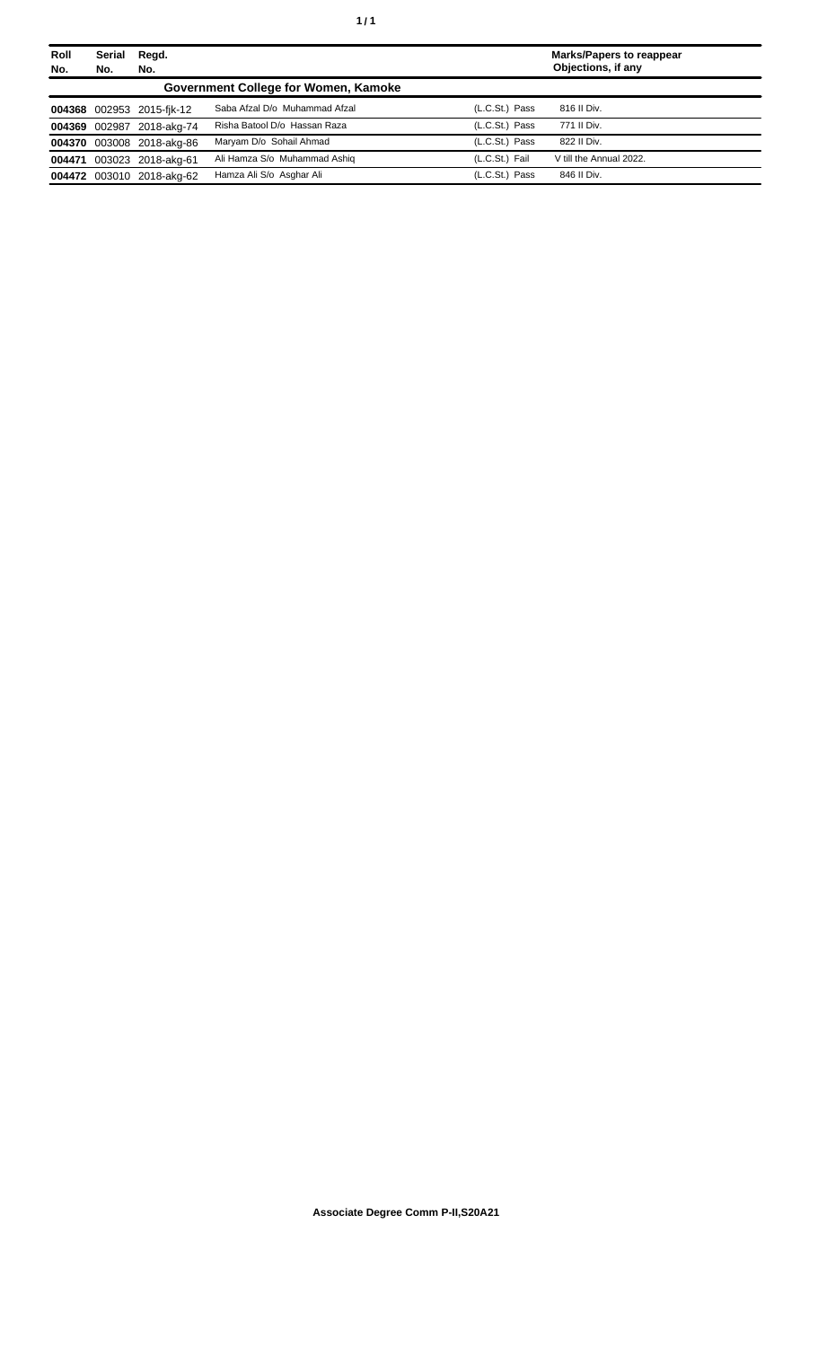| Roll No. | Serial No. | Regd. No. | | | Marks/Papers to reappear Objections, if any |
|---|---|---|---|---|---|
| **Government College for Women, Kamoke** | | | | | |
| **004368** | 002953 | 2015-fjk-12 | Saba Afzal D/o Muhammad Afzal | (L.C.St.) Pass | 816 II Div. |
| **004369** | 002987 | 2018-akg-74 | Risha Batool D/o Hassan Raza | (L.C.St.) Pass | 771 II Div. |
| **004370** | 003008 | 2018-akg-86 | Maryam D/o Sohail Ahmad | (L.C.St.) Pass | 822 II Div. |
| **004471** | 003023 | 2018-akg-61 | Ali Hamza S/o Muhammad Ashiq | (L.C.St.) Fail | V till the Annual 2022. |
| **004472** | 003010 | 2018-akg-62 | Hamza Ali S/o Asghar Ali | (L.C.St.) Pass | 846 II Div. |

**Associate Degree Comm P-II,S20A21**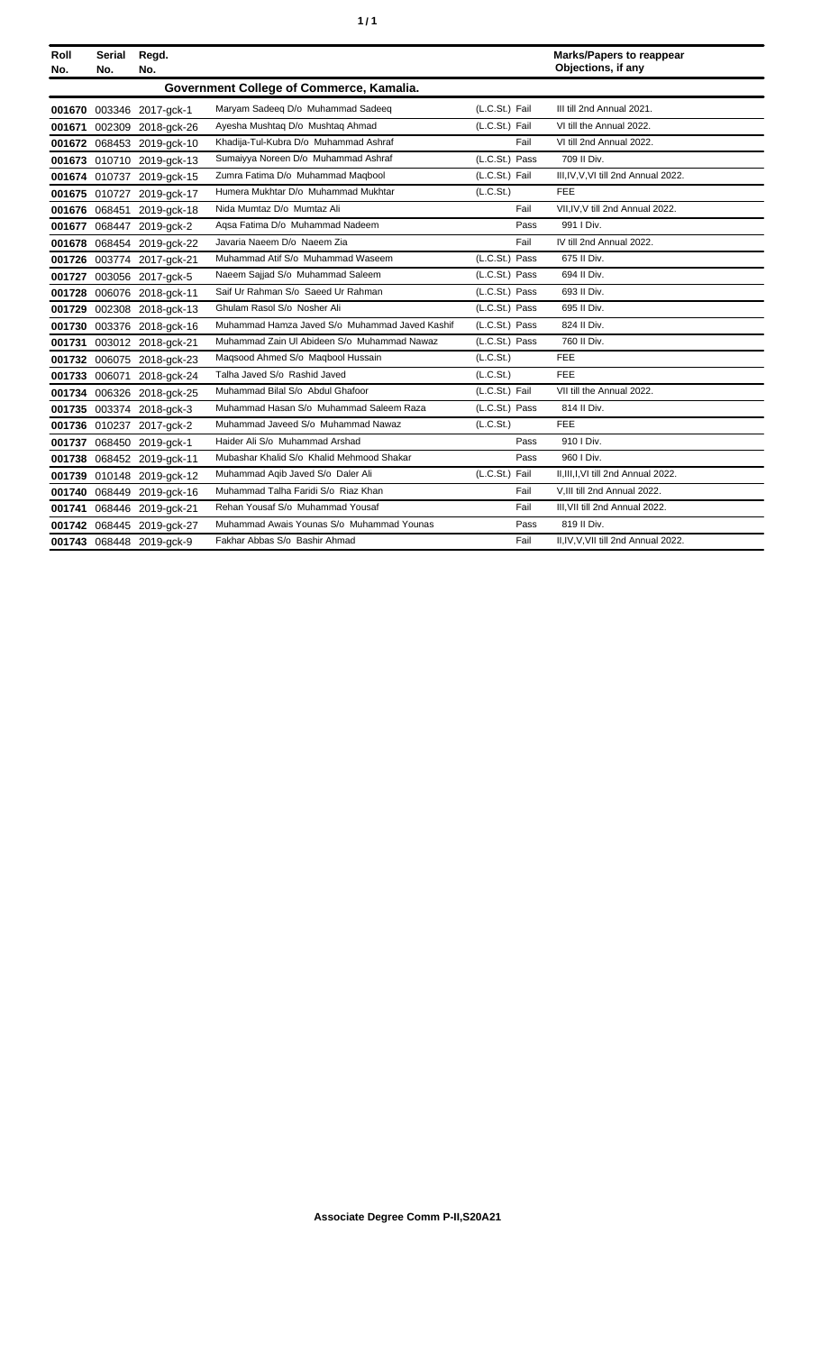| Roll No. | Serial No. | Regd. No. | | | Marks/Papers to reappear Objections, if any |
|---|---|---|---|---|---|
| **Government College of Commerce, Kamalia.** | | | | | |
| **001670** | 003346 | 2017-gck-1 | Maryam Sadeeq D/o Muhammad Sadeeq | (L.C.St.) Fail | III till 2nd Annual 2021. |
| **001671** | 002309 | 2018-gck-26 | Ayesha Mushtaq D/o Mushtaq Ahmad | (L.C.St.) Fail | VI till the Annual 2022. |
| **001672** | 068453 | 2019-gck-10 | Khadija-Tul-Kubra D/o Muhammad Ashraf | Fail | VI till 2nd Annual 2022. |
| **001673** | 010710 | 2019-gck-13 | Sumaiyya Noreen D/o Muhammad Ashraf | (L.C.St.) Pass | 709 II Div. |
| **001674** | 010737 | 2019-gck-15 | Zumra Fatima D/o Muhammad Maqbool | (L.C.St.) Fail | III,IV,V,VI till 2nd Annual 2022. |
| **001675** | 010727 | 2019-gck-17 | Humera Mukhtar D/o Muhammad Mukhtar | (L.C.St.) | FEE |
| **001676** | 068451 | 2019-gck-18 | Nida Mumtaz D/o Mumtaz Ali | Fail | VII,IV,V till 2nd Annual 2022. |
| **001677** | 068447 | 2019-gck-2 | Aqsa Fatima D/o Muhammad Nadeem | Pass | 991 I Div. |
| **001678** | 068454 | 2019-gck-22 | Javaria Naeem D/o Naeem Zia | Fail | IV till 2nd Annual 2022. |
| **001726** | 003774 | 2017-gck-21 | Muhammad Atif S/o Muhammad Waseem | (L.C.St.) Pass | 675 II Div. |
| **001727** | 003056 | 2017-gck-5 | Naeem Sajjad S/o Muhammad Saleem | (L.C.St.) Pass | 694 II Div. |
| **001728** | 006076 | 2018-gck-11 | Saif Ur Rahman S/o Saeed Ur Rahman | (L.C.St.) Pass | 693 II Div. |
| **001729** | 002308 | 2018-gck-13 | Ghulam Rasol S/o Nosher Ali | (L.C.St.) Pass | 695 II Div. |
| **001730** | 003376 | 2018-gck-16 | Muhammad Hamza Javed S/o Muhammad Javed Kashif | (L.C.St.) Pass | 824 II Div. |
| **001731** | 003012 | 2018-gck-21 | Muhammad Zain Ul Abideen S/o Muhammad Nawaz | (L.C.St.) Pass | 760 II Div. |
| **001732** | 006075 | 2018-gck-23 | Maqsood Ahmed S/o Maqbool Hussain | (L.C.St.) | FEE |
| **001733** | 006071 | 2018-gck-24 | Talha Javed S/o Rashid Javed | (L.C.St.) | FEE |
| **001734** | 006326 | 2018-gck-25 | Muhammad Bilal S/o Abdul Ghafoor | (L.C.St.) Fail | VII till the Annual 2022. |
| **001735** | 003374 | 2018-gck-3 | Muhammad Hasan S/o Muhammad Saleem Raza | (L.C.St.) Pass | 814 II Div. |
| **001736** | 010237 | 2017-gck-2 | Muhammad Javeed S/o Muhammad Nawaz | (L.C.St.) | FEE |
| **001737** | 068450 | 2019-gck-1 | Haider Ali S/o Muhammad Arshad | Pass | 910 I Div. |
| **001738** | 068452 | 2019-gck-11 | Mubashar Khalid S/o Khalid Mehmood Shakar | Pass | 960 I Div. |
| **001739** | 010148 | 2019-gck-12 | Muhammad Aqib Javed S/o Daler Ali | (L.C.St.) Fail | II,III,I,VI till 2nd Annual 2022. |
| **001740** | 068449 | 2019-gck-16 | Muhammad Talha Faridi S/o Riaz Khan | Fail | V,III till 2nd Annual 2022. |
| **001741** | 068446 | 2019-gck-21 | Rehan Yousaf S/o Muhammad Yousaf | Fail | III,VII till 2nd Annual 2022. |
| **001742** | 068445 | 2019-gck-27 | Muhammad Awais Younas S/o Muhammad Younas | Pass | 819 II Div. |
| **001743** | 068448 | 2019-gck-9 | Fakhar Abbas S/o Bashir Ahmad | Fail | II,IV,V,VII till 2nd Annual 2022. |

**Associate Degree Comm P-II,S20A21**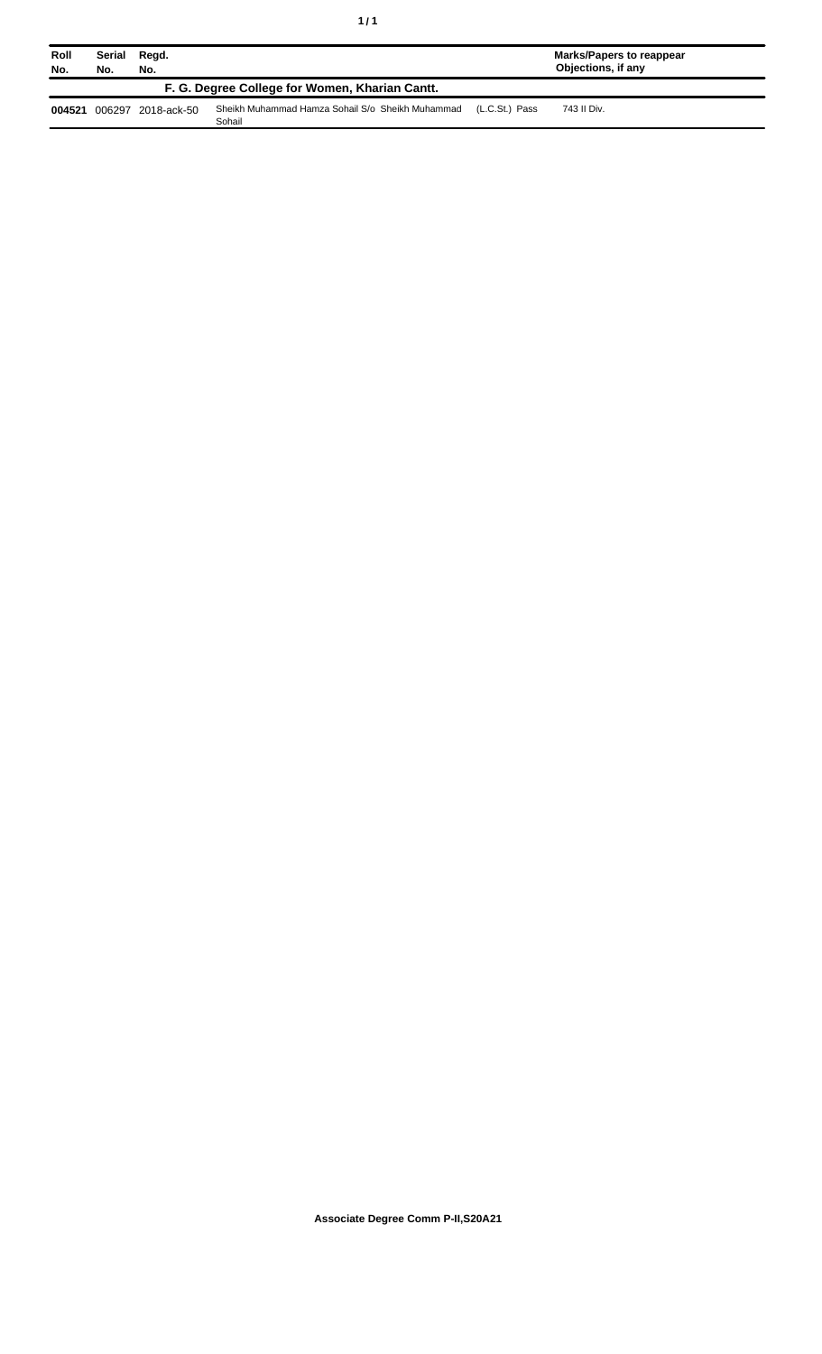| Roll No. | Serial No. | Regd. No. | | | Marks/Papers to reappear Objections, if any |
|---|---|---|---|---|---|
| **F. G. Degree College for Women, Kharian Cantt.** | | | | | |
| **004521** | 006297 | 2018-ack-50 | Sheikh Muhammad Hamza Sohail S/o Sheikh Muhammad Sohail | (L.C.St.) Pass | 743 II Div. |

**Associate Degree Comm P-II,S20A21**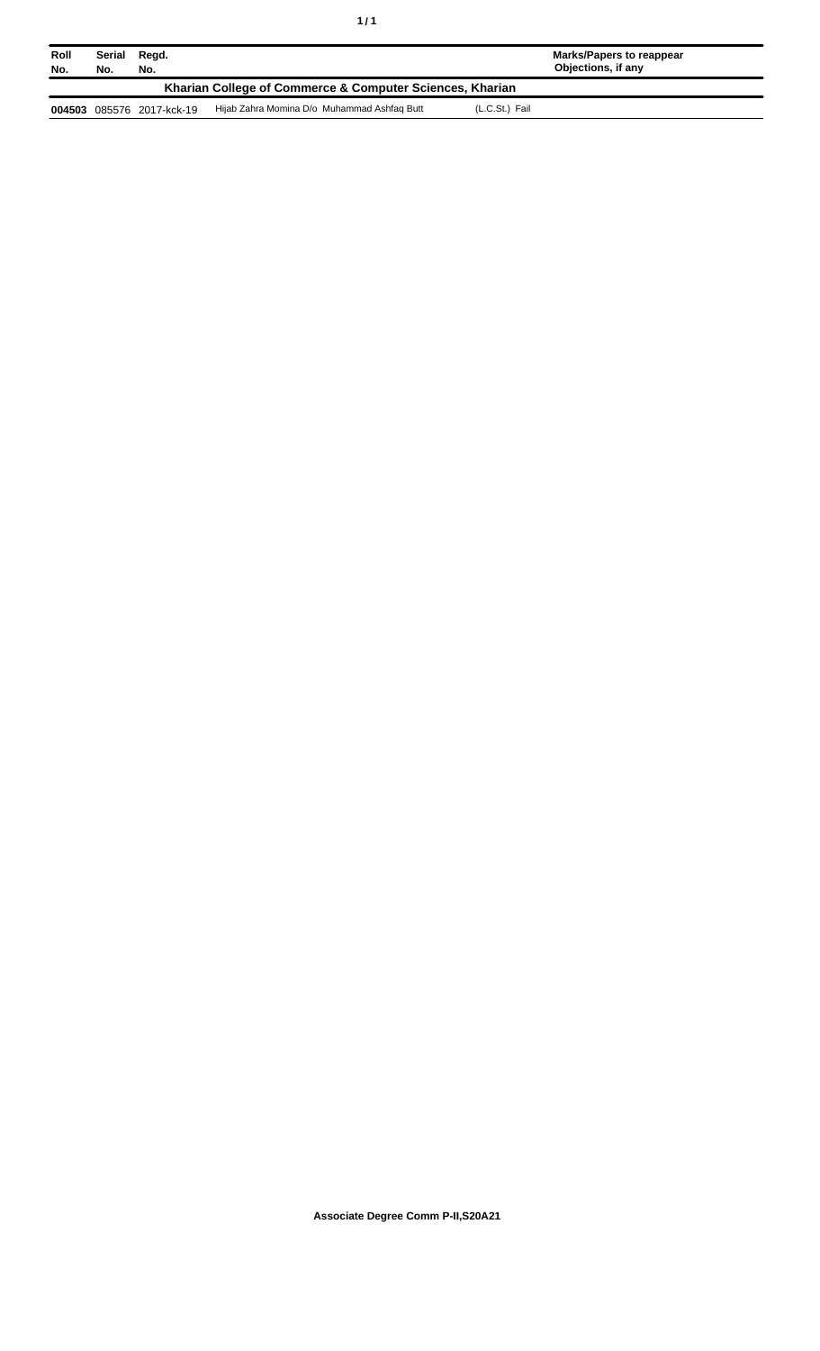| Roll No. | Serial No. | Regd. No. | | Marks/Papers to reappear Objections, if any |
|---|---|---|---|---|
| **Kharian College of Commerce & Computer Sciences, Kharian** | | | | |
| **004503** | 085576 | 2017-kck-19 | Hijab Zahra Momina D/o Muhammad Ashfaq Butt | (L.C.St.) Fail |

**Associate Degree Comm P-II,S20A21**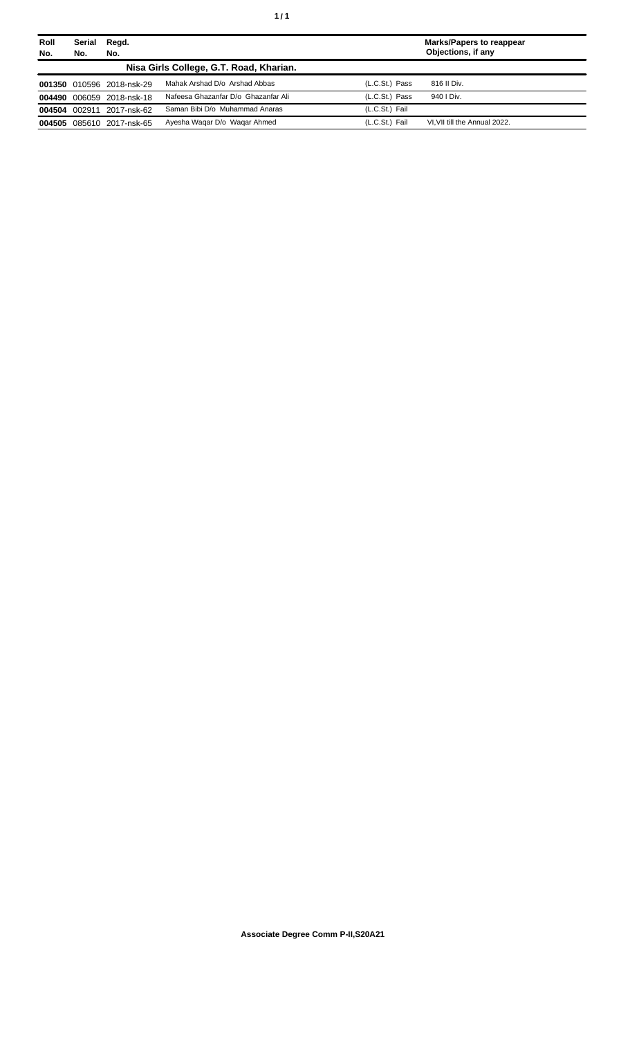| Roll No. | Serial No. | Regd. No. | | | Marks/Papers to reappear Objections, if any |
|---|---|---|---|---|---|
| | | | **Nisa Girls College, G.T. Road, Kharian.** | | |
| **001350** | 010596 | 2018-nsk-29 | Mahak Arshad D/o Arshad Abbas | (L.C.St.) Pass | 816 II Div. |
| **004490** | 006059 | 2018-nsk-18 | Nafeesa Ghazanfar D/o Ghazanfar Ali | (L.C.St.) Pass | 940 I Div. |
| **004504** | 002911 | 2017-nsk-62 | Saman Bibi D/o Muhammad Anaras | (L.C.St.) Fail | |
| **004505** | 085610 | 2017-nsk-65 | Ayesha Waqar D/o Waqar Ahmed | (L.C.St.) Fail | VI,VII till the Annual 2022. |

**Associate Degree Comm P-II,S20A21**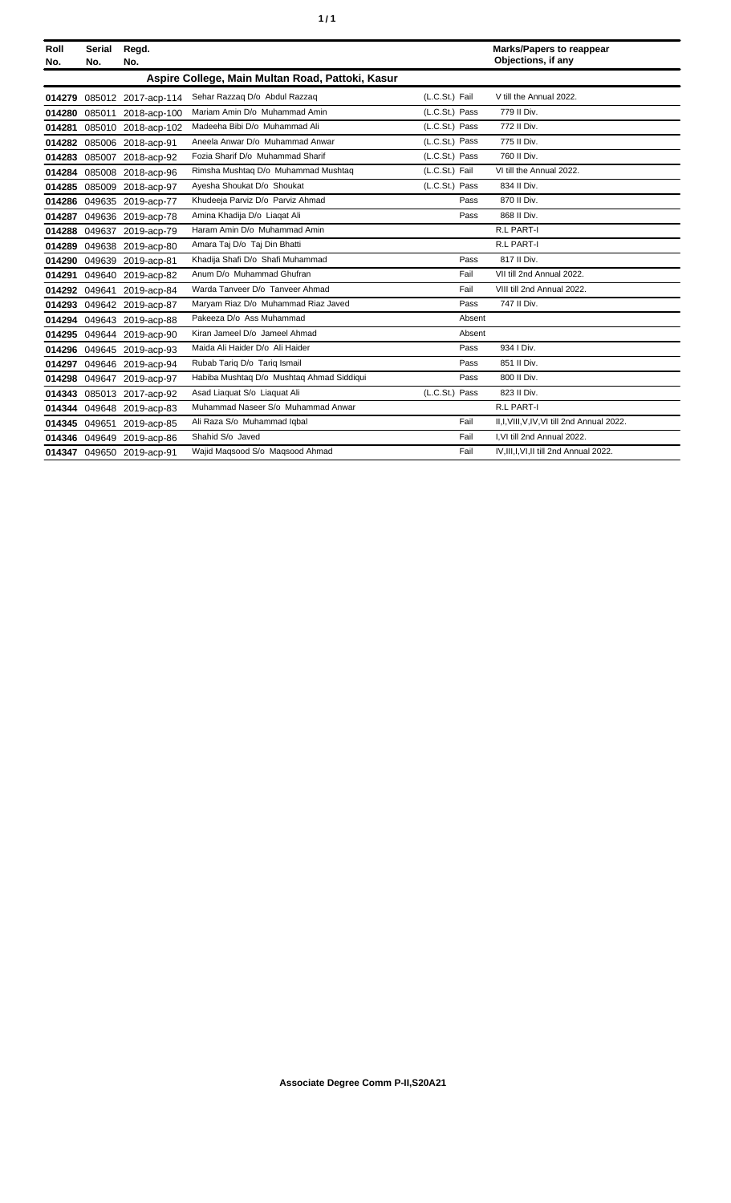| Roll No. | Serial No. | Regd. No. | | | Marks/Papers to reappear Objections, if any |
|---|---|---|---|---|---|
| **Aspire College, Main Multan Road, Pattoki, Kasur** | | | | | |
| **014279** | 085012 | 2017-acp-114 | Sehar Razzaq D/o Abdul Razzaq | (L.C.St.) Fail | V till the Annual 2022. |
| **014280** | 085011 | 2018-acp-100 | Mariam Amin D/o Muhammad Amin | (L.C.St.) Pass | 779 II Div. |
| **014281** | 085010 | 2018-acp-102 | Madeeha Bibi D/o Muhammad Ali | (L.C.St.) Pass | 772 II Div. |
| **014282** | 085006 | 2018-acp-91 | Aneela Anwar D/o Muhammad Anwar | (L.C.St.) Pass | 775 II Div. |
| **014283** | 085007 | 2018-acp-92 | Fozia Sharif D/o Muhammad Sharif | (L.C.St.) Pass | 760 II Div. |
| **014284** | 085008 | 2018-acp-96 | Rimsha Mushtaq D/o Muhammad Mushtaq | (L.C.St.) Fail | VI till the Annual 2022. |
| **014285** | 085009 | 2018-acp-97 | Ayesha Shoukat D/o Shoukat | (L.C.St.) Pass | 834 II Div. |
| **014286** | 049635 | 2019-acp-77 | Khudeeja Parviz D/o Parviz Ahmad | Pass | 870 II Div. |
| **014287** | 049636 | 2019-acp-78 | Amina Khadija D/o Liaqat Ali | Pass | 868 II Div. |
| **014288** | 049637 | 2019-acp-79 | Haram Amin D/o Muhammad Amin | | R.L PART-I |
| **014289** | 049638 | 2019-acp-80 | Amara Taj D/o Taj Din Bhatti | | R.L PART-I |
| **014290** | 049639 | 2019-acp-81 | Khadija Shafi D/o Shafi Muhammad | Pass | 817 II Div. |
| **014291** | 049640 | 2019-acp-82 | Anum D/o Muhammad Ghufran | Fail | VII till 2nd Annual 2022. |
| **014292** | 049641 | 2019-acp-84 | Warda Tanveer D/o Tanveer Ahmad | Fail | VIII till 2nd Annual 2022. |
| **014293** | 049642 | 2019-acp-87 | Maryam Riaz D/o Muhammad Riaz Javed | Pass | 747 II Div. |
| **014294** | 049643 | 2019-acp-88 | Pakeeza D/o Ass Muhammad | Absent | |
| **014295** | 049644 | 2019-acp-90 | Kiran Jameel D/o Jameel Ahmad | Absent | |
| **014296** | 049645 | 2019-acp-93 | Maida Ali Haider D/o Ali Haider | Pass | 934 I Div. |
| **014297** | 049646 | 2019-acp-94 | Rubab Tariq D/o Tariq Ismail | Pass | 851 II Div. |
| **014298** | 049647 | 2019-acp-97 | Habiba Mushtaq D/o Mushtaq Ahmad Siddiqui | Pass | 800 II Div. |
| **014343** | 085013 | 2017-acp-92 | Asad Liaquat S/o Liaquat Ali | (L.C.St.) Pass | 823 II Div. |
| **014344** | 049648 | 2019-acp-83 | Muhammad Naseer S/o Muhammad Anwar | | R.L PART-I |
| **014345** | 049651 | 2019-acp-85 | Ali Raza S/o Muhammad Iqbal | Fail | II,I,VIII,V,IV,VI till 2nd Annual 2022. |
| **014346** | 049649 | 2019-acp-86 | Shahid S/o Javed | Fail | I,VI till 2nd Annual 2022. |
| **014347** | 049650 | 2019-acp-91 | Wajid Maqsood S/o Maqsood Ahmad | Fail | IV,III,I,VI,II till 2nd Annual 2022. |

**Associate Degree Comm P-II,S20A21**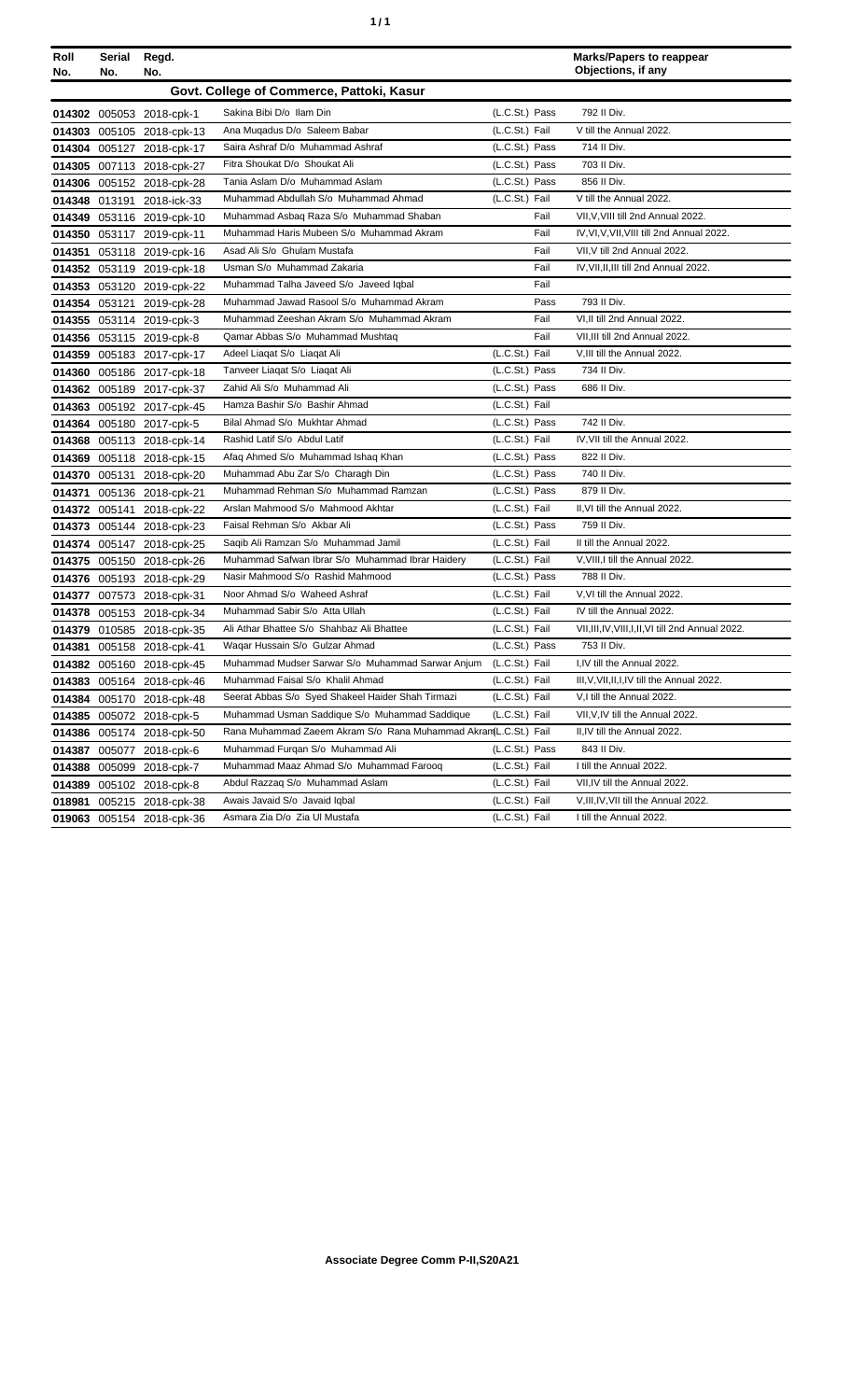| Roll No. | Serial No. | Regd. No. | | | Marks/Papers to reappear Objections, if any |
|---|---|---|---|---|---|
| **Govt. College of Commerce, Pattoki, Kasur** | | | | | |
| 014302 | 005053 | 2018-cpk-1 | Sakina Bibi D/o Ilam Din | (L.C.St.) Pass | 792 II Div. |
| 014303 | 005105 | 2018-cpk-13 | Ana Muqadus D/o Saleem Babar | (L.C.St.) Fail | V till the Annual 2022. |
| 014304 | 005127 | 2018-cpk-17 | Saira Ashraf D/o Muhammad Ashraf | (L.C.St.) Pass | 714 II Div. |
| 014305 | 007113 | 2018-cpk-27 | Fitra Shoukat D/o Shoukat Ali | (L.C.St.) Pass | 703 II Div. |
| 014306 | 005152 | 2018-cpk-28 | Tania Aslam D/o Muhammad Aslam | (L.C.St.) Pass | 856 II Div. |
| 014348 | 013191 | 2018-ick-33 | Muhammad Abdullah S/o Muhammad Ahmad | (L.C.St.) Fail | V till the Annual 2022. |
| 014349 | 053116 | 2019-cpk-10 | Muhammad Asbaq Raza S/o Muhammad Shaban | Fail | VII,V,VIII till 2nd Annual 2022. |
| 014350 | 053117 | 2019-cpk-11 | Muhammad Haris Mubeen S/o Muhammad Akram | Fail | IV,VI,V,VII,VIII till 2nd Annual 2022. |
| 014351 | 053118 | 2019-cpk-16 | Asad Ali S/o Ghulam Mustafa | Fail | VII,V till 2nd Annual 2022. |
| 014352 | 053119 | 2019-cpk-18 | Usman S/o Muhammad Zakaria | Fail | IV,VII,II,III till 2nd Annual 2022. |
| 014353 | 053120 | 2019-cpk-22 | Muhammad Talha Javeed S/o Javeed Iqbal | Fail | |
| 014354 | 053121 | 2019-cpk-28 | Muhammad Jawad Rasool S/o Muhammad Akram | Pass | 793 II Div. |
| 014355 | 053114 | 2019-cpk-3 | Muhammad Zeeshan Akram S/o Muhammad Akram | Fail | VI,II till 2nd Annual 2022. |
| 014356 | 053115 | 2019-cpk-8 | Qamar Abbas S/o Muhammad Mushtaq | Fail | VII,III till 2nd Annual 2022. |
| 014359 | 005183 | 2017-cpk-17 | Adeel Liaqat S/o Liaqat Ali | (L.C.St.) Fail | V,III till the Annual 2022. |
| 014360 | 005186 | 2017-cpk-18 | Tanveer Liaqat S/o Liaqat Ali | (L.C.St.) Pass | 734 II Div. |
| 014362 | 005189 | 2017-cpk-37 | Zahid Ali S/o Muhammad Ali | (L.C.St.) Pass | 686 II Div. |
| 014363 | 005192 | 2017-cpk-45 | Hamza Bashir S/o Bashir Ahmad | (L.C.St.) Fail | |
| 014364 | 005180 | 2017-cpk-5 | Bilal Ahmad S/o Mukhtar Ahmad | (L.C.St.) Pass | 742 II Div. |
| 014368 | 005113 | 2018-cpk-14 | Rashid Latif S/o Abdul Latif | (L.C.St.) Fail | IV,VII till the Annual 2022. |
| 014369 | 005118 | 2018-cpk-15 | Afaq Ahmed S/o Muhammad Ishaq Khan | (L.C.St.) Pass | 822 II Div. |
| 014370 | 005131 | 2018-cpk-20 | Muhammad Abu Zar S/o Charagh Din | (L.C.St.) Pass | 740 II Div. |
| 014371 | 005136 | 2018-cpk-21 | Muhammad Rehman S/o Muhammad Ramzan | (L.C.St.) Pass | 879 II Div. |
| 014372 | 005141 | 2018-cpk-22 | Arslan Mahmood S/o Mahmood Akhtar | (L.C.St.) Fail | II,VI till the Annual 2022. |
| 014373 | 005144 | 2018-cpk-23 | Faisal Rehman S/o Akbar Ali | (L.C.St.) Pass | 759 II Div. |
| 014374 | 005147 | 2018-cpk-25 | Saqib Ali Ramzan S/o Muhammad Jamil | (L.C.St.) Fail | II till the Annual 2022. |
| 014375 | 005150 | 2018-cpk-26 | Muhammad Safwan Ibrar S/o Muhammad Ibrar Haidery | (L.C.St.) Fail | V,VIII,I till the Annual 2022. |
| 014376 | 005193 | 2018-cpk-29 | Nasir Mahmood S/o Rashid Mahmood | (L.C.St.) Pass | 788 II Div. |
| 014377 | 007573 | 2018-cpk-31 | Noor Ahmad S/o Waheed Ashraf | (L.C.St.) Fail | V,VI till the Annual 2022. |
| 014378 | 005153 | 2018-cpk-34 | Muhammad Sabir S/o Atta Ullah | (L.C.St.) Fail | IV till the Annual 2022. |
| 014379 | 010585 | 2018-cpk-35 | Ali Athar Bhattee S/o Shahbaz Ali Bhattee | (L.C.St.) Fail | VII,III,IV,VIII,I,II,VI till 2nd Annual 2022. |
| 014381 | 005158 | 2018-cpk-41 | Waqar Hussain S/o Gulzar Ahmad | (L.C.St.) Pass | 753 II Div. |
| 014382 | 005160 | 2018-cpk-45 | Muhammad Mudser Sarwar S/o Muhammad Sarwar Anjum | (L.C.St.) Fail | I,IV till the Annual 2022. |
| 014383 | 005164 | 2018-cpk-46 | Muhammad Faisal S/o Khalil Ahmad | (L.C.St.) Fail | III,V,VII,II,I,IV till the Annual 2022. |
| 014384 | 005170 | 2018-cpk-48 | Seerat Abbas S/o Syed Shakeel Haider Shah Tirmazi | (L.C.St.) Fail | V,I till the Annual 2022. |
| 014385 | 005072 | 2018-cpk-5 | Muhammad Usman Saddique S/o Muhammad Saddique | (L.C.St.) Fail | VII,V,IV till the Annual 2022. |
| 014386 | 005174 | 2018-cpk-50 | Rana Muhammad Zaeem Akram S/o Rana Muhammad Akram | (L.C.St.) Fail | II,IV till the Annual 2022. |
| 014387 | 005077 | 2018-cpk-6 | Muhammad Furqan S/o Muhammad Ali | (L.C.St.) Pass | 843 II Div. |
| 014388 | 005099 | 2018-cpk-7 | Muhammad Maaz Ahmad S/o Muhammad Farooq | (L.C.St.) Fail | I till the Annual 2022. |
| 014389 | 005102 | 2018-cpk-8 | Abdul Razzaq S/o Muhammad Aslam | (L.C.St.) Fail | VII,IV till the Annual 2022. |
| 018981 | 005215 | 2018-cpk-38 | Awais Javaid S/o Javaid Iqbal | (L.C.St.) Fail | V,III,IV,VII till the Annual 2022. |
| 019063 | 005154 | 2018-cpk-36 | Asmara Zia D/o Zia Ul Mustafa | (L.C.St.) Fail | I till the Annual 2022. |

**Associate Degree Comm P-II,S20A21**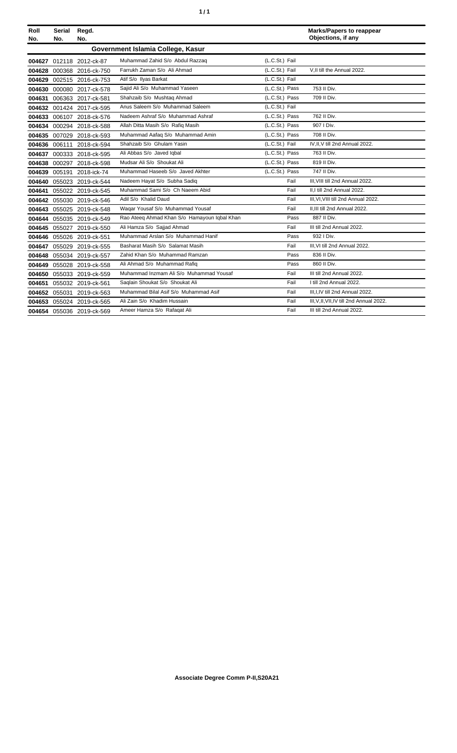| Roll No. | Serial No. | Regd. No. | | | Marks/Papers to reappear Objections, if any |
|---|---|---|---|---|---|
| **Government Islamia College, Kasur** | | | | | |
| 004627 | 012118 | 2012-ck-87 | Muhammad Zahid S/o Abdul Razzaq | (L.C.St.) Fail | |
| 004628 | 000368 | 2016-ck-750 | Farrukh Zaman S/o Ali Ahmad | (L.C.St.) Fail | V,II till the Annual 2022. |
| 004629 | 002515 | 2016-ck-753 | Atif S/o Ilyas Barkat | (L.C.St.) Fail | |
| 004630 | 000080 | 2017-ck-578 | Sajid Ali S/o Muhammad Yaseen | (L.C.St.) Pass | 753 II Div. |
| 004631 | 006363 | 2017-ck-581 | Shahzaib S/o Mushtaq Ahmad | (L.C.St.) Pass | 709 II Div. |
| 004632 | 001424 | 2017-ck-595 | Anus Saleem S/o Muhammad Saleem | (L.C.St.) Fail | |
| 004633 | 006107 | 2018-ck-576 | Nadeem Ashraf S/o Muhammad Ashraf | (L.C.St.) Pass | 762 II Div. |
| 004634 | 000294 | 2018-ck-588 | Allah Ditta Masih S/o Rafiq Masih | (L.C.St.) Pass | 907 I Div. |
| 004635 | 007029 | 2018-ck-593 | Muhammad Aafaq S/o Muhammad Amin | (L.C.St.) Pass | 708 II Div. |
| 004636 | 006111 | 2018-ck-594 | Shahzaib S/o Ghulam Yasin | (L.C.St.) Fail | IV,II,V till 2nd Annual 2022. |
| 004637 | 000333 | 2018-ck-595 | Ali Abbas S/o Javed Iqbal | (L.C.St.) Pass | 763 II Div. |
| 004638 | 000297 | 2018-ck-598 | Mudsar Ali S/o Shoukat Ali | (L.C.St.) Pass | 819 II Div. |
| 004639 | 005191 | 2018-ick-74 | Muhammad Haseeb S/o Javed Akhter | (L.C.St.) Pass | 747 II Div. |
| 004640 | 055023 | 2019-ck-544 | Nadeem Hayat S/o Subha Sadiq | Fail | III,VIII till 2nd Annual 2022. |
| 004641 | 055022 | 2019-ck-545 | Muhammad Sami S/o Ch Naeem Abid | Fail | II,I till 2nd Annual 2022. |
| 004642 | 055030 | 2019-ck-546 | Adil S/o Khalid Daud | Fail | III,VI,VIII till 2nd Annual 2022. |
| 004643 | 055025 | 2019-ck-548 | Waqar Yousaf S/o Muhammad Yousaf | Fail | II,III till 2nd Annual 2022. |
| 004644 | 055035 | 2019-ck-549 | Rao Ateeq Ahmad Khan S/o Hamayoun Iqbal Khan | Pass | 887 II Div. |
| 004645 | 055027 | 2019-ck-550 | Ali Hamza S/o Sajjad Ahmad | Fail | III till 2nd Annual 2022. |
| 004646 | 055026 | 2019-ck-551 | Muhammad Arslan S/o Muhammad Hanif | Pass | 932 I Div. |
| 004647 | 055029 | 2019-ck-555 | Basharat Masih S/o Salamat Masih | Fail | III,VI till 2nd Annual 2022. |
| 004648 | 055034 | 2019-ck-557 | Zahid Khan S/o Muhammad Ramzan | Pass | 836 II Div. |
| 004649 | 055028 | 2019-ck-558 | Ali Ahmad S/o Muhammad Rafiq | Pass | 860 II Div. |
| 004650 | 055033 | 2019-ck-559 | Muhammad Inzmam Ali S/o Muhammad Yousaf | Fail | III till 2nd Annual 2022. |
| 004651 | 055032 | 2019-ck-561 | Saqlain Shoukat S/o Shoukat Ali | Fail | I till 2nd Annual 2022. |
| 004652 | 055031 | 2019-ck-563 | Muhammad Bilal Asif S/o Muhammad Asif | Fail | III,I,IV till 2nd Annual 2022. |
| 004653 | 055024 | 2019-ck-565 | Ali Zain S/o Khadim Hussain | Fail | III,V,II,VII,IV till 2nd Annual 2022. |
| 004654 | 055036 | 2019-ck-569 | Ameer Hamza S/o Rafaqat Ali | Fail | III till 2nd Annual 2022. |

**Associate Degree Comm P-II,S20A21**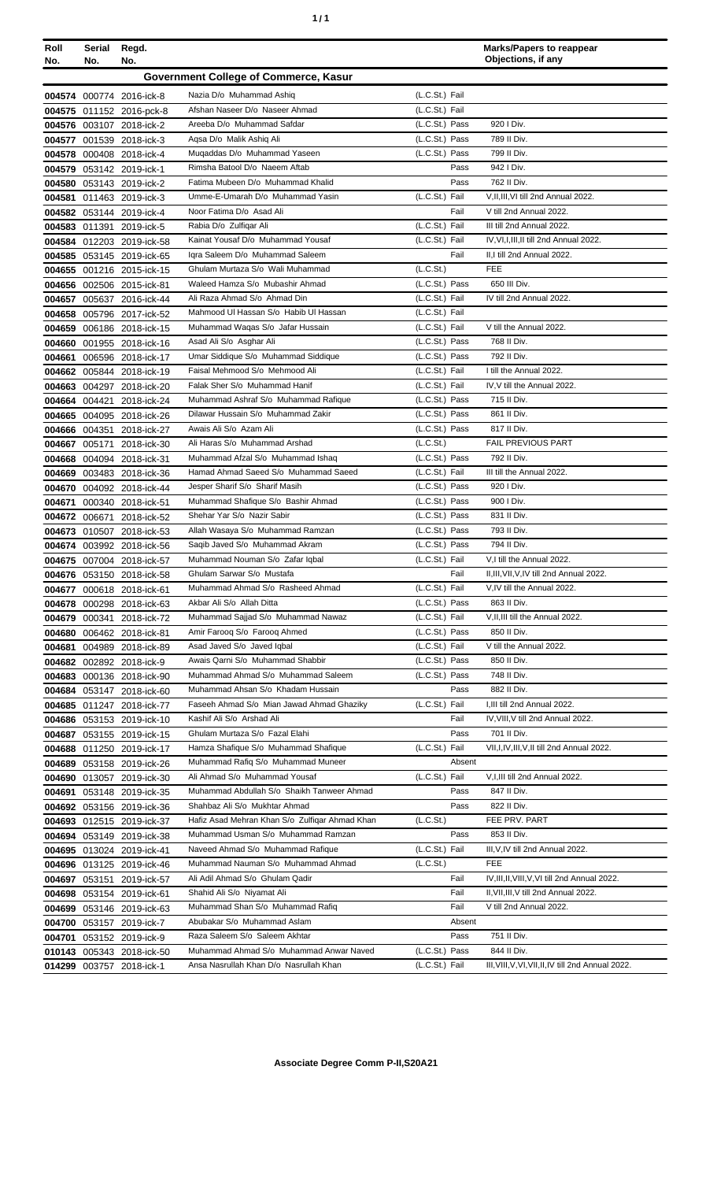| Roll No. | Serial No. | Regd. No. | | | Marks/Papers to reappear Objections, if any |
|---|---|---|---|---|---|
| **Government College of Commerce, Kasur** | | | | | |
| 004574 | 000774 | 2016-ick-8 | Nazia D/o Muhammad Ashiq | (L.C.St.) Fail | |
| 004575 | 011152 | 2016-pck-8 | Afshan Naseer D/o Naseer Ahmad | (L.C.St.) Fail | |
| 004576 | 003107 | 2018-ick-2 | Areeba D/o Muhammad Safdar | (L.C.St.) Pass | 920 I Div. |
| 004577 | 001539 | 2018-ick-3 | Aqsa D/o Malik Ashiq Ali | (L.C.St.) Pass | 789 II Div. |
| 004578 | 000408 | 2018-ick-4 | Muqaddas D/o Muhammad Yaseen | (L.C.St.) Pass | 799 II Div. |
| 004579 | 053142 | 2019-ick-1 | Rimsha Batool D/o Naeem Aftab | Pass | 942 I Div. |
| 004580 | 053143 | 2019-ick-2 | Fatima Mubeen D/o Muhammad Khalid | Pass | 762 II Div. |
| 004581 | 011463 | 2019-ick-3 | Umme-E-Umarah D/o Muhammad Yasin | (L.C.St.) Fail | V,II,III,VI till 2nd Annual 2022. |
| 004582 | 053144 | 2019-ick-4 | Noor Fatima D/o Asad Ali | Fail | V till 2nd Annual 2022. |
| 004583 | 011391 | 2019-ick-5 | Rabia D/o Zulfiqar Ali | (L.C.St.) Fail | III till 2nd Annual 2022. |
| 004584 | 012203 | 2019-ick-58 | Kainat Yousaf D/o Muhammad Yousaf | (L.C.St.) Fail | IV,VI,I,III,II till 2nd Annual 2022. |
| 004585 | 053145 | 2019-ick-65 | Iqra Saleem D/o Muhammad Saleem | Fail | II,I till 2nd Annual 2022. |
| 004655 | 001216 | 2015-ick-15 | Ghulam Murtaza S/o Wali Muhammad | (L.C.St.) | FEE |
| 004656 | 002506 | 2015-ick-81 | Waleed Hamza S/o Mubashir Ahmad | (L.C.St.) Pass | 650 III Div. |
| 004657 | 005637 | 2016-ick-44 | Ali Raza Ahmad S/o Ahmad Din | (L.C.St.) Fail | IV till 2nd Annual 2022. |
| 004658 | 005796 | 2017-ick-52 | Mahmood Ul Hassan S/o Habib Ul Hassan | (L.C.St.) Fail | |
| 004659 | 006186 | 2018-ick-15 | Muhammad Waqas S/o Jafar Hussain | (L.C.St.) Fail | V till the Annual 2022. |
| 004660 | 001955 | 2018-ick-16 | Asad Ali S/o Asghar Ali | (L.C.St.) Pass | 768 II Div. |
| 004661 | 006596 | 2018-ick-17 | Umar Siddique S/o Muhammad Siddique | (L.C.St.) Pass | 792 II Div. |
| 004662 | 005844 | 2018-ick-19 | Faisal Mehmood S/o Mehmood Ali | (L.C.St.) Fail | I till the Annual 2022. |
| 004663 | 004297 | 2018-ick-20 | Falak Sher S/o Muhammad Hanif | (L.C.St.) Fail | IV,V till the Annual 2022. |
| 004664 | 004421 | 2018-ick-24 | Muhammad Ashraf S/o Muhammad Rafique | (L.C.St.) Pass | 715 II Div. |
| 004665 | 004095 | 2018-ick-26 | Dilawar Hussain S/o Muhammad Zakir | (L.C.St.) Pass | 861 II Div. |
| 004666 | 004351 | 2018-ick-27 | Awais Ali S/o Azam Ali | (L.C.St.) Pass | 817 II Div. |
| 004667 | 005171 | 2018-ick-30 | Ali Haras S/o Muhammad Arshad | (L.C.St.) | FAIL PREVIOUS PART |
| 004668 | 004094 | 2018-ick-31 | Muhammad Afzal S/o Muhammad Ishaq | (L.C.St.) Pass | 792 II Div. |
| 004669 | 003483 | 2018-ick-36 | Hamad Ahmad Saeed S/o Muhammad Saeed | (L.C.St.) Fail | III till the Annual 2022. |
| 004670 | 004092 | 2018-ick-44 | Jesper Sharif S/o Sharif Masih | (L.C.St.) Pass | 920 I Div. |
| 004671 | 000340 | 2018-ick-51 | Muhammad Shafique S/o Bashir Ahmad | (L.C.St.) Pass | 900 I Div. |
| 004672 | 006671 | 2018-ick-52 | Shehar Yar S/o Nazir Sabir | (L.C.St.) Pass | 831 II Div. |
| 004673 | 010507 | 2018-ick-53 | Allah Wasaya S/o Muhammad Ramzan | (L.C.St.) Pass | 793 II Div. |
| 004674 | 003992 | 2018-ick-56 | Saqib Javed S/o Muhammad Akram | (L.C.St.) Pass | 794 II Div. |
| 004675 | 007004 | 2018-ick-57 | Muhammad Nouman S/o Zafar Iqbal | (L.C.St.) Fail | V,I till the Annual 2022. |
| 004676 | 053150 | 2018-ick-58 | Ghulam Sarwar S/o Mustafa | Fail | II,III,VII,V,IV till 2nd Annual 2022. |
| 004677 | 000618 | 2018-ick-61 | Muhammad Ahmad S/o Rasheed Ahmad | (L.C.St.) Fail | V,IV till the Annual 2022. |
| 004678 | 000298 | 2018-ick-63 | Akbar Ali S/o Allah Ditta | (L.C.St.) Pass | 863 II Div. |
| 004679 | 000341 | 2018-ick-72 | Muhammad Sajjad S/o Muhammad Nawaz | (L.C.St.) Fail | V,II,III till the Annual 2022. |
| 004680 | 006462 | 2018-ick-81 | Amir Farooq S/o Farooq Ahmed | (L.C.St.) Pass | 850 II Div. |
| 004681 | 004989 | 2018-ick-89 | Asad Javed S/o Javed Iqbal | (L.C.St.) Fail | V till the Annual 2022. |
| 004682 | 002892 | 2018-ick-9 | Awais Qarni S/o Muhammad Shabbir | (L.C.St.) Pass | 850 II Div. |
| 004683 | 000136 | 2018-ick-90 | Muhammad Ahmad S/o Muhammad Saleem | (L.C.St.) Pass | 748 II Div. |
| 004684 | 053147 | 2018-ick-60 | Muhammad Ahsan S/o Khadam Hussain | Pass | 882 II Div. |
| 004685 | 011247 | 2018-ick-77 | Faseeh Ahmad S/o Mian Jawad Ahmad Ghaziky | (L.C.St.) Fail | I,III till 2nd Annual 2022. |
| 004686 | 053153 | 2019-ick-10 | Kashif Ali S/o Arshad Ali | Fail | IV,VIII,V till 2nd Annual 2022. |
| 004687 | 053155 | 2019-ick-15 | Ghulam Murtaza S/o Fazal Elahi | Pass | 701 II Div. |
| 004688 | 011250 | 2019-ick-17 | Hamza Shafique S/o Muhammad Shafique | (L.C.St.) Fail | VII,I,IV,III,V,II till 2nd Annual 2022. |
| 004689 | 053158 | 2019-ick-26 | Muhammad Rafiq S/o Muhammad Muneer | Absent | |
| 004690 | 013057 | 2019-ick-30 | Ali Ahmad S/o Muhammad Yousaf | (L.C.St.) Fail | V,I,III till 2nd Annual 2022. |
| 004691 | 053148 | 2019-ick-35 | Muhammad Abdullah S/o Shaikh Tanveer Ahmad | Pass | 847 II Div. |
| 004692 | 053156 | 2019-ick-36 | Shahbaz Ali S/o Mukhtar Ahmad | Pass | 822 II Div. |
| 004693 | 012515 | 2019-ick-37 | Hafiz Asad Mehran Khan S/o Zulfiqar Ahmad Khan | (L.C.St.) | FEE PRV. PART |
| 004694 | 053149 | 2019-ick-38 | Muhammad Usman S/o Muhammad Ramzan | Pass | 853 II Div. |
| 004695 | 013024 | 2019-ick-41 | Naveed Ahmad S/o Muhammad Rafique | (L.C.St.) Fail | III,V,IV till 2nd Annual 2022. |
| 004696 | 013125 | 2019-ick-46 | Muhammad Nauman S/o Muhammad Ahmad | (L.C.St.) | FEE |
| 004697 | 053151 | 2019-ick-57 | Ali Adil Ahmad S/o Ghulam Qadir | Fail | IV,III,II,VIII,V,VI till 2nd Annual 2022. |
| 004698 | 053154 | 2019-ick-61 | Shahid Ali S/o Niyamat Ali | Fail | II,VII,III,V till 2nd Annual 2022. |
| 004699 | 053146 | 2019-ick-63 | Muhammad Shan S/o Muhammad Rafiq | Fail | V till 2nd Annual 2022. |
| 004700 | 053157 | 2019-ick-7 | Abubakar S/o Muhammad Aslam | Absent | |
| 004701 | 053152 | 2019-ick-9 | Raza Saleem S/o Saleem Akhtar | Pass | 751 II Div. |
| 010143 | 005343 | 2018-ick-50 | Muhammad Ahmad S/o Muhammad Anwar Naved | (L.C.St.) Pass | 844 II Div. |
| 014299 | 003757 | 2018-ick-1 | Ansa Nasrullah Khan D/o Nasrullah Khan | (L.C.St.) Fail | III,VIII,V,VI,VII,II,IV till 2nd Annual 2022. |

**Associate Degree Comm P-II,S20A21**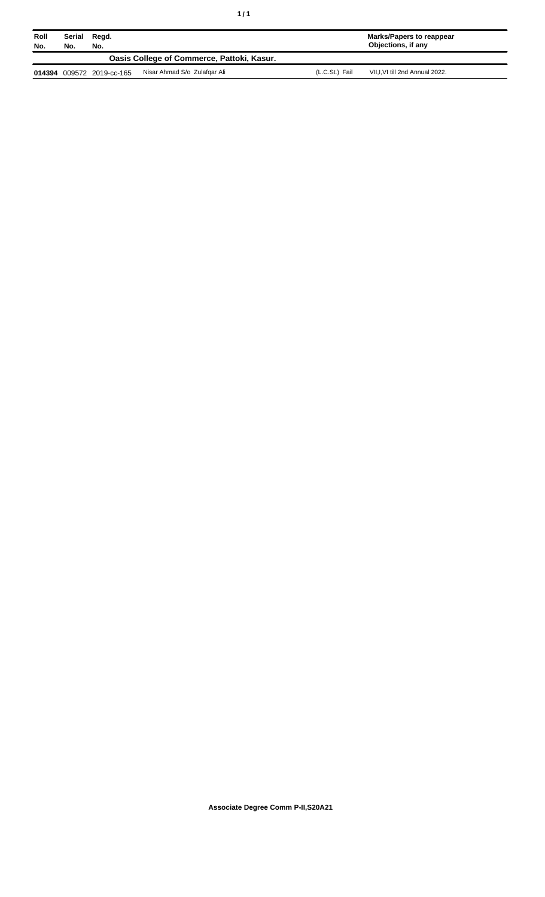| Roll No. | Serial No. | Regd. No. | | | Marks/Papers to reappear Objections, if any |
|---|---|---|---|---|---|
| **Oasis College of Commerce, Pattoki, Kasur.** | | | | | |
| **014394** | 009572 | 2019-cc-165 | Nisar Ahmad S/o Zulfqar Ali | (L.C.St.) Fail | VII,I,VI till 2nd Annual 2022. |

**Associate Degree Comm P-II,S20A21**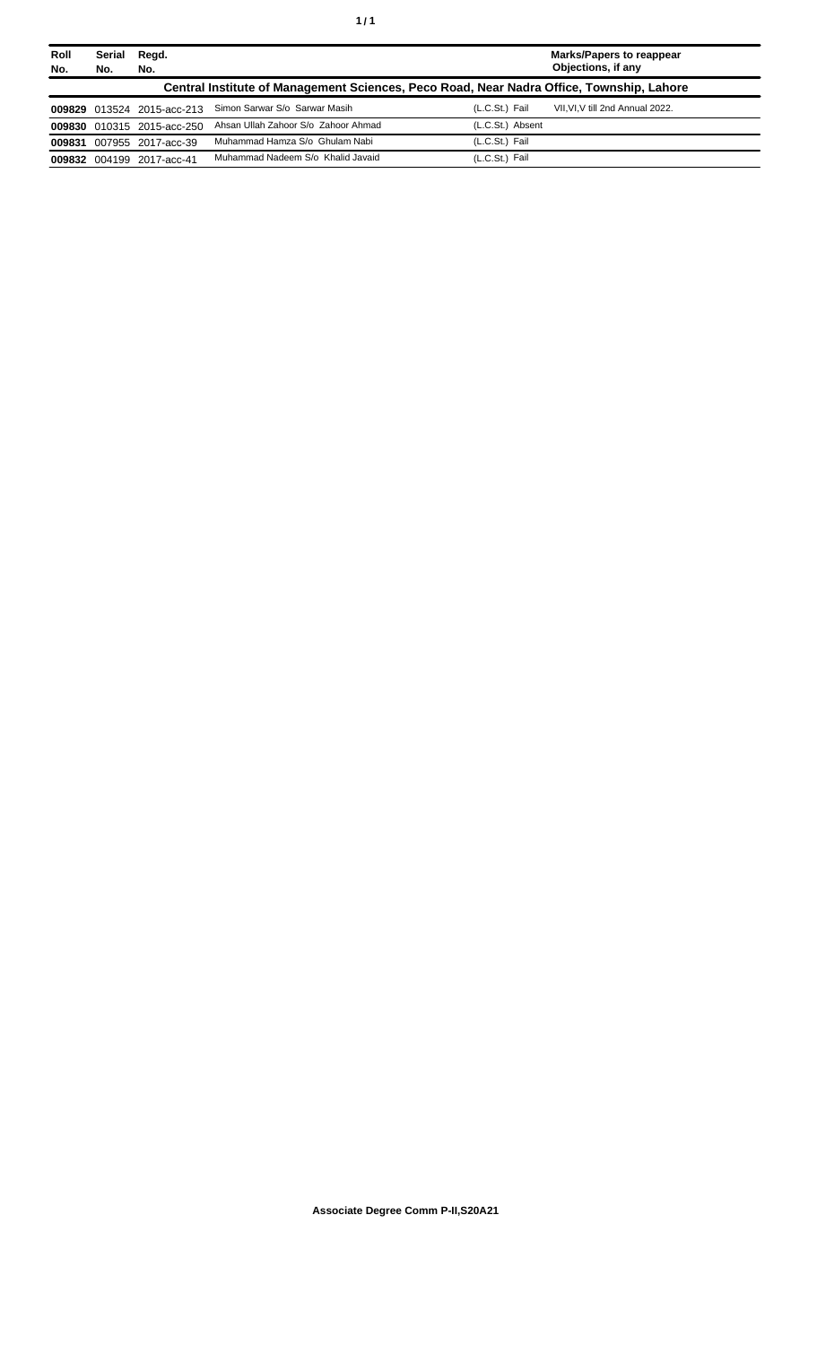| Roll No. | Serial No. | Regd. No. | | | Marks/Papers to reappear Objections, if any |
|---|---|---|---|---|---|
| **Central Institute of Management Sciences, Peco Road, Near Nadra Office, Township, Lahore** | | | | | |
| **009829** | 013524 | 2015-acc-213 | Simon Sarwar S/o Sarwar Masih | (L.C.St.) Fail | VII,VI,V till 2nd Annual 2022. |
| **009830** | 010315 | 2015-acc-250 | Ahsan Ullah Zahoor S/o Zahoor Ahmad | (L.C.St.) Absent | |
| **009831** | 007955 | 2017-acc-39 | Muhammad Hamza S/o Ghulam Nabi | (L.C.St.) Fail | |
| **009832** | 004199 | 2017-acc-41 | Muhammad Nadeem S/o Khalid Javaid | (L.C.St.) Fail | |

**Associate Degree Comm P-II,S20A21**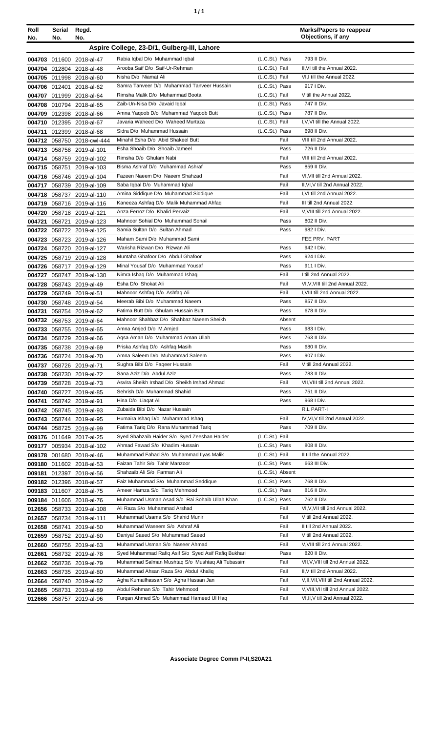| Roll No. | Serial No. | Regd. No. | | | Marks/Papers to reappear Objections, if any |
|---|---|---|---|---|---|
| **Aspire College, 23-D/1, Gulberg-III, Lahore** | | | | | |
| 004703 | 011600 | 2018-al-47 | Rabia Iqbal D/o Muhammad Iqbal | (L.C.St.) Pass | 793 II Div. |
| 004704 | 012804 | 2018-al-48 | Arooba Saif D/o Saif-Ur-Rehman | (L.C.St.) Fail | II,VI till the Annual 2022. |
| 004705 | 011998 | 2018-al-60 | Nisha D/o Niamat Ali | (L.C.St.) Fail | VI,I till the Annual 2022. |
| 004706 | 012401 | 2018-al-62 | Samra Tanveer D/o Muhammad Tanveer Hussain | (L.C.St.) Pass | 917 I Div. |
| 004707 | 011999 | 2018-al-64 | Rimsha Malik D/o Muhammad Boota | (L.C.St.) Fail | V till the Annual 2022. |
| 004708 | 010794 | 2018-al-65 | Zaib-Un-Nisa D/o Javaid Iqbal | (L.C.St.) Pass | 747 II Div. |
| 004709 | 012398 | 2018-al-66 | Amna Yaqoob D/o Muhammad Yaqoob Butt | (L.C.St.) Pass | 787 II Div. |
| 004710 | 012395 | 2018-al-67 | Javaria Waheed D/o Waheed Murtaza | (L.C.St.) Fail | I,V,VI till the Annual 2022. |
| 004711 | 012399 | 2018-al-68 | Sidra D/o Muhammad Hussain | (L.C.St.) Pass | 698 II Div. |
| 004712 | 058750 | 2018-cwl-444 | Minahil Esha D/o Abid Shakeel Butt | Fail | VIII till 2nd Annual 2022. |
| 004713 | 058758 | 2019-al-101 | Esha Shoaib D/o Shoaib Jameel | Pass | 726 II Div. |
| 004714 | 058759 | 2019-al-102 | Rimsha D/o Ghulam Nabi | Fail | VIII till 2nd Annual 2022. |
| 004715 | 058751 | 2019-al-103 | Bisma Ashraf D/o Muhammad Ashraf | Pass | 859 II Div. |
| 004716 | 058746 | 2019-al-104 | Fazeen Naeem D/o Naeem Shahzad | Fail | VI,VII till 2nd Annual 2022. |
| 004717 | 058739 | 2019-al-109 | Saba Iqbal D/o Muhammad Iqbal | Fail | II,VI,V till 2nd Annual 2022. |
| 004718 | 058737 | 2019-al-110 | Amina Siddique D/o Muhammad Siddique | Fail | I,VI till 2nd Annual 2022. |
| 004719 | 058716 | 2019-al-116 | Kaneeza Ashfaq D/o Malik Muhammad Ahfaq | Fail | III till 2nd Annual 2022. |
| 004720 | 058718 | 2019-al-121 | Anza Ferroz D/o Khalid Pervaiz | Fail | V,VIII till 2nd Annual 2022. |
| 004721 | 058721 | 2019-al-123 | Mahnoor Sohial D/o Muhammad Sohail | Pass | 802 II Div. |
| 004722 | 058722 | 2019-al-125 | Samia Sultan D/o Sultan Ahmad | Pass | 982 I Div. |
| 004723 | 058723 | 2019-al-126 | Maham Sami D/o Muhammad Sami | | FEE PRV. PART |
| 004724 | 058720 | 2019-al-127 | Warisha Rizwan D/o Rizwan Ali | Pass | 942 I Div. |
| 004725 | 058719 | 2019-al-128 | Muntaha Ghafoor D/o Abdul Ghafoor | Pass | 924 I Div. |
| 004726 | 058717 | 2019-al-129 | Minal Yousaf D/o Muhammad Yousaf | Pass | 911 I Div. |
| 004727 | 058747 | 2019-al-130 | Nimra Ishaq D/o Muhammad Ishaq | Fail | I till 2nd Annual 2022. |
| 004728 | 058743 | 2019-al-49 | Esha D/o Shokat Ali | Fail | VI,V,VIII till 2nd Annual 2022. |
| 004729 | 058749 | 2019-al-51 | Mahnoor Ashfaq D/o Ashfaq Ali | Fail | I,VIII till 2nd Annual 2022. |
| 004730 | 058748 | 2019-al-54 | Meerab Bibi D/o Muhammad Naeem | Pass | 857 II Div. |
| 004731 | 058754 | 2019-al-62 | Fatima Butt D/o Ghulam Hussain Butt | Pass | 678 II Div. |
| 004732 | 058753 | 2019-al-64 | Mahnoor Shahbaz D/o Shahbaz Naeem Sheikh | Absent | |
| 004733 | 058755 | 2019-al-65 | Amna Amjed D/o M.Amjed | Pass | 983 I Div. |
| 004734 | 058729 | 2019-al-66 | Aqsa Aman D/o Muhammad Aman Ullah | Pass | 763 II Div. |
| 004735 | 058738 | 2019-al-69 | Priska Ashfaq D/o Ashfaq Masih | Pass | 680 II Div. |
| 004736 | 058724 | 2019-al-70 | Amna Saleem D/o Muhammad Saleem | Pass | 907 I Div. |
| 004737 | 058726 | 2019-al-71 | Sughra Bibi D/o Faqeer Hussain | Fail | V till 2nd Annual 2022. |
| 004738 | 058730 | 2019-al-72 | Sana Aziz D/o Abdul Aziz | Pass | 783 II Div. |
| 004739 | 058728 | 2019-al-73 | Asvira Sheikh Irshad D/o Sheikh Irshad Ahmad | Fail | VII,VIII till 2nd Annual 2022. |
| 004740 | 058727 | 2019-al-85 | Sehrish D/o Muhammad Shahid | Pass | 751 II Div. |
| 004741 | 058742 | 2019-al-91 | Hina D/o Liaqat Ali | Pass | 968 I Div. |
| 004742 | 058745 | 2019-al-93 | Zubaida Bibi D/o Nazar Hussain | | R.L PART-I |
| 004743 | 058744 | 2019-al-95 | Humaira Ishaq D/o Muhammad Ishaq | Fail | IV,VI,V till 2nd Annual 2022. |
| 004744 | 058725 | 2019-al-99 | Fatima Tariq D/o Rana Muhammad Tariq | Pass | 709 II Div. |
| 009176 | 011649 | 2017-al-25 | Syed Shahzaib Haider S/o Syed Zeeshan Haider | (L.C.St.) Fail | |
| 009177 | 005934 | 2018-al-102 | Ahmad Fawad S/o Khadim Hussain | (L.C.St.) Pass | 808 II Div. |
| 009178 | 001680 | 2018-al-46 | Muhammad Fahad S/o Muhammad Ilyas Malik | (L.C.St.) Fail | II till the Annual 2022. |
| 009180 | 011602 | 2018-al-53 | Faizan Tahir S/o Tahir Manzoor | (L.C.St.) Pass | 663 III Div. |
| 009181 | 012397 | 2018-al-56 | Shahzaib Ali S/o Farman Ali | (L.C.St.) Absent | |
| 009182 | 012396 | 2018-al-57 | Faiz Muhammad S/o Muhammad Seddique | (L.C.St.) Pass | 768 II Div. |
| 009183 | 011607 | 2018-al-75 | Ameer Hamza S/o Tariq Mehmood | (L.C.St.) Pass | 816 II Div. |
| 009184 | 011606 | 2018-al-76 | Muhammad Usman Asad S/o Rai Sohaib Ullah Khan | (L.C.St.) Pass | 762 II Div. |
| 012656 | 058733 | 2019-al-108 | Ali Raza S/o Muhammad Arshad | Fail | VI,V,VII till 2nd Annual 2022. |
| 012657 | 058734 | 2019-al-111 | Muhammad Usama S/o Shahid Munir | Fail | V till 2nd Annual 2022. |
| 012658 | 058741 | 2019-al-50 | Muhammad Waseem S/o Ashraf Ali | Fail | II till 2nd Annual 2022. |
| 012659 | 058752 | 2019-al-60 | Daniyal Saeed S/o Muhammad Saeed | Fail | V till 2nd Annual 2022. |
| 012660 | 058756 | 2019-al-63 | Muhammad Usman S/o Naseer Ahmad | Fail | V,VIII till 2nd Annual 2022. |
| 012661 | 058732 | 2019-al-78 | Syed Muhammad Rafiq Asif S/o Syed Asif Rafiq Bukhari | Pass | 820 II Div. |
| 012662 | 058736 | 2019-al-79 | Muhammad Salman Mushtaq S/o Mushtaq Ali Tubassim | Fail | VII,V,VIII till 2nd Annual 2022. |
| 012663 | 058735 | 2019-al-80 | Muhammad Ahsan Raza S/o Abdul Khaliq | Fail | II,V till 2nd Annual 2022. |
| 012664 | 058740 | 2019-al-82 | Agha Kumailhassan S/o Agha Hassan Jan | Fail | V,II,VII,VIII till 2nd Annual 2022. |
| 012665 | 058731 | 2019-al-89 | Abdul Rehman S/o Tahir Mehmood | Fail | V,VIII,VII till 2nd Annual 2022. |
| 012666 | 058757 | 2019-al-96 | Furqan Ahmed S/o Muhammad Hameed Ul Haq | Fail | VI,II,V till 2nd Annual 2022. |

**Associate Degree Comm P-II,S20A21**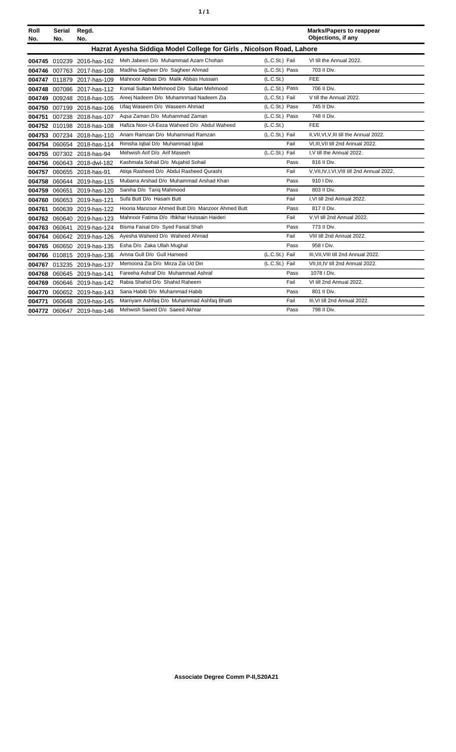| Roll No. | Serial No. | Regd. No. | | | Marks/Papers to reappear Objections, if any |
|---|---|---|---|---|---|
| **Hazrat Ayesha Siddiqa Model College for Girls , Nicolson Road, Lahore** | | | | | |
| 004745 | 010239 | 2016-has-162 | Meh Jabeen D/o Muhammad Azam Chohan | (L.C.St.) Fail | VI till the Annual 2022. |
| 004746 | 007763 | 2017-has-108 | Madiha Sagheer D/o Sagheer Ahmad | (L.C.St.) Pass | 703 II Div. |
| 004747 | 011879 | 2017-has-109 | Mahnoor Abbas D/o Malik Abbas Hussain | (L.C.St.) | FEE |
| 004748 | 007086 | 2017-has-112 | Komal Sultan Mehmood D/o Sultan Mehmood | (L.C.St.) Pass | 706 II Div. |
| 004749 | 009248 | 2018-has-105 | Areej Nadeem D/o Muhammnad Nadeem Zia | (L.C.St.) Fail | V till the Annual 2022. |
| 004750 | 007199 | 2018-has-106 | Ufaq Waseem D/o Waseem Ahmad | (L.C.St.) Pass | 745 II Div. |
| 004751 | 007238 | 2018-has-107 | Aqsa Zaman D/o Muhammad Zaman | (L.C.St.) Pass | 748 II Div. |
| 004752 | 010198 | 2018-has-108 | Hafiza Noor-Ul-Eeza Waheed D/o Abdul Waheed | (L.C.St.) | FEE |
| 004753 | 007234 | 2018-has-110 | Anam Ramzan D/o Muhammad Ramzan | (L.C.St.) Fail | II,VII,VI,V,III till the Annual 2022. |
| 004754 | 060654 | 2018-has-114 | Rimsha Iqbal D/o Muhammad Iqbal | Fail | VI,III,VII till 2nd Annual 2022. |
| 004755 | 007302 | 2018-has-94 | Mehwish Arif D/o Arif Maseeh | (L.C.St.) Fail | I,V till the Annual 2022. |
| 004756 | 060643 | 2018-dwl-182 | Kashmala Sohail D/o Mujahid Sohail | Pass | 816 II Div. |
| 004757 | 060655 | 2018-has-91 | Atiqa Rasheed D/o Abdul Rasheed Qurashi | Fail | V,VII,IV,I,VI,VIII till 2nd Annual 2022. |
| 004758 | 060644 | 2019-has-115 | Mubarra Arshad D/o Muhammad Arshad Khan | Pass | 910 I Div. |
| 004759 | 060651 | 2019-has-120 | Saniha D/o Tariq Mahmood | Pass | 803 II Div. |
| 004760 | 060653 | 2019-has-121 | Sufa Butt D/o Hasam Butt | Fail | I,VI till 2nd Annual 2022. |
| 004761 | 060639 | 2019-has-122 | Hooria Manzoor Ahmed Butt D/o Manzoor Ahmed Butt | Pass | 817 II Div. |
| 004762 | 060640 | 2019-has-123 | Mahnoor Fatima D/o Iftikhar Huissain Haideri | Fail | V,VI till 2nd Annual 2022. |
| 004763 | 060641 | 2019-has-124 | Bisma Faisal D/o Syed Faisal Shah | Pass | 773 II Div. |
| 004764 | 060642 | 2019-has-126 | Ayesha Waheed D/o Waheed Ahmad | Fail | VIII till 2nd Annual 2022. |
| 004765 | 060650 | 2019-has-135 | Esha D/o Zaka Ullah Mughal | Pass | 958 I Div. |
| 004766 | 010815 | 2019-has-136 | Amna Gull D/o Gull Hameed | (L.C.St.) Fail | III,VII,VIII till 2nd Annual 2022. |
| 004767 | 013235 | 2019-has-137 | Memoona Zia D/o Mirza Zia Ud Din | (L.C.St.) Fail | VII,III,IV till 2nd Annual 2022. |
| 004768 | 060645 | 2019-has-141 | Fareeha Ashraf D/o Muhammad Ashraf | Pass | 1078 I Div. |
| 004769 | 060646 | 2019-has-142 | Rabia Shahid D/o Shahid Raheem | Fail | VI till 2nd Annual 2022. |
| 004770 | 060652 | 2019-has-143 | Sana Habib D/o Muhammad Habib | Pass | 801 II Div. |
| 004771 | 060648 | 2019-has-145 | Marriyam Ashfaq D/o Muhammad Ashfaq Bhatti | Fail | III,VI till 2nd Annual 2022. |
| 004772 | 060647 | 2019-has-146 | Mehwish Saeed D/o Saeed Akhtar | Pass | 798 II Div. |

**Associate Degree Comm P-II,S20A21**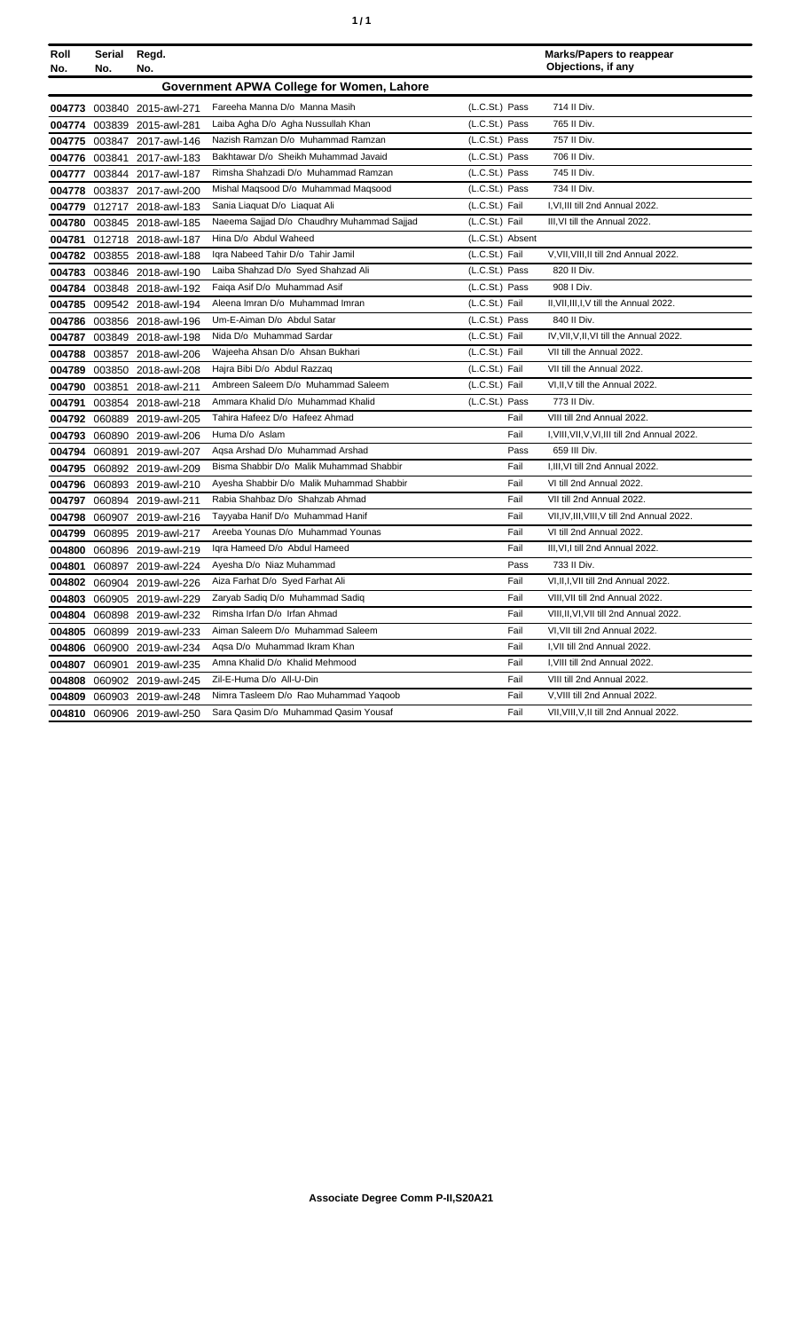| Roll No. | Serial No. | Regd. No. | | | Marks/Papers to reappear Objections, if any |
|---|---|---|---|---|---|
| **Government APWA College for Women, Lahore** | | | | | |
| 004773 | 003840 | 2015-awl-271 | Fareeha Manna D/o Manna Masih | (L.C.St.) Pass | 714 II Div. |
| 004774 | 003839 | 2015-awl-281 | Laiba Agha D/o Agha Nussullah Khan | (L.C.St.) Pass | 765 II Div. |
| 004775 | 003847 | 2017-awl-146 | Nazish Ramzan D/o Muhammad Ramzan | (L.C.St.) Pass | 757 II Div. |
| 004776 | 003841 | 2017-awl-183 | Bakhtawar D/o Sheikh Muhammad Javaid | (L.C.St.) Pass | 706 II Div. |
| 004777 | 003844 | 2017-awl-187 | Rimsha Shahzadi D/o Muhammad Ramzan | (L.C.St.) Pass | 745 II Div. |
| 004778 | 003837 | 2017-awl-200 | Mishal Maqsood D/o Muhammad Maqsood | (L.C.St.) Pass | 734 II Div. |
| 004779 | 012717 | 2018-awl-183 | Sania Liaquat D/o Liaquat Ali | (L.C.St.) Fail | I,VI,III till 2nd Annual 2022. |
| 004780 | 003845 | 2018-awl-185 | Naeema Sajjad D/o Chaudhry Muhammad Sajjad | (L.C.St.) Fail | III,VI till the Annual 2022. |
| 004781 | 012718 | 2018-awl-187 | Hina D/o Abdul Waheed | (L.C.St.) Absent | |
| 004782 | 003855 | 2018-awl-188 | Iqra Nabeed Tahir D/o Tahir Jamil | (L.C.St.) Fail | V,VII,VIII,II till 2nd Annual 2022. |
| 004783 | 003846 | 2018-awl-190 | Laiba Shahzad D/o Syed Shahzad Ali | (L.C.St.) Pass | 820 II Div. |
| 004784 | 003848 | 2018-awl-192 | Faiqa Asif D/o Muhammad Asif | (L.C.St.) Pass | 908 I Div. |
| 004785 | 009542 | 2018-awl-194 | Aleena Imran D/o Muhammad Imran | (L.C.St.) Fail | II,VII,III,I,V till the Annual 2022. |
| 004786 | 003856 | 2018-awl-196 | Um-E-Aiman D/o Abdul Satar | (L.C.St.) Pass | 840 II Div. |
| 004787 | 003849 | 2018-awl-198 | Nida D/o Muhammad Sardar | (L.C.St.) Fail | IV,VII,V,II,VI till the Annual 2022. |
| 004788 | 003857 | 2018-awl-206 | Wajeeha Ahsan D/o Ahsan Bukhari | (L.C.St.) Fail | VII till the Annual 2022. |
| 004789 | 003850 | 2018-awl-208 | Hajra Bibi D/o Abdul Razzaq | (L.C.St.) Fail | VII till the Annual 2022. |
| 004790 | 003851 | 2018-awl-211 | Ambreen Saleem D/o Muhammad Saleem | (L.C.St.) Fail | VI,II,V till the Annual 2022. |
| 004791 | 003854 | 2018-awl-218 | Ammara Khalid D/o Muhammad Khalid | (L.C.St.) Pass | 773 II Div. |
| 004792 | 060889 | 2019-awl-205 | Tahira Hafeez D/o Hafeez Ahmad | Fail | VIII till 2nd Annual 2022. |
| 004793 | 060890 | 2019-awl-206 | Huma D/o Aslam | Fail | I,VIII,VII,V,VI,III till 2nd Annual 2022. |
| 004794 | 060891 | 2019-awl-207 | Aqsa Arshad D/o Muhammad Arshad | Pass | 659 III Div. |
| 004795 | 060892 | 2019-awl-209 | Bisma Shabbir D/o Malik Muhammad Shabbir | Fail | I,III,VI till 2nd Annual 2022. |
| 004796 | 060893 | 2019-awl-210 | Ayesha Shabbir D/o Malik Muhammad Shabbir | Fail | VI till 2nd Annual 2022. |
| 004797 | 060894 | 2019-awl-211 | Rabia Shahbaz D/o Shahzab Ahmad | Fail | VII till 2nd Annual 2022. |
| 004798 | 060907 | 2019-awl-216 | Tayyaba Hanif D/o Muhammad Hanif | Fail | VII,IV,III,VIII,V till 2nd Annual 2022. |
| 004799 | 060895 | 2019-awl-217 | Areeba Younas D/o Muhammad Younas | Fail | VI till 2nd Annual 2022. |
| 004800 | 060896 | 2019-awl-219 | Iqra Hameed D/o Abdul Hameed | Fail | III,VI,I till 2nd Annual 2022. |
| 004801 | 060897 | 2019-awl-224 | Ayesha D/o Niaz Muhammad | Pass | 733 II Div. |
| 004802 | 060904 | 2019-awl-226 | Aiza Farhat D/o Syed Farhat Ali | Fail | VI,II,I,VII till 2nd Annual 2022. |
| 004803 | 060905 | 2019-awl-229 | Zaryab Sadiq D/o Muhammad Sadiq | Fail | VIII,VII till 2nd Annual 2022. |
| 004804 | 060898 | 2019-awl-232 | Rimsha Irfan D/o Irfan Ahmad | Fail | VIII,II,VI,VII till 2nd Annual 2022. |
| 004805 | 060899 | 2019-awl-233 | Aiman Saleem D/o Muhammad Saleem | Fail | VI,VII till 2nd Annual 2022. |
| 004806 | 060900 | 2019-awl-234 | Aqsa D/o Muhammad Ikram Khan | Fail | I,VII till 2nd Annual 2022. |
| 004807 | 060901 | 2019-awl-235 | Amna Khalid D/o Khalid Mehmood | Fail | I,VIII till 2nd Annual 2022. |
| 004808 | 060902 | 2019-awl-245 | Zil-E-Huma D/o All-U-Din | Fail | VIII till 2nd Annual 2022. |
| 004809 | 060903 | 2019-awl-248 | Nimra Tasleem D/o Rao Muhammad Yaqoob | Fail | V,VIII till 2nd Annual 2022. |
| 004810 | 060906 | 2019-awl-250 | Sara Qasim D/o Muhammad Qasim Yousaf | Fail | VII,VIII,V,II till 2nd Annual 2022. |

**Associate Degree Comm P-II,S20A21**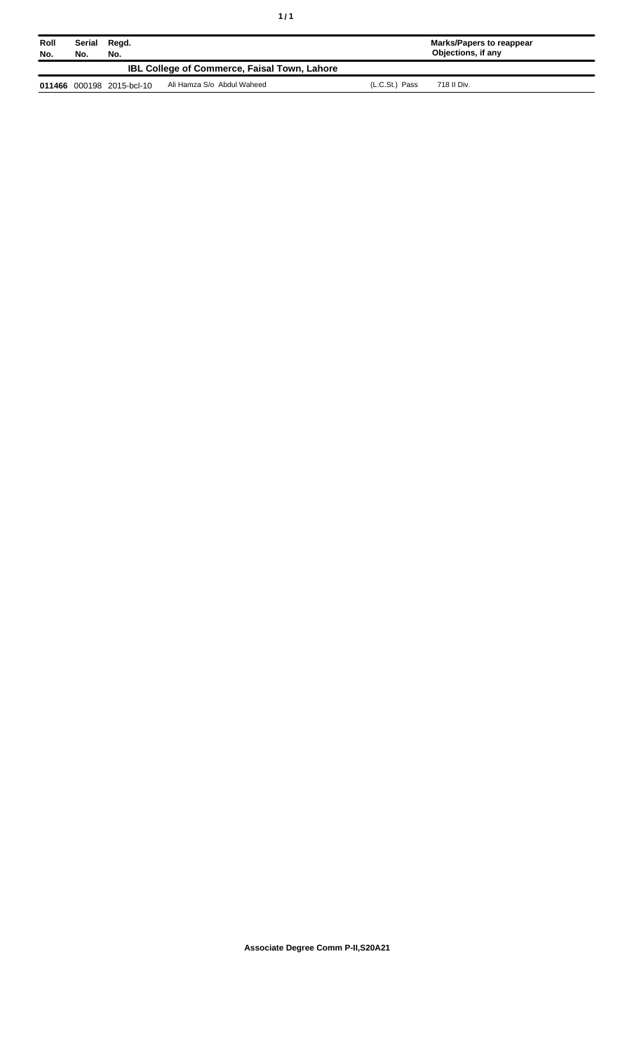| Roll No. | Serial No. | Regd. No. | | | Marks/Papers to reappear Objections, if any |
|---|---|---|---|---|---|
| | | **IBL College of Commerce, Faisal Town, Lahore** | | | |
| **011466** | 000198 | 2015-bcl-10 | Ali Hamza S/o Abdul Waheed | (L.C.St.) Pass | 718 II Div. |

**Associate Degree Comm P-II,S20A21**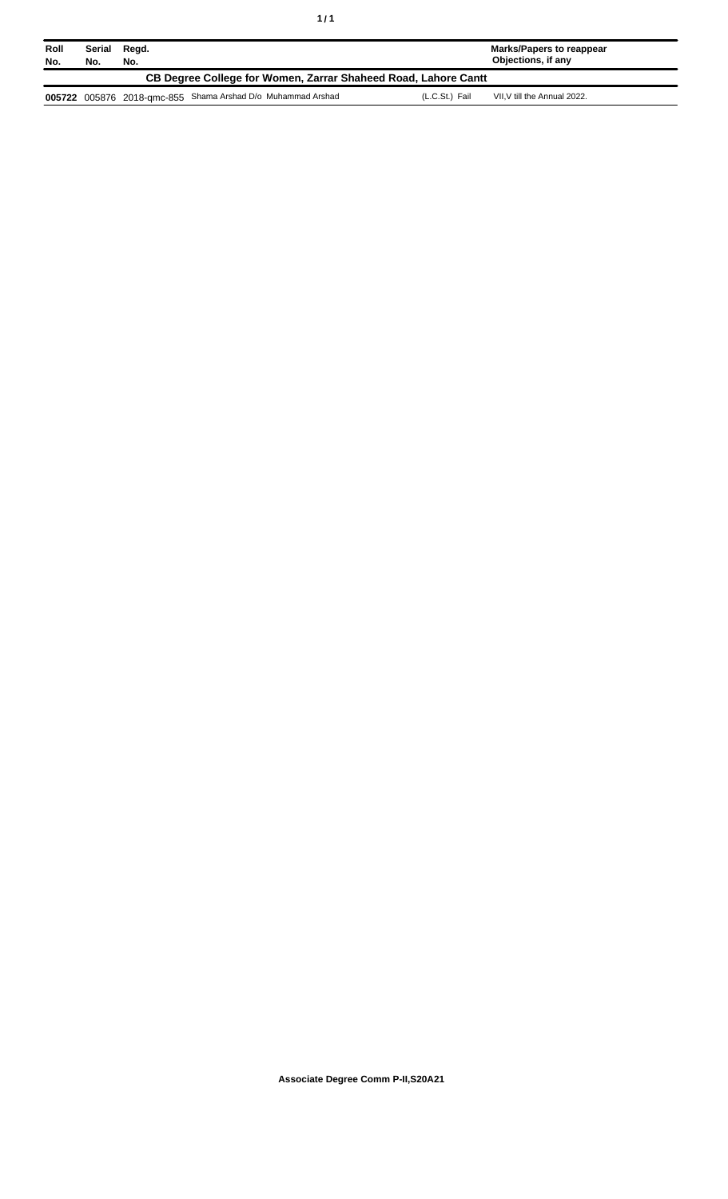| Roll No. | Serial No. | Regd. No. | | | Marks/Papers to reappear Objections, if any |
|---|---|---|---|---|---|
| **CB Degree College for Women, Zarrar Shaheed Road, Lahore Cantt** | | | | | |
| **005722** | 005876 | 2018-qmc-855 | Shama Arshad D/o Muhammad Arshad | (L.C.St.) Fail | VII,V till the Annual 2022. |

**Associate Degree Comm P-II,S20A21**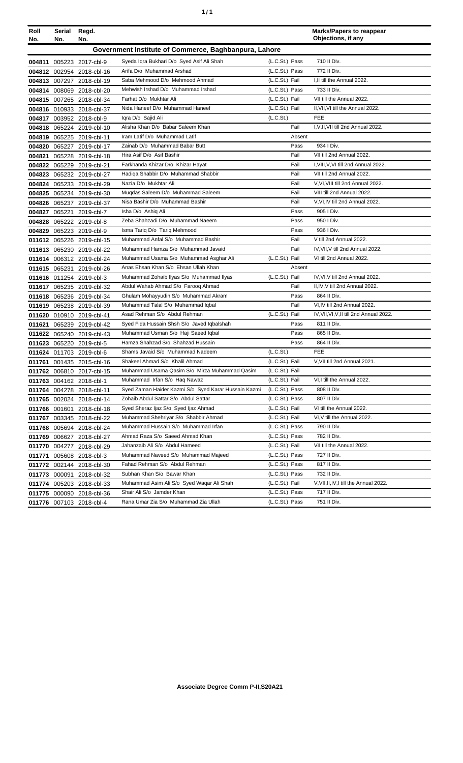| Roll No. | Serial No. | Regd. No. | | | Marks/Papers to reappear Objections, if any |
|---|---|---|---|---|---|
| **Government Institute of Commerce, Baghbanpura, Lahore** | | | | | |
| 004811 | 005223 | 2017-cbl-9 | Syeda Iqra Bukhari D/o Syed Asif Ali Shah | (L.C.St.) Pass | 710 II Div. |
| 004812 | 002954 | 2018-cbl-16 | Arifa D/o Muhammad Arshad | (L.C.St.) Pass | 772 II Div. |
| 004813 | 007297 | 2018-cbl-19 | Saba Mehmood D/o Mehmood Ahmad | (L.C.St.) Fail | I,II till the Annual 2022. |
| 004814 | 008069 | 2018-cbl-20 | Mehwish Irshad D/o Muhammad Irshad | (L.C.St.) Pass | 733 II Div. |
| 004815 | 007265 | 2018-cbl-34 | Farhat D/o Mukhtar Ali | (L.C.St.) Fail | VII till the Annual 2022. |
| 004816 | 010933 | 2018-cbl-37 | Nida Haneef D/o Muhammad Haneef | (L.C.St.) Fail | II,VII,VI till the Annual 2022. |
| 004817 | 003952 | 2018-cbl-9 | Iqra D/o Sajid Ali | (L.C.St.) | FEE |
| 004818 | 065224 | 2019-cbl-10 | Alisha Khan D/o Babar Saleem Khan | Fail | I,V,II,VII till 2nd Annual 2022. |
| 004819 | 065225 | 2019-cbl-11 | Iram Latif D/o Muhammad Latif | Absent | |
| 004820 | 065227 | 2019-cbl-17 | Zainab D/o Muhammad Babar Butt | Pass | 934 I Div. |
| 004821 | 065228 | 2019-cbl-18 | Hira Asif D/o Asif Bashir | Fail | VII till 2nd Annual 2022. |
| 004822 | 065229 | 2019-cbl-21 | Farkhanda Khizar D/o Khizar Hayat | Fail | I,VIII,V,VI till 2nd Annual 2022. |
| 004823 | 065232 | 2019-cbl-27 | Hadiqa Shabbir D/o Muhammad Shabbir | Fail | VII till 2nd Annual 2022. |
| 004824 | 065233 | 2019-cbl-29 | Nazia D/o Mukhtar Ali | Fail | V,VI,VIII till 2nd Annual 2022. |
| 004825 | 065234 | 2019-cbl-30 | Muqdas Saleem D/o Muhammad Saleem | Fail | VIII till 2nd Annual 2022. |
| 004826 | 065237 | 2019-cbl-37 | Nisa Bashir D/o Muhammad Bashir | Fail | V,VI,IV till 2nd Annual 2022. |
| 004827 | 065221 | 2019-cbl-7 | Isha D/o Ashiq Ali | Pass | 905 I Div. |
| 004828 | 065222 | 2019-cbl-8 | Zeba Shahzadi D/o Muhammad Naeem | Pass | 950 I Div. |
| 004829 | 065223 | 2019-cbl-9 | Isma Tariq D/o Tariq Mehmood | Pass | 936 I Div. |
| 011612 | 065226 | 2019-cbl-15 | Muhammad Anfal S/o Muhammad Bashir | Fail | V till 2nd Annual 2022. |
| 011613 | 065230 | 2019-cbl-22 | Muhammad Hamza S/o Muhammad Javaid | Fail | IV,VII,V till 2nd Annual 2022. |
| 011614 | 006312 | 2019-cbl-24 | Muhammad Usama S/o Muhammad Asghar Ali | (L.C.St.) Fail | VI till 2nd Annual 2022. |
| 011615 | 065231 | 2019-cbl-26 | Anas Ehsan Khan S/o Ehsan Ullah Khan | Absent | |
| 011616 | 011254 | 2019-cbl-3 | Muhammad Zohaib Ilyas S/o Muhammad Ilyas | (L.C.St.) Fail | IV,VI,V till 2nd Annual 2022. |
| 011617 | 065235 | 2019-cbl-32 | Abdul Wahab Ahmad S/o Farooq Ahmad | Fail | II,IV,V till 2nd Annual 2022. |
| 011618 | 065236 | 2019-cbl-34 | Ghulam Mohayyudin S/o Muhammad Akram | Pass | 864 II Div. |
| 011619 | 065238 | 2019-cbl-39 | Muhammad Talal S/o Muhammad Iqbal | Fail | VI,IV till 2nd Annual 2022. |
| 011620 | 010910 | 2019-cbl-41 | Asad Rehman S/o Abdul Rehman | (L.C.St.) Fail | IV,VII,VI,V,II till 2nd Annual 2022. |
| 011621 | 065239 | 2019-cbl-42 | Syed Fida Hussain Shsh S/o Javed Iqbalshah | Pass | 811 II Div. |
| 011622 | 065240 | 2019-cbl-43 | Muhammad Usman S/o Haji Saeed Iqbal | Pass | 865 II Div. |
| 011623 | 065220 | 2019-cbl-5 | Hamza Shahzad S/o Shahzad Hussain | Pass | 864 II Div. |
| 011624 | 011703 | 2019-cbl-6 | Shams Javaid S/o Muhammad Nadeem | (L.C.St.) | FEE |
| 011761 | 001435 | 2015-cbl-16 | Shakeel Ahmad S/o Khalil Ahmad | (L.C.St.) Fail | V,VII till 2nd Annual 2021. |
| 011762 | 006810 | 2017-cbl-15 | Muhammad Usama Qasim S/o Mirza Muhammad Qasim | (L.C.St.) Fail | |
| 011763 | 004162 | 2018-cbl-1 | Muhammad Irfan S/o Haq Nawaz | (L.C.St.) Fail | VI,I till the Annual 2022. |
| 011764 | 004278 | 2018-cbl-11 | Syed Zaman Haider Kazmi S/o Syed Karar Hussain Kazmi | (L.C.St.) Pass | 808 II Div. |
| 011765 | 002024 | 2018-cbl-14 | Zohaib Abdul Sattar S/o Abdul Sattar | (L.C.St.) Pass | 807 II Div. |
| 011766 | 001601 | 2018-cbl-18 | Syed Sheraz Ijaz S/o Syed Ijaz Ahmad | (L.C.St.) Fail | VI till the Annual 2022. |
| 011767 | 003345 | 2018-cbl-22 | Muhammad Shehriyar S/o Shabbir Ahmad | (L.C.St.) Fail | VI,V till the Annual 2022. |
| 011768 | 005694 | 2018-cbl-24 | Muhammad Hussain S/o Muhammad Irfan | (L.C.St.) Pass | 790 II Div. |
| 011769 | 006627 | 2018-cbl-27 | Ahmad Raza S/o Saeed Ahmad Khan | (L.C.St.) Pass | 782 II Div. |
| 011770 | 004277 | 2018-cbl-29 | Jahanzaib Ali S/o Abdul Hameed | (L.C.St.) Fail | VII till the Annual 2022. |
| 011771 | 005608 | 2018-cbl-3 | Muhammad Naveed S/o Muhammad Majeed | (L.C.St.) Pass | 727 II Div. |
| 011772 | 002144 | 2018-cbl-30 | Fahad Rehman S/o Abdul Rehman | (L.C.St.) Pass | 817 II Div. |
| 011773 | 000091 | 2018-cbl-32 | Subhan Khan S/o Bawar Khan | (L.C.St.) Pass | 732 II Div. |
| 011774 | 005203 | 2018-cbl-33 | Muhammad Asim Ali S/o Syed Waqar Ali Shah | (L.C.St.) Fail | V,VII,II,IV,I till the Annual 2022. |
| 011775 | 000090 | 2018-cbl-36 | Shair Ali S/o Jamder Khan | (L.C.St.) Pass | 717 II Div. |
| 011776 | 007103 | 2018-cbl-4 | Rana Umar Zia S/o Muhammad Zia Ullah | (L.C.St.) Pass | 751 II Div. |

**Associate Degree Comm P-II,S20A21**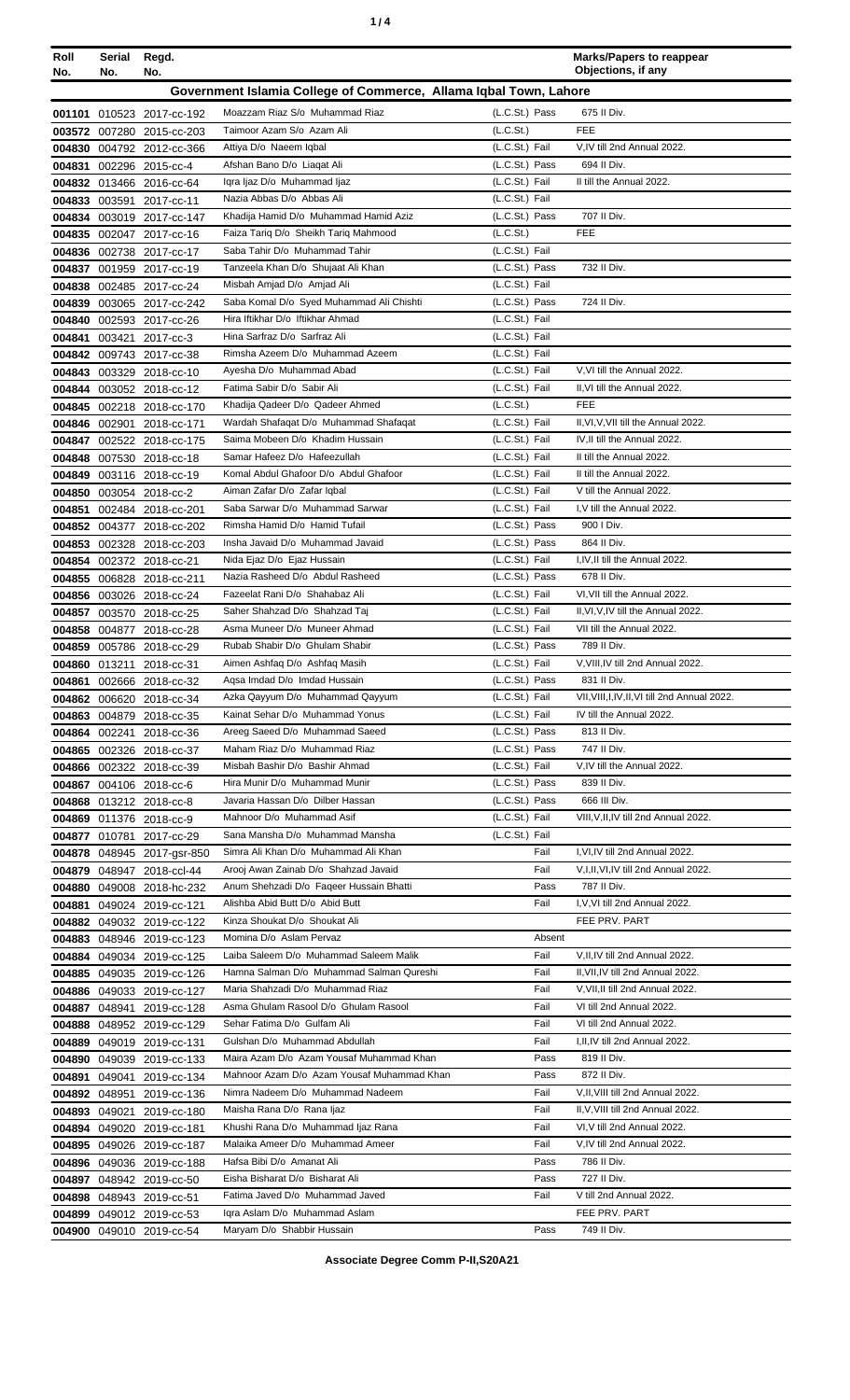| Roll No. | Serial No. | Regd. No. | | | Marks/Papers to reappear Objections, if any |
|---|---|---|---|---|---|
| **Government Islamia College of Commerce, Allama Iqbal Town, Lahore** | | | | | |
| 001101 | 010523 | 2017-cc-192 | Moazzam Riaz S/o Muhammad Riaz | (L.C.St.) Pass | 675 II Div. |
| 003572 | 007280 | 2015-cc-203 | Taimoor Azam S/o Azam Ali | (L.C.St.) | FEE |
| 004830 | 004792 | 2012-cc-366 | Attiya D/o Naeem Iqbal | (L.C.St.) Fail | V,IV till 2nd Annual 2022. |
| 004831 | 002296 | 2015-cc-4 | Afshan Bano D/o Liaqat Ali | (L.C.St.) Pass | 694 II Div. |
| 004832 | 013466 | 2016-cc-64 | Iqra Ijaz D/o Muhammad Ijaz | (L.C.St.) Fail | II till the Annual 2022. |
| 004833 | 003591 | 2017-cc-11 | Nazia Abbas D/o Abbas Ali | (L.C.St.) Fail | |
| 004834 | 003019 | 2017-cc-147 | Khadija Hamid D/o Muhammad Hamid Aziz | (L.C.St.) Pass | 707 II Div. |
| 004835 | 002047 | 2017-cc-16 | Faiza Tariq D/o Sheikh Tariq Mahmood | (L.C.St.) | FEE |
| 004836 | 002738 | 2017-cc-17 | Saba Tahir D/o Muhammad Tahir | (L.C.St.) Fail | |
| 004837 | 001959 | 2017-cc-19 | Tanzeela Khan D/o Shujaat Ali Khan | (L.C.St.) Pass | 732 II Div. |
| 004838 | 002485 | 2017-cc-24 | Misbah Amjad D/o Amjad Ali | (L.C.St.) Fail | |
| 004839 | 003065 | 2017-cc-242 | Saba Komal D/o Syed Muhammad Ali Chishti | (L.C.St.) Pass | 724 II Div. |
| 004840 | 002593 | 2017-cc-26 | Hira Iftikhar D/o Iftikhar Ahmad | (L.C.St.) Fail | |
| 004841 | 003421 | 2017-cc-3 | Hina Sarfraz D/o Sarfraz Ali | (L.C.St.) Fail | |
| 004842 | 009743 | 2017-cc-38 | Rimsha Azeem D/o Muhammad Azeem | (L.C.St.) Fail | |
| 004843 | 003329 | 2018-cc-10 | Ayesha D/o Muhammad Abad | (L.C.St.) Fail | V,VI till the Annual 2022. |
| 004844 | 003052 | 2018-cc-12 | Fatima Sabir D/o Sabir Ali | (L.C.St.) Fail | II,VI till the Annual 2022. |
| 004845 | 002218 | 2018-cc-170 | Khadija Qadeer D/o Qadeer Ahmed | (L.C.St.) | FEE |
| 004846 | 002901 | 2018-cc-171 | Wardah Shafaqat D/o Muhammad Shafaqat | (L.C.St.) Fail | II,VI,V,VII till the Annual 2022. |
| 004847 | 002522 | 2018-cc-175 | Saima Mobeen D/o Khadim Hussain | (L.C.St.) Fail | IV,II till the Annual 2022. |
| 004848 | 007530 | 2018-cc-18 | Samar Hafeez D/o Hafeezullah | (L.C.St.) Fail | II till the Annual 2022. |
| 004849 | 003116 | 2018-cc-19 | Komal Abdul Ghafoor D/o Abdul Ghafoor | (L.C.St.) Fail | II till the Annual 2022. |
| 004850 | 003054 | 2018-cc-2 | Aiman Zafar D/o Zafar Iqbal | (L.C.St.) Fail | V till the Annual 2022. |
| 004851 | 002484 | 2018-cc-201 | Saba Sarwar D/o Muhammad Sarwar | (L.C.St.) Fail | I,V till the Annual 2022. |
| 004852 | 004377 | 2018-cc-202 | Rimsha Hamid D/o Hamid Tufail | (L.C.St.) Pass | 900 I Div. |
| 004853 | 002328 | 2018-cc-203 | Insha Javaid D/o Muhammad Javaid | (L.C.St.) Pass | 864 II Div. |
| 004854 | 002372 | 2018-cc-21 | Nida Ejaz D/o Ejaz Hussain | (L.C.St.) Fail | I,IV,II till the Annual 2022. |
| 004855 | 006828 | 2018-cc-211 | Nazia Rasheed D/o Abdul Rasheed | (L.C.St.) Pass | 678 II Div. |
| 004856 | 003026 | 2018-cc-24 | Fazeelat Rani D/o Shahabaz Ali | (L.C.St.) Fail | VI,VII till the Annual 2022. |
| 004857 | 003570 | 2018-cc-25 | Saher Shahzad D/o Shahzad Taj | (L.C.St.) Fail | II,VI,V,IV till the Annual 2022. |
| 004858 | 004877 | 2018-cc-28 | Asma Muneer D/o Muneer Ahmad | (L.C.St.) Fail | VII till the Annual 2022. |
| 004859 | 005786 | 2018-cc-29 | Rubab Shabir D/o Ghulam Shabir | (L.C.St.) Pass | 789 II Div. |
| 004860 | 013211 | 2018-cc-31 | Aimen Ashfaq D/o Ashfaq Masih | (L.C.St.) Fail | V,VIII,IV till 2nd Annual 2022. |
| 004861 | 002666 | 2018-cc-32 | Aqsa Imdad D/o Imdad Hussain | (L.C.St.) Pass | 831 II Div. |
| 004862 | 006620 | 2018-cc-34 | Azka Qayyum D/o Muhammad Qayyum | (L.C.St.) Fail | VII,VIII,I,IV,II,VI till 2nd Annual 2022. |
| 004863 | 004879 | 2018-cc-35 | Kainat Sehar D/o Muhammad Yonus | (L.C.St.) Fail | IV till the Annual 2022. |
| 004864 | 002241 | 2018-cc-36 | Areeg Saeed D/o Muhammad Saeed | (L.C.St.) Pass | 813 II Div. |
| 004865 | 002326 | 2018-cc-37 | Maham Riaz D/o Muhammad Riaz | (L.C.St.) Pass | 747 II Div. |
| 004866 | 002322 | 2018-cc-39 | Misbah Bashir D/o Bashir Ahmad | (L.C.St.) Fail | V,IV till the Annual 2022. |
| 004867 | 004106 | 2018-cc-6 | Hira Munir D/o Muhammad Munir | (L.C.St.) Pass | 839 II Div. |
| 004868 | 013212 | 2018-cc-8 | Javaria Hassan D/o Dilber Hassan | (L.C.St.) Pass | 666 III Div. |
| 004869 | 011376 | 2018-cc-9 | Mahnoor D/o Muhammad Asif | (L.C.St.) Fail | VIII,V,II,IV till 2nd Annual 2022. |
| 004877 | 010781 | 2017-cc-29 | Sana Mansha D/o Muhammad Mansha | (L.C.St.) Fail | |
| 004878 | 048945 | 2017-gsr-850 | Simra Ali Khan D/o Muhammad Ali Khan | Fail | I,VI,IV till 2nd Annual 2022. |
| 004879 | 048947 | 2018-ccl-44 | Arooj Awan Zainab D/o Shahzad Javaid | Fail | V,I,II,VI,IV till 2nd Annual 2022. |
| 004880 | 049008 | 2018-hc-232 | Anum Shehzadi D/o Faqeer Hussain Bhatti | Pass | 787 II Div. |
| 004881 | 049024 | 2019-cc-121 | Alishba Abid Butt D/o Abid Butt | Fail | I,V,VI till 2nd Annual 2022. |
| 004882 | 049032 | 2019-cc-122 | Kinza Shoukat D/o Shoukat Ali | | FEE PRV. PART |
| 004883 | 048946 | 2019-cc-123 | Momina D/o Aslam Pervaz | Absent | |
| 004884 | 049034 | 2019-cc-125 | Laiba Saleem D/o Muhammad Saleem Malik | Fail | V,II,IV till 2nd Annual 2022. |
| 004885 | 049035 | 2019-cc-126 | Hamna Salman D/o Muhammad Salman Qureshi | Fail | II,VII,IV till 2nd Annual 2022. |
| 004886 | 049033 | 2019-cc-127 | Maria Shahzadi D/o Muhammad Riaz | Fail | V,VII,II till 2nd Annual 2022. |
| 004887 | 048941 | 2019-cc-128 | Asma Ghulam Rasool D/o Ghulam Rasool | Fail | VI till 2nd Annual 2022. |
| 004888 | 048952 | 2019-cc-129 | Sehar Fatima D/o Gulfam Ali | Fail | VI till 2nd Annual 2022. |
| 004889 | 049019 | 2019-cc-131 | Gulshan D/o Muhammad Abdullah | Fail | I,II,IV till 2nd Annual 2022. |
| 004890 | 049039 | 2019-cc-133 | Maira Azam D/o Azam Yousaf Muhammad Khan | Pass | 819 II Div. |
| 004891 | 049041 | 2019-cc-134 | Mahnoor Azam D/o Azam Yousaf Muhammad Khan | Pass | 872 II Div. |
| 004892 | 048951 | 2019-cc-136 | Nimra Nadeem D/o Muhammad Nadeem | Fail | V,II,VIII till 2nd Annual 2022. |
| 004893 | 049021 | 2019-cc-180 | Maisha Rana D/o Rana Ijaz | Fail | II,V,VIII till 2nd Annual 2022. |
| 004894 | 049020 | 2019-cc-181 | Khushi Rana D/o Muhammad Ijaz Rana | Fail | VI,V till 2nd Annual 2022. |
| 004895 | 049026 | 2019-cc-187 | Malaika Ameer D/o Muhammad Ameer | Fail | V,IV till 2nd Annual 2022. |
| 004896 | 049036 | 2019-cc-188 | Hafsa Bibi D/o Amanat Ali | Pass | 786 II Div. |
| 004897 | 048942 | 2019-cc-50 | Eisha Bisharat D/o Bisharat Ali | Pass | 727 II Div. |
| 004898 | 048943 | 2019-cc-51 | Fatima Javed D/o Muhammad Javed | Fail | V till 2nd Annual 2022. |
| 004899 | 049012 | 2019-cc-53 | Iqra Aslam D/o Muhammad Aslam | | FEE PRV. PART |
| 004900 | 049010 | 2019-cc-54 | Maryam D/o Shabbir Hussain | Pass | 749 II Div. |

**Associate Degree Comm P-II,S20A21**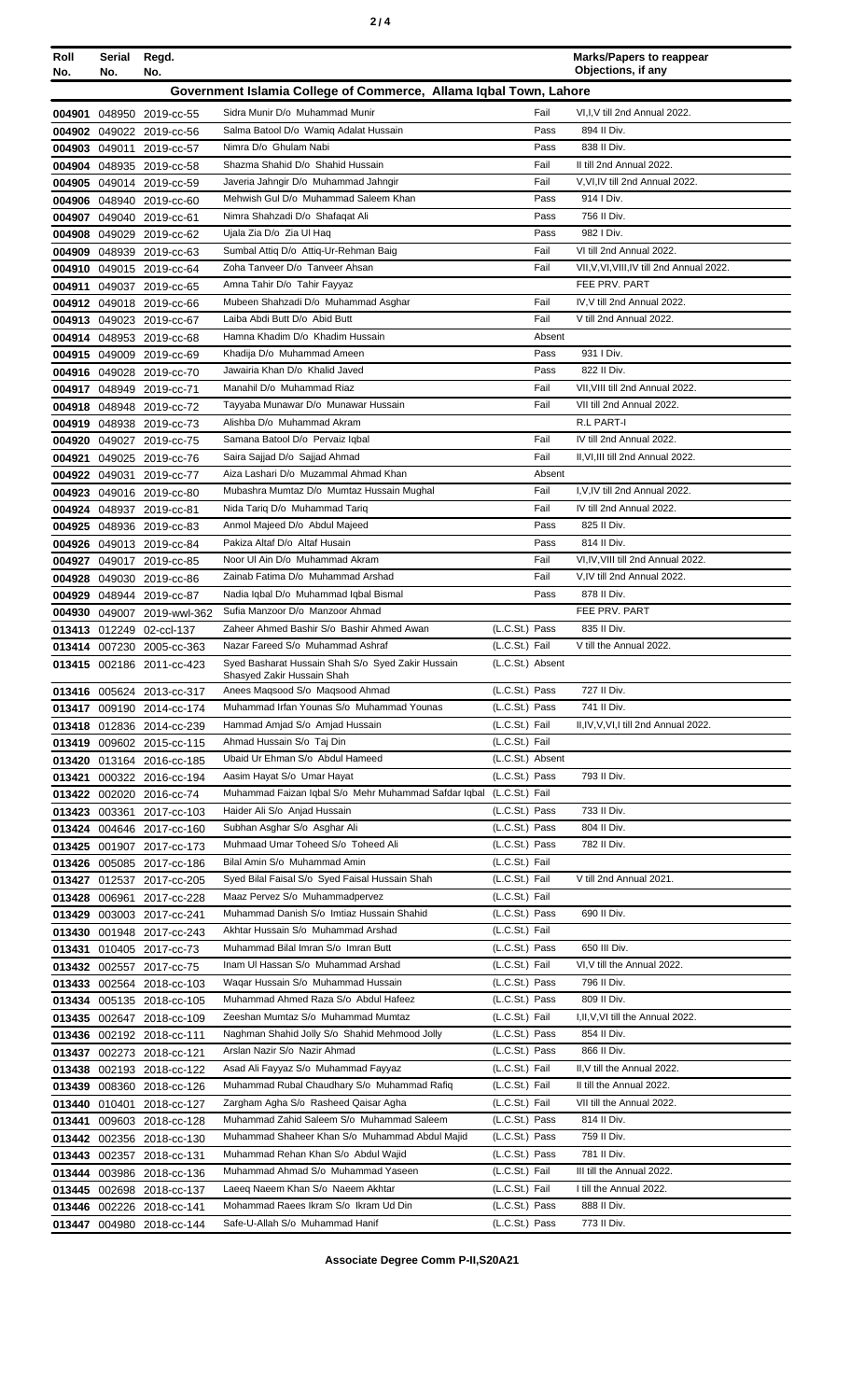| Roll No. | Serial No. | Regd. No. | | | | Marks/Papers to reappear Objections, if any |
|---|---|---|---|---|---|---|
| **Government Islamia College of Commerce, Allama Iqbal Town, Lahore** | | | | | | |
| 004901 | 048950 | 2019-cc-55 | Sidra Munir D/o Muhammad Munir | | Fail | VI,I,V till 2nd Annual 2022. |
| 004902 | 049022 | 2019-cc-56 | Salma Batool D/o Wamiq Adalat Hussain | | Pass | 894 II Div. |
| 004903 | 049011 | 2019-cc-57 | Nimra D/o Ghulam Nabi | | Pass | 838 II Div. |
| 004904 | 048935 | 2019-cc-58 | Shazma Shahid D/o Shahid Hussain | | Fail | II till 2nd Annual 2022. |
| 004905 | 049014 | 2019-cc-59 | Javeria Jahngir D/o Muhammad Jahngir | | Fail | V,VI,IV till 2nd Annual 2022. |
| 004906 | 048940 | 2019-cc-60 | Mehwish Gul D/o Muhammad Saleem Khan | | Pass | 914 I Div. |
| 004907 | 049040 | 2019-cc-61 | Nimra Shahzadi D/o Shafaqat Ali | | Pass | 756 II Div. |
| 004908 | 049029 | 2019-cc-62 | Ujala Zia D/o Zia Ul Haq | | Pass | 982 I Div. |
| 004909 | 048939 | 2019-cc-63 | Sumbal Attiq D/o Attiq-Ur-Rehman Baig | | Fail | VI till 2nd Annual 2022. |
| 004910 | 049015 | 2019-cc-64 | Zoha Tanveer D/o Tanveer Ahsan | | Fail | VII,V,VI,VIII,IV till 2nd Annual 2022. |
| 004911 | 049037 | 2019-cc-65 | Amna Tahir D/o Tahir Fayyaz | | | FEE PRV. PART |
| 004912 | 049018 | 2019-cc-66 | Mubeen Shahzadi D/o Muhammad Asghar | | Fail | IV,V till 2nd Annual 2022. |
| 004913 | 049023 | 2019-cc-67 | Laiba Abdi Butt D/o Abid Butt | | Fail | V till 2nd Annual 2022. |
| 004914 | 048953 | 2019-cc-68 | Hamna Khadim D/o Khadim Hussain | | Absent | |
| 004915 | 049009 | 2019-cc-69 | Khadija D/o Muhammad Ameen | | Pass | 931 I Div. |
| 004916 | 049028 | 2019-cc-70 | Jawairia Khan D/o Khalid Javed | | Pass | 822 II Div. |
| 004917 | 048949 | 2019-cc-71 | Manahil D/o Muhammad Riaz | | Fail | VII,VIII till 2nd Annual 2022. |
| 004918 | 048948 | 2019-cc-72 | Tayyaba Munawar D/o Munawar Hussain | | Fail | VII till 2nd Annual 2022. |
| 004919 | 048938 | 2019-cc-73 | Alishba D/o Muhammad Akram | | | R.L PART-I |
| 004920 | 049027 | 2019-cc-75 | Samana Batool D/o Pervaiz Iqbal | | Fail | IV till 2nd Annual 2022. |
| 004921 | 049025 | 2019-cc-76 | Saira Sajjad D/o Sajjad Ahmad | | Fail | II,VI,III till 2nd Annual 2022. |
| 004922 | 049031 | 2019-cc-77 | Aiza Lashari D/o Muzammal Ahmad Khan | | Absent | |
| 004923 | 049016 | 2019-cc-80 | Mubashra Mumtaz D/o Mumtaz Hussain Mughal | | Fail | I,V,IV till 2nd Annual 2022. |
| 004924 | 048937 | 2019-cc-81 | Nida Tariq D/o Muhammad Tariq | | Fail | IV till 2nd Annual 2022. |
| 004925 | 048936 | 2019-cc-83 | Anmol Majeed D/o Abdul Majeed | | Pass | 825 II Div. |
| 004926 | 049013 | 2019-cc-84 | Pakiza Altaf D/o Altaf Husain | | Pass | 814 II Div. |
| 004927 | 049017 | 2019-cc-85 | Noor Ul Ain D/o Muhammad Akram | | Fail | VI,IV,VIII till 2nd Annual 2022. |
| 004928 | 049030 | 2019-cc-86 | Zainab Fatima D/o Muhammad Arshad | | Fail | V,IV till 2nd Annual 2022. |
| 004929 | 048944 | 2019-cc-87 | Nadia Iqbal D/o Muhammad Iqbal Bismal | | Pass | 878 II Div. |
| 004930 | 049007 | 2019-wwl-362 | Sufia Manzoor D/o Manzoor Ahmad | | | FEE PRV. PART |
| 013413 | 012249 | 02-ccl-137 | Zaheer Ahmed Bashir S/o Bashir Ahmed Awan | (L.C.St.) | Pass | 835 II Div. |
| 013414 | 007230 | 2005-cc-363 | Nazar Fareed S/o Muhammad Ashraf | (L.C.St.) | Fail | V till the Annual 2022. |
| 013415 | 002186 | 2011-cc-423 | Syed Basharat Hussain Shah S/o Syed Zakir Hussain Shasyed Zakir Hussain Shah | (L.C.St.) | Absent | |
| 013416 | 005624 | 2013-cc-317 | Anees Maqsood S/o Maqsood Ahmad | (L.C.St.) | Pass | 727 II Div. |
| 013417 | 009190 | 2014-cc-174 | Muhammad Irfan Younas S/o Muhammad Younas | (L.C.St.) | Pass | 741 II Div. |
| 013418 | 012836 | 2014-cc-239 | Hammad Amjad S/o Amjad Hussain | (L.C.St.) | Fail | II,IV,V,VI,I till 2nd Annual 2022. |
| 013419 | 009602 | 2015-cc-115 | Ahmad Hussain S/o Taj Din | (L.C.St.) | Fail | |
| 013420 | 013164 | 2016-cc-185 | Ubaid Ur Ehman S/o Abdul Hameed | (L.C.St.) | Absent | |
| 013421 | 000322 | 2016-cc-194 | Aasim Hayat S/o Umar Hayat | (L.C.St.) | Pass | 793 II Div. |
| 013422 | 002020 | 2016-cc-74 | Muhammad Faizan Iqbal S/o Mehr Muhammad Safdar Iqbal | (L.C.St.) | Fail | |
| 013423 | 003361 | 2017-cc-103 | Haider Ali S/o Anjad Hussain | (L.C.St.) | Pass | 733 II Div. |
| 013424 | 004646 | 2017-cc-160 | Subhan Asghar S/o Asghar Ali | (L.C.St.) | Pass | 804 II Div. |
| 013425 | 001907 | 2017-cc-173 | Muhmaad Umar Toheed S/o Toheed Ali | (L.C.St.) | Pass | 782 II Div. |
| 013426 | 005085 | 2017-cc-186 | Bilal Amin S/o Muhammad Amin | (L.C.St.) | Fail | |
| 013427 | 012537 | 2017-cc-205 | Syed Bilal Faisal S/o Syed Faisal Hussain Shah | (L.C.St.) | Fail | V till 2nd Annual 2021. |
| 013428 | 006961 | 2017-cc-228 | Maaz Pervez S/o Muhammadpervez | (L.C.St.) | Fail | |
| 013429 | 003003 | 2017-cc-241 | Muhammad Danish S/o Imtiaz Hussain Shahid | (L.C.St.) | Pass | 690 II Div. |
| 013430 | 001948 | 2017-cc-243 | Akhtar Hussain S/o Muhammad Arshad | (L.C.St.) | Fail | |
| 013431 | 010405 | 2017-cc-73 | Muhammad Bilal Imran S/o Imran Butt | (L.C.St.) | Pass | 650 III Div. |
| 013432 | 002557 | 2017-cc-75 | Inam Ul Hassan S/o Muhammad Arshad | (L.C.St.) | Fail | VI,V till the Annual 2022. |
| 013433 | 002564 | 2018-cc-103 | Waqar Hussain S/o Muhammad Hussain | (L.C.St.) | Pass | 796 II Div. |
| 013434 | 005135 | 2018-cc-105 | Muhammad Ahmed Raza S/o Abdul Hafeez | (L.C.St.) | Pass | 809 II Div. |
| 013435 | 002647 | 2018-cc-109 | Zeeshan Mumtaz S/o Muhammad Mumtaz | (L.C.St.) | Fail | I,II,V,VI till the Annual 2022. |
| 013436 | 002192 | 2018-cc-111 | Naghman Shahid Jolly S/o Shahid Mehmood Jolly | (L.C.St.) | Pass | 854 II Div. |
| 013437 | 002273 | 2018-cc-121 | Arslan Nazir S/o Nazir Ahmad | (L.C.St.) | Pass | 866 II Div. |
| 013438 | 002193 | 2018-cc-122 | Asad Ali Fayyaz S/o Muhammad Fayyaz | (L.C.St.) | Fail | II,V till the Annual 2022. |
| 013439 | 008360 | 2018-cc-126 | Muhammad Rubal Chaudhary S/o Muhammad Rafiq | (L.C.St.) | Fail | II till the Annual 2022. |
| 013440 | 010401 | 2018-cc-127 | Zargham Agha S/o Rasheed Qaisar Agha | (L.C.St.) | Fail | VII till the Annual 2022. |
| 013441 | 009603 | 2018-cc-128 | Muhammad Zahid Saleem S/o Muhammad Saleem | (L.C.St.) | Pass | 814 II Div. |
| 013442 | 002356 | 2018-cc-130 | Muhammad Shaheer Khan S/o Muhammad Abdul Majid | (L.C.St.) | Pass | 759 II Div. |
| 013443 | 002357 | 2018-cc-131 | Muhammad Rehan Khan S/o Abdul Wajid | (L.C.St.) | Pass | 781 II Div. |
| 013444 | 003986 | 2018-cc-136 | Muhammad Ahmad S/o Muhammad Yaseen | (L.C.St.) | Fail | III till the Annual 2022. |
| 013445 | 002698 | 2018-cc-137 | Laeeq Naeem Khan S/o Naeem Akhtar | (L.C.St.) | Fail | I till the Annual 2022. |
| 013446 | 002226 | 2018-cc-141 | Mohammad Raees Ikram S/o Ikram Ud Din | (L.C.St.) | Pass | 888 II Div. |
| 013447 | 004980 | 2018-cc-144 | Safe-U-Allah S/o Muhammad Hanif | (L.C.St.) | Pass | 773 II Div. |

**Associate Degree Comm P-II,S20A21**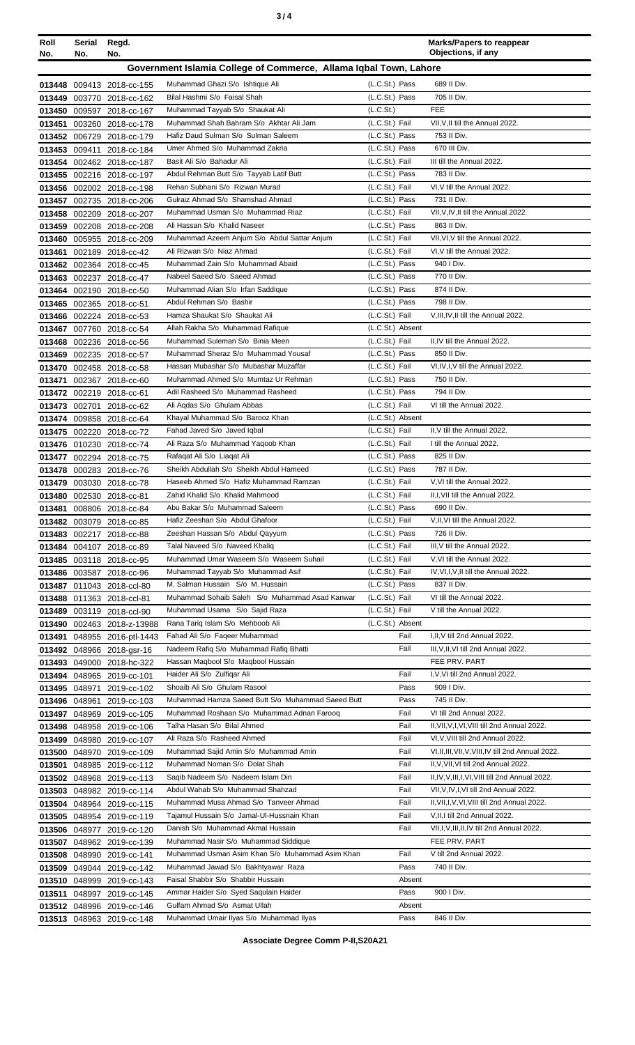| Roll No. | Serial No. | Regd. No. | | | Marks/Papers to reappear Objections, if any |
|---|---|---|---|---|---|
| **Government Islamia College of Commerce, Allama Iqbal Town, Lahore** | | | | | |
| 013448 | 009413 | 2018-cc-155 | Muhammad Ghazi S/o Ishtique Ali | (L.C.St.) Pass | 689 II Div. |
| 013449 | 003770 | 2018-cc-162 | Bilal Hashmi S/o Faisal Shah | (L.C.St.) Pass | 705 II Div. |
| 013450 | 009597 | 2018-cc-167 | Muhammad Tayyab S/o Shaukat Ali | (L.C.St.) | FEE |
| 013451 | 003260 | 2018-cc-178 | Muhammad Shah Bahram S/o Akhtar Ali Jam | (L.C.St.) Fail | VII,V,II till the Annual 2022. |
| 013452 | 006729 | 2018-cc-179 | Hafiz Daud Sulman S/o Sulman Saleem | (L.C.St.) Pass | 753 II Div. |
| 013453 | 009411 | 2018-cc-184 | Umer Ahmed S/o Muhammad Zakria | (L.C.St.) Pass | 670 III Div. |
| 013454 | 002462 | 2018-cc-187 | Basit Ali S/o Bahadur Ali | (L.C.St.) Fail | III till the Annual 2022. |
| 013455 | 002216 | 2018-cc-197 | Abdul Rehman Butt S/o Tayyab Latif Butt | (L.C.St.) Pass | 783 II Div. |
| 013456 | 002002 | 2018-cc-198 | Rehan Subhani S/o Rizwan Murad | (L.C.St.) Fail | VI,V till the Annual 2022. |
| 013457 | 002735 | 2018-cc-206 | Gulraiz Ahmad S/o Shamshad Ahmad | (L.C.St.) Pass | 731 II Div. |
| 013458 | 002209 | 2018-cc-207 | Muhammad Usman S/o Muhammad Riaz | (L.C.St.) Fail | VII,V,IV,II till the Annual 2022. |
| 013459 | 002208 | 2018-cc-208 | Ali Hassan S/o Khalid Naseer | (L.C.St.) Pass | 863 II Div. |
| 013460 | 005955 | 2018-cc-209 | Muhammad Azeem Anjum S/o Abdul Sattar Anjum | (L.C.St.) Fail | VII,VI,V till the Annual 2022. |
| 013461 | 002189 | 2018-cc-42 | Ali Rizwan S/o Niaz Ahmad | (L.C.St.) Fail | VI,V till the Annual 2022. |
| 013462 | 002364 | 2018-cc-45 | Muhammad Zain S/o Muhammad Abaid | (L.C.St.) Pass | 940 I Div. |
| 013463 | 002237 | 2018-cc-47 | Nabeel Saeed S/o Saeed Ahmad | (L.C.St.) Pass | 770 II Div. |
| 013464 | 002190 | 2018-cc-50 | Muhammad Alian S/o Irfan Saddique | (L.C.St.) Pass | 874 II Div. |
| 013465 | 002365 | 2018-cc-51 | Abdul Rehman S/o Bashir | (L.C.St.) Pass | 798 II Div. |
| 013466 | 002224 | 2018-cc-53 | Hamza Shaukat S/o Shaukat Ali | (L.C.St.) Fail | V,III,IV,II till the Annual 2022. |
| 013467 | 007760 | 2018-cc-54 | Allah Rakha S/o Muhammad Rafique | (L.C.St.) Absent | |
| 013468 | 002236 | 2018-cc-56 | Muhammad Suleman S/o Binia Meen | (L.C.St.) Fail | II,IV till the Annual 2022. |
| 013469 | 002235 | 2018-cc-57 | Muhammad Sheraz S/o Muhammad Yousaf | (L.C.St.) Pass | 850 II Div. |
| 013470 | 002458 | 2018-cc-58 | Hassan Mubashar S/o Mubashar Muzaffar | (L.C.St.) Fail | VI,IV,I,V till the Annual 2022. |
| 013471 | 002367 | 2018-cc-60 | Muhammad Ahmed S/o Mumtaz Ur Rehman | (L.C.St.) Pass | 750 II Div. |
| 013472 | 002219 | 2018-cc-61 | Adil Rasheed S/o Muhammad Rasheed | (L.C.St.) Pass | 794 II Div. |
| 013473 | 002701 | 2018-cc-62 | Ali Aqdas S/o Ghulam Abbas | (L.C.St.) Fail | VI till the Annual 2022. |
| 013474 | 009858 | 2018-cc-64 | Khayal Muhammad S/o Barooz Khan | (L.C.St.) Absent | |
| 013475 | 002220 | 2018-cc-72 | Fahad Javed S/o Javed Iqbal | (L.C.St.) Fail | II,V till the Annual 2022. |
| 013476 | 010230 | 2018-cc-74 | Ali Raza S/o Muhammad Yaqoob Khan | (L.C.St.) Fail | I till the Annual 2022. |
| 013477 | 002294 | 2018-cc-75 | Rafaqat Ali S/o Liaqat Ali | (L.C.St.) Pass | 825 II Div. |
| 013478 | 000283 | 2018-cc-76 | Sheikh Abdullah S/o Sheikh Abdul Hameed | (L.C.St.) Pass | 787 II Div. |
| 013479 | 003030 | 2018-cc-78 | Haseeb Ahmed S/o Hafiz Muhammad Ramzan | (L.C.St.) Fail | V,VI till the Annual 2022. |
| 013480 | 002530 | 2018-cc-81 | Zahid Khalid S/o Khalid Mahmood | (L.C.St.) Fail | II,I,VII till the Annual 2022. |
| 013481 | 008806 | 2018-cc-84 | Abu Bakar S/o Muhammad Saleem | (L.C.St.) Pass | 690 II Div. |
| 013482 | 003079 | 2018-cc-85 | Hafiz Zeeshan S/o Abdul Ghafoor | (L.C.St.) Fail | V,II,VI till the Annual 2022. |
| 013483 | 002217 | 2018-cc-88 | Zeeshan Hassan S/o Abdul Qayyum | (L.C.St.) Pass | 726 II Div. |
| 013484 | 004107 | 2018-cc-89 | Talal Naveed S/o Naveed Khaliq | (L.C.St.) Fail | III,V till the Annual 2022. |
| 013485 | 003118 | 2018-cc-95 | Muhammad Umar Waseem S/o Waseem Suhail | (L.C.St.) Fail | V,VI till the Annual 2022. |
| 013486 | 003587 | 2018-cc-96 | Muhammad Tayyab S/o Muhammad Asif | (L.C.St.) Fail | IV,VI,I,V,II till the Annual 2022. |
| 013487 | 011043 | 2018-ccl-80 | M. Salman Hussain S/o M. Hussain | (L.C.St.) Pass | 837 II Div. |
| 013488 | 011363 | 2018-ccl-81 | Muhammad Sohaib Saleh S/o Muhammad Asad Kanwar | (L.C.St.) Fail | VI till the Annual 2022. |
| 013489 | 003119 | 2018-ccl-90 | Muhammad Usama S/o Sajid Raza | (L.C.St.) Fail | V till the Annual 2022. |
| 013490 | 002463 | 2018-z-13988 | Rana Tariq Islam S/o Mehboob Ali | (L.C.St.) Absent | |
| 013491 | 048955 | 2016-ptl-1443 | Fahad Ali S/o Faqeer Muhammad | Fail | I,II,V till 2nd Annual 2022. |
| 013492 | 048966 | 2018-gsr-16 | Nadeem Rafiq S/o Muhammad Rafiq Bhatti | Fail | III,V,II,VI till 2nd Annual 2022. |
| 013493 | 049000 | 2018-hc-322 | Hassan Maqbool S/o Maqbool Hussain | | FEE PRV. PART |
| 013494 | 048965 | 2019-cc-101 | Haider Ali S/o Zulfiqar Ali | Fail | I,V,VI till 2nd Annual 2022. |
| 013495 | 048971 | 2019-cc-102 | Shoaib Ali S/o Ghulam Rasool | Pass | 909 I Div. |
| 013496 | 048961 | 2019-cc-103 | Muhammad Hamza Saeed Butt S/o Muhammad Saeed Butt | Pass | 745 II Div. |
| 013497 | 048969 | 2019-cc-105 | Muhammad Roshaan S/o Muhammad Adnan Farooq | Fail | VI till 2nd Annual 2022. |
| 013498 | 048958 | 2019-cc-106 | Talha Hasan S/o Bilal Ahmed | Fail | II,VII,V,I,VI,VIII till 2nd Annual 2022. |
| 013499 | 048980 | 2019-cc-107 | Ali Raza S/o Rasheed Ahmed | Fail | VI,V,VIII till 2nd Annual 2022. |
| 013500 | 048970 | 2019-cc-109 | Muhammad Sajid Amin S/o Muhammad Amin | Fail | VI,II,III,VII,V,VIII,IV till 2nd Annual 2022. |
| 013501 | 048985 | 2019-cc-112 | Muhammad Noman S/o Dolat Shah | Fail | II,V,VII,VI till 2nd Annual 2022. |
| 013502 | 048968 | 2019-cc-113 | Saqib Nadeem S/o Nadeem Islam Din | Fail | II,IV,V,III,I,VI,VIII till 2nd Annual 2022. |
| 013503 | 048982 | 2019-cc-114 | Abdul Wahab S/o Muhammad Shahzad | Fail | VII,V,IV,I,VI till 2nd Annual 2022. |
| 013504 | 048964 | 2019-cc-115 | Muhammad Musa Ahmad S/o Tanveer Ahmad | Fail | II,VII,I,V,VI,VIII till 2nd Annual 2022. |
| 013505 | 048954 | 2019-cc-119 | Tajamul Hussain S/o Jamal-Ul-Hussnain Khan | Fail | V,II,I till 2nd Annual 2022. |
| 013506 | 048977 | 2019-cc-120 | Danish S/o Muhammad Akmal Hussain | Fail | VII,I,V,III,II,IV till 2nd Annual 2022. |
| 013507 | 048962 | 2019-cc-139 | Muhammad Nasir S/o Muhammad Siddique | | FEE PRV. PART |
| 013508 | 048990 | 2019-cc-141 | Muhammad Usman Asim Khan S/o Muhammad Asim Khan | Fail | V till 2nd Annual 2022. |
| 013509 | 049044 | 2019-cc-142 | Muhammad Jawad S/o Bakhtyawar Raza | Pass | 740 II Div. |
| 013510 | 048999 | 2019-cc-143 | Faisal Shabbir S/o Shabbir Hussain | Absent | |
| 013511 | 048997 | 2019-cc-145 | Ammar Haider S/o Syed Saqulain Haider | Pass | 900 I Div. |
| 013512 | 048996 | 2019-cc-146 | Gulfam Ahmad S/o Asmat Ullah | Absent | |
| 013513 | 048963 | 2019-cc-148 | Muhammad Umair Ilyas S/o Muhammad Ilyas | Pass | 846 II Div. |

**Associate Degree Comm P-II,S20A21**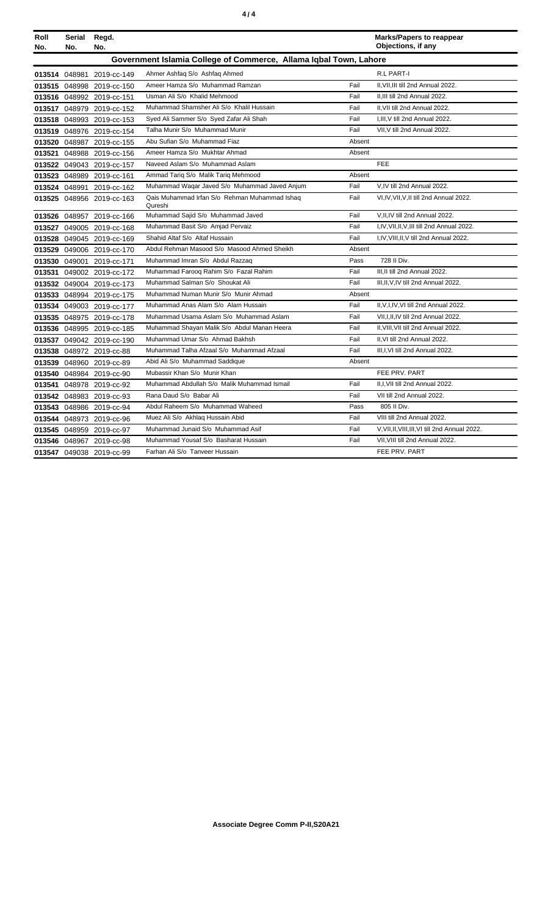| Roll No. | Serial No. | Regd. No. | | | Marks/Papers to reappear Objections, if any |
|---|---|---|---|---|---|
| **Government Islamia College of Commerce, Allama Iqbal Town, Lahore** | | | | | |
| 013514 | 048981 | 2019-cc-149 | Ahmer Ashfaq S/o Ashfaq Ahmed | | R.L PART-I |
| 013515 | 048998 | 2019-cc-150 | Ameer Hamza S/o Muhammad Ramzan | Fail | II,VII,III till 2nd Annual 2022. |
| 013516 | 048992 | 2019-cc-151 | Usman Ali S/o Khalid Mehmood | Fail | II,III till 2nd Annual 2022. |
| 013517 | 048979 | 2019-cc-152 | Muhammad Shamsher Ali S/o Khalil Hussain | Fail | II,VII till 2nd Annual 2022. |
| 013518 | 048993 | 2019-cc-153 | Syed Ali Sammer S/o Syed Zafar Ali Shah | Fail | I,III,V till 2nd Annual 2022. |
| 013519 | 048976 | 2019-cc-154 | Talha Munir S/o Muhammad Munir | Fail | VII,V till 2nd Annual 2022. |
| 013520 | 048987 | 2019-cc-155 | Abu Sufian S/o Muhammad Fiaz | Absent | |
| 013521 | 048988 | 2019-cc-156 | Ameer Hamza S/o Mukhtar Ahmad | Absent | |
| 013522 | 049043 | 2019-cc-157 | Naveed Aslam S/o Muhammad Aslam | | FEE |
| 013523 | 048989 | 2019-cc-161 | Ammad Tariq S/o Malik Tariq Mehmood | Absent | |
| 013524 | 048991 | 2019-cc-162 | Muhammad Waqar Javed S/o Muhammad Javed Anjum | Fail | V,IV till 2nd Annual 2022. |
| 013525 | 048956 | 2019-cc-163 | Qais Muhammad Irfan S/o Rehman Muhammad Ishaq Qureshi | Fail | VI,IV,VII,V,II till 2nd Annual 2022. |
| 013526 | 048957 | 2019-cc-166 | Muhammad Sajid S/o Muhammad Javed | Fail | V,II,IV till 2nd Annual 2022. |
| 013527 | 049005 | 2019-cc-168 | Muhammad Basit S/o Amjad Pervaiz | Fail | I,IV,VII,II,V,III till 2nd Annual 2022. |
| 013528 | 049045 | 2019-cc-169 | Shahid Altaf S/o Altaf Hussain | Fail | I,IV,VIII,II,V till 2nd Annual 2022. |
| 013529 | 049006 | 2019-cc-170 | Abdul Rehman Masood S/o Masood Ahmed Sheikh | Absent | |
| 013530 | 049001 | 2019-cc-171 | Muhammad Imran S/o Abdul Razzaq | Pass | 728 II Div. |
| 013531 | 049002 | 2019-cc-172 | Muhammad Farooq Rahim S/o Fazal Rahim | Fail | III,II till 2nd Annual 2022. |
| 013532 | 049004 | 2019-cc-173 | Muhammad Salman S/o Shoukat Ali | Fail | III,II,V,IV till 2nd Annual 2022. |
| 013533 | 048994 | 2019-cc-175 | Muhammad Numan Munir S/o Munir Ahmad | Absent | |
| 013534 | 049003 | 2019-cc-177 | Muhammad Anas Alam S/o Alam Hussain | Fail | II,V,I,IV,VI till 2nd Annual 2022. |
| 013535 | 048975 | 2019-cc-178 | Muhammad Usama Aslam S/o Muhammad Aslam | Fail | VII,I,II,IV till 2nd Annual 2022. |
| 013536 | 048995 | 2019-cc-185 | Muhammad Shayan Malik S/o Abdul Manan Heera | Fail | II,VIII,VII till 2nd Annual 2022. |
| 013537 | 049042 | 2019-cc-190 | Muhammad Umar S/o Ahmad Bakhsh | Fail | II,VI till 2nd Annual 2022. |
| 013538 | 048972 | 2019-cc-88 | Muhammad Talha Afzaal S/o Muhammad Afzaal | Fail | III,I,VI till 2nd Annual 2022. |
| 013539 | 048960 | 2019-cc-89 | Abid Ali S/o Muhammad Saddique | Absent | |
| 013540 | 048984 | 2019-cc-90 | Mubassir Khan S/o Munir Khan | | FEE PRV. PART |
| 013541 | 048978 | 2019-cc-92 | Muhammad Abdullah S/o Malik Muhammad Ismail | Fail | II,I,VII till 2nd Annual 2022. |
| 013542 | 048983 | 2019-cc-93 | Rana Daud S/o Babar Ali | Fail | VII till 2nd Annual 2022. |
| 013543 | 048986 | 2019-cc-94 | Abdul Raheem S/o Muhammad Waheed | Pass | 805 II Div. |
| 013544 | 048973 | 2019-cc-96 | Muez Ali S/o Akhlaq Hussain Abid | Fail | VIII till 2nd Annual 2022. |
| 013545 | 048959 | 2019-cc-97 | Muhammad Junaid S/o Muhammad Asif | Fail | V,VII,II,VIII,III,VI till 2nd Annual 2022. |
| 013546 | 048967 | 2019-cc-98 | Muhammad Yousaf S/o Basharat Hussain | Fail | VII,VIII till 2nd Annual 2022. |
| 013547 | 049038 | 2019-cc-99 | Farhan Ali S/o Tanveer Hussain | | FEE PRV. PART |

**Associate Degree Comm P-II,S20A21**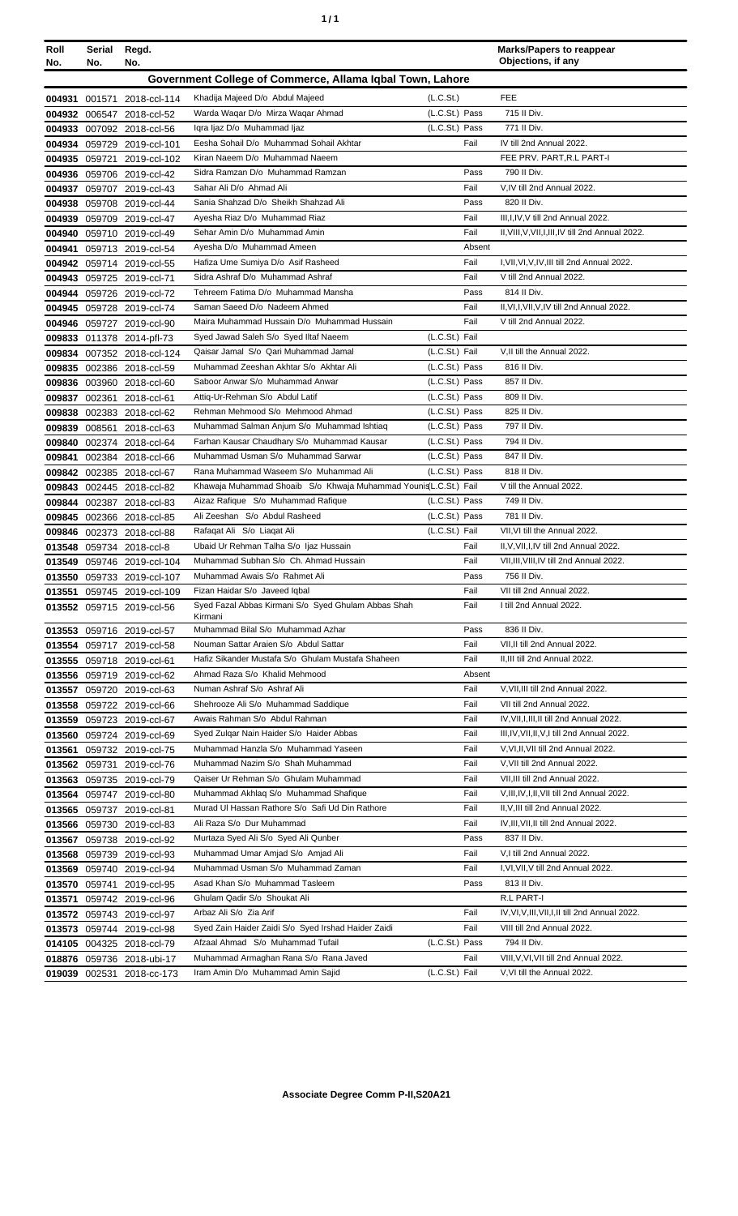| Roll No. | Serial No. | Regd. No. | | | Marks/Papers to reappear Objections, if any |
|---|---|---|---|---|---|
| **Government College of Commerce, Allama Iqbal Town, Lahore** | | | | | |
| 004931 | 001571 | 2018-ccl-114 | Khadija Majeed D/o Abdul Majeed | (L.C.St.) | FEE |
| 004932 | 006547 | 2018-ccl-52 | Warda Waqar D/o Mirza Waqar Ahmad | (L.C.St.) Pass | 715 II Div. |
| 004933 | 007092 | 2018-ccl-56 | Iqra Ijaz D/o Muhammad Ijaz | (L.C.St.) Pass | 771 II Div. |
| 004934 | 059729 | 2019-ccl-101 | Eesha Sohail D/o Muhammad Sohail Akhtar | Fail | IV till 2nd Annual 2022. |
| 004935 | 059721 | 2019-ccl-102 | Kiran Naeem D/o Muhammad Naeem | | FEE PRV. PART,R.L PART-I |
| 004936 | 059706 | 2019-ccl-42 | Sidra Ramzan D/o Muhammad Ramzan | Pass | 790 II Div. |
| 004937 | 059707 | 2019-ccl-43 | Sahar Ali D/o Ahmad Ali | Fail | V,IV till 2nd Annual 2022. |
| 004938 | 059708 | 2019-ccl-44 | Sania Shahzad D/o Sheikh Shahzad Ali | Pass | 820 II Div. |
| 004939 | 059709 | 2019-ccl-47 | Ayesha Riaz D/o Muhammad Riaz | Fail | III,I,IV,V till 2nd Annual 2022. |
| 004940 | 059710 | 2019-ccl-49 | Sehar Amin D/o Muhammad Amin | Fail | II,VIII,V,VII,I,III,IV till 2nd Annual 2022. |
| 004941 | 059713 | 2019-ccl-54 | Ayesha D/o Muhammad Ameen | Absent | |
| 004942 | 059714 | 2019-ccl-55 | Hafiza Ume Sumiya D/o Asif Rasheed | Fail | I,VII,VI,V,IV,III till 2nd Annual 2022. |
| 004943 | 059725 | 2019-ccl-71 | Sidra Ashraf D/o Muhammad Ashraf | Fail | V till 2nd Annual 2022. |
| 004944 | 059726 | 2019-ccl-72 | Tehreem Fatima D/o Muhammad Mansha | Pass | 814 II Div. |
| 004945 | 059728 | 2019-ccl-74 | Saman Saeed D/o Nadeem Ahmed | Fail | II,VI,I,VII,V,IV till 2nd Annual 2022. |
| 004946 | 059727 | 2019-ccl-90 | Maira Muhammad Hussain D/o Muhammad Hussain | Fail | V till 2nd Annual 2022. |
| 009833 | 011378 | 2014-pfl-73 | Syed Jawad Saleh S/o Syed Iltaf Naeem | (L.C.St.) Fail | |
| 009834 | 007352 | 2018-ccl-124 | Qaisar Jamal S/o Qari Muhammad Jamal | (L.C.St.) Fail | V,II till the Annual 2022. |
| 009835 | 002386 | 2018-ccl-59 | Muhammad Zeeshan Akhtar S/o Akhtar Ali | (L.C.St.) Pass | 816 II Div. |
| 009836 | 003960 | 2018-ccl-60 | Saboor Anwar S/o Muhammad Anwar | (L.C.St.) Pass | 857 II Div. |
| 009837 | 002361 | 2018-ccl-61 | Attiq-Ur-Rehman S/o Abdul Latif | (L.C.St.) Pass | 809 II Div. |
| 009838 | 002383 | 2018-ccl-62 | Rehman Mehmood S/o Mehmood Ahmad | (L.C.St.) Pass | 825 II Div. |
| 009839 | 008561 | 2018-ccl-63 | Muhammad Salman Anjum S/o Muhammad Ishtiaq | (L.C.St.) Pass | 797 II Div. |
| 009840 | 002374 | 2018-ccl-64 | Farhan Kausar Chaudhary S/o Muhammad Kausar | (L.C.St.) Pass | 794 II Div. |
| 009841 | 002384 | 2018-ccl-66 | Muhammad Usman S/o Muhammad Sarwar | (L.C.St.) Pass | 847 II Div. |
| 009842 | 002385 | 2018-ccl-67 | Rana Muhammad Waseem S/o Muhammad Ali | (L.C.St.) Pass | 818 II Div. |
| 009843 | 002445 | 2018-ccl-82 | Khawaja Muhammad Shoaib S/o Khwaja Muhammad Younis | (L.C.St.) Fail | V till the Annual 2022. |
| 009844 | 002387 | 2018-ccl-83 | Aizaz Rafique S/o Muhammad Rafique | (L.C.St.) Pass | 749 II Div. |
| 009845 | 002366 | 2018-ccl-85 | Ali Zeeshan S/o Abdul Rasheed | (L.C.St.) Pass | 781 II Div. |
| 009846 | 002373 | 2018-ccl-88 | Rafaqat Ali S/o Liaqat Ali | (L.C.St.) Fail | VII,VI till the Annual 2022. |
| 013548 | 059734 | 2018-ccl-8 | Ubaid Ur Rehman Talha S/o Ijaz Hussain | Fail | II,V,VII,I,IV till 2nd Annual 2022. |
| 013549 | 059746 | 2019-ccl-104 | Muhammad Subhan S/o Ch. Ahmad Hussain | Fail | VII,III,VIII,IV till 2nd Annual 2022. |
| 013550 | 059733 | 2019-ccl-107 | Muhammad Awais S/o Rahmet Ali | Pass | 756 II Div. |
| 013551 | 059745 | 2019-ccl-109 | Fizan Haidar S/o Javeed Iqbal | Fail | VII till 2nd Annual 2022. |
| 013552 | 059715 | 2019-ccl-56 | Syed Fazal Abbas Kirmani S/o Syed Ghulam Abbas Shah Kirmani | Fail | I till 2nd Annual 2022. |
| 013553 | 059716 | 2019-ccl-57 | Muhammad Bilal S/o Muhammad Azhar | Pass | 836 II Div. |
| 013554 | 059717 | 2019-ccl-58 | Nouman Sattar Araien S/o Abdul Sattar | Fail | VII,II till 2nd Annual 2022. |
| 013555 | 059718 | 2019-ccl-61 | Hafiz Sikander Mustafa S/o Ghulam Mustafa Shaheen | Fail | II,III till 2nd Annual 2022. |
| 013556 | 059719 | 2019-ccl-62 | Ahmad Raza S/o Khalid Mehmood | Absent | |
| 013557 | 059720 | 2019-ccl-63 | Numan Ashraf S/o Ashraf Ali | Fail | V,VII,III till 2nd Annual 2022. |
| 013558 | 059722 | 2019-ccl-66 | Shehrooze Ali S/o Muhammad Saddique | Fail | VII till 2nd Annual 2022. |
| 013559 | 059723 | 2019-ccl-67 | Awais Rahman S/o Abdul Rahman | Fail | IV,VII,I,III,II till 2nd Annual 2022. |
| 013560 | 059724 | 2019-ccl-69 | Syed Zulqar Nain Haider S/o Haider Abbas | Fail | III,IV,VII,II,V,I till 2nd Annual 2022. |
| 013561 | 059732 | 2019-ccl-75 | Muhammad Hanzla S/o Muhammad Yaseen | Fail | V,VI,II,VII till 2nd Annual 2022. |
| 013562 | 059731 | 2019-ccl-76 | Muhammad Nazim S/o Shah Muhammad | Fail | V,VII till 2nd Annual 2022. |
| 013563 | 059735 | 2019-ccl-79 | Qaiser Ur Rehman S/o Ghulam Muhammad | Fail | VII,III till 2nd Annual 2022. |
| 013564 | 059747 | 2019-ccl-80 | Muhammad Akhlaq S/o Muhammad Shafique | Fail | V,III,IV,I,II,VII till 2nd Annual 2022. |
| 013565 | 059737 | 2019-ccl-81 | Murad Ul Hassan Rathore S/o Safi Ud Din Rathore | Fail | II,V,III till 2nd Annual 2022. |
| 013566 | 059730 | 2019-ccl-83 | Ali Raza S/o Dur Muhammad | Fail | IV,III,VII,II till 2nd Annual 2022. |
| 013567 | 059738 | 2019-ccl-92 | Murtaza Syed Ali S/o Syed Ali Qunber | Pass | 837 II Div. |
| 013568 | 059739 | 2019-ccl-93 | Muhammad Umar Amjad S/o Amjad Ali | Fail | V,I till 2nd Annual 2022. |
| 013569 | 059740 | 2019-ccl-94 | Muhammad Usman S/o Muhammad Zaman | Fail | I,VI,VII,V till 2nd Annual 2022. |
| 013570 | 059741 | 2019-ccl-95 | Asad Khan S/o Muhammad Tasleem | Pass | 813 II Div. |
| 013571 | 059742 | 2019-ccl-96 | Ghulam Qadir S/o Shoukat Ali | | R.L PART-I |
| 013572 | 059743 | 2019-ccl-97 | Arbaz Ali S/o Zia Arif | Fail | IV,VI,V,III,VII,I,II till 2nd Annual 2022. |
| 013573 | 059744 | 2019-ccl-98 | Syed Zain Haider Zaidi S/o Syed Irshad Haider Zaidi | Fail | VIII till 2nd Annual 2022. |
| 014105 | 004325 | 2018-ccl-79 | Afzaal Ahmad S/o Muhammad Tufail | (L.C.St.) Pass | 794 II Div. |
| 018876 | 059736 | 2018-ubi-17 | Muhammad Armaghan Rana S/o Rana Javed | Fail | VIII,V,VI,VII till 2nd Annual 2022. |
| 019039 | 002531 | 2018-cc-173 | Iram Amin D/o Muhammad Amin Sajid | (L.C.St.) Fail | V,VI till the Annual 2022. |

**Associate Degree Comm P-II,S20A21**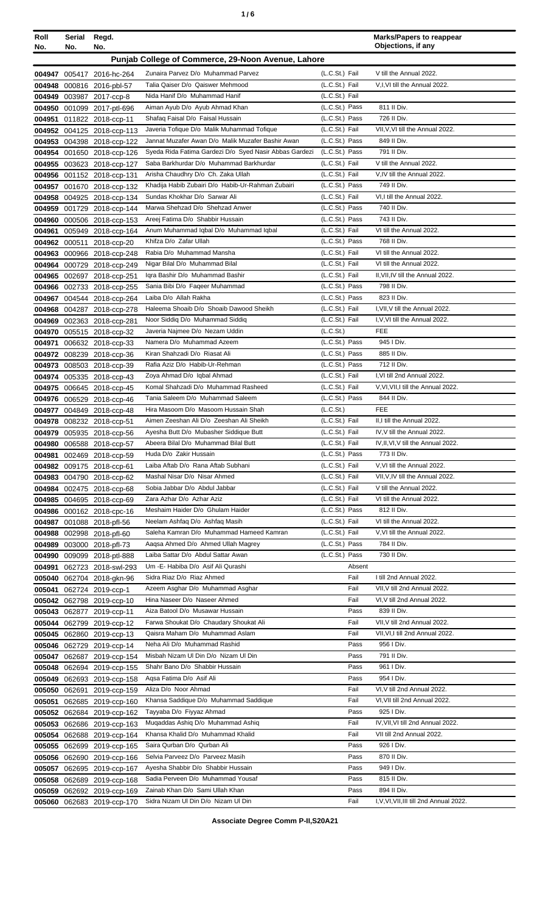| Roll No. | Serial No. | Regd. No. | | | Marks/Papers to reappear Objections, if any |
|---|---|---|---|---|---|
| **Punjab College of Commerce, 29-Noon Avenue, Lahore** | | | | | |
| 004947 | 005417 | 2016-hc-264 | Zunaira Parvez D/o Muhammad Parvez | (L.C.St.) Fail | V till the Annual 2022. |
| 004948 | 000816 | 2016-pbl-57 | Talia Qaiser D/o Qaiswer Mehmood | (L.C.St.) Fail | V,I,VI till the Annual 2022. |
| 004949 | 003987 | 2017-ccp-8 | Nida Hanif D/o Muhammad Hanif | (L.C.St.) Fail | |
| 004950 | 001099 | 2017-ptl-696 | Aiman Ayub D/o Ayub Ahmad Khan | (L.C.St.) Pass | 811 II Div. |
| 004951 | 011822 | 2018-ccp-11 | Shafaq Faisal D/o Faisal Hussain | (L.C.St.) Pass | 726 II Div. |
| 004952 | 004125 | 2018-ccp-113 | Javeria Tofique D/o Malik Muhammad Tofique | (L.C.St.) Fail | VII,V,VI till the Annual 2022. |
| 004953 | 004398 | 2018-ccp-122 | Jannat Muzafer Awan D/o Malik Muzafer Bashir Awan | (L.C.St.) Pass | 849 II Div. |
| 004954 | 001650 | 2018-ccp-126 | Syeda Rida Fatima Gardezi D/o Syed Nasir Abbas Gardezi | (L.C.St.) Pass | 791 II Div. |
| 004955 | 003623 | 2018-ccp-127 | Saba Barkhurdar D/o Muhammad Barkhurdar | (L.C.St.) Fail | V till the Annual 2022. |
| 004956 | 001152 | 2018-ccp-131 | Arisha Chaudhry D/o Ch. Zaka Ullah | (L.C.St.) Fail | V,IV till the Annual 2022. |
| 004957 | 001670 | 2018-ccp-132 | Khadija Habib Zubairi D/o Habib-Ur-Rahman Zubairi | (L.C.St.) Pass | 749 II Div. |
| 004958 | 004925 | 2018-ccp-134 | Sundas Khokhar D/o Sarwar Ali | (L.C.St.) Fail | VI,I till the Annual 2022. |
| 004959 | 001729 | 2018-ccp-144 | Marwa Shehzad D/o Shehzad Anwer | (L.C.St.) Pass | 740 II Div. |
| 004960 | 000506 | 2018-ccp-153 | Areej Fatima D/o Shabbir Hussain | (L.C.St.) Pass | 743 II Div. |
| 004961 | 005949 | 2018-ccp-164 | Anum Muhammad Iqbal D/o Muhammad Iqbal | (L.C.St.) Fail | VI till the Annual 2022. |
| 004962 | 000511 | 2018-ccp-20 | Khifza D/o Zafar Ullah | (L.C.St.) Pass | 768 II Div. |
| 004963 | 000966 | 2018-ccp-248 | Rabia D/o Muhammad Mansha | (L.C.St.) Fail | VI till the Annual 2022. |
| 004964 | 000729 | 2018-ccp-249 | Nigar Bilal D/o Muhammad Bilal | (L.C.St.) Fail | VI till the Annual 2022. |
| 004965 | 002697 | 2018-ccp-251 | Iqra Bashir D/o Muhammad Bashir | (L.C.St.) Fail | II,VII,IV till the Annual 2022. |
| 004966 | 002733 | 2018-ccp-255 | Sania Bibi D/o Faqeer Muhammad | (L.C.St.) Pass | 798 II Div. |
| 004967 | 004544 | 2018-ccp-264 | Laiba D/o Allah Rakha | (L.C.St.) Pass | 823 II Div. |
| 004968 | 004287 | 2018-ccp-278 | Haleema Shoaib D/o Shoaib Dawood Sheikh | (L.C.St.) Fail | I,VII,V till the Annual 2022. |
| 004969 | 002363 | 2018-ccp-281 | Noor Siddiq D/o Muhammad Siddiq | (L.C.St.) Fail | I,V,VI till the Annual 2022. |
| 004970 | 005515 | 2018-ccp-32 | Javeria Najmee D/o Nezam Uddin | (L.C.St.) | FEE |
| 004971 | 006632 | 2018-ccp-33 | Namera D/o Muhammad Azeem | (L.C.St.) Pass | 945 I Div. |
| 004972 | 008239 | 2018-ccp-36 | Kiran Shahzadi D/o Riasat Ali | (L.C.St.) Pass | 885 II Div. |
| 004973 | 008503 | 2018-ccp-39 | Rafia Aziz D/o Habib-Ur-Rehman | (L.C.St.) Pass | 712 II Div. |
| 004974 | 005335 | 2018-ccp-43 | Zoya Ahmad D/o Iqbal Ahmad | (L.C.St.) Fail | I,VI till 2nd Annual 2022. |
| 004975 | 006645 | 2018-ccp-45 | Komal Shahzadi D/o Muhammad Rasheed | (L.C.St.) Fail | V,VI,VII,I till the Annual 2022. |
| 004976 | 006529 | 2018-ccp-46 | Tania Saleem D/o Muhammad Saleem | (L.C.St.) Pass | 844 II Div. |
| 004977 | 004849 | 2018-ccp-48 | Hira Masoom D/o Masoom Hussain Shah | (L.C.St.) | FEE |
| 004978 | 008232 | 2018-ccp-51 | Aimen Zeeshan Ali D/o Zeeshan Ali Sheikh | (L.C.St.) Fail | II,I till the Annual 2022. |
| 004979 | 005935 | 2018-ccp-56 | Ayesha Butt D/o Mubasher Siddique Butt | (L.C.St.) Fail | IV,V till the Annual 2022. |
| 004980 | 006588 | 2018-ccp-57 | Abeera Bilal D/o Muhammad Bilal Butt | (L.C.St.) Fail | IV,II,VI,V till the Annual 2022. |
| 004981 | 002469 | 2018-ccp-59 | Huda D/o Zakir Hussain | (L.C.St.) Pass | 773 II Div. |
| 004982 | 009175 | 2018-ccp-61 | Laiba Aftab D/o Rana Aftab Subhani | (L.C.St.) Fail | V,VI till the Annual 2022. |
| 004983 | 004790 | 2018-ccp-62 | Mashal Nisar D/o Nisar Ahmed | (L.C.St.) Fail | VII,V,IV till the Annual 2022. |
| 004984 | 002475 | 2018-ccp-68 | Sobia Jabbar D/o Abdul Jabbar | (L.C.St.) Fail | V till the Annual 2022. |
| 004985 | 004695 | 2018-ccp-69 | Zara Azhar D/o Azhar Aziz | (L.C.St.) Fail | VI till the Annual 2022. |
| 004986 | 000162 | 2018-cpc-16 | Meshaim Haider D/o Ghulam Haider | (L.C.St.) Pass | 812 II Div. |
| 004987 | 001088 | 2018-pfl-56 | Neelam Ashfaq D/o Ashfaq Masih | (L.C.St.) Fail | VI till the Annual 2022. |
| 004988 | 002998 | 2018-pfl-60 | Saleha Kamran D/o Muhammad Hameed Kamran | (L.C.St.) Fail | V,VI till the Annual 2022. |
| 004989 | 003000 | 2018-pfl-73 | Aaqsa Ahmed D/o Ahmed Ullah Magrey | (L.C.St.) Pass | 784 II Div. |
| 004990 | 009099 | 2018-ptl-888 | Laiba Sattar D/o Abdul Sattar Awan | (L.C.St.) Pass | 730 II Div. |
| 004991 | 062723 | 2018-swl-293 | Um -E- Habiba D/o Asif Ali Qurashi | Absent | |
| 005040 | 062704 | 2018-gkn-96 | Sidra Riaz D/o Riaz Ahmed | Fail | I till 2nd Annual 2022. |
| 005041 | 062724 | 2019-ccp-1 | Azeem Asghar D/o Muhammad Asghar | Fail | VII,V till 2nd Annual 2022. |
| 005042 | 062798 | 2019-ccp-10 | Hina Naseer D/o Naseer Ahmed | Fail | VI,V till 2nd Annual 2022. |
| 005043 | 062877 | 2019-ccp-11 | Aiza Batool D/o Musawar Hussain | Pass | 839 II Div. |
| 005044 | 062799 | 2019-ccp-12 | Farwa Shoukat D/o Chaudary Shoukat Ali | Fail | VII,V till 2nd Annual 2022. |
| 005045 | 062860 | 2019-ccp-13 | Qaisra Maham D/o Muhammad Aslam | Fail | VII,VI,I till 2nd Annual 2022. |
| 005046 | 062729 | 2019-ccp-14 | Neha Ali D/o Muhammad Rashid | Pass | 956 I Div. |
| 005047 | 062687 | 2019-ccp-154 | Misbah Nizam Ul Din D/o Nizam Ul Din | Pass | 791 II Div. |
| 005048 | 062694 | 2019-ccp-155 | Shahr Bano D/o Shabbir Hussain | Pass | 961 I Div. |
| 005049 | 062693 | 2019-ccp-158 | Aqsa Fatima D/o Asif Ali | Pass | 954 I Div. |
| 005050 | 062691 | 2019-ccp-159 | Aliza D/o Noor Ahmad | Fail | VI,V till 2nd Annual 2022. |
| 005051 | 062685 | 2019-ccp-160 | Khansa Saddique D/o Muhammad Saddique | Fail | VI,VII till 2nd Annual 2022. |
| 005052 | 062684 | 2019-ccp-162 | Tayyaba D/o Fiyyaz Ahmad | Pass | 925 I Div. |
| 005053 | 062686 | 2019-ccp-163 | Muqaddas Ashiq D/o Muhammad Ashiq | Fail | IV,VII,VI till 2nd Annual 2022. |
| 005054 | 062688 | 2019-ccp-164 | Khansa Khalid D/o Muhammad Khalid | Fail | VII till 2nd Annual 2022. |
| 005055 | 062699 | 2019-ccp-165 | Saira Qurban D/o Qurban Ali | Pass | 926 I Div. |
| 005056 | 062690 | 2019-ccp-166 | Selvia Parveez D/o Parveez Masih | Pass | 870 II Div. |
| 005057 | 062695 | 2019-ccp-167 | Ayesha Shabbir D/o Shabbir Hussain | Pass | 949 I Div. |
| 005058 | 062689 | 2019-ccp-168 | Sadia Perveen D/o Muhammad Yousaf | Pass | 815 II Div. |
| 005059 | 062692 | 2019-ccp-169 | Zainab Khan D/o Sami Ullah Khan | Pass | 894 II Div. |
| 005060 | 062683 | 2019-ccp-170 | Sidra Nizam Ul Din D/o Nizam Ul Din | Fail | I,V,VI,VII,III till 2nd Annual 2022. |

**Associate Degree Comm P-II,S20A21**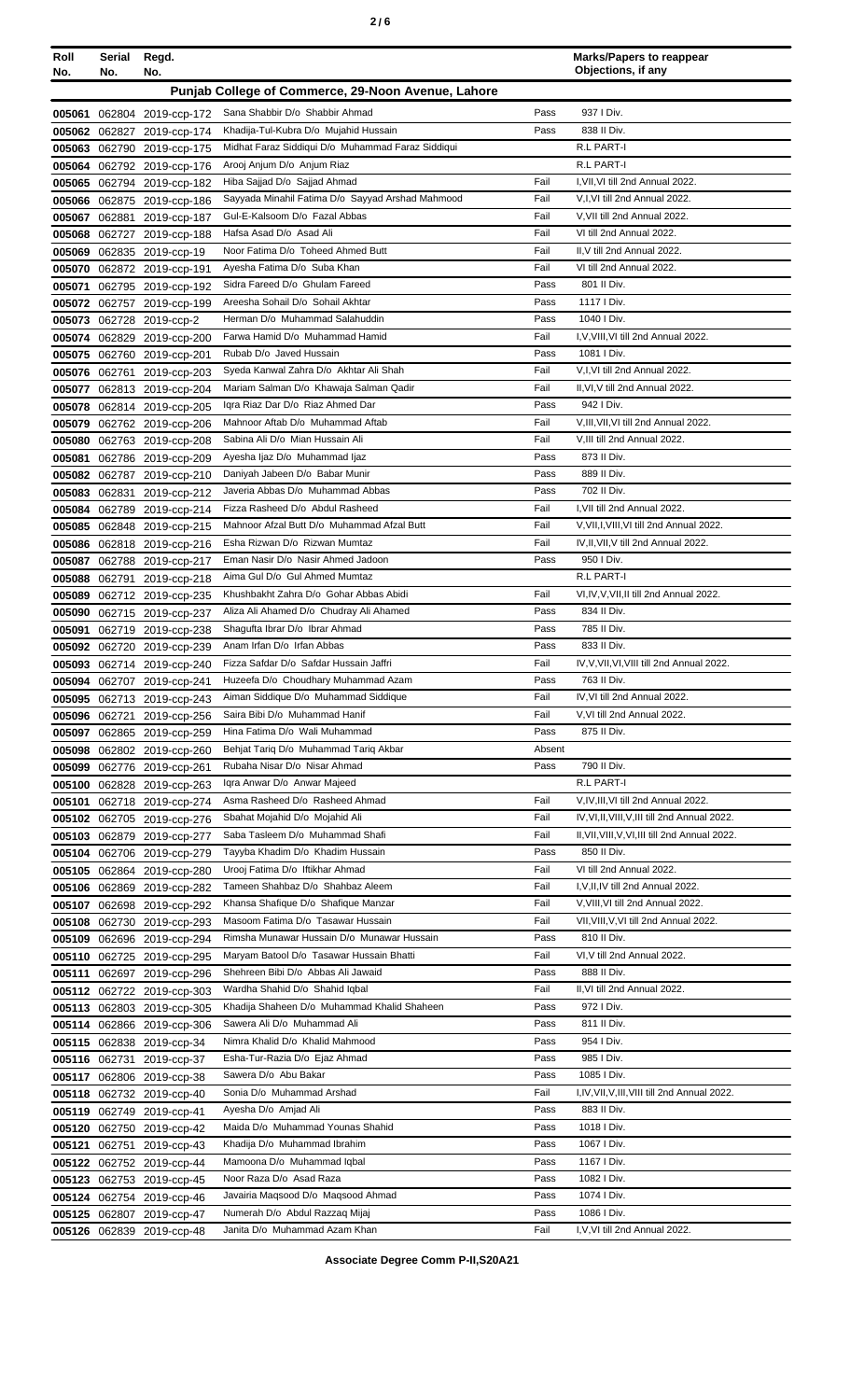| Roll No. | Serial No. | Regd. No. | | | Marks/Papers to reappear Objections, if any |
|---|---|---|---|---|---|
| **Punjab College of Commerce, 29-Noon Avenue, Lahore** | | | | | |
| 005061 | 062804 | 2019-ccp-172 | Sana Shabbir D/o Shabbir Ahmad | Pass | 937 I Div. |
| 005062 | 062827 | 2019-ccp-174 | Khadija-Tul-Kubra D/o Mujahid Hussain | Pass | 838 II Div. |
| 005063 | 062790 | 2019-ccp-175 | Midhat Faraz Siddiqui D/o Muhammad Faraz Siddiqui | | R.L PART-I |
| 005064 | 062792 | 2019-ccp-176 | Arooj Anjum D/o Anjum Riaz | | R.L PART-I |
| 005065 | 062794 | 2019-ccp-182 | Hiba Sajjad D/o Sajjad Ahmad | Fail | I,VII,VI till 2nd Annual 2022. |
| 005066 | 062875 | 2019-ccp-186 | Sayyada Minahil Fatima D/o Sayyad Arshad Mahmood | Fail | V,I,VI till 2nd Annual 2022. |
| 005067 | 062881 | 2019-ccp-187 | Gul-E-Kalsoom D/o Fazal Abbas | Fail | V,VII till 2nd Annual 2022. |
| 005068 | 062727 | 2019-ccp-188 | Hafsa Asad D/o Asad Ali | Fail | VI till 2nd Annual 2022. |
| 005069 | 062835 | 2019-ccp-19 | Noor Fatima D/o Toheed Ahmed Butt | Fail | II,V till 2nd Annual 2022. |
| 005070 | 062872 | 2019-ccp-191 | Ayesha Fatima D/o Suba Khan | Fail | VI till 2nd Annual 2022. |
| 005071 | 062795 | 2019-ccp-192 | Sidra Fareed D/o Ghulam Fareed | Pass | 801 II Div. |
| 005072 | 062757 | 2019-ccp-199 | Areesha Sohail D/o Sohail Akhtar | Pass | 1117 I Div. |
| 005073 | 062728 | 2019-ccp-2 | Herman D/o Muhammad Salahuddin | Pass | 1040 I Div. |
| 005074 | 062829 | 2019-ccp-200 | Farwa Hamid D/o Muhammad Hamid | Fail | I,V,VIII,VI till 2nd Annual 2022. |
| 005075 | 062760 | 2019-ccp-201 | Rubab D/o Javed Hussain | Pass | 1081 I Div. |
| 005076 | 062761 | 2019-ccp-203 | Syeda Kanwal Zahra D/o Akhtar Ali Shah | Fail | V,I,VI till 2nd Annual 2022. |
| 005077 | 062813 | 2019-ccp-204 | Mariam Salman D/o Khawaja Salman Qadir | Fail | II,VI,V till 2nd Annual 2022. |
| 005078 | 062814 | 2019-ccp-205 | Iqra Riaz Dar D/o Riaz Ahmed Dar | Pass | 942 I Div. |
| 005079 | 062762 | 2019-ccp-206 | Mahnoor Aftab D/o Muhammad Aftab | Fail | V,III,VII,VI till 2nd Annual 2022. |
| 005080 | 062763 | 2019-ccp-208 | Sabina Ali D/o Mian Hussain Ali | Fail | V,III till 2nd Annual 2022. |
| 005081 | 062786 | 2019-ccp-209 | Ayesha Ijaz D/o Muhammad Ijaz | Pass | 873 II Div. |
| 005082 | 062787 | 2019-ccp-210 | Daniyah Jabeen D/o Babar Munir | Pass | 889 II Div. |
| 005083 | 062831 | 2019-ccp-212 | Javeria Abbas D/o Muhammad Abbas | Pass | 702 II Div. |
| 005084 | 062789 | 2019-ccp-214 | Fizza Rasheed D/o Abdul Rasheed | Fail | I,VII till 2nd Annual 2022. |
| 005085 | 062848 | 2019-ccp-215 | Mahnoor Afzal Butt D/o Muhammad Afzal Butt | Fail | V,VII,I,VIII,VI till 2nd Annual 2022. |
| 005086 | 062818 | 2019-ccp-216 | Esha Rizwan D/o Rizwan Mumtaz | Fail | IV,II,VII,V till 2nd Annual 2022. |
| 005087 | 062788 | 2019-ccp-217 | Eman Nasir D/o Nasir Ahmed Jadoon | Pass | 950 I Div. |
| 005088 | 062791 | 2019-ccp-218 | Aima Gul D/o Gul Ahmed Mumtaz | | R.L PART-I |
| 005089 | 062712 | 2019-ccp-235 | Khushbakht Zahra D/o Gohar Abbas Abidi | Fail | VI,IV,V,VII,II till 2nd Annual 2022. |
| 005090 | 062715 | 2019-ccp-237 | Aliza Ali Ahamed D/o Chudray Ali Ahamed | Pass | 834 II Div. |
| 005091 | 062719 | 2019-ccp-238 | Shagufta Ibrar D/o Ibrar Ahmad | Pass | 785 II Div. |
| 005092 | 062720 | 2019-ccp-239 | Anam Irfan D/o Irfan Abbas | Pass | 833 II Div. |
| 005093 | 062714 | 2019-ccp-240 | Fizza Safdar D/o Safdar Hussain Jaffri | Fail | IV,V,VII,VI,VIII till 2nd Annual 2022. |
| 005094 | 062707 | 2019-ccp-241 | Huzeefa D/o Choudhary Muhammad Azam | Pass | 763 II Div. |
| 005095 | 062713 | 2019-ccp-243 | Aiman Siddique D/o Muhammad Siddique | Fail | IV,VI till 2nd Annual 2022. |
| 005096 | 062721 | 2019-ccp-256 | Saira Bibi D/o Muhammad Hanif | Fail | V,VI till 2nd Annual 2022. |
| 005097 | 062865 | 2019-ccp-259 | Hina Fatima D/o Wali Muhammad | Pass | 875 II Div. |
| 005098 | 062802 | 2019-ccp-260 | Behjat Tariq D/o Muhammad Tariq Akbar | Absent | |
| 005099 | 062776 | 2019-ccp-261 | Rubaha Nisar D/o Nisar Ahmad | Pass | 790 II Div. |
| 005100 | 062828 | 2019-ccp-263 | Iqra Anwar D/o Anwar Majeed | | R.L PART-I |
| 005101 | 062718 | 2019-ccp-274 | Asma Rasheed D/o Rasheed Ahmad | Fail | V,IV,III,VI till 2nd Annual 2022. |
| 005102 | 062705 | 2019-ccp-276 | Sbahat Mojahid D/o Mojahid Ali | Fail | IV,VI,II,VIII,V,III till 2nd Annual 2022. |
| 005103 | 062879 | 2019-ccp-277 | Saba Tasleem D/o Muhammad Shafi | Fail | II,VII,VIII,V,VI,III till 2nd Annual 2022. |
| 005104 | 062706 | 2019-ccp-279 | Tayyba Khadim D/o Khadim Hussain | Pass | 850 II Div. |
| 005105 | 062864 | 2019-ccp-280 | Urooj Fatima D/o Iftikhar Ahmad | Fail | VI till 2nd Annual 2022. |
| 005106 | 062869 | 2019-ccp-282 | Tameen Shahbaz D/o Shahbaz Aleem | Fail | I,V,II,IV till 2nd Annual 2022. |
| 005107 | 062698 | 2019-ccp-292 | Khansa Shafique D/o Shafique Manzar | Fail | V,VIII,VI till 2nd Annual 2022. |
| 005108 | 062730 | 2019-ccp-293 | Masoom Fatima D/o Tasawar Hussain | Fail | VII,VIII,V,VI till 2nd Annual 2022. |
| 005109 | 062696 | 2019-ccp-294 | Rimsha Munawar Hussain D/o Munawar Hussain | Pass | 810 II Div. |
| 005110 | 062725 | 2019-ccp-295 | Maryam Batool D/o Tasawar Hussain Bhatti | Fail | VI,V till 2nd Annual 2022. |
| 005111 | 062697 | 2019-ccp-296 | Shehreen Bibi D/o Abbas Ali Jawaid | Pass | 888 II Div. |
| 005112 | 062722 | 2019-ccp-303 | Wardha Shahid D/o Shahid Iqbal | Fail | II,VI till 2nd Annual 2022. |
| 005113 | 062803 | 2019-ccp-305 | Khadija Shaheen D/o Muhammad Khalid Shaheen | Pass | 972 I Div. |
| 005114 | 062866 | 2019-ccp-306 | Sawera Ali D/o Muhammad Ali | Pass | 811 II Div. |
| 005115 | 062838 | 2019-ccp-34 | Nimra Khalid D/o Khalid Mahmood | Pass | 954 I Div. |
| 005116 | 062731 | 2019-ccp-37 | Esha-Tur-Razia D/o Ejaz Ahmad | Pass | 985 I Div. |
| 005117 | 062806 | 2019-ccp-38 | Sawera D/o Abu Bakar | Pass | 1085 I Div. |
| 005118 | 062732 | 2019-ccp-40 | Sonia D/o Muhammad Arshad | Fail | I,IV,VII,V,III,VIII till 2nd Annual 2022. |
| 005119 | 062749 | 2019-ccp-41 | Ayesha D/o Amjad Ali | Pass | 883 II Div. |
| 005120 | 062750 | 2019-ccp-42 | Maida D/o Muhammad Younas Shahid | Pass | 1018 I Div. |
| 005121 | 062751 | 2019-ccp-43 | Khadija D/o Muhammad Ibrahim | Pass | 1067 I Div. |
| 005122 | 062752 | 2019-ccp-44 | Mamoona D/o Muhammad Iqbal | Pass | 1167 I Div. |
| 005123 | 062753 | 2019-ccp-45 | Noor Raza D/o Asad Raza | Pass | 1082 I Div. |
| 005124 | 062754 | 2019-ccp-46 | Javairia Maqsood D/o Maqsood Ahmad | Pass | 1074 I Div. |
| 005125 | 062807 | 2019-ccp-47 | Numerah D/o Abdul Razzaq Mijaj | Pass | 1086 I Div. |
| 005126 | 062839 | 2019-ccp-48 | Janita D/o Muhammad Azam Khan | Fail | I,V,VI till 2nd Annual 2022. |

**Associate Degree Comm P-II,S20A21**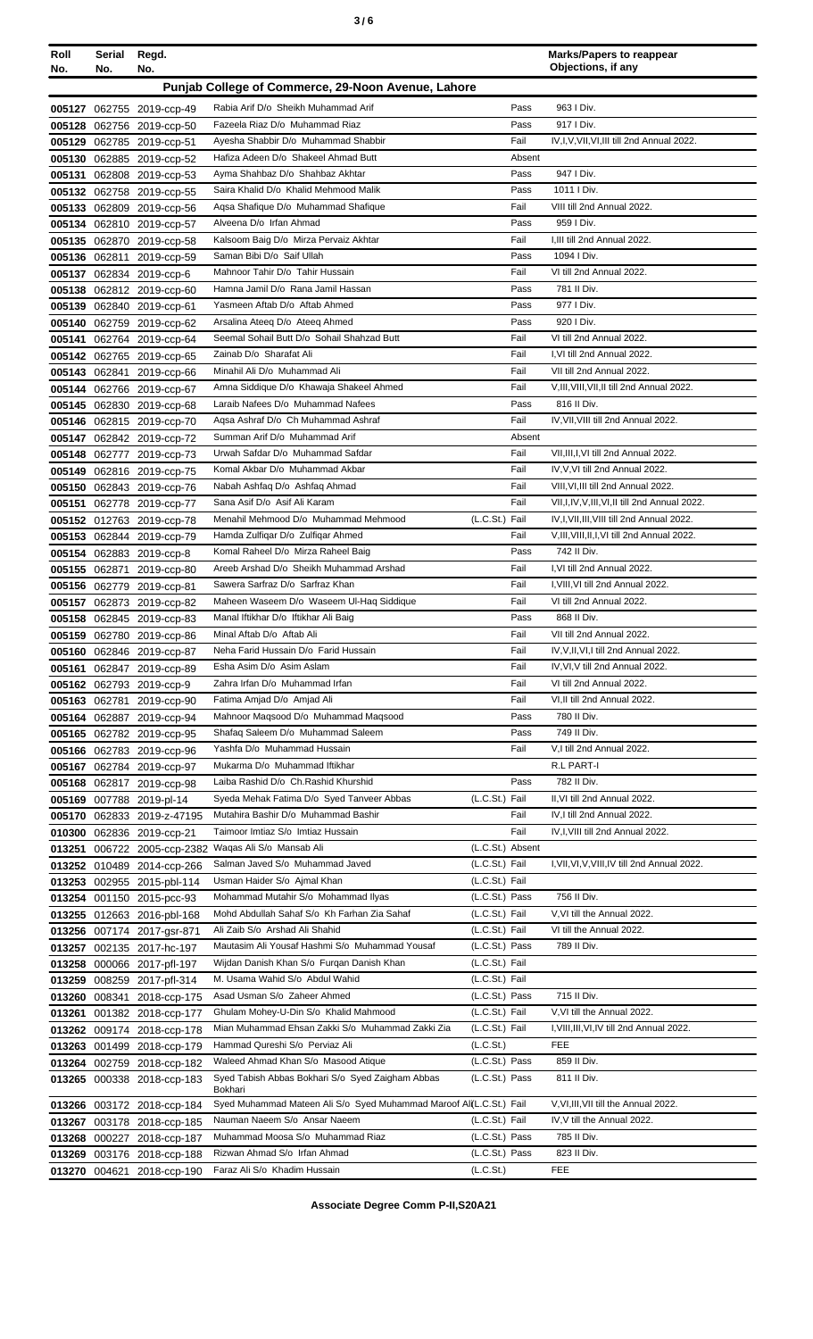| Roll No. | Serial No. | Regd. No. | | | Marks/Papers to reappear Objections, if any |
|---|---|---|---|---|---|
| **Punjab College of Commerce, 29-Noon Avenue, Lahore** | | | | | |
| 005127 | 062755 | 2019-ccp-49 | Rabia Arif D/o Sheikh Muhammad Arif | Pass | 963 I Div. |
| 005128 | 062756 | 2019-ccp-50 | Fazeela Riaz D/o Muhammad Riaz | Pass | 917 I Div. |
| 005129 | 062785 | 2019-ccp-51 | Ayesha Shabbir D/o Muhammad Shabbir | Fail | IV,I,V,VII,VI,III till 2nd Annual 2022. |
| 005130 | 062885 | 2019-ccp-52 | Hafiza Adeen D/o Shakeel Ahmad Butt | Absent | |
| 005131 | 062808 | 2019-ccp-53 | Ayma Shahbaz D/o Shahbaz Akhtar | Pass | 947 I Div. |
| 005132 | 062758 | 2019-ccp-55 | Saira Khalid D/o Khalid Mehmood Malik | Pass | 1011 I Div. |
| 005133 | 062809 | 2019-ccp-56 | Aqsa Shafique D/o Muhammad Shafique | Fail | VIII till 2nd Annual 2022. |
| 005134 | 062810 | 2019-ccp-57 | Alveena D/o Irfan Ahmad | Pass | 959 I Div. |
| 005135 | 062870 | 2019-ccp-58 | Kalsoom Baig D/o Mirza Pervaiz Akhtar | Fail | I,III till 2nd Annual 2022. |
| 005136 | 062811 | 2019-ccp-59 | Saman Bibi D/o Saif Ullah | Pass | 1094 I Div. |
| 005137 | 062834 | 2019-ccp-6 | Mahnoor Tahir D/o Tahir Hussain | Fail | VI till 2nd Annual 2022. |
| 005138 | 062812 | 2019-ccp-60 | Hamna Jamil D/o Rana Jamil Hassan | Pass | 781 II Div. |
| 005139 | 062840 | 2019-ccp-61 | Yasmeen Aftab D/o Aftab Ahmed | Pass | 977 I Div. |
| 005140 | 062759 | 2019-ccp-62 | Arsalina Ateeq D/o Ateeq Ahmed | Pass | 920 I Div. |
| 005141 | 062764 | 2019-ccp-64 | Seemal Sohail Butt D/o Sohail Shahzad Butt | Fail | VI till 2nd Annual 2022. |
| 005142 | 062765 | 2019-ccp-65 | Zainab D/o Sharafat Ali | Fail | I,VI till 2nd Annual 2022. |
| 005143 | 062841 | 2019-ccp-66 | Minahil Ali D/o Muhammad Ali | Fail | VII till 2nd Annual 2022. |
| 005144 | 062766 | 2019-ccp-67 | Amna Siddique D/o Khawaja Shakeel Ahmed | Fail | V,III,VIII,VII,II till 2nd Annual 2022. |
| 005145 | 062830 | 2019-ccp-68 | Laraib Nafees D/o Muhammad Nafees | Pass | 816 II Div. |
| 005146 | 062815 | 2019-ccp-70 | Aqsa Ashraf D/o Ch Muhammad Ashraf | Fail | IV,VII,VIII till 2nd Annual 2022. |
| 005147 | 062842 | 2019-ccp-72 | Summan Arif D/o Muhammad Arif | Absent | |
| 005148 | 062777 | 2019-ccp-73 | Urwah Safdar D/o Muhammad Safdar | Fail | VII,III,I,VI till 2nd Annual 2022. |
| 005149 | 062816 | 2019-ccp-75 | Komal Akbar D/o Muhammad Akbar | Fail | IV,V,VI till 2nd Annual 2022. |
| 005150 | 062843 | 2019-ccp-76 | Nabah Ashfaq D/o Ashfaq Ahmad | Fail | VIII,VI,III till 2nd Annual 2022. |
| 005151 | 062778 | 2019-ccp-77 | Sana Asif D/o Asif Ali Karam | Fail | VII,I,IV,V,III,VI,II till 2nd Annual 2022. |
| 005152 | 012763 | 2019-ccp-78 | Menahil Mehmood D/o Muhammad Mehmood | (L.C.St.) Fail | IV,I,VII,III,VIII till 2nd Annual 2022. |
| 005153 | 062844 | 2019-ccp-79 | Hamda Zulfiqar D/o Zulfiqar Ahmed | Fail | V,III,VIII,II,I,VI till 2nd Annual 2022. |
| 005154 | 062883 | 2019-ccp-8 | Komal Raheel D/o Mirza Raheel Baig | Pass | 742 II Div. |
| 005155 | 062871 | 2019-ccp-80 | Areeb Arshad D/o Sheikh Muhammad Arshad | Fail | I,VI till 2nd Annual 2022. |
| 005156 | 062779 | 2019-ccp-81 | Sawera Sarfraz D/o Sarfraz Khan | Fail | I,VIII,VI till 2nd Annual 2022. |
| 005157 | 062873 | 2019-ccp-82 | Maheen Waseem D/o Waseem Ul-Haq Siddique | Fail | VI till 2nd Annual 2022. |
| 005158 | 062845 | 2019-ccp-83 | Manal Iftikhar D/o Iftikhar Ali Baig | Pass | 868 II Div. |
| 005159 | 062780 | 2019-ccp-86 | Minal Aftab D/o Aftab Ali | Fail | VII till 2nd Annual 2022. |
| 005160 | 062846 | 2019-ccp-87 | Neha Farid Hussain D/o Farid Hussain | Fail | IV,V,II,VI,I till 2nd Annual 2022. |
| 005161 | 062847 | 2019-ccp-89 | Esha Asim D/o Asim Aslam | Fail | IV,VI,V till 2nd Annual 2022. |
| 005162 | 062793 | 2019-ccp-9 | Zahra Irfan D/o Muhammad Irfan | Fail | VI till 2nd Annual 2022. |
| 005163 | 062781 | 2019-ccp-90 | Fatima Amjad D/o Amjad Ali | Fail | VI,II till 2nd Annual 2022. |
| 005164 | 062887 | 2019-ccp-94 | Mahnoor Maqsood D/o Muhammad Maqsood | Pass | 780 II Div. |
| 005165 | 062782 | 2019-ccp-95 | Shafaq Saleem D/o Muhammad Saleem | Pass | 749 II Div. |
| 005166 | 062783 | 2019-ccp-96 | Yashfa D/o Muhammad Hussain | Fail | V,I till 2nd Annual 2022. |
| 005167 | 062784 | 2019-ccp-97 | Mukarma D/o Muhammad Iftikhar | | R.L PART-I |
| 005168 | 062817 | 2019-ccp-98 | Laiba Rashid D/o Ch.Rashid Khurshid | Pass | 782 II Div. |
| 005169 | 007788 | 2019-pl-14 | Syeda Mehak Fatima D/o Syed Tanveer Abbas | (L.C.St.) Fail | II,VI till 2nd Annual 2022. |
| 005170 | 062833 | 2019-z-47195 | Mutahira Bashir D/o Muhammad Bashir | Fail | IV,I till 2nd Annual 2022. |
| 010300 | 062836 | 2019-ccp-21 | Taimoor Imtiaz S/o Imtiaz Hussain | Fail | IV,I,VIII till 2nd Annual 2022. |
| 013251 | 006722 | 2005-ccp-2382 | Waqas Ali S/o Mansab Ali | (L.C.St.) Absent | |
| 013252 | 010489 | 2014-ccp-266 | Salman Javed S/o Muhammad Javed | (L.C.St.) Fail | I,VII,VI,V,VIII,IV till 2nd Annual 2022. |
| 013253 | 002955 | 2015-pbl-114 | Usman Haider S/o Ajmal Khan | (L.C.St.) Fail | |
| 013254 | 001150 | 2015-pcc-93 | Mohammad Mutahir S/o Mohammad Ilyas | (L.C.St.) Pass | 756 II Div. |
| 013255 | 012663 | 2016-pbl-168 | Mohd Abdullah Sahaf S/o Kh Farhan Zia Sahaf | (L.C.St.) Fail | V,VI till the Annual 2022. |
| 013256 | 007174 | 2017-gsr-871 | Ali Zaib S/o Arshad Ali Shahid | (L.C.St.) Fail | VI till the Annual 2022. |
| 013257 | 002135 | 2017-hc-197 | Mautasim Ali Yousaf Hashmi S/o Muhammad Yousaf | (L.C.St.) Pass | 789 II Div. |
| 013258 | 000066 | 2017-pfl-197 | Wijdan Danish Khan S/o Furqan Danish Khan | (L.C.St.) Fail | |
| 013259 | 008259 | 2017-pfl-314 | M. Usama Wahid S/o Abdul Wahid | (L.C.St.) Fail | |
| 013260 | 008341 | 2018-ccp-175 | Asad Usman S/o Zaheer Ahmed | (L.C.St.) Pass | 715 II Div. |
| 013261 | 001382 | 2018-ccp-177 | Ghulam Mohey-U-Din S/o Khalid Mahmood | (L.C.St.) Fail | V,VI till the Annual 2022. |
| 013262 | 009174 | 2018-ccp-178 | Mian Muhammad Ehsan Zakki S/o Muhammad Zakki Zia | (L.C.St.) Fail | I,VIII,III,VI,IV till 2nd Annual 2022. |
| 013263 | 001499 | 2018-ccp-179 | Hammad Qureshi S/o Perviaz Ali | (L.C.St.) | FEE |
| 013264 | 002759 | 2018-ccp-182 | Waleed Ahmad Khan S/o Masood Atique | (L.C.St.) Pass | 859 II Div. |
| 013265 | 000338 | 2018-ccp-183 | Syed Tabish Abbas Bokhari S/o Syed Zaigham Abbas Bokhari | (L.C.St.) Pass | 811 II Div. |
| 013266 | 003172 | 2018-ccp-184 | Syed Muhammad Mateen Ali S/o Syed Muhammad Maroof Ali | (L.C.St.) Fail | V,VI,III,VII till the Annual 2022. |
| 013267 | 003178 | 2018-ccp-185 | Nauman Naeem S/o Ansar Naeem | (L.C.St.) Fail | IV,V till the Annual 2022. |
| 013268 | 000227 | 2018-ccp-187 | Muhammad Moosa S/o Muhammad Riaz | (L.C.St.) Pass | 785 II Div. |
| 013269 | 003176 | 2018-ccp-188 | Rizwan Ahmad S/o Irfan Ahmad | (L.C.St.) Pass | 823 II Div. |
| 013270 | 004621 | 2018-ccp-190 | Faraz Ali S/o Khadim Hussain | (L.C.St.) | FEE |

**Associate Degree Comm P-II,S20A21**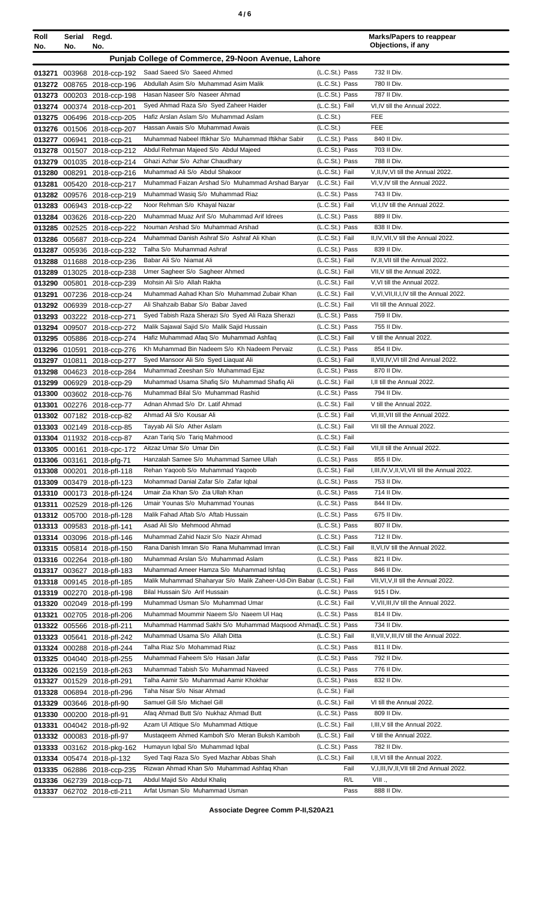| Roll No. | Serial No. | Regd. No. | | | Marks/Papers to reappear Objections, if any |
|---|---|---|---|---|---|
| **Punjab College of Commerce, 29-Noon Avenue, Lahore** | | | | | |
| 013271 | 003968 | 2018-ccp-192 | Saad Saeed S/o Saeed Ahmed | (L.C.St.) Pass | 732 II Div. |
| 013272 | 008765 | 2018-ccp-196 | Abdullah Asim S/o Muhammad Asim Malik | (L.C.St.) Pass | 780 II Div. |
| 013273 | 000203 | 2018-ccp-198 | Hasan Naseer S/o Naseer Ahmad | (L.C.St.) Pass | 787 II Div. |
| 013274 | 000374 | 2018-ccp-201 | Syed Ahmad Raza S/o Syed Zaheer Haider | (L.C.St.) Fail | VI,IV till the Annual 2022. |
| 013275 | 006496 | 2018-ccp-205 | Hafiz Arslan Aslam S/o Muhammad Aslam | (L.C.St.) | FEE |
| 013276 | 001506 | 2018-ccp-207 | Hassan Awais S/o Muhammad Awais | (L.C.St.) | FEE |
| 013277 | 006941 | 2018-ccp-21 | Muhammad Nabeel Iftikhar S/o Muhammad Iftikhar Sabir | (L.C.St.) Pass | 840 II Div. |
| 013278 | 001507 | 2018-ccp-212 | Abdul Rehman Majeed S/o Abdul Majeed | (L.C.St.) Pass | 703 II Div. |
| 013279 | 001035 | 2018-ccp-214 | Ghazi Azhar S/o Azhar Chaudhary | (L.C.St.) Pass | 788 II Div. |
| 013280 | 008291 | 2018-ccp-216 | Muhammad Ali S/o Abdul Shakoor | (L.C.St.) Fail | V,II,IV,VI till the Annual 2022. |
| 013281 | 005420 | 2018-ccp-217 | Muhammad Faizan Arshad S/o Muhammad Arshad Baryar | (L.C.St.) Fail | VI,V,IV till the Annual 2022. |
| 013282 | 009576 | 2018-ccp-219 | Muhammad Wasiq S/o Muhammad Riaz | (L.C.St.) Pass | 743 II Div. |
| 013283 | 006943 | 2018-ccp-22 | Noor Rehman S/o Khayal Nazar | (L.C.St.) Fail | VI,I,IV till the Annual 2022. |
| 013284 | 003626 | 2018-ccp-220 | Muhammad Muaz Arif S/o Muhammad Arif Idrees | (L.C.St.) Pass | 889 II Div. |
| 013285 | 002525 | 2018-ccp-222 | Nouman Arshad S/o Muhammad Arshad | (L.C.St.) Pass | 838 II Div. |
| 013286 | 005687 | 2018-ccp-224 | Muhammad Danish Ashraf S/o Ashraf Ali Khan | (L.C.St.) Fail | II,IV,VII,V till the Annual 2022. |
| 013287 | 005936 | 2018-ccp-232 | Talha S/o Muhammad Ashraf | (L.C.St.) Pass | 839 II Div. |
| 013288 | 011688 | 2018-ccp-236 | Babar Ali S/o Niamat Ali | (L.C.St.) Fail | IV,II,VII till the Annual 2022. |
| 013289 | 013025 | 2018-ccp-238 | Umer Sagheer S/o Sagheer Ahmed | (L.C.St.) Fail | VII,V till the Annual 2022. |
| 013290 | 005801 | 2018-ccp-239 | Mohsin Ali S/o Allah Rakha | (L.C.St.) Fail | V,VI till the Annual 2022. |
| 013291 | 007236 | 2018-ccp-24 | Muhammad Aahad Khan S/o Muhammad Zubair Khan | (L.C.St.) Fail | V,VI,VII,II,I,IV till the Annual 2022. |
| 013292 | 006939 | 2018-ccp-27 | Ali Shahzaib Babar S/o Babar Javed | (L.C.St.) Fail | VII till the Annual 2022. |
| 013293 | 003222 | 2018-ccp-271 | Syed Tabish Raza Sherazi S/o Syed Ali Raza Sherazi | (L.C.St.) Pass | 759 II Div. |
| 013294 | 009507 | 2018-ccp-272 | Malik Sajawal Sajid S/o Malik Sajid Hussain | (L.C.St.) Pass | 755 II Div. |
| 013295 | 005886 | 2018-ccp-274 | Hafiz Muhammad Afaq S/o Muhammad Ashfaq | (L.C.St.) Fail | V till the Annual 2022. |
| 013296 | 010591 | 2018-ccp-276 | Kh Muhammad Bin Nadeem S/o Kh Nadeem Pervaiz | (L.C.St.) Pass | 854 II Div. |
| 013297 | 010811 | 2018-ccp-277 | Syed Mansoor Ali S/o Syed Liaquat Ali | (L.C.St.) Fail | II,VII,IV,VI till 2nd Annual 2022. |
| 013298 | 004623 | 2018-ccp-284 | Muhammad Zeeshan S/o Muhammad Ejaz | (L.C.St.) Pass | 870 II Div. |
| 013299 | 006929 | 2018-ccp-29 | Muhammad Usama Shafiq S/o Muhammad Shafiq Ali | (L.C.St.) Fail | I,II till the Annual 2022. |
| 013300 | 003602 | 2018-ccp-76 | Muhammad Bilal S/o Muhammad Rashid | (L.C.St.) Pass | 794 II Div. |
| 013301 | 002276 | 2018-ccp-77 | Adnan Ahmad S/o Dr. Latif Ahmad | (L.C.St.) Fail | V till the Annual 2022. |
| 013302 | 007182 | 2018-ccp-82 | Ahmad Ali S/o Kousar Ali | (L.C.St.) Fail | VI,III,VII till the Annual 2022. |
| 013303 | 002149 | 2018-ccp-85 | Tayyab Ali S/o Ather Aslam | (L.C.St.) Fail | VII till the Annual 2022. |
| 013304 | 011932 | 2018-ccp-87 | Azan Tariq S/o Tariq Mahmood | (L.C.St.) Fail | |
| 013305 | 000161 | 2018-cpc-172 | Aitzaz Umar S/o Umar Din | (L.C.St.) Fail | VII,II till the Annual 2022. |
| 013306 | 003161 | 2018-pfg-71 | Hanzalah Samee S/o Muhammad Samee Ullah | (L.C.St.) Pass | 855 II Div. |
| 013308 | 000201 | 2018-pfl-118 | Rehan Yaqoob S/o Muhammad Yaqoob | (L.C.St.) Fail | I,III,IV,V,II,VI,VII till the Annual 2022. |
| 013309 | 003479 | 2018-pfl-123 | Mohammad Danial Zafar S/o Zafar Iqbal | (L.C.St.) Pass | 753 II Div. |
| 013310 | 000173 | 2018-pfl-124 | Umair Zia Khan S/o Zia Ullah Khan | (L.C.St.) Pass | 714 II Div. |
| 013311 | 002529 | 2018-pfl-126 | Umair Younas S/o Muhammad Younas | (L.C.St.) Pass | 844 II Div. |
| 013312 | 005700 | 2018-pfl-128 | Malik Fahad Aftab S/o Aftab Hussain | (L.C.St.) Pass | 675 II Div. |
| 013313 | 009583 | 2018-pfl-141 | Asad Ali S/o Mehmood Ahmad | (L.C.St.) Pass | 807 II Div. |
| 013314 | 003096 | 2018-pfl-146 | Muhammad Zahid Nazir S/o Nazir Ahmad | (L.C.St.) Pass | 712 II Div. |
| 013315 | 005814 | 2018-pfl-150 | Rana Danish Imran S/o Rana Muhammad Imran | (L.C.St.) Fail | II,VI,IV till the Annual 2022. |
| 013316 | 002264 | 2018-pfl-180 | Muhammad Arslan S/o Muhammad Aslam | (L.C.St.) Pass | 821 II Div. |
| 013317 | 003627 | 2018-pfl-183 | Muhammad Ameer Hamza S/o Muhammad Ishfaq | (L.C.St.) Pass | 846 II Div. |
| 013318 | 009145 | 2018-pfl-185 | Malik Muhammad Shaharyar S/o Malik Zaheer-Ud-Din Babar | (L.C.St.) Fail | VII,VI,V,II till the Annual 2022. |
| 013319 | 002270 | 2018-pfl-198 | Bilal Hussain S/o Arif Hussain | (L.C.St.) Pass | 915 I Div. |
| 013320 | 002049 | 2018-pfl-199 | Muhammad Usman S/o Muhammad Umar | (L.C.St.) Fail | V,VII,III,IV till the Annual 2022. |
| 013321 | 002705 | 2018-pfl-206 | Muhammad Moummir Naeem S/o Naeem Ul Haq | (L.C.St.) Pass | 814 II Div. |
| 013322 | 005566 | 2018-pfl-211 | Muhammad Hammad Sakhi S/o Muhammad Maqsood Ahmad | (L.C.St.) Pass | 734 II Div. |
| 013323 | 005641 | 2018-pfl-242 | Muhammad Usama S/o Allah Ditta | (L.C.St.) Fail | II,VII,V,III,IV till the Annual 2022. |
| 013324 | 000288 | 2018-pfl-244 | Talha Riaz S/o Mohammad Riaz | (L.C.St.) Pass | 811 II Div. |
| 013325 | 004040 | 2018-pfl-255 | Muhammad Faheem S/o Hasan Jafar | (L.C.St.) Pass | 792 II Div. |
| 013326 | 002159 | 2018-pfl-263 | Muhammad Tabish S/o Muhammad Naveed | (L.C.St.) Pass | 776 II Div. |
| 013327 | 001529 | 2018-pfl-291 | Talha Aamir S/o Muhammad Aamir Khokhar | (L.C.St.) Pass | 832 II Div. |
| 013328 | 006894 | 2018-pfl-296 | Taha Nisar S/o Nisar Ahmad | (L.C.St.) Fail | |
| 013329 | 003646 | 2018-pfl-90 | Samuel Gill S/o Michael Gill | (L.C.St.) Fail | VI till the Annual 2022. |
| 013330 | 000200 | 2018-pfl-91 | Afaq Ahmad Butt S/o Nukhaz Ahmad Butt | (L.C.St.) Pass | 809 II Div. |
| 013331 | 004042 | 2018-pfl-92 | Azam Ul Attique S/o Muhammad Attique | (L.C.St.) Fail | I,III,V till the Annual 2022. |
| 013332 | 000083 | 2018-pfl-97 | Mustaqeem Ahmed Kamboh S/o Meran Buksh Kamboh | (L.C.St.) Fail | V till the Annual 2022. |
| 013333 | 003162 | 2018-pkg-162 | Humayun Iqbal S/o Muhammad Iqbal | (L.C.St.) Pass | 782 II Div. |
| 013334 | 005474 | 2018-pl-132 | Syed Taqi Raza S/o Syed Mazhar Abbas Shah | (L.C.St.) Fail | I,II,VI till the Annual 2022. |
| 013335 | 062886 | 2018-ccp-235 | Rizwan Ahmad Khan S/o Muhammad Ashfaq Khan | Fail | V,I,III,IV,II,VII till 2nd Annual 2022. |
| 013336 | 062739 | 2018-ccp-71 | Abdul Majid S/o Abdul Khaliq | R/L | VIII ., |
| 013337 | 062702 | 2018-ctl-211 | Arfat Usman S/o Muhammad Usman | Pass | 888 II Div. |

**Associate Degree Comm P-II,S20A21**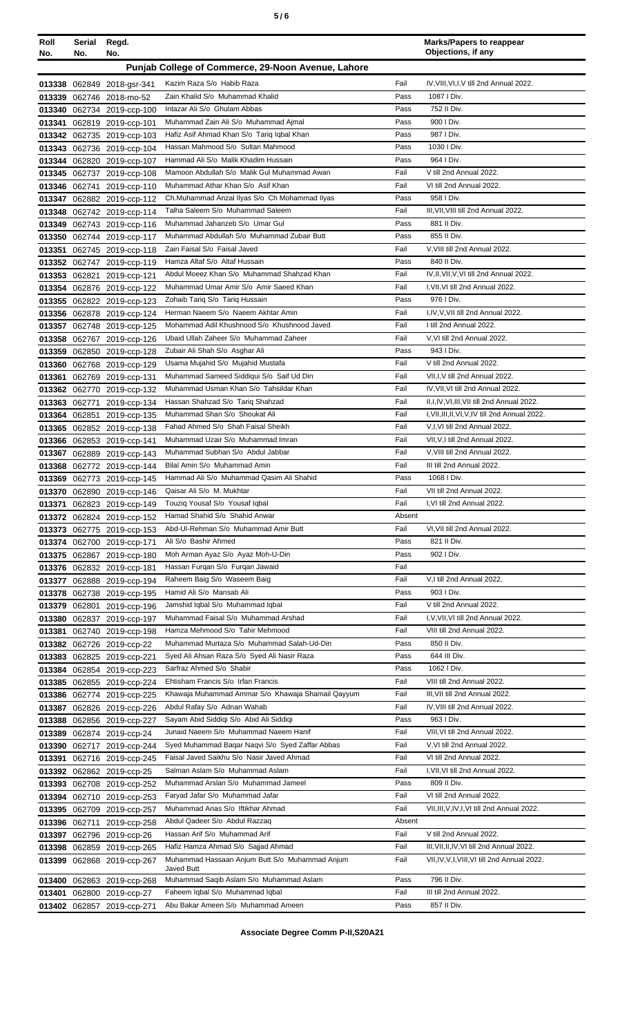| Roll No. | Serial No. | Regd. No. | | | Marks/Papers to reappear Objections, if any |
|---|---|---|---|---|---|
| **Punjab College of Commerce, 29-Noon Avenue, Lahore** | | | | | |
| 013338 | 062849 | 2018-gsr-341 | Kazim Raza S/o Habib Raza | Fail | IV,VIII,VI,I,V till 2nd Annual 2022. |
| 013339 | 062746 | 2018-mo-52 | Zain Khalid S/o Muhammad Khalid | Pass | 1087 I Div. |
| 013340 | 062734 | 2019-ccp-100 | Intazar Ali S/o Ghulam Abbas | Pass | 752 II Div. |
| 013341 | 062819 | 2019-ccp-101 | Muhammad Zain Ali S/o Muhammad Ajmal | Pass | 900 I Div. |
| 013342 | 062735 | 2019-ccp-103 | Hafiz Asif Ahmad Khan S/o Tariq Iqbal Khan | Pass | 987 I Div. |
| 013343 | 062736 | 2019-ccp-104 | Hassan Mahmood S/o Sultan Mahmood | Pass | 1030 I Div. |
| 013344 | 062820 | 2019-ccp-107 | Hammad Ali S/o Malik Khadim Hussain | Pass | 964 I Div. |
| 013345 | 062737 | 2019-ccp-108 | Mamoon Abdullah S/o Malik Gul Muhammad Awan | Fail | V till 2nd Annual 2022. |
| 013346 | 062741 | 2019-ccp-110 | Muhammad Athar Khan S/o Asif Khan | Fail | VI till 2nd Annual 2022. |
| 013347 | 062882 | 2019-ccp-112 | Ch.Muhammad Anzal Ilyas S/o Ch Mohammad Ilyas | Pass | 958 I Div. |
| 013348 | 062742 | 2019-ccp-114 | Talha Saleem S/o Muhammad Saleem | Fail | III,VII,VIII till 2nd Annual 2022. |
| 013349 | 062743 | 2019-ccp-116 | Muhammad Jahanzeb S/o Umar Gul | Pass | 881 II Div. |
| 013350 | 062744 | 2019-ccp-117 | Muhammad Abdullah S/o Muhammad Zubair Butt | Pass | 855 II Div. |
| 013351 | 062745 | 2019-ccp-118 | Zain Faisal S/o Faisal Javed | Fail | V,VIII till 2nd Annual 2022. |
| 013352 | 062747 | 2019-ccp-119 | Hamza Altaf S/o Altaf Hussain | Pass | 840 II Div. |
| 013353 | 062821 | 2019-ccp-121 | Abdul Moeez Khan S/o Muhammad Shahzad Khan | Fail | IV,II,VII,V,VI till 2nd Annual 2022. |
| 013354 | 062876 | 2019-ccp-122 | Muhammad Umar Amir S/o Amir Saeed Khan | Fail | I,VII,VI till 2nd Annual 2022. |
| 013355 | 062822 | 2019-ccp-123 | Zohaib Tariq S/o Tariq Hussain | Pass | 976 I Div. |
| 013356 | 062878 | 2019-ccp-124 | Herman Naeem S/o Naeem Akhtar Amin | Fail | I,IV,V,VII till 2nd Annual 2022. |
| 013357 | 062748 | 2019-ccp-125 | Mohammad Adil Khushnood S/o Khushnood Javed | Fail | I till 2nd Annual 2022. |
| 013358 | 062767 | 2019-ccp-126 | Ubaid Ullah Zaheer S/o Muhammad Zaheer | Fail | V,VI till 2nd Annual 2022. |
| 013359 | 062850 | 2019-ccp-128 | Zubair Ali Shah S/o Asghar Ali | Pass | 943 I Div. |
| 013360 | 062768 | 2019-ccp-129 | Usama Mujahid S/o Mujahid Mustafa | Fail | V till 2nd Annual 2022. |
| 013361 | 062769 | 2019-ccp-131 | Muhammad Sameed Siddiqui S/o Saif Ud Din | Fail | VII,I,V till 2nd Annual 2022. |
| 013362 | 062770 | 2019-ccp-132 | Muhammad Usman Khan S/o Tahsildar Khan | Fail | IV,VII,VI till 2nd Annual 2022. |
| 013363 | 062771 | 2019-ccp-134 | Hassan Shahzad S/o Tariq Shahzad | Fail | II,I,IV,VI,III,VII till 2nd Annual 2022. |
| 013364 | 062851 | 2019-ccp-135 | Muhammad Shan S/o Shoukat Ali | Fail | I,VII,III,II,VI,V,IV till 2nd Annual 2022. |
| 013365 | 062852 | 2019-ccp-138 | Fahad Ahmed S/o Shah Faisal Sheikh | Fail | V,I,VI till 2nd Annual 2022. |
| 013366 | 062853 | 2019-ccp-141 | Muhammad Uzair S/o Muhammad Imran | Fail | VII,V,I till 2nd Annual 2022. |
| 013367 | 062889 | 2019-ccp-143 | Muhammad Subhan S/o Abdul Jabbar | Fail | V,VIII till 2nd Annual 2022. |
| 013368 | 062772 | 2019-ccp-144 | Bilal Amin S/o Muhammad Amin | Fail | III till 2nd Annual 2022. |
| 013369 | 062773 | 2019-ccp-145 | Hammad Ali S/o Muhammad Qasim Ali Shahid | Pass | 1068 I Div. |
| 013370 | 062890 | 2019-ccp-146 | Qaisar Ali S/o M. Mukhtar | Fail | VII till 2nd Annual 2022. |
| 013371 | 062823 | 2019-ccp-149 | Touziq Yousaf S/o Yousaf Iqbal | Fail | I,VI till 2nd Annual 2022. |
| 013372 | 062824 | 2019-ccp-152 | Hamad Shahid S/o Shahid Anwar | Absent | |
| 013373 | 062775 | 2019-ccp-153 | Abd-Ul-Rehman S/o Muhammad Amir Butt | Fail | VI,VII till 2nd Annual 2022. |
| 013374 | 062700 | 2019-ccp-171 | Ali S/o Bashir Ahmed | Pass | 821 II Div. |
| 013375 | 062867 | 2019-ccp-180 | Moh Arman Ayaz S/o Ayaz Moh-U-Din | Pass | 902 I Div. |
| 013376 | 062832 | 2019-ccp-181 | Hassan Furqan S/o Furqan Jawaid | Fail | |
| 013377 | 062888 | 2019-ccp-194 | Raheem Baig S/o Waseem Baig | Fail | V,I till 2nd Annual 2022. |
| 013378 | 062738 | 2019-ccp-195 | Hamid Ali S/o Mansab Ali | Pass | 903 I Div. |
| 013379 | 062801 | 2019-ccp-196 | Jamshid Iqbal S/o Muhammad Iqbal | Fail | V till 2nd Annual 2022. |
| 013380 | 062837 | 2019-ccp-197 | Muhammad Faisal S/o Muhammad Arshad | Fail | I,V,VII,VI till 2nd Annual 2022. |
| 013381 | 062740 | 2019-ccp-198 | Hamza Mehmood S/o Tahir Mehmood | Fail | VIII till 2nd Annual 2022. |
| 013382 | 062726 | 2019-ccp-22 | Muhammad Murtaza S/o Muhammad Salah-Ud-Din | Pass | 850 II Div. |
| 013383 | 062825 | 2019-ccp-221 | Syed Ali Ahsan Raza S/o Syed Ali Nasir Raza | Pass | 644 III Div. |
| 013384 | 062854 | 2019-ccp-223 | Sarfraz Ahmed S/o Shabir | Pass | 1062 I Div. |
| 013385 | 062855 | 2019-ccp-224 | Ehtisham Francis S/o Irfan Francis | Fail | VIII till 2nd Annual 2022. |
| 013386 | 062774 | 2019-ccp-225 | Khawaja Muhammad Ammar S/o Khawaja Shamail Qayyum | Fail | III,VII till 2nd Annual 2022. |
| 013387 | 062826 | 2019-ccp-226 | Abdul Rafay S/o Adnan Wahab | Fail | IV,VIII till 2nd Annual 2022. |
| 013388 | 062856 | 2019-ccp-227 | Sayam Abid Siddiqi S/o Abid Ali Siddiqi | Pass | 963 I Div. |
| 013389 | 062874 | 2019-ccp-24 | Junaid Naeem S/o Muhammad Naeem Hanif | Fail | VIII,VI till 2nd Annual 2022. |
| 013390 | 062717 | 2019-ccp-244 | Syed Muhammad Baqar Naqvi S/o Syed Zaffar Abbas | Fail | V,VI till 2nd Annual 2022. |
| 013391 | 062716 | 2019-ccp-245 | Faisal Javed Saikhu S/o Nasir Javed Ahmad | Fail | VI till 2nd Annual 2022. |
| 013392 | 062862 | 2019-ccp-25 | Salman Aslam S/o Muhammad Aslam | Fail | I,VII,VI till 2nd Annual 2022. |
| 013393 | 062708 | 2019-ccp-252 | Muhammad Arslan S/o Muhammad Jameel | Pass | 809 II Div. |
| 013394 | 062710 | 2019-ccp-253 | Faryad Jafar S/o Muhammad Jafar | Fail | VI till 2nd Annual 2022. |
| 013395 | 062709 | 2019-ccp-257 | Muhammad Anas S/o Iftikhar Ahmad | Fail | VII,III,V,IV,I,VI till 2nd Annual 2022. |
| 013396 | 062711 | 2019-ccp-258 | Abdul Qadeer S/o Abdul Razzaq | Absent | |
| 013397 | 062796 | 2019-ccp-26 | Hassan Arif S/o Muhammad Arif | Fail | V till 2nd Annual 2022. |
| 013398 | 062859 | 2019-ccp-265 | Hafiz Hamza Ahmad S/o Sajjad Ahmad | Fail | III,VII,II,IV,VI till 2nd Annual 2022. |
| 013399 | 062868 | 2019-ccp-267 | Muhammad Hassaan Anjum Butt S/o Muhammad Anjum Javed Butt | Fail | VII,IV,V,I,VIII,VI till 2nd Annual 2022. |
| 013400 | 062863 | 2019-ccp-268 | Muhammad Saqib Aslam S/o Muhammad Aslam | Pass | 796 II Div. |
| 013401 | 062800 | 2019-ccp-27 | Faheem Iqbal S/o Muhammad Iqbal | Fail | III till 2nd Annual 2022. |
| 013402 | 062857 | 2019-ccp-271 | Abu Bakar Ameen S/o Muhammad Ameen | Pass | 857 II Div. |

**Associate Degree Comm P-II,S20A21**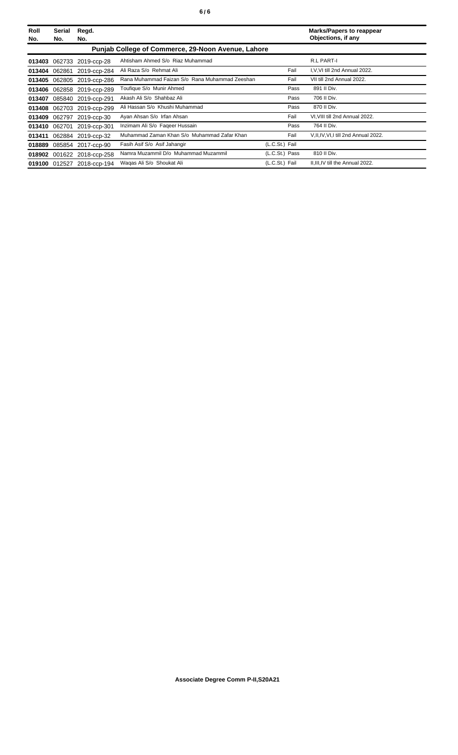| Roll No. | Serial No. | Regd. No. | | | Marks/Papers to reappear Objections, if any |
|---|---|---|---|---|---|
| **Punjab College of Commerce, 29-Noon Avenue, Lahore** | | | | | |
| **013403** | 062733 | 2019-ccp-28 | Ahtisham Ahmed S/o Riaz Muhammad | | R.L PART-I |
| **013404** | 062861 | 2019-ccp-284 | Ali Raza S/o Rehmat Ali | Fail | I,V,VI till 2nd Annual 2022. |
| **013405** | 062805 | 2019-ccp-286 | Rana Muhammad Faizan S/o Rana Muhammad Zeeshan | Fail | VII till 2nd Annual 2022. |
| **013406** | 062858 | 2019-ccp-289 | Toufique S/o Munir Ahmed | Pass | 891 II Div. |
| **013407** | 085840 | 2019-ccp-291 | Akash Ali S/o Shahbaz Ali | Pass | 706 II Div. |
| **013408** | 062703 | 2019-ccp-299 | Ali Hassan S/o Khushi Muhammad | Pass | 870 II Div. |
| **013409** | 062797 | 2019-ccp-30 | Ayan Ahsan S/o Irfan Ahsan | Fail | VI,VIII till 2nd Annual 2022. |
| **013410** | 062701 | 2019-ccp-301 | Inzimam Ali S/o Faqeer Hussain | Pass | 764 II Div. |
| **013411** | 062884 | 2019-ccp-32 | Muhammad Zaman Khan S/o Muhammad Zafar Khan | Fail | V,II,IV,VI,I till 2nd Annual 2022. |
| **018889** | 085854 | 2017-ccp-90 | Fasih Asif S/o Asif Jahangir | (L.C.St.) Fail | |
| **018902** | 001622 | 2018-ccp-258 | Namra Muzammil D/o Muhammad Muzammil | (L.C.St.) Pass | 810 II Div. |
| **019100** | 012527 | 2018-ccp-194 | Waqas Ali S/o Shoukat Ali | (L.C.St.) Fail | II,III,IV till the Annual 2022. |

**Associate Degree Comm P-II,S20A21**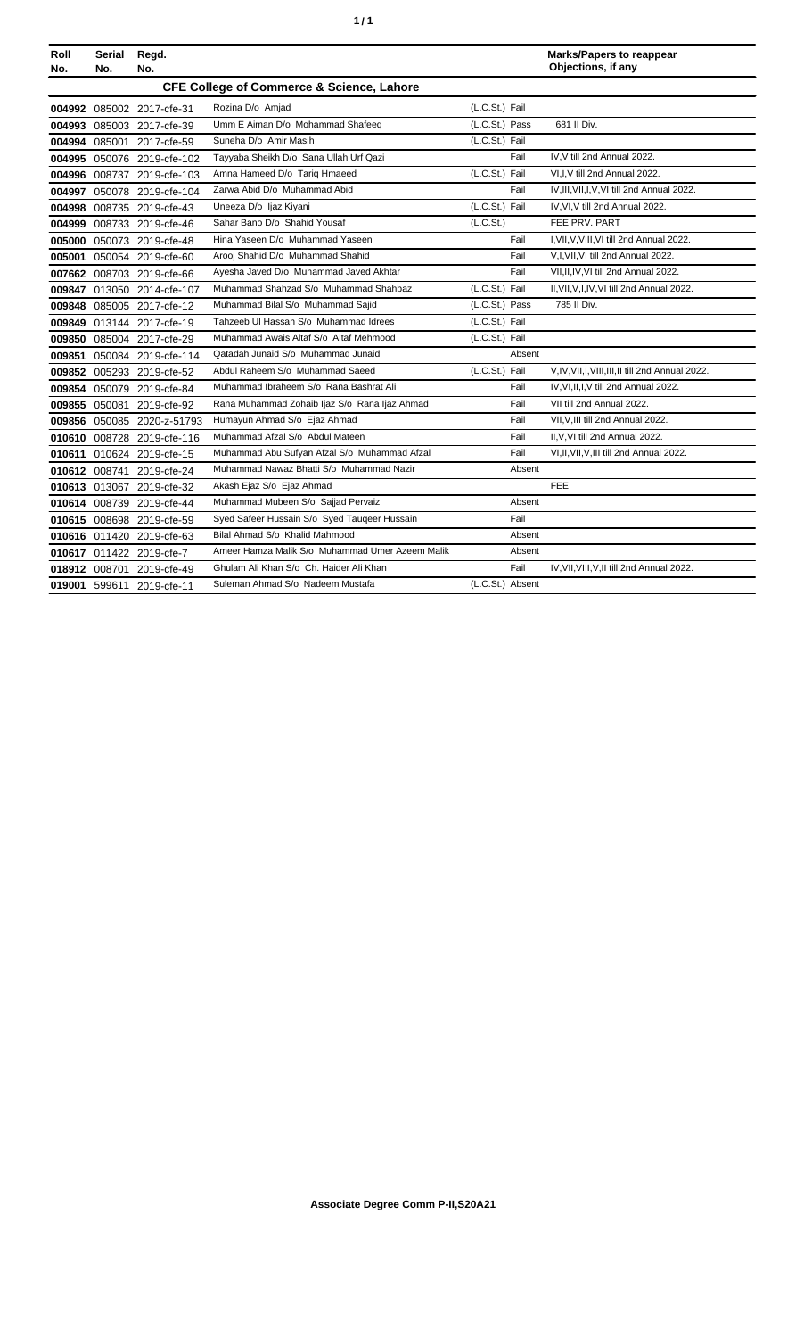| Roll No. | Serial No. | Regd. No. | | | Marks/Papers to reappear Objections, if any |
|---|---|---|---|---|---|
| **CFE College of Commerce & Science, Lahore** | | | | | |
| **004992** | 085002 | 2017-cfe-31 | Rozina D/o Amjad | (L.C.St.) Fail | |
| **004993** | 085003 | 2017-cfe-39 | Umm E Aiman D/o Mohammad Shafeeq | (L.C.St.) Pass | 681 II Div. |
| **004994** | 085001 | 2017-cfe-59 | Suneha D/o Amir Masih | (L.C.St.) Fail | |
| **004995** | 050076 | 2019-cfe-102 | Tayyaba Sheikh D/o Sana Ullah Urf Qazi | Fail | IV,V till 2nd Annual 2022. |
| **004996** | 008737 | 2019-cfe-103 | Amna Hameed D/o Tariq Hmaeed | (L.C.St.) Fail | VI,I,V till 2nd Annual 2022. |
| **004997** | 050078 | 2019-cfe-104 | Zarwa Abid D/o Muhammad Abid | Fail | IV,III,VII,I,V,VI till 2nd Annual 2022. |
| **004998** | 008735 | 2019-cfe-43 | Uneeza D/o Ijaz Kiyani | (L.C.St.) Fail | IV,VI,V till 2nd Annual 2022. |
| **004999** | 008733 | 2019-cfe-46 | Sahar Bano D/o Shahid Yousaf | (L.C.St.) | FEE PRV. PART |
| **005000** | 050073 | 2019-cfe-48 | Hina Yaseen D/o Muhammad Yaseen | Fail | I,VII,V,VIII,VI till 2nd Annual 2022. |
| **005001** | 050054 | 2019-cfe-60 | Arooj Shahid D/o Muhammad Shahid | Fail | V,I,VII,VI till 2nd Annual 2022. |
| **007662** | 008703 | 2019-cfe-66 | Ayesha Javed D/o Muhammad Javed Akhtar | Fail | VII,II,IV,VI till 2nd Annual 2022. |
| **009847** | 013050 | 2014-cfe-107 | Muhammad Shahzad S/o Muhammad Shahbaz | (L.C.St.) Fail | II,VII,V,I,IV,VI till 2nd Annual 2022. |
| **009848** | 085005 | 2017-cfe-12 | Muhammad Bilal S/o Muhammad Sajid | (L.C.St.) Pass | 785 II Div. |
| **009849** | 013144 | 2017-cfe-19 | Tahzeeb Ul Hassan S/o Muhammad Idrees | (L.C.St.) Fail | |
| **009850** | 085004 | 2017-cfe-29 | Muhammad Awais Altaf S/o Altaf Mehmood | (L.C.St.) Fail | |
| **009851** | 050084 | 2019-cfe-114 | Qatadah Junaid S/o Muhammad Junaid | Absent | |
| **009852** | 005293 | 2019-cfe-52 | Abdul Raheem S/o Muhammad Saeed | (L.C.St.) Fail | V,IV,VI,I,VIII,III,II till 2nd Annual 2022. |
| **009854** | 050079 | 2019-cfe-84 | Muhammad Ibraheem S/o Rana Bashrat Ali | Fail | IV,VI,II,I,V till 2nd Annual 2022. |
| **009855** | 050081 | 2019-cfe-92 | Rana Muhammad Zohaib Ijaz S/o Rana Ijaz Ahmad | Fail | VII till 2nd Annual 2022. |
| **009856** | 050085 | 2020-z-51793 | Humayun Ahmad S/o Ejaz Ahmad | Fail | VII,V,III till 2nd Annual 2022. |
| **010610** | 008728 | 2019-cfe-116 | Muhammad Afzal S/o Abdul Mateen | Fail | II,V,VI till 2nd Annual 2022. |
| **010611** | 010624 | 2019-cfe-15 | Muhammad Abu Sufyan Afzal S/o Muhammad Afzal | Fail | VI,II,VII,V,III till 2nd Annual 2022. |
| **010612** | 008741 | 2019-cfe-24 | Muhammad Nawaz Bhatti S/o Muhammad Nazir | Absent | |
| **010613** | 013067 | 2019-cfe-32 | Akash Ejaz S/o Ejaz Ahmad | | FEE |
| **010614** | 008739 | 2019-cfe-44 | Muhammad Mubeen S/o Sajjad Pervaiz | Absent | |
| **010615** | 008698 | 2019-cfe-59 | Syed Safeer Hussain S/o Syed Tauqeer Hussain | Fail | |
| **010616** | 011420 | 2019-cfe-63 | Bilal Ahmad S/o Khalid Mahmood | Absent | |
| **010617** | 011422 | 2019-cfe-7 | Ameer Hamza Malik S/o Muhammad Umer Azeem Malik | Absent | |
| **018912** | 008701 | 2019-cfe-49 | Ghulam Ali Khan S/o Ch. Haider Ali Khan | Fail | IV,VII,VIII,V,II till 2nd Annual 2022. |
| **019001** | 599611 | 2019-cfe-11 | Suleman Ahmad S/o Nadeem Mustafa | (L.C.St.) Absent | |

**Associate Degree Comm P-II,S20A21**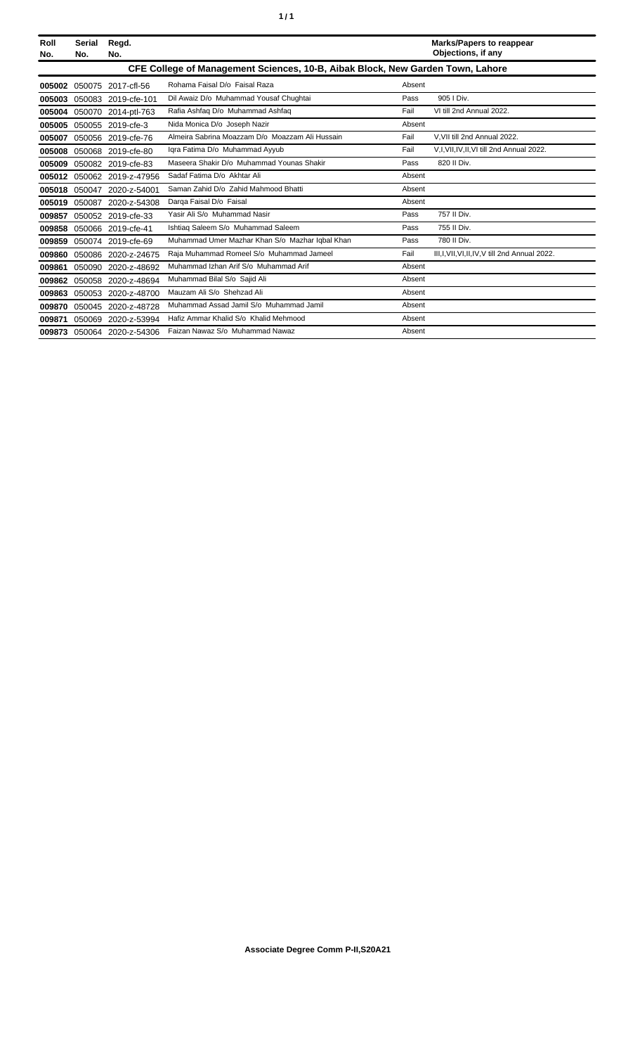| Roll No. | Serial No. | Regd. No. | | | Marks/Papers to reappear Objections, if any |
|---|---|---|---|---|---|
| **CFE College of Management Sciences, 10-B, Aibak Block, New Garden Town, Lahore** | | | | | |
| **005002** | 050075 | 2017-cfl-56 | Rohama Faisal D/o Faisal Raza | Absent | |
| **005003** | 050083 | 2019-cfe-101 | Dil Awaiz D/o Muhammad Yousaf Chughtai | Pass | 905 I Div. |
| **005004** | 050070 | 2014-ptl-763 | Rafia Ashfaq D/o Muhammad Ashfaq | Fail | VI till 2nd Annual 2022. |
| **005005** | 050055 | 2019-cfe-3 | Nida Monica D/o Joseph Nazir | Absent | |
| **005007** | 050056 | 2019-cfe-76 | Almeira Sabrina Moazzam D/o Moazzam Ali Hussain | Fail | V,VII till 2nd Annual 2022. |
| **005008** | 050068 | 2019-cfe-80 | Iqra Fatima D/o Muhammad Ayyub | Fail | V,I,VII,IV,II,VI till 2nd Annual 2022. |
| **005009** | 050082 | 2019-cfe-83 | Maseera Shakir D/o Muhammad Younas Shakir | Pass | 820 II Div. |
| **005012** | 050062 | 2019-z-47956 | Sadaf Fatima D/o Akhtar Ali | Absent | |
| **005018** | 050047 | 2020-z-54001 | Saman Zahid D/o Zahid Mahmood Bhatti | Absent | |
| **005019** | 050087 | 2020-z-54308 | Darqa Faisal D/o Faisal | Absent | |
| **009857** | 050052 | 2019-cfe-33 | Yasir Ali S/o Muhammad Nasir | Pass | 757 II Div. |
| **009858** | 050066 | 2019-cfe-41 | Ishtiaq Saleem S/o Muhammad Saleem | Pass | 755 II Div. |
| **009859** | 050074 | 2019-cfe-69 | Muhammad Umer Mazhar Khan S/o Mazhar Iqbal Khan | Pass | 780 II Div. |
| **009860** | 050086 | 2020-z-24675 | Raja Muhammad Romeel S/o Muhammad Jameel | Fail | III,I,VII,VI,II,IV,V till 2nd Annual 2022. |
| **009861** | 050090 | 2020-z-48692 | Muhammad Izhan Arif S/o Muhammad Arif | Absent | |
| **009862** | 050058 | 2020-z-48694 | Muhammad Bilal S/o Sajid Ali | Absent | |
| **009863** | 050053 | 2020-z-48700 | Mauzam Ali S/o Shehzad Ali | Absent | |
| **009870** | 050045 | 2020-z-48728 | Muhammad Assad Jamil S/o Muhammad Jamil | Absent | |
| **009871** | 050069 | 2020-z-53994 | Hafiz Ammar Khalid S/o Khalid Mehmood | Absent | |
| **009873** | 050064 | 2020-z-54306 | Faizan Nawaz S/o Muhammad Nawaz | Absent | |

**Associate Degree Comm P-II,S20A21**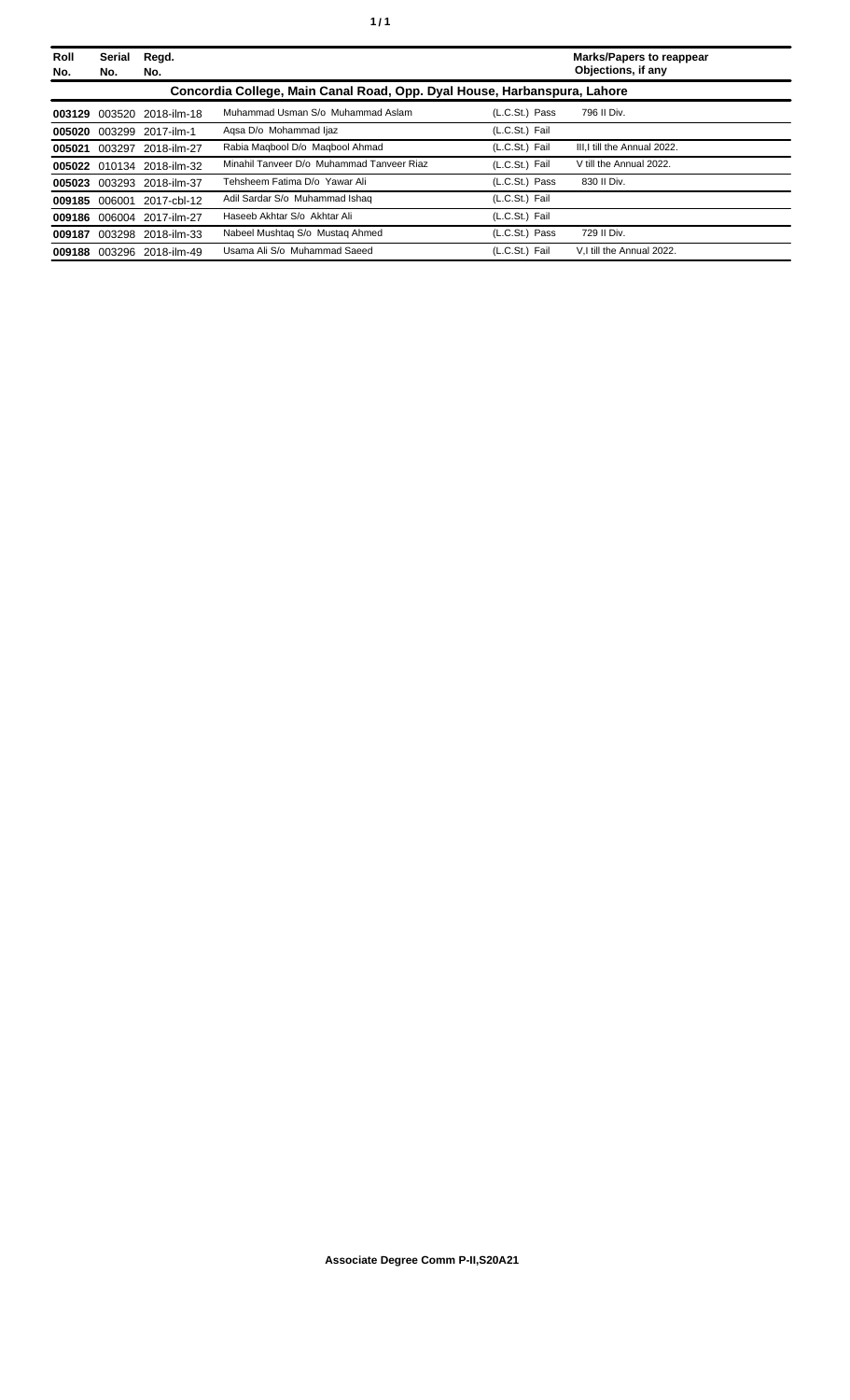| Roll No. | Serial No. | Regd. No. | | | Marks/Papers to reappear Objections, if any |
|---|---|---|---|---|---|
| **Concordia College, Main Canal Road, Opp. Dyal House, Harbanspura, Lahore** | | | | | |
| **003129** | 003520 | 2018-ilm-18 | Muhammad Usman S/o Muhammad Aslam | (L.C.St.) Pass | 796 II Div. |
| **005020** | 003299 | 2017-ilm-1 | Aqsa D/o Mohammad Ijaz | (L.C.St.) Fail | |
| **005021** | 003297 | 2018-ilm-27 | Rabia Maqbool D/o Maqbool Ahmad | (L.C.St.) Fail | III,I till the Annual 2022. |
| **005022** | 010134 | 2018-ilm-32 | Minahil Tanveer D/o Muhammad Tanveer Riaz | (L.C.St.) Fail | V till the Annual 2022. |
| **005023** | 003293 | 2018-ilm-37 | Tehsheem Fatima D/o Yawar Ali | (L.C.St.) Pass | 830 II Div. |
| **009185** | 006001 | 2017-cbl-12 | Adil Sardar S/o Muhammad Ishaq | (L.C.St.) Fail | |
| **009186** | 006004 | 2017-ilm-27 | Haseeb Akhtar S/o Akhtar Ali | (L.C.St.) Fail | |
| **009187** | 003298 | 2018-ilm-33 | Nabeel Mushtaq S/o Mustaq Ahmed | (L.C.St.) Pass | 729 II Div. |
| **009188** | 003296 | 2018-ilm-49 | Usama Ali S/o Muhammad Saeed | (L.C.St.) Fail | V,I till the Annual 2022. |

**Associate Degree Comm P-II,S20A21**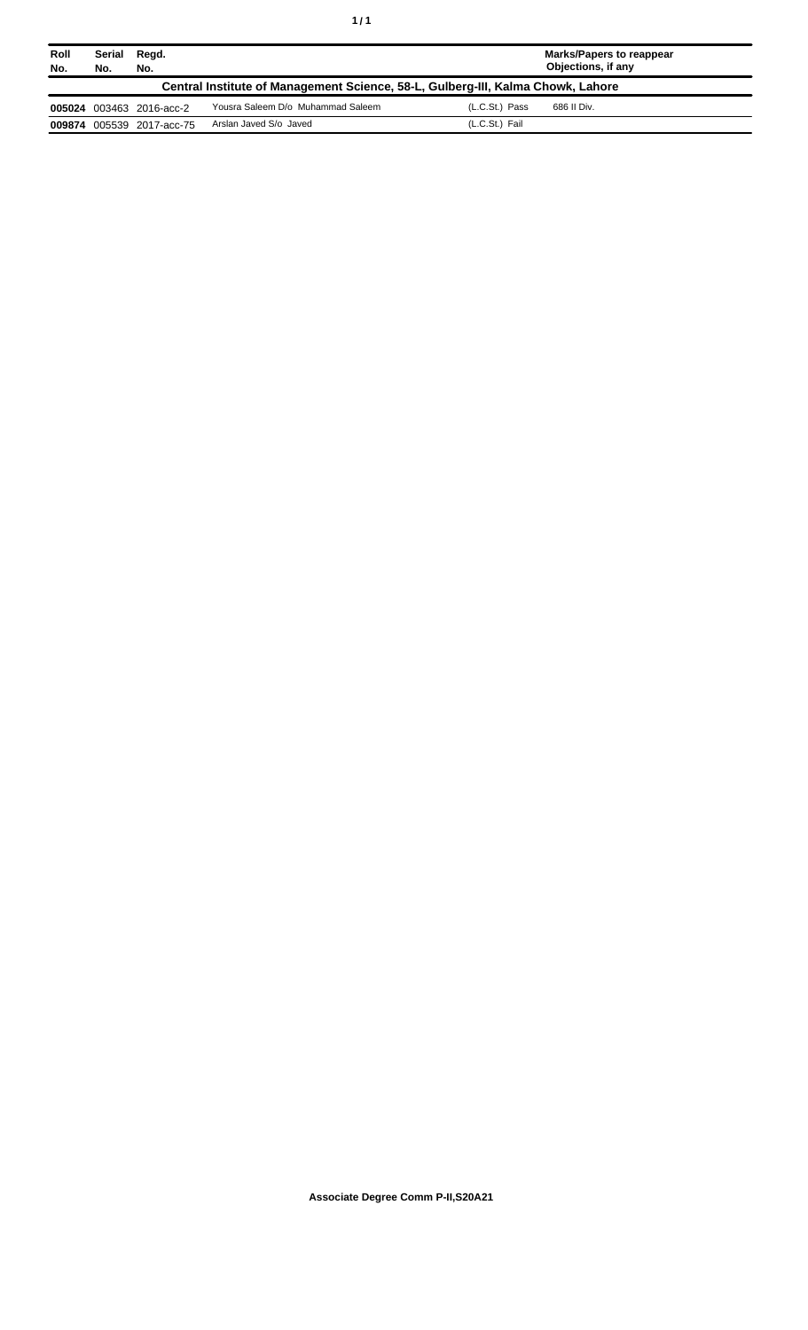| Roll No. | Serial No. | Regd. No. | | | Marks/Papers to reappear Objections, if any |
|---|---|---|---|---|---|
| **Central Institute of Management Science, 58-L, Gulberg-III, Kalma Chowk, Lahore** | | | | | |
| **005024** | 003463 | 2016-acc-2 | Yousra Saleem D/o Muhammad Saleem | (L.C.St.) Pass | 686 II Div. |
| **009874** | 005539 | 2017-acc-75 | Arslan Javed S/o Javed | (L.C.St.) Fail | |

**Associate Degree Comm P-II,S20A21**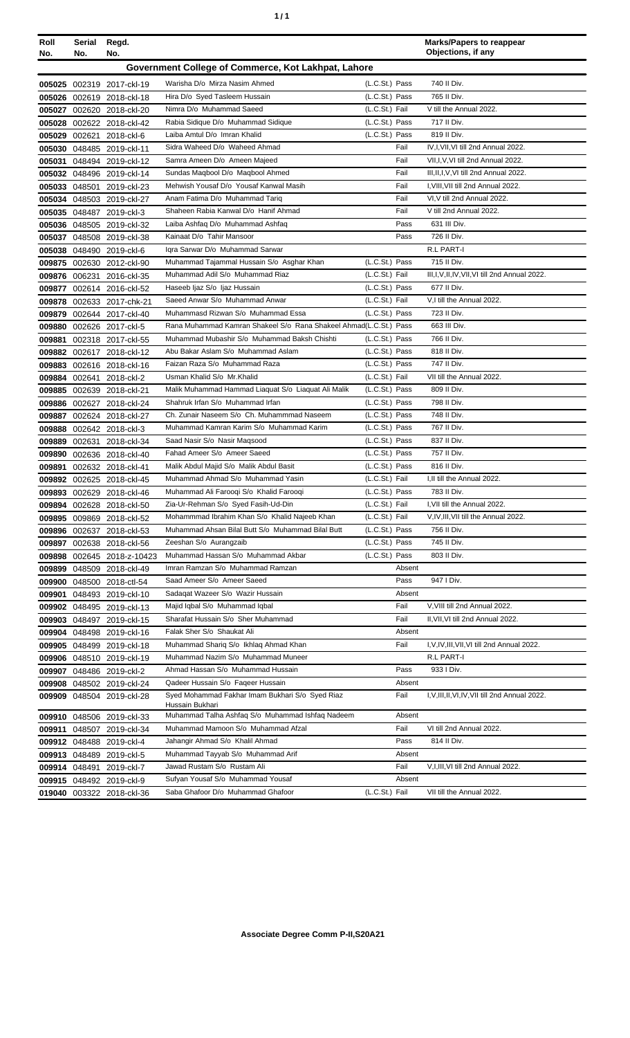| Roll No. | Serial No. | Regd. No. | | | Marks/Papers to reappear Objections, if any |
|---|---|---|---|---|---|
| **Government College of Commerce, Kot Lakhpat, Lahore** | | | | | |
| 005025 | 002319 | 2017-ckl-19 | Warisha D/o Mirza Nasim Ahmed | (L.C.St.) Pass | 740 II Div. |
| 005026 | 002619 | 2018-ckl-18 | Hira D/o Syed Tasleem Hussain | (L.C.St.) Pass | 765 II Div. |
| 005027 | 002620 | 2018-ckl-20 | Nimra D/o Muhammad Saeed | (L.C.St.) Fail | V till the Annual 2022. |
| 005028 | 002622 | 2018-ckl-42 | Rabia Sidique D/o Muhammad Sidique | (L.C.St.) Pass | 717 II Div. |
| 005029 | 002621 | 2018-ckl-6 | Laiba Amtul D/o Imran Khalid | (L.C.St.) Pass | 819 II Div. |
| 005030 | 048485 | 2019-ckl-11 | Sidra Waheed D/o Waheed Ahmad | Fail | IV,I,VII,VI till 2nd Annual 2022. |
| 005031 | 048494 | 2019-ckl-12 | Samra Ameen D/o Ameen Majeed | Fail | VII,I,V,VI till 2nd Annual 2022. |
| 005032 | 048496 | 2019-ckl-14 | Sundas Maqbool D/o Maqbool Ahmed | Fail | III,II,I,V,VI till 2nd Annual 2022. |
| 005033 | 048501 | 2019-ckl-23 | Mehwish Yousaf D/o Yousaf Kanwal Masih | Fail | I,VIII,VII till 2nd Annual 2022. |
| 005034 | 048503 | 2019-ckl-27 | Anam Fatima D/o Muhammad Tariq | Fail | VI,V till 2nd Annual 2022. |
| 005035 | 048487 | 2019-ckl-3 | Shaheen Rabia Kanwal D/o Hanif Ahmad | Fail | V till 2nd Annual 2022. |
| 005036 | 048505 | 2019-ckl-32 | Laiba Ashfaq D/o Muhammad Ashfaq | Pass | 631 III Div. |
| 005037 | 048508 | 2019-ckl-38 | Kainaat D/o Tahir Mansoor | Pass | 726 II Div. |
| 005038 | 048490 | 2019-ckl-6 | Iqra Sarwar D/o Muhammad Sarwar | | R.L PART-I |
| 009875 | 002630 | 2012-ckl-90 | Muhammad Tajammal Hussain S/o Asghar Khan | (L.C.St.) Pass | 715 II Div. |
| 009876 | 006231 | 2016-ckl-35 | Muhammad Adil S/o Muhammad Riaz | (L.C.St.) Fail | III,I,V,II,IV,VII,VI till 2nd Annual 2022. |
| 009877 | 002614 | 2016-ckl-52 | Haseeb Ijaz S/o Ijaz Hussain | (L.C.St.) Pass | 677 II Div. |
| 009878 | 002633 | 2017-chk-21 | Saeed Anwar S/o Muhammad Anwar | (L.C.St.) Fail | V,I till the Annual 2022. |
| 009879 | 002644 | 2017-ckl-40 | Muhammasd Rizwan S/o Muhammad Essa | (L.C.St.) Pass | 723 II Div. |
| 009880 | 002626 | 2017-ckl-5 | Rana Muhammad Kamran Shakeel S/o Rana Shakeel Ahmad | (L.C.St.) Pass | 663 III Div. |
| 009881 | 002318 | 2017-ckl-55 | Muhammad Mubashir S/o Muhammad Baksh Chishti | (L.C.St.) Pass | 766 II Div. |
| 009882 | 002617 | 2018-ckl-12 | Abu Bakar Aslam S/o Muhammad Aslam | (L.C.St.) Pass | 818 II Div. |
| 009883 | 002616 | 2018-ckl-16 | Faizan Raza S/o Muhammad Raza | (L.C.St.) Pass | 747 II Div. |
| 009884 | 002641 | 2018-ckl-2 | Usman Khalid S/o Mr.Khalid | (L.C.St.) Fail | VII till the Annual 2022. |
| 009885 | 002639 | 2018-ckl-21 | Malik Muhammad Hammad Liaquat S/o Liaquat Ali Malik | (L.C.St.) Pass | 809 II Div. |
| 009886 | 002627 | 2018-ckl-24 | Shahruk Irfan S/o Muhammad Irfan | (L.C.St.) Pass | 798 II Div. |
| 009887 | 002624 | 2018-ckl-27 | Ch. Zunair Naseem S/o Ch. Muhammmad Naseem | (L.C.St.) Pass | 748 II Div. |
| 009888 | 002642 | 2018-ckl-3 | Muhammad Kamran Karim S/o Muhammad Karim | (L.C.St.) Pass | 767 II Div. |
| 009889 | 002631 | 2018-ckl-34 | Saad Nasir S/o Nasir Maqsood | (L.C.St.) Pass | 837 II Div. |
| 009890 | 002636 | 2018-ckl-40 | Fahad Ameer S/o Ameer Saeed | (L.C.St.) Pass | 757 II Div. |
| 009891 | 002632 | 2018-ckl-41 | Malik Abdul Majid S/o Malik Abdul Basit | (L.C.St.) Pass | 816 II Div. |
| 009892 | 002625 | 2018-ckl-45 | Muhammad Ahmad S/o Muhammad Yasin | (L.C.St.) Fail | I,II till the Annual 2022. |
| 009893 | 002629 | 2018-ckl-46 | Muhammad Ali Farooqi S/o Khalid Farooqi | (L.C.St.) Pass | 783 II Div. |
| 009894 | 002628 | 2018-ckl-50 | Zia-Ur-Rehman S/o Syed Fasih-Ud-Din | (L.C.St.) Fail | I,VII till the Annual 2022. |
| 009895 | 009869 | 2018-ckl-52 | Mohammmad Ibrahim Khan S/o Khalid Najeeb Khan | (L.C.St.) Fail | V,IV,III,VII till the Annual 2022. |
| 009896 | 002637 | 2018-ckl-53 | Muhammad Ahsan Bilal Butt S/o Muhammad Bilal Butt | (L.C.St.) Pass | 756 II Div. |
| 009897 | 002638 | 2018-ckl-56 | Zeeshan S/o Aurangzaib | (L.C.St.) Pass | 745 II Div. |
| 009898 | 002645 | 2018-z-10423 | Muhammad Hassan S/o Muhammad Akbar | (L.C.St.) Pass | 803 II Div. |
| 009899 | 048509 | 2018-ckl-49 | Imran Ramzan S/o Muhammad Ramzan | Absent | |
| 009900 | 048500 | 2018-ctl-54 | Saad Ameer S/o Ameer Saeed | Pass | 947 I Div. |
| 009901 | 048493 | 2019-ckl-10 | Sadaqat Wazeer S/o Wazir Hussain | Absent | |
| 009902 | 048495 | 2019-ckl-13 | Majid Iqbal S/o Muhammad Iqbal | Fail | V,VIII till 2nd Annual 2022. |
| 009903 | 048497 | 2019-ckl-15 | Sharafat Hussain S/o Sher Muhammad | Fail | II,VII,VI till 2nd Annual 2022. |
| 009904 | 048498 | 2019-ckl-16 | Falak Sher S/o Shaukat Ali | Absent | |
| 009905 | 048499 | 2019-ckl-18 | Muhammad Shariq S/o Ikhlaq Ahmad Khan | Fail | I,V,IV,III,VII,VI till 2nd Annual 2022. |
| 009906 | 048510 | 2019-ckl-19 | Muhammad Nazim S/o Muhammad Muneer | | R.L PART-I |
| 009907 | 048486 | 2019-ckl-2 | Ahmad Hassan S/o Muhammad Hussain | Pass | 933 I Div. |
| 009908 | 048502 | 2019-ckl-24 | Qadeer Hussain S/o Faqeer Hussain | Absent | |
| 009909 | 048504 | 2019-ckl-28 | Syed Mohammad Fakhar Imam Bukhari S/o Syed Riaz Hussain Bukhari | Fail | I,V,III,II,VI,IV,VII till 2nd Annual 2022. |
| 009910 | 048506 | 2019-ckl-33 | Muhammad Talha Ashfaq S/o Muhammad Ishfaq Nadeem | Absent | |
| 009911 | 048507 | 2019-ckl-34 | Muhammad Mamoon S/o Muhammad Afzal | Fail | VI till 2nd Annual 2022. |
| 009912 | 048488 | 2019-ckl-4 | Jahangir Ahmad S/o Khalil Ahmad | Pass | 814 II Div. |
| 009913 | 048489 | 2019-ckl-5 | Muhammad Tayyab S/o Muhammad Arif | Absent | |
| 009914 | 048491 | 2019-ckl-7 | Jawad Rustam S/o Rustam Ali | Fail | V,I,III,VI till 2nd Annual 2022. |
| 009915 | 048492 | 2019-ckl-9 | Sufyan Yousaf S/o Muhammad Yousaf | Absent | |
| 019040 | 003322 | 2018-ckl-36 | Saba Ghafoor D/o Muhammad Ghafoor | (L.C.St.) Fail | VII till the Annual 2022. |

**Associate Degree Comm P-II,S20A21**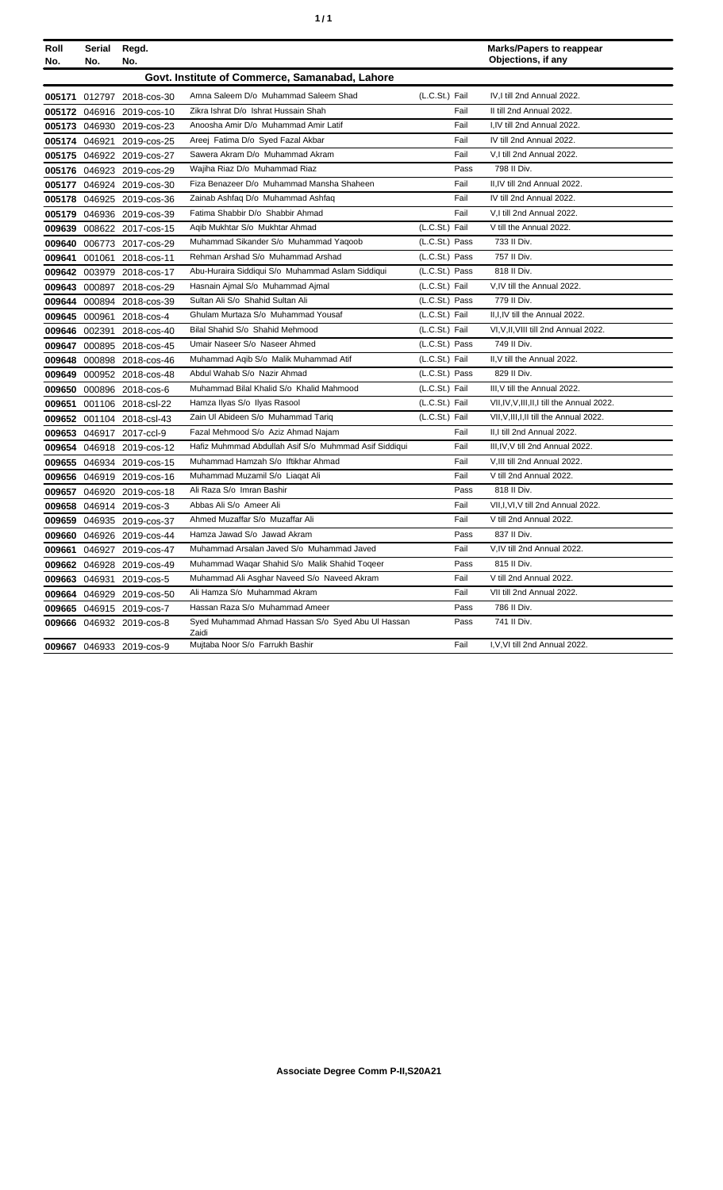| Roll No. | Serial No. | Regd. No. | | | Marks/Papers to reappear Objections, if any |
|---|---|---|---|---|---|
| | | | **Govt. Institute of Commerce, Samanabad, Lahore** | | |
| **005171** | 012797 | 2018-cos-30 | Amna Saleem D/o Muhammad Saleem Shad | (L.C.St.) Fail | IV,I till 2nd Annual 2022. |
| **005172** | 046916 | 2019-cos-10 | Zikra Ishrat D/o Ishrat Hussain Shah | Fail | II till 2nd Annual 2022. |
| **005173** | 046930 | 2019-cos-23 | Anoosha Amir D/o Muhammad Amir Latif | Fail | I,IV till 2nd Annual 2022. |
| **005174** | 046921 | 2019-cos-25 | Areej Fatima D/o Syed Fazal Akbar | Fail | IV till 2nd Annual 2022. |
| **005175** | 046922 | 2019-cos-27 | Sawera Akram D/o Muhammad Akram | Fail | V,I till 2nd Annual 2022. |
| **005176** | 046923 | 2019-cos-29 | Wajiha Riaz D/o Muhammad Riaz | Pass | 798 II Div. |
| **005177** | 046924 | 2019-cos-30 | Fiza Benazeer D/o Muhammad Mansha Shaheen | Fail | II,IV till 2nd Annual 2022. |
| **005178** | 046925 | 2019-cos-36 | Zainab Ashfaq D/o Muhammad Ashfaq | Fail | IV till 2nd Annual 2022. |
| **005179** | 046936 | 2019-cos-39 | Fatima Shabbir D/o Shabbir Ahmad | Fail | V,I till 2nd Annual 2022. |
| **009639** | 008622 | 2017-cos-15 | Aqib Mukhtar S/o Mukhtar Ahmad | (L.C.St.) Fail | V till the Annual 2022. |
| **009640** | 006773 | 2017-cos-29 | Muhammad Sikander S/o Muhammad Yaqoob | (L.C.St.) Pass | 733 II Div. |
| **009641** | 001061 | 2018-cos-11 | Rehman Arshad S/o Muhammad Arshad | (L.C.St.) Pass | 757 II Div. |
| **009642** | 003979 | 2018-cos-17 | Abu-Huraira Siddiqui S/o Muhammad Aslam Siddiqui | (L.C.St.) Pass | 818 II Div. |
| **009643** | 000897 | 2018-cos-29 | Hasnain Ajmal S/o Muhammad Ajmal | (L.C.St.) Fail | V,IV till the Annual 2022. |
| **009644** | 000894 | 2018-cos-39 | Sultan Ali S/o Shahid Sultan Ali | (L.C.St.) Pass | 779 II Div. |
| **009645** | 000961 | 2018-cos-4 | Ghulam Murtaza S/o Muhammad Yousaf | (L.C.St.) Fail | II,I,IV till the Annual 2022. |
| **009646** | 002391 | 2018-cos-40 | Bilal Shahid S/o Shahid Mehmood | (L.C.St.) Fail | VI,V,II,VIII till 2nd Annual 2022. |
| **009647** | 000895 | 2018-cos-45 | Umair Naseer S/o Naseer Ahmed | (L.C.St.) Pass | 749 II Div. |
| **009648** | 000898 | 2018-cos-46 | Muhammad Aqib S/o Malik Muhammad Atif | (L.C.St.) Fail | II,V till the Annual 2022. |
| **009649** | 000952 | 2018-cos-48 | Abdul Wahab S/o Nazir Ahmad | (L.C.St.) Pass | 829 II Div. |
| **009650** | 000896 | 2018-cos-6 | Muhammad Bilal Khalid S/o Khalid Mahmood | (L.C.St.) Fail | III,V till the Annual 2022. |
| **009651** | 001106 | 2018-csl-22 | Hamza Ilyas S/o Ilyas Rasool | (L.C.St.) Fail | VII,IV,V,III,II,I till the Annual 2022. |
| **009652** | 001104 | 2018-csl-43 | Zain Ul Abideen S/o Muhammad Tariq | (L.C.St.) Fail | VII,V,III,I,II till the Annual 2022. |
| **009653** | 046917 | 2017-ccl-9 | Fazal Mehmood S/o Aziz Ahmad Najam | Fail | II,I till 2nd Annual 2022. |
| **009654** | 046918 | 2019-cos-12 | Hafiz Muhmmad Abdullah Asif S/o Muhmmad Asif Siddiqui | Fail | III,IV,V till 2nd Annual 2022. |
| **009655** | 046934 | 2019-cos-15 | Muhammad Hamzah S/o Iftikhar Ahmad | Fail | V,III till 2nd Annual 2022. |
| **009656** | 046919 | 2019-cos-16 | Muhammad Muzamil S/o Liaqat Ali | Fail | V till 2nd Annual 2022. |
| **009657** | 046920 | 2019-cos-18 | Ali Raza S/o Imran Bashir | Pass | 818 II Div. |
| **009658** | 046914 | 2019-cos-3 | Abbas Ali S/o Ameer Ali | Fail | VII,I,VI,V till 2nd Annual 2022. |
| **009659** | 046935 | 2019-cos-37 | Ahmed Muzaffar S/o Muzaffar Ali | Fail | V till 2nd Annual 2022. |
| **009660** | 046926 | 2019-cos-44 | Hamza Jawad S/o Jawad Akram | Pass | 837 II Div. |
| **009661** | 046927 | 2019-cos-47 | Muhammad Arsalan Javed S/o Muhammad Javed | Fail | V,IV till 2nd Annual 2022. |
| **009662** | 046928 | 2019-cos-49 | Muhammad Waqar Shahid S/o Malik Shahid Toqeer | Pass | 815 II Div. |
| **009663** | 046931 | 2019-cos-5 | Muhammad Ali Asghar Naveed S/o Naveed Akram | Fail | V till 2nd Annual 2022. |
| **009664** | 046929 | 2019-cos-50 | Ali Hamza S/o Muhammad Akram | Fail | VII till 2nd Annual 2022. |
| **009665** | 046915 | 2019-cos-7 | Hassan Raza S/o Muhammad Ameer | Pass | 786 II Div. |
| **009666** | 046932 | 2019-cos-8 | Syed Muhammad Ahmad Hassan S/o Syed Abu Ul Hassan Zaidi | Pass | 741 II Div. |
| **009667** | 046933 | 2019-cos-9 | Mujtaba Noor S/o Farrukh Bashir | Fail | I,V,VI till 2nd Annual 2022. |

**Associate Degree Comm P-II,S20A21**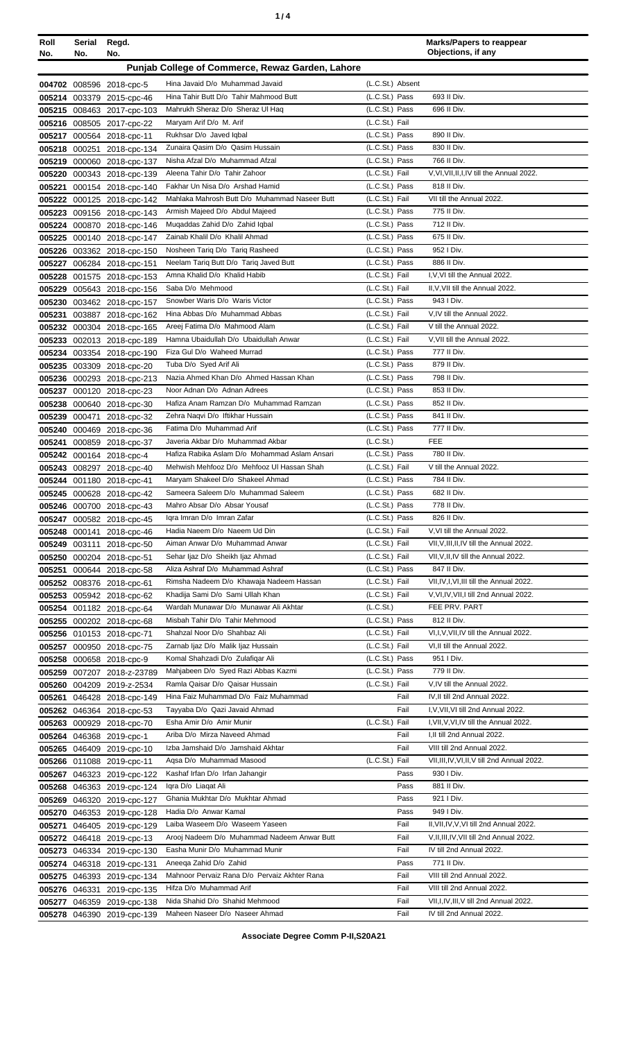| Roll No. | Serial No. | Regd. No. | | | Marks/Papers to reappear Objections, if any |
|---|---|---|---|---|---|
| **Punjab College of Commerce, Rewaz Garden, Lahore** | | | | | |
| 004702 | 008596 | 2018-cpc-5 | Hina Javaid D/o Muhammad Javaid | (L.C.St.) Absent | |
| 005214 | 003379 | 2015-cpc-46 | Hina Tahir Butt D/o Tahir Mahmood Butt | (L.C.St.) Pass | 693 II Div. |
| 005215 | 008463 | 2017-cpc-103 | Mahrukh Sheraz D/o Sheraz Ul Haq | (L.C.St.) Pass | 696 II Div. |
| 005216 | 008505 | 2017-cpc-22 | Maryam Arif D/o M. Arif | (L.C.St.) Fail | |
| 005217 | 000564 | 2018-cpc-11 | Rukhsar D/o Javed Iqbal | (L.C.St.) Pass | 890 II Div. |
| 005218 | 000251 | 2018-cpc-134 | Zunaira Qasim D/o Qasim Hussain | (L.C.St.) Pass | 830 II Div. |
| 005219 | 000060 | 2018-cpc-137 | Nisha Afzal D/o Muhammad Afzal | (L.C.St.) Pass | 766 II Div. |
| 005220 | 000343 | 2018-cpc-139 | Aleena Tahir D/o Tahir Zahoor | (L.C.St.) Fail | V,VI,VII,II,I,IV till the Annual 2022. |
| 005221 | 000154 | 2018-cpc-140 | Fakhar Un Nisa D/o Arshad Hamid | (L.C.St.) Pass | 818 II Div. |
| 005222 | 000125 | 2018-cpc-142 | Mahlaka Mahrosh Butt D/o Muhammad Naseer Butt | (L.C.St.) Fail | VII till the Annual 2022. |
| 005223 | 009156 | 2018-cpc-143 | Armish Majeed D/o Abdul Majeed | (L.C.St.) Pass | 775 II Div. |
| 005224 | 000870 | 2018-cpc-146 | Muqaddas Zahid D/o Zahid Iqbal | (L.C.St.) Pass | 712 II Div. |
| 005225 | 000140 | 2018-cpc-147 | Zainab Khalil D/o Khalil Ahmad | (L.C.St.) Pass | 675 II Div. |
| 005226 | 003362 | 2018-cpc-150 | Nosheen Tariq D/o Tariq Rasheed | (L.C.St.) Pass | 952 I Div. |
| 005227 | 006284 | 2018-cpc-151 | Neelam Tariq Butt D/o Tariq Javed Butt | (L.C.St.) Pass | 886 II Div. |
| 005228 | 001575 | 2018-cpc-153 | Amna Khalid D/o Khalid Habib | (L.C.St.) Fail | I,V,VI till the Annual 2022. |
| 005229 | 005643 | 2018-cpc-156 | Saba D/o Mehmood | (L.C.St.) Fail | II,V,VII till the Annual 2022. |
| 005230 | 003462 | 2018-cpc-157 | Snowber Waris D/o Waris Victor | (L.C.St.) Pass | 943 I Div. |
| 005231 | 003887 | 2018-cpc-162 | Hina Abbas D/o Muhammad Abbas | (L.C.St.) Fail | V,IV till the Annual 2022. |
| 005232 | 000304 | 2018-cpc-165 | Areej Fatima D/o Mahmood Alam | (L.C.St.) Fail | V till the Annual 2022. |
| 005233 | 002013 | 2018-cpc-189 | Hamna Ubaidullah D/o Ubaidullah Anwar | (L.C.St.) Fail | V,VII till the Annual 2022. |
| 005234 | 003354 | 2018-cpc-190 | Fiza Gul D/o Waheed Murrad | (L.C.St.) Pass | 777 II Div. |
| 005235 | 003309 | 2018-cpc-20 | Tuba D/o Syed Arif Ali | (L.C.St.) Pass | 879 II Div. |
| 005236 | 000293 | 2018-cpc-213 | Nazia Ahmed Khan D/o Ahmed Hassan Khan | (L.C.St.) Pass | 798 II Div. |
| 005237 | 000120 | 2018-cpc-23 | Noor Adnan D/o Adnan Adrees | (L.C.St.) Pass | 853 II Div. |
| 005238 | 000640 | 2018-cpc-30 | Hafiza Anam Ramzan D/o Muhammad Ramzan | (L.C.St.) Pass | 852 II Div. |
| 005239 | 000471 | 2018-cpc-32 | Zehra Naqvi D/o Iftikhar Hussain | (L.C.St.) Pass | 841 II Div. |
| 005240 | 000469 | 2018-cpc-36 | Fatima D/o Muhammad Arif | (L.C.St.) Pass | 777 II Div. |
| 005241 | 000859 | 2018-cpc-37 | Javeria Akbar D/o Muhammad Akbar | (L.C.St.) | FEE |
| 005242 | 000164 | 2018-cpc-4 | Hafiza Rabika Aslam D/o Mohammad Aslam Ansari | (L.C.St.) Pass | 780 II Div. |
| 005243 | 008297 | 2018-cpc-40 | Mehwish Mehfooz D/o Mehfooz Ul Hassan Shah | (L.C.St.) Fail | V till the Annual 2022. |
| 005244 | 001180 | 2018-cpc-41 | Maryam Shakeel D/o Shakeel Ahmad | (L.C.St.) Pass | 784 II Div. |
| 005245 | 000628 | 2018-cpc-42 | Sameera Saleem D/o Muhammad Saleem | (L.C.St.) Pass | 682 II Div. |
| 005246 | 000700 | 2018-cpc-43 | Mahro Absar D/o Absar Yousaf | (L.C.St.) Pass | 778 II Div. |
| 005247 | 000582 | 2018-cpc-45 | Iqra Imran D/o Imran Zafar | (L.C.St.) Pass | 826 II Div. |
| 005248 | 000141 | 2018-cpc-46 | Hadia Naeem D/o Naeem Ud Din | (L.C.St.) Fail | V,VI till the Annual 2022. |
| 005249 | 003111 | 2018-cpc-50 | Aiman Anwar D/o Muhammad Anwar | (L.C.St.) Fail | VII,V,III,II,IV till the Annual 2022. |
| 005250 | 000204 | 2018-cpc-51 | Sehar Ijaz D/o Sheikh Ijaz Ahmad | (L.C.St.) Fail | VII,V,II,IV till the Annual 2022. |
| 005251 | 000644 | 2018-cpc-58 | Aliza Ashraf D/o Muhammad Ashraf | (L.C.St.) Pass | 847 II Div. |
| 005252 | 008376 | 2018-cpc-61 | Rimsha Nadeem D/o Khawaja Nadeem Hassan | (L.C.St.) Fail | VII,IV,I,VI,III till the Annual 2022. |
| 005253 | 005942 | 2018-cpc-62 | Khadija Sami D/o Sami Ullah Khan | (L.C.St.) Fail | V,VI,IV,VII,I till 2nd Annual 2022. |
| 005254 | 001182 | 2018-cpc-64 | Wardah Munawar D/o Munawar Ali Akhtar | (L.C.St.) | FEE PRV. PART |
| 005255 | 000202 | 2018-cpc-68 | Misbah Tahir D/o Tahir Mehmood | (L.C.St.) Pass | 812 II Div. |
| 005256 | 010153 | 2018-cpc-71 | Shahzal Noor D/o Shahbaz Ali | (L.C.St.) Fail | VI,I,V,VII,IV till the Annual 2022. |
| 005257 | 000950 | 2018-cpc-75 | Zarnab Ijaz D/o Malik Ijaz Hussain | (L.C.St.) Fail | VI,II till the Annual 2022. |
| 005258 | 000658 | 2018-cpc-9 | Komal Shahzadi D/o Zulafiqar Ali | (L.C.St.) Pass | 951 I Div. |
| 005259 | 007207 | 2018-z-23789 | Mahjabeen D/o Syed Razi Abbas Kazmi | (L.C.St.) Pass | 779 II Div. |
| 005260 | 004209 | 2019-z-2534 | Ramla Qaisar D/o Qaisar Hussain | (L.C.St.) Fail | V,IV till the Annual 2022. |
| 005261 | 046428 | 2018-cpc-149 | Hina Faiz Muhammad D/o Faiz Muhammad | Fail | IV,II till 2nd Annual 2022. |
| 005262 | 046364 | 2018-cpc-53 | Tayyaba D/o Qazi Javaid Ahmad | Fail | I,V,VII,VI till 2nd Annual 2022. |
| 005263 | 000929 | 2018-cpc-70 | Esha Amir D/o Amir Munir | (L.C.St.) Fail | I,VII,V,VI,IV till the Annual 2022. |
| 005264 | 046368 | 2019-cpc-1 | Ariba D/o Mirza Naveed Ahmad | Fail | I,II till 2nd Annual 2022. |
| 005265 | 046409 | 2019-cpc-10 | Izba Jamshaid D/o Jamshaid Akhtar | Fail | VIII till 2nd Annual 2022. |
| 005266 | 011088 | 2019-cpc-11 | Aqsa D/o Muhammad Masood | (L.C.St.) Fail | VII,III,IV,VI,II,V till 2nd Annual 2022. |
| 005267 | 046323 | 2019-cpc-122 | Kashaf Irfan D/o Irfan Jahangir | Pass | 930 I Div. |
| 005268 | 046363 | 2019-cpc-124 | Iqra D/o Liaqat Ali | Pass | 881 II Div. |
| 005269 | 046320 | 2019-cpc-127 | Ghania Mukhtar D/o Mukhtar Ahmad | Pass | 921 I Div. |
| 005270 | 046353 | 2019-cpc-128 | Hadia D/o Anwar Kamal | Pass | 949 I Div. |
| 005271 | 046405 | 2019-cpc-129 | Laiba Waseem D/o Waseem Yaseen | Fail | II,VII,IV,V,VI till 2nd Annual 2022. |
| 005272 | 046418 | 2019-cpc-13 | Arooj Nadeem D/o Muhammad Nadeem Anwar Butt | Fail | V,II,III,IV,VII till 2nd Annual 2022. |
| 005273 | 046334 | 2019-cpc-130 | Easha Munir D/o Muhammad Munir | Fail | IV till 2nd Annual 2022. |
| 005274 | 046318 | 2019-cpc-131 | Aneeqa Zahid D/o Zahid | Pass | 771 II Div. |
| 005275 | 046393 | 2019-cpc-134 | Mahnoor Pervaiz Rana D/o Pervaiz Akhter Rana | Fail | VIII till 2nd Annual 2022. |
| 005276 | 046331 | 2019-cpc-135 | Hifza D/o Muhammad Arif | Fail | VIII till 2nd Annual 2022. |
| 005277 | 046359 | 2019-cpc-138 | Nida Shahid D/o Shahid Mehmood | Fail | VII,I,IV,III,V till 2nd Annual 2022. |
| 005278 | 046390 | 2019-cpc-139 | Maheen Naseer D/o Naseer Ahmad | Fail | IV till 2nd Annual 2022. |

**Associate Degree Comm P-II,S20A21**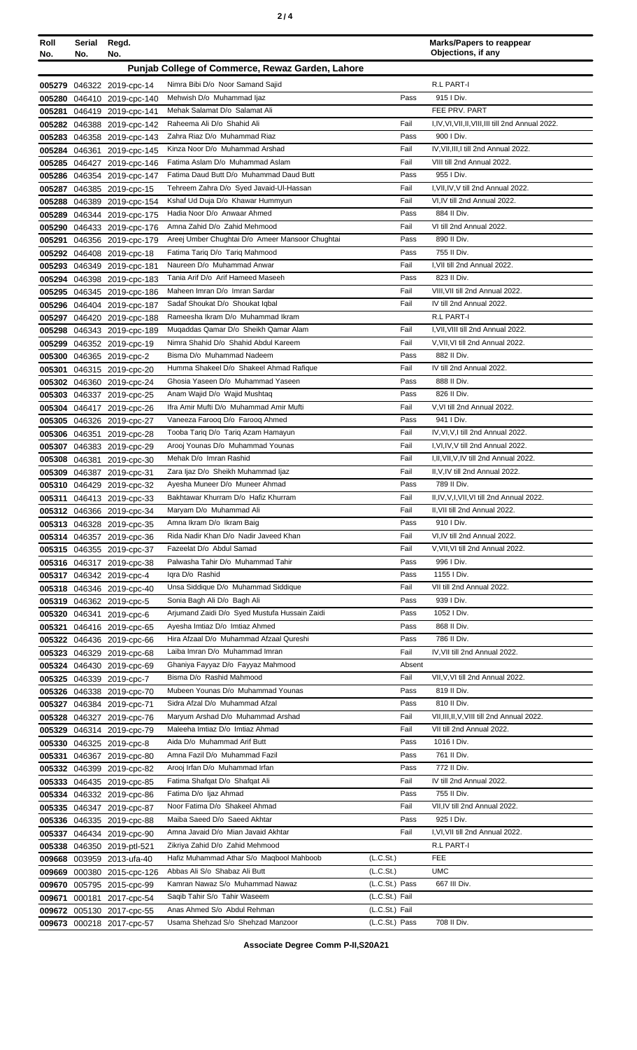| Roll No. | Serial No. | Regd. No. | | | Marks/Papers to reappear Objections, if any |
|---|---|---|---|---|---|
| **Punjab College of Commerce, Rewaz Garden, Lahore** | | | | | |
| 005279 | 046322 | 2019-cpc-14 | Nimra Bibi D/o Noor Samand Sajid | | R.L PART-I |
| 005280 | 046410 | 2019-cpc-140 | Mehwish D/o Muhammad Ijaz | Pass | 915 I Div. |
| 005281 | 046419 | 2019-cpc-141 | Mehak Salamat D/o Salamat Ali | | FEE PRV. PART |
| 005282 | 046388 | 2019-cpc-142 | Raheema Ali D/o Shahid Ali | Fail | I,IV,VI,VII,II,VIII,III till 2nd Annual 2022. |
| 005283 | 046358 | 2019-cpc-143 | Zahra Riaz D/o Muhammad Riaz | Pass | 900 I Div. |
| 005284 | 046361 | 2019-cpc-145 | Kinza Noor D/o Muhammad Arshad | Fail | IV,VII,III,I till 2nd Annual 2022. |
| 005285 | 046427 | 2019-cpc-146 | Fatima Aslam D/o Muhammad Aslam | Fail | VIII till 2nd Annual 2022. |
| 005286 | 046354 | 2019-cpc-147 | Fatima Daud Butt D/o Muhammad Daud Butt | Pass | 955 I Div. |
| 005287 | 046385 | 2019-cpc-15 | Tehreem Zahra D/o Syed Javaid-Ul-Hassan | Fail | I,VII,IV,V till 2nd Annual 2022. |
| 005288 | 046389 | 2019-cpc-154 | Kshaf Ud Duja D/o Khawar Hummyun | Fail | VI,IV till 2nd Annual 2022. |
| 005289 | 046344 | 2019-cpc-175 | Hadia Noor D/o Anwaar Ahmed | Pass | 884 II Div. |
| 005290 | 046433 | 2019-cpc-176 | Amna Zahid D/o Zahid Mehmood | Fail | VI till 2nd Annual 2022. |
| 005291 | 046356 | 2019-cpc-179 | Areej Umber Chughtai D/o Ameer Mansoor Chughtai | Pass | 890 II Div. |
| 005292 | 046408 | 2019-cpc-18 | Fatima Tariq D/o Tariq Mahmood | Pass | 755 II Div. |
| 005293 | 046349 | 2019-cpc-181 | Naureen D/o Muhammad Anwar | Fail | I,VII till 2nd Annual 2022. |
| 005294 | 046398 | 2019-cpc-183 | Tania Arif D/o Arif Hameed Maseeh | Pass | 823 II Div. |
| 005295 | 046345 | 2019-cpc-186 | Maheen Imran D/o Imran Sardar | Fail | VIII,VII till 2nd Annual 2022. |
| 005296 | 046404 | 2019-cpc-187 | Sadaf Shoukat D/o Shoukat Iqbal | Fail | IV till 2nd Annual 2022. |
| 005297 | 046420 | 2019-cpc-188 | Rameesha Ikram D/o Muhammad Ikram | | R.L PART-I |
| 005298 | 046343 | 2019-cpc-189 | Muqaddas Qamar D/o Sheikh Qamar Alam | Fail | I,VII,VIII till 2nd Annual 2022. |
| 005299 | 046352 | 2019-cpc-19 | Nimra Shahid D/o Shahid Abdul Kareem | Fail | V,VII,VI till 2nd Annual 2022. |
| 005300 | 046365 | 2019-cpc-2 | Bisma D/o Muhammad Nadeem | Pass | 882 II Div. |
| 005301 | 046315 | 2019-cpc-20 | Humma Shakeel D/o Shakeel Ahmad Rafique | Fail | IV till 2nd Annual 2022. |
| 005302 | 046360 | 2019-cpc-24 | Ghosia Yaseen D/o Muhammad Yaseen | Pass | 888 II Div. |
| 005303 | 046337 | 2019-cpc-25 | Anam Wajid D/o Wajid Mushtaq | Pass | 826 II Div. |
| 005304 | 046417 | 2019-cpc-26 | Ifra Amir Mufti D/o Muhammad Amir Mufti | Fail | V,VI till 2nd Annual 2022. |
| 005305 | 046326 | 2019-cpc-27 | Vaneeza Farooq D/o Farooq Ahmed | Pass | 941 I Div. |
| 005306 | 046351 | 2019-cpc-28 | Tooba Tariq D/o Tariq Azam Hamayun | Fail | IV,VI,V,I till 2nd Annual 2022. |
| 005307 | 046383 | 2019-cpc-29 | Arooj Younas D/o Muhammad Younas | Fail | I,VI,IV,V till 2nd Annual 2022. |
| 005308 | 046381 | 2019-cpc-30 | Mehak D/o Imran Rashid | Fail | I,II,VII,V,IV till 2nd Annual 2022. |
| 005309 | 046387 | 2019-cpc-31 | Zara Ijaz D/o Sheikh Muhammad Ijaz | Fail | II,V,IV till 2nd Annual 2022. |
| 005310 | 046429 | 2019-cpc-32 | Ayesha Muneer D/o Muneer Ahmad | Pass | 789 II Div. |
| 005311 | 046413 | 2019-cpc-33 | Bakhtawar Khurram D/o Hafiz Khurram | Fail | II,IV,V,I,VII,VI till 2nd Annual 2022. |
| 005312 | 046366 | 2019-cpc-34 | Maryam D/o Muhammad Ali | Fail | II,VII till 2nd Annual 2022. |
| 005313 | 046328 | 2019-cpc-35 | Amna Ikram D/o Ikram Baig | Pass | 910 I Div. |
| 005314 | 046357 | 2019-cpc-36 | Rida Nadir Khan D/o Nadir Javeed Khan | Fail | VI,IV till 2nd Annual 2022. |
| 005315 | 046355 | 2019-cpc-37 | Fazeelat D/o Abdul Samad | Fail | V,VII,VI till 2nd Annual 2022. |
| 005316 | 046317 | 2019-cpc-38 | Palwasha Tahir D/o Muhammad Tahir | Pass | 996 I Div. |
| 005317 | 046342 | 2019-cpc-4 | Iqra D/o Rashid | Pass | 1155 I Div. |
| 005318 | 046346 | 2019-cpc-40 | Unsa Siddique D/o Muhammad Siddique | Fail | VII till 2nd Annual 2022. |
| 005319 | 046362 | 2019-cpc-5 | Sonia Bagh Ali D/o Bagh Ali | Pass | 939 I Div. |
| 005320 | 046341 | 2019-cpc-6 | Arjumand Zaidi D/o Syed Mustufa Hussain Zaidi | Pass | 1052 I Div. |
| 005321 | 046416 | 2019-cpc-65 | Ayesha Imtiaz D/o Imtiaz Ahmed | Pass | 868 II Div. |
| 005322 | 046436 | 2019-cpc-66 | Hira Afzaal D/o Muhammad Afzaal Qureshi | Pass | 786 II Div. |
| 005323 | 046329 | 2019-cpc-68 | Laiba Imran D/o Muhammad Imran | Fail | IV,VII till 2nd Annual 2022. |
| 005324 | 046430 | 2019-cpc-69 | Ghaniya Fayyaz D/o Fayyaz Mahmood | Absent | |
| 005325 | 046339 | 2019-cpc-7 | Bisma D/o Rashid Mahmood | Fail | VII,V,VI till 2nd Annual 2022. |
| 005326 | 046338 | 2019-cpc-70 | Mubeen Younas D/o Muhammad Younas | Pass | 819 II Div. |
| 005327 | 046384 | 2019-cpc-71 | Sidra Afzal D/o Muhammad Afzal | Pass | 810 II Div. |
| 005328 | 046327 | 2019-cpc-76 | Maryum Arshad D/o Muhammad Arshad | Fail | VII,III,II,V,VIII till 2nd Annual 2022. |
| 005329 | 046314 | 2019-cpc-79 | Maleeha Imtiaz D/o Imtiaz Ahmad | Fail | VII till 2nd Annual 2022. |
| 005330 | 046325 | 2019-cpc-8 | Aida D/o Muhammad Arif Butt | Pass | 1016 I Div. |
| 005331 | 046367 | 2019-cpc-80 | Amna Fazil D/o Muhammad Fazil | Pass | 761 II Div. |
| 005332 | 046399 | 2019-cpc-82 | Arooj Irfan D/o Muhammad Irfan | Pass | 772 II Div. |
| 005333 | 046435 | 2019-cpc-85 | Fatima Shafqat D/o Shafqat Ali | Fail | IV till 2nd Annual 2022. |
| 005334 | 046332 | 2019-cpc-86 | Fatima D/o Ijaz Ahmad | Pass | 755 II Div. |
| 005335 | 046347 | 2019-cpc-87 | Noor Fatima D/o Shakeel Ahmad | Fail | VII,IV till 2nd Annual 2022. |
| 005336 | 046335 | 2019-cpc-88 | Maiba Saeed D/o Saeed Akhtar | Pass | 925 I Div. |
| 005337 | 046434 | 2019-cpc-90 | Amna Javaid D/o Mian Javaid Akhtar | Fail | I,VI,VII till 2nd Annual 2022. |
| 005338 | 046350 | 2019-ptl-521 | Zikriya Zahid D/o Zahid Mehmood | | R.L PART-I |
| 009668 | 003959 | 2013-ufa-40 | Hafiz Muhammad Athar S/o Maqbool Mahboob | (L.C.St.) | FEE |
| 009669 | 000380 | 2015-cpc-126 | Abbas Ali S/o Shabaz Ali Butt | (L.C.St.) | UMC |
| 009670 | 005795 | 2015-cpc-99 | Kamran Nawaz S/o Muhammad Nawaz | (L.C.St.) Pass | 667 III Div. |
| 009671 | 000181 | 2017-cpc-54 | Saqib Tahir S/o Tahir Waseem | (L.C.St.) Fail | |
| 009672 | 005130 | 2017-cpc-55 | Anas Ahmed S/o Abdul Rehman | (L.C.St.) Fail | |
| 009673 | 000218 | 2017-cpc-57 | Usama Shehzad S/o Shehzad Manzoor | (L.C.St.) Pass | 708 II Div. |

**Associate Degree Comm P-II,S20A21**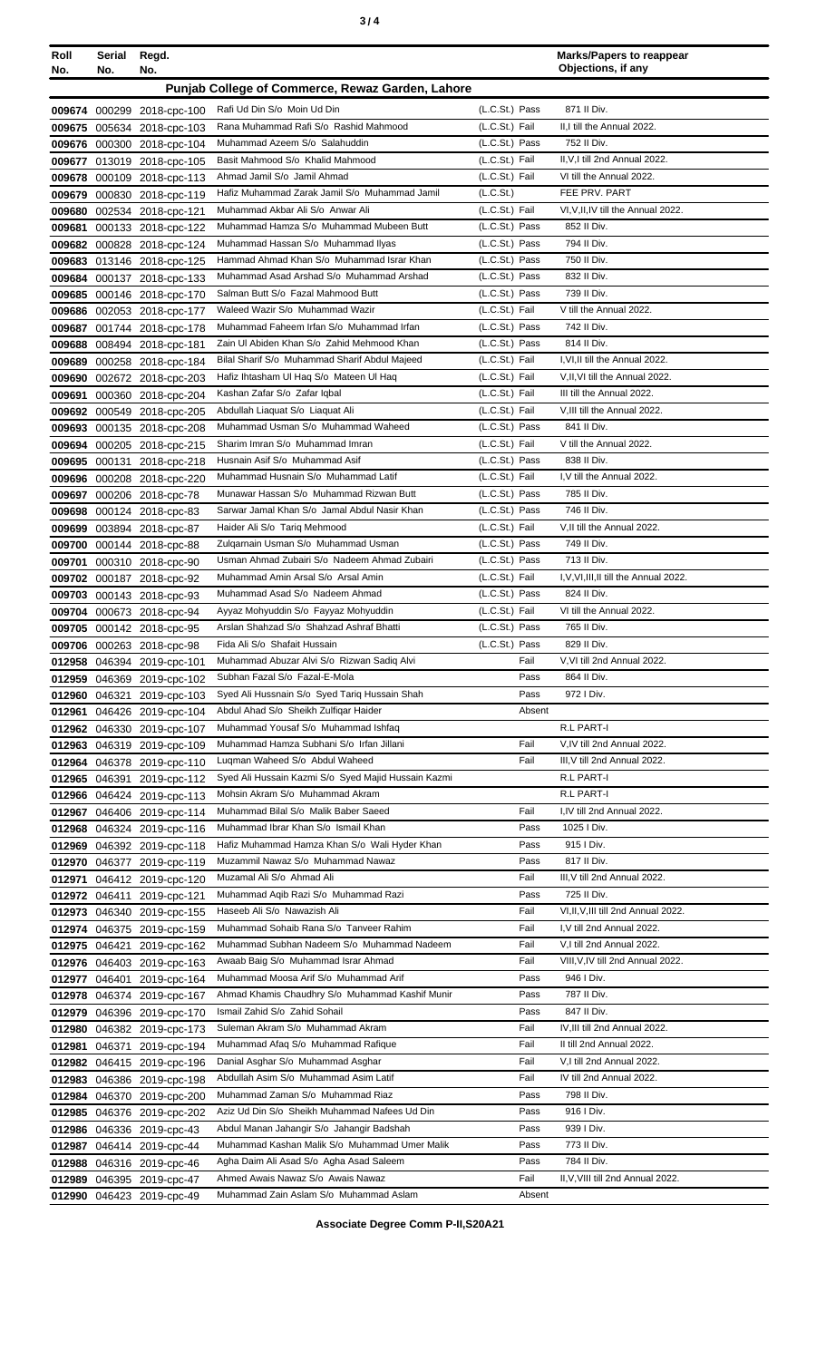| Roll No. | Serial No. | Regd. No. | | | Marks/Papers to reappear Objections, if any |
|---|---|---|---|---|---|
| **Punjab College of Commerce, Rewaz Garden, Lahore** | | | | | |
| 009674 | 000299 | 2018-cpc-100 | Rafi Ud Din S/o Moin Ud Din | (L.C.St.) Pass | 871 II Div. |
| 009675 | 005634 | 2018-cpc-103 | Rana Muhammad Rafi S/o Rashid Mahmood | (L.C.St.) Fail | II,I till the Annual 2022. |
| 009676 | 000300 | 2018-cpc-104 | Muhammad Azeem S/o Salahuddin | (L.C.St.) Pass | 752 II Div. |
| 009677 | 013019 | 2018-cpc-105 | Basit Mahmood S/o Khalid Mahmood | (L.C.St.) Fail | II,V,I till 2nd Annual 2022. |
| 009678 | 000109 | 2018-cpc-113 | Ahmad Jamil S/o Jamil Ahmad | (L.C.St.) Fail | VI till the Annual 2022. |
| 009679 | 000830 | 2018-cpc-119 | Hafiz Muhammad Zarak Jamil S/o Muhammad Jamil | (L.C.St.) | FEE PRV. PART |
| 009680 | 002534 | 2018-cpc-121 | Muhammad Akbar Ali S/o Anwar Ali | (L.C.St.) Fail | VI,V,II,IV till the Annual 2022. |
| 009681 | 000133 | 2018-cpc-122 | Muhammad Hamza S/o Muhammad Mubeen Butt | (L.C.St.) Pass | 852 II Div. |
| 009682 | 000828 | 2018-cpc-124 | Muhammad Hassan S/o Muhammad Ilyas | (L.C.St.) Pass | 794 II Div. |
| 009683 | 013146 | 2018-cpc-125 | Hammad Ahmad Khan S/o Muhammad Israr Khan | (L.C.St.) Pass | 750 II Div. |
| 009684 | 000137 | 2018-cpc-133 | Muhammad Asad Arshad S/o Muhammad Arshad | (L.C.St.) Pass | 832 II Div. |
| 009685 | 000146 | 2018-cpc-170 | Salman Butt S/o Fazal Mahmood Butt | (L.C.St.) Pass | 739 II Div. |
| 009686 | 002053 | 2018-cpc-177 | Waleed Wazir S/o Muhammad Wazir | (L.C.St.) Fail | V till the Annual 2022. |
| 009687 | 001744 | 2018-cpc-178 | Muhammad Faheem Irfan S/o Muhammad Irfan | (L.C.St.) Pass | 742 II Div. |
| 009688 | 008494 | 2018-cpc-181 | Zain Ul Abiden Khan S/o Zahid Mehmood Khan | (L.C.St.) Pass | 814 II Div. |
| 009689 | 000258 | 2018-cpc-184 | Bilal Sharif S/o Muhammad Sharif Abdul Majeed | (L.C.St.) Fail | I,VI,II till the Annual 2022. |
| 009690 | 002672 | 2018-cpc-203 | Hafiz Ihtasham Ul Haq S/o Mateen Ul Haq | (L.C.St.) Fail | V,II,VI till the Annual 2022. |
| 009691 | 000360 | 2018-cpc-204 | Kashan Zafar S/o Zafar Iqbal | (L.C.St.) Fail | III till the Annual 2022. |
| 009692 | 000549 | 2018-cpc-205 | Abdullah Liaquat S/o Liaquat Ali | (L.C.St.) Fail | V,III till the Annual 2022. |
| 009693 | 000135 | 2018-cpc-208 | Muhammad Usman S/o Muhammad Waheed | (L.C.St.) Pass | 841 II Div. |
| 009694 | 000205 | 2018-cpc-215 | Sharim Imran S/o Muhammad Imran | (L.C.St.) Fail | V till the Annual 2022. |
| 009695 | 000131 | 2018-cpc-218 | Husnain Asif S/o Muhammad Asif | (L.C.St.) Pass | 838 II Div. |
| 009696 | 000208 | 2018-cpc-220 | Muhammad Husnain S/o Muhammad Latif | (L.C.St.) Fail | I,V till the Annual 2022. |
| 009697 | 000206 | 2018-cpc-78 | Munawar Hassan S/o Muhammad Rizwan Butt | (L.C.St.) Pass | 785 II Div. |
| 009698 | 000124 | 2018-cpc-83 | Sarwar Jamal Khan S/o Jamal Abdul Nasir Khan | (L.C.St.) Pass | 746 II Div. |
| 009699 | 003894 | 2018-cpc-87 | Haider Ali S/o Tariq Mehmood | (L.C.St.) Fail | V,II till the Annual 2022. |
| 009700 | 000144 | 2018-cpc-88 | Zulqarnain Usman S/o Muhammad Usman | (L.C.St.) Pass | 749 II Div. |
| 009701 | 000310 | 2018-cpc-90 | Usman Ahmad Zubairi S/o Nadeem Ahmad Zubairi | (L.C.St.) Pass | 713 II Div. |
| 009702 | 000187 | 2018-cpc-92 | Muhammad Amin Arsal S/o Arsal Amin | (L.C.St.) Fail | I,V,VI,III,II till the Annual 2022. |
| 009703 | 000143 | 2018-cpc-93 | Muhammad Asad S/o Nadeem Ahmad | (L.C.St.) Pass | 824 II Div. |
| 009704 | 000673 | 2018-cpc-94 | Ayyaz Mohyuddin S/o Fayyaz Mohyuddin | (L.C.St.) Fail | VI till the Annual 2022. |
| 009705 | 000142 | 2018-cpc-95 | Arslan Shahzad S/o Shahzad Ashraf Bhatti | (L.C.St.) Pass | 765 II Div. |
| 009706 | 000263 | 2018-cpc-98 | Fida Ali S/o Shafait Hussain | (L.C.St.) Pass | 829 II Div. |
| 012958 | 046394 | 2019-cpc-101 | Muhammad Abuzar Alvi S/o Rizwan Sadiq Alvi | Fail | V,VI till 2nd Annual 2022. |
| 012959 | 046369 | 2019-cpc-102 | Subhan Fazal S/o Fazal-E-Mola | Pass | 864 II Div. |
| 012960 | 046321 | 2019-cpc-103 | Syed Ali Hussnain S/o Syed Tariq Hussain Shah | Pass | 972 I Div. |
| 012961 | 046426 | 2019-cpc-104 | Abdul Ahad S/o Sheikh Zulfiqar Haider | Absent | |
| 012962 | 046330 | 2019-cpc-107 | Muhammad Yousaf S/o Muhammad Ishfaq | | R.L PART-I |
| 012963 | 046319 | 2019-cpc-109 | Muhammad Hamza Subhani S/o Irfan Jillani | Fail | V,IV till 2nd Annual 2022. |
| 012964 | 046378 | 2019-cpc-110 | Luqman Waheed S/o Abdul Waheed | Fail | III,V till 2nd Annual 2022. |
| 012965 | 046391 | 2019-cpc-112 | Syed Ali Hussain Kazmi S/o Syed Majid Hussain Kazmi | | R.L PART-I |
| 012966 | 046424 | 2019-cpc-113 | Mohsin Akram S/o Muhammad Akram | | R.L PART-I |
| 012967 | 046406 | 2019-cpc-114 | Muhammad Bilal S/o Malik Baber Saeed | Fail | I,IV till 2nd Annual 2022. |
| 012968 | 046324 | 2019-cpc-116 | Muhammad Ibrar Khan S/o Ismail Khan | Pass | 1025 I Div. |
| 012969 | 046392 | 2019-cpc-118 | Hafiz Muhammad Hamza Khan S/o Wali Hyder Khan | Pass | 915 I Div. |
| 012970 | 046377 | 2019-cpc-119 | Muzammil Nawaz S/o Muhammad Nawaz | Pass | 817 II Div. |
| 012971 | 046412 | 2019-cpc-120 | Muzamal Ali S/o Ahmad Ali | Fail | III,V till 2nd Annual 2022. |
| 012972 | 046411 | 2019-cpc-121 | Muhammad Aqib Razi S/o Muhammad Razi | Pass | 725 II Div. |
| 012973 | 046340 | 2019-cpc-155 | Haseeb Ali S/o Nawazish Ali | Fail | VI,II,V,III till 2nd Annual 2022. |
| 012974 | 046375 | 2019-cpc-159 | Muhammad Sohaib Rana S/o Tanveer Rahim | Fail | I,V till 2nd Annual 2022. |
| 012975 | 046421 | 2019-cpc-162 | Muhammad Subhan Nadeem S/o Muhammad Nadeem | Fail | V,I till 2nd Annual 2022. |
| 012976 | 046403 | 2019-cpc-163 | Awaab Baig S/o Muhammad Israr Ahmad | Fail | VIII,V,IV till 2nd Annual 2022. |
| 012977 | 046401 | 2019-cpc-164 | Muhammad Moosa Arif S/o Muhammad Arif | Pass | 946 I Div. |
| 012978 | 046374 | 2019-cpc-167 | Ahmad Khamis Chaudhry S/o Muhammad Kashif Munir | Pass | 787 II Div. |
| 012979 | 046396 | 2019-cpc-170 | Ismail Zahid S/o Zahid Sohail | Pass | 847 II Div. |
| 012980 | 046382 | 2019-cpc-173 | Suleman Akram S/o Muhammad Akram | Fail | IV,III till 2nd Annual 2022. |
| 012981 | 046371 | 2019-cpc-194 | Muhammad Afaq S/o Muhammad Rafique | Fail | II till 2nd Annual 2022. |
| 012982 | 046415 | 2019-cpc-196 | Danial Asghar S/o Muhammad Asghar | Fail | V,I till 2nd Annual 2022. |
| 012983 | 046386 | 2019-cpc-198 | Abdullah Asim S/o Muhammad Asim Latif | Fail | IV till 2nd Annual 2022. |
| 012984 | 046370 | 2019-cpc-200 | Muhammad Zaman S/o Muhammad Riaz | Pass | 798 II Div. |
| 012985 | 046376 | 2019-cpc-202 | Aziz Ud Din S/o Sheikh Muhammad Nafees Ud Din | Pass | 916 I Div. |
| 012986 | 046336 | 2019-cpc-43 | Abdul Manan Jahangir S/o Jahangir Badshah | Pass | 939 I Div. |
| 012987 | 046414 | 2019-cpc-44 | Muhammad Kashan Malik S/o Muhammad Umer Malik | Pass | 773 II Div. |
| 012988 | 046316 | 2019-cpc-46 | Agha Daim Ali Asad S/o Agha Asad Saleem | Pass | 784 II Div. |
| 012989 | 046395 | 2019-cpc-47 | Ahmed Awais Nawaz S/o Awais Nawaz | Fail | II,V,VIII till 2nd Annual 2022. |
| 012990 | 046423 | 2019-cpc-49 | Muhammad Zain Aslam S/o Muhammad Aslam | Absent | |

**Associate Degree Comm P-II,S20A21**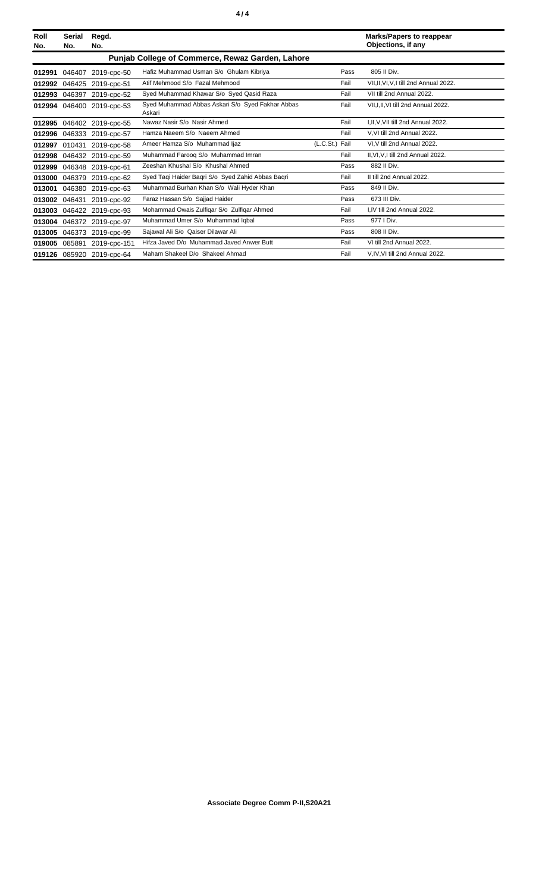| Roll No. | Serial No. | Regd. No. | | | Marks/Papers to reappear Objections, if any |
|---|---|---|---|---|---|
| **Punjab College of Commerce, Rewaz Garden, Lahore** | | | | | |
| 012991 | 046407 | 2019-cpc-50 | Hafiz Muhammad Usman S/o Ghulam Kibriya | Pass | 805 II Div. |
| 012992 | 046425 | 2019-cpc-51 | Atif Mehmood S/o Fazal Mehmood | Fail | VII,II,VI,V,I till 2nd Annual 2022. |
| 012993 | 046397 | 2019-cpc-52 | Syed Muhammad Khawar S/o Syed Qasid Raza | Fail | VII till 2nd Annual 2022. |
| 012994 | 046400 | 2019-cpc-53 | Syed Muhammad Abbas Askari S/o Syed Fakhar Abbas Askari | Fail | VII,I,II,VI till 2nd Annual 2022. |
| 012995 | 046402 | 2019-cpc-55 | Nawaz Nasir S/o Nasir Ahmed | Fail | I,II,V,VII till 2nd Annual 2022. |
| 012996 | 046333 | 2019-cpc-57 | Hamza Naeem S/o Naeem Ahmed | Fail | V,VI till 2nd Annual 2022. |
| 012997 | 010431 | 2019-cpc-58 | Ameer Hamza S/o Muhammad Ijaz | (L.C.St.) Fail | VI,V till 2nd Annual 2022. |
| 012998 | 046432 | 2019-cpc-59 | Muhammad Farooq S/o Muhammad Imran | Fail | II,VI,V,I till 2nd Annual 2022. |
| 012999 | 046348 | 2019-cpc-61 | Zeeshan Khushal S/o Khushal Ahmed | Pass | 882 II Div. |
| 013000 | 046379 | 2019-cpc-62 | Syed Taqi Haider Baqri S/o Syed Zahid Abbas Baqri | Fail | II till 2nd Annual 2022. |
| 013001 | 046380 | 2019-cpc-63 | Muhammad Burhan Khan S/o Wali Hyder Khan | Pass | 849 II Div. |
| 013002 | 046431 | 2019-cpc-92 | Faraz Hassan S/o Sajjad Haider | Pass | 673 III Div. |
| 013003 | 046422 | 2019-cpc-93 | Mohammad Owais Zulfiqar S/o Zulfiqar Ahmed | Fail | I,IV till 2nd Annual 2022. |
| 013004 | 046372 | 2019-cpc-97 | Muhammad Umer S/o Muhammad Iqbal | Pass | 977 I Div. |
| 013005 | 046373 | 2019-cpc-99 | Sajawal Ali S/o Qaiser Dilawar Ali | Pass | 808 II Div. |
| 019005 | 085891 | 2019-cpc-151 | Hifza Javed D/o Muhammad Javed Anwer Butt | Fail | VI till 2nd Annual 2022. |
| 019126 | 085920 | 2019-cpc-64 | Maham Shakeel D/o Shakeel Ahmad | Fail | V,IV,VI till 2nd Annual 2022. |

**Associate Degree Comm P-II,S20A21**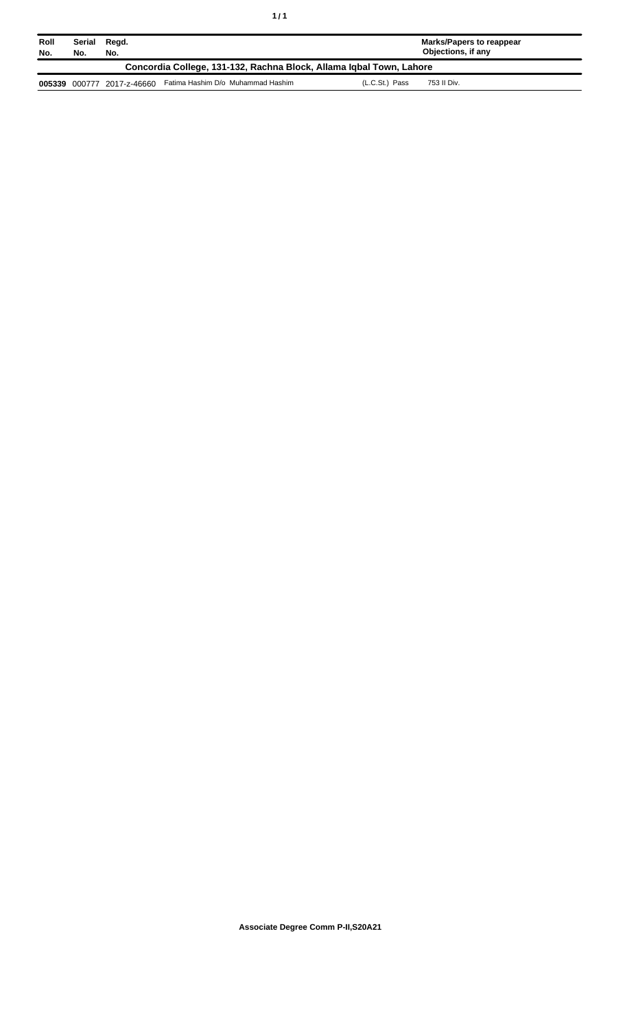| Roll No. | Serial No. | Regd. No. | | | Marks/Papers to reappear Objections, if any |
|---|---|---|---|---|---|
| **Concordia College, 131-132, Rachna Block, Allama Iqbal Town, Lahore** | | | | | |
| **005339** | 000777 | 2017-z-46660 | Fatima Hashim D/o Muhammad Hashim | (L.C.St.) Pass | 753 II Div. |

**Associate Degree Comm P-II,S20A21**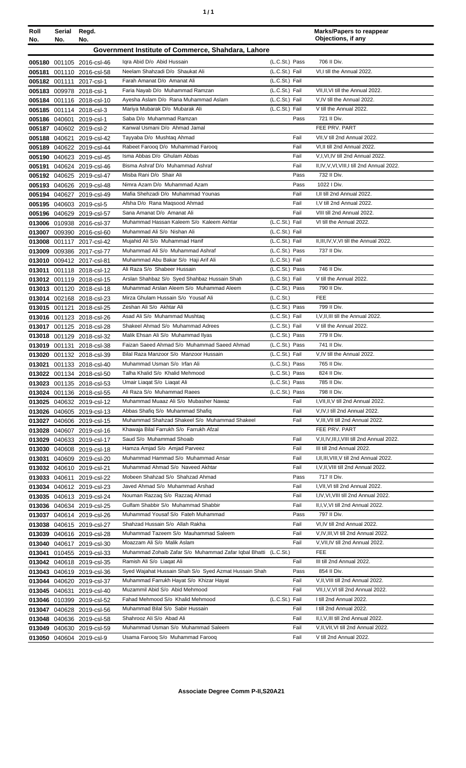| Roll No. | Serial No. | Regd. No. | | | Marks/Papers to reappear Objections, if any |
|---|---|---|---|---|---|
| **Government Institute of Commerce, Shahdara, Lahore** | | | | | |
| 005180 | 001105 | 2016-csl-46 | Iqra Abid D/o Abid Hussain | (L.C.St.) Pass | 706 II Div. |
| 005181 | 001110 | 2016-csl-58 | Neelam Shahzadi D/o Shaukat Ali | (L.C.St.) Fail | VI,I till the Annual 2022. |
| 005182 | 001111 | 2017-csl-1 | Farah Amanat D/o Amanat Ali | (L.C.St.) Fail | |
| 005183 | 009978 | 2018-csl-1 | Faria Nayab D/o Muhammad Ramzan | (L.C.St.) Fail | VII,II,VI till the Annual 2022. |
| 005184 | 001116 | 2018-csl-10 | Ayesha Aslam D/o Rana Muhammad Aslam | (L.C.St.) Fail | V,IV till the Annual 2022. |
| 005185 | 001114 | 2018-csl-3 | Mariya Mubarak D/o Mubarak Ali | (L.C.St.) Fail | V till the Annual 2022. |
| 005186 | 040601 | 2019-csl-1 | Saba D/o Muhammad Ramzan | Pass | 721 II Div. |
| 005187 | 040602 | 2019-csl-2 | Kanwal Usmani D/o Ahmad Jamal | | FEE PRV. PART |
| 005188 | 040621 | 2019-csl-42 | Tayyaba D/o Mushtaq Ahmad | Fail | VII,V till 2nd Annual 2022. |
| 005189 | 040622 | 2019-csl-44 | Rabeet Farooq D/o Muhammad Farooq | Fail | VI,II till 2nd Annual 2022. |
| 005190 | 040623 | 2019-csl-45 | Isma Abbas D/o Ghulam Abbas | Fail | V,I,VI,IV till 2nd Annual 2022. |
| 005191 | 040624 | 2019-csl-46 | Bisma Ashraf D/o Muhammad Ashraf | Fail | II,IV,V,VI,VIII,I till 2nd Annual 2022. |
| 005192 | 040625 | 2019-csl-47 | Misba Rani D/o Shair Ali | Pass | 732 II Div. |
| 005193 | 040626 | 2019-csl-48 | Nimra Azam D/o Muhammad Azam | Pass | 1022 I Div. |
| 005194 | 040627 | 2019-csl-49 | Mafia Shehzadi D/o Muhammad Younas | Fail | I,II till 2nd Annual 2022. |
| 005195 | 040603 | 2019-csl-5 | Afsha D/o Rana Maqsood Ahmad | Fail | I,V till 2nd Annual 2022. |
| 005196 | 040629 | 2019-csl-57 | Sana Amanat D/o Amanat Ali | Fail | VIII till 2nd Annual 2022. |
| 013006 | 010938 | 2016-csl-37 | Muhammad Hassan Kaleem S/o Kaleem Akhtar | (L.C.St.) Fail | VI till the Annual 2022. |
| 013007 | 009390 | 2016-csl-60 | Muhammad Ali S/o Nishan Ali | (L.C.St.) Fail | |
| 013008 | 001117 | 2017-csl-42 | Mujahid Ali S/o Muhammad Hanif | (L.C.St.) Fail | II,III,IV,V,VI till the Annual 2022. |
| 013009 | 009386 | 2017-csl-77 | Muhammad Ali S/o Muhammad Ashraf | (L.C.St.) Pass | 737 II Div. |
| 013010 | 009412 | 2017-csl-81 | Muhammad Abu Bakar S/o Haji Arif Ali | (L.C.St.) Fail | |
| 013011 | 001118 | 2018-csl-12 | Ali Raza S/o Shabeer Hussain | (L.C.St.) Pass | 746 II Div. |
| 013012 | 001119 | 2018-csl-15 | Arslan Shahbaz S/o Syed Shahbaz Hussain Shah | (L.C.St.) Fail | V till the Annual 2022. |
| 013013 | 001120 | 2018-csl-18 | Muhammad Arslan Aleem S/o Muhammad Aleem | (L.C.St.) Pass | 790 II Div. |
| 013014 | 002168 | 2018-csl-23 | Mirza Ghulam Hussain S/o Yousaf Ali | (L.C.St.) | FEE |
| 013015 | 001121 | 2018-csl-25 | Zeshan Ali S/o Akhtar Ali | (L.C.St.) Pass | 799 II Div. |
| 013016 | 001123 | 2018-csl-26 | Asad Ali S/o Muhammad Mushtaq | (L.C.St.) Fail | I,V,II,III till the Annual 2022. |
| 013017 | 001125 | 2018-csl-28 | Shakeel Ahmad S/o Muhammad Adrees | (L.C.St.) Fail | V till the Annual 2022. |
| 013018 | 001129 | 2018-csl-32 | Malik Ehsan Ali S/o Muhammad Ilyas | (L.C.St.) Pass | 779 II Div. |
| 013019 | 001131 | 2018-csl-38 | Faizan Saeed Ahmad S/o Muhammad Saeed Ahmad | (L.C.St.) Pass | 741 II Div. |
| 013020 | 001132 | 2018-csl-39 | Bilal Raza Manzoor S/o Manzoor Hussain | (L.C.St.) Fail | V,IV till the Annual 2022. |
| 013021 | 001133 | 2018-csl-40 | Muhammad Usman S/o Irfan Ali | (L.C.St.) Pass | 765 II Div. |
| 013022 | 001134 | 2018-csl-50 | Talha Khalid S/o Khalid Mehmood | (L.C.St.) Pass | 824 II Div. |
| 013023 | 001135 | 2018-csl-53 | Umair Liaqat S/o Liaqat Ali | (L.C.St.) Pass | 785 II Div. |
| 013024 | 001136 | 2018-csl-55 | Ali Raza S/o Muhammad Raees | (L.C.St.) Pass | 798 II Div. |
| 013025 | 040632 | 2019-csl-12 | Muhammad Muaaz Ali S/o Mubasher Nawaz | Fail | I,VII,II,V till 2nd Annual 2022. |
| 013026 | 040605 | 2019-csl-13 | Abbas Shafiq S/o Muhammad Shafiq | Fail | V,IV,I till 2nd Annual 2022. |
| 013027 | 040606 | 2019-csl-15 | Muhammad Shahzad Shakeel S/o Muhammad Shakeel | Fail | V,III,VII till 2nd Annual 2022. |
| 013028 | 040607 | 2019-csl-16 | Khawaja Bilal Farrukh S/o Farrukh Afzal | | FEE PRV. PART |
| 013029 | 040633 | 2019-csl-17 | Saud S/o Muhammad Shoaib | Fail | V,II,IV,III,I,VIII till 2nd Annual 2022. |
| 013030 | 040608 | 2019-csl-18 | Hamza Amjad S/o Amjad Parveez | Fail | III till 2nd Annual 2022. |
| 013031 | 040609 | 2019-csl-20 | Muhammad Hammad S/o Muhammad Ansar | Fail | I,II,III,VIII,V till 2nd Annual 2022. |
| 013032 | 040610 | 2019-csl-21 | Muhammad Ahmad S/o Naveed Akhtar | Fail | I,V,II,VIII till 2nd Annual 2022. |
| 013033 | 040611 | 2019-csl-22 | Mobeen Shahzad S/o Shahzad Ahmad | Pass | 717 II Div. |
| 013034 | 040612 | 2019-csl-23 | Javed Ahmad S/o Muhammad Arshad | Fail | I,VII,VI till 2nd Annual 2022. |
| 013035 | 040613 | 2019-csl-24 | Nouman Razzaq S/o Razzaq Ahmad | Fail | I,IV,VI,VIII till 2nd Annual 2022. |
| 013036 | 040634 | 2019-csl-25 | Gulfam Shabbir S/o Muhammad Shabbir | Fail | II,I,V,VI till 2nd Annual 2022. |
| 013037 | 040614 | 2019-csl-26 | Muhammad Yousaf S/o Fateh Muhammad | Pass | 797 II Div. |
| 013038 | 040615 | 2019-csl-27 | Shahzad Hussain S/o Allah Rakha | Fail | VI,IV till 2nd Annual 2022. |
| 013039 | 040616 | 2019-csl-28 | Muhammad Tazeem S/o Mauhammad Saleem | Fail | V,IV,III,VI till 2nd Annual 2022. |
| 013040 | 040617 | 2019-csl-30 | Moazzam Ali S/o Malik Aslam | Fail | V,VII,IV till 2nd Annual 2022. |
| 013041 | 010455 | 2019-csl-33 | Muhammad Zohaib Zafar S/o Muhammad Zafar Iqbal Bhatti | (L.C.St.) | FEE |
| 013042 | 040618 | 2019-csl-35 | Ramish Ali S/o Liaqat Ali | Fail | III till 2nd Annual 2022. |
| 013043 | 040619 | 2019-csl-36 | Syed Wajahat Hussain Shah S/o Syed Azmat Hussain Shah | Pass | 854 II Div. |
| 013044 | 040620 | 2019-csl-37 | Muhammad Farrukh Hayat S/o Khizar Hayat | Fail | V,II,VIII till 2nd Annual 2022. |
| 013045 | 040631 | 2019-csl-40 | Muzammil Abid S/o Abid Mehmood | Fail | VII,I,V,VI till 2nd Annual 2022. |
| 013046 | 010399 | 2019-csl-52 | Fahad Mehmood S/o Khalid Mehmood | (L.C.St.) Fail | I till 2nd Annual 2022. |
| 013047 | 040628 | 2019-csl-56 | Muhammad Bilal S/o Sabir Hussain | Fail | I till 2nd Annual 2022. |
| 013048 | 040636 | 2019-csl-58 | Shahrooz Ali S/o Abad Ali | Fail | II,I,V,III till 2nd Annual 2022. |
| 013049 | 040630 | 2019-csl-59 | Muhammad Usman S/o Muhammad Saleem | Fail | V,II,VII,VI till 2nd Annual 2022. |
| 013050 | 040604 | 2019-csl-9 | Usama Farooq S/o Muhammad Farooq | Fail | V till 2nd Annual 2022. |

**Associate Degree Comm P-II,S20A21**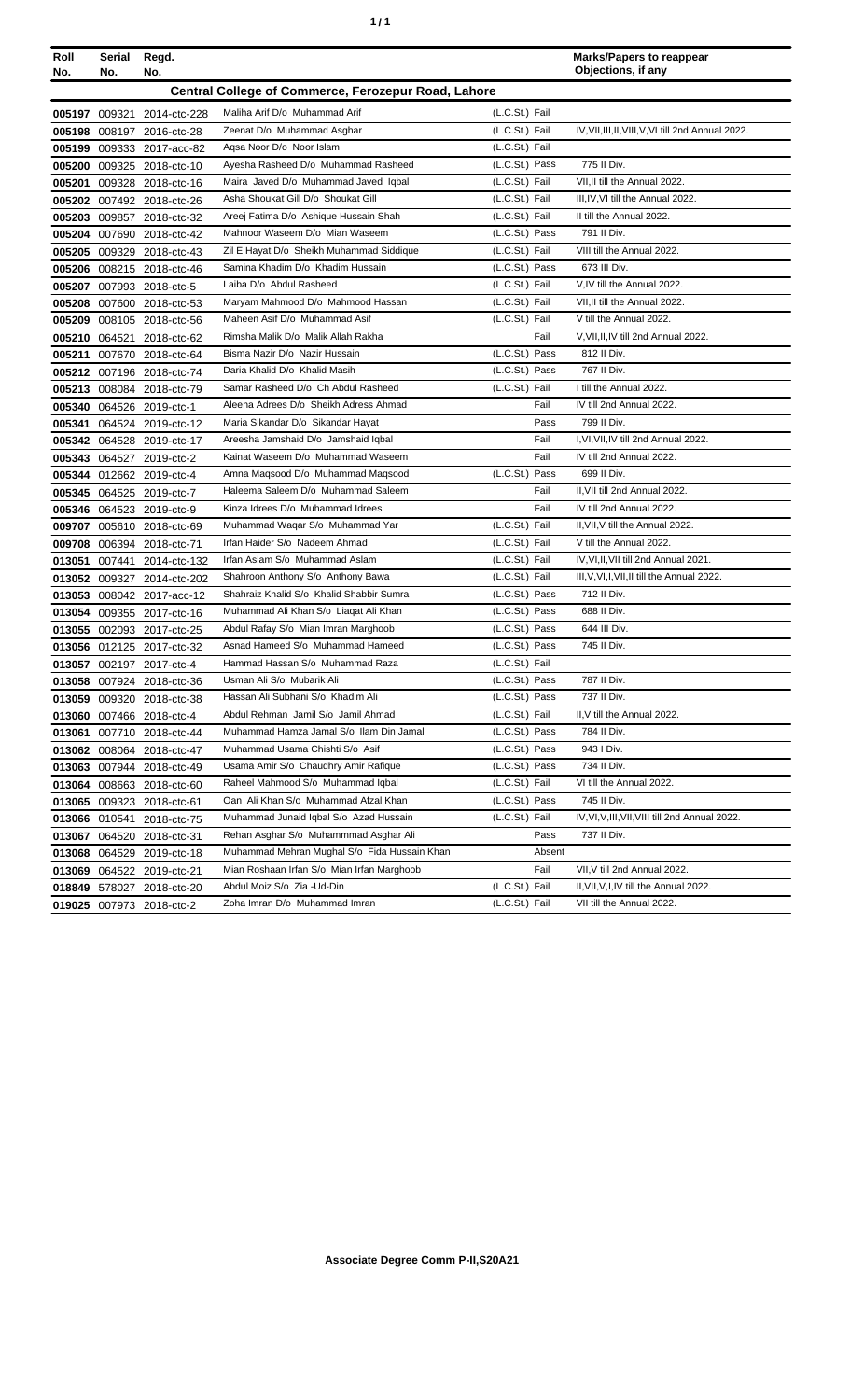| Roll No. | Serial No. | Regd. No. | | | Marks/Papers to reappear Objections, if any |
|---|---|---|---|---|---|
| **Central College of Commerce, Ferozepur Road, Lahore** | | | | | |
| 005197 | 009321 | 2014-ctc-228 | Maliha Arif D/o Muhammad Arif | (L.C.St.) Fail | |
| 005198 | 008197 | 2016-ctc-28 | Zeenat D/o Muhammad Asghar | (L.C.St.) Fail | IV,VII,III,II,VIII,V,VI till 2nd Annual 2022. |
| 005199 | 009333 | 2017-acc-82 | Aqsa Noor D/o Noor Islam | (L.C.St.) Fail | |
| 005200 | 009325 | 2018-ctc-10 | Ayesha Rasheed D/o Muhammad Rasheed | (L.C.St.) Pass | 775 II Div. |
| 005201 | 009328 | 2018-ctc-16 | Maira Javed D/o Muhammad Javed Iqbal | (L.C.St.) Fail | VII,II till the Annual 2022. |
| 005202 | 007492 | 2018-ctc-26 | Asha Shoukat Gill D/o Shoukat Gill | (L.C.St.) Fail | III,IV,VI till the Annual 2022. |
| 005203 | 009857 | 2018-ctc-32 | Areej Fatima D/o Ashique Hussain Shah | (L.C.St.) Fail | II till the Annual 2022. |
| 005204 | 007690 | 2018-ctc-42 | Mahnoor Waseem D/o Mian Waseem | (L.C.St.) Pass | 791 II Div. |
| 005205 | 009329 | 2018-ctc-43 | Zil E Hayat D/o Sheikh Muhammad Siddique | (L.C.St.) Fail | VIII till the Annual 2022. |
| 005206 | 008215 | 2018-ctc-46 | Samina Khadim D/o Khadim Hussain | (L.C.St.) Pass | 673 III Div. |
| 005207 | 007993 | 2018-ctc-5 | Laiba D/o Abdul Rasheed | (L.C.St.) Fail | V,IV till the Annual 2022. |
| 005208 | 007600 | 2018-ctc-53 | Maryam Mahmood D/o Mahmood Hassan | (L.C.St.) Fail | VII,II till the Annual 2022. |
| 005209 | 008105 | 2018-ctc-56 | Maheen Asif D/o Muhammad Asif | (L.C.St.) Fail | V till the Annual 2022. |
| 005210 | 064521 | 2018-ctc-62 | Rimsha Malik D/o Malik Allah Rakha | Fail | V,VII,II,IV till 2nd Annual 2022. |
| 005211 | 007670 | 2018-ctc-64 | Bisma Nazir D/o Nazir Hussain | (L.C.St.) Pass | 812 II Div. |
| 005212 | 007196 | 2018-ctc-74 | Daria Khalid D/o Khalid Masih | (L.C.St.) Pass | 767 II Div. |
| 005213 | 008084 | 2018-ctc-79 | Samar Rasheed D/o Ch Abdul Rasheed | (L.C.St.) Fail | I till the Annual 2022. |
| 005340 | 064526 | 2019-ctc-1 | Aleena Adrees D/o Sheikh Adress Ahmad | Fail | IV till 2nd Annual 2022. |
| 005341 | 064524 | 2019-ctc-12 | Maria Sikandar D/o Sikandar Hayat | Pass | 799 II Div. |
| 005342 | 064528 | 2019-ctc-17 | Areesha Jamshaid D/o Jamshaid Iqbal | Fail | I,VI,VII,IV till 2nd Annual 2022. |
| 005343 | 064527 | 2019-ctc-2 | Kainat Waseem D/o Muhammad Waseem | Fail | IV till 2nd Annual 2022. |
| 005344 | 012662 | 2019-ctc-4 | Amna Maqsood D/o Muhammad Maqsood | (L.C.St.) Pass | 699 II Div. |
| 005345 | 064525 | 2019-ctc-7 | Haleema Saleem D/o Muhammad Saleem | Fail | II,VII till 2nd Annual 2022. |
| 005346 | 064523 | 2019-ctc-9 | Kinza Idrees D/o Muhammad Idrees | Fail | IV till 2nd Annual 2022. |
| 009707 | 005610 | 2018-ctc-69 | Muhammad Waqar S/o Muhammad Yar | (L.C.St.) Fail | II,VII,V till the Annual 2022. |
| 009708 | 006394 | 2018-ctc-71 | Irfan Haider S/o Nadeem Ahmad | (L.C.St.) Fail | V till the Annual 2022. |
| 013051 | 007441 | 2014-ctc-132 | Irfan Aslam S/o Muhammad Aslam | (L.C.St.) Fail | IV,VI,II,VII till 2nd Annual 2021. |
| 013052 | 009327 | 2014-ctc-202 | Shahroon Anthony S/o Anthony Bawa | (L.C.St.) Fail | III,V,VI,I,VII,II till the Annual 2022. |
| 013053 | 008042 | 2017-acc-12 | Shahraiz Khalid S/o Khalid Shabbir Sumra | (L.C.St.) Pass | 712 II Div. |
| 013054 | 009355 | 2017-ctc-16 | Muhammad Ali Khan S/o Liaqat Ali Khan | (L.C.St.) Pass | 688 II Div. |
| 013055 | 002093 | 2017-ctc-25 | Abdul Rafay S/o Mian Imran Marghoob | (L.C.St.) Pass | 644 III Div. |
| 013056 | 012125 | 2017-ctc-32 | Asnad Hameed S/o Muhammad Hameed | (L.C.St.) Pass | 745 II Div. |
| 013057 | 002197 | 2017-ctc-4 | Hammad Hassan S/o Muhammad Raza | (L.C.St.) Fail | |
| 013058 | 007924 | 2018-ctc-36 | Usman Ali S/o Mubarik Ali | (L.C.St.) Pass | 787 II Div. |
| 013059 | 009320 | 2018-ctc-38 | Hassan Ali Subhani S/o Khadim Ali | (L.C.St.) Pass | 737 II Div. |
| 013060 | 007466 | 2018-ctc-4 | Abdul Rehman Jamil S/o Jamil Ahmad | (L.C.St.) Fail | II,V till the Annual 2022. |
| 013061 | 007710 | 2018-ctc-44 | Muhammad Hamza Jamal S/o Ilam Din Jamal | (L.C.St.) Pass | 784 II Div. |
| 013062 | 008064 | 2018-ctc-47 | Muhammad Usama Chishti S/o Asif | (L.C.St.) Pass | 943 I Div. |
| 013063 | 007944 | 2018-ctc-49 | Usama Amir S/o Chaudhry Amir Rafique | (L.C.St.) Pass | 734 II Div. |
| 013064 | 008663 | 2018-ctc-60 | Raheel Mahmood S/o Muhammad Iqbal | (L.C.St.) Fail | VI till the Annual 2022. |
| 013065 | 009323 | 2018-ctc-61 | Oan Ali Khan S/o Muhammad Afzal Khan | (L.C.St.) Pass | 745 II Div. |
| 013066 | 010541 | 2018-ctc-75 | Muhammad Junaid Iqbal S/o Azad Hussain | (L.C.St.) Fail | IV,VI,V,III,VII,VIII till 2nd Annual 2022. |
| 013067 | 064520 | 2018-ctc-31 | Rehan Asghar S/o Muhammmad Asghar Ali | Pass | 737 II Div. |
| 013068 | 064529 | 2019-ctc-18 | Muhammad Mehran Mughal S/o Fida Hussain Khan | Absent | |
| 013069 | 064522 | 2019-ctc-21 | Mian Roshaan Irfan S/o Mian Irfan Marghoob | Fail | VII,V till 2nd Annual 2022. |
| 018849 | 578027 | 2018-ctc-20 | Abdul Moiz S/o Zia -Ud-Din | (L.C.St.) Fail | II,VII,V,I,IV till the Annual 2022. |
| 019025 | 007973 | 2018-ctc-2 | Zoha Imran D/o Muhammad Imran | (L.C.St.) Fail | VII till the Annual 2022. |

**Associate Degree Comm P-II,S20A21**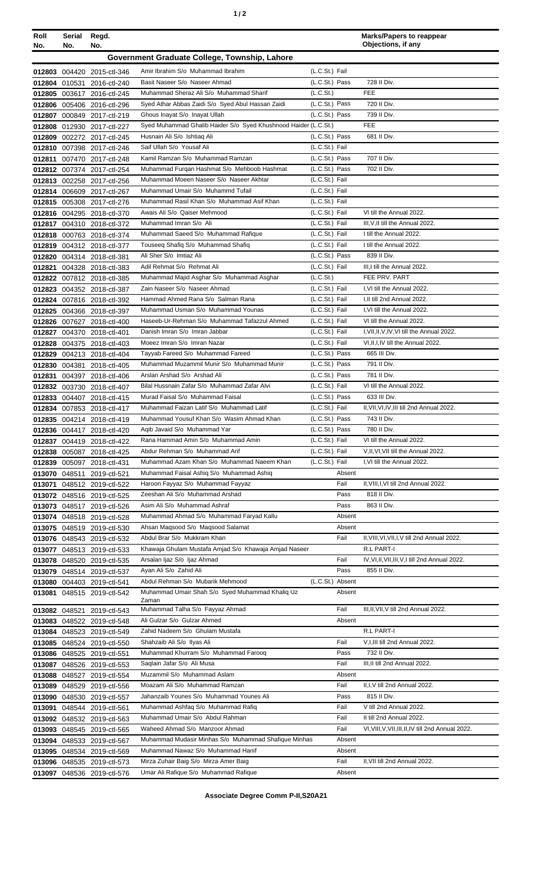| Roll No. | Serial No. | Regd. No. | | | Marks/Papers to reappear Objections, if any |
|---|---|---|---|---|---|
| **Government Graduate College, Township, Lahore** | | | | | |
| 012803 | 004420 | 2015-ctl-346 | Amir Ibrahim S/o Muhammad Ibrahim | (L.C.St.) Fail | |
| 012804 | 010531 | 2016-ctl-240 | Basit Naseer S/o Naseer Ahmad | (L.C.St.) Pass | 728 II Div. |
| 012805 | 003617 | 2016-ctl-245 | Muhammad Sheraz Ali S/o Muhammad Sharif | (L.C.St.) | FEE |
| 012806 | 005406 | 2016-ctl-296 | Syed Athar Abbas Zaidi S/o Syed Abul Hassan Zaidi | (L.C.St.) Pass | 720 II Div. |
| 012807 | 000849 | 2017-ctl-219 | Ghous Inayat S/o Inayat Ullah | (L.C.St.) Pass | 739 II Div. |
| 012808 | 012930 | 2017-ctl-227 | Syed Muhammad Ghalib Haider S/o Syed Khushnood Haider | (L.C.St.) | FEE |
| 012809 | 002272 | 2017-ctl-245 | Husnain Ali S/o Ishtiaq Ali | (L.C.St.) Pass | 681 II Div. |
| 012810 | 007398 | 2017-ctl-246 | Saif Ullah S/o Yousaf Ali | (L.C.St.) Fail | |
| 012811 | 007470 | 2017-ctl-248 | Kamil Ramzan S/o Muhammad Ramzan | (L.C.St.) Pass | 707 II Div. |
| 012812 | 007374 | 2017-ctl-254 | Muhammad Furqan Hashmat S/o Mehboob Hashmat | (L.C.St.) Pass | 702 II Div. |
| 012813 | 002258 | 2017-ctl-256 | Muhammad Moeen Naseer S/o Naseer Akhtar | (L.C.St.) Fail | |
| 012814 | 006609 | 2017-ctl-267 | Muhammad Umair S/o Muhammd Tufail | (L.C.St.) Fail | |
| 012815 | 005308 | 2017-ctl-276 | Muhammad Rasil Khan S/o Muhammad Asif Khan | (L.C.St.) Fail | |
| 012816 | 004295 | 2018-ctl-370 | Awais Ali S/o Qaiser Mehmood | (L.C.St.) Fail | VI till the Annual 2022. |
| 012817 | 004310 | 2018-ctl-372 | Muhammad Imran S/o Ali | (L.C.St.) Fail | III,V,II till the Annual 2022. |
| 012818 | 000763 | 2018-ctl-374 | Muhammad Saeed S/o Muhammad Rafique | (L.C.St.) Fail | I till the Annual 2022. |
| 012819 | 004312 | 2018-ctl-377 | Touseeq Shafiq S/o Muhammad Shafiq | (L.C.St.) Fail | I till the Annual 2022. |
| 012820 | 004314 | 2018-ctl-381 | Ali Sher S/o Imtiaz Ali | (L.C.St.) Pass | 839 II Div. |
| 012821 | 004328 | 2018-ctl-383 | Adil Rehmat S/o Rehmat Ali | (L.C.St.) Fail | III,I till the Annual 2022. |
| 012822 | 007812 | 2018-ctl-385 | Muhammad Majid Asghar S/o Muhammad Asghar | (L.C.St.) | FEE PRV. PART |
| 012823 | 004352 | 2018-ctl-387 | Zain Naseer S/o Naseer Ahmad | (L.C.St.) Fail | I,VI till the Annual 2022. |
| 012824 | 007816 | 2018-ctl-392 | Hammad Ahmed Rana S/o Salman Rana | (L.C.St.) Fail | I,II till 2nd Annual 2022. |
| 012825 | 004366 | 2018-ctl-397 | Muhammad Usman S/o Muhammad Younas | (L.C.St.) Fail | I,VI till the Annual 2022. |
| 012826 | 007627 | 2018-ctl-400 | Haseeb-Ur-Rehman S/o Muhammad Tafazzul Ahmed | (L.C.St.) Fail | VI till the Annual 2022. |
| 012827 | 004370 | 2018-ctl-401 | Danish Imran S/o Imran Jabbar | (L.C.St.) Fail | I,VII,II,V,IV,VI till the Annual 2022. |
| 012828 | 004375 | 2018-ctl-403 | Moeez Imran S/o Imran Nazar | (L.C.St.) Fail | VI,II,I,IV till the Annual 2022. |
| 012829 | 004213 | 2018-ctl-404 | Tayyab Fareed S/o Muhammad Fareed | (L.C.St.) Pass | 665 III Div. |
| 012830 | 004381 | 2018-ctl-405 | Muhammad Muzammil Munir S/o Muhammad Munir | (L.C.St.) Pass | 791 II Div. |
| 012831 | 004397 | 2018-ctl-406 | Arslan Arshad S/o Arshad Ali | (L.C.St.) Pass | 781 II Div. |
| 012832 | 003730 | 2018-ctl-407 | Bilal Hussnain Zafar S/o Muhammad Zafar Alvi | (L.C.St.) Fail | VI till the Annual 2022. |
| 012833 | 004407 | 2018-ctl-415 | Murad Faisal S/o Muhammad Faisal | (L.C.St.) Pass | 633 III Div. |
| 012834 | 007853 | 2018-ctl-417 | Muhammad Faizan Latif S/o Muhammad Latif | (L.C.St.) Fail | II,VII,VI,IV,III till 2nd Annual 2022. |
| 012835 | 004214 | 2018-ctl-419 | Muhammad Yousuf Khan S/o Wasim Ahmad Khan | (L.C.St.) Pass | 743 II Div. |
| 012836 | 004417 | 2018-ctl-420 | Aqib Javaid S/o Muhammad Yar | (L.C.St.) Pass | 780 II Div. |
| 012837 | 004419 | 2018-ctl-422 | Rana Hammad Amin S/o Muhammad Amin | (L.C.St.) Fail | VI till the Annual 2022. |
| 012838 | 005087 | 2018-ctl-425 | Abdur Rehman S/o Muhammad Arif | (L.C.St.) Fail | V,II,VI,VII till the Annual 2022. |
| 012839 | 005097 | 2018-ctl-431 | Muhammad Azam Khan S/o Muhammad Naeem Khan | (L.C.St.) Fail | I,VI till the Annual 2022. |
| 013070 | 048511 | 2019-ctl-521 | Muhammad Faisal Ashiq S/o Muhammad Ashiq | Absent | |
| 013071 | 048512 | 2019-ctl-522 | Haroon Fayyaz S/o Muhammad Fayyaz | Fail | II,VIII,I,VI till 2nd Annual 2022. |
| 013072 | 048516 | 2019-ctl-525 | Zeeshan Ali S/o Muhammad Arshad | Pass | 818 II Div. |
| 013073 | 048517 | 2019-ctl-526 | Asim Ali S/o Muhammad Ashraf | Pass | 863 II Div. |
| 013074 | 048518 | 2019-ctl-528 | Muhammad Ahmad S/o Muhammad Faryad Kallu | Absent | |
| 013075 | 048519 | 2019-ctl-530 | Ahsan Maqsood S/o Maqsood Salamat | Absent | |
| 013076 | 048543 | 2019-ctl-532 | Abdul Brar S/o Mukkram Khan | Fail | II,VIII,VI,VII,I,V till 2nd Annual 2022. |
| 013077 | 048513 | 2019-ctl-533 | Khawaja Ghulam Mustafa Amjad S/o Khawaja Amjad Naseer | | R.L PART-I |
| 013078 | 048520 | 2019-ctl-535 | Arsalan Ijaz S/o Ijaz Ahmad | Fail | IV,VI,II,VII,III,V,I till 2nd Annual 2022. |
| 013079 | 048514 | 2019-ctl-537 | Ayan Ali S/o Zahid Ali | Pass | 855 II Div. |
| 013080 | 004403 | 2019-ctl-541 | Abdul Rehman S/o Mubarik Mehmood | (L.C.St.) Absent | |
| 013081 | 048515 | 2019-ctl-542 | Muhammad Umair Shah S/o Syed Muhammad Khaliq Uz Zaman | Absent | |
| 013082 | 048521 | 2019-ctl-543 | Muhammad Talha S/o Fayyaz Ahmad | Fail | III,II,VII,V till 2nd Annual 2022. |
| 013083 | 048522 | 2019-ctl-548 | Ali Gulzar S/o Gulzar Ahmed | Absent | |
| 013084 | 048523 | 2019-ctl-549 | Zahid Nadeem S/o Ghulam Mustafa | | R.L PART-I |
| 013085 | 048524 | 2019-ctl-550 | Shahzaib Ali S/o Ilyas Ali | Fail | V,I,III till 2nd Annual 2022. |
| 013086 | 048525 | 2019-ctl-551 | Muhammad Khurram S/o Muhammad Farooq | Pass | 732 II Div. |
| 013087 | 048526 | 2019-ctl-553 | Saqlain Jafar S/o Ali Musa | Fail | III,II till 2nd Annual 2022. |
| 013088 | 048527 | 2019-ctl-554 | Muzammil S/o Muhammad Aslam | Absent | |
| 013089 | 048529 | 2019-ctl-556 | Moazam Ali S/o Muhammad Ramzan | Fail | II,I,V till 2nd Annual 2022. |
| 013090 | 048530 | 2019-ctl-557 | Jahanzaib Younes S/o Muhammad Younes Ali | Pass | 815 II Div. |
| 013091 | 048544 | 2019-ctl-561 | Muhammad Ashfaq S/o Muhammad Rafiq | Fail | V till 2nd Annual 2022. |
| 013092 | 048532 | 2019-ctl-563 | Muhammad Umair S/o Abdul Rahman | Fail | II till 2nd Annual 2022. |
| 013093 | 048545 | 2019-ctl-565 | Waheed Ahmad S/o Manzoor Ahmad | Fail | VI,VIII,V,VII,III,II,IV till 2nd Annual 2022. |
| 013094 | 048533 | 2019-ctl-567 | Muhammad Mudasir Minhas S/o Muhammad Shafique Minhas | Absent | |
| 013095 | 048534 | 2019-ctl-569 | Muhammad Nawaz S/o Muhammad Hanif | Absent | |
| 013096 | 048535 | 2019-ctl-573 | Mirza Zuhair Baig S/o Mirza Amer Baig | Fail | II,VII till 2nd Annual 2022. |
| 013097 | 048536 | 2019-ctl-576 | Umar Ali Rafique S/o Muhammad Rafique | Absent | |

**Associate Degree Comm P-II,S20A21**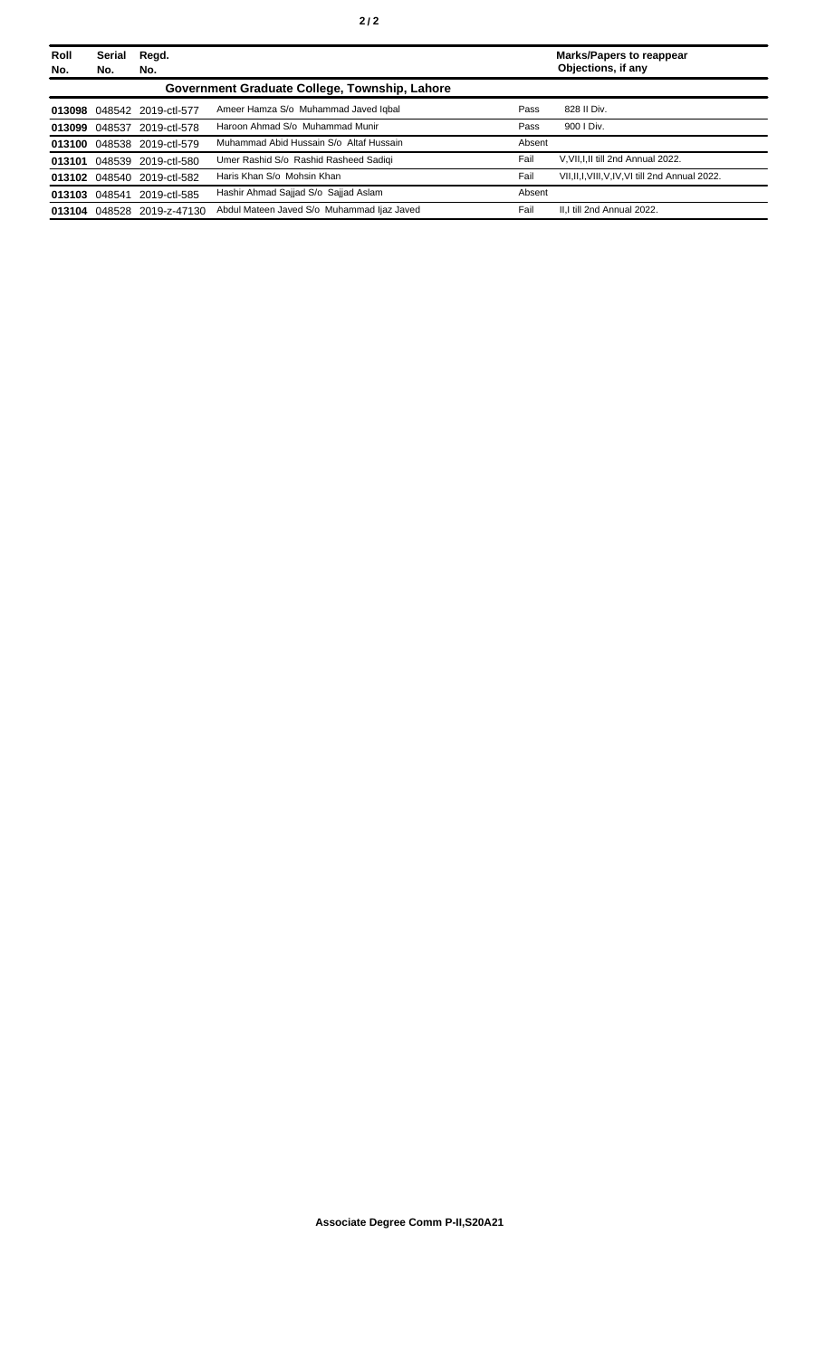| Roll No. | Serial No. | Regd. No. | | | Marks/Papers to reappear Objections, if any |
|---|---|---|---|---|---|
| **Government Graduate College, Township, Lahore** | | | | | |
| **013098** | 048542 | 2019-ctl-577 | Ameer Hamza S/o Muhammad Javed Iqbal | Pass | 828 II Div. |
| **013099** | 048537 | 2019-ctl-578 | Haroon Ahmad S/o Muhammad Munir | Pass | 900 I Div. |
| **013100** | 048538 | 2019-ctl-579 | Muhammad Abid Hussain S/o Altaf Hussain | Absent | |
| **013101** | 048539 | 2019-ctl-580 | Umer Rashid S/o Rashid Rasheed Sadiqi | Fail | V,VII,I,II till 2nd Annual 2022. |
| **013102** | 048540 | 2019-ctl-582 | Haris Khan S/o Mohsin Khan | Fail | VII,II,I,VIII,V,IV,VI till 2nd Annual 2022. |
| **013103** | 048541 | 2019-ctl-585 | Hashir Ahmad Sajjad S/o Sajjad Aslam | Absent | |
| **013104** | 048528 | 2019-z-47130 | Abdul Mateen Javed S/o Muhammad Ijaz Javed | Fail | II,I till 2nd Annual 2022. |

**Associate Degree Comm P-II,S20A21**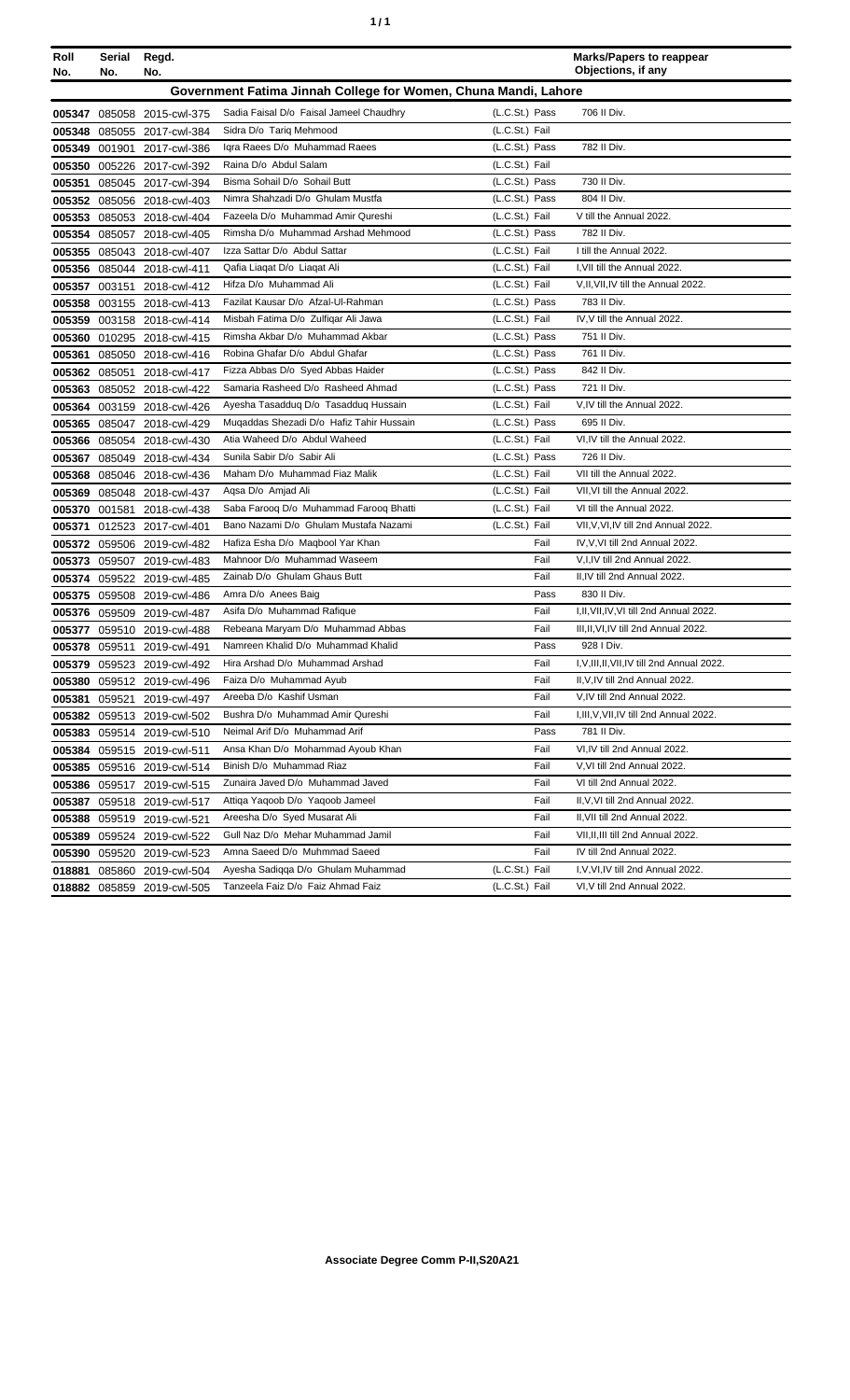| Roll No. | Serial No. | Regd. No. | | | Marks/Papers to reappear Objections, if any |
|---|---|---|---|---|---|
| **Government Fatima Jinnah College for Women, Chuna Mandi, Lahore** | | | | | |
| 005347 | 085058 | 2015-cwl-375 | Sadia Faisal D/o Faisal Jameel Chaudhry | (L.C.St.) Pass | 706 II Div. |
| 005348 | 085055 | 2017-cwl-384 | Sidra D/o Tariq Mehmood | (L.C.St.) Fail | |
| 005349 | 001901 | 2017-cwl-386 | Iqra Raees D/o Muhammad Raees | (L.C.St.) Pass | 782 II Div. |
| 005350 | 005226 | 2017-cwl-392 | Raina D/o Abdul Salam | (L.C.St.) Fail | |
| 005351 | 085045 | 2017-cwl-394 | Bisma Sohail D/o Sohail Butt | (L.C.St.) Pass | 730 II Div. |
| 005352 | 085056 | 2018-cwl-403 | Nimra Shahzadi D/o Ghulam Mustfa | (L.C.St.) Pass | 804 II Div. |
| 005353 | 085053 | 2018-cwl-404 | Fazeela D/o Muhammad Amir Qureshi | (L.C.St.) Fail | V till the Annual 2022. |
| 005354 | 085057 | 2018-cwl-405 | Rimsha D/o Muhammad Arshad Mehmood | (L.C.St.) Pass | 782 II Div. |
| 005355 | 085043 | 2018-cwl-407 | Izza Sattar D/o Abdul Sattar | (L.C.St.) Fail | I till the Annual 2022. |
| 005356 | 085044 | 2018-cwl-411 | Qafia Liaqat D/o Liaqat Ali | (L.C.St.) Fail | I,VII till the Annual 2022. |
| 005357 | 003151 | 2018-cwl-412 | Hifza D/o Muhammad Ali | (L.C.St.) Fail | V,II,VII,IV till the Annual 2022. |
| 005358 | 003155 | 2018-cwl-413 | Fazilat Kausar D/o Afzal-Ul-Rahman | (L.C.St.) Pass | 783 II Div. |
| 005359 | 003158 | 2018-cwl-414 | Misbah Fatima D/o Zulfiqar Ali Jawa | (L.C.St.) Fail | IV,V till the Annual 2022. |
| 005360 | 010295 | 2018-cwl-415 | Rimsha Akbar D/o Muhammad Akbar | (L.C.St.) Pass | 751 II Div. |
| 005361 | 085050 | 2018-cwl-416 | Robina Ghafar D/o Abdul Ghafar | (L.C.St.) Pass | 761 II Div. |
| 005362 | 085051 | 2018-cwl-417 | Fizza Abbas D/o Syed Abbas Haider | (L.C.St.) Pass | 842 II Div. |
| 005363 | 085052 | 2018-cwl-422 | Samaria Rasheed D/o Rasheed Ahmad | (L.C.St.) Pass | 721 II Div. |
| 005364 | 003159 | 2018-cwl-426 | Ayesha Tasadduq D/o Tasadduq Hussain | (L.C.St.) Fail | V,IV till the Annual 2022. |
| 005365 | 085047 | 2018-cwl-429 | Muqaddas Shezadi D/o Hafiz Tahir Hussain | (L.C.St.) Pass | 695 II Div. |
| 005366 | 085054 | 2018-cwl-430 | Atia Waheed D/o Abdul Waheed | (L.C.St.) Fail | VI,IV till the Annual 2022. |
| 005367 | 085049 | 2018-cwl-434 | Sunila Sabir D/o Sabir Ali | (L.C.St.) Pass | 726 II Div. |
| 005368 | 085046 | 2018-cwl-436 | Maham D/o Muhammad Fiaz Malik | (L.C.St.) Fail | VII till the Annual 2022. |
| 005369 | 085048 | 2018-cwl-437 | Aqsa D/o Amjad Ali | (L.C.St.) Fail | VII,VI till the Annual 2022. |
| 005370 | 001581 | 2018-cwl-438 | Saba Farooq D/o Muhammad Farooq Bhatti | (L.C.St.) Fail | VI till the Annual 2022. |
| 005371 | 012523 | 2017-cwl-401 | Bano Nazami D/o Ghulam Mustafa Nazami | (L.C.St.) Fail | VII,V,VI,IV till 2nd Annual 2022. |
| 005372 | 059506 | 2019-cwl-482 | Hafiza Esha D/o Maqbool Yar Khan | Fail | IV,V,VI till 2nd Annual 2022. |
| 005373 | 059507 | 2019-cwl-483 | Mahnoor D/o Muhammad Waseem | Fail | V,I,IV till 2nd Annual 2022. |
| 005374 | 059522 | 2019-cwl-485 | Zainab D/o Ghulam Ghaus Butt | Fail | II,IV till 2nd Annual 2022. |
| 005375 | 059508 | 2019-cwl-486 | Amra D/o Anees Baig | Pass | 830 II Div. |
| 005376 | 059509 | 2019-cwl-487 | Asifa D/o Muhammad Rafique | Fail | I,II,VII,IV,VI till 2nd Annual 2022. |
| 005377 | 059510 | 2019-cwl-488 | Rebeana Maryam D/o Muhammad Abbas | Fail | III,II,VI,IV till 2nd Annual 2022. |
| 005378 | 059511 | 2019-cwl-491 | Namreen Khalid D/o Muhammad Khalid | Pass | 928 I Div. |
| 005379 | 059523 | 2019-cwl-492 | Hira Arshad D/o Muhammad Arshad | Fail | I,V,III,II,VII,IV till 2nd Annual 2022. |
| 005380 | 059512 | 2019-cwl-496 | Faiza D/o Muhammad Ayub | Fail | II,V,IV till 2nd Annual 2022. |
| 005381 | 059521 | 2019-cwl-497 | Areeba D/o Kashif Usman | Fail | V,IV till 2nd Annual 2022. |
| 005382 | 059513 | 2019-cwl-502 | Bushra D/o Muhammad Amir Qureshi | Fail | I,III,V,VII,IV till 2nd Annual 2022. |
| 005383 | 059514 | 2019-cwl-510 | Neimal Arif D/o Muhammad Arif | Pass | 781 II Div. |
| 005384 | 059515 | 2019-cwl-511 | Ansa Khan D/o Mohammad Ayoub Khan | Fail | VI,IV till 2nd Annual 2022. |
| 005385 | 059516 | 2019-cwl-514 | Binish D/o Muhammad Riaz | Fail | V,VI till 2nd Annual 2022. |
| 005386 | 059517 | 2019-cwl-515 | Zunaira Javed D/o Muhammad Javed | Fail | VI till 2nd Annual 2022. |
| 005387 | 059518 | 2019-cwl-517 | Attiqa Yaqoob D/o Yaqoob Jameel | Fail | II,V,VI till 2nd Annual 2022. |
| 005388 | 059519 | 2019-cwl-521 | Areesha D/o Syed Musarat Ali | Fail | II,VII till 2nd Annual 2022. |
| 005389 | 059524 | 2019-cwl-522 | Gull Naz D/o Mehar Muhammad Jamil | Fail | VII,II,III till 2nd Annual 2022. |
| 005390 | 059520 | 2019-cwl-523 | Amna Saeed D/o Muhmmad Saeed | Fail | IV till 2nd Annual 2022. |
| 018881 | 085860 | 2019-cwl-504 | Ayesha Sadiqqa D/o Ghulam Muhammad | (L.C.St.) Fail | I,V,VI,IV till 2nd Annual 2022. |
| 018882 | 085859 | 2019-cwl-505 | Tanzeela Faiz D/o Faiz Ahmad Faiz | (L.C.St.) Fail | VI,V till 2nd Annual 2022. |

**Associate Degree Comm P-II,S20A21**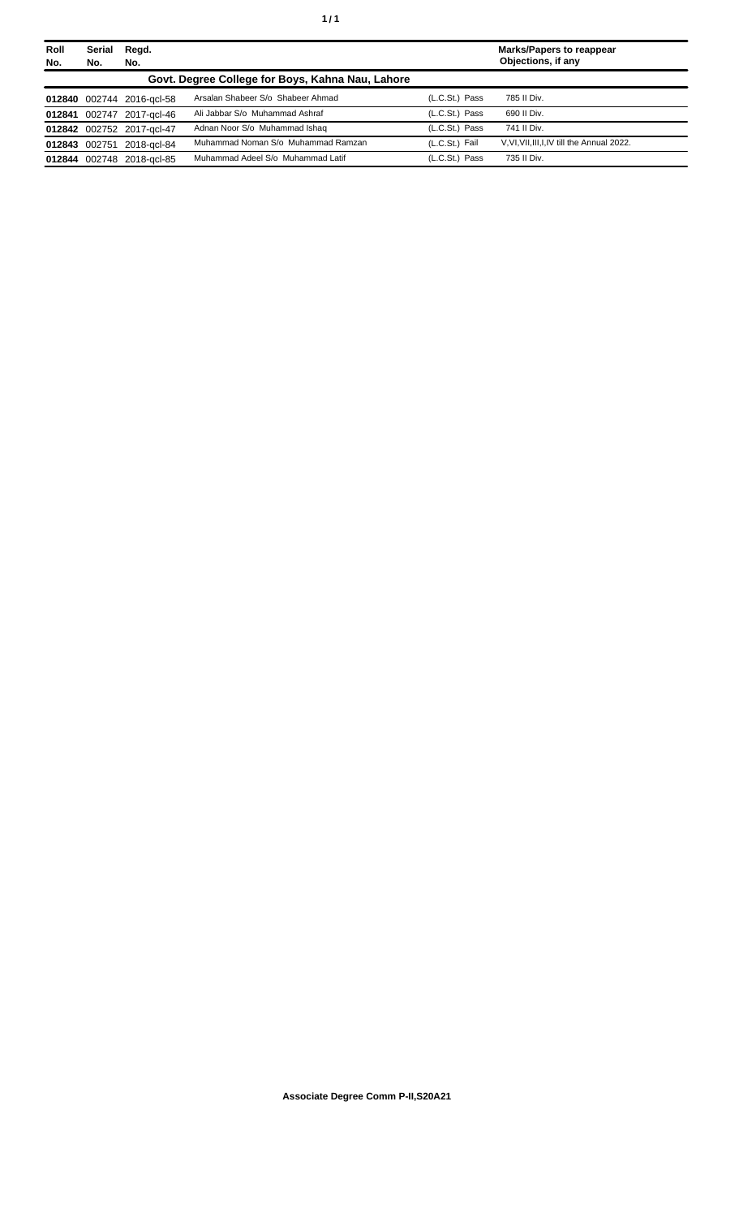| Roll No. | Serial No. | Regd. No. | | | Marks/Papers to reappear Objections, if any |
|---|---|---|---|---|---|
| **Govt. Degree College for Boys, Kahna Nau, Lahore** | | | | | |
| **012840** | 002744 | 2016-qcl-58 | Arsalan Shabeer S/o Shabeer Ahmad | (L.C.St.) Pass | 785 II Div. |
| **012841** | 002747 | 2017-qcl-46 | Ali Jabbar S/o Muhammad Ashraf | (L.C.St.) Pass | 690 II Div. |
| **012842** | 002752 | 2017-qcl-47 | Adnan Noor S/o Muhammad Ishaq | (L.C.St.) Pass | 741 II Div. |
| **012843** | 002751 | 2018-qcl-84 | Muhammad Noman S/o Muhammad Ramzan | (L.C.St.) Fail | V,VI,VII,III,I,IV till the Annual 2022. |
| **012844** | 002748 | 2018-qcl-85 | Muhammad Adeel S/o Muhammad Latif | (L.C.St.) Pass | 735 II Div. |

**Associate Degree Comm P-II,S20A21**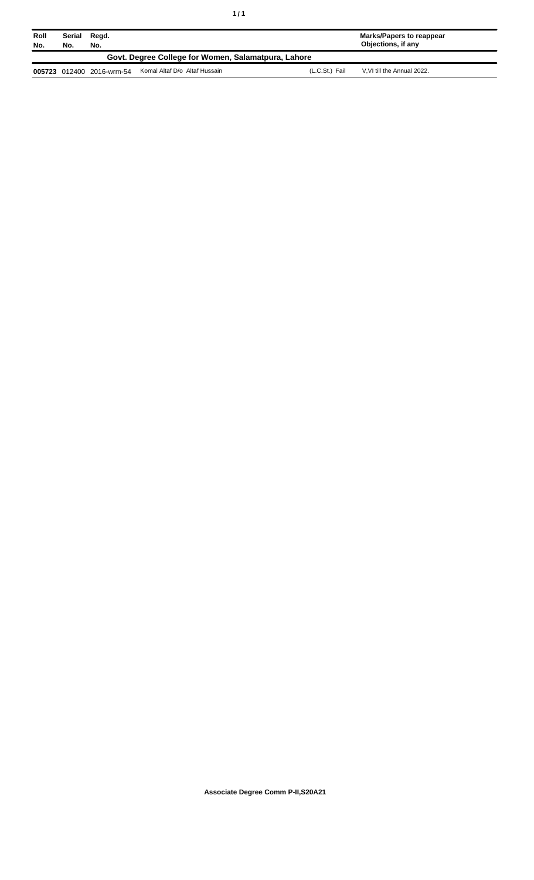| Roll No. | Serial No. | Regd. No. | | | Marks/Papers to reappear Objections, if any |
|---|---|---|---|---|---|
| **Govt. Degree College for Women, Salamatpura, Lahore** | | | | | |
| **005723** | 012400 | 2016-wrm-54 | Komal Altaf D/o Altaf Hussain | (L.C.St.) Fail | V,VI till the Annual 2022. |

**Associate Degree Comm P-II,S20A21**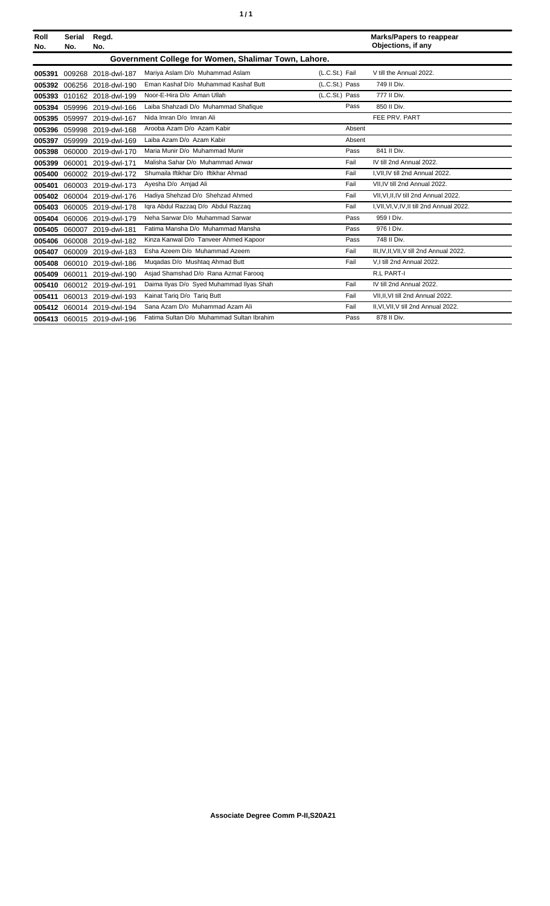| Roll No. | Serial No. | Regd. No. | | | Marks/Papers to reappear Objections, if any |
|---|---|---|---|---|---|
| **Government College for Women, Shalimar Town, Lahore.** | | | | | |
| 005391 | 009268 | 2018-dwl-187 | Mariya Aslam D/o Muhammad Aslam | (L.C.St.) Fail | V till the Annual 2022. |
| 005392 | 006256 | 2018-dwl-190 | Eman Kashaf D/o Muhammad Kashaf Butt | (L.C.St.) Pass | 749 II Div. |
| 005393 | 010162 | 2018-dwl-199 | Noor-E-Hira D/o Aman Ullah | (L.C.St.) Pass | 777 II Div. |
| 005394 | 059996 | 2019-dwl-166 | Laiba Shahzadi D/o Muhammad Shafique | Pass | 850 II Div. |
| 005395 | 059997 | 2019-dwl-167 | Nida Imran D/o Imran Ali | | FEE PRV. PART |
| 005396 | 059998 | 2019-dwl-168 | Arooba Azam D/o Azam Kabir | Absent | |
| 005397 | 059999 | 2019-dwl-169 | Laiba Azam D/o Azam Kabir | Absent | |
| 005398 | 060000 | 2019-dwl-170 | Maria Munir D/o Muhammad Munir | Pass | 841 II Div. |
| 005399 | 060001 | 2019-dwl-171 | Malisha Sahar D/o Muhammad Anwar | Fail | IV till 2nd Annual 2022. |
| 005400 | 060002 | 2019-dwl-172 | Shumaila Iftikhar D/o Iftikhar Ahmad | Fail | I,VII,IV till 2nd Annual 2022. |
| 005401 | 060003 | 2019-dwl-173 | Ayesha D/o Amjad Ali | Fail | VII,IV till 2nd Annual 2022. |
| 005402 | 060004 | 2019-dwl-176 | Hadiya Shehzad D/o Shehzad Ahmed | Fail | VII,VI,II,IV till 2nd Annual 2022. |
| 005403 | 060005 | 2019-dwl-178 | Iqra Abdul Razzaq D/o Abdul Razzaq | Fail | I,VII,VI,V,IV,II till 2nd Annual 2022. |
| 005404 | 060006 | 2019-dwl-179 | Neha Sarwar D/o Muhammad Sarwar | Pass | 959 I Div. |
| 005405 | 060007 | 2019-dwl-181 | Fatima Mansha D/o Muhammad Mansha | Pass | 976 I Div. |
| 005406 | 060008 | 2019-dwl-182 | Kinza Kanwal D/o Tanveer Ahmed Kapoor | Pass | 748 II Div. |
| 005407 | 060009 | 2019-dwl-183 | Esha Azeem D/o Muhammad Azeem | Fail | III,IV,II,VII,V till 2nd Annual 2022. |
| 005408 | 060010 | 2019-dwl-186 | Muqadas D/o Mushtaq Ahmad Butt | Fail | V,I till 2nd Annual 2022. |
| 005409 | 060011 | 2019-dwl-190 | Asjad Shamshad D/o Rana Azmat Farooq | | R.L PART-I |
| 005410 | 060012 | 2019-dwl-191 | Daima Ilyas D/o Syed Muhammad Ilyas Shah | Fail | IV till 2nd Annual 2022. |
| 005411 | 060013 | 2019-dwl-193 | Kainat Tariq D/o Tariq Butt | Fail | VII,II,VI till 2nd Annual 2022. |
| 005412 | 060014 | 2019-dwl-194 | Sana Azam D/o Muhammad Azam Ali | Fail | II,VI,VII,V till 2nd Annual 2022. |
| 005413 | 060015 | 2019-dwl-196 | Fatima Sultan D/o Muhammad Sultan Ibrahim | Pass | 878 II Div. |

**Associate Degree Comm P-II,S20A21**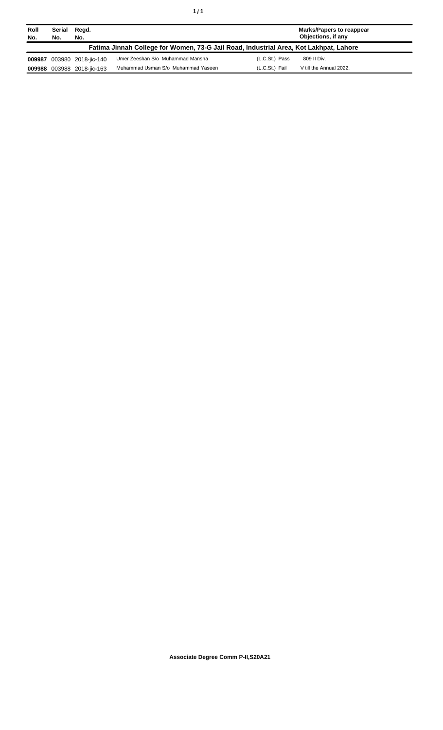| Roll No. | Serial No. | Regd. No. | | | Marks/Papers to reappear Objections, if any |
|---|---|---|---|---|---|
| **Fatima Jinnah College for Women, 73-G Jail Road, Industrial Area, Kot Lakhpat, Lahore** | | | | | |
| **009987** | 003980 | 2018-jic-140 | Umer Zeeshan S/o Muhammad Mansha | (L.C.St.) Pass | 809 II Div. |
| **009988** | 003988 | 2018-jic-163 | Muhammad Usman S/o Muhammad Yaseen | (L.C.St.) Fail | V till the Annual 2022. |

**Associate Degree Comm P-II,S20A21**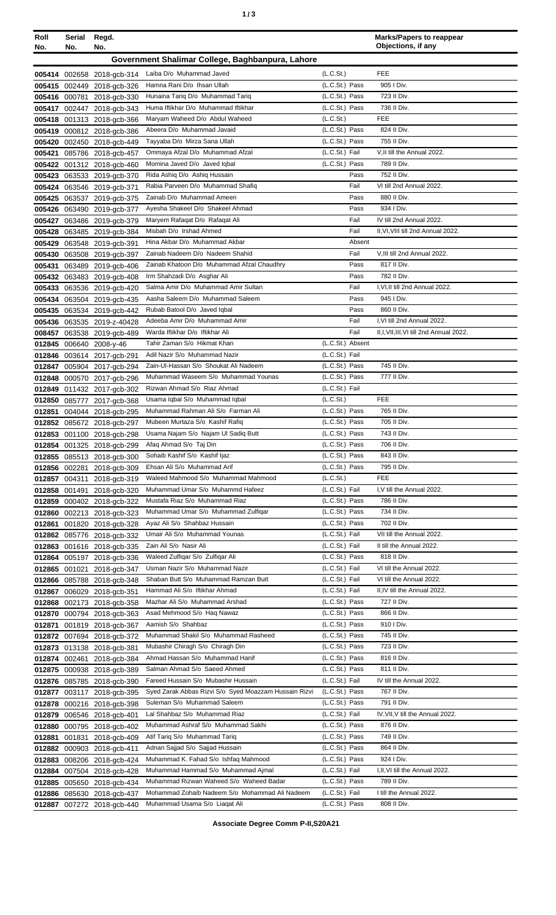| Roll No. | Serial No. | Regd. No. | | | Marks/Papers to reappear Objections, if any |
|---|---|---|---|---|---|
| **Government Shalimar College, Baghbanpura, Lahore** | | | | | |
| 005414 | 002658 | 2018-gcb-314 | Laiba D/o Muhammad Javed | (L.C.St.) | FEE |
| 005415 | 002449 | 2018-gcb-326 | Hamna Rani D/o Ihsan Ullah | (L.C.St.) Pass | 905 I Div. |
| 005416 | 000781 | 2018-gcb-330 | Hunaina Tariq D/o Muhammad Tariq | (L.C.St.) Pass | 723 II Div. |
| 005417 | 002447 | 2018-gcb-343 | Huma Iftikhar D/o Muhammad Iftikhar | (L.C.St.) Pass | 736 II Div. |
| 005418 | 001313 | 2018-gcb-366 | Maryam Waheed D/o Abdul Waheed | (L.C.St.) | FEE |
| 005419 | 000812 | 2018-gcb-386 | Abeera D/o Muhammad Javaid | (L.C.St.) Pass | 824 II Div. |
| 005420 | 002450 | 2018-gcb-449 | Tayyaba D/o Mirza Sana Ullah | (L.C.St.) Pass | 755 II Div. |
| 005421 | 085786 | 2018-gcb-457 | Ommaya Afzal D/o Muhammad Afzal | (L.C.St.) Fail | V,II till the Annual 2022. |
| 005422 | 001312 | 2018-gcb-460 | Momina Javed D/o Javed Iqbal | (L.C.St.) Pass | 789 II Div. |
| 005423 | 063533 | 2019-gcb-370 | Rida Ashiq D/o Ashiq Hussain | Pass | 752 II Div. |
| 005424 | 063546 | 2019-gcb-371 | Rabia Parveen D/o Muhammad Shafiq | Fail | VI till 2nd Annual 2022. |
| 005425 | 063537 | 2019-gcb-375 | Zainab D/o Muhammad Ameen | Pass | 880 II Div. |
| 005426 | 063490 | 2019-gcb-377 | Ayesha Shakeel D/o Shakeel Ahmad | Pass | 934 I Div. |
| 005427 | 063486 | 2019-gcb-379 | Maryem Rafaqat D/o Rafaqat Ali | Fail | IV till 2nd Annual 2022. |
| 005428 | 063485 | 2019-gcb-384 | Misbah D/o Irshad Ahmed | Fail | II,VI,VIII till 2nd Annual 2022. |
| 005429 | 063548 | 2019-gcb-391 | Hina Akbar D/o Muhammad Akbar | Absent | |
| 005430 | 063508 | 2019-gcb-397 | Zainab Nadeem D/o Nadeem Shahid | Fail | V,III till 2nd Annual 2022. |
| 005431 | 063489 | 2019-gcb-406 | Zainab Khatoon D/o Muhammad Afzal Chaudhry | Pass | 817 II Div. |
| 005432 | 063483 | 2019-gcb-408 | Irm Shahzadi D/o Asghar Ali | Pass | 782 II Div. |
| 005433 | 063536 | 2019-gcb-420 | Salma Amir D/o Muhammad Amir Sultan | Fail | I,VI,II till 2nd Annual 2022. |
| 005434 | 063504 | 2019-gcb-435 | Aasha Saleem D/o Muhammad Saleem | Pass | 945 I Div. |
| 005435 | 063534 | 2019-gcb-442 | Rubab Batool D/o Javed Iqbal | Pass | 860 II Div. |
| 005436 | 063535 | 2019-z-40428 | Adeeba Amir D/o Muhammad Amir | Fail | I,VI till 2nd Annual 2022. |
| 008457 | 063538 | 2019-gcb-489 | Warda Iftikhar D/o Iftikhar Ali | Fail | II,I,VII,III,VI till 2nd Annual 2022. |
| 012845 | 006640 | 2008-y-46 | Tahir Zaman S/o Hikmat Khan | (L.C.St.) Absent | |
| 012846 | 003614 | 2017-gcb-291 | Adil Nazir S/o Muhammad Nazir | (L.C.St.) Fail | |
| 012847 | 005904 | 2017-gcb-294 | Zain-Ul-Hassan S/o Shoukat Ali Nadeem | (L.C.St.) Pass | 745 II Div. |
| 012848 | 000570 | 2017-gcb-296 | Muhammad Waseem S/o Muhammad Younas | (L.C.St.) Pass | 777 II Div. |
| 012849 | 011432 | 2017-gcb-302 | Rizwan Ahmad S/o Riaz Ahmad | (L.C.St.) Fail | |
| 012850 | 085777 | 2017-gcb-368 | Usama Iqbal S/o Muhammad Iqbal | (L.C.St.) | FEE |
| 012851 | 004044 | 2018-gcb-295 | Muhammad Rahman Ali S/o Farman Ali | (L.C.St.) Pass | 765 II Div. |
| 012852 | 085672 | 2018-gcb-297 | Mubeen Murtaza S/o Kashif Rafiq | (L.C.St.) Pass | 705 II Div. |
| 012853 | 001100 | 2018-gcb-298 | Usama Najam S/o Najam Ul Sadiq Butt | (L.C.St.) Pass | 743 II Div. |
| 012854 | 001325 | 2018-gcb-299 | Afaq Ahmad S/o Taj Din | (L.C.St.) Pass | 706 II Div. |
| 012855 | 085513 | 2018-gcb-300 | Sohaib Kashif S/o Kashif Ijaz | (L.C.St.) Pass | 843 II Div. |
| 012856 | 002281 | 2018-gcb-309 | Ehsan Ali S/o Muhammad Arif | (L.C.St.) Pass | 795 II Div. |
| 012857 | 004311 | 2018-gcb-319 | Waleed Mahmood S/o Muhammad Mahmood | (L.C.St.) | FEE |
| 012858 | 001491 | 2018-gcb-320 | Muhammad Umar S/o Muhammd Hafeez | (L.C.St.) Fail | I,V till the Annual 2022. |
| 012859 | 000402 | 2018-gcb-322 | Mustafa Riaz S/o Muhammad Riaz | (L.C.St.) Pass | 786 II Div. |
| 012860 | 002213 | 2018-gcb-323 | Muhammad Umar S/o Muhammad Zulfiqar | (L.C.St.) Pass | 734 II Div. |
| 012861 | 001820 | 2018-gcb-328 | Ayaz Ali S/o Shahbaz Hussain | (L.C.St.) Pass | 702 II Div. |
| 012862 | 085776 | 2018-gcb-332 | Umair Ali S/o Muhammad Younas | (L.C.St.) Fail | VII till the Annual 2022. |
| 012863 | 001616 | 2018-gcb-335 | Zain Ali S/o Nasir Ali | (L.C.St.) Fail | II till the Annual 2022. |
| 012864 | 005197 | 2018-gcb-336 | Waleed Zulfiqar S/o Zulfiqar Ali | (L.C.St.) Pass | 818 II Div. |
| 012865 | 001021 | 2018-gcb-347 | Usman Nazir S/o Muhammad Nazir | (L.C.St.) Fail | VI till the Annual 2022. |
| 012866 | 085788 | 2018-gcb-348 | Shaban Butt S/o Muhammad Ramzan Butt | (L.C.St.) Fail | VI till the Annual 2022. |
| 012867 | 006029 | 2018-gcb-351 | Hammad Ali S/o Iftikhar Ahmad | (L.C.St.) Fail | II,IV till the Annual 2022. |
| 012868 | 002173 | 2018-gcb-358 | Mazhar Ali S/o Muhammad Arshad | (L.C.St.) Pass | 727 II Div. |
| 012870 | 000794 | 2018-gcb-363 | Asad Mehmood S/o Haq Nawaz | (L.C.St.) Pass | 866 II Div. |
| 012871 | 001819 | 2018-gcb-367 | Aamish S/o Shahbaz | (L.C.St.) Pass | 910 I Div. |
| 012872 | 007694 | 2018-gcb-372 | Muhammad Shakil S/o Muhammad Rasheed | (L.C.St.) Pass | 745 II Div. |
| 012873 | 013138 | 2018-gcb-381 | Mubashir Chiragh S/o Chiragh Din | (L.C.St.) Pass | 723 II Div. |
| 012874 | 002461 | 2018-gcb-384 | Ahmad Hassan S/o Muhammad Hanif | (L.C.St.) Pass | 816 II Div. |
| 012875 | 000938 | 2018-gcb-389 | Salman Ahmad S/o Saeed Ahmed | (L.C.St.) Pass | 811 II Div. |
| 012876 | 085785 | 2018-gcb-390 | Fareed Hussain S/o Mubashir Hussain | (L.C.St.) Fail | IV till the Annual 2022. |
| 012877 | 003117 | 2018-gcb-395 | Syed Zarak Abbas Rizvi S/o Syed Moazzam Hussain Rizvi | (L.C.St.) Pass | 767 II Div. |
| 012878 | 000216 | 2018-gcb-398 | Suleman S/o Muhammad Saleem | (L.C.St.) Pass | 791 II Div. |
| 012879 | 006546 | 2018-gcb-401 | Lal Shahbaz S/o Muhammad Riaz | (L.C.St.) Fail | IV,VII,V till the Annual 2022. |
| 012880 | 000795 | 2018-gcb-402 | Muhammad Ashraf S/o Muhammad Sakhi | (L.C.St.) Pass | 876 II Div. |
| 012881 | 001831 | 2018-gcb-409 | Atif Tariq S/o Muhammad Tariq | (L.C.St.) Pass | 749 II Div. |
| 012882 | 000903 | 2018-gcb-411 | Adnan Sajjad S/o Sajjad Hussain | (L.C.St.) Pass | 864 II Div. |
| 012883 | 008206 | 2018-gcb-424 | Muhammad K. Fahad S/o Ishfaq Mahmood | (L.C.St.) Pass | 924 I Div. |
| 012884 | 007504 | 2018-gcb-428 | Muhammad Hammad S/o Muhammad Ajmal | (L.C.St.) Fail | I,II,VI till the Annual 2022. |
| 012885 | 005650 | 2018-gcb-434 | Muhammad Rizwan Waheed S/o Waheed Badar | (L.C.St.) Pass | 789 II Div. |
| 012886 | 085630 | 2018-gcb-437 | Mohammad Zohaib Nadeem S/o Mohammad Ali Nadeem | (L.C.St.) Fail | I till the Annual 2022. |
| 012887 | 007272 | 2018-gcb-440 | Muhammad Usama S/o Liaqat Ali | (L.C.St.) Pass | 808 II Div. |

**Associate Degree Comm P-II,S20A21**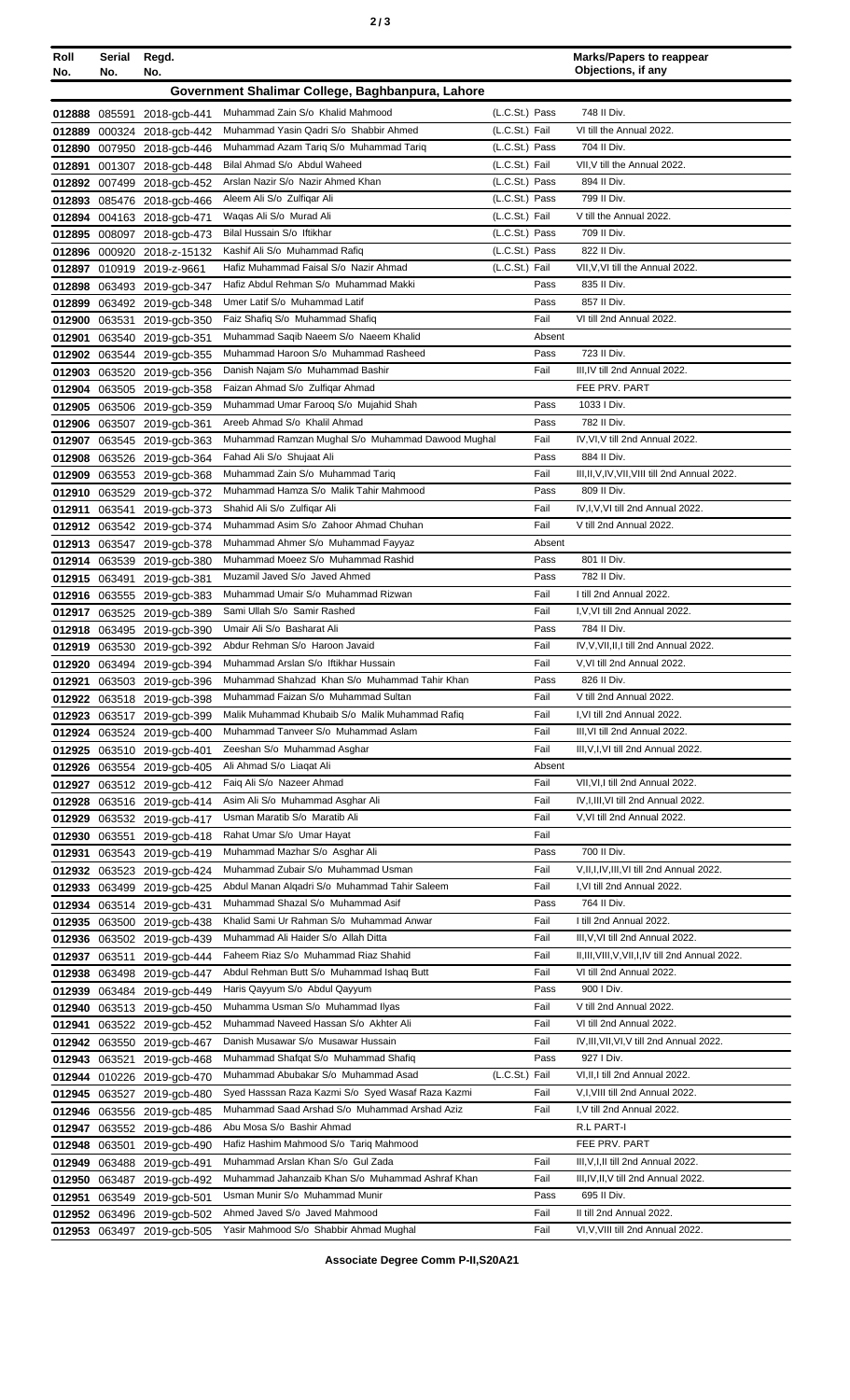| Roll No. | Serial No. | Regd. No. | | | | Marks/Papers to reappear Objections, if any |
|---|---|---|---|---|---|---|
| **Government Shalimar College, Baghbanpura, Lahore** | | | | | | |
| 012888 | 085591 | 2018-gcb-441 | Muhammad Zain S/o Khalid Mahmood | (L.C.St.) | Pass | 748 II Div. |
| 012889 | 000324 | 2018-gcb-442 | Muhammad Yasin Qadri S/o Shabbir Ahmed | (L.C.St.) | Fail | VI till the Annual 2022. |
| 012890 | 007950 | 2018-gcb-446 | Muhammad Azam Tariq S/o Muhammad Tariq | (L.C.St.) | Pass | 704 II Div. |
| 012891 | 001307 | 2018-gcb-448 | Bilal Ahmad S/o Abdul Waheed | (L.C.St.) | Fail | VII,V till the Annual 2022. |
| 012892 | 007499 | 2018-gcb-452 | Arslan Nazir S/o Nazir Ahmed Khan | (L.C.St.) | Pass | 894 II Div. |
| 012893 | 085476 | 2018-gcb-466 | Aleem Ali S/o Zulfiqar Ali | (L.C.St.) | Pass | 799 II Div. |
| 012894 | 004163 | 2018-gcb-471 | Waqas Ali S/o Murad Ali | (L.C.St.) | Fail | V till the Annual 2022. |
| 012895 | 008097 | 2018-gcb-473 | Bilal Hussain S/o Iftikhar | (L.C.St.) | Pass | 709 II Div. |
| 012896 | 000920 | 2018-z-15132 | Kashif Ali S/o Muhammad Rafiq | (L.C.St.) | Pass | 822 II Div. |
| 012897 | 010919 | 2019-z-9661 | Hafiz Muhammad Faisal S/o Nazir Ahmad | (L.C.St.) | Fail | VII,V,VI till the Annual 2022. |
| 012898 | 063493 | 2019-gcb-347 | Hafiz Abdul Rehman S/o Muhammad Makki | | Pass | 835 II Div. |
| 012899 | 063492 | 2019-gcb-348 | Umer Latif S/o Muhammad Latif | | Pass | 857 II Div. |
| 012900 | 063531 | 2019-gcb-350 | Faiz Shafiq S/o Muhammad Shafiq | | Fail | VI till 2nd Annual 2022. |
| 012901 | 063540 | 2019-gcb-351 | Muhammad Saqib Naeem S/o Naeem Khalid | | Absent | |
| 012902 | 063544 | 2019-gcb-355 | Muhammad Haroon S/o Muhammad Rasheed | | Pass | 723 II Div. |
| 012903 | 063520 | 2019-gcb-356 | Danish Najam S/o Muhammad Bashir | | Fail | III,IV till 2nd Annual 2022. |
| 012904 | 063505 | 2019-gcb-358 | Faizan Ahmad S/o Zulfiqar Ahmad | | | FEE PRV. PART |
| 012905 | 063506 | 2019-gcb-359 | Muhammad Umar Farooq S/o Mujahid Shah | | Pass | 1033 I Div. |
| 012906 | 063507 | 2019-gcb-361 | Areeb Ahmad S/o Khalil Ahmad | | Pass | 782 II Div. |
| 012907 | 063545 | 2019-gcb-363 | Muhammad Ramzan Mughal S/o Muhammad Dawood Mughal | | Fail | IV,VI,V till 2nd Annual 2022. |
| 012908 | 063526 | 2019-gcb-364 | Fahad Ali S/o Shujaat Ali | | Pass | 884 II Div. |
| 012909 | 063553 | 2019-gcb-368 | Muhammad Zain S/o Muhammad Tariq | | Fail | III,II,V,IV,VII,VIII till 2nd Annual 2022. |
| 012910 | 063529 | 2019-gcb-372 | Muhammad Hamza S/o Malik Tahir Mahmood | | Pass | 809 II Div. |
| 012911 | 063541 | 2019-gcb-373 | Shahid Ali S/o Zulfiqar Ali | | Fail | IV,I,V,VI till 2nd Annual 2022. |
| 012912 | 063542 | 2019-gcb-374 | Muhammad Asim S/o Zahoor Ahmad Chuhan | | Fail | V till 2nd Annual 2022. |
| 012913 | 063547 | 2019-gcb-378 | Muhammad Ahmer S/o Muhammad Fayyaz | | Absent | |
| 012914 | 063539 | 2019-gcb-380 | Muhammad Moeez S/o Muhammad Rashid | | Pass | 801 II Div. |
| 012915 | 063491 | 2019-gcb-381 | Muzamil Javed S/o Javed Ahmed | | Pass | 782 II Div. |
| 012916 | 063555 | 2019-gcb-383 | Muhammad Umair S/o Muhammad Rizwan | | Fail | I till 2nd Annual 2022. |
| 012917 | 063525 | 2019-gcb-389 | Sami Ullah S/o Samir Rashed | | Fail | I,V,VI till 2nd Annual 2022. |
| 012918 | 063495 | 2019-gcb-390 | Umair Ali S/o Basharat Ali | | Pass | 784 II Div. |
| 012919 | 063530 | 2019-gcb-392 | Abdur Rehman S/o Haroon Javaid | | Fail | IV,V,VII,II,I till 2nd Annual 2022. |
| 012920 | 063494 | 2019-gcb-394 | Muhammad Arslan S/o Iftikhar Hussain | | Fail | V,VI till 2nd Annual 2022. |
| 012921 | 063503 | 2019-gcb-396 | Muhammad Shahzad Khan S/o Muhammad Tahir Khan | | Pass | 826 II Div. |
| 012922 | 063518 | 2019-gcb-398 | Muhammad Faizan S/o Muhammad Sultan | | Fail | V till 2nd Annual 2022. |
| 012923 | 063517 | 2019-gcb-399 | Malik Muhammad Khubaib S/o Malik Muhammad Rafiq | | Fail | I,VI till 2nd Annual 2022. |
| 012924 | 063524 | 2019-gcb-400 | Muhammad Tanveer S/o Muhammad Aslam | | Fail | III,VI till 2nd Annual 2022. |
| 012925 | 063510 | 2019-gcb-401 | Zeeshan S/o Muhammad Asghar | | Fail | III,V,I,VI till 2nd Annual 2022. |
| 012926 | 063554 | 2019-gcb-405 | Ali Ahmad S/o Liaqat Ali | | Absent | |
| 012927 | 063512 | 2019-gcb-412 | Faiq Ali S/o Nazeer Ahmad | | Fail | VII,VI,I till 2nd Annual 2022. |
| 012928 | 063516 | 2019-gcb-414 | Asim Ali S/o Muhammad Asghar Ali | | Fail | IV,I,III,VI till 2nd Annual 2022. |
| 012929 | 063532 | 2019-gcb-417 | Usman Maratib S/o Maratib Ali | | Fail | V,VI till 2nd Annual 2022. |
| 012930 | 063551 | 2019-gcb-418 | Rahat Umar S/o Umar Hayat | | Fail | |
| 012931 | 063543 | 2019-gcb-419 | Muhammad Mazhar S/o Asghar Ali | | Pass | 700 II Div. |
| 012932 | 063523 | 2019-gcb-424 | Muhammad Zubair S/o Muhammad Usman | | Fail | V,II,I,IV,III,VI till 2nd Annual 2022. |
| 012933 | 063499 | 2019-gcb-425 | Abdul Manan Alqadri S/o Muhammad Tahir Saleem | | Fail | I,VI till 2nd Annual 2022. |
| 012934 | 063514 | 2019-gcb-431 | Muhammad Shazal S/o Muhammad Asif | | Pass | 764 II Div. |
| 012935 | 063500 | 2019-gcb-438 | Khalid Sami Ur Rahman S/o Muhammad Anwar | | Fail | I till 2nd Annual 2022. |
| 012936 | 063502 | 2019-gcb-439 | Muhammad Ali Haider S/o Allah Ditta | | Fail | III,V,VI till 2nd Annual 2022. |
| 012937 | 063511 | 2019-gcb-444 | Faheem Riaz S/o Muhammad Riaz Shahid | | Fail | II,III,VIII,V,VII,I,IV till 2nd Annual 2022. |
| 012938 | 063498 | 2019-gcb-447 | Abdul Rehman Butt S/o Muhammad Ishaq Butt | | Fail | VI till 2nd Annual 2022. |
| 012939 | 063484 | 2019-gcb-449 | Haris Qayyum S/o Abdul Qayyum | | Pass | 900 I Div. |
| 012940 | 063513 | 2019-gcb-450 | Muhamma Usman S/o Muhammad Ilyas | | Fail | V till 2nd Annual 2022. |
| 012941 | 063522 | 2019-gcb-452 | Muhammad Naveed Hassan S/o Akhter Ali | | Fail | VI till 2nd Annual 2022. |
| 012942 | 063550 | 2019-gcb-467 | Danish Musawar S/o Musawar Hussain | | Fail | IV,III,VII,VI,V till 2nd Annual 2022. |
| 012943 | 063521 | 2019-gcb-468 | Muhammad Shafqat S/o Muhammad Shafiq | | Pass | 927 I Div. |
| 012944 | 010226 | 2019-gcb-470 | Muhammad Abubakar S/o Muhammad Asad | (L.C.St.) | Fail | VI,II,I till 2nd Annual 2022. |
| 012945 | 063527 | 2019-gcb-480 | Syed Hasssan Raza Kazmi S/o Syed Wasaf Raza Kazmi | | Fail | V,I,VIII till 2nd Annual 2022. |
| 012946 | 063556 | 2019-gcb-485 | Muhammad Saad Arshad S/o Muhammad Arshad Aziz | | Fail | I,V till 2nd Annual 2022. |
| 012947 | 063552 | 2019-gcb-486 | Abu Mosa S/o Bashir Ahmad | | | R.L PART-I |
| 012948 | 063501 | 2019-gcb-490 | Hafiz Hashim Mahmood S/o Tariq Mahmood | | | FEE PRV. PART |
| 012949 | 063488 | 2019-gcb-491 | Muhammad Arslan Khan S/o Gul Zada | | Fail | III,V,I,II till 2nd Annual 2022. |
| 012950 | 063487 | 2019-gcb-492 | Muhammad Jahanzaib Khan S/o Muhammad Ashraf Khan | | Fail | III,IV,II,V till 2nd Annual 2022. |
| 012951 | 063549 | 2019-gcb-501 | Usman Munir S/o Muhammad Munir | | Pass | 695 II Div. |
| 012952 | 063496 | 2019-gcb-502 | Ahmed Javed S/o Javed Mahmood | | Fail | II till 2nd Annual 2022. |
| 012953 | 063497 | 2019-gcb-505 | Yasir Mahmood S/o Shabbir Ahmad Mughal | | Fail | VI,V,VIII till 2nd Annual 2022. |

**Associate Degree Comm P-II,S20A21**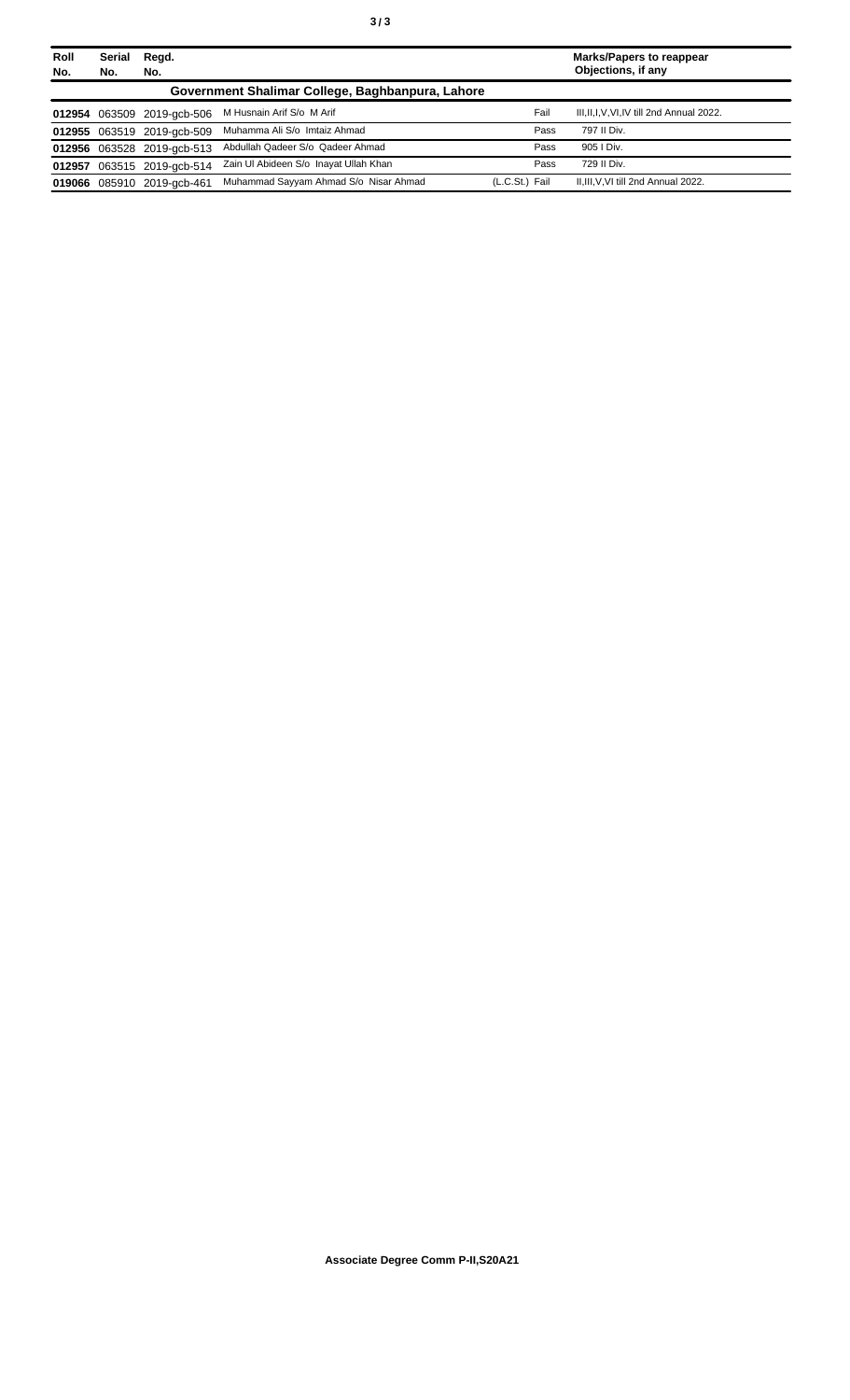| Roll No. | Serial No. | Regd. No. | | | Marks/Papers to reappear Objections, if any |
|---|---|---|---|---|---|
| **Government Shalimar College, Baghbanpura, Lahore** | | | | | |
| **012954** | 063509 | 2019-gcb-506 | M Husnain Arif S/o M Arif | Fail | III,II,I,V,VI,IV till 2nd Annual 2022. |
| **012955** | 063519 | 2019-gcb-509 | Muhamma Ali S/o Imtaiz Ahmad | Pass | 797 II Div. |
| **012956** | 063528 | 2019-gcb-513 | Abdullah Qadeer S/o Qadeer Ahmad | Pass | 905 I Div. |
| **012957** | 063515 | 2019-gcb-514 | Zain Ul Abideen S/o Inayat Ullah Khan | Pass | 729 II Div. |
| **019066** | 085910 | 2019-gcb-461 | Muhammad Sayyam Ahmad S/o Nisar Ahmad | (L.C.St.) Fail | II,III,V,VI till 2nd Annual 2022. |

**Associate Degree Comm P-II,S20A21**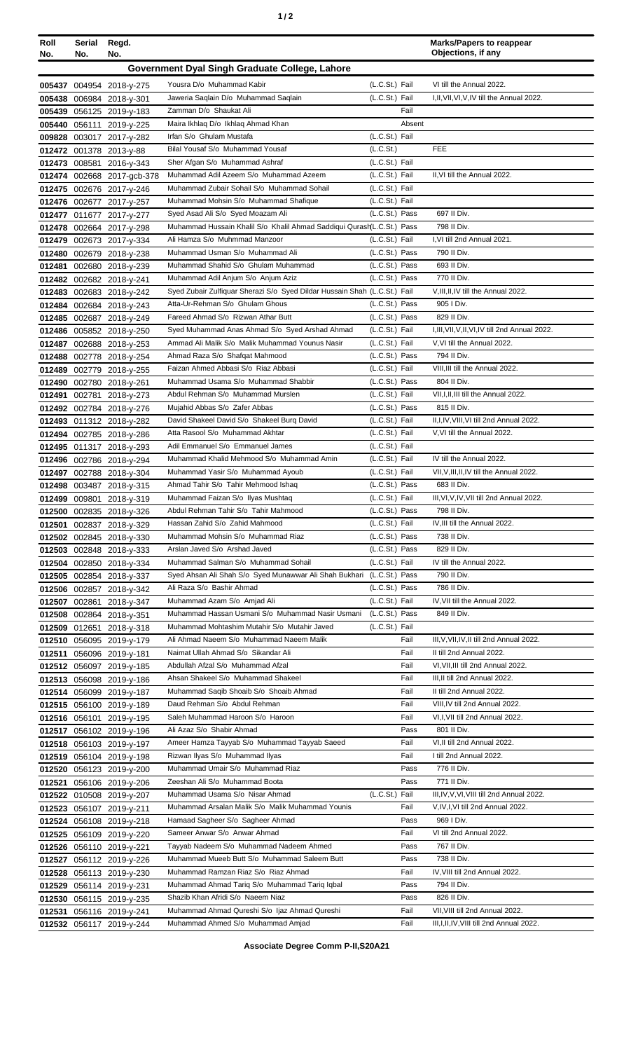| Roll No. | Serial No. | Regd. No. | | | | Marks/Papers to reappear Objections, if any |
|---|---|---|---|---|---|---|
| **Government Dyal Singh Graduate College, Lahore** | | | | | | |
| 005437 | 004954 | 2018-y-275 | Yousra D/o Muhammad Kabir | (L.C.St.) | Fail | VI till the Annual 2022. |
| 005438 | 006984 | 2018-y-301 | Jaweria Saqlain D/o Muhammad Saqlain | (L.C.St.) | Fail | I,II,VII,VI,V,IV till the Annual 2022. |
| 005439 | 056125 | 2019-y-183 | Zamman D/o Shaukat Ali | | Fail | |
| 005440 | 056111 | 2019-y-225 | Maira Ikhlaq D/o Ikhlaq Ahmad Khan | | Absent | |
| 009828 | 003017 | 2017-y-282 | Irfan S/o Ghulam Mustafa | (L.C.St.) | Fail | |
| 012472 | 001378 | 2013-y-88 | Bilal Yousaf S/o Muhammad Yousaf | (L.C.St.) | | FEE |
| 012473 | 008581 | 2016-y-343 | Sher Afgan S/o Muhammad Ashraf | (L.C.St.) | Fail | |
| 012474 | 002668 | 2017-gcb-378 | Muhammad Adil Azeem S/o Muhammad Azeem | (L.C.St.) | Fail | II,VI till the Annual 2022. |
| 012475 | 002676 | 2017-y-246 | Muhammad Zubair Sohail S/o Muhammad Sohail | (L.C.St.) | Fail | |
| 012476 | 002677 | 2017-y-257 | Muhammad Mohsin S/o Muhammad Shafique | (L.C.St.) | Fail | |
| 012477 | 011677 | 2017-y-277 | Syed Asad Ali S/o Syed Moazam Ali | (L.C.St.) | Pass | 697 II Div. |
| 012478 | 002664 | 2017-y-298 | Muhammad Hussain Khalil S/o Khalil Ahmad Saddiqui Qurash | (L.C.St.) | Pass | 798 II Div. |
| 012479 | 002673 | 2017-y-334 | Ali Hamza S/o Muhmmad Manzoor | (L.C.St.) | Fail | I,VI till 2nd Annual 2021. |
| 012480 | 002679 | 2018-y-238 | Muhammad Usman S/o Muhammad Ali | (L.C.St.) | Pass | 790 II Div. |
| 012481 | 002680 | 2018-y-239 | Muhammad Shahid S/o Ghulam Muhammad | (L.C.St.) | Pass | 693 II Div. |
| 012482 | 002682 | 2018-y-241 | Muhammad Adil Anjum S/o Anjum Aziz | (L.C.St.) | Pass | 770 II Div. |
| 012483 | 002683 | 2018-y-242 | Syed Zubair Zulfiquar Sherazi S/o Syed Dildar Hussain Shah | (L.C.St.) | Fail | V,III,II,IV till the Annual 2022. |
| 012484 | 002684 | 2018-y-243 | Atta-Ur-Rehman S/o Ghulam Ghous | (L.C.St.) | Pass | 905 I Div. |
| 012485 | 002687 | 2018-y-249 | Fareed Ahmad S/o Rizwan Athar Butt | (L.C.St.) | Pass | 829 II Div. |
| 012486 | 005852 | 2018-y-250 | Syed Muhammad Anas Ahmad S/o Syed Arshad Ahmad | (L.C.St.) | Fail | I,III,VII,V,II,VI,IV till 2nd Annual 2022. |
| 012487 | 002688 | 2018-y-253 | Ammad Ali Malik S/o Malik Muhammad Younus Nasir | (L.C.St.) | Fail | V,VI till the Annual 2022. |
| 012488 | 002778 | 2018-y-254 | Ahmad Raza S/o Shafqat Mahmood | (L.C.St.) | Pass | 794 II Div. |
| 012489 | 002779 | 2018-y-255 | Faizan Ahmed Abbasi S/o Riaz Abbasi | (L.C.St.) | Fail | VIII,III till the Annual 2022. |
| 012490 | 002780 | 2018-y-261 | Muhammad Usama S/o Muhammad Shabbir | (L.C.St.) | Pass | 804 II Div. |
| 012491 | 002781 | 2018-y-273 | Abdul Rehman S/o Muhammad Murslen | (L.C.St.) | Fail | VII,I,II,III till the Annual 2022. |
| 012492 | 002784 | 2018-y-276 | Mujahid Abbas S/o Zafer Abbas | (L.C.St.) | Pass | 815 II Div. |
| 012493 | 011312 | 2018-y-282 | David Shakeel David S/o Shakeel Burq David | (L.C.St.) | Fail | II,I,IV,VIII,VI till 2nd Annual 2022. |
| 012494 | 002785 | 2018-y-286 | Atta Rasool S/o Muhammad Akhtar | (L.C.St.) | Fail | V,VI till the Annual 2022. |
| 012495 | 011317 | 2018-y-293 | Adil Emmanuel S/o Emmanuel James | (L.C.St.) | Fail | |
| 012496 | 002786 | 2018-y-294 | Muhammad Khalid Mehmood S/o Muhammad Amin | (L.C.St.) | Fail | IV till the Annual 2022. |
| 012497 | 002788 | 2018-y-304 | Muhammad Yasir S/o Muhammad Ayoub | (L.C.St.) | Fail | VII,V,III,II,IV till the Annual 2022. |
| 012498 | 003487 | 2018-y-315 | Ahmad Tahir S/o Tahir Mehmood Ishaq | (L.C.St.) | Pass | 683 II Div. |
| 012499 | 009801 | 2018-y-319 | Muhammad Faizan S/o Ilyas Mushtaq | (L.C.St.) | Fail | III,VI,V,IV,VII till 2nd Annual 2022. |
| 012500 | 002835 | 2018-y-326 | Abdul Rehman Tahir S/o Tahir Mahmood | (L.C.St.) | Pass | 798 II Div. |
| 012501 | 002837 | 2018-y-329 | Hassan Zahid S/o Zahid Mahmood | (L.C.St.) | Fail | IV,III till the Annual 2022. |
| 012502 | 002845 | 2018-y-330 | Muhammad Mohsin S/o Muhammad Riaz | (L.C.St.) | Pass | 738 II Div. |
| 012503 | 002848 | 2018-y-333 | Arslan Javed S/o Arshad Javed | (L.C.St.) | Pass | 829 II Div. |
| 012504 | 002850 | 2018-y-334 | Muhammad Salman S/o Muhammad Sohail | (L.C.St.) | Fail | IV till the Annual 2022. |
| 012505 | 002854 | 2018-y-337 | Syed Ahsan Ali Shah S/o Syed Munawwar Ali Shah Bukhari | (L.C.St.) | Pass | 790 II Div. |
| 012506 | 002857 | 2018-y-342 | Ali Raza S/o Bashir Ahmad | (L.C.St.) | Pass | 786 II Div. |
| 012507 | 002861 | 2018-y-347 | Muhammad Azam S/o Amjad Ali | (L.C.St.) | Fail | IV,VII till the Annual 2022. |
| 012508 | 002864 | 2018-y-351 | Muhammad Hassan Usmani S/o Muhammad Nasir Usmani | (L.C.St.) | Pass | 849 II Div. |
| 012509 | 012651 | 2018-y-318 | Muhammad Mohtashim Mutahir S/o Mutahir Javed | (L.C.St.) | Fail | |
| 012510 | 056095 | 2019-y-179 | Ali Ahmad Naeem S/o Muhammad Naeem Malik | | Fail | III,V,VII,IV,II till 2nd Annual 2022. |
| 012511 | 056096 | 2019-y-181 | Naimat Ullah Ahmad S/o Sikandar Ali | | Fail | II till 2nd Annual 2022. |
| 012512 | 056097 | 2019-y-185 | Abdullah Afzal S/o Muhammad Afzal | | Fail | VI,VII,III till 2nd Annual 2022. |
| 012513 | 056098 | 2019-y-186 | Ahsan Shakeel S/o Muhammad Shakeel | | Fail | III,II till 2nd Annual 2022. |
| 012514 | 056099 | 2019-y-187 | Muhammad Saqib Shoaib S/o Shoaib Ahmad | | Fail | II till 2nd Annual 2022. |
| 012515 | 056100 | 2019-y-189 | Daud Rehman S/o Abdul Rehman | | Fail | VIII,IV till 2nd Annual 2022. |
| 012516 | 056101 | 2019-y-195 | Saleh Muhammad Haroon S/o Haroon | | Fail | VI,I,VII till 2nd Annual 2022. |
| 012517 | 056102 | 2019-y-196 | Ali Azaz S/o Shabir Ahmad | | Pass | 801 II Div. |
| 012518 | 056103 | 2019-y-197 | Ameer Hamza Tayyab S/o Muhammad Tayyab Saeed | | Fail | VI,II till 2nd Annual 2022. |
| 012519 | 056104 | 2019-y-198 | Rizwan Ilyas S/o Muhammad Ilyas | | Fail | I till 2nd Annual 2022. |
| 012520 | 056123 | 2019-y-200 | Muhammad Umair S/o Muhammad Riaz | | Pass | 776 II Div. |
| 012521 | 056106 | 2019-y-206 | Zeeshan Ali S/o Muhammad Boota | | Pass | 771 II Div. |
| 012522 | 010508 | 2019-y-207 | Muhammad Usama S/o Nisar Ahmad | (L.C.St.) | Fail | III,IV,V,VI,VIII till 2nd Annual 2022. |
| 012523 | 056107 | 2019-y-211 | Muhammad Arsalan Malik S/o Malik Muhammad Younis | | Fail | V,IV,I,VI till 2nd Annual 2022. |
| 012524 | 056108 | 2019-y-218 | Hamaad Sagheer S/o Sagheer Ahmad | | Pass | 969 I Div. |
| 012525 | 056109 | 2019-y-220 | Sameer Anwar S/o Anwar Ahmad | | Fail | VI till 2nd Annual 2022. |
| 012526 | 056110 | 2019-y-221 | Tayyab Nadeem S/o Muhammad Nadeem Ahmed | | Pass | 767 II Div. |
| 012527 | 056112 | 2019-y-226 | Muhammad Mueeb Butt S/o Muhammad Saleem Butt | | Pass | 738 II Div. |
| 012528 | 056113 | 2019-y-230 | Muhammad Ramzan Riaz S/o Riaz Ahmad | | Fail | IV,VIII till 2nd Annual 2022. |
| 012529 | 056114 | 2019-y-231 | Muhammad Ahmad Tariq S/o Muhammad Tariq Iqbal | | Pass | 794 II Div. |
| 012530 | 056115 | 2019-y-235 | Shazib Khan Afridi S/o Naeem Niaz | | Pass | 826 II Div. |
| 012531 | 056116 | 2019-y-241 | Muhammad Ahmad Qureshi S/o Ijaz Ahmad Qureshi | | Fail | VII,VIII till 2nd Annual 2022. |
| 012532 | 056117 | 2019-y-244 | Muhammad Ahmed S/o Muhammad Amjad | | Fail | III,I,II,IV,VIII till 2nd Annual 2022. |

**Associate Degree Comm P-II,S20A21**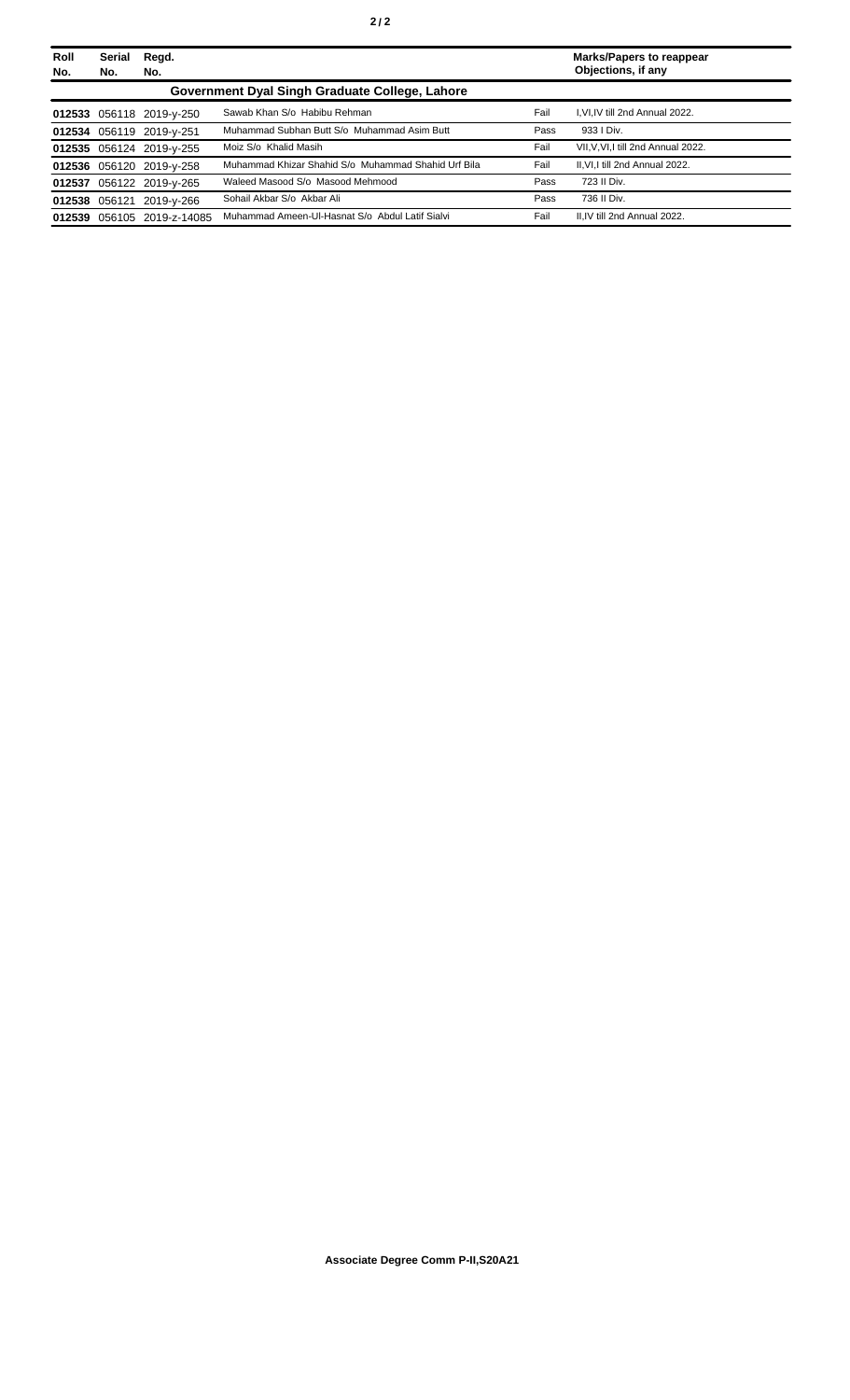| Roll No. | Serial No. | Regd. No. | | | Marks/Papers to reappear Objections, if any |
|---|---|---|---|---|---|
| **Government Dyal Singh Graduate College, Lahore** | | | | | |
| **012533** | 056118 | 2019-y-250 | Sawab Khan S/o Habibu Rehman | Fail | I,VI,IV till 2nd Annual 2022. |
| **012534** | 056119 | 2019-y-251 | Muhammad Subhan Butt S/o Muhammad Asim Butt | Pass | 933 I Div. |
| **012535** | 056124 | 2019-y-255 | Moiz S/o Khalid Masih | Fail | VII,V,VI,I till 2nd Annual 2022. |
| **012536** | 056120 | 2019-y-258 | Muhammad Khizar Shahid S/o Muhammad Shahid Urf Bila | Fail | II,VI,I till 2nd Annual 2022. |
| **012537** | 056122 | 2019-y-265 | Waleed Masood S/o Masood Mehmood | Pass | 723 II Div. |
| **012538** | 056121 | 2019-y-266 | Sohail Akbar S/o Akbar Ali | Pass | 736 II Div. |
| **012539** | 056105 | 2019-z-14085 | Muhammad Ameen-Ul-Hasnat S/o Abdul Latif Sialvi | Fail | II,IV till 2nd Annual 2022. |

**Associate Degree Comm P-II,S20A21**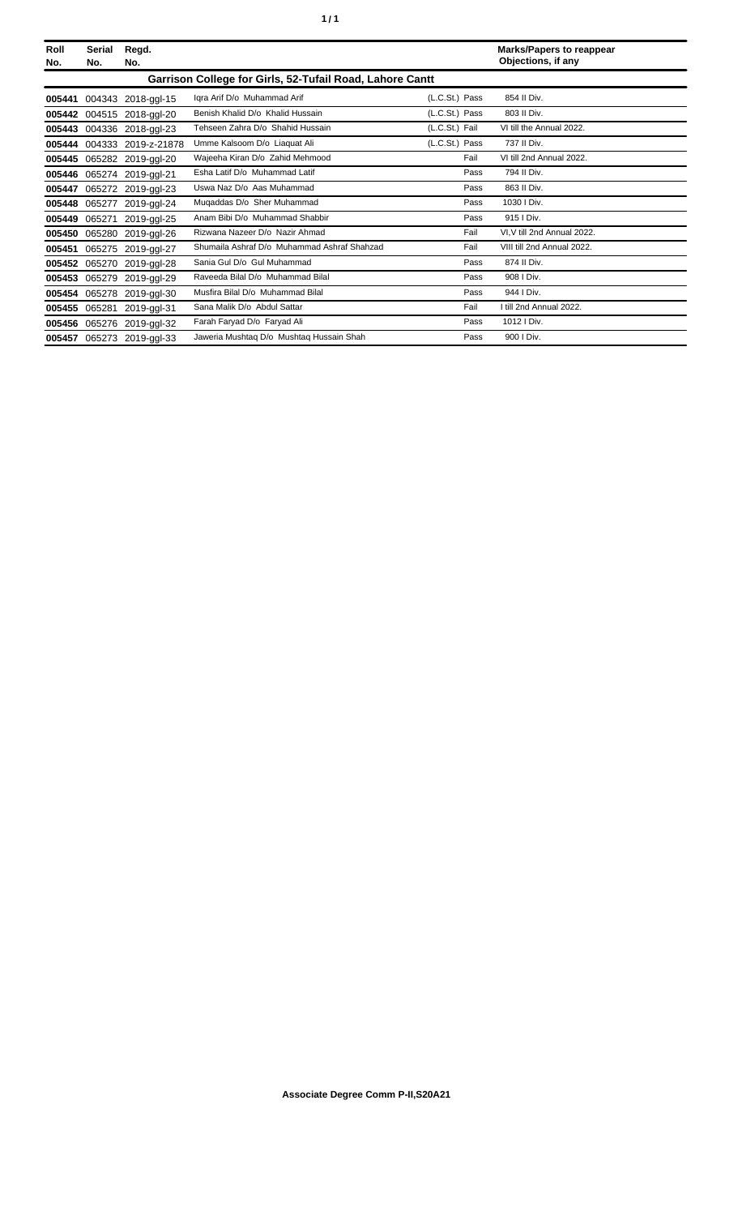| Roll No. | Serial No. | Regd. No. | | | Marks/Papers to reappear Objections, if any |
|---|---|---|---|---|---|
| **Garrison College for Girls, 52-Tufail Road, Lahore Cantt** | | | | | |
| **005441** | 004343 | 2018-ggl-15 | Iqra Arif D/o Muhammad Arif | (L.C.St.) Pass | 854 II Div. |
| **005442** | 004515 | 2018-ggl-20 | Benish Khalid D/o Khalid Hussain | (L.C.St.) Pass | 803 II Div. |
| **005443** | 004336 | 2018-ggl-23 | Tehseen Zahra D/o Shahid Hussain | (L.C.St.) Fail | VI till the Annual 2022. |
| **005444** | 004333 | 2019-z-21878 | Umme Kalsoom D/o Liaquat Ali | (L.C.St.) Pass | 737 II Div. |
| **005445** | 065282 | 2019-ggl-20 | Wajeeha Kiran D/o Zahid Mehmood | Fail | VI till 2nd Annual 2022. |
| **005446** | 065274 | 2019-ggl-21 | Esha Latif D/o Muhammad Latif | Pass | 794 II Div. |
| **005447** | 065272 | 2019-ggl-23 | Uswa Naz D/o Aas Muhammad | Pass | 863 II Div. |
| **005448** | 065277 | 2019-ggl-24 | Muqaddas D/o Sher Muhammad | Pass | 1030 I Div. |
| **005449** | 065271 | 2019-ggl-25 | Anam Bibi D/o Muhammad Shabbir | Pass | 915 I Div. |
| **005450** | 065280 | 2019-ggl-26 | Rizwana Nazeer D/o Nazir Ahmad | Fail | VI,V till 2nd Annual 2022. |
| **005451** | 065275 | 2019-ggl-27 | Shumaila Ashraf D/o Muhammad Ashraf Shahzad | Fail | VIII till 2nd Annual 2022. |
| **005452** | 065270 | 2019-ggl-28 | Sania Gul D/o Gul Muhammad | Pass | 874 II Div. |
| **005453** | 065279 | 2019-ggl-29 | Raveeda Bilal D/o Muhammad Bilal | Pass | 908 I Div. |
| **005454** | 065278 | 2019-ggl-30 | Musfira Bilal D/o Muhammad Bilal | Pass | 944 I Div. |
| **005455** | 065281 | 2019-ggl-31 | Sana Malik D/o Abdul Sattar | Fail | I till 2nd Annual 2022. |
| **005456** | 065276 | 2019-ggl-32 | Farah Faryad D/o Faryad Ali | Pass | 1012 I Div. |
| **005457** | 065273 | 2019-ggl-33 | Jaweria Mushtaq D/o Mushtaq Hussain Shah | Pass | 900 I Div. |

**Associate Degree Comm P-II,S20A21**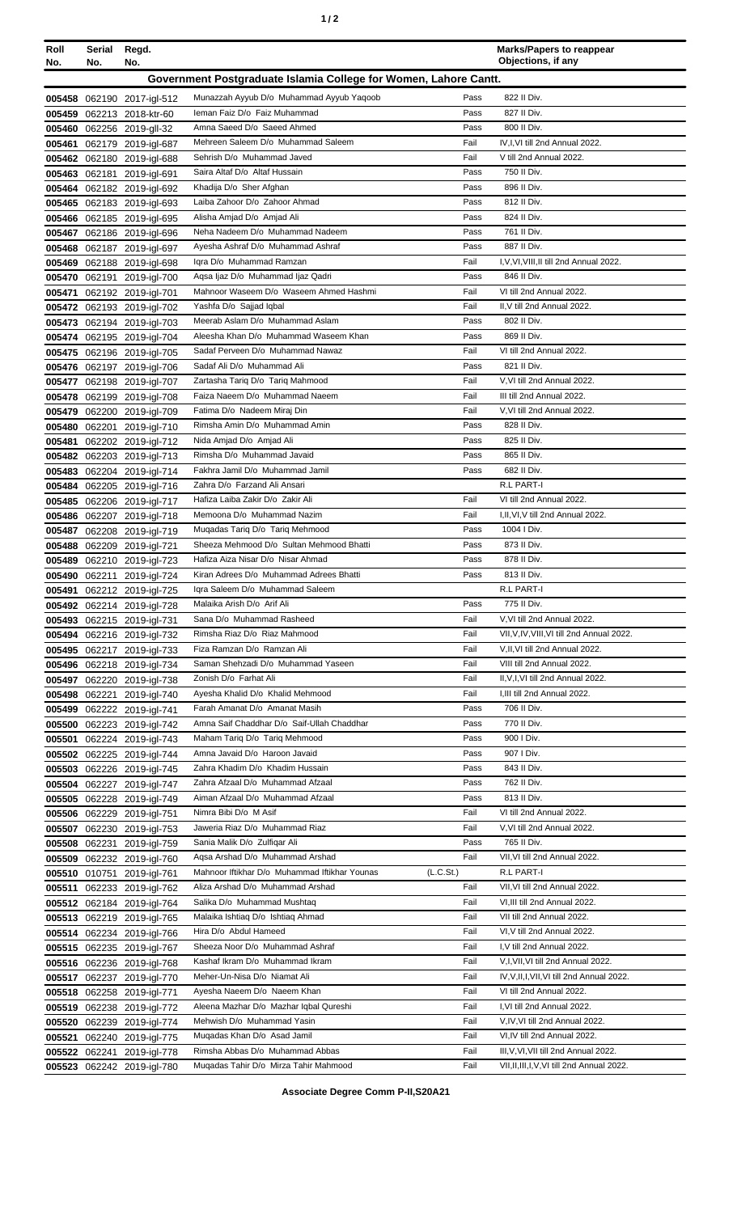| Roll No. | Serial No. | Regd. No. | | | Marks/Papers to reappear Objections, if any |
|---|---|---|---|---|---|
| **Government Postgraduate Islamia College for Women, Lahore Cantt.** | | | | | |
| 005458 | 062190 | 2017-igl-512 | Munazzah Ayyub D/o Muhammad Ayyub Yaqoob | Pass | 822 II Div. |
| 005459 | 062213 | 2018-ktr-60 | Ieman Faiz D/o Faiz Muhammad | Pass | 827 II Div. |
| 005460 | 062256 | 2019-gll-32 | Amna Saeed D/o Saeed Ahmed | Pass | 800 II Div. |
| 005461 | 062179 | 2019-igl-687 | Mehreen Saleem D/o Muhammad Saleem | Fail | IV,I,VI till 2nd Annual 2022. |
| 005462 | 062180 | 2019-igl-688 | Sehrish D/o Muhammad Javed | Fail | V till 2nd Annual 2022. |
| 005463 | 062181 | 2019-igl-691 | Saira Altaf D/o Altaf Hussain | Pass | 750 II Div. |
| 005464 | 062182 | 2019-igl-692 | Khadija D/o Sher Afghan | Pass | 896 II Div. |
| 005465 | 062183 | 2019-igl-693 | Laiba Zahoor D/o Zahoor Ahmad | Pass | 812 II Div. |
| 005466 | 062185 | 2019-igl-695 | Alisha Amjad D/o Amjad Ali | Pass | 824 II Div. |
| 005467 | 062186 | 2019-igl-696 | Neha Nadeem D/o Muhammad Nadeem | Pass | 761 II Div. |
| 005468 | 062187 | 2019-igl-697 | Ayesha Ashraf D/o Muhammad Ashraf | Pass | 887 II Div. |
| 005469 | 062188 | 2019-igl-698 | Iqra D/o Muhammad Ramzan | Fail | I,V,VI,VIII,II till 2nd Annual 2022. |
| 005470 | 062191 | 2019-igl-700 | Aqsa Ijaz D/o Muhammad Ijaz Qadri | Pass | 846 II Div. |
| 005471 | 062192 | 2019-igl-701 | Mahnoor Waseem D/o Waseem Ahmed Hashmi | Fail | VI till 2nd Annual 2022. |
| 005472 | 062193 | 2019-igl-702 | Yashfa D/o Sajjad Iqbal | Fail | II,V till 2nd Annual 2022. |
| 005473 | 062194 | 2019-igl-703 | Meerab Aslam D/o Muhammad Aslam | Pass | 802 II Div. |
| 005474 | 062195 | 2019-igl-704 | Aleesha Khan D/o Muhammad Waseem Khan | Pass | 869 II Div. |
| 005475 | 062196 | 2019-igl-705 | Sadaf Perveen D/o Muhammad Nawaz | Fail | VI till 2nd Annual 2022. |
| 005476 | 062197 | 2019-igl-706 | Sadaf Ali D/o Muhammad Ali | Pass | 821 II Div. |
| 005477 | 062198 | 2019-igl-707 | Zartasha Tariq D/o Tariq Mahmood | Fail | V,VI till 2nd Annual 2022. |
| 005478 | 062199 | 2019-igl-708 | Faiza Naeem D/o Muhammad Naeem | Fail | III till 2nd Annual 2022. |
| 005479 | 062200 | 2019-igl-709 | Fatima D/o Nadeem Miraj Din | Fail | V,VI till 2nd Annual 2022. |
| 005480 | 062201 | 2019-igl-710 | Rimsha Amin D/o Muhammad Amin | Pass | 828 II Div. |
| 005481 | 062202 | 2019-igl-712 | Nida Amjad D/o Amjad Ali | Pass | 825 II Div. |
| 005482 | 062203 | 2019-igl-713 | Rimsha D/o Muhammad Javaid | Pass | 865 II Div. |
| 005483 | 062204 | 2019-igl-714 | Fakhra Jamil D/o Muhammad Jamil | Pass | 682 II Div. |
| 005484 | 062205 | 2019-igl-716 | Zahra D/o Farzand Ali Ansari | | R.L PART-I |
| 005485 | 062206 | 2019-igl-717 | Hafiza Laiba Zakir D/o Zakir Ali | Fail | VI till 2nd Annual 2022. |
| 005486 | 062207 | 2019-igl-718 | Memoona D/o Muhammad Nazim | Fail | I,II,VI,V till 2nd Annual 2022. |
| 005487 | 062208 | 2019-igl-719 | Muqadas Tariq D/o Tariq Mehmood | Pass | 1004 I Div. |
| 005488 | 062209 | 2019-igl-721 | Sheeza Mehmood D/o Sultan Mehmood Bhatti | Pass | 873 II Div. |
| 005489 | 062210 | 2019-igl-723 | Hafiza Aiza Nisar D/o Nisar Ahmad | Pass | 878 II Div. |
| 005490 | 062211 | 2019-igl-724 | Kiran Adrees D/o Muhammad Adrees Bhatti | Pass | 813 II Div. |
| 005491 | 062212 | 2019-igl-725 | Iqra Saleem D/o Muhammad Saleem | | R.L PART-I |
| 005492 | 062214 | 2019-igl-728 | Malaika Arish D/o Arif Ali | Pass | 775 II Div. |
| 005493 | 062215 | 2019-igl-731 | Sana D/o Muhammad Rasheed | Fail | V,VI till 2nd Annual 2022. |
| 005494 | 062216 | 2019-igl-732 | Rimsha Riaz D/o Riaz Mahmood | Fail | VII,V,IV,VIII,VI till 2nd Annual 2022. |
| 005495 | 062217 | 2019-igl-733 | Fiza Ramzan D/o Ramzan Ali | Fail | V,II,VI till 2nd Annual 2022. |
| 005496 | 062218 | 2019-igl-734 | Saman Shehzadi D/o Muhammad Yaseen | Fail | VIII till 2nd Annual 2022. |
| 005497 | 062220 | 2019-igl-738 | Zonish D/o Farhat Ali | Fail | II,V,I,VI till 2nd Annual 2022. |
| 005498 | 062221 | 2019-igl-740 | Ayesha Khalid D/o Khalid Mehmood | Fail | I,III till 2nd Annual 2022. |
| 005499 | 062222 | 2019-igl-741 | Farah Amanat D/o Amanat Masih | Pass | 706 II Div. |
| 005500 | 062223 | 2019-igl-742 | Amna Saif Chaddhar D/o Saif-Ullah Chaddhar | Pass | 770 II Div. |
| 005501 | 062224 | 2019-igl-743 | Maham Tariq D/o Tariq Mehmood | Pass | 900 I Div. |
| 005502 | 062225 | 2019-igl-744 | Amna Javaid D/o Haroon Javaid | Pass | 907 I Div. |
| 005503 | 062226 | 2019-igl-745 | Zahra Khadim D/o Khadim Hussain | Pass | 843 II Div. |
| 005504 | 062227 | 2019-igl-747 | Zahra Afzaal D/o Muhammad Afzaal | Pass | 762 II Div. |
| 005505 | 062228 | 2019-igl-749 | Aiman Afzaal D/o Muhammad Afzaal | Pass | 813 II Div. |
| 005506 | 062229 | 2019-igl-751 | Nimra Bibi D/o M Asif | Fail | VI till 2nd Annual 2022. |
| 005507 | 062230 | 2019-igl-753 | Jaweria Riaz D/o Muhammad Riaz | Fail | V,VI till 2nd Annual 2022. |
| 005508 | 062231 | 2019-igl-759 | Sania Malik D/o Zulfiqar Ali | Pass | 765 II Div. |
| 005509 | 062232 | 2019-igl-760 | Aqsa Arshad D/o Muhammad Arshad | Fail | VII,VI till 2nd Annual 2022. |
| 005510 | 010751 | 2019-igl-761 | Mahnoor Iftikhar D/o Muhammad Iftikhar Younas | (L.C.St.) | R.L PART-I |
| 005511 | 062233 | 2019-igl-762 | Aliza Arshad D/o Muhammad Arshad | Fail | VII,VI till 2nd Annual 2022. |
| 005512 | 062184 | 2019-igl-764 | Salika D/o Muhammad Mushtaq | Fail | VI,III till 2nd Annual 2022. |
| 005513 | 062219 | 2019-igl-765 | Malaika Ishtiaq D/o Ishtiaq Ahmad | Fail | VII till 2nd Annual 2022. |
| 005514 | 062234 | 2019-igl-766 | Hira D/o Abdul Hameed | Fail | VI,V till 2nd Annual 2022. |
| 005515 | 062235 | 2019-igl-767 | Sheeza Noor D/o Muhammad Ashraf | Fail | I,V till 2nd Annual 2022. |
| 005516 | 062236 | 2019-igl-768 | Kashaf Ikram D/o Muhammad Ikram | Fail | V,I,VII,VI till 2nd Annual 2022. |
| 005517 | 062237 | 2019-igl-770 | Meher-Un-Nisa D/o Niamat Ali | Fail | IV,V,II,I,VII,VI till 2nd Annual 2022. |
| 005518 | 062258 | 2019-igl-771 | Ayesha Naeem D/o Naeem Khan | Fail | VI till 2nd Annual 2022. |
| 005519 | 062238 | 2019-igl-772 | Aleena Mazhar D/o Mazhar Iqbal Qureshi | Fail | I,VI till 2nd Annual 2022. |
| 005520 | 062239 | 2019-igl-774 | Mehwish D/o Muhammad Yasin | Fail | V,IV,VI till 2nd Annual 2022. |
| 005521 | 062240 | 2019-igl-775 | Muqadas Khan D/o Asad Jamil | Fail | VI,IV till 2nd Annual 2022. |
| 005522 | 062241 | 2019-igl-778 | Rimsha Abbas D/o Muhammad Abbas | Fail | III,V,VI,VII till 2nd Annual 2022. |
| 005523 | 062242 | 2019-igl-780 | Muqadas Tahir D/o Mirza Tahir Mahmood | Fail | VII,II,III,I,V,VI till 2nd Annual 2022. |

**Associate Degree Comm P-II,S20A21**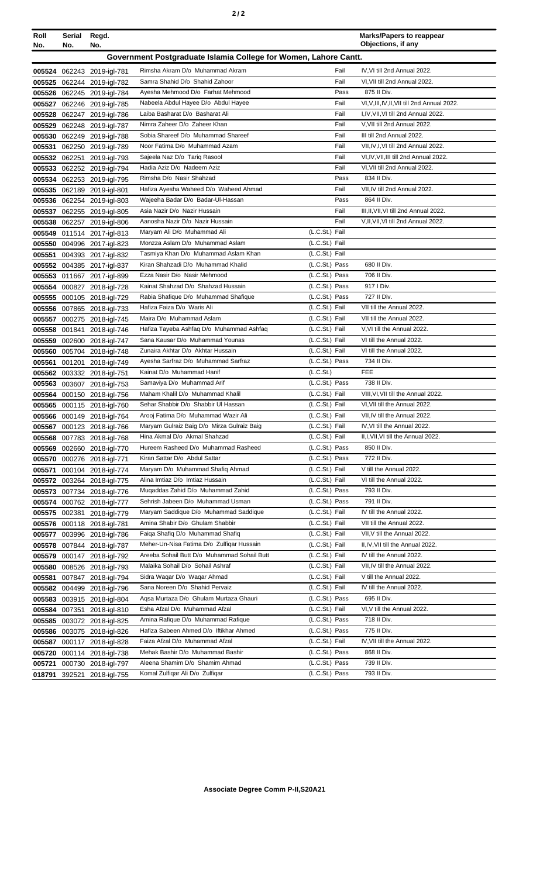| Roll No. | Serial No. | Regd. No. | | | Marks/Papers to reappear Objections, if any |
|---|---|---|---|---|---|
| **Government Postgraduate Islamia College for Women, Lahore Cantt.** | | | | | |
| 005524 | 062243 | 2019-igl-781 | Rimsha Akram D/o Muhammad Akram | Fail | IV,VI till 2nd Annual 2022. |
| 005525 | 062244 | 2019-igl-782 | Samra Shahid D/o Shahid Zahoor | Fail | VI,VII till 2nd Annual 2022. |
| 005526 | 062245 | 2019-igl-784 | Ayesha Mehmood D/o Farhat Mehmood | Pass | 875 II Div. |
| 005527 | 062246 | 2019-igl-785 | Nabeela Abdul Hayee D/o Abdul Hayee | Fail | VI,V,III,IV,II,VII till 2nd Annual 2022. |
| 005528 | 062247 | 2019-igl-786 | Laiba Basharat D/o Basharat Ali | Fail | I,IV,VII,VI till 2nd Annual 2022. |
| 005529 | 062248 | 2019-igl-787 | Nimra Zaheer D/o Zaheer Khan | Fail | V,VII till 2nd Annual 2022. |
| 005530 | 062249 | 2019-igl-788 | Sobia Shareef D/o Muhammad Shareef | Fail | III till 2nd Annual 2022. |
| 005531 | 062250 | 2019-igl-789 | Noor Fatima D/o Muhammad Azam | Fail | VII,IV,I,VI till 2nd Annual 2022. |
| 005532 | 062251 | 2019-igl-793 | Sajeela Naz D/o Tariq Rasool | Fail | VI,IV,VII,III till 2nd Annual 2022. |
| 005533 | 062252 | 2019-igl-794 | Hadia Aziz D/o Nadeem Aziz | Fail | VI,VII till 2nd Annual 2022. |
| 005534 | 062253 | 2019-igl-795 | Rimsha D/o Nasir Shahzad | Pass | 834 II Div. |
| 005535 | 062189 | 2019-igl-801 | Hafiza Ayesha Waheed D/o Waheed Ahmad | Fail | VII,IV till 2nd Annual 2022. |
| 005536 | 062254 | 2019-igl-803 | Wajeeha Badar D/o Badar-Ul-Hassan | Pass | 864 II Div. |
| 005537 | 062255 | 2019-igl-805 | Asia Nazir D/o Nazir Hussain | Fail | III,II,VII,VI till 2nd Annual 2022. |
| 005538 | 062257 | 2019-igl-806 | Aanosha Nazir D/o Nazir Hussain | Fail | V,II,VII,VI till 2nd Annual 2022. |
| 005549 | 011514 | 2017-igl-813 | Maryam Ali D/o Muhammad Ali | (L.C.St.) Fail | |
| 005550 | 004996 | 2017-igl-823 | Monzza Aslam D/o Muhammad Aslam | (L.C.St.) Fail | |
| 005551 | 004393 | 2017-igl-832 | Tasmiya Khan D/o Muhammad Aslam Khan | (L.C.St.) Fail | |
| 005552 | 004385 | 2017-igl-837 | Kiran Shahzadi D/o Muhammad Khalid | (L.C.St.) Pass | 680 II Div. |
| 005553 | 011667 | 2017-igl-899 | Ezza Nasir D/o Nasir Mehmood | (L.C.St.) Pass | 706 II Div. |
| 005554 | 000827 | 2018-igl-728 | Kainat Shahzad D/o Shahzad Hussain | (L.C.St.) Pass | 917 I Div. |
| 005555 | 000105 | 2018-igl-729 | Rabia Shafique D/o Muhammad Shafique | (L.C.St.) Pass | 727 II Div. |
| 005556 | 007865 | 2018-igl-733 | Hafiza Faiza D/o Waris Ali | (L.C.St.) Fail | VII till the Annual 2022. |
| 005557 | 000275 | 2018-igl-745 | Maira D/o Muhammad Aslam | (L.C.St.) Fail | VII till the Annual 2022. |
| 005558 | 001841 | 2018-igl-746 | Hafiza Tayeba Ashfaq D/o Muhammad Ashfaq | (L.C.St.) Fail | V,VI till the Annual 2022. |
| 005559 | 002600 | 2018-igl-747 | Sana Kausar D/o Muhammad Younas | (L.C.St.) Fail | VI till the Annual 2022. |
| 005560 | 005704 | 2018-igl-748 | Zunaira Akhtar D/o Akhtar Hussain | (L.C.St.) Fail | VI till the Annual 2022. |
| 005561 | 001201 | 2018-igl-749 | Ayesha Sarfraz D/o Muhammad Sarfraz | (L.C.St.) Pass | 734 II Div. |
| 005562 | 003332 | 2018-igl-751 | Kainat D/o Muhammad Hanif | (L.C.St.) | FEE |
| 005563 | 003607 | 2018-igl-753 | Samaviya D/o Muhammad Arif | (L.C.St.) Pass | 738 II Div. |
| 005564 | 000150 | 2018-igl-756 | Maham Khalil D/o Muhammad Khalil | (L.C.St.) Fail | VIII,VI,VII till the Annual 2022. |
| 005565 | 000115 | 2018-igl-760 | Sehar Shabbir D/o Shabbir Ul Hassan | (L.C.St.) Fail | VI,VII till the Annual 2022. |
| 005566 | 000149 | 2018-igl-764 | Arooj Fatima D/o Muhammad Wazir Ali | (L.C.St.) Fail | VII,IV till the Annual 2022. |
| 005567 | 000123 | 2018-igl-766 | Maryam Gulraiz Baig D/o Mirza Gulraiz Baig | (L.C.St.) Fail | IV,VI till the Annual 2022. |
| 005568 | 007783 | 2018-igl-768 | Hina Akmal D/o Akmal Shahzad | (L.C.St.) Fail | II,I,VII,VI till the Annual 2022. |
| 005569 | 002660 | 2018-igl-770 | Hureem Rasheed D/o Muhammad Rasheed | (L.C.St.) Pass | 850 II Div. |
| 005570 | 000276 | 2018-igl-771 | Kiran Sattar D/o Abdul Sattar | (L.C.St.) Pass | 772 II Div. |
| 005571 | 000104 | 2018-igl-774 | Maryam D/o Muhammad Shafiq Ahmad | (L.C.St.) Fail | V till the Annual 2022. |
| 005572 | 003264 | 2018-igl-775 | Alina Imtiaz D/o Imtiaz Hussain | (L.C.St.) Fail | VI till the Annual 2022. |
| 005573 | 007734 | 2018-igl-776 | Muqaddas Zahid D/o Muhammad Zahid | (L.C.St.) Pass | 793 II Div. |
| 005574 | 000762 | 2018-igl-777 | Sehrish Jabeen D/o Muhammad Usman | (L.C.St.) Pass | 791 II Div. |
| 005575 | 002381 | 2018-igl-779 | Maryam Saddique D/o Muhammad Saddique | (L.C.St.) Fail | IV till the Annual 2022. |
| 005576 | 000118 | 2018-igl-781 | Amina Shabir D/o Ghulam Shabbir | (L.C.St.) Fail | VII till the Annual 2022. |
| 005577 | 003996 | 2018-igl-786 | Faiqa Shafiq D/o Muhammad Shafiq | (L.C.St.) Fail | VII,V till the Annual 2022. |
| 005578 | 007844 | 2018-igl-787 | Meher-Un-Nisa Fatima D/o Zulfiqar Hussain | (L.C.St.) Fail | II,IV,VII till the Annual 2022. |
| 005579 | 000147 | 2018-igl-792 | Areeba Sohail Butt D/o Muhammad Sohail Butt | (L.C.St.) Fail | IV till the Annual 2022. |
| 005580 | 008526 | 2018-igl-793 | Malaika Sohail D/o Sohail Ashraf | (L.C.St.) Fail | VII,IV till the Annual 2022. |
| 005581 | 007847 | 2018-igl-794 | Sidra Waqar D/o Waqar Ahmad | (L.C.St.) Fail | V till the Annual 2022. |
| 005582 | 004499 | 2018-igl-796 | Sana Noreen D/o Shahid Pervaiz | (L.C.St.) Fail | IV till the Annual 2022. |
| 005583 | 003915 | 2018-igl-804 | Aqsa Murtaza D/o Ghulam Murtaza Ghauri | (L.C.St.) Pass | 695 II Div. |
| 005584 | 007351 | 2018-igl-810 | Esha Afzal D/o Muhammad Afzal | (L.C.St.) Fail | VI,V till the Annual 2022. |
| 005585 | 003072 | 2018-igl-825 | Amina Rafique D/o Muhammad Rafique | (L.C.St.) Pass | 718 II Div. |
| 005586 | 003075 | 2018-igl-826 | Hafiza Sabeen Ahmed D/o Iftikhar Ahmed | (L.C.St.) Pass | 775 II Div. |
| 005587 | 000117 | 2018-igl-828 | Faiza Afzal D/o Muhammad Afzal | (L.C.St.) Fail | IV,VII till the Annual 2022. |
| 005720 | 000114 | 2018-igl-738 | Mehak Bashir D/o Muhammad Bashir | (L.C.St.) Pass | 868 II Div. |
| 005721 | 000730 | 2018-igl-797 | Aleena Shamim D/o Shamim Ahmad | (L.C.St.) Pass | 739 II Div. |
| 018791 | 392521 | 2018-igl-755 | Komal Zulfiqar Ali D/o Zulfiqar | (L.C.St.) Pass | 793 II Div. |

**Associate Degree Comm P-II,S20A21**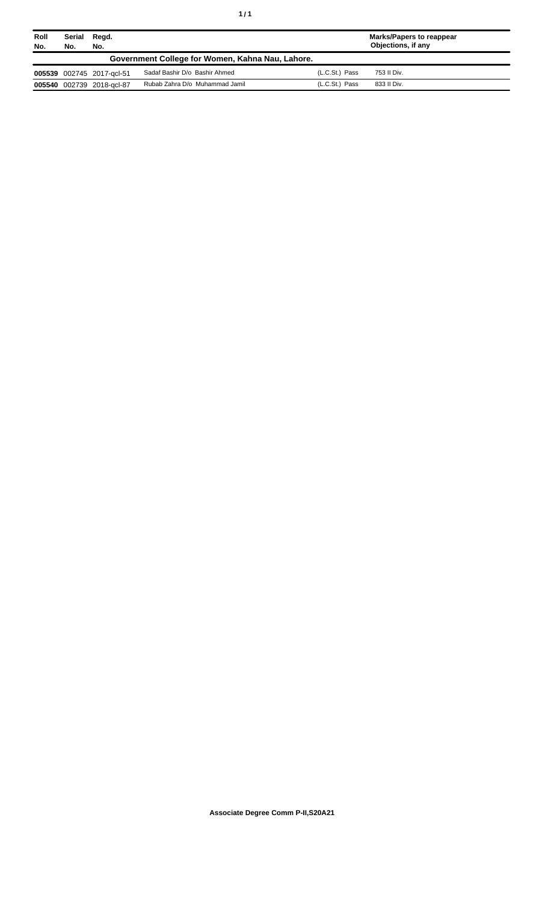| Roll No. | Serial No. | Regd. No. | | | Marks/Papers to reappear Objections, if any |
|---|---|---|---|---|---|
| **Government College for Women, Kahna Nau, Lahore.** | | | | | |
| **005539** | 002745 | 2017-qcl-51 | Sadaf Bashir D/o Bashir Ahmed | (L.C.St.) Pass | 753 II Div. |
| **005540** | 002739 | 2018-qcl-87 | Rubab Zahra D/o Muhammad Jamil | (L.C.St.) Pass | 833 II Div. |

**Associate Degree Comm P-II,S20A21**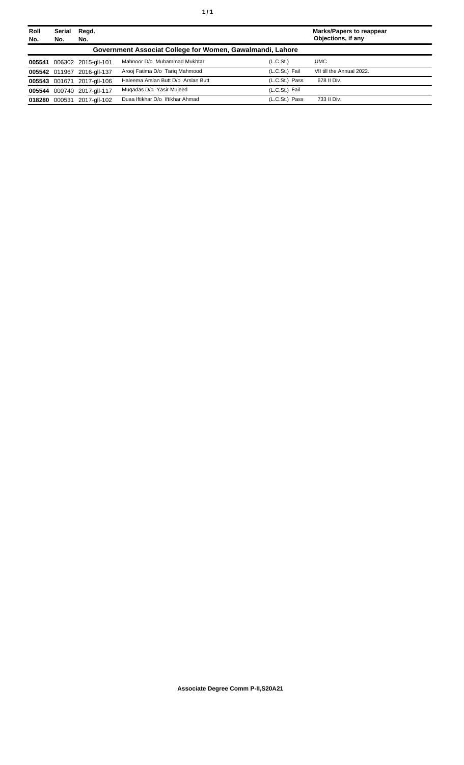| Roll No. | Serial No. | Regd. No. | | | Marks/Papers to reappear Objections, if any |
|---|---|---|---|---|---|
| **Government Associat College for Women, Gawalmandi, Lahore** | | | | | |
| **005541** | 006302 | 2015-gll-101 | Mahnoor D/o Muhammad Mukhtar | (L.C.St.) | UMC |
| **005542** | 011967 | 2016-gll-137 | Arooj Fatima D/o Tariq Mahmood | (L.C.St.) Fail | VII till the Annual 2022. |
| **005543** | 001671 | 2017-gll-106 | Haleema Arslan Butt D/o Arslan Butt | (L.C.St.) Pass | 678 II Div. |
| **005544** | 000740 | 2017-gll-117 | Muqadas D/o Yasir Mujeed | (L.C.St.) Fail | |
| **018280** | 000531 | 2017-gll-102 | Duaa Iftikhar D/o Iftikhar Ahmad | (L.C.St.) Pass | 733 II Div. |

**Associate Degree Comm P-II,S20A21**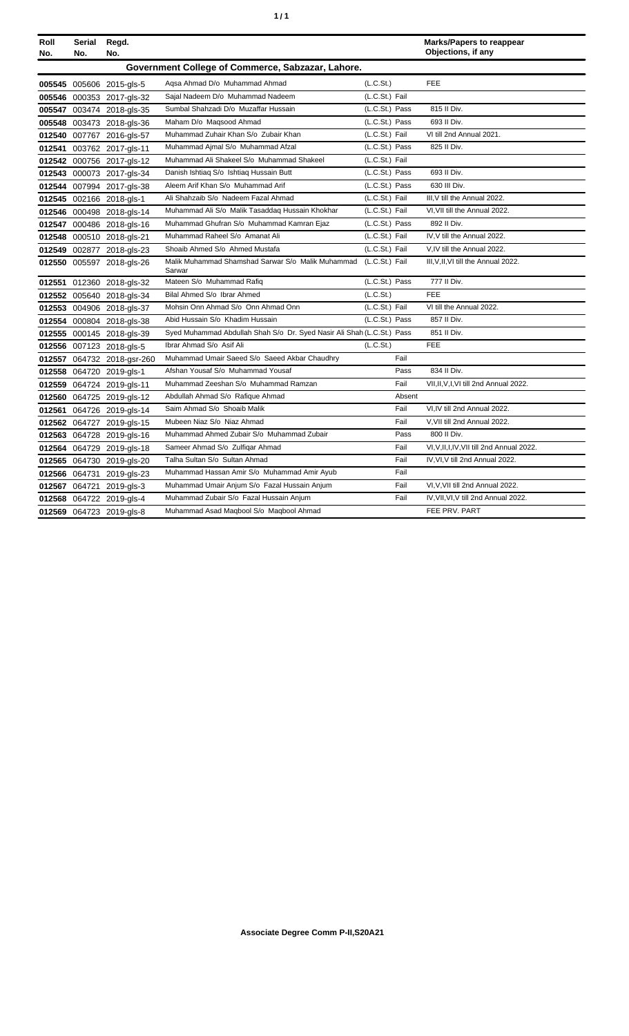| Roll No. | Serial No. | Regd. No. | | | Marks/Papers to reappear Objections, if any |
|---|---|---|---|---|---|
| **Government College of Commerce, Sabzazar, Lahore.** | | | | | |
| 005545 | 005606 | 2015-gls-5 | Aqsa Ahmad D/o Muhammad Ahmad | (L.C.St.) | FEE |
| 005546 | 000353 | 2017-gls-32 | Sajal Nadeem D/o Muhammad Nadeem | (L.C.St.) Fail | |
| 005547 | 003474 | 2018-gls-35 | Sumbal Shahzadi D/o Muzaffar Hussain | (L.C.St.) Pass | 815 II Div. |
| 005548 | 003473 | 2018-gls-36 | Maham D/o Maqsood Ahmad | (L.C.St.) Pass | 693 II Div. |
| 012540 | 007767 | 2016-gls-57 | Muhammad Zuhair Khan S/o Zubair Khan | (L.C.St.) Fail | VI till 2nd Annual 2021. |
| 012541 | 003762 | 2017-gls-11 | Muhammad Ajmal S/o Muhammad Afzal | (L.C.St.) Pass | 825 II Div. |
| 012542 | 000756 | 2017-gls-12 | Muhammad Ali Shakeel S/o Muhammad Shakeel | (L.C.St.) Fail | |
| 012543 | 000073 | 2017-gls-34 | Danish Ishtiaq S/o Ishtiaq Hussain Butt | (L.C.St.) Pass | 693 II Div. |
| 012544 | 007994 | 2017-gls-38 | Aleem Arif Khan S/o Muhammad Arif | (L.C.St.) Pass | 630 III Div. |
| 012545 | 002166 | 2018-gls-1 | Ali Shahzaib S/o Nadeem Fazal Ahmad | (L.C.St.) Fail | III,V till the Annual 2022. |
| 012546 | 000498 | 2018-gls-14 | Muhammad Ali S/o Malik Tasaddaq Hussain Khokhar | (L.C.St.) Fail | VI,VII till the Annual 2022. |
| 012547 | 000486 | 2018-gls-16 | Muhammad Ghufran S/o Muhammad Kamran Ejaz | (L.C.St.) Pass | 892 II Div. |
| 012548 | 000510 | 2018-gls-21 | Muhammad Raheel S/o Amanat Ali | (L.C.St.) Fail | IV,V till the Annual 2022. |
| 012549 | 002877 | 2018-gls-23 | Shoaib Ahmed S/o Ahmed Mustafa | (L.C.St.) Fail | V,IV till the Annual 2022. |
| 012550 | 005597 | 2018-gls-26 | Malik Muhammad Shamshad Sarwar S/o Malik Muhammad Sarwar | (L.C.St.) Fail | III,V,II,VI till the Annual 2022. |
| 012551 | 012360 | 2018-gls-32 | Mateen S/o Muhammad Rafiq | (L.C.St.) Pass | 777 II Div. |
| 012552 | 005640 | 2018-gls-34 | Bilal Ahmed S/o Ibrar Ahmed | (L.C.St.) | FEE |
| 012553 | 004906 | 2018-gls-37 | Mohsin Onn Ahmad S/o Onn Ahmad Onn | (L.C.St.) Fail | VI till the Annual 2022. |
| 012554 | 000804 | 2018-gls-38 | Abid Hussain S/o Khadim Hussain | (L.C.St.) Pass | 857 II Div. |
| 012555 | 000145 | 2018-gls-39 | Syed Muhammad Abdullah Shah S/o Dr. Syed Nasir Ali Shah | (L.C.St.) Pass | 851 II Div. |
| 012556 | 007123 | 2018-gls-5 | Ibrar Ahmad S/o Asif Ali | (L.C.St.) | FEE |
| 012557 | 064732 | 2018-gsr-260 | Muhammad Umair Saeed S/o Saeed Akbar Chaudhry | Fail | |
| 012558 | 064720 | 2019-gls-1 | Afshan Yousaf S/o Muhammad Yousaf | Pass | 834 II Div. |
| 012559 | 064724 | 2019-gls-11 | Muhammad Zeeshan S/o Muhammad Ramzan | Fail | VII,II,V,I,VI till 2nd Annual 2022. |
| 012560 | 064725 | 2019-gls-12 | Abdullah Ahmad S/o Rafique Ahmad | Absent | |
| 012561 | 064726 | 2019-gls-14 | Saim Ahmad S/o Shoaib Malik | Fail | VI,IV till 2nd Annual 2022. |
| 012562 | 064727 | 2019-gls-15 | Mubeen Niaz S/o Niaz Ahmad | Fail | V,VII till 2nd Annual 2022. |
| 012563 | 064728 | 2019-gls-16 | Muhammad Ahmed Zubair S/o Muhammad Zubair | Pass | 800 II Div. |
| 012564 | 064729 | 2019-gls-18 | Sameer Ahmad S/o Zulfiqar Ahmad | Fail | VI,V,II,I,IV,VII till 2nd Annual 2022. |
| 012565 | 064730 | 2019-gls-20 | Talha Sultan S/o Sultan Ahmad | Fail | IV,VI,V till 2nd Annual 2022. |
| 012566 | 064731 | 2019-gls-23 | Muhammad Hassan Amir S/o Muhammad Amir Ayub | Fail | |
| 012567 | 064721 | 2019-gls-3 | Muhammad Umair Anjum S/o Fazal Hussain Anjum | Fail | VI,V,VII till 2nd Annual 2022. |
| 012568 | 064722 | 2019-gls-4 | Muhammad Zubair S/o Fazal Hussain Anjum | Fail | IV,VII,VI,V till 2nd Annual 2022. |
| 012569 | 064723 | 2019-gls-8 | Muhammad Asad Maqbool S/o Maqbool Ahmad | | FEE PRV. PART |

**Associate Degree Comm P-II,S20A21**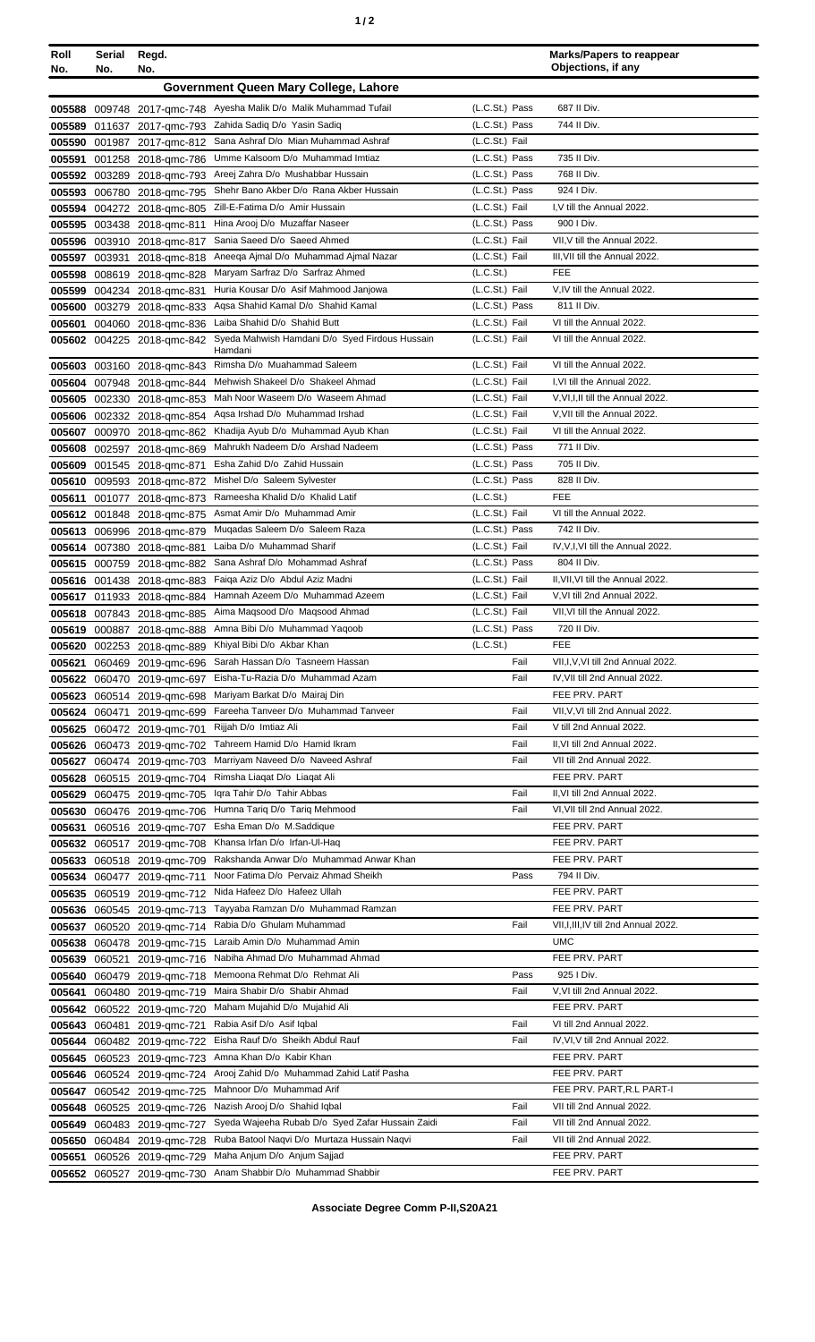| Roll No. | Serial No. | Regd. No. | | | Marks/Papers to reappear Objections, if any |
|---|---|---|---|---|---|
| **Government Queen Mary College, Lahore** | | | | | |
| 005588 | 009748 | 2017-qmc-748 | Ayesha Malik D/o Malik Muhammad Tufail | (L.C.St.) Pass | 687 II Div. |
| 005589 | 011637 | 2017-qmc-793 | Zahida Sadiq D/o Yasin Sadiq | (L.C.St.) Pass | 744 II Div. |
| 005590 | 001987 | 2017-qmc-812 | Sana Ashraf D/o Mian Muhammad Ashraf | (L.C.St.) Fail | |
| 005591 | 001258 | 2018-qmc-786 | Umme Kalsoom D/o Muhammad Imtiaz | (L.C.St.) Pass | 735 II Div. |
| 005592 | 003289 | 2018-qmc-793 | Areej Zahra D/o Mushabbar Hussain | (L.C.St.) Pass | 768 II Div. |
| 005593 | 006780 | 2018-qmc-795 | Shehr Bano Akber D/o Rana Akber Hussain | (L.C.St.) Pass | 924 I Div. |
| 005594 | 004272 | 2018-qmc-805 | Zill-E-Fatima D/o Amir Hussain | (L.C.St.) Fail | I,V till the Annual 2022. |
| 005595 | 003438 | 2018-qmc-811 | Hina Arooj D/o Muzaffar Naseer | (L.C.St.) Pass | 900 I Div. |
| 005596 | 003910 | 2018-qmc-817 | Sania Saeed D/o Saeed Ahmed | (L.C.St.) Fail | VII,V till the Annual 2022. |
| 005597 | 003931 | 2018-qmc-818 | Aneeqa Ajmal D/o Muhammad Ajmal Nazar | (L.C.St.) Fail | III,VII till the Annual 2022. |
| 005598 | 008619 | 2018-qmc-828 | Maryam Sarfraz D/o Sarfraz Ahmed | (L.C.St.) | FEE |
| 005599 | 004234 | 2018-qmc-831 | Huria Kousar D/o Asif Mahmood Janjowa | (L.C.St.) Fail | V,IV till the Annual 2022. |
| 005600 | 003279 | 2018-qmc-833 | Aqsa Shahid Kamal D/o Shahid Kamal | (L.C.St.) Pass | 811 II Div. |
| 005601 | 004060 | 2018-qmc-836 | Laiba Shahid D/o Shahid Butt | (L.C.St.) Fail | VI till the Annual 2022. |
| 005602 | 004225 | 2018-qmc-842 | Syeda Mahwish Hamdani D/o Syed Firdous Hussain Hamdani | (L.C.St.) Fail | VI till the Annual 2022. |
| 005603 | 003160 | 2018-qmc-843 | Rimsha D/o Muahammad Saleem | (L.C.St.) Fail | VI till the Annual 2022. |
| 005604 | 007948 | 2018-qmc-844 | Mehwish Shakeel D/o Shakeel Ahmad | (L.C.St.) Fail | I,VI till the Annual 2022. |
| 005605 | 002330 | 2018-qmc-853 | Mah Noor Waseem D/o Waseem Ahmad | (L.C.St.) Fail | V,VI,I,II till the Annual 2022. |
| 005606 | 002332 | 2018-qmc-854 | Aqsa Irshad D/o Muhammad Irshad | (L.C.St.) Fail | V,VII till the Annual 2022. |
| 005607 | 000970 | 2018-qmc-862 | Khadija Ayub D/o Muhammad Ayub Khan | (L.C.St.) Fail | VI till the Annual 2022. |
| 005608 | 002597 | 2018-qmc-869 | Mahrukh Nadeem D/o Arshad Nadeem | (L.C.St.) Pass | 771 II Div. |
| 005609 | 001545 | 2018-qmc-871 | Esha Zahid D/o Zahid Hussain | (L.C.St.) Pass | 705 II Div. |
| 005610 | 009593 | 2018-qmc-872 | Mishel D/o Saleem Sylvester | (L.C.St.) Pass | 828 II Div. |
| 005611 | 001077 | 2018-qmc-873 | Rameesha Khalid D/o Khalid Latif | (L.C.St.) | FEE |
| 005612 | 001848 | 2018-qmc-875 | Asmat Amir D/o Muhammad Amir | (L.C.St.) Fail | VI till the Annual 2022. |
| 005613 | 006996 | 2018-qmc-879 | Muqadas Saleem D/o Saleem Raza | (L.C.St.) Pass | 742 II Div. |
| 005614 | 007380 | 2018-qmc-881 | Laiba D/o Muhammad Sharif | (L.C.St.) Fail | IV,V,I,VI till the Annual 2022. |
| 005615 | 000759 | 2018-qmc-882 | Sana Ashraf D/o Mohammad Ashraf | (L.C.St.) Pass | 804 II Div. |
| 005616 | 001438 | 2018-qmc-883 | Faiqa Aziz D/o Abdul Aziz Madni | (L.C.St.) Fail | II,VII,VI till the Annual 2022. |
| 005617 | 011933 | 2018-qmc-884 | Hamnah Azeem D/o Muhammad Azeem | (L.C.St.) Fail | V,VI till 2nd Annual 2022. |
| 005618 | 007843 | 2018-qmc-885 | Aima Maqsood D/o Maqsood Ahmad | (L.C.St.) Fail | VII,VI till the Annual 2022. |
| 005619 | 000887 | 2018-qmc-888 | Amna Bibi D/o Muhammad Yaqoob | (L.C.St.) Pass | 720 II Div. |
| 005620 | 002253 | 2018-qmc-889 | Khiyal Bibi D/o Akbar Khan | (L.C.St.) | FEE |
| 005621 | 060469 | 2019-qmc-696 | Sarah Hassan D/o Tasneem Hassan | Fail | VII,I,V,VI till 2nd Annual 2022. |
| 005622 | 060470 | 2019-qmc-697 | Eisha-Tu-Razia D/o Muhammad Azam | Fail | IV,VII till 2nd Annual 2022. |
| 005623 | 060514 | 2019-qmc-698 | Mariyam Barkat D/o Mairaj Din | | FEE PRV. PART |
| 005624 | 060471 | 2019-qmc-699 | Fareeha Tanveer D/o Muhammad Tanveer | Fail | VII,V,VI till 2nd Annual 2022. |
| 005625 | 060472 | 2019-qmc-701 | Rijjah D/o Imtiaz Ali | Fail | V till 2nd Annual 2022. |
| 005626 | 060473 | 2019-qmc-702 | Tahreem Hamid D/o Hamid Ikram | Fail | II,VI till 2nd Annual 2022. |
| 005627 | 060474 | 2019-qmc-703 | Marriyam Naveed D/o Naveed Ashraf | Fail | VII till 2nd Annual 2022. |
| 005628 | 060515 | 2019-qmc-704 | Rimsha Liaqat D/o Liaqat Ali | | FEE PRV. PART |
| 005629 | 060475 | 2019-qmc-705 | Iqra Tahir D/o Tahir Abbas | Fail | II,VI till 2nd Annual 2022. |
| 005630 | 060476 | 2019-qmc-706 | Humna Tariq D/o Tariq Mehmood | Fail | VI,VII till 2nd Annual 2022. |
| 005631 | 060516 | 2019-qmc-707 | Esha Eman D/o M.Saddique | | FEE PRV. PART |
| 005632 | 060517 | 2019-qmc-708 | Khansa Irfan D/o Irfan-Ul-Haq | | FEE PRV. PART |
| 005633 | 060518 | 2019-qmc-709 | Rakshanda Anwar D/o Muhammad Anwar Khan | | FEE PRV. PART |
| 005634 | 060477 | 2019-qmc-711 | Noor Fatima D/o Pervaiz Ahmad Sheikh | Pass | 794 II Div. |
| 005635 | 060519 | 2019-qmc-712 | Nida Hafeez D/o Hafeez Ullah | | FEE PRV. PART |
| 005636 | 060545 | 2019-qmc-713 | Tayyaba Ramzan D/o Muhammad Ramzan | | FEE PRV. PART |
| 005637 | 060520 | 2019-qmc-714 | Rabia D/o Ghulam Muhammad | Fail | VII,I,III,IV till 2nd Annual 2022. |
| 005638 | 060478 | 2019-qmc-715 | Laraib Amin D/o Muhammad Amin | | UMC |
| 005639 | 060521 | 2019-qmc-716 | Nabiha Ahmad D/o Muhammad Ahmad | | FEE PRV. PART |
| 005640 | 060479 | 2019-qmc-718 | Memoona Rehmat D/o Rehmat Ali | Pass | 925 I Div. |
| 005641 | 060480 | 2019-qmc-719 | Maira Shabir D/o Shabir Ahmad | Fail | V,VI till 2nd Annual 2022. |
| 005642 | 060522 | 2019-qmc-720 | Maham Mujahid D/o Mujahid Ali | | FEE PRV. PART |
| 005643 | 060481 | 2019-qmc-721 | Rabia Asif D/o Asif Iqbal | Fail | VI till 2nd Annual 2022. |
| 005644 | 060482 | 2019-qmc-722 | Eisha Rauf D/o Sheikh Abdul Rauf | Fail | IV,VI,V till 2nd Annual 2022. |
| 005645 | 060523 | 2019-qmc-723 | Amna Khan D/o Kabir Khan | | FEE PRV. PART |
| 005646 | 060524 | 2019-qmc-724 | Arooj Zahid D/o Muhammad Zahid Latif Pasha | | FEE PRV. PART |
| 005647 | 060542 | 2019-qmc-725 | Mahnoor D/o Muhammad Arif | | FEE PRV. PART,R.L PART-I |
| 005648 | 060525 | 2019-qmc-726 | Nazish Arooj D/o Shahid Iqbal | Fail | VII till 2nd Annual 2022. |
| 005649 | 060483 | 2019-qmc-727 | Syeda Wajeeha Rubab D/o Syed Zafar Hussain Zaidi | Fail | VII till 2nd Annual 2022. |
| 005650 | 060484 | 2019-qmc-728 | Ruba Batool Naqvi D/o Murtaza Hussain Naqvi | Fail | VII till 2nd Annual 2022. |
| 005651 | 060526 | 2019-qmc-729 | Maha Anjum D/o Anjum Sajjad | | FEE PRV. PART |
| 005652 | 060527 | 2019-qmc-730 | Anam Shabbir D/o Muhammad Shabbir | | FEE PRV. PART |

**Associate Degree Comm P-II,S20A21**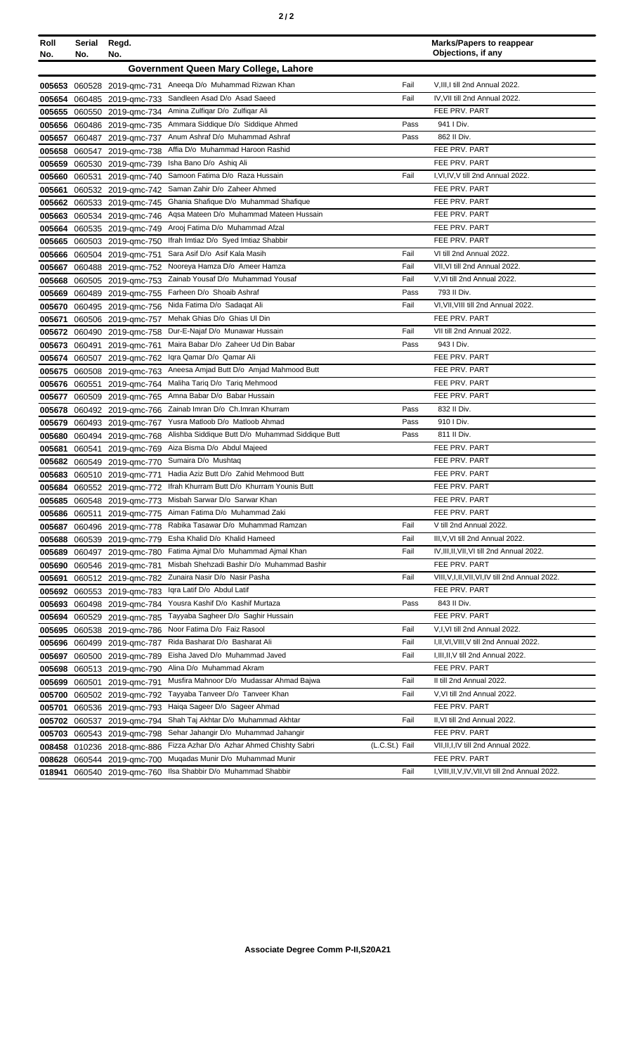| Roll No. | Serial No. | Regd. No. | | | Marks/Papers to reappear Objections, if any |
|---|---|---|---|---|---|
| **Government Queen Mary College, Lahore** | | | | | |
| 005653 | 060528 | 2019-qmc-731 | Aneeqa D/o Muhammad Rizwan Khan | Fail | V,III,I till 2nd Annual 2022. |
| 005654 | 060485 | 2019-qmc-733 | Sandleen Asad D/o Asad Saeed | Fail | IV,VII till 2nd Annual 2022. |
| 005655 | 060550 | 2019-qmc-734 | Amina Zulfiqar D/o Zulfiqar Ali | | FEE PRV. PART |
| 005656 | 060486 | 2019-qmc-735 | Ammara Siddique D/o Siddique Ahmed | Pass | 941 I Div. |
| 005657 | 060487 | 2019-qmc-737 | Anum Ashraf D/o Muhammad Ashraf | Pass | 862 II Div. |
| 005658 | 060547 | 2019-qmc-738 | Affia D/o Muhammad Haroon Rashid | | FEE PRV. PART |
| 005659 | 060530 | 2019-qmc-739 | Isha Bano D/o Ashiq Ali | | FEE PRV. PART |
| 005660 | 060531 | 2019-qmc-740 | Samoon Fatima D/o Raza Hussain | Fail | I,VI,IV,V till 2nd Annual 2022. |
| 005661 | 060532 | 2019-qmc-742 | Saman Zahir D/o Zaheer Ahmed | | FEE PRV. PART |
| 005662 | 060533 | 2019-qmc-745 | Ghania Shafique D/o Muhammad Shafique | | FEE PRV. PART |
| 005663 | 060534 | 2019-qmc-746 | Aqsa Mateen D/o Muhammad Mateen Hussain | | FEE PRV. PART |
| 005664 | 060535 | 2019-qmc-749 | Arooj Fatima D/o Muhammad Afzal | | FEE PRV. PART |
| 005665 | 060503 | 2019-qmc-750 | Ifrah Imtiaz D/o Syed Imtiaz Shabbir | | FEE PRV. PART |
| 005666 | 060504 | 2019-qmc-751 | Sara Asif D/o Asif Kala Masih | Fail | VI till 2nd Annual 2022. |
| 005667 | 060488 | 2019-qmc-752 | Nooreya Hamza D/o Ameer Hamza | Fail | VII,VI till 2nd Annual 2022. |
| 005668 | 060505 | 2019-qmc-753 | Zainab Yousaf D/o Muhammad Yousaf | Fail | V,VI till 2nd Annual 2022. |
| 005669 | 060489 | 2019-qmc-755 | Farheen D/o Shoaib Ashraf | Pass | 793 II Div. |
| 005670 | 060495 | 2019-qmc-756 | Nida Fatima D/o Sadaqat Ali | Fail | VI,VII,VIII till 2nd Annual 2022. |
| 005671 | 060506 | 2019-qmc-757 | Mehak Ghias D/o Ghias Ul Din | | FEE PRV. PART |
| 005672 | 060490 | 2019-qmc-758 | Dur-E-Najaf D/o Munawar Hussain | Fail | VII till 2nd Annual 2022. |
| 005673 | 060491 | 2019-qmc-761 | Maira Babar D/o Zaheer Ud Din Babar | Pass | 943 I Div. |
| 005674 | 060507 | 2019-qmc-762 | Iqra Qamar D/o Qamar Ali | | FEE PRV. PART |
| 005675 | 060508 | 2019-qmc-763 | Aneesa Amjad Butt D/o Amjad Mahmood Butt | | FEE PRV. PART |
| 005676 | 060551 | 2019-qmc-764 | Maliha Tariq D/o Tariq Mehmood | | FEE PRV. PART |
| 005677 | 060509 | 2019-qmc-765 | Amna Babar D/o Babar Hussain | | FEE PRV. PART |
| 005678 | 060492 | 2019-qmc-766 | Zainab Imran D/o Ch.Imran Khurram | Pass | 832 II Div. |
| 005679 | 060493 | 2019-qmc-767 | Yusra Matloob D/o Matloob Ahmad | Pass | 910 I Div. |
| 005680 | 060494 | 2019-qmc-768 | Alishba Siddique Butt D/o Muhammad Siddique Butt | Pass | 811 II Div. |
| 005681 | 060541 | 2019-qmc-769 | Aiza Bisma D/o Abdul Majeed | | FEE PRV. PART |
| 005682 | 060549 | 2019-qmc-770 | Sumaira D/o Mushtaq | | FEE PRV. PART |
| 005683 | 060510 | 2019-qmc-771 | Hadia Aziz Butt D/o Zahid Mehmood Butt | | FEE PRV. PART |
| 005684 | 060552 | 2019-qmc-772 | Ifrah Khurram Butt D/o Khurram Younis Butt | | FEE PRV. PART |
| 005685 | 060548 | 2019-qmc-773 | Misbah Sarwar D/o Sarwar Khan | | FEE PRV. PART |
| 005686 | 060511 | 2019-qmc-775 | Aiman Fatima D/o Muhammad Zaki | | FEE PRV. PART |
| 005687 | 060496 | 2019-qmc-778 | Rabika Tasawar D/o Muhammad Ramzan | Fail | V till 2nd Annual 2022. |
| 005688 | 060539 | 2019-qmc-779 | Esha Khalid D/o Khalid Hameed | Fail | III,V,VI till 2nd Annual 2022. |
| 005689 | 060497 | 2019-qmc-780 | Fatima Ajmal D/o Muhammad Ajmal Khan | Fail | IV,III,II,VII,VI till 2nd Annual 2022. |
| 005690 | 060546 | 2019-qmc-781 | Misbah Shehzadi Bashir D/o Muhammad Bashir | | FEE PRV. PART |
| 005691 | 060512 | 2019-qmc-782 | Zunaira Nasir D/o Nasir Pasha | Fail | VIII,V,I,II,VII,VI,IV till 2nd Annual 2022. |
| 005692 | 060553 | 2019-qmc-783 | Iqra Latif D/o Abdul Latif | | FEE PRV. PART |
| 005693 | 060498 | 2019-qmc-784 | Yousra Kashif D/o Kashif Murtaza | Pass | 843 II Div. |
| 005694 | 060529 | 2019-qmc-785 | Tayyaba Sagheer D/o Saghir Hussain | | FEE PRV. PART |
| 005695 | 060538 | 2019-qmc-786 | Noor Fatima D/o Faiz Rasool | Fail | V,I,VI till 2nd Annual 2022. |
| 005696 | 060499 | 2019-qmc-787 | Rida Basharat D/o Basharat Ali | Fail | I,II,VI,VIII,V till 2nd Annual 2022. |
| 005697 | 060500 | 2019-qmc-789 | Eisha Javed D/o Muhammad Javed | Fail | I,III,II,V till 2nd Annual 2022. |
| 005698 | 060513 | 2019-qmc-790 | Alina D/o Muhammad Akram | | FEE PRV. PART |
| 005699 | 060501 | 2019-qmc-791 | Musfira Mahnoor D/o Mudassar Ahmad Bajwa | Fail | II till 2nd Annual 2022. |
| 005700 | 060502 | 2019-qmc-792 | Tayyaba Tanveer D/o Tanveer Khan | Fail | V,VI till 2nd Annual 2022. |
| 005701 | 060536 | 2019-qmc-793 | Haiqa Sageer D/o Sageer Ahmad | | FEE PRV. PART |
| 005702 | 060537 | 2019-qmc-794 | Shah Taj Akhtar D/o Muhammad Akhtar | Fail | II,VI till 2nd Annual 2022. |
| 005703 | 060543 | 2019-qmc-798 | Sehar Jahangir D/o Muhammad Jahangir | | FEE PRV. PART |
| 008458 | 010236 | 2018-qmc-886 | Fizza Azhar D/o Azhar Ahmed Chishty Sabri | (L.C.St.) Fail | VII,II,I,IV till 2nd Annual 2022. |
| 008628 | 060544 | 2019-qmc-700 | Muqadas Munir D/o Muhammad Munir | | FEE PRV. PART |
| 018941 | 060540 | 2019-qmc-760 | Ilsa Shabbir D/o Muhammad Shabbir | Fail | I,VIII,II,V,IV,VII,VI till 2nd Annual 2022. |

**Associate Degree Comm P-II,S20A21**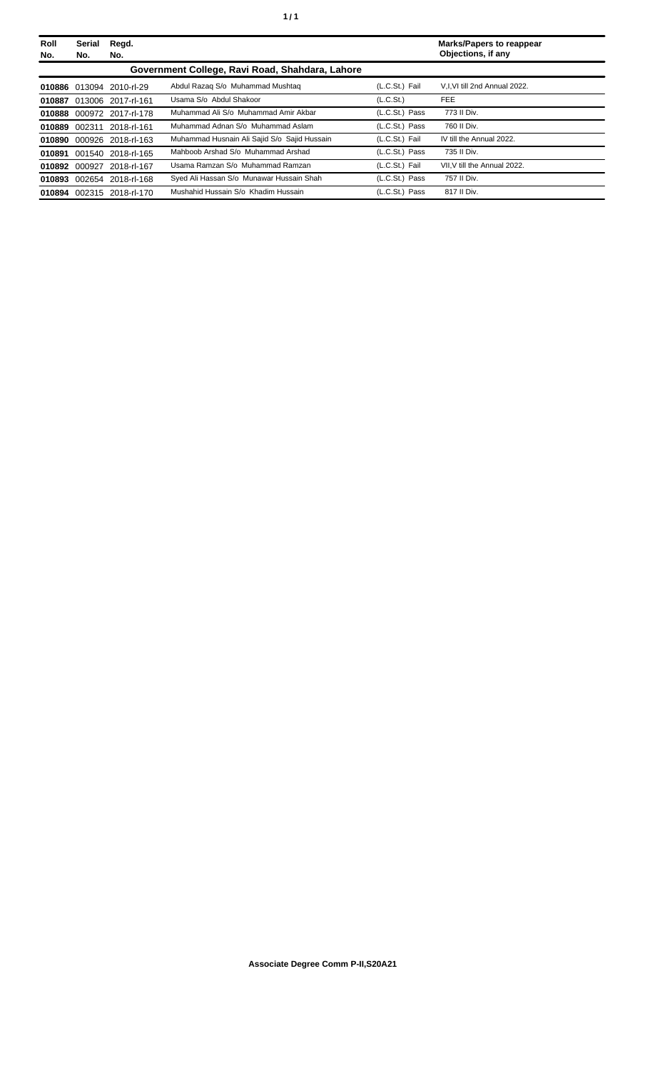| Roll No. | Serial No. | Regd. No. | | | Marks/Papers to reappear Objections, if any |
|---|---|---|---|---|---|
| **Government College, Ravi Road, Shahdara, Lahore** | | | | | |
| **010886** | 013094 | 2010-rl-29 | Abdul Razaq S/o Muhammad Mushtaq | (L.C.St.) Fail | V,I,VI till 2nd Annual 2022. |
| **010887** | 013006 | 2017-rl-161 | Usama S/o Abdul Shakoor | (L.C.St.) | FEE |
| **010888** | 000972 | 2017-rl-178 | Muhammad Ali S/o Muhammad Amir Akbar | (L.C.St.) Pass | 773 II Div. |
| **010889** | 002311 | 2018-rl-161 | Muhammad Adnan S/o Muhammad Aslam | (L.C.St.) Pass | 760 II Div. |
| **010890** | 000926 | 2018-rl-163 | Muhammad Husnain Ali Sajid S/o Sajid Hussain | (L.C.St.) Fail | IV till the Annual 2022. |
| **010891** | 001540 | 2018-rl-165 | Mahboob Arshad S/o Muhammad Arshad | (L.C.St.) Pass | 735 II Div. |
| **010892** | 000927 | 2018-rl-167 | Usama Ramzan S/o Muhammad Ramzan | (L.C.St.) Fail | VII,V till the Annual 2022. |
| **010893** | 002654 | 2018-rl-168 | Syed Ali Hassan S/o Munawar Hussain Shah | (L.C.St.) Pass | 757 II Div. |
| **010894** | 002315 | 2018-rl-170 | Mushahid Hussain S/o Khadim Hussain | (L.C.St.) Pass | 817 II Div. |

**Associate Degree Comm P-II,S20A21**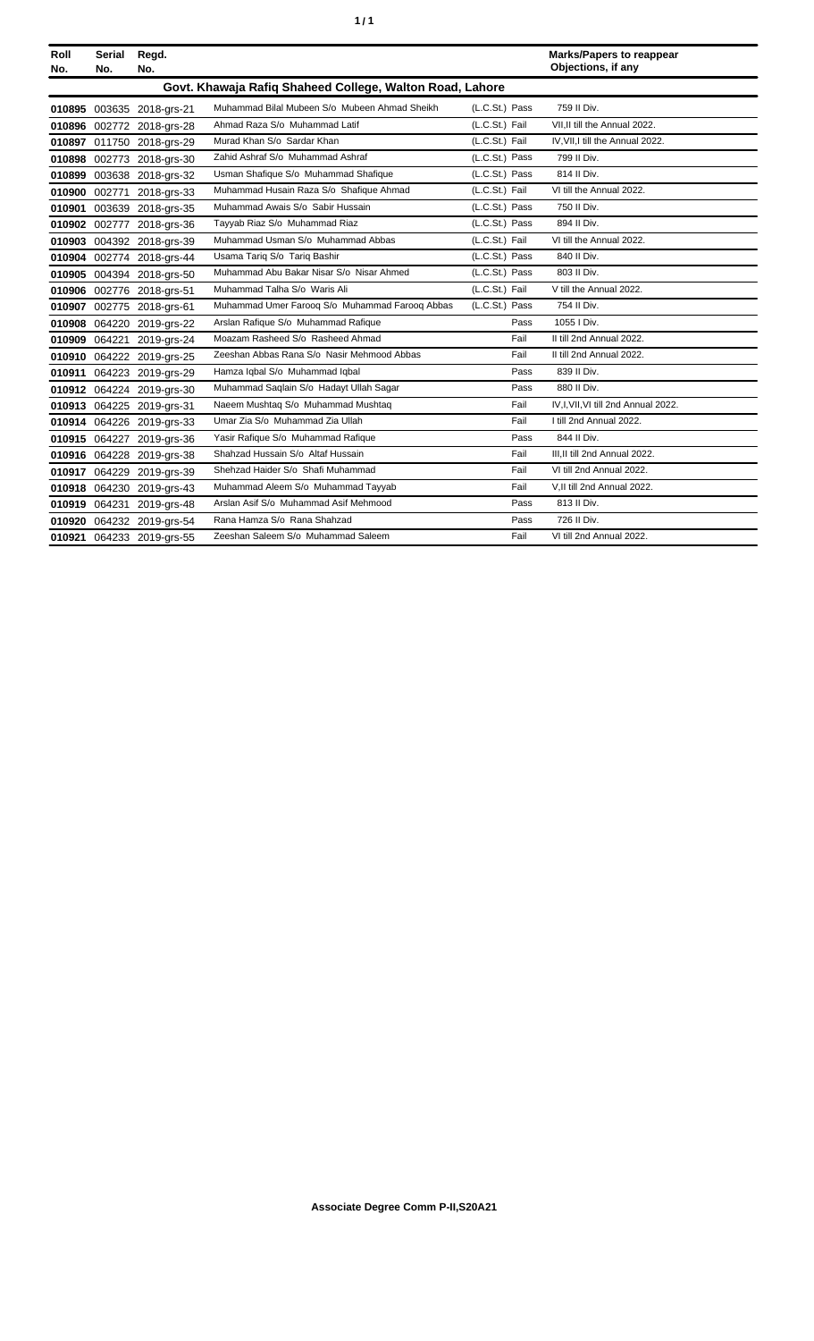| Roll No. | Serial No. | Regd. No. | | | Marks/Papers to reappear Objections, if any |
|---|---|---|---|---|---|
| **Govt. Khawaja Rafiq Shaheed College, Walton Road, Lahore** | | | | | |
| **010895** | 003635 | 2018-grs-21 | Muhammad Bilal Mubeen S/o Mubeen Ahmad Sheikh | (L.C.St.) Pass | 759 II Div. |
| **010896** | 002772 | 2018-grs-28 | Ahmad Raza S/o Muhammad Latif | (L.C.St.) Fail | VII,II till the Annual 2022. |
| **010897** | 011750 | 2018-grs-29 | Murad Khan S/o Sardar Khan | (L.C.St.) Fail | IV,VII,I till the Annual 2022. |
| **010898** | 002773 | 2018-grs-30 | Zahid Ashraf S/o Muhammad Ashraf | (L.C.St.) Pass | 799 II Div. |
| **010899** | 003638 | 2018-grs-32 | Usman Shafique S/o Muhammad Shafique | (L.C.St.) Pass | 814 II Div. |
| **010900** | 002771 | 2018-grs-33 | Muhammad Husain Raza S/o Shafique Ahmad | (L.C.St.) Fail | VI till the Annual 2022. |
| **010901** | 003639 | 2018-grs-35 | Muhammad Awais S/o Sabir Hussain | (L.C.St.) Pass | 750 II Div. |
| **010902** | 002777 | 2018-grs-36 | Tayyab Riaz S/o Muhammad Riaz | (L.C.St.) Pass | 894 II Div. |
| **010903** | 004392 | 2018-grs-39 | Muhammad Usman S/o Muhammad Abbas | (L.C.St.) Fail | VI till the Annual 2022. |
| **010904** | 002774 | 2018-grs-44 | Usama Tariq S/o Tariq Bashir | (L.C.St.) Pass | 840 II Div. |
| **010905** | 004394 | 2018-grs-50 | Muhammad Abu Bakar Nisar S/o Nisar Ahmed | (L.C.St.) Pass | 803 II Div. |
| **010906** | 002776 | 2018-grs-51 | Muhammad Talha S/o Waris Ali | (L.C.St.) Fail | V till the Annual 2022. |
| **010907** | 002775 | 2018-grs-61 | Muhammad Umer Farooq S/o Muhammad Farooq Abbas | (L.C.St.) Pass | 754 II Div. |
| **010908** | 064220 | 2019-grs-22 | Arslan Rafique S/o Muhammad Rafique | Pass | 1055 I Div. |
| **010909** | 064221 | 2019-grs-24 | Moazam Rasheed S/o Rasheed Ahmad | Fail | II till 2nd Annual 2022. |
| **010910** | 064222 | 2019-grs-25 | Zeeshan Abbas Rana S/o Nasir Mehmood Abbas | Fail | II till 2nd Annual 2022. |
| **010911** | 064223 | 2019-grs-29 | Hamza Iqbal S/o Muhammad Iqbal | Pass | 839 II Div. |
| **010912** | 064224 | 2019-grs-30 | Muhammad Saqlain S/o Hadayt Ullah Sagar | Pass | 880 II Div. |
| **010913** | 064225 | 2019-grs-31 | Naeem Mushtaq S/o Muhammad Mushtaq | Fail | IV,I,VII,VI till 2nd Annual 2022. |
| **010914** | 064226 | 2019-grs-33 | Umar Zia S/o Muhammad Zia Ullah | Fail | I till 2nd Annual 2022. |
| **010915** | 064227 | 2019-grs-36 | Yasir Rafique S/o Muhammad Rafique | Pass | 844 II Div. |
| **010916** | 064228 | 2019-grs-38 | Shahzad Hussain S/o Altaf Hussain | Fail | III,II till 2nd Annual 2022. |
| **010917** | 064229 | 2019-grs-39 | Shehzad Haider S/o Shafi Muhammad | Fail | VI till 2nd Annual 2022. |
| **010918** | 064230 | 2019-grs-43 | Muhammad Aleem S/o Muhammad Tayyab | Fail | V,II till 2nd Annual 2022. |
| **010919** | 064231 | 2019-grs-48 | Arslan Asif S/o Muhammad Asif Mehmood | Pass | 813 II Div. |
| **010920** | 064232 | 2019-grs-54 | Rana Hamza S/o Rana Shahzad | Pass | 726 II Div. |
| **010921** | 064233 | 2019-grs-55 | Zeeshan Saleem S/o Muhammad Saleem | Fail | VI till 2nd Annual 2022. |

**Associate Degree Comm P-II,S20A21**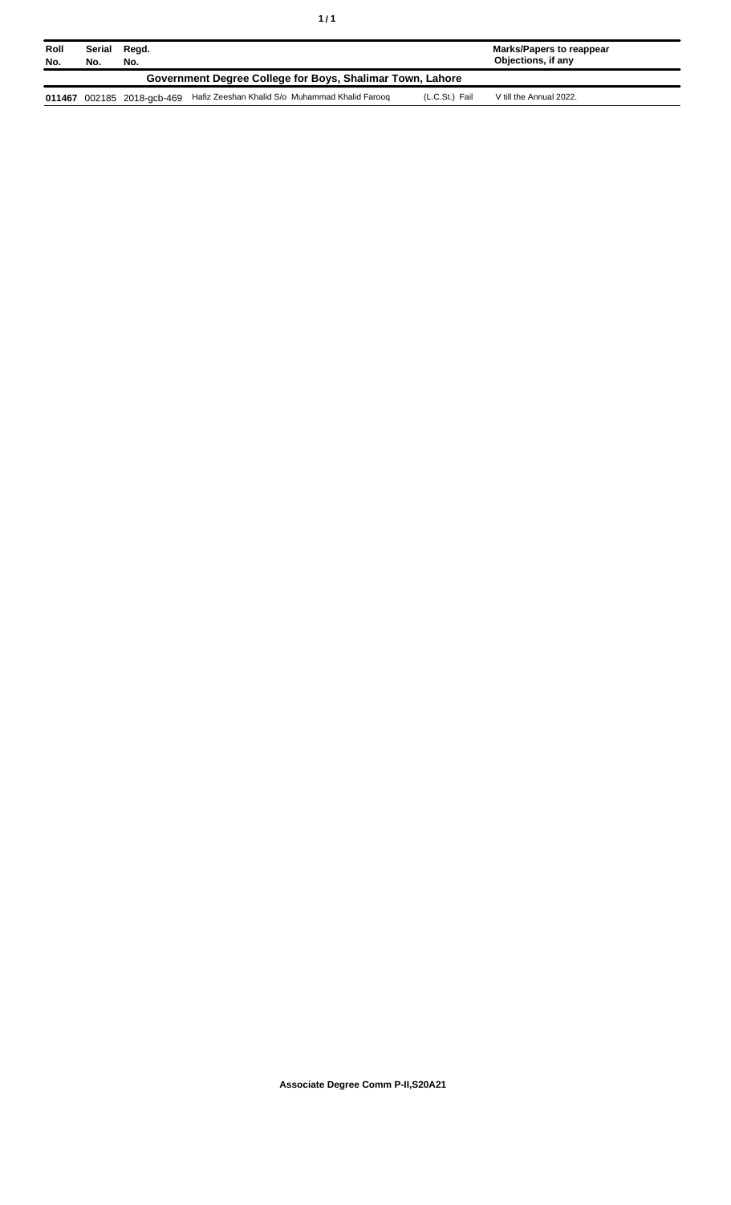| Roll No. | Serial No. | Regd. No. | | | Marks/Papers to reappear Objections, if any |
|---|---|---|---|---|---|
| **Government Degree College for Boys, Shalimar Town, Lahore** | | | | | |
| **011467** | 002185 | 2018-gcb-469 | Hafiz Zeeshan Khalid S/o Muhammad Khalid Farooq | (L.C.St.) Fail | V till the Annual 2022. |

**Associate Degree Comm P-II,S20A21**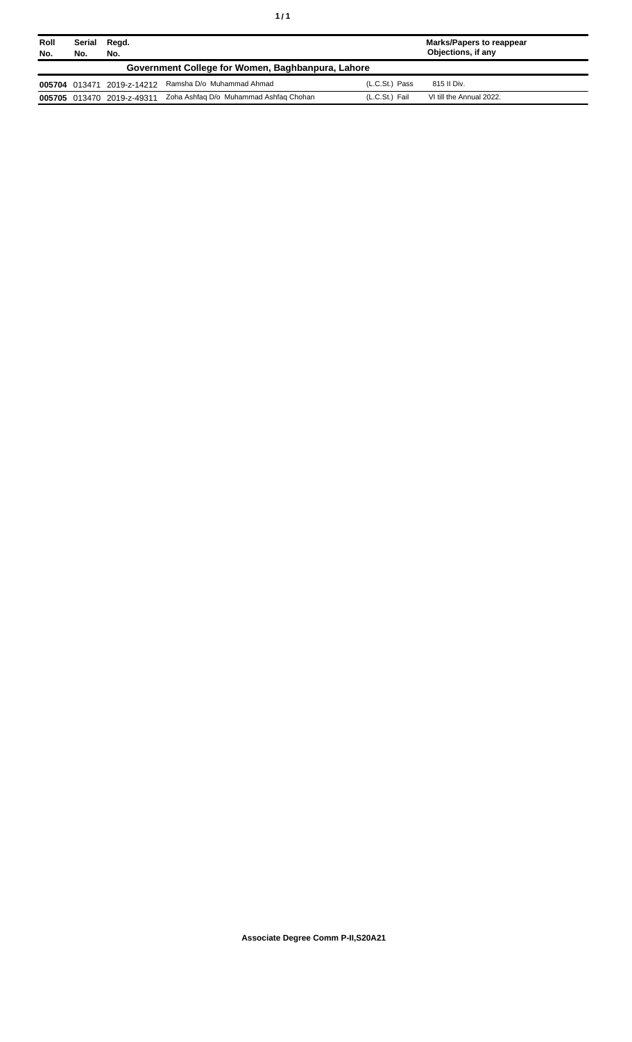| Roll No. | Serial No. | Regd. No. | | | Marks/Papers to reappear Objections, if any |
|---|---|---|---|---|---|
| **Government College for Women, Baghbanpura, Lahore** | | | | | |
| **005704** | 013471 | 2019-z-14212 | Ramsha D/o Muhammad Ahmad | (L.C.St.) Pass | 815 II Div. |
| **005705** | 013470 | 2019-z-49311 | Zoha Ashfaq D/o Muhammad Ashfaq Chohan | (L.C.St.) Fail | VI till the Annual 2022. |

**Associate Degree Comm P-II,S20A21**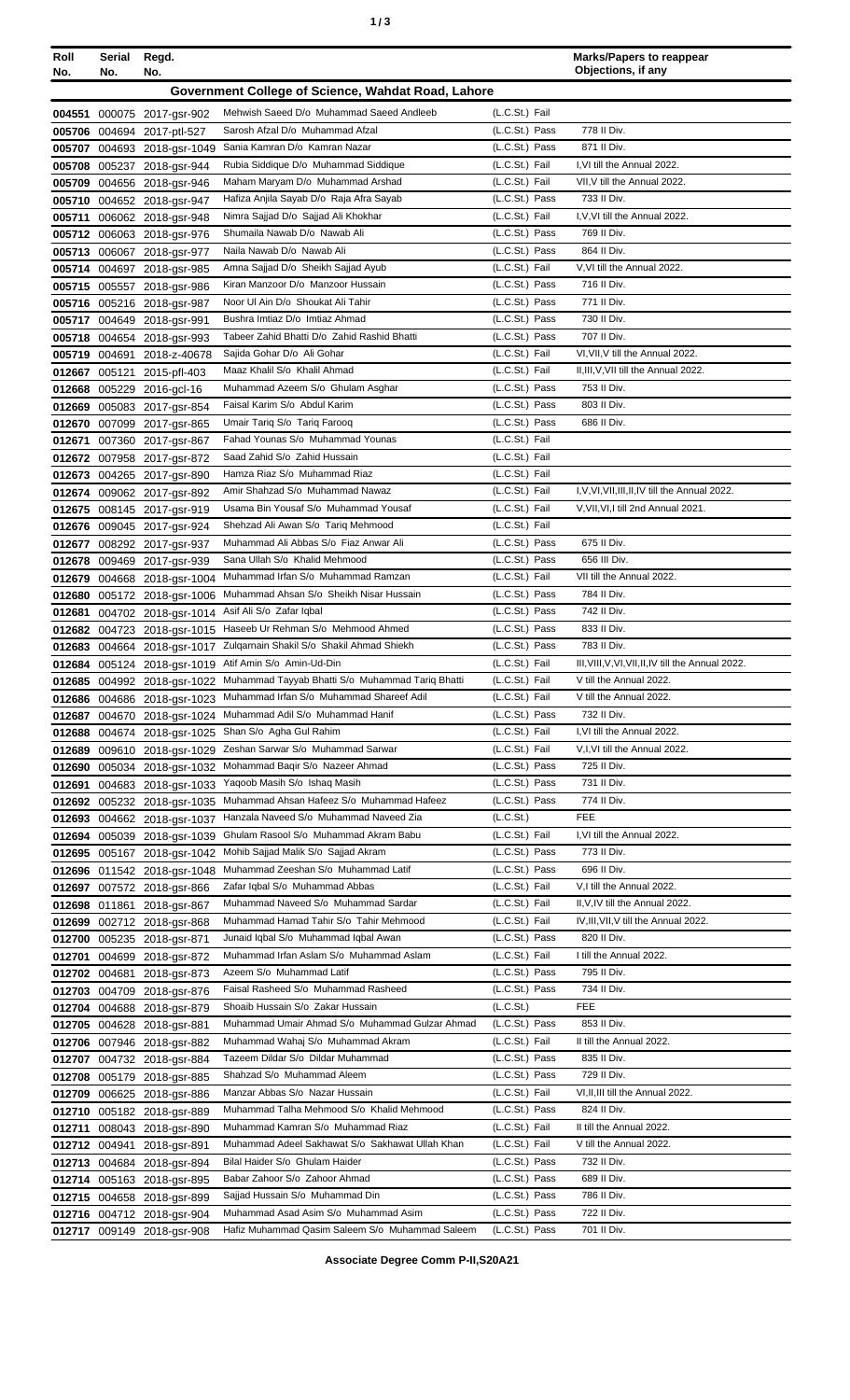| Roll No. | Serial No. | Regd. No. | | | Marks/Papers to reappear Objections, if any |
|---|---|---|---|---|---|
| **Government College of Science, Wahdat Road, Lahore** | | | | | |
| 004551 | 000075 | 2017-gsr-902 | Mehwish Saeed D/o Muhammad Saeed Andleeb | (L.C.St.) Fail | |
| 005706 | 004694 | 2017-ptl-527 | Sarosh Afzal D/o Muhammad Afzal | (L.C.St.) Pass | 778 II Div. |
| 005707 | 004693 | 2018-gsr-1049 | Sania Kamran D/o Kamran Nazar | (L.C.St.) Pass | 871 II Div. |
| 005708 | 005237 | 2018-gsr-944 | Rubia Siddique D/o Muhammad Siddique | (L.C.St.) Fail | I,VI till the Annual 2022. |
| 005709 | 004656 | 2018-gsr-946 | Maham Maryam D/o Muhammad Arshad | (L.C.St.) Fail | VII,V till the Annual 2022. |
| 005710 | 004652 | 2018-gsr-947 | Hafiza Anjila Sayab D/o Raja Afra Sayab | (L.C.St.) Pass | 733 II Div. |
| 005711 | 006062 | 2018-gsr-948 | Nimra Sajjad D/o Sajjad Ali Khokhar | (L.C.St.) Fail | I,V,VI till the Annual 2022. |
| 005712 | 006063 | 2018-gsr-976 | Shumaila Nawab D/o Nawab Ali | (L.C.St.) Pass | 769 II Div. |
| 005713 | 006067 | 2018-gsr-977 | Naila Nawab D/o Nawab Ali | (L.C.St.) Pass | 864 II Div. |
| 005714 | 004697 | 2018-gsr-985 | Amna Sajjad D/o Sheikh Sajjad Ayub | (L.C.St.) Fail | V,VI till the Annual 2022. |
| 005715 | 005557 | 2018-gsr-986 | Kiran Manzoor D/o Manzoor Hussain | (L.C.St.) Pass | 716 II Div. |
| 005716 | 005216 | 2018-gsr-987 | Noor Ul Ain D/o Shoukat Ali Tahir | (L.C.St.) Pass | 771 II Div. |
| 005717 | 004649 | 2018-gsr-991 | Bushra Imtiaz D/o Imtiaz Ahmad | (L.C.St.) Pass | 730 II Div. |
| 005718 | 004654 | 2018-gsr-993 | Tabeer Zahid Bhatti D/o Zahid Rashid Bhatti | (L.C.St.) Pass | 707 II Div. |
| 005719 | 004691 | 2018-z-40678 | Sajida Gohar D/o Ali Gohar | (L.C.St.) Fail | VI,VII,V till the Annual 2022. |
| 012667 | 005121 | 2015-pfl-403 | Maaz Khalil S/o Khalil Ahmad | (L.C.St.) Fail | II,III,V,VII till the Annual 2022. |
| 012668 | 005229 | 2016-gcl-16 | Muhammad Azeem S/o Ghulam Asghar | (L.C.St.) Pass | 753 II Div. |
| 012669 | 005083 | 2017-gsr-854 | Faisal Karim S/o Abdul Karim | (L.C.St.) Pass | 803 II Div. |
| 012670 | 007099 | 2017-gsr-865 | Umair Tariq S/o Tariq Farooq | (L.C.St.) Pass | 686 II Div. |
| 012671 | 007360 | 2017-gsr-867 | Fahad Younas S/o Muhammad Younas | (L.C.St.) Fail | |
| 012672 | 007958 | 2017-gsr-872 | Saad Zahid S/o Zahid Hussain | (L.C.St.) Fail | |
| 012673 | 004265 | 2017-gsr-890 | Hamza Riaz S/o Muhammad Riaz | (L.C.St.) Fail | |
| 012674 | 009062 | 2017-gsr-892 | Amir Shahzad S/o Muhammad Nawaz | (L.C.St.) Fail | I,V,VI,VII,III,II,IV till the Annual 2022. |
| 012675 | 008145 | 2017-gsr-919 | Usama Bin Yousaf S/o Muhammad Yousaf | (L.C.St.) Fail | V,VII,VI,I till 2nd Annual 2021. |
| 012676 | 009045 | 2017-gsr-924 | Shehzad Ali Awan S/o Tariq Mehmood | (L.C.St.) Fail | |
| 012677 | 008292 | 2017-gsr-937 | Muhammad Ali Abbas S/o Fiaz Anwar Ali | (L.C.St.) Pass | 675 II Div. |
| 012678 | 009469 | 2017-gsr-939 | Sana Ullah S/o Khalid Mehmood | (L.C.St.) Pass | 656 III Div. |
| 012679 | 004668 | 2018-gsr-1004 | Muhammad Irfan S/o Muhammad Ramzan | (L.C.St.) Fail | VII till the Annual 2022. |
| 012680 | 005172 | 2018-gsr-1006 | Muhammad Ahsan S/o Sheikh Nisar Hussain | (L.C.St.) Pass | 784 II Div. |
| 012681 | 004702 | 2018-gsr-1014 | Asif Ali S/o Zafar Iqbal | (L.C.St.) Pass | 742 II Div. |
| 012682 | 004723 | 2018-gsr-1015 | Haseeb Ur Rehman S/o Mehmood Ahmed | (L.C.St.) Pass | 833 II Div. |
| 012683 | 004664 | 2018-gsr-1017 | Zulqarnain Shakil S/o Shakil Ahmad Shiekh | (L.C.St.) Pass | 783 II Div. |
| 012684 | 005124 | 2018-gsr-1019 | Atif Amin S/o Amin-Ud-Din | (L.C.St.) Fail | III,VIII,V,VI,VII,II,IV till the Annual 2022. |
| 012685 | 004992 | 2018-gsr-1022 | Muhammad Tayyab Bhatti S/o Muhammad Tariq Bhatti | (L.C.St.) Fail | V till the Annual 2022. |
| 012686 | 004686 | 2018-gsr-1023 | Muhammad Irfan S/o Muhammad Shareef Adil | (L.C.St.) Fail | V till the Annual 2022. |
| 012687 | 004670 | 2018-gsr-1024 | Muhammad Adil S/o Muhammad Hanif | (L.C.St.) Pass | 732 II Div. |
| 012688 | 004674 | 2018-gsr-1025 | Shan S/o Agha Gul Rahim | (L.C.St.) Fail | I,VI till the Annual 2022. |
| 012689 | 009610 | 2018-gsr-1029 | Zeshan Sarwar S/o Muhammad Sarwar | (L.C.St.) Fail | V,I,VI till the Annual 2022. |
| 012690 | 005034 | 2018-gsr-1032 | Mohammad Baqir S/o Nazeer Ahmad | (L.C.St.) Pass | 725 II Div. |
| 012691 | 004683 | 2018-gsr-1033 | Yaqoob Masih S/o Ishaq Masih | (L.C.St.) Pass | 731 II Div. |
| 012692 | 005232 | 2018-gsr-1035 | Muhammad Ahsan Hafeez S/o Muhammad Hafeez | (L.C.St.) Pass | 774 II Div. |
| 012693 | 004662 | 2018-gsr-1037 | Hanzala Naveed S/o Muhammad Naveed Zia | (L.C.St.) | FEE |
| 012694 | 005039 | 2018-gsr-1039 | Ghulam Rasool S/o Muhammad Akram Babu | (L.C.St.) Fail | I,VI till the Annual 2022. |
| 012695 | 005167 | 2018-gsr-1042 | Mohib Sajjad Malik S/o Sajjad Akram | (L.C.St.) Pass | 773 II Div. |
| 012696 | 011542 | 2018-gsr-1048 | Muhammad Zeeshan S/o Muhammad Latif | (L.C.St.) Pass | 696 II Div. |
| 012697 | 007572 | 2018-gsr-866 | Zafar Iqbal S/o Muhammad Abbas | (L.C.St.) Fail | V,I till the Annual 2022. |
| 012698 | 011861 | 2018-gsr-867 | Muhammad Naveed S/o Muhammad Sardar | (L.C.St.) Fail | II,V,IV till the Annual 2022. |
| 012699 | 002712 | 2018-gsr-868 | Muhammad Hamad Tahir S/o Tahir Mehmood | (L.C.St.) Fail | IV,III,VII,V till the Annual 2022. |
| 012700 | 005235 | 2018-gsr-871 | Junaid Iqbal S/o Muhammad Iqbal Awan | (L.C.St.) Pass | 820 II Div. |
| 012701 | 004699 | 2018-gsr-872 | Muhammad Irfan Aslam S/o Muhammad Aslam | (L.C.St.) Fail | I till the Annual 2022. |
| 012702 | 004681 | 2018-gsr-873 | Azeem S/o Muhammad Latif | (L.C.St.) Pass | 795 II Div. |
| 012703 | 004709 | 2018-gsr-876 | Faisal Rasheed S/o Muhammad Rasheed | (L.C.St.) Pass | 734 II Div. |
| 012704 | 004688 | 2018-gsr-879 | Shoaib Hussain S/o Zakar Hussain | (L.C.St.) | FEE |
| 012705 | 004628 | 2018-gsr-881 | Muhammad Umair Ahmad S/o Muhammad Gulzar Ahmad | (L.C.St.) Pass | 853 II Div. |
| 012706 | 007946 | 2018-gsr-882 | Muhammad Wahaj S/o Muhammad Akram | (L.C.St.) Fail | II till the Annual 2022. |
| 012707 | 004732 | 2018-gsr-884 | Tazeem Dildar S/o Dildar Muhammad | (L.C.St.) Pass | 835 II Div. |
| 012708 | 005179 | 2018-gsr-885 | Shahzad S/o Muhammad Aleem | (L.C.St.) Pass | 729 II Div. |
| 012709 | 006625 | 2018-gsr-886 | Manzar Abbas S/o Nazar Hussain | (L.C.St.) Fail | VI,II,III till the Annual 2022. |
| 012710 | 005182 | 2018-gsr-889 | Muhammad Talha Mehmood S/o Khalid Mehmood | (L.C.St.) Pass | 824 II Div. |
| 012711 | 008043 | 2018-gsr-890 | Muhammad Kamran S/o Muhammad Riaz | (L.C.St.) Fail | II till the Annual 2022. |
| 012712 | 004941 | 2018-gsr-891 | Muhammad Adeel Sakhawat S/o Sakhawat Ullah Khan | (L.C.St.) Fail | V till the Annual 2022. |
| 012713 | 004684 | 2018-gsr-894 | Bilal Haider S/o Ghulam Haider | (L.C.St.) Pass | 732 II Div. |
| 012714 | 005163 | 2018-gsr-895 | Babar Zahoor S/o Zahoor Ahmad | (L.C.St.) Pass | 689 II Div. |
| 012715 | 004658 | 2018-gsr-899 | Sajjad Hussain S/o Muhammad Din | (L.C.St.) Pass | 786 II Div. |
| 012716 | 004712 | 2018-gsr-904 | Muhammad Asad Asim S/o Muhammad Asim | (L.C.St.) Pass | 722 II Div. |
| 012717 | 009149 | 2018-gsr-908 | Hafiz Muhammad Qasim Saleem S/o Muhammad Saleem | (L.C.St.) Pass | 701 II Div. |

**Associate Degree Comm P-II,S20A21**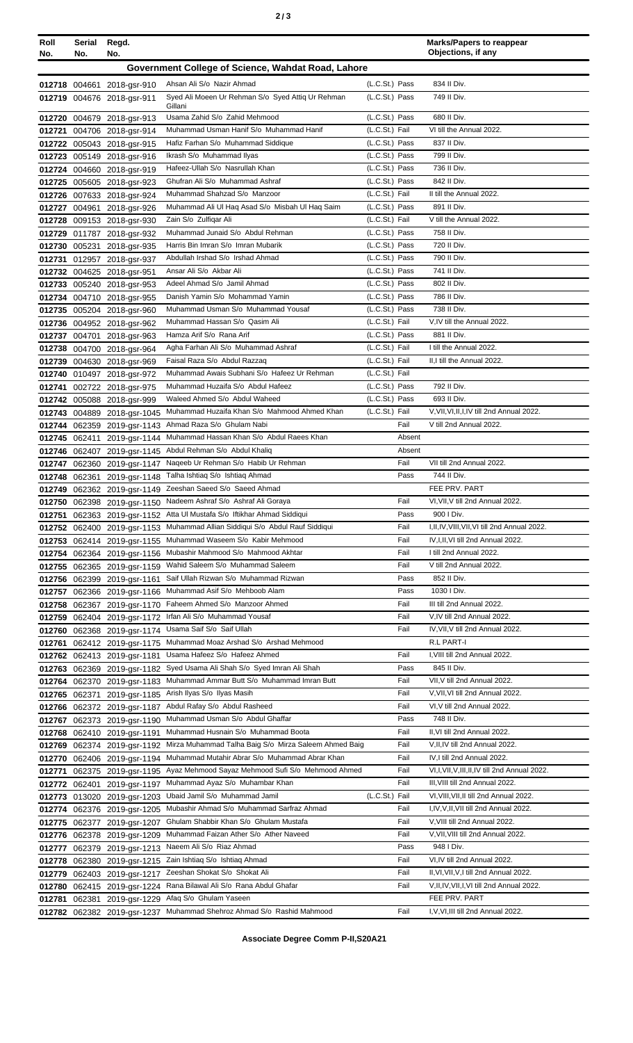| Roll No. | Serial No. | Regd. No. | | | Marks/Papers to reappear Objections, if any |
|---|---|---|---|---|---|
| **Government College of Science, Wahdat Road, Lahore** | | | | | |
| 012718 | 004661 | 2018-gsr-910 | Ahsan Ali S/o Nazir Ahmad | (L.C.St.) Pass | 834 II Div. |
| 012719 | 004676 | 2018-gsr-911 | Syed Ali Moeen Ur Rehman S/o Syed Attiq Ur Rehman Gillani | (L.C.St.) Pass | 749 II Div. |
| 012720 | 004679 | 2018-gsr-913 | Usama Zahid S/o Zahid Mehmood | (L.C.St.) Pass | 680 II Div. |
| 012721 | 004706 | 2018-gsr-914 | Muhammad Usman Hanif S/o Muhammad Hanif | (L.C.St.) Fail | VI till the Annual 2022. |
| 012722 | 005043 | 2018-gsr-915 | Hafiz Farhan S/o Muhammad Siddique | (L.C.St.) Pass | 837 II Div. |
| 012723 | 005149 | 2018-gsr-916 | Ikrash S/o Muhammad Ilyas | (L.C.St.) Pass | 799 II Div. |
| 012724 | 004660 | 2018-gsr-919 | Hafeez-Ullah S/o Nasrullah Khan | (L.C.St.) Pass | 736 II Div. |
| 012725 | 005605 | 2018-gsr-923 | Ghufran Ali S/o Muhammad Ashraf | (L.C.St.) Pass | 842 II Div. |
| 012726 | 007633 | 2018-gsr-924 | Muhammad Shahzad S/o Manzoor | (L.C.St.) Fail | II till the Annual 2022. |
| 012727 | 004961 | 2018-gsr-926 | Muhammad Ali Ul Haq Asad S/o Misbah Ul Haq Saim | (L.C.St.) Pass | 891 II Div. |
| 012728 | 009153 | 2018-gsr-930 | Zain S/o Zulfiqar Ali | (L.C.St.) Fail | V till the Annual 2022. |
| 012729 | 011787 | 2018-gsr-932 | Muhammad Junaid S/o Abdul Rehman | (L.C.St.) Pass | 758 II Div. |
| 012730 | 005231 | 2018-gsr-935 | Harris Bin Imran S/o Imran Mubarik | (L.C.St.) Pass | 720 II Div. |
| 012731 | 012957 | 2018-gsr-937 | Abdullah Irshad S/o Irshad Ahmad | (L.C.St.) Pass | 790 II Div. |
| 012732 | 004625 | 2018-gsr-951 | Ansar Ali S/o Akbar Ali | (L.C.St.) Pass | 741 II Div. |
| 012733 | 005240 | 2018-gsr-953 | Adeel Ahmad S/o Jamil Ahmad | (L.C.St.) Pass | 802 II Div. |
| 012734 | 004710 | 2018-gsr-955 | Danish Yamin S/o Mohammad Yamin | (L.C.St.) Pass | 786 II Div. |
| 012735 | 005204 | 2018-gsr-960 | Muhammad Usman S/o Muhammad Yousaf | (L.C.St.) Pass | 738 II Div. |
| 012736 | 004952 | 2018-gsr-962 | Muhammad Hassan S/o Qasim Ali | (L.C.St.) Fail | V,IV till the Annual 2022. |
| 012737 | 004701 | 2018-gsr-963 | Hamza Arif S/o Rana Arif | (L.C.St.) Pass | 881 II Div. |
| 012738 | 004700 | 2018-gsr-964 | Agha Farhan Ali S/o Muhammad Ashraf | (L.C.St.) Fail | I till the Annual 2022. |
| 012739 | 004630 | 2018-gsr-969 | Faisal Raza S/o Abdul Razzaq | (L.C.St.) Fail | II,I till the Annual 2022. |
| 012740 | 010497 | 2018-gsr-972 | Muhammad Awais Subhani S/o Hafeez Ur Rehman | (L.C.St.) Fail | |
| 012741 | 002722 | 2018-gsr-975 | Muhammad Huzaifa S/o Abdul Hafeez | (L.C.St.) Pass | 792 II Div. |
| 012742 | 005088 | 2018-gsr-999 | Waleed Ahmed S/o Abdul Waheed | (L.C.St.) Pass | 693 II Div. |
| 012743 | 004889 | 2018-gsr-1045 | Muhammad Huzaifa Khan S/o Mahmood Ahmed Khan | (L.C.St.) Fail | V,VII,VI,II,I,IV till 2nd Annual 2022. |
| 012744 | 062359 | 2019-gsr-1143 | Ahmad Raza S/o Ghulam Nabi | Fail | V till 2nd Annual 2022. |
| 012745 | 062411 | 2019-gsr-1144 | Muhammad Hassan Khan S/o Abdul Raees Khan | Absent | |
| 012746 | 062407 | 2019-gsr-1145 | Abdul Rehman S/o Abdul Khaliq | Absent | |
| 012747 | 062360 | 2019-gsr-1147 | Naqeeb Ur Rehman S/o Habib Ur Rehman | Fail | VII till 2nd Annual 2022. |
| 012748 | 062361 | 2019-gsr-1148 | Talha Ishtiaq S/o Ishtiaq Ahmad | Pass | 744 II Div. |
| 012749 | 062362 | 2019-gsr-1149 | Zeeshan Saeed S/o Saeed Ahmad | | FEE PRV. PART |
| 012750 | 062398 | 2019-gsr-1150 | Nadeem Ashraf S/o Ashraf Ali Goraya | Fail | VI,VII,V till 2nd Annual 2022. |
| 012751 | 062363 | 2019-gsr-1152 | Atta Ul Mustafa S/o Iftikhar Ahmad Siddiqui | Pass | 900 I Div. |
| 012752 | 062400 | 2019-gsr-1153 | Muhammad Allian Siddiqui S/o Abdul Rauf Siddiqui | Fail | I,II,IV,VIII,VII,VI till 2nd Annual 2022. |
| 012753 | 062414 | 2019-gsr-1155 | Muhammad Waseem S/o Kabir Mehmood | Fail | IV,I,II,VI till 2nd Annual 2022. |
| 012754 | 062364 | 2019-gsr-1156 | Mubashir Mahmood S/o Mahmood Akhtar | Fail | I till 2nd Annual 2022. |
| 012755 | 062365 | 2019-gsr-1159 | Wahid Saleem S/o Muhammad Saleem | Fail | V till 2nd Annual 2022. |
| 012756 | 062399 | 2019-gsr-1161 | Saif Ullah Rizwan S/o Muhammad Rizwan | Pass | 852 II Div. |
| 012757 | 062366 | 2019-gsr-1166 | Muhammad Asif S/o Mehboob Alam | Pass | 1030 I Div. |
| 012758 | 062367 | 2019-gsr-1170 | Faheem Ahmed S/o Manzoor Ahmed | Fail | III till 2nd Annual 2022. |
| 012759 | 062404 | 2019-gsr-1172 | Irfan Ali S/o Muhammad Yousaf | Fail | V,IV till 2nd Annual 2022. |
| 012760 | 062368 | 2019-gsr-1174 | Usama Saif S/o Saif Ullah | Fail | IV,VII,V till 2nd Annual 2022. |
| 012761 | 062412 | 2019-gsr-1175 | Muhammad Moaz Arshad S/o Arshad Mehmood | | R.L PART-I |
| 012762 | 062413 | 2019-gsr-1181 | Usama Hafeez S/o Hafeez Ahmed | Fail | I,VIII till 2nd Annual 2022. |
| 012763 | 062369 | 2019-gsr-1182 | Syed Usama Ali Shah S/o Syed Imran Ali Shah | Pass | 845 II Div. |
| 012764 | 062370 | 2019-gsr-1183 | Muhammad Ammar Butt S/o Muhammad Imran Butt | Fail | VII,V till 2nd Annual 2022. |
| 012765 | 062371 | 2019-gsr-1185 | Arish Ilyas S/o Ilyas Masih | Fail | V,VII,VI till 2nd Annual 2022. |
| 012766 | 062372 | 2019-gsr-1187 | Abdul Rafay S/o Abdul Rasheed | Fail | VI,V till 2nd Annual 2022. |
| 012767 | 062373 | 2019-gsr-1190 | Muhammad Usman S/o Abdul Ghaffar | Pass | 748 II Div. |
| 012768 | 062410 | 2019-gsr-1191 | Muhammad Husnain S/o Muhammad Boota | Fail | II,VI till 2nd Annual 2022. |
| 012769 | 062374 | 2019-gsr-1192 | Mirza Muhammad Talha Baig S/o Mirza Saleem Ahmed Baig | Fail | V,II,IV till 2nd Annual 2022. |
| 012770 | 062406 | 2019-gsr-1194 | Muhammad Mutahir Abrar S/o Muhammad Abrar Khan | Fail | IV,I till 2nd Annual 2022. |
| 012771 | 062375 | 2019-gsr-1195 | Ayaz Mehmood Sayaz Mehmood Sufi S/o Mehmood Ahmed | Fail | VI,I,VII,V,III,II,IV till 2nd Annual 2022. |
| 012772 | 062401 | 2019-gsr-1197 | Muhammad Ayaz S/o Muhambar Khan | Fail | III,VIII till 2nd Annual 2022. |
| 012773 | 013020 | 2019-gsr-1203 | Ubaid Jamil S/o Muhammad Jamil | (L.C.St.) Fail | VI,VIII,VII,II till 2nd Annual 2022. |
| 012774 | 062376 | 2019-gsr-1205 | Mubashir Ahmad S/o Muhammad Sarfraz Ahmad | Fail | I,IV,V,II,VII till 2nd Annual 2022. |
| 012775 | 062377 | 2019-gsr-1207 | Ghulam Shabbir Khan S/o Ghulam Mustafa | Fail | V,VIII till 2nd Annual 2022. |
| 012776 | 062378 | 2019-gsr-1209 | Muhammad Faizan Ather S/o Ather Naveed | Fail | V,VII,VIII till 2nd Annual 2022. |
| 012777 | 062379 | 2019-gsr-1213 | Naeem Ali S/o Riaz Ahmad | Pass | 948 I Div. |
| 012778 | 062380 | 2019-gsr-1215 | Zain Ishtiaq S/o Ishtiaq Ahmad | Fail | VI,IV till 2nd Annual 2022. |
| 012779 | 062403 | 2019-gsr-1217 | Zeeshan Shokat S/o Shokat Ali | Fail | II,VI,VII,V,I till 2nd Annual 2022. |
| 012780 | 062415 | 2019-gsr-1224 | Rana Bilawal Ali S/o Rana Abdul Ghafar | Fail | V,II,IV,VII,I,VI till 2nd Annual 2022. |
| 012781 | 062381 | 2019-gsr-1229 | Afaq S/o Ghulam Yaseen | | FEE PRV. PART |
| 012782 | 062382 | 2019-gsr-1237 | Muhammad Shehroz Ahmad S/o Rashid Mahmood | Fail | I,V,VI,III till 2nd Annual 2022. |

**Associate Degree Comm P-II,S20A21**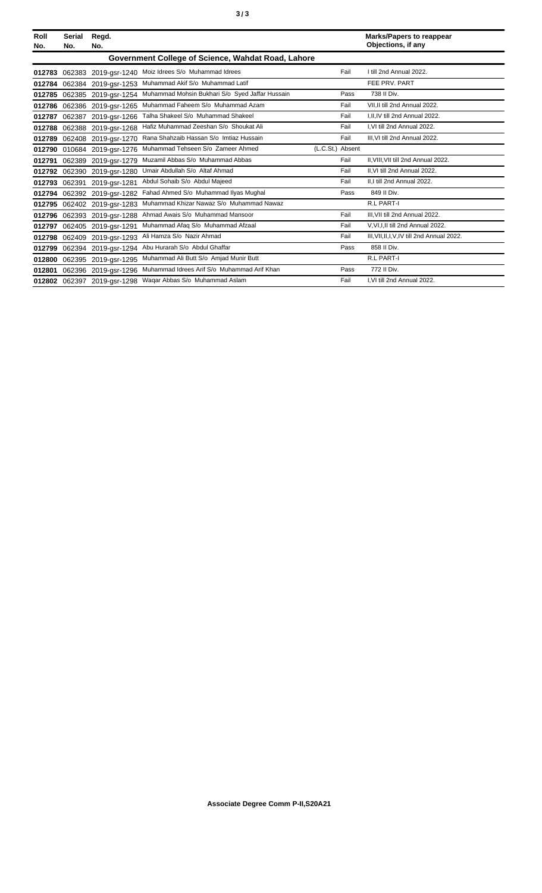| Roll No. | Serial No. | Regd. No. | | | Marks/Papers to reappear Objections, if any |
|---|---|---|---|---|---|
| **Government College of Science, Wahdat Road, Lahore** | | | | | |
| **012783** | 062383 | 2019-gsr-1240 | Moiz Idrees S/o Muhammad Idrees | Fail | I till 2nd Annual 2022. |
| **012784** | 062384 | 2019-gsr-1253 | Muhammad Akif S/o Muhammad Latif | | FEE PRV. PART |
| **012785** | 062385 | 2019-gsr-1254 | Muhammad Mohsin Bukhari S/o Syed Jaffar Hussain | Pass | 738 II Div. |
| **012786** | 062386 | 2019-gsr-1265 | Muhammad Faheem S/o Muhammad Azam | Fail | VII,II till 2nd Annual 2022. |
| **012787** | 062387 | 2019-gsr-1266 | Talha Shakeel S/o Muhammad Shakeel | Fail | I,II,IV till 2nd Annual 2022. |
| **012788** | 062388 | 2019-gsr-1268 | Hafiz Muhammad Zeeshan S/o Shoukat Ali | Fail | I,VI till 2nd Annual 2022. |
| **012789** | 062408 | 2019-gsr-1270 | Rana Shahzaib Hassan S/o Imtiaz Hussain | Fail | III,VI till 2nd Annual 2022. |
| **012790** | 010684 | 2019-gsr-1276 | Muhammad Tehseen S/o Zameer Ahmed | (L.C.St.) Absent | |
| **012791** | 062389 | 2019-gsr-1279 | Muzamil Abbas S/o Muhammad Abbas | Fail | II,VIII,VII till 2nd Annual 2022. |
| **012792** | 062390 | 2019-gsr-1280 | Umair Abdullah S/o Altaf Ahmad | Fail | II,VI till 2nd Annual 2022. |
| **012793** | 062391 | 2019-gsr-1281 | Abdul Sohaib S/o Abdul Majeed | Fail | II,I till 2nd Annual 2022. |
| **012794** | 062392 | 2019-gsr-1282 | Fahad Ahmed S/o Muhammad Ilyas Mughal | Pass | 849 II Div. |
| **012795** | 062402 | 2019-gsr-1283 | Muhammad Khizar Nawaz S/o Muhammad Nawaz | | R.L PART-I |
| **012796** | 062393 | 2019-gsr-1288 | Ahmad Awais S/o Muhammad Mansoor | Fail | III,VII till 2nd Annual 2022. |
| **012797** | 062405 | 2019-gsr-1291 | Muhammad Afaq S/o Muhammad Afzaal | Fail | V,VI,I,II till 2nd Annual 2022. |
| **012798** | 062409 | 2019-gsr-1293 | Ali Hamza S/o Nazir Ahmad | Fail | III,VII,II,I,V,IV till 2nd Annual 2022. |
| **012799** | 062394 | 2019-gsr-1294 | Abu Hurarah S/o Abdul Ghaffar | Pass | 858 II Div. |
| **012800** | 062395 | 2019-gsr-1295 | Muhammad Ali Butt S/o Amjad Munir Butt | | R.L PART-I |
| **012801** | 062396 | 2019-gsr-1296 | Muhammad Idrees Arif S/o Muhammad Arif Khan | Pass | 772 II Div. |
| **012802** | 062397 | 2019-gsr-1298 | Waqar Abbas S/o Muhammad Aslam | Fail | I,VI till 2nd Annual 2022. |

**Associate Degree Comm P-II,S20A21**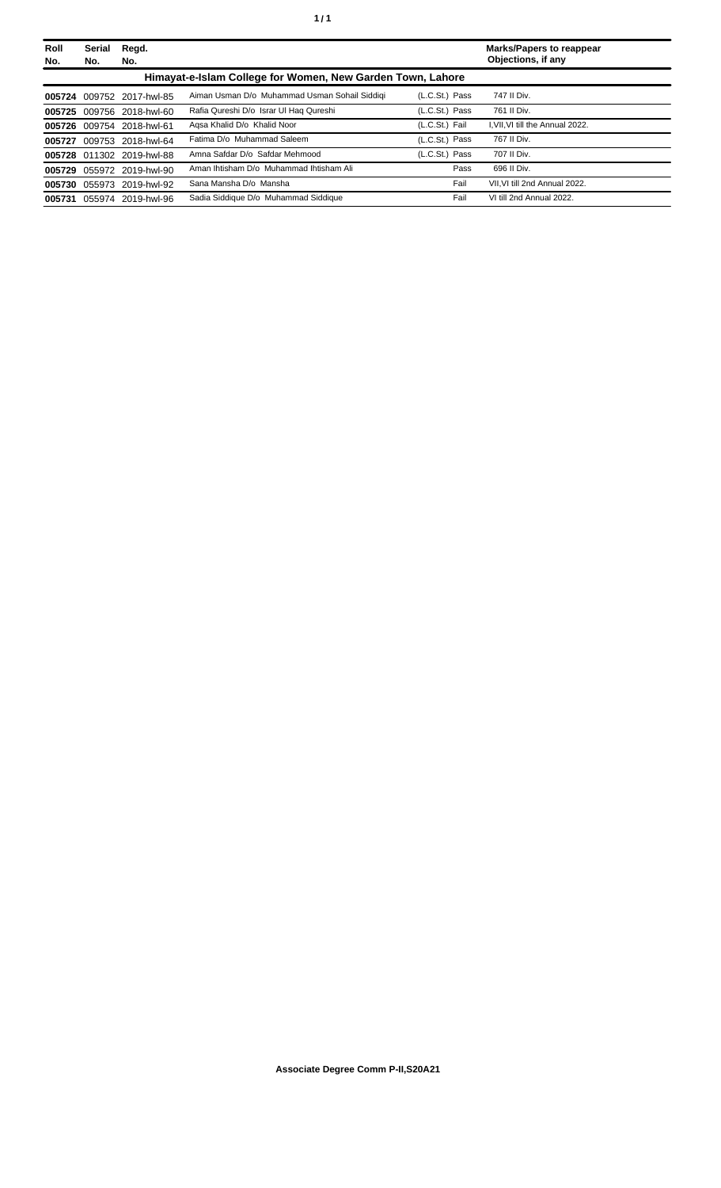| Roll No. | Serial No. | Regd. No. | | | Marks/Papers to reappear Objections, if any |
|---|---|---|---|---|---|
| **Himayat-e-Islam College for Women, New Garden Town, Lahore** | | | | | |
| **005724** | 009752 | 2017-hwl-85 | Aiman Usman D/o Muhammad Usman Sohail Siddiqi | (L.C.St.) Pass | 747 II Div. |
| **005725** | 009756 | 2018-hwl-60 | Rafia Qureshi D/o Israr Ul Haq Qureshi | (L.C.St.) Pass | 761 II Div. |
| **005726** | 009754 | 2018-hwl-61 | Aqsa Khalid D/o Khalid Noor | (L.C.St.) Fail | I,VII,VI till the Annual 2022. |
| **005727** | 009753 | 2018-hwl-64 | Fatima D/o Muhammad Saleem | (L.C.St.) Pass | 767 II Div. |
| **005728** | 011302 | 2019-hwl-88 | Amna Safdar D/o Safdar Mehmood | (L.C.St.) Pass | 707 II Div. |
| **005729** | 055972 | 2019-hwl-90 | Aman Ihtisham D/o Muhammad Ihtisham Ali | Pass | 696 II Div. |
| **005730** | 055973 | 2019-hwl-92 | Sana Mansha D/o Mansha | Fail | VII,VI till 2nd Annual 2022. |
| **005731** | 055974 | 2019-hwl-96 | Sadia Siddique D/o Muhammad Siddique | Fail | VI till 2nd Annual 2022. |

**Associate Degree Comm P-II,S20A21**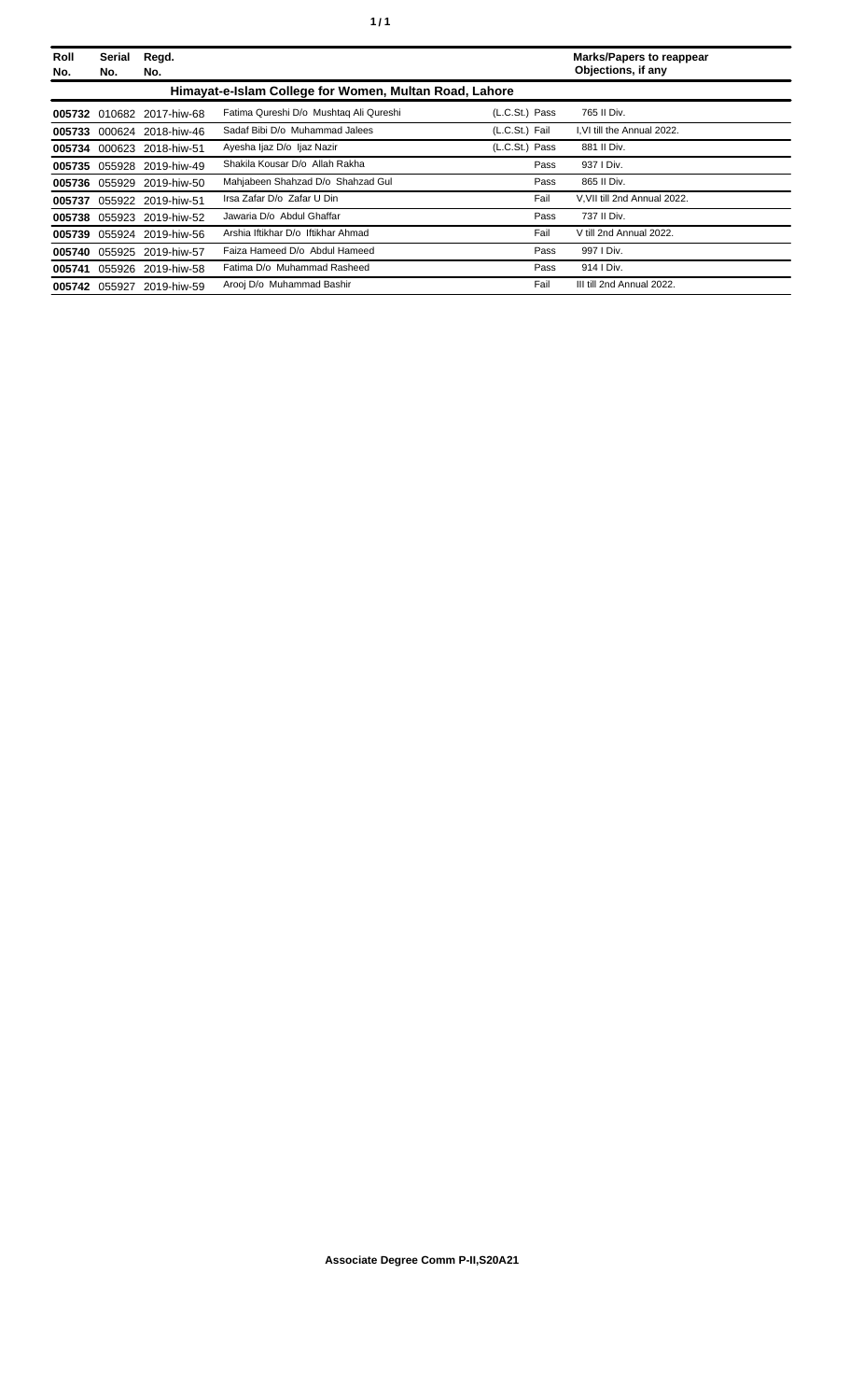| Roll No. | Serial No. | Regd. No. | | | Marks/Papers to reappear Objections, if any |
|---|---|---|---|---|---|
| **Himayat-e-Islam College for Women, Multan Road, Lahore** | | | | | |
| **005732** | 010682 | 2017-hiw-68 | Fatima Qureshi D/o Mushtaq Ali Qureshi | (L.C.St.) Pass | 765 II Div. |
| **005733** | 000624 | 2018-hiw-46 | Sadaf Bibi D/o Muhammad Jalees | (L.C.St.) Fail | I,VI till the Annual 2022. |
| **005734** | 000623 | 2018-hiw-51 | Ayesha Ijaz D/o Ijaz Nazir | (L.C.St.) Pass | 881 II Div. |
| **005735** | 055928 | 2019-hiw-49 | Shakila Kousar D/o Allah Rakha | Pass | 937 I Div. |
| **005736** | 055929 | 2019-hiw-50 | Mahjabeen Shahzad D/o Shahzad Gul | Pass | 865 II Div. |
| **005737** | 055922 | 2019-hiw-51 | Irsa Zafar D/o Zafar U Din | Fail | V,VII till 2nd Annual 2022. |
| **005738** | 055923 | 2019-hiw-52 | Jawaria D/o Abdul Ghaffar | Pass | 737 II Div. |
| **005739** | 055924 | 2019-hiw-56 | Arshia Iftikhar D/o Iftikhar Ahmad | Fail | V till 2nd Annual 2022. |
| **005740** | 055925 | 2019-hiw-57 | Faiza Hameed D/o Abdul Hameed | Pass | 997 I Div. |
| **005741** | 055926 | 2019-hiw-58 | Fatima D/o Muhammad Rasheed | Pass | 914 I Div. |
| **005742** | 055927 | 2019-hiw-59 | Arooj D/o Muhammad Bashir | Fail | III till 2nd Annual 2022. |

**Associate Degree Comm P-II,S20A21**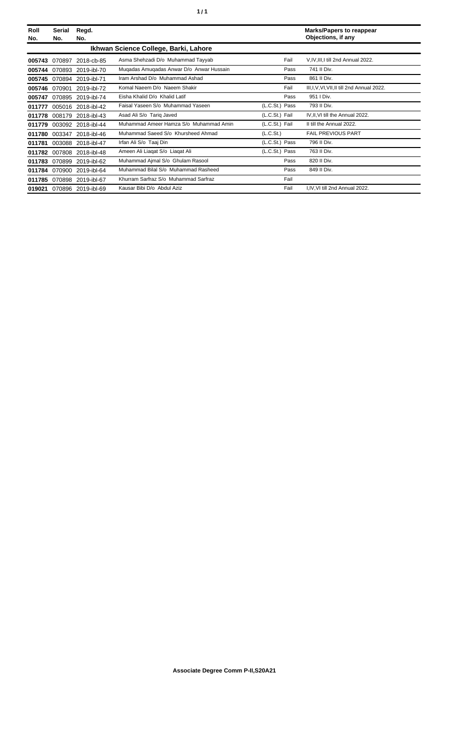| Roll No. | Serial No. | Regd. No. | | | Marks/Papers to reappear Objections, if any |
|---|---|---|---|---|---|
| | | | **Ikhwan Science College, Barki, Lahore** | | |
| **005743** | 070897 | 2018-cb-85 | Asma Shehzadi D/o Muhammad Tayyab | Fail | V,IV,III,I till 2nd Annual 2022. |
| **005744** | 070893 | 2019-ibl-70 | Muqadas Amuqadas Anwar D/o Anwar Hussain | Pass | 741 II Div. |
| **005745** | 070894 | 2019-ibl-71 | Iram Arshad D/o Muhammad Ashad | Pass | 861 II Div. |
| **005746** | 070901 | 2019-ibl-72 | Komal Naeem D/o Naeem Shakir | Fail | III,I,V,VI,VII,II till 2nd Annual 2022. |
| **005747** | 070895 | 2019-ibl-74 | Eisha Khalid D/o Khalid Latif | Pass | 951 I Div. |
| **011777** | 005016 | 2018-ibl-42 | Faisal Yaseen S/o Muhammad Yaseen | (L.C.St.) Pass | 793 II Div. |
| **011778** | 008179 | 2018-ibl-43 | Asad Ali S/o Tariq Javed | (L.C.St.) Fail | IV,II,VI till the Annual 2022. |
| **011779** | 003092 | 2018-ibl-44 | Muhammad Ameer Hamza S/o Muhammad Amin | (L.C.St.) Fail | II till the Annual 2022. |
| **011780** | 003347 | 2018-ibl-46 | Muhammad Saeed S/o Khursheed Ahmad | (L.C.St.) | FAIL PREVIOUS PART |
| **011781** | 003088 | 2018-ibl-47 | Irfan Ali S/o Taaj Din | (L.C.St.) Pass | 796 II Div. |
| **011782** | 007808 | 2018-ibl-48 | Ameen Ali Liaqat S/o Liaqat Ali | (L.C.St.) Pass | 763 II Div. |
| **011783** | 070899 | 2019-ibl-62 | Muhammad Ajmal S/o Ghulam Rasool | Pass | 820 II Div. |
| **011784** | 070900 | 2019-ibl-64 | Muhammad Bilal S/o Muhammad Rasheed | Pass | 849 II Div. |
| **011785** | 070898 | 2019-ibl-67 | Khurram Sarfraz S/o Muhammad Sarfraz | Fail | |
| **019021** | 070896 | 2019-ibl-69 | Kausar Bibi D/o Abdul Aziz | Fail | I,IV,VI till 2nd Annual 2022. |

**Associate Degree Comm P-II,S20A21**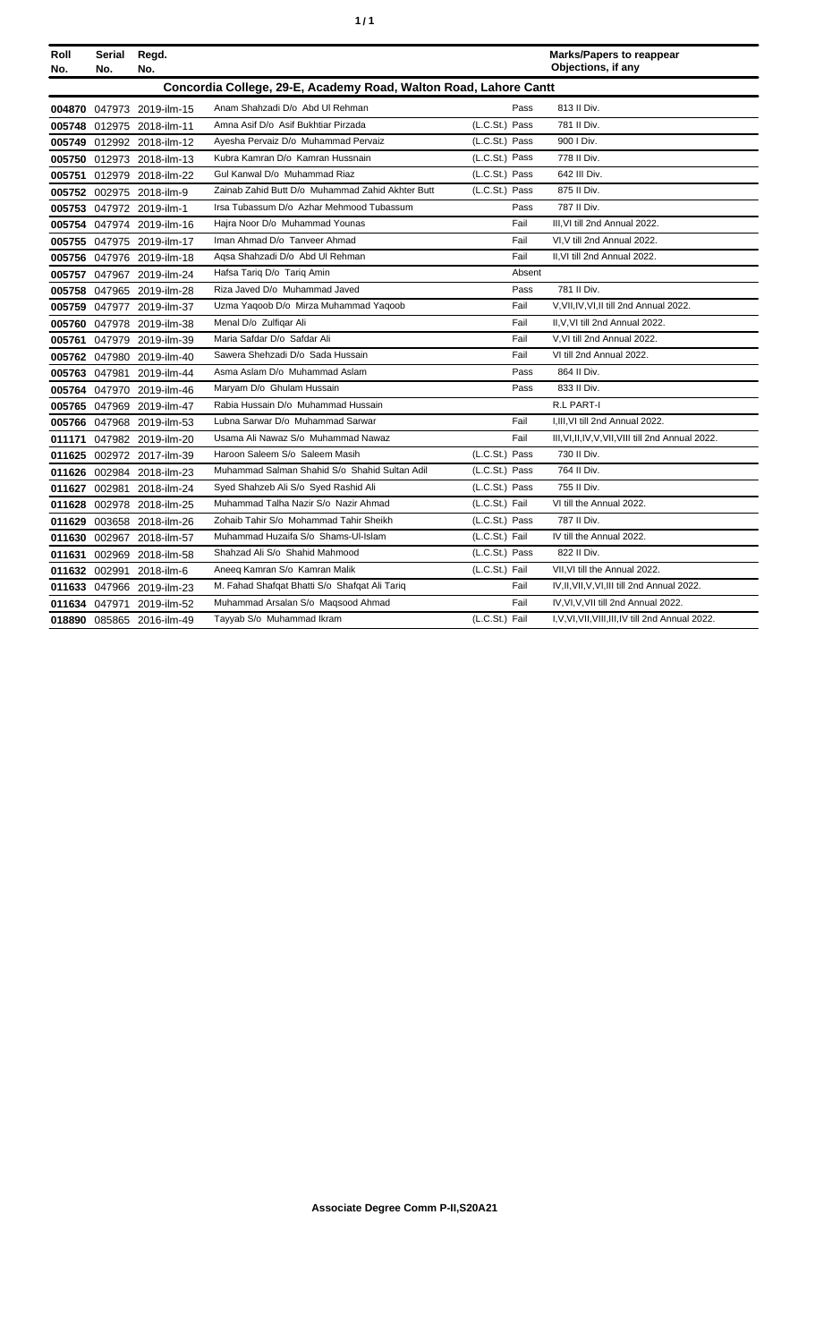| Roll No. | Serial No. | Regd. No. | | | Marks/Papers to reappear Objections, if any |
|---|---|---|---|---|---|
| **Concordia College, 29-E, Academy Road, Walton Road, Lahore Cantt** | | | | | |
| **004870** | 047973 | 2019-ilm-15 | Anam Shahzadi D/o Abd Ul Rehman | Pass | 813 II Div. |
| **005748** | 012975 | 2018-ilm-11 | Amna Asif D/o Asif Bukhtiar Pirzada | (L.C.St.) Pass | 781 II Div. |
| **005749** | 012992 | 2018-ilm-12 | Ayesha Pervaiz D/o Muhammad Pervaiz | (L.C.St.) Pass | 900 I Div. |
| **005750** | 012973 | 2018-ilm-13 | Kubra Kamran D/o Kamran Hussnain | (L.C.St.) Pass | 778 II Div. |
| **005751** | 012979 | 2018-ilm-22 | Gul Kanwal D/o Muhammad Riaz | (L.C.St.) Pass | 642 III Div. |
| **005752** | 002975 | 2018-ilm-9 | Zainab Zahid Butt D/o Muhammad Zahid Akhter Butt | (L.C.St.) Pass | 875 II Div. |
| **005753** | 047972 | 2019-ilm-1 | Irsa Tubassum D/o Azhar Mehmood Tubassum | Pass | 787 II Div. |
| **005754** | 047974 | 2019-ilm-16 | Hajra Noor D/o Muhammad Younas | Fail | III,VI till 2nd Annual 2022. |
| **005755** | 047975 | 2019-ilm-17 | Iman Ahmad D/o Tanveer Ahmad | Fail | VI,V till 2nd Annual 2022. |
| **005756** | 047976 | 2019-ilm-18 | Aqsa Shahzadi D/o Abd Ul Rehman | Fail | II,VI till 2nd Annual 2022. |
| **005757** | 047967 | 2019-ilm-24 | Hafsa Tariq D/o Tariq Amin | Absent | |
| **005758** | 047965 | 2019-ilm-28 | Riza Javed D/o Muhammad Javed | Pass | 781 II Div. |
| **005759** | 047977 | 2019-ilm-37 | Uzma Yaqoob D/o Mirza Muhammad Yaqoob | Fail | V,VII,IV,VI,II till 2nd Annual 2022. |
| **005760** | 047978 | 2019-ilm-38 | Menal D/o Zulfiqar Ali | Fail | II,V,VI till 2nd Annual 2022. |
| **005761** | 047979 | 2019-ilm-39 | Maria Safdar D/o Safdar Ali | Fail | V,VI till 2nd Annual 2022. |
| **005762** | 047980 | 2019-ilm-40 | Sawera Shehzadi D/o Sada Hussain | Fail | VI till 2nd Annual 2022. |
| **005763** | 047981 | 2019-ilm-44 | Asma Aslam D/o Muhammad Aslam | Pass | 864 II Div. |
| **005764** | 047970 | 2019-ilm-46 | Maryam D/o Ghulam Hussain | Pass | 833 II Div. |
| **005765** | 047969 | 2019-ilm-47 | Rabia Hussain D/o Muhammad Hussain | | R.L PART-I |
| **005766** | 047968 | 2019-ilm-53 | Lubna Sarwar D/o Muhammad Sarwar | Fail | I,III,VI till 2nd Annual 2022. |
| **011171** | 047982 | 2019-ilm-20 | Usama Ali Nawaz S/o Muhammad Nawaz | Fail | III,VI,II,IV,V,VII,VIII till 2nd Annual 2022. |
| **011625** | 002972 | 2017-ilm-39 | Haroon Saleem S/o Saleem Masih | (L.C.St.) Pass | 730 II Div. |
| **011626** | 002984 | 2018-ilm-23 | Muhammad Salman Shahid S/o Shahid Sultan Adil | (L.C.St.) Pass | 764 II Div. |
| **011627** | 002981 | 2018-ilm-24 | Syed Shahzeb Ali S/o Syed Rashid Ali | (L.C.St.) Pass | 755 II Div. |
| **011628** | 002978 | 2018-ilm-25 | Muhammad Talha Nazir S/o Nazir Ahmad | (L.C.St.) Fail | VI till the Annual 2022. |
| **011629** | 003658 | 2018-ilm-26 | Zohaib Tahir S/o Mohammad Tahir Sheikh | (L.C.St.) Pass | 787 II Div. |
| **011630** | 002967 | 2018-ilm-57 | Muhammad Huzaifa S/o Shams-Ul-Islam | (L.C.St.) Fail | IV till the Annual 2022. |
| **011631** | 002969 | 2018-ilm-58 | Shahzad Ali S/o Shahid Mahmood | (L.C.St.) Pass | 822 II Div. |
| **011632** | 002991 | 2018-ilm-6 | Aneeq Kamran S/o Kamran Malik | (L.C.St.) Fail | VII,VI till the Annual 2022. |
| **011633** | 047966 | 2019-ilm-23 | M. Fahad Shafqat Bhatti S/o Shafqat Ali Tariq | Fail | IV,II,VII,V,VI,III till 2nd Annual 2022. |
| **011634** | 047971 | 2019-ilm-52 | Muhammad Arsalan S/o Maqsood Ahmad | Fail | IV,VI,V,VII till 2nd Annual 2022. |
| **018890** | 085865 | 2016-ilm-49 | Tayyab S/o Muhammad Ikram | (L.C.St.) Fail | I,V,VI,VII,VIII,III,IV till 2nd Annual 2022. |

**Associate Degree Comm P-II,S20A21**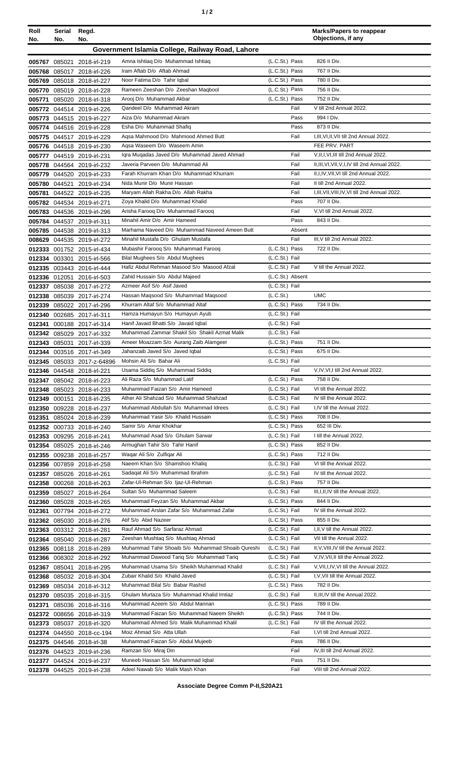| Roll No. | Serial No. | Regd. No. | | | Marks/Papers to reappear Objections, if any |
|---|---|---|---|---|---|
| **Government Islamia College, Railway Road, Lahore** | | | | | |
| 005767 | 085021 | 2018-irl-219 | Amna Ishtiaq D/o Muhammad Ishtiaq | (L.C.St.) Pass | 826 II Div. |
| 005768 | 085017 | 2018-irl-226 | Iram Aftab D/o Aftab Ahmad | (L.C.St.) Pass | 767 II Div. |
| 005769 | 085018 | 2018-irl-227 | Noor Fatima D/o Tahir Iqbal | (L.C.St.) Pass | 780 II Div. |
| 005770 | 085019 | 2018-irl-228 | Rameen Zeeshan D/o Zeeshan Maqbool | (L.C.St.) Pass | 756 II Div. |
| 005771 | 085020 | 2018-irl-318 | Arooj D/o Muhammad Akbar | (L.C.St.) Pass | 752 II Div. |
| 005772 | 044514 | 2019-irl-226 | Qandeel D/o Muhammad Akram | Fail | V till 2nd Annual 2022. |
| 005773 | 044515 | 2019-irl-227 | Aiza D/o Muhammad Akram | Pass | 994 I Div. |
| 005774 | 044516 | 2019-irl-228 | Esha D/o Muhammad Shafiq | Pass | 873 II Div. |
| 005775 | 044517 | 2019-irl-229 | Aqsa Mahmood D/o Mahmood Ahmed Butt | Fail | I,III,VI,II,VII till 2nd Annual 2022. |
| 005776 | 044518 | 2019-irl-230 | Aqsa Waseem D/o Waseem Amin | | FEE PRV. PART |
| 005777 | 044519 | 2019-irl-231 | Iqra Muqadas Javed D/o Muhammad Javed Ahmad | Fail | V,II,I,VI,III till 2nd Annual 2022. |
| 005778 | 044564 | 2019-irl-232 | Javeria Parveen D/o Muhammad Ali | Fail | II,III,VI,VII,V,I,IV till 2nd Annual 2022. |
| 005779 | 044520 | 2019-irl-233 | Farah Khurram Khan D/o Muhammad Khurram | Fail | II,I,IV,VII,VI till 2nd Annual 2022. |
| 005780 | 044521 | 2019-irl-234 | Nida Munir D/o Munir Hassan | Fail | II till 2nd Annual 2022. |
| 005781 | 044522 | 2019-irl-235 | Maryam Allah Rakha D/o Allah Rakha | Fail | I,III,VII,VIII,IV,VI till 2nd Annual 2022. |
| 005782 | 044534 | 2019-irl-271 | Zoya Khalid D/o Muhammad Khalid | Pass | 707 II Div. |
| 005783 | 044536 | 2019-irl-296 | Arisha Farooq D/o Muhammad Farooq | Fail | V,VI till 2nd Annual 2022. |
| 005784 | 044537 | 2019-irl-311 | Minahil Amir D/o Amir Hameed | Pass | 843 II Div. |
| 005785 | 044538 | 2019-irl-313 | Marhama Naveed D/o Muhammad Naveed Ameen Butt | Absent | |
| 008629 | 044535 | 2019-irl-272 | Minahil Mustafa D/o Ghulam Mustafa | Fail | III,V till 2nd Annual 2022. |
| 012333 | 001752 | 2015-irl-434 | Mubashir Farooq S/o Muhammad Farooq | (L.C.St.) Pass | 722 II Div. |
| 012334 | 003301 | 2015-irl-566 | Bilal Mughees S/o Abdul Mughees | (L.C.St.) Fail | |
| 012335 | 003443 | 2016-irl-444 | Hafiz Abdul Rehman Masood S/o Masood Afzal | (L.C.St.) Fail | V till the Annual 2022. |
| 012336 | 012051 | 2016-irl-503 | Zahid Hussain S/o Abdul Majeed | (L.C.St.) Absent | |
| 012337 | 085038 | 2017-irl-272 | Azmeer Asif S/o Asif Javed | (L.C.St.) Fail | |
| 012338 | 085039 | 2017-irl-274 | Hassan Maqsood S/o Muhammad Maqsood | (L.C.St.) | UMC |
| 012339 | 085022 | 2017-irl-296 | Khurram Altaf S/o Muhammad Altaf | (L.C.St.) Pass | 734 II Div. |
| 012340 | 002685 | 2017-irl-311 | Hamza Humayun S/o Humayun Ayub | (L.C.St.) Fail | |
| 012341 | 000188 | 2017-irl-314 | Hanif Javaid Bhatti S/o Javaid Iqbal | (L.C.St.) Fail | |
| 012342 | 085029 | 2017-irl-332 | Muhammad Zammar Shakil S/o Shakil Azmat Malik | (L.C.St.) Fail | |
| 012343 | 085031 | 2017-irl-339 | Ameer Moazzam S/o Aurang Zaib Alamgeer | (L.C.St.) Pass | 751 II Div. |
| 012344 | 003516 | 2017-irl-349 | Jahanzaib Javed S/o Javed Iqbal | (L.C.St.) Pass | 675 II Div. |
| 012345 | 085033 | 2017-z-64896 | Mohsin Ali S/o Bahar Ali | (L.C.St.) Fail | |
| 012346 | 044548 | 2018-irl-221 | Usama Siddiq S/o Muhammad Siddiq | Fail | V,IV,VI,I till 2nd Annual 2022. |
| 012347 | 085042 | 2018-irl-223 | Ali Raza S/o Muhammad Latif | (L.C.St.) Pass | 758 II Div. |
| 012348 | 085023 | 2018-irl-233 | Muhammad Faizan S/o Amir Hameed | (L.C.St.) Fail | VI till the Annual 2022. |
| 012349 | 000151 | 2018-irl-235 | Ather Ali Shahzad S/o Muhammad Shahzad | (L.C.St.) Fail | IV till the Annual 2022. |
| 012350 | 009228 | 2018-irl-237 | Muhammad Abdullah S/o Muhammad Idrees | (L.C.St.) Fail | I,IV till the Annual 2022. |
| 012351 | 085024 | 2018-irl-239 | Muhammad Yasir S/o Khalid Hussain | (L.C.St.) Pass | 708 II Div. |
| 012352 | 000733 | 2018-irl-240 | Samir S/o Amar Khokhar | (L.C.St.) Pass | 652 III Div. |
| 012353 | 009295 | 2018-irl-241 | Muhammad Asad S/o Ghulam Sarwar | (L.C.St.) Fail | I till the Annual 2022. |
| 012354 | 085025 | 2018-irl-246 | Armughan Tahir S/o Tahir Hanif | (L.C.St.) Pass | 852 II Div. |
| 012355 | 009238 | 2018-irl-257 | Waqar Ali S/o Zulfiqar Ali | (L.C.St.) Pass | 712 II Div. |
| 012356 | 007859 | 2018-irl-258 | Naeem Khan S/o Shamshoo Khaliq | (L.C.St.) Fail | VI till the Annual 2022. |
| 012357 | 085026 | 2018-irl-261 | Sadaqat Ali S/o Muhammad Ibrahim | (L.C.St.) Fail | IV till the Annual 2022. |
| 012358 | 000268 | 2018-irl-263 | Zafar-Ul-Rehman S/o Ijaz-Ul-Rehman | (L.C.St.) Pass | 757 II Div. |
| 012359 | 085027 | 2018-irl-264 | Sultan S/o Muhammad Saleem | (L.C.St.) Fail | III,I,II,IV till the Annual 2022. |
| 012360 | 085028 | 2018-irl-265 | Muhammad Feyzan S/o Muhammad Akbar | (L.C.St.) Pass | 844 II Div. |
| 012361 | 007794 | 2018-irl-272 | Muhammad Arslan Zafar S/o Muhammad Zafar | (L.C.St.) Fail | IV till the Annual 2022. |
| 012362 | 085030 | 2018-irl-276 | Atif S/o Abid Nazeer | (L.C.St.) Pass | 855 II Div. |
| 012363 | 003312 | 2018-irl-281 | Rauf Ahmad S/o Sarfaraz Ahmad | (L.C.St.) Fail | I,II,V till the Annual 2022. |
| 012364 | 085040 | 2018-irl-287 | Zeeshan Mushtaq S/o Mushtaq Ahmad | (L.C.St.) Fail | VII till the Annual 2022. |
| 012365 | 008118 | 2018-irl-289 | Muhammad Tahir Shoaib S/o Muhammad Shoaib Qureshi | (L.C.St.) Fail | II,V,VIII,IV till the Annual 2022. |
| 012366 | 008302 | 2018-irl-292 | Muhammad Dawood Tariq S/o Muhammad Tariq | (L.C.St.) Fail | V,IV,VII,II till the Annual 2022. |
| 012367 | 085041 | 2018-irl-295 | Muhammad Usama S/o Sheikh Muhammad Khalid | (L.C.St.) Fail | V,VII,I,IV,VI till the Annual 2022. |
| 012368 | 085032 | 2018-irl-304 | Zubair Khalid S/o Khalid Javed | (L.C.St.) Fail | I,V,VII till the Annual 2022. |
| 012369 | 085034 | 2018-irl-312 | Muhammad Bilal S/o Babar Rashid | (L.C.St.) Pass | 782 II Div. |
| 012370 | 085035 | 2018-irl-315 | Ghulam Murtaza S/o Muhammad Khalid Imtiaz | (L.C.St.) Fail | II,III,IV till the Annual 2022. |
| 012371 | 085036 | 2018-irl-316 | Muhammad Azeem S/o Abdul Mannan | (L.C.St.) Pass | 789 II Div. |
| 012372 | 008656 | 2018-irl-319 | Muhammad Faizan S/o Muhammad Naeem Sheikh | (L.C.St.) Pass | 744 II Div. |
| 012373 | 085037 | 2018-irl-320 | Muhammad Ahmed S/o Malik Muhammad Khalil | (L.C.St.) Fail | IV till the Annual 2022. |
| 012374 | 044550 | 2018-cc-194 | Moiz Ahmad S/o Atta Ullah | Fail | I,VI till 2nd Annual 2022. |
| 012375 | 044546 | 2018-irl-38 | Muhammad Faizan S/o Abdul Mujeeb | Pass | 786 II Div. |
| 012376 | 044523 | 2019-irl-236 | Ramzan S/o Miraj Din | Fail | IV,III till 2nd Annual 2022. |
| 012377 | 044524 | 2019-irl-237 | Muneeb Hassan S/o Muhammad Iqbal | Pass | 751 II Div. |
| 012378 | 044525 | 2019-irl-238 | Adeel Nawab S/o Malik Mash Khan | Fail | VIII till 2nd Annual 2022. |

**Associate Degree Comm P-II,S20A21**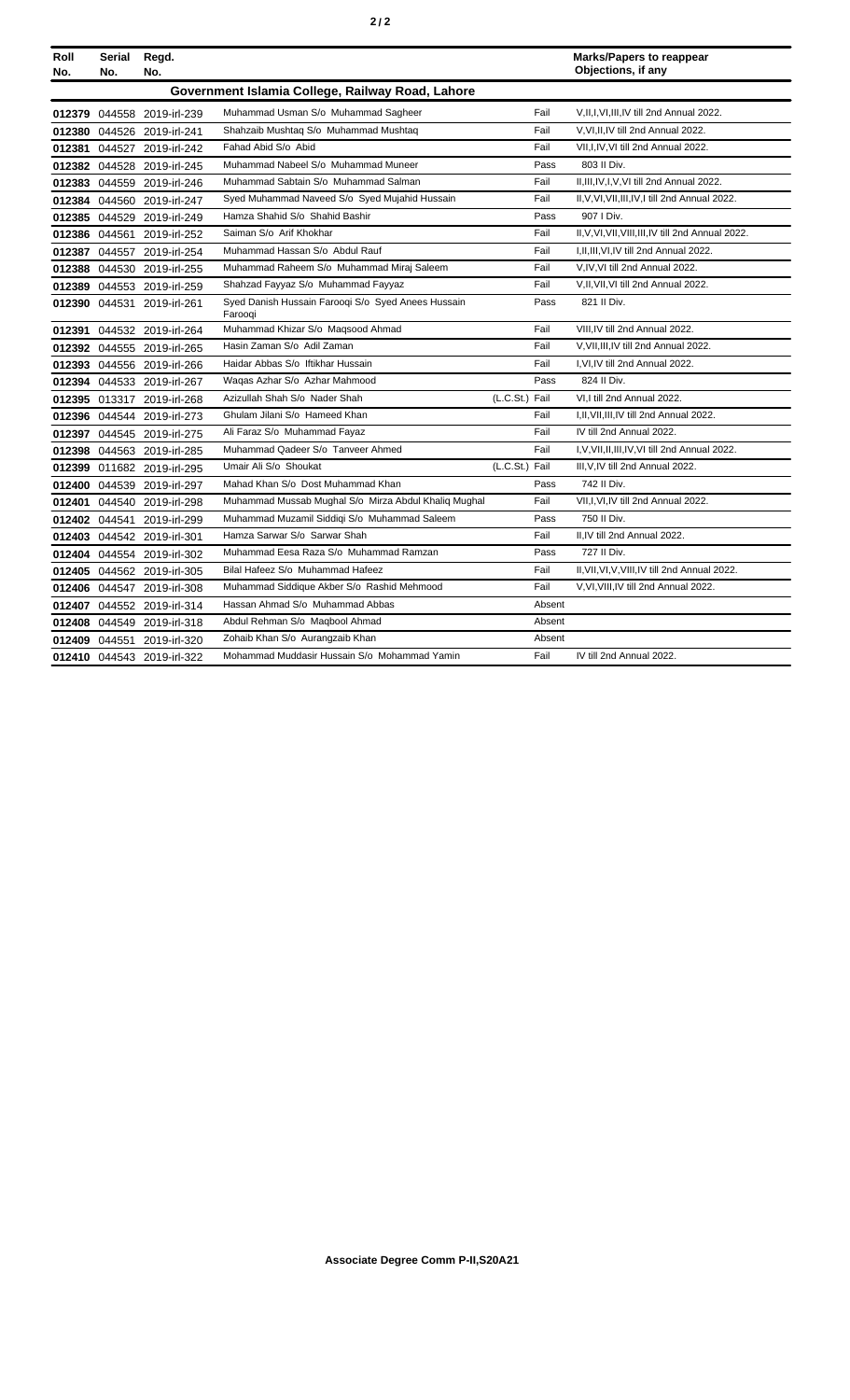| Roll No. | Serial No. | Regd. No. | | | Marks/Papers to reappear Objections, if any |
|---|---|---|---|---|---|
| **Government Islamia College, Railway Road, Lahore** | | | | | |
| 012379 | 044558 | 2019-irl-239 | Muhammad Usman S/o Muhammad Sagheer | Fail | V,II,I,VI,III,IV till 2nd Annual 2022. |
| 012380 | 044526 | 2019-irl-241 | Shahzaib Mushtaq S/o Muhammad Mushtaq | Fail | V,VI,II,IV till 2nd Annual 2022. |
| 012381 | 044527 | 2019-irl-242 | Fahad Abid S/o Abid | Fail | VII,I,IV,VI till 2nd Annual 2022. |
| 012382 | 044528 | 2019-irl-245 | Muhammad Nabeel S/o Muhammad Muneer | Pass | 803 II Div. |
| 012383 | 044559 | 2019-irl-246 | Muhammad Sabtain S/o Muhammad Salman | Fail | II,III,IV,I,V,VI till 2nd Annual 2022. |
| 012384 | 044560 | 2019-irl-247 | Syed Muhammad Naveed S/o Syed Mujahid Hussain | Fail | II,V,VI,VII,III,IV,I till 2nd Annual 2022. |
| 012385 | 044529 | 2019-irl-249 | Hamza Shahid S/o Shahid Bashir | Pass | 907 I Div. |
| 012386 | 044561 | 2019-irl-252 | Saiman S/o Arif Khokhar | Fail | II,V,VI,VII,VIII,III,IV till 2nd Annual 2022. |
| 012387 | 044557 | 2019-irl-254 | Muhammad Hassan S/o Abdul Rauf | Fail | I,II,III,VI,IV till 2nd Annual 2022. |
| 012388 | 044530 | 2019-irl-255 | Muhammad Raheem S/o Muhammad Miraj Saleem | Fail | V,IV,VI till 2nd Annual 2022. |
| 012389 | 044553 | 2019-irl-259 | Shahzad Fayyaz S/o Muhammad Fayyaz | Fail | V,II,VII,VI till 2nd Annual 2022. |
| 012390 | 044531 | 2019-irl-261 | Syed Danish Hussain Farooqi S/o Syed Anees Hussain Farooqi | Pass | 821 II Div. |
| 012391 | 044532 | 2019-irl-264 | Muhammad Khizar S/o Maqsood Ahmad | Fail | VIII,IV till 2nd Annual 2022. |
| 012392 | 044555 | 2019-irl-265 | Hasin Zaman S/o Adil Zaman | Fail | V,VII,III,IV till 2nd Annual 2022. |
| 012393 | 044556 | 2019-irl-266 | Haidar Abbas S/o Iftikhar Hussain | Fail | I,VI,IV till 2nd Annual 2022. |
| 012394 | 044533 | 2019-irl-267 | Waqas Azhar S/o Azhar Mahmood | Pass | 824 II Div. |
| 012395 | 013317 | 2019-irl-268 | Azizullah Shah S/o Nader Shah | (L.C.St.) Fail | VI,I till 2nd Annual 2022. |
| 012396 | 044544 | 2019-irl-273 | Ghulam Jilani S/o Hameed Khan | Fail | I,II,VII,III,IV till 2nd Annual 2022. |
| 012397 | 044545 | 2019-irl-275 | Ali Faraz S/o Muhammad Fayaz | Fail | IV till 2nd Annual 2022. |
| 012398 | 044563 | 2019-irl-285 | Muhammad Qadeer S/o Tanveer Ahmed | Fail | I,V,VII,II,III,IV,VI till 2nd Annual 2022. |
| 012399 | 011682 | 2019-irl-295 | Umair Ali S/o Shoukat | (L.C.St.) Fail | III,V,IV till 2nd Annual 2022. |
| 012400 | 044539 | 2019-irl-297 | Mahad Khan S/o Dost Muhammad Khan | Pass | 742 II Div. |
| 012401 | 044540 | 2019-irl-298 | Muhammad Mussab Mughal S/o Mirza Abdul Khaliq Mughal | Fail | VII,I,VI,IV till 2nd Annual 2022. |
| 012402 | 044541 | 2019-irl-299 | Muhammad Muzamil Siddiqi S/o Muhammad Saleem | Pass | 750 II Div. |
| 012403 | 044542 | 2019-irl-301 | Hamza Sarwar S/o Sarwar Shah | Fail | II,IV till 2nd Annual 2022. |
| 012404 | 044554 | 2019-irl-302 | Muhammad Eesa Raza S/o Muhammad Ramzan | Pass | 727 II Div. |
| 012405 | 044562 | 2019-irl-305 | Bilal Hafeez S/o Muhammad Hafeez | Fail | II,VII,VI,V,VIII,IV till 2nd Annual 2022. |
| 012406 | 044547 | 2019-irl-308 | Muhammad Siddique Akber S/o Rashid Mehmood | Fail | V,VI,VIII,IV till 2nd Annual 2022. |
| 012407 | 044552 | 2019-irl-314 | Hassan Ahmad S/o Muhammad Abbas | Absent | |
| 012408 | 044549 | 2019-irl-318 | Abdul Rehman S/o Maqbool Ahmad | Absent | |
| 012409 | 044551 | 2019-irl-320 | Zohaib Khan S/o Aurangzaib Khan | Absent | |
| 012410 | 044543 | 2019-irl-322 | Mohammad Muddasir Hussain S/o Mohammad Yamin | Fail | IV till 2nd Annual 2022. |

**Associate Degree Comm P-II,S20A21**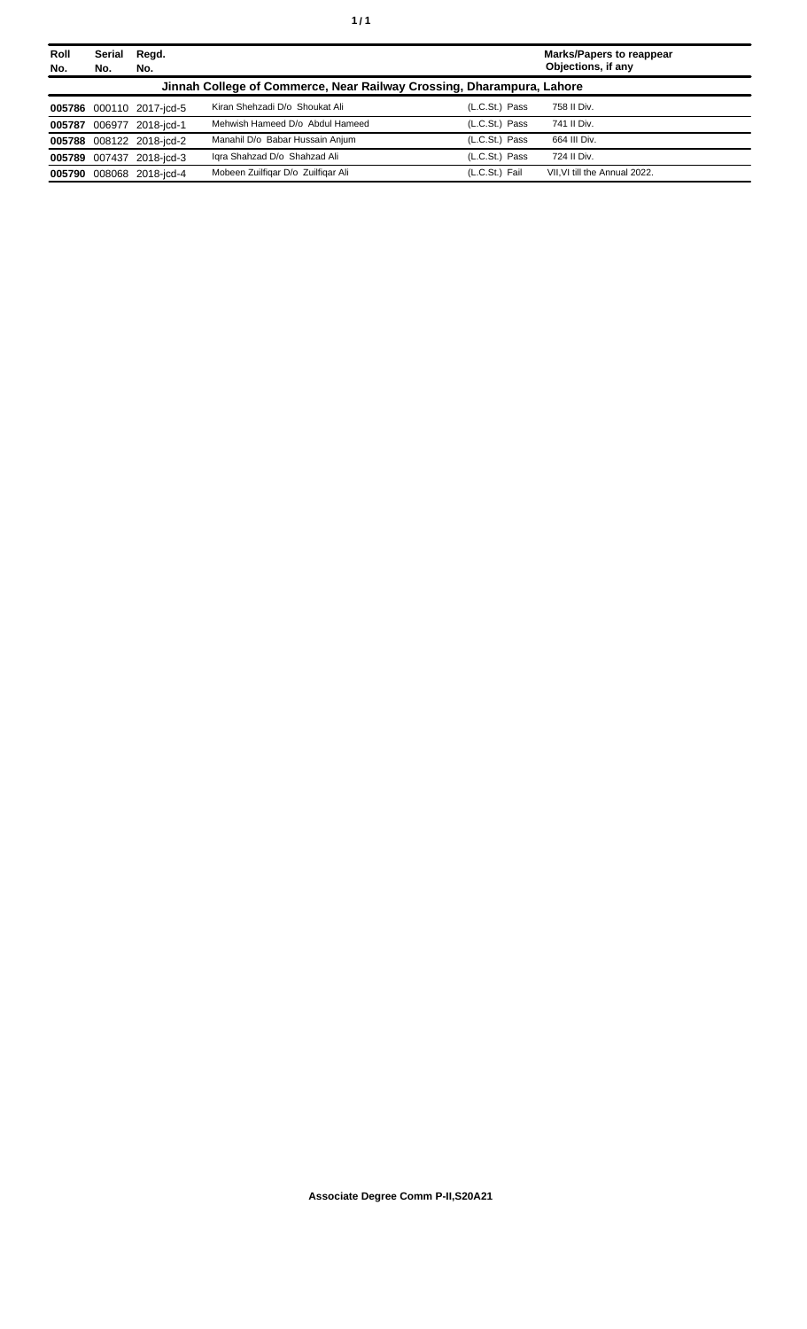| Roll No. | Serial No. | Regd. No. |  |  | Marks/Papers to reappear Objections, if any |
|---|---|---|---|---|---|
| **Jinnah College of Commerce, Near Railway Crossing, Dharampura, Lahore** | | | | | |
| **005786** | 000110 | 2017-jcd-5 | Kiran Shehzadi D/o Shoukat Ali | (L.C.St.) Pass | 758 II Div. |
| **005787** | 006977 | 2018-jcd-1 | Mehwish Hameed D/o Abdul Hameed | (L.C.St.) Pass | 741 II Div. |
| **005788** | 008122 | 2018-jcd-2 | Manahil D/o Babar Hussain Anjum | (L.C.St.) Pass | 664 III Div. |
| **005789** | 007437 | 2018-jcd-3 | Iqra Shahzad D/o Shahzad Ali | (L.C.St.) Pass | 724 II Div. |
| **005790** | 008068 | 2018-jcd-4 | Mobeen Zuilfiqar D/o Zuilfiqar Ali | (L.C.St.) Fail | VII,VI till the Annual 2022. |

**Associate Degree Comm P-II,S20A21**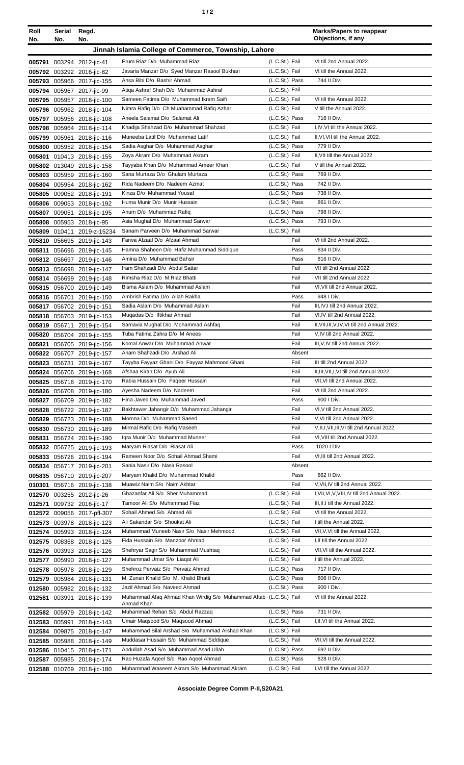| Roll No. | Serial No. | Regd. No. | | | Marks/Papers to reappear Objections, if any |
|---|---|---|---|---|---|
| **Jinnah Islamia College of Commerce, Township, Lahore** | | | | | |
| 005791 | 003294 | 2012-jic-41 | Erum Riaz D/o Muhammad Riaz | (L.C.St.) Fail | VI till 2nd Annual 2022. |
| 005792 | 003292 | 2016-jic-82 | Javaria Manzar D/o Syed Manzar Rasool Bukhari | (L.C.St.) Fail | VI till the Annual 2022. |
| 005793 | 005966 | 2017-jic-155 | Ansa Bibi D/o Bashir Ahmad | (L.C.St.) Pass | 744 II Div. |
| 005794 | 005967 | 2017-jic-99 | Atiqa Ashraf Shah D/o Muhammad Ashraf | (L.C.St.) Fail | |
| 005795 | 005957 | 2018-jic-100 | Sameen Fatima D/o Muhammad Ikram Saifi | (L.C.St.) Fail | VI till the Annual 2022. |
| 005796 | 005962 | 2018-jic-104 | Nimra Rafiq D/o Ch Muahammad Rafiq Azhar | (L.C.St.) Fail | V till the Annual 2022. |
| 005797 | 005956 | 2018-jic-108 | Aneela Salamat D/o Salamat Ali | (L.C.St.) Pass | 716 II Div. |
| 005798 | 005964 | 2018-jic-114 | Khadija Shahzad D/o Muhammad Shahzad | (L.C.St.) Fail | I,IV,VI till the Annual 2022. |
| 005799 | 005961 | 2018-jic-116 | Muneeba Latif D/o Muhammad Latif | (L.C.St.) Fail | II,VI,VII till the Annual 2022. |
| 005800 | 005952 | 2018-jic-154 | Sadia Asghar D/o Muhammad Asghar | (L.C.St.) Pass | 779 II Div. |
| 005801 | 010413 | 2018-jic-155 | Zoya Akram D/o Muhammad Akram | (L.C.St.) Fail | II,VII till the Annual 2022. |
| 005802 | 013049 | 2018-jic-158 | Tayyaba Khan D/o Muhammad Ameer Khan | (L.C.St.) Fail | V till the Annual 2022. |
| 005803 | 005959 | 2018-jic-160 | Sana Murtaza D/o Ghulam Murtaza | (L.C.St.) Pass | 769 II Div. |
| 005804 | 005954 | 2018-jic-162 | Rida Nadeem D/o Nadeem Azmat | (L.C.St.) Pass | 742 II Div. |
| 005805 | 009052 | 2018-jic-191 | Kinza D/o Muhammad Yousaf | (L.C.St.) Pass | 738 II Div. |
| 005806 | 009053 | 2018-jic-192 | Huma Munir D/o Munir Hussain | (L.C.St.) Pass | 861 II Div. |
| 005807 | 009051 | 2018-jic-195 | Anum D/o Muhammad Rafiq | (L.C.St.) Pass | 798 II Div. |
| 005808 | 005953 | 2018-jic-95 | Asia Mughal D/o Muhammad Sarwar | (L.C.St.) Pass | 793 II Div. |
| 005809 | 010411 | 2019-z-15234 | Sanam Parveen D/o Muhammad Sarwar | (L.C.St.) Fail | |
| 005810 | 056695 | 2019-jic-143 | Farwa Afzaal D/o Afzaal Ahmad | Fail | VI till 2nd Annual 2022. |
| 005811 | 056696 | 2019-jic-145 | Hamna Shaheen D/o Hafiz Muhammad Siddique | Pass | 834 II Div. |
| 005812 | 056697 | 2019-jic-146 | Amina D/o Muhammad Bahsir | Pass | 816 II Div. |
| 005813 | 056698 | 2019-jic-147 | Iram Shahzadi D/o Abdul Sattar | Fail | VII till 2nd Annual 2022. |
| 005814 | 056699 | 2019-jic-148 | Rimsha Riaz D/o M.Riaz Bhatti | Fail | VII till 2nd Annual 2022. |
| 005815 | 056700 | 2019-jic-149 | Bisma Aslam D/o Muhammad Aslam | Fail | VI,VII till 2nd Annual 2022. |
| 005816 | 056701 | 2019-jic-150 | Ambrish Fatima D/o Allah Rakha | Pass | 948 I Div. |
| 005817 | 056702 | 2019-jic-151 | Sadia Aslam D/o Muhammad Aslam | Fail | III,IV,I till 2nd Annual 2022. |
| 005818 | 056703 | 2019-jic-153 | Muqadas D/o Iftikhar Ahmad | Fail | VI,IV till 2nd Annual 2022. |
| 005819 | 056711 | 2019-jic-154 | Samavia Mughal D/o Mohammad Ashfaq | Fail | II,VII,III,V,IV,VI till 2nd Annual 2022. |
| 005820 | 056704 | 2019-jic-155 | Tuba Fatima Zahra D/o M Anees | Fail | V,IV till 2nd Annual 2022. |
| 005821 | 056705 | 2019-jic-156 | Komal Anwar D/o Muhammad Anwar | Fail | III,V,IV till 2nd Annual 2022. |
| 005822 | 056707 | 2019-jic-157 | Anam Shahzadi D/o Arshad Ali | Absent | |
| 005823 | 056731 | 2019-jic-167 | Tayyba Fayyaz Ghani D/o Fayyaz Mahmood Ghani | Fail | III till 2nd Annual 2022. |
| 005824 | 056706 | 2019-jic-168 | Afshaa Kiran D/o Ayub Ali | Fail | II,III,VII,I,VI till 2nd Annual 2022. |
| 005825 | 056718 | 2019-jic-170 | Rabia Hussain D/o Faqeer Hussain | Fail | VII,VI till 2nd Annual 2022. |
| 005826 | 056708 | 2019-jic-180 | Ayesha Nadeem D/o Nadeem | Fail | VI till 2nd Annual 2022. |
| 005827 | 056709 | 2019-jic-182 | Hina Javed D/o Muhammad Javed | Pass | 900 I Div. |
| 005828 | 056722 | 2019-jic-187 | Bakhtawer Jahangir D/o Muhammad Jahangir | Fail | VI,V till 2nd Annual 2022. |
| 005829 | 056723 | 2019-jic-188 | Momna D/o Muhammad Saeed | Fail | V,VI till 2nd Annual 2022. |
| 005830 | 056730 | 2019-jic-189 | Mirmal Rafiq D/o Rafiq Maseeh | Fail | V,II,I,VII,III,VI till 2nd Annual 2022. |
| 005831 | 056724 | 2019-jic-190 | Iqra Munir D/o Muhammad Muneer | Fail | VI,VIII till 2nd Annual 2022. |
| 005832 | 056725 | 2019-jic-193 | Maryam Riasat D/o Riasat Ali | Pass | 1020 I Div. |
| 005833 | 056726 | 2019-jic-194 | Rameen Noor D/o Sohail Ahmad Shami | Fail | VI,III till 2nd Annual 2022. |
| 005834 | 056717 | 2019-jic-201 | Sania Nasir D/o Nasir Rasool | Absent | |
| 005835 | 056710 | 2019-jic-207 | Maryam Khalid D/o Muhammad Khalid | Pass | 862 II Div. |
| 010301 | 056716 | 2019-jic-138 | Muawiz Naim S/o Naim Akhtar | Fail | V,VII,IV till 2nd Annual 2022. |
| 012570 | 003255 | 2012-jic-26 | Ghazanfar Ali S/o Sher Muhammad | (L.C.St.) Fail | I,VII,VI,V,VIII,IV till 2nd Annual 2022. |
| 012571 | 009732 | 2016-jic-17 | Tamoor Ali S/o Muhammad Fiaz | (L.C.St.) Fail | III,II,I till the Annual 2022. |
| 012572 | 009056 | 2017-pfl-307 | Sohail Ahmed S/o Ahmed Ali | (L.C.St.) Fail | VI till the Annual 2022. |
| 012573 | 003978 | 2018-jic-123 | Ali Sakandar S/o Shoukat Ali | (L.C.St.) Fail | I till the Annual 2022. |
| 012574 | 005993 | 2018-jic-124 | Muhammad Muneeb Nasir S/o Nasir Mehmood | (L.C.St.) Fail | VII,V,VI till the Annual 2022. |
| 012575 | 008368 | 2018-jic-125 | Fida Hussain S/o Manzoor Ahmad | (L.C.St.) Fail | I,II till the Annual 2022. |
| 012576 | 003993 | 2018-jic-126 | Shehryar Sagir S/o Muhammad Mushtaq | (L.C.St.) Fail | VII,VI till the Annual 2022. |
| 012577 | 005990 | 2018-jic-127 | Muhammad Umar S/o Liaqat Ali | (L.C.St.) Fail | I till the Annual 2022. |
| 012578 | 005978 | 2018-jic-129 | Shehroz Pervaiz S/o Pervaiz Ahmad | (L.C.St.) Pass | 717 II Div. |
| 012579 | 005984 | 2018-jic-131 | M. Zunair Khalid S/o M. Khalid Bhatti | (L.C.St.) Pass | 806 II Div. |
| 012580 | 005982 | 2018-jic-132 | Jazil Ahmad S/o Naveed Ahmad | (L.C.St.) Pass | 900 I Div. |
| 012581 | 003991 | 2018-jic-139 | Muhammad Afaq Ahmad Khan Wirdig S/o Muhammad Aftab Ahmad Khan | (L.C.St.) Fail | VI till the Annual 2022. |
| 012582 | 005979 | 2018-jic-142 | Muhammad Rehan S/o Abdul Razzaq | (L.C.St.) Pass | 731 II Div. |
| 012583 | 005991 | 2018-jic-143 | Umair Maqsood S/o Maqsood Ahmad | (L.C.St.) Fail | I,II,VI till the Annual 2022. |
| 012584 | 009875 | 2018-jic-147 | Muhammad Bilal Arshad S/o Muhammad Arshad Khan | (L.C.St.) Fail | |
| 012585 | 005988 | 2018-jic-149 | Muddasar Hussain S/o Muhammad Siddique | (L.C.St.) Fail | VII,VI till the Annual 2022. |
| 012586 | 010415 | 2018-jic-171 | Abdullah Asad S/o Muhammad Asad Ullah | (L.C.St.) Pass | 692 II Div. |
| 012587 | 005985 | 2018-jic-174 | Rao Huzafa Aqeel S/o Rao Aqeel Ahmad | (L.C.St.) Pass | 828 II Div. |
| 012588 | 010769 | 2018-jic-180 | Muhammad Waseem Akram S/o Muhammad Akram | (L.C.St.) Fail | I,VI till the Annual 2022. |

**Associate Degree Comm P-II,S20A21**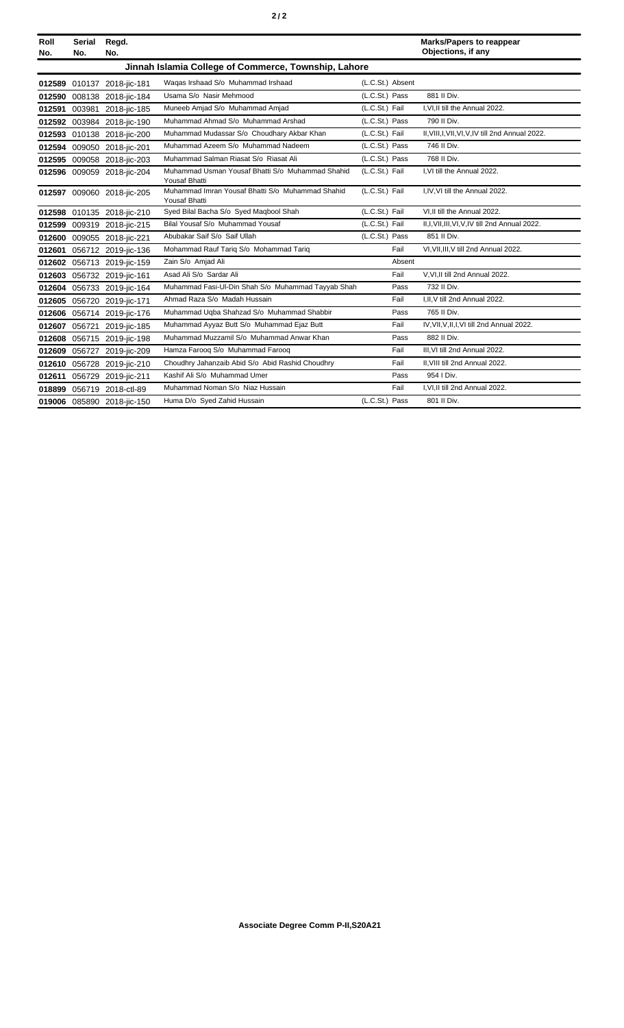| Roll No. | Serial No. | Regd. No. | | | Marks/Papers to reappear Objections, if any |
|---|---|---|---|---|---|
| **Jinnah Islamia College of Commerce, Township, Lahore** | | | | | |
| 012589 | 010137 | 2018-jic-181 | Waqas Irshaad S/o Muhammad Irshaad | (L.C.St.) Absent | |
| 012590 | 008138 | 2018-jic-184 | Usama S/o Nasir Mehmood | (L.C.St.) Pass | 881 II Div. |
| 012591 | 003981 | 2018-jic-185 | Muneeb Amjad S/o Muhammad Amjad | (L.C.St.) Fail | I,VI,II till the Annual 2022. |
| 012592 | 003984 | 2018-jic-190 | Muhammad Ahmad S/o Muhammad Arshad | (L.C.St.) Pass | 790 II Div. |
| 012593 | 010138 | 2018-jic-200 | Muhammad Mudassar S/o Choudhary Akbar Khan | (L.C.St.) Fail | II,VIII,I,VII,VI,V,IV till 2nd Annual 2022. |
| 012594 | 009050 | 2018-jic-201 | Muhammad Azeem S/o Muhammad Nadeem | (L.C.St.) Pass | 746 II Div. |
| 012595 | 009058 | 2018-jic-203 | Muhammad Salman Riasat S/o Riasat Ali | (L.C.St.) Pass | 768 II Div. |
| 012596 | 009059 | 2018-jic-204 | Muhammad Usman Yousaf Bhatti S/o Muhammad Shahid Yousaf Bhatti | (L.C.St.) Fail | I,VI till the Annual 2022. |
| 012597 | 009060 | 2018-jic-205 | Muhammad Imran Yousaf Bhatti S/o Muhammad Shahid Yousaf Bhatti | (L.C.St.) Fail | I,IV,VI till the Annual 2022. |
| 012598 | 010135 | 2018-jic-210 | Syed Bilal Bacha S/o Syed Maqbool Shah | (L.C.St.) Fail | VI,II till the Annual 2022. |
| 012599 | 009319 | 2018-jic-215 | Bilal Yousaf S/o Muhammad Yousaf | (L.C.St.) Fail | II,I,VII,III,VI,V,IV till 2nd Annual 2022. |
| 012600 | 009055 | 2018-jic-221 | Abubakar Saif S/o Saif Ullah | (L.C.St.) Pass | 851 II Div. |
| 012601 | 056712 | 2019-jic-136 | Mohammad Rauf Tariq S/o Mohammad Tariq | Fail | VI,VII,III,V till 2nd Annual 2022. |
| 012602 | 056713 | 2019-jic-159 | Zain S/o Amjad Ali | Absent | |
| 012603 | 056732 | 2019-jic-161 | Asad Ali S/o Sardar Ali | Fail | V,VI,II till 2nd Annual 2022. |
| 012604 | 056733 | 2019-jic-164 | Muhammad Fasi-Ul-Din Shah S/o Muhammad Tayyab Shah | Pass | 732 II Div. |
| 012605 | 056720 | 2019-jic-171 | Ahmad Raza S/o Madah Hussain | Fail | I,II,V till 2nd Annual 2022. |
| 012606 | 056714 | 2019-jic-176 | Muhammad Uqba Shahzad S/o Muhammad Shabbir | Pass | 765 II Div. |
| 012607 | 056721 | 2019-jic-185 | Muhammad Ayyaz Butt S/o Muhammad Ejaz Butt | Fail | IV,VII,V,II,I,VI till 2nd Annual 2022. |
| 012608 | 056715 | 2019-jic-198 | Muhammad Muzzamil S/o Muhammad Anwar Khan | Pass | 882 II Div. |
| 012609 | 056727 | 2019-jic-209 | Hamza Farooq S/o Muhammad Farooq | Fail | III,VI till 2nd Annual 2022. |
| 012610 | 056728 | 2019-jic-210 | Choudhry Jahanzaib Abid S/o Abid Rashid Choudhry | Fail | II,VIII till 2nd Annual 2022. |
| 012611 | 056729 | 2019-jic-211 | Kashif Ali S/o Muhammad Umer | Pass | 954 I Div. |
| 018899 | 056719 | 2018-ctl-89 | Muhammad Noman S/o Niaz Hussain | Fail | I,VI,II till 2nd Annual 2022. |
| 019006 | 085890 | 2018-jic-150 | Huma D/o Syed Zahid Hussain | (L.C.St.) Pass | 801 II Div. |

**Associate Degree Comm P-II,S20A21**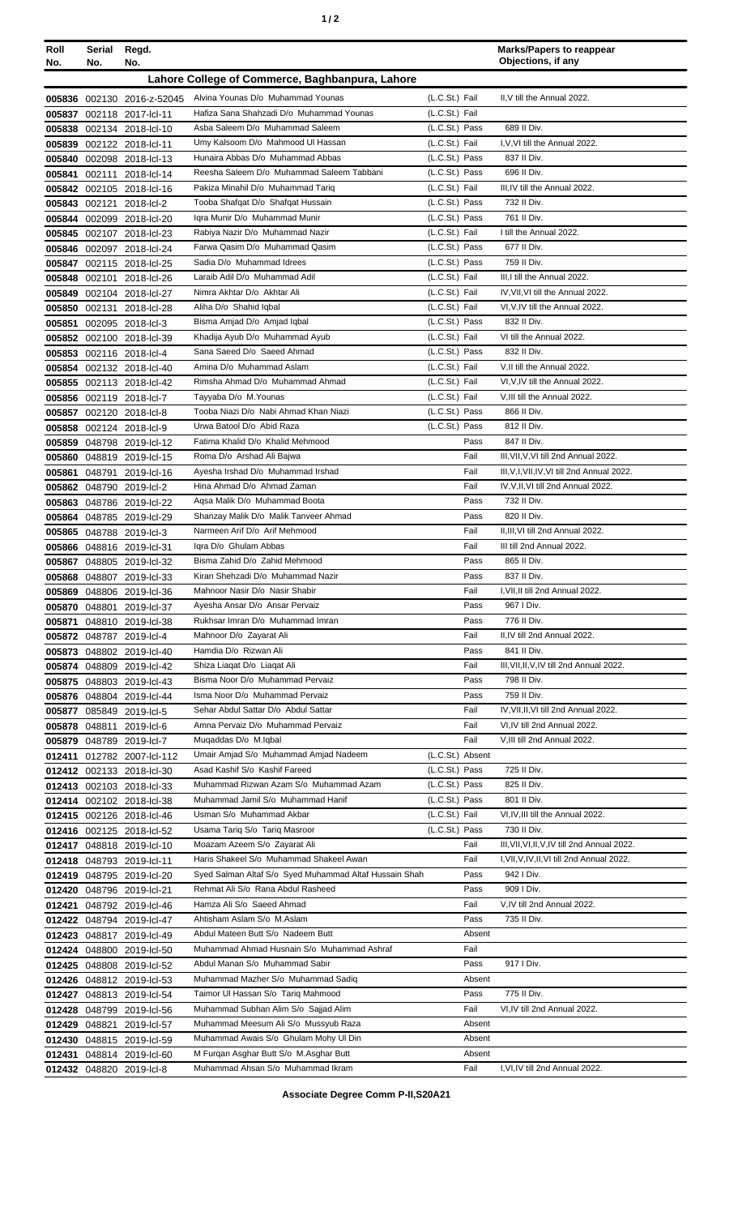| Roll No. | Serial No. | Regd. No. | | | Marks/Papers to reappear Objections, if any |
|---|---|---|---|---|---|
| **Lahore College of Commerce, Baghbanpura, Lahore** | | | | | |
| 005836 | 002130 | 2016-z-52045 | Alvina Younas D/o Muhammad Younas | (L.C.St.) Fail | II,V till the Annual 2022. |
| 005837 | 002118 | 2017-lcl-11 | Hafiza Sana Shahzadi D/o Muhammad Younas | (L.C.St.) Fail | |
| 005838 | 002134 | 2018-lcl-10 | Asba Saleem D/o Muhammad Saleem | (L.C.St.) Pass | 689 II Div. |
| 005839 | 002122 | 2018-lcl-11 | Umy Kalsoom D/o Mahmood Ul Hassan | (L.C.St.) Fail | I,V,VI till the Annual 2022. |
| 005840 | 002098 | 2018-lcl-13 | Hunaira Abbas D/o Muhammad Abbas | (L.C.St.) Pass | 837 II Div. |
| 005841 | 002111 | 2018-lcl-14 | Reesha Saleem D/o Muhammad Saleem Tabbani | (L.C.St.) Pass | 696 II Div. |
| 005842 | 002105 | 2018-lcl-16 | Pakiza Minahil D/o Muhammad Tariq | (L.C.St.) Fail | III,IV till the Annual 2022. |
| 005843 | 002121 | 2018-lcl-2 | Tooba Shafqat D/o Shafqat Hussain | (L.C.St.) Pass | 732 II Div. |
| 005844 | 002099 | 2018-lcl-20 | Iqra Munir D/o Muhammad Munir | (L.C.St.) Pass | 761 II Div. |
| 005845 | 002107 | 2018-lcl-23 | Rabiya Nazir D/o Muhammad Nazir | (L.C.St.) Fail | I till the Annual 2022. |
| 005846 | 002097 | 2018-lcl-24 | Farwa Qasim D/o Muhammad Qasim | (L.C.St.) Pass | 677 II Div. |
| 005847 | 002115 | 2018-lcl-25 | Sadia D/o Muhammad Idrees | (L.C.St.) Pass | 759 II Div. |
| 005848 | 002101 | 2018-lcl-26 | Laraib Adil D/o Muhammad Adil | (L.C.St.) Fail | III,I till the Annual 2022. |
| 005849 | 002104 | 2018-lcl-27 | Nimra Akhtar D/o Akhtar Ali | (L.C.St.) Fail | IV,VII,VI till the Annual 2022. |
| 005850 | 002131 | 2018-lcl-28 | Aliha D/o Shahid Iqbal | (L.C.St.) Fail | VI,V,IV till the Annual 2022. |
| 005851 | 002095 | 2018-lcl-3 | Bisma Amjad D/o Amjad Iqbal | (L.C.St.) Pass | 832 II Div. |
| 005852 | 002100 | 2018-lcl-39 | Khadija Ayub D/o Muhammad Ayub | (L.C.St.) Fail | VI till the Annual 2022. |
| 005853 | 002116 | 2018-lcl-4 | Sana Saeed D/o Saeed Ahmad | (L.C.St.) Pass | 832 II Div. |
| 005854 | 002132 | 2018-lcl-40 | Amina D/o Muhammad Aslam | (L.C.St.) Fail | V,II till the Annual 2022. |
| 005855 | 002113 | 2018-lcl-42 | Rimsha Ahmad D/o Muhammad Ahmad | (L.C.St.) Fail | VI,V,IV till the Annual 2022. |
| 005856 | 002119 | 2018-lcl-7 | Tayyaba D/o M.Younas | (L.C.St.) Fail | V,III till the Annual 2022. |
| 005857 | 002120 | 2018-lcl-8 | Tooba Niazi D/o Nabi Ahmad Khan Niazi | (L.C.St.) Pass | 866 II Div. |
| 005858 | 002124 | 2018-lcl-9 | Urwa Batool D/o Abid Raza | (L.C.St.) Pass | 812 II Div. |
| 005859 | 048798 | 2019-lcl-12 | Fatima Khalid D/o Khalid Mehmood | Pass | 847 II Div. |
| 005860 | 048819 | 2019-lcl-15 | Roma D/o Arshad Ali Bajwa | Fail | III,VII,V,VI till 2nd Annual 2022. |
| 005861 | 048791 | 2019-lcl-16 | Ayesha Irshad D/o Muhammad Irshad | Fail | III,V,I,VII,IV,VI till 2nd Annual 2022. |
| 005862 | 048790 | 2019-lcl-2 | Hina Ahmad D/o Ahmad Zaman | Fail | IV,V,II,VI till 2nd Annual 2022. |
| 005863 | 048786 | 2019-lcl-22 | Aqsa Malik D/o Muhammad Boota | Pass | 732 II Div. |
| 005864 | 048785 | 2019-lcl-29 | Shanzay Malik D/o Malik Tanveer Ahmad | Pass | 820 II Div. |
| 005865 | 048788 | 2019-lcl-3 | Narmeen Arif D/o Arif Mehmood | Fail | II,III,VI till 2nd Annual 2022. |
| 005866 | 048816 | 2019-lcl-31 | Iqra D/o Ghulam Abbas | Fail | III till 2nd Annual 2022. |
| 005867 | 048805 | 2019-lcl-32 | Bisma Zahid D/o Zahid Mehmood | Pass | 865 II Div. |
| 005868 | 048807 | 2019-lcl-33 | Kiran Shehzadi D/o Muhammad Nazir | Pass | 837 II Div. |
| 005869 | 048806 | 2019-lcl-36 | Mahnoor Nasir D/o Nasir Shabir | Fail | I,VII,II till 2nd Annual 2022. |
| 005870 | 048801 | 2019-lcl-37 | Ayesha Ansar D/o Ansar Pervaiz | Pass | 967 I Div. |
| 005871 | 048810 | 2019-lcl-38 | Rukhsar Imran D/o Muhammad Imran | Pass | 776 II Div. |
| 005872 | 048787 | 2019-lcl-4 | Mahnoor D/o Zayarat Ali | Fail | II,IV till 2nd Annual 2022. |
| 005873 | 048802 | 2019-lcl-40 | Hamdia D/o Rizwan Ali | Pass | 841 II Div. |
| 005874 | 048809 | 2019-lcl-42 | Shiza Liaqat D/o Liaqat Ali | Fail | III,VII,II,V,IV till 2nd Annual 2022. |
| 005875 | 048803 | 2019-lcl-43 | Bisma Noor D/o Muhammad Pervaiz | Pass | 798 II Div. |
| 005876 | 048804 | 2019-lcl-44 | Isma Noor D/o Muhammad Pervaiz | Pass | 759 II Div. |
| 005877 | 085849 | 2019-lcl-5 | Sehar Abdul Sattar D/o Abdul Sattar | Fail | IV,VII,II,VI till 2nd Annual 2022. |
| 005878 | 048811 | 2019-lcl-6 | Amna Pervaiz D/o Muhammad Pervaiz | Fail | VI,IV till 2nd Annual 2022. |
| 005879 | 048789 | 2019-lcl-7 | Muqaddas D/o M.Iqbal | Fail | V,III till 2nd Annual 2022. |
| 012411 | 012782 | 2007-lcl-112 | Umair Amjad S/o Muhammad Amjad Nadeem | (L.C.St.) Absent | |
| 012412 | 002133 | 2018-lcl-30 | Asad Kashif S/o Kashif Fareed | (L.C.St.) Pass | 725 II Div. |
| 012413 | 002103 | 2018-lcl-33 | Muhammad Rizwan Azam S/o Muhammad Azam | (L.C.St.) Pass | 825 II Div. |
| 012414 | 002102 | 2018-lcl-38 | Muhammad Jamil S/o Muhammad Hanif | (L.C.St.) Pass | 801 II Div. |
| 012415 | 002126 | 2018-lcl-46 | Usman S/o Muhammad Akbar | (L.C.St.) Fail | VI,IV,III till the Annual 2022. |
| 012416 | 002125 | 2018-lcl-52 | Usama Tariq S/o Tariq Masroor | (L.C.St.) Pass | 730 II Div. |
| 012417 | 048818 | 2019-lcl-10 | Moazam Azeem S/o Zayarat Ali | Fail | III,VII,VI,II,V,IV till 2nd Annual 2022. |
| 012418 | 048793 | 2019-lcl-11 | Haris Shakeel S/o Muhammad Shakeel Awan | Fail | I,VII,V,IV,II,VI till 2nd Annual 2022. |
| 012419 | 048795 | 2019-lcl-20 | Syed Salman Altaf S/o Syed Muhammad Altaf Hussain Shah | Pass | 942 I Div. |
| 012420 | 048796 | 2019-lcl-21 | Rehmat Ali S/o Rana Abdul Rasheed | Pass | 909 I Div. |
| 012421 | 048792 | 2019-lcl-46 | Hamza Ali S/o Saeed Ahmad | Fail | V,IV till 2nd Annual 2022. |
| 012422 | 048794 | 2019-lcl-47 | Ahtisham Aslam S/o M.Aslam | Pass | 735 II Div. |
| 012423 | 048817 | 2019-lcl-49 | Abdul Mateen Butt S/o Nadeem Butt | Absent | |
| 012424 | 048800 | 2019-lcl-50 | Muhammad Ahmad Husnain S/o Muhammad Ashraf | Fail | |
| 012425 | 048808 | 2019-lcl-52 | Abdul Manan S/o Muhammad Sabir | Pass | 917 I Div. |
| 012426 | 048812 | 2019-lcl-53 | Muhammad Mazher S/o Muhammad Sadiq | Absent | |
| 012427 | 048813 | 2019-lcl-54 | Taimor Ul Hassan S/o Tariq Mahmood | Pass | 775 II Div. |
| 012428 | 048799 | 2019-lcl-56 | Muhammad Subhan Alim S/o Sajjad Alim | Fail | VI,IV till 2nd Annual 2022. |
| 012429 | 048821 | 2019-lcl-57 | Muhammad Meesum Ali S/o Mussyub Raza | Absent | |
| 012430 | 048815 | 2019-lcl-59 | Muhammad Awais S/o Ghulam Mohy Ul Din | Absent | |
| 012431 | 048814 | 2019-lcl-60 | M Furqan Asghar Butt S/o M.Asghar Butt | Absent | |
| 012432 | 048820 | 2019-lcl-8 | Muhammad Ahsan S/o Muhammad Ikram | Fail | I,VI,IV till 2nd Annual 2022. |

**Associate Degree Comm P-II,S20A21**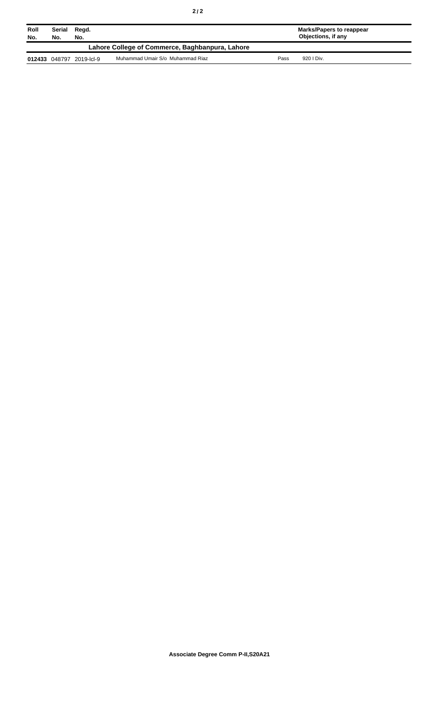| Roll No. | Serial No. | Regd. No. | | | Marks/Papers to reappear Objections, if any |
|---|---|---|---|---|---|
| **Lahore College of Commerce, Baghbanpura, Lahore** | | | | | |
| **012433** | 048797 | 2019-lcl-9 | Muhammad Umair S/o Muhammad Riaz | Pass | 920 I Div. |

**Associate Degree Comm P-II,S20A21**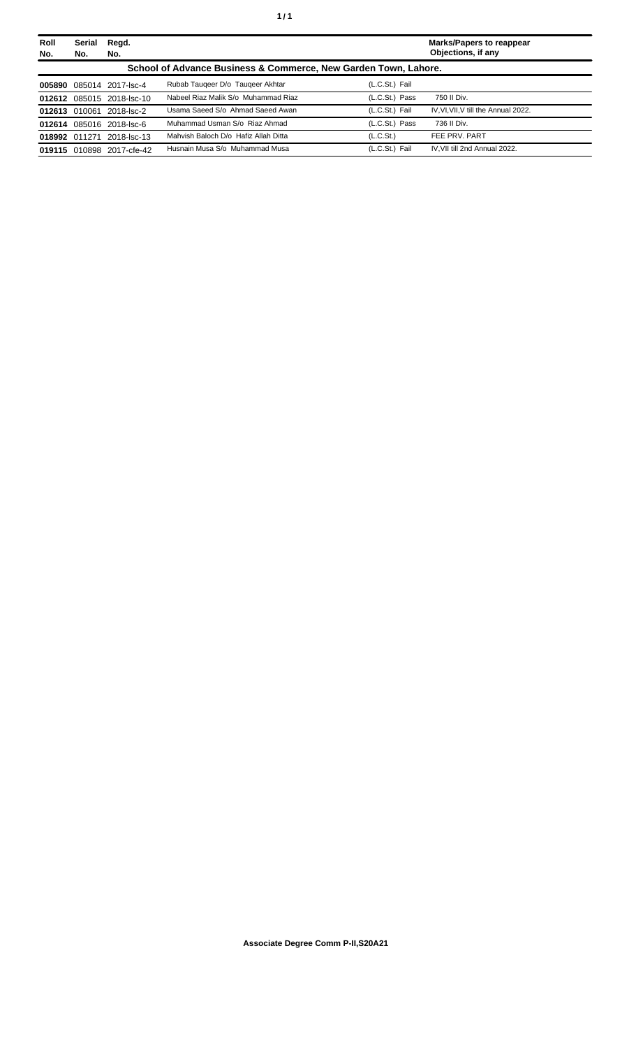| Roll No. | Serial No. | Regd. No. | | | Marks/Papers to reappear Objections, if any |
|---|---|---|---|---|---|
| **School of Advance Business & Commerce, New Garden Town, Lahore.** | | | | | |
| **005890** | 085014 | 2017-lsc-4 | Rubab Tauqeer D/o Tauqeer Akhtar | (L.C.St.) Fail | |
| **012612** | 085015 | 2018-lsc-10 | Nabeel Riaz Malik S/o Muhammad Riaz | (L.C.St.) Pass | 750 II Div. |
| **012613** | 010061 | 2018-lsc-2 | Usama Saeed S/o Ahmad Saeed Awan | (L.C.St.) Fail | IV,VI,VII,V till the Annual 2022. |
| **012614** | 085016 | 2018-lsc-6 | Muhammad Usman S/o Riaz Ahmad | (L.C.St.) Pass | 736 II Div. |
| **018992** | 011271 | 2018-lsc-13 | Mahvish Baloch D/o Hafiz Allah Ditta | (L.C.St.) | FEE PRV. PART |
| **019115** | 010898 | 2017-cfe-42 | Husnain Musa S/o Muhammad Musa | (L.C.St.) Fail | IV,VII till 2nd Annual 2022. |

**Associate Degree Comm P-II,S20A21**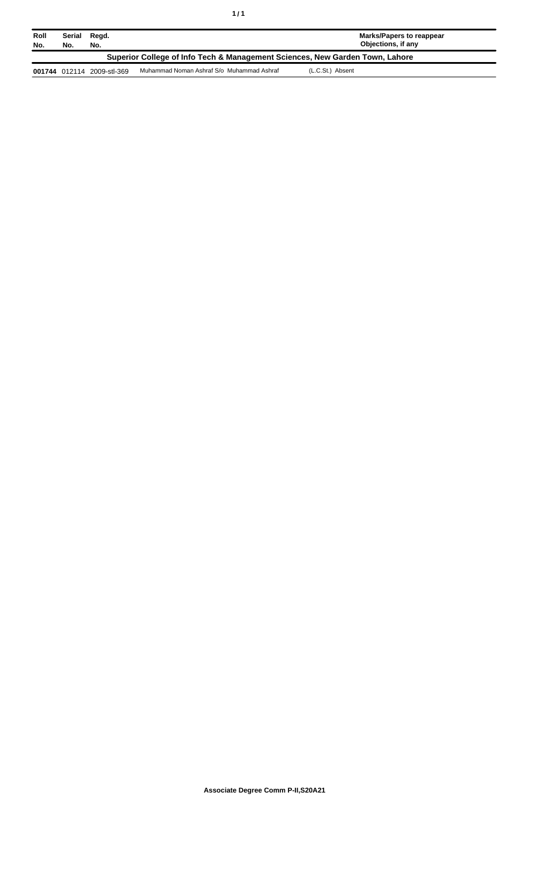| Roll No. | Serial No. | Regd. No. | | Marks/Papers to reappear Objections, if any |
|---|---|---|---|---|
| **Superior College of Info Tech & Management Sciences, New Garden Town, Lahore** | | | | |
| **001744** | 012114 | 2009-stl-369 | Muhammad Noman Ashraf S/o Muhammad Ashraf | (L.C.St.) Absent |

**Associate Degree Comm P-II,S20A21**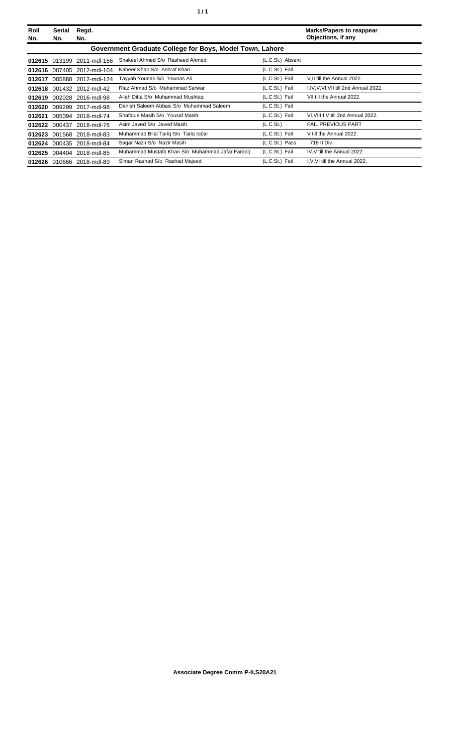| Roll No. | Serial No. | Regd. No. | | | Marks/Papers to reappear Objections, if any |
|---|---|---|---|---|---|
| **Government Graduate College for Boys, Model Town, Lahore** | | | | | |
| **012615** | 013199 | 2011-mdl-156 | Shakeel Ahmed S/o Rasheed Ahmed | (L.C.St.) Absent | |
| **012616** | 007405 | 2012-mdl-104 | Kabeer Khan S/o Ashraf Khan | (L.C.St.) Fail | |
| **012617** | 005888 | 2012-mdl-124 | Tayyab Younas S/o Younas Ali | (L.C.St.) Fail | V,II till the Annual 2022. |
| **012618** | 001432 | 2012-mdl-42 | Riaz Ahmad S/o Muhammad Sarwar | (L.C.St.) Fail | I,IV,V,VI,VII till 2nd Annual 2022. |
| **012619** | 002028 | 2016-mdl-98 | Allah Ditta S/o Muhammad Mushtaq | (L.C.St.) Fail | VII till the Annual 2022. |
| **012620** | 009299 | 2017-mdl-98 | Danish Saleem Abbasi S/o Muhammad Saleem | (L.C.St.) Fail | |
| **012621** | 005094 | 2018-mdl-74 | Shafique Masih S/o Yousaf Masih | (L.C.St.) Fail | VI,VIII,I,V till 2nd Annual 2022. |
| **012622** | 000437 | 2018-mdl-76 | Asim Javed S/o Javed Masih | (L.C.St.) | FAIL PREVIOUS PART |
| **012623** | 001568 | 2018-mdl-83 | Muhammad Bilal Tariq S/o Tariq Iqbal | (L.C.St.) Fail | V till the Annual 2022. |
| **012624** | 000435 | 2018-mdl-84 | Sagar Nazir S/o Nazir Masih | (L.C.St.) Pass | 718 II Div. |
| **012625** | 004404 | 2018-mdl-85 | Muhammad Mustafa Khan S/o Muhammad Jafar Farooq | (L.C.St.) Fail | IV,V till the Annual 2022. |
| **012626** | 010666 | 2018-mdl-89 | Slman Rashad S/o Rashad Majeed | (L.C.St.) Fail | I,V,VI till the Annual 2022. |

**Associate Degree Comm P-II,S20A21**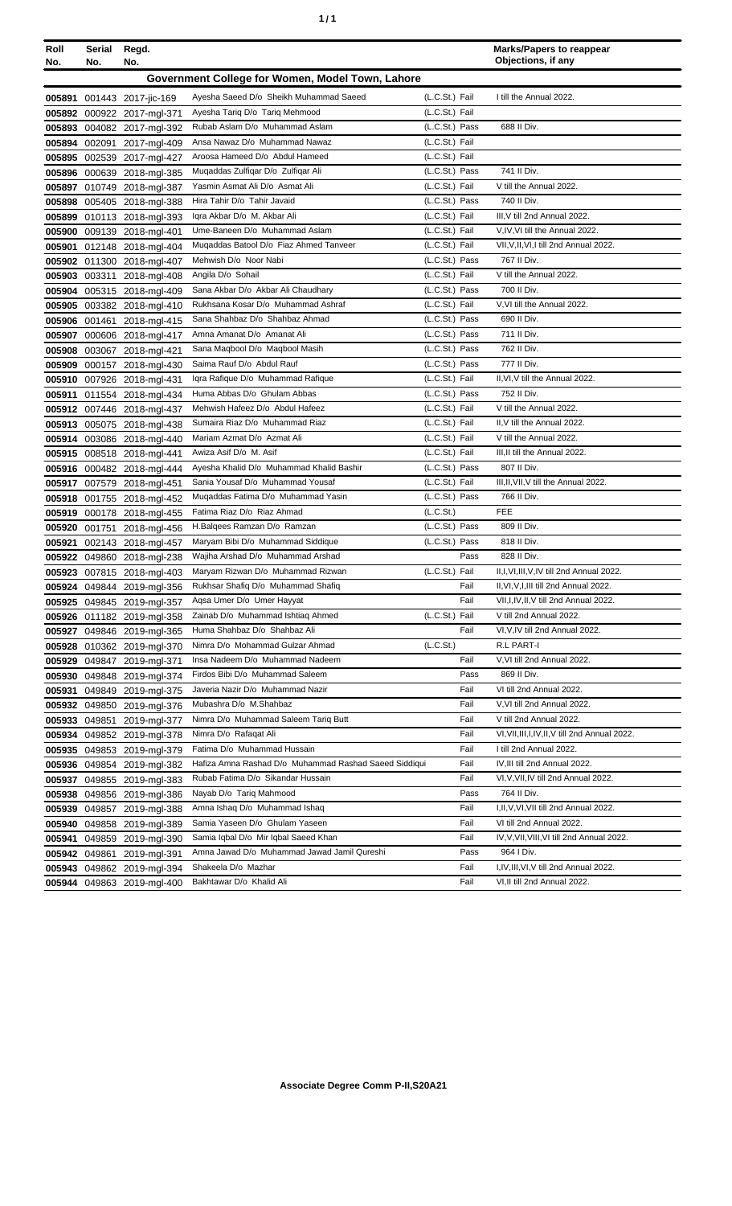| Roll No. | Serial No. | Regd. No. | | | Marks/Papers to reappear Objections, if any |
|---|---|---|---|---|---|
| **Government College for Women, Model Town, Lahore** | | | | | |
| 005891 | 001443 | 2017-jic-169 | Ayesha Saeed D/o Sheikh Muhammad Saeed | (L.C.St.) Fail | I till the Annual 2022. |
| 005892 | 000922 | 2017-mgl-371 | Ayesha Tariq D/o Tariq Mehmood | (L.C.St.) Fail | |
| 005893 | 004082 | 2017-mgl-392 | Rubab Aslam D/o Muhammad Aslam | (L.C.St.) Pass | 688 II Div. |
| 005894 | 002091 | 2017-mgl-409 | Ansa Nawaz D/o Muhammad Nawaz | (L.C.St.) Fail | |
| 005895 | 002539 | 2017-mgl-427 | Aroosa Hameed D/o Abdul Hameed | (L.C.St.) Fail | |
| 005896 | 000639 | 2018-mgl-385 | Muqaddas Zulfiqar D/o Zulfiqar Ali | (L.C.St.) Pass | 741 II Div. |
| 005897 | 010749 | 2018-mgl-387 | Yasmin Asmat Ali D/o Asmat Ali | (L.C.St.) Fail | V till the Annual 2022. |
| 005898 | 005405 | 2018-mgl-388 | Hira Tahir D/o Tahir Javaid | (L.C.St.) Pass | 740 II Div. |
| 005899 | 010113 | 2018-mgl-393 | Iqra Akbar D/o M. Akbar Ali | (L.C.St.) Fail | III,V till 2nd Annual 2022. |
| 005900 | 009139 | 2018-mgl-401 | Ume-Baneen D/o Muhammad Aslam | (L.C.St.) Fail | V,IV,VI till the Annual 2022. |
| 005901 | 012148 | 2018-mgl-404 | Muqaddas Batool D/o Fiaz Ahmed Tanveer | (L.C.St.) Fail | VII,V,II,VI,I till 2nd Annual 2022. |
| 005902 | 011300 | 2018-mgl-407 | Mehwish D/o Noor Nabi | (L.C.St.) Pass | 767 II Div. |
| 005903 | 003311 | 2018-mgl-408 | Angila D/o Sohail | (L.C.St.) Fail | V till the Annual 2022. |
| 005904 | 005315 | 2018-mgl-409 | Sana Akbar D/o Akbar Ali Chaudhary | (L.C.St.) Pass | 700 II Div. |
| 005905 | 003382 | 2018-mgl-410 | Rukhsana Kosar D/o Muhammad Ashraf | (L.C.St.) Fail | V,VI till the Annual 2022. |
| 005906 | 001461 | 2018-mgl-415 | Sana Shahbaz D/o Shahbaz Ahmad | (L.C.St.) Pass | 690 II Div. |
| 005907 | 000606 | 2018-mgl-417 | Amna Amanat D/o Amanat Ali | (L.C.St.) Pass | 711 II Div. |
| 005908 | 003067 | 2018-mgl-421 | Sana Maqbool D/o Maqbool Masih | (L.C.St.) Pass | 762 II Div. |
| 005909 | 000157 | 2018-mgl-430 | Saima Rauf D/o Abdul Rauf | (L.C.St.) Pass | 777 II Div. |
| 005910 | 007926 | 2018-mgl-431 | Iqra Rafique D/o Muhammad Rafique | (L.C.St.) Fail | II,VI,V till the Annual 2022. |
| 005911 | 011554 | 2018-mgl-434 | Huma Abbas D/o Ghulam Abbas | (L.C.St.) Pass | 752 II Div. |
| 005912 | 007446 | 2018-mgl-437 | Mehwish Hafeez D/o Abdul Hafeez | (L.C.St.) Fail | V till the Annual 2022. |
| 005913 | 005075 | 2018-mgl-438 | Sumaira Riaz D/o Muhammad Riaz | (L.C.St.) Fail | II,V till the Annual 2022. |
| 005914 | 003086 | 2018-mgl-440 | Mariam Azmat D/o Azmat Ali | (L.C.St.) Fail | V till the Annual 2022. |
| 005915 | 008518 | 2018-mgl-441 | Awiza Asif D/o M. Asif | (L.C.St.) Fail | III,II till the Annual 2022. |
| 005916 | 000482 | 2018-mgl-444 | Ayesha Khalid D/o Muhammad Khalid Bashir | (L.C.St.) Pass | 807 II Div. |
| 005917 | 007579 | 2018-mgl-451 | Sania Yousaf D/o Muhammad Yousaf | (L.C.St.) Fail | III,II,VII,V till the Annual 2022. |
| 005918 | 001755 | 2018-mgl-452 | Muqaddas Fatima D/o Muhammad Yasin | (L.C.St.) Pass | 766 II Div. |
| 005919 | 000178 | 2018-mgl-455 | Fatima Riaz D/o Riaz Ahmad | (L.C.St.) | FEE |
| 005920 | 001751 | 2018-mgl-456 | H.Balqees Ramzan D/o Ramzan | (L.C.St.) Pass | 809 II Div. |
| 005921 | 002143 | 2018-mgl-457 | Maryam Bibi D/o Muhammad Siddique | (L.C.St.) Pass | 818 II Div. |
| 005922 | 049860 | 2018-mgl-238 | Wajiha Arshad D/o Muhammad Arshad | Pass | 828 II Div. |
| 005923 | 007815 | 2018-mgl-403 | Maryam Rizwan D/o Muhammad Rizwan | (L.C.St.) Fail | II,I,VI,III,V,IV till 2nd Annual 2022. |
| 005924 | 049844 | 2019-mgl-356 | Rukhsar Shafiq D/o Muhammad Shafiq | Fail | II,VI,V,I,III till 2nd Annual 2022. |
| 005925 | 049845 | 2019-mgl-357 | Aqsa Umer D/o Umer Hayyat | Fail | VII,I,IV,II,V till 2nd Annual 2022. |
| 005926 | 011182 | 2019-mgl-358 | Zainab D/o Muhammad Ishtiaq Ahmed | (L.C.St.) Fail | V till 2nd Annual 2022. |
| 005927 | 049846 | 2019-mgl-365 | Huma Shahbaz D/o Shahbaz Ali | Fail | VI,V,IV till 2nd Annual 2022. |
| 005928 | 010362 | 2019-mgl-370 | Nimra D/o Mohammad Gulzar Ahmad | (L.C.St.) | R.L PART-I |
| 005929 | 049847 | 2019-mgl-371 | Insa Nadeem D/o Muhammad Nadeem | Fail | V,VI till 2nd Annual 2022. |
| 005930 | 049848 | 2019-mgl-374 | Firdos Bibi D/o Muhammad Saleem | Pass | 869 II Div. |
| 005931 | 049849 | 2019-mgl-375 | Javeria Nazir D/o Muhammad Nazir | Fail | VI till 2nd Annual 2022. |
| 005932 | 049850 | 2019-mgl-376 | Mubashra D/o M.Shahbaz | Fail | V,VI till 2nd Annual 2022. |
| 005933 | 049851 | 2019-mgl-377 | Nimra D/o Muhammad Saleem Tariq Butt | Fail | V till 2nd Annual 2022. |
| 005934 | 049852 | 2019-mgl-378 | Nimra D/o Rafaqat Ali | Fail | VI,VII,III,I,IV,II,V till 2nd Annual 2022. |
| 005935 | 049853 | 2019-mgl-379 | Fatima D/o Muhammad Hussain | Fail | I till 2nd Annual 2022. |
| 005936 | 049854 | 2019-mgl-382 | Hafiza Amna Rashad D/o Muhammad Rashad Saeed Siddiqui | Fail | IV,III till 2nd Annual 2022. |
| 005937 | 049855 | 2019-mgl-383 | Rubab Fatima D/o Sikandar Hussain | Fail | VI,V,VII,IV till 2nd Annual 2022. |
| 005938 | 049856 | 2019-mgl-386 | Nayab D/o Tariq Mahmood | Pass | 764 II Div. |
| 005939 | 049857 | 2019-mgl-388 | Amna Ishaq D/o Muhammad Ishaq | Fail | I,II,V,VI,VII till 2nd Annual 2022. |
| 005940 | 049858 | 2019-mgl-389 | Samia Yaseen D/o Ghulam Yaseen | Fail | VI till 2nd Annual 2022. |
| 005941 | 049859 | 2019-mgl-390 | Samia Iqbal D/o Mir Iqbal Saeed Khan | Fail | IV,V,VII,VIII,VI till 2nd Annual 2022. |
| 005942 | 049861 | 2019-mgl-391 | Amna Jawad D/o Muhammad Jawad Jamil Qureshi | Pass | 964 I Div. |
| 005943 | 049862 | 2019-mgl-394 | Shakeela D/o Mazhar | Fail | I,IV,III,VI,V till 2nd Annual 2022. |
| 005944 | 049863 | 2019-mgl-400 | Bakhtawar D/o Khalid Ali | Fail | VI,II till 2nd Annual 2022. |

**Associate Degree Comm P-II,S20A21**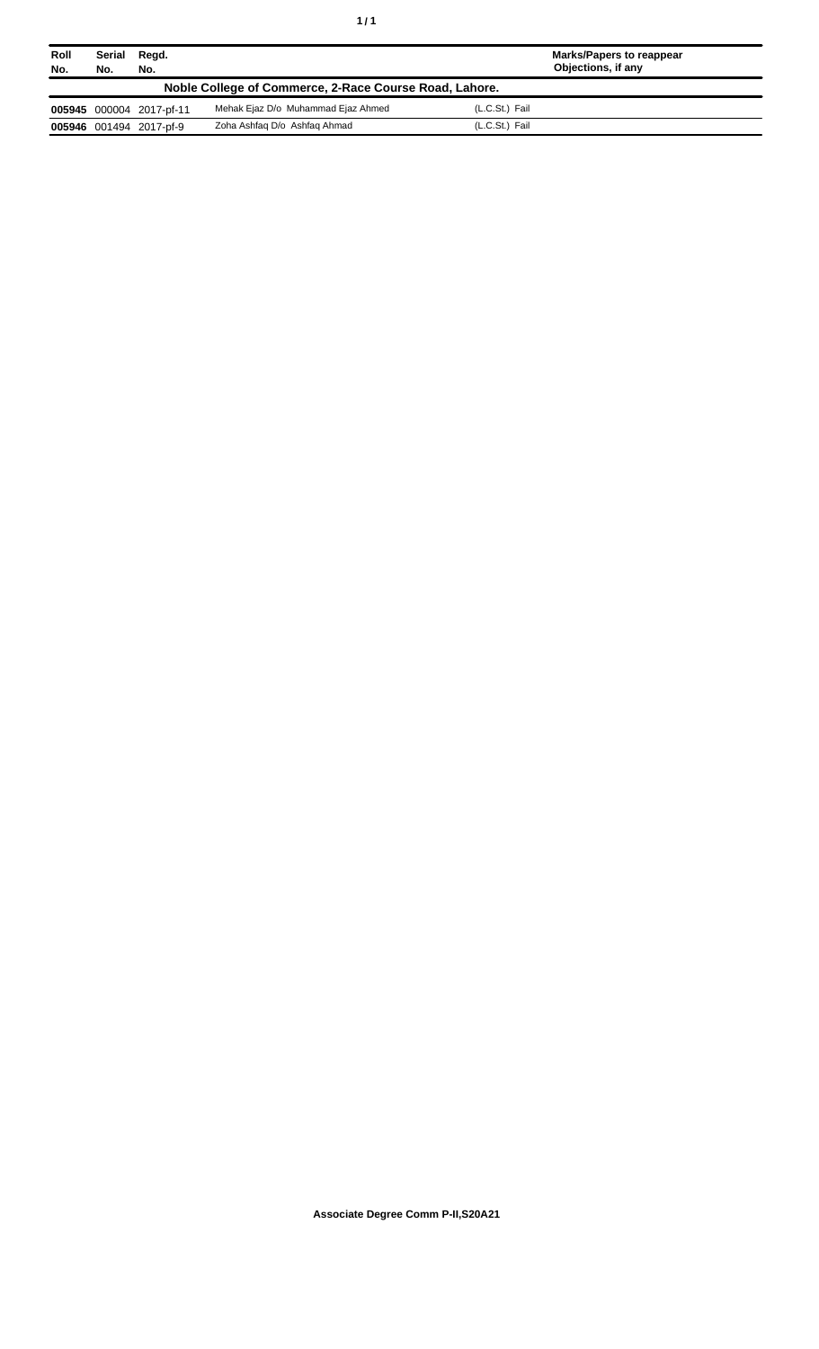| Roll No. | Serial No. | Regd. No. | | | Marks/Papers to reappear Objections, if any |
|---|---|---|---|---|---|
| **Noble College of Commerce, 2-Race Course Road, Lahore.** | | | | | |
| **005945** | 000004 | 2017-pf-11 | Mehak Ejaz D/o Muhammad Ejaz Ahmed | (L.C.St.) Fail | |
| **005946** | 001494 | 2017-pf-9 | Zoha Ashfaq D/o Ashfaq Ahmad | (L.C.St.) Fail | |

**Associate Degree Comm P-II,S20A21**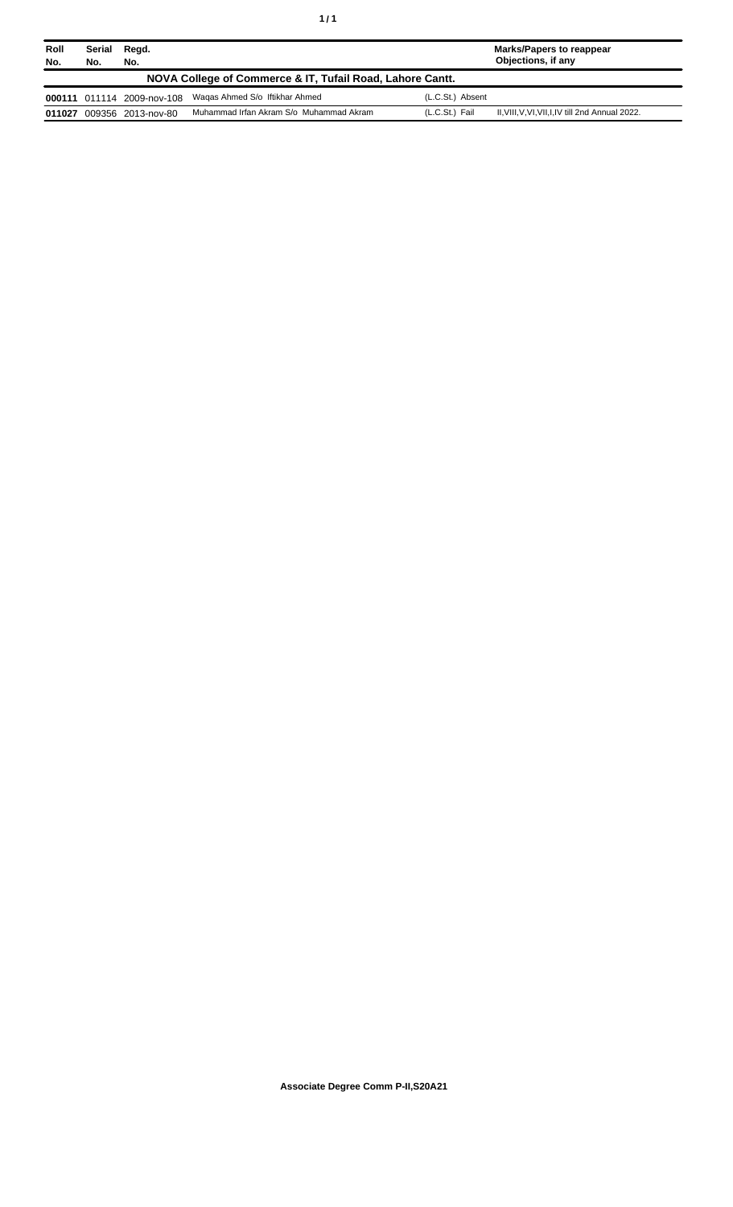| Roll No. | Serial No. | Regd. No. | | | Marks/Papers to reappear Objections, if any |
|---|---|---|---|---|---|
| **NOVA College of Commerce & IT, Tufail Road, Lahore Cantt.** | | | | | |
| **000111** | 011114 | 2009-nov-108 | Waqas Ahmed S/o Iftikhar Ahmed | (L.C.St.) Absent | |
| **011027** | 009356 | 2013-nov-80 | Muhammad Irfan Akram S/o Muhammad Akram | (L.C.St.) Fail | II,VIII,V,VI,VII,I,IV till 2nd Annual 2022. |

**Associate Degree Comm P-II,S20A21**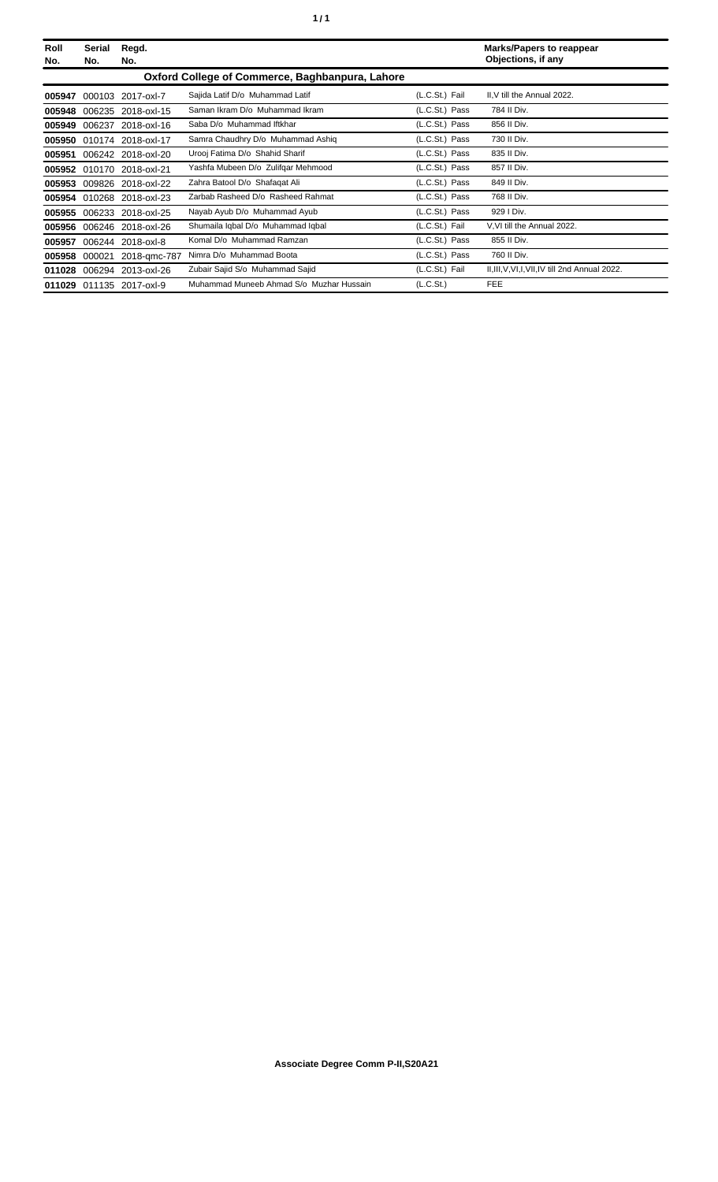| Roll No. | Serial No. | Regd. No. | | | Marks/Papers to reappear Objections, if any |
|---|---|---|---|---|---|
| **Oxford College of Commerce, Baghbanpura, Lahore** | | | | | |
| **005947** | 000103 | 2017-oxl-7 | Sajida Latif D/o Muhammad Latif | (L.C.St.) Fail | II,V till the Annual 2022. |
| **005948** | 006235 | 2018-oxl-15 | Saman Ikram D/o Muhammad Ikram | (L.C.St.) Pass | 784 II Div. |
| **005949** | 006237 | 2018-oxl-16 | Saba D/o Muhammad Iftkhar | (L.C.St.) Pass | 856 II Div. |
| **005950** | 010174 | 2018-oxl-17 | Samra Chaudhry D/o Muhammad Ashiq | (L.C.St.) Pass | 730 II Div. |
| **005951** | 006242 | 2018-oxl-20 | Urooj Fatima D/o Shahid Sharif | (L.C.St.) Pass | 835 II Div. |
| **005952** | 010170 | 2018-oxl-21 | Yashfa Mubeen D/o Zulifqar Mehmood | (L.C.St.) Pass | 857 II Div. |
| **005953** | 009826 | 2018-oxl-22 | Zahra Batool D/o Shafaqat Ali | (L.C.St.) Pass | 849 II Div. |
| **005954** | 010268 | 2018-oxl-23 | Zarbab Rasheed D/o Rasheed Rahmat | (L.C.St.) Pass | 768 II Div. |
| **005955** | 006233 | 2018-oxl-25 | Nayab Ayub D/o Muhammad Ayub | (L.C.St.) Pass | 929 I Div. |
| **005956** | 006246 | 2018-oxl-26 | Shumaila Iqbal D/o Muhammad Iqbal | (L.C.St.) Fail | V,VI till the Annual 2022. |
| **005957** | 006244 | 2018-oxl-8 | Komal D/o Muhammad Ramzan | (L.C.St.) Pass | 855 II Div. |
| **005958** | 000021 | 2018-qmc-787 | Nimra D/o Muhammad Boota | (L.C.St.) Pass | 760 II Div. |
| **011028** | 006294 | 2013-oxl-26 | Zubair Sajid S/o Muhammad Sajid | (L.C.St.) Fail | II,III,V,VI,I,VII,IV till 2nd Annual 2022. |
| **011029** | 011135 | 2017-oxl-9 | Muhammad Muneeb Ahmad S/o Muzhar Hussain | (L.C.St.) | FEE |

**Associate Degree Comm P-II,S20A21**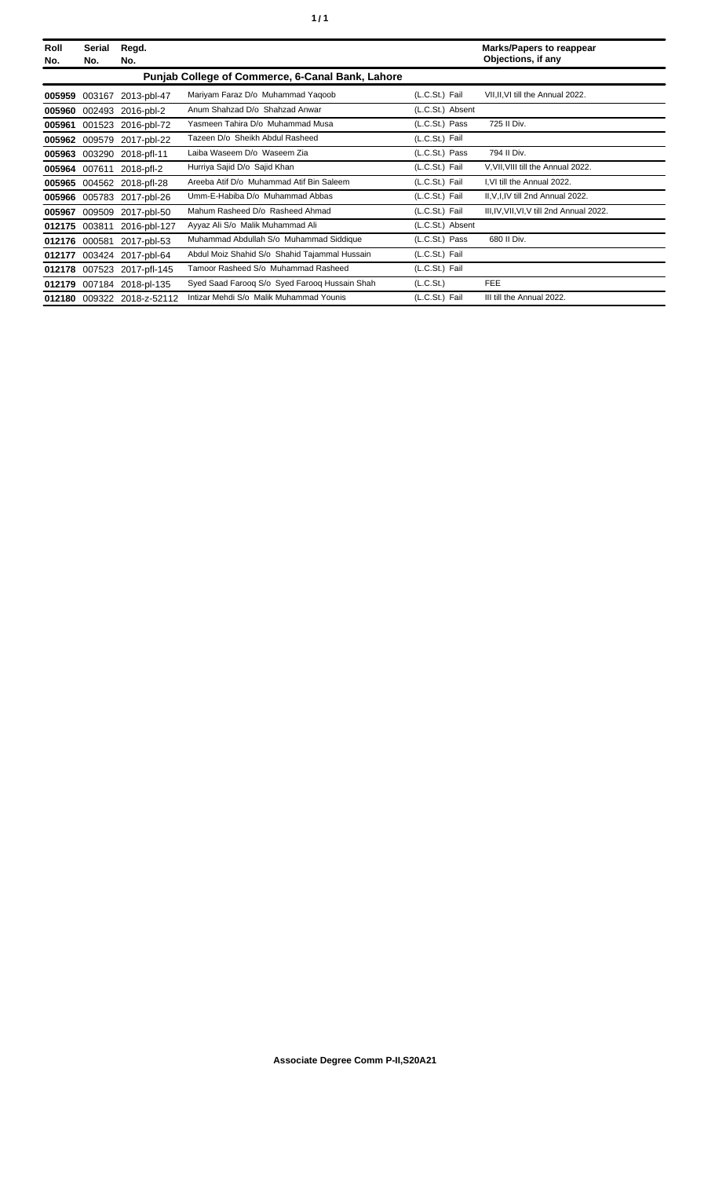| Roll No. | Serial No. | Regd. No. | | | Marks/Papers to reappear Objections, if any |
|---|---|---|---|---|---|
| **Punjab College of Commerce, 6-Canal Bank, Lahore** | | | | | |
| **005959** | 003167 | 2013-pbl-47 | Mariyam Faraz D/o Muhammad Yaqoob | (L.C.St.) Fail | VII,II,VI till the Annual 2022. |
| **005960** | 002493 | 2016-pbl-2 | Anum Shahzad D/o Shahzad Anwar | (L.C.St.) Absent | |
| **005961** | 001523 | 2016-pbl-72 | Yasmeen Tahira D/o Muhammad Musa | (L.C.St.) Pass | 725 II Div. |
| **005962** | 009579 | 2017-pbl-22 | Tazeen D/o Sheikh Abdul Rasheed | (L.C.St.) Fail | |
| **005963** | 003290 | 2018-pfl-11 | Laiba Waseem D/o Waseem Zia | (L.C.St.) Pass | 794 II Div. |
| **005964** | 007611 | 2018-pfl-2 | Hurriya Sajid D/o Sajid Khan | (L.C.St.) Fail | V,VII,VIII till the Annual 2022. |
| **005965** | 004562 | 2018-pfl-28 | Areeba Atif D/o Muhammad Atif Bin Saleem | (L.C.St.) Fail | I,VI till the Annual 2022. |
| **005966** | 005783 | 2017-pbl-26 | Umm-E-Habiba D/o Muhammad Abbas | (L.C.St.) Fail | II,V,I,IV till 2nd Annual 2022. |
| **005967** | 009509 | 2017-pbl-50 | Mahum Rasheed D/o Rasheed Ahmad | (L.C.St.) Fail | III,IV,VII,VI,V till 2nd Annual 2022. |
| **012175** | 003811 | 2016-pbl-127 | Ayyaz Ali S/o Malik Muhammad Ali | (L.C.St.) Absent | |
| **012176** | 000581 | 2017-pbl-53 | Muhammad Abdullah S/o Muhammad Siddique | (L.C.St.) Pass | 680 II Div. |
| **012177** | 003424 | 2017-pbl-64 | Abdul Moiz Shahid S/o Shahid Tajammal Hussain | (L.C.St.) Fail | |
| **012178** | 007523 | 2017-pfl-145 | Tamoor Rasheed S/o Muhammad Rasheed | (L.C.St.) Fail | |
| **012179** | 007184 | 2018-pl-135 | Syed Saad Farooq S/o Syed Farooq Hussain Shah | (L.C.St.) | FEE |
| **012180** | 009322 | 2018-z-52112 | Intizar Mehdi S/o Malik Muhammad Younis | (L.C.St.) Fail | III till the Annual 2022. |

**Associate Degree Comm P-II,S20A21**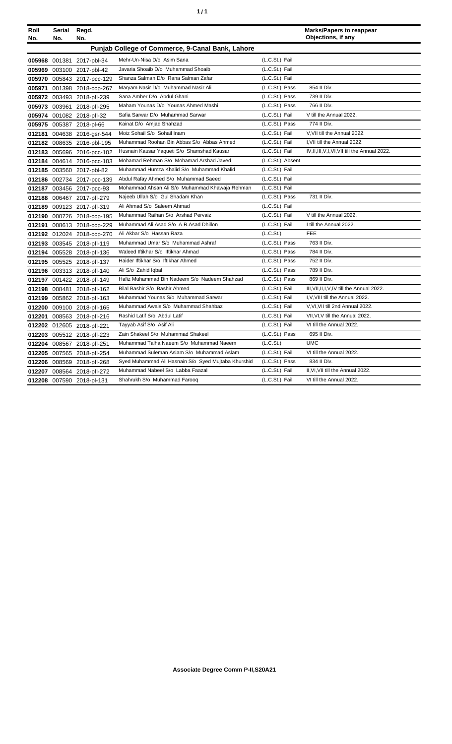| Roll No. | Serial No. | Regd. No. | | | Marks/Papers to reappear Objections, if any |
|---|---|---|---|---|---|
| **Punjab College of Commerce, 9-Canal Bank, Lahore** | | | | | |
| 005968 | 001381 | 2017-pbl-34 | Mehr-Un-Nisa D/o Asim Sana | (L.C.St.) Fail | |
| 005969 | 003100 | 2017-pbl-42 | Javaria Shoaib D/o Muhammad Shoaib | (L.C.St.) Fail | |
| 005970 | 005843 | 2017-pcc-129 | Shanza Salman D/o Rana Salman Zafar | (L.C.St.) Fail | |
| 005971 | 001398 | 2018-ccp-267 | Maryam Nasir D/o Muhammad Nasir Ali | (L.C.St.) Pass | 854 II Div. |
| 005972 | 003493 | 2018-pfl-239 | Sana Amber D/o Abdul Ghani | (L.C.St.) Pass | 739 II Div. |
| 005973 | 003961 | 2018-pfl-295 | Maham Younas D/o Younas Ahmed Mashi | (L.C.St.) Pass | 766 II Div. |
| 005974 | 001082 | 2018-pfl-32 | Safia Sarwar D/o Muhammad Sarwar | (L.C.St.) Fail | V till the Annual 2022. |
| 005975 | 005387 | 2018-pl-66 | Kainat D/o Amjad Shahzad | (L.C.St.) Pass | 774 II Div. |
| 012181 | 004638 | 2016-gsr-544 | Moiz Sohail S/o Sohail Inam | (L.C.St.) Fail | V,VII till the Annual 2022. |
| 012182 | 008635 | 2016-pbl-195 | Muhammad Roohan Bin Abbas S/o Abbas Ahmed | (L.C.St.) Fail | I,VII till the Annual 2022. |
| 012183 | 005696 | 2016-pcc-102 | Husnain Kausar Yaqueti S/o Shamshad Kausar | (L.C.St.) Fail | IV,II,III,V,I,VI,VII till the Annual 2022. |
| 012184 | 004614 | 2016-pcc-103 | Mohamad Rehman S/o Mohamad Arshad Javed | (L.C.St.) Absent | |
| 012185 | 003560 | 2017-pbl-82 | Muhammad Humza Khalid S/o Muhammad Khalid | (L.C.St.) Fail | |
| 012186 | 002734 | 2017-pcc-139 | Abdul Rafay Ahmed S/o Muhammad Saeed | (L.C.St.) Fail | |
| 012187 | 003456 | 2017-pcc-93 | Mohammad Ahsan Ali S/o Muhammad Khawaja Rehman | (L.C.St.) Fail | |
| 012188 | 006467 | 2017-pfl-279 | Najeeb Ullah S/o Gul Shadam Khan | (L.C.St.) Pass | 731 II Div. |
| 012189 | 009123 | 2017-pfl-319 | Ali Ahmad S/o Saleem Ahmad | (L.C.St.) Fail | |
| 012190 | 000726 | 2018-ccp-195 | Muhammad Raihan S/o Arshad Pervaiz | (L.C.St.) Fail | V till the Annual 2022. |
| 012191 | 008613 | 2018-ccp-229 | Muhammad Ali Asad S/o A.R.Asad Dhillon | (L.C.St.) Fail | I till the Annual 2022. |
| 012192 | 012024 | 2018-ccp-270 | Ali Akbar S/o Hassan Raza | (L.C.St.) | FEE |
| 012193 | 003545 | 2018-pfl-119 | Muhammad Umar S/o Muhammad Ashraf | (L.C.St.) Pass | 763 II Div. |
| 012194 | 005528 | 2018-pfl-136 | Waleed Iftikhar S/o Iftikhar Ahmad | (L.C.St.) Pass | 784 II Div. |
| 012195 | 005525 | 2018-pfl-137 | Haider Iftikhar S/o Iftikhar Ahmed | (L.C.St.) Pass | 752 II Div. |
| 012196 | 003313 | 2018-pfl-140 | Ali S/o Zahid Iqbal | (L.C.St.) Pass | 789 II Div. |
| 012197 | 001422 | 2018-pfl-149 | Hafiz Muhammad Bin Nadeem S/o Nadeem Shahzad | (L.C.St.) Pass | 869 II Div. |
| 012198 | 008481 | 2018-pfl-162 | Bilal Bashir S/o Bashir Ahmed | (L.C.St.) Fail | III,VII,II,I,V,IV till the Annual 2022. |
| 012199 | 005862 | 2018-pfl-163 | Muhammad Younas S/o Muhammad Sarwar | (L.C.St.) Fail | I,V,VIII till the Annual 2022. |
| 012200 | 009100 | 2018-pfl-165 | Muhammad Awais S/o Muhammad Shahbaz | (L.C.St.) Fail | V,VI,VII till 2nd Annual 2022. |
| 012201 | 008563 | 2018-pfl-216 | Rashid Latif S/o Abdul Latif | (L.C.St.) Fail | VII,VI,V till the Annual 2022. |
| 012202 | 012605 | 2018-pfl-221 | Tayyab Asif S/o Asif Ali | (L.C.St.) Fail | VI till the Annual 2022. |
| 012203 | 005512 | 2018-pfl-223 | Zain Shakeel S/o Muhammad Shakeel | (L.C.St.) Pass | 695 II Div. |
| 012204 | 008567 | 2018-pfl-251 | Muhammad Talha Naeem S/o Muhammad Naeem | (L.C.St.) | UMC |
| 012205 | 007565 | 2018-pfl-254 | Muhammad Suleman Aslam S/o Muhammad Aslam | (L.C.St.) Fail | VI till the Annual 2022. |
| 012206 | 008569 | 2018-pfl-268 | Syed Muhammad Ali Hasnain S/o Syed Mujtaba Khurshid | (L.C.St.) Pass | 834 II Div. |
| 012207 | 008564 | 2018-pfl-272 | Muhammad Nabeel S/o Labba Faazal | (L.C.St.) Fail | II,VI,VII till the Annual 2022. |
| 012208 | 007590 | 2018-pl-131 | Shahrukh S/o Muhammad Farooq | (L.C.St.) Fail | VI till the Annual 2022. |

**Associate Degree Comm P-II,S20A21**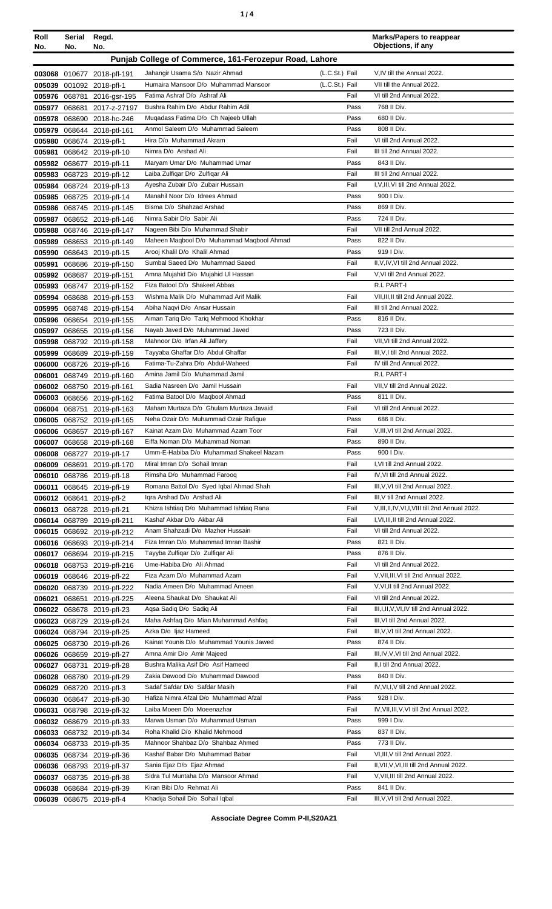| Roll No. | Serial No. | Regd. No. | | | Marks/Papers to reappear Objections, if any |
|---|---|---|---|---|---|
| | | | **Punjab College of Commerce, 161-Ferozepur Road, Lahore** | | |
| 003068 | 010677 | 2018-pfl-191 | Jahangir Usama S/o Nazir Ahmad | (L.C.St.) Fail | V,IV till the Annual 2022. |
| 005039 | 001092 | 2018-pfl-1 | Humaira Mansoor D/o Muhammad Mansoor | (L.C.St.) Fail | VII till the Annual 2022. |
| 005976 | 068781 | 2016-gsr-195 | Fatima Ashraf D/o Ashraf Ali | Fail | VI till 2nd Annual 2022. |
| 005977 | 068681 | 2017-z-27197 | Bushra Rahim D/o Abdur Rahim Adil | Pass | 768 II Div. |
| 005978 | 068690 | 2018-hc-246 | Muqadass Fatima D/o Ch Najeeb Ullah | Pass | 680 II Div. |
| 005979 | 068644 | 2018-ptl-161 | Anmol Saleem D/o Muhammad Saleem | Pass | 808 II Div. |
| 005980 | 068674 | 2019-pfl-1 | Hira D/o Muhammad Akram | Fail | VI till 2nd Annual 2022. |
| 005981 | 068642 | 2019-pfl-10 | Nimra D/o Arshad Ali | Fail | III till 2nd Annual 2022. |
| 005982 | 068677 | 2019-pfl-11 | Maryam Umar D/o Muhammad Umar | Pass | 843 II Div. |
| 005983 | 068723 | 2019-pfl-12 | Laiba Zulfiqar D/o Zulfiqar Ali | Fail | III till 2nd Annual 2022. |
| 005984 | 068724 | 2019-pfl-13 | Ayesha Zubair D/o Zubair Hussain | Fail | I,V,III,VI till 2nd Annual 2022. |
| 005985 | 068725 | 2019-pfl-14 | Manahil Noor D/o Idrees Ahmad | Pass | 900 I Div. |
| 005986 | 068745 | 2019-pfl-145 | Bisma D/o Shahzad Arshad | Pass | 869 II Div. |
| 005987 | 068652 | 2019-pfl-146 | Nimra Sabir D/o Sabir Ali | Pass | 724 II Div. |
| 005988 | 068746 | 2019-pfl-147 | Nageen Bibi D/o Muhammad Shabir | Fail | VII till 2nd Annual 2022. |
| 005989 | 068653 | 2019-pfl-149 | Maheen Maqbool D/o Muhammad Maqbool Ahmad | Pass | 822 II Div. |
| 005990 | 068643 | 2019-pfl-15 | Arooj Khalil D/o Khalil Ahmad | Pass | 919 I Div. |
| 005991 | 068686 | 2019-pfl-150 | Sumbal Saeed D/o Muhammad Saeed | Fail | II,V,IV,VI till 2nd Annual 2022. |
| 005992 | 068687 | 2019-pfl-151 | Amna Mujahid D/o Mujahid Ul Hassan | Fail | V,VI till 2nd Annual 2022. |
| 005993 | 068747 | 2019-pfl-152 | Fiza Batool D/o Shakeel Abbas | | R.L PART-I |
| 005994 | 068688 | 2019-pfl-153 | Wishma Malik D/o Muhammad Arif Malik | Fail | VII,III,II till 2nd Annual 2022. |
| 005995 | 068748 | 2019-pfl-154 | Abiha Naqvi D/o Ansar Hussain | Fail | III till 2nd Annual 2022. |
| 005996 | 068654 | 2019-pfl-155 | Aiman Tariq D/o Tariq Mehmood Khokhar | Pass | 816 II Div. |
| 005997 | 068655 | 2019-pfl-156 | Nayab Javed D/o Muhammad Javed | Pass | 723 II Div. |
| 005998 | 068792 | 2019-pfl-158 | Mahnoor D/o Irfan Ali Jaffery | Fail | VII,VI till 2nd Annual 2022. |
| 005999 | 068689 | 2019-pfl-159 | Tayyaba Ghaffar D/o Abdul Ghaffar | Fail | III,V,I till 2nd Annual 2022. |
| 006000 | 068726 | 2019-pfl-16 | Fatima-Tu-Zahra D/o Abdul-Waheed | Fail | IV till 2nd Annual 2022. |
| 006001 | 068749 | 2019-pfl-160 | Amina Jamil D/o Muhammad Jamil | | R.L PART-I |
| 006002 | 068750 | 2019-pfl-161 | Sadia Nasreen D/o Jamil Hussain | Fail | VII,V till 2nd Annual 2022. |
| 006003 | 068656 | 2019-pfl-162 | Fatima Batool D/o Maqbool Ahmad | Pass | 811 II Div. |
| 006004 | 068751 | 2019-pfl-163 | Maham Murtaza D/o Ghulam Murtaza Javaid | Fail | VI till 2nd Annual 2022. |
| 006005 | 068752 | 2019-pfl-165 | Neha Ozair D/o Muhammad Ozair Rafique | Pass | 686 II Div. |
| 006006 | 068657 | 2019-pfl-167 | Kainat Azam D/o Muhammad Azam Toor | Fail | V,III,VI till 2nd Annual 2022. |
| 006007 | 068658 | 2019-pfl-168 | Eiffa Noman D/o Muhammad Noman | Pass | 890 II Div. |
| 006008 | 068727 | 2019-pfl-17 | Umm-E-Habiba D/o Muhammad Shakeel Nazam | Pass | 900 I Div. |
| 006009 | 068691 | 2019-pfl-170 | Miral Imran D/o Sohail Imran | Fail | I,VI till 2nd Annual 2022. |
| 006010 | 068786 | 2019-pfl-18 | Rimsha D/o Muhammad Farooq | Fail | IV,VI till 2nd Annual 2022. |
| 006011 | 068645 | 2019-pfl-19 | Romana Battol D/o Syed Iqbal Ahmad Shah | Fail | III,V,VI till 2nd Annual 2022. |
| 006012 | 068641 | 2019-pfl-2 | Iqra Arshad D/o Arshad Ali | Fail | III,V till 2nd Annual 2022. |
| 006013 | 068728 | 2019-pfl-21 | Khizra Ishtiaq D/o Muhammad Ishtiaq Rana | Fail | V,III,II,IV,VI,I,VIII till 2nd Annual 2022. |
| 006014 | 068789 | 2019-pfl-211 | Kashaf Akbar D/o Akbar Ali | Fail | I,VI,III,II till 2nd Annual 2022. |
| 006015 | 068692 | 2019-pfl-212 | Anam Shahzadi D/o Mazher Hussain | Fail | VI till 2nd Annual 2022. |
| 006016 | 068693 | 2019-pfl-214 | Fiza Imran D/o Muhammad Imran Bashir | Pass | 821 II Div. |
| 006017 | 068694 | 2019-pfl-215 | Tayyba Zulfiqar D/o Zulfiqar Ali | Pass | 876 II Div. |
| 006018 | 068753 | 2019-pfl-216 | Ume-Habiba D/o Ali Ahmad | Fail | VI till 2nd Annual 2022. |
| 006019 | 068646 | 2019-pfl-22 | Fiza Azam D/o Muhammad Azam | Fail | V,VII,III,VI till 2nd Annual 2022. |
| 006020 | 068739 | 2019-pfl-222 | Nadia Ameen D/o Muhammad Ameen | Fail | V,VI,II till 2nd Annual 2022. |
| 006021 | 068651 | 2019-pfl-225 | Aleena Shaukat D/o Shaukat Ali | Fail | VI till 2nd Annual 2022. |
| 006022 | 068678 | 2019-pfl-23 | Aqsa Sadiq D/o Sadiq Ali | Fail | III,I,II,V,VI,IV till 2nd Annual 2022. |
| 006023 | 068729 | 2019-pfl-24 | Maha Ashfaq D/o Mian Muhammad Ashfaq | Fail | III,VI till 2nd Annual 2022. |
| 006024 | 068794 | 2019-pfl-25 | Azka D/o Ijaz Hameed | Fail | III,V,VI till 2nd Annual 2022. |
| 006025 | 068730 | 2019-pfl-26 | Kainat Younis D/o Muhammad Younis Jawed | Pass | 874 II Div. |
| 006026 | 068659 | 2019-pfl-27 | Amna Amir D/o Amir Majeed | Fail | III,IV,V,VI till 2nd Annual 2022. |
| 006027 | 068731 | 2019-pfl-28 | Bushra Malika Asif D/o Asif Hameed | Fail | II,I till 2nd Annual 2022. |
| 006028 | 068780 | 2019-pfl-29 | Zakia Dawood D/o Muhammad Dawood | Pass | 840 II Div. |
| 006029 | 068720 | 2019-pfl-3 | Sadaf Safdar D/o Safdar Masih | Fail | IV,VI,I,V till 2nd Annual 2022. |
| 006030 | 068647 | 2019-pfl-30 | Hafiza Nimra Afzal D/o Muhammad Afzal | Pass | 928 I Div. |
| 006031 | 068798 | 2019-pfl-32 | Laiba Moeen D/o Moeenazhar | Fail | IV,VII,III,V,VI till 2nd Annual 2022. |
| 006032 | 068679 | 2019-pfl-33 | Marwa Usman D/o Muhammad Usman | Pass | 999 I Div. |
| 006033 | 068732 | 2019-pfl-34 | Roha Khalid D/o Khalid Mehmood | Pass | 837 II Div. |
| 006034 | 068733 | 2019-pfl-35 | Mahnoor Shahbaz D/o Shahbaz Ahmed | Pass | 773 II Div. |
| 006035 | 068734 | 2019-pfl-36 | Kashaf Babar D/o Muhammad Babar | Fail | VI,III,V till 2nd Annual 2022. |
| 006036 | 068793 | 2019-pfl-37 | Sania Ejaz D/o Ejaz Ahmad | Fail | II,VII,V,VI,III till 2nd Annual 2022. |
| 006037 | 068735 | 2019-pfl-38 | Sidra Tul Muntaha D/o Mansoor Ahmad | Fail | V,VII,III till 2nd Annual 2022. |
| 006038 | 068684 | 2019-pfl-39 | Kiran Bibi D/o Rehmat Ali | Pass | 841 II Div. |
| 006039 | 068675 | 2019-pfl-4 | Khadija Sohail D/o Sohail Iqbal | Fail | III,V,VI till 2nd Annual 2022. |

**Associate Degree Comm P-II,S20A21**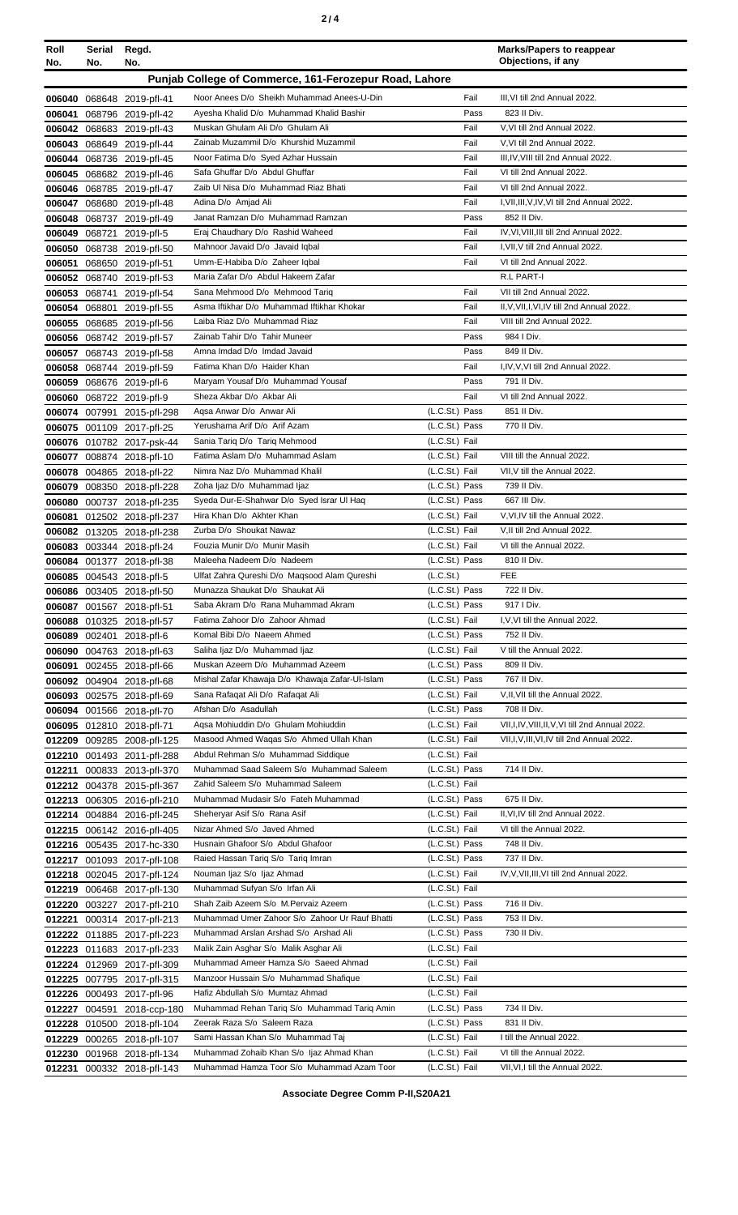| Roll No. | Serial No. | Regd. No. | | | Marks/Papers to reappear Objections, if any |
|---|---|---|---|---|---|
| **Punjab College of Commerce, 161-Ferozepur Road, Lahore** | | | | | |
| 006040 | 068648 | 2019-pfl-41 | Noor Anees D/o Sheikh Muhammad Anees-U-Din | Fail | III,VI till 2nd Annual 2022. |
| 006041 | 068796 | 2019-pfl-42 | Ayesha Khalid D/o Muhammad Khalid Bashir | Pass | 823 II Div. |
| 006042 | 068683 | 2019-pfl-43 | Muskan Ghulam Ali D/o Ghulam Ali | Fail | V,VI till 2nd Annual 2022. |
| 006043 | 068649 | 2019-pfl-44 | Zainab Muzammil D/o Khurshid Muzammil | Fail | V,VI till 2nd Annual 2022. |
| 006044 | 068736 | 2019-pfl-45 | Noor Fatima D/o Syed Azhar Hussain | Fail | III,IV,VIII till 2nd Annual 2022. |
| 006045 | 068682 | 2019-pfl-46 | Safa Ghuffar D/o Abdul Ghuffar | Fail | VI till 2nd Annual 2022. |
| 006046 | 068785 | 2019-pfl-47 | Zaib Ul Nisa D/o Muhammad Riaz Bhati | Fail | VI till 2nd Annual 2022. |
| 006047 | 068680 | 2019-pfl-48 | Adina D/o Amjad Ali | Fail | I,VII,III,V,IV,VI till 2nd Annual 2022. |
| 006048 | 068737 | 2019-pfl-49 | Janat Ramzan D/o Muhammad Ramzan | Pass | 852 II Div. |
| 006049 | 068721 | 2019-pfl-5 | Eraj Chaudhary D/o Rashid Waheed | Fail | IV,VI,VIII,III till 2nd Annual 2022. |
| 006050 | 068738 | 2019-pfl-50 | Mahnoor Javaid D/o Javaid Iqbal | Fail | I,VII,V till 2nd Annual 2022. |
| 006051 | 068650 | 2019-pfl-51 | Umm-E-Habiba D/o Zaheer Iqbal | Fail | VI till 2nd Annual 2022. |
| 006052 | 068740 | 2019-pfl-53 | Maria Zafar D/o Abdul Hakeem Zafar | | R.L PART-I |
| 006053 | 068741 | 2019-pfl-54 | Sana Mehmood D/o Mehmood Tariq | Fail | VII till 2nd Annual 2022. |
| 006054 | 068801 | 2019-pfl-55 | Asma Iftikhar D/o Muhammad Iftikhar Khokar | Fail | II,V,VII,I,VI,IV till 2nd Annual 2022. |
| 006055 | 068685 | 2019-pfl-56 | Laiba Riaz D/o Muhammad Riaz | Fail | VIII till 2nd Annual 2022. |
| 006056 | 068742 | 2019-pfl-57 | Zainab Tahir D/o Tahir Muneer | Pass | 984 I Div. |
| 006057 | 068743 | 2019-pfl-58 | Amna Imdad D/o Imdad Javaid | Pass | 849 II Div. |
| 006058 | 068744 | 2019-pfl-59 | Fatima Khan D/o Haider Khan | Fail | I,IV,V,VI till 2nd Annual 2022. |
| 006059 | 068676 | 2019-pfl-6 | Maryam Yousaf D/o Muhammad Yousaf | Pass | 791 II Div. |
| 006060 | 068722 | 2019-pfl-9 | Sheza Akbar D/o Akbar Ali | Fail | VI till 2nd Annual 2022. |
| 006074 | 007991 | 2015-pfl-298 | Aqsa Anwar D/o Anwar Ali | (L.C.St.) Pass | 851 II Div. |
| 006075 | 001109 | 2017-pfl-25 | Yerushama Arif D/o Arif Azam | (L.C.St.) Pass | 770 II Div. |
| 006076 | 010782 | 2017-psk-44 | Sania Tariq D/o Tariq Mehmood | (L.C.St.) Fail | |
| 006077 | 008874 | 2018-pfl-10 | Fatima Aslam D/o Muhammad Aslam | (L.C.St.) Fail | VIII till the Annual 2022. |
| 006078 | 004865 | 2018-pfl-22 | Nimra Naz D/o Muhammad Khalil | (L.C.St.) Fail | VII,V till the Annual 2022. |
| 006079 | 008350 | 2018-pfl-228 | Zoha Ijaz D/o Muhammad Ijaz | (L.C.St.) Pass | 739 II Div. |
| 006080 | 000737 | 2018-pfl-235 | Syeda Dur-E-Shahwar D/o Syed Israr Ul Haq | (L.C.St.) Pass | 667 III Div. |
| 006081 | 012502 | 2018-pfl-237 | Hira Khan D/o Akhter Khan | (L.C.St.) Fail | V,VI,IV till the Annual 2022. |
| 006082 | 013205 | 2018-pfl-238 | Zurba D/o Shoukat Nawaz | (L.C.St.) Fail | V,II till 2nd Annual 2022. |
| 006083 | 003344 | 2018-pfl-24 | Fouzia Munir D/o Munir Masih | (L.C.St.) Fail | VI till the Annual 2022. |
| 006084 | 001377 | 2018-pfl-38 | Maleeha Nadeem D/o Nadeem | (L.C.St.) Pass | 810 II Div. |
| 006085 | 004543 | 2018-pfl-5 | Ulfat Zahra Qureshi D/o Maqsood Alam Qureshi | (L.C.St.) | FEE |
| 006086 | 003405 | 2018-pfl-50 | Munazza Shaukat D/o Shaukat Ali | (L.C.St.) Pass | 722 II Div. |
| 006087 | 001567 | 2018-pfl-51 | Saba Akram D/o Rana Muhammad Akram | (L.C.St.) Pass | 917 I Div. |
| 006088 | 010325 | 2018-pfl-57 | Fatima Zahoor D/o Zahoor Ahmad | (L.C.St.) Fail | I,V,VI till the Annual 2022. |
| 006089 | 002401 | 2018-pfl-6 | Komal Bibi D/o Naeem Ahmed | (L.C.St.) Pass | 752 II Div. |
| 006090 | 004763 | 2018-pfl-63 | Saliha Ijaz D/o Muhammad Ijaz | (L.C.St.) Fail | V till the Annual 2022. |
| 006091 | 002455 | 2018-pfl-66 | Muskan Azeem D/o Muhammad Azeem | (L.C.St.) Pass | 809 II Div. |
| 006092 | 004904 | 2018-pfl-68 | Mishal Zafar Khawaja D/o Khawaja Zafar-Ul-Islam | (L.C.St.) Pass | 767 II Div. |
| 006093 | 002575 | 2018-pfl-69 | Sana Rafaqat Ali D/o Rafaqat Ali | (L.C.St.) Fail | V,II,VII till the Annual 2022. |
| 006094 | 001566 | 2018-pfl-70 | Afshan D/o Asadullah | (L.C.St.) Pass | 708 II Div. |
| 006095 | 012810 | 2018-pfl-71 | Aqsa Mohiuddin D/o Ghulam Mohiuddin | (L.C.St.) Fail | VII,I,IV,VIII,II,V,VI till 2nd Annual 2022. |
| 012209 | 009285 | 2008-pfl-125 | Masood Ahmed Waqas S/o Ahmed Ullah Khan | (L.C.St.) Fail | VII,I,V,III,VI,IV till 2nd Annual 2022. |
| 012210 | 001493 | 2011-pfl-288 | Abdul Rehman S/o Muhammad Siddique | (L.C.St.) Fail | |
| 012211 | 000833 | 2013-pfl-370 | Muhammad Saad Saleem S/o Muhammad Saleem | (L.C.St.) Pass | 714 II Div. |
| 012212 | 004378 | 2015-pfl-367 | Zahid Saleem S/o Muhammad Saleem | (L.C.St.) Fail | |
| 012213 | 006305 | 2016-pfl-210 | Muhammad Mudasir S/o Fateh Muhammad | (L.C.St.) Pass | 675 II Div. |
| 012214 | 004884 | 2016-pfl-245 | Sheheryar Asif S/o Rana Asif | (L.C.St.) Fail | II,VI,IV till 2nd Annual 2022. |
| 012215 | 006142 | 2016-pfl-405 | Nizar Ahmed S/o Javed Ahmed | (L.C.St.) Fail | VI till the Annual 2022. |
| 012216 | 005435 | 2017-hc-330 | Husnain Ghafoor S/o Abdul Ghafoor | (L.C.St.) Pass | 748 II Div. |
| 012217 | 001093 | 2017-pfl-108 | Raied Hassan Tariq S/o Tariq Imran | (L.C.St.) Pass | 737 II Div. |
| 012218 | 002045 | 2017-pfl-124 | Nouman Ijaz S/o Ijaz Ahmad | (L.C.St.) Fail | IV,V,VII,III,VI till 2nd Annual 2022. |
| 012219 | 006468 | 2017-pfl-130 | Muhammad Sufyan S/o Irfan Ali | (L.C.St.) Fail | |
| 012220 | 003227 | 2017-pfl-210 | Shah Zaib Azeem S/o M.Pervaiz Azeem | (L.C.St.) Pass | 716 II Div. |
| 012221 | 000314 | 2017-pfl-213 | Muhammad Umer Zahoor S/o Zahoor Ur Rauf Bhatti | (L.C.St.) Pass | 753 II Div. |
| 012222 | 011885 | 2017-pfl-223 | Muhammad Arslan Arshad S/o Arshad Ali | (L.C.St.) Pass | 730 II Div. |
| 012223 | 011683 | 2017-pfl-233 | Malik Zain Asghar S/o Malik Asghar Ali | (L.C.St.) Fail | |
| 012224 | 012969 | 2017-pfl-309 | Muhammad Ameer Hamza S/o Saeed Ahmad | (L.C.St.) Fail | |
| 012225 | 007795 | 2017-pfl-315 | Manzoor Hussain S/o Muhammad Shafique | (L.C.St.) Fail | |
| 012226 | 000493 | 2017-pfl-96 | Hafiz Abdullah S/o Mumtaz Ahmad | (L.C.St.) Fail | |
| 012227 | 004591 | 2018-ccp-180 | Muhammad Rehan Tariq S/o Muhammad Tariq Amin | (L.C.St.) Pass | 734 II Div. |
| 012228 | 010500 | 2018-pfl-104 | Zeerak Raza S/o Saleem Raza | (L.C.St.) Pass | 831 II Div. |
| 012229 | 000265 | 2018-pfl-107 | Sami Hassan Khan S/o Muhammad Taj | (L.C.St.) Fail | I till the Annual 2022. |
| 012230 | 001968 | 2018-pfl-134 | Muhammad Zohaib Khan S/o Ijaz Ahmad Khan | (L.C.St.) Fail | VI till the Annual 2022. |
| 012231 | 000332 | 2018-pfl-143 | Muhammad Hamza Toor S/o Muhammad Azam Toor | (L.C.St.) Fail | VII,VI,I till the Annual 2022. |

**Associate Degree Comm P-II,S20A21**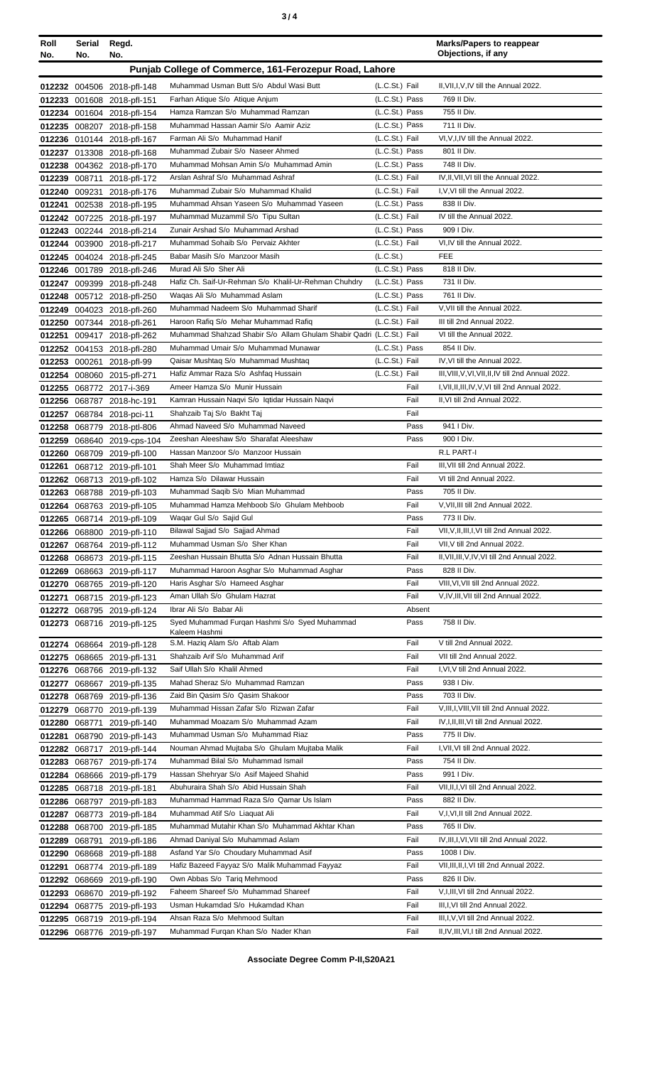| Roll No. | Serial No. | Regd. No. | | | Marks/Papers to reappear Objections, if any |
|---|---|---|---|---|---|
| **Punjab College of Commerce, 161-Ferozepur Road, Lahore** | | | | | |
| 012232 | 004506 | 2018-pfl-148 | Muhammad Usman Butt S/o Abdul Wasi Butt | (L.C.St.) Fail | II,VII,I,V,IV till the Annual 2022. |
| 012233 | 001608 | 2018-pfl-151 | Farhan Atique S/o Atique Anjum | (L.C.St.) Pass | 769 II Div. |
| 012234 | 001604 | 2018-pfl-154 | Hamza Ramzan S/o Muhammad Ramzan | (L.C.St.) Pass | 755 II Div. |
| 012235 | 008207 | 2018-pfl-158 | Muhammad Hassan Aamir S/o Aamir Aziz | (L.C.St.) Pass | 711 II Div. |
| 012236 | 010144 | 2018-pfl-167 | Farman Ali S/o Muhammad Hanif | (L.C.St.) Fail | VI,V,I,IV till the Annual 2022. |
| 012237 | 013308 | 2018-pfl-168 | Muhammad Zubair S/o Naseer Ahmed | (L.C.St.) Pass | 801 II Div. |
| 012238 | 004362 | 2018-pfl-170 | Muhammad Mohsan Amin S/o Muhammad Amin | (L.C.St.) Pass | 748 II Div. |
| 012239 | 008711 | 2018-pfl-172 | Arslan Ashraf S/o Muhammad Ashraf | (L.C.St.) Fail | IV,II,VII,VI till the Annual 2022. |
| 012240 | 009231 | 2018-pfl-176 | Muhammad Zubair S/o Muhammad Khalid | (L.C.St.) Fail | I,V,VI till the Annual 2022. |
| 012241 | 002538 | 2018-pfl-195 | Muhammad Ahsan Yaseen S/o Muhammad Yaseen | (L.C.St.) Pass | 838 II Div. |
| 012242 | 007225 | 2018-pfl-197 | Muhammad Muzammil S/o Tipu Sultan | (L.C.St.) Fail | IV till the Annual 2022. |
| 012243 | 002244 | 2018-pfl-214 | Zunair Arshad S/o Muhammad Arshad | (L.C.St.) Pass | 909 I Div. |
| 012244 | 003900 | 2018-pfl-217 | Muhammad Sohaib S/o Pervaiz Akhter | (L.C.St.) Fail | VI,IV till the Annual 2022. |
| 012245 | 004024 | 2018-pfl-245 | Babar Masih S/o Manzoor Masih | (L.C.St.) | FEE |
| 012246 | 001789 | 2018-pfl-246 | Murad Ali S/o Sher Ali | (L.C.St.) Pass | 818 II Div. |
| 012247 | 009399 | 2018-pfl-248 | Hafiz Ch. Saif-Ur-Rehman S/o Khalil-Ur-Rehman Chuhdry | (L.C.St.) Pass | 731 II Div. |
| 012248 | 005712 | 2018-pfl-250 | Waqas Ali S/o Muhammad Aslam | (L.C.St.) Pass | 761 II Div. |
| 012249 | 004023 | 2018-pfl-260 | Muhammad Nadeem S/o Muhammad Sharif | (L.C.St.) Fail | V,VII till the Annual 2022. |
| 012250 | 007344 | 2018-pfl-261 | Haroon Rafiq S/o Mehar Muhammad Rafiq | (L.C.St.) Fail | III till 2nd Annual 2022. |
| 012251 | 009417 | 2018-pfl-262 | Muhammad Shahzad Shabir S/o Allam Ghulam Shabir Qadri | (L.C.St.) Fail | VI till the Annual 2022. |
| 012252 | 004153 | 2018-pfl-280 | Muhammad Umair S/o Muhammad Munawar | (L.C.St.) Pass | 854 II Div. |
| 012253 | 000261 | 2018-pfl-99 | Qaisar Mushtaq S/o Muhammad Mushtaq | (L.C.St.) Fail | IV,VI till the Annual 2022. |
| 012254 | 008060 | 2015-pfl-271 | Hafiz Ammar Raza S/o Ashfaq Hussain | (L.C.St.) Fail | III,VIII,V,VI,VII,II,IV till 2nd Annual 2022. |
| 012255 | 068772 | 2017-i-369 | Ameer Hamza S/o Munir Hussain | Fail | I,VII,II,III,IV,V,VI till 2nd Annual 2022. |
| 012256 | 068787 | 2018-hc-191 | Kamran Hussain Naqvi S/o Iqtidar Hussain Naqvi | Fail | II,VI till 2nd Annual 2022. |
| 012257 | 068784 | 2018-pci-11 | Shahzaib Taj S/o Bakht Taj | Fail | |
| 012258 | 068779 | 2018-ptl-806 | Ahmad Naveed S/o Muhammad Naveed | Pass | 941 I Div. |
| 012259 | 068640 | 2019-cps-104 | Zeeshan Aleeshaw S/o Sharafat Aleeshaw | Pass | 900 I Div. |
| 012260 | 068709 | 2019-pfl-100 | Hassan Manzoor S/o Manzoor Hussain | | R.L PART-I |
| 012261 | 068712 | 2019-pfl-101 | Shah Meer S/o Muhammad Imtiaz | Fail | III,VII till 2nd Annual 2022. |
| 012262 | 068713 | 2019-pfl-102 | Hamza S/o Dilawar Hussain | Fail | VI till 2nd Annual 2022. |
| 012263 | 068788 | 2019-pfl-103 | Muhammad Saqib S/o Mian Muhammad | Pass | 705 II Div. |
| 012264 | 068763 | 2019-pfl-105 | Muhammad Hamza Mehboob S/o Ghulam Mehboob | Fail | V,VII,III till 2nd Annual 2022. |
| 012265 | 068714 | 2019-pfl-109 | Waqar Gul S/o Sajid Gul | Pass | 773 II Div. |
| 012266 | 068800 | 2019-pfl-110 | Bilawal Sajjad S/o Sajjad Ahmad | Fail | VII,V,II,III,I,VI till 2nd Annual 2022. |
| 012267 | 068764 | 2019-pfl-112 | Muhammad Usman S/o Sher Khan | Fail | VII,V till 2nd Annual 2022. |
| 012268 | 068673 | 2019-pfl-115 | Zeeshan Hussain Bhutta S/o Adnan Hussain Bhutta | Fail | II,VII,III,V,IV,VI till 2nd Annual 2022. |
| 012269 | 068663 | 2019-pfl-117 | Muhammad Haroon Asghar S/o Muhammad Asghar | Pass | 828 II Div. |
| 012270 | 068765 | 2019-pfl-120 | Haris Asghar S/o Hameed Asghar | Fail | VIII,VI,VII till 2nd Annual 2022. |
| 012271 | 068715 | 2019-pfl-123 | Aman Ullah S/o Ghulam Hazrat | Fail | V,IV,III,VII till 2nd Annual 2022. |
| 012272 | 068795 | 2019-pfl-124 | Ibrar Ali S/o Babar Ali | Absent | |
| 012273 | 068716 | 2019-pfl-125 | Syed Muhammad Furqan Hashmi S/o Syed Muhammad Kaleem Hashmi | Pass | 758 II Div. |
| 012274 | 068664 | 2019-pfl-128 | S.M. Haziq Alam S/o Aftab Alam | Fail | V till 2nd Annual 2022. |
| 012275 | 068665 | 2019-pfl-131 | Shahzaib Arif S/o Muhammad Arif | Fail | VII till 2nd Annual 2022. |
| 012276 | 068766 | 2019-pfl-132 | Saif Ullah S/o Khalil Ahmed | Fail | I,VI,V till 2nd Annual 2022. |
| 012277 | 068667 | 2019-pfl-135 | Mahad Sheraz S/o Muhammad Ramzan | Pass | 938 I Div. |
| 012278 | 068769 | 2019-pfl-136 | Zaid Bin Qasim S/o Qasim Shakoor | Pass | 703 II Div. |
| 012279 | 068770 | 2019-pfl-139 | Muhammad Hissan Zafar S/o Rizwan Zafar | Fail | V,III,I,VIII,VII till 2nd Annual 2022. |
| 012280 | 068771 | 2019-pfl-140 | Muhammad Moazam S/o Muhammad Azam | Fail | IV,I,II,III,VI till 2nd Annual 2022. |
| 012281 | 068790 | 2019-pfl-143 | Muhammad Usman S/o Muhammad Riaz | Pass | 775 II Div. |
| 012282 | 068717 | 2019-pfl-144 | Nouman Ahmad Mujtaba S/o Ghulam Mujtaba Malik | Fail | I,VII,VI till 2nd Annual 2022. |
| 012283 | 068767 | 2019-pfl-174 | Muhammad Bilal S/o Muhammad Ismail | Pass | 754 II Div. |
| 012284 | 068666 | 2019-pfl-179 | Hassan Shehryar S/o Asif Majeed Shahid | Pass | 991 I Div. |
| 012285 | 068718 | 2019-pfl-181 | Abuhuraira Shah S/o Abid Hussain Shah | Fail | VII,II,I,VI till 2nd Annual 2022. |
| 012286 | 068797 | 2019-pfl-183 | Muhammad Hammad Raza S/o Qamar Us Islam | Pass | 882 II Div. |
| 012287 | 068773 | 2019-pfl-184 | Muhammad Atif S/o Liaquat Ali | Fail | V,I,VI,II till 2nd Annual 2022. |
| 012288 | 068700 | 2019-pfl-185 | Muhammad Mutahir Khan S/o Muhammad Akhtar Khan | Pass | 765 II Div. |
| 012289 | 068791 | 2019-pfl-186 | Ahmad Daniyal S/o Muhammad Aslam | Fail | IV,III,I,VI,VII till 2nd Annual 2022. |
| 012290 | 068668 | 2019-pfl-188 | Asfand Yar S/o Choudary Muhammad Asif | Pass | 1008 I Div. |
| 012291 | 068774 | 2019-pfl-189 | Hafiz Bazeed Fayyaz S/o Malik Muhammad Fayyaz | Fail | VII,III,II,I,VI till 2nd Annual 2022. |
| 012292 | 068669 | 2019-pfl-190 | Own Abbas S/o Tariq Mehmood | Pass | 826 II Div. |
| 012293 | 068670 | 2019-pfl-192 | Faheem Shareef S/o Muhammad Shareef | Fail | V,I,III,VI till 2nd Annual 2022. |
| 012294 | 068775 | 2019-pfl-193 | Usman Hukamdad S/o Hukamdad Khan | Fail | III,I,VI till 2nd Annual 2022. |
| 012295 | 068719 | 2019-pfl-194 | Ahsan Raza S/o Mehmood Sultan | Fail | III,I,V,VI till 2nd Annual 2022. |
| 012296 | 068776 | 2019-pfl-197 | Muhammad Furqan Khan S/o Nader Khan | Fail | II,IV,III,VI,I till 2nd Annual 2022. |

**Associate Degree Comm P-II,S20A21**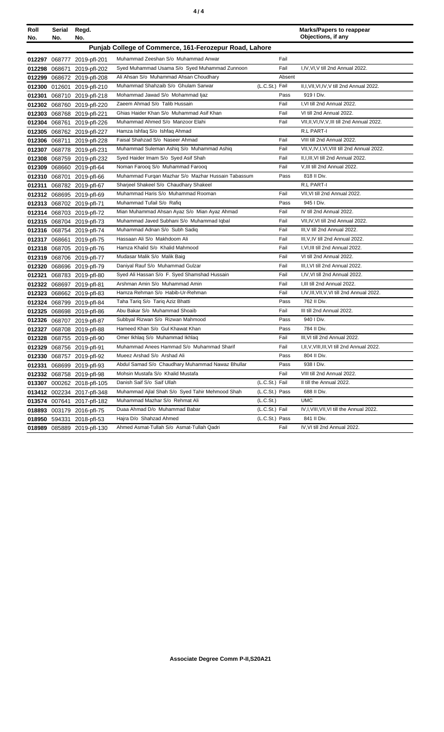| Roll No. | Serial No. | Regd. No. | | | | Marks/Papers to reappear Objections, if any |
|---|---|---|---|---|---|---|
| **Punjab College of Commerce, 161-Ferozepur Road, Lahore** | | | | | | |
| 012297 | 068777 | 2019-pfl-201 | Muhammad Zeeshan S/o Muhammad Anwar | | Fail | |
| 012298 | 068671 | 2019-pfl-202 | Syed Muhammad Usama S/o Syed Muhammad Zunnoon | | Fail | I,IV,VI,V till 2nd Annual 2022. |
| 012299 | 068672 | 2019-pfl-208 | Ali Ahsan S/o Muhammad Ahsan Choudhary | | Absent | |
| 012300 | 012601 | 2019-pfl-210 | Muhammad Shahzaib S/o Ghulam Sarwar | (L.C.St.) | Fail | II,I,VII,VI,IV,V till 2nd Annual 2022. |
| 012301 | 068710 | 2019-pfl-218 | Mohammad Jawad S/o Mohammad Ijaz | | Pass | 919 I Div. |
| 012302 | 068760 | 2019-pfl-220 | Zaeem Ahmad S/o Talib Hussain | | Fail | I,VI till 2nd Annual 2022. |
| 012303 | 068768 | 2019-pfl-221 | Ghias Haider Khan S/o Muhammad Asif Khan | | Fail | VI till 2nd Annual 2022. |
| 012304 | 068761 | 2019-pfl-226 | Muhammad Ahmed S/o Manzoor Elahi | | Fail | VII,II,VI,IV,V,III till 2nd Annual 2022. |
| 012305 | 068762 | 2019-pfl-227 | Hamza Ishfaq S/o Ishfaq Ahmad | | | R.L PART-I |
| 012306 | 068711 | 2019-pfl-228 | Faisal Shahzad S/o Naseer Ahmad | | Fail | VIII till 2nd Annual 2022. |
| 012307 | 068778 | 2019-pfl-231 | Muhammad Suleman Ashiq S/o Muhammad Ashiq | | Fail | VII,V,IV,I,VI,VIII till 2nd Annual 2022. |
| 012308 | 068759 | 2019-pfl-232 | Syed Haider Imam S/o Syed Asif Shah | | Fail | II,I,III,VI till 2nd Annual 2022. |
| 012309 | 068660 | 2019-pfl-64 | Noman Farooq S/o Muhammad Farooq | | Fail | V,III till 2nd Annual 2022. |
| 012310 | 068701 | 2019-pfl-66 | Muhammad Furqan Mazhar S/o Mazhar Hussain Tabassum | | Pass | 818 II Div. |
| 012311 | 068782 | 2019-pfl-67 | Sharjeel Shakeel S/o Chaudhary Shakeel | | | R.L PART-I |
| 012312 | 068695 | 2019-pfl-69 | Muhammad Haris S/o Muhammad Rooman | | Fail | VII,VI till 2nd Annual 2022. |
| 012313 | 068702 | 2019-pfl-71 | Muhammad Tufail S/o Rafiq | | Pass | 945 I Div. |
| 012314 | 068703 | 2019-pfl-72 | Mian Muhammad Ahsan Ayaz S/o Mian Ayaz Ahmad | | Fail | IV till 2nd Annual 2022. |
| 012315 | 068704 | 2019-pfl-73 | Muhammad Javed Subhani S/o Muhammad Iqbal | | Fail | VII,IV,VI till 2nd Annual 2022. |
| 012316 | 068754 | 2019-pfl-74 | Muhammad Adnan S/o Subh Sadiq | | Fail | III,V till 2nd Annual 2022. |
| 012317 | 068661 | 2019-pfl-75 | Hassaan Ali S/o Makhdoom Ali | | Fail | III,V,IV till 2nd Annual 2022. |
| 012318 | 068705 | 2019-pfl-76 | Hamza Khalid S/o Khalid Mahmood | | Fail | I,VI,III till 2nd Annual 2022. |
| 012319 | 068706 | 2019-pfl-77 | Mudasar Malik S/o Malik Baig | | Fail | VI till 2nd Annual 2022. |
| 012320 | 068696 | 2019-pfl-79 | Daniyal Rauf S/o Muhammad Gulzar | | Fail | III,I,VI till 2nd Annual 2022. |
| 012321 | 068783 | 2019-pfl-80 | Syed Ali Hassan S/o F. Syed Shamshad Hussain | | Fail | I,IV,VI till 2nd Annual 2022. |
| 012322 | 068697 | 2019-pfl-81 | Arshman Amin S/o Muhammad Amin | | Fail | I,III till 2nd Annual 2022. |
| 012323 | 068662 | 2019-pfl-83 | Hamza Rehman S/o Habib-Ur-Rehman | | Fail | I,IV,III,VII,V,VI till 2nd Annual 2022. |
| 012324 | 068799 | 2019-pfl-84 | Taha Tariq S/o Tariq Aziz Bhatti | | Pass | 762 II Div. |
| 012325 | 068698 | 2019-pfl-86 | Abu Bakar S/o Muhammad Shoaib | | Fail | III till 2nd Annual 2022. |
| 012326 | 068707 | 2019-pfl-87 | Subbyal Rizwan S/o Rizwan Mahmood | | Pass | 940 I Div. |
| 012327 | 068708 | 2019-pfl-88 | Hameed Khan S/o Gul Khawat Khan | | Pass | 784 II Div. |
| 012328 | 068755 | 2019-pfl-90 | Omer Ikhlaq S/o Muhammad Ikhlaq | | Fail | III,VI till 2nd Annual 2022. |
| 012329 | 068756 | 2019-pfl-91 | Muhammad Anees Hammad S/o Muhammad Sharif | | Fail | I,II,V,VIII,III,VI till 2nd Annual 2022. |
| 012330 | 068757 | 2019-pfl-92 | Mueez Arshad S/o Arshad Ali | | Pass | 804 II Div. |
| 012331 | 068699 | 2019-pfl-93 | Abdul Samad S/o Chaudhary Muhammad Nawaz Bhullar | | Pass | 938 I Div. |
| 012332 | 068758 | 2019-pfl-98 | Mohsin Mustafa S/o Khalid Mustafa | | Fail | VIII till 2nd Annual 2022. |
| 013307 | 000262 | 2018-pfl-105 | Danish Saif S/o Saif Ullah | (L.C.St.) | Fail | II till the Annual 2022. |
| 013412 | 002234 | 2017-pfl-348 | Muhammad Ajlal Shah S/o Syed Tahir Mehmood Shah | (L.C.St.) | Pass | 688 II Div. |
| 013574 | 007641 | 2017-pfl-182 | Muhammad Mazhar S/o Rehmat Ali | (L.C.St.) | | UMC |
| 018893 | 003179 | 2016-pfl-75 | Duaa Ahmad D/o Muhammad Babar | (L.C.St.) | Fail | IV,I,VIII,VII,VI till the Annual 2022. |
| 018950 | 594331 | 2018-pfl-53 | Hajra D/o Shahzad Ahmed | (L.C.St.) | Pass | 841 II Div. |
| 018989 | 085889 | 2019-pfl-130 | Ahmed Asmat-Tullah S/o Asmat-Tullah Qadri | | Fail | IV,VI till 2nd Annual 2022. |

**Associate Degree Comm P-II,S20A21**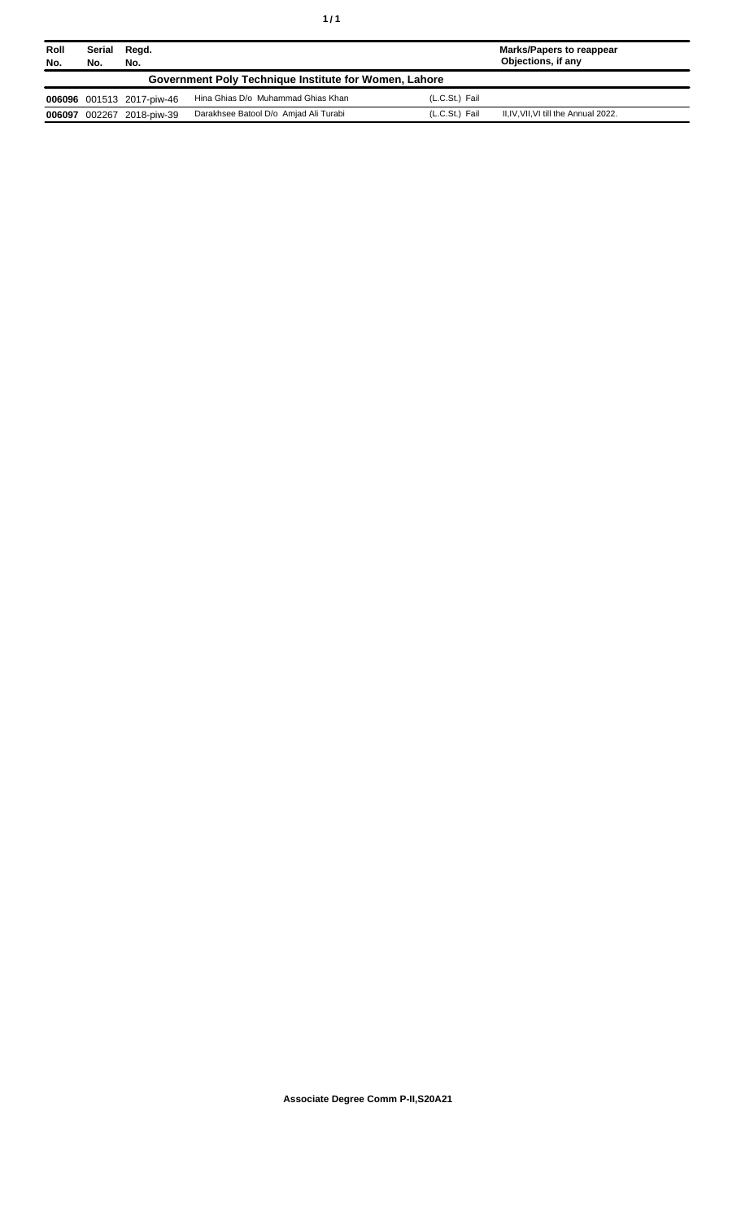| Roll No. | Serial No. | Regd. No. | | | Marks/Papers to reappear Objections, if any |
|---|---|---|---|---|---|
| **Government Poly Technique Institute for Women, Lahore** | | | | | |
| **006096** | 001513 | 2017-piw-46 | Hina Ghias D/o Muhammad Ghias Khan | (L.C.St.) Fail | |
| **006097** | 002267 | 2018-piw-39 | Darakhsee Batool D/o Amjad Ali Turabi | (L.C.St.) Fail | II,IV,VII,VI till the Annual 2022. |

**Associate Degree Comm P-II,S20A21**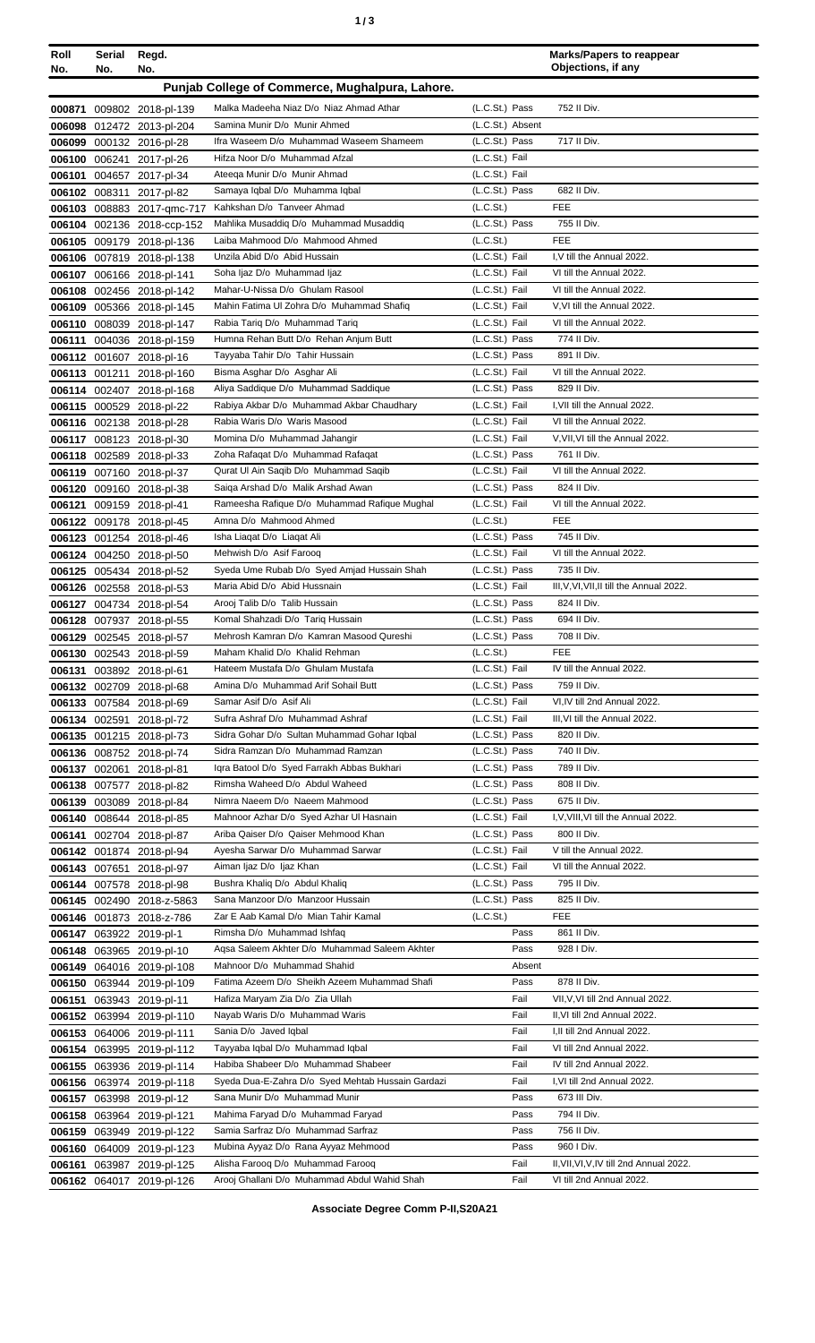| Roll No. | Serial No. | Regd. No. | | | Marks/Papers to reappear Objections, if any |
|---|---|---|---|---|---|
| **Punjab College of Commerce, Mughalpura, Lahore.** | | | | | |
| 000871 | 009802 | 2018-pl-139 | Malka Madeeha Niaz D/o Niaz Ahmad Athar | (L.C.St.) Pass | 752 II Div. |
| 006098 | 012472 | 2013-pl-204 | Samina Munir D/o Munir Ahmed | (L.C.St.) Absent | |
| 006099 | 000132 | 2016-pl-28 | Ifra Waseem D/o Muhammad Waseem Shameem | (L.C.St.) Pass | 717 II Div. |
| 006100 | 006241 | 2017-pl-26 | Hifza Noor D/o Muhammad Afzal | (L.C.St.) Fail | |
| 006101 | 004657 | 2017-pl-34 | Ateeqa Munir D/o Munir Ahmad | (L.C.St.) Fail | |
| 006102 | 008311 | 2017-pl-82 | Samaya Iqbal D/o Muhamma Iqbal | (L.C.St.) Pass | 682 II Div. |
| 006103 | 008883 | 2017-qmc-717 | Kahkshan D/o Tanveer Ahmad | (L.C.St.) | FEE |
| 006104 | 002136 | 2018-ccp-152 | Mahlika Musaddiq D/o Muhammad Musaddiq | (L.C.St.) Pass | 755 II Div. |
| 006105 | 009179 | 2018-pl-136 | Laiba Mahmood D/o Mahmood Ahmed | (L.C.St.) | FEE |
| 006106 | 007819 | 2018-pl-138 | Unzila Abid D/o Abid Hussain | (L.C.St.) Fail | I,V till the Annual 2022. |
| 006107 | 006166 | 2018-pl-141 | Soha Ijaz D/o Muhammad Ijaz | (L.C.St.) Fail | VI till the Annual 2022. |
| 006108 | 002456 | 2018-pl-142 | Mahar-U-Nissa D/o Ghulam Rasool | (L.C.St.) Fail | VI till the Annual 2022. |
| 006109 | 005366 | 2018-pl-145 | Mahin Fatima Ul Zohra D/o Muhammad Shafiq | (L.C.St.) Fail | V,VI till the Annual 2022. |
| 006110 | 008039 | 2018-pl-147 | Rabia Tariq D/o Muhammad Tariq | (L.C.St.) Fail | VI till the Annual 2022. |
| 006111 | 004036 | 2018-pl-159 | Humna Rehan Butt D/o Rehan Anjum Butt | (L.C.St.) Pass | 774 II Div. |
| 006112 | 001607 | 2018-pl-16 | Tayyaba Tahir D/o Tahir Hussain | (L.C.St.) Pass | 891 II Div. |
| 006113 | 001211 | 2018-pl-160 | Bisma Asghar D/o Asghar Ali | (L.C.St.) Fail | VI till the Annual 2022. |
| 006114 | 002407 | 2018-pl-168 | Aliya Saddique D/o Muhammad Saddique | (L.C.St.) Pass | 829 II Div. |
| 006115 | 000529 | 2018-pl-22 | Rabiya Akbar D/o Muhammad Akbar Chaudhary | (L.C.St.) Fail | I,VII till the Annual 2022. |
| 006116 | 002138 | 2018-pl-28 | Rabia Waris D/o Waris Masood | (L.C.St.) Fail | VI till the Annual 2022. |
| 006117 | 008123 | 2018-pl-30 | Momina D/o Muhammad Jahangir | (L.C.St.) Fail | V,VII,VI till the Annual 2022. |
| 006118 | 002589 | 2018-pl-33 | Zoha Rafaqat D/o Muhammad Rafaqat | (L.C.St.) Pass | 761 II Div. |
| 006119 | 007160 | 2018-pl-37 | Qurat Ul Ain Saqib D/o Muhammad Saqib | (L.C.St.) Fail | VI till the Annual 2022. |
| 006120 | 009160 | 2018-pl-38 | Saiqa Arshad D/o Malik Arshad Awan | (L.C.St.) Pass | 824 II Div. |
| 006121 | 009159 | 2018-pl-41 | Rameesha Rafique D/o Muhammad Rafique Mughal | (L.C.St.) Fail | VI till the Annual 2022. |
| 006122 | 009178 | 2018-pl-45 | Amna D/o Mahmood Ahmed | (L.C.St.) | FEE |
| 006123 | 001254 | 2018-pl-46 | Isha Liaqat D/o Liaqat Ali | (L.C.St.) Pass | 745 II Div. |
| 006124 | 004250 | 2018-pl-50 | Mehwish D/o Asif Farooq | (L.C.St.) Fail | VI till the Annual 2022. |
| 006125 | 005434 | 2018-pl-52 | Syeda Ume Rubab D/o Syed Amjad Hussain Shah | (L.C.St.) Pass | 735 II Div. |
| 006126 | 002558 | 2018-pl-53 | Maria Abid D/o Abid Hussnain | (L.C.St.) Fail | III,V,VI,VII,II till the Annual 2022. |
| 006127 | 004734 | 2018-pl-54 | Arooj Talib D/o Talib Hussain | (L.C.St.) Pass | 824 II Div. |
| 006128 | 007937 | 2018-pl-55 | Komal Shahzadi D/o Tariq Hussain | (L.C.St.) Pass | 694 II Div. |
| 006129 | 002545 | 2018-pl-57 | Mehrosh Kamran D/o Kamran Masood Qureshi | (L.C.St.) Pass | 708 II Div. |
| 006130 | 002543 | 2018-pl-59 | Maham Khalid D/o Khalid Rehman | (L.C.St.) | FEE |
| 006131 | 003892 | 2018-pl-61 | Hateem Mustafa D/o Ghulam Mustafa | (L.C.St.) Fail | IV till the Annual 2022. |
| 006132 | 002709 | 2018-pl-68 | Amina D/o Muhammad Arif Sohail Butt | (L.C.St.) Pass | 759 II Div. |
| 006133 | 007584 | 2018-pl-69 | Samar Asif D/o Asif Ali | (L.C.St.) Fail | VI,IV till 2nd Annual 2022. |
| 006134 | 002591 | 2018-pl-72 | Sufra Ashraf D/o Muhammad Ashraf | (L.C.St.) Fail | III,VI till the Annual 2022. |
| 006135 | 001215 | 2018-pl-73 | Sidra Gohar D/o Sultan Muhammad Gohar Iqbal | (L.C.St.) Pass | 820 II Div. |
| 006136 | 008752 | 2018-pl-74 | Sidra Ramzan D/o Muhammad Ramzan | (L.C.St.) Pass | 740 II Div. |
| 006137 | 002061 | 2018-pl-81 | Iqra Batool D/o Syed Farrakh Abbas Bukhari | (L.C.St.) Pass | 789 II Div. |
| 006138 | 007577 | 2018-pl-82 | Rimsha Waheed D/o Abdul Waheed | (L.C.St.) Pass | 808 II Div. |
| 006139 | 003089 | 2018-pl-84 | Nimra Naeem D/o Naeem Mahmood | (L.C.St.) Pass | 675 II Div. |
| 006140 | 008644 | 2018-pl-85 | Mahnoor Azhar D/o Syed Azhar Ul Hasnain | (L.C.St.) Fail | I,V,VIII,VI till the Annual 2022. |
| 006141 | 002704 | 2018-pl-87 | Ariba Qaiser D/o Qaiser Mehmood Khan | (L.C.St.) Pass | 800 II Div. |
| 006142 | 001874 | 2018-pl-94 | Ayesha Sarwar D/o Muhammad Sarwar | (L.C.St.) Fail | V till the Annual 2022. |
| 006143 | 007651 | 2018-pl-97 | Aiman Ijaz D/o Ijaz Khan | (L.C.St.) Fail | VI till the Annual 2022. |
| 006144 | 007578 | 2018-pl-98 | Bushra Khaliq D/o Abdul Khaliq | (L.C.St.) Pass | 795 II Div. |
| 006145 | 002490 | 2018-z-5863 | Sana Manzoor D/o Manzoor Hussain | (L.C.St.) Pass | 825 II Div. |
| 006146 | 001873 | 2018-z-786 | Zar E Aab Kamal D/o Mian Tahir Kamal | (L.C.St.) | FEE |
| 006147 | 063922 | 2019-pl-1 | Rimsha D/o Muhammad Ishfaq | Pass | 861 II Div. |
| 006148 | 063965 | 2019-pl-10 | Aqsa Saleem Akhter D/o Muhammad Saleem Akhter | Pass | 928 I Div. |
| 006149 | 064016 | 2019-pl-108 | Mahnoor D/o Muhammad Shahid | Absent | |
| 006150 | 063944 | 2019-pl-109 | Fatima Azeem D/o Sheikh Azeem Muhammad Shafi | Pass | 878 II Div. |
| 006151 | 063943 | 2019-pl-11 | Hafiza Maryam Zia D/o Zia Ullah | Fail | VII,V,VI till 2nd Annual 2022. |
| 006152 | 063994 | 2019-pl-110 | Nayab Waris D/o Muhammad Waris | Fail | II,VI till 2nd Annual 2022. |
| 006153 | 064006 | 2019-pl-111 | Sania D/o Javed Iqbal | Fail | I,II till 2nd Annual 2022. |
| 006154 | 063995 | 2019-pl-112 | Tayyaba Iqbal D/o Muhammad Iqbal | Fail | VI till 2nd Annual 2022. |
| 006155 | 063936 | 2019-pl-114 | Habiba Shabeer D/o Muhammad Shabeer | Fail | IV till 2nd Annual 2022. |
| 006156 | 063974 | 2019-pl-118 | Syeda Dua-E-Zahra D/o Syed Mehtab Hussain Gardazi | Fail | I,VI till 2nd Annual 2022. |
| 006157 | 063998 | 2019-pl-12 | Sana Munir D/o Muhammad Munir | Pass | 673 III Div. |
| 006158 | 063964 | 2019-pl-121 | Mahima Faryad D/o Muhammad Faryad | Pass | 794 II Div. |
| 006159 | 063949 | 2019-pl-122 | Samia Sarfraz D/o Muhammad Sarfraz | Pass | 756 II Div. |
| 006160 | 064009 | 2019-pl-123 | Mubina Ayyaz D/o Rana Ayyaz Mehmood | Pass | 960 I Div. |
| 006161 | 063987 | 2019-pl-125 | Alisha Farooq D/o Muhammad Farooq | Fail | II,VII,VI,V,IV till 2nd Annual 2022. |
| 006162 | 064017 | 2019-pl-126 | Arooj Ghallani D/o Muhammad Abdul Wahid Shah | Fail | VI till 2nd Annual 2022. |

**Associate Degree Comm P-II,S20A21**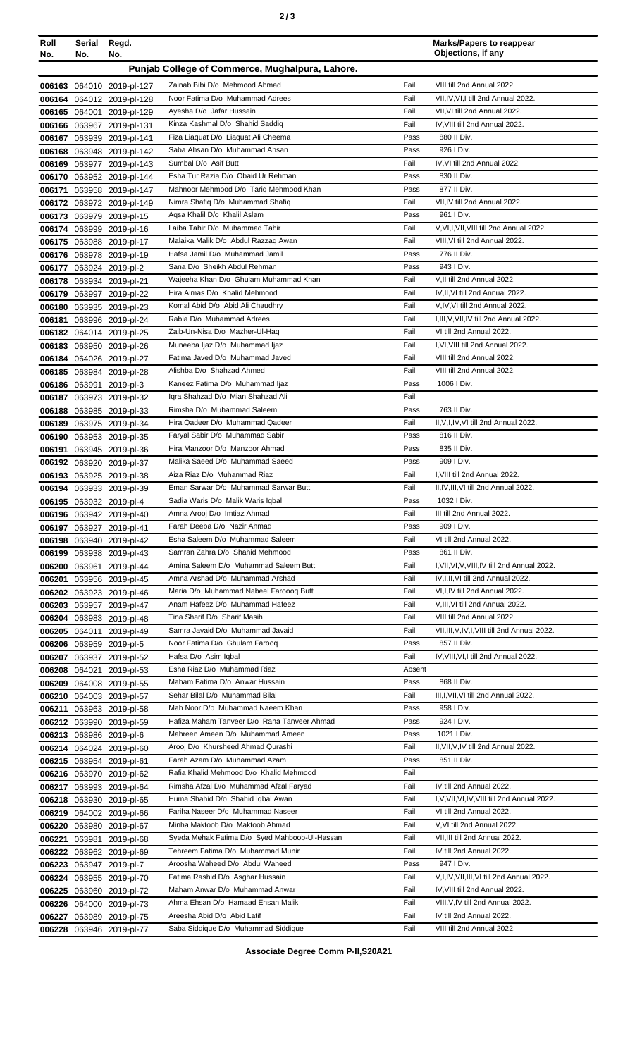| Roll No. | Serial No. | Regd. No. | | | Marks/Papers to reappear Objections, if any |
|---|---|---|---|---|---|
| **Punjab College of Commerce, Mughalpura, Lahore.** | | | | | |
| 006163 | 064010 | 2019-pl-127 | Zainab Bibi D/o Mehmood Ahmad | Fail | VIII till 2nd Annual 2022. |
| 006164 | 064012 | 2019-pl-128 | Noor Fatima D/o Muhammad Adrees | Fail | VII,IV,VI,I till 2nd Annual 2022. |
| 006165 | 064001 | 2019-pl-129 | Ayesha D/o Jafar Hussain | Fail | VII,VI till 2nd Annual 2022. |
| 006166 | 063967 | 2019-pl-131 | Kinza Kashmal D/o Shahid Saddiq | Fail | IV,VIII till 2nd Annual 2022. |
| 006167 | 063939 | 2019-pl-141 | Fiza Liaquat D/o Liaquat Ali Cheema | Pass | 880 II Div. |
| 006168 | 063948 | 2019-pl-142 | Saba Ahsan D/o Muhammad Ahsan | Pass | 926 I Div. |
| 006169 | 063977 | 2019-pl-143 | Sumbal D/o Asif Butt | Fail | IV,VI till 2nd Annual 2022. |
| 006170 | 063952 | 2019-pl-144 | Esha Tur Razia D/o Obaid Ur Rehman | Pass | 830 II Div. |
| 006171 | 063958 | 2019-pl-147 | Mahnoor Mehmood D/o Tariq Mehmood Khan | Pass | 877 II Div. |
| 006172 | 063972 | 2019-pl-149 | Nimra Shafiq D/o Muhammad Shafiq | Fail | VII,IV till 2nd Annual 2022. |
| 006173 | 063979 | 2019-pl-15 | Aqsa Khalil D/o Khalil Aslam | Pass | 961 I Div. |
| 006174 | 063999 | 2019-pl-16 | Laiba Tahir D/o Muhammad Tahir | Fail | V,VI,I,VII,VIII till 2nd Annual 2022. |
| 006175 | 063988 | 2019-pl-17 | Malaika Malik D/o Abdul Razzaq Awan | Fail | VIII,VI till 2nd Annual 2022. |
| 006176 | 063978 | 2019-pl-19 | Hafsa Jamil D/o Muhammad Jamil | Pass | 776 II Div. |
| 006177 | 063924 | 2019-pl-2 | Sana D/o Sheikh Abdul Rehman | Pass | 943 I Div. |
| 006178 | 063934 | 2019-pl-21 | Wajeeha Khan D/o Ghulam Muhammad Khan | Fail | V,II till 2nd Annual 2022. |
| 006179 | 063997 | 2019-pl-22 | Hira Almas D/o Khalid Mehmood | Fail | IV,II,VI till 2nd Annual 2022. |
| 006180 | 063935 | 2019-pl-23 | Komal Abid D/o Abid Ali Chaudhry | Fail | V,IV,VI till 2nd Annual 2022. |
| 006181 | 063996 | 2019-pl-24 | Rabia D/o Muhammad Adrees | Fail | I,III,V,VII,IV till 2nd Annual 2022. |
| 006182 | 064014 | 2019-pl-25 | Zaib-Un-Nisa D/o Mazher-Ul-Haq | Fail | VI till 2nd Annual 2022. |
| 006183 | 063950 | 2019-pl-26 | Muneeba Ijaz D/o Muhammad Ijaz | Fail | I,VI,VIII till 2nd Annual 2022. |
| 006184 | 064026 | 2019-pl-27 | Fatima Javed D/o Muhammad Javed | Fail | VIII till 2nd Annual 2022. |
| 006185 | 063984 | 2019-pl-28 | Alishba D/o Shahzad Ahmed | Fail | VIII till 2nd Annual 2022. |
| 006186 | 063991 | 2019-pl-3 | Kaneez Fatima D/o Muhammad Ijaz | Pass | 1006 I Div. |
| 006187 | 063973 | 2019-pl-32 | Iqra Shahzad D/o Mian Shahzad Ali | Fail | |
| 006188 | 063985 | 2019-pl-33 | Rimsha D/o Muhammad Saleem | Pass | 763 II Div. |
| 006189 | 063975 | 2019-pl-34 | Hira Qadeer D/o Muhammad Qadeer | Fail | II,V,I,IV,VI till 2nd Annual 2022. |
| 006190 | 063953 | 2019-pl-35 | Faryal Sabir D/o Muhammad Sabir | Pass | 816 II Div. |
| 006191 | 063945 | 2019-pl-36 | Hira Manzoor D/o Manzoor Ahmad | Pass | 835 II Div. |
| 006192 | 063920 | 2019-pl-37 | Malika Saeed D/o Muhammad Saeed | Pass | 909 I Div. |
| 006193 | 063925 | 2019-pl-38 | Aiza Riaz D/o Muhammad Riaz | Fail | I,VIII till 2nd Annual 2022. |
| 006194 | 063933 | 2019-pl-39 | Eman Sarwar D/o Muhammad Sarwar Butt | Fail | II,IV,III,VI till 2nd Annual 2022. |
| 006195 | 063932 | 2019-pl-4 | Sadia Waris D/o Malik Waris Iqbal | Pass | 1032 I Div. |
| 006196 | 063942 | 2019-pl-40 | Amna Arooj D/o Imtiaz Ahmad | Fail | III till 2nd Annual 2022. |
| 006197 | 063927 | 2019-pl-41 | Farah Deeba D/o Nazir Ahmad | Pass | 909 I Div. |
| 006198 | 063940 | 2019-pl-42 | Esha Saleem D/o Muhammad Saleem | Fail | VI till 2nd Annual 2022. |
| 006199 | 063938 | 2019-pl-43 | Samran Zahra D/o Shahid Mehmood | Pass | 861 II Div. |
| 006200 | 063961 | 2019-pl-44 | Amina Saleem D/o Muhammad Saleem Butt | Fail | I,VII,VI,V,VIII,IV till 2nd Annual 2022. |
| 006201 | 063956 | 2019-pl-45 | Amna Arshad D/o Muhammad Arshad | Fail | IV,I,II,VI till 2nd Annual 2022. |
| 006202 | 063923 | 2019-pl-46 | Maria D/o Muhammad Nabeel Faroooq Butt | Fail | VI,I,IV till 2nd Annual 2022. |
| 006203 | 063957 | 2019-pl-47 | Anam Hafeez D/o Muhammad Hafeez | Fail | V,III,VI till 2nd Annual 2022. |
| 006204 | 063983 | 2019-pl-48 | Tina Sharif D/o Sharif Masih | Fail | VIII till 2nd Annual 2022. |
| 006205 | 064011 | 2019-pl-49 | Samra Javaid D/o Muhammad Javaid | Fail | VII,III,V,IV,I,VIII till 2nd Annual 2022. |
| 006206 | 063959 | 2019-pl-5 | Noor Fatima D/o Ghulam Farooq | Pass | 857 II Div. |
| 006207 | 063937 | 2019-pl-52 | Hafsa D/o Asim Iqbal | Fail | IV,VIII,VI,I till 2nd Annual 2022. |
| 006208 | 064021 | 2019-pl-53 | Esha Riaz D/o Muhammad Riaz | Absent | |
| 006209 | 064008 | 2019-pl-55 | Maham Fatima D/o Anwar Hussain | Pass | 868 II Div. |
| 006210 | 064003 | 2019-pl-57 | Sehar Bilal D/o Muhammad Bilal | Fail | III,I,VII,VI till 2nd Annual 2022. |
| 006211 | 063963 | 2019-pl-58 | Mah Noor D/o Muhammad Naeem Khan | Pass | 958 I Div. |
| 006212 | 063990 | 2019-pl-59 | Hafiza Maham Tanveer D/o Rana Tanveer Ahmad | Pass | 924 I Div. |
| 006213 | 063986 | 2019-pl-6 | Mahreen Ameen D/o Muhammad Ameen | Pass | 1021 I Div. |
| 006214 | 064024 | 2019-pl-60 | Arooj D/o Khursheed Ahmad Qurashi | Fail | II,VII,V,IV till 2nd Annual 2022. |
| 006215 | 063954 | 2019-pl-61 | Farah Azam D/o Muhammad Azam | Pass | 851 II Div. |
| 006216 | 063970 | 2019-pl-62 | Rafia Khalid Mehmood D/o Khalid Mehmood | Fail | |
| 006217 | 063993 | 2019-pl-64 | Rimsha Afzal D/o Muhammad Afzal Faryad | Fail | IV till 2nd Annual 2022. |
| 006218 | 063930 | 2019-pl-65 | Huma Shahid D/o Shahid Iqbal Awan | Fail | I,V,VII,VI,IV,VIII till 2nd Annual 2022. |
| 006219 | 064002 | 2019-pl-66 | Fariha Naseer D/o Muhammad Naseer | Fail | VI till 2nd Annual 2022. |
| 006220 | 063980 | 2019-pl-67 | Minha Maktoob D/o Maktoob Ahmad | Fail | V,VI till 2nd Annual 2022. |
| 006221 | 063981 | 2019-pl-68 | Syeda Mehak Fatima D/o Syed Mahboob-Ul-Hassan | Fail | VII,III till 2nd Annual 2022. |
| 006222 | 063962 | 2019-pl-69 | Tehreem Fatima D/o Muhammad Munir | Fail | IV till 2nd Annual 2022. |
| 006223 | 063947 | 2019-pl-7 | Aroosha Waheed D/o Abdul Waheed | Pass | 947 I Div. |
| 006224 | 063955 | 2019-pl-70 | Fatima Rashid D/o Asghar Hussain | Fail | V,I,IV,VII,III,VI till 2nd Annual 2022. |
| 006225 | 063960 | 2019-pl-72 | Maham Anwar D/o Muhammad Anwar | Fail | IV,VIII till 2nd Annual 2022. |
| 006226 | 064000 | 2019-pl-73 | Ahma Ehsan D/o Hamaad Ehsan Malik | Fail | VIII,V,IV till 2nd Annual 2022. |
| 006227 | 063989 | 2019-pl-75 | Areesha Abid D/o Abid Latif | Fail | IV till 2nd Annual 2022. |
| 006228 | 063946 | 2019-pl-77 | Saba Siddique D/o Muhammad Siddique | Fail | VIII till 2nd Annual 2022. |

**Associate Degree Comm P-II,S20A21**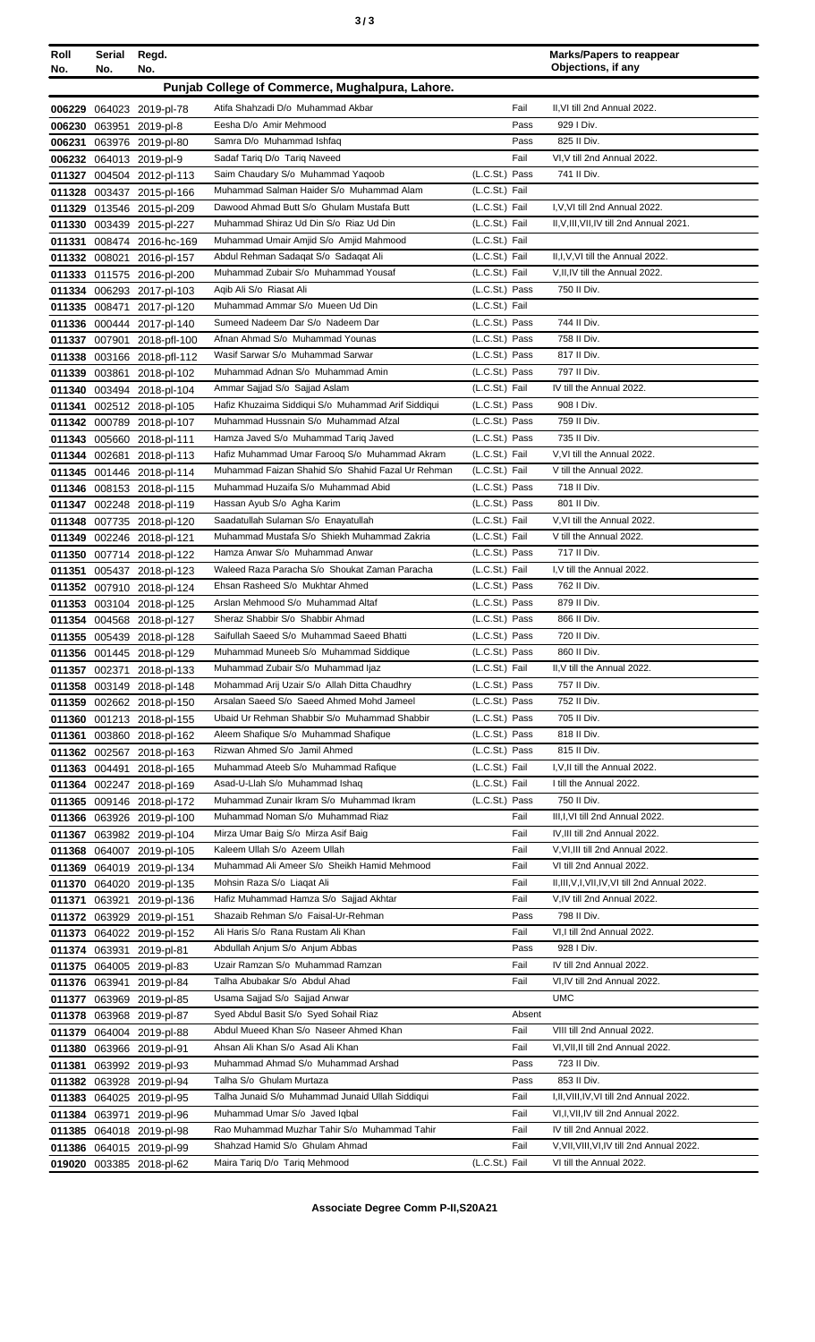| Roll No. | Serial No. | Regd. No. | | | Marks/Papers to reappear Objections, if any |
|---|---|---|---|---|---|
| **Punjab College of Commerce, Mughalpura, Lahore.** | | | | | |
| 006229 | 064023 | 2019-pl-78 | Atifa Shahzadi D/o Muhammad Akbar | Fail | II,VI till 2nd Annual 2022. |
| 006230 | 063951 | 2019-pl-8 | Eesha D/o Amir Mehmood | Pass | 929 I Div. |
| 006231 | 063976 | 2019-pl-80 | Samra D/o Muhammad Ishfaq | Pass | 825 II Div. |
| 006232 | 064013 | 2019-pl-9 | Sadaf Tariq D/o Tariq Naveed | Fail | VI,V till 2nd Annual 2022. |
| 011327 | 004504 | 2012-pl-113 | Saim Chaudary S/o Muhammad Yaqoob | (L.C.St.) Pass | 741 II Div. |
| 011328 | 003437 | 2015-pl-166 | Muhammad Salman Haider S/o Muhammad Alam | (L.C.St.) Fail | |
| 011329 | 013546 | 2015-pl-209 | Dawood Ahmad Butt S/o Ghulam Mustafa Butt | (L.C.St.) Fail | I,V,VI till 2nd Annual 2022. |
| 011330 | 003439 | 2015-pl-227 | Muhammad Shiraz Ud Din S/o Riaz Ud Din | (L.C.St.) Fail | II,V,III,VII,IV till 2nd Annual 2021. |
| 011331 | 008474 | 2016-hc-169 | Muhammad Umair Amjid S/o Amjid Mahmood | (L.C.St.) Fail | |
| 011332 | 008021 | 2016-pl-157 | Abdul Rehman Sadaqat S/o Sadaqat Ali | (L.C.St.) Fail | II,I,V,VI till the Annual 2022. |
| 011333 | 011575 | 2016-pl-200 | Muhammad Zubair S/o Muhammad Yousaf | (L.C.St.) Fail | V,II,IV till the Annual 2022. |
| 011334 | 006293 | 2017-pl-103 | Aqib Ali S/o Riasat Ali | (L.C.St.) Pass | 750 II Div. |
| 011335 | 008471 | 2017-pl-120 | Muhammad Ammar S/o Mueen Ud Din | (L.C.St.) Fail | |
| 011336 | 000444 | 2017-pl-140 | Sumeed Nadeem Dar S/o Nadeem Dar | (L.C.St.) Pass | 744 II Div. |
| 011337 | 007901 | 2018-pfl-100 | Afnan Ahmad S/o Muhammad Younas | (L.C.St.) Pass | 758 II Div. |
| 011338 | 003166 | 2018-pfl-112 | Wasif Sarwar S/o Muhammad Sarwar | (L.C.St.) Pass | 817 II Div. |
| 011339 | 003861 | 2018-pl-102 | Muhammad Adnan S/o Muhammad Amin | (L.C.St.) Pass | 797 II Div. |
| 011340 | 003494 | 2018-pl-104 | Ammar Sajjad S/o Sajjad Aslam | (L.C.St.) Fail | IV till the Annual 2022. |
| 011341 | 002512 | 2018-pl-105 | Hafiz Khuzaima Siddiqui S/o Muhammad Arif Siddiqui | (L.C.St.) Pass | 908 I Div. |
| 011342 | 000789 | 2018-pl-107 | Muhammad Hussnain S/o Muhammad Afzal | (L.C.St.) Pass | 759 II Div. |
| 011343 | 005660 | 2018-pl-111 | Hamza Javed S/o Muhammad Tariq Javed | (L.C.St.) Pass | 735 II Div. |
| 011344 | 002681 | 2018-pl-113 | Hafiz Muhammad Umar Farooq S/o Muhammad Akram | (L.C.St.) Fail | V,VI till the Annual 2022. |
| 011345 | 001446 | 2018-pl-114 | Muhammad Faizan Shahid S/o Shahid Fazal Ur Rehman | (L.C.St.) Fail | V till the Annual 2022. |
| 011346 | 008153 | 2018-pl-115 | Muhammad Huzaifa S/o Muhammad Abid | (L.C.St.) Pass | 718 II Div. |
| 011347 | 002248 | 2018-pl-119 | Hassan Ayub S/o Agha Karim | (L.C.St.) Pass | 801 II Div. |
| 011348 | 007735 | 2018-pl-120 | Saadatullah Sulaman S/o Enayatullah | (L.C.St.) Fail | V,VI till the Annual 2022. |
| 011349 | 002246 | 2018-pl-121 | Muhammad Mustafa S/o Shiekh Muhammad Zakria | (L.C.St.) Fail | V till the Annual 2022. |
| 011350 | 007714 | 2018-pl-122 | Hamza Anwar S/o Muhammad Anwar | (L.C.St.) Pass | 717 II Div. |
| 011351 | 005437 | 2018-pl-123 | Waleed Raza Paracha S/o Shoukat Zaman Paracha | (L.C.St.) Fail | I,V till the Annual 2022. |
| 011352 | 007910 | 2018-pl-124 | Ehsan Rasheed S/o Mukhtar Ahmed | (L.C.St.) Pass | 762 II Div. |
| 011353 | 003104 | 2018-pl-125 | Arslan Mehmood S/o Muhammad Altaf | (L.C.St.) Pass | 879 II Div. |
| 011354 | 004568 | 2018-pl-127 | Sheraz Shabbir S/o Shabbir Ahmad | (L.C.St.) Pass | 866 II Div. |
| 011355 | 005439 | 2018-pl-128 | Saifullah Saeed S/o Muhammad Saeed Bhatti | (L.C.St.) Pass | 720 II Div. |
| 011356 | 001445 | 2018-pl-129 | Muhammad Muneeb S/o Muhammad Siddique | (L.C.St.) Pass | 860 II Div. |
| 011357 | 002371 | 2018-pl-133 | Muhammad Zubair S/o Muhammad Ijaz | (L.C.St.) Fail | II,V till the Annual 2022. |
| 011358 | 003149 | 2018-pl-148 | Mohammad Arij Uzair S/o Allah Ditta Chaudhry | (L.C.St.) Pass | 757 II Div. |
| 011359 | 002662 | 2018-pl-150 | Arsalan Saeed S/o Saeed Ahmed Mohd Jameel | (L.C.St.) Pass | 752 II Div. |
| 011360 | 001213 | 2018-pl-155 | Ubaid Ur Rehman Shabbir S/o Muhammad Shabbir | (L.C.St.) Pass | 705 II Div. |
| 011361 | 003860 | 2018-pl-162 | Aleem Shafique S/o Muhammad Shafique | (L.C.St.) Pass | 818 II Div. |
| 011362 | 002567 | 2018-pl-163 | Rizwan Ahmed S/o Jamil Ahmed | (L.C.St.) Pass | 815 II Div. |
| 011363 | 004491 | 2018-pl-165 | Muhammad Ateeb S/o Muhammad Rafique | (L.C.St.) Fail | I,V,II till the Annual 2022. |
| 011364 | 002247 | 2018-pl-169 | Asad-U-Llah S/o Muhammad Ishaq | (L.C.St.) Fail | I till the Annual 2022. |
| 011365 | 009146 | 2018-pl-172 | Muhammad Zunair Ikram S/o Muhammad Ikram | (L.C.St.) Pass | 750 II Div. |
| 011366 | 063926 | 2019-pl-100 | Muhammad Noman S/o Muhammad Riaz | Fail | III,I,VI till 2nd Annual 2022. |
| 011367 | 063982 | 2019-pl-104 | Mirza Umar Baig S/o Mirza Asif Baig | Fail | IV,III till 2nd Annual 2022. |
| 011368 | 064007 | 2019-pl-105 | Kaleem Ullah S/o Azeem Ullah | Fail | V,VI,III till 2nd Annual 2022. |
| 011369 | 064019 | 2019-pl-134 | Muhammad Ali Ameer S/o Sheikh Hamid Mehmood | Fail | VI till 2nd Annual 2022. |
| 011370 | 064020 | 2019-pl-135 | Mohsin Raza S/o Liaqat Ali | Fail | II,III,V,I,VII,IV,VI till 2nd Annual 2022. |
| 011371 | 063921 | 2019-pl-136 | Hafiz Muhammad Hamza S/o Sajjad Akhtar | Fail | V,IV till 2nd Annual 2022. |
| 011372 | 063929 | 2019-pl-151 | Shazaib Rehman S/o Faisal-Ur-Rehman | Pass | 798 II Div. |
| 011373 | 064022 | 2019-pl-152 | Ali Haris S/o Rana Rustam Ali Khan | Fail | VI,I till 2nd Annual 2022. |
| 011374 | 063931 | 2019-pl-81 | Abdullah Anjum S/o Anjum Abbas | Pass | 928 I Div. |
| 011375 | 064005 | 2019-pl-83 | Uzair Ramzan S/o Muhammad Ramzan | Fail | IV till 2nd Annual 2022. |
| 011376 | 063941 | 2019-pl-84 | Talha Abubakar S/o Abdul Ahad | Fail | VI,IV till 2nd Annual 2022. |
| 011377 | 063969 | 2019-pl-85 | Usama Sajjad S/o Sajjad Anwar | | UMC |
| 011378 | 063968 | 2019-pl-87 | Syed Abdul Basit S/o Syed Sohail Riaz | Absent | |
| 011379 | 064004 | 2019-pl-88 | Abdul Mueed Khan S/o Naseer Ahmed Khan | Fail | VIII till 2nd Annual 2022. |
| 011380 | 063966 | 2019-pl-91 | Ahsan Ali Khan S/o Asad Ali Khan | Fail | VI,VII,II till 2nd Annual 2022. |
| 011381 | 063992 | 2019-pl-93 | Muhammad Ahmad S/o Muhammad Arshad | Pass | 723 II Div. |
| 011382 | 063928 | 2019-pl-94 | Talha S/o Ghulam Murtaza | Pass | 853 II Div. |
| 011383 | 064025 | 2019-pl-95 | Talha Junaid S/o Muhammad Junaid Ullah Siddiqui | Fail | I,II,VIII,IV,VI till 2nd Annual 2022. |
| 011384 | 063971 | 2019-pl-96 | Muhammad Umar S/o Javed Iqbal | Fail | VI,I,VIII,IV till 2nd Annual 2022. |
| 011385 | 064018 | 2019-pl-98 | Rao Muhammad Muzhar Tahir S/o Muhammad Tahir | Fail | IV till 2nd Annual 2022. |
| 011386 | 064015 | 2019-pl-99 | Shahzad Hamid S/o Ghulam Ahmad | Fail | V,VII,VIII,VI,IV till 2nd Annual 2022. |
| 019020 | 003385 | 2018-pl-62 | Maira Tariq D/o Tariq Mehmood | (L.C.St.) Fail | VI till the Annual 2022. |

**Associate Degree Comm P-II,S20A21**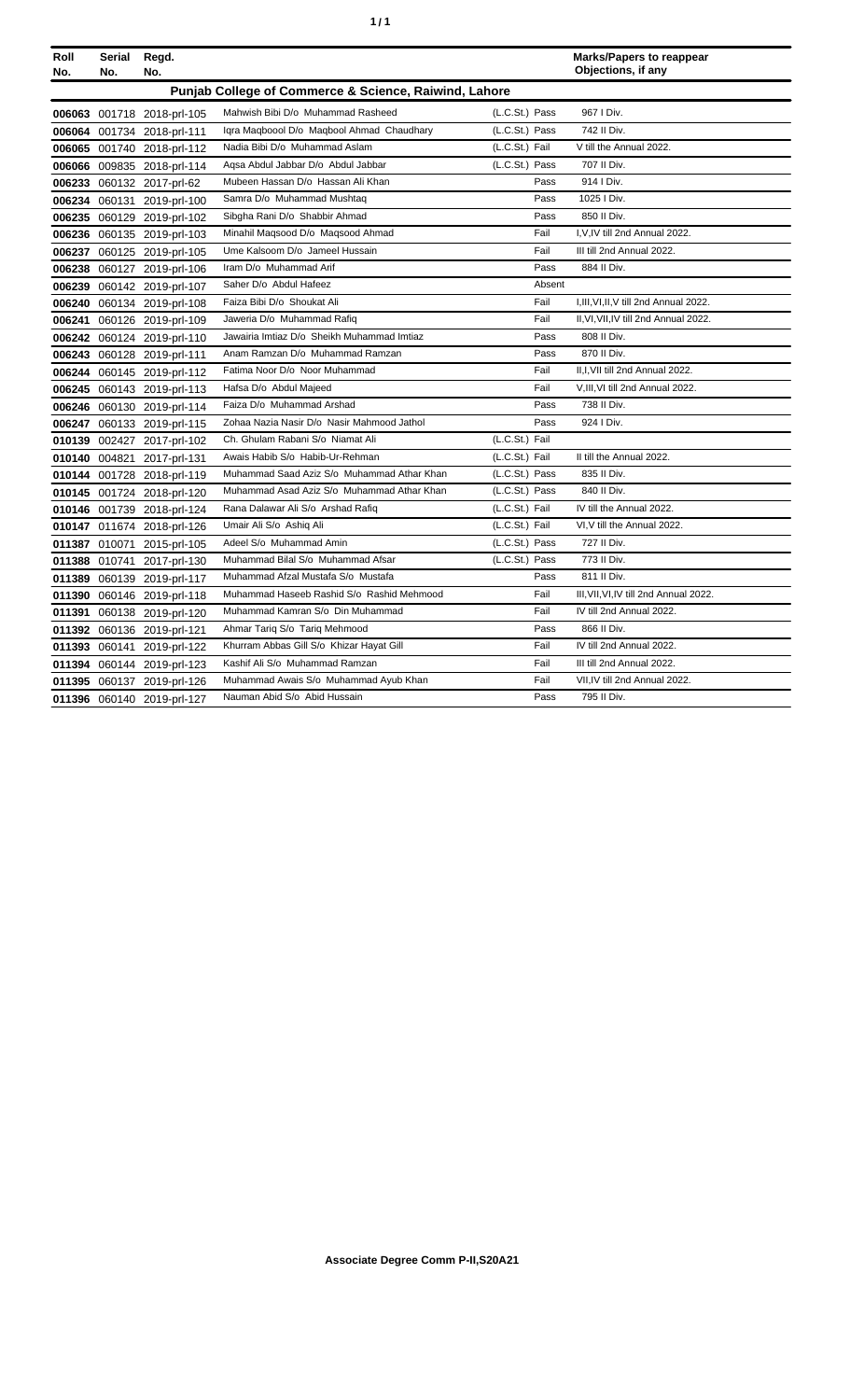| Roll No. | Serial No. | Regd. No. | | | | Marks/Papers to reappear Objections, if any |
|---|---|---|---|---|---|---|
| **Punjab College of Commerce & Science, Raiwind, Lahore** | | | | | | |
| **006063** | 001718 | 2018-prl-105 | Mahwish Bibi D/o Muhammad Rasheed | (L.C.St.) | Pass | 967 I Div. |
| **006064** | 001734 | 2018-prl-111 | Iqra Maqboool D/o Maqbool Ahmad Chaudhary | (L.C.St.) | Pass | 742 II Div. |
| **006065** | 001740 | 2018-prl-112 | Nadia Bibi D/o Muhammad Aslam | (L.C.St.) | Fail | V till the Annual 2022. |
| **006066** | 009835 | 2018-prl-114 | Aqsa Abdul Jabbar D/o Abdul Jabbar | (L.C.St.) | Pass | 707 II Div. |
| **006233** | 060132 | 2017-prl-62 | Mubeen Hassan D/o Hassan Ali Khan | | Pass | 914 I Div. |
| **006234** | 060131 | 2019-prl-100 | Samra D/o Muhammad Mushtaq | | Pass | 1025 I Div. |
| **006235** | 060129 | 2019-prl-102 | Sibgha Rani D/o Shabbir Ahmad | | Pass | 850 II Div. |
| **006236** | 060135 | 2019-prl-103 | Minahil Maqsood D/o Maqsood Ahmad | | Fail | I,V,IV till 2nd Annual 2022. |
| **006237** | 060125 | 2019-prl-105 | Ume Kalsoom D/o Jameel Hussain | | Fail | III till 2nd Annual 2022. |
| **006238** | 060127 | 2019-prl-106 | Iram D/o Muhammad Arif | | Pass | 884 II Div. |
| **006239** | 060142 | 2019-prl-107 | Saher D/o Abdul Hafeez | | Absent | |
| **006240** | 060134 | 2019-prl-108 | Faiza Bibi D/o Shoukat Ali | | Fail | I,III,VI,II,V till 2nd Annual 2022. |
| **006241** | 060126 | 2019-prl-109 | Jaweria D/o Muhammad Rafiq | | Fail | II,VI,VII,IV till 2nd Annual 2022. |
| **006242** | 060124 | 2019-prl-110 | Jawairia Imtiaz D/o Sheikh Muhammad Imtiaz | | Pass | 808 II Div. |
| **006243** | 060128 | 2019-prl-111 | Anam Ramzan D/o Muhammad Ramzan | | Pass | 870 II Div. |
| **006244** | 060145 | 2019-prl-112 | Fatima Noor D/o Noor Muhammad | | Fail | II,I,VII till 2nd Annual 2022. |
| **006245** | 060143 | 2019-prl-113 | Hafsa D/o Abdul Majeed | | Fail | V,III,VI till 2nd Annual 2022. |
| **006246** | 060130 | 2019-prl-114 | Faiza D/o Muhammad Arshad | | Pass | 738 II Div. |
| **006247** | 060133 | 2019-prl-115 | Zohaa Nazia Nasir D/o Nasir Mahmood Jathol | | Pass | 924 I Div. |
| **010139** | 002427 | 2017-prl-102 | Ch. Ghulam Rabani S/o Niamat Ali | (L.C.St.) | Fail | |
| **010140** | 004821 | 2017-prl-131 | Awais Habib S/o Habib-Ur-Rehman | (L.C.St.) | Fail | II till the Annual 2022. |
| **010144** | 001728 | 2018-prl-119 | Muhammad Saad Aziz S/o Muhammad Athar Khan | (L.C.St.) | Pass | 835 II Div. |
| **010145** | 001724 | 2018-prl-120 | Muhammad Asad Aziz S/o Muhammad Athar Khan | (L.C.St.) | Pass | 840 II Div. |
| **010146** | 001739 | 2018-prl-124 | Rana Dalawar Ali S/o Arshad Rafiq | (L.C.St.) | Fail | IV till the Annual 2022. |
| **010147** | 011674 | 2018-prl-126 | Umair Ali S/o Ashiq Ali | (L.C.St.) | Fail | VI,V till the Annual 2022. |
| **011387** | 010071 | 2015-prl-105 | Adeel S/o Muhammad Amin | (L.C.St.) | Pass | 727 II Div. |
| **011388** | 010741 | 2017-prl-130 | Muhammad Bilal S/o Muhammad Afsar | (L.C.St.) | Pass | 773 II Div. |
| **011389** | 060139 | 2019-prl-117 | Muhammad Afzal Mustafa S/o Mustafa | | Pass | 811 II Div. |
| **011390** | 060146 | 2019-prl-118 | Muhammad Haseeb Rashid S/o Rashid Mehmood | | Fail | III,VII,VI,IV till 2nd Annual 2022. |
| **011391** | 060138 | 2019-prl-120 | Muhammad Kamran S/o Din Muhammad | | Fail | IV till 2nd Annual 2022. |
| **011392** | 060136 | 2019-prl-121 | Ahmar Tariq S/o Tariq Mehmood | | Pass | 866 II Div. |
| **011393** | 060141 | 2019-prl-122 | Khurram Abbas Gill S/o Khizar Hayat Gill | | Fail | IV till 2nd Annual 2022. |
| **011394** | 060144 | 2019-prl-123 | Kashif Ali S/o Muhammad Ramzan | | Fail | III till 2nd Annual 2022. |
| **011395** | 060137 | 2019-prl-126 | Muhammad Awais S/o Muhammad Ayub Khan | | Fail | VII,IV till 2nd Annual 2022. |
| **011396** | 060140 | 2019-prl-127 | Nauman Abid S/o Abid Hussain | | Pass | 795 II Div. |

**Associate Degree Comm P-II,S20A21**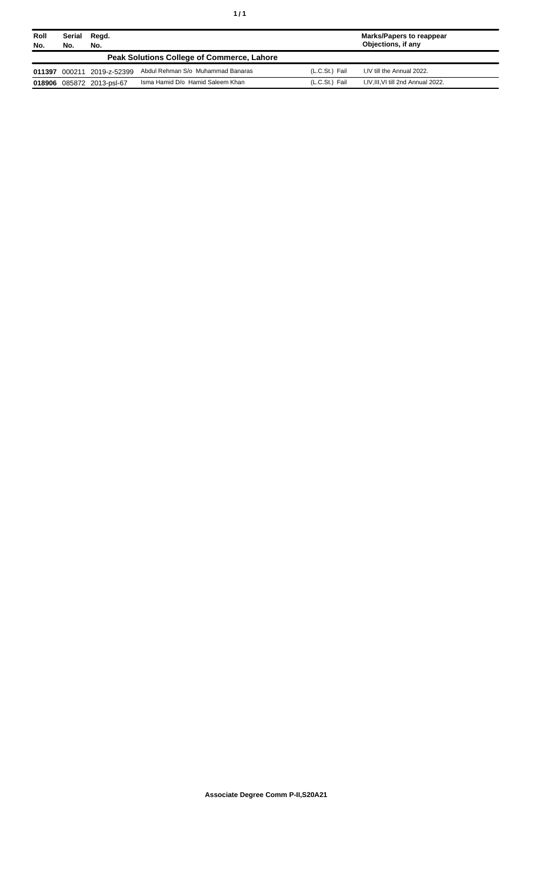| Roll No. | Serial No. | Regd. No. | | | Marks/Papers to reappear Objections, if any |
|---|---|---|---|---|---|
| | | | **Peak Solutions College of Commerce, Lahore** | | |
| **011397** | 000211 | 2019-z-52399 | Abdul Rehman S/o Muhammad Banaras | (L.C.St.) Fail | I,IV till the Annual 2022. |
| **018906** | 085872 | 2013-psl-67 | Isma Hamid D/o Hamid Saleem Khan | (L.C.St.) Fail | I,IV,III,VI till 2nd Annual 2022. |

**Associate Degree Comm P-II,S20A21**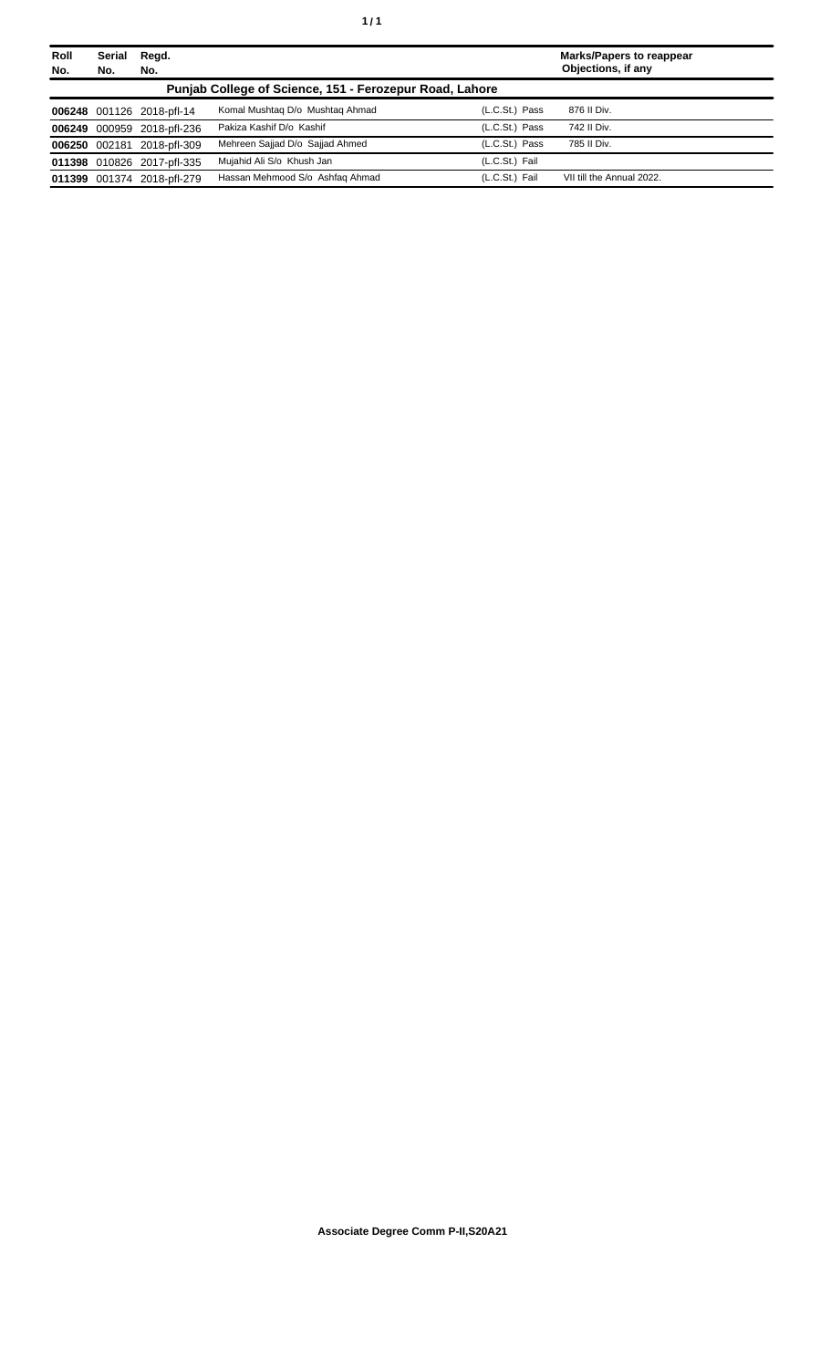| Roll No. | Serial No. | Regd. No. | | | Marks/Papers to reappear Objections, if any |
|---|---|---|---|---|---|
| **Punjab College of Science, 151 - Ferozepur Road, Lahore** | | | | | |
| **006248** | 001126 | 2018-pfl-14 | Komal Mushtaq D/o Mushtaq Ahmad | (L.C.St.) Pass | 876 II Div. |
| **006249** | 000959 | 2018-pfl-236 | Pakiza Kashif D/o Kashif | (L.C.St.) Pass | 742 II Div. |
| **006250** | 002181 | 2018-pfl-309 | Mehreen Sajjad D/o Sajjad Ahmed | (L.C.St.) Pass | 785 II Div. |
| **011398** | 010826 | 2017-pfl-335 | Mujahid Ali S/o Khush Jan | (L.C.St.) Fail | |
| **011399** | 001374 | 2018-pfl-279 | Hassan Mehmood S/o Ashfaq Ahmad | (L.C.St.) Fail | VII till the Annual 2022. |

**Associate Degree Comm P-II,S20A21**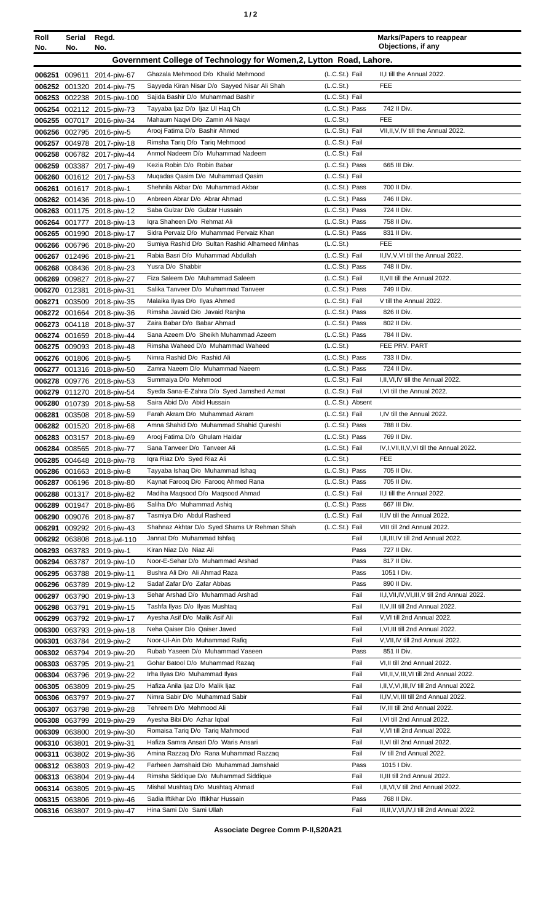| Roll No. | Serial No. | Regd. No. | | | Marks/Papers to reappear Objections, if any |
|---|---|---|---|---|---|
| **Government College of Technology for Women,2, Lytton Road, Lahore.** | | | | | |
| 006251 | 009611 | 2014-piw-67 | Ghazala Mehmood D/o Khalid Mehmood | (L.C.St.) Fail | II,I till the Annual 2022. |
| 006252 | 001320 | 2014-piw-75 | Sayyeda Kiran Nisar D/o Sayyed Nisar Ali Shah | (L.C.St.) | FEE |
| 006253 | 002238 | 2015-piw-100 | Sajida Bashir D/o Muhammad Bashir | (L.C.St.) Fail | |
| 006254 | 002112 | 2015-piw-73 | Tayyaba Ijaz D/o Ijaz Ul Haq Ch | (L.C.St.) Pass | 742 II Div. |
| 006255 | 007017 | 2016-piw-34 | Mahaum Naqvi D/o Zamin Ali Naqvi | (L.C.St.) | FEE |
| 006256 | 002795 | 2016-piw-5 | Arooj Fatima D/o Bashir Ahmed | (L.C.St.) Fail | VII,II,V,IV till the Annual 2022. |
| 006257 | 004978 | 2017-piw-18 | Rimsha Tariq D/o Tariq Mehmood | (L.C.St.) Fail | |
| 006258 | 006782 | 2017-piw-44 | Anmol Nadeem D/o Muhammad Nadeem | (L.C.St.) Fail | |
| 006259 | 003387 | 2017-piw-49 | Kezia Robin D/o Robin Babar | (L.C.St.) Pass | 665 III Div. |
| 006260 | 001612 | 2017-piw-53 | Muqadas Qasim D/o Muhammad Qasim | (L.C.St.) Fail | |
| 006261 | 001617 | 2018-piw-1 | Shehnila Akbar D/o Muhammad Akbar | (L.C.St.) Pass | 700 II Div. |
| 006262 | 001436 | 2018-piw-10 | Anbreen Abrar D/o Abrar Ahmad | (L.C.St.) Pass | 746 II Div. |
| 006263 | 001175 | 2018-piw-12 | Saba Gulzar D/o Gulzar Hussain | (L.C.St.) Pass | 724 II Div. |
| 006264 | 001777 | 2018-piw-13 | Iqra Shaheen D/o Rehmat Ali | (L.C.St.) Pass | 758 II Div. |
| 006265 | 001990 | 2018-piw-17 | Sidra Pervaiz D/o Muhammad Pervaiz Khan | (L.C.St.) Pass | 831 II Div. |
| 006266 | 006796 | 2018-piw-20 | Sumiya Rashid D/o Sultan Rashid Alhameed Minhas | (L.C.St.) | FEE |
| 006267 | 012496 | 2018-piw-21 | Rabia Basri D/o Muhammad Abdullah | (L.C.St.) Fail | II,IV,V,VI till the Annual 2022. |
| 006268 | 008436 | 2018-piw-23 | Yusra D/o Shabbir | (L.C.St.) Pass | 748 II Div. |
| 006269 | 009827 | 2018-piw-27 | Fiza Saleem D/o Muhammad Saleem | (L.C.St.) Fail | II,VII till the Annual 2022. |
| 006270 | 012381 | 2018-piw-31 | Salika Tanveer D/o Muhammad Tanveer | (L.C.St.) Pass | 749 II Div. |
| 006271 | 003509 | 2018-piw-35 | Malaika Ilyas D/o Ilyas Ahmed | (L.C.St.) Fail | V till the Annual 2022. |
| 006272 | 001664 | 2018-piw-36 | Rimsha Javaid D/o Javaid Ranjha | (L.C.St.) Pass | 826 II Div. |
| 006273 | 004118 | 2018-piw-37 | Zaira Babar D/o Babar Ahmad | (L.C.St.) Pass | 802 II Div. |
| 006274 | 001659 | 2018-piw-44 | Sana Azeem D/o Sheikh Muhammad Azeem | (L.C.St.) Pass | 784 II Div. |
| 006275 | 009093 | 2018-piw-48 | Rimsha Waheed D/o Muhammad Waheed | (L.C.St.) | FEE PRV. PART |
| 006276 | 001806 | 2018-piw-5 | Nimra Rashid D/o Rashid Ali | (L.C.St.) Pass | 733 II Div. |
| 006277 | 001316 | 2018-piw-50 | Zamra Naeem D/o Muhammad Naeem | (L.C.St.) Pass | 724 II Div. |
| 006278 | 009776 | 2018-piw-53 | Summaiya D/o Mehmood | (L.C.St.) Fail | I,II,VI,IV till the Annual 2022. |
| 006279 | 011270 | 2018-piw-54 | Syeda Sana-E-Zahra D/o Syed Jamshed Azmat | (L.C.St.) Fail | I,VI till the Annual 2022. |
| 006280 | 010739 | 2018-piw-58 | Saira Abid D/o Abid Hussain | (L.C.St.) Absent | |
| 006281 | 003508 | 2018-piw-59 | Farah Akram D/o Muhammad Akram | (L.C.St.) Fail | I,IV till the Annual 2022. |
| 006282 | 001520 | 2018-piw-68 | Amna Shahid D/o Muhammad Shahid Qureshi | (L.C.St.) Pass | 788 II Div. |
| 006283 | 003157 | 2018-piw-69 | Arooj Fatima D/o Ghulam Haidar | (L.C.St.) Pass | 769 II Div. |
| 006284 | 008565 | 2018-piw-77 | Sana Tanveer D/o Tanveer Ali | (L.C.St.) Fail | IV,I,VII,II,V,VI till the Annual 2022. |
| 006285 | 004648 | 2018-piw-78 | Iqra Riaz D/o Syed Riaz Ali | (L.C.St.) | FEE |
| 006286 | 001663 | 2018-piw-8 | Tayyaba Ishaq D/o Muhammad Ishaq | (L.C.St.) Pass | 705 II Div. |
| 006287 | 006196 | 2018-piw-80 | Kaynat Farooq D/o Farooq Ahmed Rana | (L.C.St.) Pass | 705 II Div. |
| 006288 | 001317 | 2018-piw-82 | Madiha Maqsood D/o Maqsood Ahmad | (L.C.St.) Fail | II,I till the Annual 2022. |
| 006289 | 001947 | 2018-piw-86 | Saliha D/o Muhammad Ashiq | (L.C.St.) Pass | 667 III Div. |
| 006290 | 009076 | 2018-piw-87 | Tasmiya D/o Abdul Rasheed | (L.C.St.) Fail | II,IV till the Annual 2022. |
| 006291 | 009292 | 2016-piw-43 | Shahnaz Akhtar D/o Syed Shams Ur Rehman Shah | (L.C.St.) Fail | VIII till 2nd Annual 2022. |
| 006292 | 063808 | 2018-jwl-110 | Jannat D/o Muhammad Ishfaq | Fail | I,II,III,IV till 2nd Annual 2022. |
| 006293 | 063783 | 2019-piw-1 | Kiran Niaz D/o Niaz Ali | Pass | 727 II Div. |
| 006294 | 063787 | 2019-piw-10 | Noor-E-Sehar D/o Muhammad Arshad | Pass | 817 II Div. |
| 006295 | 063788 | 2019-piw-11 | Bushra Ali D/o Ali Ahmad Raza | Pass | 1051 I Div. |
| 006296 | 063789 | 2019-piw-12 | Sadaf Zafar D/o Zafar Abbas | Pass | 890 II Div. |
| 006297 | 063790 | 2019-piw-13 | Sehar Arshad D/o Muhammad Arshad | Fail | II,I,VII,IV,VI,III,V till 2nd Annual 2022. |
| 006298 | 063791 | 2019-piw-15 | Tashfa Ilyas D/o Ilyas Mushtaq | Fail | II,V,III till 2nd Annual 2022. |
| 006299 | 063792 | 2019-piw-17 | Ayesha Asif D/o Malik Asif Ali | Fail | V,VI till 2nd Annual 2022. |
| 006300 | 063793 | 2019-piw-18 | Neha Qaiser D/o Qaiser Javed | Fail | I,VI,III till 2nd Annual 2022. |
| 006301 | 063784 | 2019-piw-2 | Noor-Ul-Ain D/o Muhammad Rafiq | Fail | V,VII,IV till 2nd Annual 2022. |
| 006302 | 063794 | 2019-piw-20 | Rubab Yaseen D/o Muhammad Yaseen | Pass | 851 II Div. |
| 006303 | 063795 | 2019-piw-21 | Gohar Batool D/o Muhammad Razaq | Fail | VI,II till 2nd Annual 2022. |
| 006304 | 063796 | 2019-piw-22 | Irha Ilyas D/o Muhammad Ilyas | Fail | VII,II,V,III,VI till 2nd Annual 2022. |
| 006305 | 063809 | 2019-piw-25 | Hafiza Anila Ijaz D/o Malik Ijaz | Fail | I,II,V,VI,III,IV till 2nd Annual 2022. |
| 006306 | 063797 | 2019-piw-27 | Nimra Sabir D/o Muhammad Sabir | Fail | II,IV,VI,III till 2nd Annual 2022. |
| 006307 | 063798 | 2019-piw-28 | Tehreem D/o Mehmood Ali | Fail | IV,III till 2nd Annual 2022. |
| 006308 | 063799 | 2019-piw-29 | Ayesha Bibi D/o Azhar Iqbal | Fail | I,VI till 2nd Annual 2022. |
| 006309 | 063800 | 2019-piw-30 | Romaisa Tariq D/o Tariq Mahmood | Fail | V,VI till 2nd Annual 2022. |
| 006310 | 063801 | 2019-piw-31 | Hafiza Samra Ansari D/o Waris Ansari | Fail | II,VI till 2nd Annual 2022. |
| 006311 | 063802 | 2019-piw-36 | Amina Razzaq D/o Rana Muhammad Razzaq | Fail | IV till 2nd Annual 2022. |
| 006312 | 063803 | 2019-piw-42 | Farheen Jamshaid D/o Muhammad Jamshaid | Pass | 1015 I Div. |
| 006313 | 063804 | 2019-piw-44 | Rimsha Siddique D/o Muhammad Siddique | Fail | II,III till 2nd Annual 2022. |
| 006314 | 063805 | 2019-piw-45 | Mishal Mushtaq D/o Mushtaq Ahmad | Fail | I,II,VI,V till 2nd Annual 2022. |
| 006315 | 063806 | 2019-piw-46 | Sadia Iftikhar D/o Iftikhar Hussain | Pass | 768 II Div. |
| 006316 | 063807 | 2019-piw-47 | Hina Sami D/o Sami Ullah | Fail | III,II,V,VI,IV,I till 2nd Annual 2022. |

**Associate Degree Comm P-II,S20A21**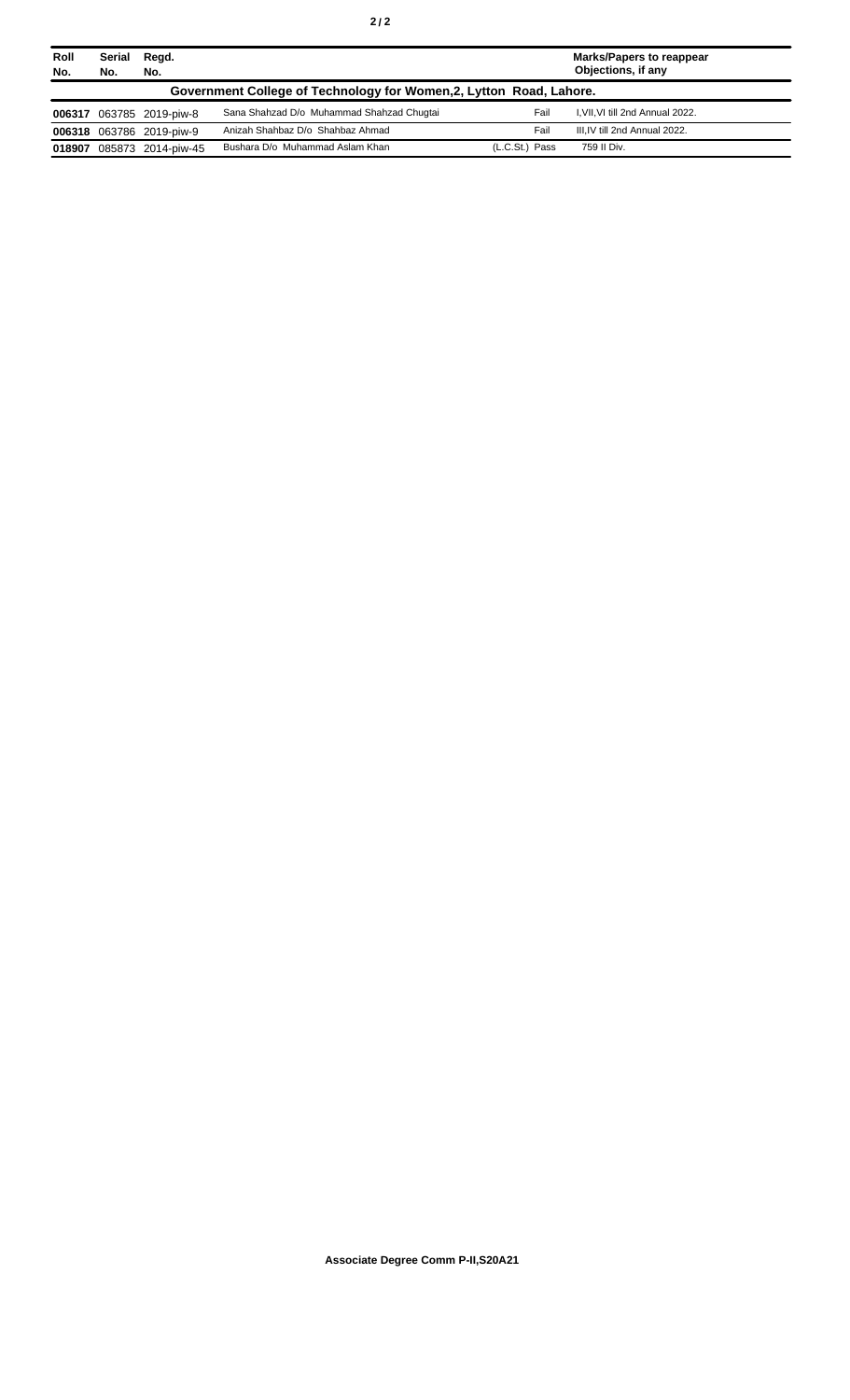| Roll No. | Serial No. | Regd. No. | | | Marks/Papers to reappear Objections, if any |
|---|---|---|---|---|---|
| **Government College of Technology for Women,2, Lytton Road, Lahore.** | | | | | |
| **006317** | 063785 | 2019-piw-8 | Sana Shahzad D/o Muhammad Shahzad Chugtai | Fail | I,VII,VI till 2nd Annual 2022. |
| **006318** | 063786 | 2019-piw-9 | Anizah Shahbaz D/o Shahbaz Ahmad | Fail | III,IV till 2nd Annual 2022. |
| **018907** | 085873 | 2014-piw-45 | Bushara D/o Muhammad Aslam Khan | (L.C.St.) Pass | 759 II Div. |

**Associate Degree Comm P-II,S20A21**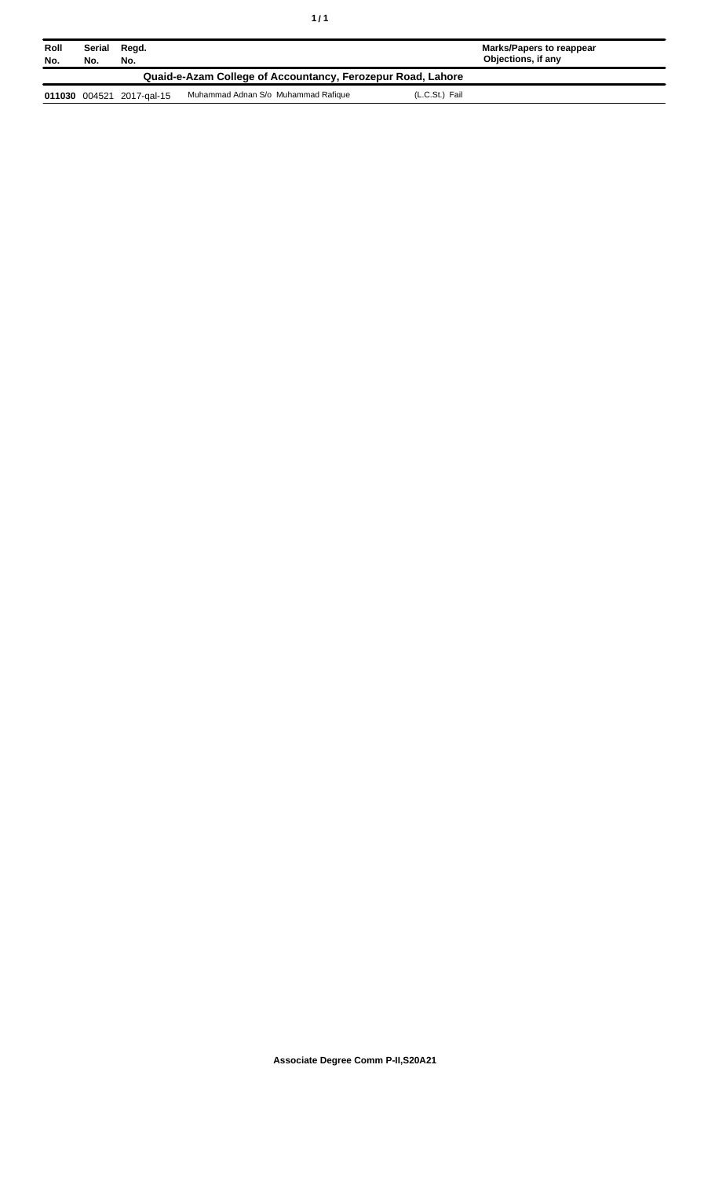| Roll No. | Serial No. | Regd. No. | | | Marks/Papers to reappear Objections, if any |
|---|---|---|---|---|---|
| **Quaid-e-Azam College of Accountancy, Ferozepur Road, Lahore** | | | | | |
| **011030** | 004521 | 2017-qal-15 | Muhammad Adnan S/o Muhammad Rafique | (L.C.St.) Fail | |

**Associate Degree Comm P-II,S20A21**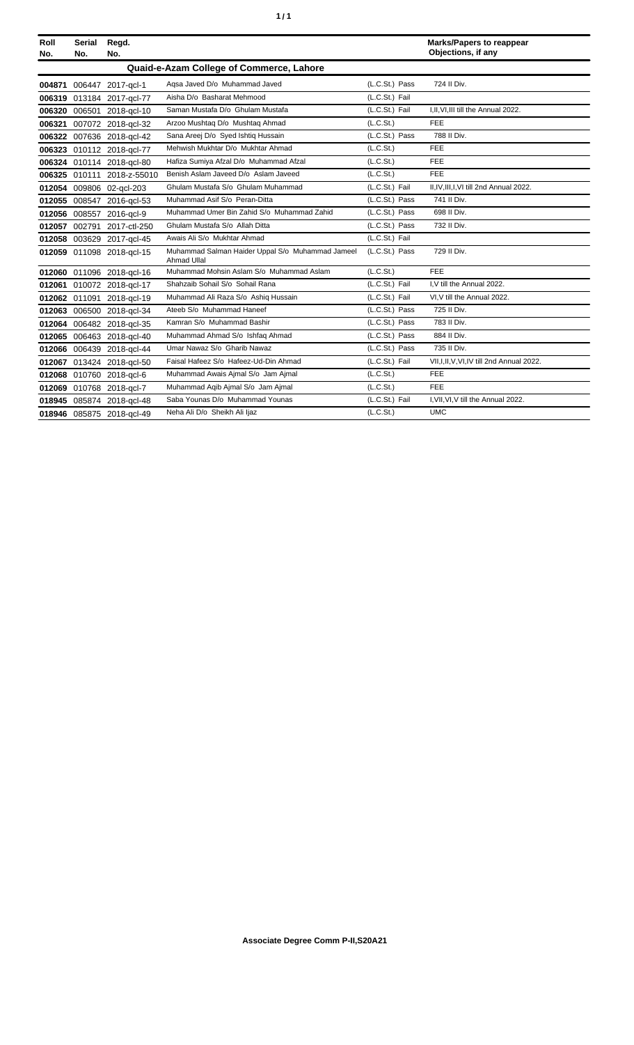| Roll No. | Serial No. | Regd. No. | | | Marks/Papers to reappear Objections, if any |
|---|---|---|---|---|---|
| **Quaid-e-Azam College of Commerce, Lahore** | | | | | |
| **004871** | 006447 | 2017-qcl-1 | Aqsa Javed D/o Muhammad Javed | (L.C.St.) Pass | 724 II Div. |
| **006319** | 013184 | 2017-qcl-77 | Aisha D/o Basharat Mehmood | (L.C.St.) Fail | |
| **006320** | 006501 | 2018-qcl-10 | Saman Mustafa D/o Ghulam Mustafa | (L.C.St.) Fail | I,II,VI,III till the Annual 2022. |
| **006321** | 007072 | 2018-qcl-32 | Arzoo Mushtaq D/o Mushtaq Ahmad | (L.C.St.) | FEE |
| **006322** | 007636 | 2018-qcl-42 | Sana Areej D/o Syed Ishtiq Hussain | (L.C.St.) Pass | 788 II Div. |
| **006323** | 010112 | 2018-qcl-77 | Mehwish Mukhtar D/o Mukhtar Ahmad | (L.C.St.) | FEE |
| **006324** | 010114 | 2018-qcl-80 | Hafiza Sumiya Afzal D/o Muhammad Afzal | (L.C.St.) | FEE |
| **006325** | 010111 | 2018-z-55010 | Benish Aslam Javeed D/o Aslam Javeed | (L.C.St.) | FEE |
| **012054** | 009806 | 02-qcl-203 | Ghulam Mustafa S/o Ghulam Muhammad | (L.C.St.) Fail | II,IV,III,I,VI till 2nd Annual 2022. |
| **012055** | 008547 | 2016-qcl-53 | Muhammad Asif S/o Peran-Ditta | (L.C.St.) Pass | 741 II Div. |
| **012056** | 008557 | 2016-qcl-9 | Muhammad Umer Bin Zahid S/o Muhammad Zahid | (L.C.St.) Pass | 698 II Div. |
| **012057** | 002791 | 2017-ctl-250 | Ghulam Mustafa S/o Allah Ditta | (L.C.St.) Pass | 732 II Div. |
| **012058** | 003629 | 2017-qcl-45 | Awais Ali S/o Mukhtar Ahmad | (L.C.St.) Fail | |
| **012059** | 011098 | 2018-qcl-15 | Muhammad Salman Haider Uppal S/o Muhammad Jameel Ahmad Ullal | (L.C.St.) Pass | 729 II Div. |
| **012060** | 011096 | 2018-qcl-16 | Muhammad Mohsin Aslam S/o Muhammad Aslam | (L.C.St.) | FEE |
| **012061** | 010072 | 2018-qcl-17 | Shahzaib Sohail S/o Sohail Rana | (L.C.St.) Fail | I,V till the Annual 2022. |
| **012062** | 011091 | 2018-qcl-19 | Muhammad Ali Raza S/o Ashiq Hussain | (L.C.St.) Fail | VI,V till the Annual 2022. |
| **012063** | 006500 | 2018-qcl-34 | Ateeb S/o Muhammad Haneef | (L.C.St.) Pass | 725 II Div. |
| **012064** | 006482 | 2018-qcl-35 | Kamran S/o Muhammad Bashir | (L.C.St.) Pass | 783 II Div. |
| **012065** | 006463 | 2018-qcl-40 | Muhammad Ahmad S/o Ishfaq Ahmad | (L.C.St.) Pass | 884 II Div. |
| **012066** | 006439 | 2018-qcl-44 | Umar Nawaz S/o Gharib Nawaz | (L.C.St.) Pass | 735 II Div. |
| **012067** | 013424 | 2018-qcl-50 | Faisal Hafeez S/o Hafeez-Ud-Din Ahmad | (L.C.St.) Fail | VII,I,II,V,VI,IV till 2nd Annual 2022. |
| **012068** | 010760 | 2018-qcl-6 | Muhammad Awais Ajmal S/o Jam Ajmal | (L.C.St.) | FEE |
| **012069** | 010768 | 2018-qcl-7 | Muhammad Aqib Ajmal S/o Jam Ajmal | (L.C.St.) | FEE |
| **018945** | 085874 | 2018-qcl-48 | Saba Younas D/o Muhammad Younas | (L.C.St.) Fail | I,VII,VI,V till the Annual 2022. |
| **018946** | 085875 | 2018-qcl-49 | Neha Ali D/o Sheikh Ali Ijaz | (L.C.St.) | UMC |

**Associate Degree Comm P-II,S20A21**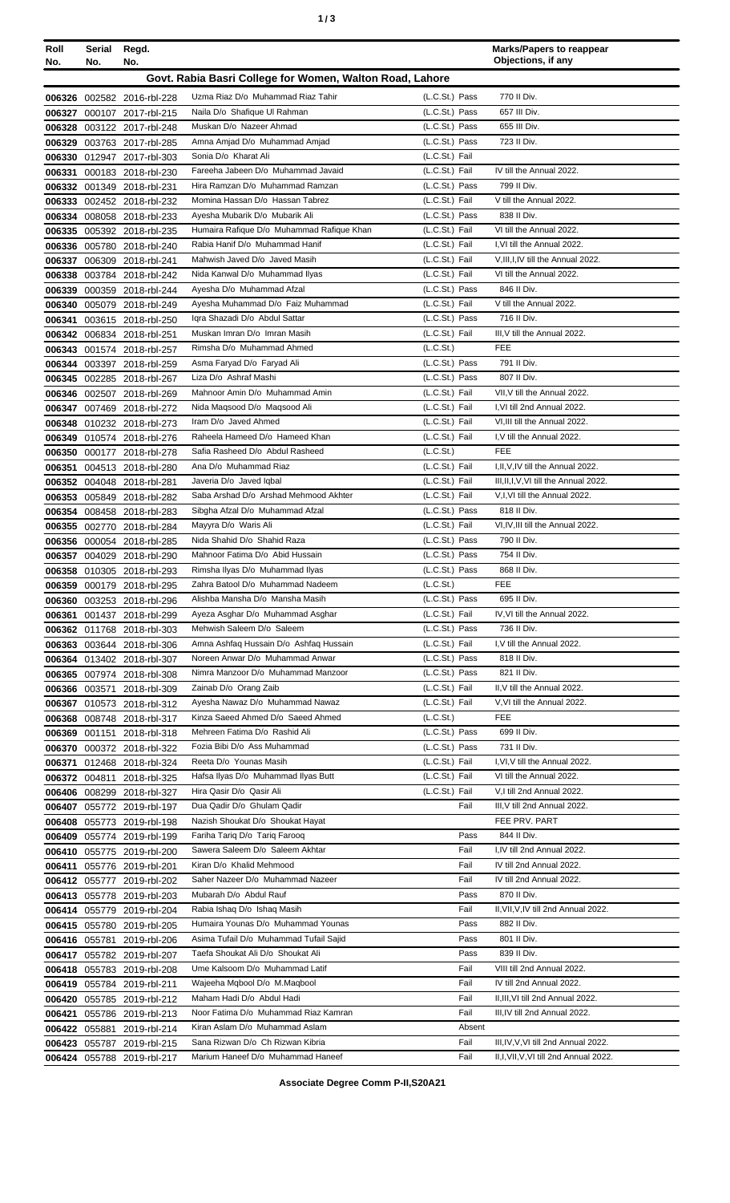| Roll No. | Serial No. | Regd. No. | | | Marks/Papers to reappear Objections, if any |
|---|---|---|---|---|---|
| **Govt. Rabia Basri College for Women, Walton Road, Lahore** | | | | | |
| 006326 | 002582 | 2016-rbl-228 | Uzma Riaz D/o Muhammad Riaz Tahir | (L.C.St.) Pass | 770 II Div. |
| 006327 | 000107 | 2017-rbl-215 | Naila D/o Shafique Ul Rahman | (L.C.St.) Pass | 657 III Div. |
| 006328 | 003122 | 2017-rbl-248 | Muskan D/o Nazeer Ahmad | (L.C.St.) Pass | 655 III Div. |
| 006329 | 003763 | 2017-rbl-285 | Amna Amjad D/o Muhammad Amjad | (L.C.St.) Pass | 723 II Div. |
| 006330 | 012947 | 2017-rbl-303 | Sonia D/o Kharat Ali | (L.C.St.) Fail | |
| 006331 | 000183 | 2018-rbl-230 | Fareeha Jabeen D/o Muhammad Javaid | (L.C.St.) Fail | IV till the Annual 2022. |
| 006332 | 001349 | 2018-rbl-231 | Hira Ramzan D/o Muhammad Ramzan | (L.C.St.) Pass | 799 II Div. |
| 006333 | 002452 | 2018-rbl-232 | Momina Hassan D/o Hassan Tabrez | (L.C.St.) Fail | V till the Annual 2022. |
| 006334 | 008058 | 2018-rbl-233 | Ayesha Mubarik D/o Mubarik Ali | (L.C.St.) Pass | 838 II Div. |
| 006335 | 005392 | 2018-rbl-235 | Humaira Rafique D/o Muhammad Rafique Khan | (L.C.St.) Fail | VI till the Annual 2022. |
| 006336 | 005780 | 2018-rbl-240 | Rabia Hanif D/o Muhammad Hanif | (L.C.St.) Fail | I,VI till the Annual 2022. |
| 006337 | 006309 | 2018-rbl-241 | Mahwish Javed D/o Javed Masih | (L.C.St.) Fail | V,III,I,IV till the Annual 2022. |
| 006338 | 003784 | 2018-rbl-242 | Nida Kanwal D/o Muhammad Ilyas | (L.C.St.) Fail | VI till the Annual 2022. |
| 006339 | 000359 | 2018-rbl-244 | Ayesha D/o Muhammad Afzal | (L.C.St.) Pass | 846 II Div. |
| 006340 | 005079 | 2018-rbl-249 | Ayesha Muhammad D/o Faiz Muhammad | (L.C.St.) Fail | V till the Annual 2022. |
| 006341 | 003615 | 2018-rbl-250 | Iqra Shazadi D/o Abdul Sattar | (L.C.St.) Pass | 716 II Div. |
| 006342 | 006834 | 2018-rbl-251 | Muskan Imran D/o Imran Masih | (L.C.St.) Fail | III,V till the Annual 2022. |
| 006343 | 001574 | 2018-rbl-257 | Rimsha D/o Muhammad Ahmed | (L.C.St.) | FEE |
| 006344 | 003397 | 2018-rbl-259 | Asma Faryad D/o Faryad Ali | (L.C.St.) Pass | 791 II Div. |
| 006345 | 002285 | 2018-rbl-267 | Liza D/o Ashraf Mashi | (L.C.St.) Pass | 807 II Div. |
| 006346 | 002507 | 2018-rbl-269 | Mahnoor Amin D/o Muhammad Amin | (L.C.St.) Fail | VII,V till the Annual 2022. |
| 006347 | 007469 | 2018-rbl-272 | Nida Maqsood D/o Maqsood Ali | (L.C.St.) Fail | I,VI till 2nd Annual 2022. |
| 006348 | 010232 | 2018-rbl-273 | Iram D/o Javed Ahmed | (L.C.St.) Fail | VI,III till the Annual 2022. |
| 006349 | 010574 | 2018-rbl-276 | Raheela Hameed D/o Hameed Khan | (L.C.St.) Fail | I,V till the Annual 2022. |
| 006350 | 000177 | 2018-rbl-278 | Safia Rasheed D/o Abdul Rasheed | (L.C.St.) | FEE |
| 006351 | 004513 | 2018-rbl-280 | Ana D/o Muhammad Riaz | (L.C.St.) Fail | I,II,V,IV till the Annual 2022. |
| 006352 | 004048 | 2018-rbl-281 | Javeria D/o Javed Iqbal | (L.C.St.) Fail | III,II,I,V,VI till the Annual 2022. |
| 006353 | 005849 | 2018-rbl-282 | Saba Arshad D/o Arshad Mehmood Akhter | (L.C.St.) Fail | V,I,VI till the Annual 2022. |
| 006354 | 008458 | 2018-rbl-283 | Sibgha Afzal D/o Muhammad Afzal | (L.C.St.) Pass | 818 II Div. |
| 006355 | 002770 | 2018-rbl-284 | Mayyra D/o Waris Ali | (L.C.St.) Fail | VI,IV,III till the Annual 2022. |
| 006356 | 000054 | 2018-rbl-285 | Nida Shahid D/o Shahid Raza | (L.C.St.) Pass | 790 II Div. |
| 006357 | 004029 | 2018-rbl-290 | Mahnoor Fatima D/o Abid Hussain | (L.C.St.) Pass | 754 II Div. |
| 006358 | 010305 | 2018-rbl-293 | Rimsha Ilyas D/o Muhammad Ilyas | (L.C.St.) Pass | 868 II Div. |
| 006359 | 000179 | 2018-rbl-295 | Zahra Batool D/o Muhammad Nadeem | (L.C.St.) | FEE |
| 006360 | 003253 | 2018-rbl-296 | Alishba Mansha D/o Mansha Masih | (L.C.St.) Pass | 695 II Div. |
| 006361 | 001437 | 2018-rbl-299 | Ayeza Asghar D/o Muhammad Asghar | (L.C.St.) Fail | IV,VI till the Annual 2022. |
| 006362 | 011768 | 2018-rbl-303 | Mehwish Saleem D/o Saleem | (L.C.St.) Pass | 736 II Div. |
| 006363 | 003644 | 2018-rbl-306 | Amna Ashfaq Hussain D/o Ashfaq Hussain | (L.C.St.) Fail | I,V till the Annual 2022. |
| 006364 | 013402 | 2018-rbl-307 | Noreen Anwar D/o Muhammad Anwar | (L.C.St.) Pass | 818 II Div. |
| 006365 | 007974 | 2018-rbl-308 | Nimra Manzoor D/o Muhammad Manzoor | (L.C.St.) Pass | 821 II Div. |
| 006366 | 003571 | 2018-rbl-309 | Zainab D/o Orang Zaib | (L.C.St.) Fail | II,V till the Annual 2022. |
| 006367 | 010573 | 2018-rbl-312 | Ayesha Nawaz D/o Muhammad Nawaz | (L.C.St.) Fail | V,VI till the Annual 2022. |
| 006368 | 008748 | 2018-rbl-317 | Kinza Saeed Ahmed D/o Saeed Ahmed | (L.C.St.) | FEE |
| 006369 | 001151 | 2018-rbl-318 | Mehreen Fatima D/o Rashid Ali | (L.C.St.) Pass | 699 II Div. |
| 006370 | 000372 | 2018-rbl-322 | Fozia Bibi D/o Ass Muhammad | (L.C.St.) Pass | 731 II Div. |
| 006371 | 012468 | 2018-rbl-324 | Reeta D/o Younas Masih | (L.C.St.) Fail | I,VI,V till the Annual 2022. |
| 006372 | 004811 | 2018-rbl-325 | Hafsa Ilyas D/o Muhammad Ilyas Butt | (L.C.St.) Fail | VI till the Annual 2022. |
| 006406 | 008299 | 2018-rbl-327 | Hira Qasir D/o Qasir Ali | (L.C.St.) Fail | V,I till 2nd Annual 2022. |
| 006407 | 055772 | 2019-rbl-197 | Dua Qadir D/o Ghulam Qadir | Fail | III,V till 2nd Annual 2022. |
| 006408 | 055773 | 2019-rbl-198 | Nazish Shoukat D/o Shoukat Hayat | | FEE PRV. PART |
| 006409 | 055774 | 2019-rbl-199 | Fariha Tariq D/o Tariq Farooq | Pass | 844 II Div. |
| 006410 | 055775 | 2019-rbl-200 | Sawera Saleem D/o Saleem Akhtar | Fail | I,IV till 2nd Annual 2022. |
| 006411 | 055776 | 2019-rbl-201 | Kiran D/o Khalid Mehmood | Fail | IV till 2nd Annual 2022. |
| 006412 | 055777 | 2019-rbl-202 | Saher Nazeer D/o Muhammad Nazeer | Fail | IV till 2nd Annual 2022. |
| 006413 | 055778 | 2019-rbl-203 | Mubarah D/o Abdul Rauf | Pass | 870 II Div. |
| 006414 | 055779 | 2019-rbl-204 | Rabia Ishaq D/o Ishaq Masih | Fail | II,VII,V,IV till 2nd Annual 2022. |
| 006415 | 055780 | 2019-rbl-205 | Humaira Younas D/o Muhammad Younas | Pass | 882 II Div. |
| 006416 | 055781 | 2019-rbl-206 | Asima Tufail D/o Muhammad Tufail Sajid | Pass | 801 II Div. |
| 006417 | 055782 | 2019-rbl-207 | Taefa Shoukat Ali D/o Shoukat Ali | Pass | 839 II Div. |
| 006418 | 055783 | 2019-rbl-208 | Ume Kalsoom D/o Muhammad Latif | Fail | VIII till 2nd Annual 2022. |
| 006419 | 055784 | 2019-rbl-211 | Wajeeha Mqbool D/o M.Maqbool | Fail | IV till 2nd Annual 2022. |
| 006420 | 055785 | 2019-rbl-212 | Maham Hadi D/o Abdul Hadi | Fail | II,III,VI till 2nd Annual 2022. |
| 006421 | 055786 | 2019-rbl-213 | Noor Fatima D/o Muhammad Riaz Kamran | Fail | III,IV till 2nd Annual 2022. |
| 006422 | 055881 | 2019-rbl-214 | Kiran Aslam D/o Muhammad Aslam | Absent | |
| 006423 | 055787 | 2019-rbl-215 | Sana Rizwan D/o Ch Rizwan Kibria | Fail | III,IV,V,VI till 2nd Annual 2022. |
| 006424 | 055788 | 2019-rbl-217 | Marium Haneef D/o Muhammad Haneef | Fail | II,I,VII,V,VI till 2nd Annual 2022. |

**Associate Degree Comm P-II,S20A21**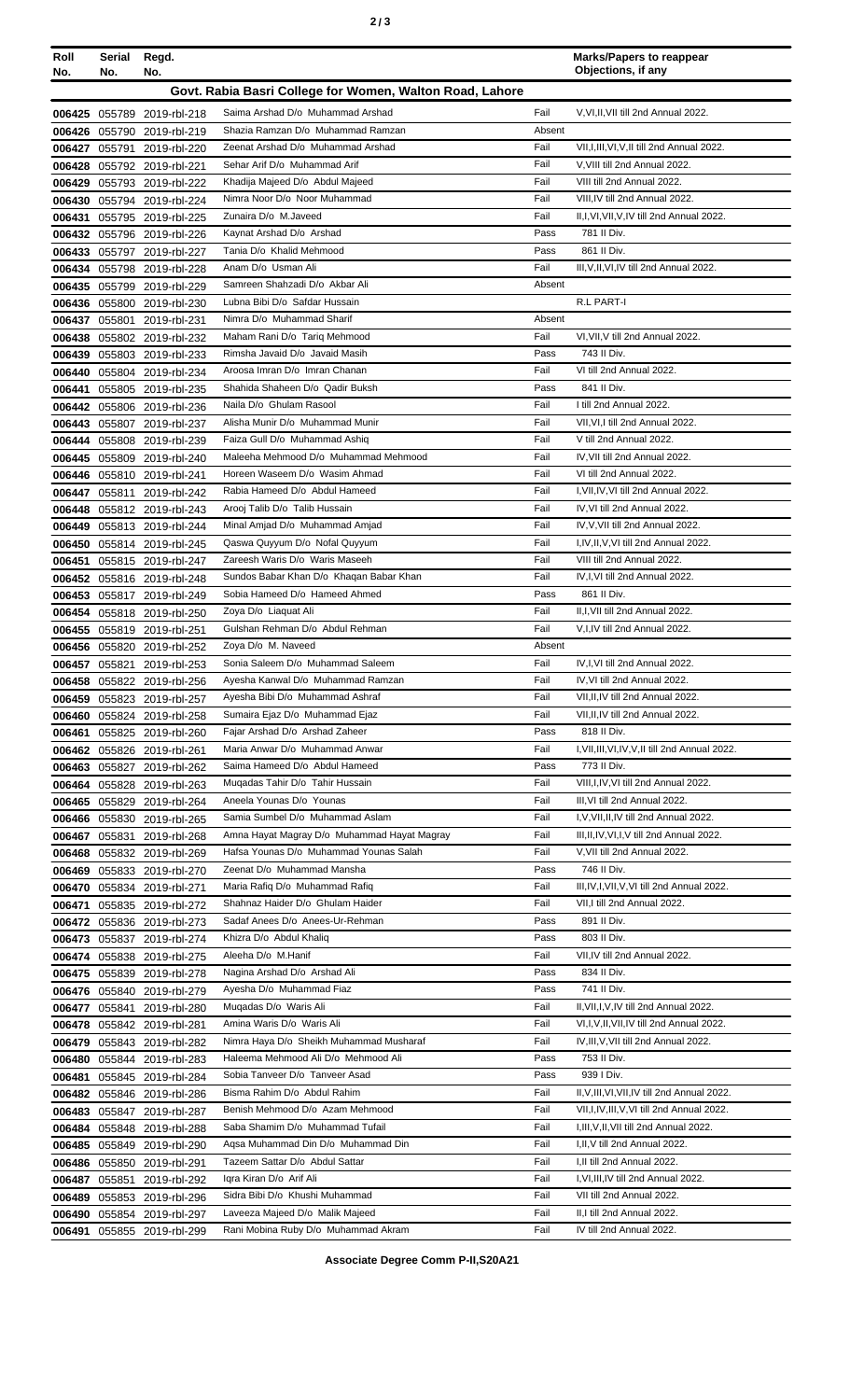| Roll No. | Serial No. | Regd. No. | | | Marks/Papers to reappear Objections, if any |
|---|---|---|---|---|---|
| | | | **Govt. Rabia Basri College for Women, Walton Road, Lahore** | | |
| 006425 | 055789 | 2019-rbl-218 | Saima Arshad D/o Muhammad Arshad | Fail | V,VI,II,VII till 2nd Annual 2022. |
| 006426 | 055790 | 2019-rbl-219 | Shazia Ramzan D/o Muhammad Ramzan | Absent | |
| 006427 | 055791 | 2019-rbl-220 | Zeenat Arshad D/o Muhammad Arshad | Fail | VII,I,III,VI,V,II till 2nd Annual 2022. |
| 006428 | 055792 | 2019-rbl-221 | Sehar Arif D/o Muhammad Arif | Fail | V,VIII till 2nd Annual 2022. |
| 006429 | 055793 | 2019-rbl-222 | Khadija Majeed D/o Abdul Majeed | Fail | VIII till 2nd Annual 2022. |
| 006430 | 055794 | 2019-rbl-224 | Nimra Noor D/o Noor Muhammad | Fail | VIII,IV till 2nd Annual 2022. |
| 006431 | 055795 | 2019-rbl-225 | Zunaira D/o M.Javeed | Fail | II,I,VI,VII,V,IV till 2nd Annual 2022. |
| 006432 | 055796 | 2019-rbl-226 | Kaynat Arshad D/o Arshad | Pass | 781 II Div. |
| 006433 | 055797 | 2019-rbl-227 | Tania D/o Khalid Mehmood | Pass | 861 II Div. |
| 006434 | 055798 | 2019-rbl-228 | Anam D/o Usman Ali | Fail | III,V,II,VI,IV till 2nd Annual 2022. |
| 006435 | 055799 | 2019-rbl-229 | Samreen Shahzadi D/o Akbar Ali | Absent | |
| 006436 | 055800 | 2019-rbl-230 | Lubna Bibi D/o Safdar Hussain | | R.L PART-I |
| 006437 | 055801 | 2019-rbl-231 | Nimra D/o Muhammad Sharif | Absent | |
| 006438 | 055802 | 2019-rbl-232 | Maham Rani D/o Tariq Mehmood | Fail | VI,VII,V till 2nd Annual 2022. |
| 006439 | 055803 | 2019-rbl-233 | Rimsha Javaid D/o Javaid Masih | Pass | 743 II Div. |
| 006440 | 055804 | 2019-rbl-234 | Aroosa Imran D/o Imran Chanan | Fail | VI till 2nd Annual 2022. |
| 006441 | 055805 | 2019-rbl-235 | Shahida Shaheen D/o Qadir Buksh | Pass | 841 II Div. |
| 006442 | 055806 | 2019-rbl-236 | Naila D/o Ghulam Rasool | Fail | I till 2nd Annual 2022. |
| 006443 | 055807 | 2019-rbl-237 | Alisha Munir D/o Muhammad Munir | Fail | VII,VI,I till 2nd Annual 2022. |
| 006444 | 055808 | 2019-rbl-239 | Faiza Gull D/o Muhammad Ashiq | Fail | V till 2nd Annual 2022. |
| 006445 | 055809 | 2019-rbl-240 | Maleeha Mehmood D/o Muhammad Mehmood | Fail | IV,VII till 2nd Annual 2022. |
| 006446 | 055810 | 2019-rbl-241 | Horeen Waseem D/o Wasim Ahmad | Fail | VI till 2nd Annual 2022. |
| 006447 | 055811 | 2019-rbl-242 | Rabia Hameed D/o Abdul Hameed | Fail | I,VII,IV,VI till 2nd Annual 2022. |
| 006448 | 055812 | 2019-rbl-243 | Arooj Talib D/o Talib Hussain | Fail | IV,VI till 2nd Annual 2022. |
| 006449 | 055813 | 2019-rbl-244 | Minal Amjad D/o Muhammad Amjad | Fail | IV,V,VII till 2nd Annual 2022. |
| 006450 | 055814 | 2019-rbl-245 | Qaswa Quyyum D/o Nofal Quyyum | Fail | I,IV,II,V,VI till 2nd Annual 2022. |
| 006451 | 055815 | 2019-rbl-247 | Zareesh Waris D/o Waris Maseeh | Fail | VIII till 2nd Annual 2022. |
| 006452 | 055816 | 2019-rbl-248 | Sundos Babar Khan D/o Khaqan Babar Khan | Fail | IV,I,VI till 2nd Annual 2022. |
| 006453 | 055817 | 2019-rbl-249 | Sobia Hameed D/o Hameed Ahmed | Pass | 861 II Div. |
| 006454 | 055818 | 2019-rbl-250 | Zoya D/o Liaquat Ali | Fail | II,I,VII till 2nd Annual 2022. |
| 006455 | 055819 | 2019-rbl-251 | Gulshan Rehman D/o Abdul Rehman | Fail | V,I,IV till 2nd Annual 2022. |
| 006456 | 055820 | 2019-rbl-252 | Zoya D/o M. Naveed | Absent | |
| 006457 | 055821 | 2019-rbl-253 | Sonia Saleem D/o Muhammad Saleem | Fail | IV,I,VI till 2nd Annual 2022. |
| 006458 | 055822 | 2019-rbl-256 | Ayesha Kanwal D/o Muhammad Ramzan | Fail | IV,VI till 2nd Annual 2022. |
| 006459 | 055823 | 2019-rbl-257 | Ayesha Bibi D/o Muhammad Ashraf | Fail | VII,II,IV till 2nd Annual 2022. |
| 006460 | 055824 | 2019-rbl-258 | Sumaira Ejaz D/o Muhammad Ejaz | Fail | VII,II,IV till 2nd Annual 2022. |
| 006461 | 055825 | 2019-rbl-260 | Fajar Arshad D/o Arshad Zaheer | Pass | 818 II Div. |
| 006462 | 055826 | 2019-rbl-261 | Maria Anwar D/o Muhammad Anwar | Fail | I,VII,III,VI,IV,V,II till 2nd Annual 2022. |
| 006463 | 055827 | 2019-rbl-262 | Saima Hameed D/o Abdul Hameed | Pass | 773 II Div. |
| 006464 | 055828 | 2019-rbl-263 | Muqadas Tahir D/o Tahir Hussain | Fail | VIII,I,IV,VI till 2nd Annual 2022. |
| 006465 | 055829 | 2019-rbl-264 | Aneela Younas D/o Younas | Fail | III,VI till 2nd Annual 2022. |
| 006466 | 055830 | 2019-rbl-265 | Samia Sumbel D/o Muhammad Aslam | Fail | I,V,VII,II,IV till 2nd Annual 2022. |
| 006467 | 055831 | 2019-rbl-268 | Amna Hayat Magray D/o Muhammad Hayat Magray | Fail | III,II,IV,VI,I,V till 2nd Annual 2022. |
| 006468 | 055832 | 2019-rbl-269 | Hafsa Younas D/o Muhammad Younas Salah | Fail | V,VII till 2nd Annual 2022. |
| 006469 | 055833 | 2019-rbl-270 | Zeenat D/o Muhammad Mansha | Pass | 746 II Div. |
| 006470 | 055834 | 2019-rbl-271 | Maria Rafiq D/o Muhammad Rafiq | Fail | III,IV,I,VII,V,VI till 2nd Annual 2022. |
| 006471 | 055835 | 2019-rbl-272 | Shahnaz Haider D/o Ghulam Haider | Fail | VII,I till 2nd Annual 2022. |
| 006472 | 055836 | 2019-rbl-273 | Sadaf Anees D/o Anees-Ur-Rehman | Pass | 891 II Div. |
| 006473 | 055837 | 2019-rbl-274 | Khizra D/o Abdul Khaliq | Pass | 803 II Div. |
| 006474 | 055838 | 2019-rbl-275 | Aleeha D/o M.Hanif | Fail | VII,IV till 2nd Annual 2022. |
| 006475 | 055839 | 2019-rbl-278 | Nagina Arshad D/o Arshad Ali | Pass | 834 II Div. |
| 006476 | 055840 | 2019-rbl-279 | Ayesha D/o Muhammad Fiaz | Pass | 741 II Div. |
| 006477 | 055841 | 2019-rbl-280 | Muqadas D/o Waris Ali | Fail | II,VII,I,V,IV till 2nd Annual 2022. |
| 006478 | 055842 | 2019-rbl-281 | Amina Waris D/o Waris Ali | Fail | VI,I,V,II,VII,IV till 2nd Annual 2022. |
| 006479 | 055843 | 2019-rbl-282 | Nimra Haya D/o Sheikh Muhammad Musharaf | Fail | IV,III,V,VII till 2nd Annual 2022. |
| 006480 | 055844 | 2019-rbl-283 | Haleema Mehmood Ali D/o Mehmood Ali | Pass | 753 II Div. |
| 006481 | 055845 | 2019-rbl-284 | Sobia Tanveer D/o Tanveer Asad | Pass | 939 I Div. |
| 006482 | 055846 | 2019-rbl-286 | Bisma Rahim D/o Abdul Rahim | Fail | II,V,III,VI,VII,IV till 2nd Annual 2022. |
| 006483 | 055847 | 2019-rbl-287 | Benish Mehmood D/o Azam Mehmood | Fail | VII,I,IV,III,V,VI till 2nd Annual 2022. |
| 006484 | 055848 | 2019-rbl-288 | Saba Shamim D/o Muhammad Tufail | Fail | I,III,V,II,VII till 2nd Annual 2022. |
| 006485 | 055849 | 2019-rbl-290 | Aqsa Muhammad Din D/o Muhammad Din | Fail | I,II,V till 2nd Annual 2022. |
| 006486 | 055850 | 2019-rbl-291 | Tazeem Sattar D/o Abdul Sattar | Fail | I,II till 2nd Annual 2022. |
| 006487 | 055851 | 2019-rbl-292 | Iqra Kiran D/o Arif Ali | Fail | I,VI,III,IV till 2nd Annual 2022. |
| 006489 | 055853 | 2019-rbl-296 | Sidra Bibi D/o Khushi Muhammad | Fail | VII till 2nd Annual 2022. |
| 006490 | 055854 | 2019-rbl-297 | Laveeza Majeed D/o Malik Majeed | Fail | II,I till 2nd Annual 2022. |
| 006491 | 055855 | 2019-rbl-299 | Rani Mobina Ruby D/o Muhammad Akram | Fail | IV till 2nd Annual 2022. |

**Associate Degree Comm P-II,S20A21**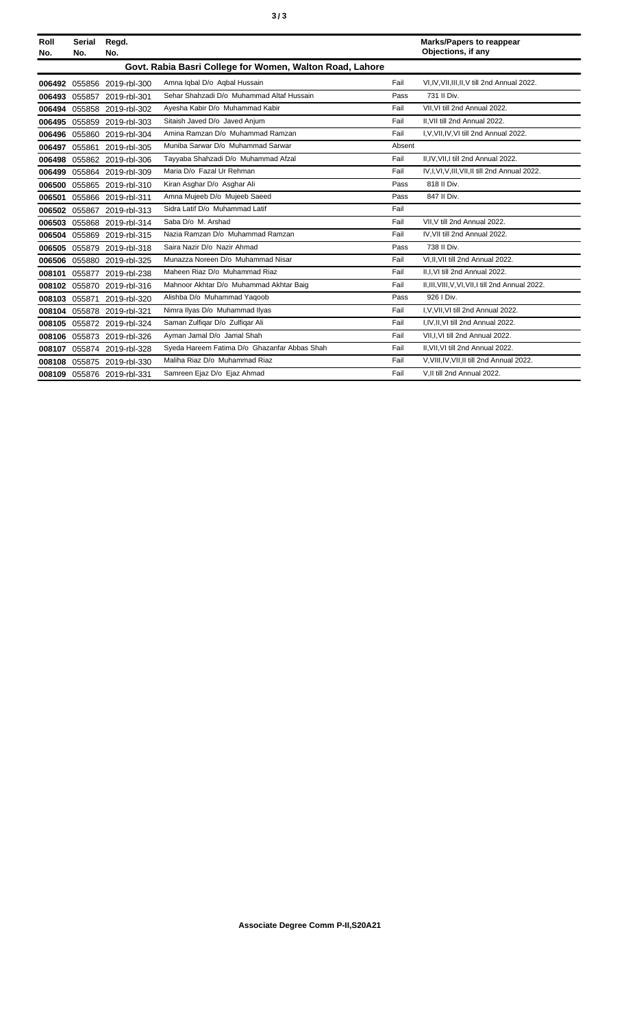| Roll No. | Serial No. | Regd. No. | | | Marks/Papers to reappear Objections, if any |
|---|---|---|---|---|---|
| **Govt. Rabia Basri College for Women, Walton Road, Lahore** | | | | | |
| **006492** | 055856 | 2019-rbl-300 | Amna Iqbal D/o Aqbal Hussain | Fail | VI,IV,VII,III,II,V till 2nd Annual 2022. |
| **006493** | 055857 | 2019-rbl-301 | Sehar Shahzadi D/o Muhammad Altaf Hussain | Pass | 731 II Div. |
| **006494** | 055858 | 2019-rbl-302 | Ayesha Kabir D/o Muhammad Kabir | Fail | VII,VI till 2nd Annual 2022. |
| **006495** | 055859 | 2019-rbl-303 | Sitaish Javed D/o Javed Anjum | Fail | II,VII till 2nd Annual 2022. |
| **006496** | 055860 | 2019-rbl-304 | Amina Ramzan D/o Muhammad Ramzan | Fail | I,V,VII,IV,VI till 2nd Annual 2022. |
| **006497** | 055861 | 2019-rbl-305 | Muniba Sarwar D/o Muhammad Sarwar | Absent | |
| **006498** | 055862 | 2019-rbl-306 | Tayyaba Shahzadi D/o Muhammad Afzal | Fail | II,IV,VII,I till 2nd Annual 2022. |
| **006499** | 055864 | 2019-rbl-309 | Maria D/o Fazal Ur Rehman | Fail | IV,I,VI,V,III,VII,II till 2nd Annual 2022. |
| **006500** | 055865 | 2019-rbl-310 | Kiran Asghar D/o Asghar Ali | Pass | 818 II Div. |
| **006501** | 055866 | 2019-rbl-311 | Amna Mujeeb D/o Mujeeb Saeed | Pass | 847 II Div. |
| **006502** | 055867 | 2019-rbl-313 | Sidra Latif D/o Muhammad Latif | Fail | |
| **006503** | 055868 | 2019-rbl-314 | Saba D/o M. Arshad | Fail | VII,V till 2nd Annual 2022. |
| **006504** | 055869 | 2019-rbl-315 | Nazia Ramzan D/o Muhammad Ramzan | Fail | IV,VII till 2nd Annual 2022. |
| **006505** | 055879 | 2019-rbl-318 | Saira Nazir D/o Nazir Ahmad | Pass | 738 II Div. |
| **006506** | 055880 | 2019-rbl-325 | Munazza Noreen D/o Muhammad Nisar | Fail | VI,II,VII till 2nd Annual 2022. |
| **008101** | 055877 | 2019-rbl-238 | Maheen Riaz D/o Muhammad Riaz | Fail | II,I,VI till 2nd Annual 2022. |
| **008102** | 055870 | 2019-rbl-316 | Mahnoor Akhtar D/o Muhammad Akhtar Baig | Fail | II,III,VIII,V,VI,VII,I till 2nd Annual 2022. |
| **008103** | 055871 | 2019-rbl-320 | Alishba D/o Muhammad Yaqoob | Pass | 926 I Div. |
| **008104** | 055878 | 2019-rbl-321 | Nimra Ilyas D/o Muhammad Ilyas | Fail | I,V,VII,VI till 2nd Annual 2022. |
| **008105** | 055872 | 2019-rbl-324 | Saman Zulfiqar D/o Zulfiqar Ali | Fail | I,IV,II,VI till 2nd Annual 2022. |
| **008106** | 055873 | 2019-rbl-326 | Ayman Jamal D/o Jamal Shah | Fail | VII,I,VI till 2nd Annual 2022. |
| **008107** | 055874 | 2019-rbl-328 | Syeda Hareem Fatima D/o Ghazanfar Abbas Shah | Fail | II,VII,VI till 2nd Annual 2022. |
| **008108** | 055875 | 2019-rbl-330 | Maliha Riaz D/o Muhammad Riaz | Fail | V,VIII,IV,VII,II till 2nd Annual 2022. |
| **008109** | 055876 | 2019-rbl-331 | Samreen Ejaz D/o Ejaz Ahmad | Fail | V,II till 2nd Annual 2022. |

**Associate Degree Comm P-II,S20A21**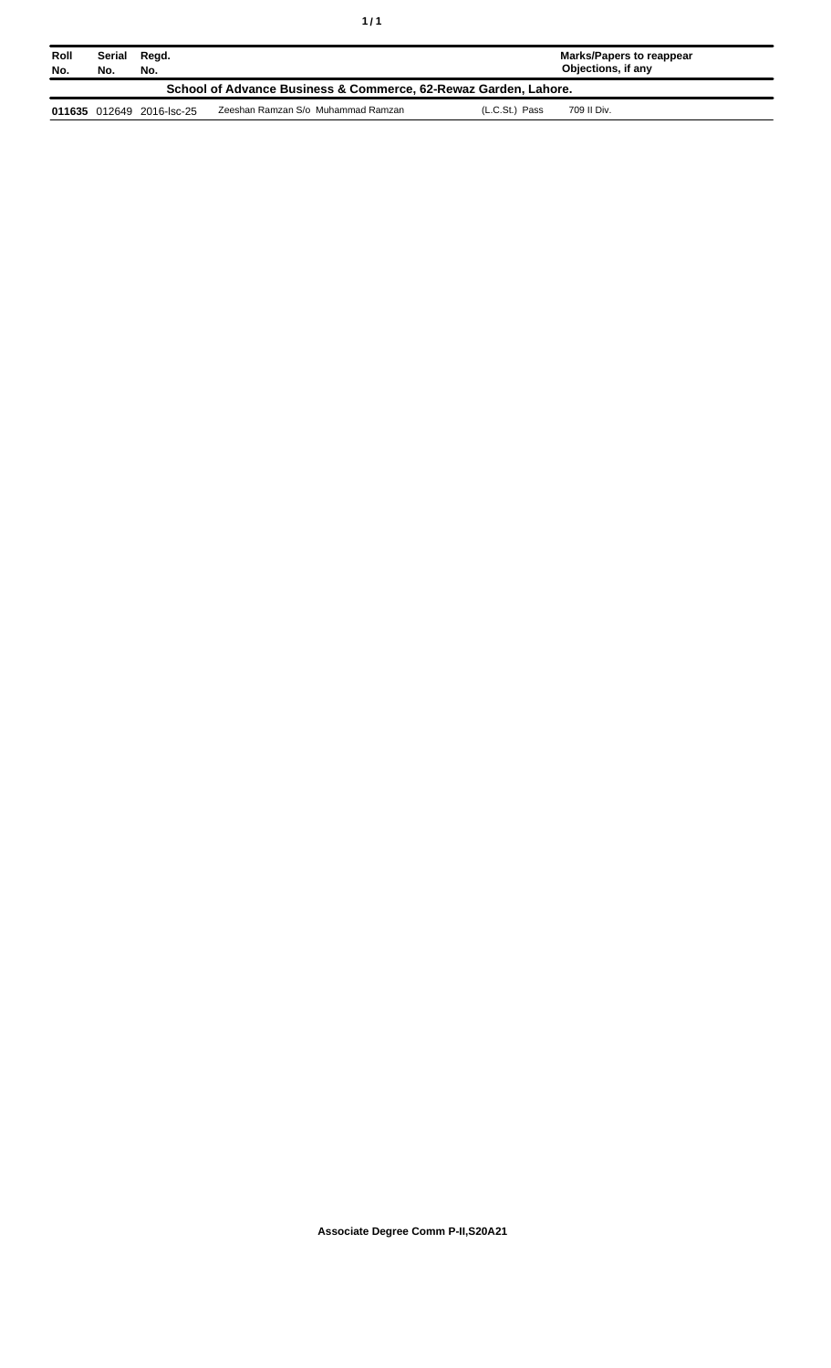| Roll No. | Serial No. | Regd. No. | | | Marks/Papers to reappear Objections, if any |
|---|---|---|---|---|---|
| **School of Advance Business & Commerce, 62-Rewaz Garden, Lahore.** | | | | | |
| **011635** | 012649 | 2016-lsc-25 | Zeeshan Ramzan S/o Muhammad Ramzan | (L.C.St.) Pass | 709 II Div. |

**Associate Degree Comm P-II,S20A21**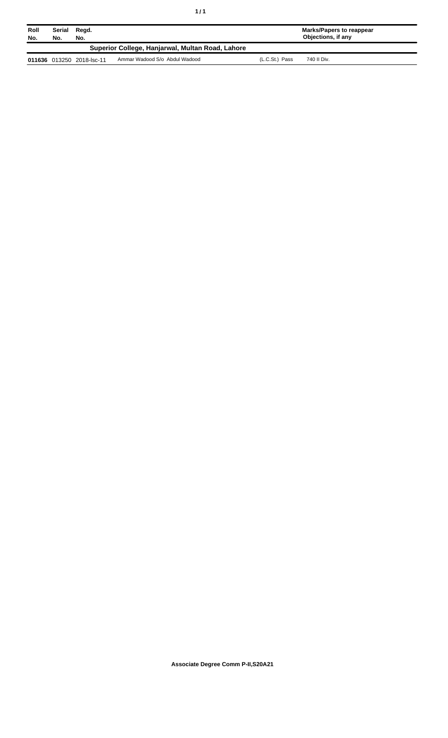| Roll No. | Serial No. | Regd. No. | | | Marks/Papers to reappear Objections, if any |
|---|---|---|---|---|---|
| **Superior College, Hanjarwal, Multan Road, Lahore** | | | | | |
| **011636** | 013250 | 2018-lsc-11 | Ammar Wadood S/o Abdul Wadood | (L.C.St.) Pass | 740 II Div. |

**Associate Degree Comm P-II,S20A21**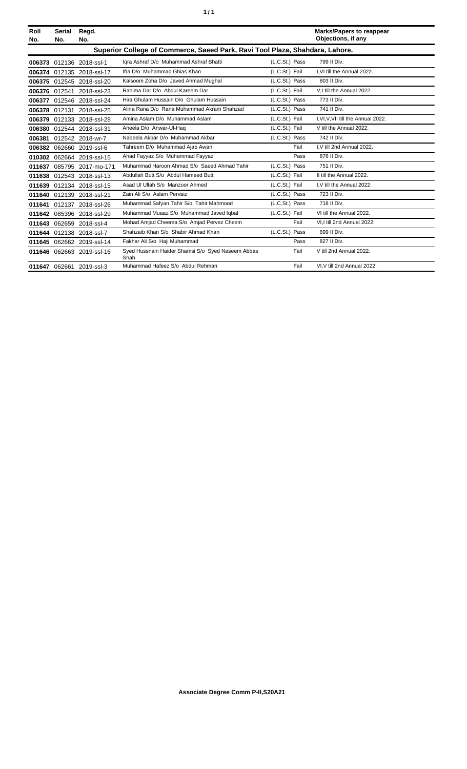| Roll No. | Serial No. | Regd. No. | | | Marks/Papers to reappear Objections, if any |
|---|---|---|---|---|---|
| **Superior College of Commerce, Saeed Park, Ravi Tool Plaza, Shahdara, Lahore.** | | | | | |
| **006373** | 012136 | 2018-ssl-1 | Iqra Ashraf D/o Muhammad Ashraf Bhatti | (L.C.St.) Pass | 799 II Div. |
| **006374** | 012135 | 2018-ssl-17 | Ifra D/o Muhammad Ghias Khan | (L.C.St.) Fail | I,VI till the Annual 2022. |
| **006375** | 012545 | 2018-ssl-20 | Kalsoom Zoha D/o Javed Ahmad Mughal | (L.C.St.) Pass | 803 II Div. |
| **006376** | 012541 | 2018-ssl-23 | Rahima Dar D/o Abdul Kareem Dar | (L.C.St.) Fail | V,I till the Annual 2022. |
| **006377** | 012546 | 2018-ssl-24 | Hira Ghulam Hussain D/o Ghulam Hussain | (L.C.St.) Pass | 773 II Div. |
| **006378** | 012131 | 2018-ssl-25 | Alina Rana D/o Rana Muhammad Akram Shahzad | (L.C.St.) Pass | 741 II Div. |
| **006379** | 012133 | 2018-ssl-28 | Amina Aslam D/o Muhammad Aslam | (L.C.St.) Fail | I,VI,V,VII till the Annual 2022. |
| **006380** | 012544 | 2018-ssl-31 | Aneela D/o Anwar-Ul-Haq | (L.C.St.) Fail | V till the Annual 2022. |
| **006381** | 012542 | 2018-wr-7 | Nabeela Akbar D/o Muhammad Akbar | (L.C.St.) Pass | 742 II Div. |
| **006382** | 062660 | 2019-ssl-6 | Tahreem D/o Muhammad Ajab Awan | Fail | I,V till 2nd Annual 2022. |
| **010302** | 062664 | 2019-ssl-15 | Ahad Fayyaz S/o Muhammad Fayyaz | Pass | 876 II Div. |
| **011637** | 085795 | 2017-mo-171 | Muhammad Haroon Ahmad S/o Saeed Ahmad Tahir | (L.C.St.) Pass | 751 II Div. |
| **011638** | 012543 | 2018-ssl-13 | Abdullah Butt S/o Abdul Hameed Butt | (L.C.St.) Fail | II till the Annual 2022. |
| **011639** | 012134 | 2018-ssl-15 | Asad Ul Ullah S/o Manzoor Ahmed | (L.C.St.) Fail | I,V till the Annual 2022. |
| **011640** | 012139 | 2018-ssl-21 | Zain Ali S/o Aslam Pervaiz | (L.C.St.) Pass | 723 II Div. |
| **011641** | 012137 | 2018-ssl-26 | Muhammad Safyan Tahir S/o Tahir Mahmood | (L.C.St.) Pass | 718 II Div. |
| **011642** | 085396 | 2018-ssl-29 | Muhammad Muaaz S/o Muhammad Javed Iqbal | (L.C.St.) Fail | VI till the Annual 2022. |
| **011643** | 062659 | 2018-ssl-4 | Mohad Amjad Cheema S/o Amjad Pervez Cheem | Fail | VI,I till 2nd Annual 2022. |
| **011644** | 012138 | 2018-ssl-7 | Shahzaib Khan S/o Shabir Ahmad Khan | (L.C.St.) Pass | 699 II Div. |
| **011645** | 062662 | 2019-ssl-14 | Fakhar Ali S/o Haji Muhammad | Pass | 827 II Div. |
| **011646** | 062663 | 2019-ssl-16 | Syed Hussnain Haider Shamsi S/o Syed Naseem Abbas Shah | Fail | V till 2nd Annual 2022. |
| **011647** | 062661 | 2019-ssl-3 | Muhammad Hafeez S/o Abdul Rehman | Fail | VI,V till 2nd Annual 2022. |

**Associate Degree Comm P-II,S20A21**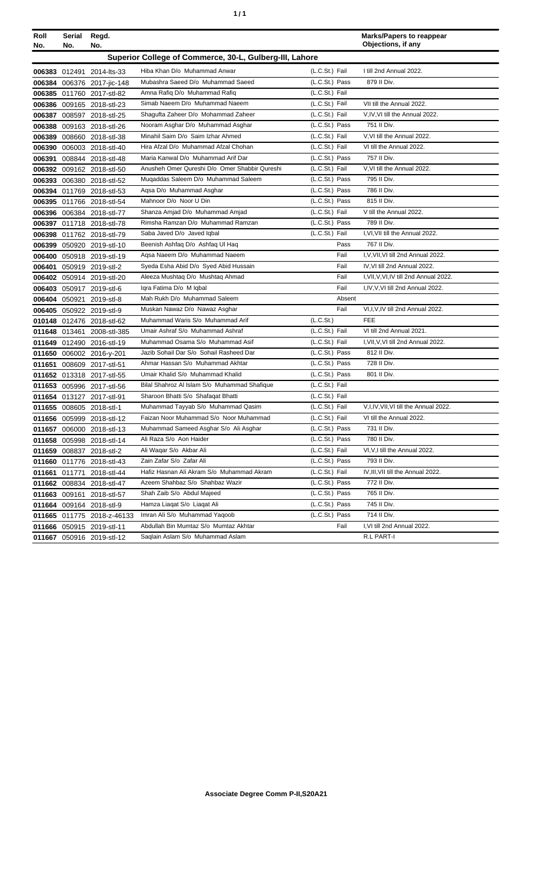| Roll No. | Serial No. | Regd. No. | | | Marks/Papers to reappear Objections, if any |
|---|---|---|---|---|---|
| **Superior College of Commerce, 30-L, Gulberg-III, Lahore** | | | | | |
| **006383** | 012491 | 2014-lts-33 | Hiba Khan D/o Muhammad Anwar | (L.C.St.) Fail | I till 2nd Annual 2022. |
| **006384** | 006376 | 2017-jic-148 | Mubashra Saeed D/o Muhammad Saeed | (L.C.St.) Pass | 879 II Div. |
| **006385** | 011760 | 2017-stl-82 | Amna Rafiq D/o Muhammad Rafiq | (L.C.St.) Fail | |
| **006386** | 009165 | 2018-stl-23 | Simab Naeem D/o Muhammad Naeem | (L.C.St.) Fail | VII till the Annual 2022. |
| **006387** | 008597 | 2018-stl-25 | Shagufta Zaheer D/o Mohammad Zaheer | (L.C.St.) Fail | V,IV,VI till the Annual 2022. |
| **006388** | 009163 | 2018-stl-26 | Nooram Asghar D/o Muhammad Asghar | (L.C.St.) Pass | 751 II Div. |
| **006389** | 008660 | 2018-stl-38 | Minahil Saim D/o Saim Izhar Ahmed | (L.C.St.) Fail | V,VI till the Annual 2022. |
| **006390** | 006003 | 2018-stl-40 | Hira Afzal D/o Muhammad Afzal Chohan | (L.C.St.) Fail | VI till the Annual 2022. |
| **006391** | 008844 | 2018-stl-48 | Maria Kanwal D/o Muhammad Arif Dar | (L.C.St.) Pass | 757 II Div. |
| **006392** | 009162 | 2018-stl-50 | Anusheh Omer Qureshi D/o Omer Shabbir Qureshi | (L.C.St.) Fail | V,VI till the Annual 2022. |
| **006393** | 006380 | 2018-stl-52 | Muqaddas Saleem D/o Muhammad Saleem | (L.C.St.) Pass | 795 II Div. |
| **006394** | 011769 | 2018-stl-53 | Aqsa D/o Muhammad Asghar | (L.C.St.) Pass | 786 II Div. |
| **006395** | 011766 | 2018-stl-54 | Mahnoor D/o Noor U Din | (L.C.St.) Pass | 815 II Div. |
| **006396** | 006384 | 2018-stl-77 | Shanza Amjad D/o Muhammad Amjad | (L.C.St.) Fail | V till the Annual 2022. |
| **006397** | 011718 | 2018-stl-78 | Rimsha Ramzan D/o Muhammad Ramzan | (L.C.St.) Pass | 789 II Div. |
| **006398** | 011762 | 2018-stl-79 | Saba Javed D/o Javed Iqbal | (L.C.St.) Fail | I,VI,VII till the Annual 2022. |
| **006399** | 050920 | 2019-stl-10 | Beenish Ashfaq D/o Ashfaq Ul Haq | Pass | 767 II Div. |
| **006400** | 050918 | 2019-stl-19 | Aqsa Naeem D/o Muhammad Naeem | Fail | I,V,VII,VI till 2nd Annual 2022. |
| **006401** | 050919 | 2019-stl-2 | Syeda Esha Abid D/o Syed Abid Hussain | Fail | IV,VI till 2nd Annual 2022. |
| **006402** | 050914 | 2019-stl-20 | Aleeza Mushtaq D/o Mushtaq Ahmad | Fail | I,VII,V,VI,IV till 2nd Annual 2022. |
| **006403** | 050917 | 2019-stl-6 | Iqra Fatima D/o M Iqbal | Fail | I,IV,V,VI till 2nd Annual 2022. |
| **006404** | 050921 | 2019-stl-8 | Mah Rukh D/o Muhammad Saleem | Absent | |
| **006405** | 050922 | 2019-stl-9 | Muskan Nawaz D/o Nawaz Asghar | Fail | VI,I,V,IV till 2nd Annual 2022. |
| **010148** | 012476 | 2018-stl-62 | Muhammad Waris S/o Muhammad Arif | (L.C.St.) | FEE |
| **011648** | 013461 | 2008-stl-385 | Umair Ashraf S/o Muhammad Ashraf | (L.C.St.) Fail | VI till 2nd Annual 2021. |
| **011649** | 012490 | 2016-stl-19 | Muhammad Osama S/o Muhammad Asif | (L.C.St.) Fail | I,VII,V,VI till 2nd Annual 2022. |
| **011650** | 006002 | 2016-y-201 | Jazib Sohail Dar S/o Sohail Rasheed Dar | (L.C.St.) Pass | 812 II Div. |
| **011651** | 008609 | 2017-stl-51 | Ahmar Hassan S/o Muhammad Akhtar | (L.C.St.) Pass | 728 II Div. |
| **011652** | 013318 | 2017-stl-55 | Umair Khalid S/o Muhammad Khalid | (L.C.St.) Pass | 801 II Div. |
| **011653** | 005996 | 2017-stl-56 | Bilal Shahroz Al Islam S/o Muhammad Shafique | (L.C.St.) Fail | |
| **011654** | 013127 | 2017-stl-91 | Sharoon Bhatti S/o Shafaqat Bhatti | (L.C.St.) Fail | |
| **011655** | 008605 | 2018-stl-1 | Muhammad Tayyab S/o Muhammad Qasim | (L.C.St.) Fail | V,I,IV,VII,VI till the Annual 2022. |
| **011656** | 005999 | 2018-stl-12 | Faizan Noor Muhammad S/o Noor Muhammad | (L.C.St.) Fail | VI till the Annual 2022. |
| **011657** | 006000 | 2018-stl-13 | Muhammad Sameed Asghar S/o Ali Asghar | (L.C.St.) Pass | 731 II Div. |
| **011658** | 005998 | 2018-stl-14 | Ali Raza S/o Aon Haider | (L.C.St.) Pass | 780 II Div. |
| **011659** | 008837 | 2018-stl-2 | Ali Waqar S/o Akbar Ali | (L.C.St.) Fail | VI,V,I till the Annual 2022. |
| **011660** | 011776 | 2018-stl-43 | Zain Zafar S/o Zafar Ali | (L.C.St.) Pass | 793 II Div. |
| **011661** | 011771 | 2018-stl-44 | Hafiz Hasnan Ali Akram S/o Muhammad Akram | (L.C.St.) Fail | IV,III,VII till the Annual 2022. |
| **011662** | 008834 | 2018-stl-47 | Azeem Shahbaz S/o Shahbaz Wazir | (L.C.St.) Pass | 772 II Div. |
| **011663** | 009161 | 2018-stl-57 | Shah Zaib S/o Abdul Majeed | (L.C.St.) Pass | 765 II Div. |
| **011664** | 009164 | 2018-stl-9 | Hamza Liaqat S/o Liaqat Ali | (L.C.St.) Pass | 745 II Div. |
| **011665** | 011775 | 2018-z-46133 | Imran Ali S/o Muhammad Yaqoob | (L.C.St.) Pass | 714 II Div. |
| **011666** | 050915 | 2019-stl-11 | Abdullah Bin Mumtaz S/o Mumtaz Akhtar | Fail | I,VI till 2nd Annual 2022. |
| **011667** | 050916 | 2019-stl-12 | Saqlain Aslam S/o Muhammad Aslam | | R.L PART-I |

**Associate Degree Comm P-II,S20A21**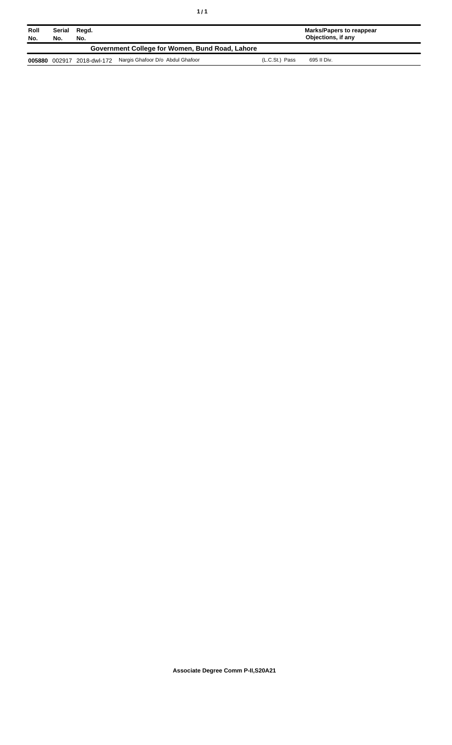| Roll No. | Serial No. | Regd. No. | | | Marks/Papers to reappear Objections, if any |
|---|---|---|---|---|---|
| **Government College for Women, Bund Road, Lahore** | | | | | |
| **005880** | 002917 | 2018-dwl-172 | Nargis Ghafoor D/o Abdul Ghafoor | (L.C.St.) Pass | 695 II Div. |

**Associate Degree Comm P-II,S20A21**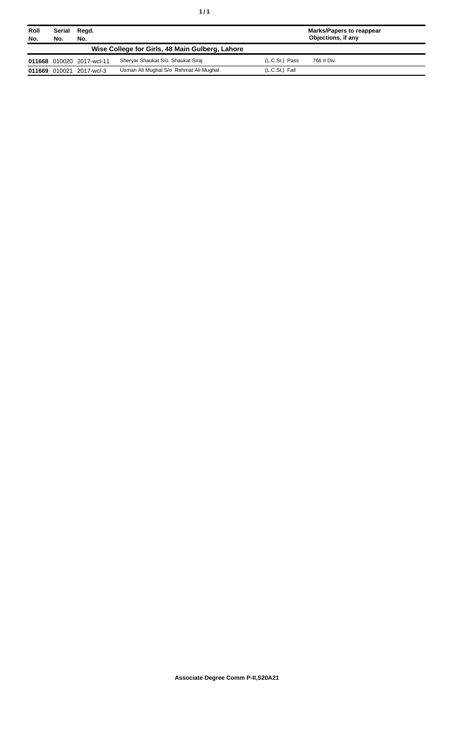| Roll No. | Serial No. | Regd. No. | | | Marks/Papers to reappear Objections, if any |
|---|---|---|---|---|---|
| **Wise College for Girls, 48 Main Gulberg, Lahore** | | | | | |
| **011668** | 010020 | 2017-wcl-11 | Sheryar Shaukat S/o Shaukat Siraj | (L.C.St.) Pass | 766 II Div. |
| **011669** | 010021 | 2017-wcl-3 | Usman Ali Mughal S/o Rehmat Ali Mughal | (L.C.St.) Fail | |

**Associate Degree Comm P-II,S20A21**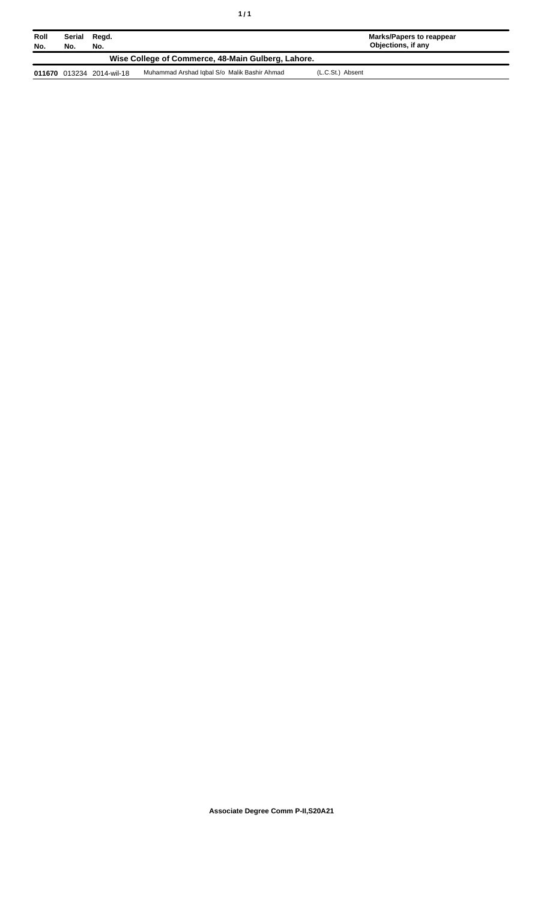| Roll No. | Serial No. | Regd. No. | | Marks/Papers to reappear Objections, if any |
|---|---|---|---|---|
| **Wise College of Commerce, 48-Main Gulberg, Lahore.** | | | | |
| **011670** | 013234 | 2014-wil-18 | Muhammad Arshad Iqbal S/o Malik Bashir Ahmad | (L.C.St.) Absent |

**Associate Degree Comm P-II,S20A21**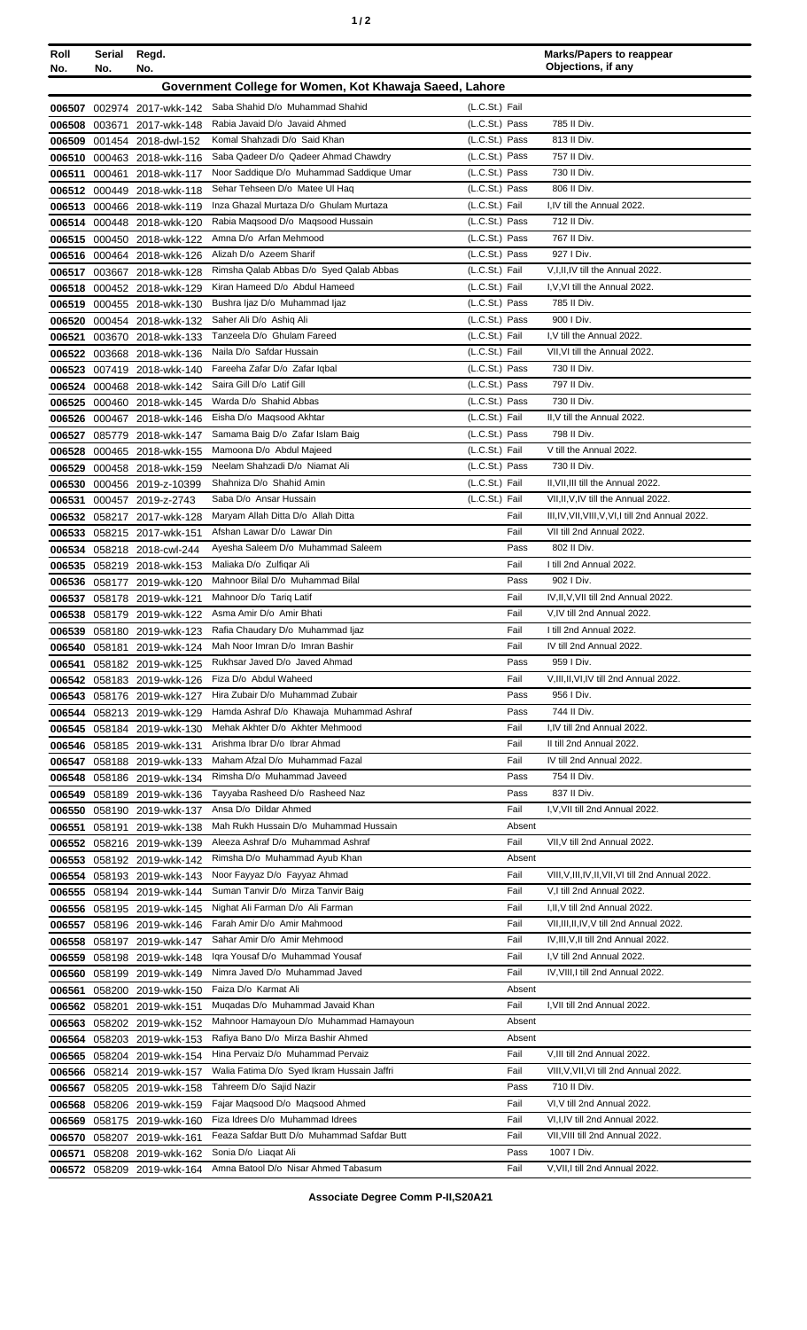| Roll No. | Serial No. | Regd. No. | | | Marks/Papers to reappear Objections, if any |
|---|---|---|---|---|---|
| **Government College for Women, Kot Khawaja Saeed, Lahore** | | | | | |
| 006507 | 002974 | 2017-wkk-142 | Saba Shahid D/o Muhammad Shahid | (L.C.St.) Fail | |
| 006508 | 003671 | 2017-wkk-148 | Rabia Javaid D/o Javaid Ahmed | (L.C.St.) Pass | 785 II Div. |
| 006509 | 001454 | 2018-dwl-152 | Komal Shahzadi D/o Said Khan | (L.C.St.) Pass | 813 II Div. |
| 006510 | 000463 | 2018-wkk-116 | Saba Qadeer D/o Qadeer Ahmad Chawdry | (L.C.St.) Pass | 757 II Div. |
| 006511 | 000461 | 2018-wkk-117 | Noor Saddique D/o Muhammad Saddique Umar | (L.C.St.) Pass | 730 II Div. |
| 006512 | 000449 | 2018-wkk-118 | Sehar Tehseen D/o Matee Ul Haq | (L.C.St.) Pass | 806 II Div. |
| 006513 | 000466 | 2018-wkk-119 | Inza Ghazal Murtaza D/o Ghulam Murtaza | (L.C.St.) Fail | I,IV till the Annual 2022. |
| 006514 | 000448 | 2018-wkk-120 | Rabia Maqsood D/o Maqsood Hussain | (L.C.St.) Pass | 712 II Div. |
| 006515 | 000450 | 2018-wkk-122 | Amna D/o Arfan Mehmood | (L.C.St.) Pass | 767 II Div. |
| 006516 | 000464 | 2018-wkk-126 | Alizah D/o Azeem Sharif | (L.C.St.) Pass | 927 I Div. |
| 006517 | 003667 | 2018-wkk-128 | Rimsha Qalab Abbas D/o Syed Qalab Abbas | (L.C.St.) Fail | V,I,II,IV till the Annual 2022. |
| 006518 | 000452 | 2018-wkk-129 | Kiran Hameed D/o Abdul Hameed | (L.C.St.) Fail | I,V,VI till the Annual 2022. |
| 006519 | 000455 | 2018-wkk-130 | Bushra Ijaz D/o Muhammad Ijaz | (L.C.St.) Pass | 785 II Div. |
| 006520 | 000454 | 2018-wkk-132 | Saher Ali D/o Ashiq Ali | (L.C.St.) Pass | 900 I Div. |
| 006521 | 003670 | 2018-wkk-133 | Tanzeela D/o Ghulam Fareed | (L.C.St.) Fail | I,V till the Annual 2022. |
| 006522 | 003668 | 2018-wkk-136 | Naila D/o Safdar Hussain | (L.C.St.) Fail | VII,VI till the Annual 2022. |
| 006523 | 007419 | 2018-wkk-140 | Fareeha Zafar D/o Zafar Iqbal | (L.C.St.) Pass | 730 II Div. |
| 006524 | 000468 | 2018-wkk-142 | Saira Gill D/o Latif Gill | (L.C.St.) Pass | 797 II Div. |
| 006525 | 000460 | 2018-wkk-145 | Warda D/o Shahid Abbas | (L.C.St.) Pass | 730 II Div. |
| 006526 | 000467 | 2018-wkk-146 | Eisha D/o Maqsood Akhtar | (L.C.St.) Fail | II,V till the Annual 2022. |
| 006527 | 085779 | 2018-wkk-147 | Samama Baig D/o Zafar Islam Baig | (L.C.St.) Pass | 798 II Div. |
| 006528 | 000465 | 2018-wkk-155 | Mamoona D/o Abdul Majeed | (L.C.St.) Fail | V till the Annual 2022. |
| 006529 | 000458 | 2018-wkk-159 | Neelam Shahzadi D/o Niamat Ali | (L.C.St.) Pass | 730 II Div. |
| 006530 | 000456 | 2019-z-10399 | Shahniza D/o Shahid Amin | (L.C.St.) Fail | II,VII,III till the Annual 2022. |
| 006531 | 000457 | 2019-z-2743 | Saba D/o Ansar Hussain | (L.C.St.) Fail | VII,II,V,IV till the Annual 2022. |
| 006532 | 058217 | 2017-wkk-128 | Maryam Allah Ditta D/o Allah Ditta | Fail | III,IV,VII,VIII,V,VI,I till 2nd Annual 2022. |
| 006533 | 058215 | 2017-wkk-151 | Afshan Lawar D/o Lawar Din | Fail | VII till 2nd Annual 2022. |
| 006534 | 058218 | 2018-cwl-244 | Ayesha Saleem D/o Muhammad Saleem | Pass | 802 II Div. |
| 006535 | 058219 | 2018-wkk-153 | Maliaka D/o Zulfiqar Ali | Fail | I till 2nd Annual 2022. |
| 006536 | 058177 | 2019-wkk-120 | Mahnoor Bilal D/o Muhammad Bilal | Pass | 902 I Div. |
| 006537 | 058178 | 2019-wkk-121 | Mahnoor D/o Tariq Latif | Fail | IV,II,V,VII till 2nd Annual 2022. |
| 006538 | 058179 | 2019-wkk-122 | Asma Amir D/o Amir Bhati | Fail | V,IV till 2nd Annual 2022. |
| 006539 | 058180 | 2019-wkk-123 | Rafia Chaudary D/o Muhammad Ijaz | Fail | I till 2nd Annual 2022. |
| 006540 | 058181 | 2019-wkk-124 | Mah Noor Imran D/o Imran Bashir | Fail | IV till 2nd Annual 2022. |
| 006541 | 058182 | 2019-wkk-125 | Rukhsar Javed D/o Javed Ahmad | Pass | 959 I Div. |
| 006542 | 058183 | 2019-wkk-126 | Fiza D/o Abdul Waheed | Fail | V,III,II,VI,IV till 2nd Annual 2022. |
| 006543 | 058176 | 2019-wkk-127 | Hira Zubair D/o Muhammad Zubair | Pass | 956 I Div. |
| 006544 | 058213 | 2019-wkk-129 | Hamda Ashraf D/o Khawaja Muhammad Ashraf | Pass | 744 II Div. |
| 006545 | 058184 | 2019-wkk-130 | Mehak Akhter D/o Akhter Mehmood | Fail | I,IV till 2nd Annual 2022. |
| 006546 | 058185 | 2019-wkk-131 | Arishma Ibrar D/o Ibrar Ahmad | Fail | II till 2nd Annual 2022. |
| 006547 | 058188 | 2019-wkk-133 | Maham Afzal D/o Muhammad Fazal | Fail | IV till 2nd Annual 2022. |
| 006548 | 058186 | 2019-wkk-134 | Rimsha D/o Muhammad Javeed | Pass | 754 II Div. |
| 006549 | 058189 | 2019-wkk-136 | Tayyaba Rasheed D/o Rasheed Naz | Pass | 837 II Div. |
| 006550 | 058190 | 2019-wkk-137 | Ansa D/o Dildar Ahmed | Fail | I,V,VII till 2nd Annual 2022. |
| 006551 | 058191 | 2019-wkk-138 | Mah Rukh Hussain D/o Muhammad Hussain | Absent | |
| 006552 | 058216 | 2019-wkk-139 | Aleeza Ashraf D/o Muhammad Ashraf | Fail | VII,V till 2nd Annual 2022. |
| 006553 | 058192 | 2019-wkk-142 | Rimsha D/o Muhammad Ayub Khan | Absent | |
| 006554 | 058193 | 2019-wkk-143 | Noor Fayyaz D/o Fayyaz Ahmad | Fail | VIII,V,III,IV,II,VII,VI till 2nd Annual 2022. |
| 006555 | 058194 | 2019-wkk-144 | Suman Tanvir D/o Mirza Tanvir Baig | Fail | V,I till 2nd Annual 2022. |
| 006556 | 058195 | 2019-wkk-145 | Nighat Ali Farman D/o Ali Farman | Fail | I,II,V till 2nd Annual 2022. |
| 006557 | 058196 | 2019-wkk-146 | Farah Amir D/o Amir Mahmood | Fail | VII,III,II,IV,V till 2nd Annual 2022. |
| 006558 | 058197 | 2019-wkk-147 | Sahar Amir D/o Amir Mehmood | Fail | IV,III,V,II till 2nd Annual 2022. |
| 006559 | 058198 | 2019-wkk-148 | Iqra Yousaf D/o Muhammad Yousaf | Fail | I,V till 2nd Annual 2022. |
| 006560 | 058199 | 2019-wkk-149 | Nimra Javed D/o Muhammad Javed | Fail | IV,VIII,I till 2nd Annual 2022. |
| 006561 | 058200 | 2019-wkk-150 | Faiza D/o Karmat Ali | Absent | |
| 006562 | 058201 | 2019-wkk-151 | Muqadas D/o Muhammad Javaid Khan | Fail | I,VII till 2nd Annual 2022. |
| 006563 | 058202 | 2019-wkk-152 | Mahnoor Hamayoun D/o Muhammad Hamayoun | Absent | |
| 006564 | 058203 | 2019-wkk-153 | Rafiya Bano D/o Mirza Bashir Ahmed | Absent | |
| 006565 | 058204 | 2019-wkk-154 | Hina Pervaiz D/o Muhammad Pervaiz | Fail | V,III till 2nd Annual 2022. |
| 006566 | 058214 | 2019-wkk-157 | Walia Fatima D/o Syed Ikram Hussain Jaffri | Fail | VIII,V,VII,VI till 2nd Annual 2022. |
| 006567 | 058205 | 2019-wkk-158 | Tahreem D/o Sajid Nazir | Pass | 710 II Div. |
| 006568 | 058206 | 2019-wkk-159 | Fajar Maqsood D/o Maqsood Ahmed | Fail | VI,V till 2nd Annual 2022. |
| 006569 | 058175 | 2019-wkk-160 | Fiza Idrees D/o Muhammad Idrees | Fail | VI,I,IV till 2nd Annual 2022. |
| 006570 | 058207 | 2019-wkk-161 | Feaza Safdar Butt D/o Muhammad Safdar Butt | Fail | VII,VIII till 2nd Annual 2022. |
| 006571 | 058208 | 2019-wkk-162 | Sonia D/o Liaqat Ali | Pass | 1007 I Div. |
| 006572 | 058209 | 2019-wkk-164 | Amna Batool D/o Nisar Ahmed Tabasum | Fail | V,VII,I till 2nd Annual 2022. |

**Associate Degree Comm P-II,S20A21**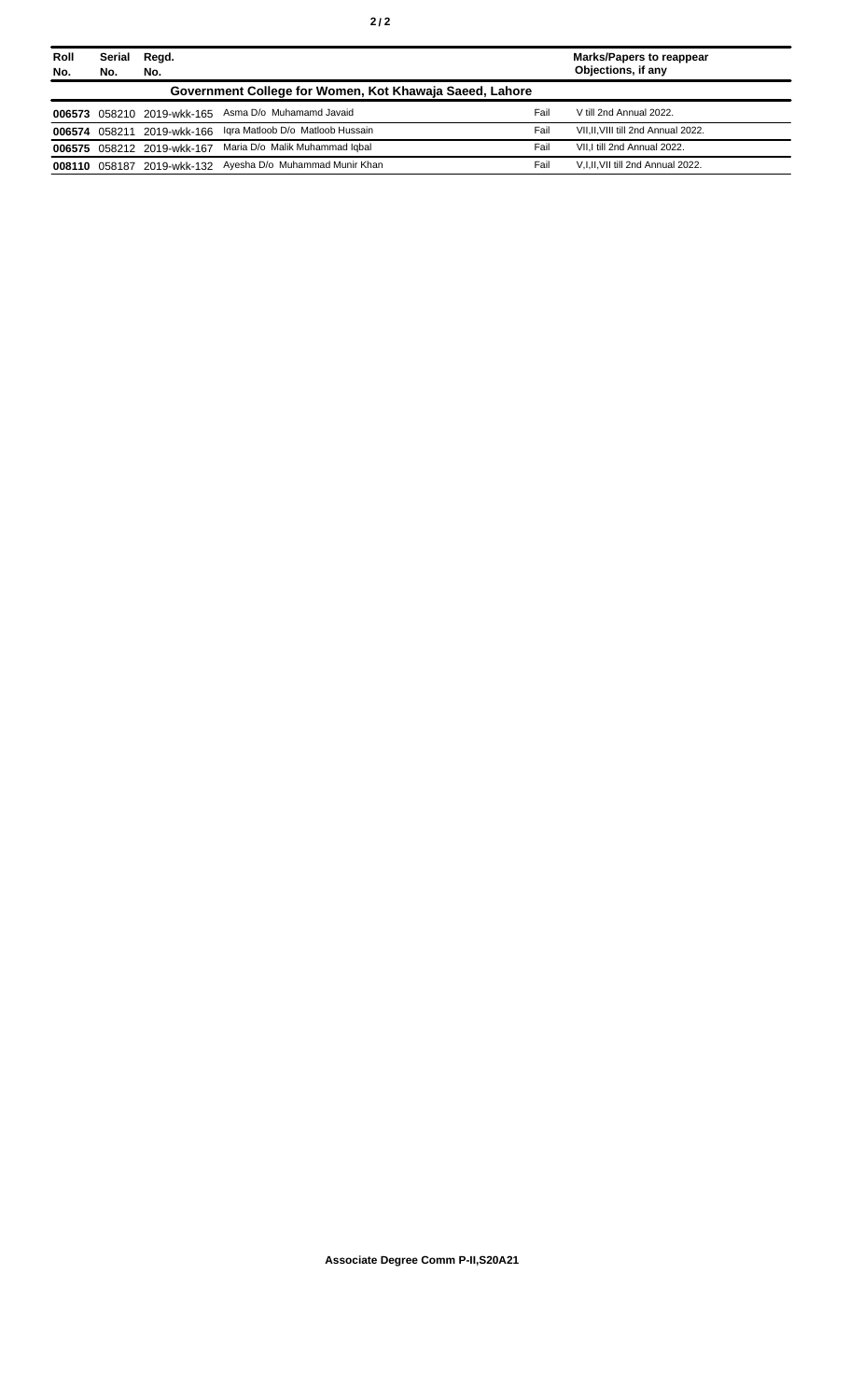| Roll No. | Serial No. | Regd. No. | | | Marks/Papers to reappear Objections, if any |
|---|---|---|---|---|---|
| **Government College for Women, Kot Khawaja Saeed, Lahore** | | | | | |
| **006573** | 058210 | 2019-wkk-165 | Asma D/o Muhamamd Javaid | Fail | V till 2nd Annual 2022. |
| **006574** | 058211 | 2019-wkk-166 | Iqra Matloob D/o Matloob Hussain | Fail | VII,II,VIII till 2nd Annual 2022. |
| **006575** | 058212 | 2019-wkk-167 | Maria D/o Malik Muhammad Iqbal | Fail | VII,I till 2nd Annual 2022. |
| **008110** | 058187 | 2019-wkk-132 | Ayesha D/o Muhammad Munir Khan | Fail | V,I,II,VII till 2nd Annual 2022. |

**Associate Degree Comm P-II,S20A21**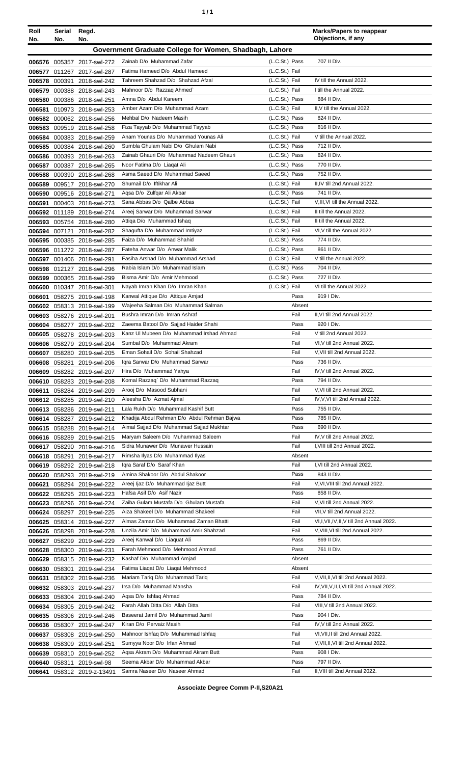| Roll No. | Serial No. | Regd. No. | | | Marks/Papers to reappear Objections, if any |
|---|---|---|---|---|---|
| **Government Graduate College for Women, Shadbagh, Lahore** | | | | | |
| 006576 | 005357 | 2017-swl-272 | Zainab D/o Muhammad Zafar | (L.C.St.) Pass | 707 II Div. |
| 006577 | 011267 | 2017-swl-287 | Fatima Hameed D/o Abdul Hameed | (L.C.St.) Fail | |
| 006578 | 000391 | 2018-swl-242 | Tahreem Shahzad D/o Shahzad Afzal | (L.C.St.) Fail | IV till the Annual 2022. |
| 006579 | 000388 | 2018-swl-243 | Mahnoor D/o Razzaq Ahmed` | (L.C.St.) Fail | I till the Annual 2022. |
| 006580 | 000386 | 2018-swl-251 | Amna D/o Abdul Kareem | (L.C.St.) Pass | 884 II Div. |
| 006581 | 010973 | 2018-swl-253 | Amber Azam D/o Muhammad Azam | (L.C.St.) Fail | II,V till the Annual 2022. |
| 006582 | 000062 | 2018-swl-256 | Mehbal D/o Nadeem Masih | (L.C.St.) Pass | 824 II Div. |
| 006583 | 009519 | 2018-swl-258 | Fiza Tayyab D/o Muhammad Tayyab | (L.C.St.) Pass | 816 II Div. |
| 006584 | 000383 | 2018-swl-259 | Anam Younas D/o Muhammad Younas Ali | (L.C.St.) Fail | V till the Annual 2022. |
| 006585 | 000384 | 2018-swl-260 | Sumbla Ghulam Nabi D/o Ghulam Nabi | (L.C.St.) Pass | 712 II Div. |
| 006586 | 000393 | 2018-swl-263 | Zainab Ghauri D/o Muhammad Nadeem Ghauri | (L.C.St.) Pass | 824 II Div. |
| 006587 | 000387 | 2018-swl-265 | Noor Fatima D/o Liaqat Ali | (L.C.St.) Pass | 770 II Div. |
| 006588 | 000390 | 2018-swl-268 | Asma Saeed D/o Muhammad Saeed | (L.C.St.) Pass | 752 II Div. |
| 006589 | 009517 | 2018-swl-270 | Shumail D/o Iftikhar Ali | (L.C.St.) Fail | II,IV till 2nd Annual 2022. |
| 006590 | 009516 | 2018-swl-271 | Aqsa D/o Zulfqar Ali Akbar | (L.C.St.) Pass | 741 II Div. |
| 006591 | 000403 | 2018-swl-273 | Sana Abbas D/o Qalbe Abbas | (L.C.St.) Fail | V,III,VI till the Annual 2022. |
| 006592 | 011189 | 2018-swl-274 | Areej Sarwar D/o Muhammad Sarwar | (L.C.St.) Fail | II till the Annual 2022. |
| 006593 | 005754 | 2018-swl-280 | Attiqa D/o Muhammad Ishaq | (L.C.St.) Fail | II till the Annual 2022. |
| 006594 | 007121 | 2018-swl-282 | Shagufta D/o Muhammad Imtiyaz | (L.C.St.) Fail | VI,V till the Annual 2022. |
| 006595 | 000385 | 2018-swl-285 | Faiza D/o Muhammad Shahid | (L.C.St.) Pass | 774 II Div. |
| 006596 | 011272 | 2018-swl-287 | Fateha Anwar D/o Anwar Malik | (L.C.St.) Pass | 861 II Div. |
| 006597 | 001406 | 2018-swl-291 | Fasiha Arshad D/o Muhammad Arshad | (L.C.St.) Fail | V till the Annual 2022. |
| 006598 | 012127 | 2018-swl-296 | Rabia Islam D/o Muhammad Islam | (L.C.St.) Pass | 704 II Div. |
| 006599 | 000365 | 2018-swl-299 | Bisma Amir D/o Amir Mehmood | (L.C.St.) Pass | 727 II Div. |
| 006600 | 010347 | 2018-swl-301 | Nayab Imran Khan D/o Imran Khan | (L.C.St.) Fail | VI till the Annual 2022. |
| 006601 | 058275 | 2019-swl-198 | Kanwal Attique D/o Attique Amjad | Pass | 919 I Div. |
| 006602 | 058313 | 2019-swl-199 | Wajeeha Salman D/o Muhammad Salman | Absent | |
| 006603 | 058276 | 2019-swl-201 | Bushra Imran D/o Imran Ashraf | Fail | II,VI till 2nd Annual 2022. |
| 006604 | 058277 | 2019-swl-202 | Zaeema Batool D/o Sajjad Haider Shahi | Pass | 920 I Div. |
| 006605 | 058278 | 2019-swl-203 | Kanz Ul Mubeen D/o Muhammad Irshad Ahmad | Fail | V till 2nd Annual 2022. |
| 006606 | 058279 | 2019-swl-204 | Sumbal D/o Muhammad Akram | Fail | VI,V till 2nd Annual 2022. |
| 006607 | 058280 | 2019-swl-205 | Eman Sohail D/o Sohail Shahzad | Fail | V,VII till 2nd Annual 2022. |
| 006608 | 058281 | 2019-swl-206 | Iqra Sarwar D/o Muhammad Sarwar | Pass | 736 II Div. |
| 006609 | 058282 | 2019-swl-207 | Hira D/o Muhammad Yahya | Fail | IV,V till 2nd Annual 2022. |
| 006610 | 058283 | 2019-swl-208 | Komal Razzaq` D/o Muhammad Razzaq | Pass | 794 II Div. |
| 006611 | 058284 | 2019-swl-209 | Arooj D/o Masood Subhani | Fail | V,VI till 2nd Annual 2022. |
| 006612 | 058285 | 2019-swl-210 | Aleesha D/o Azmat Ajmal | Fail | IV,V,VI till 2nd Annual 2022. |
| 006613 | 058286 | 2019-swl-211 | Lala Rukh D/o Muhammad Kashif Butt | Pass | 755 II Div. |
| 006614 | 058287 | 2019-swl-212 | Khadija Abdul Rehman D/o Abdul Rehman Bajwa | Pass | 785 II Div. |
| 006615 | 058288 | 2019-swl-214 | Aimal Sajjad D/o Muhammad Sajjad Mukhtar | Pass | 690 II Div. |
| 006616 | 058289 | 2019-swl-215 | Maryam Saleem D/o Muhammad Saleem | Fail | IV,V till 2nd Annual 2022. |
| 006617 | 058290 | 2019-swl-216 | Sidra Munawer D/o Munawer Hussain | Fail | I,VIII till 2nd Annual 2022. |
| 006618 | 058291 | 2019-swl-217 | Rimsha Ilyas D/o Muhammad Ilyas | Absent | |
| 006619 | 058292 | 2019-swl-218 | Iqra Saraf D/o Saraf Khan | Fail | I,VI till 2nd Annual 2022. |
| 006620 | 058293 | 2019-swl-219 | Amina Shakoor D/o Abdul Shakoor | Pass | 843 II Div. |
| 006621 | 058294 | 2019-swl-222 | Areej Ijaz D/o Muhammad Ijaz Butt | Fail | V,VI,VIII till 2nd Annual 2022. |
| 006622 | 058295 | 2019-swl-223 | Hafsa Asif D/o Asif Nazir | Pass | 858 II Div. |
| 006623 | 058296 | 2019-swl-224 | Zaiba Gulam Mustafa D/o Ghulam Mustafa | Fail | V,VI till 2nd Annual 2022. |
| 006624 | 058297 | 2019-swl-225 | Aiza Shakeel D/o Muhammad Shakeel | Fail | VII,V till 2nd Annual 2022. |
| 006625 | 058314 | 2019-swl-227 | Almas Zaman D/o Muhammad Zaman Bhatti | Fail | VI,I,VII,IV,II,V till 2nd Annual 2022. |
| 006626 | 058298 | 2019-swl-228 | Unzila Amir D/o Muhammad Amir Shahzad | Fail | V,VIII,VI till 2nd Annual 2022. |
| 006627 | 058299 | 2019-swl-229 | Areej Kanwal D/o Liaquat Ali | Pass | 869 II Div. |
| 006628 | 058300 | 2019-swl-231 | Farah Mehmood D/o Mehmood Ahmad | Pass | 761 II Div. |
| 006629 | 058315 | 2019-swl-232 | Kashaf D/o Muhammad Amjad | Absent | |
| 006630 | 058301 | 2019-swl-234 | Fatima Liaqat D/o Liaqat Mehmood | Absent | |
| 006631 | 058302 | 2019-swl-236 | Mariam Tariq D/o Muhammad Tariq | Fail | V,VII,II,VI till 2nd Annual 2022. |
| 006632 | 058303 | 2019-swl-237 | Irsa D/o Muhammad Mansha | Fail | IV,VII,V,II,I,VI till 2nd Annual 2022. |
| 006633 | 058304 | 2019-swl-240 | Aqsa D/o Ishfaq Ahmad | Pass | 784 II Div. |
| 006634 | 058305 | 2019-swl-242 | Farah Allah Ditta D/o Allah Ditta | Fail | VIII,V till 2nd Annual 2022. |
| 006635 | 058306 | 2019-swl-246 | Baseerat Jamil D/o Muhammad Jamil | Pass | 904 I Div. |
| 006636 | 058307 | 2019-swl-247 | Kiran D/o Pervaiz Masih | Fail | IV,V till 2nd Annual 2022. |
| 006637 | 058308 | 2019-swl-250 | Mahnoor Ishfaq D/o Muhammad Ishfaq | Fail | VI,VII,II till 2nd Annual 2022. |
| 006638 | 058309 | 2019-swl-251 | Sumyya Noor D/o Irfan Ahmad | Fail | V,VII,II,VI till 2nd Annual 2022. |
| 006639 | 058310 | 2019-swl-252 | Aqsa Akram D/o Muhammad Akram Butt | Pass | 908 I Div. |
| 006640 | 058311 | 2019-swl-98 | Seema Akbar D/o Muhammad Akbar | Pass | 797 II Div. |
| 006641 | 058312 | 2019-z-13491 | Samra Naseer D/o Naseer Ahmad | Fail | II,VIII till 2nd Annual 2022. |

**Associate Degree Comm P-II,S20A21**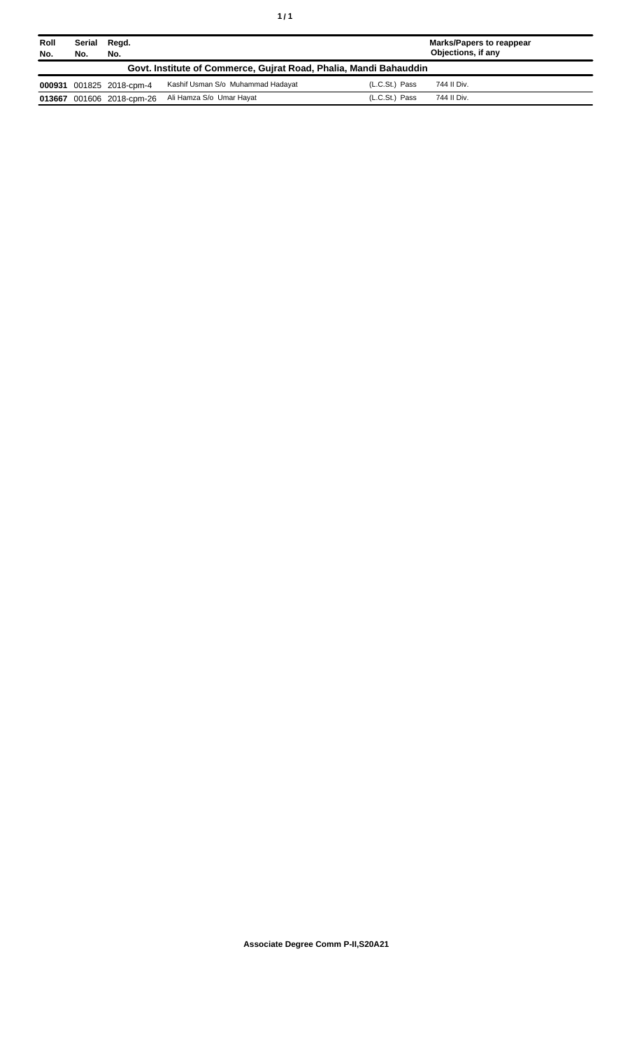| Roll No. | Serial No. | Regd. No. | | | Marks/Papers to reappear Objections, if any |
|---|---|---|---|---|---|
| **Govt. Institute of Commerce, Gujrat Road, Phalia, Mandi Bahauddin** | | | | | |
| **000931** | 001825 | 2018-cpm-4 | Kashif Usman S/o Muhammad Hadayat | (L.C.St.) Pass | 744 II Div. |
| **013667** | 001606 | 2018-cpm-26 | Ali Hamza S/o Umar Hayat | (L.C.St.) Pass | 744 II Div. |

**Associate Degree Comm P-II,S20A21**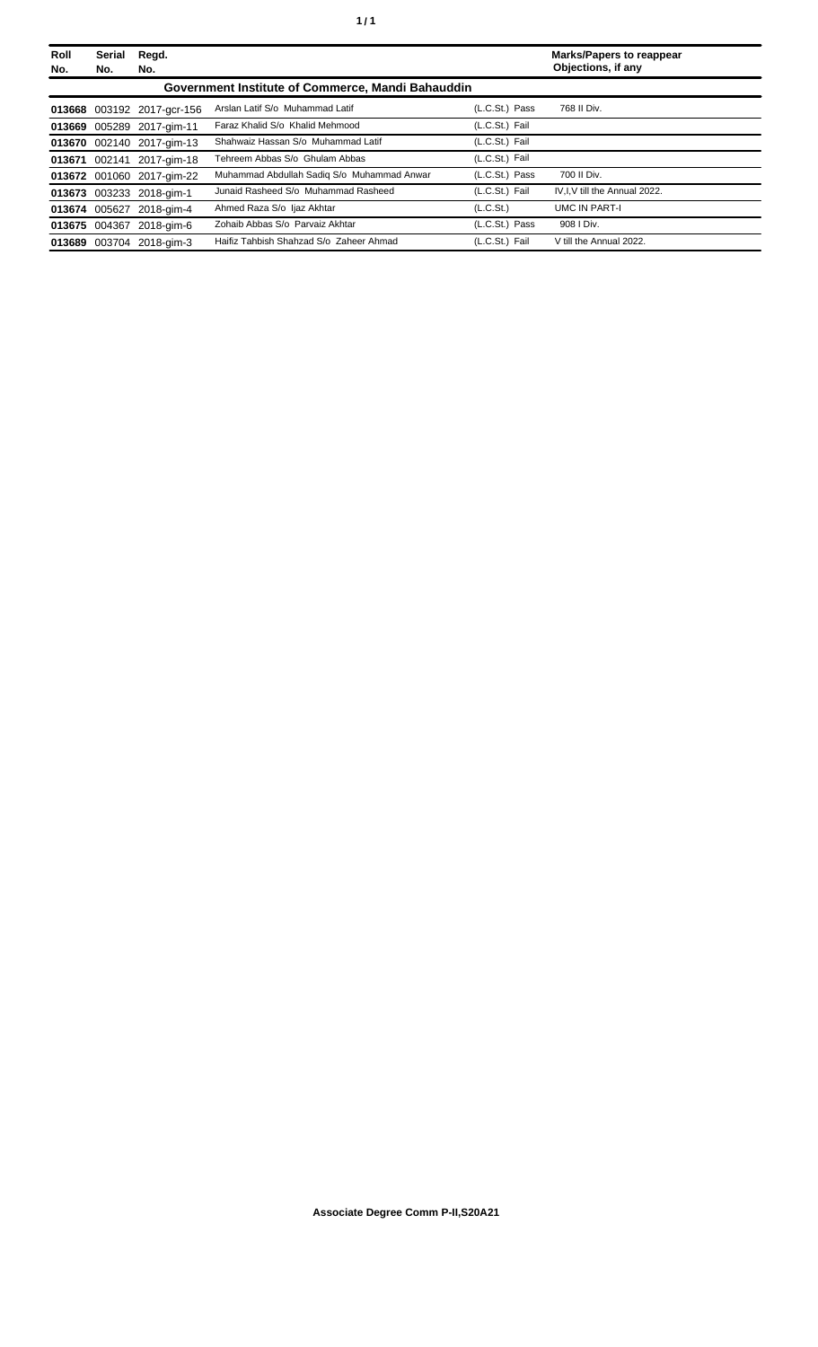| Roll No. | Serial No. | Regd. No. | | | Marks/Papers to reappear Objections, if any |
|---|---|---|---|---|---|
| **Government Institute of Commerce, Mandi Bahauddin** | | | | | |
| **013668** | 003192 | 2017-gcr-156 | Arslan Latif S/o Muhammad Latif | (L.C.St.) Pass | 768 II Div. |
| **013669** | 005289 | 2017-gim-11 | Faraz Khalid S/o Khalid Mehmood | (L.C.St.) Fail | |
| **013670** | 002140 | 2017-gim-13 | Shahwaiz Hassan S/o Muhammad Latif | (L.C.St.) Fail | |
| **013671** | 002141 | 2017-gim-18 | Tehreem Abbas S/o Ghulam Abbas | (L.C.St.) Fail | |
| **013672** | 001060 | 2017-gim-22 | Muhammad Abdullah Sadiq S/o Muhammad Anwar | (L.C.St.) Pass | 700 II Div. |
| **013673** | 003233 | 2018-gim-1 | Junaid Rasheed S/o Muhammad Rasheed | (L.C.St.) Fail | IV,I,V till the Annual 2022. |
| **013674** | 005627 | 2018-gim-4 | Ahmed Raza S/o Ijaz Akhtar | (L.C.St.) | UMC IN PART-I |
| **013675** | 004367 | 2018-gim-6 | Zohaib Abbas S/o Parvaiz Akhtar | (L.C.St.) Pass | 908 I Div. |
| **013689** | 003704 | 2018-gim-3 | Haifiz Tahbish Shahzad S/o Zaheer Ahmad | (L.C.St.) Fail | V till the Annual 2022. |

**Associate Degree Comm P-II,S20A21**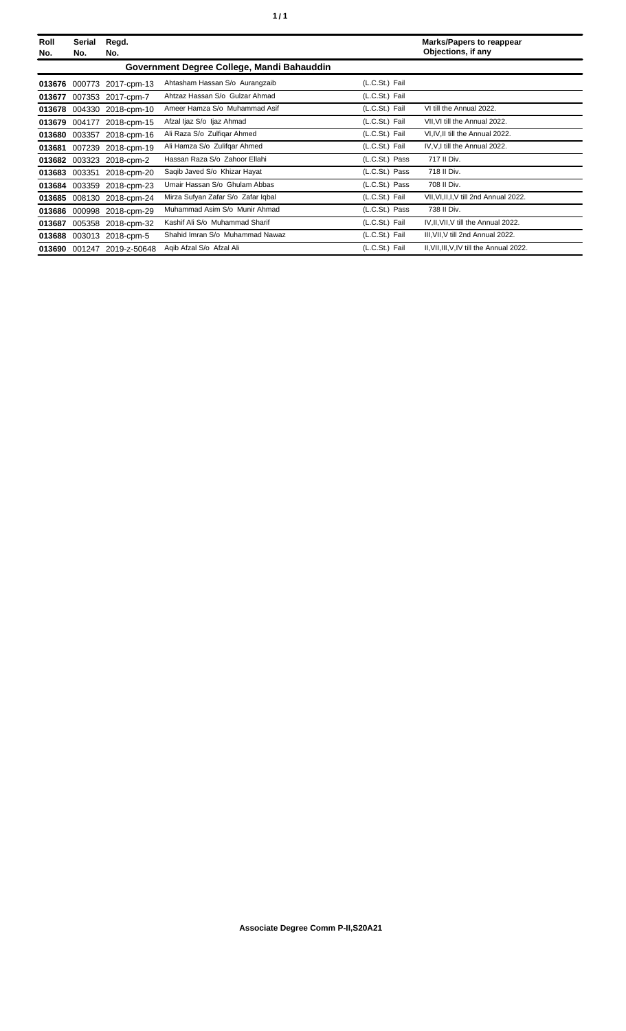| Roll No. | Serial No. | Regd. No. | | | Marks/Papers to reappear Objections, if any |
|---|---|---|---|---|---|
| **Government Degree College, Mandi Bahauddin** | | | | | |
| **013676** | 000773 | 2017-cpm-13 | Ahtasham Hassan S/o Aurangzaib | (L.C.St.) Fail | |
| **013677** | 007353 | 2017-cpm-7 | Ahtzaz Hassan S/o Gulzar Ahmad | (L.C.St.) Fail | |
| **013678** | 004330 | 2018-cpm-10 | Ameer Hamza S/o Muhammad Asif | (L.C.St.) Fail | VI till the Annual 2022. |
| **013679** | 004177 | 2018-cpm-15 | Afzal Ijaz S/o Ijaz Ahmad | (L.C.St.) Fail | VII,VI till the Annual 2022. |
| **013680** | 003357 | 2018-cpm-16 | Ali Raza S/o Zulfiqar Ahmed | (L.C.St.) Fail | VI,IV,II till the Annual 2022. |
| **013681** | 007239 | 2018-cpm-19 | Ali Hamza S/o Zulifqar Ahmed | (L.C.St.) Fail | IV,V,I till the Annual 2022. |
| **013682** | 003323 | 2018-cpm-2 | Hassan Raza S/o Zahoor Ellahi | (L.C.St.) Pass | 717 II Div. |
| **013683** | 003351 | 2018-cpm-20 | Saqib Javed S/o Khizar Hayat | (L.C.St.) Pass | 718 II Div. |
| **013684** | 003359 | 2018-cpm-23 | Umair Hassan S/o Ghulam Abbas | (L.C.St.) Pass | 708 II Div. |
| **013685** | 008130 | 2018-cpm-24 | Mirza Sufyan Zafar S/o Zafar Iqbal | (L.C.St.) Fail | VII,VI,II,I,V till 2nd Annual 2022. |
| **013686** | 000998 | 2018-cpm-29 | Muhammad Asim S/o Munir Ahmad | (L.C.St.) Pass | 738 II Div. |
| **013687** | 005358 | 2018-cpm-32 | Kashif Ali S/o Muhammad Sharif | (L.C.St.) Fail | IV,II,VII,V till the Annual 2022. |
| **013688** | 003013 | 2018-cpm-5 | Shahid Imran S/o Muhammad Nawaz | (L.C.St.) Fail | III,VII,V till 2nd Annual 2022. |
| **013690** | 001247 | 2019-z-50648 | Aqib Afzal S/o Afzal Ali | (L.C.St.) Fail | II,VII,III,V,IV till the Annual 2022. |

**Associate Degree Comm P-II,S20A21**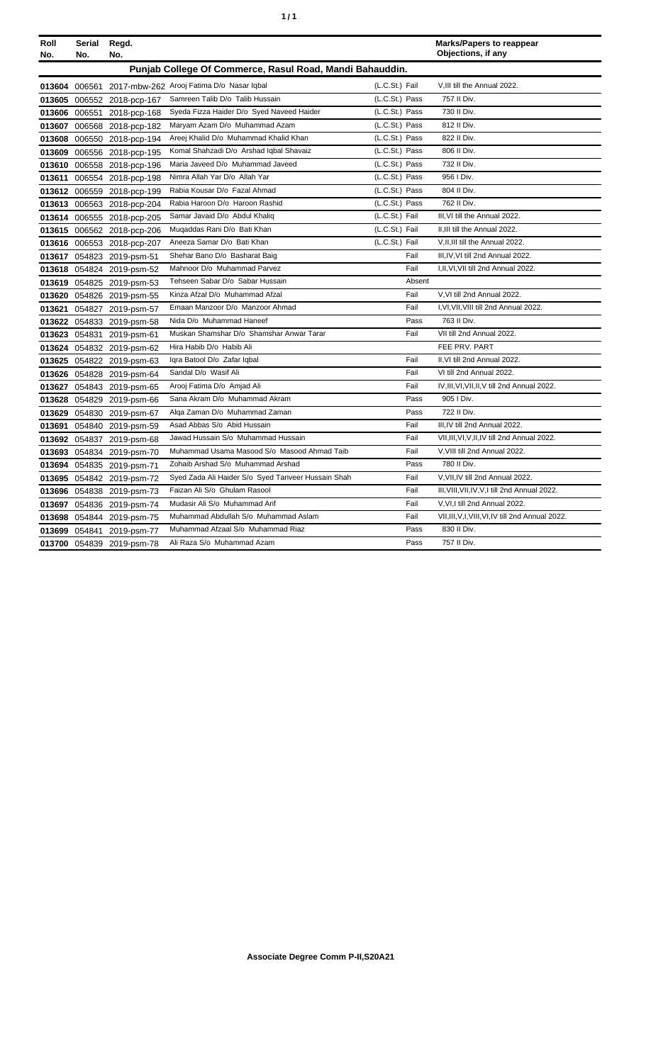| Roll No. | Serial No. | Regd. No. | | | | Marks/Papers to reappear Objections, if any |
|---|---|---|---|---|---|---|
| **Punjab College Of Commerce, Rasul Road, Mandi Bahauddin.** | | | | | | |
| 013604 | 006561 | 2017-mbw-262 | Arooj Fatima D/o Nasar Iqbal | (L.C.St.) | Fail | V,III till the Annual 2022. |
| 013605 | 006552 | 2018-pcp-167 | Samreen Talib D/o Talib Hussain | (L.C.St.) | Pass | 757 II Div. |
| 013606 | 006551 | 2018-pcp-168 | Syeda Fizza Haider D/o Syed Naveed Haider | (L.C.St.) | Pass | 730 II Div. |
| 013607 | 006568 | 2018-pcp-182 | Maryam Azam D/o Muhammad Azam | (L.C.St.) | Pass | 812 II Div. |
| 013608 | 006550 | 2018-pcp-194 | Areej Khalid D/o Muhammad Khalid Khan | (L.C.St.) | Pass | 822 II Div. |
| 013609 | 006556 | 2018-pcp-195 | Komal Shahzadi D/o Arshad Iqbal Shavaiz | (L.C.St.) | Pass | 806 II Div. |
| 013610 | 006558 | 2018-pcp-196 | Maria Javeed D/o Muhammad Javeed | (L.C.St.) | Pass | 732 II Div. |
| 013611 | 006554 | 2018-pcp-198 | Nimra Allah Yar D/o Allah Yar | (L.C.St.) | Pass | 956 I Div. |
| 013612 | 006559 | 2018-pcp-199 | Rabia Kousar D/o Fazal Ahmad | (L.C.St.) | Pass | 804 II Div. |
| 013613 | 006563 | 2018-pcp-204 | Rabia Haroon D/o Haroon Rashid | (L.C.St.) | Pass | 762 II Div. |
| 013614 | 006555 | 2018-pcp-205 | Samar Javaid D/o Abdul Khaliq | (L.C.St.) | Fail | III,VI till the Annual 2022. |
| 013615 | 006562 | 2018-pcp-206 | Muqaddas Rani D/o Bati Khan | (L.C.St.) | Fail | II,III till the Annual 2022. |
| 013616 | 006553 | 2018-pcp-207 | Aneeza Samar D/o Bati Khan | (L.C.St.) | Fail | V,II,III till the Annual 2022. |
| 013617 | 054823 | 2019-psm-51 | Shehar Bano D/o Basharat Baig | | Fail | III,IV,VI till 2nd Annual 2022. |
| 013618 | 054824 | 2019-psm-52 | Mahnoor D/o Muhammad Parvez | | Fail | I,II,VI,VII till 2nd Annual 2022. |
| 013619 | 054825 | 2019-psm-53 | Tehseen Sabar D/o Sabar Hussain | | Absent | |
| 013620 | 054826 | 2019-psm-55 | Kinza Afzal D/o Muhammad Afzal | | Fail | V,VI till 2nd Annual 2022. |
| 013621 | 054827 | 2019-psm-57 | Emaan Manzoor D/o Manzoor Ahmad | | Fail | I,VI,VII,VIII till 2nd Annual 2022. |
| 013622 | 054833 | 2019-psm-58 | Nida D/o Muhammad Haneef | | Pass | 763 II Div. |
| 013623 | 054831 | 2019-psm-61 | Muskan Shamshar D/o Shamshar Anwar Tarar | | Fail | VII till 2nd Annual 2022. |
| 013624 | 054832 | 2019-psm-62 | Hira Habib D/o Habib Ali | | | FEE PRV. PART |
| 013625 | 054822 | 2019-psm-63 | Iqra Batool D/o Zafar Iqbal | | Fail | II,VI till 2nd Annual 2022. |
| 013626 | 054828 | 2019-psm-64 | Sandal D/o Wasif Ali | | Fail | VI till 2nd Annual 2022. |
| 013627 | 054843 | 2019-psm-65 | Arooj Fatima D/o Amjad Ali | | Fail | IV,III,VI,VII,II,V till 2nd Annual 2022. |
| 013628 | 054829 | 2019-psm-66 | Sana Akram D/o Muhammad Akram | | Pass | 905 I Div. |
| 013629 | 054830 | 2019-psm-67 | Alqa Zaman D/o Muhammad Zaman | | Pass | 722 II Div. |
| 013691 | 054840 | 2019-psm-59 | Asad Abbas S/o Abid Hussain | | Fail | III,IV till 2nd Annual 2022. |
| 013692 | 054837 | 2019-psm-68 | Jawad Hussain S/o Muhammad Hussain | | Fail | VII,III,VI,V,II,IV till 2nd Annual 2022. |
| 013693 | 054834 | 2019-psm-70 | Muhammad Usama Masood S/o Masood Ahmad Taib | | Fail | V,VIII till 2nd Annual 2022. |
| 013694 | 054835 | 2019-psm-71 | Zohaib Arshad S/o Muhammad Arshad | | Pass | 780 II Div. |
| 013695 | 054842 | 2019-psm-72 | Syed Zada Ali Haider S/o Syed Tanveer Hussain Shah | | Fail | V,VII,IV till 2nd Annual 2022. |
| 013696 | 054838 | 2019-psm-73 | Faizan Ali S/o Ghulam Rasool | | Fail | III,VIII,VII,IV,V,I till 2nd Annual 2022. |
| 013697 | 054836 | 2019-psm-74 | Mudasir Ali S/o Muhammad Arif | | Fail | V,VI,I till 2nd Annual 2022. |
| 013698 | 054844 | 2019-psm-75 | Muhammad Abdullah S/o Muhammad Aslam | | Fail | VII,III,V,I,VIII,VI,IV till 2nd Annual 2022. |
| 013699 | 054841 | 2019-psm-77 | Muhammad Afzaal S/o Muhammad Riaz | | Pass | 830 II Div. |
| 013700 | 054839 | 2019-psm-78 | Ali Raza S/o Muhammad Azam | | Pass | 757 II Div. |

**Associate Degree Comm P-II,S20A21**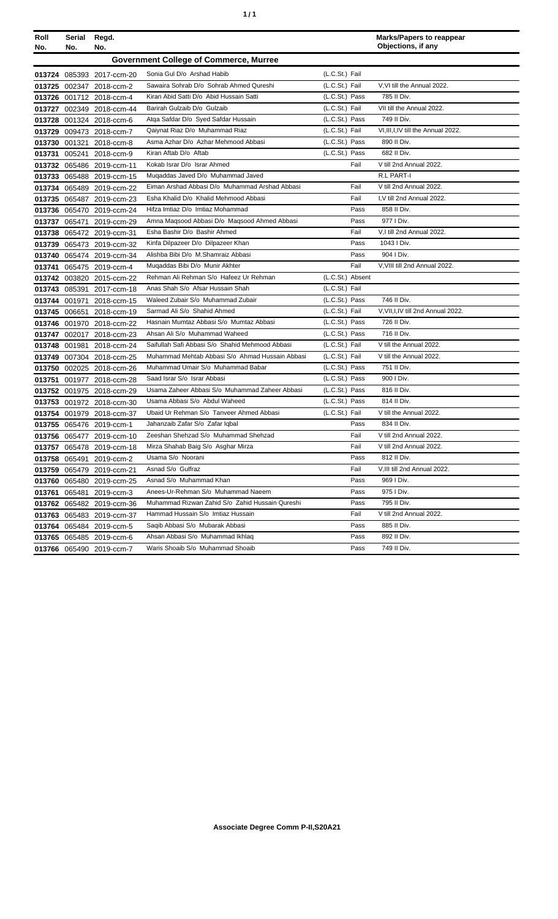| Roll No. | Serial No. | Regd. No. | | | Marks/Papers to reappear Objections, if any |
|---|---|---|---|---|---|
| **Government College of Commerce, Murree** | | | | | |
| 013724 | 085393 | 2017-ccm-20 | Sonia Gul D/o Arshad Habib | (L.C.St.) Fail | |
| 013725 | 002347 | 2018-ccm-2 | Sawaira Sohrab D/o Sohrab Ahmed Qureshi | (L.C.St.) Fail | V,VI till the Annual 2022. |
| 013726 | 001712 | 2018-ccm-4 | Kiran Abid Satti D/o Abid Hussain Satti | (L.C.St.) Pass | 785 II Div. |
| 013727 | 002349 | 2018-ccm-44 | Barirah Gulzaib D/o Gulzaib | (L.C.St.) Fail | VII till the Annual 2022. |
| 013728 | 001324 | 2018-ccm-6 | Atqa Safdar D/o Syed Safdar Hussain | (L.C.St.) Pass | 749 II Div. |
| 013729 | 009473 | 2018-ccm-7 | Qaiynat Riaz D/o Muhammad Riaz | (L.C.St.) Fail | VI,III,I,IV till the Annual 2022. |
| 013730 | 001321 | 2018-ccm-8 | Asma Azhar D/o Azhar Mehmood Abbasi | (L.C.St.) Pass | 890 II Div. |
| 013731 | 005241 | 2018-ccm-9 | Kiran Aftab D/o Aftab | (L.C.St.) Pass | 682 II Div. |
| 013732 | 065486 | 2019-ccm-11 | Kokab Israr D/o Israr Ahmed | Fail | V till 2nd Annual 2022. |
| 013733 | 065488 | 2019-ccm-15 | Muqaddas Javed D/o Muhammad Javed | | R.L PART-I |
| 013734 | 065489 | 2019-ccm-22 | Eiman Arshad Abbasi D/o Muhammad Arshad Abbasi | Fail | V till 2nd Annual 2022. |
| 013735 | 065487 | 2019-ccm-23 | Esha Khalid D/o Khalid Mehmood Abbasi | Fail | I,V till 2nd Annual 2022. |
| 013736 | 065470 | 2019-ccm-24 | Hifza Imtiaz D/o Imtiaz Mohammad | Pass | 858 II Div. |
| 013737 | 065471 | 2019-ccm-29 | Amna Maqsood Abbasi D/o Maqsood Ahmed Abbasi | Pass | 977 I Div. |
| 013738 | 065472 | 2019-ccm-31 | Esha Bashir D/o Bashir Ahmed | Fail | V,I till 2nd Annual 2022. |
| 013739 | 065473 | 2019-ccm-32 | Kinfa Dilpazeer D/o Dilpazeer Khan | Pass | 1043 I Div. |
| 013740 | 065474 | 2019-ccm-34 | Alishba Bibi D/o M.Shamraiz Abbasi | Pass | 904 I Div. |
| 013741 | 065475 | 2019-ccm-4 | Muqaddas Bibi D/o Munir Akhter | Fail | V,VIII till 2nd Annual 2022. |
| 013742 | 003820 | 2015-ccm-22 | Rehman Ali Rehman S/o Hafeez Ur Rehman | (L.C.St.) Absent | |
| 013743 | 085391 | 2017-ccm-18 | Anas Shah S/o Afsar Hussain Shah | (L.C.St.) Fail | |
| 013744 | 001971 | 2018-ccm-15 | Waleed Zubair S/o Muhammad Zubair | (L.C.St.) Pass | 746 II Div. |
| 013745 | 006651 | 2018-ccm-19 | Sarmad Ali S/o Shahid Ahmed | (L.C.St.) Fail | V,VII,I,IV till 2nd Annual 2022. |
| 013746 | 001970 | 2018-ccm-22 | Hasnain Mumtaz Abbasi S/o Mumtaz Abbasi | (L.C.St.) Pass | 726 II Div. |
| 013747 | 002017 | 2018-ccm-23 | Ahsan Ali S/o Muhammad Waheed | (L.C.St.) Pass | 716 II Div. |
| 013748 | 001981 | 2018-ccm-24 | Saifullah Safi Abbasi S/o Shahid Mehmood Abbasi | (L.C.St.) Fail | V till the Annual 2022. |
| 013749 | 007304 | 2018-ccm-25 | Muhammad Mehtab Abbasi S/o Ahmad Hussain Abbasi | (L.C.St.) Fail | V till the Annual 2022. |
| 013750 | 002025 | 2018-ccm-26 | Muhammad Umair S/o Muhammad Babar | (L.C.St.) Pass | 751 II Div. |
| 013751 | 001977 | 2018-ccm-28 | Saad Israr S/o Israr Abbasi | (L.C.St.) Pass | 900 I Div. |
| 013752 | 001975 | 2018-ccm-29 | Usama Zaheer Abbasi S/o Muhammad Zaheer Abbasi | (L.C.St.) Pass | 816 II Div. |
| 013753 | 001972 | 2018-ccm-30 | Usama Abbasi S/o Abdul Waheed | (L.C.St.) Pass | 814 II Div. |
| 013754 | 001979 | 2018-ccm-37 | Ubaid Ur Rehman S/o Tanveer Ahmed Abbasi | (L.C.St.) Fail | V till the Annual 2022. |
| 013755 | 065476 | 2019-ccm-1 | Jahanzaib Zafar S/o Zafar Iqbal | Pass | 834 II Div. |
| 013756 | 065477 | 2019-ccm-10 | Zeeshan Shehzad S/o Muhammad Shehzad | Fail | V till 2nd Annual 2022. |
| 013757 | 065478 | 2019-ccm-18 | Mirza Shahab Baig S/o Asghar Mirza | Fail | V till 2nd Annual 2022. |
| 013758 | 065491 | 2019-ccm-2 | Usama S/o Noorani | Pass | 812 II Div. |
| 013759 | 065479 | 2019-ccm-21 | Asnad S/o Gulfraz | Fail | V,III till 2nd Annual 2022. |
| 013760 | 065480 | 2019-ccm-25 | Asnad S/o Muhammad Khan | Pass | 969 I Div. |
| 013761 | 065481 | 2019-ccm-3 | Anees-Ur-Rehman S/o Muhammad Naeem | Pass | 975 I Div. |
| 013762 | 065482 | 2019-ccm-36 | Muhammad Rizwan Zahid S/o Zahid Hussain Qureshi | Pass | 795 II Div. |
| 013763 | 065483 | 2019-ccm-37 | Hammad Hussain S/o Imtiaz Hussain | Fail | V till 2nd Annual 2022. |
| 013764 | 065484 | 2019-ccm-5 | Saqib Abbasi S/o Mubarak Abbasi | Pass | 885 II Div. |
| 013765 | 065485 | 2019-ccm-6 | Ahsan Abbasi S/o Muhammad Ikhlaq | Pass | 892 II Div. |
| 013766 | 065490 | 2019-ccm-7 | Waris Shoaib S/o Muhammad Shoaib | Pass | 749 II Div. |

**Associate Degree Comm P-II,S20A21**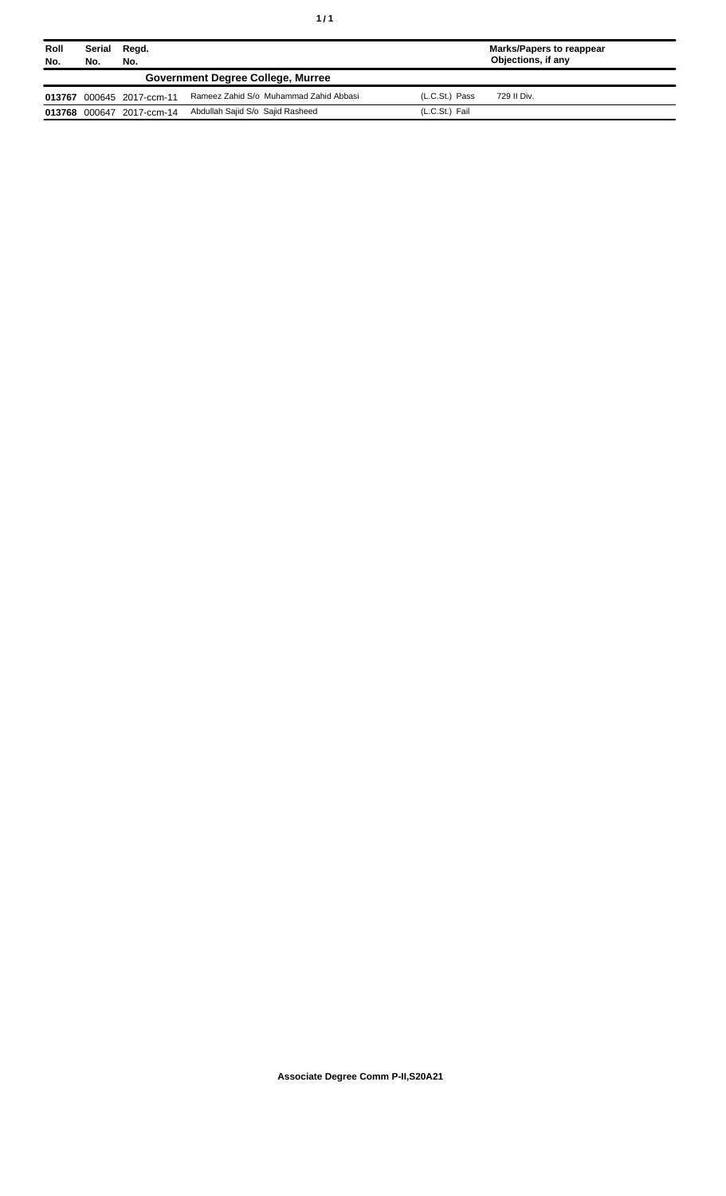| Roll No. | Serial No. | Regd. No. | | | | Marks/Papers to reappear Objections, if any |
|---|---|---|---|---|---|---|
| **Government Degree College, Murree** | | | | | | |
| **013767** | 000645 | 2017-ccm-11 | Rameez Zahid S/o Muhammad Zahid Abbasi | (L.C.St.) | Pass | 729 II Div. |
| **013768** | 000647 | 2017-ccm-14 | Abdullah Sajid S/o Sajid Rasheed | (L.C.St.) | Fail | |

**Associate Degree Comm P-II,S20A21**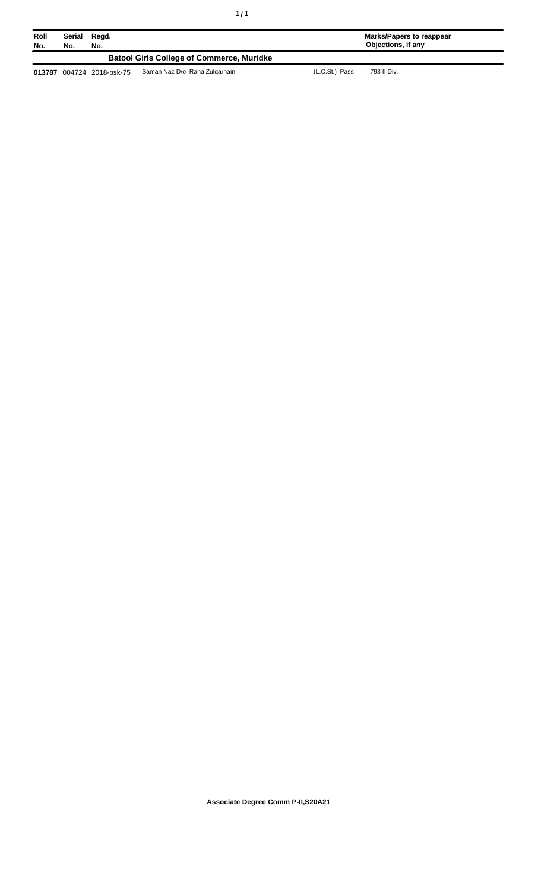| Roll No. | Serial No. | Regd. No. | | | Marks/Papers to reappear Objections, if any |
|---|---|---|---|---|---|
| | | | **Batool Girls College of Commerce, Muridke** | | |
| **013787** | 004724 | 2018-psk-75 | Saman Naz D/o Rana Zulqarnain | (L.C.St.) Pass | 793 II Div. |

**Associate Degree Comm P-II,S20A21**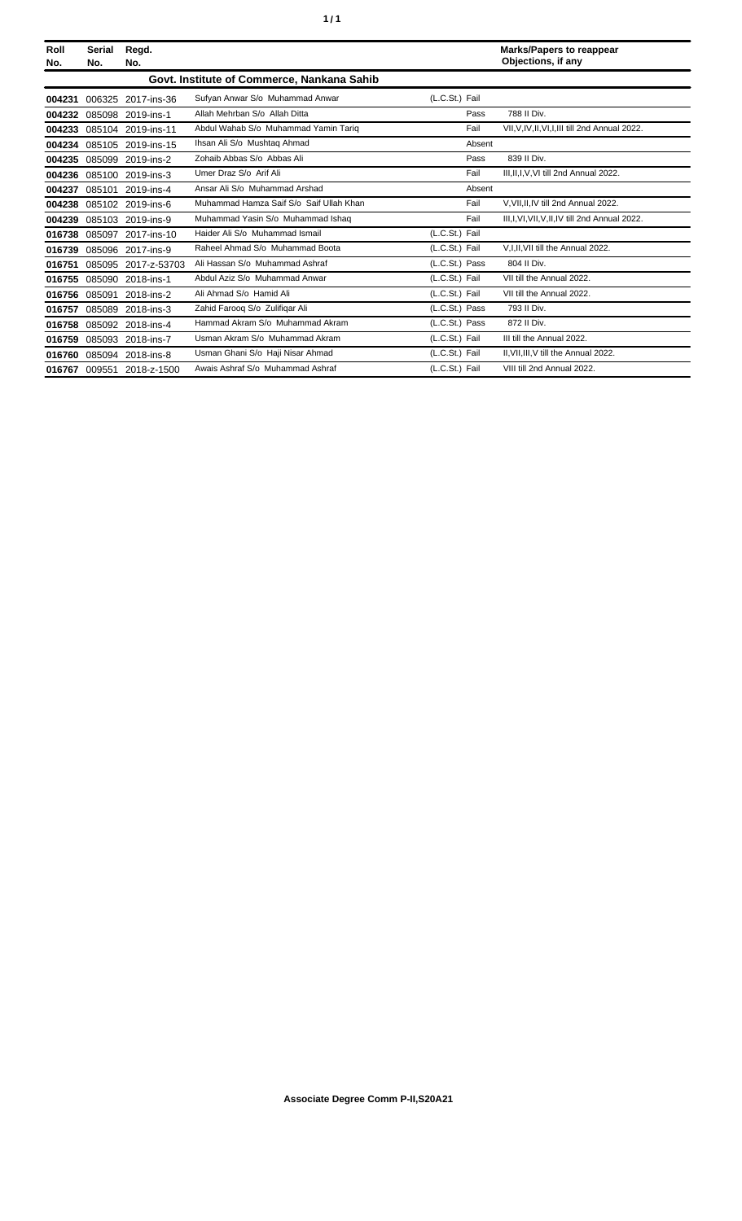| Roll No. | Serial No. | Regd. No. | | | | Marks/Papers to reappear Objections, if any |
|---|---|---|---|---|---|---|
| **Govt. Institute of Commerce, Nankana Sahib** | | | | | | |
| **004231** | 006325 | 2017-ins-36 | Sufyan Anwar S/o Muhammad Anwar | (L.C.St.) | Fail | |
| **004232** | 085098 | 2019-ins-1 | Allah Mehrban S/o Allah Ditta | | Pass | 788 II Div. |
| **004233** | 085104 | 2019-ins-11 | Abdul Wahab S/o Muhammad Yamin Tariq | | Fail | VII,V,IV,II,VI,I,III till 2nd Annual 2022. |
| **004234** | 085105 | 2019-ins-15 | Ihsan Ali S/o Mushtaq Ahmad | | Absent | |
| **004235** | 085099 | 2019-ins-2 | Zohaib Abbas S/o Abbas Ali | | Pass | 839 II Div. |
| **004236** | 085100 | 2019-ins-3 | Umer Draz S/o Arif Ali | | Fail | III,II,I,V,VI till 2nd Annual 2022. |
| **004237** | 085101 | 2019-ins-4 | Ansar Ali S/o Muhammad Arshad | | Absent | |
| **004238** | 085102 | 2019-ins-6 | Muhammad Hamza Saif S/o Saif Ullah Khan | | Fail | V,VII,II,IV till 2nd Annual 2022. |
| **004239** | 085103 | 2019-ins-9 | Muhammad Yasin S/o Muhammad Ishaq | | Fail | III,I,VI,VII,V,II,IV till 2nd Annual 2022. |
| **016738** | 085097 | 2017-ins-10 | Haider Ali S/o Muhammad Ismail | (L.C.St.) | Fail | |
| **016739** | 085096 | 2017-ins-9 | Raheel Ahmad S/o Muhammad Boota | (L.C.St.) | Fail | V,I,II,VII till the Annual 2022. |
| **016751** | 085095 | 2017-z-53703 | Ali Hassan S/o Muhammad Ashraf | (L.C.St.) | Pass | 804 II Div. |
| **016755** | 085090 | 2018-ins-1 | Abdul Aziz S/o Muhammad Anwar | (L.C.St.) | Fail | VII till the Annual 2022. |
| **016756** | 085091 | 2018-ins-2 | Ali Ahmad S/o Hamid Ali | (L.C.St.) | Fail | VII till the Annual 2022. |
| **016757** | 085089 | 2018-ins-3 | Zahid Farooq S/o Zulifiqar Ali | (L.C.St.) | Pass | 793 II Div. |
| **016758** | 085092 | 2018-ins-4 | Hammad Akram S/o Muhammad Akram | (L.C.St.) | Pass | 872 II Div. |
| **016759** | 085093 | 2018-ins-7 | Usman Akram S/o Muhammad Akram | (L.C.St.) | Fail | III till the Annual 2022. |
| **016760** | 085094 | 2018-ins-8 | Usman Ghani S/o Haji Nisar Ahmad | (L.C.St.) | Fail | II,VII,III,V till the Annual 2022. |
| **016767** | 009551 | 2018-z-1500 | Awais Ashraf S/o Muhammad Ashraf | (L.C.St.) | Fail | VIII till 2nd Annual 2022. |

**Associate Degree Comm P-II,S20A21**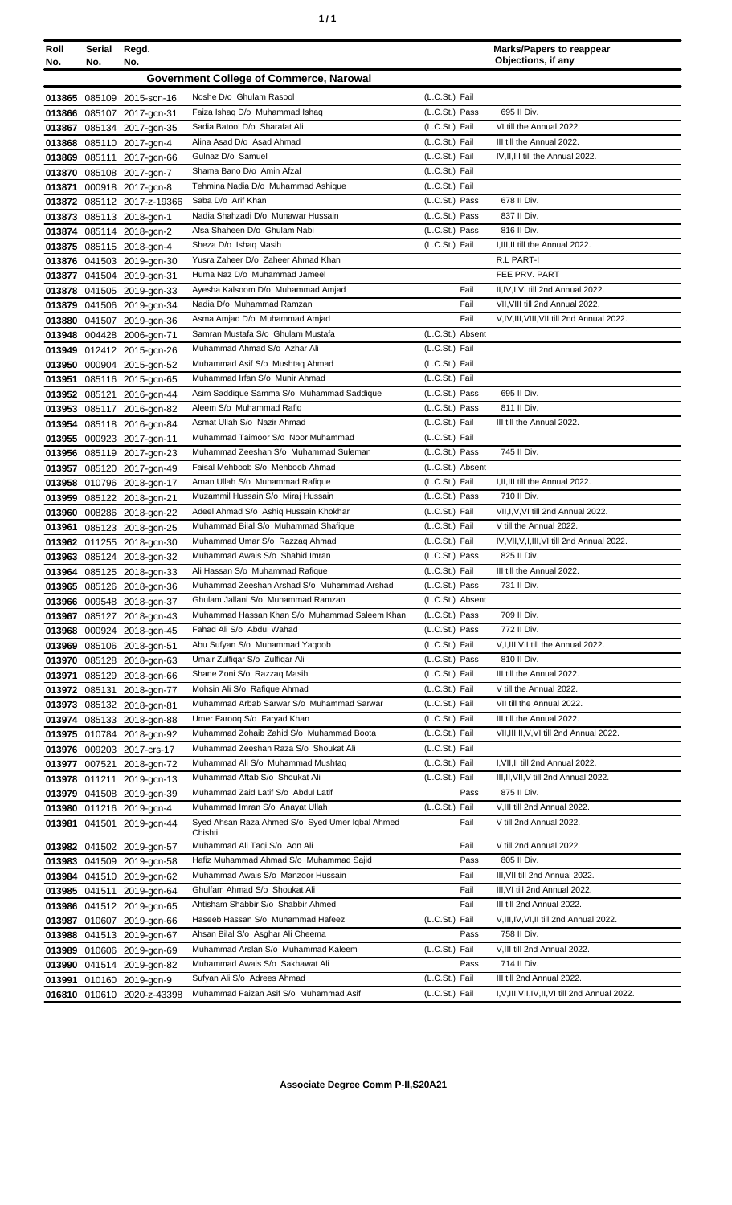| Roll No. | Serial No. | Regd. No. | | | Marks/Papers to reappear Objections, if any |
|---|---|---|---|---|---|
| **Government College of Commerce, Narowal** | | | | | |
| 013865 | 085109 | 2015-scn-16 | Noshe D/o Ghulam Rasool | (L.C.St.) Fail | |
| 013866 | 085107 | 2017-gcn-31 | Faiza Ishaq D/o Muhammad Ishaq | (L.C.St.) Pass | 695 II Div. |
| 013867 | 085134 | 2017-gcn-35 | Sadia Batool D/o Sharafat Ali | (L.C.St.) Fail | VI till the Annual 2022. |
| 013868 | 085110 | 2017-gcn-4 | Alina Asad D/o Asad Ahmad | (L.C.St.) Fail | III till the Annual 2022. |
| 013869 | 085111 | 2017-gcn-66 | Gulnaz D/o Samuel | (L.C.St.) Fail | IV,II,III till the Annual 2022. |
| 013870 | 085108 | 2017-gcn-7 | Shama Bano D/o Amin Afzal | (L.C.St.) Fail | |
| 013871 | 000918 | 2017-gcn-8 | Tehmina Nadia D/o Muhammad Ashique | (L.C.St.) Fail | |
| 013872 | 085112 | 2017-z-19366 | Saba D/o Arif Khan | (L.C.St.) Pass | 678 II Div. |
| 013873 | 085113 | 2018-gcn-1 | Nadia Shahzadi D/o Munawar Hussain | (L.C.St.) Pass | 837 II Div. |
| 013874 | 085114 | 2018-gcn-2 | Afsa Shaheen D/o Ghulam Nabi | (L.C.St.) Pass | 816 II Div. |
| 013875 | 085115 | 2018-gcn-4 | Sheza D/o Ishaq Masih | (L.C.St.) Fail | I,III,II till the Annual 2022. |
| 013876 | 041503 | 2019-gcn-30 | Yusra Zaheer D/o Zaheer Ahmad Khan | | R.L PART-I |
| 013877 | 041504 | 2019-gcn-31 | Huma Naz D/o Muhammad Jameel | | FEE PRV. PART |
| 013878 | 041505 | 2019-gcn-33 | Ayesha Kalsoom D/o Muhammad Amjad | Fail | II,IV,I,VI till 2nd Annual 2022. |
| 013879 | 041506 | 2019-gcn-34 | Nadia D/o Muhammad Ramzan | Fail | VII,VIII till 2nd Annual 2022. |
| 013880 | 041507 | 2019-gcn-36 | Asma Amjad D/o Muhammad Amjad | Fail | V,IV,III,VIII,VII till 2nd Annual 2022. |
| 013948 | 004428 | 2006-gcn-71 | Samran Mustafa S/o Ghulam Mustafa | (L.C.St.) Absent | |
| 013949 | 012412 | 2015-gcn-26 | Muhammad Ahmad S/o Azhar Ali | (L.C.St.) Fail | |
| 013950 | 000904 | 2015-gcn-52 | Muhammad Asif S/o Mushtaq Ahmad | (L.C.St.) Fail | |
| 013951 | 085116 | 2015-gcn-65 | Muhammad Irfan S/o Munir Ahmad | (L.C.St.) Fail | |
| 013952 | 085121 | 2016-gcn-44 | Asim Saddique Samma S/o Muhammad Saddique | (L.C.St.) Pass | 695 II Div. |
| 013953 | 085117 | 2016-gcn-82 | Aleem S/o Muhammad Rafiq | (L.C.St.) Pass | 811 II Div. |
| 013954 | 085118 | 2016-gcn-84 | Asmat Ullah S/o Nazir Ahmad | (L.C.St.) Fail | III till the Annual 2022. |
| 013955 | 000923 | 2017-gcn-11 | Muhammad Taimoor S/o Noor Muhammad | (L.C.St.) Fail | |
| 013956 | 085119 | 2017-gcn-23 | Muhammad Zeeshan S/o Muhammad Suleman | (L.C.St.) Pass | 745 II Div. |
| 013957 | 085120 | 2017-gcn-49 | Faisal Mehboob S/o Mehboob Ahmad | (L.C.St.) Absent | |
| 013958 | 010796 | 2018-gcn-17 | Aman Ullah S/o Muhammad Rafique | (L.C.St.) Fail | I,II,III till the Annual 2022. |
| 013959 | 085122 | 2018-gcn-21 | Muzammil Hussain S/o Miraj Hussain | (L.C.St.) Pass | 710 II Div. |
| 013960 | 008286 | 2018-gcn-22 | Adeel Ahmad S/o Ashiq Hussain Khokhar | (L.C.St.) Fail | VII,I,V,VI till 2nd Annual 2022. |
| 013961 | 085123 | 2018-gcn-25 | Muhammad Bilal S/o Muhammad Shafique | (L.C.St.) Fail | V till the Annual 2022. |
| 013962 | 011255 | 2018-gcn-30 | Muhammad Umar S/o Razzaq Ahmad | (L.C.St.) Fail | IV,VII,V,I,III,VI till 2nd Annual 2022. |
| 013963 | 085124 | 2018-gcn-32 | Muhammad Awais S/o Shahid Imran | (L.C.St.) Pass | 825 II Div. |
| 013964 | 085125 | 2018-gcn-33 | Ali Hassan S/o Muhammad Rafique | (L.C.St.) Fail | III till the Annual 2022. |
| 013965 | 085126 | 2018-gcn-36 | Muhammad Zeeshan Arshad S/o Muhammad Arshad | (L.C.St.) Pass | 731 II Div. |
| 013966 | 009548 | 2018-gcn-37 | Ghulam Jallani S/o Muhammad Ramzan | (L.C.St.) Absent | |
| 013967 | 085127 | 2018-gcn-43 | Muhammad Hassan Khan S/o Muhammad Saleem Khan | (L.C.St.) Pass | 709 II Div. |
| 013968 | 000924 | 2018-gcn-45 | Fahad Ali S/o Abdul Wahad | (L.C.St.) Pass | 772 II Div. |
| 013969 | 085106 | 2018-gcn-51 | Abu Sufyan S/o Muhammad Yaqoob | (L.C.St.) Fail | V,I,III,VII till the Annual 2022. |
| 013970 | 085128 | 2018-gcn-63 | Umair Zulfiqar S/o Zulfiqar Ali | (L.C.St.) Pass | 810 II Div. |
| 013971 | 085129 | 2018-gcn-66 | Shane Zoni S/o Razzaq Masih | (L.C.St.) Fail | III till the Annual 2022. |
| 013972 | 085131 | 2018-gcn-77 | Mohsin Ali S/o Rafique Ahmad | (L.C.St.) Fail | V till the Annual 2022. |
| 013973 | 085132 | 2018-gcn-81 | Muhammad Arbab Sarwar S/o Muhammad Sarwar | (L.C.St.) Fail | VII till the Annual 2022. |
| 013974 | 085133 | 2018-gcn-88 | Umer Farooq S/o Faryad Khan | (L.C.St.) Fail | III till the Annual 2022. |
| 013975 | 010784 | 2018-gcn-92 | Muhammad Zohaib Zahid S/o Muhammad Boota | (L.C.St.) Fail | VII,III,II,V,VI till 2nd Annual 2022. |
| 013976 | 009203 | 2017-crs-17 | Muhammad Zeeshan Raza S/o Shoukat Ali | (L.C.St.) Fail | |
| 013977 | 007521 | 2018-gcn-72 | Muhammad Ali S/o Muhammad Mushtaq | (L.C.St.) Fail | I,VII,II till 2nd Annual 2022. |
| 013978 | 011211 | 2019-gcn-13 | Muhammad Aftab S/o Shoukat Ali | (L.C.St.) Fail | III,II,VII,V till 2nd Annual 2022. |
| 013979 | 041508 | 2019-gcn-39 | Muhammad Zaid Latif S/o Abdul Latif | Pass | 875 II Div. |
| 013980 | 011216 | 2019-gcn-4 | Muhammad Imran S/o Anayat Ullah | (L.C.St.) Fail | V,III till 2nd Annual 2022. |
| 013981 | 041501 | 2019-gcn-44 | Syed Ahsan Raza Ahmed S/o Syed Umer Iqbal Ahmed Chishti | Fail | V till 2nd Annual 2022. |
| 013982 | 041502 | 2019-gcn-57 | Muhammad Ali Taqi S/o Aon Ali | Fail | V till 2nd Annual 2022. |
| 013983 | 041509 | 2019-gcn-58 | Hafiz Muhammad Ahmad S/o Muhammad Sajid | Pass | 805 II Div. |
| 013984 | 041510 | 2019-gcn-62 | Muhammad Awais S/o Manzoor Hussain | Fail | III,VII till 2nd Annual 2022. |
| 013985 | 041511 | 2019-gcn-64 | Ghulfam Ahmad S/o Shoukat Ali | Fail | III,VI till 2nd Annual 2022. |
| 013986 | 041512 | 2019-gcn-65 | Ahtisham Shabbir S/o Shabbir Ahmed | Fail | III till 2nd Annual 2022. |
| 013987 | 010607 | 2019-gcn-66 | Haseeb Hassan S/o Muhammad Hafeez | (L.C.St.) Fail | V,III,IV,VI,II till 2nd Annual 2022. |
| 013988 | 041513 | 2019-gcn-67 | Ahsan Bilal S/o Asghar Ali Cheema | Pass | 758 II Div. |
| 013989 | 010606 | 2019-gcn-69 | Muhammad Arslan S/o Muhammad Kaleem | (L.C.St.) Fail | V,III till 2nd Annual 2022. |
| 013990 | 041514 | 2019-gcn-82 | Muhammad Awais S/o Sakhawat Ali | Pass | 714 II Div. |
| 013991 | 010160 | 2019-gcn-9 | Sufyan Ali S/o Adrees Ahmad | (L.C.St.) Fail | III till 2nd Annual 2022. |
| 016810 | 010610 | 2020-z-43398 | Muhammad Faizan Asif S/o Muhammad Asif | (L.C.St.) Fail | I,V,III,VII,IV,II,VI till 2nd Annual 2022. |

**Associate Degree Comm P-II,S20A21**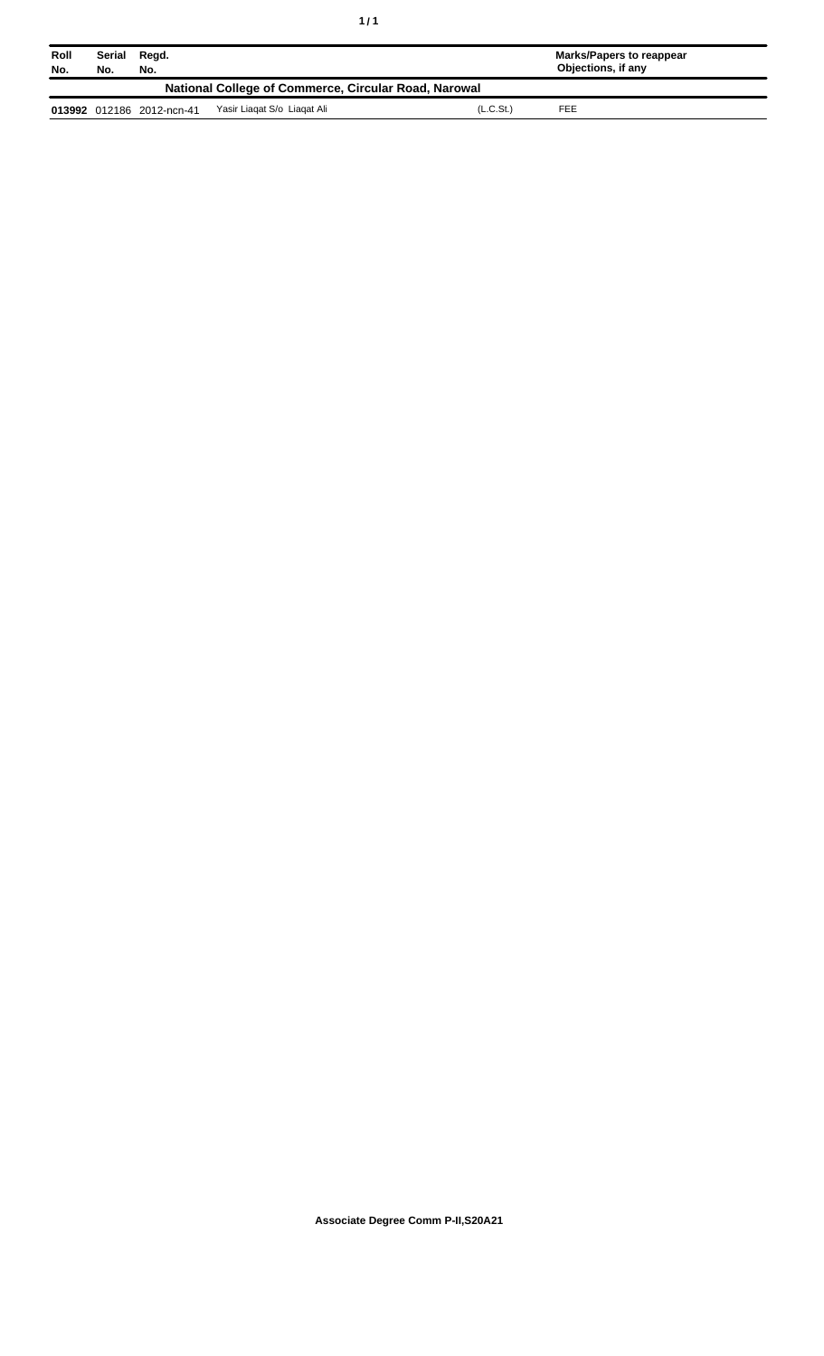| Roll No. | Serial No. | Regd. No. | | | Marks/Papers to reappear Objections, if any |
|---|---|---|---|---|---|
| **National College of Commerce, Circular Road, Narowal** | | | | | |
| **013992** | 012186 | 2012-ncn-41 | Yasir Liaqat S/o Liaqat Ali | (L.C.St.) | FEE |

**Associate Degree Comm P-II,S20A21**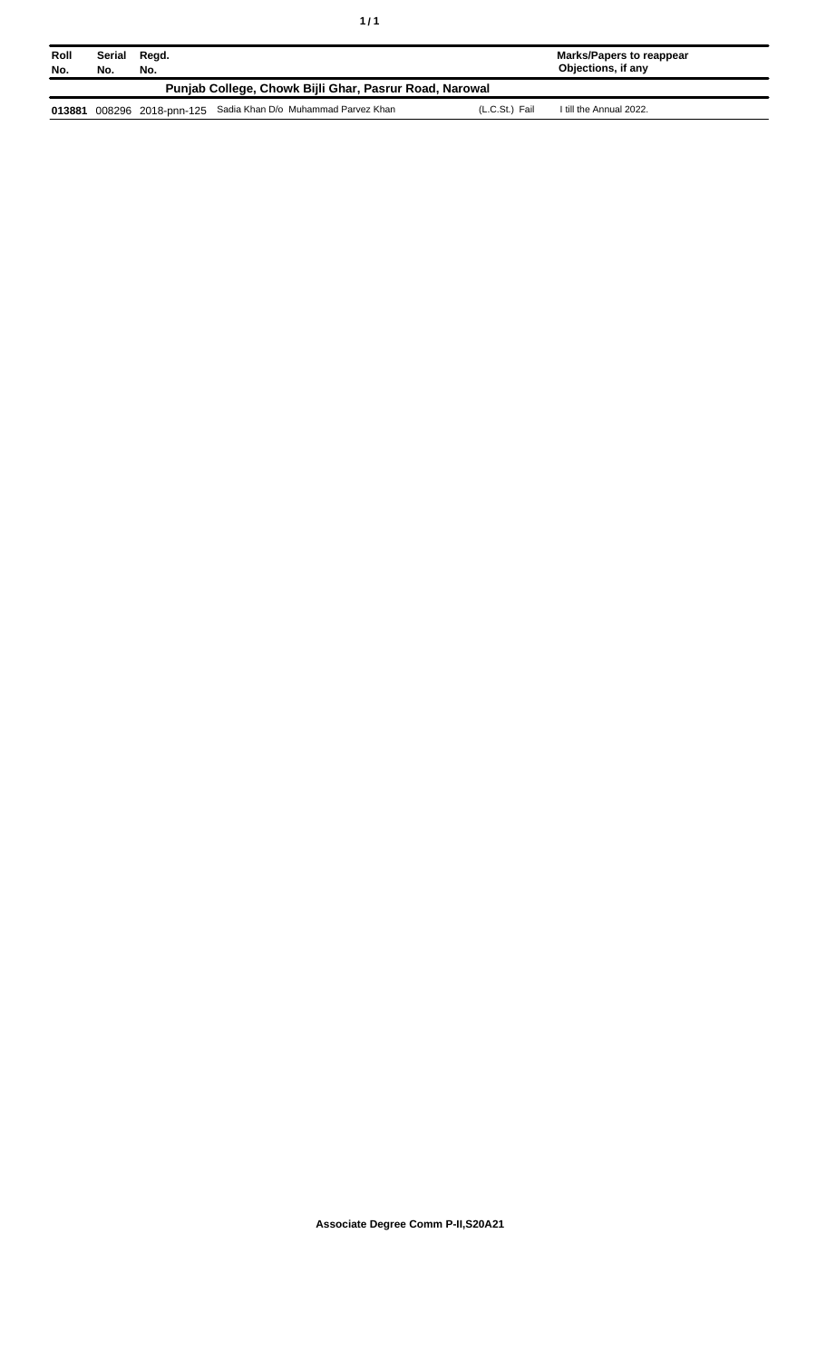| Roll No. | Serial No. | Regd. No. | | | Marks/Papers to reappear Objections, if any |
|---|---|---|---|---|---|
| **Punjab College, Chowk Bijli Ghar, Pasrur Road, Narowal** | | | | | |
| **013881** | 008296 | 2018-pnn-125 | Sadia Khan D/o Muhammad Parvez Khan | (L.C.St.) Fail | I till the Annual 2022. |

**Associate Degree Comm P-II,S20A21**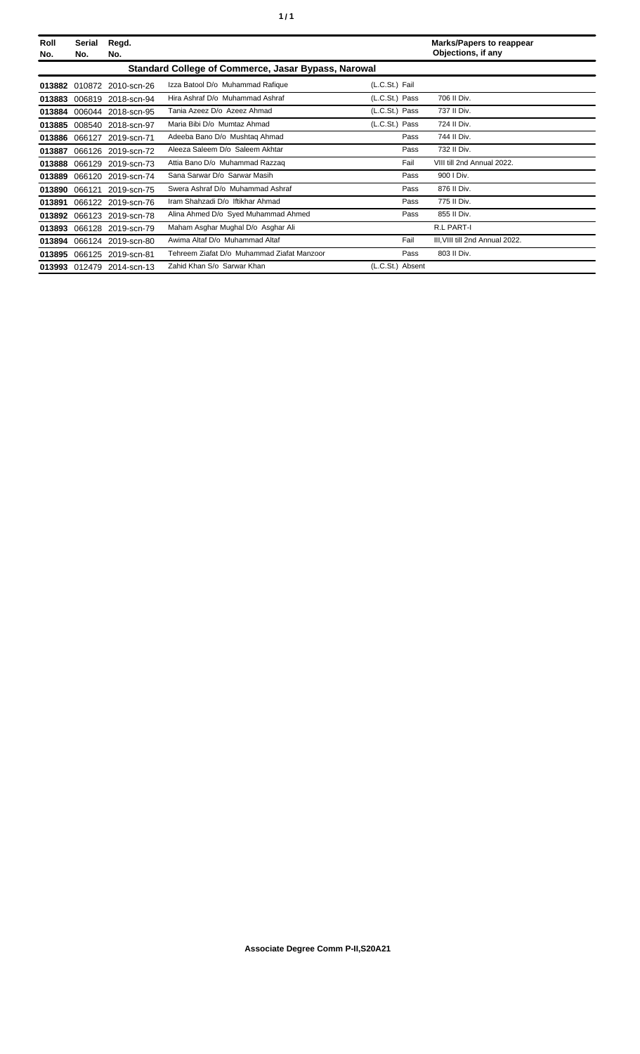| Roll No. | Serial No. | Regd. No. | | | Marks/Papers to reappear Objections, if any |
|---|---|---|---|---|---|
| **Standard College of Commerce, Jasar Bypass, Narowal** | | | | | |
| **013882** | 010872 | 2010-scn-26 | Izza Batool D/o Muhammad Rafique | (L.C.St.) Fail | |
| **013883** | 006819 | 2018-scn-94 | Hira Ashraf D/o Muhammad Ashraf | (L.C.St.) Pass | 706 II Div. |
| **013884** | 006044 | 2018-scn-95 | Tania Azeez D/o Azeez Ahmad | (L.C.St.) Pass | 737 II Div. |
| **013885** | 008540 | 2018-scn-97 | Maria Bibi D/o Mumtaz Ahmad | (L.C.St.) Pass | 724 II Div. |
| **013886** | 066127 | 2019-scn-71 | Adeeba Bano D/o Mushtaq Ahmad | Pass | 744 II Div. |
| **013887** | 066126 | 2019-scn-72 | Aleeza Saleem D/o Saleem Akhtar | Pass | 732 II Div. |
| **013888** | 066129 | 2019-scn-73 | Attia Bano D/o Muhammad Razzaq | Fail | VIII till 2nd Annual 2022. |
| **013889** | 066120 | 2019-scn-74 | Sana Sarwar D/o Sarwar Masih | Pass | 900 I Div. |
| **013890** | 066121 | 2019-scn-75 | Swera Ashraf D/o Muhammad Ashraf | Pass | 876 II Div. |
| **013891** | 066122 | 2019-scn-76 | Iram Shahzadi D/o Iftikhar Ahmad | Pass | 775 II Div. |
| **013892** | 066123 | 2019-scn-78 | Alina Ahmed D/o Syed Muhammad Ahmed | Pass | 855 II Div. |
| **013893** | 066128 | 2019-scn-79 | Maham Asghar Mughal D/o Asghar Ali | | R.L PART-I |
| **013894** | 066124 | 2019-scn-80 | Awima Altaf D/o Muhammad Altaf | Fail | III,VIII till 2nd Annual 2022. |
| **013895** | 066125 | 2019-scn-81 | Tehreem Ziafat D/o Muhammad Ziafat Manzoor | Pass | 803 II Div. |
| **013993** | 012479 | 2014-scn-13 | Zahid Khan S/o Sarwar Khan | (L.C.St.) Absent | |

**Associate Degree Comm P-II,S20A21**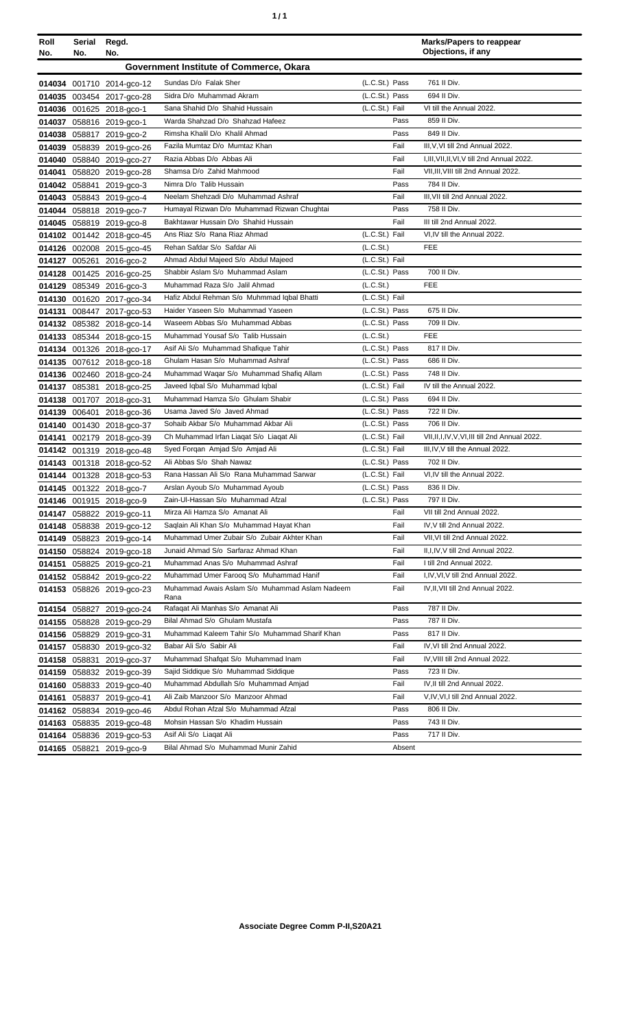| Roll No. | Serial No. | Regd. No. | | | Marks/Papers to reappear Objections, if any |
|---|---|---|---|---|---|
| **Government Institute of Commerce, Okara** | | | | | |
| 014034 | 001710 | 2014-gco-12 | Sundas D/o Falak Sher | (L.C.St.) Pass | 761 II Div. |
| 014035 | 003454 | 2017-gco-28 | Sidra D/o Muhammad Akram | (L.C.St.) Pass | 694 II Div. |
| 014036 | 001625 | 2018-gco-1 | Sana Shahid D/o Shahid Hussain | (L.C.St.) Fail | VI till the Annual 2022. |
| 014037 | 058816 | 2019-gco-1 | Warda Shahzad D/o Shahzad Hafeez | Pass | 859 II Div. |
| 014038 | 058817 | 2019-gco-2 | Rimsha Khalil D/o Khalil Ahmad | Pass | 849 II Div. |
| 014039 | 058839 | 2019-gco-26 | Fazila Mumtaz D/o Mumtaz Khan | Fail | III,V,VI till 2nd Annual 2022. |
| 014040 | 058840 | 2019-gco-27 | Razia Abbas D/o Abbas Ali | Fail | I,III,VII,II,VI,V till 2nd Annual 2022. |
| 014041 | 058820 | 2019-gco-28 | Shamsa D/o Zahid Mahmood | Fail | VII,III,VIII till 2nd Annual 2022. |
| 014042 | 058841 | 2019-gco-3 | Nimra D/o Talib Hussain | Pass | 784 II Div. |
| 014043 | 058843 | 2019-gco-4 | Neelam Shehzadi D/o Muhammad Ashraf | Fail | III,VII till 2nd Annual 2022. |
| 014044 | 058818 | 2019-gco-7 | Humayal Rizwan D/o Muhammad Rizwan Chughtai | Pass | 758 II Div. |
| 014045 | 058819 | 2019-gco-8 | Bakhtawar Hussain D/o Shahid Hussain | Fail | III till 2nd Annual 2022. |
| 014102 | 001442 | 2018-gco-45 | Ans Riaz S/o Rana Riaz Ahmad | (L.C.St.) Fail | VI,IV till the Annual 2022. |
| 014126 | 002008 | 2015-gco-45 | Rehan Safdar S/o Safdar Ali | (L.C.St.) | FEE |
| 014127 | 005261 | 2016-gco-2 | Ahmad Abdul Majeed S/o Abdul Majeed | (L.C.St.) Fail | |
| 014128 | 001425 | 2016-gco-25 | Shabbir Aslam S/o Muhammad Aslam | (L.C.St.) Pass | 700 II Div. |
| 014129 | 085349 | 2016-gco-3 | Muhammad Raza S/o Jalil Ahmad | (L.C.St.) | FEE |
| 014130 | 001620 | 2017-gco-34 | Hafiz Abdul Rehman S/o Muhmmad Iqbal Bhatti | (L.C.St.) Fail | |
| 014131 | 008447 | 2017-gco-53 | Haider Yaseen S/o Muhammad Yaseen | (L.C.St.) Pass | 675 II Div. |
| 014132 | 085382 | 2018-gco-14 | Waseem Abbas S/o Muhammad Abbas | (L.C.St.) Pass | 709 II Div. |
| 014133 | 085344 | 2018-gco-15 | Muhammad Yousaf S/o Talib Hussain | (L.C.St.) | FEE |
| 014134 | 001326 | 2018-gco-17 | Asif Ali S/o Muhammad Shafique Tahir | (L.C.St.) Pass | 817 II Div. |
| 014135 | 007612 | 2018-gco-18 | Ghulam Hasan S/o Muhammad Ashraf | (L.C.St.) Pass | 686 II Div. |
| 014136 | 002460 | 2018-gco-24 | Muhammad Waqar S/o Muhammad Shafiq Allam | (L.C.St.) Pass | 748 II Div. |
| 014137 | 085381 | 2018-gco-25 | Javeed Iqbal S/o Muhammad Iqbal | (L.C.St.) Fail | IV till the Annual 2022. |
| 014138 | 001707 | 2018-gco-31 | Muhammad Hamza S/o Ghulam Shabir | (L.C.St.) Pass | 694 II Div. |
| 014139 | 006401 | 2018-gco-36 | Usama Javed S/o Javed Ahmad | (L.C.St.) Pass | 722 II Div. |
| 014140 | 001430 | 2018-gco-37 | Sohaib Akbar S/o Muhammad Akbar Ali | (L.C.St.) Pass | 706 II Div. |
| 014141 | 002179 | 2018-gco-39 | Ch Muhammad Irfan Liaqat S/o Liaqat Ali | (L.C.St.) Fail | VII,II,I,IV,V,VI,III till 2nd Annual 2022. |
| 014142 | 001319 | 2018-gco-48 | Syed Forqan Amjad S/o Amjad Ali | (L.C.St.) Fail | III,IV,V till the Annual 2022. |
| 014143 | 001318 | 2018-gco-52 | Ali Abbas S/o Shah Nawaz | (L.C.St.) Pass | 702 II Div. |
| 014144 | 001328 | 2018-gco-53 | Rana Hassan Ali S/o Rana Muhammad Sarwar | (L.C.St.) Fail | VI,IV till the Annual 2022. |
| 014145 | 001322 | 2018-gco-7 | Arslan Ayoub S/o Muhammad Ayoub | (L.C.St.) Pass | 836 II Div. |
| 014146 | 001915 | 2018-gco-9 | Zain-Ul-Hassan S/o Muhammad Afzal | (L.C.St.) Pass | 797 II Div. |
| 014147 | 058822 | 2019-gco-11 | Mirza Ali Hamza S/o Amanat Ali | Fail | VII till 2nd Annual 2022. |
| 014148 | 058838 | 2019-gco-12 | Saqlain Ali Khan S/o Muhammad Hayat Khan | Fail | IV,V till 2nd Annual 2022. |
| 014149 | 058823 | 2019-gco-14 | Muhammad Umer Zubair S/o Zubair Akhter Khan | Fail | VII,VI till 2nd Annual 2022. |
| 014150 | 058824 | 2019-gco-18 | Junaid Ahmad S/o Sarfaraz Ahmad Khan | Fail | II,I,IV,V till 2nd Annual 2022. |
| 014151 | 058825 | 2019-gco-21 | Muhammad Anas S/o Muhammad Ashraf | Fail | I till 2nd Annual 2022. |
| 014152 | 058842 | 2019-gco-22 | Muhammad Umer Farooq S/o Muhammad Hanif | Fail | I,IV,VI,V till 2nd Annual 2022. |
| 014153 | 058826 | 2019-gco-23 | Muhammad Awais Aslam S/o Muhammad Aslam Nadeem Rana | Fail | IV,II,VII till 2nd Annual 2022. |
| 014154 | 058827 | 2019-gco-24 | Rafaqat Ali Manhas S/o Amanat Ali | Pass | 787 II Div. |
| 014155 | 058828 | 2019-gco-29 | Bilal Ahmad S/o Ghulam Mustafa | Pass | 787 II Div. |
| 014156 | 058829 | 2019-gco-31 | Muhammad Kaleem Tahir S/o Muhammad Sharif Khan | Pass | 817 II Div. |
| 014157 | 058830 | 2019-gco-32 | Babar Ali S/o Sabir Ali | Fail | IV,VI till 2nd Annual 2022. |
| 014158 | 058831 | 2019-gco-37 | Muhammad Shafqat S/o Muhammad Inam | Fail | IV,VIII till 2nd Annual 2022. |
| 014159 | 058832 | 2019-gco-39 | Sajid Siddique S/o Muhammad Siddique | Pass | 723 II Div. |
| 014160 | 058833 | 2019-gco-40 | Muhammad Abdullah S/o Muhammad Amjad | Fail | IV,II till 2nd Annual 2022. |
| 014161 | 058837 | 2019-gco-41 | Ali Zaib Manzoor S/o Manzoor Ahmad | Fail | V,IV,VI,I till 2nd Annual 2022. |
| 014162 | 058834 | 2019-gco-46 | Abdul Rohan Afzal S/o Muhammad Afzal | Pass | 806 II Div. |
| 014163 | 058835 | 2019-gco-48 | Mohsin Hassan S/o Khadim Hussain | Pass | 743 II Div. |
| 014164 | 058836 | 2019-gco-53 | Asif Ali S/o Liaqat Ali | Pass | 717 II Div. |
| 014165 | 058821 | 2019-gco-9 | Bilal Ahmad S/o Muhammad Munir Zahid | Absent | |

**Associate Degree Comm P-II,S20A21**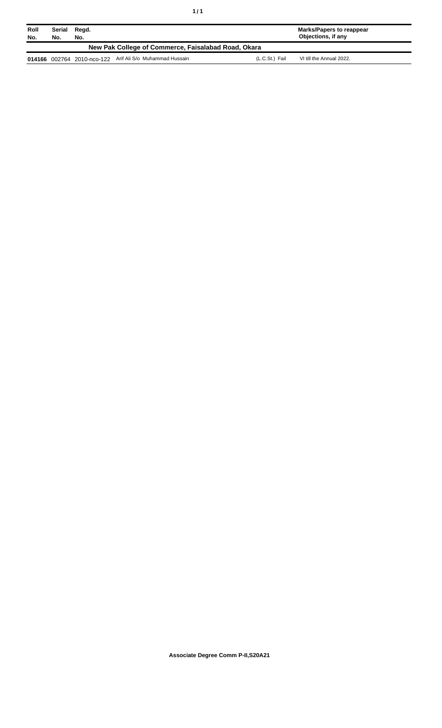| Roll No. | Serial No. | Regd. No. | | | Marks/Papers to reappear Objections, if any |
|---|---|---|---|---|---|
| **New Pak College of Commerce, Faisalabad Road, Okara** | | | | | |
| **014166** | 002764 | 2010-nco-122 | Arif Ali S/o Muhammad Hussain | (L.C.St.) Fail | VI till the Annual 2022. |

**Associate Degree Comm P-II,S20A21**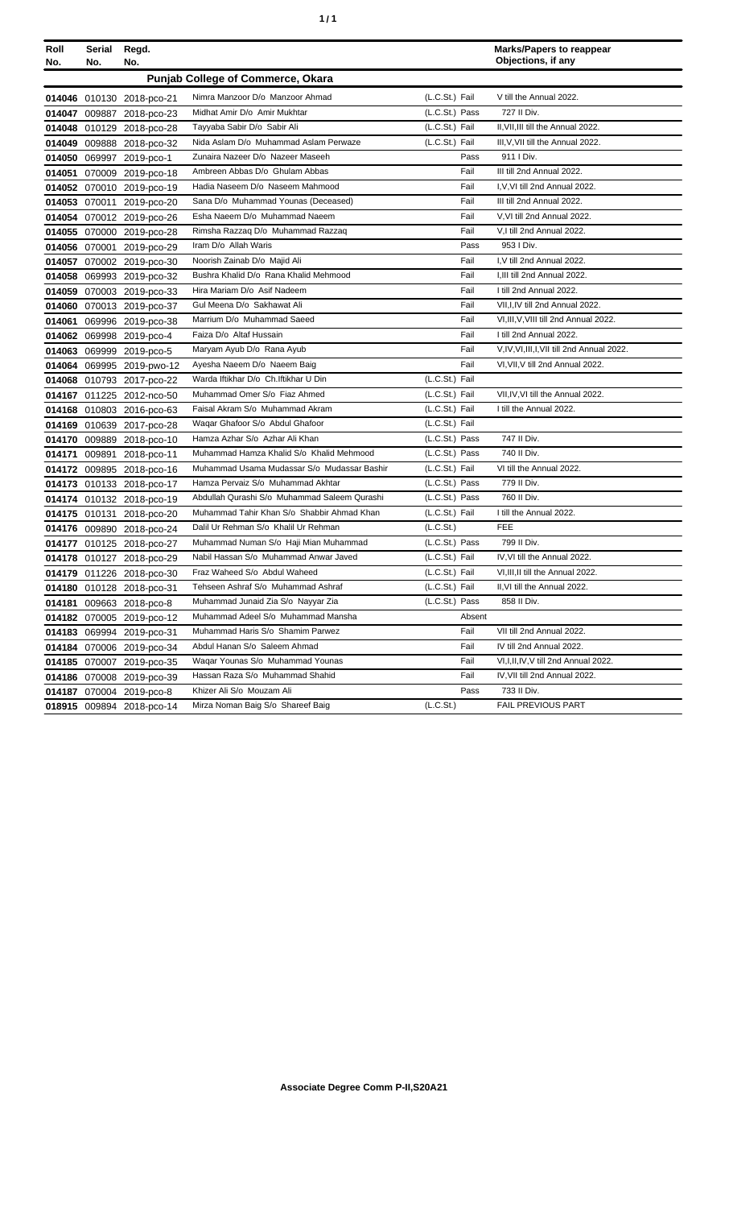| Roll No. | Serial No. | Regd. No. | | | Marks/Papers to reappear Objections, if any |
|---|---|---|---|---|---|
| | | | **Punjab College of Commerce, Okara** | | |
| 014046 | 010130 | 2018-pco-21 | Nimra Manzoor D/o Manzoor Ahmad | (L.C.St.) Fail | V till the Annual 2022. |
| 014047 | 009887 | 2018-pco-23 | Midhat Amir D/o Amir Mukhtar | (L.C.St.) Pass | 727 II Div. |
| 014048 | 010129 | 2018-pco-28 | Tayyaba Sabir D/o Sabir Ali | (L.C.St.) Fail | II,VII,III till the Annual 2022. |
| 014049 | 009888 | 2018-pco-32 | Nida Aslam D/o Muhammad Aslam Perwaze | (L.C.St.) Fail | III,V,VII till the Annual 2022. |
| 014050 | 069997 | 2019-pco-1 | Zunaira Nazeer D/o Nazeer Maseeh | Pass | 911 I Div. |
| 014051 | 070009 | 2019-pco-18 | Ambreen Abbas D/o Ghulam Abbas | Fail | III till 2nd Annual 2022. |
| 014052 | 070010 | 2019-pco-19 | Hadia Naseem D/o Naseem Mahmood | Fail | I,V,VI till 2nd Annual 2022. |
| 014053 | 070011 | 2019-pco-20 | Sana D/o Muhammad Younas (Deceased) | Fail | III till 2nd Annual 2022. |
| 014054 | 070012 | 2019-pco-26 | Esha Naeem D/o Muhammad Naeem | Fail | V,VI till 2nd Annual 2022. |
| 014055 | 070000 | 2019-pco-28 | Rimsha Razzaq D/o Muhammad Razzaq | Fail | V,I till 2nd Annual 2022. |
| 014056 | 070001 | 2019-pco-29 | Iram D/o Allah Waris | Pass | 953 I Div. |
| 014057 | 070002 | 2019-pco-30 | Noorish Zainab D/o Majid Ali | Fail | I,V till 2nd Annual 2022. |
| 014058 | 069993 | 2019-pco-32 | Bushra Khalid D/o Rana Khalid Mehmood | Fail | I,III till 2nd Annual 2022. |
| 014059 | 070003 | 2019-pco-33 | Hira Mariam D/o Asif Nadeem | Fail | I till 2nd Annual 2022. |
| 014060 | 070013 | 2019-pco-37 | Gul Meena D/o Sakhawat Ali | Fail | VII,I,IV till 2nd Annual 2022. |
| 014061 | 069996 | 2019-pco-38 | Marrium D/o Muhammad Saeed | Fail | VI,III,V,VIII till 2nd Annual 2022. |
| 014062 | 069998 | 2019-pco-4 | Faiza D/o Altaf Hussain | Fail | I till 2nd Annual 2022. |
| 014063 | 069999 | 2019-pco-5 | Maryam Ayub D/o Rana Ayub | Fail | V,IV,VI,III,I,VII till 2nd Annual 2022. |
| 014064 | 069995 | 2019-pwo-12 | Ayesha Naeem D/o Naeem Baig | Fail | VI,VII,V till 2nd Annual 2022. |
| 014068 | 010793 | 2017-pco-22 | Warda Iftikhar D/o Ch.Iftikhar U Din | (L.C.St.) Fail | |
| 014167 | 011225 | 2012-nco-50 | Muhammad Omer S/o Fiaz Ahmed | (L.C.St.) Fail | VII,IV,VI till the Annual 2022. |
| 014168 | 010803 | 2016-pco-63 | Faisal Akram S/o Muhammad Akram | (L.C.St.) Fail | I till the Annual 2022. |
| 014169 | 010639 | 2017-pco-28 | Waqar Ghafoor S/o Abdul Ghafoor | (L.C.St.) Fail | |
| 014170 | 009889 | 2018-pco-10 | Hamza Azhar S/o Azhar Ali Khan | (L.C.St.) Pass | 747 II Div. |
| 014171 | 009891 | 2018-pco-11 | Muhammad Hamza Khalid S/o Khalid Mehmood | (L.C.St.) Pass | 740 II Div. |
| 014172 | 009895 | 2018-pco-16 | Muhammad Usama Mudassar S/o Mudassar Bashir | (L.C.St.) Fail | VI till the Annual 2022. |
| 014173 | 010133 | 2018-pco-17 | Hamza Pervaiz S/o Muhammad Akhtar | (L.C.St.) Pass | 779 II Div. |
| 014174 | 010132 | 2018-pco-19 | Abdullah Qurashi S/o Muhammad Saleem Qurashi | (L.C.St.) Pass | 760 II Div. |
| 014175 | 010131 | 2018-pco-20 | Muhammad Tahir Khan S/o Shabbir Ahmad Khan | (L.C.St.) Fail | I till the Annual 2022. |
| 014176 | 009890 | 2018-pco-24 | Dalil Ur Rehman S/o Khalil Ur Rehman | (L.C.St.) | FEE |
| 014177 | 010125 | 2018-pco-27 | Muhammad Numan S/o Haji Mian Muhammad | (L.C.St.) Pass | 799 II Div. |
| 014178 | 010127 | 2018-pco-29 | Nabil Hassan S/o Muhammad Anwar Javed | (L.C.St.) Fail | IV,VI till the Annual 2022. |
| 014179 | 011226 | 2018-pco-30 | Fraz Waheed S/o Abdul Waheed | (L.C.St.) Fail | VI,III,II till the Annual 2022. |
| 014180 | 010128 | 2018-pco-31 | Tehseen Ashraf S/o Muhammad Ashraf | (L.C.St.) Fail | II,VI till the Annual 2022. |
| 014181 | 009663 | 2018-pco-8 | Muhammad Junaid Zia S/o Nayyar Zia | (L.C.St.) Pass | 858 II Div. |
| 014182 | 070005 | 2019-pco-12 | Muhammad Adeel S/o Muhammad Mansha | Absent | |
| 014183 | 069994 | 2019-pco-31 | Muhammad Haris S/o Shamim Parwez | Fail | VII till 2nd Annual 2022. |
| 014184 | 070006 | 2019-pco-34 | Abdul Hanan S/o Saleem Ahmad | Fail | IV till 2nd Annual 2022. |
| 014185 | 070007 | 2019-pco-35 | Waqar Younas S/o Muhammad Younas | Fail | VI,I,II,IV,V till 2nd Annual 2022. |
| 014186 | 070008 | 2019-pco-39 | Hassan Raza S/o Muhammad Shahid | Fail | IV,VII till 2nd Annual 2022. |
| 014187 | 070004 | 2019-pco-8 | Khizer Ali S/o Mouzam Ali | Pass | 733 II Div. |
| 018915 | 009894 | 2018-pco-14 | Mirza Noman Baig S/o Shareef Baig | (L.C.St.) | FAIL PREVIOUS PART |

**Associate Degree Comm P-II,S20A21**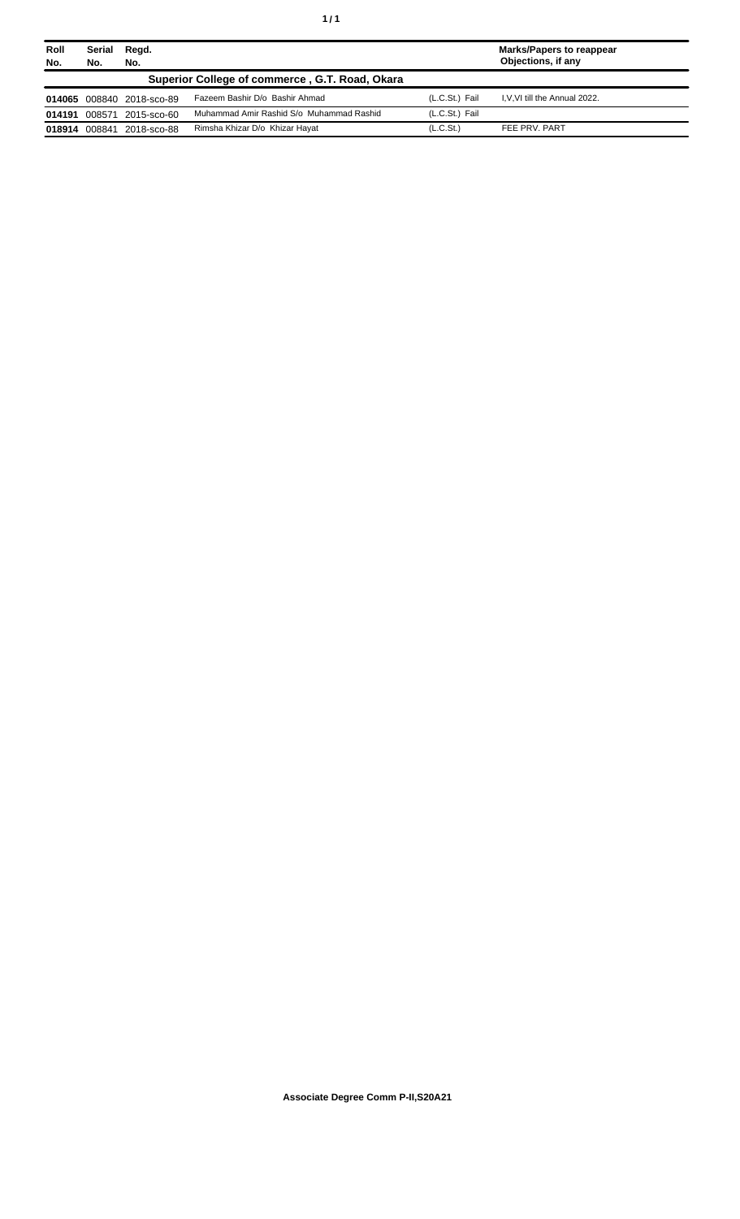| Roll No. | Serial No. | Regd. No. | | | Marks/Papers to reappear Objections, if any |
|---|---|---|---|---|---|
| **Superior College of commerce , G.T. Road, Okara** | | | | | |
| **014065** | 008840 | 2018-sco-89 | Fazeem Bashir D/o Bashir Ahmad | (L.C.St.) Fail | I,V,VI till the Annual 2022. |
| **014191** | 008571 | 2015-sco-60 | Muhammad Amir Rashid S/o Muhammad Rashid | (L.C.St.) Fail | |
| **018914** | 008841 | 2018-sco-88 | Rimsha Khizar D/o Khizar Hayat | (L.C.St.) | FEE PRV. PART |

**Associate Degree Comm P-II,S20A21**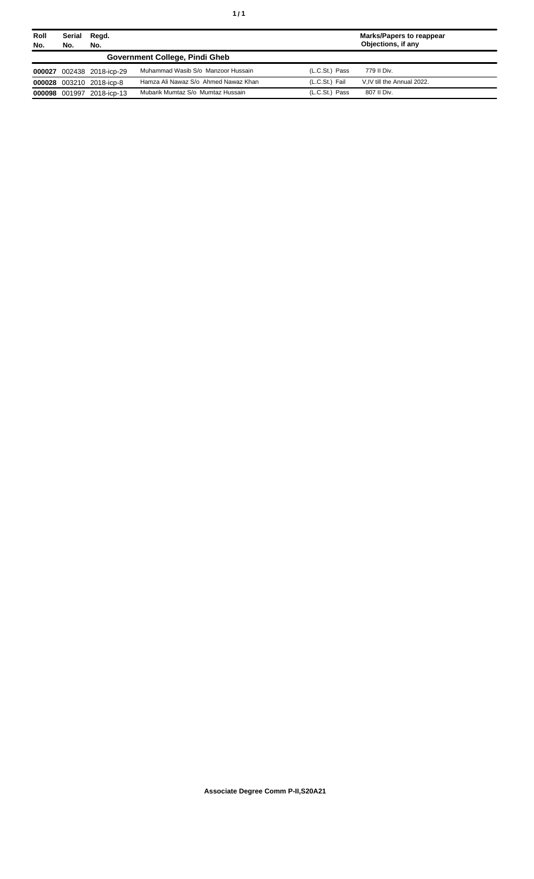| Roll No. | Serial No. | Regd. No. | | | Marks/Papers to reappear Objections, if any |
|---|---|---|---|---|---|
| | | | **Government College, Pindi Gheb** | | |
| **000027** | 002438 | 2018-icp-29 | Muhammad Wasib S/o Manzoor Hussain | (L.C.St.) Pass | 779 II Div. |
| **000028** | 003210 | 2018-icp-8 | Hamza Ali Nawaz S/o Ahmed Nawaz Khan | (L.C.St.) Fail | V,IV till the Annual 2022. |
| **000098** | 001997 | 2018-icp-13 | Mubarik Mumtaz S/o Mumtaz Hussain | (L.C.St.) Pass | 807 II Div. |

**Associate Degree Comm P-II,S20A21**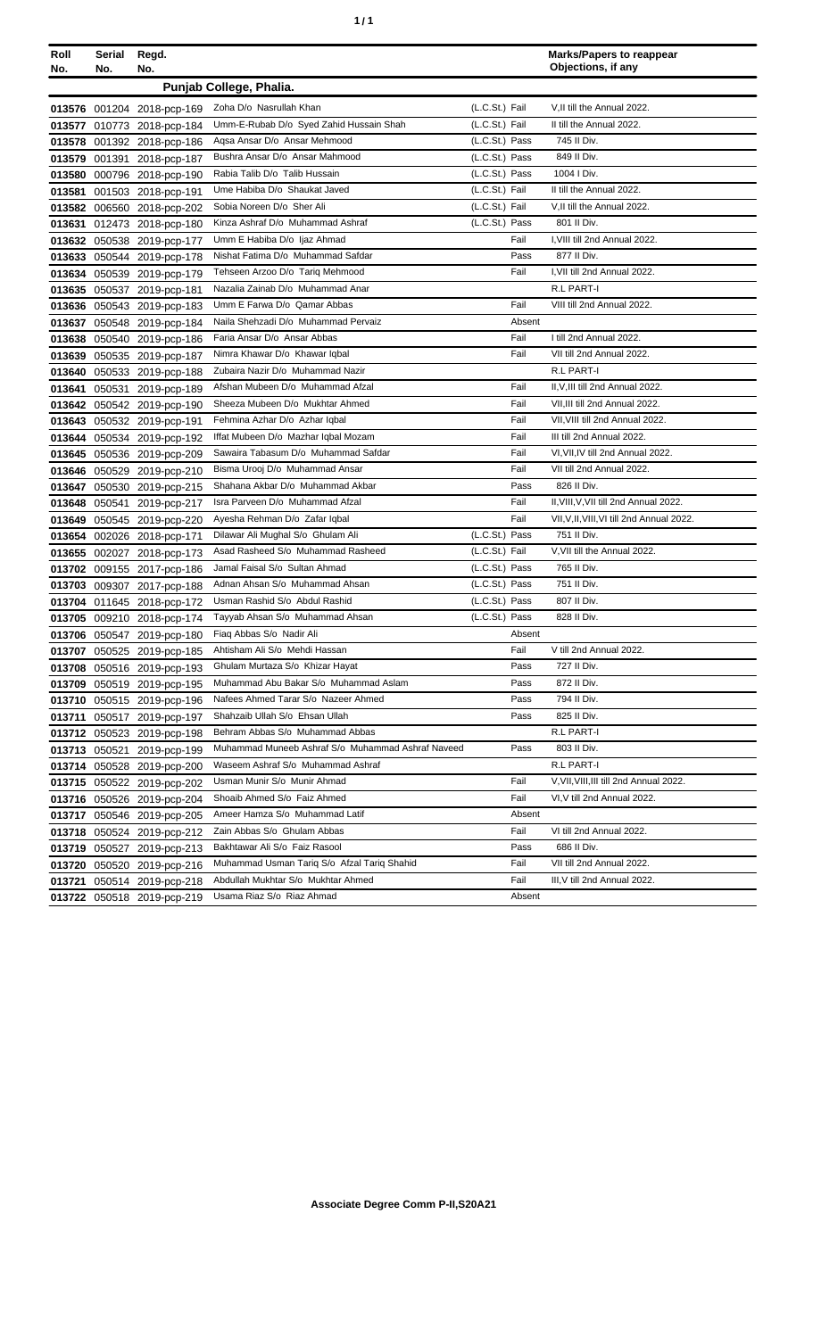| Roll No. | Serial No. | Regd. No. | | | Marks/Papers to reappear Objections, if any |
|---|---|---|---|---|---|
| | | | **Punjab College, Phalia.** | | |
| 013576 | 001204 | 2018-pcp-169 | Zoha D/o Nasrullah Khan | (L.C.St.) Fail | V,II till the Annual 2022. |
| 013577 | 010773 | 2018-pcp-184 | Umm-E-Rubab D/o Syed Zahid Hussain Shah | (L.C.St.) Fail | II till the Annual 2022. |
| 013578 | 001392 | 2018-pcp-186 | Aqsa Ansar D/o Ansar Mehmood | (L.C.St.) Pass | 745 II Div. |
| 013579 | 001391 | 2018-pcp-187 | Bushra Ansar D/o Ansar Mahmood | (L.C.St.) Pass | 849 II Div. |
| 013580 | 000796 | 2018-pcp-190 | Rabia Talib D/o Talib Hussain | (L.C.St.) Pass | 1004 I Div. |
| 013581 | 001503 | 2018-pcp-191 | Ume Habiba D/o Shaukat Javed | (L.C.St.) Fail | II till the Annual 2022. |
| 013582 | 006560 | 2018-pcp-202 | Sobia Noreen D/o Sher Ali | (L.C.St.) Fail | V,II till the Annual 2022. |
| 013631 | 012473 | 2018-pcp-180 | Kinza Ashraf D/o Muhammad Ashraf | (L.C.St.) Pass | 801 II Div. |
| 013632 | 050538 | 2019-pcp-177 | Umm E Habiba D/o Ijaz Ahmad | Fail | I,VIII till 2nd Annual 2022. |
| 013633 | 050544 | 2019-pcp-178 | Nishat Fatima D/o Muhammad Safdar | Pass | 877 II Div. |
| 013634 | 050539 | 2019-pcp-179 | Tehseen Arzoo D/o Tariq Mehmood | Fail | I,VII till 2nd Annual 2022. |
| 013635 | 050537 | 2019-pcp-181 | Nazalia Zainab D/o Muhammad Anar | | R.L PART-I |
| 013636 | 050543 | 2019-pcp-183 | Umm E Farwa D/o Qamar Abbas | Fail | VIII till 2nd Annual 2022. |
| 013637 | 050548 | 2019-pcp-184 | Naila Shehzadi D/o Muhammad Pervaiz | Absent | |
| 013638 | 050540 | 2019-pcp-186 | Faria Ansar D/o Ansar Abbas | Fail | I till 2nd Annual 2022. |
| 013639 | 050535 | 2019-pcp-187 | Nimra Khawar D/o Khawar Iqbal | Fail | VII till 2nd Annual 2022. |
| 013640 | 050533 | 2019-pcp-188 | Zubaira Nazir D/o Muhammad Nazir | | R.L PART-I |
| 013641 | 050531 | 2019-pcp-189 | Afshan Mubeen D/o Muhammad Afzal | Fail | II,V,III till 2nd Annual 2022. |
| 013642 | 050542 | 2019-pcp-190 | Sheeza Mubeen D/o Mukhtar Ahmed | Fail | VII,III till 2nd Annual 2022. |
| 013643 | 050532 | 2019-pcp-191 | Fehmina Azhar D/o Azhar Iqbal | Fail | VII,VIII till 2nd Annual 2022. |
| 013644 | 050534 | 2019-pcp-192 | Iffat Mubeen D/o Mazhar Iqbal Mozam | Fail | III till 2nd Annual 2022. |
| 013645 | 050536 | 2019-pcp-209 | Sawaira Tabasum D/o Muhammad Safdar | Fail | VI,VII,IV till 2nd Annual 2022. |
| 013646 | 050529 | 2019-pcp-210 | Bisma Urooj D/o Muhammad Ansar | Fail | VII till 2nd Annual 2022. |
| 013647 | 050530 | 2019-pcp-215 | Shahana Akbar D/o Muhammad Akbar | Pass | 826 II Div. |
| 013648 | 050541 | 2019-pcp-217 | Isra Parveen D/o Muhammad Afzal | Fail | II,VIII,V,VII till 2nd Annual 2022. |
| 013649 | 050545 | 2019-pcp-220 | Ayesha Rehman D/o Zafar Iqbal | Fail | VII,V,II,VIII,VI till 2nd Annual 2022. |
| 013654 | 002026 | 2018-pcp-171 | Dilawar Ali Mughal S/o Ghulam Ali | (L.C.St.) Pass | 751 II Div. |
| 013655 | 002027 | 2018-pcp-173 | Asad Rasheed S/o Muhammad Rasheed | (L.C.St.) Fail | V,VII till the Annual 2022. |
| 013702 | 009155 | 2017-pcp-186 | Jamal Faisal S/o Sultan Ahmad | (L.C.St.) Pass | 765 II Div. |
| 013703 | 009307 | 2017-pcp-188 | Adnan Ahsan S/o Muhammad Ahsan | (L.C.St.) Pass | 751 II Div. |
| 013704 | 011645 | 2018-pcp-172 | Usman Rashid S/o Abdul Rashid | (L.C.St.) Pass | 807 II Div. |
| 013705 | 009210 | 2018-pcp-174 | Tayyab Ahsan S/o Muhammad Ahsan | (L.C.St.) Pass | 828 II Div. |
| 013706 | 050547 | 2019-pcp-180 | Fiaq Abbas S/o Nadir Ali | Absent | |
| 013707 | 050525 | 2019-pcp-185 | Ahtisham Ali S/o Mehdi Hassan | Fail | V till 2nd Annual 2022. |
| 013708 | 050516 | 2019-pcp-193 | Ghulam Murtaza S/o Khizar Hayat | Pass | 727 II Div. |
| 013709 | 050519 | 2019-pcp-195 | Muhammad Abu Bakar S/o Muhammad Aslam | Pass | 872 II Div. |
| 013710 | 050515 | 2019-pcp-196 | Nafees Ahmed Tarar S/o Nazeer Ahmed | Pass | 794 II Div. |
| 013711 | 050517 | 2019-pcp-197 | Shahzaib Ullah S/o Ehsan Ullah | Pass | 825 II Div. |
| 013712 | 050523 | 2019-pcp-198 | Behram Abbas S/o Muhammad Abbas | | R.L PART-I |
| 013713 | 050521 | 2019-pcp-199 | Muhammad Muneeb Ashraf S/o Muhammad Ashraf Naveed | Pass | 803 II Div. |
| 013714 | 050528 | 2019-pcp-200 | Waseem Ashraf S/o Muhammad Ashraf | | R.L PART-I |
| 013715 | 050522 | 2019-pcp-202 | Usman Munir S/o Munir Ahmad | Fail | V,VII,VIII,III till 2nd Annual 2022. |
| 013716 | 050526 | 2019-pcp-204 | Shoaib Ahmed S/o Faiz Ahmed | Fail | VI,V till 2nd Annual 2022. |
| 013717 | 050546 | 2019-pcp-205 | Ameer Hamza S/o Muhammad Latif | Absent | |
| 013718 | 050524 | 2019-pcp-212 | Zain Abbas S/o Ghulam Abbas | Fail | VI till 2nd Annual 2022. |
| 013719 | 050527 | 2019-pcp-213 | Bakhtawar Ali S/o Faiz Rasool | Pass | 686 II Div. |
| 013720 | 050520 | 2019-pcp-216 | Muhammad Usman Tariq S/o Afzal Tariq Shahid | Fail | VII till 2nd Annual 2022. |
| 013721 | 050514 | 2019-pcp-218 | Abdullah Mukhtar S/o Mukhtar Ahmed | Fail | III,V till 2nd Annual 2022. |
| 013722 | 050518 | 2019-pcp-219 | Usama Riaz S/o Riaz Ahmad | Absent | |

**Associate Degree Comm P-II,S20A21**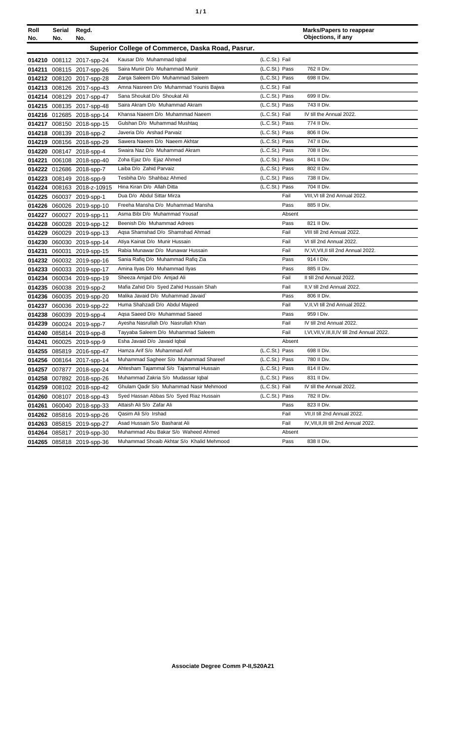| Roll No. | Serial No. | Regd. No. | | | Marks/Papers to reappear Objections, if any |
|---|---|---|---|---|---|
| **Superior College of Commerce, Daska Road, Pasrur.** | | | | | |
| 014210 | 008112 | 2017-spp-24 | Kausar D/o Muhammad Iqbal | (L.C.St.) Fail | |
| 014211 | 008115 | 2017-spp-26 | Saira Munir D/o Muhammad Munir | (L.C.St.) Pass | 762 II Div. |
| 014212 | 008120 | 2017-spp-28 | Zarqa Saleem D/o Muhammad Saleem | (L.C.St.) Pass | 698 II Div. |
| 014213 | 008126 | 2017-spp-43 | Amna Nasreen D/o Muhammad Younis Bajwa | (L.C.St.) Fail | |
| 014214 | 008129 | 2017-spp-47 | Sana Shoukat D/o Shoukat Ali | (L.C.St.) Pass | 699 II Div. |
| 014215 | 008135 | 2017-spp-48 | Saira Akram D/o Muhammad Akram | (L.C.St.) Pass | 743 II Div. |
| 014216 | 012685 | 2018-spp-14 | Khansa Naeem D/o Muhammad Naeem | (L.C.St.) Fail | IV till the Annual 2022. |
| 014217 | 008150 | 2018-spp-15 | Gulshan D/o Muhammad Mushtaq | (L.C.St.) Pass | 774 II Div. |
| 014218 | 008139 | 2018-spp-2 | Javeria D/o Arshad Parvaiz | (L.C.St.) Pass | 806 II Div. |
| 014219 | 008156 | 2018-spp-29 | Sawera Naeem D/o Naeem Akhtar | (L.C.St.) Pass | 747 II Div. |
| 014220 | 008147 | 2018-spp-4 | Swaira Naz D/o Muhammad Akram | (L.C.St.) Pass | 708 II Div. |
| 014221 | 006108 | 2018-spp-40 | Zoha Ejaz D/o Ejaz Ahmed | (L.C.St.) Pass | 841 II Div. |
| 014222 | 012686 | 2018-spp-7 | Laiba D/o Zahid Parvaiz | (L.C.St.) Pass | 802 II Div. |
| 014223 | 008149 | 2018-spp-9 | Tesbiha D/o Shahbaz Ahmed | (L.C.St.) Pass | 738 II Div. |
| 014224 | 008163 | 2018-z-10915 | Hina Kiran D/o Allah Ditta | (L.C.St.) Pass | 704 II Div. |
| 014225 | 060037 | 2019-spp-1 | Dua D/o Abdul Sittar Mirza | Fail | VIII,VI till 2nd Annual 2022. |
| 014226 | 060026 | 2019-spp-10 | Freeha Mansha D/o Muhammad Mansha | Pass | 885 II Div. |
| 014227 | 060027 | 2019-spp-11 | Asma Bibi D/o Muhammad Yousaf | Absent | |
| 014228 | 060028 | 2019-spp-12 | Beenish D/o Muhammad Adrees | Pass | 821 II Div. |
| 014229 | 060029 | 2019-spp-13 | Aqsa Shamshad D/o Shamshad Ahmad | Fail | VIII till 2nd Annual 2022. |
| 014230 | 060030 | 2019-spp-14 | Atiya Kainat D/o Munir Hussain | Fail | VI till 2nd Annual 2022. |
| 014231 | 060031 | 2019-spp-15 | Rabia Munawar D/o Munawar Hussain | Fail | IV,VI,VII,II till 2nd Annual 2022. |
| 014232 | 060032 | 2019-spp-16 | Sania Rafiq D/o Muhammad Rafiq Zia | Pass | 914 I Div. |
| 014233 | 060033 | 2019-spp-17 | Amina Ilyas D/o Muhammad Ilyas | Pass | 885 II Div. |
| 014234 | 060034 | 2019-spp-19 | Sheeza Amjad D/o Amjad Ali | Fail | II till 2nd Annual 2022. |
| 014235 | 060038 | 2019-spp-2 | Mafia Zahid D/o Syed Zahid Hussain Shah | Fail | II,V till 2nd Annual 2022. |
| 014236 | 060035 | 2019-spp-20 | Malika Javaid D/o Muhammad Javaid` | Pass | 806 II Div. |
| 014237 | 060036 | 2019-spp-22 | Huma Shahzadi D/o Abdul Majeed | Fail | V,II,VI till 2nd Annual 2022. |
| 014238 | 060039 | 2019-spp-4 | Aqsa Saeed D/o Muhammad Saeed | Pass | 959 I Div. |
| 014239 | 060024 | 2019-spp-7 | Ayesha Nasrullah D/o Nasrullah Khan | Fail | IV till 2nd Annual 2022. |
| 014240 | 085814 | 2019-spp-8 | Tayyaba Saleem D/o Muhammad Saleem | Fail | I,VI,VII,V,III,II,IV till 2nd Annual 2022. |
| 014241 | 060025 | 2019-spp-9 | Esha Javaid D/o Javaid Iqbal | Absent | |
| 014255 | 085819 | 2016-spp-47 | Hamza Arif S/o Muhammad Arif | (L.C.St.) Pass | 698 II Div. |
| 014256 | 008164 | 2017-spp-14 | Muhammad Sagheer S/o Muhammad Shareef | (L.C.St.) Pass | 780 II Div. |
| 014257 | 007877 | 2018-spp-24 | Ahtesham Tajammal S/o Tajammal Hussain | (L.C.St.) Pass | 814 II Div. |
| 014258 | 007892 | 2018-spp-26 | Muhammad Zakria S/o Mudassar Iqbal | (L.C.St.) Pass | 831 II Div. |
| 014259 | 008102 | 2018-spp-42 | Ghulam Qadir S/o Muhammad Nasir Mehmood | (L.C.St.) Fail | IV till the Annual 2022. |
| 014260 | 008107 | 2018-spp-43 | Syed Hassan Abbas S/o Syed Riaz Hussain | (L.C.St.) Pass | 782 II Div. |
| 014261 | 060040 | 2018-spp-33 | Attaish Ali S/o Zafar Ali | Pass | 823 II Div. |
| 014262 | 085816 | 2019-spp-26 | Qasim Ali S/o Irshad | Fail | VII,II till 2nd Annual 2022. |
| 014263 | 085815 | 2019-spp-27 | Asad Hussain S/o Basharat Ali | Fail | IV,VII,II,III till 2nd Annual 2022. |
| 014264 | 085817 | 2019-spp-30 | Muhammad Abu Bakar S/o Waheed Ahmed | Absent | |
| 014265 | 085818 | 2019-spp-36 | Muhammad Shoaib Akhtar S/o Khalid Mehmood | Pass | 838 II Div. |

**Associate Degree Comm P-II,S20A21**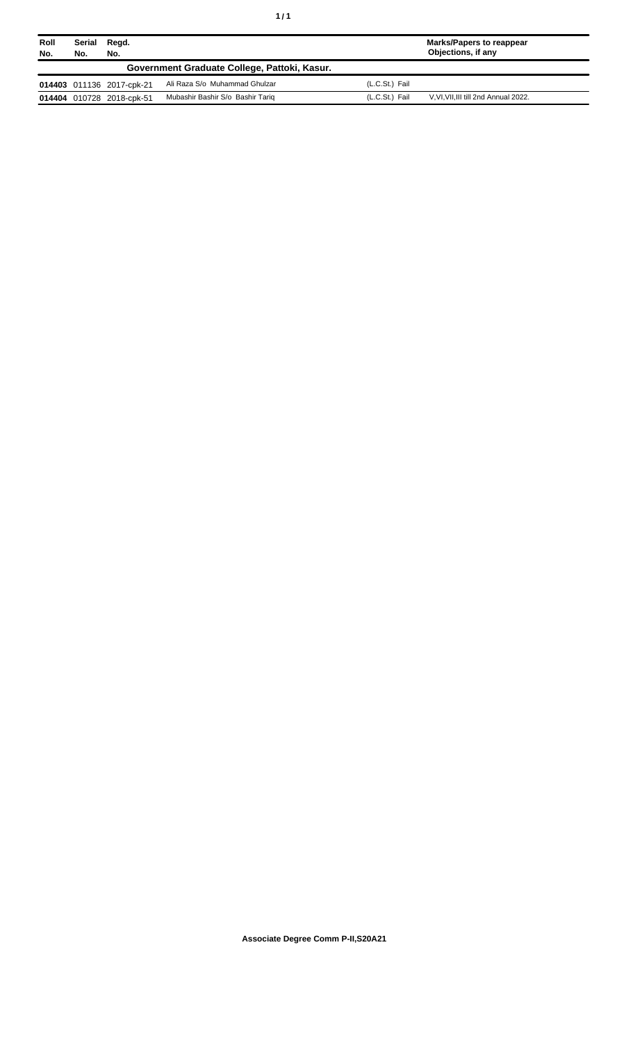| Roll No. | Serial No. | Regd. No. | | | Marks/Papers to reappear Objections, if any |
|---|---|---|---|---|---|
| **Government Graduate College, Pattoki, Kasur.** | | | | | |
| **014403** | 011136 | 2017-cpk-21 | Ali Raza S/o Muhammad Ghulzar | (L.C.St.) Fail | |
| **014404** | 010728 | 2018-cpk-51 | Mubashir Bashir S/o Bashir Tariq | (L.C.St.) Fail | V,VI,VII,III till 2nd Annual 2022. |

**Associate Degree Comm P-II,S20A21**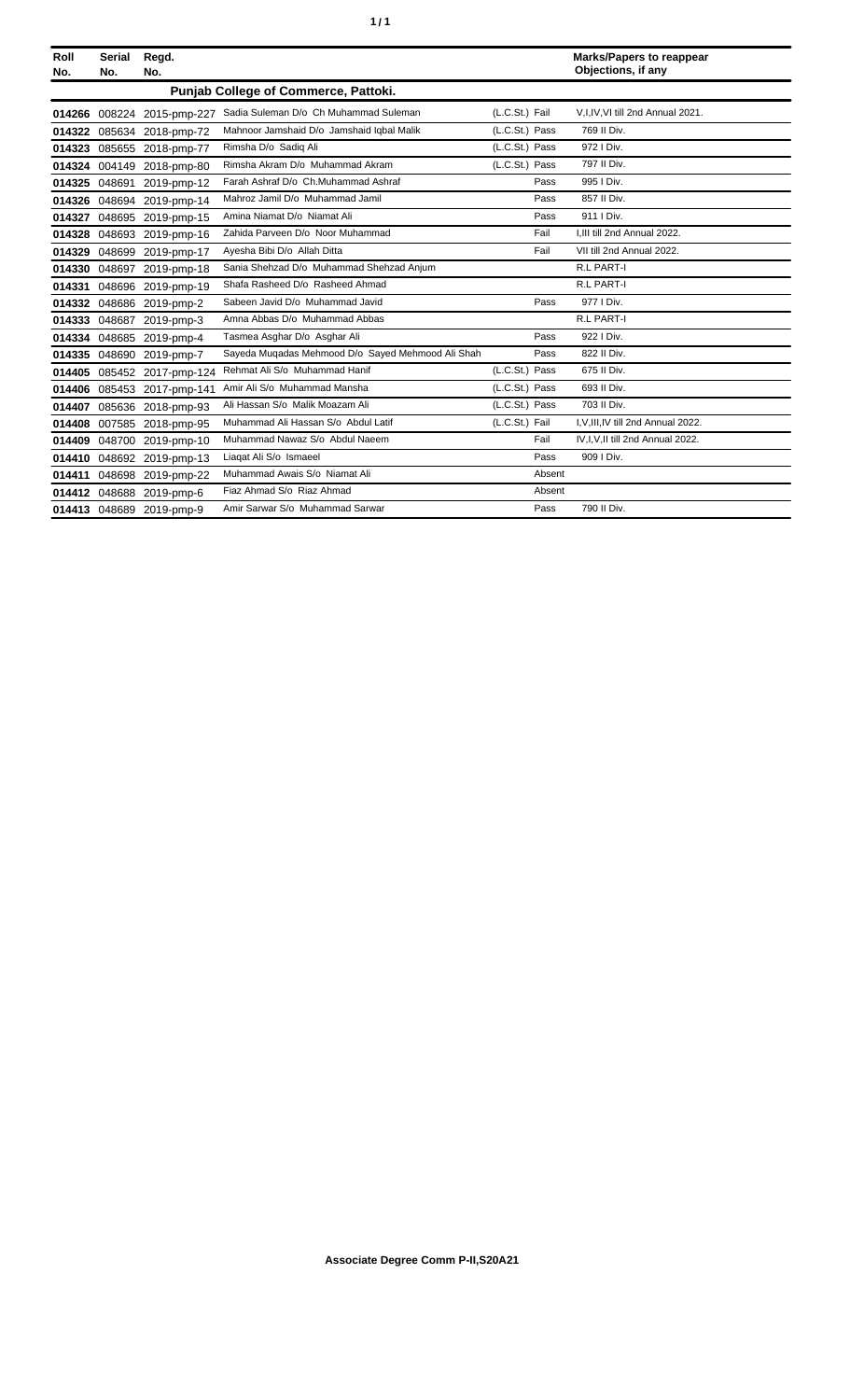| Roll No. | Serial No. | Regd. No. | | | | Marks/Papers to reappear Objections, if any |
|---|---|---|---|---|---|---|
| | | | **Punjab College of Commerce, Pattoki.** | | | |
| 014266 | 008224 | 2015-pmp-227 | Sadia Suleman D/o Ch Muhammad Suleman | (L.C.St.) | Fail | V,I,IV,VI till 2nd Annual 2021. |
| 014322 | 085634 | 2018-pmp-72 | Mahnoor Jamshaid D/o Jamshaid Iqbal Malik | (L.C.St.) | Pass | 769 II Div. |
| 014323 | 085655 | 2018-pmp-77 | Rimsha D/o Sadiq Ali | (L.C.St.) | Pass | 972 I Div. |
| 014324 | 004149 | 2018-pmp-80 | Rimsha Akram D/o Muhammad Akram | (L.C.St.) | Pass | 797 II Div. |
| 014325 | 048691 | 2019-pmp-12 | Farah Ashraf D/o Ch.Muhammad Ashraf | | Pass | 995 I Div. |
| 014326 | 048694 | 2019-pmp-14 | Mahroz Jamil D/o Muhammad Jamil | | Pass | 857 II Div. |
| 014327 | 048695 | 2019-pmp-15 | Amina Niamat D/o Niamat Ali | | Pass | 911 I Div. |
| 014328 | 048693 | 2019-pmp-16 | Zahida Parveen D/o Noor Muhammad | | Fail | I,III till 2nd Annual 2022. |
| 014329 | 048699 | 2019-pmp-17 | Ayesha Bibi D/o Allah Ditta | | Fail | VII till 2nd Annual 2022. |
| 014330 | 048697 | 2019-pmp-18 | Sania Shehzad D/o Muhammad Shehzad Anjum | | | R.L PART-I |
| 014331 | 048696 | 2019-pmp-19 | Shafa Rasheed D/o Rasheed Ahmad | | | R.L PART-I |
| 014332 | 048686 | 2019-pmp-2 | Sabeen Javid D/o Muhammad Javid | | Pass | 977 I Div. |
| 014333 | 048687 | 2019-pmp-3 | Amna Abbas D/o Muhammad Abbas | | | R.L PART-I |
| 014334 | 048685 | 2019-pmp-4 | Tasmea Asghar D/o Asghar Ali | | Pass | 922 I Div. |
| 014335 | 048690 | 2019-pmp-7 | Sayeda Muqadas Mehmood D/o Sayed Mehmood Ali Shah | | Pass | 822 II Div. |
| 014405 | 085452 | 2017-pmp-124 | Rehmat Ali S/o Muhammad Hanif | (L.C.St.) | Pass | 675 II Div. |
| 014406 | 085453 | 2017-pmp-141 | Amir Ali S/o Muhammad Mansha | (L.C.St.) | Pass | 693 II Div. |
| 014407 | 085636 | 2018-pmp-93 | Ali Hassan S/o Malik Moazam Ali | (L.C.St.) | Pass | 703 II Div. |
| 014408 | 007585 | 2018-pmp-95 | Muhammad Ali Hassan S/o Abdul Latif | (L.C.St.) | Fail | I,V,III,IV till 2nd Annual 2022. |
| 014409 | 048700 | 2019-pmp-10 | Muhammad Nawaz S/o Abdul Naeem | | Fail | IV,I,V,II till 2nd Annual 2022. |
| 014410 | 048692 | 2019-pmp-13 | Liaqat Ali S/o Ismaeel | | Pass | 909 I Div. |
| 014411 | 048698 | 2019-pmp-22 | Muhammad Awais S/o Niamat Ali | | Absent | |
| 014412 | 048688 | 2019-pmp-6 | Fiaz Ahmad S/o Riaz Ahmad | | Absent | |
| 014413 | 048689 | 2019-pmp-9 | Amir Sarwar S/o Muhammad Sarwar | | Pass | 790 II Div. |

**Associate Degree Comm P-II,S20A21**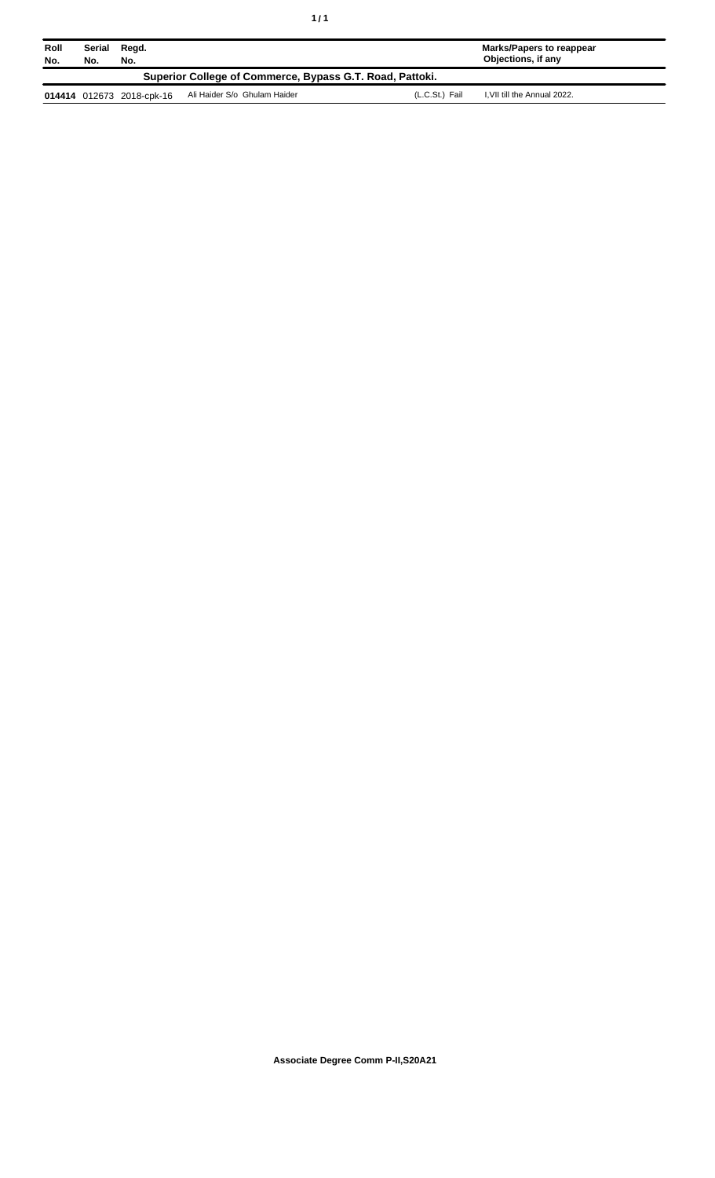| Roll No. | Serial No. | Regd. No. | | | Marks/Papers to reappear Objections, if any |
|---|---|---|---|---|---|
| **Superior College of Commerce, Bypass G.T. Road, Pattoki.** | | | | | |
| **014414** | 012673 | 2018-cpk-16 | Ali Haider S/o Ghulam Haider | (L.C.St.) Fail | I,VII till the Annual 2022. |

**Associate Degree Comm P-II,S20A21**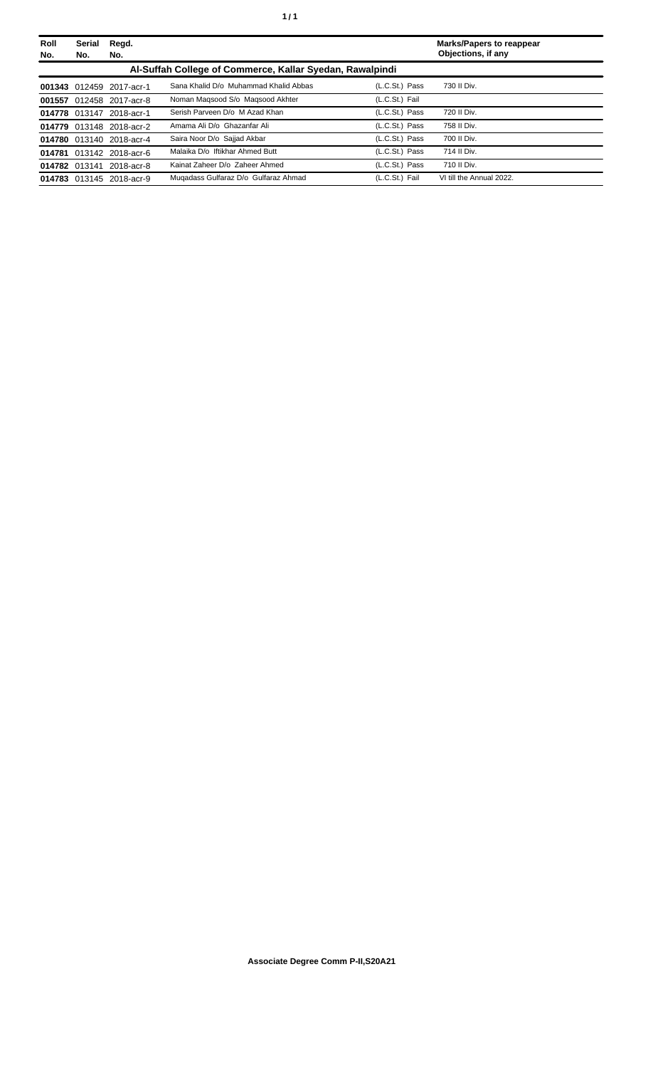| Roll No. | Serial No. | Regd. No. | | | Marks/Papers to reappear Objections, if any |
|---|---|---|---|---|---|
| **Al-Suffah College of Commerce, Kallar Syedan, Rawalpindi** | | | | | |
| **001343** | 012459 | 2017-acr-1 | Sana Khalid D/o Muhammad Khalid Abbas | (L.C.St.) Pass | 730 II Div. |
| **001557** | 012458 | 2017-acr-8 | Noman Maqsood S/o Maqsood Akhter | (L.C.St.) Fail | |
| **014778** | 013147 | 2018-acr-1 | Serish Parveen D/o M Azad Khan | (L.C.St.) Pass | 720 II Div. |
| **014779** | 013148 | 2018-acr-2 | Amama Ali D/o Ghazanfar Ali | (L.C.St.) Pass | 758 II Div. |
| **014780** | 013140 | 2018-acr-4 | Saira Noor D/o Sajjad Akbar | (L.C.St.) Pass | 700 II Div. |
| **014781** | 013142 | 2018-acr-6 | Malaika D/o Iftikhar Ahmed Butt | (L.C.St.) Pass | 714 II Div. |
| **014782** | 013141 | 2018-acr-8 | Kainat Zaheer D/o Zaheer Ahmed | (L.C.St.) Pass | 710 II Div. |
| **014783** | 013145 | 2018-acr-9 | Muqadass Gulfaraz D/o Gulfaraz Ahmad | (L.C.St.) Fail | VI till the Annual 2022. |

**Associate Degree Comm P-II,S20A21**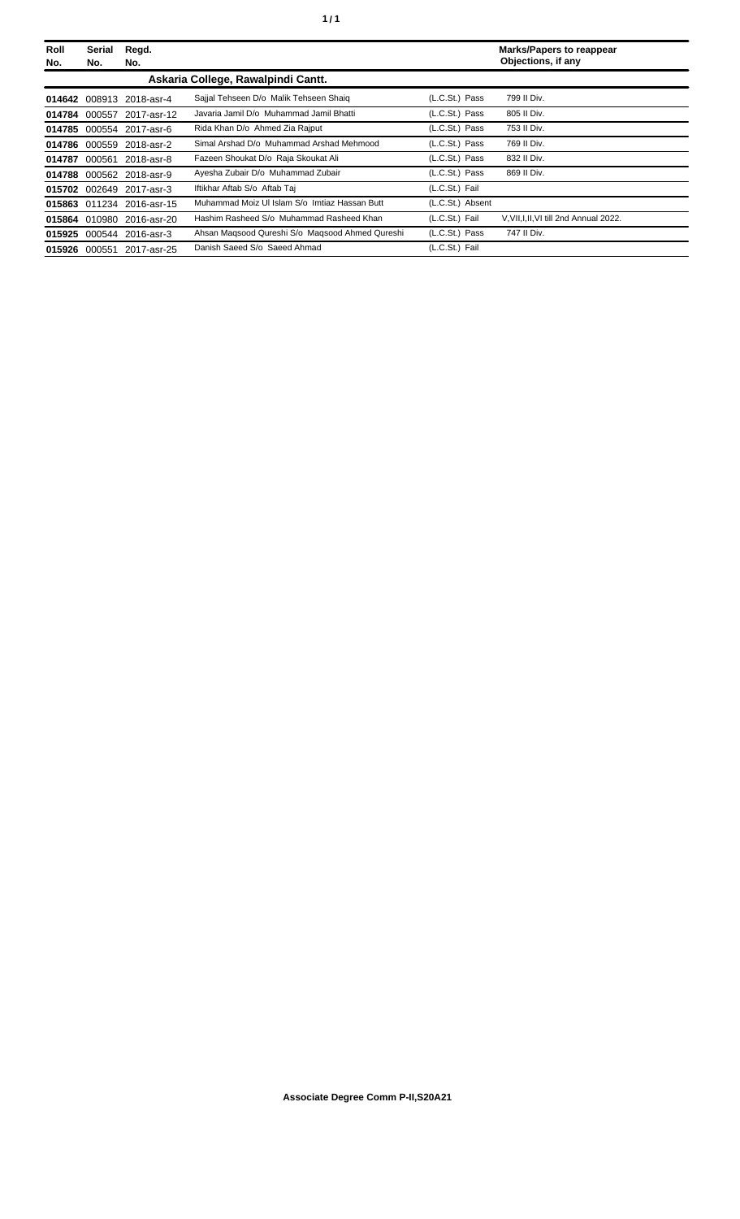| Roll No. | Serial No. | Regd. No. | | | Marks/Papers to reappear Objections, if any |
|---|---|---|---|---|---|
| | | | **Askaria College, Rawalpindi Cantt.** | | |
| **014642** | 008913 | 2018-asr-4 | Sajjal Tehseen D/o Malik Tehseen Shaiq | (L.C.St.) Pass | 799 II Div. |
| **014784** | 000557 | 2017-asr-12 | Javaria Jamil D/o Muhammad Jamil Bhatti | (L.C.St.) Pass | 805 II Div. |
| **014785** | 000554 | 2017-asr-6 | Rida Khan D/o Ahmed Zia Rajput | (L.C.St.) Pass | 753 II Div. |
| **014786** | 000559 | 2018-asr-2 | Simal Arshad D/o Muhammad Arshad Mehmood | (L.C.St.) Pass | 769 II Div. |
| **014787** | 000561 | 2018-asr-8 | Fazeen Shoukat D/o Raja Skoukat Ali | (L.C.St.) Pass | 832 II Div. |
| **014788** | 000562 | 2018-asr-9 | Ayesha Zubair D/o Muhammad Zubair | (L.C.St.) Pass | 869 II Div. |
| **015702** | 002649 | 2017-asr-3 | Iftikhar Aftab S/o Aftab Taj | (L.C.St.) Fail | |
| **015863** | 011234 | 2016-asr-15 | Muhammad Moiz Ul Islam S/o Imtiaz Hassan Butt | (L.C.St.) Absent | |
| **015864** | 010980 | 2016-asr-20 | Hashim Rasheed S/o Muhammad Rasheed Khan | (L.C.St.) Fail | V,VII,I,II,VI till 2nd Annual 2022. |
| **015925** | 000544 | 2016-asr-3 | Ahsan Maqsood Qureshi S/o Maqsood Ahmed Qureshi | (L.C.St.) Pass | 747 II Div. |
| **015926** | 000551 | 2017-asr-25 | Danish Saeed S/o Saeed Ahmad | (L.C.St.) Fail | |

**Associate Degree Comm P-II,S20A21**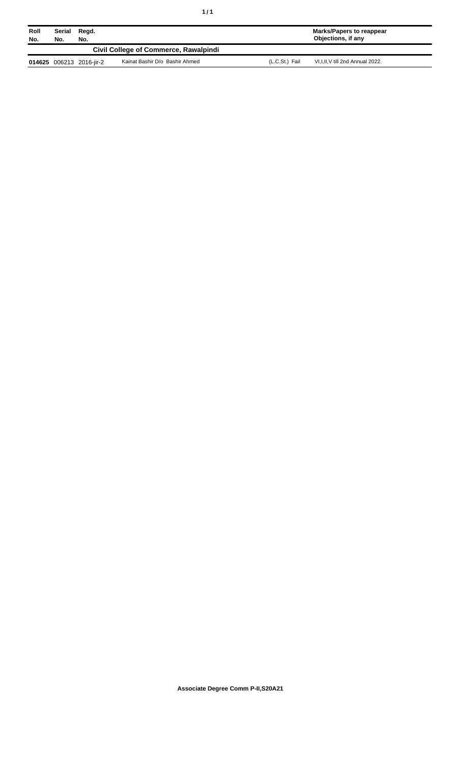| Roll No. | Serial No. | Regd. No. | | | Marks/Papers to reappear Objections, if any |
|---|---|---|---|---|---|
| **Civil College of Commerce, Rawalpindi** | | | | | |
| **014625** | 006213 | 2016-jir-2 | Kainat Bashir D/o Bashir Ahmed | (L.C.St.) Fail | VI,I,II,V till 2nd Annual 2022. |

**Associate Degree Comm P-II,S20A21**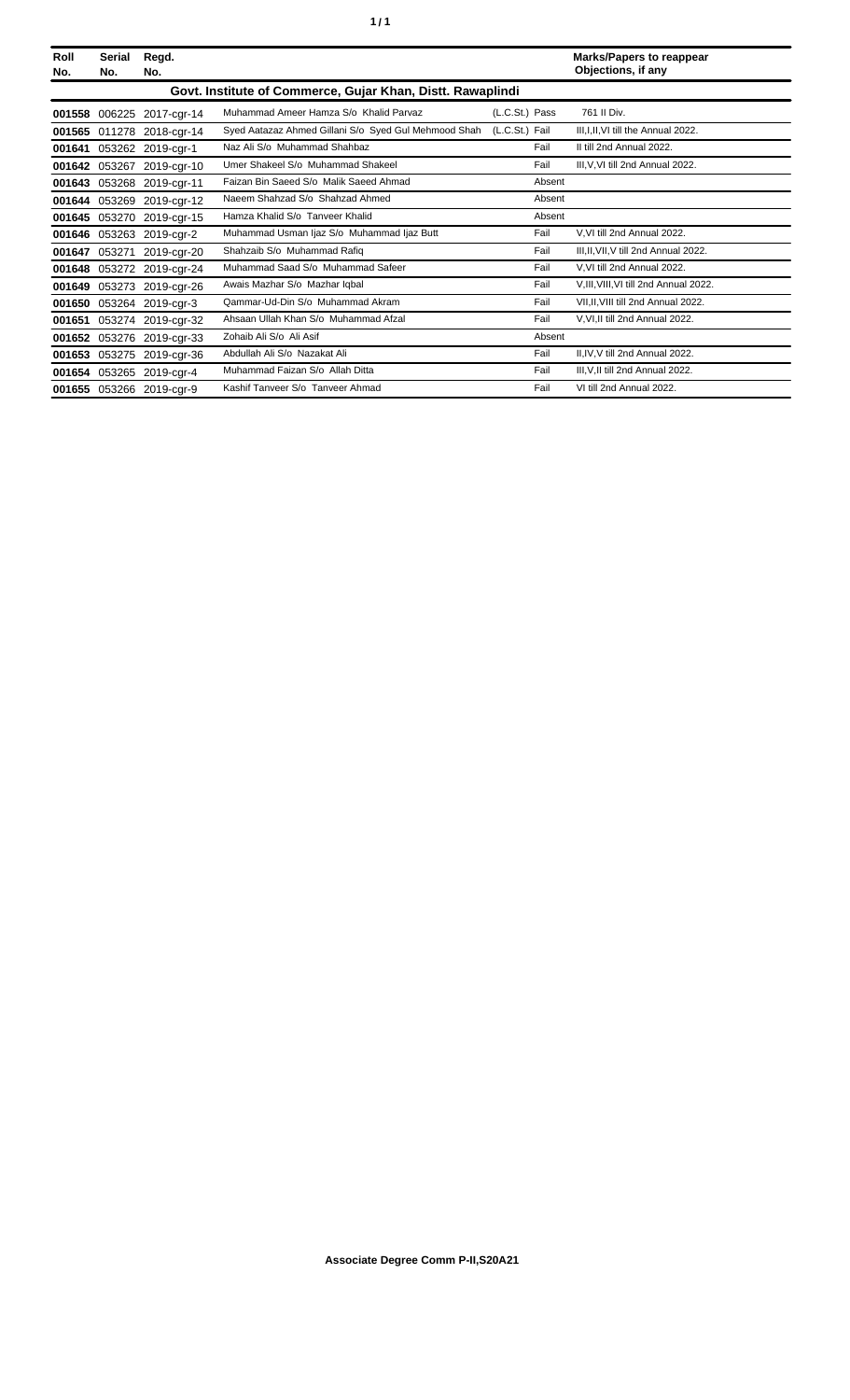| Roll No. | Serial No. | Regd. No. | | | Marks/Papers to reappear Objections, if any |
|---|---|---|---|---|---|
| | | | **Govt. Institute of Commerce, Gujar Khan, Distt. Rawaplindi** | | |
| **001558** | 006225 | 2017-cgr-14 | Muhammad Ameer Hamza S/o Khalid Parvaz | (L.C.St.) Pass | 761 II Div. |
| **001565** | 011278 | 2018-cgr-14 | Syed Aatazaz Ahmed Gillani S/o Syed Gul Mehmood Shah | (L.C.St.) Fail | III,I,II,VI till the Annual 2022. |
| **001641** | 053262 | 2019-cgr-1 | Naz Ali S/o Muhammad Shahbaz | Fail | II till 2nd Annual 2022. |
| **001642** | 053267 | 2019-cgr-10 | Umer Shakeel S/o Muhammad Shakeel | Fail | III,V,VI till 2nd Annual 2022. |
| **001643** | 053268 | 2019-cgr-11 | Faizan Bin Saeed S/o Malik Saeed Ahmad | Absent | |
| **001644** | 053269 | 2019-cgr-12 | Naeem Shahzad S/o Shahzad Ahmed | Absent | |
| **001645** | 053270 | 2019-cgr-15 | Hamza Khalid S/o Tanveer Khalid | Absent | |
| **001646** | 053263 | 2019-cgr-2 | Muhammad Usman Ijaz S/o Muhammad Ijaz Butt | Fail | V,VI till 2nd Annual 2022. |
| **001647** | 053271 | 2019-cgr-20 | Shahzaib S/o Muhammad Rafiq | Fail | III,II,VII,V till 2nd Annual 2022. |
| **001648** | 053272 | 2019-cgr-24 | Muhammad Saad S/o Muhammad Safeer | Fail | V,VI till 2nd Annual 2022. |
| **001649** | 053273 | 2019-cgr-26 | Awais Mazhar S/o Mazhar Iqbal | Fail | V,III,VIII,VI till 2nd Annual 2022. |
| **001650** | 053264 | 2019-cgr-3 | Qammar-Ud-Din S/o Muhammad Akram | Fail | VII,II,VIII till 2nd Annual 2022. |
| **001651** | 053274 | 2019-cgr-32 | Ahsaan Ullah Khan S/o Muhammad Afzal | Fail | V,VI,II till 2nd Annual 2022. |
| **001652** | 053276 | 2019-cgr-33 | Zohaib Ali S/o Ali Asif | Absent | |
| **001653** | 053275 | 2019-cgr-36 | Abdullah Ali S/o Nazakat Ali | Fail | II,IV,V till 2nd Annual 2022. |
| **001654** | 053265 | 2019-cgr-4 | Muhammad Faizan S/o Allah Ditta | Fail | III,V,II till 2nd Annual 2022. |
| **001655** | 053266 | 2019-cgr-9 | Kashif Tanveer S/o Tanveer Ahmad | Fail | VI till 2nd Annual 2022. |

**Associate Degree Comm P-II,S20A21**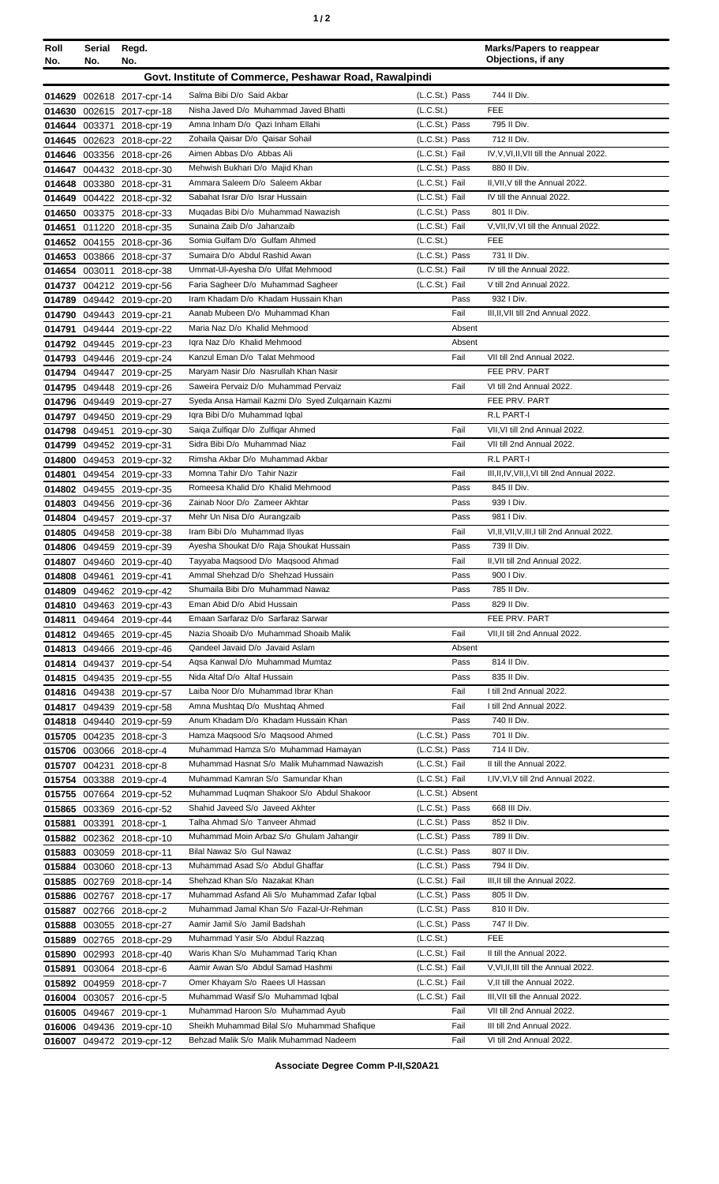| Roll No. | Serial No. | Regd. No. | | | Marks/Papers to reappear Objections, if any |
|---|---|---|---|---|---|
| **Govt. Institute of Commerce, Peshawar Road, Rawalpindi** | | | | | |
| 014629 | 002618 | 2017-cpr-14 | Salma Bibi D/o Said Akbar | (L.C.St.) Pass | 744 II Div. |
| 014630 | 002615 | 2017-cpr-18 | Nisha Javed D/o Muhammad Javed Bhatti | (L.C.St.) | FEE |
| 014644 | 003371 | 2018-cpr-19 | Amna Inham D/o Qazi Inham Ellahi | (L.C.St.) Pass | 795 II Div. |
| 014645 | 002623 | 2018-cpr-22 | Zohaila Qaisar D/o Qaisar Sohail | (L.C.St.) Pass | 712 II Div. |
| 014646 | 003356 | 2018-cpr-26 | Aimen Abbas D/o Abbas Ali | (L.C.St.) Fail | IV,V,VI,II,VII till the Annual 2022. |
| 014647 | 004432 | 2018-cpr-30 | Mehwish Bukhari D/o Majid Khan | (L.C.St.) Pass | 880 II Div. |
| 014648 | 003380 | 2018-cpr-31 | Ammara Saleem D/o Saleem Akbar | (L.C.St.) Fail | II,VII,V till the Annual 2022. |
| 014649 | 004422 | 2018-cpr-32 | Sabahat Israr D/o Israr Hussain | (L.C.St.) Fail | IV till the Annual 2022. |
| 014650 | 003375 | 2018-cpr-33 | Muqadas Bibi D/o Muhammad Nawazish | (L.C.St.) Pass | 801 II Div. |
| 014651 | 011220 | 2018-cpr-35 | Sunaina Zaib D/o Jahanzaib | (L.C.St.) Fail | V,VII,IV,VI till the Annual 2022. |
| 014652 | 004155 | 2018-cpr-36 | Somia Gulfam D/o Gulfam Ahmed | (L.C.St.) | FEE |
| 014653 | 003866 | 2018-cpr-37 | Sumaira D/o Abdul Rashid Awan | (L.C.St.) Pass | 731 II Div. |
| 014654 | 003011 | 2018-cpr-38 | Ummat-Ul-Ayesha D/o Ulfat Mehmood | (L.C.St.) Fail | IV till the Annual 2022. |
| 014737 | 004212 | 2019-cpr-56 | Faria Sagheer D/o Muhammad Sagheer | (L.C.St.) Fail | V till 2nd Annual 2022. |
| 014789 | 049442 | 2019-cpr-20 | Iram Khadam D/o Khadam Hussain Khan | Pass | 932 I Div. |
| 014790 | 049443 | 2019-cpr-21 | Aanab Mubeen D/o Muhammad Khan | Fail | III,II,VII till 2nd Annual 2022. |
| 014791 | 049444 | 2019-cpr-22 | Maria Naz D/o Khalid Mehmood | Absent | |
| 014792 | 049445 | 2019-cpr-23 | Iqra Naz D/o Khalid Mehmood | Absent | |
| 014793 | 049446 | 2019-cpr-24 | Kanzul Eman D/o Talat Mehmood | Fail | VII till 2nd Annual 2022. |
| 014794 | 049447 | 2019-cpr-25 | Maryam Nasir D/o Nasrullah Khan Nasir | | FEE PRV. PART |
| 014795 | 049448 | 2019-cpr-26 | Saweira Pervaiz D/o Muhammad Pervaiz | Fail | VI till 2nd Annual 2022. |
| 014796 | 049449 | 2019-cpr-27 | Syeda Ansa Hamail Kazmi D/o Syed Zulqarnain Kazmi | | FEE PRV. PART |
| 014797 | 049450 | 2019-cpr-29 | Iqra Bibi D/o Muhammad Iqbal | | R.L PART-I |
| 014798 | 049451 | 2019-cpr-30 | Saiqa Zulfiqar D/o Zulfiqar Ahmed | Fail | VII,VI till 2nd Annual 2022. |
| 014799 | 049452 | 2019-cpr-31 | Sidra Bibi D/o Muhammad Niaz | Fail | VII till 2nd Annual 2022. |
| 014800 | 049453 | 2019-cpr-32 | Rimsha Akbar D/o Muhammad Akbar | | R.L PART-I |
| 014801 | 049454 | 2019-cpr-33 | Momna Tahir D/o Tahir Nazir | Fail | III,II,IV,VII,I,VI till 2nd Annual 2022. |
| 014802 | 049455 | 2019-cpr-35 | Romeesa Khalid D/o Khalid Mehmood | Pass | 845 II Div. |
| 014803 | 049456 | 2019-cpr-36 | Zainab Noor D/o Zameer Akhtar | Pass | 939 I Div. |
| 014804 | 049457 | 2019-cpr-37 | Mehr Un Nisa D/o Aurangzaib | Pass | 981 I Div. |
| 014805 | 049458 | 2019-cpr-38 | Iram Bibi D/o Muhammad Ilyas | Fail | VI,II,VII,V,III,I till 2nd Annual 2022. |
| 014806 | 049459 | 2019-cpr-39 | Ayesha Shoukat D/o Raja Shoukat Hussain | Pass | 739 II Div. |
| 014807 | 049460 | 2019-cpr-40 | Tayyaba Maqsood D/o Maqsood Ahmad | Fail | II,VII till 2nd Annual 2022. |
| 014808 | 049461 | 2019-cpr-41 | Ammal Shehzad D/o Shehzad Hussain | Pass | 900 I Div. |
| 014809 | 049462 | 2019-cpr-42 | Shumaila Bibi D/o Muhammad Nawaz | Pass | 785 II Div. |
| 014810 | 049463 | 2019-cpr-43 | Eman Abid D/o Abid Hussain | Pass | 829 II Div. |
| 014811 | 049464 | 2019-cpr-44 | Emaan Sarfaraz D/o Sarfaraz Sarwar | | FEE PRV. PART |
| 014812 | 049465 | 2019-cpr-45 | Nazia Shoaib D/o Muhammad Shoaib Malik | Fail | VII,II till 2nd Annual 2022. |
| 014813 | 049466 | 2019-cpr-46 | Qandeel Javaid D/o Javaid Aslam | Absent | |
| 014814 | 049437 | 2019-cpr-54 | Aqsa Kanwal D/o Muhammad Mumtaz | Pass | 814 II Div. |
| 014815 | 049435 | 2019-cpr-55 | Nida Altaf D/o Altaf Hussain | Pass | 835 II Div. |
| 014816 | 049438 | 2019-cpr-57 | Laiba Noor D/o Muhammad Ibrar Khan | Fail | I till 2nd Annual 2022. |
| 014817 | 049439 | 2019-cpr-58 | Amna Mushtaq D/o Mushtaq Ahmed | Fail | I till 2nd Annual 2022. |
| 014818 | 049440 | 2019-cpr-59 | Anum Khadam D/o Khadam Hussain Khan | Pass | 740 II Div. |
| 015705 | 004235 | 2018-cpr-3 | Hamza Maqsood S/o Maqsood Ahmed | (L.C.St.) Pass | 701 II Div. |
| 015706 | 003066 | 2018-cpr-4 | Muhammad Hamza S/o Muhammad Hamayan | (L.C.St.) Pass | 714 II Div. |
| 015707 | 004231 | 2018-cpr-8 | Muhammad Hasnat S/o Malik Muhammad Nawazish | (L.C.St.) Fail | II till the Annual 2022. |
| 015754 | 003388 | 2019-cpr-4 | Muhammad Kamran S/o Samundar Khan | (L.C.St.) Fail | I,IV,VI,V till 2nd Annual 2022. |
| 015755 | 007664 | 2019-cpr-52 | Muhammad Luqman Shakoor S/o Abdul Shakoor | (L.C.St.) Absent | |
| 015865 | 003369 | 2016-cpr-52 | Shahid Javeed S/o Javeed Akhter | (L.C.St.) Pass | 668 III Div. |
| 015881 | 003391 | 2018-cpr-1 | Talha Ahmad S/o Tanveer Ahmad | (L.C.St.) Pass | 852 II Div. |
| 015882 | 002362 | 2018-cpr-10 | Muhammad Moin Arbaz S/o Ghulam Jahangir | (L.C.St.) Pass | 789 II Div. |
| 015883 | 003059 | 2018-cpr-11 | Bilal Nawaz S/o Gul Nawaz | (L.C.St.) Pass | 807 II Div. |
| 015884 | 003060 | 2018-cpr-13 | Muhammad Asad S/o Abdul Ghaffar | (L.C.St.) Pass | 794 II Div. |
| 015885 | 002769 | 2018-cpr-14 | Shehzad Khan S/o Nazakat Khan | (L.C.St.) Fail | III,II till the Annual 2022. |
| 015886 | 002767 | 2018-cpr-17 | Muhammad Asfand Ali S/o Muhammad Zafar Iqbal | (L.C.St.) Pass | 805 II Div. |
| 015887 | 002766 | 2018-cpr-2 | Muhammad Jamal Khan S/o Fazal-Ur-Rehman | (L.C.St.) Pass | 810 II Div. |
| 015888 | 003055 | 2018-cpr-27 | Aamir Jamil S/o Jamil Badshah | (L.C.St.) Pass | 747 II Div. |
| 015889 | 002765 | 2018-cpr-29 | Muhammad Yasir S/o Abdul Razzaq | (L.C.St.) | FEE |
| 015890 | 002993 | 2018-cpr-40 | Waris Khan S/o Muhammad Tariq Khan | (L.C.St.) Fail | II till the Annual 2022. |
| 015891 | 003064 | 2018-cpr-6 | Aamir Awan S/o Abdul Samad Hashmi | (L.C.St.) Fail | V,VI,II,III till the Annual 2022. |
| 015892 | 004959 | 2018-cpr-7 | Omer Khayam S/o Raees Ul Hassan | (L.C.St.) Fail | V,II till the Annual 2022. |
| 016004 | 003057 | 2016-cpr-5 | Muhammad Wasif S/o Muhammad Iqbal | (L.C.St.) Fail | III,VII till the Annual 2022. |
| 016005 | 049467 | 2019-cpr-1 | Muhammad Haroon S/o Muhammad Ayub | Fail | VII till 2nd Annual 2022. |
| 016006 | 049436 | 2019-cpr-10 | Sheikh Muhammad Bilal S/o Muhammad Shafique | Fail | III till 2nd Annual 2022. |
| 016007 | 049472 | 2019-cpr-12 | Behzad Malik S/o Malik Muhammad Nadeem | Fail | VI till 2nd Annual 2022. |

**Associate Degree Comm P-II,S20A21**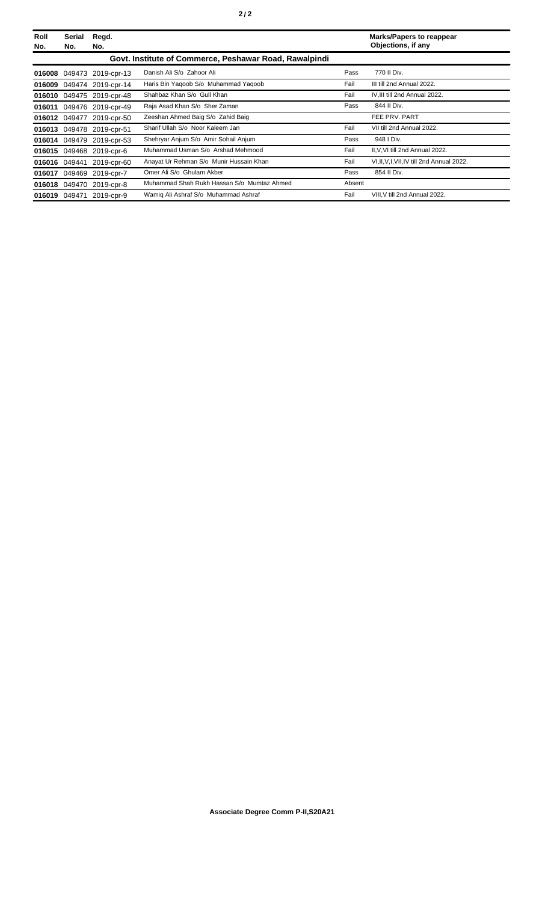| Roll No. | Serial No. | Regd. No. | | | Marks/Papers to reappear Objections, if any |
|---|---|---|---|---|---|
| **Govt. Institute of Commerce, Peshawar Road, Rawalpindi** | | | | | |
| **016008** | 049473 | 2019-cpr-13 | Danish Ali S/o Zahoor Ali | Pass | 770 II Div. |
| **016009** | 049474 | 2019-cpr-14 | Haris Bin Yaqoob S/o Muhammad Yaqoob | Fail | III till 2nd Annual 2022. |
| **016010** | 049475 | 2019-cpr-48 | Shahbaz Khan S/o Gull Khan | Fail | IV,III till 2nd Annual 2022. |
| **016011** | 049476 | 2019-cpr-49 | Raja Asad Khan S/o Sher Zaman | Pass | 844 II Div. |
| **016012** | 049477 | 2019-cpr-50 | Zeeshan Ahmed Baig S/o Zahid Baig | | FEE PRV. PART |
| **016013** | 049478 | 2019-cpr-51 | Sharif Ullah S/o Noor Kaleem Jan | Fail | VII till 2nd Annual 2022. |
| **016014** | 049479 | 2019-cpr-53 | Shehryar Anjum S/o Amir Sohail Anjum | Pass | 948 I Div. |
| **016015** | 049468 | 2019-cpr-6 | Muhammad Usman S/o Arshad Mehmood | Fail | II,V,VI till 2nd Annual 2022. |
| **016016** | 049441 | 2019-cpr-60 | Anayat Ur Rehman S/o Munir Hussain Khan | Fail | VI,II,V,I,VII,IV till 2nd Annual 2022. |
| **016017** | 049469 | 2019-cpr-7 | Omer Ali S/o Ghulam Akber | Pass | 854 II Div. |
| **016018** | 049470 | 2019-cpr-8 | Muhammad Shah Rukh Hassan S/o Mumtaz Ahmed | Absent | |
| **016019** | 049471 | 2019-cpr-9 | Wamiq Ali Ashraf S/o Muhammad Ashraf | Fail | VIII,V till 2nd Annual 2022. |

**Associate Degree Comm P-II,S20A21**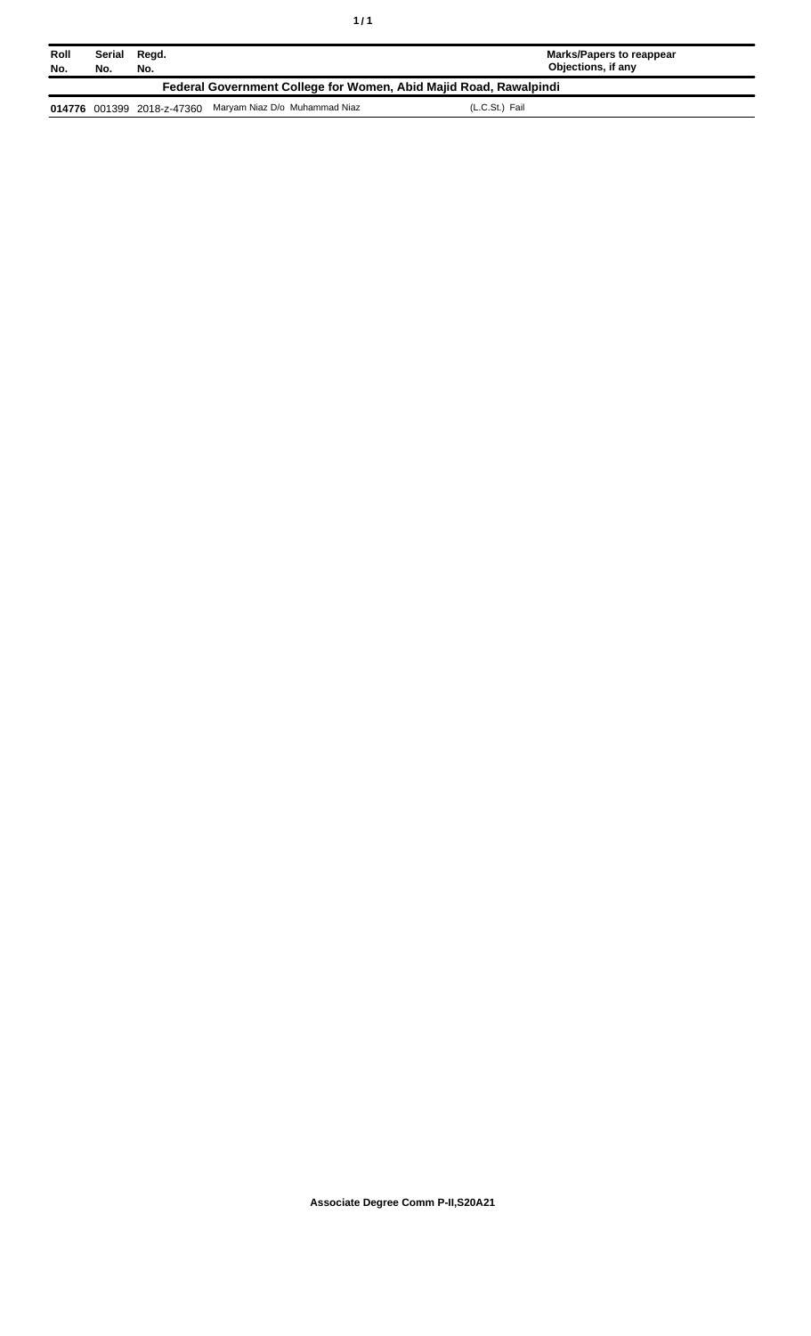| Roll No. | Serial No. | Regd. No. | | Marks/Papers to reappear Objections, if any |
|---|---|---|---|---|
| **Federal Government College for Women, Abid Majid Road, Rawalpindi** | | | | |
| **014776** | 001399 | 2018-z-47360 | Maryam Niaz D/o Muhammad Niaz | (L.C.St.) Fail |

**Associate Degree Comm P-II,S20A21**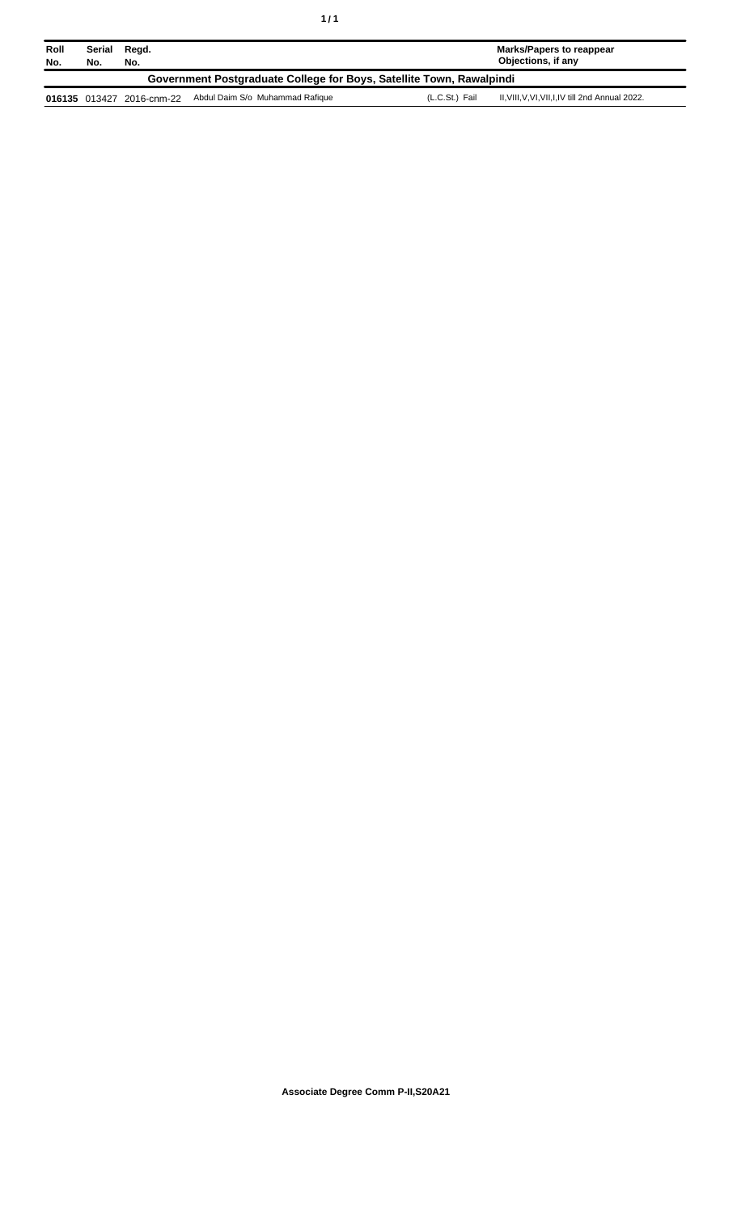| Roll No. | Serial No. | Regd. No. | | | Marks/Papers to reappear Objections, if any |
|---|---|---|---|---|---|
| **Government Postgraduate College for Boys, Satellite Town, Rawalpindi** | | | | | |
| **016135** | 013427 | 2016-cnm-22 | Abdul Daim S/o Muhammad Rafique | (L.C.St.) Fail | II,VIII,V,VI,VII,I,IV till 2nd Annual 2022. |

**Associate Degree Comm P-II,S20A21**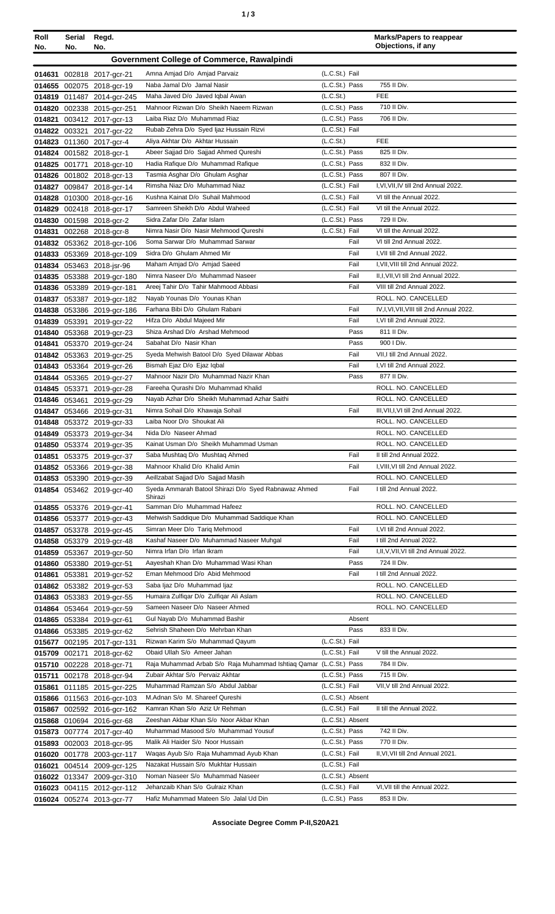| Roll No. | Serial No. | Regd. No. | | | Marks/Papers to reappear Objections, if any |
|---|---|---|---|---|---|
| **Government College of Commerce, Rawalpindi** | | | | | |
| 014631 | 002818 | 2017-gcr-21 | Amna Amjad D/o Amjad Parvaiz | (L.C.St.) Fail | |
| 014655 | 002075 | 2018-gcr-19 | Naba Jamal D/o Jamal Nasir | (L.C.St.) Pass | 755 II Div. |
| 014819 | 011487 | 2014-gcr-245 | Maha Javed D/o Javed Iqbal Awan | (L.C.St.) | FEE |
| 014820 | 002338 | 2015-gcr-251 | Mahnoor Rizwan D/o Sheikh Naeem Rizwan | (L.C.St.) Pass | 710 II Div. |
| 014821 | 003412 | 2017-gcr-13 | Laiba Riaz D/o Muhammad Riaz | (L.C.St.) Pass | 706 II Div. |
| 014822 | 003321 | 2017-gcr-22 | Rubab Zehra D/o Syed Ijaz Hussain Rizvi | (L.C.St.) Fail | |
| 014823 | 011360 | 2017-gcr-4 | Aliya Akhtar D/o Akhtar Hussain | (L.C.St.) | FEE |
| 014824 | 001582 | 2018-gcr-1 | Abeer Sajjad D/o Sajjad Ahmed Qureshi | (L.C.St.) Pass | 825 II Div. |
| 014825 | 001771 | 2018-gcr-10 | Hadia Rafique D/o Muhammad Rafique | (L.C.St.) Pass | 832 II Div. |
| 014826 | 001802 | 2018-gcr-13 | Tasmia Asghar D/o Ghulam Asghar | (L.C.St.) Pass | 807 II Div. |
| 014827 | 009847 | 2018-gcr-14 | Rimsha Niaz D/o Muhammad Niaz | (L.C.St.) Fail | I,VI,VII,IV till 2nd Annual 2022. |
| 014828 | 010300 | 2018-gcr-16 | Kushna Kainat D/o Suhail Mahmood | (L.C.St.) Fail | VI till the Annual 2022. |
| 014829 | 002418 | 2018-gcr-17 | Samreen Sheikh D/o Abdul Waheed | (L.C.St.) Fail | VI till the Annual 2022. |
| 014830 | 001598 | 2018-gcr-2 | Sidra Zafar D/o Zafar Islam | (L.C.St.) Pass | 729 II Div. |
| 014831 | 002268 | 2018-gcr-8 | Nimra Nasir D/o Nasir Mehmood Qureshi | (L.C.St.) Fail | VI till the Annual 2022. |
| 014832 | 053362 | 2018-gcr-106 | Soma Sarwar D/o Muhammad Sarwar | Fail | VI till 2nd Annual 2022. |
| 014833 | 053369 | 2018-gcr-109 | Sidra D/o Ghulam Ahmed Mir | Fail | I,VII till 2nd Annual 2022. |
| 014834 | 053463 | 2018-jsr-96 | Maham Amjad D/o Amjad Saeed | Fail | I,VII,VIII till 2nd Annual 2022. |
| 014835 | 053388 | 2019-gcr-180 | Nimra Naseer D/o Muhammad Naseer | Fail | II,I,VII,VI till 2nd Annual 2022. |
| 014836 | 053389 | 2019-gcr-181 | Areej Tahir D/o Tahir Mahmood Abbasi | Fail | VIII till 2nd Annual 2022. |
| 014837 | 053387 | 2019-gcr-182 | Nayab Younas D/o Younas Khan | | ROLL. NO. CANCELLED |
| 014838 | 053386 | 2019-gcr-186 | Farhana Bibi D/o Ghulam Rabani | Fail | IV,I,VI,VII,VIII till 2nd Annual 2022. |
| 014839 | 053391 | 2019-gcr-22 | Hifza D/o Abdul Majeed Mir | Fail | I,VI till 2nd Annual 2022. |
| 014840 | 053368 | 2019-gcr-23 | Shiza Arshad D/o Arshad Mehmood | Pass | 811 II Div. |
| 014841 | 053370 | 2019-gcr-24 | Sabahat D/o Nasir Khan | Pass | 900 I Div. |
| 014842 | 053363 | 2019-gcr-25 | Syeda Mehwish Batool D/o Syed Dilawar Abbas | Fail | VII,I till 2nd Annual 2022. |
| 014843 | 053364 | 2019-gcr-26 | Bismah Ejaz D/o Ejaz Iqbal | Fail | I,VI till 2nd Annual 2022. |
| 014844 | 053365 | 2019-gcr-27 | Mahnoor Nazir D/o Muhammad Nazir Khan | Pass | 877 II Div. |
| 014845 | 053371 | 2019-gcr-28 | Fareeha Qurashi D/o Muhammad Khalid | | ROLL. NO. CANCELLED |
| 014846 | 053461 | 2019-gcr-29 | Nayab Azhar D/o Sheikh Muhammad Azhar Saithi | | ROLL. NO. CANCELLED |
| 014847 | 053466 | 2019-gcr-31 | Nimra Sohail D/o Khawaja Sohail | Fail | III,VII,I,VI till 2nd Annual 2022. |
| 014848 | 053372 | 2019-gcr-33 | Laiba Noor D/o Shoukat Ali | | ROLL. NO. CANCELLED |
| 014849 | 053373 | 2019-gcr-34 | Nida D/o Naseer Ahmad | | ROLL. NO. CANCELLED |
| 014850 | 053374 | 2019-gcr-35 | Kainat Usman D/o Sheikh Muhammad Usman | | ROLL. NO. CANCELLED |
| 014851 | 053375 | 2019-gcr-37 | Saba Mushtaq D/o Mushtaq Ahmed | Fail | II till 2nd Annual 2022. |
| 014852 | 053366 | 2019-gcr-38 | Mahnoor Khalid D/o Khalid Amin | Fail | I,VIII,VI till 2nd Annual 2022. |
| 014853 | 053390 | 2019-gcr-39 | Aeillzabat Sajjad D/o Sajjad Masih | | ROLL. NO. CANCELLED |
| 014854 | 053462 | 2019-gcr-40 | Syeda Ammarah Batool Shirazi D/o Syed Rabnawaz Ahmed Shirazi | Fail | I till 2nd Annual 2022. |
| 014855 | 053376 | 2019-gcr-41 | Samman D/o Muhammad Hafeez | | ROLL. NO. CANCELLED |
| 014856 | 053377 | 2019-gcr-43 | Mehwish Saddique D/o Muhammad Saddique Khan | | ROLL. NO. CANCELLED |
| 014857 | 053378 | 2019-gcr-45 | Simran Meer D/o Tariq Mehmood | Fail | I,VI till 2nd Annual 2022. |
| 014858 | 053379 | 2019-gcr-48 | Kashaf Naseer D/o Muhammad Naseer Muhgal | Fail | I till 2nd Annual 2022. |
| 014859 | 053367 | 2019-gcr-50 | Nimra Irfan D/o Irfan Ikram | Fail | I,II,V,VII,VI till 2nd Annual 2022. |
| 014860 | 053380 | 2019-gcr-51 | Aayeshah Khan D/o Muhammad Wasi Khan | Pass | 724 II Div. |
| 014861 | 053381 | 2019-gcr-52 | Eman Mehmood D/o Abid Mehmood | Fail | I till 2nd Annual 2022. |
| 014862 | 053382 | 2019-gcr-53 | Saba Ijaz D/o Muhammad Ijaz | | ROLL. NO. CANCELLED |
| 014863 | 053383 | 2019-gcr-55 | Humaira Zulfiqar D/o Zulfiqar Ali Aslam | | ROLL. NO. CANCELLED |
| 014864 | 053464 | 2019-gcr-59 | Sameen Naseer D/o Naseer Ahmed | | ROLL. NO. CANCELLED |
| 014865 | 053384 | 2019-gcr-61 | Gul Nayab D/o Muhammad Bashir | Absent | |
| 014866 | 053385 | 2019-gcr-62 | Sehrish Shaheen D/o Mehrban Khan | Pass | 833 II Div. |
| 015677 | 002195 | 2017-gcr-131 | Rizwan Karim S/o Muhammad Qayum | (L.C.St.) Fail | |
| 015709 | 002171 | 2018-gcr-62 | Obaid Ullah S/o Ameer Jahan | (L.C.St.) Fail | V till the Annual 2022. |
| 015710 | 002228 | 2018-gcr-71 | Raja Muhammad Arbab S/o Raja Muhammad Ishtiaq Qamar | (L.C.St.) Pass | 784 II Div. |
| 015711 | 002178 | 2018-gcr-94 | Zubair Akhtar S/o Pervaiz Akhtar | (L.C.St.) Pass | 715 II Div. |
| 015861 | 011185 | 2015-gcr-225 | Muhammad Ramzan S/o Abdul Jabbar | (L.C.St.) Fail | VII,V till 2nd Annual 2022. |
| 015866 | 011563 | 2016-gcr-103 | M.Adnan S/o M. Shareef Qureshi | (L.C.St.) Absent | |
| 015867 | 002592 | 2016-gcr-162 | Kamran Khan S/o Aziz Ur Rehman | (L.C.St.) Fail | II till the Annual 2022. |
| 015868 | 010694 | 2016-gcr-68 | Zeeshan Akbar Khan S/o Noor Akbar Khan | (L.C.St.) Absent | |
| 015873 | 007774 | 2017-gcr-40 | Muhammad Masood S/o Muhammad Yousuf | (L.C.St.) Pass | 742 II Div. |
| 015893 | 002003 | 2018-gcr-95 | Malik Ali Haider S/o Noor Hussain | (L.C.St.) Pass | 770 II Div. |
| 016020 | 001778 | 2003-gcr-117 | Waqas Ayub S/o Raja Muhammad Ayub Khan | (L.C.St.) Fail | II,VI,VII till 2nd Annual 2021. |
| 016021 | 004514 | 2009-gcr-125 | Nazakat Hussain S/o Mukhtar Hussain | (L.C.St.) Fail | |
| 016022 | 013347 | 2009-gcr-310 | Noman Naseer S/o Muhammad Naseer | (L.C.St.) Absent | |
| 016023 | 004115 | 2012-gcr-112 | Jehanzaib Khan S/o Gulraiz Khan | (L.C.St.) Fail | VI,VII till the Annual 2022. |
| 016024 | 005274 | 2013-gcr-77 | Hafiz Muhammad Mateen S/o Jalal Ud Din | (L.C.St.) Pass | 853 II Div. |

**Associate Degree Comm P-II,S20A21**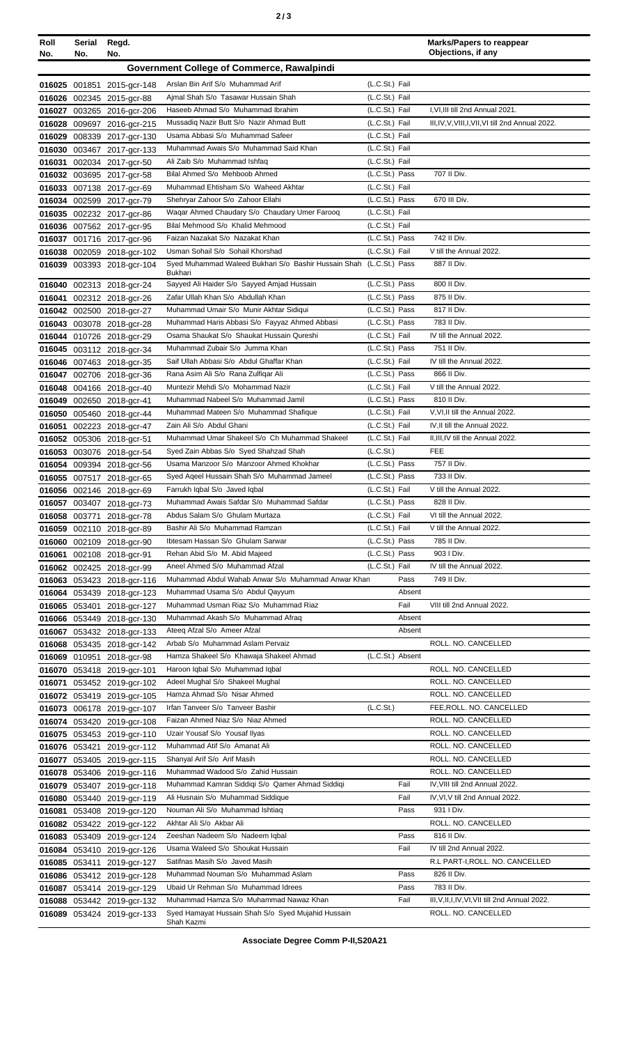| Roll No. | Serial No. | Regd. No. | | | Marks/Papers to reappear Objections, if any |
|---|---|---|---|---|---|
| **Government College of Commerce, Rawalpindi** | | | | | |
| 016025 | 001851 | 2015-gcr-148 | Arslan Bin Arif S/o Muhammad Arif | (L.C.St.) Fail | |
| 016026 | 002345 | 2015-gcr-88 | Ajmal Shah S/o Tasawar Hussain Shah | (L.C.St.) Fail | |
| 016027 | 003265 | 2016-gcr-206 | Haseeb Ahmad S/o Muhammad Ibrahim | (L.C.St.) Fail | I,VI,III till 2nd Annual 2021. |
| 016028 | 009697 | 2016-gcr-215 | Mussadiq Nazir Butt S/o Nazir Ahmad Butt | (L.C.St.) Fail | III,IV,V,VIII,I,VII,VI till 2nd Annual 2022. |
| 016029 | 008339 | 2017-gcr-130 | Usama Abbasi S/o Muhammad Safeer | (L.C.St.) Fail | |
| 016030 | 003467 | 2017-gcr-133 | Muhammad Awais S/o Muhammad Said Khan | (L.C.St.) Fail | |
| 016031 | 002034 | 2017-gcr-50 | Ali Zaib S/o Muhammad Ishfaq | (L.C.St.) Fail | |
| 016032 | 003695 | 2017-gcr-58 | Bilal Ahmed S/o Mehboob Ahmed | (L.C.St.) Pass | 707 II Div. |
| 016033 | 007138 | 2017-gcr-69 | Muhammad Ehtisham S/o Waheed Akhtar | (L.C.St.) Fail | |
| 016034 | 002599 | 2017-gcr-79 | Shehryar Zahoor S/o Zahoor Ellahi | (L.C.St.) Pass | 670 III Div. |
| 016035 | 002232 | 2017-gcr-86 | Waqar Ahmed Chaudary S/o Chaudary Umer Farooq | (L.C.St.) Fail | |
| 016036 | 007562 | 2017-gcr-95 | Bilal Mehmood S/o Khalid Mehmood | (L.C.St.) Fail | |
| 016037 | 001716 | 2017-gcr-96 | Faizan Nazakat S/o Nazakat Khan | (L.C.St.) Pass | 742 II Div. |
| 016038 | 002059 | 2018-gcr-102 | Usman Sohail S/o Sohail Khorshad | (L.C.St.) Fail | V till the Annual 2022. |
| 016039 | 003393 | 2018-gcr-104 | Syed Muhammad Waleed Bukhari S/o Bashir Hussain Shah Bukhari | (L.C.St.) Pass | 887 II Div. |
| 016040 | 002313 | 2018-gcr-24 | Sayyed Ali Haider S/o Sayyed Amjad Hussain | (L.C.St.) Pass | 800 II Div. |
| 016041 | 002312 | 2018-gcr-26 | Zafar Ullah Khan S/o Abdullah Khan | (L.C.St.) Pass | 875 II Div. |
| 016042 | 002500 | 2018-gcr-27 | Muhammad Umair S/o Munir Akhtar Sidiqui | (L.C.St.) Pass | 817 II Div. |
| 016043 | 003078 | 2018-gcr-28 | Muhammad Haris Abbasi S/o Fayyaz Ahmed Abbasi | (L.C.St.) Pass | 783 II Div. |
| 016044 | 010726 | 2018-gcr-29 | Osama Shaukat S/o Shaukat Hussain Qureshi | (L.C.St.) Fail | IV till the Annual 2022. |
| 016045 | 003112 | 2018-gcr-34 | Muhammad Zubair S/o Jumma Khan | (L.C.St.) Pass | 751 II Div. |
| 016046 | 007463 | 2018-gcr-35 | Saif Ullah Abbasi S/o Abdul Ghaffar Khan | (L.C.St.) Fail | IV till the Annual 2022. |
| 016047 | 002706 | 2018-gcr-36 | Rana Asim Ali S/o Rana Zulfiqar Ali | (L.C.St.) Pass | 866 II Div. |
| 016048 | 004166 | 2018-gcr-40 | Muntezir Mehdi S/o Mohammad Nazir | (L.C.St.) Fail | V till the Annual 2022. |
| 016049 | 002650 | 2018-gcr-41 | Muhammad Nabeel S/o Muhammad Jamil | (L.C.St.) Pass | 810 II Div. |
| 016050 | 005460 | 2018-gcr-44 | Muhammad Mateen S/o Muhammad Shafique | (L.C.St.) Fail | V,VI,II till the Annual 2022. |
| 016051 | 002223 | 2018-gcr-47 | Zain Ali S/o Abdul Ghani | (L.C.St.) Fail | IV,II till the Annual 2022. |
| 016052 | 005306 | 2018-gcr-51 | Muhammad Umar Shakeel S/o Ch Muhammad Shakeel | (L.C.St.) Fail | II,III,IV till the Annual 2022. |
| 016053 | 003076 | 2018-gcr-54 | Syed Zain Abbas S/o Syed Shahzad Shah | (L.C.St.) | FEE |
| 016054 | 009394 | 2018-gcr-56 | Usama Manzoor S/o Manzoor Ahmed Khokhar | (L.C.St.) Pass | 757 II Div. |
| 016055 | 007517 | 2018-gcr-65 | Syed Aqeel Hussain Shah S/o Muhammad Jameel | (L.C.St.) Pass | 733 II Div. |
| 016056 | 002146 | 2018-gcr-69 | Farrukh Iqbal S/o Javed Iqbal | (L.C.St.) Fail | V till the Annual 2022. |
| 016057 | 003407 | 2018-gcr-73 | Muhammad Awais Safdar S/o Muhammad Safdar | (L.C.St.) Pass | 828 II Div. |
| 016058 | 003771 | 2018-gcr-78 | Abdus Salam S/o Ghulam Murtaza | (L.C.St.) Fail | VI till the Annual 2022. |
| 016059 | 002110 | 2018-gcr-89 | Bashir Ali S/o Muhammad Ramzan | (L.C.St.) Fail | V till the Annual 2022. |
| 016060 | 002109 | 2018-gcr-90 | Ibtesam Hassan S/o Ghulam Sarwar | (L.C.St.) Pass | 785 II Div. |
| 016061 | 002108 | 2018-gcr-91 | Rehan Abid S/o M. Abid Majeed | (L.C.St.) Pass | 903 I Div. |
| 016062 | 002425 | 2018-gcr-99 | Aneel Ahmed S/o Muhammad Afzal | (L.C.St.) Fail | IV till the Annual 2022. |
| 016063 | 053423 | 2018-gcr-116 | Muhammad Abdul Wahab Anwar S/o Muhammad Anwar Khan | Pass | 749 II Div. |
| 016064 | 053439 | 2018-gcr-123 | Muhammad Usama S/o Abdul Qayyum | Absent | |
| 016065 | 053401 | 2018-gcr-127 | Muhammad Usman Riaz S/o Muhammad Riaz | Fail | VIII till 2nd Annual 2022. |
| 016066 | 053449 | 2018-gcr-130 | Muhammad Akash S/o Muhammad Afraq | Absent | |
| 016067 | 053432 | 2018-gcr-133 | Ateeq Afzal S/o Ameer Afzal | Absent | |
| 016068 | 053435 | 2018-gcr-142 | Arbab S/o Muhammad Aslam Pervaiz | | ROLL. NO. CANCELLED |
| 016069 | 010951 | 2018-gcr-98 | Hamza Shakeel S/o Khawaja Shakeel Ahmad | (L.C.St.) Absent | |
| 016070 | 053418 | 2019-gcr-101 | Haroon Iqbal S/o Muhammad Iqbal | | ROLL. NO. CANCELLED |
| 016071 | 053452 | 2019-gcr-102 | Adeel Mughal S/o Shakeel Mughal | | ROLL. NO. CANCELLED |
| 016072 | 053419 | 2019-gcr-105 | Hamza Ahmad S/o Nisar Ahmed | | ROLL. NO. CANCELLED |
| 016073 | 006178 | 2019-gcr-107 | Irfan Tanveer S/o Tanveer Bashir | (L.C.St.) | FEE,ROLL. NO. CANCELLED |
| 016074 | 053420 | 2019-gcr-108 | Faizan Ahmed Niaz S/o Niaz Ahmed | | ROLL. NO. CANCELLED |
| 016075 | 053453 | 2019-gcr-110 | Uzair Yousaf S/o Yousaf Ilyas | | ROLL. NO. CANCELLED |
| 016076 | 053421 | 2019-gcr-112 | Muhammad Atif S/o Amanat Ali | | ROLL. NO. CANCELLED |
| 016077 | 053405 | 2019-gcr-115 | Shanyal Arif S/o Arif Masih | | ROLL. NO. CANCELLED |
| 016078 | 053406 | 2019-gcr-116 | Muhammad Wadood S/o Zahid Hussain | | ROLL. NO. CANCELLED |
| 016079 | 053407 | 2019-gcr-118 | Muhammad Kamran Siddiqi S/o Qamer Ahmad Siddiqi | Fail | IV,VIII till 2nd Annual 2022. |
| 016080 | 053440 | 2019-gcr-119 | Ali Husnain S/o Muhammad Siddique | Fail | IV,VI,V till 2nd Annual 2022. |
| 016081 | 053408 | 2019-gcr-120 | Nouman Ali S/o Muhammad Ishtiaq | Pass | 931 I Div. |
| 016082 | 053422 | 2019-gcr-122 | Akhtar Ali S/o Akbar Ali | | ROLL. NO. CANCELLED |
| 016083 | 053409 | 2019-gcr-124 | Zeeshan Nadeem S/o Nadeem Iqbal | Pass | 816 II Div. |
| 016084 | 053410 | 2019-gcr-126 | Usama Waleed S/o Shoukat Hussain | Fail | IV till 2nd Annual 2022. |
| 016085 | 053411 | 2019-gcr-127 | Satifnas Masih S/o Javed Masih | | R.L PART-I,ROLL. NO. CANCELLED |
| 016086 | 053412 | 2019-gcr-128 | Muhammad Nouman S/o Muhammad Aslam | Pass | 826 II Div. |
| 016087 | 053414 | 2019-gcr-129 | Ubaid Ur Rehman S/o Muhammad Idrees | Pass | 783 II Div. |
| 016088 | 053442 | 2019-gcr-132 | Muhammad Hamza S/o Muhammad Nawaz Khan | Fail | III,V,II,I,IV,VI,VII till 2nd Annual 2022. |
| 016089 | 053424 | 2019-gcr-133 | Syed Hamayat Hussain Shah S/o Syed Mujahid Hussain Shah Kazmi | | ROLL. NO. CANCELLED |

**Associate Degree Comm P-II,S20A21**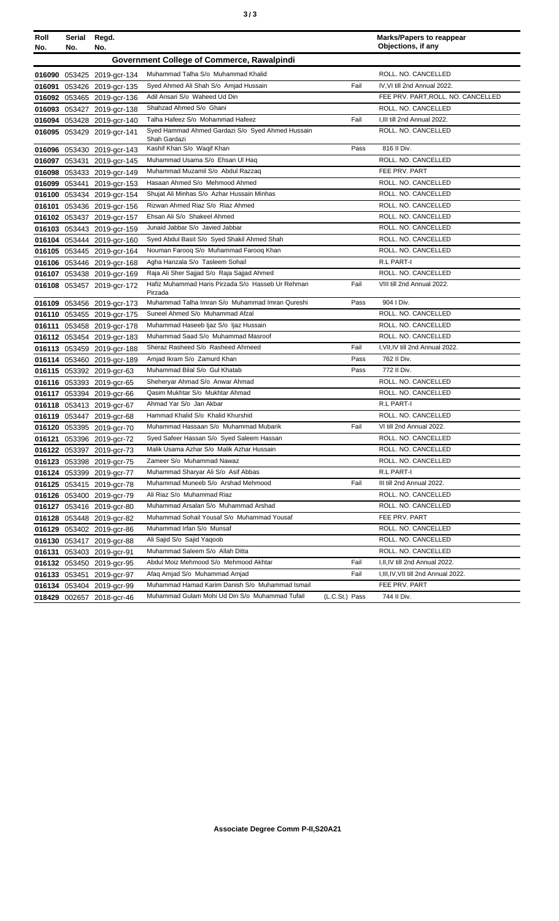| Roll No. | Serial No. | Regd. No. | | | Marks/Papers to reappear Objections, if any |
|---|---|---|---|---|---|
| **Government College of Commerce, Rawalpindi** | | | | | |
| 016090 | 053425 | 2019-gcr-134 | Muhammad Talha S/o Muhammad Khalid | | ROLL. NO. CANCELLED |
| 016091 | 053426 | 2019-gcr-135 | Syed Ahmed Ali Shah S/o Amjad Hussain | Fail | IV,VI till 2nd Annual 2022. |
| 016092 | 053465 | 2019-gcr-136 | Adil Ansari S/o Waheed Ud Din | | FEE PRV. PART,ROLL. NO. CANCELLED |
| 016093 | 053427 | 2019-gcr-138 | Shahzad Ahmed S/o Ghani | | ROLL. NO. CANCELLED |
| 016094 | 053428 | 2019-gcr-140 | Talha Hafeez S/o Mohammad Hafeez | Fail | I,III till 2nd Annual 2022. |
| 016095 | 053429 | 2019-gcr-141 | Syed Hammad Ahmed Gardazi S/o Syed Ahmed Hussain Shah Gardazi | | ROLL. NO. CANCELLED |
| 016096 | 053430 | 2019-gcr-143 | Kashif Khan S/o Waqif Khan | Pass | 816 II Div. |
| 016097 | 053431 | 2019-gcr-145 | Muhammad Usama S/o Ehsan Ul Haq | | ROLL. NO. CANCELLED |
| 016098 | 053433 | 2019-gcr-149 | Muhammad Muzamil S/o Abdul Razzaq | | FEE PRV. PART |
| 016099 | 053441 | 2019-gcr-153 | Hasaan Ahmed S/o Mehmood Ahmed | | ROLL. NO. CANCELLED |
| 016100 | 053434 | 2019-gcr-154 | Shujat Ali Minhas S/o Azhar Hussain Minhas | | ROLL. NO. CANCELLED |
| 016101 | 053436 | 2019-gcr-156 | Rizwan Ahmed Riaz S/o Riaz Ahmed | | ROLL. NO. CANCELLED |
| 016102 | 053437 | 2019-gcr-157 | Ehsan Ali S/o Shakeel Ahmed | | ROLL. NO. CANCELLED |
| 016103 | 053443 | 2019-gcr-159 | Junaid Jabbar S/o Javied Jabbar | | ROLL. NO. CANCELLED |
| 016104 | 053444 | 2019-gcr-160 | Syed Abdul Basit S/o Syed Shakil Ahmed Shah | | ROLL. NO. CANCELLED |
| 016105 | 053445 | 2019-gcr-164 | Nouman Farooq S/o Muhammad Farooq Khan | | ROLL. NO. CANCELLED |
| 016106 | 053446 | 2019-gcr-168 | Agha Hanzala S/o Tasleem Sohail | | R.L PART-I |
| 016107 | 053438 | 2019-gcr-169 | Raja Ali Sher Sajjad S/o Raja Sajjad Ahmed | | ROLL. NO. CANCELLED |
| 016108 | 053457 | 2019-gcr-172 | Hafiz Muhammad Haris Pirzada S/o Hasseb Ur Rehman Pirzada | Fail | VIII till 2nd Annual 2022. |
| 016109 | 053456 | 2019-gcr-173 | Muhammad Talha Imran S/o Muhammad Imran Qureshi | Pass | 904 I Div. |
| 016110 | 053455 | 2019-gcr-175 | Suneel Ahmed S/o Muhammad Afzal | | ROLL. NO. CANCELLED |
| 016111 | 053458 | 2019-gcr-178 | Muhammad Haseeb Ijaz S/o Ijaz Hussain | | ROLL. NO. CANCELLED |
| 016112 | 053454 | 2019-gcr-183 | Muhammad Saad S/o Muhammad Masroof | | ROLL. NO. CANCELLED |
| 016113 | 053459 | 2019-gcr-188 | Sheraz Rasheed S/o Rasheed Ahmeed | Fail | I,VII,IV till 2nd Annual 2022. |
| 016114 | 053460 | 2019-gcr-189 | Amjad Ikram S/o Zamurd Khan | Pass | 762 II Div. |
| 016115 | 053392 | 2019-gcr-63 | Muhammad Bilal S/o Gul Khatab | Pass | 772 II Div. |
| 016116 | 053393 | 2019-gcr-65 | Sheheryar Ahmad S/o Anwar Ahmad | | ROLL. NO. CANCELLED |
| 016117 | 053394 | 2019-gcr-66 | Qasim Mukhtar S/o Mukhtar Ahmad | | ROLL. NO. CANCELLED |
| 016118 | 053413 | 2019-gcr-67 | Ahmad Yar S/o Jan Akbar | | R.L PART-I |
| 016119 | 053447 | 2019-gcr-68 | Hammad Khalid S/o Khalid Khurshid | | ROLL. NO. CANCELLED |
| 016120 | 053395 | 2019-gcr-70 | Muhammad Hassaan S/o Muhammad Mubarik | Fail | VI till 2nd Annual 2022. |
| 016121 | 053396 | 2019-gcr-72 | Syed Safeer Hassan S/o Syed Saleem Hassan | | ROLL. NO. CANCELLED |
| 016122 | 053397 | 2019-gcr-73 | Malik Usama Azhar S/o Malik Azhar Hussain | | ROLL. NO. CANCELLED |
| 016123 | 053398 | 2019-gcr-75 | Zameer S/o Muhammad Nawaz | | ROLL. NO. CANCELLED |
| 016124 | 053399 | 2019-gcr-77 | Muhammad Sharyar Ali S/o Asif Abbas | | R.L PART-I |
| 016125 | 053415 | 2019-gcr-78 | Muhammad Muneeb S/o Arshad Mehmood | Fail | III till 2nd Annual 2022. |
| 016126 | 053400 | 2019-gcr-79 | Ali Riaz S/o Muhammad Riaz | | ROLL. NO. CANCELLED |
| 016127 | 053416 | 2019-gcr-80 | Muhammad Arsalan S/o Muhammad Arshad | | ROLL. NO. CANCELLED |
| 016128 | 053448 | 2019-gcr-82 | Muhammad Sohail Yousaf S/o Muhammad Yousaf | | FEE PRV. PART |
| 016129 | 053402 | 2019-gcr-86 | Muhammad Irfan S/o Munsaf | | ROLL. NO. CANCELLED |
| 016130 | 053417 | 2019-gcr-88 | Ali Sajid S/o Sajid Yaqoob | | ROLL. NO. CANCELLED |
| 016131 | 053403 | 2019-gcr-91 | Muhammad Saleem S/o Allah Ditta | | ROLL. NO. CANCELLED |
| 016132 | 053450 | 2019-gcr-95 | Abdul Moiz Mehmood S/o Mehmood Akhtar | Fail | I,II,IV till 2nd Annual 2022. |
| 016133 | 053451 | 2019-gcr-97 | Afaq Amjad S/o Muhammad Amjad | Fail | I,III,IV,VII till 2nd Annual 2022. |
| 016134 | 053404 | 2019-gcr-99 | Muhammad Hamad Karim Danish S/o Muhammad Ismail | | FEE PRV. PART |
| 018429 | 002657 | 2018-gcr-46 | Muhammad Gulam Mohi Ud Din S/o Muhammad Tufail | (L.C.St.) Pass | 744 II Div. |

**Associate Degree Comm P-II,S20A21**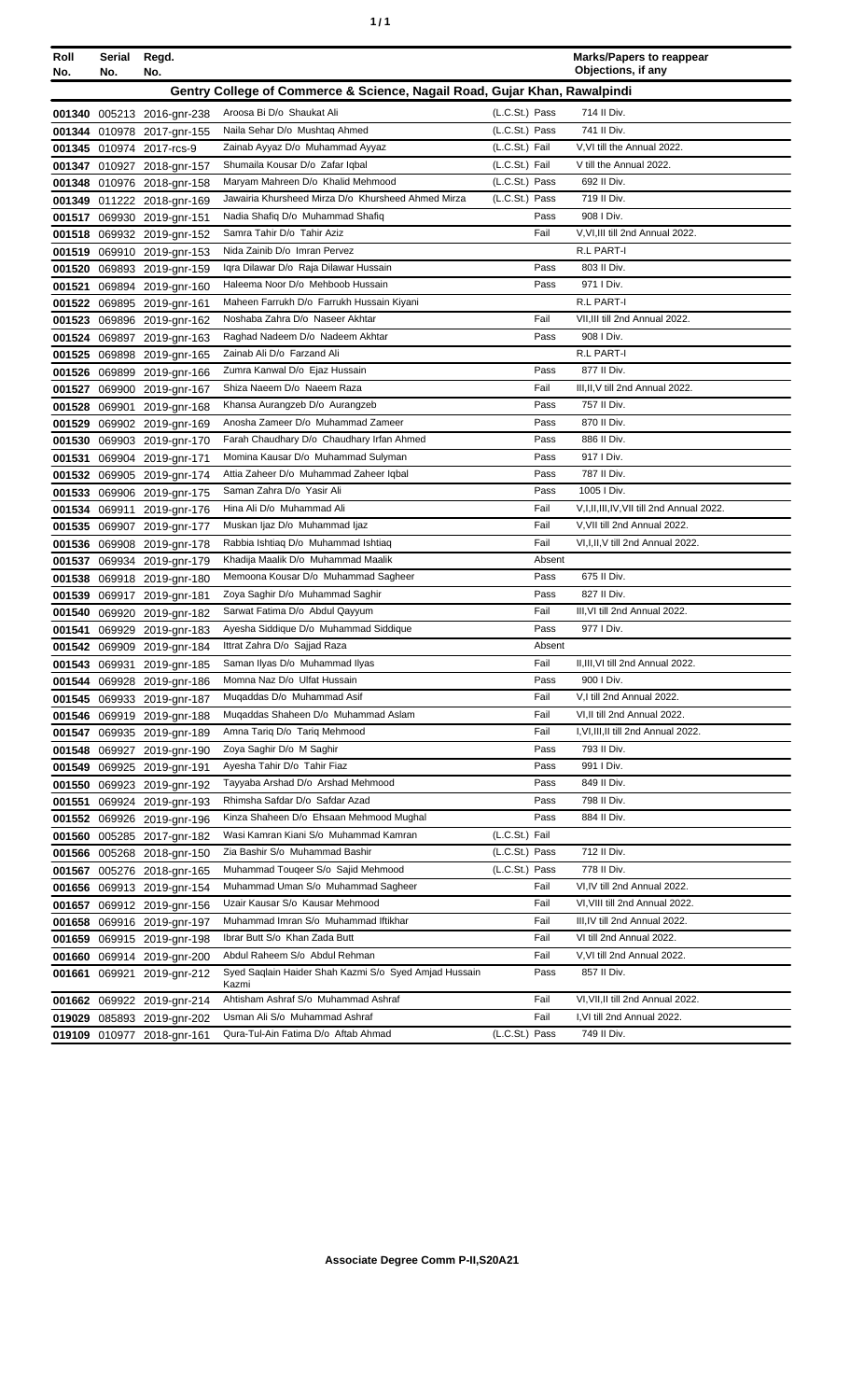| Roll No. | Serial No. | Regd. No. | | | | Marks/Papers to reappear Objections, if any |
|---|---|---|---|---|---|---|
| **Gentry College of Commerce & Science, Nagail Road, Gujar Khan, Rawalpindi** | | | | | | |
| 001340 | 005213 | 2016-gnr-238 | Aroosa Bi D/o Shaukat Ali | (L.C.St.) | Pass | 714 II Div. |
| 001344 | 010978 | 2017-gnr-155 | Naila Sehar D/o Mushtaq Ahmed | (L.C.St.) | Pass | 741 II Div. |
| 001345 | 010974 | 2017-rcs-9 | Zainab Ayyaz D/o Muhammad Ayyaz | (L.C.St.) | Fail | V,VI till the Annual 2022. |
| 001347 | 010927 | 2018-gnr-157 | Shumaila Kousar D/o Zafar Iqbal | (L.C.St.) | Fail | V till the Annual 2022. |
| 001348 | 010976 | 2018-gnr-158 | Maryam Mahreen D/o Khalid Mehmood | (L.C.St.) | Pass | 692 II Div. |
| 001349 | 011222 | 2018-gnr-169 | Jawairia Khursheed Mirza D/o Khursheed Ahmed Mirza | (L.C.St.) | Pass | 719 II Div. |
| 001517 | 069930 | 2019-gnr-151 | Nadia Shafiq D/o Muhammad Shafiq | | Pass | 908 I Div. |
| 001518 | 069932 | 2019-gnr-152 | Samra Tahir D/o Tahir Aziz | | Fail | V,VI,III till 2nd Annual 2022. |
| 001519 | 069910 | 2019-gnr-153 | Nida Zainib D/o Imran Pervez | | | R.L PART-I |
| 001520 | 069893 | 2019-gnr-159 | Iqra Dilawar D/o Raja Dilawar Hussain | | Pass | 803 II Div. |
| 001521 | 069894 | 2019-gnr-160 | Haleema Noor D/o Mehboob Hussain | | Pass | 971 I Div. |
| 001522 | 069895 | 2019-gnr-161 | Maheen Farrukh D/o Farrukh Hussain Kiyani | | | R.L PART-I |
| 001523 | 069896 | 2019-gnr-162 | Noshaba Zahra D/o Naseer Akhtar | | Fail | VII,III till 2nd Annual 2022. |
| 001524 | 069897 | 2019-gnr-163 | Raghad Nadeem D/o Nadeem Akhtar | | Pass | 908 I Div. |
| 001525 | 069898 | 2019-gnr-165 | Zainab Ali D/o Farzand Ali | | | R.L PART-I |
| 001526 | 069899 | 2019-gnr-166 | Zumra Kanwal D/o Ejaz Hussain | | Pass | 877 II Div. |
| 001527 | 069900 | 2019-gnr-167 | Shiza Naeem D/o Naeem Raza | | Fail | III,II,V till 2nd Annual 2022. |
| 001528 | 069901 | 2019-gnr-168 | Khansa Aurangzeb D/o Aurangzeb | | Pass | 757 II Div. |
| 001529 | 069902 | 2019-gnr-169 | Anosha Zameer D/o Muhammad Zameer | | Pass | 870 II Div. |
| 001530 | 069903 | 2019-gnr-170 | Farah Chaudhary D/o Chaudhary Irfan Ahmed | | Pass | 886 II Div. |
| 001531 | 069904 | 2019-gnr-171 | Momina Kausar D/o Muhammad Sulyman | | Pass | 917 I Div. |
| 001532 | 069905 | 2019-gnr-174 | Attia Zaheer D/o Muhammad Zaheer Iqbal | | Pass | 787 II Div. |
| 001533 | 069906 | 2019-gnr-175 | Saman Zahra D/o Yasir Ali | | Pass | 1005 I Div. |
| 001534 | 069911 | 2019-gnr-176 | Hina Ali D/o Muhammad Ali | | Fail | V,I,II,III,IV,VII till 2nd Annual 2022. |
| 001535 | 069907 | 2019-gnr-177 | Muskan Ijaz D/o Muhammad Ijaz | | Fail | V,VII till 2nd Annual 2022. |
| 001536 | 069908 | 2019-gnr-178 | Rabbia Ishtiaq D/o Muhammad Ishtiaq | | Fail | VI,I,II,V till 2nd Annual 2022. |
| 001537 | 069934 | 2019-gnr-179 | Khadija Maalik D/o Muhammad Maalik | | Absent | |
| 001538 | 069918 | 2019-gnr-180 | Memoona Kousar D/o Muhammad Sagheer | | Pass | 675 II Div. |
| 001539 | 069917 | 2019-gnr-181 | Zoya Saghir D/o Muhammad Saghir | | Pass | 827 II Div. |
| 001540 | 069920 | 2019-gnr-182 | Sarwat Fatima D/o Abdul Qayyum | | Fail | III,VI till 2nd Annual 2022. |
| 001541 | 069929 | 2019-gnr-183 | Ayesha Siddique D/o Muhammad Siddique | | Pass | 977 I Div. |
| 001542 | 069909 | 2019-gnr-184 | Ittrat Zahra D/o Sajjad Raza | | Absent | |
| 001543 | 069931 | 2019-gnr-185 | Saman Ilyas D/o Muhammad Ilyas | | Fail | II,III,VI till 2nd Annual 2022. |
| 001544 | 069928 | 2019-gnr-186 | Momna Naz D/o Ulfat Hussain | | Pass | 900 I Div. |
| 001545 | 069933 | 2019-gnr-187 | Muqaddas D/o Muhammad Asif | | Fail | V,I till 2nd Annual 2022. |
| 001546 | 069919 | 2019-gnr-188 | Muqaddas Shaheen D/o Muhammad Aslam | | Fail | VI,II till 2nd Annual 2022. |
| 001547 | 069935 | 2019-gnr-189 | Amna Tariq D/o Tariq Mehmood | | Fail | I,VI,III,II till 2nd Annual 2022. |
| 001548 | 069927 | 2019-gnr-190 | Zoya Saghir D/o M Saghir | | Pass | 793 II Div. |
| 001549 | 069925 | 2019-gnr-191 | Ayesha Tahir D/o Tahir Fiaz | | Pass | 991 I Div. |
| 001550 | 069923 | 2019-gnr-192 | Tayyaba Arshad D/o Arshad Mehmood | | Pass | 849 II Div. |
| 001551 | 069924 | 2019-gnr-193 | Rhimsha Safdar D/o Safdar Azad | | Pass | 798 II Div. |
| 001552 | 069926 | 2019-gnr-196 | Kinza Shaheen D/o Ehsaan Mehmood Mughal | | Pass | 884 II Div. |
| 001560 | 005285 | 2017-gnr-182 | Wasi Kamran Kiani S/o Muhammad Kamran | (L.C.St.) | Fail | |
| 001566 | 005268 | 2018-gnr-150 | Zia Bashir S/o Muhammad Bashir | (L.C.St.) | Pass | 712 II Div. |
| 001567 | 005276 | 2018-gnr-165 | Muhammad Touqeer S/o Sajid Mehmood | (L.C.St.) | Pass | 778 II Div. |
| 001656 | 069913 | 2019-gnr-154 | Muhammad Uman S/o Muhammad Sagheer | | Fail | VI,IV till 2nd Annual 2022. |
| 001657 | 069912 | 2019-gnr-156 | Uzair Kausar S/o Kausar Mehmood | | Fail | VI,VIII till 2nd Annual 2022. |
| 001658 | 069916 | 2019-gnr-197 | Muhammad Imran S/o Muhammad Iftikhar | | Fail | III,IV till 2nd Annual 2022. |
| 001659 | 069915 | 2019-gnr-198 | Ibrar Butt S/o Khan Zada Butt | | Fail | VI till 2nd Annual 2022. |
| 001660 | 069914 | 2019-gnr-200 | Abdul Raheem S/o Abdul Rehman | | Fail | V,VI till 2nd Annual 2022. |
| 001661 | 069921 | 2019-gnr-212 | Syed Saqlain Haider Shah Kazmi S/o Syed Amjad Hussain Kazmi | | Pass | 857 II Div. |
| 001662 | 069922 | 2019-gnr-214 | Ahtisham Ashraf S/o Muhammad Ashraf | | Fail | VI,VII,II till 2nd Annual 2022. |
| 019029 | 085893 | 2019-gnr-202 | Usman Ali S/o Muhammad Ashraf | | Fail | I,VI till 2nd Annual 2022. |
| 019109 | 010977 | 2018-gnr-161 | Qura-Tul-Ain Fatima D/o Aftab Ahmad | (L.C.St.) | Pass | 749 II Div. |

**Associate Degree Comm P-II,S20A21**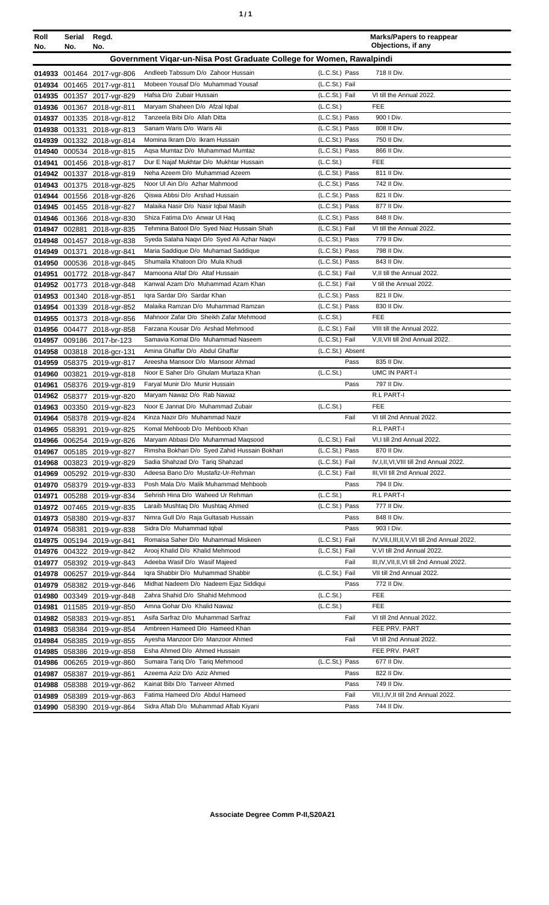| Roll No. | Serial No. | Regd. No. | | | Marks/Papers to reappear Objections, if any |
|---|---|---|---|---|---|
| **Government Viqar-un-Nisa Post Graduate College for Women, Rawalpindi** | | | | | |
| 014933 | 001464 | 2017-vgr-806 | Andleeb Tabssum D/o Zahoor Hussain | (L.C.St.) Pass | 718 II Div. |
| 014934 | 001465 | 2017-vgr-811 | Mobeen Yousaf D/o Muhammad Yousaf | (L.C.St.) Fail | |
| 014935 | 001357 | 2017-vgr-829 | Hafsa D/o Zubair Hussain | (L.C.St.) Fail | VI till the Annual 2022. |
| 014936 | 001367 | 2018-vgr-811 | Maryam Shaheen D/o Afzal Iqbal | (L.C.St.) | FEE |
| 014937 | 001335 | 2018-vgr-812 | Tanzeela Bibi D/o Allah Ditta | (L.C.St.) Pass | 900 I Div. |
| 014938 | 001331 | 2018-vgr-813 | Sanam Waris D/o Waris Ali | (L.C.St.) Pass | 808 II Div. |
| 014939 | 001332 | 2018-vgr-814 | Momina Ikram D/o Ikram Hussain | (L.C.St.) Pass | 750 II Div. |
| 014940 | 000534 | 2018-vgr-815 | Aqsa Mumtaz D/o Muhammad Mumtaz | (L.C.St.) Pass | 866 II Div. |
| 014941 | 001456 | 2018-vgr-817 | Dur E Najaf Mukhtar D/o Mukhtar Hussain | (L.C.St.) | FEE |
| 014942 | 001337 | 2018-vgr-819 | Neha Azeem D/o Muhammad Azeem | (L.C.St.) Pass | 811 II Div. |
| 014943 | 001375 | 2018-vgr-825 | Noor Ul Ain D/o Azhar Mahmood | (L.C.St.) Pass | 742 II Div. |
| 014944 | 001556 | 2018-vgr-826 | Qiswa Abbsi D/o Arshad Hussain | (L.C.St.) Pass | 821 II Div. |
| 014945 | 001455 | 2018-vgr-827 | Malaika Nasir D/o Nasir Iqbal Masih | (L.C.St.) Pass | 877 II Div. |
| 014946 | 001366 | 2018-vgr-830 | Shiza Fatima D/o Anwar Ul Haq | (L.C.St.) Pass | 848 II Div. |
| 014947 | 002881 | 2018-vgr-835 | Tehmina Batool D/o Syed Niaz Hussain Shah | (L.C.St.) Fail | VI till the Annual 2022. |
| 014948 | 001457 | 2018-vgr-838 | Syeda Salaha Naqvi D/o Syed Ali Azhar Naqvi | (L.C.St.) Pass | 779 II Div. |
| 014949 | 001371 | 2018-vgr-841 | Maria Saddique D/o Muhamad Saddique | (L.C.St.) Pass | 798 II Div. |
| 014950 | 000536 | 2018-vgr-845 | Shumaila Khatoon D/o Mula Khudi | (L.C.St.) Pass | 843 II Div. |
| 014951 | 001772 | 2018-vgr-847 | Mamoona Altaf D/o Altaf Hussain | (L.C.St.) Fail | V,II till the Annual 2022. |
| 014952 | 001773 | 2018-vgr-848 | Kanwal Azam D/o Muhammad Azam Khan | (L.C.St.) Fail | V till the Annual 2022. |
| 014953 | 001340 | 2018-vgr-851 | Iqra Sardar D/o Sardar Khan | (L.C.St.) Pass | 821 II Div. |
| 014954 | 001339 | 2018-vgr-852 | Malaika Ramzan D/o Muhammad Ramzan | (L.C.St.) Pass | 830 II Div. |
| 014955 | 001373 | 2018-vgr-856 | Mahnoor Zafar D/o Sheikh Zafar Mehmood | (L.C.St.) | FEE |
| 014956 | 004477 | 2018-vgr-858 | Farzana Kousar D/o Arshad Mehmood | (L.C.St.) Fail | VIII till the Annual 2022. |
| 014957 | 009186 | 2017-br-123 | Samavia Komal D/o Muhammad Naseem | (L.C.St.) Fail | V,II,VII till 2nd Annual 2022. |
| 014958 | 003818 | 2018-gcr-131 | Amina Ghaffar D/o Abdul Ghaffar | (L.C.St.) Absent | |
| 014959 | 058375 | 2019-vgr-817 | Areesha Mansoor D/o Mansoor Ahmad | Pass | 835 II Div. |
| 014960 | 003821 | 2019-vgr-818 | Noor E Saher D/o Ghulam Murtaza Khan | (L.C.St.) | UMC IN PART-I |
| 014961 | 058376 | 2019-vgr-819 | Faryal Munir D/o Munir Hussain | Pass | 797 II Div. |
| 014962 | 058377 | 2019-vgr-820 | Maryam Nawaz D/o Rab Nawaz | | R.L PART-I |
| 014963 | 003350 | 2019-vgr-823 | Noor E Jannat D/o Muhammad Zubair | (L.C.St.) | FEE |
| 014964 | 058378 | 2019-vgr-824 | Kinza Nazir D/o Muhammad Nazir | Fail | VI till 2nd Annual 2022. |
| 014965 | 058391 | 2019-vgr-825 | Komal Mehboob D/o Mehboob Khan | | R.L PART-I |
| 014966 | 006254 | 2019-vgr-826 | Maryam Abbasi D/o Muhammad Maqsood | (L.C.St.) Fail | VI,I till 2nd Annual 2022. |
| 014967 | 005185 | 2019-vgr-827 | Rimsha Bokhari D/o Syed Zahid Hussain Bokhari | (L.C.St.) Pass | 870 II Div. |
| 014968 | 003823 | 2019-vgr-829 | Sadia Shahzad D/o Tariq Shahzad | (L.C.St.) Fail | IV,I,II,VI,VIII till 2nd Annual 2022. |
| 014969 | 005292 | 2019-vgr-830 | Adeesa Bano D/o Mustafiz-Ur-Rehman | (L.C.St.) Fail | III,VII till 2nd Annual 2022. |
| 014970 | 058379 | 2019-vgr-833 | Posh Mala D/o Malik Muhammad Mehboob | Pass | 794 II Div. |
| 014971 | 005288 | 2019-vgr-834 | Sehrish Hina D/o Waheed Ur Rehman | (L.C.St.) | R.L PART-I |
| 014972 | 007465 | 2019-vgr-835 | Laraib Mushtaq D/o Mushtaq Ahmed | (L.C.St.) Pass | 777 II Div. |
| 014973 | 058380 | 2019-vgr-837 | Nimra Gull D/o Raja Gultasab Hussain | Pass | 848 II Div. |
| 014974 | 058381 | 2019-vgr-838 | Sidra D/o Muhammad Iqbal | Pass | 903 I Div. |
| 014975 | 005194 | 2019-vgr-841 | Romaisa Saher D/o Muhammad Miskeen | (L.C.St.) Fail | IV,VII,I,III,II,V,VI till 2nd Annual 2022. |
| 014976 | 004322 | 2019-vgr-842 | Arooj Khalid D/o Khalid Mehmood | (L.C.St.) Fail | V,VI till 2nd Annual 2022. |
| 014977 | 058392 | 2019-vgr-843 | Adeeba Wasif D/o Wasif Majeed | Fail | III,IV,VII,II,VI till 2nd Annual 2022. |
| 014978 | 006257 | 2019-vgr-844 | Iqra Shabbir D/o Muhammad Shabbir | (L.C.St.) Fail | VII till 2nd Annual 2022. |
| 014979 | 058382 | 2019-vgr-846 | Midhat Nadeem D/o Nadeem Ejaz Siddiqui | Pass | 772 II Div. |
| 014980 | 003349 | 2019-vgr-848 | Zahra Shahid D/o Shahid Mehmood | (L.C.St.) | FEE |
| 014981 | 011585 | 2019-vgr-850 | Amna Gohar D/o Khalid Nawaz | (L.C.St.) | FEE |
| 014982 | 058383 | 2019-vgr-851 | Asifa Sarfraz D/o Muhammad Sarfraz | Fail | VI till 2nd Annual 2022. |
| 014983 | 058384 | 2019-vgr-854 | Ambreen Hameed D/o Hameed Khan | | FEE PRV. PART |
| 014984 | 058385 | 2019-vgr-855 | Ayesha Manzoor D/o Manzoor Ahmed | Fail | VI till 2nd Annual 2022. |
| 014985 | 058386 | 2019-vgr-858 | Esha Ahmed D/o Ahmed Hussain | | FEE PRV. PART |
| 014986 | 006265 | 2019-vgr-860 | Sumaira Tariq D/o Tariq Mehmood | (L.C.St.) Pass | 677 II Div. |
| 014987 | 058387 | 2019-vgr-861 | Azeema Aziz D/o Aziz Ahmed | Pass | 822 II Div. |
| 014988 | 058388 | 2019-vgr-862 | Kainat Bibi D/o Tanveer Ahmed | Pass | 749 II Div. |
| 014989 | 058389 | 2019-vgr-863 | Fatima Hameed D/o Abdul Hameed | Fail | VII,I,IV,II till 2nd Annual 2022. |
| 014990 | 058390 | 2019-vgr-864 | Sidra Aftab D/o Muhammad Aftab Kiyani | Pass | 744 II Div. |

**Associate Degree Comm P-II,S20A21**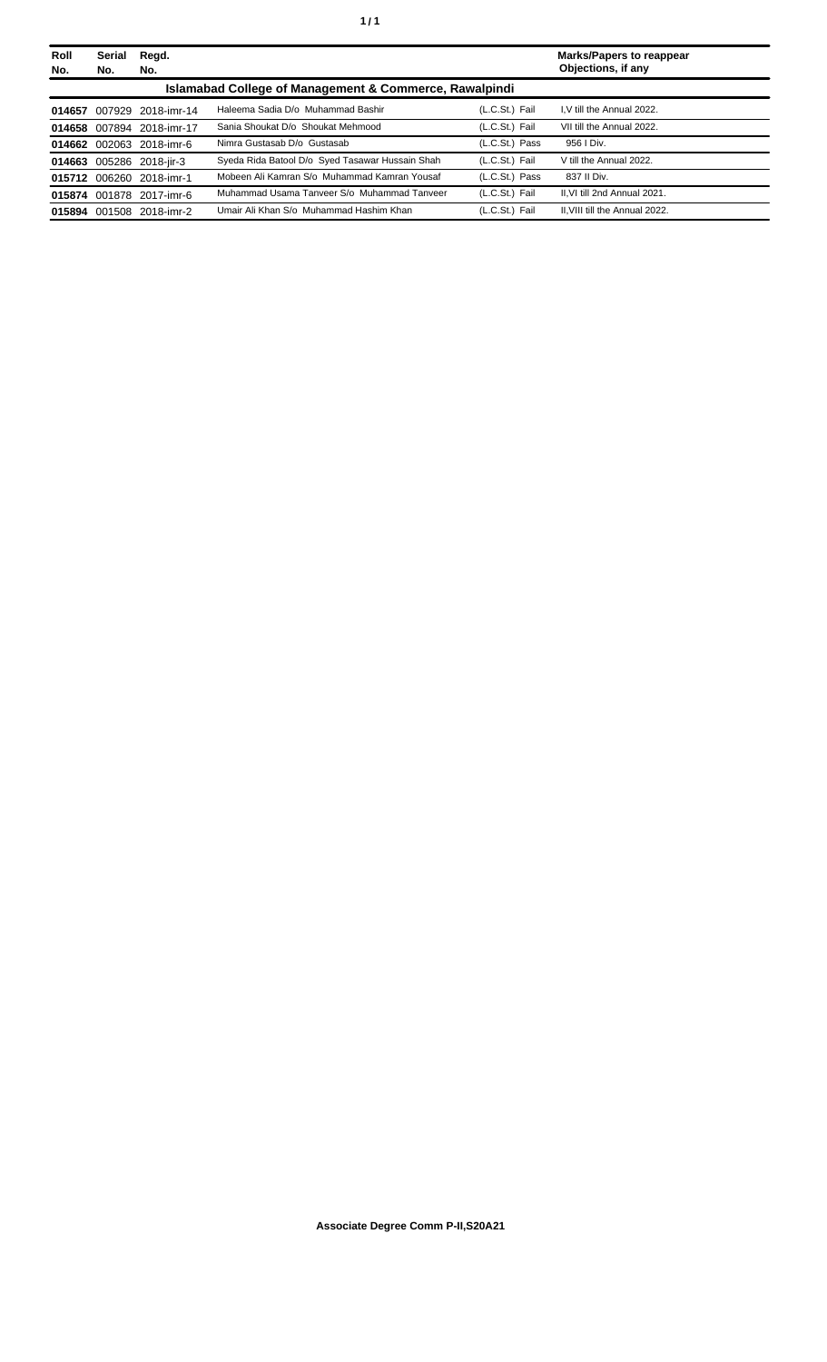| Roll No. | Serial No. | Regd. No. | | | Marks/Papers to reappear Objections, if any |
|---|---|---|---|---|---|
| **Islamabad College of Management & Commerce, Rawalpindi** | | | | | |
| **014657** | 007929 | 2018-imr-14 | Haleema Sadia D/o Muhammad Bashir | (L.C.St.) Fail | I,V till the Annual 2022. |
| **014658** | 007894 | 2018-imr-17 | Sania Shoukat D/o Shoukat Mehmood | (L.C.St.) Fail | VII till the Annual 2022. |
| **014662** | 002063 | 2018-imr-6 | Nimra Gustasab D/o Gustasab | (L.C.St.) Pass | 956 I Div. |
| **014663** | 005286 | 2018-jir-3 | Syeda Rida Batool D/o Syed Tasawar Hussain Shah | (L.C.St.) Fail | V till the Annual 2022. |
| **015712** | 006260 | 2018-imr-1 | Mobeen Ali Kamran S/o Muhammad Kamran Yousaf | (L.C.St.) Pass | 837 II Div. |
| **015874** | 001878 | 2017-imr-6 | Muhammad Usama Tanveer S/o Muhammad Tanveer | (L.C.St.) Fail | II,VI till 2nd Annual 2021. |
| **015894** | 001508 | 2018-imr-2 | Umair Ali Khan S/o Muhammad Hashim Khan | (L.C.St.) Fail | II,VIII till the Annual 2022. |

**Associate Degree Comm P-II,S20A21**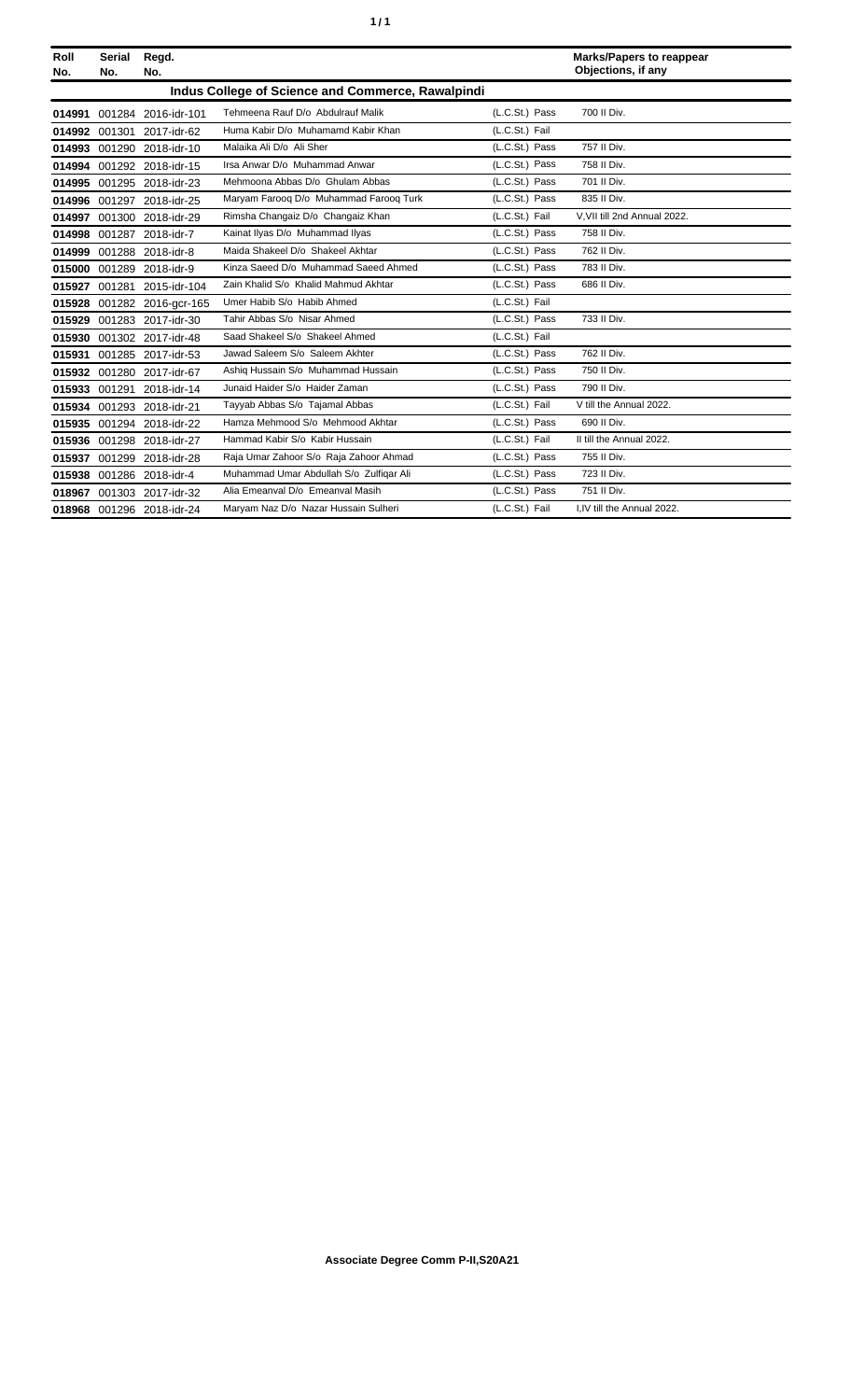| Roll No. | Serial No. | Regd. No. | | | Marks/Papers to reappear Objections, if any |
|---|---|---|---|---|---|
| | | | **Indus College of Science and Commerce, Rawalpindi** | | |
| **014991** | 001284 | 2016-idr-101 | Tehmeena Rauf D/o Abdulrauf Malik | (L.C.St.) Pass | 700 II Div. |
| **014992** | 001301 | 2017-idr-62 | Huma Kabir D/o Muhamamd Kabir Khan | (L.C.St.) Fail | |
| **014993** | 001290 | 2018-idr-10 | Malaika Ali D/o Ali Sher | (L.C.St.) Pass | 757 II Div. |
| **014994** | 001292 | 2018-idr-15 | Irsa Anwar D/o Muhammad Anwar | (L.C.St.) Pass | 758 II Div. |
| **014995** | 001295 | 2018-idr-23 | Mehmoona Abbas D/o Ghulam Abbas | (L.C.St.) Pass | 701 II Div. |
| **014996** | 001297 | 2018-idr-25 | Maryam Farooq D/o Muhammad Farooq Turk | (L.C.St.) Pass | 835 II Div. |
| **014997** | 001300 | 2018-idr-29 | Rimsha Changaiz D/o Changaiz Khan | (L.C.St.) Fail | V,VII till 2nd Annual 2022. |
| **014998** | 001287 | 2018-idr-7 | Kainat Ilyas D/o Muhammad Ilyas | (L.C.St.) Pass | 758 II Div. |
| **014999** | 001288 | 2018-idr-8 | Maida Shakeel D/o Shakeel Akhtar | (L.C.St.) Pass | 762 II Div. |
| **015000** | 001289 | 2018-idr-9 | Kinza Saeed D/o Muhammad Saeed Ahmed | (L.C.St.) Pass | 783 II Div. |
| **015927** | 001281 | 2015-idr-104 | Zain Khalid S/o Khalid Mahmud Akhtar | (L.C.St.) Pass | 686 II Div. |
| **015928** | 001282 | 2016-gcr-165 | Umer Habib S/o Habib Ahmed | (L.C.St.) Fail | |
| **015929** | 001283 | 2017-idr-30 | Tahir Abbas S/o Nisar Ahmed | (L.C.St.) Pass | 733 II Div. |
| **015930** | 001302 | 2017-idr-48 | Saad Shakeel S/o Shakeel Ahmed | (L.C.St.) Fail | |
| **015931** | 001285 | 2017-idr-53 | Jawad Saleem S/o Saleem Akhter | (L.C.St.) Pass | 762 II Div. |
| **015932** | 001280 | 2017-idr-67 | Ashiq Hussain S/o Muhammad Hussain | (L.C.St.) Pass | 750 II Div. |
| **015933** | 001291 | 2018-idr-14 | Junaid Haider S/o Haider Zaman | (L.C.St.) Pass | 790 II Div. |
| **015934** | 001293 | 2018-idr-21 | Tayyab Abbas S/o Tajamal Abbas | (L.C.St.) Fail | V till the Annual 2022. |
| **015935** | 001294 | 2018-idr-22 | Hamza Mehmood S/o Mehmood Akhtar | (L.C.St.) Pass | 690 II Div. |
| **015936** | 001298 | 2018-idr-27 | Hammad Kabir S/o Kabir Hussain | (L.C.St.) Fail | II till the Annual 2022. |
| **015937** | 001299 | 2018-idr-28 | Raja Umar Zahoor S/o Raja Zahoor Ahmad | (L.C.St.) Pass | 755 II Div. |
| **015938** | 001286 | 2018-idr-4 | Muhammad Umar Abdullah S/o Zulfiqar Ali | (L.C.St.) Pass | 723 II Div. |
| **018967** | 001303 | 2017-idr-32 | Alia Emeanval D/o Emeanval Masih | (L.C.St.) Pass | 751 II Div. |
| **018968** | 001296 | 2018-idr-24 | Maryam Naz D/o Nazar Hussain Sulheri | (L.C.St.) Fail | I,IV till the Annual 2022. |

**Associate Degree Comm P-II,S20A21**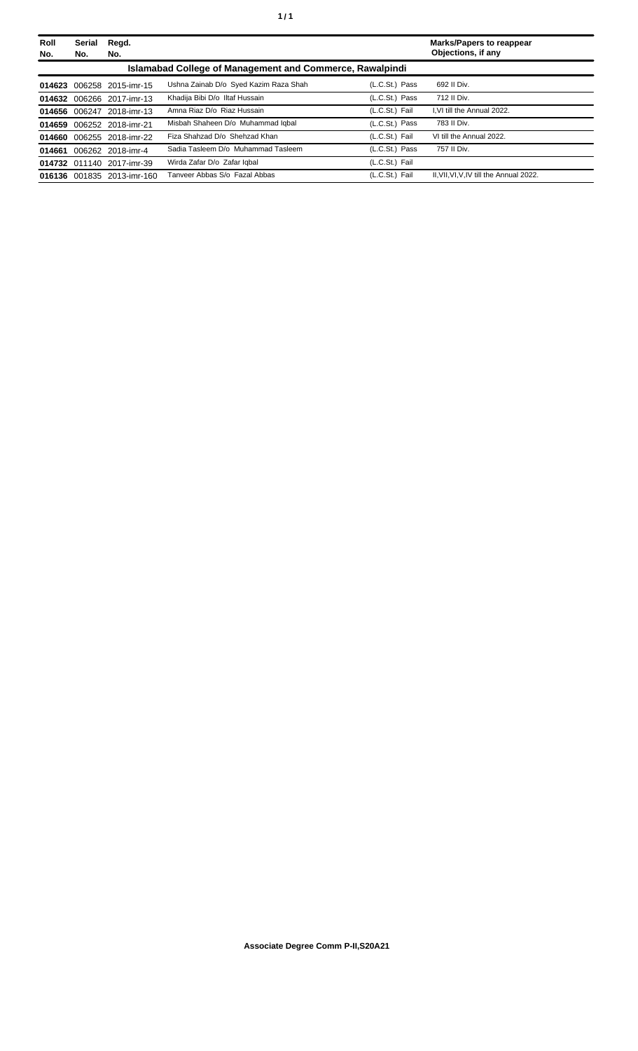| Roll No. | Serial No. | Regd. No. | | | Marks/Papers to reappear Objections, if any |
|---|---|---|---|---|---|
| **Islamabad College of Management and Commerce, Rawalpindi** | | | | | |
| **014623** | 006258 | 2015-imr-15 | Ushna Zainab D/o Syed Kazim Raza Shah | (L.C.St.) Pass | 692 II Div. |
| **014632** | 006266 | 2017-imr-13 | Khadija Bibi D/o Iltaf Hussain | (L.C.St.) Pass | 712 II Div. |
| **014656** | 006247 | 2018-imr-13 | Amna Riaz D/o Riaz Hussain | (L.C.St.) Fail | I,VI till the Annual 2022. |
| **014659** | 006252 | 2018-imr-21 | Misbah Shaheen D/o Muhammad Iqbal | (L.C.St.) Pass | 783 II Div. |
| **014660** | 006255 | 2018-imr-22 | Fiza Shahzad D/o Shehzad Khan | (L.C.St.) Fail | VI till the Annual 2022. |
| **014661** | 006262 | 2018-imr-4 | Sadia Tasleem D/o Muhammad Tasleem | (L.C.St.) Pass | 757 II Div. |
| **014732** | 011140 | 2017-imr-39 | Wirda Zafar D/o Zafar Iqbal | (L.C.St.) Fail | |
| **016136** | 001835 | 2013-imr-160 | Tanveer Abbas S/o Fazal Abbas | (L.C.St.) Fail | II,VII,VI,V,IV till the Annual 2022. |

**Associate Degree Comm P-II,S20A21**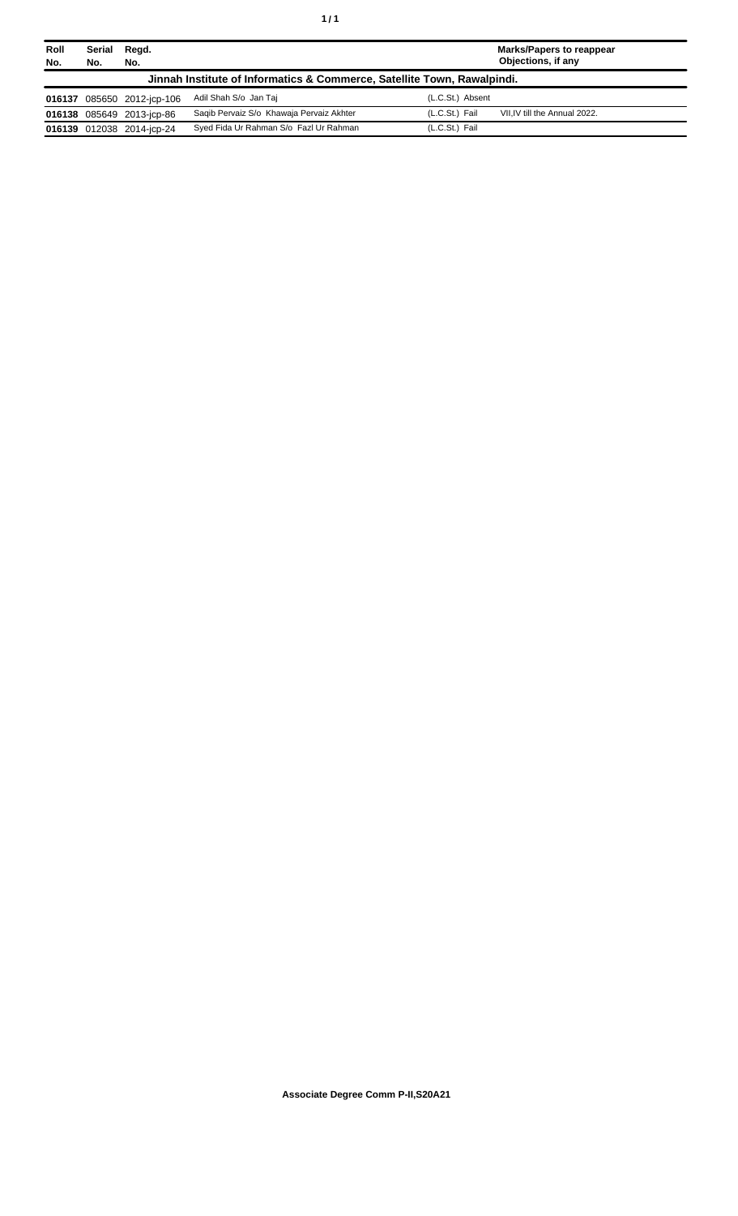| Roll No. | Serial No. | Regd. No. | | Marks/Papers to reappear Objections, if any |
|---|---|---|---|---|
| **Jinnah Institute of Informatics & Commerce, Satellite Town, Rawalpindi.** | | | | |
| **016137** | 085650 | 2012-jcp-106 | Adil Shah S/o Jan Taj | (L.C.St.) Absent |
| **016138** | 085649 | 2013-jcp-86 | Saqib Pervaiz S/o Khawaja Pervaiz Akhter | (L.C.St.) Fail VII,IV till the Annual 2022. |
| **016139** | 012038 | 2014-jcp-24 | Syed Fida Ur Rahman S/o Fazl Ur Rahman | (L.C.St.) Fail |

**Associate Degree Comm P-II,S20A21**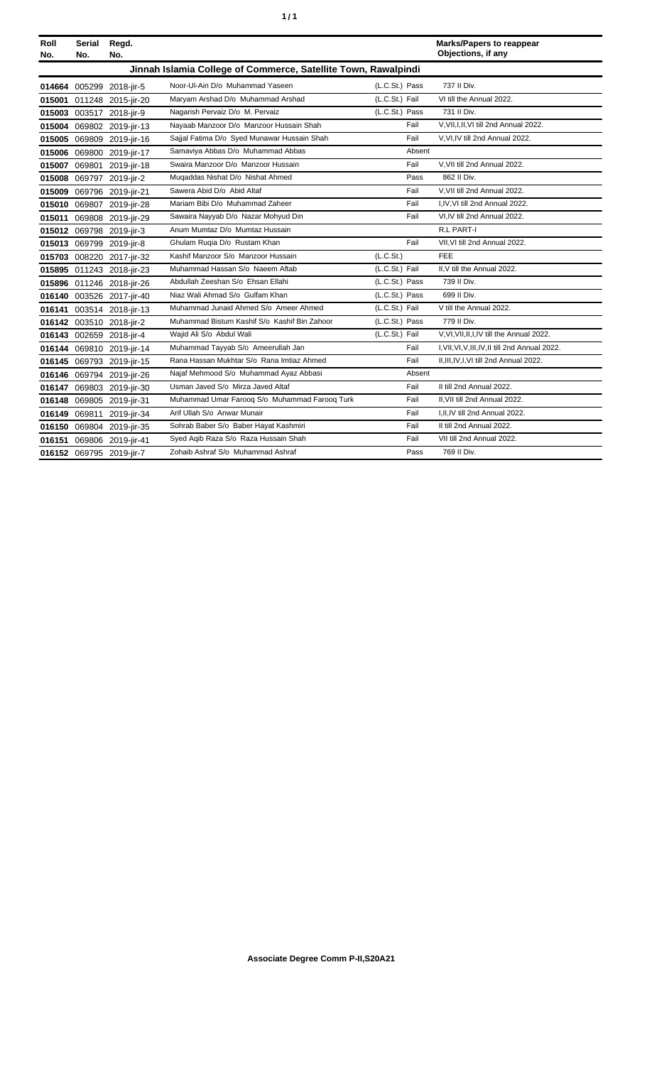| Roll No. | Serial No. | Regd. No. | | | | Marks/Papers to reappear Objections, if any |
|---|---|---|---|---|---|---|
| **Jinnah Islamia College of Commerce, Satellite Town, Rawalpindi** | | | | | | |
| 014664 | 005299 | 2018-jir-5 | Noor-Ul-Ain D/o Muhammad Yaseen | (L.C.St.) | Pass | 737 II Div. |
| 015001 | 011248 | 2015-jir-20 | Maryam Arshad D/o Muhammad Arshad | (L.C.St.) | Fail | VI till the Annual 2022. |
| 015003 | 003517 | 2018-jir-9 | Nagarish Pervaiz D/o M. Pervaiz | (L.C.St.) | Pass | 731 II Div. |
| 015004 | 069802 | 2019-jir-13 | Nayaab Manzoor D/o Manzoor Hussain Shah | | Fail | V,VII,I,II,VI till 2nd Annual 2022. |
| 015005 | 069809 | 2019-jir-16 | Sajjal Fatima D/o Syed Munawar Hussain Shah | | Fail | V,VI,IV till 2nd Annual 2022. |
| 015006 | 069800 | 2019-jir-17 | Samaviya Abbas D/o Muhammad Abbas | | Absent | |
| 015007 | 069801 | 2019-jir-18 | Swaira Manzoor D/o Manzoor Hussain | | Fail | V,VII till 2nd Annual 2022. |
| 015008 | 069797 | 2019-jir-2 | Muqaddas Nishat D/o Nishat Ahmed | | Pass | 862 II Div. |
| 015009 | 069796 | 2019-jir-21 | Sawera Abid D/o Abid Altaf | | Fail | V,VII till 2nd Annual 2022. |
| 015010 | 069807 | 2019-jir-28 | Mariam Bibi D/o Muhammad Zaheer | | Fail | I,IV,VI till 2nd Annual 2022. |
| 015011 | 069808 | 2019-jir-29 | Sawaira Nayyab D/o Nazar Mohyud Din | | Fail | VI,IV till 2nd Annual 2022. |
| 015012 | 069798 | 2019-jir-3 | Anum Mumtaz D/o Mumtaz Hussain | | | R.L PART-I |
| 015013 | 069799 | 2019-jir-8 | Ghulam Ruqia D/o Rustam Khan | | Fail | VII,VI till 2nd Annual 2022. |
| 015703 | 008220 | 2017-jir-32 | Kashif Manzoor S/o Manzoor Hussain | (L.C.St.) | | FEE |
| 015895 | 011243 | 2018-jir-23 | Muhammad Hassan S/o Naeem Aftab | (L.C.St.) | Fail | II,V till the Annual 2022. |
| 015896 | 011246 | 2018-jir-26 | Abdullah Zeeshan S/o Ehsan Ellahi | (L.C.St.) | Pass | 739 II Div. |
| 016140 | 003526 | 2017-jir-40 | Niaz Wali Ahmad S/o Gulfam Khan | (L.C.St.) | Pass | 699 II Div. |
| 016141 | 003514 | 2018-jir-13 | Muhammad Junaid Ahmed S/o Ameer Ahmed | (L.C.St.) | Fail | V till the Annual 2022. |
| 016142 | 003510 | 2018-jir-2 | Muhammad Bistum Kashif S/o Kashif Bin Zahoor | (L.C.St.) | Pass | 779 II Div. |
| 016143 | 002659 | 2018-jir-4 | Wajid Ali S/o Abdul Wali | (L.C.St.) | Fail | V,VI,VII,II,I,IV till the Annual 2022. |
| 016144 | 069810 | 2019-jir-14 | Muhammad Tayyab S/o Ameerullah Jan | | Fail | I,VII,VI,V,III,IV,II till 2nd Annual 2022. |
| 016145 | 069793 | 2019-jir-15 | Rana Hassan Mukhtar S/o Rana Imtiaz Ahmed | | Fail | II,III,IV,I,VI till 2nd Annual 2022. |
| 016146 | 069794 | 2019-jir-26 | Najaf Mehmood S/o Muhammad Ayaz Abbasi | | Absent | |
| 016147 | 069803 | 2019-jir-30 | Usman Javed S/o Mirza Javed Altaf | | Fail | II till 2nd Annual 2022. |
| 016148 | 069805 | 2019-jir-31 | Muhammad Umar Farooq S/o Muhammad Farooq Turk | | Fail | II,VII till 2nd Annual 2022. |
| 016149 | 069811 | 2019-jir-34 | Arif Ullah S/o Anwar Munair | | Fail | I,II,IV till 2nd Annual 2022. |
| 016150 | 069804 | 2019-jir-35 | Sohrab Baber S/o Baber Hayat Kashmiri | | Fail | II till 2nd Annual 2022. |
| 016151 | 069806 | 2019-jir-41 | Syed Aqib Raza S/o Raza Hussain Shah | | Fail | VII till 2nd Annual 2022. |
| 016152 | 069795 | 2019-jir-7 | Zohaib Ashraf S/o Muhammad Ashraf | | Pass | 769 II Div. |

**Associate Degree Comm P-II,S20A21**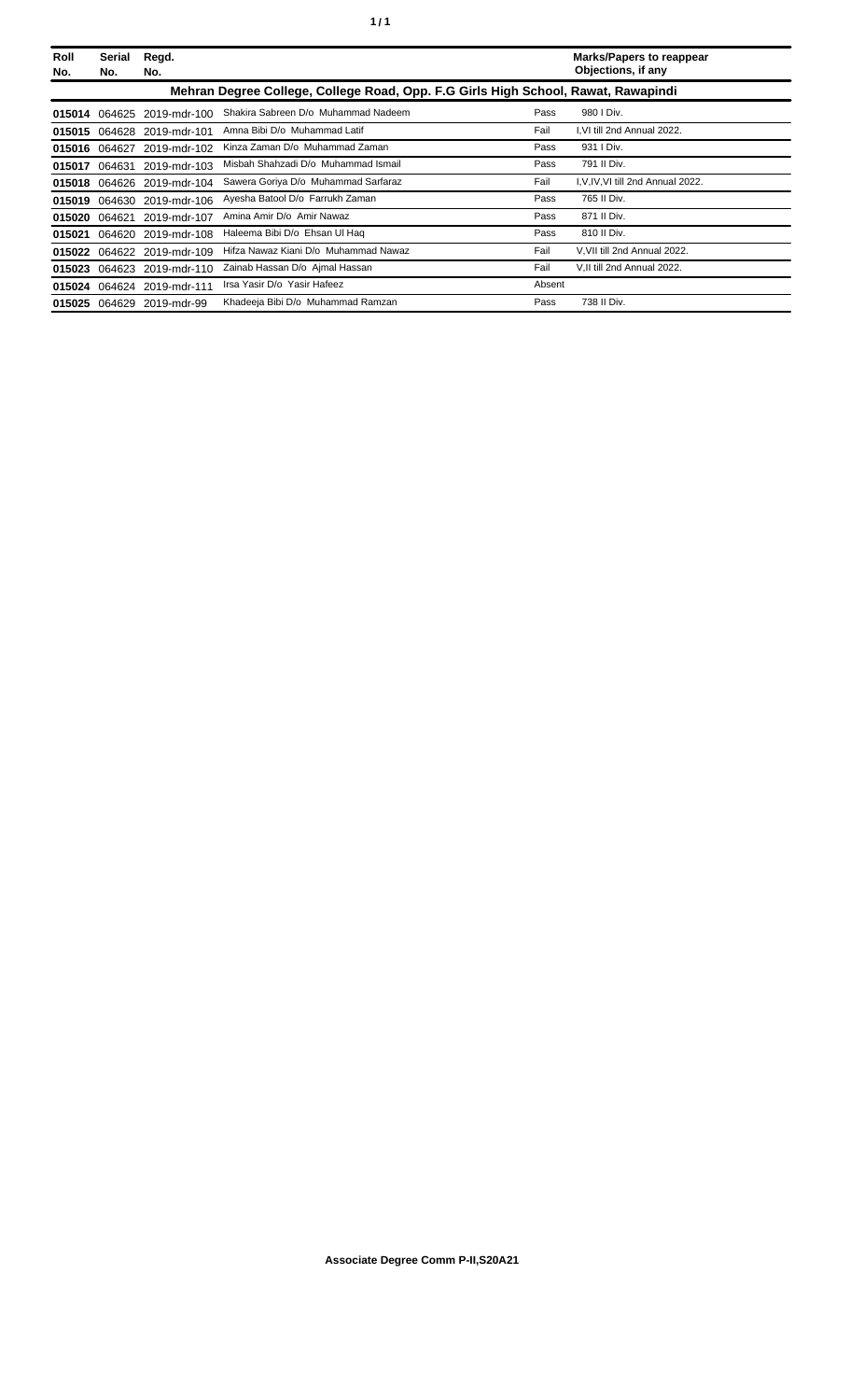| Roll No. | Serial No. | Regd. No. | | | Marks/Papers to reappear Objections, if any |
|---|---|---|---|---|---|
| **Mehran Degree College, College Road, Opp. F.G Girls High School, Rawat, Rawapindi** | | | | | |
| **015014** | 064625 | 2019-mdr-100 | Shakira Sabreen D/o Muhammad Nadeem | Pass | 980 I Div. |
| **015015** | 064628 | 2019-mdr-101 | Amna Bibi D/o Muhammad Latif | Fail | I,VI till 2nd Annual 2022. |
| **015016** | 064627 | 2019-mdr-102 | Kinza Zaman D/o Muhammad Zaman | Pass | 931 I Div. |
| **015017** | 064631 | 2019-mdr-103 | Misbah Shahzadi D/o Muhammad Ismail | Pass | 791 II Div. |
| **015018** | 064626 | 2019-mdr-104 | Sawera Goriya D/o Muhammad Sarfaraz | Fail | I,V,IV,VI till 2nd Annual 2022. |
| **015019** | 064630 | 2019-mdr-106 | Ayesha Batool D/o Farrukh Zaman | Pass | 765 II Div. |
| **015020** | 064621 | 2019-mdr-107 | Amina Amir D/o Amir Nawaz | Pass | 871 II Div. |
| **015021** | 064620 | 2019-mdr-108 | Haleema Bibi D/o Ehsan Ul Haq | Pass | 810 II Div. |
| **015022** | 064622 | 2019-mdr-109 | Hifza Nawaz Kiani D/o Muhammad Nawaz | Fail | V,VII till 2nd Annual 2022. |
| **015023** | 064623 | 2019-mdr-110 | Zainab Hassan D/o Ajmal Hassan | Fail | V,II till 2nd Annual 2022. |
| **015024** | 064624 | 2019-mdr-111 | Irsa Yasir D/o Yasir Hafeez | Absent | |
| **015025** | 064629 | 2019-mdr-99 | Khadeeja Bibi D/o Muhammad Ramzan | Pass | 738 II Div. |

**Associate Degree Comm P-II,S20A21**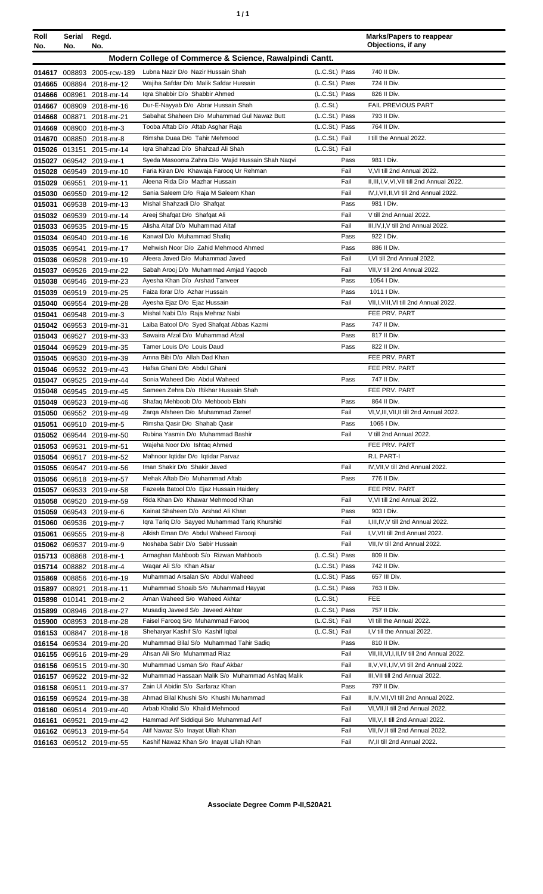| Roll No. | Serial No. | Regd. No. | | | Marks/Papers to reappear Objections, if any |
|---|---|---|---|---|---|
| **Modern College of Commerce & Science, Rawalpindi Cantt.** | | | | | |
| 014617 | 008893 | 2005-rcw-189 | Lubna Nazir D/o Nazir Hussain Shah | (L.C.St.) Pass | 740 II Div. |
| 014665 | 008894 | 2018-mr-12 | Wajiha Safdar D/o Malik Safdar Hussain | (L.C.St.) Pass | 724 II Div. |
| 014666 | 008961 | 2018-mr-14 | Iqra Shabbir D/o Shabbir Ahmed | (L.C.St.) Pass | 826 II Div. |
| 014667 | 008909 | 2018-mr-16 | Dur-E-Nayyab D/o Abrar Hussain Shah | (L.C.St.) | FAIL PREVIOUS PART |
| 014668 | 008871 | 2018-mr-21 | Sabahat Shaheen D/o Muhammad Gul Nawaz Butt | (L.C.St.) Pass | 793 II Div. |
| 014669 | 008900 | 2018-mr-3 | Tooba Aftab D/o Aftab Asghar Raja | (L.C.St.) Pass | 764 II Div. |
| 014670 | 008850 | 2018-mr-8 | Rimsha Duaa D/o Tahir Mehmood | (L.C.St.) Fail | I till the Annual 2022. |
| 015026 | 013151 | 2015-mr-14 | Iqra Shahzad D/o Shahzad Ali Shah | (L.C.St.) Fail | |
| 015027 | 069542 | 2019-mr-1 | Syeda Masooma Zahra D/o Wajid Hussain Shah Naqvi | Pass | 981 I Div. |
| 015028 | 069549 | 2019-mr-10 | Faria Kiran D/o Khawaja Farooq Ur Rehman | Fail | V,VI till 2nd Annual 2022. |
| 015029 | 069551 | 2019-mr-11 | Aleena Rida D/o Mazhar Hussain | Fail | II,III,I,V,VI,VII till 2nd Annual 2022. |
| 015030 | 069550 | 2019-mr-12 | Sania Saleem D/o Raja M Saleem Khan | Fail | IV,I,VII,II,VI till 2nd Annual 2022. |
| 015031 | 069538 | 2019-mr-13 | Mishal Shahzadi D/o Shafqat | Pass | 981 I Div. |
| 015032 | 069539 | 2019-mr-14 | Areej Shafqat D/o Shafqat Ali | Fail | V till 2nd Annual 2022. |
| 015033 | 069535 | 2019-mr-15 | Alisha Altaf D/o Muhammad Altaf | Fail | III,IV,I,V till 2nd Annual 2022. |
| 015034 | 069540 | 2019-mr-16 | Kanwal D/o Muhammad Shafiq | Pass | 922 I Div. |
| 015035 | 069541 | 2019-mr-17 | Mehwish Noor D/o Zahid Mehmood Ahmed | Pass | 886 II Div. |
| 015036 | 069528 | 2019-mr-19 | Afeera Javed D/o Muhammad Javed | Fail | I,VI till 2nd Annual 2022. |
| 015037 | 069526 | 2019-mr-22 | Sabah Arooj D/o Muhammad Amjad Yaqoob | Fail | VII,V till 2nd Annual 2022. |
| 015038 | 069546 | 2019-mr-23 | Ayesha Khan D/o Arshad Tanveer | Pass | 1054 I Div. |
| 015039 | 069519 | 2019-mr-25 | Faiza Ibrar D/o Azhar Hussain | Pass | 1011 I Div. |
| 015040 | 069554 | 2019-mr-28 | Ayesha Ejaz D/o Ejaz Hussain | Fail | VII,I,VIII,VI till 2nd Annual 2022. |
| 015041 | 069548 | 2019-mr-3 | Mishal Nabi D/o Raja Mehraz Nabi | | FEE PRV. PART |
| 015042 | 069553 | 2019-mr-31 | Laiba Batool D/o Syed Shafqat Abbas Kazmi | Pass | 747 II Div. |
| 015043 | 069527 | 2019-mr-33 | Sawaira Afzal D/o Muhammad Afzal | Pass | 817 II Div. |
| 015044 | 069529 | 2019-mr-35 | Tamer Louis D/o Louis Daud | Pass | 822 II Div. |
| 015045 | 069530 | 2019-mr-39 | Amna Bibi D/o Allah Dad Khan | | FEE PRV. PART |
| 015046 | 069532 | 2019-mr-43 | Hafsa Ghani D/o Abdul Ghani | | FEE PRV. PART |
| 015047 | 069525 | 2019-mr-44 | Sonia Waheed D/o Abdul Waheed | Pass | 747 II Div. |
| 015048 | 069545 | 2019-mr-45 | Sameen Zehra D/o Iftikhar Hussain Shah | | FEE PRV. PART |
| 015049 | 069523 | 2019-mr-46 | Shafaq Mehboob D/o Mehboob Elahi | Pass | 864 II Div. |
| 015050 | 069552 | 2019-mr-49 | Zarqa Afsheen D/o Muhammad Zareef | Fail | VI,V,III,VII,II till 2nd Annual 2022. |
| 015051 | 069510 | 2019-mr-5 | Rimsha Qasir D/o Shahab Qasir | Pass | 1065 I Div. |
| 015052 | 069544 | 2019-mr-50 | Rubina Yasmin D/o Muhammad Bashir | Fail | V till 2nd Annual 2022. |
| 015053 | 069531 | 2019-mr-51 | Wajeha Noor D/o Ishtaq Ahmed | | FEE PRV. PART |
| 015054 | 069517 | 2019-mr-52 | Mahnoor Iqtidar D/o Iqtidar Parvaz | | R.L PART-I |
| 015055 | 069547 | 2019-mr-56 | Iman Shakir D/o Shakir Javed | Fail | IV,VII,V till 2nd Annual 2022. |
| 015056 | 069518 | 2019-mr-57 | Mehak Aftab D/o Muhammad Aftab | Pass | 776 II Div. |
| 015057 | 069533 | 2019-mr-58 | Fazeela Batool D/o Ejaz Hussain Haidery | | FEE PRV. PART |
| 015058 | 069520 | 2019-mr-59 | Rida Khan D/o Khawar Mehmood Khan | Fail | V,VI till 2nd Annual 2022. |
| 015059 | 069543 | 2019-mr-6 | Kainat Shaheen D/o Arshad Ali Khan | Pass | 903 I Div. |
| 015060 | 069536 | 2019-mr-7 | Iqra Tariq D/o Sayyed Muhammad Tariq Khurshid | Fail | I,III,IV,V till 2nd Annual 2022. |
| 015061 | 069555 | 2019-mr-8 | Alkish Eman D/o Abdul Waheed Farooqi | Fail | I,V,VII till 2nd Annual 2022. |
| 015062 | 069537 | 2019-mr-9 | Noshaba Sabir D/o Sabir Hussain | Fail | VII,IV till 2nd Annual 2022. |
| 015713 | 008868 | 2018-mr-1 | Armaghan Mahboob S/o Rizwan Mahboob | (L.C.St.) Pass | 809 II Div. |
| 015714 | 008882 | 2018-mr-4 | Waqar Ali S/o Khan Afsar | (L.C.St.) Pass | 742 II Div. |
| 015869 | 008856 | 2016-mr-19 | Muhammad Arsalan S/o Abdul Waheed | (L.C.St.) Pass | 657 III Div. |
| 015897 | 008921 | 2018-mr-11 | Muhammad Shoaib S/o Muhammad Hayyat | (L.C.St.) Pass | 763 II Div. |
| 015898 | 010141 | 2018-mr-2 | Aman Waheed S/o Waheed Akhtar | (L.C.St.) | FEE |
| 015899 | 008946 | 2018-mr-27 | Musadiq Javeed S/o Javeed Akhtar | (L.C.St.) Pass | 757 II Div. |
| 015900 | 008953 | 2018-mr-28 | Faisel Farooq S/o Muhammad Farooq | (L.C.St.) Fail | VI till the Annual 2022. |
| 016153 | 008847 | 2018-mr-18 | Sheharyar Kashif S/o Kashif Iqbal | (L.C.St.) Fail | I,V till the Annual 2022. |
| 016154 | 069534 | 2019-mr-20 | Muhammad Bilal S/o Muhammad Tahir Sadiq | Pass | 810 II Div. |
| 016155 | 069516 | 2019-mr-29 | Ahsan Ali S/o Muhammad Riaz | Fail | VII,III,VI,I,II,IV till 2nd Annual 2022. |
| 016156 | 069515 | 2019-mr-30 | Muhammad Usman S/o Rauf Akbar | Fail | II,V,VII,I,IV,VI till 2nd Annual 2022. |
| 016157 | 069522 | 2019-mr-32 | Muhammad Hassaan Malik S/o Muhammad Ashfaq Malik | Fail | III,VII till 2nd Annual 2022. |
| 016158 | 069511 | 2019-mr-37 | Zain Ul Abidin S/o Sarfaraz Khan | Pass | 797 II Div. |
| 016159 | 069524 | 2019-mr-38 | Ahmad Bilal Khushi S/o Khushi Muhammad | Fail | II,IV,VII,VI till 2nd Annual 2022. |
| 016160 | 069514 | 2019-mr-40 | Arbab Khalid S/o Khalid Mehmood | Fail | VI,VII,II till 2nd Annual 2022. |
| 016161 | 069521 | 2019-mr-42 | Hammad Arif Siddiqui S/o Muhammad Arif | Fail | VII,V,II till 2nd Annual 2022. |
| 016162 | 069513 | 2019-mr-54 | Atif Nawaz S/o Inayat Ullah Khan | Fail | VII,IV,II till 2nd Annual 2022. |
| 016163 | 069512 | 2019-mr-55 | Kashif Nawaz Khan S/o Inayat Ullah Khan | Fail | IV,II till 2nd Annual 2022. |

**Associate Degree Comm P-II,S20A21**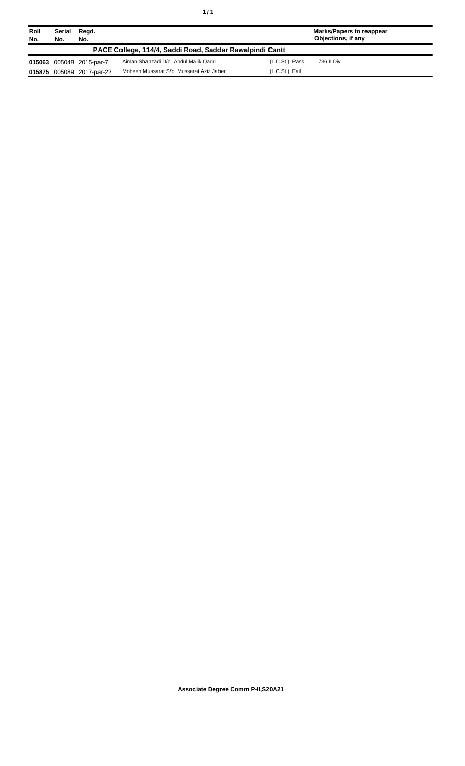| Roll No. | Serial No. | Regd. No. | | | Marks/Papers to reappear Objections, if any |
|---|---|---|---|---|---|
| **PACE College, 114/4, Saddi Road, Saddar Rawalpindi Cantt** | | | | | |
| **015063** | 005048 | 2015-par-7 | Aiman Shahzadi D/o Abdul Malik Qadri | (L.C.St.) Pass | 736 II Div. |
| **015875** | 005089 | 2017-par-22 | Mobeen Mussarat S/o Mussarat Aziz Jaber | (L.C.St.) Fail | |

**Associate Degree Comm P-II,S20A21**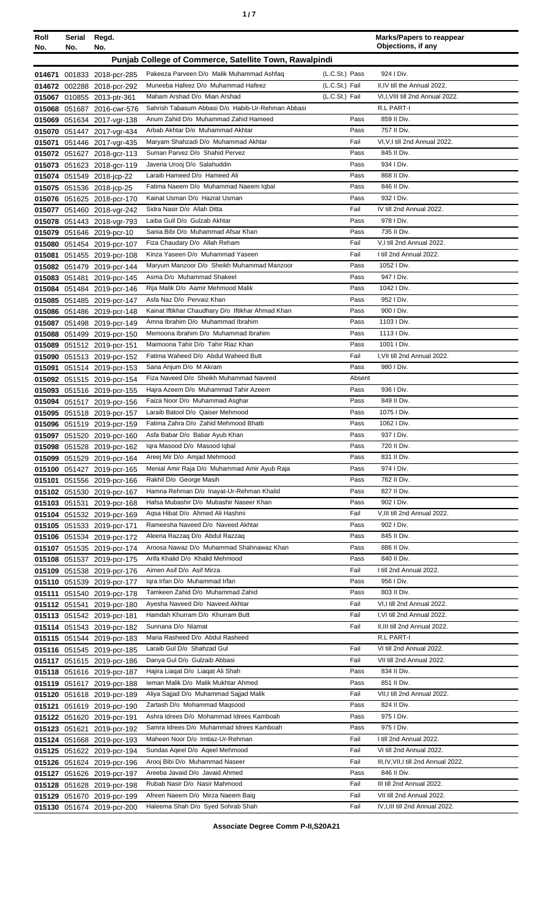| Roll No. | Serial No. | Regd. No. | | | Marks/Papers to reappear Objections, if any |
|---|---|---|---|---|---|
| **Punjab College of Commerce, Satellite Town, Rawalpindi** | | | | | |
| 014671 | 001833 | 2018-pcr-285 | Pakeeza Parveen D/o Malik Muhammad Ashfaq | (L.C.St.) Pass | 924 I Div. |
| 014672 | 002288 | 2018-pcr-292 | Muneeba Hafeez D/o Muhammad Hafeez | (L.C.St.) Fail | II,IV till the Annual 2022. |
| 015067 | 010855 | 2013-ptr-361 | Maham Arshad D/o Mian Arshad | (L.C.St.) Fail | VI,I,VIII till 2nd Annual 2022. |
| 015068 | 051687 | 2016-cwr-576 | Sahrish Tabasum Abbasi D/o Habib-Ur-Rehman Abbasi | | R.L PART-I |
| 015069 | 051634 | 2017-vgr-138 | Anum Zahid D/o Muhammad Zahid Hameed | Pass | 859 II Div. |
| 015070 | 051447 | 2017-vgr-434 | Arbab Akhtar D/o Muhammad Akhtar | Pass | 757 II Div. |
| 015071 | 051446 | 2017-vgr-435 | Maryam Shahzadi D/o Muhammad Akhtar | Fail | VI,V,I till 2nd Annual 2022. |
| 015072 | 051627 | 2018-gcr-113 | Suman Parvez D/o Shahid Pervez | Pass | 845 II Div. |
| 015073 | 051623 | 2018-gcr-119 | Javeria Urooj D/o Salahuddin | Pass | 934 I Div. |
| 015074 | 051549 | 2018-jcp-22 | Laraib Hameed D/o Hameed Ali | Pass | 868 II Div. |
| 015075 | 051536 | 2018-jcp-25 | Fatima Naeem D/o Muhammad Naeem Iqbal | Pass | 846 II Div. |
| 015076 | 051625 | 2018-pcr-170 | Kainat Usman D/o Hazrat Usman | Pass | 932 I Div. |
| 015077 | 051460 | 2018-vgr-242 | Sidra Nasir D/o Allah Ditta | Fail | IV till 2nd Annual 2022. |
| 015078 | 051443 | 2018-vgr-793 | Laiba Gull D/o Gulzab Akhtar | Pass | 978 I Div. |
| 015079 | 051646 | 2019-pcr-10 | Sania Bibi D/o Muhammad Afsar Khan | Pass | 735 II Div. |
| 015080 | 051454 | 2019-pcr-107 | Fiza Chaudary D/o Allah Reham | Fail | V,I till 2nd Annual 2022. |
| 015081 | 051455 | 2019-pcr-108 | Kinza Yaseen D/o Muhammad Yaseen | Fail | I till 2nd Annual 2022. |
| 015082 | 051479 | 2019-pcr-144 | Maryum Manzoor D/o Sheikh Muhammad Manzoor | Pass | 1052 I Div. |
| 015083 | 051481 | 2019-pcr-145 | Asma D/o Muhammad Shakeel | Pass | 947 I Div. |
| 015084 | 051484 | 2019-pcr-146 | Rija Malik D/o Aamir Mehmood Malik | Pass | 1042 I Div. |
| 015085 | 051485 | 2019-pcr-147 | Asfa Naz D/o Pervaiz Khan | Pass | 952 I Div. |
| 015086 | 051486 | 2019-pcr-148 | Kainat Iftikhar Chaudhary D/o Iftikhar Ahmad Khan | Pass | 900 I Div. |
| 015087 | 051498 | 2019-pcr-149 | Amna Ibrahim D/o Muhammad Ibrahim | Pass | 1103 I Div. |
| 015088 | 051499 | 2019-pcr-150 | Memoona Ibrahim D/o Muhammad Ibrahim | Pass | 1113 I Div. |
| 015089 | 051512 | 2019-pcr-151 | Maimoona Tahir D/o Tahir Riaz Khan | Pass | 1001 I Div. |
| 015090 | 051513 | 2019-pcr-152 | Fatima Waheed D/o Abdul Waheed Butt | Fail | I,VII till 2nd Annual 2022. |
| 015091 | 051514 | 2019-pcr-153 | Sana Anjum D/o M Akram | Pass | 980 I Div. |
| 015092 | 051515 | 2019-pcr-154 | Fiza Naveed D/o Sheikh Muhammad Naveed | Absent | |
| 015093 | 051516 | 2019-pcr-155 | Hajra Azeem D/o Muhammad Tahir Azeem | Pass | 936 I Div. |
| 015094 | 051517 | 2019-pcr-156 | Faiza Noor D/o Muhammad Asghar | Pass | 849 II Div. |
| 015095 | 051518 | 2019-pcr-157 | Laraib Batool D/o Qaiser Mehmood | Pass | 1075 I Div. |
| 015096 | 051519 | 2019-pcr-159 | Fatima Zahra D/o Zahid Mehmood Bhatti | Pass | 1062 I Div. |
| 015097 | 051520 | 2019-pcr-160 | Asfa Babar D/o Babar Ayub Khan | Pass | 937 I Div. |
| 015098 | 051528 | 2019-pcr-162 | Iqra Masood D/o Masood Iqbal | Pass | 720 II Div. |
| 015099 | 051529 | 2019-pcr-164 | Areej Mir D/o Amjad Mehmood | Pass | 831 II Div. |
| 015100 | 051427 | 2019-pcr-165 | Menial Amir Raja D/o Muhammad Amir Ayub Raja | Pass | 974 I Div. |
| 015101 | 051556 | 2019-pcr-166 | Rakhil D/o George Masih | Pass | 762 II Div. |
| 015102 | 051530 | 2019-pcr-167 | Hamna Rehman D/o Inayat-Ur-Rehman Khalid | Pass | 827 II Div. |
| 015103 | 051531 | 2019-pcr-168 | Hafsa Mubashir D/o Mubashir Naseer Khan | Pass | 902 I Div. |
| 015104 | 051532 | 2019-pcr-169 | Aqsa Hibat D/o Ahmed Ali Hashmi | Fail | V,III till 2nd Annual 2022. |
| 015105 | 051533 | 2019-pcr-171 | Rameesha Naveed D/o Naveed Akhtar | Pass | 902 I Div. |
| 015106 | 051534 | 2019-pcr-172 | Aleena Razzaq D/o Abdul Razzaq | Pass | 845 II Div. |
| 015107 | 051535 | 2019-pcr-174 | Aroosa Nawaz D/o Muhammad Shahnawaz Khan | Pass | 886 II Div. |
| 015108 | 051537 | 2019-pcr-175 | Arifa Khalid D/o Khalid Mehmood | Pass | 840 II Div. |
| 015109 | 051538 | 2019-pcr-176 | Aimen Asif D/o Asif Mirza | Fail | I till 2nd Annual 2022. |
| 015110 | 051539 | 2019-pcr-177 | Iqra Irfan D/o Muhammad Irfan | Pass | 956 I Div. |
| 015111 | 051540 | 2019-pcr-178 | Tamkeen Zahid D/o Muhammad Zahid | Pass | 803 II Div. |
| 015112 | 051541 | 2019-pcr-180 | Ayesha Naveed D/o Naveed Akhtar | Fail | VI,I till 2nd Annual 2022. |
| 015113 | 051542 | 2019-pcr-181 | Hamdah Khurram D/o Khurram Butt | Fail | I,VI till 2nd Annual 2022. |
| 015114 | 051543 | 2019-pcr-182 | Sunnana D/o Niamat | Fail | II,III till 2nd Annual 2022. |
| 015115 | 051544 | 2019-pcr-183 | Maria Rasheed D/o Abdul Rasheed | | R.L PART-I |
| 015116 | 051545 | 2019-pcr-185 | Laraib Gul D/o Shahzad Gul | Fail | VI till 2nd Annual 2022. |
| 015117 | 051615 | 2019-pcr-186 | Danya Gul D/o Gulzaib Abbasi | Fail | VII till 2nd Annual 2022. |
| 015118 | 051616 | 2019-pcr-187 | Hajira Liaqat D/o Liaqat Ali Shah | Pass | 834 II Div. |
| 015119 | 051617 | 2019-pcr-188 | Ieman Malik D/o Malik Mukhtar Ahmed | Pass | 851 II Div. |
| 015120 | 051618 | 2019-pcr-189 | Aliya Sajjad D/o Muhammad Sajjad Malik | Fail | VII,I till 2nd Annual 2022. |
| 015121 | 051619 | 2019-pcr-190 | Zartash D/o Mohammad Maqsood | Pass | 824 II Div. |
| 015122 | 051620 | 2019-pcr-191 | Ashra Idrees D/o Mohammad Idrees Kamboah | Pass | 975 I Div. |
| 015123 | 051621 | 2019-pcr-192 | Samra Idrees D/o Muhammad Idrees Kamboah | Pass | 975 I Div. |
| 015124 | 051668 | 2019-pcr-193 | Maheen Noor D/o Imtiaz-Ur-Rehman | Fail | I till 2nd Annual 2022. |
| 015125 | 051622 | 2019-pcr-194 | Sundas Aqeel D/o Aqeel Mehmood | Fail | VI till 2nd Annual 2022. |
| 015126 | 051624 | 2019-pcr-196 | Arooj Bibi D/o Muhammad Naseer | Fail | III,IV,VII,I till 2nd Annual 2022. |
| 015127 | 051626 | 2019-pcr-197 | Areeba Javaid D/o Javaid Ahmed | Pass | 846 II Div. |
| 015128 | 051628 | 2019-pcr-198 | Rubab Nasir D/o Nasir Mahmood | Fail | III till 2nd Annual 2022. |
| 015129 | 051670 | 2019-pcr-199 | Afreen Naeem D/o Mirza Naeem Baig | Fail | VII till 2nd Annual 2022. |
| 015130 | 051674 | 2019-pcr-200 | Haleema Shah D/o Syed Sohrab Shah | Fail | IV,I,III till 2nd Annual 2022. |

**Associate Degree Comm P-II,S20A21**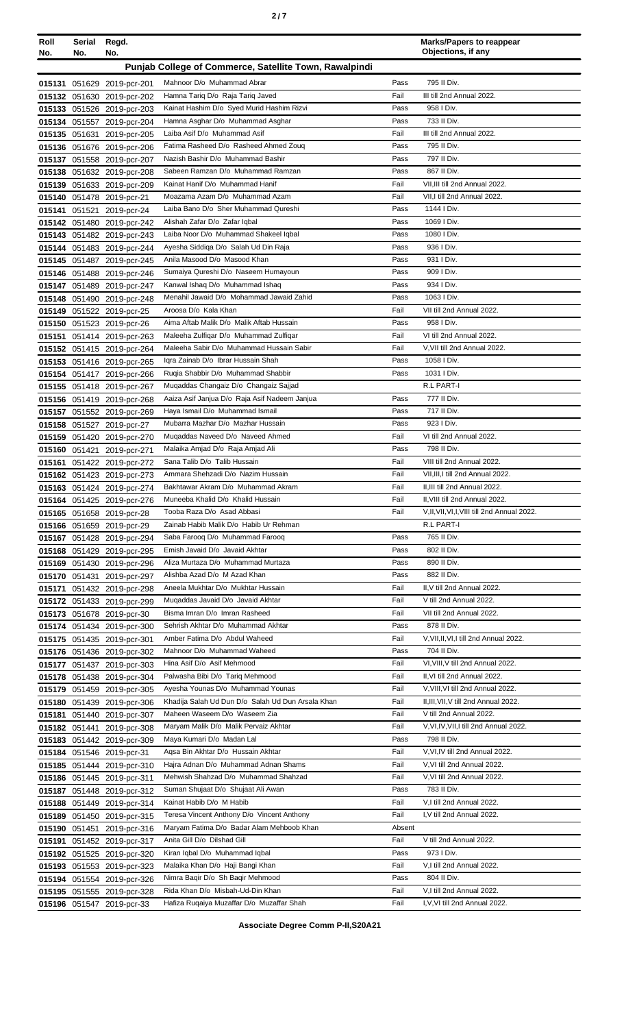| Roll No. | Serial No. | Regd. No. | | | Marks/Papers to reappear Objections, if any |
|---|---|---|---|---|---|
| **Punjab College of Commerce, Satellite Town, Rawalpindi** | | | | | |
| 015131 | 051629 | 2019-pcr-201 | Mahnoor D/o Muhammad Abrar | Pass | 795 II Div. |
| 015132 | 051630 | 2019-pcr-202 | Hamna Tariq D/o Raja Tariq Javed | Fail | III till 2nd Annual 2022. |
| 015133 | 051526 | 2019-pcr-203 | Kainat Hashim D/o Syed Murid Hashim Rizvi | Pass | 958 I Div. |
| 015134 | 051557 | 2019-pcr-204 | Hamna Asghar D/o Muhammad Asghar | Pass | 733 II Div. |
| 015135 | 051631 | 2019-pcr-205 | Laiba Asif D/o Muhammad Asif | Fail | III till 2nd Annual 2022. |
| 015136 | 051676 | 2019-pcr-206 | Fatima Rasheed D/o Rasheed Ahmed Zouq | Pass | 795 II Div. |
| 015137 | 051558 | 2019-pcr-207 | Nazish Bashir D/o Muhammad Bashir | Pass | 797 II Div. |
| 015138 | 051632 | 2019-pcr-208 | Sabeen Ramzan D/o Muhammad Ramzan | Pass | 867 II Div. |
| 015139 | 051633 | 2019-pcr-209 | Kainat Hanif D/o Muhammad Hanif | Fail | VII,III till 2nd Annual 2022. |
| 015140 | 051478 | 2019-pcr-21 | Moazama Azam D/o Muhammad Azam | Fail | VII,I till 2nd Annual 2022. |
| 015141 | 051521 | 2019-pcr-24 | Laiba Bano D/o Sher Muhammad Qureshi | Pass | 1144 I Div. |
| 015142 | 051480 | 2019-pcr-242 | Alishah Zafar D/o Zafar Iqbal | Pass | 1069 I Div. |
| 015143 | 051482 | 2019-pcr-243 | Laiba Noor D/o Muhammad Shakeel Iqbal | Pass | 1080 I Div. |
| 015144 | 051483 | 2019-pcr-244 | Ayesha Siddiqa D/o Salah Ud Din Raja | Pass | 936 I Div. |
| 015145 | 051487 | 2019-pcr-245 | Anila Masood D/o Masood Khan | Pass | 931 I Div. |
| 015146 | 051488 | 2019-pcr-246 | Sumaiya Qureshi D/o Naseem Humayoun | Pass | 909 I Div. |
| 015147 | 051489 | 2019-pcr-247 | Kanwal Ishaq D/o Muhammad Ishaq | Pass | 934 I Div. |
| 015148 | 051490 | 2019-pcr-248 | Menahil Jawaid D/o Mohammad Jawaid Zahid | Pass | 1063 I Div. |
| 015149 | 051522 | 2019-pcr-25 | Aroosa D/o Kala Khan | Fail | VII till 2nd Annual 2022. |
| 015150 | 051523 | 2019-pcr-26 | Aima Aftab Malik D/o Malik Aftab Hussain | Pass | 958 I Div. |
| 015151 | 051414 | 2019-pcr-263 | Maleeha Zulfiqar D/o Muhammad Zulfiqar | Fail | VI till 2nd Annual 2022. |
| 015152 | 051415 | 2019-pcr-264 | Maleeha Sabir D/o Muhammad Hussain Sabir | Fail | V,VII till 2nd Annual 2022. |
| 015153 | 051416 | 2019-pcr-265 | Iqra Zainab D/o Ibrar Hussain Shah | Pass | 1058 I Div. |
| 015154 | 051417 | 2019-pcr-266 | Ruqia Shabbir D/o Muhammad Shabbir | Pass | 1031 I Div. |
| 015155 | 051418 | 2019-pcr-267 | Muqaddas Changaiz D/o Changaiz Sajjad | | R.L PART-I |
| 015156 | 051419 | 2019-pcr-268 | Aaiza Asif Janjua D/o Raja Asif Nadeem Janjua | Pass | 777 II Div. |
| 015157 | 051552 | 2019-pcr-269 | Haya Ismail D/o Muhammad Ismail | Pass | 717 II Div. |
| 015158 | 051527 | 2019-pcr-27 | Mubarra Mazhar D/o Mazhar Hussain | Pass | 923 I Div. |
| 015159 | 051420 | 2019-pcr-270 | Muqaddas Naveed D/o Naveed Ahmed | Fail | VI till 2nd Annual 2022. |
| 015160 | 051421 | 2019-pcr-271 | Malaika Amjad D/o Raja Amjad Ali | Pass | 798 II Div. |
| 015161 | 051422 | 2019-pcr-272 | Sana Talib D/o Talib Hussain | Fail | VIII till 2nd Annual 2022. |
| 015162 | 051423 | 2019-pcr-273 | Ammara Shehzadi D/o Nazim Hussain | Fail | VII,III,I till 2nd Annual 2022. |
| 015163 | 051424 | 2019-pcr-274 | Bakhtawar Akram D/o Muhammad Akram | Fail | II,III till 2nd Annual 2022. |
| 015164 | 051425 | 2019-pcr-276 | Muneeba Khalid D/o Khalid Hussain | Fail | II,VIII till 2nd Annual 2022. |
| 015165 | 051658 | 2019-pcr-28 | Tooba Raza D/o Asad Abbasi | Fail | V,II,VII,VI,I,VIII till 2nd Annual 2022. |
| 015166 | 051659 | 2019-pcr-29 | Zainab Habib Malik D/o Habib Ur Rehman | | R.L PART-I |
| 015167 | 051428 | 2019-pcr-294 | Saba Farooq D/o Muhammad Farooq | Pass | 765 II Div. |
| 015168 | 051429 | 2019-pcr-295 | Emish Javaid D/o Javaid Akhtar | Pass | 802 II Div. |
| 015169 | 051430 | 2019-pcr-296 | Aliza Murtaza D/o Muhammad Murtaza | Pass | 890 II Div. |
| 015170 | 051431 | 2019-pcr-297 | Alishba Azad D/o M Azad Khan | Pass | 882 II Div. |
| 015171 | 051432 | 2019-pcr-298 | Aneela Mukhtar D/o Mukhtar Hussain | Fail | II,V till 2nd Annual 2022. |
| 015172 | 051433 | 2019-pcr-299 | Muqaddas Javaid D/o Javaid Akhtar | Fail | V till 2nd Annual 2022. |
| 015173 | 051678 | 2019-pcr-30 | Bisma Imran D/o Imran Rasheed | Fail | VII till 2nd Annual 2022. |
| 015174 | 051434 | 2019-pcr-300 | Sehrish Akhtar D/o Muhammad Akhtar | Pass | 878 II Div. |
| 015175 | 051435 | 2019-pcr-301 | Amber Fatima D/o Abdul Waheed | Fail | V,VII,II,VI,I till 2nd Annual 2022. |
| 015176 | 051436 | 2019-pcr-302 | Mahnoor D/o Muhammad Waheed | Pass | 704 II Div. |
| 015177 | 051437 | 2019-pcr-303 | Hina Asif D/o Asif Mehmood | Fail | VI,VIII,V till 2nd Annual 2022. |
| 015178 | 051438 | 2019-pcr-304 | Palwasha Bibi D/o Tariq Mehmood | Fail | II,VI till 2nd Annual 2022. |
| 015179 | 051459 | 2019-pcr-305 | Ayesha Younas D/o Muhammad Younas | Fail | V,VIII,VI till 2nd Annual 2022. |
| 015180 | 051439 | 2019-pcr-306 | Khadija Salah Ud Dun D/o Salah Ud Dun Arsala Khan | Fail | II,III,VII,V till 2nd Annual 2022. |
| 015181 | 051440 | 2019-pcr-307 | Maheen Waseem D/o Waseem Zia | Fail | V till 2nd Annual 2022. |
| 015182 | 051441 | 2019-pcr-308 | Maryam Malik D/o Malik Pervaiz Akhtar | Fail | V,VI,IV,VII,I till 2nd Annual 2022. |
| 015183 | 051442 | 2019-pcr-309 | Maya Kumari D/o Madan Lal | Pass | 798 II Div. |
| 015184 | 051546 | 2019-pcr-31 | Aqsa Bin Akhtar D/o Hussain Akhtar | Fail | V,VI,IV till 2nd Annual 2022. |
| 015185 | 051444 | 2019-pcr-310 | Hajra Adnan D/o Muhammad Adnan Shams | Fail | V,VI till 2nd Annual 2022. |
| 015186 | 051445 | 2019-pcr-311 | Mehwish Shahzad D/o Muhammad Shahzad | Fail | V,VI till 2nd Annual 2022. |
| 015187 | 051448 | 2019-pcr-312 | Suman Shujaat D/o Shujaat Ali Awan | Pass | 783 II Div. |
| 015188 | 051449 | 2019-pcr-314 | Kainat Habib D/o M Habib | Fail | V,I till 2nd Annual 2022. |
| 015189 | 051450 | 2019-pcr-315 | Teresa Vincent Anthony D/o Vincent Anthony | Fail | I,V till 2nd Annual 2022. |
| 015190 | 051451 | 2019-pcr-316 | Maryam Fatima D/o Badar Alam Mehboob Khan | Absent | |
| 015191 | 051452 | 2019-pcr-317 | Anita Gill D/o Dilshad Gill | Fail | V till 2nd Annual 2022. |
| 015192 | 051525 | 2019-pcr-320 | Kiran Iqbal D/o Muhammad Iqbal | Pass | 973 I Div. |
| 015193 | 051553 | 2019-pcr-323 | Malaika Khan D/o Haji Bangi Khan | Fail | V,I till 2nd Annual 2022. |
| 015194 | 051554 | 2019-pcr-326 | Nimra Baqir D/o Sh Baqir Mehmood | Pass | 804 II Div. |
| 015195 | 051555 | 2019-pcr-328 | Rida Khan D/o Misbah-Ud-Din Khan | Fail | V,I till 2nd Annual 2022. |
| 015196 | 051547 | 2019-pcr-33 | Hafiza Ruqaiya Muzaffar D/o Muzaffar Shah | Fail | I,V,VI till 2nd Annual 2022. |

**Associate Degree Comm P-II,S20A21**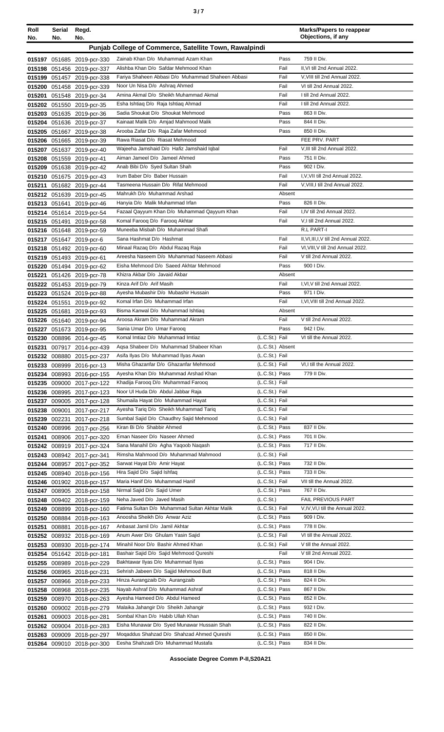| Roll No. | Serial No. | Regd. No. | | | Marks/Papers to reappear Objections, if any |
|---|---|---|---|---|---|
| **Punjab College of Commerce, Satellite Town, Rawalpindi** | | | | | |
| 015197 | 051685 | 2019-pcr-330 | Zainab Khan D/o Muhammad Azam Khan | Pass | 759 II Div. |
| 015198 | 051456 | 2019-pcr-337 | Alishba Khan D/o Safdar Mehmood Khan | Fail | II,VI till 2nd Annual 2022. |
| 015199 | 051457 | 2019-pcr-338 | Fariya Shaheen Abbasi D/o Muhammad Shaheen Abbasi | Fail | V,VIII till 2nd Annual 2022. |
| 015200 | 051458 | 2019-pcr-339 | Noor Un Nisa D/o Ashraq Ahmed | Fail | VI till 2nd Annual 2022. |
| 015201 | 051548 | 2019-pcr-34 | Amina Akmal D/o Sheikh Muhammad Akmal | Fail | I till 2nd Annual 2022. |
| 015202 | 051550 | 2019-pcr-35 | Esha Ishtiaq D/o Raja Ishtiaq Ahmad | Fail | I till 2nd Annual 2022. |
| 015203 | 051635 | 2019-pcr-36 | Sadia Shoukat D/o Shoukat Mehmood | Pass | 863 II Div. |
| 015204 | 051636 | 2019-pcr-37 | Kainaat Malik D/o Amjad Mahmood Malik | Pass | 844 II Div. |
| 015205 | 051667 | 2019-pcr-38 | Arooba Zafar D/o Raja Zafar Mehmood | Pass | 850 II Div. |
| 015206 | 051665 | 2019-pcr-39 | Rawa Riasat D/o Riasat Mehmood | | FEE PRV. PART |
| 015207 | 051637 | 2019-pcr-40 | Wajeeha Jamshaid D/o Hafiz Jamshaid Iqbal | Fail | V,III till 2nd Annual 2022. |
| 015208 | 051559 | 2019-pcr-41 | Aiman Jameel D/o Jameel Ahmed | Pass | 751 II Div. |
| 015209 | 051638 | 2019-pcr-42 | Anab Bibi D/o Syed Sultan Shah | Pass | 902 I Div. |
| 015210 | 051675 | 2019-pcr-43 | Irum Baber D/o Baber Hussain | Fail | I,V,VII till 2nd Annual 2022. |
| 015211 | 051682 | 2019-pcr-44 | Tasmeena Hussain D/o Rifat Mehmood | Fail | V,VIII,I till 2nd Annual 2022. |
| 015212 | 051639 | 2019-pcr-45 | Mahrukh D/o Muhammad Arshad | Absent | |
| 015213 | 051641 | 2019-pcr-46 | Hanyia D/o Malik Muhammad Irfan | Pass | 826 II Div. |
| 015214 | 051614 | 2019-pcr-54 | Fazaal Qayyum Khan D/o Muhammad Qayyum Khan | Fail | I,IV till 2nd Annual 2022. |
| 015215 | 051491 | 2019-pcr-58 | Komal Farooq D/o Farooq Akhtar | Fail | V,I till 2nd Annual 2022. |
| 015216 | 051648 | 2019-pcr-59 | Muneeba Misbah D/o Muhammad Shafi | | R.L PART-I |
| 015217 | 051647 | 2019-pcr-6 | Sana Hashmat D/o Hashmat | Fail | II,VI,III,I,V till 2nd Annual 2022. |
| 015218 | 051492 | 2019-pcr-60 | Minaal Razaq D/o Abdul Razaq Raja | Fail | VI,VIII,V till 2nd Annual 2022. |
| 015219 | 051493 | 2019-pcr-61 | Areesha Naseem D/o Muhammad Naseem Abbasi | Fail | V till 2nd Annual 2022. |
| 015220 | 051494 | 2019-pcr-62 | Eisha Mehmood D/o Saeed Akhtar Mehmood | Pass | 900 I Div. |
| 015221 | 051426 | 2019-pcr-78 | Khizra Akbar D/o Javaid Akbar | Absent | |
| 015222 | 051453 | 2019-pcr-79 | Kinza Arif D/o Arif Masih | Fail | I,VI,V till 2nd Annual 2022. |
| 015223 | 051524 | 2019-pcr-88 | Ayesha Mubashir D/o Mubashir Hussain | Pass | 971 I Div. |
| 015224 | 051551 | 2019-pcr-92 | Komal Irfan D/o Muhammad Irfan | Fail | I,VI,VIII till 2nd Annual 2022. |
| 015225 | 051681 | 2019-pcr-93 | Bisma Kanwal D/o Muhammad Ishtiaq | Absent | |
| 015226 | 051640 | 2019-pcr-94 | Aroosa Akram D/o Muhammad Akram | Fail | V till 2nd Annual 2022. |
| 015227 | 051673 | 2019-pcr-95 | Sania Umar D/o Umar Farooq | Pass | 942 I Div. |
| 015230 | 008896 | 2014-gcr-45 | Komal Imtiaz D/o Muhammad Imtiaz | (L.C.St.) Fail | VI till the Annual 2022. |
| 015231 | 007917 | 2014-pcr-439 | Aqsa Shabeer D/o Muhammad Shabeer Khan | (L.C.St.) Absent | |
| 015232 | 008880 | 2015-pcr-237 | Asifa Ilyas D/o Muhammad Ilyas Awan | (L.C.St.) Fail | |
| 015233 | 008999 | 2016-pcr-13 | Misha Ghazanfar D/o Ghazanfar Mehmood | (L.C.St.) Fail | VI,I till the Annual 2022. |
| 015234 | 008993 | 2016-pcr-155 | Ayesha Khan D/o Muhammad Arshad Khan | (L.C.St.) Pass | 779 II Div. |
| 015235 | 009000 | 2017-pcr-122 | Khadija Farooq D/o Muhammad Farooq | (L.C.St.) Fail | |
| 015236 | 008995 | 2017-pcr-123 | Noor Ul Huda D/o Abdul Jabbar Raja | (L.C.St.) Fail | |
| 015237 | 009005 | 2017-pcr-128 | Shumaila Hayat D/o Muhammad Hayat | (L.C.St.) Fail | |
| 015238 | 009001 | 2017-pcr-217 | Ayesha Tariq D/o Sheikh Muhammad Tariq | (L.C.St.) Fail | |
| 015239 | 002231 | 2017-pcr-218 | Sumbal Sajid D/o Chaudhry Sajid Mehmood | (L.C.St.) Fail | |
| 015240 | 008996 | 2017-pcr-256 | Kiran Bi D/o Shabbir Ahmed | (L.C.St.) Pass | 837 II Div. |
| 015241 | 008906 | 2017-pcr-320 | Eman Naseer D/o Naseer Ahmed | (L.C.St.) Pass | 701 II Div. |
| 015242 | 008919 | 2017-pcr-324 | Sana Manahil D/o Agha Yaqoob Naqash | (L.C.St.) Pass | 717 II Div. |
| 015243 | 008942 | 2017-pcr-341 | Rimsha Mahmood D/o Muhammad Mahmood | (L.C.St.) Fail | |
| 015244 | 008957 | 2017-pcr-352 | Sarwat Hayat D/o Amir Hayat | (L.C.St.) Pass | 732 II Div. |
| 015245 | 008940 | 2018-pcr-156 | Hira Sajid D/o Sajid Ishfaq | (L.C.St.) Pass | 733 II Div. |
| 015246 | 001902 | 2018-pcr-157 | Maria Hanif D/o Muhammad Hanif | (L.C.St.) Fail | VII till the Annual 2022. |
| 015247 | 008905 | 2018-pcr-158 | Nirmal Sajid D/o Sajid Umer | (L.C.St.) Pass | 767 II Div. |
| 015248 | 009402 | 2018-pcr-159 | Neha Javed D/o Javed Masih | (L.C.St.) | FAIL PREVIOUS PART |
| 015249 | 008899 | 2018-pcr-160 | Fatima Sultan D/o Muhammad Sultan Akhtar Malik | (L.C.St.) Fail | V,IV,VI,I till the Annual 2022. |
| 015250 | 008884 | 2018-pcr-163 | Anoosha Sheikh D/o Anwar Aziz | (L.C.St.) Pass | 909 I Div. |
| 015251 | 008881 | 2018-pcr-167 | Anbasat Jamil D/o Jamil Akhtar | (L.C.St.) Pass | 778 II Div. |
| 015252 | 008932 | 2018-pcr-169 | Anum Awer D/o Ghulam Yasin Sajid | (L.C.St.) Fail | VI till the Annual 2022. |
| 015253 | 008930 | 2018-pcr-174 | Minahil Noor D/o Bashir Ahmed Khan | (L.C.St.) Fail | V till the Annual 2022. |
| 015254 | 051642 | 2018-pcr-181 | Bashair Sajid D/o Sajid Mehmood Qureshi | Fail | V till 2nd Annual 2022. |
| 015255 | 008989 | 2018-pcr-229 | Bakhtawar Ilyas D/o Muhammad Ilyas | (L.C.St.) Pass | 904 I Div. |
| 015256 | 008965 | 2018-pcr-231 | Sehrish Jabeen D/o Sajjid Mehmood Butt | (L.C.St.) Pass | 818 II Div. |
| 015257 | 008966 | 2018-pcr-233 | Hinza Aurangzaib D/o Aurangzaib | (L.C.St.) Pass | 824 II Div. |
| 015258 | 008968 | 2018-pcr-235 | Nayab Ashraf D/o Muhammad Ashraf | (L.C.St.) Pass | 867 II Div. |
| 015259 | 008970 | 2018-pcr-263 | Ayesha Hameed D/o Abdul Hameed | (L.C.St.) Pass | 852 II Div. |
| 015260 | 009002 | 2018-pcr-279 | Malaika Jahangir D/o Sheikh Jahangir | (L.C.St.) Pass | 932 I Div. |
| 015261 | 009003 | 2018-pcr-281 | Sombal Khan D/o Habib Ullah Khan | (L.C.St.) Pass | 740 II Div. |
| 015262 | 009004 | 2018-pcr-283 | Eisha Munawar D/o Syed Munawar Hussain Shah | (L.C.St.) Pass | 822 II Div. |
| 015263 | 009009 | 2018-pcr-297 | Moqaddus Shahzad D/o Shahzad Ahmed Qureshi | (L.C.St.) Pass | 850 II Div. |
| 015264 | 009010 | 2018-pcr-300 | Eesha Shahzadi D/o Muhammad Mustafa | (L.C.St.) Pass | 834 II Div. |

**Associate Degree Comm P-II,S20A21**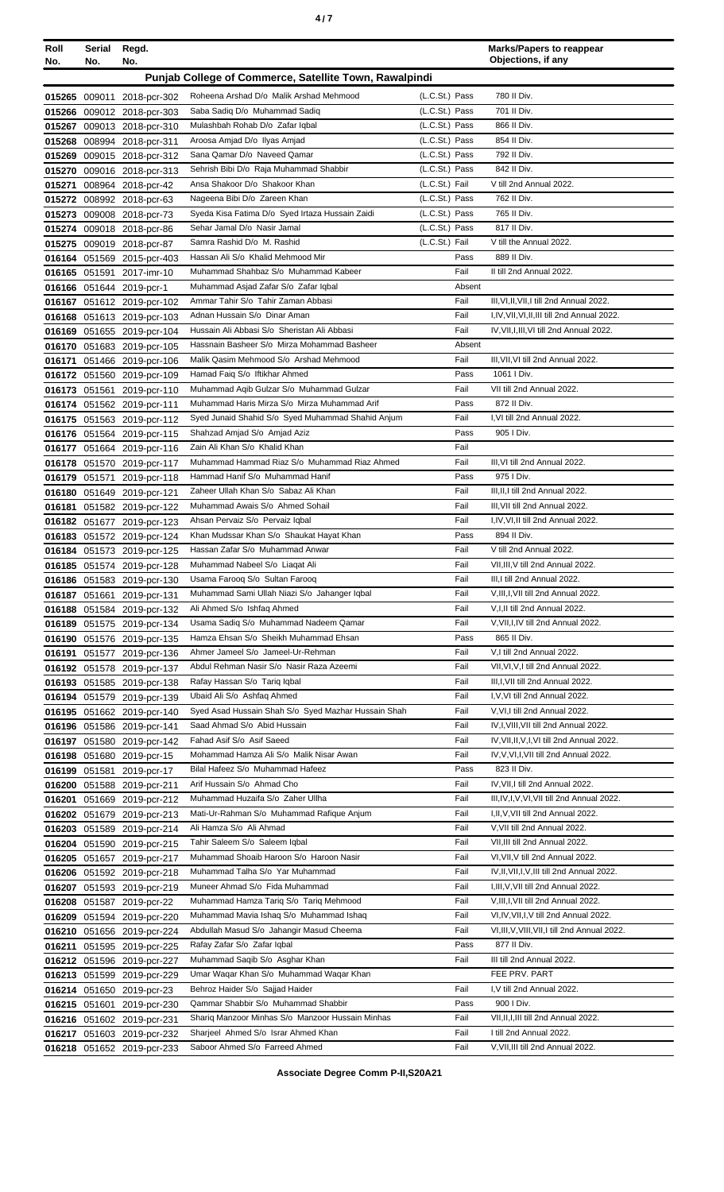| Roll No. | Serial No. | Regd. No. | | | | Marks/Papers to reappear Objections, if any |
|---|---|---|---|---|---|---|
| **Punjab College of Commerce, Satellite Town, Rawalpindi** | | | | | | |
| 015265 | 009011 | 2018-pcr-302 | Roheena Arshad D/o Malik Arshad Mehmood | (L.C.St.) | Pass | 780 II Div. |
| 015266 | 009012 | 2018-pcr-303 | Saba Sadiq D/o Muhammad Sadiq | (L.C.St.) | Pass | 701 II Div. |
| 015267 | 009013 | 2018-pcr-310 | Mulashbah Rohab D/o Zafar Iqbal | (L.C.St.) | Pass | 866 II Div. |
| 015268 | 008994 | 2018-pcr-311 | Aroosa Amjad D/o Ilyas Amjad | (L.C.St.) | Pass | 854 II Div. |
| 015269 | 009015 | 2018-pcr-312 | Sana Qamar D/o Naveed Qamar | (L.C.St.) | Pass | 792 II Div. |
| 015270 | 009016 | 2018-pcr-313 | Sehrish Bibi D/o Raja Muhammad Shabbir | (L.C.St.) | Pass | 842 II Div. |
| 015271 | 008964 | 2018-pcr-42 | Ansa Shakoor D/o Shakoor Khan | (L.C.St.) | Fail | V till 2nd Annual 2022. |
| 015272 | 008992 | 2018-pcr-63 | Nageena Bibi D/o Zareen Khan | (L.C.St.) | Pass | 762 II Div. |
| 015273 | 009008 | 2018-pcr-73 | Syeda Kisa Fatima D/o Syed Irtaza Hussain Zaidi | (L.C.St.) | Pass | 765 II Div. |
| 015274 | 009018 | 2018-pcr-86 | Sehar Jamal D/o Nasir Jamal | (L.C.St.) | Pass | 817 II Div. |
| 015275 | 009019 | 2018-pcr-87 | Samra Rashid D/o M. Rashid | (L.C.St.) | Fail | V till the Annual 2022. |
| 016164 | 051569 | 2015-pcr-403 | Hassan Ali S/o Khalid Mehmood Mir | | Pass | 889 II Div. |
| 016165 | 051591 | 2017-imr-10 | Muhammad Shahbaz S/o Muhammad Kabeer | | Fail | II till 2nd Annual 2022. |
| 016166 | 051644 | 2019-pcr-1 | Muhammad Asjad Zafar S/o Zafar Iqbal | | Absent | |
| 016167 | 051612 | 2019-pcr-102 | Ammar Tahir S/o Tahir Zaman Abbasi | | Fail | III,VI,II,VII,I till 2nd Annual 2022. |
| 016168 | 051613 | 2019-pcr-103 | Adnan Hussain S/o Dinar Aman | | Fail | I,IV,VII,VI,II,III till 2nd Annual 2022. |
| 016169 | 051655 | 2019-pcr-104 | Hussain Ali Abbasi S/o Sheristan Ali Abbasi | | Fail | IV,VII,I,III,VI till 2nd Annual 2022. |
| 016170 | 051683 | 2019-pcr-105 | Hassnain Basheer S/o Mirza Mohammad Basheer | | Absent | |
| 016171 | 051466 | 2019-pcr-106 | Malik Qasim Mehmood S/o Arshad Mehmood | | Fail | III,VII,VI till 2nd Annual 2022. |
| 016172 | 051560 | 2019-pcr-109 | Hamad Faiq S/o Iftikhar Ahmed | | Pass | 1061 I Div. |
| 016173 | 051561 | 2019-pcr-110 | Muhammad Aqib Gulzar S/o Muhammad Gulzar | | Fail | VII till 2nd Annual 2022. |
| 016174 | 051562 | 2019-pcr-111 | Muhammad Haris Mirza S/o Mirza Muhammad Arif | | Pass | 872 II Div. |
| 016175 | 051563 | 2019-pcr-112 | Syed Junaid Shahid S/o Syed Muhammad Shahid Anjum | | Fail | I,VI till 2nd Annual 2022. |
| 016176 | 051564 | 2019-pcr-115 | Shahzad Amjad S/o Amjad Aziz | | Pass | 905 I Div. |
| 016177 | 051664 | 2019-pcr-116 | Zain Ali Khan S/o Khalid Khan | | Fail | |
| 016178 | 051570 | 2019-pcr-117 | Muhammad Hammad Riaz S/o Muhammad Riaz Ahmed | | Fail | III,VI till 2nd Annual 2022. |
| 016179 | 051571 | 2019-pcr-118 | Hammad Hanif S/o Muhammad Hanif | | Pass | 975 I Div. |
| 016180 | 051649 | 2019-pcr-121 | Zaheer Ullah Khan S/o Sabaz Ali Khan | | Fail | III,II,I till 2nd Annual 2022. |
| 016181 | 051582 | 2019-pcr-122 | Muhammad Awais S/o Ahmed Sohail | | Fail | III,VII till 2nd Annual 2022. |
| 016182 | 051677 | 2019-pcr-123 | Ahsan Pervaiz S/o Pervaiz Iqbal | | Fail | I,IV,VI,II till 2nd Annual 2022. |
| 016183 | 051572 | 2019-pcr-124 | Khan Mudssar Khan S/o Shaukat Hayat Khan | | Pass | 894 II Div. |
| 016184 | 051573 | 2019-pcr-125 | Hassan Zafar S/o Muhammad Anwar | | Fail | V till 2nd Annual 2022. |
| 016185 | 051574 | 2019-pcr-128 | Muhammad Nabeel S/o Liaqat Ali | | Fail | VII,III,V till 2nd Annual 2022. |
| 016186 | 051583 | 2019-pcr-130 | Usama Farooq S/o Sultan Farooq | | Fail | III,I till 2nd Annual 2022. |
| 016187 | 051661 | 2019-pcr-131 | Muhammad Sami Ullah Niazi S/o Jahanger Iqbal | | Fail | V,III,I,VII till 2nd Annual 2022. |
| 016188 | 051584 | 2019-pcr-132 | Ali Ahmed S/o Ishfaq Ahmed | | Fail | V,I,II till 2nd Annual 2022. |
| 016189 | 051575 | 2019-pcr-134 | Usama Sadiq S/o Muhammad Nadeem Qamar | | Fail | V,VII,I,IV till 2nd Annual 2022. |
| 016190 | 051576 | 2019-pcr-135 | Hamza Ehsan S/o Sheikh Muhammad Ehsan | | Pass | 865 II Div. |
| 016191 | 051577 | 2019-pcr-136 | Ahmer Jameel S/o Jameel-Ur-Rehman | | Fail | V,I till 2nd Annual 2022. |
| 016192 | 051578 | 2019-pcr-137 | Abdul Rehman Nasir S/o Nasir Raza Azeemi | | Fail | VII,VI,V,I till 2nd Annual 2022. |
| 016193 | 051585 | 2019-pcr-138 | Rafay Hassan S/o Tariq Iqbal | | Fail | III,I,VII till 2nd Annual 2022. |
| 016194 | 051579 | 2019-pcr-139 | Ubaid Ali S/o Ashfaq Ahmed | | Fail | I,V,VI till 2nd Annual 2022. |
| 016195 | 051662 | 2019-pcr-140 | Syed Asad Hussain Shah S/o Syed Mazhar Hussain Shah | | Fail | V,VI,I till 2nd Annual 2022. |
| 016196 | 051586 | 2019-pcr-141 | Saad Ahmad S/o Abid Hussain | | Fail | IV,I,VIII,VII till 2nd Annual 2022. |
| 016197 | 051580 | 2019-pcr-142 | Fahad Asif S/o Asif Saeed | | Fail | IV,VII,II,V,I,VI till 2nd Annual 2022. |
| 016198 | 051680 | 2019-pcr-15 | Mohammad Hamza Ali S/o Malik Nisar Awan | | Fail | IV,V,VI,I,VII till 2nd Annual 2022. |
| 016199 | 051581 | 2019-pcr-17 | Bilal Hafeez S/o Muhammad Hafeez | | Pass | 823 II Div. |
| 016200 | 051588 | 2019-pcr-211 | Arif Hussain S/o Ahmad Cho | | Fail | IV,VII,I till 2nd Annual 2022. |
| 016201 | 051669 | 2019-pcr-212 | Muhammad Huzaifa S/o Zaher Ullha | | Fail | III,IV,I,V,VI,VII till 2nd Annual 2022. |
| 016202 | 051679 | 2019-pcr-213 | Mati-Ur-Rahman S/o Muhammad Rafique Anjum | | Fail | I,II,V,VII till 2nd Annual 2022. |
| 016203 | 051589 | 2019-pcr-214 | Ali Hamza S/o Ali Ahmad | | Fail | V,VII till 2nd Annual 2022. |
| 016204 | 051590 | 2019-pcr-215 | Tahir Saleem S/o Saleem Iqbal | | Fail | VII,III till 2nd Annual 2022. |
| 016205 | 051657 | 2019-pcr-217 | Muhammad Shoaib Haroon S/o Haroon Nasir | | Fail | VI,VII,V till 2nd Annual 2022. |
| 016206 | 051592 | 2019-pcr-218 | Muhammad Talha S/o Yar Muhammad | | Fail | IV,II,VII,I,V,III till 2nd Annual 2022. |
| 016207 | 051593 | 2019-pcr-219 | Muneer Ahmad S/o Fida Muhammad | | Fail | I,III,V,VII till 2nd Annual 2022. |
| 016208 | 051587 | 2019-pcr-22 | Muhammad Hamza Tariq S/o Tariq Mehmood | | Fail | V,III,I,VII till 2nd Annual 2022. |
| 016209 | 051594 | 2019-pcr-220 | Muhammad Mavia Ishaq S/o Muhammad Ishaq | | Fail | VI,IV,VII,I,V till 2nd Annual 2022. |
| 016210 | 051656 | 2019-pcr-224 | Abdullah Masud S/o Jahangir Masud Cheema | | Fail | VI,III,V,VIII,VII,I till 2nd Annual 2022. |
| 016211 | 051595 | 2019-pcr-225 | Rafay Zafar S/o Zafar Iqbal | | Pass | 877 II Div. |
| 016212 | 051596 | 2019-pcr-227 | Muhammad Saqib S/o Asghar Khan | | Fail | III till 2nd Annual 2022. |
| 016213 | 051599 | 2019-pcr-229 | Umar Waqar Khan S/o Muhammad Waqar Khan | | | FEE PRV. PART |
| 016214 | 051650 | 2019-pcr-23 | Behroz Haider S/o Sajjad Haider | | Fail | I,V till 2nd Annual 2022. |
| 016215 | 051601 | 2019-pcr-230 | Qammar Shabbir S/o Muhammad Shabbir | | Pass | 900 I Div. |
| 016216 | 051602 | 2019-pcr-231 | Shariq Manzoor Minhas S/o Manzoor Hussain Minhas | | Fail | VII,II,I,III till 2nd Annual 2022. |
| 016217 | 051603 | 2019-pcr-232 | Sharjeel Ahmed S/o Israr Ahmed Khan | | Fail | I till 2nd Annual 2022. |
| 016218 | 051652 | 2019-pcr-233 | Saboor Ahmed S/o Farreed Ahmed | | Fail | V,VII,III till 2nd Annual 2022. |

**Associate Degree Comm P-II,S20A21**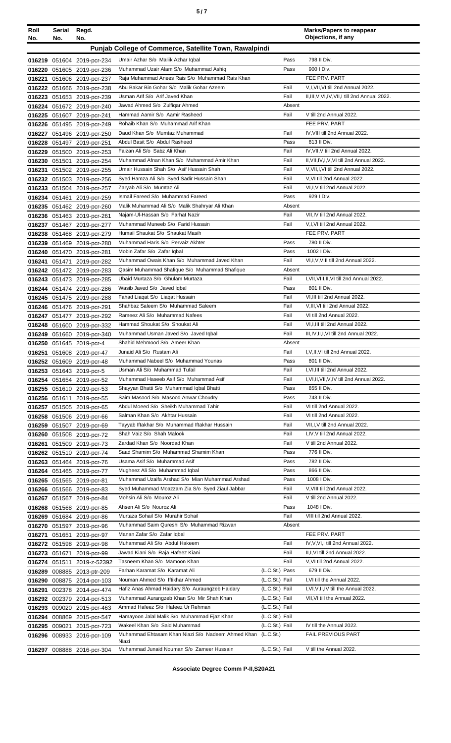| Roll No. | Serial No. | Regd. No. | | | Marks/Papers to reappear Objections, if any |
|---|---|---|---|---|---|
| **Punjab College of Commerce, Satellite Town, Rawalpindi** | | | | | |
| 016219 | 051604 | 2019-pcr-234 | Umair Azhar S/o Maliik Azhar Iqbal | Pass | 798 II Div. |
| 016220 | 051605 | 2019-pcr-236 | Muhammad Uzair Alam S/o Muhammad Ashiq | Pass | 900 I Div. |
| 016221 | 051606 | 2019-pcr-237 | Raja Muhammad Anees Rais S/o Muhammad Rais Khan | | FEE PRV. PART |
| 016222 | 051666 | 2019-pcr-238 | Abu Bakar Bin Gohar S/o Malik Gohar Azeem | Fail | V,I,VII,VI till 2nd Annual 2022. |
| 016223 | 051653 | 2019-pcr-239 | Usman Arif S/o Arif Javed Khan | Fail | II,III,V,VI,IV,VII,I till 2nd Annual 2022. |
| 016224 | 051672 | 2019-pcr-240 | Jawad Ahmed S/o Zulfiqar Ahmed | Absent | |
| 016225 | 051607 | 2019-pcr-241 | Hammad Aamir S/o Aamir Rasheed | Fail | V till 2nd Annual 2022. |
| 016226 | 051495 | 2019-pcr-249 | Rohaib Khan S/o Muhammad Arif Khan | | FEE PRV. PART |
| 016227 | 051496 | 2019-pcr-250 | Daud Khan S/o Mumtaz Muhammad | Fail | IV,VIII till 2nd Annual 2022. |
| 016228 | 051497 | 2019-pcr-251 | Abdul Basit S/o Abdul Rasheed | Pass | 813 II Div. |
| 016229 | 051500 | 2019-pcr-253 | Faizan Ali S/o Sabz Ali Khan | Fail | IV,VII,V till 2nd Annual 2022. |
| 016230 | 051501 | 2019-pcr-254 | Muhammad Afnan Khan S/o Muhammad Amir Khan | Fail | II,VII,IV,I,V,VI till 2nd Annual 2022. |
| 016231 | 051502 | 2019-pcr-255 | Umair Hussain Shah S/o Asif Hussain Shah | Fail | V,VII,I,VI till 2nd Annual 2022. |
| 016232 | 051503 | 2019-pcr-256 | Syed Hamza Ali S/o Syed Sadir Hussain Shah | Fail | V,VI till 2nd Annual 2022. |
| 016233 | 051504 | 2019-pcr-257 | Zaryab Ali S/o Mumtaz Ali | Fail | VI,I,V till 2nd Annual 2022. |
| 016234 | 051461 | 2019-pcr-259 | Ismail Fareed S/o Muhammad Fareed | Pass | 929 I Div. |
| 016235 | 051462 | 2019-pcr-260 | Malik Muhammad Ali S/o Malik Shahryar Ali Khan | Absent | |
| 016236 | 051463 | 2019-pcr-261 | Najam-Ul-Hassan S/o Farhat Nazir | Fail | VII,IV till 2nd Annual 2022. |
| 016237 | 051467 | 2019-pcr-277 | Muhammad Muneeb S/o Farid Hussain | Fail | V,I,VI till 2nd Annual 2022. |
| 016238 | 051468 | 2019-pcr-279 | Humail Shaukat S/o Shaukat Masih | | FEE PRV. PART |
| 016239 | 051469 | 2019-pcr-280 | Muhammad Haris S/o Pervaiz Akhter | Pass | 780 II Div. |
| 016240 | 051470 | 2019-pcr-281 | Mobin Zafar S/o Zafar Iqbal | Pass | 1002 I Div. |
| 016241 | 051471 | 2019-pcr-282 | Muhammad Owais Khan S/o Muhammad Javed Khan | Fail | VI,I,V,VIII till 2nd Annual 2022. |
| 016242 | 051472 | 2019-pcr-283 | Qasim Muhammad Shafique S/o Muhammad Shafique | Absent | |
| 016243 | 051473 | 2019-pcr-285 | Ubaid Murtaza S/o Ghulam Murtaza | Fail | I,VII,VIII,II,VI till 2nd Annual 2022. |
| 016244 | 051474 | 2019-pcr-286 | Wasib Javed S/o Javed Iqbal | Pass | 801 II Div. |
| 016245 | 051475 | 2019-pcr-288 | Fahad Liaqat S/o Liaqat Hussain | Fail | VI,III till 2nd Annual 2022. |
| 016246 | 051476 | 2019-pcr-291 | Shahbaz Saleem S/o Muhammad Saleem | Fail | V,III,VI till 2nd Annual 2022. |
| 016247 | 051477 | 2019-pcr-292 | Rameez Ali S/o Muhammad Nafees | Fail | VI till 2nd Annual 2022. |
| 016248 | 051600 | 2019-pcr-332 | Hammad Shoukat S/o Shoukat Ali | Fail | VI,I,III till 2nd Annual 2022. |
| 016249 | 051660 | 2019-pcr-340 | Muhammad Usman Javed S/o Javed Iqbal | Fail | III,IV,II,I,VI till 2nd Annual 2022. |
| 016250 | 051645 | 2019-pcr-4 | Shahid Mehmood S/o Ameer Khan | Absent | |
| 016251 | 051608 | 2019-pcr-47 | Junaid Ali S/o Rustam Ali | Fail | I,V,II,VI till 2nd Annual 2022. |
| 016252 | 051609 | 2019-pcr-48 | Muhammad Nabeel S/o Muhammad Younas | Pass | 801 II Div. |
| 016253 | 051643 | 2019-pcr-5 | Usman Ali S/o Muhammad Tufail | Fail | I,VI,III till 2nd Annual 2022. |
| 016254 | 051654 | 2019-pcr-52 | Muhammad Haseeb Asif S/o Muhammad Asif | Fail | I,VI,II,VII,V,IV till 2nd Annual 2022. |
| 016255 | 051610 | 2019-pcr-53 | Shayyan Bhatti S/o Muhammad Iqbal Bhatti | Pass | 855 II Div. |
| 016256 | 051611 | 2019-pcr-55 | Saim Masood S/o Masood Anwar Choudry | Pass | 743 II Div. |
| 016257 | 051505 | 2019-pcr-65 | Abdul Moeed S/o Sheikh Muhammad Tahir | Fail | VI till 2nd Annual 2022. |
| 016258 | 051506 | 2019-pcr-66 | Salman Khan S/o Akhtar Hussain | Fail | VI till 2nd Annual 2022. |
| 016259 | 051507 | 2019-pcr-69 | Tayyab Iftakhar S/o Muhammad Iftakhar Hussain | Fail | VII,I,V till 2nd Annual 2022. |
| 016260 | 051508 | 2019-pcr-72 | Shah Vaiz S/o Shah Malook | Fail | I,IV,V till 2nd Annual 2022. |
| 016261 | 051509 | 2019-pcr-73 | Zardad Khan S/o Noordad Khan | Fail | V till 2nd Annual 2022. |
| 016262 | 051510 | 2019-pcr-74 | Saad Shamim S/o Muhammad Shamim Khan | Pass | 776 II Div. |
| 016263 | 051464 | 2019-pcr-76 | Usama Asif S/o Muhammad Asif | Pass | 782 II Div. |
| 016264 | 051465 | 2019-pcr-77 | Mugheez Ali S/o Muhammad Iqbal | Pass | 866 II Div. |
| 016265 | 051565 | 2019-pcr-81 | Muhammad Uzaifa Arshad S/o Mian Muhammad Arshad | Pass | 1008 I Div. |
| 016266 | 051566 | 2019-pcr-83 | Syed Muhammad Moazzam Zia S/o Syed Ziaul Jabbar | Fail | V,VIII till 2nd Annual 2022. |
| 016267 | 051567 | 2019-pcr-84 | Mohsin Ali S/o Mouroz Ali | Fail | V till 2nd Annual 2022. |
| 016268 | 051568 | 2019-pcr-85 | Ahsen Ali S/o Nouroz Ali | Pass | 1048 I Div. |
| 016269 | 051684 | 2019-pcr-86 | Murtaza Sohail S/o Murahir Sohail | Fail | VIII till 2nd Annual 2022. |
| 016270 | 051597 | 2019-pcr-96 | Muhammad Saim Qureshi S/o Muhammad Rizwan | Absent | |
| 016271 | 051651 | 2019-pcr-97 | Manan Zafar S/o Zafar Iqbal | | FEE PRV. PART |
| 016272 | 051598 | 2019-pcr-98 | Muhammad Ali S/o Abdul Hakeem | Fail | IV,V,VI,I till 2nd Annual 2022. |
| 016273 | 051671 | 2019-pcr-99 | Jawad Kiani S/o Raja Hafeez Kiani | Fail | II,I,VI till 2nd Annual 2022. |
| 016274 | 051511 | 2019-z-52392 | Tasneem Khan S/o Mamoon Khan | Fail | V,VI till 2nd Annual 2022. |
| 016289 | 008885 | 2013-ptr-209 | Farhan Karamat S/o Karamat Ali | (L.C.St.) Pass | 679 II Div. |
| 016290 | 008875 | 2014-pcr-103 | Nouman Ahmed S/o Iftikhar Ahmed | (L.C.St.) Fail | I,VI till the Annual 2022. |
| 016291 | 002378 | 2014-pcr-474 | Hafiz Anas Ahmad Haidary S/o Auraungzeb Haidary | (L.C.St.) Fail | I,VI,V,II,IV till the Annual 2022. |
| 016292 | 002379 | 2014-pcr-513 | Muhammad Aurangzeb Khan S/o Mir Shah Khan | (L.C.St.) Fail | VII,VI till the Annual 2022. |
| 016293 | 009020 | 2015-pcr-463 | Ammad Hafeez S/o Hafeez Ur Rehman | (L.C.St.) Fail | |
| 016294 | 008869 | 2015-pcr-547 | Hamayoon Jalal Malik S/o Muhammad Ejaz Khan | (L.C.St.) Fail | |
| 016295 | 009021 | 2015-pcr-723 | Wakeel Khan S/o Said Muhammad | (L.C.St.) Fail | IV till the Annual 2022. |
| 016296 | 008933 | 2016-pcr-109 | Muhammad Ehtasam Khan Niazi S/o Nadeem Ahmed Khan Niazi | (L.C.St.) | FAIL PREVIOUS PART |
| 016297 | 008888 | 2016-pcr-304 | Muhammad Junaid Nouman S/o Zameer Hussain | (L.C.St.) Fail | V till the Annual 2022. |

**Associate Degree Comm P-II,S20A21**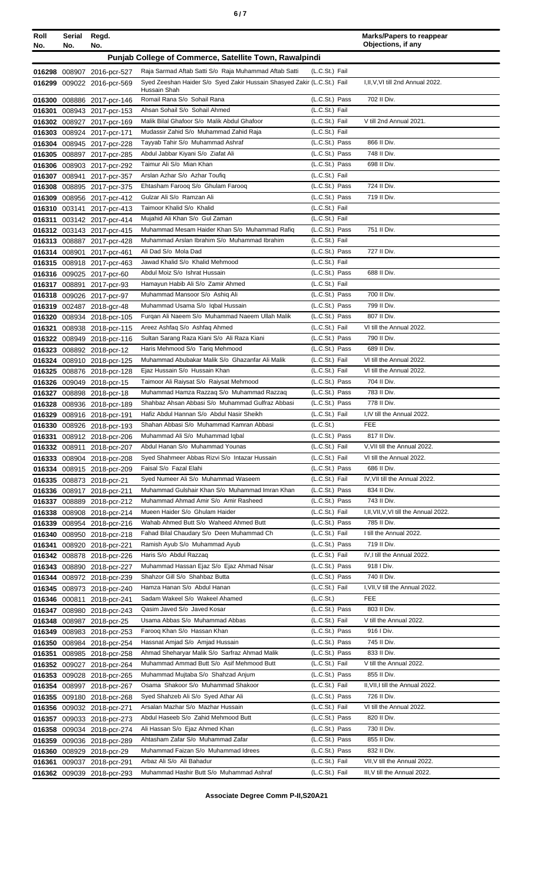| Roll No. | Serial No. | Regd. No. | | | Marks/Papers to reappear Objections, if any |
|---|---|---|---|---|---|
| **Punjab College of Commerce, Satellite Town, Rawalpindi** | | | | | |
| 016298 | 008907 | 2016-pcr-527 | Raja Sarmad Aftab Satti S/o Raja Muhammad Aftab Satti | (L.C.St.) Fail | |
| 016299 | 009022 | 2016-pcr-569 | Syed Zeeshan Haider S/o Syed Zakir Hussain Shasyed Zakir Hussain Shah | (L.C.St.) Fail | I,II,V,VI till 2nd Annual 2022. |
| 016300 | 008886 | 2017-pcr-146 | Romail Rana S/o Sohail Rana | (L.C.St.) Pass | 702 II Div. |
| 016301 | 008943 | 2017-pcr-153 | Ahsan Sohail S/o Sohail Ahmed | (L.C.St.) Fail | |
| 016302 | 008927 | 2017-pcr-169 | Malik Bilal Ghafoor S/o Malik Abdul Ghafoor | (L.C.St.) Fail | V till 2nd Annual 2021. |
| 016303 | 008924 | 2017-pcr-171 | Mudassir Zahid S/o Muhammad Zahid Raja | (L.C.St.) Fail | |
| 016304 | 008945 | 2017-pcr-228 | Tayyab Tahir S/o Muhammad Ashraf | (L.C.St.) Pass | 866 II Div. |
| 016305 | 008897 | 2017-pcr-285 | Abdul Jabbar Kiyani S/o Ziafat Ali | (L.C.St.) Pass | 748 II Div. |
| 016306 | 008903 | 2017-pcr-292 | Taimur Ali S/o Mian Khan | (L.C.St.) Pass | 698 II Div. |
| 016307 | 008941 | 2017-pcr-357 | Arslan Azhar S/o Azhar Toufiq | (L.C.St.) Fail | |
| 016308 | 008895 | 2017-pcr-375 | Ehtasham Farooq S/o Ghulam Farooq | (L.C.St.) Pass | 724 II Div. |
| 016309 | 008956 | 2017-pcr-412 | Gulzar Ali S/o Ramzan Ali | (L.C.St.) Pass | 719 II Div. |
| 016310 | 003141 | 2017-pcr-413 | Taimoor Khalid S/o Khalid | (L.C.St.) Fail | |
| 016311 | 003142 | 2017-pcr-414 | Mujahid Ali Khan S/o Gul Zaman | (L.C.St.) Fail | |
| 016312 | 003143 | 2017-pcr-415 | Muhammad Mesam Haider Khan S/o Muhammad Rafiq | (L.C.St.) Pass | 751 II Div. |
| 016313 | 008887 | 2017-pcr-428 | Muhammad Arslan Ibrahim S/o Muhammad Ibrahim | (L.C.St.) Fail | |
| 016314 | 008901 | 2017-pcr-461 | Ali Dad S/o Mola Dad | (L.C.St.) Pass | 727 II Div. |
| 016315 | 008918 | 2017-pcr-463 | Jawad Khalid S/o Khalid Mehmood | (L.C.St.) Fail | |
| 016316 | 009025 | 2017-pcr-60 | Abdul Moiz S/o Ishrat Hussain | (L.C.St.) Pass | 688 II Div. |
| 016317 | 008891 | 2017-pcr-93 | Hamayun Habib Ali S/o Zamir Ahmed | (L.C.St.) Fail | |
| 016318 | 009026 | 2017-pcr-97 | Muhammad Mansoor S/o Ashiq Ali | (L.C.St.) Pass | 700 II Div. |
| 016319 | 002487 | 2018-gcr-48 | Muhammad Usama S/o Iqbal Hussain | (L.C.St.) Pass | 799 II Div. |
| 016320 | 008934 | 2018-pcr-105 | Furqan Ali Naeem S/o Muhammad Naeem Ullah Malik | (L.C.St.) Pass | 807 II Div. |
| 016321 | 008938 | 2018-pcr-115 | Areez Ashfaq S/o Ashfaq Ahmed | (L.C.St.) Fail | VI till the Annual 2022. |
| 016322 | 008949 | 2018-pcr-116 | Sultan Sarang Raza Kiani S/o Ali Raza Kiani | (L.C.St.) Pass | 790 II Div. |
| 016323 | 008892 | 2018-pcr-12 | Haris Mehmood S/o Tariq Mehmood | (L.C.St.) Pass | 689 II Div. |
| 016324 | 008910 | 2018-pcr-125 | Muhammad Abubakar Malik S/o Ghazanfar Ali Malik | (L.C.St.) Fail | VI till the Annual 2022. |
| 016325 | 008876 | 2018-pcr-128 | Ejaz Hussain S/o Hussain Khan | (L.C.St.) Fail | VI till the Annual 2022. |
| 016326 | 009049 | 2018-pcr-15 | Taimoor Ali Raiysat S/o Raiysat Mehmood | (L.C.St.) Pass | 704 II Div. |
| 016327 | 008898 | 2018-pcr-18 | Muhammad Hamza Razzaq S/o Muhammad Razzaq | (L.C.St.) Pass | 783 II Div. |
| 016328 | 008936 | 2018-pcr-189 | Shahbaz Ahsan Abbasi S/o Muhammad Gulfraz Abbasi | (L.C.St.) Pass | 778 II Div. |
| 016329 | 008916 | 2018-pcr-191 | Hafiz Abdul Hannan S/o Abdul Nasir Sheikh | (L.C.St.) Fail | I,IV till the Annual 2022. |
| 016330 | 008926 | 2018-pcr-193 | Shahan Abbasi S/o Muhammad Kamran Abbasi | (L.C.St.) | FEE |
| 016331 | 008912 | 2018-pcr-206 | Muhammad Ali S/o Muhammad Iqbal | (L.C.St.) Pass | 817 II Div. |
| 016332 | 008911 | 2018-pcr-207 | Abdul Hanan S/o Muhammad Younas | (L.C.St.) Fail | V,VII till the Annual 2022. |
| 016333 | 008904 | 2018-pcr-208 | Syed Shahmeer Abbas Rizvi S/o Intazar Hussain | (L.C.St.) Fail | VI till the Annual 2022. |
| 016334 | 008915 | 2018-pcr-209 | Faisal S/o Fazal Elahi | (L.C.St.) Pass | 686 II Div. |
| 016335 | 008873 | 2018-pcr-21 | Syed Numeer Ali S/o Muhammad Waseem | (L.C.St.) Fail | IV,VII till the Annual 2022. |
| 016336 | 008917 | 2018-pcr-211 | Muhammad Gulshair Khan S/o Muhammad Imran Khan | (L.C.St.) Pass | 834 II Div. |
| 016337 | 008889 | 2018-pcr-212 | Muhammad Ahmad Amir S/o Amir Rasheed | (L.C.St.) Pass | 743 II Div. |
| 016338 | 008908 | 2018-pcr-214 | Mueen Haider S/o Ghulam Haider | (L.C.St.) Fail | I,II,VII,V,VI till the Annual 2022. |
| 016339 | 008954 | 2018-pcr-216 | Wahab Ahmed Butt S/o Waheed Ahmed Butt | (L.C.St.) Pass | 785 II Div. |
| 016340 | 008950 | 2018-pcr-218 | Fahad Bilal Chaudary S/o Deen Muhammad Ch | (L.C.St.) Fail | I till the Annual 2022. |
| 016341 | 008920 | 2018-pcr-221 | Ramish Ayub S/o Muhammad Ayub | (L.C.St.) Pass | 719 II Div. |
| 016342 | 008878 | 2018-pcr-226 | Haris S/o Abdul Razzaq | (L.C.St.) Fail | IV,I till the Annual 2022. |
| 016343 | 008890 | 2018-pcr-227 | Muhammad Hassan Ejaz S/o Ejaz Ahmad Nisar | (L.C.St.) Pass | 918 I Div. |
| 016344 | 008972 | 2018-pcr-239 | Shahzor Gill S/o Shahbaz Butta | (L.C.St.) Pass | 740 II Div. |
| 016345 | 008973 | 2018-pcr-240 | Hamza Hanan S/o Abdul Hanan | (L.C.St.) Fail | I,VII,V till the Annual 2022. |
| 016346 | 000811 | 2018-pcr-241 | Sadam Wakeel S/o Wakeel Ahamed | (L.C.St.) | FEE |
| 016347 | 008980 | 2018-pcr-243 | Qasim Javed S/o Javed Kosar | (L.C.St.) Pass | 803 II Div. |
| 016348 | 008987 | 2018-pcr-25 | Usama Abbas S/o Muhammad Abbas | (L.C.St.) Fail | V till the Annual 2022. |
| 016349 | 008983 | 2018-pcr-253 | Farooq Khan S/o Hassan Khan | (L.C.St.) Pass | 916 I Div. |
| 016350 | 008984 | 2018-pcr-254 | Hassnat Amjad S/o Amjad Hussain | (L.C.St.) Pass | 745 II Div. |
| 016351 | 008985 | 2018-pcr-258 | Ahmad Sheharyar Malik S/o Sarfraz Ahmad Malik | (L.C.St.) Pass | 833 II Div. |
| 016352 | 009027 | 2018-pcr-264 | Muhammad Ammad Butt S/o Asif Mehmood Butt | (L.C.St.) Fail | V till the Annual 2022. |
| 016353 | 009028 | 2018-pcr-265 | Muhammad Mujtaba S/o Shahzad Anjum | (L.C.St.) Pass | 855 II Div. |
| 016354 | 008997 | 2018-pcr-267 | Osama Shakoor S/o Muhammad Shakoor | (L.C.St.) Fail | II,VII,I till the Annual 2022. |
| 016355 | 009180 | 2018-pcr-268 | Syed Shahzeb Ali S/o Syed Athar Ali | (L.C.St.) Pass | 726 II Div. |
| 016356 | 009032 | 2018-pcr-271 | Arsalan Mazhar S/o Mazhar Hussain | (L.C.St.) Fail | VI till the Annual 2022. |
| 016357 | 009033 | 2018-pcr-273 | Abdul Haseeb S/o Zahid Mehmood Butt | (L.C.St.) Pass | 820 II Div. |
| 016358 | 009034 | 2018-pcr-274 | Ali Hassan S/o Ejaz Ahmed Khan | (L.C.St.) Pass | 730 II Div. |
| 016359 | 009036 | 2018-pcr-289 | Ahtasham Zafar S/o Muhammad Zafar | (L.C.St.) Pass | 855 II Div. |
| 016360 | 008929 | 2018-pcr-29 | Muhammad Faizan S/o Muhammad Idrees | (L.C.St.) Pass | 832 II Div. |
| 016361 | 009037 | 2018-pcr-291 | Arbaz Ali S/o Ali Bahadur | (L.C.St.) Fail | VII,V till the Annual 2022. |
| 016362 | 009039 | 2018-pcr-293 | Muhammad Hashir Butt S/o Muhammad Ashraf | (L.C.St.) Fail | III,V till the Annual 2022. |

**Associate Degree Comm P-II,S20A21**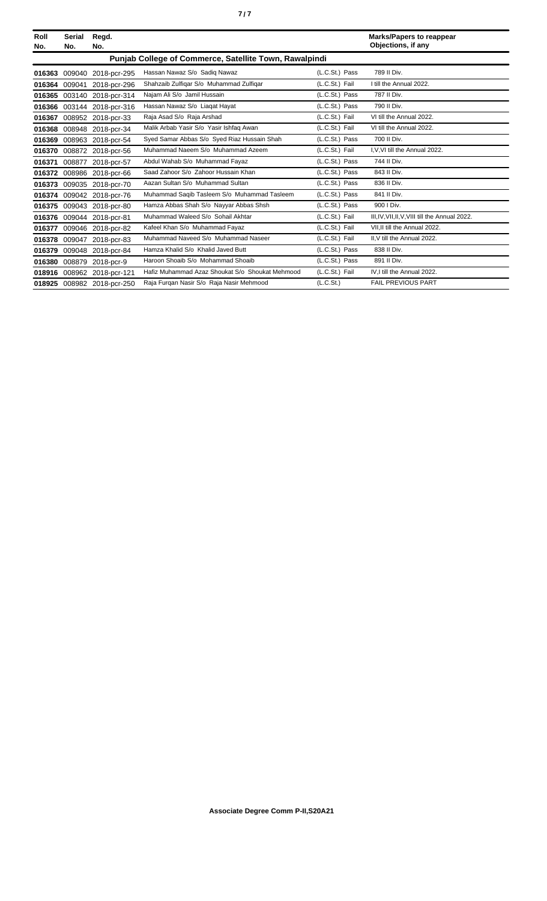| Roll No. | Serial No. | Regd. No. | | | Marks/Papers to reappear Objections, if any |
|---|---|---|---|---|---|
| **Punjab College of Commerce, Satellite Town, Rawalpindi** | | | | | |
| **016363** | 009040 | 2018-pcr-295 | Hassan Nawaz S/o Sadiq Nawaz | (L.C.St.) Pass | 789 II Div. |
| **016364** | 009041 | 2018-pcr-296 | Shahzaib Zulfiqar S/o Muhammad Zulfiqar | (L.C.St.) Fail | I till the Annual 2022. |
| **016365** | 003140 | 2018-pcr-314 | Najam Ali S/o Jamil Hussain | (L.C.St.) Pass | 787 II Div. |
| **016366** | 003144 | 2018-pcr-316 | Hassan Nawaz S/o Liaqat Hayat | (L.C.St.) Pass | 790 II Div. |
| **016367** | 008952 | 2018-pcr-33 | Raja Asad S/o Raja Arshad | (L.C.St.) Fail | VI till the Annual 2022. |
| **016368** | 008948 | 2018-pcr-34 | Malik Arbab Yasir S/o Yasir Ishfaq Awan | (L.C.St.) Fail | VI till the Annual 2022. |
| **016369** | 008963 | 2018-pcr-54 | Syed Samar Abbas S/o Syed Riaz Hussain Shah | (L.C.St.) Pass | 700 II Div. |
| **016370** | 008872 | 2018-pcr-56 | Muhammad Naeem S/o Muhammad Azeem | (L.C.St.) Fail | I,V,VI till the Annual 2022. |
| **016371** | 008877 | 2018-pcr-57 | Abdul Wahab S/o Muhammad Fayaz | (L.C.St.) Pass | 744 II Div. |
| **016372** | 008986 | 2018-pcr-66 | Saad Zahoor S/o Zahoor Hussain Khan | (L.C.St.) Pass | 843 II Div. |
| **016373** | 009035 | 2018-pcr-70 | Aazan Sultan S/o Muhammad Sultan | (L.C.St.) Pass | 836 II Div. |
| **016374** | 009042 | 2018-pcr-76 | Muhammad Saqib Tasleem S/o Muhammad Tasleem | (L.C.St.) Pass | 841 II Div. |
| **016375** | 009043 | 2018-pcr-80 | Hamza Abbas Shah S/o Nayyar Abbas Shsh | (L.C.St.) Pass | 900 I Div. |
| **016376** | 009044 | 2018-pcr-81 | Muhammad Waleed S/o Sohail Akhtar | (L.C.St.) Fail | III,IV,VII,II,V,VIII till the Annual 2022. |
| **016377** | 009046 | 2018-pcr-82 | Kafeel Khan S/o Muhammad Fayaz | (L.C.St.) Fail | VII,II till the Annual 2022. |
| **016378** | 009047 | 2018-pcr-83 | Muhammad Naveed S/o Muhammad Naseer | (L.C.St.) Fail | II,V till the Annual 2022. |
| **016379** | 009048 | 2018-pcr-84 | Hamza Khalid S/o Khalid Javed Butt | (L.C.St.) Pass | 838 II Div. |
| **016380** | 008879 | 2018-pcr-9 | Haroon Shoaib S/o Mohammad Shoaib | (L.C.St.) Pass | 891 II Div. |
| **018916** | 008962 | 2018-pcr-121 | Hafiz Muhammad Azaz Shoukat S/o Shoukat Mehmood | (L.C.St.) Fail | IV,I till the Annual 2022. |
| **018925** | 008982 | 2018-pcr-250 | Raja Furqan Nasir S/o Raja Nasir Mehmood | (L.C.St.) | FAIL PREVIOUS PART |

**Associate Degree Comm P-II,S20A21**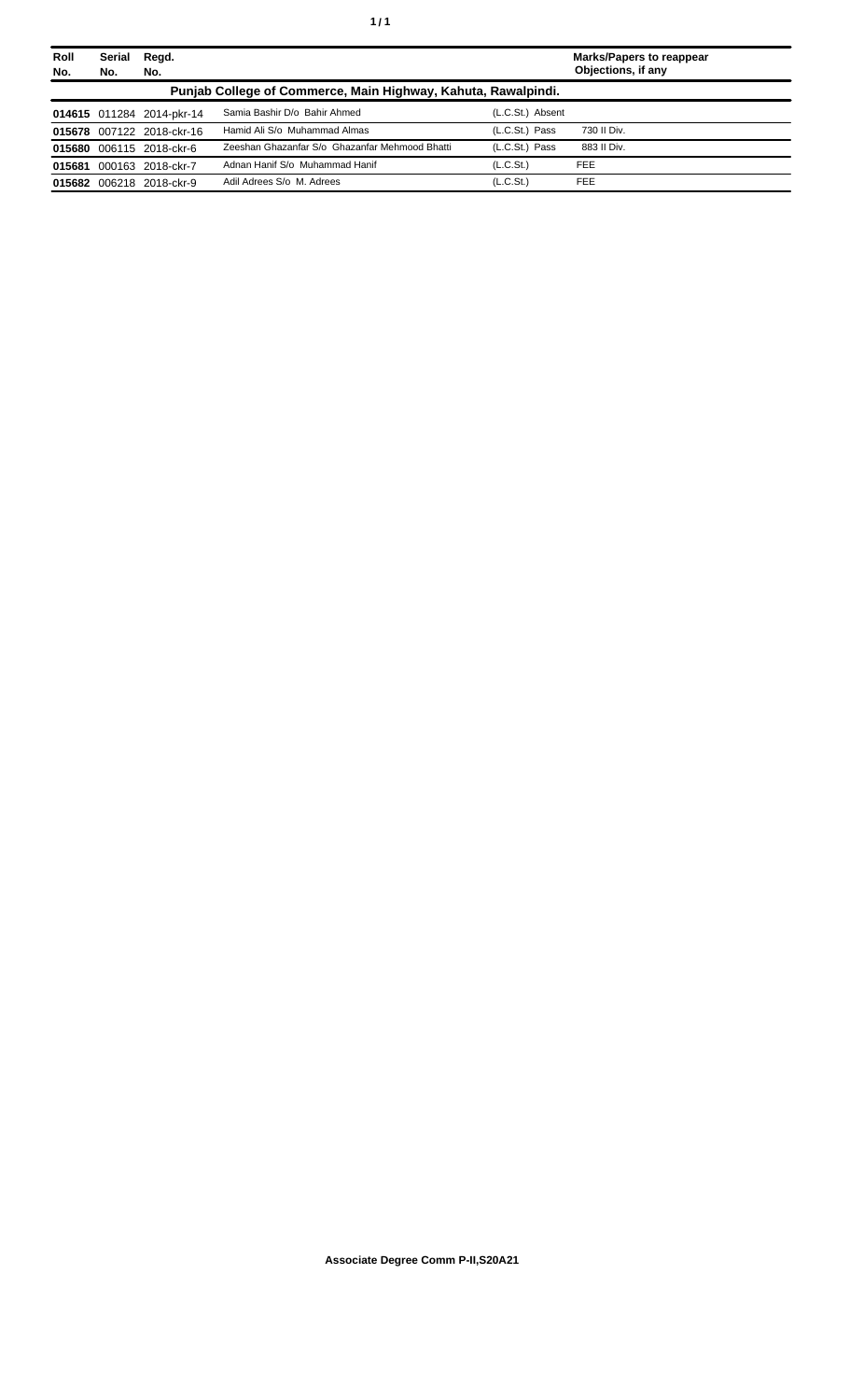| Roll No. | Serial No. | Regd. No. | | | Marks/Papers to reappear Objections, if any |
|---|---|---|---|---|---|
| **Punjab College of Commerce, Main Highway, Kahuta, Rawalpindi.** | | | | | |
| **014615** | 011284 | 2014-pkr-14 | Samia Bashir D/o Bahir Ahmed | (L.C.St.) Absent | |
| **015678** | 007122 | 2018-ckr-16 | Hamid Ali S/o Muhammad Almas | (L.C.St.) Pass | 730 II Div. |
| **015680** | 006115 | 2018-ckr-6 | Zeeshan Ghazanfar S/o Ghazanfar Mehmood Bhatti | (L.C.St.) Pass | 883 II Div. |
| **015681** | 000163 | 2018-ckr-7 | Adnan Hanif S/o Muhammad Hanif | (L.C.St.) | FEE |
| **015682** | 006218 | 2018-ckr-9 | Adil Adrees S/o M. Adrees | (L.C.St.) | FEE |

**Associate Degree Comm P-II,S20A21**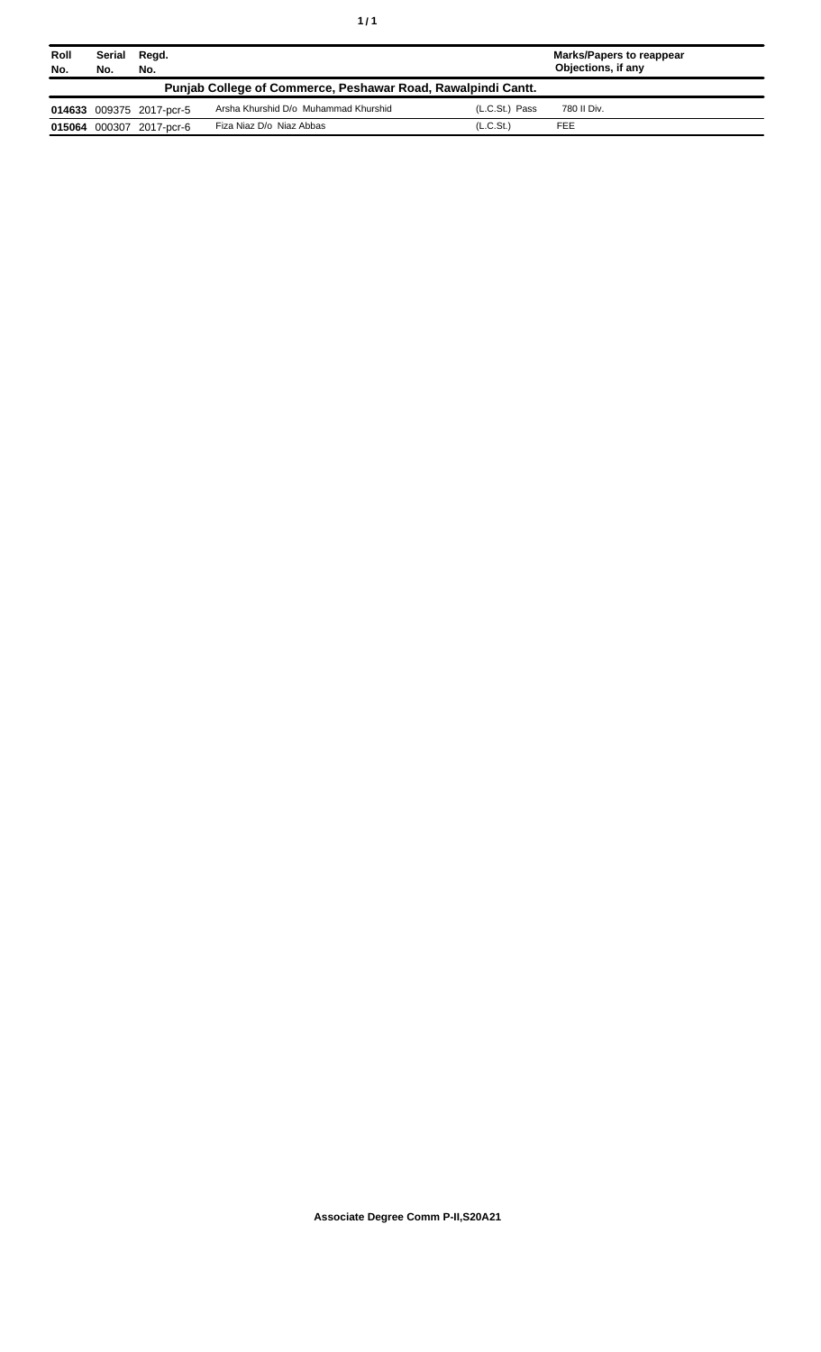| Roll No. | Serial No. | Regd. No. | | | Marks/Papers to reappear Objections, if any |
|---|---|---|---|---|---|
| **Punjab College of Commerce, Peshawar Road, Rawalpindi Cantt.** | | | | | |
| **014633** | 009375 | 2017-pcr-5 | Arsha Khurshid D/o Muhammad Khurshid | (L.C.St.) Pass | 780 II Div. |
| **015064** | 000307 | 2017-pcr-6 | Fiza Niaz D/o Niaz Abbas | (L.C.St.) | FEE |

**Associate Degree Comm P-II,S20A21**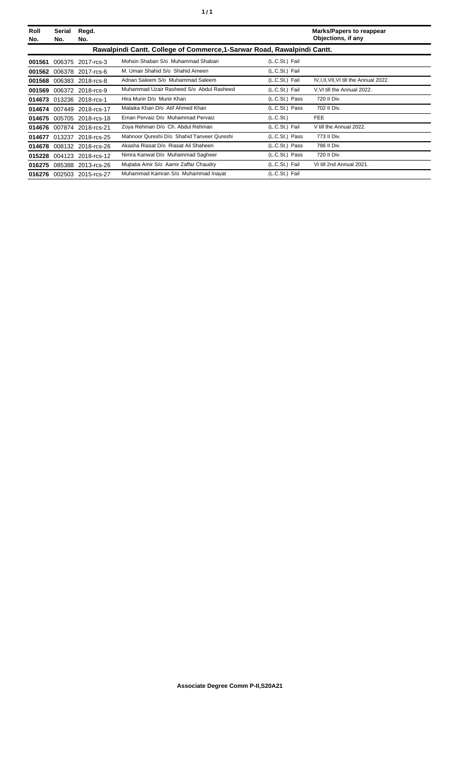| Roll No. | Serial No. | Regd. No. | | | Marks/Papers to reappear Objections, if any |
|---|---|---|---|---|---|
| **Rawalpindi Cantt. College of Commerce,1-Sarwar Road, Rawalpindi Cantt.** | | | | | |
| **001561** | 006375 | 2017-rcs-3 | Mohsin Shaban S/o Muhammad Shaban | (L.C.St.) Fail | |
| **001562** | 006378 | 2017-rcs-6 | M. Umair Shahid S/o Shahid Ameen | (L.C.St.) Fail | |
| **001568** | 006383 | 2018-rcs-8 | Adnan Saleem S/o Muhammad Saleem | (L.C.St.) Fail | IV,I,II,VII,VI till the Annual 2022. |
| **001569** | 006372 | 2018-rcs-9 | Muhammad Uzair Rasheed S/o Abdul Rasheed | (L.C.St.) Fail | V,VI till the Annual 2022. |
| **014673** | 013236 | 2018-rcs-1 | Hira Munir D/o Munir Khan | (L.C.St.) Pass | 720 II Div. |
| **014674** | 007449 | 2018-rcs-17 | Malaika Khan D/o Atif Ahmed Khan | (L.C.St.) Pass | 702 II Div. |
| **014675** | 005705 | 2018-rcs-18 | Eman Pervaiz D/o Muhammad Pervaiz | (L.C.St.) | FEE |
| **014676** | 007874 | 2018-rcs-21 | Zoya Rehman D/o Ch. Abdul Rehman | (L.C.St.) Fail | V till the Annual 2022. |
| **014677** | 013237 | 2018-rcs-25 | Mahnoor Qureshi D/o Shahid Tanveer Qureshi | (L.C.St.) Pass | 773 II Div. |
| **014678** | 008132 | 2018-rcs-26 | Akasha Riasat D/o Riasat Ali Shaheen | (L.C.St.) Pass | 796 II Div. |
| **015228** | 004123 | 2018-rcs-12 | Nimra Kanwal D/o Muhammad Sagheer | (L.C.St.) Pass | 720 II Div. |
| **016275** | 085388 | 2013-rcs-26 | Mujtaba Amir S/o Aamir Zaffar Chaudry | (L.C.St.) Fail | VI till 2nd Annual 2021. |
| **016276** | 002503 | 2015-rcs-27 | Muhammad Kamran S/o Muhammad Inayat | (L.C.St.) Fail | |

**Associate Degree Comm P-II,S20A21**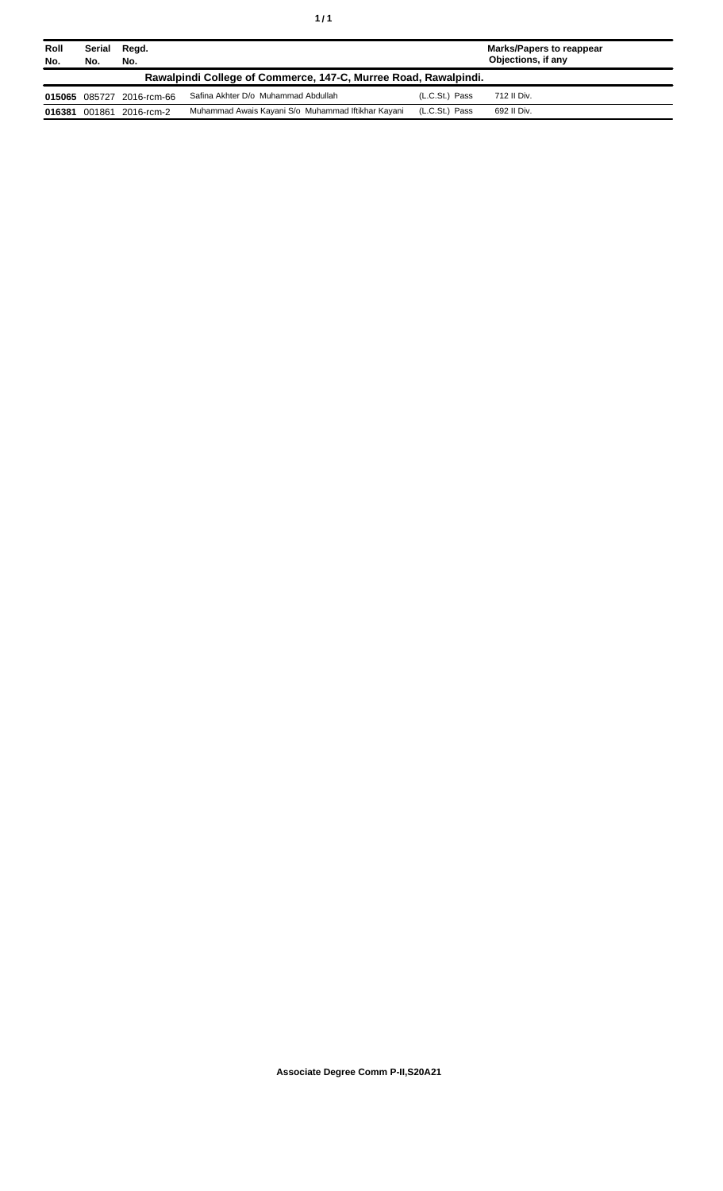| Roll No. | Serial No. | Regd. No. | | | Marks/Papers to reappear Objections, if any |
|---|---|---|---|---|---|
| **Rawalpindi College of Commerce, 147-C, Murree Road, Rawalpindi.** | | | | | |
| **015065** | 085727 | 2016-rcm-66 | Safina Akhter D/o Muhammad Abdullah | (L.C.St.) Pass | 712 II Div. |
| **016381** | 001861 | 2016-rcm-2 | Muhammad Awais Kayani S/o Muhammad Iftikhar Kayani | (L.C.St.) Pass | 692 II Div. |

**Associate Degree Comm P-II,S20A21**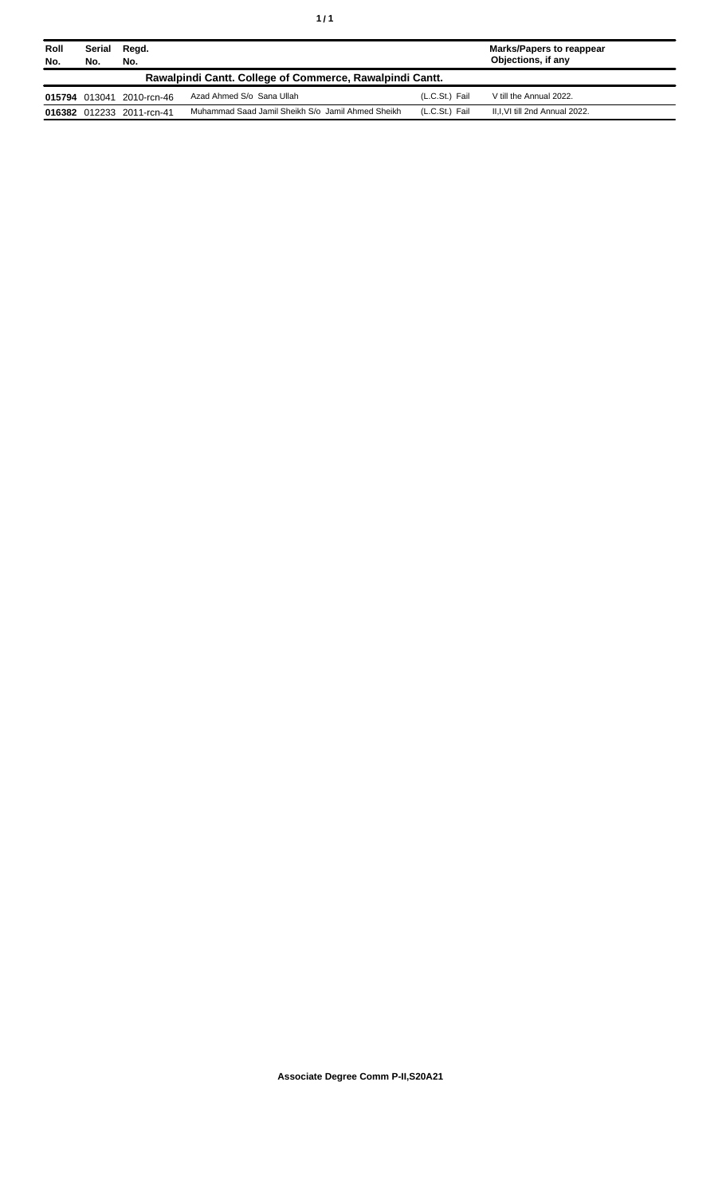| Roll No. | Serial No. | Regd. No. | | | Marks/Papers to reappear Objections, if any |
|---|---|---|---|---|---|
| **Rawalpindi Cantt. College of Commerce, Rawalpindi Cantt.** | | | | | |
| **015794** | 013041 | 2010-rcn-46 | Azad Ahmed S/o Sana Ullah | (L.C.St.) Fail | V till the Annual 2022. |
| **016382** | 012233 | 2011-rcn-41 | Muhammad Saad Jamil Sheikh S/o Jamil Ahmed Sheikh | (L.C.St.) Fail | II,I,VI till 2nd Annual 2022. |

**Associate Degree Comm P-II,S20A21**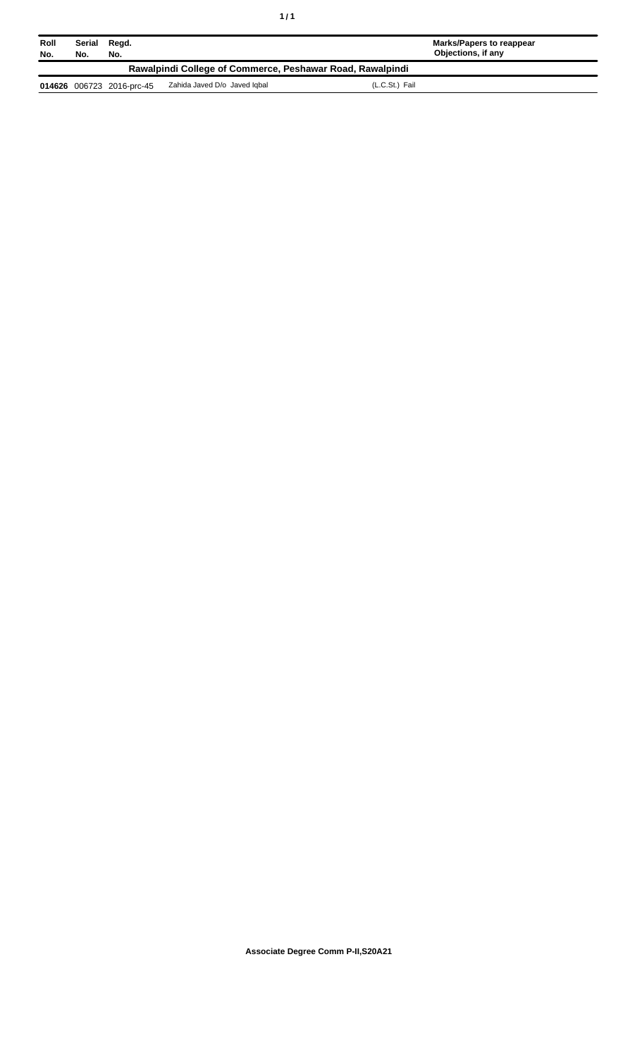| Roll No. | Serial No. | Regd. No. | | Marks/Papers to reappear Objections, if any |
|---|---|---|---|---|
| **Rawalpindi College of Commerce, Peshawar Road, Rawalpindi** | | | | |
| **014626** | 006723 | 2016-prc-45 | Zahida Javed D/o Javed Iqbal | (L.C.St.) Fail |

**Associate Degree Comm P-II,S20A21**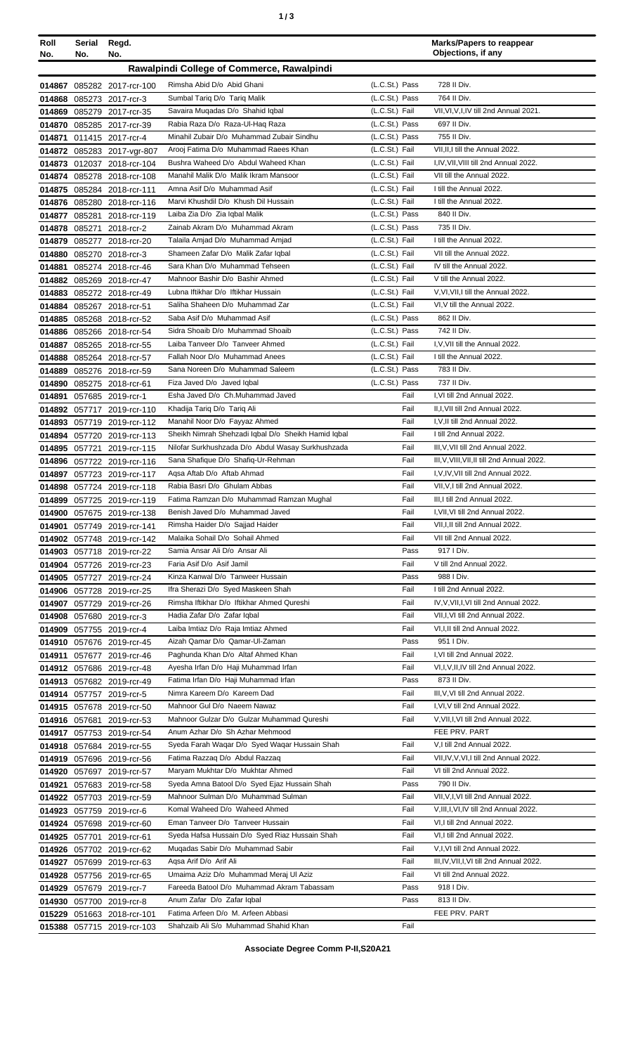| Roll No. | Serial No. | Regd. No. | | | Marks/Papers to reappear Objections, if any |
|---|---|---|---|---|---|
| **Rawalpindi College of Commerce, Rawalpindi** | | | | | |
| 014867 | 085282 | 2017-rcr-100 | Rimsha Abid D/o Abid Ghani | (L.C.St.) Pass | 728 II Div. |
| 014868 | 085273 | 2017-rcr-3 | Sumbal Tariq D/o Tariq Malik | (L.C.St.) Pass | 764 II Div. |
| 014869 | 085279 | 2017-rcr-35 | Savaira Muqadas D/o Shahid Iqbal | (L.C.St.) Fail | VII,VI,V,I,IV till 2nd Annual 2021. |
| 014870 | 085285 | 2017-rcr-39 | Rabia Raza D/o Raza-Ul-Haq Raza | (L.C.St.) Pass | 697 II Div. |
| 014871 | 011415 | 2017-rcr-4 | Minahil Zubair D/o Muhammad Zubair Sindhu | (L.C.St.) Pass | 755 II Div. |
| 014872 | 085283 | 2017-vgr-807 | Arooj Fatima D/o Muhammad Raees Khan | (L.C.St.) Fail | VII,II,I till the Annual 2022. |
| 014873 | 012037 | 2018-rcr-104 | Bushra Waheed D/o Abdul Waheed Khan | (L.C.St.) Fail | I,IV,VII,VIII till 2nd Annual 2022. |
| 014874 | 085278 | 2018-rcr-108 | Manahil Malik D/o Malik Ikram Mansoor | (L.C.St.) Fail | VII till the Annual 2022. |
| 014875 | 085284 | 2018-rcr-111 | Amna Asif D/o Muhammad Asif | (L.C.St.) Fail | I till the Annual 2022. |
| 014876 | 085280 | 2018-rcr-116 | Marvi Khushdil D/o Khush Dil Hussain | (L.C.St.) Fail | I till the Annual 2022. |
| 014877 | 085281 | 2018-rcr-119 | Laiba Zia D/o Zia Iqbal Malik | (L.C.St.) Pass | 840 II Div. |
| 014878 | 085271 | 2018-rcr-2 | Zainab Akram D/o Muhammad Akram | (L.C.St.) Pass | 735 II Div. |
| 014879 | 085277 | 2018-rcr-20 | Talaila Amjad D/o Muhammad Amjad | (L.C.St.) Fail | I till the Annual 2022. |
| 014880 | 085270 | 2018-rcr-3 | Shameen Zafar D/o Malik Zafar Iqbal | (L.C.St.) Fail | VII till the Annual 2022. |
| 014881 | 085274 | 2018-rcr-46 | Sara Khan D/o Muhammad Tehseen | (L.C.St.) Fail | IV till the Annual 2022. |
| 014882 | 085269 | 2018-rcr-47 | Mahnoor Bashir D/o Bashir Ahmed | (L.C.St.) Fail | V till the Annual 2022. |
| 014883 | 085272 | 2018-rcr-49 | Lubna Iftikhar D/o Iftikhar Hussain | (L.C.St.) Fail | V,VI,VII,I till the Annual 2022. |
| 014884 | 085267 | 2018-rcr-51 | Saliha Shaheen D/o Muhammad Zar | (L.C.St.) Fail | VI,V till the Annual 2022. |
| 014885 | 085268 | 2018-rcr-52 | Saba Asif D/o Muhammad Asif | (L.C.St.) Pass | 862 II Div. |
| 014886 | 085266 | 2018-rcr-54 | Sidra Shoaib D/o Muhammad Shoaib | (L.C.St.) Pass | 742 II Div. |
| 014887 | 085265 | 2018-rcr-55 | Laiba Tanveer D/o Tanveer Ahmed | (L.C.St.) Fail | I,V,VII till the Annual 2022. |
| 014888 | 085264 | 2018-rcr-57 | Fallah Noor D/o Muhammad Anees | (L.C.St.) Fail | I till the Annual 2022. |
| 014889 | 085276 | 2018-rcr-59 | Sana Noreen D/o Muhammad Saleem | (L.C.St.) Pass | 783 II Div. |
| 014890 | 085275 | 2018-rcr-61 | Fiza Javed D/o Javed Iqbal | (L.C.St.) Pass | 737 II Div. |
| 014891 | 057685 | 2019-rcr-1 | Esha Javed D/o Ch.Muhammad Javed | Fail | I,VI till 2nd Annual 2022. |
| 014892 | 057717 | 2019-rcr-110 | Khadija Tariq D/o Tariq Ali | Fail | II,I,VII till 2nd Annual 2022. |
| 014893 | 057719 | 2019-rcr-112 | Manahil Noor D/o Fayyaz Ahmed | Fail | I,V,II till 2nd Annual 2022. |
| 014894 | 057720 | 2019-rcr-113 | Sheikh Nimrah Shehzadi Iqbal D/o Sheikh Hamid Iqbal | Fail | I till 2nd Annual 2022. |
| 014895 | 057721 | 2019-rcr-115 | Nilofar Surkhushzada D/o Abdul Wasay Surkhushzada | Fail | III,V,VII till 2nd Annual 2022. |
| 014896 | 057722 | 2019-rcr-116 | Sana Shafique D/o Shafiq-Ur-Rehman | Fail | III,V,VIII,VII,II till 2nd Annual 2022. |
| 014897 | 057723 | 2019-rcr-117 | Aqsa Aftab D/o Aftab Ahmad | Fail | I,V,IV,VII till 2nd Annual 2022. |
| 014898 | 057724 | 2019-rcr-118 | Rabia Basri D/o Ghulam Abbas | Fail | VII,V,I till 2nd Annual 2022. |
| 014899 | 057725 | 2019-rcr-119 | Fatima Ramzan D/o Muhammad Ramzan Mughal | Fail | III,I till 2nd Annual 2022. |
| 014900 | 057675 | 2019-rcr-138 | Benish Javed D/o Muhammad Javed | Fail | I,VII,VI till 2nd Annual 2022. |
| 014901 | 057749 | 2019-rcr-141 | Rimsha Haider D/o Sajjad Haider | Fail | VII,I,II till 2nd Annual 2022. |
| 014902 | 057748 | 2019-rcr-142 | Malaika Sohail D/o Sohail Ahmed | Fail | VII till 2nd Annual 2022. |
| 014903 | 057718 | 2019-rcr-22 | Samia Ansar Ali D/o Ansar Ali | Pass | 917 I Div. |
| 014904 | 057726 | 2019-rcr-23 | Faria Asif D/o Asif Jamil | Fail | V till 2nd Annual 2022. |
| 014905 | 057727 | 2019-rcr-24 | Kinza Kanwal D/o Tanweer Hussain | Pass | 988 I Div. |
| 014906 | 057728 | 2019-rcr-25 | Ifra Sherazi D/o Syed Maskeen Shah | Fail | I till 2nd Annual 2022. |
| 014907 | 057729 | 2019-rcr-26 | Rimsha Iftikhar D/o Iftikhar Ahmed Qureshi | Fail | IV,V,VII,I,VI till 2nd Annual 2022. |
| 014908 | 057680 | 2019-rcr-3 | Hadia Zafar D/o Zafar Iqbal | Fail | VII,I,VI till 2nd Annual 2022. |
| 014909 | 057755 | 2019-rcr-4 | Laiba Imtiaz D/o Raja Imtiaz Ahmed | Fail | VI,I,II till 2nd Annual 2022. |
| 014910 | 057676 | 2019-rcr-45 | Aizah Qamar D/o Qamar-Ul-Zaman | Pass | 951 I Div. |
| 014911 | 057677 | 2019-rcr-46 | Paghunda Khan D/o Altaf Ahmed Khan | Fail | I,VI till 2nd Annual 2022. |
| 014912 | 057686 | 2019-rcr-48 | Ayesha Irfan D/o Haji Muhammad Irfan | Fail | VI,I,V,II,IV till 2nd Annual 2022. |
| 014913 | 057682 | 2019-rcr-49 | Fatima Irfan D/o Haji Muhammad Irfan | Pass | 873 II Div. |
| 014914 | 057757 | 2019-rcr-5 | Nimra Kareem D/o Kareem Dad | Fail | III,V,VI till 2nd Annual 2022. |
| 014915 | 057678 | 2019-rcr-50 | Mahnoor Gul D/o Naeem Nawaz | Fail | I,VI,V till 2nd Annual 2022. |
| 014916 | 057681 | 2019-rcr-53 | Mahnoor Gulzar D/o Gulzar Muhammad Qureshi | Fail | V,VII,I,VI till 2nd Annual 2022. |
| 014917 | 057753 | 2019-rcr-54 | Anum Azhar D/o Sh Azhar Mehmood | | FEE PRV. PART |
| 014918 | 057684 | 2019-rcr-55 | Syeda Farah Waqar D/o Syed Waqar Hussain Shah | Fail | V,I till 2nd Annual 2022. |
| 014919 | 057696 | 2019-rcr-56 | Fatima Razzaq D/o Abdul Razzaq | Fail | VII,IV,V,VI,I till 2nd Annual 2022. |
| 014920 | 057697 | 2019-rcr-57 | Maryam Mukhtar D/o Mukhtar Ahmed | Fail | VI till 2nd Annual 2022. |
| 014921 | 057683 | 2019-rcr-58 | Syeda Amna Batool D/o Syed Ejaz Hussain Shah | Pass | 790 II Div. |
| 014922 | 057703 | 2019-rcr-59 | Mahnoor Sulman D/o Muhammad Sulman | Fail | VII,V,I,VI till 2nd Annual 2022. |
| 014923 | 057759 | 2019-rcr-6 | Komal Waheed D/o Waheed Ahmed | Fail | V,III,I,VI,IV till 2nd Annual 2022. |
| 014924 | 057698 | 2019-rcr-60 | Eman Tanveer D/o Tanveer Hussain | Fail | VI,I till 2nd Annual 2022. |
| 014925 | 057701 | 2019-rcr-61 | Syeda Hafsa Hussain D/o Syed Riaz Hussain Shah | Fail | VI,I till 2nd Annual 2022. |
| 014926 | 057702 | 2019-rcr-62 | Muqadas Sabir D/o Muhammad Sabir | Fail | V,I,VI till 2nd Annual 2022. |
| 014927 | 057699 | 2019-rcr-63 | Aqsa Arif D/o Arif Ali | Fail | III,IV,VII,I,VI till 2nd Annual 2022. |
| 014928 | 057756 | 2019-rcr-65 | Umaima Aziz D/o Muhammad Meraj Ul Aziz | Fail | VI till 2nd Annual 2022. |
| 014929 | 057679 | 2019-rcr-7 | Fareeda Batool D/o Muhammad Akram Tabassam | Pass | 918 I Div. |
| 014930 | 057700 | 2019-rcr-8 | Anum Zafar D/o Zafar Iqbal | Pass | 813 II Div. |
| 015229 | 051663 | 2018-rcr-101 | Fatima Arfeen D/o M. Arfeen Abbasi | | FEE PRV. PART |
| 015388 | 057715 | 2019-rcr-103 | Shahzaib Ali S/o Muhammad Shahid Khan | Fail | |

**Associate Degree Comm P-II,S20A21**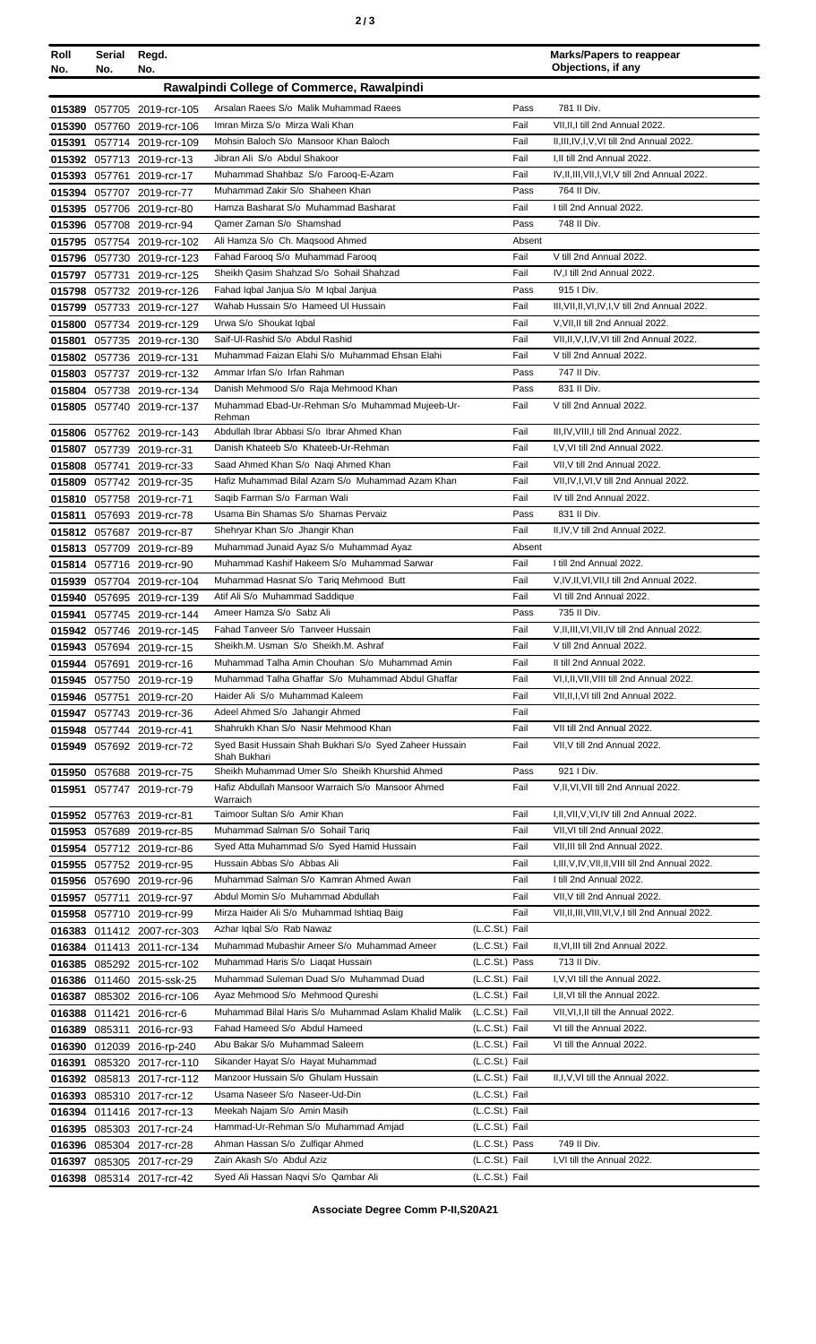| Roll No. | Serial No. | Regd. No. | | | Marks/Papers to reappear Objections, if any |
|---|---|---|---|---|---|
| **Rawalpindi College of Commerce, Rawalpindi** | | | | | |
| 015389 | 057705 | 2019-rcr-105 | Arsalan Raees S/o Malik Muhammad Raees | Pass | 781 II Div. |
| 015390 | 057760 | 2019-rcr-106 | Imran Mirza S/o Mirza Wali Khan | Fail | VII,II,I till 2nd Annual 2022. |
| 015391 | 057714 | 2019-rcr-109 | Mohsin Baloch S/o Mansoor Khan Baloch | Fail | II,III,IV,I,V,VI till 2nd Annual 2022. |
| 015392 | 057713 | 2019-rcr-13 | Jibran Ali S/o Abdul Shakoor | Fail | I,II till 2nd Annual 2022. |
| 015393 | 057761 | 2019-rcr-17 | Muhammad Shahbaz S/o Farooq-E-Azam | Fail | IV,II,III,VII,I,VI,V till 2nd Annual 2022. |
| 015394 | 057707 | 2019-rcr-77 | Muhammad Zakir S/o Shaheen Khan | Pass | 764 II Div. |
| 015395 | 057706 | 2019-rcr-80 | Hamza Basharat S/o Muhammad Basharat | Fail | I till 2nd Annual 2022. |
| 015396 | 057708 | 2019-rcr-94 | Qamer Zaman S/o Shamshad | Pass | 748 II Div. |
| 015795 | 057754 | 2019-rcr-102 | Ali Hamza S/o Ch. Maqsood Ahmed | Absent | |
| 015796 | 057730 | 2019-rcr-123 | Fahad Farooq S/o Muhammad Farooq | Fail | V till 2nd Annual 2022. |
| 015797 | 057731 | 2019-rcr-125 | Sheikh Qasim Shahzad S/o Sohail Shahzad | Fail | IV,I till 2nd Annual 2022. |
| 015798 | 057732 | 2019-rcr-126 | Fahad Iqbal Janjua S/o M Iqbal Janjua | Pass | 915 I Div. |
| 015799 | 057733 | 2019-rcr-127 | Wahab Hussain S/o Hameed Ul Hussain | Fail | III,VII,II,VI,IV,I,V till 2nd Annual 2022. |
| 015800 | 057734 | 2019-rcr-129 | Urwa S/o Shoukat Iqbal | Fail | V,VII,II till 2nd Annual 2022. |
| 015801 | 057735 | 2019-rcr-130 | Saif-Ul-Rashid S/o Abdul Rashid | Fail | VII,II,V,I,IV,VI till 2nd Annual 2022. |
| 015802 | 057736 | 2019-rcr-131 | Muhammad Faizan Elahi S/o Muhammad Ehsan Elahi | Fail | V till 2nd Annual 2022. |
| 015803 | 057737 | 2019-rcr-132 | Ammar Irfan S/o Irfan Rahman | Pass | 747 II Div. |
| 015804 | 057738 | 2019-rcr-134 | Danish Mehmood S/o Raja Mehmood Khan | Pass | 831 II Div. |
| 015805 | 057740 | 2019-rcr-137 | Muhammad Ebad-Ur-Rehman S/o Muhammad Mujeeb-Ur-Rehman | Fail | V till 2nd Annual 2022. |
| 015806 | 057762 | 2019-rcr-143 | Abdullah Ibrar Abbasi S/o Ibrar Ahmed Khan | Fail | III,IV,VIII,I till 2nd Annual 2022. |
| 015807 | 057739 | 2019-rcr-31 | Danish Khateeb S/o Khateeb-Ur-Rehman | Fail | I,V,VI till 2nd Annual 2022. |
| 015808 | 057741 | 2019-rcr-33 | Saad Ahmed Khan S/o Naqi Ahmed Khan | Fail | VII,V till 2nd Annual 2022. |
| 015809 | 057742 | 2019-rcr-35 | Hafiz Muhammad Bilal Azam S/o Muhammad Azam Khan | Fail | VII,IV,I,VI,V till 2nd Annual 2022. |
| 015810 | 057758 | 2019-rcr-71 | Saqib Farman S/o Farman Wali | Fail | IV till 2nd Annual 2022. |
| 015811 | 057693 | 2019-rcr-78 | Usama Bin Shamas S/o Shamas Pervaiz | Pass | 831 II Div. |
| 015812 | 057687 | 2019-rcr-87 | Shehryar Khan S/o Jhangir Khan | Fail | II,IV,V till 2nd Annual 2022. |
| 015813 | 057709 | 2019-rcr-89 | Muhammad Junaid Ayaz S/o Muhammad Ayaz | Absent | |
| 015814 | 057716 | 2019-rcr-90 | Muhammad Kashif Hakeem S/o Muhammad Sarwar | Fail | I till 2nd Annual 2022. |
| 015939 | 057704 | 2019-rcr-104 | Muhammad Hasnat S/o Tariq Mehmood Butt | Fail | V,IV,II,VI,VII,I till 2nd Annual 2022. |
| 015940 | 057695 | 2019-rcr-139 | Atif Ali S/o Muhammad Saddique | Fail | VI till 2nd Annual 2022. |
| 015941 | 057745 | 2019-rcr-144 | Ameer Hamza S/o Sabz Ali | Pass | 735 II Div. |
| 015942 | 057746 | 2019-rcr-145 | Fahad Tanveer S/o Tanveer Hussain | Fail | V,II,III,VI,VII,IV till 2nd Annual 2022. |
| 015943 | 057694 | 2019-rcr-15 | Sheikh.M. Usman S/o Sheikh.M. Ashraf | Fail | V till 2nd Annual 2022. |
| 015944 | 057691 | 2019-rcr-16 | Muhammad Talha Amin Chouhan S/o Muhammad Amin | Fail | II till 2nd Annual 2022. |
| 015945 | 057750 | 2019-rcr-19 | Muhammad Talha Ghaffar S/o Muhammad Abdul Ghaffar | Fail | VI,I,II,VII,VIII till 2nd Annual 2022. |
| 015946 | 057751 | 2019-rcr-20 | Haider Ali S/o Muhammad Kaleem | Fail | VII,II,I,VI till 2nd Annual 2022. |
| 015947 | 057743 | 2019-rcr-36 | Adeel Ahmed S/o Jahangir Ahmed | Fail | |
| 015948 | 057744 | 2019-rcr-41 | Shahrukh Khan S/o Nasir Mehmood Khan | Fail | VII till 2nd Annual 2022. |
| 015949 | 057692 | 2019-rcr-72 | Syed Basit Hussain Shah Bukhari S/o Syed Zaheer Hussain Shah Bukhari | Fail | VII,V till 2nd Annual 2022. |
| 015950 | 057688 | 2019-rcr-75 | Sheikh Muhammad Umer S/o Sheikh Khurshid Ahmed | Pass | 921 I Div. |
| 015951 | 057747 | 2019-rcr-79 | Hafiz Abdullah Mansoor Warraich S/o Mansoor Ahmed Warraich | Fail | V,II,VI,VII till 2nd Annual 2022. |
| 015952 | 057763 | 2019-rcr-81 | Taimoor Sultan S/o Amir Khan | Fail | I,II,VII,V,VI,IV till 2nd Annual 2022. |
| 015953 | 057689 | 2019-rcr-85 | Muhammad Salman S/o Sohail Tariq | Fail | VII,VI till 2nd Annual 2022. |
| 015954 | 057712 | 2019-rcr-86 | Syed Atta Muhammad S/o Syed Hamid Hussain | Fail | VII,III till 2nd Annual 2022. |
| 015955 | 057752 | 2019-rcr-95 | Hussain Abbas S/o Abbas Ali | Fail | I,III,V,IV,VII,II,VIII till 2nd Annual 2022. |
| 015956 | 057690 | 2019-rcr-96 | Muhammad Salman S/o Kamran Ahmed Awan | Fail | I till 2nd Annual 2022. |
| 015957 | 057711 | 2019-rcr-97 | Abdul Momin S/o Muhammad Abdullah | Fail | VII,V till 2nd Annual 2022. |
| 015958 | 057710 | 2019-rcr-99 | Mirza Haider Ali S/o Muhammad Ishtiaq Baig | Fail | VII,II,III,VIII,VI,V,I till 2nd Annual 2022. |
| 016383 | 011412 | 2007-rcr-303 | Azhar Iqbal S/o Rab Nawaz | (L.C.St.) Fail | |
| 016384 | 011413 | 2011-rcr-134 | Muhammad Mubashir Ameer S/o Muhammad Ameer | (L.C.St.) Fail | II,VI,III till 2nd Annual 2022. |
| 016385 | 085292 | 2015-rcr-102 | Muhammad Haris S/o Liaqat Hussain | (L.C.St.) Pass | 713 II Div. |
| 016386 | 011460 | 2015-ssk-25 | Muhammad Suleman Duad S/o Muhammad Duad | (L.C.St.) Fail | I,V,VI till the Annual 2022. |
| 016387 | 085302 | 2016-rcr-106 | Ayaz Mehmood S/o Mehmood Qureshi | (L.C.St.) Fail | I,II,VI till the Annual 2022. |
| 016388 | 011421 | 2016-rcr-6 | Muhammad Bilal Haris S/o Muhammad Aslam Khalid Malik | (L.C.St.) Fail | VII,VI,I,II till the Annual 2022. |
| 016389 | 085311 | 2016-rcr-93 | Fahad Hameed S/o Abdul Hameed | (L.C.St.) Fail | VI till the Annual 2022. |
| 016390 | 012039 | 2016-rp-240 | Abu Bakar S/o Muhammad Saleem | (L.C.St.) Fail | VI till the Annual 2022. |
| 016391 | 085320 | 2017-rcr-110 | Sikander Hayat S/o Hayat Muhammad | (L.C.St.) Fail | |
| 016392 | 085813 | 2017-rcr-112 | Manzoor Hussain S/o Ghulam Hussain | (L.C.St.) Fail | II,I,V,VI till the Annual 2022. |
| 016393 | 085310 | 2017-rcr-12 | Usama Naseer S/o Naseer-Ud-Din | (L.C.St.) Fail | |
| 016394 | 011416 | 2017-rcr-13 | Meekah Najam S/o Amin Masih | (L.C.St.) Fail | |
| 016395 | 085303 | 2017-rcr-24 | Hammad-Ur-Rehman S/o Muhammad Amjad | (L.C.St.) Fail | |
| 016396 | 085304 | 2017-rcr-28 | Ahman Hassan S/o Zulfiqar Ahmed | (L.C.St.) Pass | 749 II Div. |
| 016397 | 085305 | 2017-rcr-29 | Zain Akash S/o Abdul Aziz | (L.C.St.) Fail | I,VI till the Annual 2022. |
| 016398 | 085314 | 2017-rcr-42 | Syed Ali Hassan Naqvi S/o Qambar Ali | (L.C.St.) Fail | |

**Associate Degree Comm P-II,S20A21**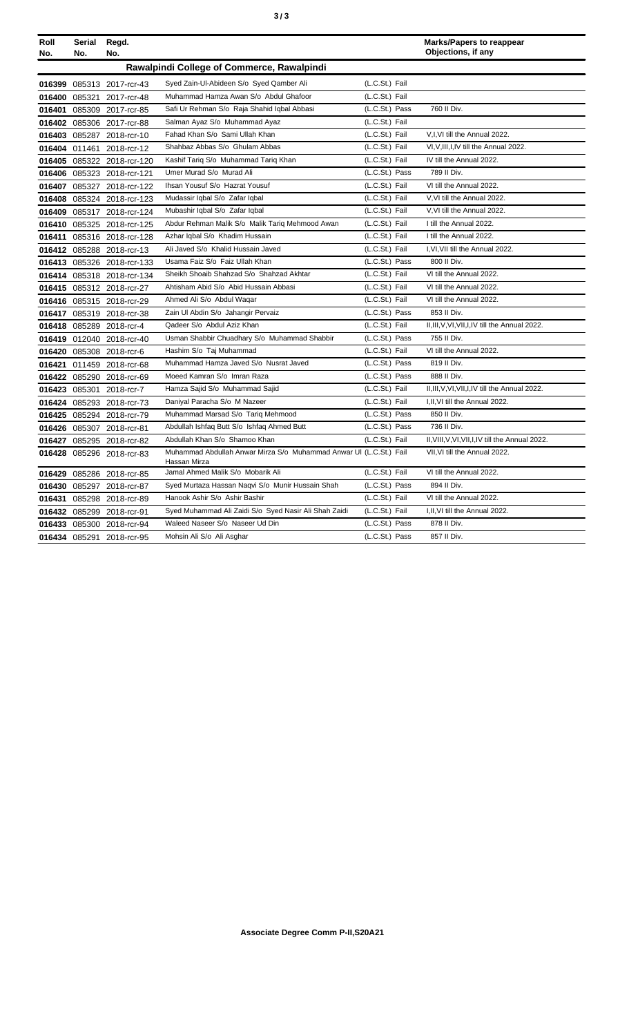| Roll No. | Serial No. | Regd. No. | | | Marks/Papers to reappear Objections, if any |
|---|---|---|---|---|---|
| **Rawalpindi College of Commerce, Rawalpindi** | | | | | |
| **016399** | 085313 | 2017-rcr-43 | Syed Zain-Ul-Abideen S/o Syed Qamber Ali | (L.C.St.) Fail | |
| **016400** | 085321 | 2017-rcr-48 | Muhammad Hamza Awan S/o Abdul Ghafoor | (L.C.St.) Fail | |
| **016401** | 085309 | 2017-rcr-85 | Safi Ur Rehman S/o Raja Shahid Iqbal Abbasi | (L.C.St.) Pass | 760 II Div. |
| **016402** | 085306 | 2017-rcr-88 | Salman Ayaz S/o Muhammad Ayaz | (L.C.St.) Fail | |
| **016403** | 085287 | 2018-rcr-10 | Fahad Khan S/o Sami Ullah Khan | (L.C.St.) Fail | V,I,VI till the Annual 2022. |
| **016404** | 011461 | 2018-rcr-12 | Shahbaz Abbas S/o Ghulam Abbas | (L.C.St.) Fail | VI,V,III,I,IV till the Annual 2022. |
| **016405** | 085322 | 2018-rcr-120 | Kashif Tariq S/o Muhammad Tariq Khan | (L.C.St.) Fail | IV till the Annual 2022. |
| **016406** | 085323 | 2018-rcr-121 | Umer Murad S/o Murad Ali | (L.C.St.) Pass | 789 II Div. |
| **016407** | 085327 | 2018-rcr-122 | Ihsan Yousuf S/o Hazrat Yousuf | (L.C.St.) Fail | VI till the Annual 2022. |
| **016408** | 085324 | 2018-rcr-123 | Mudassir Iqbal S/o Zafar Iqbal | (L.C.St.) Fail | V,VI till the Annual 2022. |
| **016409** | 085317 | 2018-rcr-124 | Mubashir Iqbal S/o Zafar Iqbal | (L.C.St.) Fail | V,VI till the Annual 2022. |
| **016410** | 085325 | 2018-rcr-125 | Abdur Rehman Malik S/o Malik Tariq Mehmood Awan | (L.C.St.) Fail | I till the Annual 2022. |
| **016411** | 085316 | 2018-rcr-128 | Azhar Iqbal S/o Khadim Hussain | (L.C.St.) Fail | I till the Annual 2022. |
| **016412** | 085288 | 2018-rcr-13 | Ali Javed S/o Khalid Hussain Javed | (L.C.St.) Fail | I,VI,VII till the Annual 2022. |
| **016413** | 085326 | 2018-rcr-133 | Usama Faiz S/o Faiz Ullah Khan | (L.C.St.) Pass | 800 II Div. |
| **016414** | 085318 | 2018-rcr-134 | Sheikh Shoaib Shahzad S/o Shahzad Akhtar | (L.C.St.) Fail | VI till the Annual 2022. |
| **016415** | 085312 | 2018-rcr-27 | Ahtisham Abid S/o Abid Hussain Abbasi | (L.C.St.) Fail | VI till the Annual 2022. |
| **016416** | 085315 | 2018-rcr-29 | Ahmed Ali S/o Abdul Waqar | (L.C.St.) Fail | VI till the Annual 2022. |
| **016417** | 085319 | 2018-rcr-38 | Zain Ul Abdin S/o Jahangir Pervaiz | (L.C.St.) Pass | 853 II Div. |
| **016418** | 085289 | 2018-rcr-4 | Qadeer S/o Abdul Aziz Khan | (L.C.St.) Fail | II,III,V,VI,VII,I,IV till the Annual 2022. |
| **016419** | 012040 | 2018-rcr-40 | Usman Shabbir Chuadhary S/o Muhammad Shabbir | (L.C.St.) Pass | 755 II Div. |
| **016420** | 085308 | 2018-rcr-6 | Hashim S/o Taj Muhammad | (L.C.St.) Fail | VI till the Annual 2022. |
| **016421** | 011459 | 2018-rcr-68 | Muhammad Hamza Javed S/o Nusrat Javed | (L.C.St.) Pass | 819 II Div. |
| **016422** | 085290 | 2018-rcr-69 | Moeed Kamran S/o Imran Raza | (L.C.St.) Pass | 888 II Div. |
| **016423** | 085301 | 2018-rcr-7 | Hamza Sajid S/o Muhammad Sajid | (L.C.St.) Fail | II,III,V,VI,VII,I,IV till the Annual 2022. |
| **016424** | 085293 | 2018-rcr-73 | Daniyal Paracha S/o M Nazeer | (L.C.St.) Fail | I,II,VI till the Annual 2022. |
| **016425** | 085294 | 2018-rcr-79 | Muhammad Marsad S/o Tariq Mehmood | (L.C.St.) Pass | 850 II Div. |
| **016426** | 085307 | 2018-rcr-81 | Abdullah Ishfaq Butt S/o Ishfaq Ahmed Butt | (L.C.St.) Pass | 736 II Div. |
| **016427** | 085295 | 2018-rcr-82 | Abdullah Khan S/o Shamoo Khan | (L.C.St.) Fail | II,VIII,V,VI,VII,I,IV till the Annual 2022. |
| **016428** | 085296 | 2018-rcr-83 | Muhammad Abdullah Anwar Mirza S/o Muhammad Anwar Ul Hassan Mirza | (L.C.St.) Fail | VII,VI till the Annual 2022. |
| **016429** | 085286 | 2018-rcr-85 | Jamal Ahmed Malik S/o Mobarik Ali | (L.C.St.) Fail | VI till the Annual 2022. |
| **016430** | 085297 | 2018-rcr-87 | Syed Murtaza Hassan Naqvi S/o Munir Hussain Shah | (L.C.St.) Pass | 894 II Div. |
| **016431** | 085298 | 2018-rcr-89 | Hanook Ashir S/o Ashir Bashir | (L.C.St.) Fail | VI till the Annual 2022. |
| **016432** | 085299 | 2018-rcr-91 | Syed Muhammad Ali Zaidi S/o Syed Nasir Ali Shah Zaidi | (L.C.St.) Fail | I,II,VI till the Annual 2022. |
| **016433** | 085300 | 2018-rcr-94 | Waleed Naseer S/o Naseer Ud Din | (L.C.St.) Pass | 878 II Div. |
| **016434** | 085291 | 2018-rcr-95 | Mohsin Ali S/o Ali Asghar | (L.C.St.) Pass | 857 II Div. |

**Associate Degree Comm P-II,S20A21**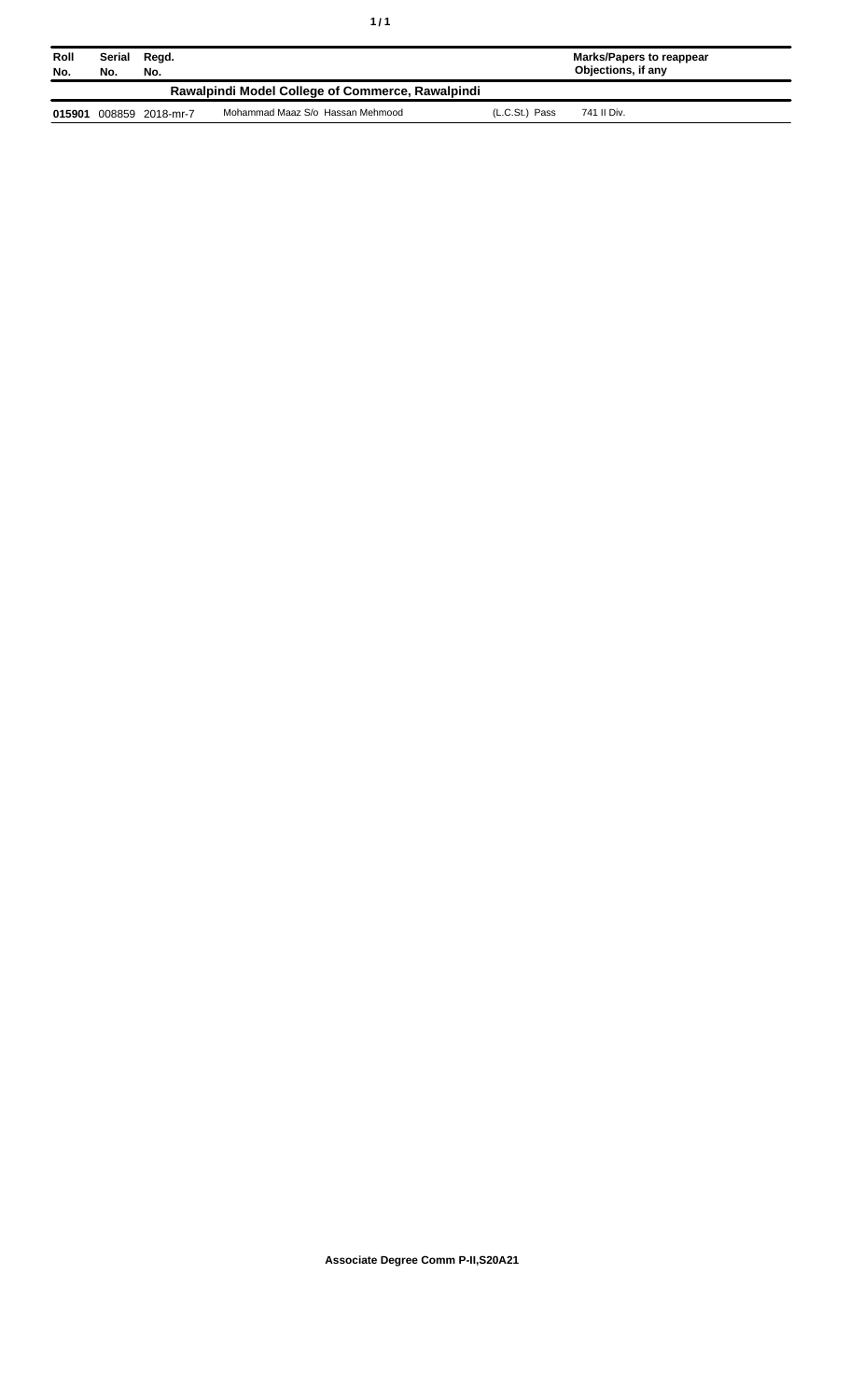| Roll No. | Serial No. | Regd. No. | | | Marks/Papers to reappear Objections, if any |
|---|---|---|---|---|---|
| **Rawalpindi Model College of Commerce, Rawalpindi** | | | | | |
| **015901** | 008859 | 2018-mr-7 | Mohammad Maaz S/o Hassan Mehmood | (L.C.St.) Pass | 741 II Div. |

**Associate Degree Comm P-II,S20A21**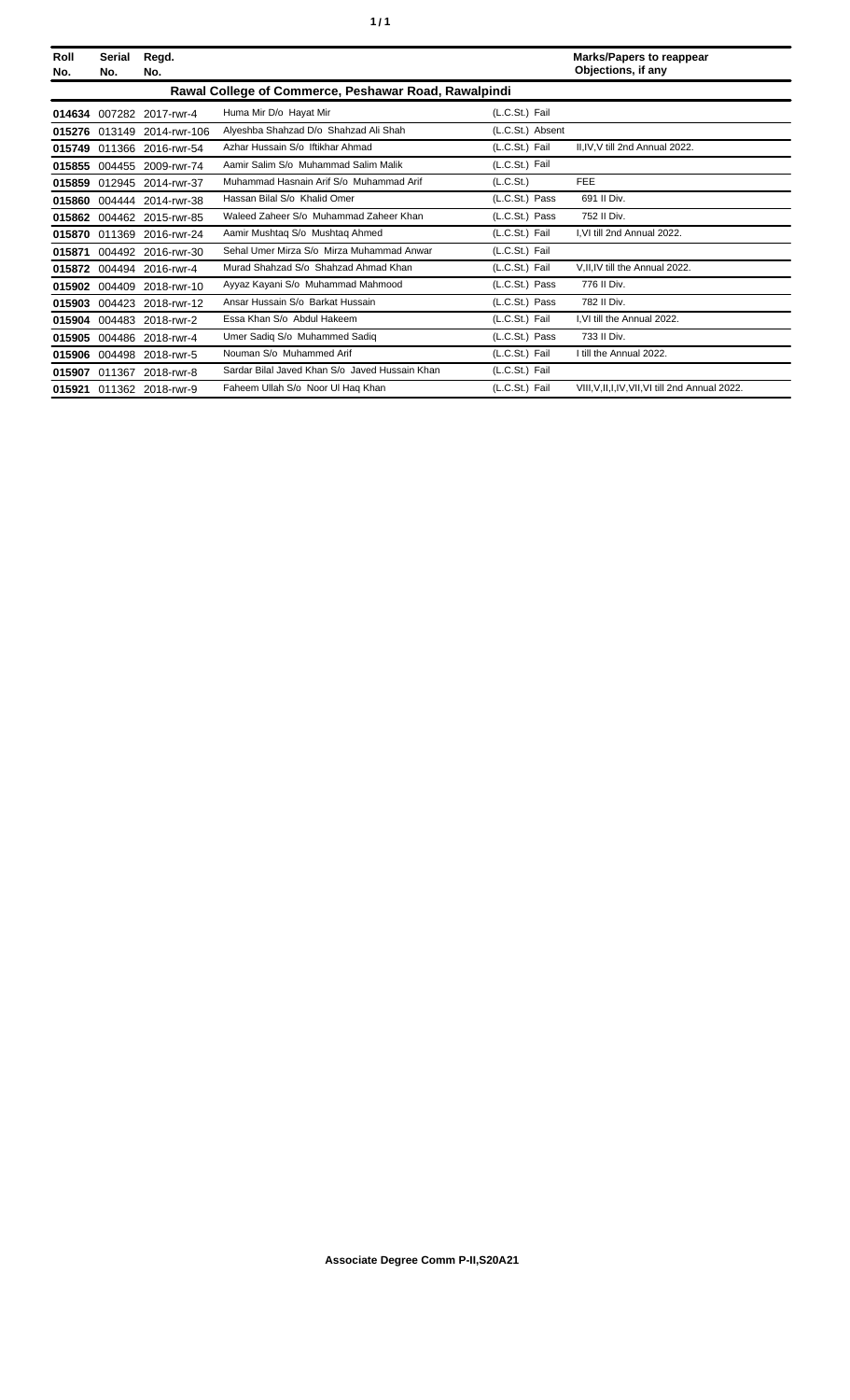| Roll No. | Serial No. | Regd. No. | | | Marks/Papers to reappear Objections, if any |
|---|---|---|---|---|---|
| **Rawal College of Commerce, Peshawar Road, Rawalpindi** | | | | | |
| **014634** | 007282 | 2017-rwr-4 | Huma Mir D/o Hayat Mir | (L.C.St.) Fail | |
| **015276** | 013149 | 2014-rwr-106 | Alyeshba Shahzad D/o Shahzad Ali Shah | (L.C.St.) Absent | |
| **015749** | 011366 | 2016-rwr-54 | Azhar Hussain S/o Iftikhar Ahmad | (L.C.St.) Fail | II,IV,V till 2nd Annual 2022. |
| **015855** | 004455 | 2009-rwr-74 | Aamir Salim S/o Muhammad Salim Malik | (L.C.St.) Fail | |
| **015859** | 012945 | 2014-rwr-37 | Muhammad Hasnain Arif S/o Muhammad Arif | (L.C.St.) | FEE |
| **015860** | 004444 | 2014-rwr-38 | Hassan Bilal S/o Khalid Omer | (L.C.St.) Pass | 691 II Div. |
| **015862** | 004462 | 2015-rwr-85 | Waleed Zaheer S/o Muhammad Zaheer Khan | (L.C.St.) Pass | 752 II Div. |
| **015870** | 011369 | 2016-rwr-24 | Aamir Mushtaq S/o Mushtaq Ahmed | (L.C.St.) Fail | I,VI till 2nd Annual 2022. |
| **015871** | 004492 | 2016-rwr-30 | Sehal Umer Mirza S/o Mirza Muhammad Anwar | (L.C.St.) Fail | |
| **015872** | 004494 | 2016-rwr-4 | Murad Shahzad S/o Shahzad Ahmad Khan | (L.C.St.) Fail | V,II,IV till the Annual 2022. |
| **015902** | 004409 | 2018-rwr-10 | Ayyaz Kayani S/o Muhammad Mahmood | (L.C.St.) Pass | 776 II Div. |
| **015903** | 004423 | 2018-rwr-12 | Ansar Hussain S/o Barkat Hussain | (L.C.St.) Pass | 782 II Div. |
| **015904** | 004483 | 2018-rwr-2 | Essa Khan S/o Abdul Hakeem | (L.C.St.) Fail | I,VI till the Annual 2022. |
| **015905** | 004486 | 2018-rwr-4 | Umer Sadiq S/o Muhammed Sadiq | (L.C.St.) Pass | 733 II Div. |
| **015906** | 004498 | 2018-rwr-5 | Nouman S/o Muhammed Arif | (L.C.St.) Fail | I till the Annual 2022. |
| **015907** | 011367 | 2018-rwr-8 | Sardar Bilal Javed Khan S/o Javed Hussain Khan | (L.C.St.) Fail | |
| **015921** | 011362 | 2018-rwr-9 | Faheem Ullah S/o Noor Ul Haq Khan | (L.C.St.) Fail | VIII,V,II,I,IV,VII,VI till 2nd Annual 2022. |

**Associate Degree Comm P-II,S20A21**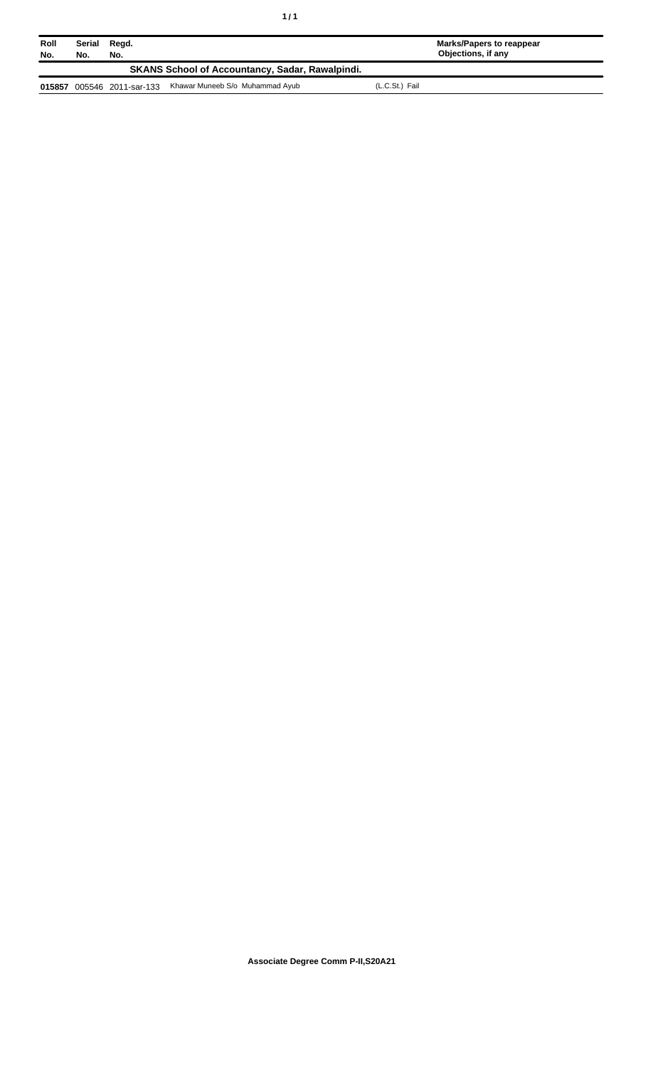| Roll No. | Serial No. | Regd. No. | | | Marks/Papers to reappear Objections, if any |
|---|---|---|---|---|---|
| **SKANS School of Accountancy, Sadar, Rawalpindi.** | | | | | |
| **015857** | 005546 | 2011-sar-133 | Khawar Muneeb S/o Muhammad Ayub | (L.C.St.) Fail | |

**Associate Degree Comm P-II,S20A21**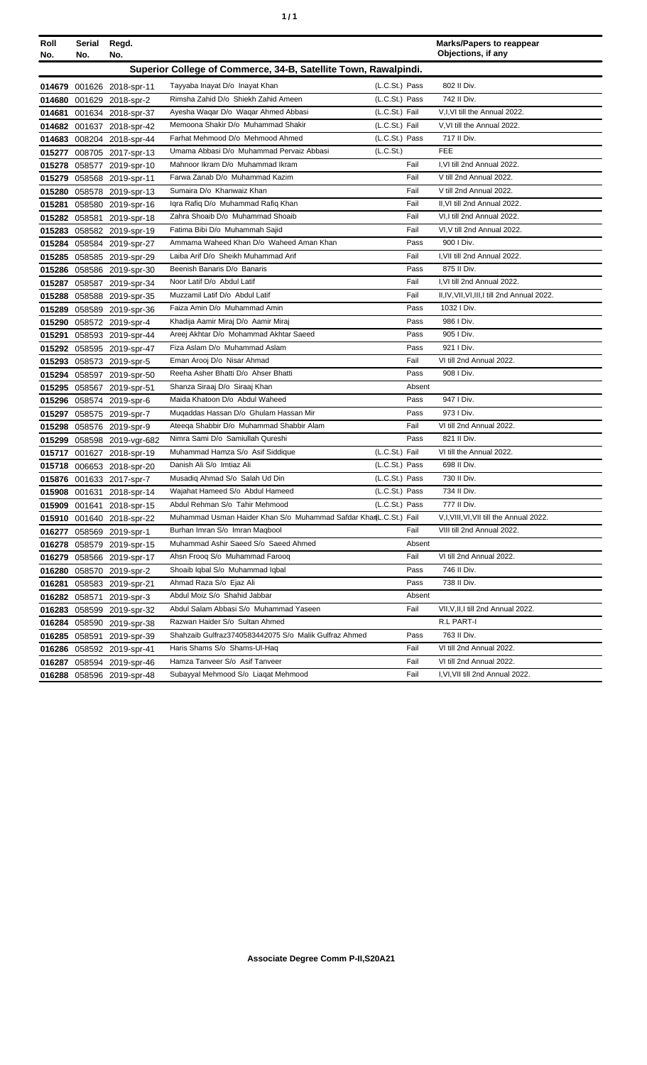| Roll No. | Serial No. | Regd. No. | | | Marks/Papers to reappear Objections, if any |
|---|---|---|---|---|---|
| **Superior College of Commerce, 34-B, Satellite Town, Rawalpindi.** | | | | | |
| **014679** | 001626 | 2018-spr-11 | Tayyaba Inayat D/o Inayat Khan | (L.C.St.) Pass | 802 II Div. |
| **014680** | 001629 | 2018-spr-2 | Rimsha Zahid D/o Shiekh Zahid Ameen | (L.C.St.) Pass | 742 II Div. |
| **014681** | 001634 | 2018-spr-37 | Ayesha Waqar D/o Waqar Ahmed Abbasi | (L.C.St.) Fail | V,I,VI till the Annual 2022. |
| **014682** | 001637 | 2018-spr-42 | Memoona Shakir D/o Muhammad Shakir | (L.C.St.) Fail | V,VI till the Annual 2022. |
| **014683** | 008204 | 2018-spr-44 | Farhat Mehmood D/o Mehmood Ahmed | (L.C.St.) Pass | 717 II Div. |
| **015277** | 008705 | 2017-spr-13 | Umama Abbasi D/o Muhammad Pervaiz Abbasi | (L.C.St.) | FEE |
| **015278** | 058577 | 2019-spr-10 | Mahnoor Ikram D/o Muhammad Ikram | Fail | I,VI till 2nd Annual 2022. |
| **015279** | 058568 | 2019-spr-11 | Farwa Zanab D/o Muhammad Kazim | Fail | V till 2nd Annual 2022. |
| **015280** | 058578 | 2019-spr-13 | Sumaira D/o Khanwaiz Khan | Fail | V till 2nd Annual 2022. |
| **015281** | 058580 | 2019-spr-16 | Iqra Rafiq D/o Muhammad Rafiq Khan | Fail | II,VI till 2nd Annual 2022. |
| **015282** | 058581 | 2019-spr-18 | Zahra Shoaib D/o Muhammad Shoaib | Fail | VI,I till 2nd Annual 2022. |
| **015283** | 058582 | 2019-spr-19 | Fatima Bibi D/o Muhammah Sajid | Fail | VI,V till 2nd Annual 2022. |
| **015284** | 058584 | 2019-spr-27 | Ammama Waheed Khan D/o Waheed Aman Khan | Pass | 900 I Div. |
| **015285** | 058585 | 2019-spr-29 | Laiba Arif D/o Sheikh Muhammad Arif | Fail | I,VII till 2nd Annual 2022. |
| **015286** | 058586 | 2019-spr-30 | Beenish Banaris D/o Banaris | Pass | 875 II Div. |
| **015287** | 058587 | 2019-spr-34 | Noor Latif D/o Abdul Latif | Fail | I,VI till 2nd Annual 2022. |
| **015288** | 058588 | 2019-spr-35 | Muzzamil Latif D/o Abdul Latif | Fail | II,IV,VII,VI,III,I till 2nd Annual 2022. |
| **015289** | 058589 | 2019-spr-36 | Faiza Amin D/o Muhammad Amin | Pass | 1032 I Div. |
| **015290** | 058572 | 2019-spr-4 | Khadija Aamir Miraj D/o Aamir Miraj | Pass | 986 I Div. |
| **015291** | 058593 | 2019-spr-44 | Areej Akhtar D/o Mohammad Akhtar Saeed | Pass | 905 I Div. |
| **015292** | 058595 | 2019-spr-47 | Fiza Aslam D/o Muhammad Aslam | Pass | 921 I Div. |
| **015293** | 058573 | 2019-spr-5 | Eman Arooj D/o Nisar Ahmad | Fail | VI till 2nd Annual 2022. |
| **015294** | 058597 | 2019-spr-50 | Reeha Asher Bhatti D/o Ahser Bhatti | Pass | 908 I Div. |
| **015295** | 058567 | 2019-spr-51 | Shanza Siraaj D/o Siraaj Khan | Absent | |
| **015296** | 058574 | 2019-spr-6 | Maida Khatoon D/o Abdul Waheed | Pass | 947 I Div. |
| **015297** | 058575 | 2019-spr-7 | Muqaddas Hassan D/o Ghulam Hassan Mir | Pass | 973 I Div. |
| **015298** | 058576 | 2019-spr-9 | Ateeqa Shabbir D/o Muhammad Shabbir Alam | Fail | VI till 2nd Annual 2022. |
| **015299** | 058598 | 2019-vgr-682 | Nimra Sami D/o Samiullah Qureshi | Pass | 821 II Div. |
| **015717** | 001627 | 2018-spr-19 | Muhammad Hamza S/o Asif Siddique | (L.C.St.) Fail | VI till the Annual 2022. |
| **015718** | 006653 | 2018-spr-20 | Danish Ali S/o Imtiaz Ali | (L.C.St.) Pass | 698 II Div. |
| **015876** | 001633 | 2017-spr-7 | Musadiq Ahmad S/o Salah Ud Din | (L.C.St.) Pass | 730 II Div. |
| **015908** | 001631 | 2018-spr-14 | Wajahat Hameed S/o Abdul Hameed | (L.C.St.) Pass | 734 II Div. |
| **015909** | 001641 | 2018-spr-15 | Abdul Rehman S/o Tahir Mehmood | (L.C.St.) Pass | 777 II Div. |
| **015910** | 001640 | 2018-spr-22 | Muhammad Usman Haider Khan S/o Muhammad Safdar Khan | (L.C.St.) Fail | V,I,VIII,VI,VII till the Annual 2022. |
| **016277** | 058569 | 2019-spr-1 | Burhan Imran S/o Imran Maqbool | Fail | VIII till 2nd Annual 2022. |
| **016278** | 058579 | 2019-spr-15 | Muhammad Ashir Saeed S/o Saeed Ahmed | Absent | |
| **016279** | 058566 | 2019-spr-17 | Ahsn Frooq S/o Muhammad Farooq | Fail | VI till 2nd Annual 2022. |
| **016280** | 058570 | 2019-spr-2 | Shoaib Iqbal S/o Muhammad Iqbal | Pass | 746 II Div. |
| **016281** | 058583 | 2019-spr-21 | Ahmad Raza S/o Ejaz Ali | Pass | 738 II Div. |
| **016282** | 058571 | 2019-spr-3 | Abdul Moiz S/o Shahid Jabbar | Absent | |
| **016283** | 058599 | 2019-spr-32 | Abdul Salam Abbasi S/o Muhammad Yaseen | Fail | VII,V,II,I till 2nd Annual 2022. |
| **016284** | 058590 | 2019-spr-38 | Razwan Haider S/o Sultan Ahmed | | R.L PART-I |
| **016285** | 058591 | 2019-spr-39 | Shahzaib Gulfraz3740583442075 S/o Malik Gulfraz Ahmed | Pass | 763 II Div. |
| **016286** | 058592 | 2019-spr-41 | Haris Shams S/o Shams-Ul-Haq | Fail | VI till 2nd Annual 2022. |
| **016287** | 058594 | 2019-spr-46 | Hamza Tanveer S/o Asif Tanveer | Fail | VI till 2nd Annual 2022. |
| **016288** | 058596 | 2019-spr-48 | Subayyal Mehmood S/o Liaqat Mehmood | Fail | I,VI,VII till 2nd Annual 2022. |

**Associate Degree Comm P-II,S20A21**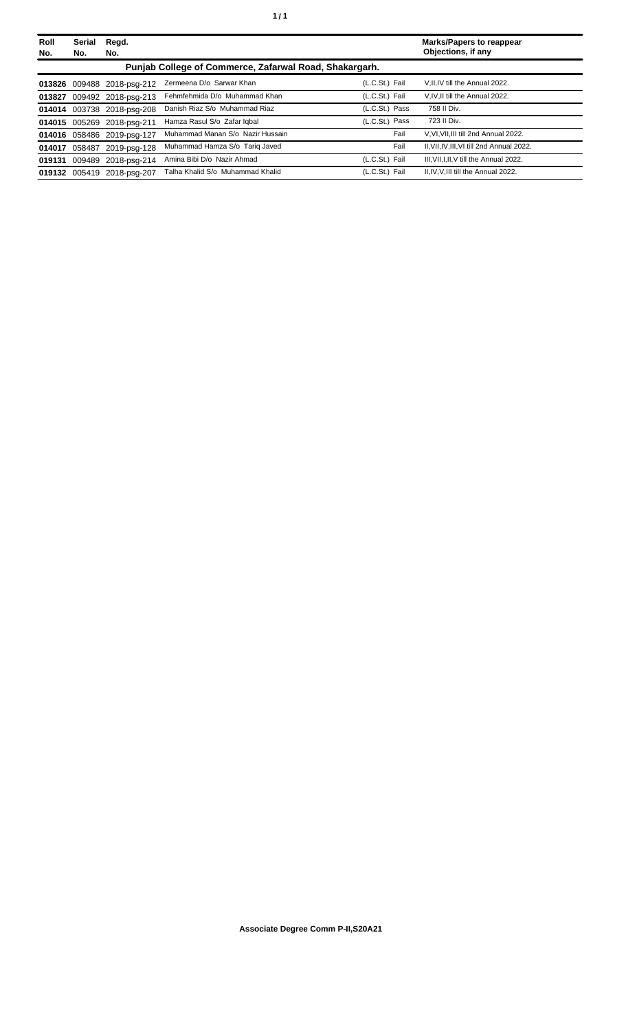| Roll No. | Serial No. | Regd. No. | | | Marks/Papers to reappear Objections, if any |
|---|---|---|---|---|---|
| | | | **Punjab College of Commerce, Zafarwal Road, Shakargarh.** | | |
| **013826** | 009488 | 2018-psg-212 | Zermeena D/o Sarwar Khan | (L.C.St.) Fail | V,II,IV till the Annual 2022. |
| **013827** | 009492 | 2018-psg-213 | Fehmfehmida D/o Muhammad Khan | (L.C.St.) Fail | V,IV,II till the Annual 2022. |
| **014014** | 003738 | 2018-psg-208 | Danish Riaz S/o Muhammad Riaz | (L.C.St.) Pass | 758 II Div. |
| **014015** | 005269 | 2018-psg-211 | Hamza Rasul S/o Zafar Iqbal | (L.C.St.) Pass | 723 II Div. |
| **014016** | 058486 | 2019-psg-127 | Muhammad Manan S/o Nazir Hussain | Fail | V,VI,VII,III till 2nd Annual 2022. |
| **014017** | 058487 | 2019-psg-128 | Muhammad Hamza S/o Tariq Javed | Fail | II,VII,IV,III,VI till 2nd Annual 2022. |
| **019131** | 009489 | 2018-psg-214 | Amina Bibi D/o Nazir Ahmad | (L.C.St.) Fail | III,VII,I,II,V till the Annual 2022. |
| **019132** | 005419 | 2018-psg-207 | Talha Khalid S/o Muhammad Khalid | (L.C.St.) Fail | II,IV,V,III till the Annual 2022. |

**Associate Degree Comm P-II,S20A21**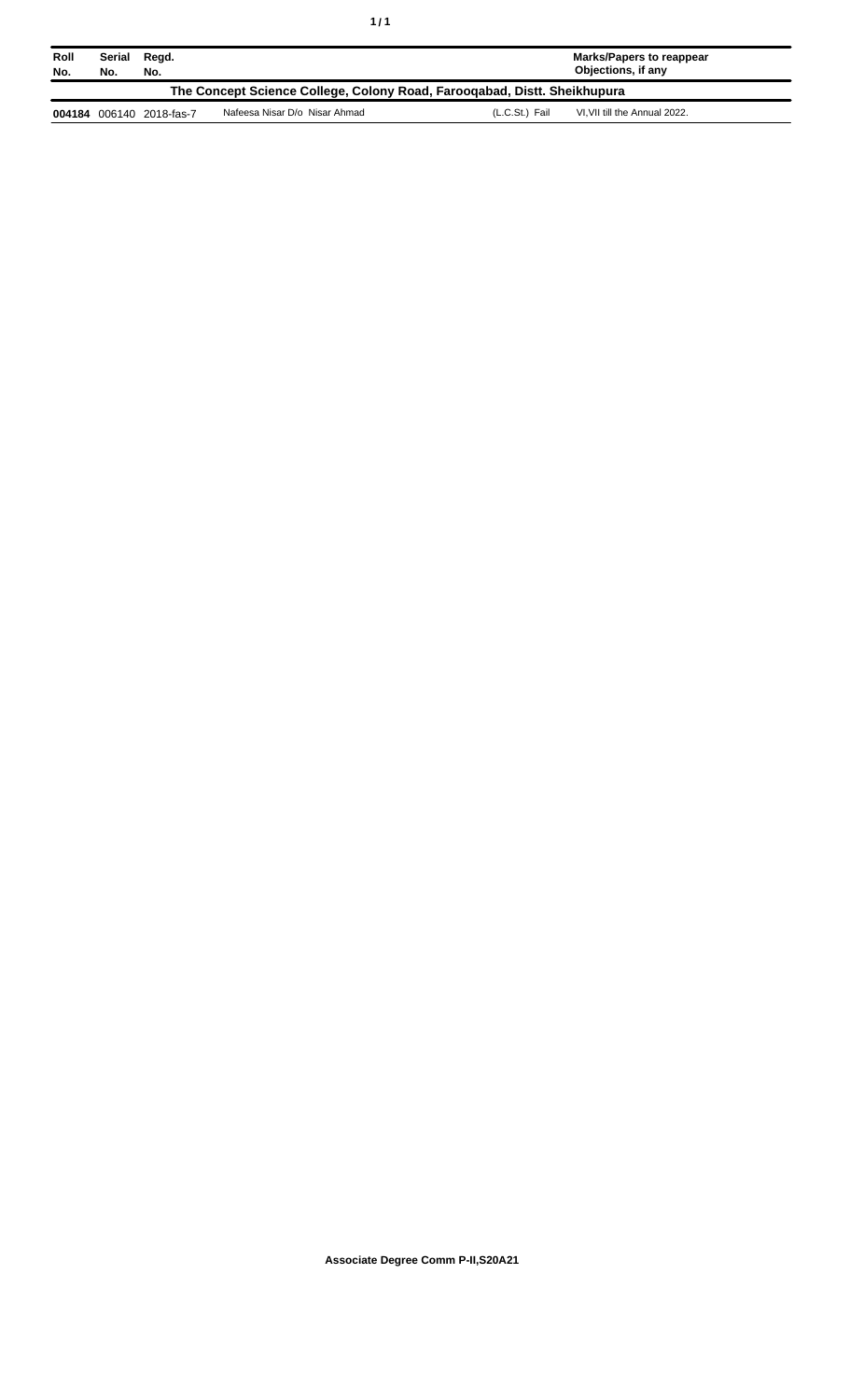| Roll No. | Serial No. | Regd. No. | | | Marks/Papers to reappear Objections, if any |
|---|---|---|---|---|---|
| **The Concept Science College, Colony Road, Farooqabad, Distt. Sheikhupura** | | | | | |
| **004184** | 006140 | 2018-fas-7 | Nafeesa Nisar D/o Nisar Ahmad | (L.C.St.) Fail | VI,VII till the Annual 2022. |

**Associate Degree Comm P-II,S20A21**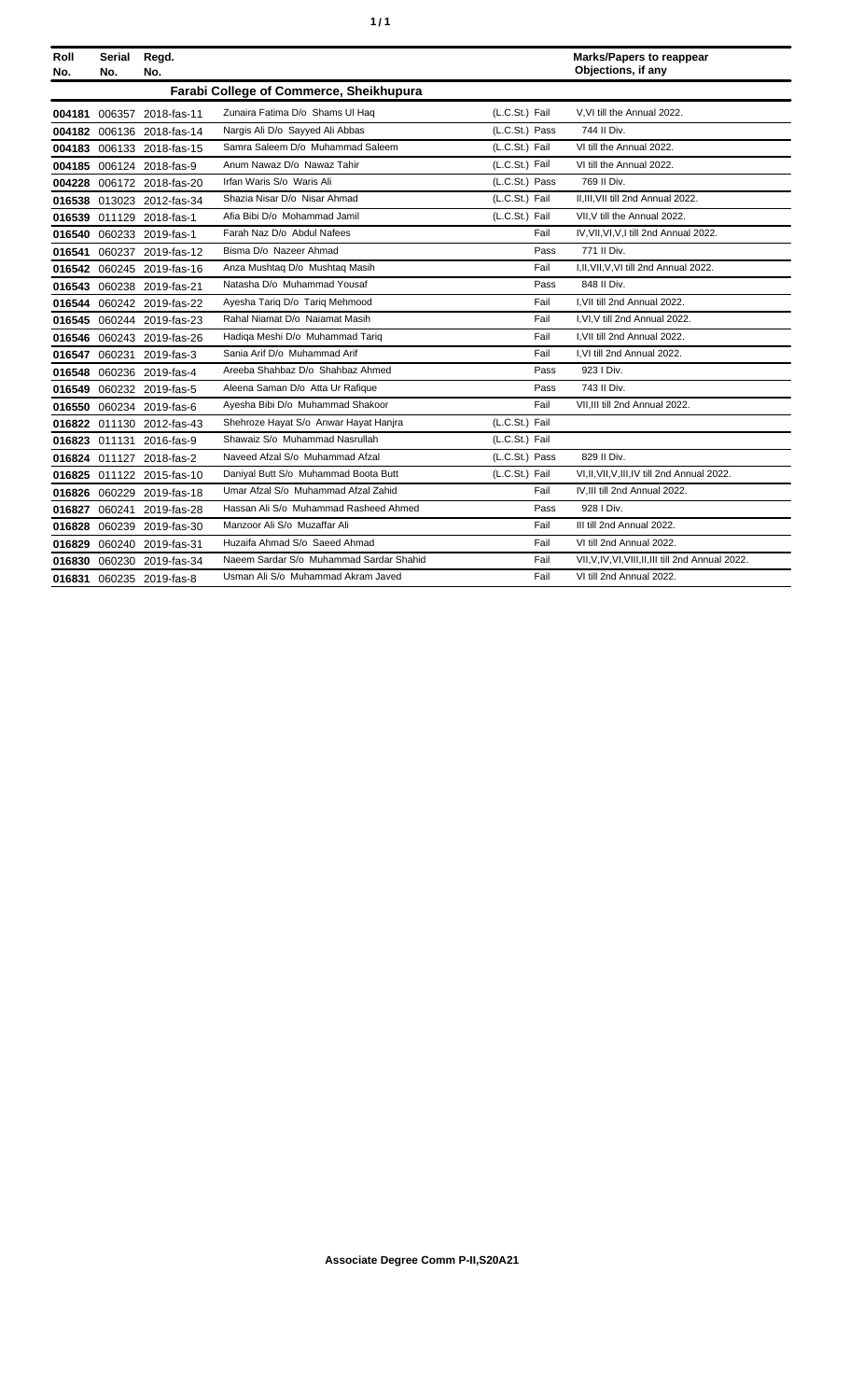| Roll No. | Serial No. | Regd. No. | | | Marks/Papers to reappear Objections, if any |
|---|---|---|---|---|---|
| **Farabi College of Commerce, Sheikhupura** | | | | | |
| **004181** | 006357 | 2018-fas-11 | Zunaira Fatima D/o Shams Ul Haq | (L.C.St.) Fail | V,VI till the Annual 2022. |
| **004182** | 006136 | 2018-fas-14 | Nargis Ali D/o Sayyed Ali Abbas | (L.C.St.) Pass | 744 II Div. |
| **004183** | 006133 | 2018-fas-15 | Samra Saleem D/o Muhammad Saleem | (L.C.St.) Fail | VI till the Annual 2022. |
| **004185** | 006124 | 2018-fas-9 | Anum Nawaz D/o Nawaz Tahir | (L.C.St.) Fail | VI till the Annual 2022. |
| **004228** | 006172 | 2018-fas-20 | Irfan Waris S/o Waris Ali | (L.C.St.) Pass | 769 II Div. |
| **016538** | 013023 | 2012-fas-34 | Shazia Nisar D/o Nisar Ahmad | (L.C.St.) Fail | II,III,VII till 2nd Annual 2022. |
| **016539** | 011129 | 2018-fas-1 | Afia Bibi D/o Mohammad Jamil | (L.C.St.) Fail | VII,V till the Annual 2022. |
| **016540** | 060233 | 2019-fas-1 | Farah Naz D/o Abdul Nafees | Fail | IV,VII,VI,V,I till 2nd Annual 2022. |
| **016541** | 060237 | 2019-fas-12 | Bisma D/o Nazeer Ahmad | Pass | 771 II Div. |
| **016542** | 060245 | 2019-fas-16 | Anza Mushtaq D/o Mushtaq Masih | Fail | I,II,VII,V,VI till 2nd Annual 2022. |
| **016543** | 060238 | 2019-fas-21 | Natasha D/o Muhammad Yousaf | Pass | 848 II Div. |
| **016544** | 060242 | 2019-fas-22 | Ayesha Tariq D/o Tariq Mehmood | Fail | I,VII till 2nd Annual 2022. |
| **016545** | 060244 | 2019-fas-23 | Rahal Niamat D/o Naiamat Masih | Fail | I,VI,V till 2nd Annual 2022. |
| **016546** | 060243 | 2019-fas-26 | Hadiqa Meshi D/o Muhammad Tariq | Fail | I,VII till 2nd Annual 2022. |
| **016547** | 060231 | 2019-fas-3 | Sania Arif D/o Muhammad Arif | Fail | I,VI till 2nd Annual 2022. |
| **016548** | 060236 | 2019-fas-4 | Areeba Shahbaz D/o Shahbaz Ahmed | Pass | 923 I Div. |
| **016549** | 060232 | 2019-fas-5 | Aleena Saman D/o Atta Ur Rafique | Pass | 743 II Div. |
| **016550** | 060234 | 2019-fas-6 | Ayesha Bibi D/o Muhammad Shakoor | Fail | VII,III till 2nd Annual 2022. |
| **016822** | 011130 | 2012-fas-43 | Shehroze Hayat S/o Anwar Hayat Hanjra | (L.C.St.) Fail | |
| **016823** | 011131 | 2016-fas-9 | Shawaiz S/o Muhammad Nasrullah | (L.C.St.) Fail | |
| **016824** | 011127 | 2018-fas-2 | Naveed Afzal S/o Muhammad Afzal | (L.C.St.) Pass | 829 II Div. |
| **016825** | 011122 | 2015-fas-10 | Daniyal Butt S/o Muhammad Boota Butt | (L.C.St.) Fail | VI,II,VII,V,III,IV till 2nd Annual 2022. |
| **016826** | 060229 | 2019-fas-18 | Umar Afzal S/o Muhammad Afzal Zahid | Fail | IV,III till 2nd Annual 2022. |
| **016827** | 060241 | 2019-fas-28 | Hassan Ali S/o Muhammad Rasheed Ahmed | Pass | 928 I Div. |
| **016828** | 060239 | 2019-fas-30 | Manzoor Ali S/o Muzaffar Ali | Fail | III till 2nd Annual 2022. |
| **016829** | 060240 | 2019-fas-31 | Huzaifa Ahmad S/o Saeed Ahmad | Fail | VI till 2nd Annual 2022. |
| **016830** | 060230 | 2019-fas-34 | Naeem Sardar S/o Muhammad Sardar Shahid | Fail | VII,V,IV,VI,VIII,II,III till 2nd Annual 2022. |
| **016831** | 060235 | 2019-fas-8 | Usman Ali S/o Muhammad Akram Javed | Fail | VI till 2nd Annual 2022. |

**Associate Degree Comm P-II,S20A21**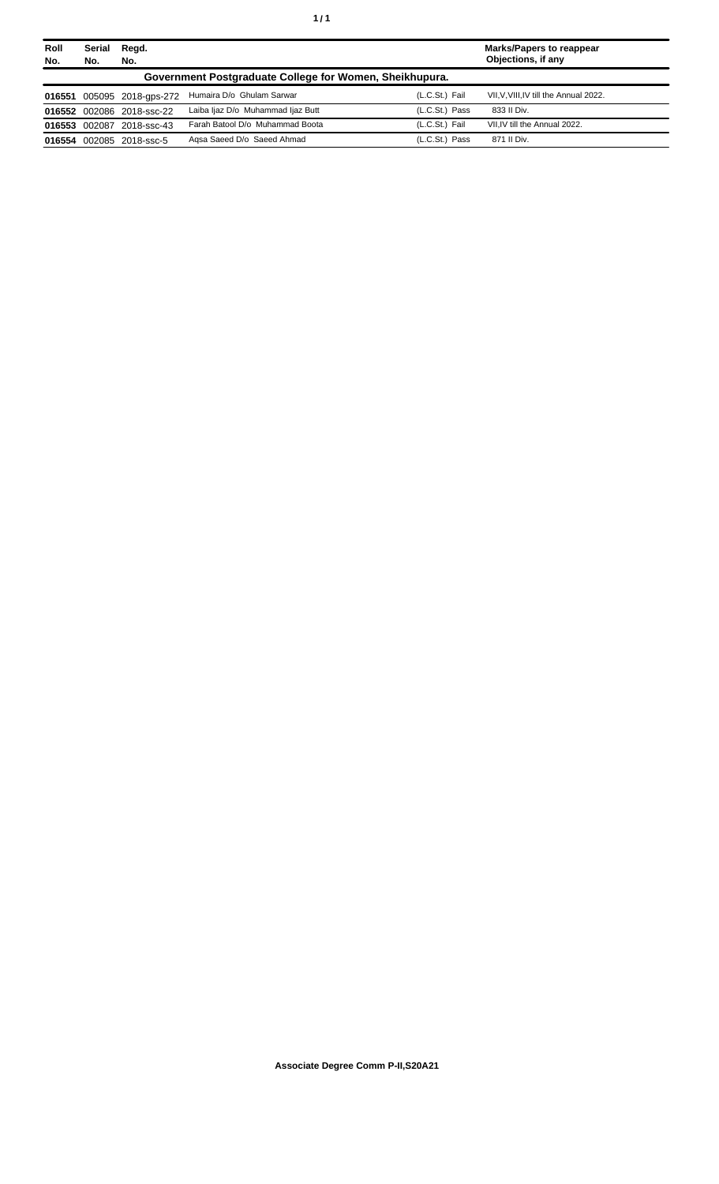| Roll No. | Serial No. | Regd. No. | | | Marks/Papers to reappear Objections, if any |
|---|---|---|---|---|---|
| **Government Postgraduate College for Women, Sheikhupura.** | | | | | |
| **016551** | 005095 | 2018-gps-272 | Humaira D/o Ghulam Sarwar | (L.C.St.) Fail | VII,V,VIII,IV till the Annual 2022. |
| **016552** | 002086 | 2018-ssc-22 | Laiba Ijaz D/o Muhammad Ijaz Butt | (L.C.St.) Pass | 833 II Div. |
| **016553** | 002087 | 2018-ssc-43 | Farah Batool D/o Muhammad Boota | (L.C.St.) Fail | VII,IV till the Annual 2022. |
| **016554** | 002085 | 2018-ssc-5 | Aqsa Saeed D/o Saeed Ahmad | (L.C.St.) Pass | 871 II Div. |

**Associate Degree Comm P-II,S20A21**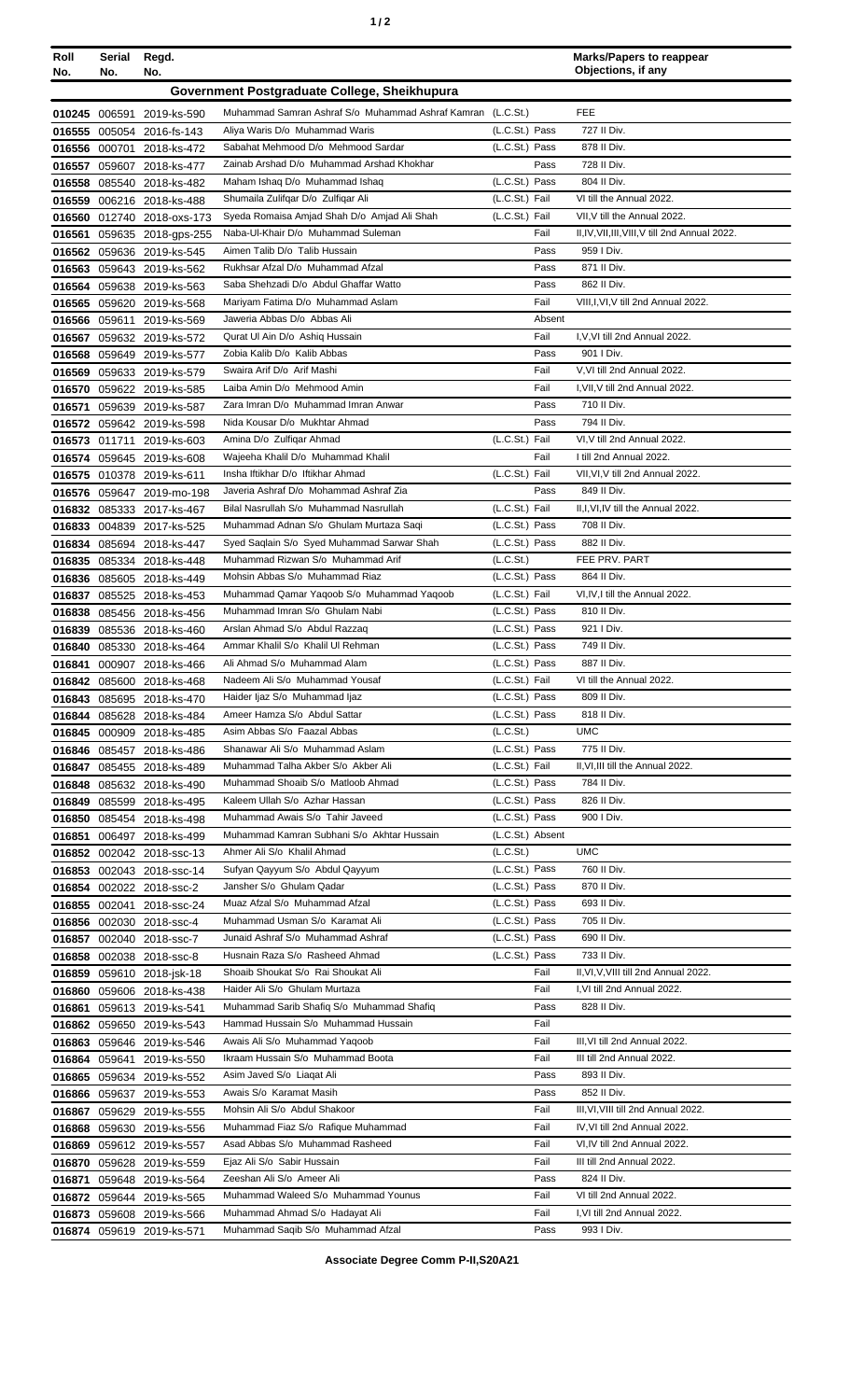| Roll No. | Serial No. | Regd. No. | | | Marks/Papers to reappear Objections, if any |
|---|---|---|---|---|---|
| **Government Postgraduate College, Sheikhupura** | | | | | |
| 010245 | 006591 | 2019-ks-590 | Muhammad Samran Ashraf S/o Muhammad Ashraf Kamran | (L.C.St.) | FEE |
| 016555 | 005054 | 2016-fs-143 | Aliya Waris D/o Muhammad Waris | (L.C.St.) Pass | 727 II Div. |
| 016556 | 000701 | 2018-ks-472 | Sabahat Mehmood D/o Mehmood Sardar | (L.C.St.) Pass | 878 II Div. |
| 016557 | 059607 | 2018-ks-477 | Zainab Arshad D/o Muhammad Arshad Khokhar | Pass | 728 II Div. |
| 016558 | 085540 | 2018-ks-482 | Maham Ishaq D/o Muhammad Ishaq | (L.C.St.) Pass | 804 II Div. |
| 016559 | 006216 | 2018-ks-488 | Shumaila Zulifqar D/o Zulfiqar Ali | (L.C.St.) Fail | VI till the Annual 2022. |
| 016560 | 012740 | 2018-oxs-173 | Syeda Romaisa Amjad Shah D/o Amjad Ali Shah | (L.C.St.) Fail | VII,V till the Annual 2022. |
| 016561 | 059635 | 2018-gps-255 | Naba-Ul-Khair D/o Muhammad Suleman | Fail | II,IV,VII,III,VIII,V till 2nd Annual 2022. |
| 016562 | 059636 | 2019-ks-545 | Aimen Talib D/o Talib Hussain | Pass | 959 I Div. |
| 016563 | 059643 | 2019-ks-562 | Rukhsar Afzal D/o Muhammad Afzal | Pass | 871 II Div. |
| 016564 | 059638 | 2019-ks-563 | Saba Shehzadi D/o Abdul Ghaffar Watto | Pass | 862 II Div. |
| 016565 | 059620 | 2019-ks-568 | Mariyam Fatima D/o Muhammad Aslam | Fail | VIII,I,VI,V till 2nd Annual 2022. |
| 016566 | 059611 | 2019-ks-569 | Jaweria Abbas D/o Abbas Ali | Absent | |
| 016567 | 059632 | 2019-ks-572 | Qurat Ul Ain D/o Ashiq Hussain | Fail | I,V,VI till 2nd Annual 2022. |
| 016568 | 059649 | 2019-ks-577 | Zobia Kalib D/o Kalib Abbas | Pass | 901 I Div. |
| 016569 | 059633 | 2019-ks-579 | Swaira Arif D/o Arif Mashi | Fail | V,VI till 2nd Annual 2022. |
| 016570 | 059622 | 2019-ks-585 | Laiba Amin D/o Mehmood Amin | Fail | I,VII,V till 2nd Annual 2022. |
| 016571 | 059639 | 2019-ks-587 | Zara Imran D/o Muhammad Imran Anwar | Pass | 710 II Div. |
| 016572 | 059642 | 2019-ks-598 | Nida Kousar D/o Mukhtar Ahmad | Pass | 794 II Div. |
| 016573 | 011711 | 2019-ks-603 | Amina D/o Zulfiqar Ahmad | (L.C.St.) Fail | VI,V till 2nd Annual 2022. |
| 016574 | 059645 | 2019-ks-608 | Wajeeha Khalil D/o Muhammad Khalil | Fail | I till 2nd Annual 2022. |
| 016575 | 010378 | 2019-ks-611 | Insha Iftikhar D/o Iftikhar Ahmad | (L.C.St.) Fail | VII,VI,V till 2nd Annual 2022. |
| 016576 | 059647 | 2019-mo-198 | Javeria Ashraf D/o Mohammad Ashraf Zia | Pass | 849 II Div. |
| 016832 | 085333 | 2017-ks-467 | Bilal Nasrullah S/o Muhammad Nasrullah | (L.C.St.) Fail | II,I,VI,IV till the Annual 2022. |
| 016833 | 004839 | 2017-ks-525 | Muhammad Adnan S/o Ghulam Murtaza Saqi | (L.C.St.) Pass | 708 II Div. |
| 016834 | 085694 | 2018-ks-447 | Syed Saqlain S/o Syed Muhammad Sarwar Shah | (L.C.St.) Pass | 882 II Div. |
| 016835 | 085334 | 2018-ks-448 | Muhammad Rizwan S/o Muhammad Arif | (L.C.St.) | FEE PRV. PART |
| 016836 | 085605 | 2018-ks-449 | Mohsin Abbas S/o Muhammad Riaz | (L.C.St.) Pass | 864 II Div. |
| 016837 | 085525 | 2018-ks-453 | Muhammad Qamar Yaqoob S/o Muhammad Yaqoob | (L.C.St.) Fail | VI,IV,I till the Annual 2022. |
| 016838 | 085456 | 2018-ks-456 | Muhammad Imran S/o Ghulam Nabi | (L.C.St.) Pass | 810 II Div. |
| 016839 | 085536 | 2018-ks-460 | Arslan Ahmad S/o Abdul Razzaq | (L.C.St.) Pass | 921 I Div. |
| 016840 | 085330 | 2018-ks-464 | Ammar Khalil S/o Khalil Ul Rehman | (L.C.St.) Pass | 749 II Div. |
| 016841 | 000907 | 2018-ks-466 | Ali Ahmad S/o Muhammad Alam | (L.C.St.) Pass | 887 II Div. |
| 016842 | 085600 | 2018-ks-468 | Nadeem Ali S/o Muhammad Yousaf | (L.C.St.) Fail | VI till the Annual 2022. |
| 016843 | 085695 | 2018-ks-470 | Haider Ijaz S/o Muhammad Ijaz | (L.C.St.) Pass | 809 II Div. |
| 016844 | 085628 | 2018-ks-484 | Ameer Hamza S/o Abdul Sattar | (L.C.St.) Pass | 818 II Div. |
| 016845 | 000909 | 2018-ks-485 | Asim Abbas S/o Faazal Abbas | (L.C.St.) | UMC |
| 016846 | 085457 | 2018-ks-486 | Shanawar Ali S/o Muhammad Aslam | (L.C.St.) Pass | 775 II Div. |
| 016847 | 085455 | 2018-ks-489 | Muhammad Talha Akber S/o Akber Ali | (L.C.St.) Fail | II,VI,III till the Annual 2022. |
| 016848 | 085632 | 2018-ks-490 | Muhammad Shoaib S/o Matloob Ahmad | (L.C.St.) Pass | 784 II Div. |
| 016849 | 085599 | 2018-ks-495 | Kaleem Ullah S/o Azhar Hassan | (L.C.St.) Pass | 826 II Div. |
| 016850 | 085454 | 2018-ks-498 | Muhammad Awais S/o Tahir Javeed | (L.C.St.) Pass | 900 I Div. |
| 016851 | 006497 | 2018-ks-499 | Muhammad Kamran Subhani S/o Akhtar Hussain | (L.C.St.) Absent | |
| 016852 | 002042 | 2018-ssc-13 | Ahmer Ali S/o Khalil Ahmad | (L.C.St.) | UMC |
| 016853 | 002043 | 2018-ssc-14 | Sufyan Qayyum S/o Abdul Qayyum | (L.C.St.) Pass | 760 II Div. |
| 016854 | 002022 | 2018-ssc-2 | Jansher S/o Ghulam Qadar | (L.C.St.) Pass | 870 II Div. |
| 016855 | 002041 | 2018-ssc-24 | Muaz Afzal S/o Muhammad Afzal | (L.C.St.) Pass | 693 II Div. |
| 016856 | 002030 | 2018-ssc-4 | Muhammad Usman S/o Karamat Ali | (L.C.St.) Pass | 705 II Div. |
| 016857 | 002040 | 2018-ssc-7 | Junaid Ashraf S/o Muhammad Ashraf | (L.C.St.) Pass | 690 II Div. |
| 016858 | 002038 | 2018-ssc-8 | Husnain Raza S/o Rasheed Ahmad | (L.C.St.) Pass | 733 II Div. |
| 016859 | 059610 | 2018-jsk-18 | Shoaib Shoukat S/o Rai Shoukat Ali | Fail | II,VI,V,VIII till 2nd Annual 2022. |
| 016860 | 059606 | 2018-ks-438 | Haider Ali S/o Ghulam Murtaza | Fail | I,VI till 2nd Annual 2022. |
| 016861 | 059613 | 2019-ks-541 | Muhammad Sarib Shafiq S/o Muhammad Shafiq | Pass | 828 II Div. |
| 016862 | 059650 | 2019-ks-543 | Hammad Hussain S/o Muhammad Hussain | Fail | |
| 016863 | 059646 | 2019-ks-546 | Awais Ali S/o Muhammad Yaqoob | Fail | III,VI till 2nd Annual 2022. |
| 016864 | 059641 | 2019-ks-550 | Ikraam Hussain S/o Muhammad Boota | Fail | III till 2nd Annual 2022. |
| 016865 | 059634 | 2019-ks-552 | Asim Javed S/o Liaqat Ali | Pass | 893 II Div. |
| 016866 | 059637 | 2019-ks-553 | Awais S/o Karamat Masih | Pass | 852 II Div. |
| 016867 | 059629 | 2019-ks-555 | Mohsin Ali S/o Abdul Shakoor | Fail | III,VI,VIII till 2nd Annual 2022. |
| 016868 | 059630 | 2019-ks-556 | Muhammad Fiaz S/o Rafique Muhammad | Fail | IV,VI till 2nd Annual 2022. |
| 016869 | 059612 | 2019-ks-557 | Asad Abbas S/o Muhammad Rasheed | Fail | VI,IV till 2nd Annual 2022. |
| 016870 | 059628 | 2019-ks-559 | Ejaz Ali S/o Sabir Hussain | Fail | III till 2nd Annual 2022. |
| 016871 | 059648 | 2019-ks-564 | Zeeshan Ali S/o Ameer Ali | Pass | 824 II Div. |
| 016872 | 059644 | 2019-ks-565 | Muhammad Waleed S/o Muhammad Younus | Fail | VI till 2nd Annual 2022. |
| 016873 | 059608 | 2019-ks-566 | Muhammad Ahmad S/o Hadayat Ali | Fail | I,VI till 2nd Annual 2022. |
| 016874 | 059619 | 2019-ks-571 | Muhammad Saqib S/o Muhammad Afzal | Pass | 993 I Div. |

**Associate Degree Comm P-II,S20A21**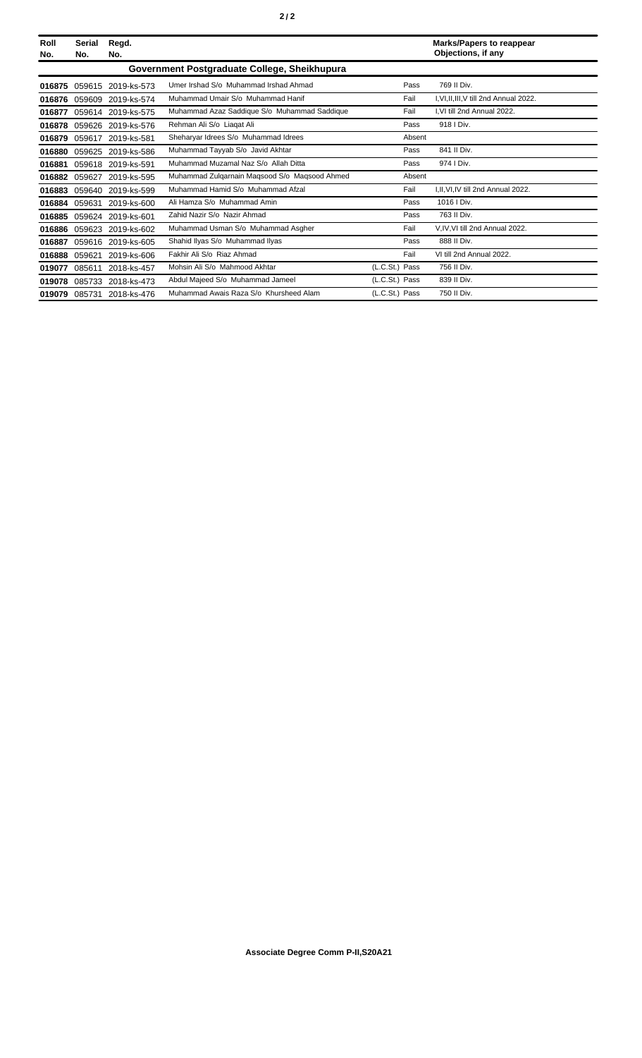| Roll No. | Serial No. | Regd. No. | | | Marks/Papers to reappear Objections, if any |
|---|---|---|---|---|---|
| **Government Postgraduate College, Sheikhupura** | | | | | |
| **016875** | 059615 | 2019-ks-573 | Umer Irshad S/o Muhammad Irshad Ahmad | Pass | 769 II Div. |
| **016876** | 059609 | 2019-ks-574 | Muhammad Umair S/o Muhammad Hanif | Fail | I,VI,II,III,V till 2nd Annual 2022. |
| **016877** | 059614 | 2019-ks-575 | Muhammad Azaz Saddique S/o Muhammad Saddique | Fail | I,VI till 2nd Annual 2022. |
| **016878** | 059626 | 2019-ks-576 | Rehman Ali S/o Liaqat Ali | Pass | 918 I Div. |
| **016879** | 059617 | 2019-ks-581 | Sheharyar Idrees S/o Muhammad Idrees | Absent | |
| **016880** | 059625 | 2019-ks-586 | Muhammad Tayyab S/o Javid Akhtar | Pass | 841 II Div. |
| **016881** | 059618 | 2019-ks-591 | Muhammad Muzamal Naz S/o Allah Ditta | Pass | 974 I Div. |
| **016882** | 059627 | 2019-ks-595 | Muhammad Zulqarnain Maqsood S/o Maqsood Ahmed | Absent | |
| **016883** | 059640 | 2019-ks-599 | Muhammad Hamid S/o Muhammad Afzal | Fail | I,II,VI,IV till 2nd Annual 2022. |
| **016884** | 059631 | 2019-ks-600 | Ali Hamza S/o Muhammad Amin | Pass | 1016 I Div. |
| **016885** | 059624 | 2019-ks-601 | Zahid Nazir S/o Nazir Ahmad | Pass | 763 II Div. |
| **016886** | 059623 | 2019-ks-602 | Muhammad Usman S/o Muhammad Asgher | Fail | V,IV,VI till 2nd Annual 2022. |
| **016887** | 059616 | 2019-ks-605 | Shahid Ilyas S/o Muhammad Ilyas | Pass | 888 II Div. |
| **016888** | 059621 | 2019-ks-606 | Fakhir Ali S/o Riaz Ahmad | Fail | VI till 2nd Annual 2022. |
| **019077** | 085611 | 2018-ks-457 | Mohsin Ali S/o Mahmood Akhtar | (L.C.St.) Pass | 756 II Div. |
| **019078** | 085733 | 2018-ks-473 | Abdul Majeed S/o Muhammad Jameel | (L.C.St.) Pass | 839 II Div. |
| **019079** | 085731 | 2018-ks-476 | Muhammad Awais Raza S/o Khursheed Alam | (L.C.St.) Pass | 750 II Div. |

**Associate Degree Comm P-II,S20A21**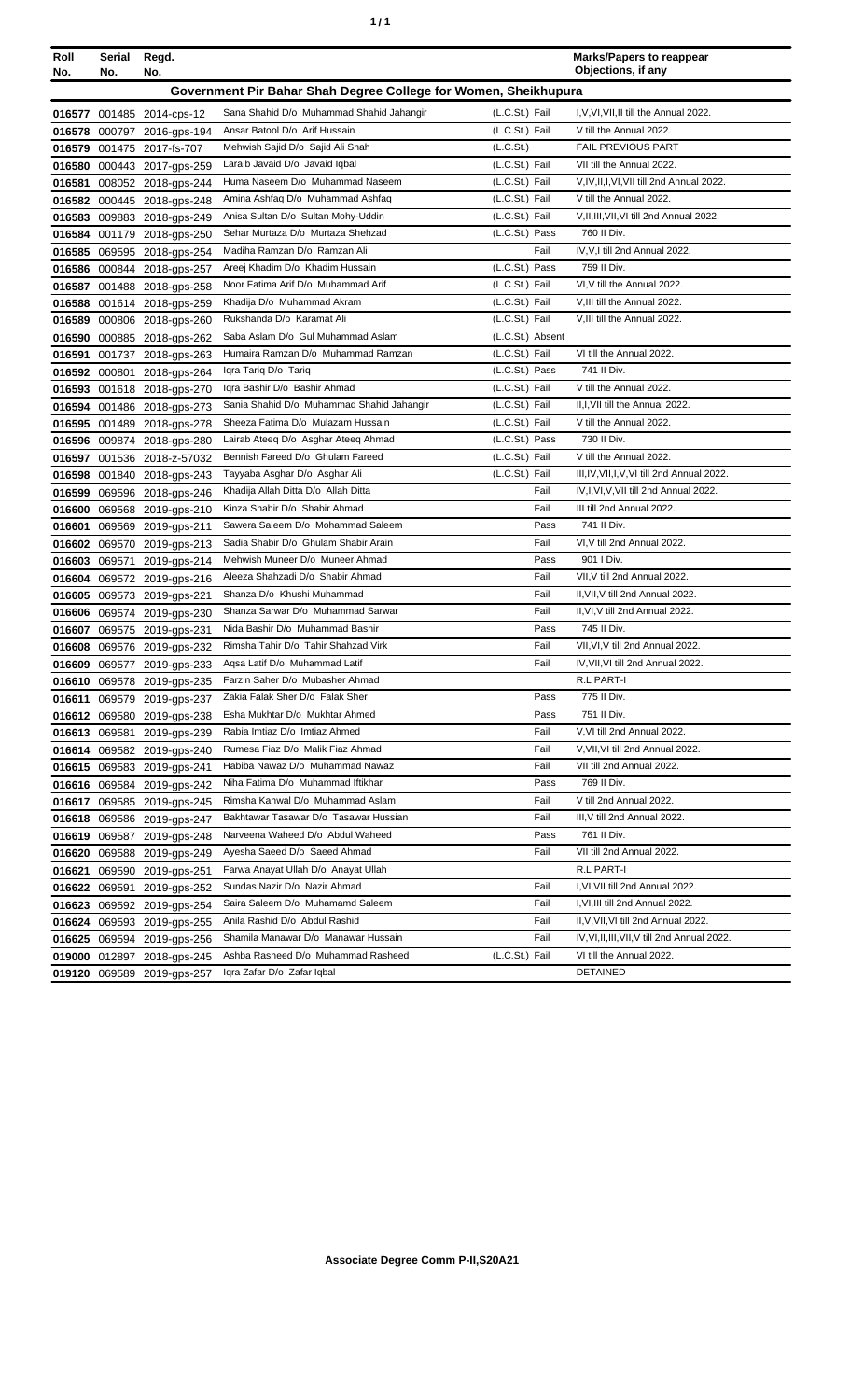| Roll No. | Serial No. | Regd. No. | | | Marks/Papers to reappear Objections, if any |
|---|---|---|---|---|---|
| **Government Pir Bahar Shah Degree College for Women, Sheikhupura** | | | | | |
| 016577 | 001485 | 2014-cps-12 | Sana Shahid D/o Muhammad Shahid Jahangir | (L.C.St.) Fail | I,V,VI,VII,II till the Annual 2022. |
| 016578 | 000797 | 2016-gps-194 | Ansar Batool D/o Arif Hussain | (L.C.St.) Fail | V till the Annual 2022. |
| 016579 | 001475 | 2017-fs-707 | Mehwish Sajid D/o Sajid Ali Shah | (L.C.St.) | FAIL PREVIOUS PART |
| 016580 | 000443 | 2017-gps-259 | Laraib Javaid D/o Javaid Iqbal | (L.C.St.) Fail | VII till the Annual 2022. |
| 016581 | 008052 | 2018-gps-244 | Huma Naseem D/o Muhammad Naseem | (L.C.St.) Fail | V,IV,II,I,VI,VII till 2nd Annual 2022. |
| 016582 | 000445 | 2018-gps-248 | Amina Ashfaq D/o Muhammad Ashfaq | (L.C.St.) Fail | V till the Annual 2022. |
| 016583 | 009883 | 2018-gps-249 | Anisa Sultan D/o Sultan Mohy-Uddin | (L.C.St.) Fail | V,II,III,VII,VI till 2nd Annual 2022. |
| 016584 | 001179 | 2018-gps-250 | Sehar Murtaza D/o Murtaza Shehzad | (L.C.St.) Pass | 760 II Div. |
| 016585 | 069595 | 2018-gps-254 | Madiha Ramzan D/o Ramzan Ali | Fail | IV,V,I till 2nd Annual 2022. |
| 016586 | 000844 | 2018-gps-257 | Areej Khadim D/o Khadim Hussain | (L.C.St.) Pass | 759 II Div. |
| 016587 | 001488 | 2018-gps-258 | Noor Fatima Arif D/o Muhammad Arif | (L.C.St.) Fail | VI,V till the Annual 2022. |
| 016588 | 001614 | 2018-gps-259 | Khadija D/o Muhammad Akram | (L.C.St.) Fail | V,III till the Annual 2022. |
| 016589 | 000806 | 2018-gps-260 | Rukshanda D/o Karamat Ali | (L.C.St.) Fail | V,III till the Annual 2022. |
| 016590 | 000885 | 2018-gps-262 | Saba Aslam D/o Gul Muhammad Aslam | (L.C.St.) Absent | |
| 016591 | 001737 | 2018-gps-263 | Humaira Ramzan D/o Muhammad Ramzan | (L.C.St.) Fail | VI till the Annual 2022. |
| 016592 | 000801 | 2018-gps-264 | Iqra Tariq D/o Tariq | (L.C.St.) Pass | 741 II Div. |
| 016593 | 001618 | 2018-gps-270 | Iqra Bashir D/o Bashir Ahmad | (L.C.St.) Fail | V till the Annual 2022. |
| 016594 | 001486 | 2018-gps-273 | Sania Shahid D/o Muhammad Shahid Jahangir | (L.C.St.) Fail | II,I,VII till the Annual 2022. |
| 016595 | 001489 | 2018-gps-278 | Sheeza Fatima D/o Mulazam Hussain | (L.C.St.) Fail | V till the Annual 2022. |
| 016596 | 009874 | 2018-gps-280 | Lairab Ateeq D/o Asghar Ateeq Ahmad | (L.C.St.) Pass | 730 II Div. |
| 016597 | 001536 | 2018-z-57032 | Bennish Fareed D/o Ghulam Fareed | (L.C.St.) Fail | V till the Annual 2022. |
| 016598 | 001840 | 2018-gps-243 | Tayyaba Asghar D/o Asghar Ali | (L.C.St.) Fail | III,IV,VII,I,V,VI till 2nd Annual 2022. |
| 016599 | 069596 | 2018-gps-246 | Khadija Allah Ditta D/o Allah Ditta | Fail | IV,I,VI,V,VII till 2nd Annual 2022. |
| 016600 | 069568 | 2019-gps-210 | Kinza Shabir D/o Shabir Ahmad | Fail | III till 2nd Annual 2022. |
| 016601 | 069569 | 2019-gps-211 | Sawera Saleem D/o Mohammad Saleem | Pass | 741 II Div. |
| 016602 | 069570 | 2019-gps-213 | Sadia Shabir D/o Ghulam Shabir Arain | Fail | VI,V till 2nd Annual 2022. |
| 016603 | 069571 | 2019-gps-214 | Mehwish Muneer D/o Muneer Ahmad | Pass | 901 I Div. |
| 016604 | 069572 | 2019-gps-216 | Aleeza Shahzadi D/o Shabir Ahmad | Fail | VII,V till 2nd Annual 2022. |
| 016605 | 069573 | 2019-gps-221 | Shanza D/o Khushi Muhammad | Fail | II,VII,V till 2nd Annual 2022. |
| 016606 | 069574 | 2019-gps-230 | Shanza Sarwar D/o Muhammad Sarwar | Fail | II,VI,V till 2nd Annual 2022. |
| 016607 | 069575 | 2019-gps-231 | Nida Bashir D/o Muhammad Bashir | Pass | 745 II Div. |
| 016608 | 069576 | 2019-gps-232 | Rimsha Tahir D/o Tahir Shahzad Virk | Fail | VII,VI,V till 2nd Annual 2022. |
| 016609 | 069577 | 2019-gps-233 | Aqsa Latif D/o Muhammad Latif | Fail | IV,VII,VI till 2nd Annual 2022. |
| 016610 | 069578 | 2019-gps-235 | Farzin Saher D/o Mubasher Ahmad | | R.L PART-I |
| 016611 | 069579 | 2019-gps-237 | Zakia Falak Sher D/o Falak Sher | Pass | 775 II Div. |
| 016612 | 069580 | 2019-gps-238 | Esha Mukhtar D/o Mukhtar Ahmed | Pass | 751 II Div. |
| 016613 | 069581 | 2019-gps-239 | Rabia Imtiaz D/o Imtiaz Ahmed | Fail | V,VI till 2nd Annual 2022. |
| 016614 | 069582 | 2019-gps-240 | Rumesa Fiaz D/o Malik Fiaz Ahmad | Fail | V,VII,VI till 2nd Annual 2022. |
| 016615 | 069583 | 2019-gps-241 | Habiba Nawaz D/o Muhammad Nawaz | Fail | VII till 2nd Annual 2022. |
| 016616 | 069584 | 2019-gps-242 | Niha Fatima D/o Muhammad Iftikhar | Pass | 769 II Div. |
| 016617 | 069585 | 2019-gps-245 | Rimsha Kanwal D/o Muhammad Aslam | Fail | V till 2nd Annual 2022. |
| 016618 | 069586 | 2019-gps-247 | Bakhtawar Tasawar D/o Tasawar Hussian | Fail | III,V till 2nd Annual 2022. |
| 016619 | 069587 | 2019-gps-248 | Narveena Waheed D/o Abdul Waheed | Pass | 761 II Div. |
| 016620 | 069588 | 2019-gps-249 | Ayesha Saeed D/o Saeed Ahmad | Fail | VII till 2nd Annual 2022. |
| 016621 | 069590 | 2019-gps-251 | Farwa Anayat Ullah D/o Anayat Ullah | | R.L PART-I |
| 016622 | 069591 | 2019-gps-252 | Sundas Nazir D/o Nazir Ahmad | Fail | I,VI,VII till 2nd Annual 2022. |
| 016623 | 069592 | 2019-gps-254 | Saira Saleem D/o Muhamamd Saleem | Fail | I,VI,III till 2nd Annual 2022. |
| 016624 | 069593 | 2019-gps-255 | Anila Rashid D/o Abdul Rashid | Fail | II,V,VII,VI till 2nd Annual 2022. |
| 016625 | 069594 | 2019-gps-256 | Shamila Manawar D/o Manawar Hussain | Fail | IV,VI,II,III,VII,V till 2nd Annual 2022. |
| 019000 | 012897 | 2018-gps-245 | Ashba Rasheed D/o Muhammad Rasheed | (L.C.St.) Fail | VI till the Annual 2022. |
| 019120 | 069589 | 2019-gps-257 | Iqra Zafar D/o Zafar Iqbal | | DETAINED |

**Associate Degree Comm P-II,S20A21**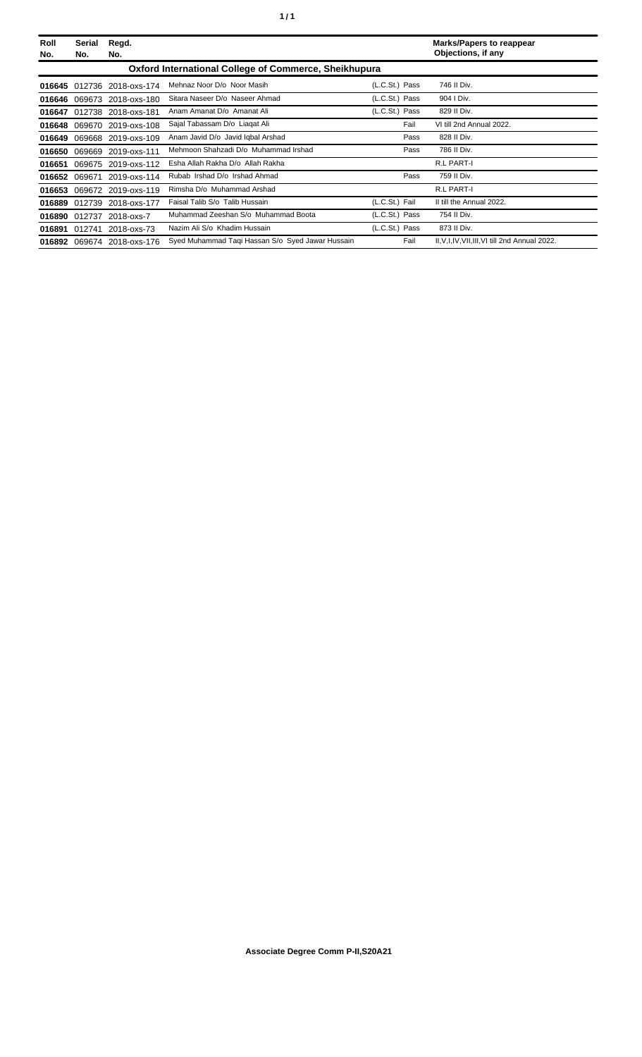| Roll No. | Serial No. | Regd. No. | | | Marks/Papers to reappear Objections, if any |
|---|---|---|---|---|---|
| **Oxford International College of Commerce, Sheikhupura** | | | | | |
| **016645** | 012736 | 2018-oxs-174 | Mehnaz Noor D/o Noor Masih | (L.C.St.) Pass | 746 II Div. |
| **016646** | 069673 | 2018-oxs-180 | Sitara Naseer D/o Naseer Ahmad | (L.C.St.) Pass | 904 I Div. |
| **016647** | 012738 | 2018-oxs-181 | Anam Amanat D/o Amanat Ali | (L.C.St.) Pass | 829 II Div. |
| **016648** | 069670 | 2019-oxs-108 | Sajal Tabassam D/o Liaqat Ali | Fail | VI till 2nd Annual 2022. |
| **016649** | 069668 | 2019-oxs-109 | Anam Javid D/o Javid Iqbal Arshad | Pass | 828 II Div. |
| **016650** | 069669 | 2019-oxs-111 | Mehmoon Shahzadi D/o Muhammad Irshad | Pass | 786 II Div. |
| **016651** | 069675 | 2019-oxs-112 | Esha Allah Rakha D/o Allah Rakha | | R.L PART-I |
| **016652** | 069671 | 2019-oxs-114 | Rubab Irshad D/o Irshad Ahmad | Pass | 759 II Div. |
| **016653** | 069672 | 2019-oxs-119 | Rimsha D/o Muhammad Arshad | | R.L PART-I |
| **016889** | 012739 | 2018-oxs-177 | Faisal Talib S/o Talib Hussain | (L.C.St.) Fail | II till the Annual 2022. |
| **016890** | 012737 | 2018-oxs-7 | Muhammad Zeeshan S/o Muhammad Boota | (L.C.St.) Pass | 754 II Div. |
| **016891** | 012741 | 2018-oxs-73 | Nazim Ali S/o Khadim Hussain | (L.C.St.) Pass | 873 II Div. |
| **016892** | 069674 | 2018-oxs-176 | Syed Muhammad Taqi Hassan S/o Syed Jawar Hussain | Fail | II,V,I,IV,VII,III,VI till 2nd Annual 2022. |

**Associate Degree Comm P-II,S20A21**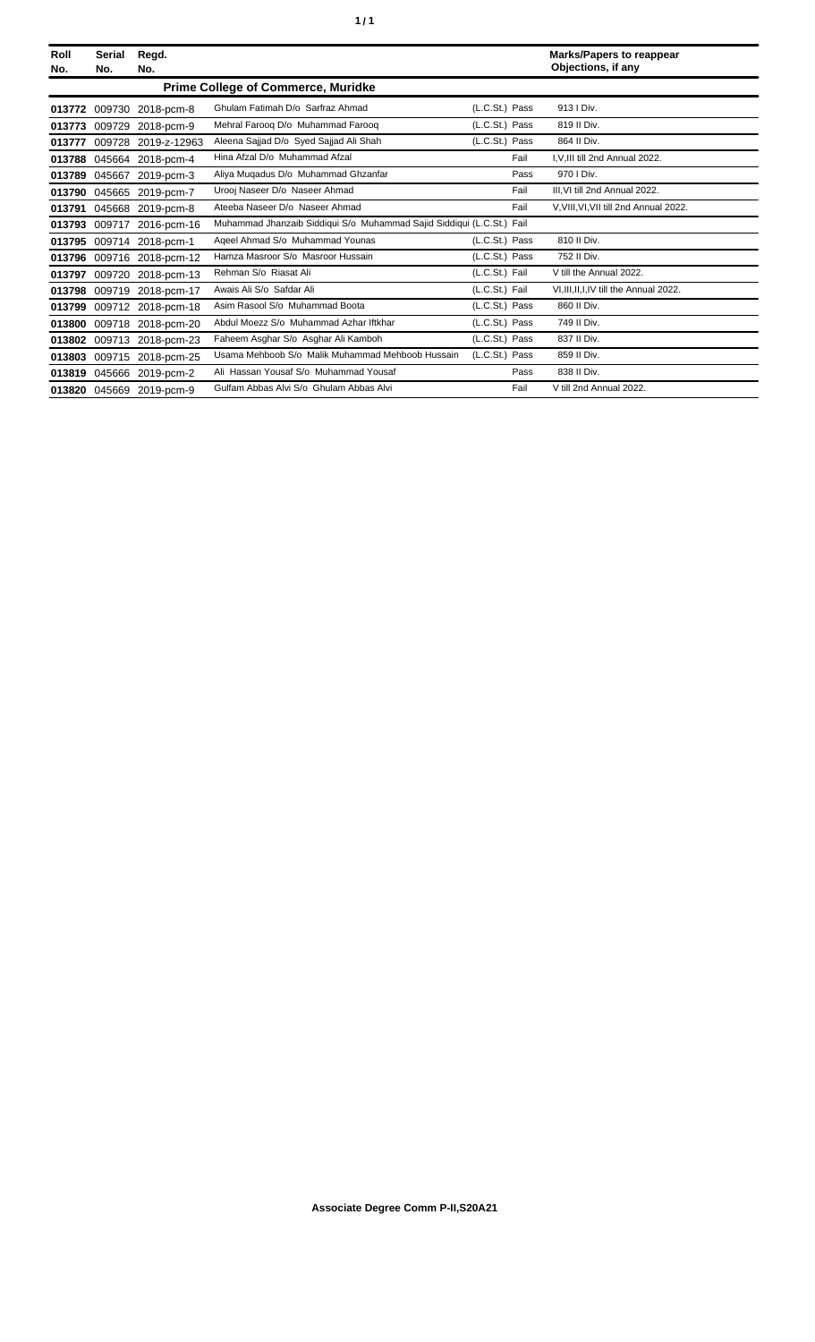| Roll No. | Serial No. | Regd. No. | | | | Marks/Papers to reappear Objections, if any |
|---|---|---|---|---|---|---|
| | | | **Prime College of Commerce, Muridke** | | | |
| **013772** | 009730 | 2018-pcm-8 | Ghulam Fatimah D/o Sarfraz Ahmad | (L.C.St.) | Pass | 913 I Div. |
| **013773** | 009729 | 2018-pcm-9 | Mehral Farooq D/o Muhammad Farooq | (L.C.St.) | Pass | 819 II Div. |
| **013777** | 009728 | 2019-z-12963 | Aleena Sajjad D/o Syed Sajjad Ali Shah | (L.C.St.) | Pass | 864 II Div. |
| **013788** | 045664 | 2018-pcm-4 | Hina Afzal D/o Muhammad Afzal | | Fail | I,V,III till 2nd Annual 2022. |
| **013789** | 045667 | 2019-pcm-3 | Aliya Muqadus D/o Muhammad Ghzanfar | | Pass | 970 I Div. |
| **013790** | 045665 | 2019-pcm-7 | Urooj Naseer D/o Naseer Ahmad | | Fail | III,VI till 2nd Annual 2022. |
| **013791** | 045668 | 2019-pcm-8 | Ateeba Naseer D/o Naseer Ahmad | | Fail | V,VIII,VI,VII till 2nd Annual 2022. |
| **013793** | 009717 | 2016-pcm-16 | Muhammad Jhanzaib Siddiqui S/o Muhammad Sajid Siddiqui | (L.C.St.) | Fail | |
| **013795** | 009714 | 2018-pcm-1 | Aqeel Ahmad S/o Muhammad Younas | (L.C.St.) | Pass | 810 II Div. |
| **013796** | 009716 | 2018-pcm-12 | Hamza Masroor S/o Masroor Hussain | (L.C.St.) | Pass | 752 II Div. |
| **013797** | 009720 | 2018-pcm-13 | Rehman S/o Riasat Ali | (L.C.St.) | Fail | V till the Annual 2022. |
| **013798** | 009719 | 2018-pcm-17 | Awais Ali S/o Safdar Ali | (L.C.St.) | Fail | VI,III,II,I,IV till the Annual 2022. |
| **013799** | 009712 | 2018-pcm-18 | Asim Rasool S/o Muhammad Boota | (L.C.St.) | Pass | 860 II Div. |
| **013800** | 009718 | 2018-pcm-20 | Abdul Moezz S/o Muhammad Azhar Iftkhar | (L.C.St.) | Pass | 749 II Div. |
| **013802** | 009713 | 2018-pcm-23 | Faheem Asghar S/o Asghar Ali Kamboh | (L.C.St.) | Pass | 837 II Div. |
| **013803** | 009715 | 2018-pcm-25 | Usama Mehboob S/o Malik Muhammad Mehboob Hussain | (L.C.St.) | Pass | 859 II Div. |
| **013819** | 045666 | 2019-pcm-2 | Ali Hassan Yousaf S/o Muhammad Yousaf | | Pass | 838 II Div. |
| **013820** | 045669 | 2019-pcm-9 | Gulfam Abbas Alvi S/o Ghulam Abbas Alvi | | Fail | V till 2nd Annual 2022. |

**Associate Degree Comm P-II,S20A21**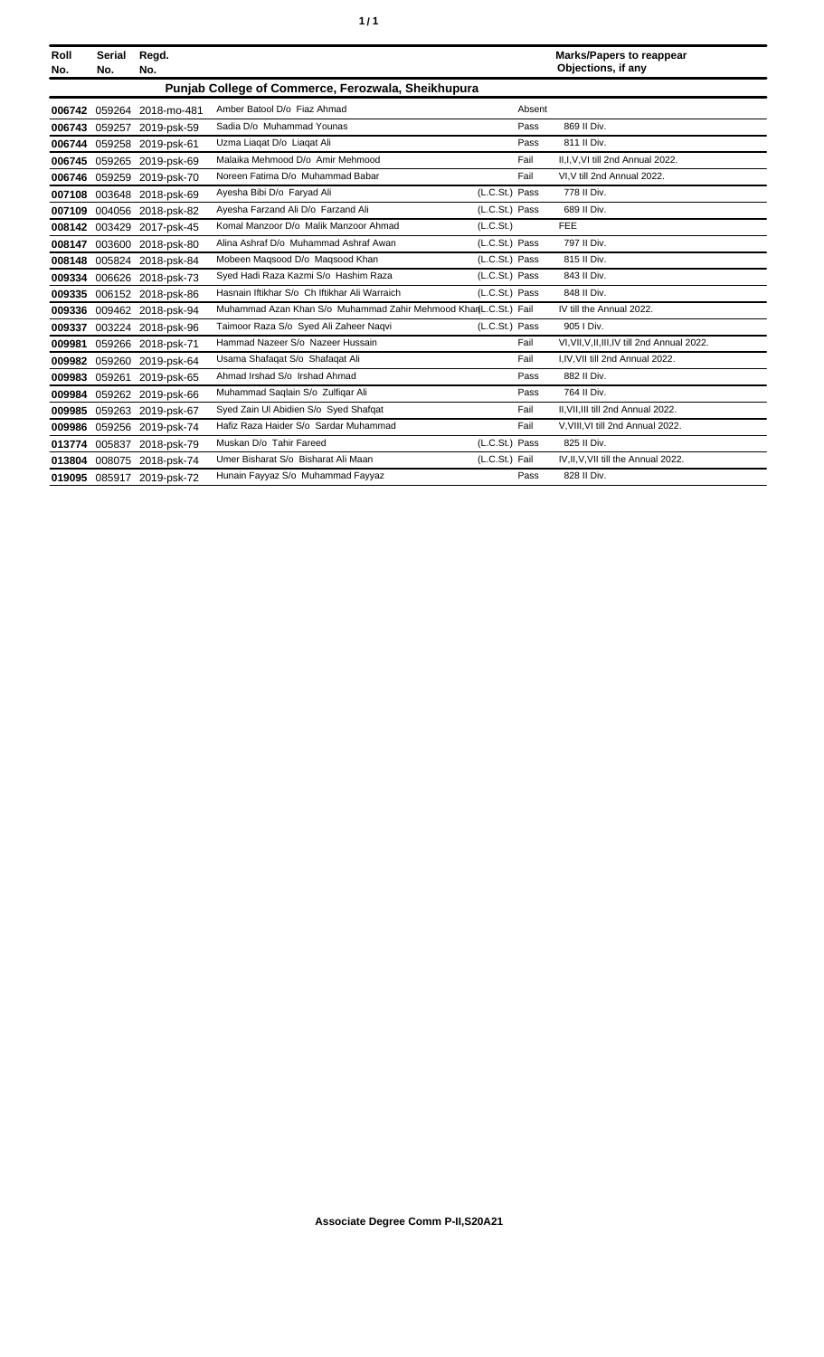| Roll No. | Serial No. | Regd. No. | | | | Marks/Papers to reappear Objections, if any |
|---|---|---|---|---|---|---|
| **Punjab College of Commerce, Ferozwala, Sheikhupura** | | | | | | |
| **006742** | 059264 | 2018-mo-481 | Amber Batool D/o Fiaz Ahmad | | Absent | |
| **006743** | 059257 | 2019-psk-59 | Sadia D/o Muhammad Younas | | Pass | 869 II Div. |
| **006744** | 059258 | 2019-psk-61 | Uzma Liaqat D/o Liaqat Ali | | Pass | 811 II Div. |
| **006745** | 059265 | 2019-psk-69 | Malaika Mehmood D/o Amir Mehmood | | Fail | II,I,V,VI till 2nd Annual 2022. |
| **006746** | 059259 | 2019-psk-70 | Noreen Fatima D/o Muhammad Babar | | Fail | VI,V till 2nd Annual 2022. |
| **007108** | 003648 | 2018-psk-69 | Ayesha Bibi D/o Faryad Ali | (L.C.St.) | Pass | 778 II Div. |
| **007109** | 004056 | 2018-psk-82 | Ayesha Farzand Ali D/o Farzand Ali | (L.C.St.) | Pass | 689 II Div. |
| **008142** | 003429 | 2017-psk-45 | Komal Manzoor D/o Malik Manzoor Ahmad | (L.C.St.) | | FEE |
| **008147** | 003600 | 2018-psk-80 | Alina Ashraf D/o Muhammad Ashraf Awan | (L.C.St.) | Pass | 797 II Div. |
| **008148** | 005824 | 2018-psk-84 | Mobeen Maqsood D/o Maqsood Khan | (L.C.St.) | Pass | 815 II Div. |
| **009334** | 006626 | 2018-psk-73 | Syed Hadi Raza Kazmi S/o Hashim Raza | (L.C.St.) | Pass | 843 II Div. |
| **009335** | 006152 | 2018-psk-86 | Hasnain Iftikhar S/o Ch Iftikhar Ali Warraich | (L.C.St.) | Pass | 848 II Div. |
| **009336** | 009462 | 2018-psk-94 | Muhammad Azan Khan S/o Muhammad Zahir Mehmood Khan | (L.C.St.) | Fail | IV till the Annual 2022. |
| **009337** | 003224 | 2018-psk-96 | Taimoor Raza S/o Syed Ali Zaheer Naqvi | (L.C.St.) | Pass | 905 I Div. |
| **009981** | 059266 | 2018-psk-71 | Hammad Nazeer S/o Nazeer Hussain | | Fail | VI,VII,V,II,III,IV till 2nd Annual 2022. |
| **009982** | 059260 | 2019-psk-64 | Usama Shafaqat S/o Shafaqat Ali | | Fail | I,IV,VII till 2nd Annual 2022. |
| **009983** | 059261 | 2019-psk-65 | Ahmad Irshad S/o Irshad Ahmad | | Pass | 882 II Div. |
| **009984** | 059262 | 2019-psk-66 | Muhammad Saqlain S/o Zulfiqar Ali | | Pass | 764 II Div. |
| **009985** | 059263 | 2019-psk-67 | Syed Zain Ul Abidien S/o Syed Shafqat | | Fail | II,VII,III till 2nd Annual 2022. |
| **009986** | 059256 | 2019-psk-74 | Hafiz Raza Haider S/o Sardar Muhammad | | Fail | V,VIII,VI till 2nd Annual 2022. |
| **013774** | 005837 | 2018-psk-79 | Muskan D/o Tahir Fareed | (L.C.St.) | Pass | 825 II Div. |
| **013804** | 008075 | 2018-psk-74 | Umer Bisharat S/o Bisharat Ali Maan | (L.C.St.) | Fail | IV,II,V,VII till the Annual 2022. |
| **019095** | 085917 | 2019-psk-72 | Hunain Fayyaz S/o Muhammad Fayyaz | | Pass | 828 II Div. |

**Associate Degree Comm P-II,S20A21**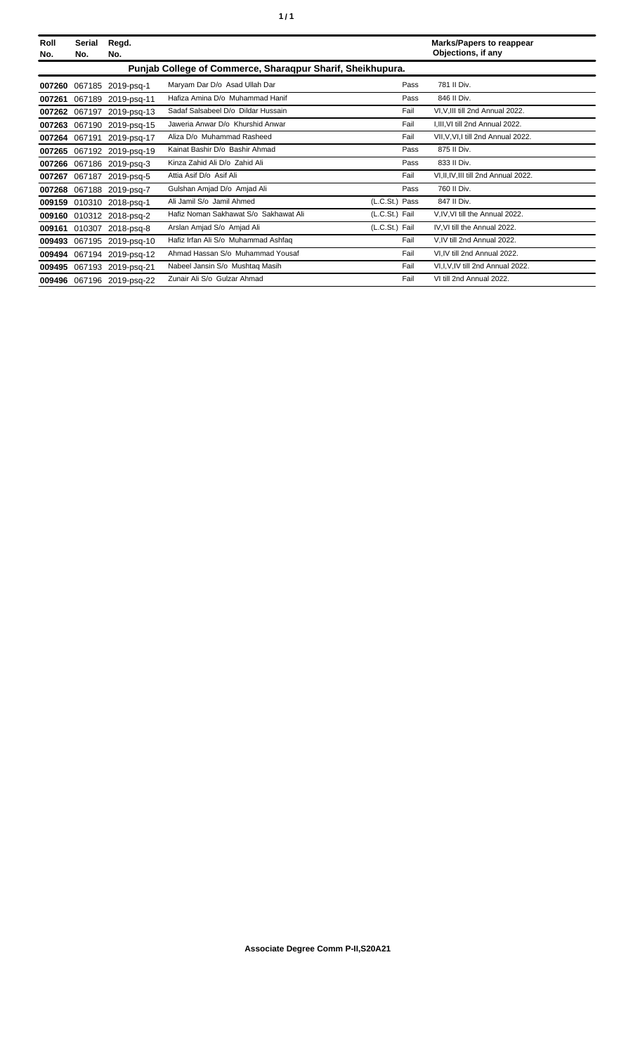| Roll No. | Serial No. | Regd. No. | | | Marks/Papers to reappear Objections, if any |
|---|---|---|---|---|---|
| **Punjab College of Commerce, Sharaqpur Sharif, Sheikhupura.** | | | | | |
| **007260** | 067185 | 2019-psq-1 | Maryam Dar D/o Asad Ullah Dar | Pass | 781 II Div. |
| **007261** | 067189 | 2019-psq-11 | Hafiza Amina D/o Muhammad Hanif | Pass | 846 II Div. |
| **007262** | 067197 | 2019-psq-13 | Sadaf Salsabeel D/o Dildar Hussain | Fail | VI,V,III till 2nd Annual 2022. |
| **007263** | 067190 | 2019-psq-15 | Jaweria Anwar D/o Khurshid Anwar | Fail | I,III,VI till 2nd Annual 2022. |
| **007264** | 067191 | 2019-psq-17 | Aliza D/o Muhammad Rasheed | Fail | VII,V,VI,I till 2nd Annual 2022. |
| **007265** | 067192 | 2019-psq-19 | Kainat Bashir D/o Bashir Ahmad | Pass | 875 II Div. |
| **007266** | 067186 | 2019-psq-3 | Kinza Zahid Ali D/o Zahid Ali | Pass | 833 II Div. |
| **007267** | 067187 | 2019-psq-5 | Attia Asif D/o Asif Ali | Fail | VI,II,IV,III till 2nd Annual 2022. |
| **007268** | 067188 | 2019-psq-7 | Gulshan Amjad D/o Amjad Ali | Pass | 760 II Div. |
| **009159** | 010310 | 2018-psq-1 | Ali Jamil S/o Jamil Ahmed | (L.C.St.) Pass | 847 II Div. |
| **009160** | 010312 | 2018-psq-2 | Hafiz Noman Sakhawat S/o Sakhawat Ali | (L.C.St.) Fail | V,IV,VI till the Annual 2022. |
| **009161** | 010307 | 2018-psq-8 | Arslan Amjad S/o Amjad Ali | (L.C.St.) Fail | IV,VI till the Annual 2022. |
| **009493** | 067195 | 2019-psq-10 | Hafiz Irfan Ali S/o Muhammad Ashfaq | Fail | V,IV till 2nd Annual 2022. |
| **009494** | 067194 | 2019-psq-12 | Ahmad Hassan S/o Muhammad Yousaf | Fail | VI,IV till 2nd Annual 2022. |
| **009495** | 067193 | 2019-psq-21 | Nabeel Jansin S/o Mushtaq Masih | Fail | VI,I,V,IV till 2nd Annual 2022. |
| **009496** | 067196 | 2019-psq-22 | Zunair Ali S/o Gulzar Ahmad | Fail | VI till 2nd Annual 2022. |

**Associate Degree Comm P-II,S20A21**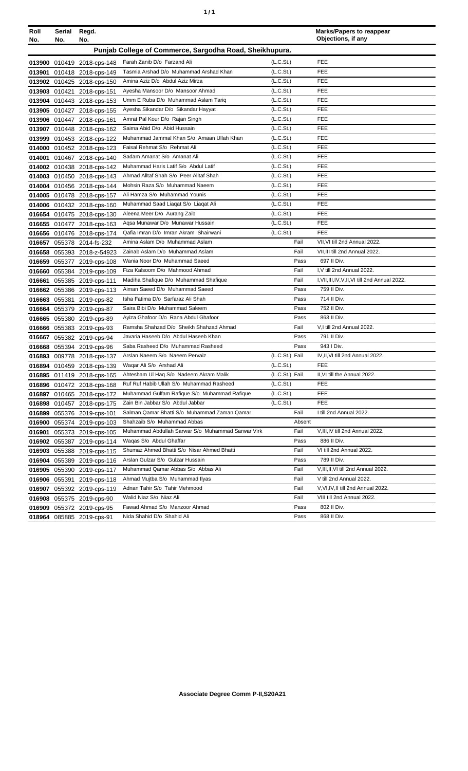| Roll No. | Serial No. | Regd. No. | | | | Marks/Papers to reappear Objections, if any |
|---|---|---|---|---|---|---|
| **Punjab College of Commerce, Sargodha Road, Sheikhupura.** | | | | | | |
| **013900** | 010419 | 2018-cps-148 | Farah Zanib D/o Farzand Ali | (L.C.St.) | | FEE |
| **013901** | 010418 | 2018-cps-149 | Tasmia Arshad D/o Muhammad Arshad Khan | (L.C.St.) | | FEE |
| **013902** | 010425 | 2018-cps-150 | Amina Aziz D/o Abdul Aziz Mirza | (L.C.St.) | | FEE |
| **013903** | 010421 | 2018-cps-151 | Ayesha Mansoor D/o Mansoor Ahmad | (L.C.St.) | | FEE |
| **013904** | 010443 | 2018-cps-153 | Umm E Ruba D/o Muhammad Aslam Tariq | (L.C.St.) | | FEE |
| **013905** | 010427 | 2018-cps-155 | Ayesha Sikandar D/o Sikandar Hayyat | (L.C.St.) | | FEE |
| **013906** | 010447 | 2018-cps-161 | Amrat Pal Kour D/o Rajan Singh | (L.C.St.) | | FEE |
| **013907** | 010448 | 2018-cps-162 | Saima Abid D/o Abid Hussain | (L.C.St.) | | FEE |
| **013999** | 010453 | 2018-cps-122 | Muhammad Jammal Khan S/o Amaan Ullah Khan | (L.C.St.) | | FEE |
| **014000** | 010452 | 2018-cps-123 | Faisal Rehmat S/o Rehmat Ali | (L.C.St.) | | FEE |
| **014001** | 010467 | 2018-cps-140 | Sadam Amanat S/o Amanat Ali | (L.C.St.) | | FEE |
| **014002** | 010438 | 2018-cps-142 | Muhammad Haris Latif S/o Abdul Latif | (L.C.St.) | | FEE |
| **014003** | 010450 | 2018-cps-143 | Ahmad Alltaf Shah S/o Peer Alltaf Shah | (L.C.St.) | | FEE |
| **014004** | 010456 | 2018-cps-144 | Mohsin Raza S/o Muhammad Naeem | (L.C.St.) | | FEE |
| **014005** | 010478 | 2018-cps-157 | Ali Hamza S/o Muhammad Younis | (L.C.St.) | | FEE |
| **014006** | 010432 | 2018-cps-160 | Muhammad Saad Liaqat S/o Liaqat Ali | (L.C.St.) | | FEE |
| **016654** | 010475 | 2018-cps-130 | Aleena Meer D/o Aurang Zaib | (L.C.St.) | | FEE |
| **016655** | 010477 | 2018-cps-163 | Aqsa Munawar D/o Munawar Hussain | (L.C.St.) | | FEE |
| **016656** | 010476 | 2018-cps-174 | Qafia Imran D/o Imran Akram Shairwani | (L.C.St.) | | FEE |
| **016657** | 055378 | 2014-fs-232 | Amina Aslam D/o Muhammad Aslam | | Fail | VII,VI till 2nd Annual 2022. |
| **016658** | 055393 | 2018-z-54923 | Zainab Aslam D/o Muhammad Aslam | | Fail | VII,III till 2nd Annual 2022. |
| **016659** | 055377 | 2019-cps-108 | Wania Noor D/o Muhammad Saeed | | Pass | 697 II Div. |
| **016660** | 055384 | 2019-cps-109 | Fiza Kalsoom D/o Mahmood Ahmad | | Fail | I,V till 2nd Annual 2022. |
| **016661** | 055385 | 2019-cps-111 | Madiha Shafique D/o Muhammad Shafique | | Fail | I,VII,III,IV,V,II,VI till 2nd Annual 2022. |
| **016662** | 055386 | 2019-cps-113 | Aiman Saeed D/o Muhammad Saeed | | Pass | 759 II Div. |
| **016663** | 055381 | 2019-cps-82 | Isha Fatima D/o Sarfaraz Ali Shah | | Pass | 714 II Div. |
| **016664** | 055379 | 2019-cps-87 | Saira Bibi D/o Muhammad Saleem | | Pass | 752 II Div. |
| **016665** | 055380 | 2019-cps-89 | Ayiza Ghafoor D/o Rana Abdul Ghafoor | | Pass | 863 II Div. |
| **016666** | 055383 | 2019-cps-93 | Ramsha Shahzad D/o Sheikh Shahzad Ahmad | | Fail | V,I till 2nd Annual 2022. |
| **016667** | 055382 | 2019-cps-94 | Javaria Haseeb D/o Abdul Haseeb Khan | | Pass | 791 II Div. |
| **016668** | 055394 | 2019-cps-96 | Saba Rasheed D/o Muhammad Rasheed | | Pass | 943 I Div. |
| **016893** | 009778 | 2018-cps-137 | Arslan Naeem S/o Naeem Pervaiz | (L.C.St.) | Fail | IV,II,VI till 2nd Annual 2022. |
| **016894** | 010459 | 2018-cps-139 | Waqar Ali S/o Arshad Ali | (L.C.St.) | | FEE |
| **016895** | 011419 | 2018-cps-165 | Ahtesham Ul Haq S/o Nadeem Akram Malik | (L.C.St.) | Fail | II,VI till the Annual 2022. |
| **016896** | 010472 | 2018-cps-168 | Ruf Ruf Habib Ullah S/o Muhammad Rasheed | (L.C.St.) | | FEE |
| **016897** | 010465 | 2018-cps-172 | Muhammad Gulfam Rafique S/o Muhammad Rafique | (L.C.St.) | | FEE |
| **016898** | 010457 | 2018-cps-175 | Zain Bin Jabbar S/o Abdul Jabbar | (L.C.St.) | | FEE |
| **016899** | 055376 | 2019-cps-101 | Salman Qamar Bhatti S/o Muhammad Zaman Qamar | | Fail | I till 2nd Annual 2022. |
| **016900** | 055374 | 2019-cps-103 | Shahzaib S/o Muhammad Abbas | | Absent | |
| **016901** | 055373 | 2019-cps-105 | Muhammad Abdullah Sarwar S/o Muhammad Sarwar Virk | | Fail | V,III,IV till 2nd Annual 2022. |
| **016902** | 055387 | 2019-cps-114 | Waqas S/o Abdul Ghaffar | | Pass | 886 II Div. |
| **016903** | 055388 | 2019-cps-115 | Shumaz Ahmed Bhatti S/o Nisar Ahmed Bhatti | | Fail | VI till 2nd Annual 2022. |
| **016904** | 055389 | 2019-cps-116 | Arslan Gulzar S/o Gulzar Hussain | | Pass | 789 II Div. |
| **016905** | 055390 | 2019-cps-117 | Muhammad Qamar Abbas S/o Abbas Ali | | Fail | V,III,II,VI till 2nd Annual 2022. |
| **016906** | 055391 | 2019-cps-118 | Ahmad Mujtba S/o Muhammad Ilyas | | Fail | V till 2nd Annual 2022. |
| **016907** | 055392 | 2019-cps-119 | Adnan Tahir S/o Tahir Mehmood | | Fail | V,VI,IV,II till 2nd Annual 2022. |
| **016908** | 055375 | 2019-cps-90 | Walid Niaz S/o Niaz Ali | | Fail | VIII till 2nd Annual 2022. |
| **016909** | 055372 | 2019-cps-95 | Fawad Ahmad S/o Manzoor Ahmad | | Pass | 802 II Div. |
| **018964** | 085885 | 2019-cps-91 | Nida Shahid D/o Shahid Ali | | Pass | 868 II Div. |

**Associate Degree Comm P-II,S20A21**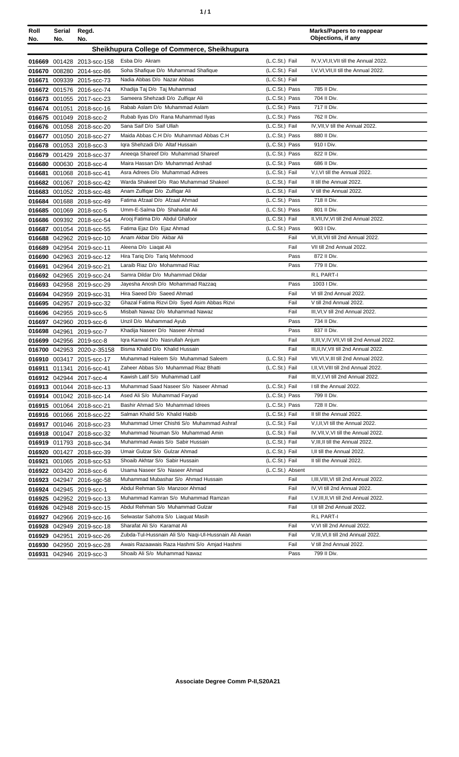| Roll No. | Serial No. | Regd. No. | | | Marks/Papers to reappear Objections, if any |
|---|---|---|---|---|---|
| **Sheikhupura College of Commerce, Sheikhupura** | | | | | |
| 016669 | 001428 | 2013-scc-158 | Esba D/o Akram | (L.C.St.) Fail | IV,V,VI,II,VII till the Annual 2022. |
| 016670 | 008280 | 2014-scc-86 | Soha Shafique D/o Muhammad Shafique | (L.C.St.) Fail | I,V,VI,VII,II till the Annual 2022. |
| 016671 | 009339 | 2015-scc-73 | Nadia Abbas D/o Nazar Abbas | (L.C.St.) Fail | |
| 016672 | 001576 | 2016-scc-74 | Khadija Taj D/o Taj Muhammad | (L.C.St.) Pass | 785 II Div. |
| 016673 | 001055 | 2017-scc-23 | Sameera Shehzadi D/o Zulfiqar Ali | (L.C.St.) Pass | 704 II Div. |
| 016674 | 001051 | 2018-scc-16 | Rabab Aslam D/o Muhammad Aslam | (L.C.St.) Pass | 717 II Div. |
| 016675 | 001049 | 2018-scc-2 | Rubab Ilyas D/o Rana Muhammad Ilyas | (L.C.St.) Pass | 762 II Div. |
| 016676 | 001058 | 2018-scc-20 | Sana Saif D/o Saif Ullah | (L.C.St.) Fail | IV,VII,V till the Annual 2022. |
| 016677 | 001050 | 2018-scc-27 | Maida Abbas C.H D/o Muhammad Abbas C.H | (L.C.St.) Pass | 880 II Div. |
| 016678 | 001053 | 2018-scc-3 | Iqra Shehzadi D/o Altaf Hussain | (L.C.St.) Pass | 910 I Div. |
| 016679 | 001429 | 2018-scc-37 | Aneeqa Shareef D/o Muhammad Shareef | (L.C.St.) Pass | 822 II Div. |
| 016680 | 000630 | 2018-scc-4 | Maira Hassan D/o Muhammad Arshad | (L.C.St.) Pass | 686 II Div. |
| 016681 | 001068 | 2018-scc-41 | Asra Adrees D/o Muhammad Adrees | (L.C.St.) Fail | V,I,VI till the Annual 2022. |
| 016682 | 001067 | 2018-scc-42 | Warda Shakeel D/o Rao Muhammad Shakeel | (L.C.St.) Fail | II till the Annual 2022. |
| 016683 | 001052 | 2018-scc-48 | Anam Zulfiqar D/o Zulfiqar Ali | (L.C.St.) Fail | V till the Annual 2022. |
| 016684 | 001688 | 2018-scc-49 | Fatima Afzaal D/o Afzaal Ahmad | (L.C.St.) Pass | 718 II Div. |
| 016685 | 001069 | 2018-scc-5 | Umm-E-Salma D/o Shahadat Ali | (L.C.St.) Pass | 801 II Div. |
| 016686 | 009392 | 2018-scc-54 | Arooj Fatima D/o Abdul Ghafoor | (L.C.St.) Fail | II,VII,IV,VI till 2nd Annual 2022. |
| 016687 | 001054 | 2018-scc-55 | Fatima Ejaz D/o Ejaz Ahmad | (L.C.St.) Pass | 903 I Div. |
| 016688 | 042962 | 2019-scc-10 | Anam Akbar D/o Akbar Ali | Fail | VI,III,VII till 2nd Annual 2022. |
| 016689 | 042954 | 2019-scc-11 | Aleena D/o Liaqat Ali | Fail | VII till 2nd Annual 2022. |
| 016690 | 042963 | 2019-scc-12 | Hira Tariq D/o Tariq Mehmood | Pass | 872 II Div. |
| 016691 | 042964 | 2019-scc-21 | Laraib Riaz D/o Mohammad Riaz | Pass | 779 II Div. |
| 016692 | 042965 | 2019-scc-24 | Samra Dildar D/o Muhammad Dildar | | R.L PART-I |
| 016693 | 042958 | 2019-scc-29 | Jayesha Anosh D/o Mohammad Razzaq | Pass | 1003 I Div. |
| 016694 | 042959 | 2019-scc-31 | Hira Saeed D/o Saeed Ahmad | Fail | VI till 2nd Annual 2022. |
| 016695 | 042957 | 2019-scc-32 | Ghazal Fatima Rizvi D/o Syed Asim Abbas Rizvi | Fail | V till 2nd Annual 2022. |
| 016696 | 042955 | 2019-scc-5 | Misbah Nawaz D/o Muhammad Nawaz | Fail | III,VI,V till 2nd Annual 2022. |
| 016697 | 042960 | 2019-scc-6 | Unzil D/o Muhammad Ayub | Pass | 734 II Div. |
| 016698 | 042961 | 2019-scc-7 | Khadija Naseer D/o Naseer Ahmad | Pass | 837 II Div. |
| 016699 | 042956 | 2019-scc-8 | Iqra Kanwal D/o Nasrullah Anjum | Fail | II,III,V,IV,VII,VI till 2nd Annual 2022. |
| 016700 | 042953 | 2020-z-35158 | Bisma Khalid D/o Khalid Hussain | Fail | III,II,IV,VII till 2nd Annual 2022. |
| 016910 | 003417 | 2015-scc-17 | Muhammad Haleem S/o Muhammad Saleem | (L.C.St.) Fail | VII,VI,V,III till 2nd Annual 2022. |
| 016911 | 011341 | 2016-scc-41 | Zaheer Abbas S/o Muhammad Riaz Bhatti | (L.C.St.) Fail | I,II,VI,VIII till 2nd Annual 2022. |
| 016912 | 042944 | 2017-scc-4 | Kawish Latif S/o Muhammad Latif | Fail | III,V,I,VI till 2nd Annual 2022. |
| 016913 | 001044 | 2018-scc-13 | Muhammad Saad Naseer S/o Naseer Ahmad | (L.C.St.) Fail | I till the Annual 2022. |
| 016914 | 001042 | 2018-scc-14 | Ased Ali S/o Muhammad Faryad | (L.C.St.) Pass | 799 II Div. |
| 016915 | 001064 | 2018-scc-21 | Bashir Ahmad S/o Muhammad Idrees | (L.C.St.) Pass | 728 II Div. |
| 016916 | 001066 | 2018-scc-22 | Salman Khalid S/o Khalid Habib | (L.C.St.) Fail | II till the Annual 2022. |
| 016917 | 001046 | 2018-scc-23 | Muhammad Umer Chishti S/o Muhammad Ashraf | (L.C.St.) Fail | V,I,II,VI till the Annual 2022. |
| 016918 | 001047 | 2018-scc-32 | Muhammad Nouman S/o Muhammad Amin | (L.C.St.) Fail | IV,VII,V,VI till the Annual 2022. |
| 016919 | 011793 | 2018-scc-34 | Muhammad Awais S/o Sabir Hussain | (L.C.St.) Fail | V,III,II till the Annual 2022. |
| 016920 | 001427 | 2018-scc-39 | Umair Gulzar S/o Gulzar Ahmad | (L.C.St.) Fail | I,II till the Annual 2022. |
| 016921 | 001065 | 2018-scc-53 | Shoaib Akhtar S/o Sabir Hussain | (L.C.St.) Fail | II till the Annual 2022. |
| 016922 | 003420 | 2018-scc-6 | Usama Naseer S/o Naseer Ahmad | (L.C.St.) Absent | |
| 016923 | 042947 | 2016-sgc-58 | Muhammad Mubashar S/o Ahmad Hussain | Fail | I,III,VIII,VI till 2nd Annual 2022. |
| 016924 | 042945 | 2019-scc-1 | Abdul Rehman S/o Manzoor Ahmad | Fail | IV,VI till 2nd Annual 2022. |
| 016925 | 042952 | 2019-scc-13 | Muhammad Kamran S/o Muhammad Ramzan | Fail | I,V,III,II,VI till 2nd Annual 2022. |
| 016926 | 042948 | 2019-scc-15 | Abdul Rehman S/o Muhammad Gulzar | Fail | I,II till 2nd Annual 2022. |
| 016927 | 042966 | 2019-scc-16 | Selwastar Sahotra S/o Liaquat Masih | | R.L PART-I |
| 016928 | 042949 | 2019-scc-18 | Sharafat Ali S/o Karamat Ali | Fail | V,VI till 2nd Annual 2022. |
| 016929 | 042951 | 2019-scc-26 | Zubda-Tul-Hussnain Ali S/o Naqi-Ul-Hussnain Ali Awan | Fail | V,III,VI,II till 2nd Annual 2022. |
| 016930 | 042950 | 2019-scc-28 | Awais Razaawais Raza Hashmi S/o Amjad Hashmi | Fail | V till 2nd Annual 2022. |
| 016931 | 042946 | 2019-scc-3 | Shoaib Ali S/o Muhammad Nawaz | Pass | 799 II Div. |

**Associate Degree Comm P-II,S20A21**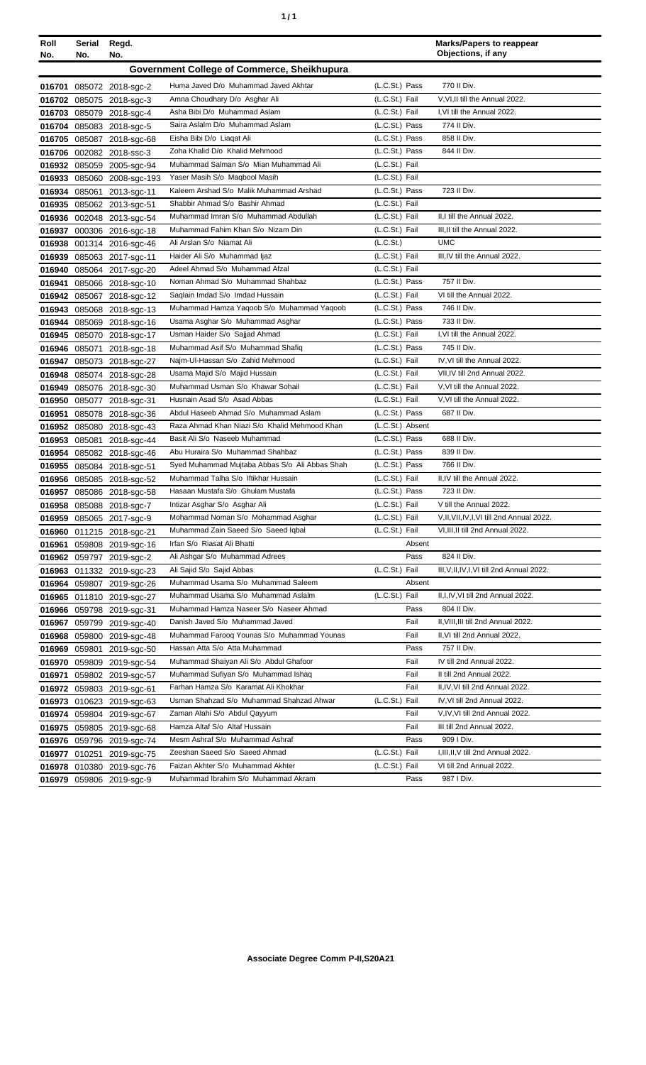| Roll No. | Serial No. | Regd. No. | | | Marks/Papers to reappear Objections, if any |
|---|---|---|---|---|---|
| **Government College of Commerce, Sheikhupura** | | | | | |
| 016701 | 085072 | 2018-sgc-2 | Huma Javed D/o Muhammad Javed Akhtar | (L.C.St.) Pass | 770 II Div. |
| 016702 | 085075 | 2018-sgc-3 | Amna Choudhary D/o Asghar Ali | (L.C.St.) Fail | V,VI,II till the Annual 2022. |
| 016703 | 085079 | 2018-sgc-4 | Asha Bibi D/o Muhammad Aslam | (L.C.St.) Fail | I,VI till the Annual 2022. |
| 016704 | 085083 | 2018-sgc-5 | Saira Aslalm D/o Muhammad Aslam | (L.C.St.) Pass | 774 II Div. |
| 016705 | 085087 | 2018-sgc-68 | Eisha Bibi D/o Liaqat Ali | (L.C.St.) Pass | 858 II Div. |
| 016706 | 002082 | 2018-ssc-3 | Zoha Khalid D/o Khalid Mehmood | (L.C.St.) Pass | 844 II Div. |
| 016932 | 085059 | 2005-sgc-94 | Muhammad Salman S/o Mian Muhammad Ali | (L.C.St.) Fail | |
| 016933 | 085060 | 2008-sgc-193 | Yaser Masih S/o Maqbool Masih | (L.C.St.) Fail | |
| 016934 | 085061 | 2013-sgc-11 | Kaleem Arshad S/o Malik Muhammad Arshad | (L.C.St.) Pass | 723 II Div. |
| 016935 | 085062 | 2013-sgc-51 | Shabbir Ahmad S/o Bashir Ahmad | (L.C.St.) Fail | |
| 016936 | 002048 | 2013-sgc-54 | Muhammad Imran S/o Muhammad Abdullah | (L.C.St.) Fail | II,I till the Annual 2022. |
| 016937 | 000306 | 2016-sgc-18 | Muhammad Fahim Khan S/o Nizam Din | (L.C.St.) Fail | III,II till the Annual 2022. |
| 016938 | 001314 | 2016-sgc-46 | Ali Arslan S/o Niamat Ali | (L.C.St.) | UMC |
| 016939 | 085063 | 2017-sgc-11 | Haider Ali S/o Muhammad Ijaz | (L.C.St.) Fail | III,IV till the Annual 2022. |
| 016940 | 085064 | 2017-sgc-20 | Adeel Ahmad S/o Muhammad Afzal | (L.C.St.) Fail | |
| 016941 | 085066 | 2018-sgc-10 | Noman Ahmad S/o Muhammad Shahbaz | (L.C.St.) Pass | 757 II Div. |
| 016942 | 085067 | 2018-sgc-12 | Saqlain Imdad S/o Imdad Hussain | (L.C.St.) Fail | VI till the Annual 2022. |
| 016943 | 085068 | 2018-sgc-13 | Muhammad Hamza Yaqoob S/o Muhammad Yaqoob | (L.C.St.) Pass | 746 II Div. |
| 016944 | 085069 | 2018-sgc-16 | Usama Asghar S/o Muhammad Asghar | (L.C.St.) Pass | 733 II Div. |
| 016945 | 085070 | 2018-sgc-17 | Usman Haider S/o Sajjad Ahmad | (L.C.St.) Fail | I,VI till the Annual 2022. |
| 016946 | 085071 | 2018-sgc-18 | Muhammad Asif S/o Muhammad Shafiq | (L.C.St.) Pass | 745 II Div. |
| 016947 | 085073 | 2018-sgc-27 | Najm-Ul-Hassan S/o Zahid Mehmood | (L.C.St.) Fail | IV,VI till the Annual 2022. |
| 016948 | 085074 | 2018-sgc-28 | Usama Majid S/o Majid Hussain | (L.C.St.) Fail | VII,IV till 2nd Annual 2022. |
| 016949 | 085076 | 2018-sgc-30 | Muhammad Usman S/o Khawar Sohail | (L.C.St.) Fail | V,VI till the Annual 2022. |
| 016950 | 085077 | 2018-sgc-31 | Husnain Asad S/o Asad Abbas | (L.C.St.) Fail | V,VI till the Annual 2022. |
| 016951 | 085078 | 2018-sgc-36 | Abdul Haseeb Ahmad S/o Muhammad Aslam | (L.C.St.) Pass | 687 II Div. |
| 016952 | 085080 | 2018-sgc-43 | Raza Ahmad Khan Niazi S/o Khalid Mehmood Khan | (L.C.St.) Absent | |
| 016953 | 085081 | 2018-sgc-44 | Basit Ali S/o Naseeb Muhammad | (L.C.St.) Pass | 688 II Div. |
| 016954 | 085082 | 2018-sgc-46 | Abu Huraira S/o Muhammad Shahbaz | (L.C.St.) Pass | 839 II Div. |
| 016955 | 085084 | 2018-sgc-51 | Syed Muhammad Mujtaba Abbas S/o Ali Abbas Shah | (L.C.St.) Pass | 766 II Div. |
| 016956 | 085085 | 2018-sgc-52 | Muhammad Talha S/o Iftikhar Hussain | (L.C.St.) Fail | II,IV till the Annual 2022. |
| 016957 | 085086 | 2018-sgc-58 | Hasaan Mustafa S/o Ghulam Mustafa | (L.C.St.) Pass | 723 II Div. |
| 016958 | 085088 | 2018-sgc-7 | Intizar Asghar S/o Asghar Ali | (L.C.St.) Fail | V till the Annual 2022. |
| 016959 | 085065 | 2017-sgc-9 | Mohammad Noman S/o Mohammad Asghar | (L.C.St.) Fail | V,II,VII,IV,I,VI till 2nd Annual 2022. |
| 016960 | 011215 | 2018-sgc-21 | Muhammad Zain Saeed S/o Saeed Iqbal | (L.C.St.) Fail | VI,III,II till 2nd Annual 2022. |
| 016961 | 059808 | 2019-sgc-16 | Irfan S/o Riasat Ali Bhatti | Absent | |
| 016962 | 059797 | 2019-sgc-2 | Ali Ashgar S/o Muhammad Adrees | Pass | 824 II Div. |
| 016963 | 011332 | 2019-sgc-23 | Ali Sajid S/o Sajid Abbas | (L.C.St.) Fail | III,V,II,IV,I,VI till 2nd Annual 2022. |
| 016964 | 059807 | 2019-sgc-26 | Muhammad Usama S/o Muhammad Saleem | Absent | |
| 016965 | 011810 | 2019-sgc-27 | Muhammad Usama S/o Muhammad Aslalm | (L.C.St.) Fail | II,I,IV,VI till 2nd Annual 2022. |
| 016966 | 059798 | 2019-sgc-31 | Muhammad Hamza Naseer S/o Naseer Ahmad | Pass | 804 II Div. |
| 016967 | 059799 | 2019-sgc-40 | Danish Javed S/o Muhammad Javed | Fail | II,VIII,III till 2nd Annual 2022. |
| 016968 | 059800 | 2019-sgc-48 | Muhammad Farooq Younas S/o Muhammad Younas | Fail | II,VI till 2nd Annual 2022. |
| 016969 | 059801 | 2019-sgc-50 | Hassan Atta S/o Atta Muhammad | Pass | 757 II Div. |
| 016970 | 059809 | 2019-sgc-54 | Muhammad Shaiyan Ali S/o Abdul Ghafoor | Fail | IV till 2nd Annual 2022. |
| 016971 | 059802 | 2019-sgc-57 | Muhammad Sufiyan S/o Muhammad Ishaq | Fail | II till 2nd Annual 2022. |
| 016972 | 059803 | 2019-sgc-61 | Farhan Hamza S/o Karamat Ali Khokhar | Fail | II,IV,VI till 2nd Annual 2022. |
| 016973 | 010623 | 2019-sgc-63 | Usman Shahzad S/o Muhammad Shahzad Ahwar | (L.C.St.) Fail | IV,VI till 2nd Annual 2022. |
| 016974 | 059804 | 2019-sgc-67 | Zaman Alahi S/o Abdul Qayyum | Fail | V,IV,VI till 2nd Annual 2022. |
| 016975 | 059805 | 2019-sgc-68 | Hamza Altaf S/o Altaf Hussain | Fail | III till 2nd Annual 2022. |
| 016976 | 059796 | 2019-sgc-74 | Mesm Ashraf S/o Muhammad Ashraf | Pass | 909 I Div. |
| 016977 | 010251 | 2019-sgc-75 | Zeeshan Saeed S/o Saeed Ahmad | (L.C.St.) Fail | I,III,II,V till 2nd Annual 2022. |
| 016978 | 010380 | 2019-sgc-76 | Faizan Akhter S/o Muhammad Akhter | (L.C.St.) Fail | VI till 2nd Annual 2022. |
| 016979 | 059806 | 2019-sgc-9 | Muhammad Ibrahim S/o Muhammad Akram | Pass | 987 I Div. |

**Associate Degree Comm P-II,S20A21**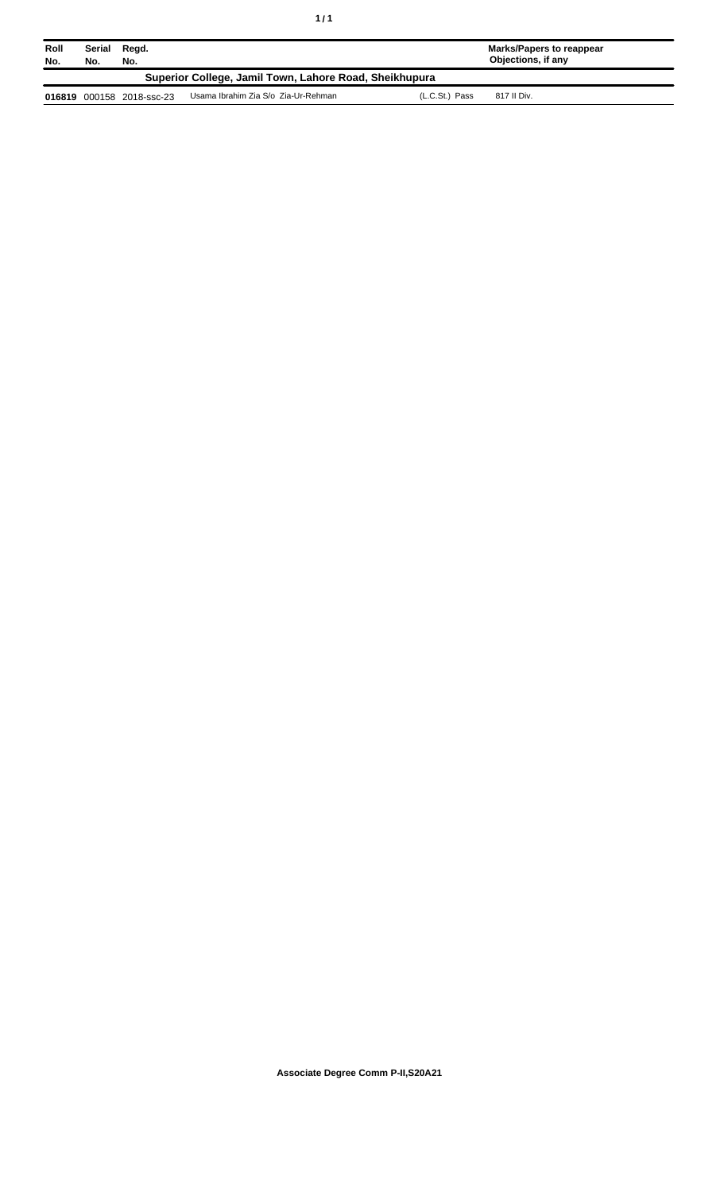| Roll No. | Serial No. | Regd. No. | | | Marks/Papers to reappear Objections, if any |
|---|---|---|---|---|---|
| **Superior College, Jamil Town, Lahore Road, Sheikhupura** | | | | | |
| **016819** | 000158 | 2018-ssc-23 | Usama Ibrahim Zia S/o Zia-Ur-Rehman | (L.C.St.) Pass | 817 II Div. |

**Associate Degree Comm P-II,S20A21**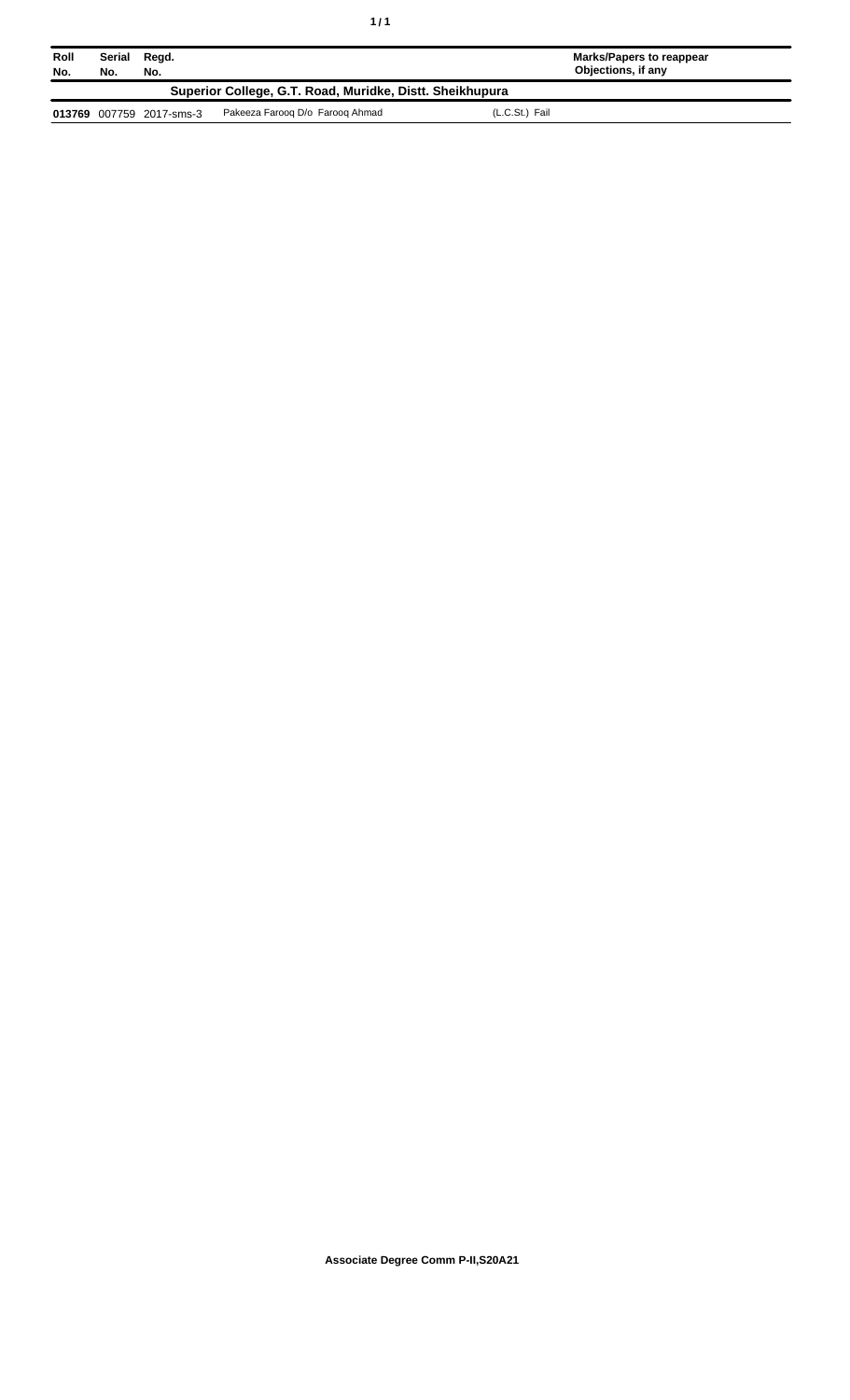| Roll No. | Serial No. | Regd. No. | | Marks/Papers to reappear Objections, if any |
|---|---|---|---|---|
| **Superior College, G.T. Road, Muridke, Distt. Sheikhupura** | | | | |
| **013769** | 007759 | 2017-sms-3 | Pakeeza Farooq D/o Farooq Ahmad | (L.C.St.) Fail |

**Associate Degree Comm P-II,S20A21**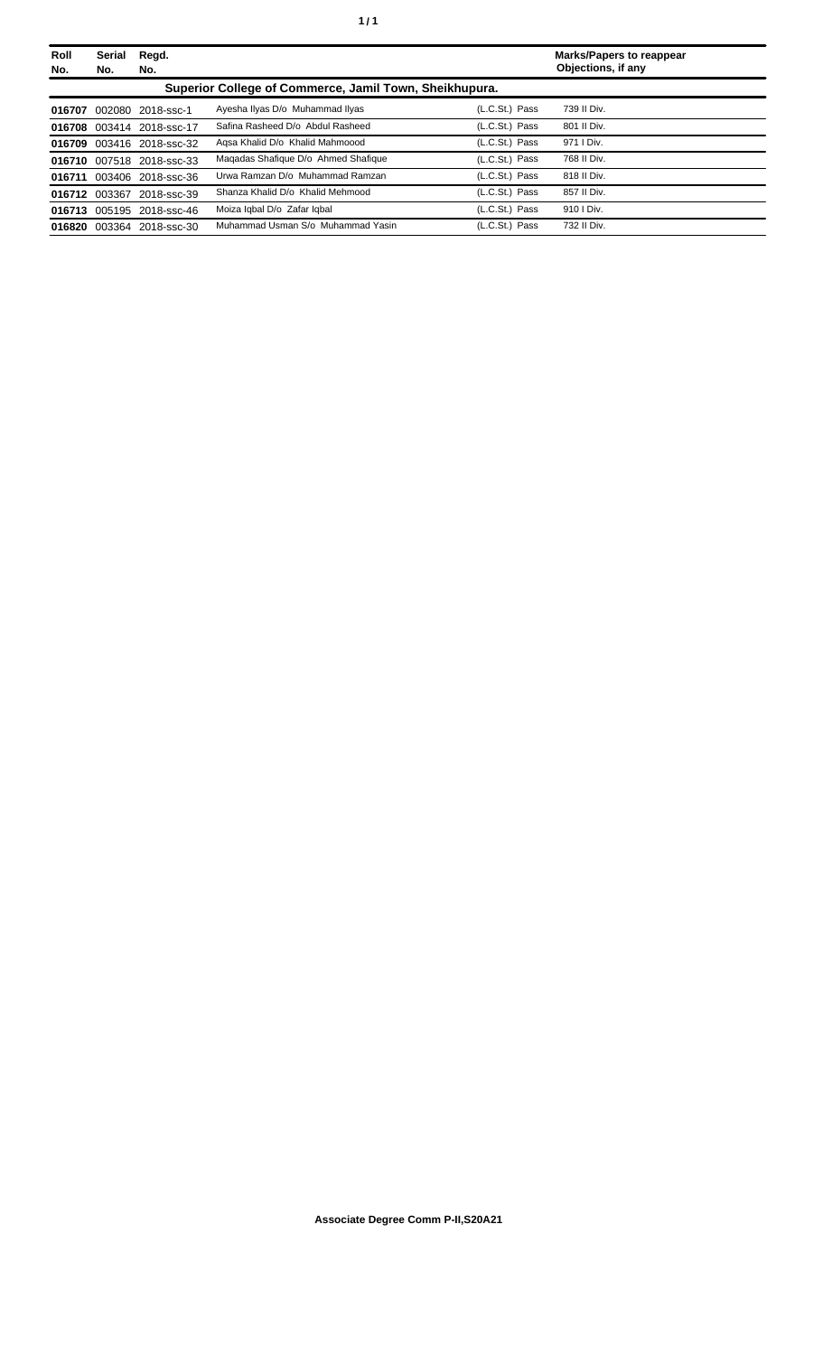| Roll No. | Serial No. | Regd. No. | | | Marks/Papers to reappear Objections, if any |
|---|---|---|---|---|---|
| **Superior College of Commerce, Jamil Town, Sheikhupura.** | | | | | |
| **016707** | 002080 | 2018-ssc-1 | Ayesha Ilyas D/o Muhammad Ilyas | (L.C.St.) Pass | 739 II Div. |
| **016708** | 003414 | 2018-ssc-17 | Safina Rasheed D/o Abdul Rasheed | (L.C.St.) Pass | 801 II Div. |
| **016709** | 003416 | 2018-ssc-32 | Aqsa Khalid D/o Khalid Mahmoood | (L.C.St.) Pass | 971 I Div. |
| **016710** | 007518 | 2018-ssc-33 | Maqadas Shafique D/o Ahmed Shafique | (L.C.St.) Pass | 768 II Div. |
| **016711** | 003406 | 2018-ssc-36 | Urwa Ramzan D/o Muhammad Ramzan | (L.C.St.) Pass | 818 II Div. |
| **016712** | 003367 | 2018-ssc-39 | Shanza Khalid D/o Khalid Mehmood | (L.C.St.) Pass | 857 II Div. |
| **016713** | 005195 | 2018-ssc-46 | Moiza Iqbal D/o Zafar Iqbal | (L.C.St.) Pass | 910 I Div. |
| **016820** | 003364 | 2018-ssc-30 | Muhammad Usman S/o Muhammad Yasin | (L.C.St.) Pass | 732 II Div. |

**Associate Degree Comm P-II,S20A21**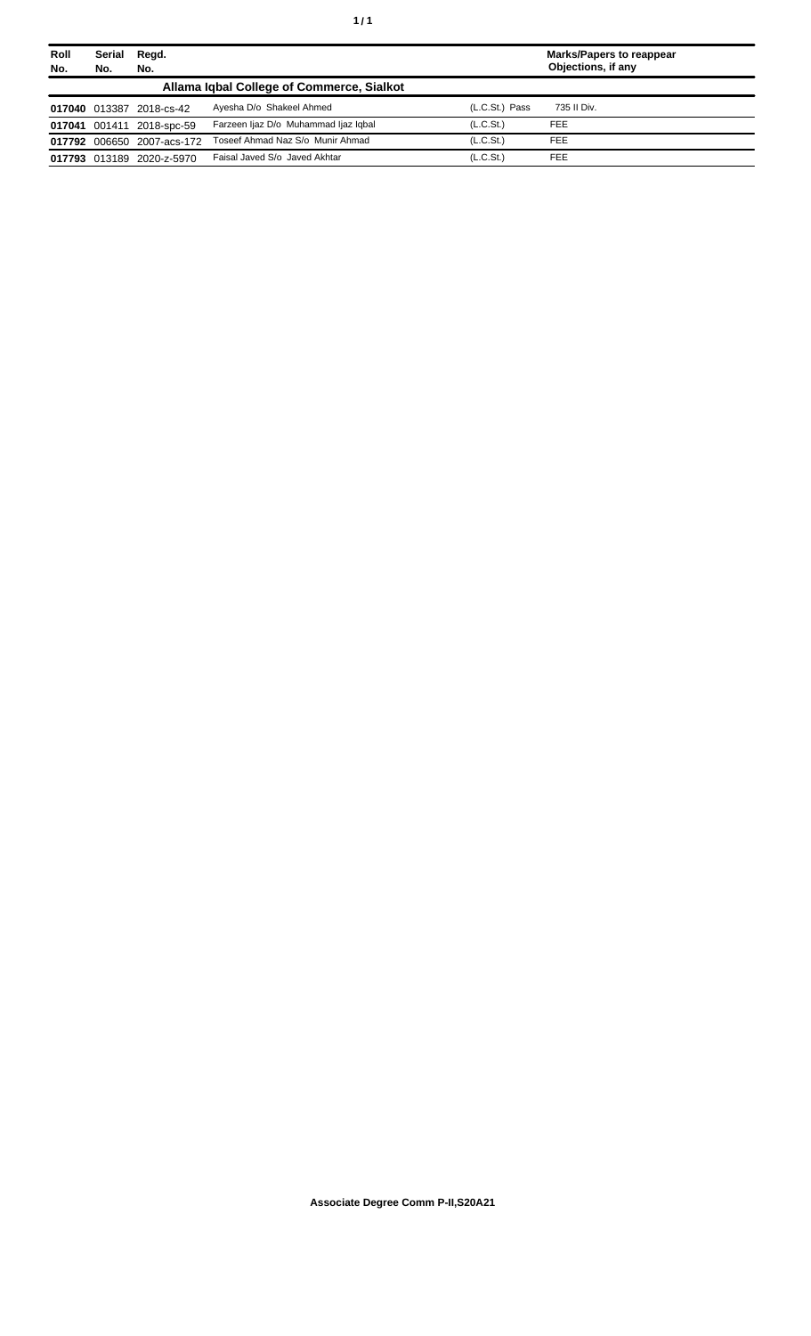| Roll No. | Serial No. | Regd. No. | | | Marks/Papers to reappear Objections, if any |
|---|---|---|---|---|---|
| **Allama Iqbal College of Commerce, Sialkot** | | | | | |
| **017040** | 013387 | 2018-cs-42 | Ayesha D/o Shakeel Ahmed | (L.C.St.) Pass | 735 II Div. |
| **017041** | 001411 | 2018-spc-59 | Farzeen Ijaz D/o Muhammad Ijaz Iqbal | (L.C.St.) | FEE |
| **017792** | 006650 | 2007-acs-172 | Toseef Ahmad Naz S/o Munir Ahmad | (L.C.St.) | FEE |
| **017793** | 013189 | 2020-z-5970 | Faisal Javed S/o Javed Akhtar | (L.C.St.) | FEE |

**Associate Degree Comm P-II,S20A21**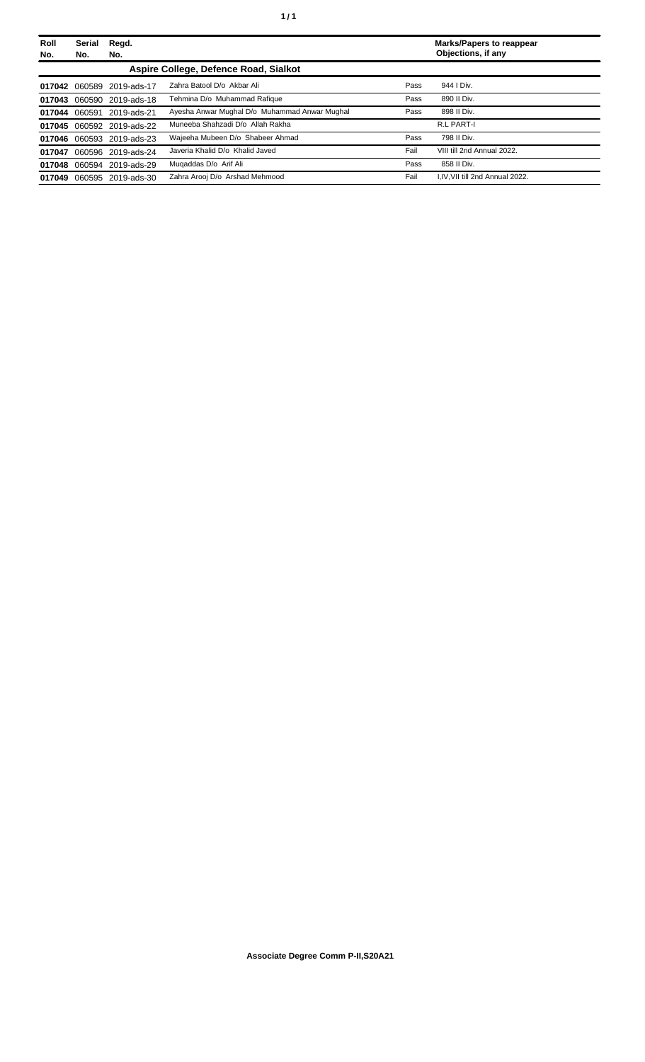| Roll No. | Serial No. | Regd. No. | | | Marks/Papers to reappear Objections, if any |
|---|---|---|---|---|---|
| **Aspire College, Defence Road, Sialkot** | | | | | |
| **017042** | 060589 | 2019-ads-17 | Zahra Batool D/o Akbar Ali | Pass | 944 I Div. |
| **017043** | 060590 | 2019-ads-18 | Tehmina D/o Muhammad Rafique | Pass | 890 II Div. |
| **017044** | 060591 | 2019-ads-21 | Ayesha Anwar Mughal D/o Muhammad Anwar Mughal | Pass | 898 II Div. |
| **017045** | 060592 | 2019-ads-22 | Muneeba Shahzadi D/o Allah Rakha | | R.L PART-I |
| **017046** | 060593 | 2019-ads-23 | Wajeeha Mubeen D/o Shabeer Ahmad | Pass | 798 II Div. |
| **017047** | 060596 | 2019-ads-24 | Javeria Khalid D/o Khalid Javed | Fail | VIII till 2nd Annual 2022. |
| **017048** | 060594 | 2019-ads-29 | Muqaddas D/o Arif Ali | Pass | 858 II Div. |
| **017049** | 060595 | 2019-ads-30 | Zahra Arooj D/o Arshad Mehmood | Fail | I,IV,VII till 2nd Annual 2022. |

**Associate Degree Comm P-II,S20A21**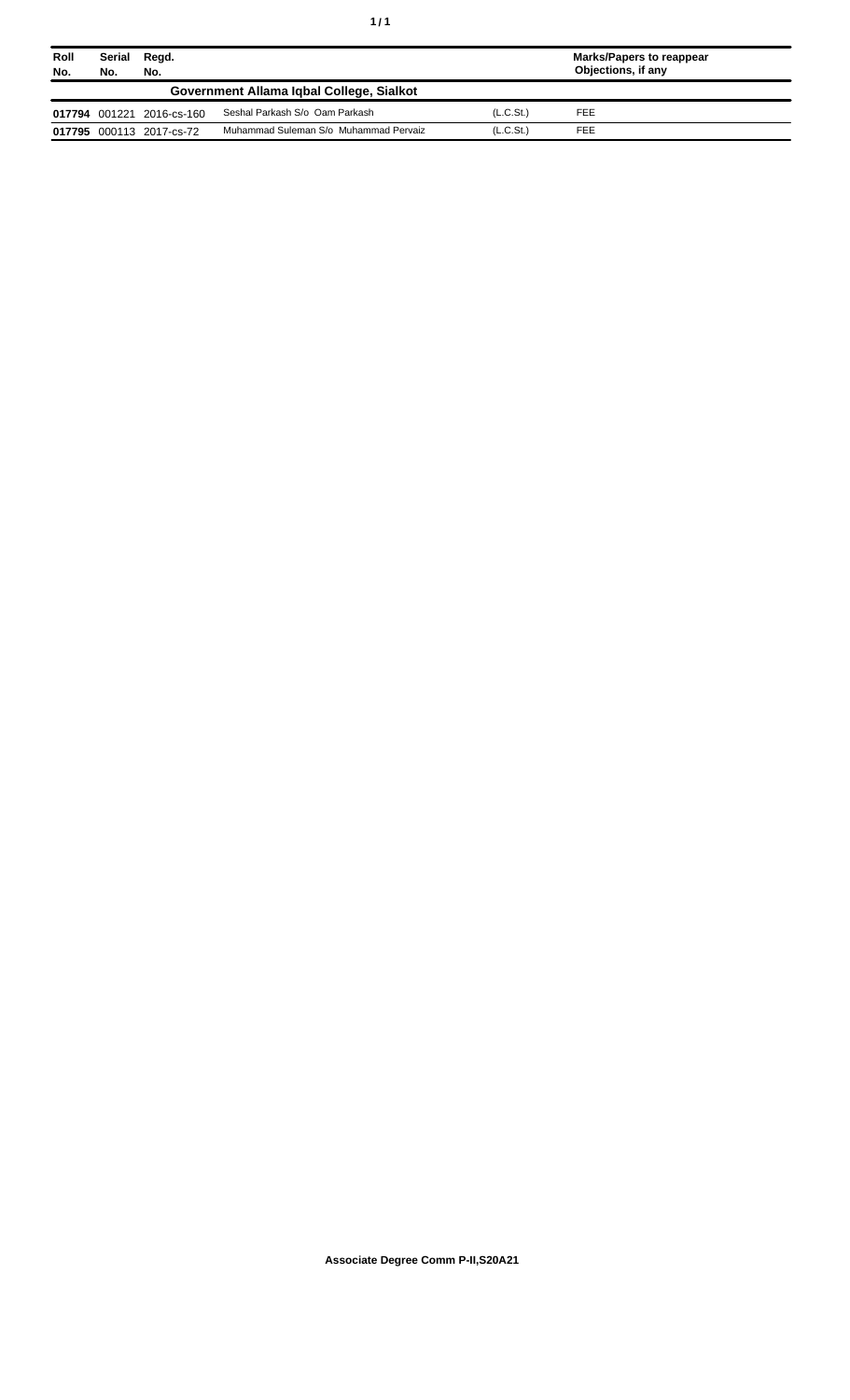| Roll No. | Serial No. | Regd. No. | | | Marks/Papers to reappear Objections, if any |
|---|---|---|---|---|---|
| **Government Allama Iqbal College, Sialkot** | | | | | |
| **017794** | 001221 | 2016-cs-160 | Seshal Parkash S/o Oam Parkash | (L.C.St.) | FEE |
| **017795** | 000113 | 2017-cs-72 | Muhammad Suleman S/o Muhammad Pervaiz | (L.C.St.) | FEE |

**Associate Degree Comm P-II,S20A21**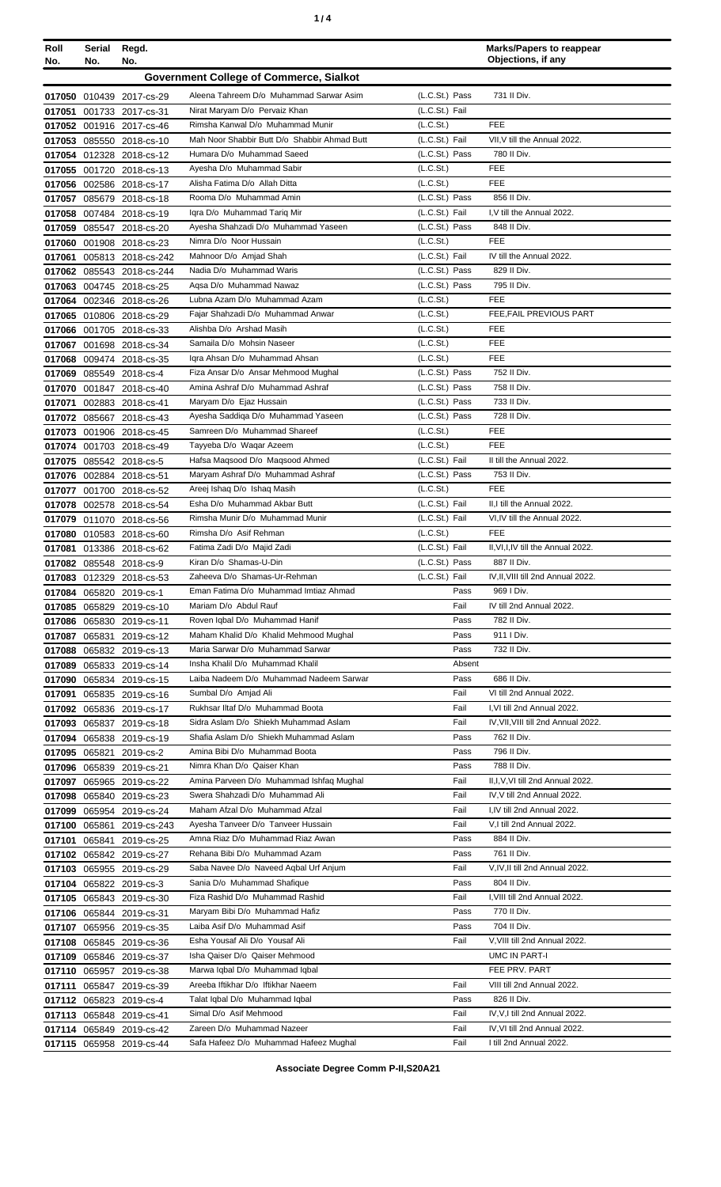| Roll No. | Serial No. | Regd. No. | | | Marks/Papers to reappear Objections, if any |
|---|---|---|---|---|---|
| **Government College of Commerce, Sialkot** | | | | | |
| 017050 | 010439 | 2017-cs-29 | Aleena Tahreem D/o Muhammad Sarwar Asim | (L.C.St.) Pass | 731 II Div. |
| 017051 | 001733 | 2017-cs-31 | Nirat Maryam D/o Pervaiz Khan | (L.C.St.) Fail | |
| 017052 | 001916 | 2017-cs-46 | Rimsha Kanwal D/o Muhammad Munir | (L.C.St.) | FEE |
| 017053 | 085550 | 2018-cs-10 | Mah Noor Shabbir Butt D/o Shabbir Ahmad Butt | (L.C.St.) Fail | VII,V till the Annual 2022. |
| 017054 | 012328 | 2018-cs-12 | Humara D/o Muhammad Saeed | (L.C.St.) Pass | 780 II Div. |
| 017055 | 001720 | 2018-cs-13 | Ayesha D/o Muhammad Sabir | (L.C.St.) | FEE |
| 017056 | 002586 | 2018-cs-17 | Alisha Fatima D/o Allah Ditta | (L.C.St.) | FEE |
| 017057 | 085679 | 2018-cs-18 | Rooma D/o Muhammad Amin | (L.C.St.) Pass | 856 II Div. |
| 017058 | 007484 | 2018-cs-19 | Iqra D/o Muhammad Tariq Mir | (L.C.St.) Fail | I,V till the Annual 2022. |
| 017059 | 085547 | 2018-cs-20 | Ayesha Shahzadi D/o Muhammad Yaseen | (L.C.St.) Pass | 848 II Div. |
| 017060 | 001908 | 2018-cs-23 | Nimra D/o Noor Hussain | (L.C.St.) | FEE |
| 017061 | 005813 | 2018-cs-242 | Mahnoor D/o Amjad Shah | (L.C.St.) Fail | IV till the Annual 2022. |
| 017062 | 085543 | 2018-cs-244 | Nadia D/o Muhammad Waris | (L.C.St.) Pass | 829 II Div. |
| 017063 | 004745 | 2018-cs-25 | Aqsa D/o Muhammad Nawaz | (L.C.St.) Pass | 795 II Div. |
| 017064 | 002346 | 2018-cs-26 | Lubna Azam D/o Muhammad Azam | (L.C.St.) | FEE |
| 017065 | 010806 | 2018-cs-29 | Fajar Shahzadi D/o Muhammad Anwar | (L.C.St.) | FEE,FAIL PREVIOUS PART |
| 017066 | 001705 | 2018-cs-33 | Alishba D/o Arshad Masih | (L.C.St.) | FEE |
| 017067 | 001698 | 2018-cs-34 | Samaila D/o Mohsin Naseer | (L.C.St.) | FEE |
| 017068 | 009474 | 2018-cs-35 | Iqra Ahsan D/o Muhammad Ahsan | (L.C.St.) | FEE |
| 017069 | 085549 | 2018-cs-4 | Fiza Ansar D/o Ansar Mehmood Mughal | (L.C.St.) Pass | 752 II Div. |
| 017070 | 001847 | 2018-cs-40 | Amina Ashraf D/o Muhammad Ashraf | (L.C.St.) Pass | 758 II Div. |
| 017071 | 002883 | 2018-cs-41 | Maryam D/o Ejaz Hussain | (L.C.St.) Pass | 733 II Div. |
| 017072 | 085667 | 2018-cs-43 | Ayesha Saddiqa D/o Muhammad Yaseen | (L.C.St.) Pass | 728 II Div. |
| 017073 | 001906 | 2018-cs-45 | Samreen D/o Muhammad Shareef | (L.C.St.) | FEE |
| 017074 | 001703 | 2018-cs-49 | Tayyeba D/o Waqar Azeem | (L.C.St.) | FEE |
| 017075 | 085542 | 2018-cs-5 | Hafsa Maqsood D/o Maqsood Ahmed | (L.C.St.) Fail | II till the Annual 2022. |
| 017076 | 002884 | 2018-cs-51 | Maryam Ashraf D/o Muhammad Ashraf | (L.C.St.) Pass | 753 II Div. |
| 017077 | 001700 | 2018-cs-52 | Areej Ishaq D/o Ishaq Masih | (L.C.St.) | FEE |
| 017078 | 002578 | 2018-cs-54 | Esha D/o Muhammad Akbar Butt | (L.C.St.) Fail | II,I till the Annual 2022. |
| 017079 | 011070 | 2018-cs-56 | Rimsha Munir D/o Muhammad Munir | (L.C.St.) Fail | VI,IV till the Annual 2022. |
| 017080 | 010583 | 2018-cs-60 | Rimsha D/o Asif Rehman | (L.C.St.) | FEE |
| 017081 | 013386 | 2018-cs-62 | Fatima Zadi D/o Majid Zadi | (L.C.St.) Fail | II,VI,I,IV till the Annual 2022. |
| 017082 | 085548 | 2018-cs-9 | Kiran D/o Shamas-U-Din | (L.C.St.) Pass | 887 II Div. |
| 017083 | 012329 | 2018-cs-53 | Zaheeva D/o Shamas-Ur-Rehman | (L.C.St.) Fail | IV,II,VIII till 2nd Annual 2022. |
| 017084 | 065820 | 2019-cs-1 | Eman Fatima D/o Muhammad Imtiaz Ahmad | Pass | 969 I Div. |
| 017085 | 065829 | 2019-cs-10 | Mariam D/o Abdul Rauf | Fail | IV till 2nd Annual 2022. |
| 017086 | 065830 | 2019-cs-11 | Roven Iqbal D/o Muhammad Hanif | Pass | 782 II Div. |
| 017087 | 065831 | 2019-cs-12 | Maham Khalid D/o Khalid Mehmood Mughal | Pass | 911 I Div. |
| 017088 | 065832 | 2019-cs-13 | Maria Sarwar D/o Muhammad Sarwar | Pass | 732 II Div. |
| 017089 | 065833 | 2019-cs-14 | Insha Khalil D/o Muhammad Khalil | Absent | |
| 017090 | 065834 | 2019-cs-15 | Laiba Nadeem D/o Muhammad Nadeem Sarwar | Pass | 686 II Div. |
| 017091 | 065835 | 2019-cs-16 | Sumbal D/o Amjad Ali | Fail | VI till 2nd Annual 2022. |
| 017092 | 065836 | 2019-cs-17 | Rukhsar Iltaf D/o Muhammad Boota | Fail | I,VI till 2nd Annual 2022. |
| 017093 | 065837 | 2019-cs-18 | Sidra Aslam D/o Shiekh Muhammad Aslam | Fail | IV,VII,VIII till 2nd Annual 2022. |
| 017094 | 065838 | 2019-cs-19 | Shafia Aslam D/o Shiekh Muhammad Aslam | Pass | 762 II Div. |
| 017095 | 065821 | 2019-cs-2 | Amina Bibi D/o Muhammad Boota | Pass | 796 II Div. |
| 017096 | 065839 | 2019-cs-21 | Nimra Khan D/o Qaiser Khan | Pass | 788 II Div. |
| 017097 | 065965 | 2019-cs-22 | Amina Parveen D/o Muhammad Ishfaq Mughal | Fail | II,I,V,VI till 2nd Annual 2022. |
| 017098 | 065840 | 2019-cs-23 | Swera Shahzadi D/o Muhammad Ali | Fail | IV,V till 2nd Annual 2022. |
| 017099 | 065954 | 2019-cs-24 | Maham Afzal D/o Muhammad Afzal | Fail | I,IV till 2nd Annual 2022. |
| 017100 | 065861 | 2019-cs-243 | Ayesha Tanveer D/o Tanveer Hussain | Fail | V,I till 2nd Annual 2022. |
| 017101 | 065841 | 2019-cs-25 | Amna Riaz D/o Muhammad Riaz Awan | Pass | 884 II Div. |
| 017102 | 065842 | 2019-cs-27 | Rehana Bibi D/o Muhammad Azam | Pass | 761 II Div. |
| 017103 | 065955 | 2019-cs-29 | Saba Navee D/o Naveed Aqbal Urf Anjum | Fail | V,IV,II till 2nd Annual 2022. |
| 017104 | 065822 | 2019-cs-3 | Sania D/o Muhammad Shafique | Pass | 804 II Div. |
| 017105 | 065843 | 2019-cs-30 | Fiza Rashid D/o Muhammad Rashid | Fail | I,VIII till 2nd Annual 2022. |
| 017106 | 065844 | 2019-cs-31 | Maryam Bibi D/o Muhammad Hafiz | Pass | 770 II Div. |
| 017107 | 065956 | 2019-cs-35 | Laiba Asif D/o Muhammad Asif | Pass | 704 II Div. |
| 017108 | 065845 | 2019-cs-36 | Esha Yousaf Ali D/o Yousaf Ali | Fail | V,VIII till 2nd Annual 2022. |
| 017109 | 065846 | 2019-cs-37 | Isha Qaiser D/o Qaiser Mehmood | | UMC IN PART-I |
| 017110 | 065957 | 2019-cs-38 | Marwa Iqbal D/o Muhammad Iqbal | | FEE PRV. PART |
| 017111 | 065847 | 2019-cs-39 | Areeba Iftikhar D/o Iftikhar Naeem | Fail | VIII till 2nd Annual 2022. |
| 017112 | 065823 | 2019-cs-4 | Talat Iqbal D/o Muhammad Iqbal | Pass | 826 II Div. |
| 017113 | 065848 | 2019-cs-41 | Simal D/o Asif Mehmood | Fail | IV,V,I till 2nd Annual 2022. |
| 017114 | 065849 | 2019-cs-42 | Zareen D/o Muhammad Nazeer | Fail | IV,VI till 2nd Annual 2022. |
| 017115 | 065958 | 2019-cs-44 | Safa Hafeez D/o Muhammad Hafeez Mughal | Fail | I till 2nd Annual 2022. |

**Associate Degree Comm P-II,S20A21**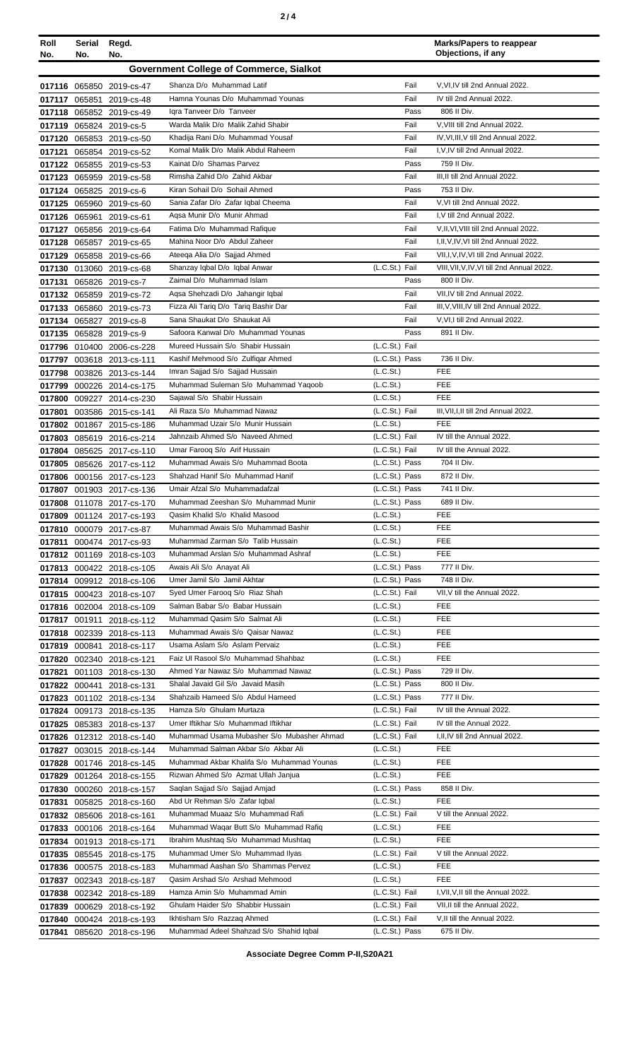| Roll No. | Serial No. | Regd. No. | | | Marks/Papers to reappear Objections, if any |
|---|---|---|---|---|---|
| | | | **Government College of Commerce, Sialkot** | | |
| 017116 | 065850 | 2019-cs-47 | Shanza D/o Muhammad Latif | Fail | V,VI,IV till 2nd Annual 2022. |
| 017117 | 065851 | 2019-cs-48 | Hamna Younas D/o Muhammad Younas | Fail | IV till 2nd Annual 2022. |
| 017118 | 065852 | 2019-cs-49 | Iqra Tanveer D/o Tanveer | Pass | 806 II Div. |
| 017119 | 065824 | 2019-cs-5 | Warda Malik D/o Malik Zahid Shabir | Fail | V,VIII till 2nd Annual 2022. |
| 017120 | 065853 | 2019-cs-50 | Khadija Rani D/o Muhammad Yousaf | Fail | IV,VI,III,V till 2nd Annual 2022. |
| 017121 | 065854 | 2019-cs-52 | Komal Malik D/o Malik Abdul Raheem | Fail | I,V,IV till 2nd Annual 2022. |
| 017122 | 065855 | 2019-cs-53 | Kainat D/o Shamas Parvez | Pass | 759 II Div. |
| 017123 | 065959 | 2019-cs-58 | Rimsha Zahid D/o Zahid Akbar | Fail | III,II till 2nd Annual 2022. |
| 017124 | 065825 | 2019-cs-6 | Kiran Sohail D/o Sohail Ahmed | Pass | 753 II Div. |
| 017125 | 065960 | 2019-cs-60 | Sania Zafar D/o Zafar Iqbal Cheema | Fail | V,VI till 2nd Annual 2022. |
| 017126 | 065961 | 2019-cs-61 | Aqsa Munir D/o Munir Ahmad | Fail | I,V till 2nd Annual 2022. |
| 017127 | 065856 | 2019-cs-64 | Fatima D/o Muhammad Rafique | Fail | V,II,VI,VIII till 2nd Annual 2022. |
| 017128 | 065857 | 2019-cs-65 | Mahina Noor D/o Abdul Zaheer | Fail | I,II,V,IV,VI till 2nd Annual 2022. |
| 017129 | 065858 | 2019-cs-66 | Ateeqa Alia D/o Sajjad Ahmed | Fail | VII,I,V,IV,VI till 2nd Annual 2022. |
| 017130 | 013060 | 2019-cs-68 | Shanzay Iqbal D/o Iqbal Anwar | (L.C.St.) Fail | VIII,VII,V,IV,VI till 2nd Annual 2022. |
| 017131 | 065826 | 2019-cs-7 | Zaimal D/o Muhammad Islam | Pass | 800 II Div. |
| 017132 | 065859 | 2019-cs-72 | Aqsa Shehzadi D/o Jahangir Iqbal | Fail | VII,IV till 2nd Annual 2022. |
| 017133 | 065860 | 2019-cs-73 | Fizza Ali Tariq D/o Tariq Bashir Dar | Fail | III,V,VIII,IV till 2nd Annual 2022. |
| 017134 | 065827 | 2019-cs-8 | Sana Shaukat D/o Shaukat Ali | Fail | V,VI,I till 2nd Annual 2022. |
| 017135 | 065828 | 2019-cs-9 | Safoora Kanwal D/o Muhammad Younas | Pass | 891 II Div. |
| 017796 | 010400 | 2006-cs-228 | Mureed Hussain S/o Shabir Hussain | (L.C.St.) Fail | |
| 017797 | 003618 | 2013-cs-111 | Kashif Mehmood S/o Zulfiqar Ahmed | (L.C.St.) Pass | 736 II Div. |
| 017798 | 003826 | 2013-cs-144 | Imran Sajjad S/o Sajjad Hussain | (L.C.St.) | FEE |
| 017799 | 000226 | 2014-cs-175 | Muhammad Suleman S/o Muhammad Yaqoob | (L.C.St.) | FEE |
| 017800 | 009227 | 2014-cs-230 | Sajawal S/o Shabir Hussain | (L.C.St.) | FEE |
| 017801 | 003586 | 2015-cs-141 | Ali Raza S/o Muhammad Nawaz | (L.C.St.) Fail | III,VII,I,II till 2nd Annual 2022. |
| 017802 | 001867 | 2015-cs-186 | Muhammad Uzair S/o Munir Hussain | (L.C.St.) | FEE |
| 017803 | 085619 | 2016-cs-214 | Jahnzaib Ahmed S/o Naveed Ahmed | (L.C.St.) Fail | IV till the Annual 2022. |
| 017804 | 085625 | 2017-cs-110 | Umar Farooq S/o Arif Hussain | (L.C.St.) Fail | IV till the Annual 2022. |
| 017805 | 085626 | 2017-cs-112 | Muhammad Awais S/o Muhammad Boota | (L.C.St.) Pass | 704 II Div. |
| 017806 | 000156 | 2017-cs-123 | Shahzad Hanif S/o Muhammad Hanif | (L.C.St.) Pass | 872 II Div. |
| 017807 | 001903 | 2017-cs-136 | Umair Afzal S/o Muhammadafzal | (L.C.St.) Pass | 741 II Div. |
| 017808 | 011078 | 2017-cs-170 | Muhammad Zeeshan S/o Muhammad Munir | (L.C.St.) Pass | 689 II Div. |
| 017809 | 001124 | 2017-cs-193 | Qasim Khalid S/o Khalid Masood | (L.C.St.) | FEE |
| 017810 | 000079 | 2017-cs-87 | Muhammad Awais S/o Muhammad Bashir | (L.C.St.) | FEE |
| 017811 | 000474 | 2017-cs-93 | Muhammad Zarman S/o Talib Hussain | (L.C.St.) | FEE |
| 017812 | 001169 | 2018-cs-103 | Muhammad Arslan S/o Muhammad Ashraf | (L.C.St.) | FEE |
| 017813 | 000422 | 2018-cs-105 | Awais Ali S/o Anayat Ali | (L.C.St.) Pass | 777 II Div. |
| 017814 | 009912 | 2018-cs-106 | Umer Jamil S/o Jamil Akhtar | (L.C.St.) Pass | 748 II Div. |
| 017815 | 000423 | 2018-cs-107 | Syed Umer Farooq S/o Riaz Shah | (L.C.St.) Fail | VII,V till the Annual 2022. |
| 017816 | 002004 | 2018-cs-109 | Salman Babar S/o Babar Hussain | (L.C.St.) | FEE |
| 017817 | 001911 | 2018-cs-112 | Muhammad Qasim S/o Salmat Ali | (L.C.St.) | FEE |
| 017818 | 002339 | 2018-cs-113 | Muhammad Awais S/o Qaisar Nawaz | (L.C.St.) | FEE |
| 017819 | 000841 | 2018-cs-117 | Usama Aslam S/o Aslam Pervaiz | (L.C.St.) | FEE |
| 017820 | 002340 | 2018-cs-121 | Faiz Ul Rasool S/o Muhammad Shahbaz | (L.C.St.) | FEE |
| 017821 | 001103 | 2018-cs-130 | Ahmed Yar Nawaz S/o Muhammad Nawaz | (L.C.St.) Pass | 729 II Div. |
| 017822 | 000441 | 2018-cs-131 | Shalal Javaid Gil S/o Javaid Masih | (L.C.St.) Pass | 800 II Div. |
| 017823 | 001102 | 2018-cs-134 | Shahzaib Hameed S/o Abdul Hameed | (L.C.St.) Pass | 777 II Div. |
| 017824 | 009173 | 2018-cs-135 | Hamza S/o Ghulam Murtaza | (L.C.St.) Fail | IV till the Annual 2022. |
| 017825 | 085383 | 2018-cs-137 | Umer Iftikhar S/o Muhammad Iftikhar | (L.C.St.) Fail | IV till the Annual 2022. |
| 017826 | 012312 | 2018-cs-140 | Muhammad Usama Mubasher S/o Mubasher Ahmad | (L.C.St.) Fail | I,II,IV till 2nd Annual 2022. |
| 017827 | 003015 | 2018-cs-144 | Muhammad Salman Akbar S/o Akbar Ali | (L.C.St.) | FEE |
| 017828 | 001746 | 2018-cs-145 | Muhammad Akbar Khalifa S/o Muhammad Younas | (L.C.St.) | FEE |
| 017829 | 001264 | 2018-cs-155 | Rizwan Ahmed S/o Azmat Ullah Janjua | (L.C.St.) | FEE |
| 017830 | 000260 | 2018-cs-157 | Saqlan Sajjad S/o Sajjad Amjad | (L.C.St.) Pass | 858 II Div. |
| 017831 | 005825 | 2018-cs-160 | Abd Ur Rehman S/o Zafar Iqbal | (L.C.St.) | FEE |
| 017832 | 085606 | 2018-cs-161 | Muhammad Muaaz S/o Muhammad Rafi | (L.C.St.) Fail | V till the Annual 2022. |
| 017833 | 000106 | 2018-cs-164 | Muhammad Waqar Butt S/o Muhammad Rafiq | (L.C.St.) | FEE |
| 017834 | 001913 | 2018-cs-171 | Ibrahim Mushtaq S/o Muhammad Mushtaq | (L.C.St.) | FEE |
| 017835 | 085545 | 2018-cs-175 | Muhammad Umer S/o Muhammad Ilyas | (L.C.St.) Fail | V till the Annual 2022. |
| 017836 | 000575 | 2018-cs-183 | Muhammad Aashan S/o Shammas Pervez | (L.C.St.) | FEE |
| 017837 | 002343 | 2018-cs-187 | Qasim Arshad S/o Arshad Mehmood | (L.C.St.) | FEE |
| 017838 | 002342 | 2018-cs-189 | Hamza Amin S/o Muhammad Amin | (L.C.St.) Fail | I,VII,V,II till the Annual 2022. |
| 017839 | 000629 | 2018-cs-192 | Ghulam Haider S/o Shabbir Hussain | (L.C.St.) Fail | VII,II till the Annual 2022. |
| 017840 | 000424 | 2018-cs-193 | Ikhtisham S/o Razzaq Ahmed | (L.C.St.) Fail | V,II till the Annual 2022. |
| 017841 | 085620 | 2018-cs-196 | Muhammad Adeel Shahzad S/o Shahid Iqbal | (L.C.St.) Pass | 675 II Div. |

**Associate Degree Comm P-II,S20A21**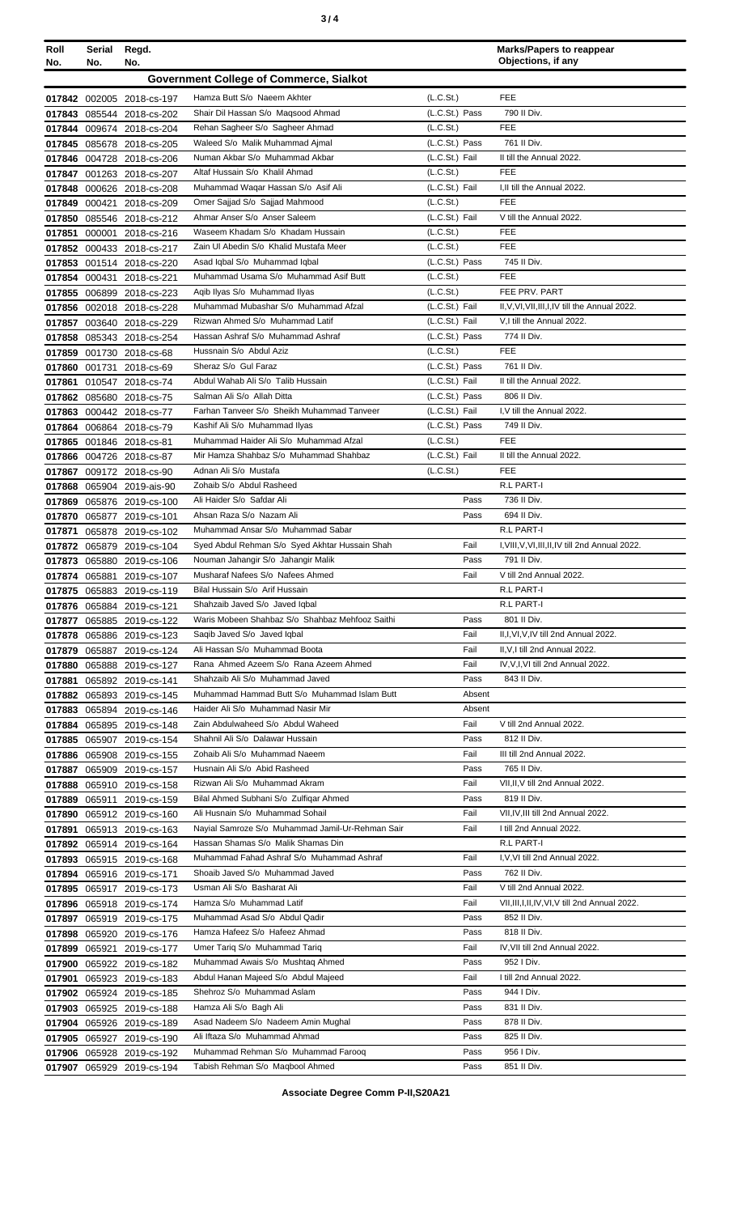| Roll No. | Serial No. | Regd. No. | | | Marks/Papers to reappear Objections, if any |
|---|---|---|---|---|---|
| **Government College of Commerce, Sialkot** | | | | | |
| 017842 | 002005 | 2018-cs-197 | Hamza Butt S/o Naeem Akhter | (L.C.St.) | FEE |
| 017843 | 085544 | 2018-cs-202 | Shair Dil Hassan S/o Maqsood Ahmad | (L.C.St.) Pass | 790 II Div. |
| 017844 | 009674 | 2018-cs-204 | Rehan Sagheer S/o Sagheer Ahmad | (L.C.St.) | FEE |
| 017845 | 085678 | 2018-cs-205 | Waleed S/o Malik Muhammad Ajmal | (L.C.St.) Pass | 761 II Div. |
| 017846 | 004728 | 2018-cs-206 | Numan Akbar S/o Muhammad Akbar | (L.C.St.) Fail | II till the Annual 2022. |
| 017847 | 001263 | 2018-cs-207 | Altaf Hussain S/o Khalil Ahmad | (L.C.St.) | FEE |
| 017848 | 000626 | 2018-cs-208 | Muhammad Waqar Hassan S/o Asif Ali | (L.C.St.) Fail | I,II till the Annual 2022. |
| 017849 | 000421 | 2018-cs-209 | Omer Sajjad S/o Sajjad Mahmood | (L.C.St.) | FEE |
| 017850 | 085546 | 2018-cs-212 | Ahmar Anser S/o Anser Saleem | (L.C.St.) Fail | V till the Annual 2022. |
| 017851 | 000001 | 2018-cs-216 | Waseem Khadam S/o Khadam Hussain | (L.C.St.) | FEE |
| 017852 | 000433 | 2018-cs-217 | Zain Ul Abedin S/o Khalid Mustafa Meer | (L.C.St.) | FEE |
| 017853 | 001514 | 2018-cs-220 | Asad Iqbal S/o Muhammad Iqbal | (L.C.St.) Pass | 745 II Div. |
| 017854 | 000431 | 2018-cs-221 | Muhammad Usama S/o Muhammad Asif Butt | (L.C.St.) | FEE |
| 017855 | 006899 | 2018-cs-223 | Aqib Ilyas S/o Muhammad Ilyas | (L.C.St.) | FEE PRV. PART |
| 017856 | 002018 | 2018-cs-228 | Muhammad Mubashar S/o Muhammad Afzal | (L.C.St.) Fail | II,V,VI,VII,III,I,IV till the Annual 2022. |
| 017857 | 003640 | 2018-cs-229 | Rizwan Ahmed S/o Muhammad Latif | (L.C.St.) Fail | V,I till the Annual 2022. |
| 017858 | 085343 | 2018-cs-254 | Hassan Ashraf S/o Muhammad Ashraf | (L.C.St.) Pass | 774 II Div. |
| 017859 | 001730 | 2018-cs-68 | Hussnain S/o Abdul Aziz | (L.C.St.) | FEE |
| 017860 | 001731 | 2018-cs-69 | Sheraz S/o Gul Faraz | (L.C.St.) Pass | 761 II Div. |
| 017861 | 010547 | 2018-cs-74 | Abdul Wahab Ali S/o Talib Hussain | (L.C.St.) Fail | II till the Annual 2022. |
| 017862 | 085680 | 2018-cs-75 | Salman Ali S/o Allah Ditta | (L.C.St.) Pass | 806 II Div. |
| 017863 | 000442 | 2018-cs-77 | Farhan Tanveer S/o Sheikh Muhammad Tanveer | (L.C.St.) Fail | I,V till the Annual 2022. |
| 017864 | 006864 | 2018-cs-79 | Kashif Ali S/o Muhammad Ilyas | (L.C.St.) Pass | 749 II Div. |
| 017865 | 001846 | 2018-cs-81 | Muhammad Haider Ali S/o Muhammad Afzal | (L.C.St.) | FEE |
| 017866 | 004726 | 2018-cs-87 | Mir Hamza Shahbaz S/o Muhammad Shahbaz | (L.C.St.) Fail | II till the Annual 2022. |
| 017867 | 009172 | 2018-cs-90 | Adnan Ali S/o Mustafa | (L.C.St.) | FEE |
| 017868 | 065904 | 2019-ais-90 | Zohaib S/o Abdul Rasheed | | R.L PART-I |
| 017869 | 065876 | 2019-cs-100 | Ali Haider S/o Safdar Ali | Pass | 736 II Div. |
| 017870 | 065877 | 2019-cs-101 | Ahsan Raza S/o Nazam Ali | Pass | 694 II Div. |
| 017871 | 065878 | 2019-cs-102 | Muhammad Ansar S/o Muhammad Sabar | | R.L PART-I |
| 017872 | 065879 | 2019-cs-104 | Syed Abdul Rehman S/o Syed Akhtar Hussain Shah | Fail | I,VIII,V,VI,III,II,IV till 2nd Annual 2022. |
| 017873 | 065880 | 2019-cs-106 | Nouman Jahangir S/o Jahangir Malik | Pass | 791 II Div. |
| 017874 | 065881 | 2019-cs-107 | Musharaf Nafees S/o Nafees Ahmed | Fail | V till 2nd Annual 2022. |
| 017875 | 065883 | 2019-cs-119 | Bilal Hussain S/o Arif Hussain | | R.L PART-I |
| 017876 | 065884 | 2019-cs-121 | Shahzaib Javed S/o Javed Iqbal | | R.L PART-I |
| 017877 | 065885 | 2019-cs-122 | Waris Mobeen Shahbaz S/o Shahbaz Mehfooz Saithi | Pass | 801 II Div. |
| 017878 | 065886 | 2019-cs-123 | Saqib Javed S/o Javed Iqbal | Fail | II,I,VI,V,IV till 2nd Annual 2022. |
| 017879 | 065887 | 2019-cs-124 | Ali Hassan S/o Muhammad Boota | Fail | II,V,I till 2nd Annual 2022. |
| 017880 | 065888 | 2019-cs-127 | Rana Ahmed Azeem S/o Rana Azeem Ahmed | Fail | IV,V,I,VI till 2nd Annual 2022. |
| 017881 | 065892 | 2019-cs-141 | Shahzaib Ali S/o Muhammad Javed | Pass | 843 II Div. |
| 017882 | 065893 | 2019-cs-145 | Muhammad Hammad Butt S/o Muhammad Islam Butt | Absent | |
| 017883 | 065894 | 2019-cs-146 | Haider Ali S/o Muhammad Nasir Mir | Absent | |
| 017884 | 065895 | 2019-cs-148 | Zain Abdulwaheed S/o Abdul Waheed | Fail | V till 2nd Annual 2022. |
| 017885 | 065907 | 2019-cs-154 | Shahnil Ali S/o Dalawar Hussain | Pass | 812 II Div. |
| 017886 | 065908 | 2019-cs-155 | Zohaib Ali S/o Muhammad Naeem | Fail | III till 2nd Annual 2022. |
| 017887 | 065909 | 2019-cs-157 | Husnain Ali S/o Abid Rasheed | Pass | 765 II Div. |
| 017888 | 065910 | 2019-cs-158 | Rizwan Ali S/o Muhammad Akram | Fail | VII,II,V till 2nd Annual 2022. |
| 017889 | 065911 | 2019-cs-159 | Bilal Ahmed Subhani S/o Zulfiqar Ahmed | Pass | 819 II Div. |
| 017890 | 065912 | 2019-cs-160 | Ali Husnain S/o Muhammad Sohail | Fail | VII,IV,III till 2nd Annual 2022. |
| 017891 | 065913 | 2019-cs-163 | Nayial Samroze S/o Muhammad Jamil-Ur-Rehman Sair | Fail | I till 2nd Annual 2022. |
| 017892 | 065914 | 2019-cs-164 | Hassan Shamas S/o Malik Shamas Din | | R.L PART-I |
| 017893 | 065915 | 2019-cs-168 | Muhammad Fahad Ashraf S/o Muhammad Ashraf | Fail | I,V,VI till 2nd Annual 2022. |
| 017894 | 065916 | 2019-cs-171 | Shoaib Javed S/o Muhammad Javed | Pass | 762 II Div. |
| 017895 | 065917 | 2019-cs-173 | Usman Ali S/o Basharat Ali | Fail | V till 2nd Annual 2022. |
| 017896 | 065918 | 2019-cs-174 | Hamza S/o Muhammad Latif | Fail | VII,III,I,II,IV,VI,V till 2nd Annual 2022. |
| 017897 | 065919 | 2019-cs-175 | Muhammad Asad S/o Abdul Qadir | Pass | 852 II Div. |
| 017898 | 065920 | 2019-cs-176 | Hamza Hafeez S/o Hafeez Ahmad | Pass | 818 II Div. |
| 017899 | 065921 | 2019-cs-177 | Umer Tariq S/o Muhammad Tariq | Fail | IV,VII till 2nd Annual 2022. |
| 017900 | 065922 | 2019-cs-182 | Muhammad Awais S/o Mushtaq Ahmed | Pass | 952 I Div. |
| 017901 | 065923 | 2019-cs-183 | Abdul Hanan Majeed S/o Abdul Majeed | Fail | I till 2nd Annual 2022. |
| 017902 | 065924 | 2019-cs-185 | Shehroz S/o Muhammad Aslam | Pass | 944 I Div. |
| 017903 | 065925 | 2019-cs-188 | Hamza Ali S/o Bagh Ali | Pass | 831 II Div. |
| 017904 | 065926 | 2019-cs-189 | Asad Nadeem S/o Nadeem Amin Mughal | Pass | 878 II Div. |
| 017905 | 065927 | 2019-cs-190 | Ali Iftaza S/o Muhammad Ahmad | Pass | 825 II Div. |
| 017906 | 065928 | 2019-cs-192 | Muhammad Rehman S/o Muhammad Farooq | Pass | 956 I Div. |
| 017907 | 065929 | 2019-cs-194 | Tabish Rehman S/o Maqbool Ahmed | Pass | 851 II Div. |

**Associate Degree Comm P-II,S20A21**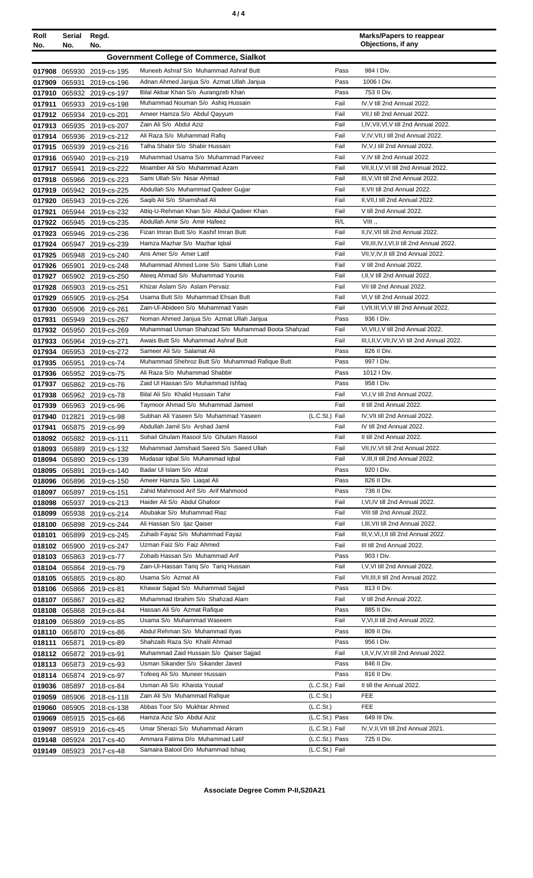| Roll No. | Serial No. | Regd. No. | | | Marks/Papers to reappear Objections, if any |
|---|---|---|---|---|---|
| **Government College of Commerce, Sialkot** | | | | | |
| 017908 | 065930 | 2019-cs-195 | Muneeb Ashraf S/o Muhammad Ashraf Butt | Pass | 984 I Div. |
| 017909 | 065931 | 2019-cs-196 | Adnan Ahmed Janjua S/o Azmat Ullah Janjua | Pass | 1006 I Div. |
| 017910 | 065932 | 2019-cs-197 | Bilal Akbar Khan S/o Aurangzeb Khan | Pass | 753 II Div. |
| 017911 | 065933 | 2019-cs-198 | Muhammad Nouman S/o Ashiq Hussain | Fail | IV,V till 2nd Annual 2022. |
| 017912 | 065934 | 2019-cs-201 | Ameer Hamza S/o Abdul Qayyum | Fail | VII,I till 2nd Annual 2022. |
| 017913 | 065935 | 2019-cs-207 | Zain Ali S/o Abdul Aziz | Fail | I,IV,VII,VI,V till 2nd Annual 2022. |
| 017914 | 065936 | 2019-cs-212 | Ali Raza S/o Muhammad Rafiq | Fail | V,IV,VII,I till 2nd Annual 2022. |
| 017915 | 065939 | 2019-cs-216 | Talha Shabir S/o Shabir Hussain | Fail | IV,V,I till 2nd Annual 2022. |
| 017916 | 065940 | 2019-cs-219 | Muhammad Usama S/o Muhammad Parveez | Fail | V,IV till 2nd Annual 2022. |
| 017917 | 065941 | 2019-cs-222 | Moamber Ali S/o Muhammad Azam | Fail | VII,II,I,V,VI till 2nd Annual 2022. |
| 017918 | 065966 | 2019-cs-223 | Sami Ullah S/o Nisar Ahmad | Fail | III,V,VII till 2nd Annual 2022. |
| 017919 | 065942 | 2019-cs-225 | Abdullah S/o Muhammad Qadeer Gujjar | Fail | II,VII till 2nd Annual 2022. |
| 017920 | 065943 | 2019-cs-226 | Saqib Ali S/o Shamshad Ali | Fail | II,VII,I till 2nd Annual 2022. |
| 017921 | 065944 | 2019-cs-232 | Attiq-U-Rehman Khan S/o Abdul Qadeer Khan | Fail | V till 2nd Annual 2022. |
| 017922 | 065945 | 2019-cs-235 | Abdullah Amir S/o Amir Hafeez | R/L | VIII ., |
| 017923 | 065946 | 2019-cs-236 | Fizan Imran Butt S/o Kashif Imran Butt | Fail | II,IV,VII till 2nd Annual 2022. |
| 017924 | 065947 | 2019-cs-239 | Hamza Mazhar S/o Mazhar Iqbal | Fail | VII,III,IV,I,VI,II till 2nd Annual 2022. |
| 017925 | 065948 | 2019-cs-240 | Ans Amer S/o Amer Latif | Fail | VII,V,IV,II till 2nd Annual 2022. |
| 017926 | 065901 | 2019-cs-248 | Muhammad Ahmed Lone S/o Sami Ullah Lone | Fail | V till 2nd Annual 2022. |
| 017927 | 065902 | 2019-cs-250 | Ateeq Ahmad S/o Muhammad Younis | Fail | I,II,V till 2nd Annual 2022. |
| 017928 | 065903 | 2019-cs-251 | Khizar Aslam S/o Aslam Pervaiz | Fail | VII till 2nd Annual 2022. |
| 017929 | 065905 | 2019-cs-254 | Usama Butt S/o Muhammad Ehsan Butt | Fail | VI,V till 2nd Annual 2022. |
| 017930 | 065906 | 2019-cs-261 | Zain-Ul-Abideen S/o Muhammad Yasin | Fail | I,VII,III,VI,V till 2nd Annual 2022. |
| 017931 | 065949 | 2019-cs-267 | Noman Ahmed Janjua S/o Azmat Ullah Janjua | Pass | 936 I Div. |
| 017932 | 065950 | 2019-cs-269 | Muhammad Usman Shahzad S/o Muhammad Boota Shahzad | Fail | VI,VII,I,V till 2nd Annual 2022. |
| 017933 | 065964 | 2019-cs-271 | Awais Butt S/o Muhammad Ashraf Butt | Fail | III,I,II,V,VII,IV,VI till 2nd Annual 2022. |
| 017934 | 065953 | 2019-cs-272 | Sameer Ali S/o Salamat Ali | Pass | 826 II Div. |
| 017935 | 065951 | 2019-cs-74 | Muhammad Shehroz Butt S/o Muhammad Rafique Butt | Pass | 997 I Div. |
| 017936 | 065952 | 2019-cs-75 | Ali Raza S/o Muhammad Shabbir | Pass | 1012 I Div. |
| 017937 | 065862 | 2019-cs-76 | Zaid Ul Hassan S/o Muhammad Ishfaq | Pass | 958 I Div. |
| 017938 | 065962 | 2019-cs-78 | Bilal Ali S/o Khalid Hussain Tahir | Fail | VI,I,V till 2nd Annual 2022. |
| 017939 | 065963 | 2019-cs-96 | Taymoor Ahmad S/o Muhammad Jameel | Fail | II till 2nd Annual 2022. |
| 017940 | 012821 | 2019-cs-98 | Subhan Ali Yaseen S/o Muhammad Yaseen | (L.C.St.) Fail | IV,VII till 2nd Annual 2022. |
| 017941 | 065875 | 2019-cs-99 | Abdullah Jamil S/o Arshad Jamil | Fail | IV till 2nd Annual 2022. |
| 018092 | 065882 | 2019-cs-111 | Sohail Ghulam Rasool S/o Ghulam Rasool | Fail | II till 2nd Annual 2022. |
| 018093 | 065889 | 2019-cs-132 | Muhammad Jamshaid Saeed S/o Saeed Ullah | Fail | VII,IV,VI till 2nd Annual 2022. |
| 018094 | 065890 | 2019-cs-139 | Mudasar Iqbal S/o Muhammad Iqbal | Fail | V,III,II till 2nd Annual 2022. |
| 018095 | 065891 | 2019-cs-140 | Badar Ul Islam S/o Afzal | Pass | 920 I Div. |
| 018096 | 065896 | 2019-cs-150 | Ameer Hamza S/o Liaqat Ali | Pass | 826 II Div. |
| 018097 | 065897 | 2019-cs-151 | Zahid Mahmood Arif S/o Arif Mahmood | Pass | 736 II Div. |
| 018098 | 065937 | 2019-cs-213 | Haider Ali S/o Abdul Ghafoor | Fail | I,VI,IV till 2nd Annual 2022. |
| 018099 | 065938 | 2019-cs-214 | Abubakar S/o Muhammad Riaz | Fail | VIII till 2nd Annual 2022. |
| 018100 | 065898 | 2019-cs-244 | Ali Hassan S/o Ijaz Qaiser | Fail | I,III,VII till 2nd Annual 2022. |
| 018101 | 065899 | 2019-cs-245 | Zuhaib Fayaz S/o Muhammad Fayaz | Fail | III,V,VI,I,II till 2nd Annual 2022. |
| 018102 | 065900 | 2019-cs-247 | Uzman Faiz S/o Faiz Ahmed | Fail | III till 2nd Annual 2022. |
| 018103 | 065863 | 2019-cs-77 | Zohaib Hassan S/o Muhammad Arif | Pass | 903 I Div. |
| 018104 | 065864 | 2019-cs-79 | Zain-Ul-Hassan Tariq S/o Tariq Hussain | Fail | I,V,VI till 2nd Annual 2022. |
| 018105 | 065865 | 2019-cs-80 | Usama S/o Azmat Ali | Fail | VII,III,II till 2nd Annual 2022. |
| 018106 | 065866 | 2019-cs-81 | Khawar Sajjad S/o Muhammad Sajjad | Pass | 813 II Div. |
| 018107 | 065867 | 2019-cs-82 | Muhammad Ibrahim S/o Shahzad Alam | Fail | V till 2nd Annual 2022. |
| 018108 | 065868 | 2019-cs-84 | Hassan Ali S/o Azmat Rafique | Pass | 885 II Div. |
| 018109 | 065869 | 2019-cs-85 | Usama S/o Muhammad Waseem | Fail | V,VI,II till 2nd Annual 2022. |
| 018110 | 065870 | 2019-cs-86 | Abdul Rehman S/o Muhammad Ilyas | Pass | 809 II Div. |
| 018111 | 065871 | 2019-cs-89 | Shahzaib Raza S/o Khalil Ahmad | Pass | 956 I Div. |
| 018112 | 065872 | 2019-cs-91 | Muhammad Zaid Hussain S/o Qaiser Sajjad | Fail | I,II,V,IV,VI till 2nd Annual 2022. |
| 018113 | 065873 | 2019-cs-93 | Usman Sikander S/o Sikander Javed | Pass | 846 II Div. |
| 018114 | 065874 | 2019-cs-97 | Tofeeq Ali S/o Muneer Hussain | Pass | 816 II Div. |
| 019036 | 085897 | 2018-cs-84 | Usman Ali S/o Khaista Yousaf | (L.C.St.) Fail | II till the Annual 2022. |
| 019059 | 085906 | 2018-cs-118 | Zain Ali S/o Muhammad Rafique | (L.C.St.) | FEE |
| 019060 | 085905 | 2018-cs-138 | Abbas Toor S/o Mukhtar Ahmed | (L.C.St.) | FEE |
| 019069 | 085915 | 2015-cs-66 | Hamza Aziz S/o Abdul Aziz | (L.C.St.) Pass | 649 III Div. |
| 019097 | 085919 | 2016-cs-45 | Umar Sherazi S/o Muhammad Akram | (L.C.St.) Fail | IV,V,II,VII till 2nd Annual 2021. |
| 019148 | 085924 | 2017-cs-40 | Ammara Fatima D/o Muhammad Latif | (L.C.St.) Pass | 725 II Div. |
| 019149 | 085923 | 2017-cs-48 | Samaira Batool D/o Muhammad Ishaq | (L.C.St.) Fail | |

**Associate Degree Comm P-II,S20A21**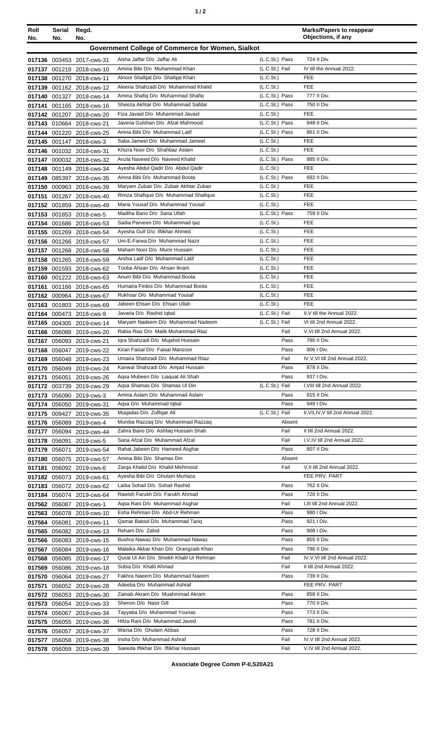| Roll No. | Serial No. | Regd. No. | | | Marks/Papers to reappear Objections, if any |
|---|---|---|---|---|---|
| **Government College of Commerce for Women, Sialkot** | | | | | |
| 017136 | 003453 | 2017-cws-31 | Aisha Jaffar D/o Jaffar Ali | (L.C.St.) Pass | 724 II Div. |
| 017137 | 001218 | 2018-cws-10 | Amina Bibi D/o Muhammad Khan | (L.C.St.) Fail | IV till the Annual 2022. |
| 017138 | 001270 | 2018-cws-11 | Alnoor Shafqat D/o Shafqat Khan | (L.C.St.) | FEE |
| 017139 | 001162 | 2018-cws-12 | Aleena Shahzadi D/o Muhammad Khalid | (L.C.St.) | FEE |
| 017140 | 001327 | 2018-cws-14 | Amina Shafiq D/o Muhammad Shafiq | (L.C.St.) Pass | 777 II Div. |
| 017141 | 001165 | 2018-cws-16 | Sheeza Akhtar D/o Muhammad Safdar | (L.C.St.) Pass | 750 II Div. |
| 017142 | 001207 | 2018-cws-20 | Fiza Javaid D/o Muhammad Javaid | (L.C.St.) | FEE |
| 017143 | 010664 | 2018-cws-21 | Javeria Gulshan D/o Afzal Mahmood | (L.C.St.) Pass | 848 II Div. |
| 017144 | 001220 | 2018-cws-25 | Amna Bibi D/o Muhammad Latif | (L.C.St.) Pass | 861 II Div. |
| 017145 | 001147 | 2018-cws-3 | Saba Jameel D/o Muhammad Jameel | (L.C.St.) | FEE |
| 017146 | 001032 | 2018-cws-31 | Khizra Noor D/o Shahbaz Aslam | (L.C.St.) | FEE |
| 017147 | 000032 | 2018-cws-32 | Anzla Naveed D/o Naveed Khalid | (L.C.St.) Pass | 885 II Div. |
| 017148 | 001149 | 2018-cws-34 | Ayesha Abdul Qadir D/o Abdul Qadir | (L.C.St.) | FEE |
| 017149 | 085397 | 2018-cws-35 | Amna Bibi D/o Muhammad Boota | (L.C.St.) Pass | 692 II Div. |
| 017150 | 000963 | 2018-cws-39 | Maryam Zubair D/o Zubair Akhtar Zubair | (L.C.St.) | FEE |
| 017151 | 001267 | 2018-cws-40 | Rimza Shafique D/o Muhammad Shafique | (L.C.St.) | FEE |
| 017152 | 001859 | 2018-cws-49 | Maria Yousaf D/o Muhammad Yousaf | (L.C.St.) | FEE |
| 017153 | 001853 | 2018-cws-5 | Madiha Bano D/o Sana Ullah | (L.C.St.) Pass | 759 II Div. |
| 017154 | 001686 | 2018-cws-53 | Sadia Parveen D/o Muhammad Ijaz | (L.C.St.) | FEE |
| 017155 | 001269 | 2018-cws-54 | Ayesha Gull D/o Iftikhar Ahmed | (L.C.St.) | FEE |
| 017156 | 001266 | 2018-cws-57 | Um-E-Farwa D/o Muhammad Nazir | (L.C.St.) | FEE |
| 017157 | 001268 | 2018-cws-58 | Maham Noor D/o Munir Hussain | (L.C.St.) | FEE |
| 017158 | 001265 | 2018-cws-59 | Arshia Latif D/o Muhammad Latif | (L.C.St.) | FEE |
| 017159 | 001593 | 2018-cws-62 | Tooba Ahsan D/o Ahsan Ikram | (L.C.St.) | FEE |
| 017160 | 001222 | 2018-cws-63 | Anum Bibi D/o Muhammad Boota | (L.C.St.) | FEE |
| 017161 | 001166 | 2018-cws-65 | Humaira Firdos D/o Muhammad Boota | (L.C.St.) | FEE |
| 017162 | 000964 | 2018-cws-67 | Rukhsar D/o Muhammad Yousaf | (L.C.St.) | FEE |
| 017163 | 001803 | 2018-cws-69 | Jabeen Ehsan D/o Ehsan Ullah | (L.C.St.) | FEE |
| 017164 | 000473 | 2018-cws-9 | Javaria D/o Rashid Iqbal | (L.C.St.) Fail | II,V till the Annual 2022. |
| 017165 | 004305 | 2019-cws-14 | Maryam Nadeem D/o Muhammad Nadeem | (L.C.St.) Fail | VI till 2nd Annual 2022. |
| 017166 | 056088 | 2019-cws-20 | Rabia Riaz D/o Malik Muhammad Riaz | Fail | V,VI till 2nd Annual 2022. |
| 017167 | 056093 | 2019-cws-21 | Iqra Shahzadi D/o Mujahid Hussain | Pass | 786 II Div. |
| 017168 | 056047 | 2019-cws-22 | Kiran Faisal D/o Faisal Manzoor | Pass | 906 I Div. |
| 017169 | 056048 | 2019-cws-23 | Umaira Shahzadi D/o Muhammad Riiaz | Fail | IV,V,VI till 2nd Annual 2022. |
| 017170 | 056049 | 2019-cws-24 | Kanwal Shahzadi D/o Amjad Hussain | Pass | 878 II Div. |
| 017171 | 056051 | 2019-cws-26 | Aqsa Mubeen D/o Liaquat Ali Shah | Pass | 937 I Div. |
| 017172 | 003739 | 2019-cws-29 | Aqsa Shamas D/o Shamas Ul Din | (L.C.St.) Fail | I,VIII till 2nd Annual 2022. |
| 017173 | 056090 | 2019-cws-3 | Amina Aslam D/o Muhammad Aslam | Pass | 815 II Div. |
| 017174 | 056050 | 2019-cws-31 | Aqsa D/o Muhammad Iqbal | Pass | 949 I Div. |
| 017175 | 009427 | 2019-cws-35 | Muqadas D/o Zulfiqar Ali | (L.C.St.) Fail | II,VII,IV,V till 2nd Annual 2022. |
| 017176 | 056089 | 2019-cws-4 | Muniba Razzaq D/o Muhammad Razzaq | Absent | |
| 017177 | 056094 | 2019-cws-44 | Zahra Bano D/o Ashfaq Hussain Shah | Fail | II till 2nd Annual 2022. |
| 017178 | 056091 | 2019-cws-5 | Sana Afzal D/o Muhammad Afzal | Fail | I,V,IV till 2nd Annual 2022. |
| 017179 | 056071 | 2019-cws-54 | Rahat Jabeen D/o Hameed Asghar | Pass | 807 II Div. |
| 017180 | 056075 | 2019-cws-57 | Amina Bibi D/o Shamas Din | Absent | |
| 017181 | 056092 | 2019-cws-6 | Zarqa Khalid D/o Khalid Mehmood | Fail | V,II till 2nd Annual 2022. |
| 017182 | 056073 | 2019-cws-61 | Ayesha Bibi D/o Ghulam Murtaza | | FEE PRV. PART |
| 017183 | 056072 | 2019-cws-62 | Laiba Sohail D/o Sohail Rashid | Pass | 762 II Div. |
| 017184 | 056074 | 2019-cws-64 | Rawish Farukh D/o Farukh Ahmad | Pass | 720 II Div. |
| 017562 | 056087 | 2019-cws-1 | Aqsa Rani D/o Muhammad Asghar | Fail | I,III till 2nd Annual 2022. |
| 017563 | 056078 | 2019-cws-10 | Esha Rehman D/o Abd-Ur Rehman | Pass | 980 I Div. |
| 017564 | 056081 | 2019-cws-11 | Qamar Batool D/o Muhammad Tariq | Pass | 921 I Div. |
| 017565 | 056082 | 2019-cws-13 | Reham D/o Zahid | Pass | 908 I Div. |
| 017566 | 056083 | 2019-cws-15 | Bushra Nawaz D/o Muhammad Nawaz | Pass | 855 II Div. |
| 017567 | 056084 | 2019-cws-16 | Malaika Akbar Khan D/o Orangzaib Khan | Pass | 796 II Div. |
| 017568 | 056085 | 2019-cws-17 | Qurat Ul Ain D/o Sheikh Khalil Ur Rehman | Fail | IV,V,VI till 2nd Annual 2022. |
| 017569 | 056086 | 2019-cws-18 | Sobia D/o Khalil Ahmad | Fail | II till 2nd Annual 2022. |
| 017570 | 056064 | 2019-cws-27 | Fakhra Naeem D/o Muhammad Naeem | Pass | 739 II Div. |
| 017571 | 056052 | 2019-cws-28 | Adeeba D/o Muhammad Ashraf | | FEE PRV. PART |
| 017572 | 056053 | 2019-cws-30 | Zainab Akram D/o Muahmmad Akram | Pass | 858 II Div. |
| 017573 | 056054 | 2019-cws-33 | Shenon D/o Nasir Gill | Pass | 770 II Div. |
| 017574 | 056067 | 2019-cws-34 | Tayyaba D/o Muhammad Younas | Pass | 773 II Div. |
| 017575 | 056055 | 2019-cws-36 | Hifza Rani D/o Muhammad Javed | Pass | 781 II Div. |
| 017576 | 056057 | 2019-cws-37 | Warsa D/o Ghulam Abbas | Pass | 728 II Div. |
| 017577 | 056058 | 2019-cws-38 | Insha D/o Muhammad Ashraf | Fail | IV,V till 2nd Annual 2022. |
| 017578 | 056059 | 2019-cws-39 | Saeeda Iftikhar D/o Iftikhar Hussain | Fail | V,IV till 2nd Annual 2022. |

**Associate Degree Comm P-II,S20A21**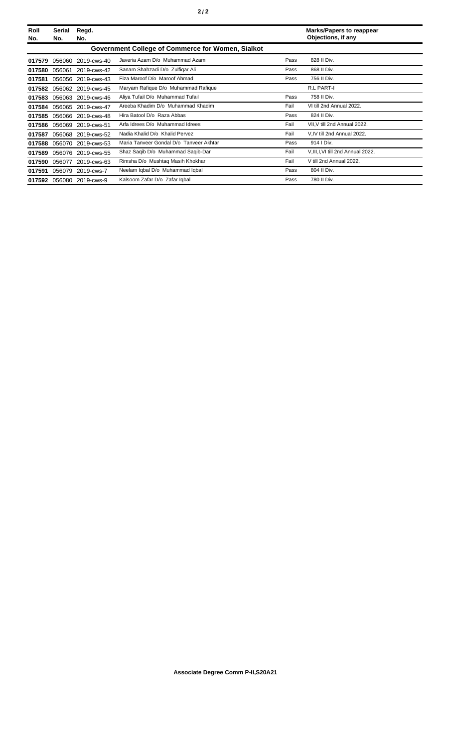| Roll No. | Serial No. | Regd. No. | | | Marks/Papers to reappear Objections, if any |
|---|---|---|---|---|---|
| | | | **Government College of Commerce for Women, Sialkot** | | |
| **017579** | 056060 | 2019-cws-40 | Javeria Azam D/o Muhammad Azam | Pass | 828 II Div. |
| **017580** | 056061 | 2019-cws-42 | Sanam Shahzadi D/o Zulfiqar Ali | Pass | 868 II Div. |
| **017581** | 056056 | 2019-cws-43 | Fiza Maroof D/o Maroof Ahmad | Pass | 756 II Div. |
| **017582** | 056062 | 2019-cws-45 | Maryam Rafique D/o Muhammad Rafique | | R.L PART-I |
| **017583** | 056063 | 2019-cws-46 | Aliya Tufail D/o Muhammad Tufail | Pass | 758 II Div. |
| **017584** | 056065 | 2019-cws-47 | Areeba Khadim D/o Muhammad Khadim | Fail | VI till 2nd Annual 2022. |
| **017585** | 056066 | 2019-cws-48 | Hira Batool D/o Raza Abbas | Pass | 824 II Div. |
| **017586** | 056069 | 2019-cws-51 | Arfa Idrees D/o Muhammad Idrees | Fail | VII,V till 2nd Annual 2022. |
| **017587** | 056068 | 2019-cws-52 | Nadia Khalid D/o Khalid Pervez | Fail | V,IV till 2nd Annual 2022. |
| **017588** | 056070 | 2019-cws-53 | Maria Tanveer Gondal D/o Tanveer Akhtar | Pass | 914 I Div. |
| **017589** | 056076 | 2019-cws-55 | Shaz Saqib D/o Muhammad Saqib-Dar | Fail | V,III,I,VI till 2nd Annual 2022. |
| **017590** | 056077 | 2019-cws-63 | Rimsha D/o Mushtaq Masih Khokhar | Fail | V till 2nd Annual 2022. |
| **017591** | 056079 | 2019-cws-7 | Neelam Iqbal D/o Muhammad Iqbal | Pass | 804 II Div. |
| **017592** | 056080 | 2019-cws-9 | Kalsoom Zafar D/o Zafar Iqbal | Pass | 780 II Div. |

**Associate Degree Comm P-II,S20A21**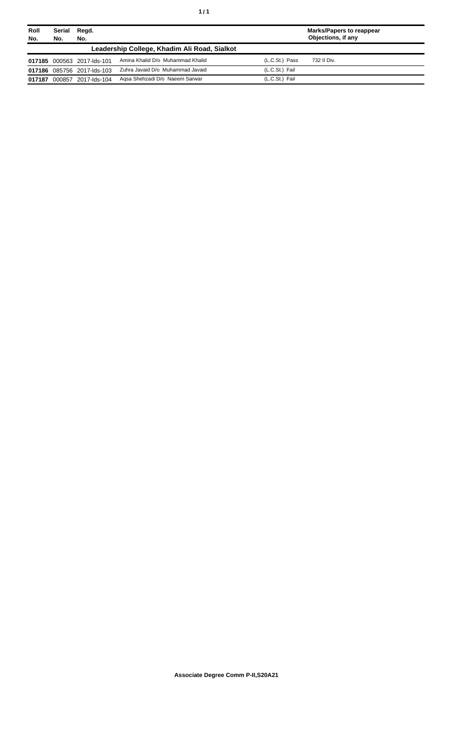| Roll No. | Serial No. | Regd. No. | | | Marks/Papers to reappear Objections, if any |
|---|---|---|---|---|---|
| **Leadership College, Khadim Ali Road, Sialkot** | | | | | |
| **017185** | 000563 | 2017-lds-101 | Amina Khalid D/o Muhammad Khalid | (L.C.St.) Pass | 732 II Div. |
| **017186** | 085756 | 2017-lds-103 | Zuhra Javaid D/o Muhammad Javaid | (L.C.St.) Fail | |
| **017187** | 000857 | 2017-lds-104 | Aqsa Shehzadi D/o Naeem Sarwar | (L.C.St.) Fail | |

**Associate Degree Comm P-II,S20A21**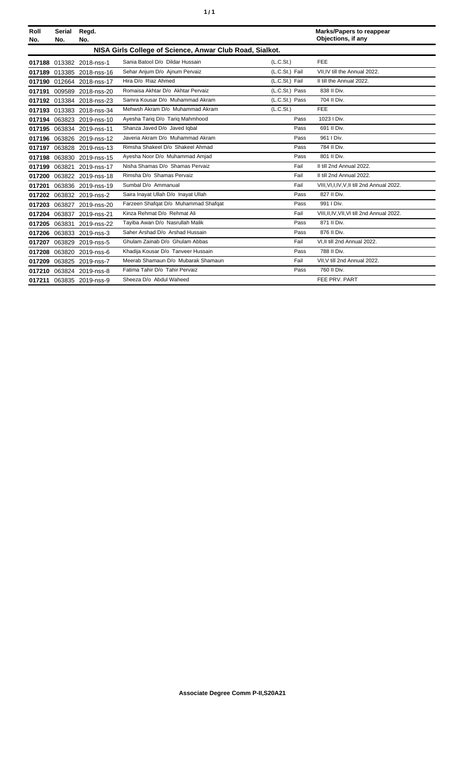| Roll No. | Serial No. | Regd. No. | | | Marks/Papers to reappear Objections, if any |
|---|---|---|---|---|---|
| **NISA Girls College of Science, Anwar Club Road, Sialkot.** | | | | | |
| 017188 | 013382 | 2018-nss-1 | Sania Batool D/o Dildar Hussain | (L.C.St.) | FEE |
| 017189 | 013385 | 2018-nss-16 | Sehar Anjum D/o Ajnum Pervaiz | (L.C.St.) Fail | VII,IV till the Annual 2022. |
| 017190 | 012664 | 2018-nss-17 | Hira D/o Riaz Ahmed | (L.C.St.) Fail | II till the Annual 2022. |
| 017191 | 009589 | 2018-nss-20 | Romaisa Akhtar D/o Akhtar Pervaiz | (L.C.St.) Pass | 838 II Div. |
| 017192 | 013384 | 2018-nss-23 | Samra Kousar D/o Muhammad Akram | (L.C.St.) Pass | 704 II Div. |
| 017193 | 013383 | 2018-nss-34 | Mehwsh Akram D/o Muhammad Akram | (L.C.St.) | FEE |
| 017194 | 063823 | 2019-nss-10 | Ayesha Tariq D/o Tariq Mahmhood | Pass | 1023 I Div. |
| 017195 | 063834 | 2019-nss-11 | Shanza Javed D/o Javed Iqbal | Pass | 691 II Div. |
| 017196 | 063826 | 2019-nss-12 | Javeria Akram D/o Muhammad Akram | Pass | 961 I Div. |
| 017197 | 063828 | 2019-nss-13 | Rimsha Shakeel D/o Shakeel Ahmad | Pass | 784 II Div. |
| 017198 | 063830 | 2019-nss-15 | Ayesha Noor D/o Muhammad Amjad | Pass | 801 II Div. |
| 017199 | 063821 | 2019-nss-17 | Nisha Shamas D/o Shamas Pervaiz | Fail | II till 2nd Annual 2022. |
| 017200 | 063822 | 2019-nss-18 | Rimsha D/o Shamas Pervaiz | Fail | II till 2nd Annual 2022. |
| 017201 | 063836 | 2019-nss-19 | Sumbal D/o Ammanual | Fail | VIII,VI,I,IV,V,II till 2nd Annual 2022. |
| 017202 | 063832 | 2019-nss-2 | Saira Inayat Ullah D/o Inayat Ullah | Pass | 827 II Div. |
| 017203 | 063827 | 2019-nss-20 | Farzeen Shafqat D/o Muhammad Shafqat | Pass | 991 I Div. |
| 017204 | 063837 | 2019-nss-21 | Kinza Rehmat D/o Rehmat Ali | Fail | VIII,II,IV,VII,VI till 2nd Annual 2022. |
| 017205 | 063831 | 2019-nss-22 | Tayiba Awan D/o Nasrullah Malik | Pass | 871 II Div. |
| 017206 | 063833 | 2019-nss-3 | Saher Arshad D/o Arshad Hussain | Pass | 876 II Div. |
| 017207 | 063829 | 2019-nss-5 | Ghulam Zainab D/o Ghulam Abbas | Fail | VI,II till 2nd Annual 2022. |
| 017208 | 063820 | 2019-nss-6 | Khadija Kousar D/o Tanveer Hussain | Pass | 788 II Div. |
| 017209 | 063825 | 2019-nss-7 | Meerab Shamaun D/o Mubarak Shamaun | Fail | VII,V till 2nd Annual 2022. |
| 017210 | 063824 | 2019-nss-8 | Fatima Tahir D/o Tahir Pervaiz | Pass | 760 II Div. |
| 017211 | 063835 | 2019-nss-9 | Sheeza D/o Abdul Waheed | | FEE PRV. PART |

**Associate Degree Comm P-II,S20A21**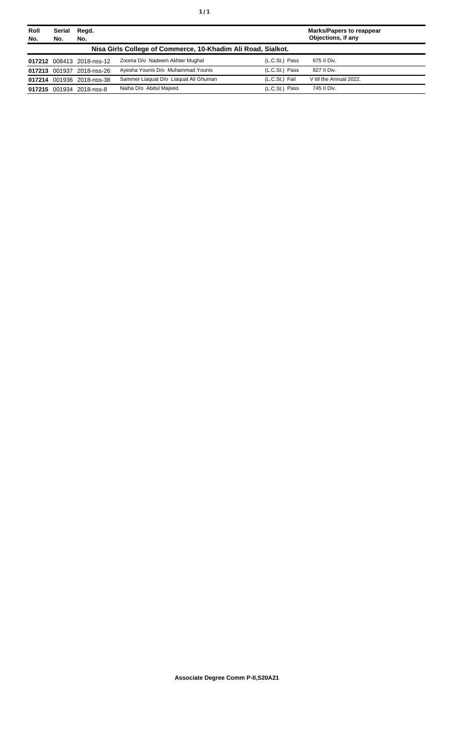| Roll No. | Serial No. | Regd. No. | | | Marks/Papers to reappear Objections, if any |
|---|---|---|---|---|---|
| **Nisa Girls College of Commerce, 10-Khadim Ali Road, Sialkot.** | | | | | |
| **017212** | 008413 | 2018-nss-12 | Zooma D/o Nadeem Akhter Mughal | (L.C.St.) Pass | 675 II Div. |
| **017213** | 001937 | 2018-nss-26 | Ayesha Younis D/o Muhammad Younis | (L.C.St.) Pass | 827 II Div. |
| **017214** | 001936 | 2018-nss-38 | Sammer Liaquat D/o Liaquat Ali Ghuman | (L.C.St.) Fail | V till the Annual 2022. |
| **017215** | 001934 | 2018-nss-8 | Naiha D/o Abdul Majeed | (L.C.St.) Pass | 745 II Div. |

**Associate Degree Comm P-II,S20A21**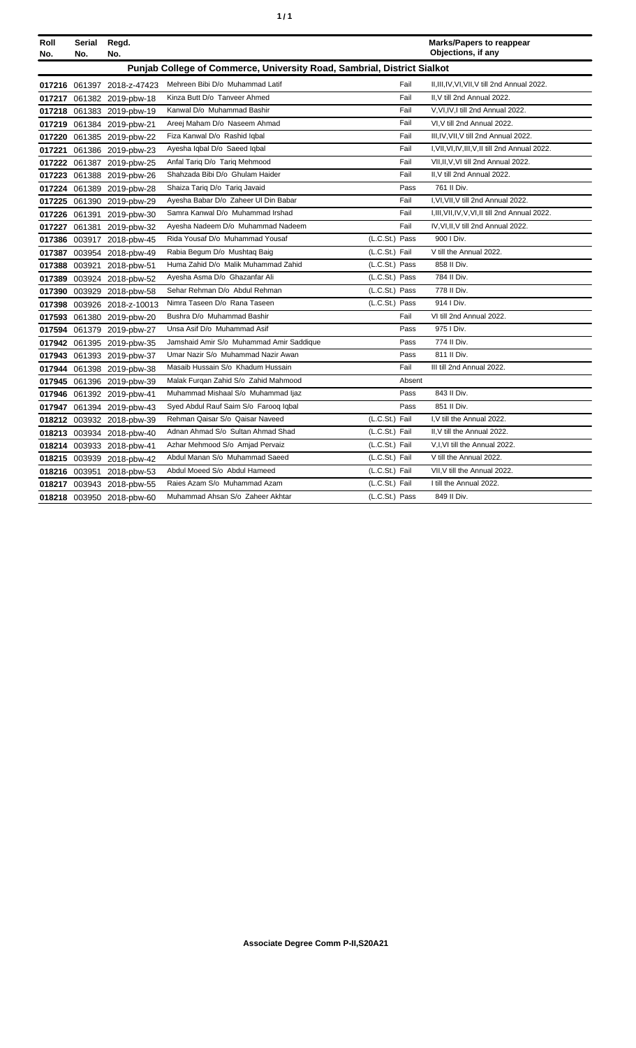| Roll No. | Serial No. | Regd. No. | | | Marks/Papers to reappear Objections, if any |
|---|---|---|---|---|---|
| **Punjab College of Commerce, University Road, Sambrial, District Sialkot** | | | | | |
| 017216 | 061397 | 2018-z-47423 | Mehreen Bibi D/o Muhammad Latif | Fail | II,III,IV,VI,VII,V till 2nd Annual 2022. |
| 017217 | 061382 | 2019-pbw-18 | Kinza Butt D/o Tanveer Ahmed | Fail | II,V till 2nd Annual 2022. |
| 017218 | 061383 | 2019-pbw-19 | Kanwal D/o Muhammad Bashir | Fail | V,VI,IV,I till 2nd Annual 2022. |
| 017219 | 061384 | 2019-pbw-21 | Areej Maham D/o Naseem Ahmad | Fail | VI,V till 2nd Annual 2022. |
| 017220 | 061385 | 2019-pbw-22 | Fiza Kanwal D/o Rashid Iqbal | Fail | III,IV,VII,V till 2nd Annual 2022. |
| 017221 | 061386 | 2019-pbw-23 | Ayesha Iqbal D/o Saeed Iqbal | Fail | I,VII,VI,IV,III,V,II till 2nd Annual 2022. |
| 017222 | 061387 | 2019-pbw-25 | Anfal Tariq D/o Tariq Mehmood | Fail | VII,II,V,VI till 2nd Annual 2022. |
| 017223 | 061388 | 2019-pbw-26 | Shahzada Bibi D/o Ghulam Haider | Fail | II,V till 2nd Annual 2022. |
| 017224 | 061389 | 2019-pbw-28 | Shaiza Tariq D/o Tariq Javaid | Pass | 761 II Div. |
| 017225 | 061390 | 2019-pbw-29 | Ayesha Babar D/o Zaheer Ul Din Babar | Fail | I,VI,VII,V till 2nd Annual 2022. |
| 017226 | 061391 | 2019-pbw-30 | Samra Kanwal D/o Muhammad Irshad | Fail | I,III,VII,IV,V,VI,II till 2nd Annual 2022. |
| 017227 | 061381 | 2019-pbw-32 | Ayesha Nadeem D/o Muhammad Nadeem | Fail | IV,VI,II,V till 2nd Annual 2022. |
| 017386 | 003917 | 2018-pbw-45 | Rida Yousaf D/o Muhammad Yousaf | (L.C.St.) Pass | 900 I Div. |
| 017387 | 003954 | 2018-pbw-49 | Rabia Begum D/o Mushtaq Baig | (L.C.St.) Fail | V till the Annual 2022. |
| 017388 | 003921 | 2018-pbw-51 | Huma Zahid D/o Malik Muhammad Zahid | (L.C.St.) Pass | 858 II Div. |
| 017389 | 003924 | 2018-pbw-52 | Ayesha Asma D/o Ghazanfar Ali | (L.C.St.) Pass | 784 II Div. |
| 017390 | 003929 | 2018-pbw-58 | Sehar Rehman D/o Abdul Rehman | (L.C.St.) Pass | 778 II Div. |
| 017398 | 003926 | 2018-z-10013 | Nimra Taseen D/o Rana Taseen | (L.C.St.) Pass | 914 I Div. |
| 017593 | 061380 | 2019-pbw-20 | Bushra D/o Muhammad Bashir | Fail | VI till 2nd Annual 2022. |
| 017594 | 061379 | 2019-pbw-27 | Unsa Asif D/o Muhammad Asif | Pass | 975 I Div. |
| 017942 | 061395 | 2019-pbw-35 | Jamshaid Amir S/o Muhammad Amir Saddique | Pass | 774 II Div. |
| 017943 | 061393 | 2019-pbw-37 | Umar Nazir S/o Muhammad Nazir Awan | Pass | 811 II Div. |
| 017944 | 061398 | 2019-pbw-38 | Masaib Hussain S/o Khadum Hussain | Fail | III till 2nd Annual 2022. |
| 017945 | 061396 | 2019-pbw-39 | Malak Furqan Zahid S/o Zahid Mahmood | Absent | |
| 017946 | 061392 | 2019-pbw-41 | Muhammad Mishaal S/o Muhammad Ijaz | Pass | 843 II Div. |
| 017947 | 061394 | 2019-pbw-43 | Syed Abdul Rauf Saim S/o Farooq Iqbal | Pass | 851 II Div. |
| 018212 | 003932 | 2018-pbw-39 | Rehman Qaisar S/o Qaisar Naveed | (L.C.St.) Fail | I,V till the Annual 2022. |
| 018213 | 003934 | 2018-pbw-40 | Adnan Ahmad S/o Sultan Ahmad Shad | (L.C.St.) Fail | II,V till the Annual 2022. |
| 018214 | 003933 | 2018-pbw-41 | Azhar Mehmood S/o Amjad Pervaiz | (L.C.St.) Fail | V,I,VI till the Annual 2022. |
| 018215 | 003939 | 2018-pbw-42 | Abdul Manan S/o Muhammad Saeed | (L.C.St.) Fail | V till the Annual 2022. |
| 018216 | 003951 | 2018-pbw-53 | Abdul Moeed S/o Abdul Hameed | (L.C.St.) Fail | VII,V till the Annual 2022. |
| 018217 | 003943 | 2018-pbw-55 | Raies Azam S/o Muhammad Azam | (L.C.St.) Fail | I till the Annual 2022. |
| 018218 | 003950 | 2018-pbw-60 | Muhammad Ahsan S/o Zaheer Akhtar | (L.C.St.) Pass | 849 II Div. |

**Associate Degree Comm P-II,S20A21**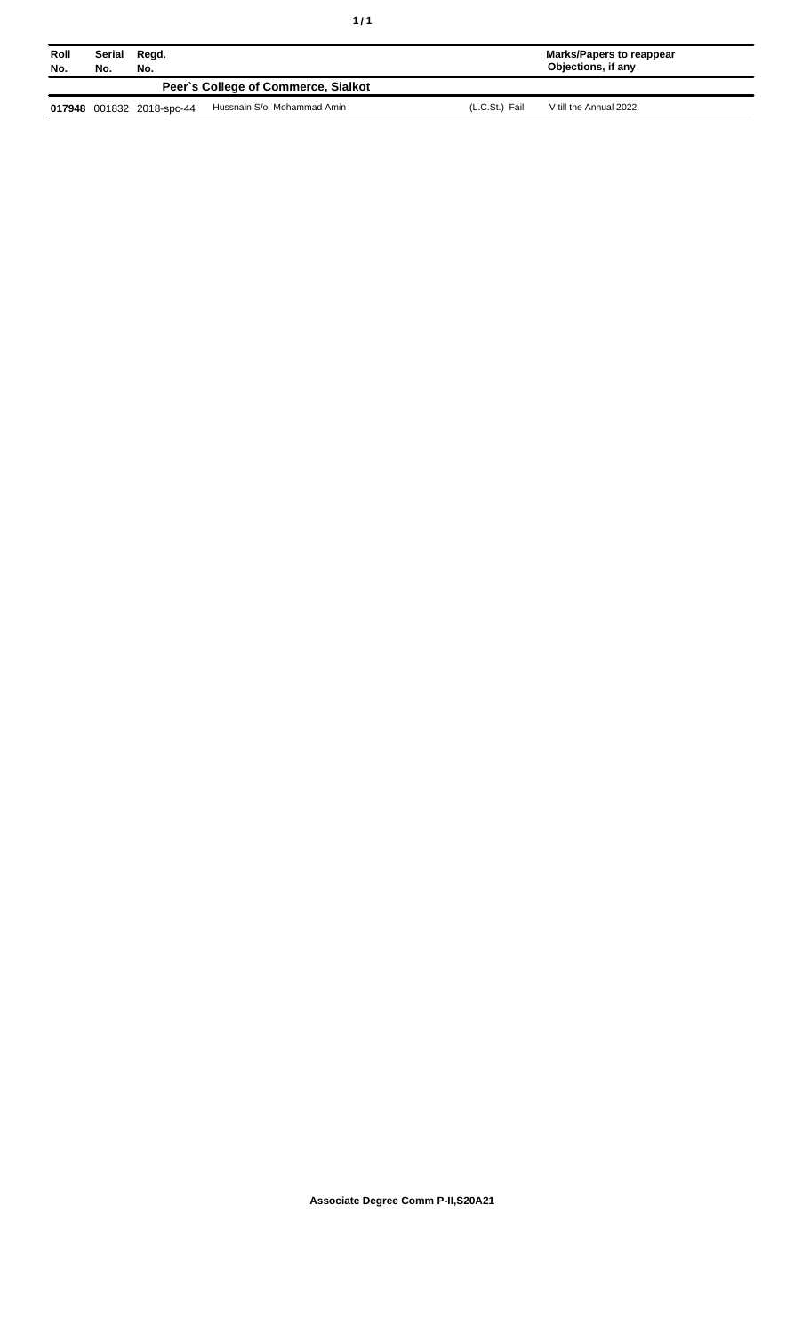| Roll No. | Serial No. | Regd. No. | | | Marks/Papers to reappear Objections, if any |
|---|---|---|---|---|---|
| **Peer`s College of Commerce, Sialkot** | | | | | |
| **017948** | 001832 | 2018-spc-44 | Hussnain S/o Mohammad Amin | (L.C.St.) Fail | V till the Annual 2022. |

**Associate Degree Comm P-II,S20A21**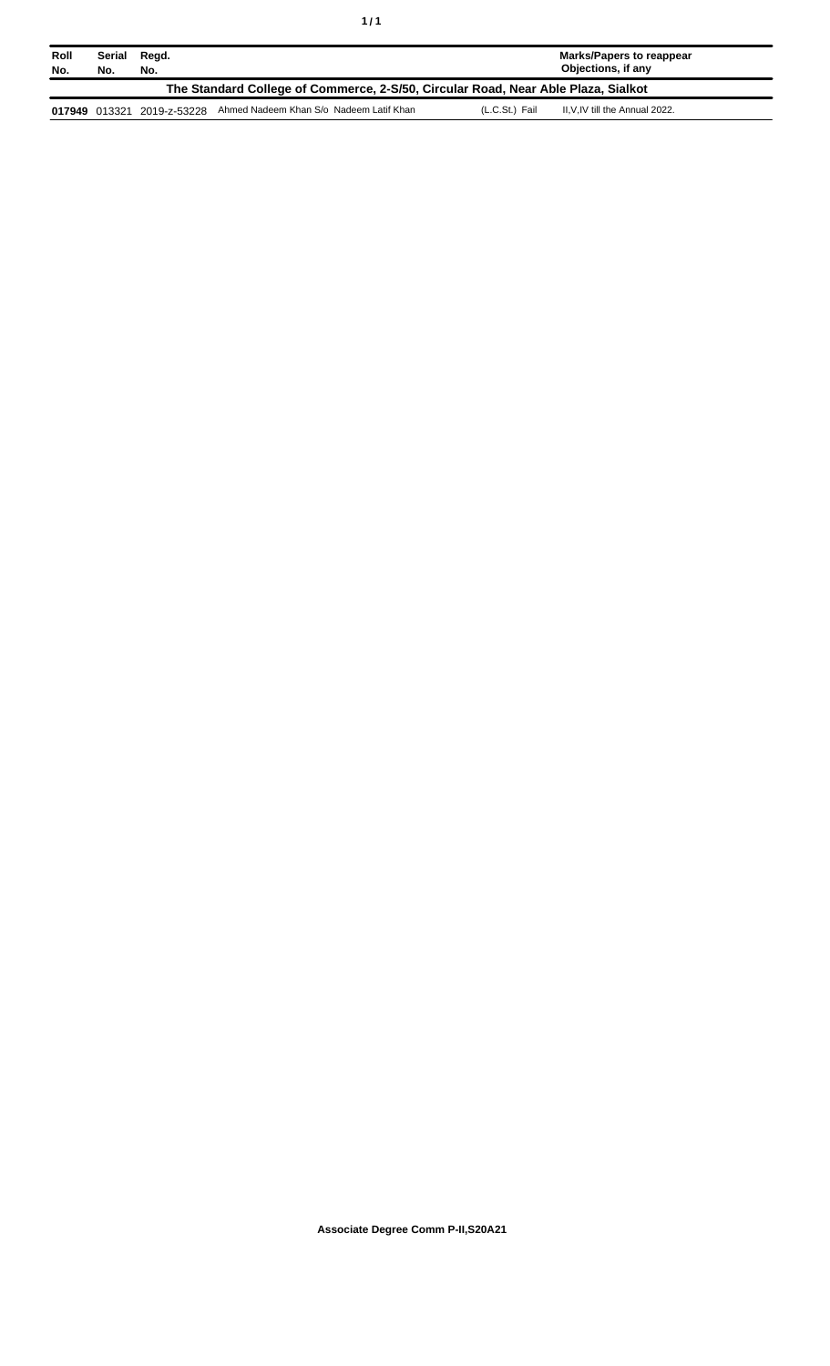| Roll No. | Serial No. | Regd. No. | | | Marks/Papers to reappear Objections, if any |
|---|---|---|---|---|---|
| **The Standard College of Commerce, 2-S/50, Circular Road, Near Able Plaza, Sialkot** | | | | | |
| **017949** | 013321 | 2019-z-53228 | Ahmed Nadeem Khan S/o Nadeem Latif Khan | (L.C.St.) Fail | II,V,IV till the Annual 2022. |

**Associate Degree Comm P-II,S20A21**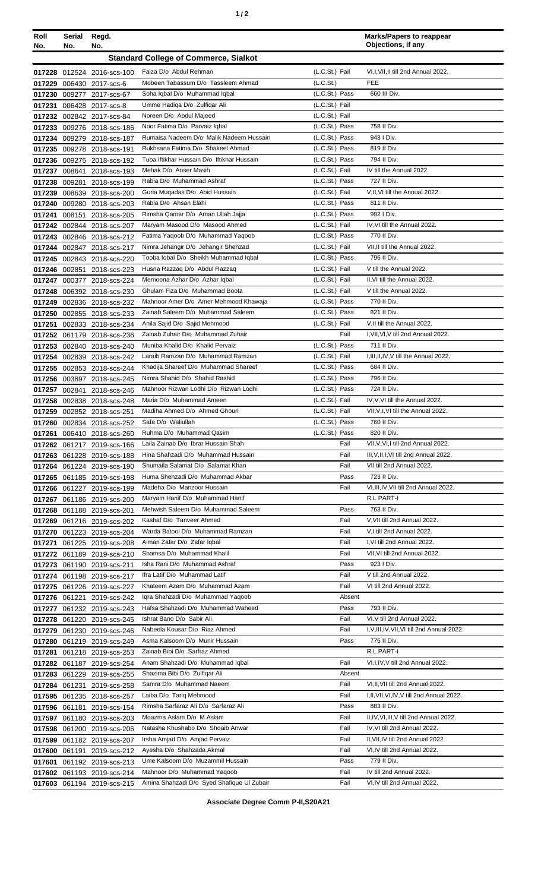| Roll No. | Serial No. | Regd. No. | | | Marks/Papers to reappear Objections, if any |
|---|---|---|---|---|---|
| **Standard College of Commerce, Sialkot** | | | | | |
| 017228 | 012524 | 2016-scs-100 | Faiza D/o Abdul Rehman | (L.C.St.) Fail | VI,I,VII,II till 2nd Annual 2022. |
| 017229 | 006430 | 2017-scs-6 | Mobeen Tabassum D/o Tassleem Ahmad | (L.C.St.) | FEE |
| 017230 | 009277 | 2017-scs-67 | Soha Iqbal D/o Muhammad Iqbal | (L.C.St.) Pass | 660 III Div. |
| 017231 | 006428 | 2017-scs-8 | Umme Hadiqa D/o Zulfiqar Ali | (L.C.St.) Fail | |
| 017232 | 002842 | 2017-scs-84 | Noreen D/o Abdul Majeed | (L.C.St.) Fail | |
| 017233 | 009276 | 2018-scs-186 | Noor Fatima D/o Parvaiz Iqbal | (L.C.St.) Pass | 758 II Div. |
| 017234 | 009279 | 2018-scs-187 | Rumaisa Nadeem D/o Malik Nadeem Hussain | (L.C.St.) Pass | 943 I Div. |
| 017235 | 009278 | 2018-scs-191 | Rukhsana Fatima D/o Shakeel Ahmad | (L.C.St.) Pass | 819 II Div. |
| 017236 | 009275 | 2018-scs-192 | Tuba Iftikhar Hussain D/o Iftikhar Hussain | (L.C.St.) Pass | 794 II Div. |
| 017237 | 008641 | 2018-scs-193 | Mehak D/o Anser Masih | (L.C.St.) Fail | IV till the Annual 2022. |
| 017238 | 009281 | 2018-scs-199 | Rabia D/o Muhammad Ashraf | (L.C.St.) Pass | 727 II Div. |
| 017239 | 008639 | 2018-scs-200 | Guria Muqadas D/o Abid Hussain | (L.C.St.) Fail | V,II,VI till the Annual 2022. |
| 017240 | 009280 | 2018-scs-203 | Rabia D/o Ahsan Elahi | (L.C.St.) Pass | 811 II Div. |
| 017241 | 008151 | 2018-scs-205 | Rimsha Qamar D/o Aman Ullah Jajja | (L.C.St.) Pass | 992 I Div. |
| 017242 | 002844 | 2018-scs-207 | Maryam Masood D/o Masood Ahmed | (L.C.St.) Fail | IV,VI till the Annual 2022. |
| 017243 | 002846 | 2018-scs-212 | Fatima Yaqoob D/o Muhammad Yaqoob | (L.C.St.) Pass | 770 II Div. |
| 017244 | 002847 | 2018-scs-217 | Nimra Jehangir D/o Jehangir Shehzad | (L.C.St.) Fail | VII,II till the Annual 2022. |
| 017245 | 002843 | 2018-scs-220 | Tooba Iqbal D/o Sheikh Muhammad Iqbal | (L.C.St.) Pass | 796 II Div. |
| 017246 | 002851 | 2018-scs-223 | Husna Razzaq D/o Abdul Razzaq | (L.C.St.) Fail | V till the Annual 2022. |
| 017247 | 000377 | 2018-scs-224 | Memoona Azhar D/o Azhar Iqbal | (L.C.St.) Fail | II,VI till the Annual 2022. |
| 017248 | 006392 | 2018-scs-230 | Ghulam Fiza D/o Muhammad Boota | (L.C.St.) Fail | V till the Annual 2022. |
| 017249 | 002836 | 2018-scs-232 | Mahnoor Amer D/o Amer Mehmood Khawaja | (L.C.St.) Pass | 770 II Div. |
| 017250 | 002855 | 2018-scs-233 | Zainab Saleem D/o Muhammad Saleem | (L.C.St.) Pass | 821 II Div. |
| 017251 | 002833 | 2018-scs-234 | Anila Sajid D/o Sajid Mehmood | (L.C.St.) Fail | V,II till the Annual 2022. |
| 017252 | 061179 | 2018-scs-236 | Zainab Zubair D/o Muhammad Zuhair | Fail | I,VII,VI,V till 2nd Annual 2022. |
| 017253 | 002840 | 2018-scs-240 | Muniba Khalid D/o Khalid Pervaiz | (L.C.St.) Pass | 711 II Div. |
| 017254 | 002839 | 2018-scs-242 | Laraib Ramzan D/o Muhammad Ramzan | (L.C.St.) Fail | I,III,II,IV,V till the Annual 2022. |
| 017255 | 002853 | 2018-scs-244 | Khadija Shareef D/o Muhammad Shareef | (L.C.St.) Pass | 684 II Div. |
| 017256 | 003897 | 2018-scs-245 | Nimra Shahid D/o Shahid Rashid | (L.C.St.) Pass | 796 II Div. |
| 017257 | 002841 | 2018-scs-246 | Mahnoor Rizwan Lodhi D/o Rizwan Lodhi | (L.C.St.) Pass | 724 II Div. |
| 017258 | 002838 | 2018-scs-248 | Maria D/o Muhammad Ameen | (L.C.St.) Fail | IV,V,VI till the Annual 2022. |
| 017259 | 002852 | 2018-scs-251 | Madiha Ahmed D/o Ahmed Ghouri | (L.C.St.) Fail | VII,V,I,VI till the Annual 2022. |
| 017260 | 002834 | 2018-scs-252 | Safa D/o Waliullah | (L.C.St.) Pass | 760 II Div. |
| 017261 | 006410 | 2018-scs-260 | Ruhma D/o Muhammad Qasim | (L.C.St.) Pass | 820 II Div. |
| 017262 | 061217 | 2019-scs-166 | Laila Zainab D/o Ibrar Hussain Shah | Fail | VII,V,VI,I till 2nd Annual 2022. |
| 017263 | 061228 | 2019-scs-188 | Hina Shahzadi D/o Muhammad Hussain | Fail | III,V,II,I,VI till 2nd Annual 2022. |
| 017264 | 061224 | 2019-scs-190 | Shumaila Salamat D/o Salamat Khan | Fail | VII till 2nd Annual 2022. |
| 017265 | 061185 | 2019-scs-198 | Huma Shehzadi D/o Muhammad Akbar | Pass | 723 II Div. |
| 017266 | 061227 | 2019-scs-199 | Madeha D/o Manzoor Hussain | Fail | VI,III,IV,VII till 2nd Annual 2022. |
| 017267 | 061186 | 2019-scs-200 | Maryam Hanif D/o Muhammad Hanif | | R.L PART-I |
| 017268 | 061188 | 2019-scs-201 | Mehwish Saleem D/o Muhammad Saleem | Pass | 763 II Div. |
| 017269 | 061216 | 2019-scs-202 | Kashaf D/o Tanveer Ahmed | Fail | V,VII till 2nd Annual 2022. |
| 017270 | 061223 | 2019-scs-204 | Warda Batool D/o Muhammad Ramzan | Fail | V,I till 2nd Annual 2022. |
| 017271 | 061225 | 2019-scs-208 | Aiman Zafar D/o Zafar Iqbal | Fail | I,VI till 2nd Annual 2022. |
| 017272 | 061189 | 2019-scs-210 | Shamsa D/o Muhammad Khalil | Fail | VII,VI till 2nd Annual 2022. |
| 017273 | 061190 | 2019-scs-211 | Isha Rani D/o Muhammad Ashraf | Pass | 923 I Div. |
| 017274 | 061198 | 2019-scs-217 | Ifra Latif D/o Muhammad Latif | Fail | V till 2nd Annual 2022. |
| 017275 | 061226 | 2019-scs-227 | Khateem Azam D/o Muhammad Azam | Fail | VI till 2nd Annual 2022. |
| 017276 | 061221 | 2019-scs-242 | Iqra Shahzadi D/o Muhammad Yaqoob | Absent | |
| 017277 | 061232 | 2019-scs-243 | Hafsa Shahzadi D/o Muhammad Waheed | Pass | 793 II Div. |
| 017278 | 061220 | 2019-scs-245 | Ishrat Bano D/o Sabir Ali | Fail | VI,V till 2nd Annual 2022. |
| 017279 | 061230 | 2019-scs-246 | Nabeela Kousar D/o Riaz Ahmed | Fail | I,V,III,IV,VII,VI till 2nd Annual 2022. |
| 017280 | 061219 | 2019-scs-249 | Asma Kalsoom D/o Munir Hussain | Pass | 775 II Div. |
| 017281 | 061218 | 2019-scs-253 | Zainab Bibi D/o Sarfraz Ahmed | | R.L PART-I |
| 017282 | 061187 | 2019-scs-254 | Anam Shahzadi D/o Muhammad Iqbal | Fail | VI,I,IV,V till 2nd Annual 2022. |
| 017283 | 061229 | 2019-scs-255 | Shazima Bibi D/o Zulfiqar Ali | Absent | |
| 017284 | 061231 | 2019-scs-258 | Samra D/o Muhammad Naeem | Fail | VI,II,VII till 2nd Annual 2022. |
| 017595 | 061235 | 2018-scs-257 | Laiba D/o Tariq Mehmood | Fail | I,II,VII,VI,IV,V till 2nd Annual 2022. |
| 017596 | 061181 | 2019-scs-154 | Rimsha Sarfaraz Ali D/o Sarfaraz Ali | Pass | 883 II Div. |
| 017597 | 061180 | 2019-scs-203 | Moazma Aslam D/o M.Aslam | Fail | II,IV,VI,III,V till 2nd Annual 2022. |
| 017598 | 061200 | 2019-scs-206 | Natasha Khushabo D/o Shoaib Anwar | Fail | IV,VI till 2nd Annual 2022. |
| 017599 | 061182 | 2019-scs-207 | Irsha Amjad D/o Amjad Pervaiz | Fail | II,VII,IV till 2nd Annual 2022. |
| 017600 | 061191 | 2019-scs-212 | Ayesha D/o Shahzada Akmal | Fail | VI,IV till 2nd Annual 2022. |
| 017601 | 061192 | 2019-scs-213 | Ume Kalsoom D/o Muzammil Hussain | Pass | 779 II Div. |
| 017602 | 061193 | 2019-scs-214 | Mahnoor D/o Muhammad Yaqoob | Fail | IV till 2nd Annual 2022. |
| 017603 | 061194 | 2019-scs-215 | Amina Shahzadi D/o Syed Shafique Ul Zubair | Fail | VI,IV till 2nd Annual 2022. |

**Associate Degree Comm P-II,S20A21**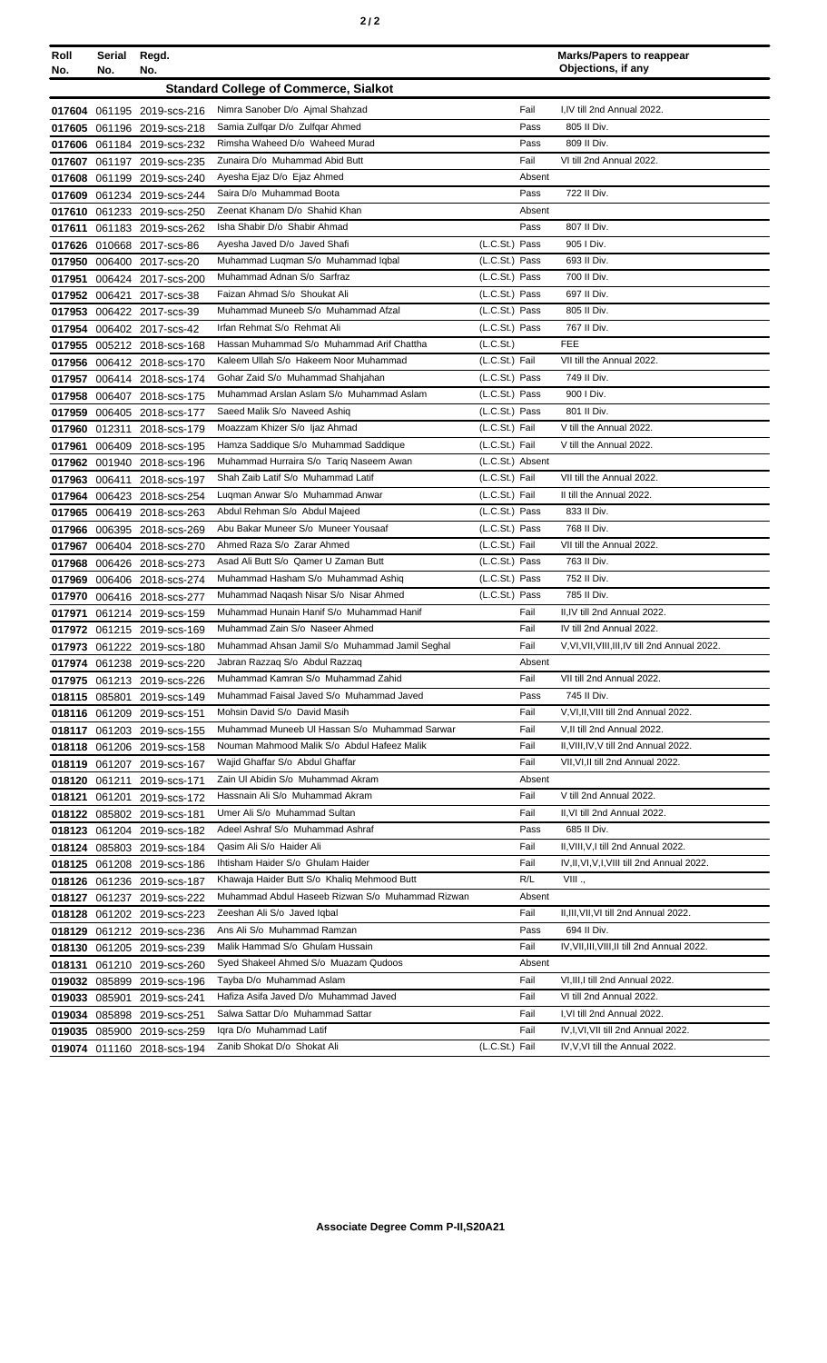| Roll No. | Serial No. | Regd. No. | | | Marks/Papers to reappear Objections, if any |
|---|---|---|---|---|---|
| **Standard College of Commerce, Sialkot** | | | | | |
| 017604 | 061195 | 2019-scs-216 | Nimra Sanober D/o Ajmal Shahzad | Fail | I,IV till 2nd Annual 2022. |
| 017605 | 061196 | 2019-scs-218 | Samia Zulfqar D/o Zulfqar Ahmed | Pass | 805 II Div. |
| 017606 | 061184 | 2019-scs-232 | Rimsha Waheed D/o Waheed Murad | Pass | 809 II Div. |
| 017607 | 061197 | 2019-scs-235 | Zunaira D/o Muhammad Abid Butt | Fail | VI till 2nd Annual 2022. |
| 017608 | 061199 | 2019-scs-240 | Ayesha Ejaz D/o Ejaz Ahmed | Absent | |
| 017609 | 061234 | 2019-scs-244 | Saira D/o Muhammad Boota | Pass | 722 II Div. |
| 017610 | 061233 | 2019-scs-250 | Zeenat Khanam D/o Shahid Khan | Absent | |
| 017611 | 061183 | 2019-scs-262 | Isha Shabir D/o Shabir Ahmad | Pass | 807 II Div. |
| 017626 | 010668 | 2017-scs-86 | Ayesha Javed D/o Javed Shafi | (L.C.St.) Pass | 905 I Div. |
| 017950 | 006400 | 2017-scs-20 | Muhammad Luqman S/o Muhammad Iqbal | (L.C.St.) Pass | 693 II Div. |
| 017951 | 006424 | 2017-scs-200 | Muhammad Adnan S/o Sarfraz | (L.C.St.) Pass | 700 II Div. |
| 017952 | 006421 | 2017-scs-38 | Faizan Ahmad S/o Shoukat Ali | (L.C.St.) Pass | 697 II Div. |
| 017953 | 006422 | 2017-scs-39 | Muhammad Muneeb S/o Muhammad Afzal | (L.C.St.) Pass | 805 II Div. |
| 017954 | 006402 | 2017-scs-42 | Irfan Rehmat S/o Rehmat Ali | (L.C.St.) Pass | 767 II Div. |
| 017955 | 005212 | 2018-scs-168 | Hassan Muhammad S/o Muhammad Arif Chattha | (L.C.St.) | FEE |
| 017956 | 006412 | 2018-scs-170 | Kaleem Ullah S/o Hakeem Noor Muhammad | (L.C.St.) Fail | VII till the Annual 2022. |
| 017957 | 006414 | 2018-scs-174 | Gohar Zaid S/o Muhammad Shahjahan | (L.C.St.) Pass | 749 II Div. |
| 017958 | 006407 | 2018-scs-175 | Muhammad Arslan Aslam S/o Muhammad Aslam | (L.C.St.) Pass | 900 I Div. |
| 017959 | 006405 | 2018-scs-177 | Saeed Malik S/o Naveed Ashiq | (L.C.St.) Pass | 801 II Div. |
| 017960 | 012311 | 2018-scs-179 | Moazzam Khizer S/o Ijaz Ahmad | (L.C.St.) Fail | V till the Annual 2022. |
| 017961 | 006409 | 2018-scs-195 | Hamza Saddique S/o Muhammad Saddique | (L.C.St.) Fail | V till the Annual 2022. |
| 017962 | 001940 | 2018-scs-196 | Muhammad Hurraira S/o Tariq Naseem Awan | (L.C.St.) Absent | |
| 017963 | 006411 | 2018-scs-197 | Shah Zaib Latif S/o Muhammad Latif | (L.C.St.) Fail | VII till the Annual 2022. |
| 017964 | 006423 | 2018-scs-254 | Luqman Anwar S/o Muhammad Anwar | (L.C.St.) Fail | II till the Annual 2022. |
| 017965 | 006419 | 2018-scs-263 | Abdul Rehman S/o Abdul Majeed | (L.C.St.) Pass | 833 II Div. |
| 017966 | 006395 | 2018-scs-269 | Abu Bakar Muneer S/o Muneer Yousaaf | (L.C.St.) Pass | 768 II Div. |
| 017967 | 006404 | 2018-scs-270 | Ahmed Raza S/o Zarar Ahmed | (L.C.St.) Fail | VII till the Annual 2022. |
| 017968 | 006426 | 2018-scs-273 | Asad Ali Butt S/o Qamer U Zaman Butt | (L.C.St.) Pass | 763 II Div. |
| 017969 | 006406 | 2018-scs-274 | Muhammad Hasham S/o Muhammad Ashiq | (L.C.St.) Pass | 752 II Div. |
| 017970 | 006416 | 2018-scs-277 | Muhammad Naqash Nisar S/o Nisar Ahmed | (L.C.St.) Pass | 785 II Div. |
| 017971 | 061214 | 2019-scs-159 | Muhammad Hunain Hanif S/o Muhammad Hanif | Fail | II,IV till 2nd Annual 2022. |
| 017972 | 061215 | 2019-scs-169 | Muhammad Zain S/o Naseer Ahmed | Fail | IV till 2nd Annual 2022. |
| 017973 | 061222 | 2019-scs-180 | Muhammad Ahsan Jamil S/o Muhammad Jamil Seghal | Fail | V,VI,VII,VIII,III,IV till 2nd Annual 2022. |
| 017974 | 061238 | 2019-scs-220 | Jabran Razzaq S/o Abdul Razzaq | Absent | |
| 017975 | 061213 | 2019-scs-226 | Muhammad Kamran S/o Muhammad Zahid | Fail | VII till 2nd Annual 2022. |
| 018115 | 085801 | 2019-scs-149 | Muhammad Faisal Javed S/o Muhammad Javed | Pass | 745 II Div. |
| 018116 | 061209 | 2019-scs-151 | Mohsin David S/o David Masih | Fail | V,VI,II,VIII till 2nd Annual 2022. |
| 018117 | 061203 | 2019-scs-155 | Muhammad Muneeb Ul Hassan S/o Muhammad Sarwar | Fail | V,II till 2nd Annual 2022. |
| 018118 | 061206 | 2019-scs-158 | Nouman Mahmood Malik S/o Abdul Hafeez Malik | Fail | II,VIII,IV,V till 2nd Annual 2022. |
| 018119 | 061207 | 2019-scs-167 | Wajid Ghaffar S/o Abdul Ghaffar | Fail | VII,VI,II till 2nd Annual 2022. |
| 018120 | 061211 | 2019-scs-171 | Zain Ul Abidin S/o Muhammad Akram | Absent | |
| 018121 | 061201 | 2019-scs-172 | Hassnain Ali S/o Muhammad Akram | Fail | V till 2nd Annual 2022. |
| 018122 | 085802 | 2019-scs-181 | Umer Ali S/o Muhammad Sultan | Fail | II,VI till 2nd Annual 2022. |
| 018123 | 061204 | 2019-scs-182 | Adeel Ashraf S/o Muhammad Ashraf | Pass | 685 II Div. |
| 018124 | 085803 | 2019-scs-184 | Qasim Ali S/o Haider Ali | Fail | II,VIII,V,I till 2nd Annual 2022. |
| 018125 | 061208 | 2019-scs-186 | Ihtisham Haider S/o Ghulam Haider | Fail | IV,II,VI,V,I,VIII till 2nd Annual 2022. |
| 018126 | 061236 | 2019-scs-187 | Khawaja Haider Butt S/o Khaliq Mehmood Butt | R/L | VIII ., |
| 018127 | 061237 | 2019-scs-222 | Muhammad Abdul Haseeb Rizwan S/o Muhammad Rizwan | Absent | |
| 018128 | 061202 | 2019-scs-223 | Zeeshan Ali S/o Javed Iqbal | Fail | II,III,VII,VI till 2nd Annual 2022. |
| 018129 | 061212 | 2019-scs-236 | Ans Ali S/o Muhammad Ramzan | Pass | 694 II Div. |
| 018130 | 061205 | 2019-scs-239 | Malik Hammad S/o Ghulam Hussain | Fail | IV,VII,III,VIII,II till 2nd Annual 2022. |
| 018131 | 061210 | 2019-scs-260 | Syed Shakeel Ahmed S/o Muazam Qudoos | Absent | |
| 019032 | 085899 | 2019-scs-196 | Tayba D/o Muhammad Aslam | Fail | VI,III,I till 2nd Annual 2022. |
| 019033 | 085901 | 2019-scs-241 | Hafiza Asifa Javed D/o Muhammad Javed | Fail | VI till 2nd Annual 2022. |
| 019034 | 085898 | 2019-scs-251 | Salwa Sattar D/o Muhammad Sattar | Fail | I,VI till 2nd Annual 2022. |
| 019035 | 085900 | 2019-scs-259 | Iqra D/o Muhammad Latif | Fail | IV,I,VI,VII till 2nd Annual 2022. |
| 019074 | 011160 | 2018-scs-194 | Zanib Shokat D/o Shokat Ali | (L.C.St.) Fail | IV,V,VI till the Annual 2022. |

**Associate Degree Comm P-II,S20A21**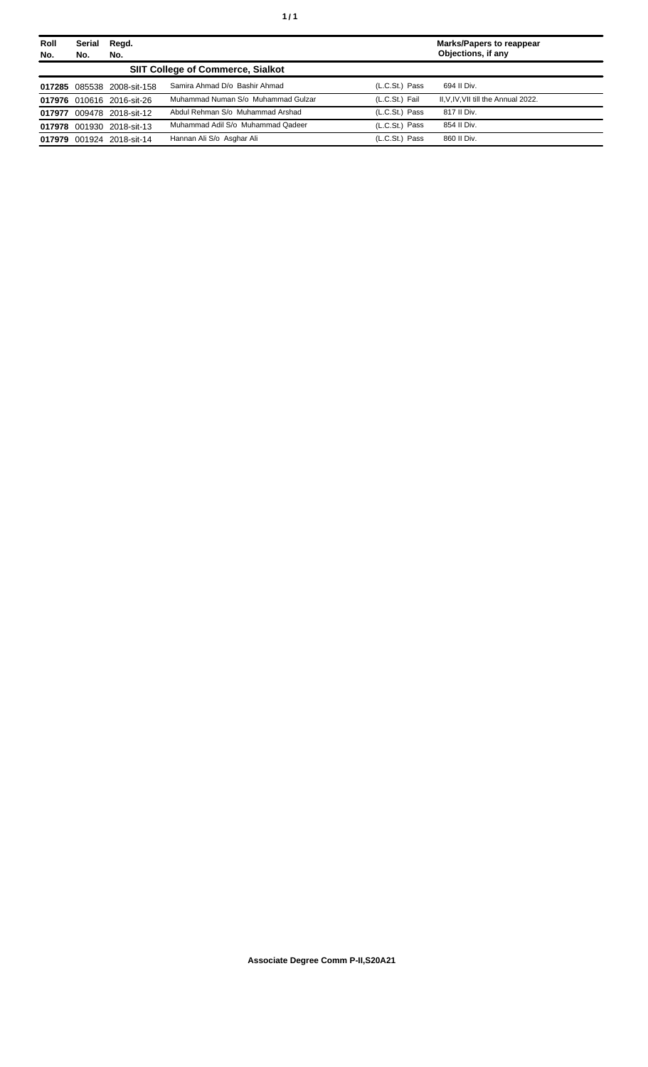| Roll No. | Serial No. | Regd. No. | | | Marks/Papers to reappear Objections, if any |
|---|---|---|---|---|---|
| | | | **SIIT College of Commerce, Sialkot** | | |
| **017285** | 085538 | 2008-sit-158 | Samira Ahmad D/o Bashir Ahmad | (L.C.St.) Pass | 694 II Div. |
| **017976** | 010616 | 2016-sit-26 | Muhammad Numan S/o Muhammad Gulzar | (L.C.St.) Fail | II,V,IV,VII till the Annual 2022. |
| **017977** | 009478 | 2018-sit-12 | Abdul Rehman S/o Muhammad Arshad | (L.C.St.) Pass | 817 II Div. |
| **017978** | 001930 | 2018-sit-13 | Muhammad Adil S/o Muhammad Qadeer | (L.C.St.) Pass | 854 II Div. |
| **017979** | 001924 | 2018-sit-14 | Hannan Ali S/o Asghar Ali | (L.C.St.) Pass | 860 II Div. |

**Associate Degree Comm P-II,S20A21**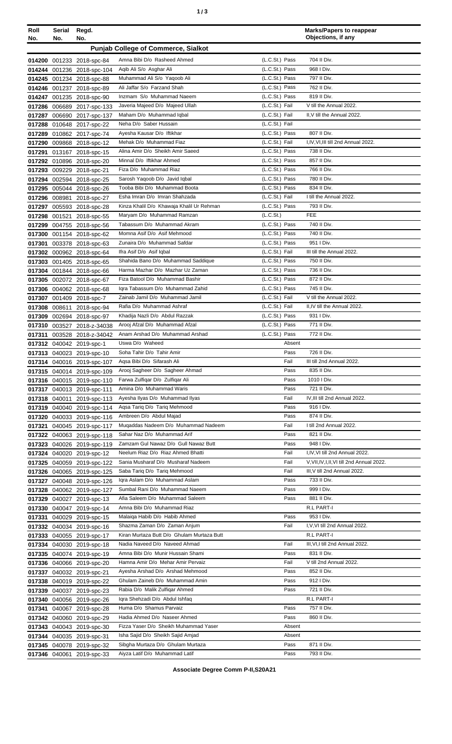| Roll No. | Serial No. | Regd. No. | | | | Marks/Papers to reappear Objections, if any |
|---|---|---|---|---|---|---|
| **Punjab College of Commerce, Sialkot** | | | | | | |
| 014200 | 001233 | 2018-spc-84 | Amna Bibi D/o Rasheed Ahmed | (L.C.St.) | Pass | 704 II Div. |
| 014244 | 001236 | 2018-spc-104 | Aqib Ali S/o Asghar Ali | (L.C.St.) | Pass | 968 I Div. |
| 014245 | 001234 | 2018-spc-88 | Muhammad Ali S/o Yaqoob Ali | (L.C.St.) | Pass | 797 II Div. |
| 014246 | 001237 | 2018-spc-89 | Ali Jaffar S/o Farzand Shah | (L.C.St.) | Pass | 762 II Div. |
| 014247 | 001235 | 2018-spc-90 | Inzmam S/o Muhammad Naeem | (L.C.St.) | Pass | 819 II Div. |
| 017286 | 006689 | 2017-spc-133 | Javeria Majeed D/o Majeed Ullah | (L.C.St.) | Fail | V till the Annual 2022. |
| 017287 | 006690 | 2017-spc-137 | Maham D/o Muhammad Iqbal | (L.C.St.) | Fail | II,V till the Annual 2022. |
| 017288 | 010648 | 2017-spc-22 | Neha D/o Saber Hussain | (L.C.St.) | Fail | |
| 017289 | 010862 | 2017-spc-74 | Ayesha Kausar D/o Iftikhar | (L.C.St.) | Pass | 807 II Div. |
| 017290 | 009868 | 2018-spc-12 | Mehak D/o Muhammad Fiaz | (L.C.St.) | Fail | I,IV,VI,III till 2nd Annual 2022. |
| 017291 | 013167 | 2018-spc-15 | Alina Amir D/o Sheikh Amir Saeed | (L.C.St.) | Pass | 738 II Div. |
| 017292 | 010896 | 2018-spc-20 | Minnal D/o Iftikhar Ahmed | (L.C.St.) | Pass | 857 II Div. |
| 017293 | 009229 | 2018-spc-21 | Fiza D/o Muhammad Riaz | (L.C.St.) | Pass | 766 II Div. |
| 017294 | 002594 | 2018-spc-25 | Sarosh Yaqoob D/o Javid Iqbal | (L.C.St.) | Pass | 780 II Div. |
| 017295 | 005044 | 2018-spc-26 | Tooba Bibi D/o Muhammad Boota | (L.C.St.) | Pass | 834 II Div. |
| 017296 | 008981 | 2018-spc-27 | Esha Imran D/o Imran Shahzada | (L.C.St.) | Fail | I till the Annual 2022. |
| 017297 | 005593 | 2018-spc-28 | Kinza Khalil D/o Khawaja Khalil Ur Rehman | (L.C.St.) | Pass | 793 II Div. |
| 017298 | 001521 | 2018-spc-55 | Maryam D/o Muhammad Ramzan | (L.C.St.) | | FEE |
| 017299 | 004755 | 2018-spc-56 | Tabassum D/o Muhammad Akram | (L.C.St.) | Pass | 740 II Div. |
| 017300 | 001154 | 2018-spc-62 | Momna Asif D/o Asif Mehmood | (L.C.St.) | Pass | 740 II Div. |
| 017301 | 003378 | 2018-spc-63 | Zunaira D/o Muhammad Safdar | (L.C.St.) | Pass | 951 I Div. |
| 017302 | 000962 | 2018-spc-64 | Ifra Asif D/o Asif Iqbal | (L.C.St.) | Fail | III till the Annual 2022. |
| 017303 | 001405 | 2018-spc-65 | Shahida Bano D/o Muhammad Saddique | (L.C.St.) | Pass | 750 II Div. |
| 017304 | 001844 | 2018-spc-66 | Harma Mazhar D/o Mazhar Uz Zaman | (L.C.St.) | Pass | 736 II Div. |
| 017305 | 002072 | 2018-spc-67 | Fiza Batool D/o Muhammad Bashir | (L.C.St.) | Pass | 872 II Div. |
| 017306 | 004062 | 2018-spc-68 | Iqra Tabassum D/o Muhammad Zahid | (L.C.St.) | Pass | 745 II Div. |
| 017307 | 001409 | 2018-spc-7 | Zainab Jamil D/o Muhammad Jamil | (L.C.St.) | Fail | V till the Annual 2022. |
| 017308 | 008611 | 2018-spc-94 | Rafia D/o Muhammad Ashraf | (L.C.St.) | Fail | II,IV till the Annual 2022. |
| 017309 | 002694 | 2018-spc-97 | Khadija Nazli D/o Abdul Razzak | (L.C.St.) | Pass | 931 I Div. |
| 017310 | 003527 | 2018-z-34038 | Arooj Afzal D/o Muhammad Afzal | (L.C.St.) | Pass | 771 II Div. |
| 017311 | 003528 | 2018-z-34042 | Anam Arshad D/o Muhammad Arshad | (L.C.St.) | Pass | 772 II Div. |
| 017312 | 040042 | 2019-spc-1 | Uswa D/o Waheed | | Absent | |
| 017313 | 040023 | 2019-spc-10 | Soha Tahir D/o Tahir Amir | | Pass | 726 II Div. |
| 017314 | 040016 | 2019-spc-107 | Aqsa Bibi D/o Sifarash Ali | | Fail | III till 2nd Annual 2022. |
| 017315 | 040014 | 2019-spc-109 | Arooj Sagheer D/o Sagheer Ahmad | | Pass | 835 II Div. |
| 017316 | 040015 | 2019-spc-110 | Farwa Zulfiqar D/o Zulfiqar Ali | | Pass | 1010 I Div. |
| 017317 | 040013 | 2019-spc-111 | Amina D/o Muhammad Waris | | Pass | 721 II Div. |
| 017318 | 040011 | 2019-spc-113 | Ayesha Ilyas D/o Muhammad Ilyas | | Fail | IV,III till 2nd Annual 2022. |
| 017319 | 040040 | 2019-spc-114 | Aqsa Tariq D/o Tariq Mehmood | | Pass | 916 I Div. |
| 017320 | 040033 | 2019-spc-116 | Ambreen D/o Abdul Majad | | Pass | 874 II Div. |
| 017321 | 040045 | 2019-spc-117 | Muqaddas Nadeem D/o Muhammad Nadeem | | Fail | I till 2nd Annual 2022. |
| 017322 | 040063 | 2019-spc-118 | Sahar Naz D/o Muhammad Arif | | Pass | 821 II Div. |
| 017323 | 040026 | 2019-spc-119 | Zamzam Gul Nawaz D/o Gull Nawaz Butt | | Pass | 948 I Div. |
| 017324 | 040020 | 2019-spc-12 | Neelum Riaz D/o Riaz Ahmed Bhatti | | Fail | I,IV,VI till 2nd Annual 2022. |
| 017325 | 040059 | 2019-spc-122 | Sania Musharaf D/o Musharaf Nadeem | | Fail | V,VII,IV,I,II,VI till 2nd Annual 2022. |
| 017326 | 040065 | 2019-spc-125 | Saba Tariq D/o Tariq Mehmood | | Fail | III,V till 2nd Annual 2022. |
| 017327 | 040048 | 2019-spc-126 | Iqra Aslam D/o Muhammad Aslam | | Pass | 733 II Div. |
| 017328 | 040062 | 2019-spc-127 | Sumbal Rani D/o Muhammad Naeem | | Pass | 999 I Div. |
| 017329 | 040027 | 2019-spc-13 | Afia Saleem D/o Muhammad Saleem | | Pass | 881 II Div. |
| 017330 | 040047 | 2019-spc-14 | Amna Bibi D/o Muhammad Riaz | | | R.L PART-I |
| 017331 | 040029 | 2019-spc-15 | Malaiqa Habib D/o Habib Ahmed | | Pass | 953 I Div. |
| 017332 | 040034 | 2019-spc-16 | Shazma Zaman D/o Zaman Anjum | | Fail | I,V,VI till 2nd Annual 2022. |
| 017333 | 040055 | 2019-spc-17 | Kiran Murtaza Butt D/o Ghulam Murtaza Butt | | | R.L PART-I |
| 017334 | 040030 | 2019-spc-18 | Nadia Naveed D/o Naveed Ahmad | | Fail | III,VI,I till 2nd Annual 2022. |
| 017335 | 040074 | 2019-spc-19 | Amna Bibi D/o Munir Hussain Shami | | Pass | 831 II Div. |
| 017336 | 040066 | 2019-spc-20 | Hamna Amir D/o Mehar Amir Pervaiz | | Fail | V till 2nd Annual 2022. |
| 017337 | 040032 | 2019-spc-21 | Ayesha Arshad D/o Arshad Mehmood | | Pass | 852 II Div. |
| 017338 | 040019 | 2019-spc-22 | Ghulam Zaineb D/o Muhammad Amin | | Pass | 912 I Div. |
| 017339 | 040037 | 2019-spc-23 | Rabia D/o Malik Zulfiqar Ahmed | | Pass | 721 II Div. |
| 017340 | 040056 | 2019-spc-26 | Iqra Shehzadi D/o Abdul Ishfaq | | | R.L PART-I |
| 017341 | 040067 | 2019-spc-28 | Huma D/o Shamus Parvaiz | | Pass | 757 II Div. |
| 017342 | 040060 | 2019-spc-29 | Hadia Ahmed D/o Naseer Ahmed | | Pass | 860 II Div. |
| 017343 | 040043 | 2019-spc-30 | Fizza Yaser D/o Sheikh Muhammad Yaser | | Absent | |
| 017344 | 040035 | 2019-spc-31 | Isha Sajid D/o Sheikh Sajid Amjad | | Absent | |
| 017345 | 040078 | 2019-spc-32 | Sibgha Murtaza D/o Ghulam Murtaza | | Pass | 871 II Div. |
| 017346 | 040061 | 2019-spc-33 | Aiyza Latif D/o Muhammad Latif | | Pass | 793 II Div. |

**Associate Degree Comm P-II,S20A21**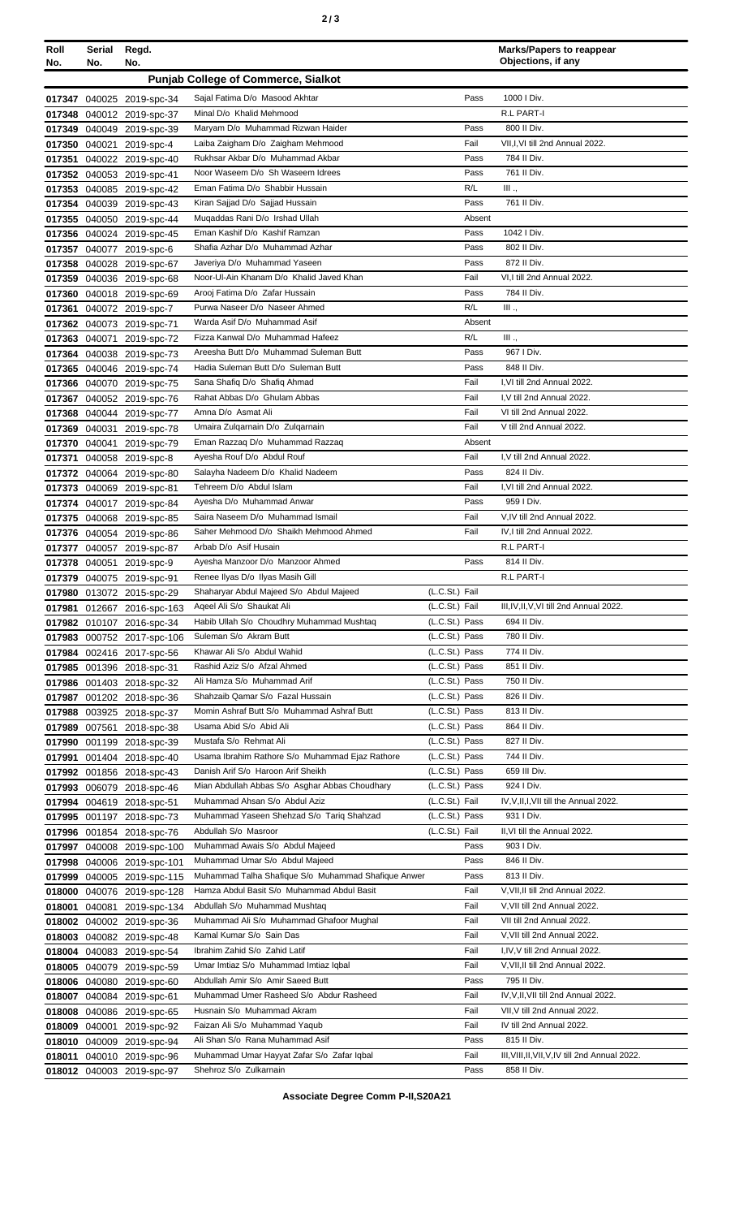| Roll No. | Serial No. | Regd. No. | | | Marks/Papers to reappear Objections, if any |
|---|---|---|---|---|---|
| | | | **Punjab College of Commerce, Sialkot** | | |
| 017347 | 040025 | 2019-spc-34 | Sajal Fatima D/o Masood Akhtar | Pass | 1000 I Div. |
| 017348 | 040012 | 2019-spc-37 | Minal D/o Khalid Mehmood | | R.L PART-I |
| 017349 | 040049 | 2019-spc-39 | Maryam D/o Muhammad Rizwan Haider | Pass | 800 II Div. |
| 017350 | 040021 | 2019-spc-4 | Laiba Zaigham D/o Zaigham Mehmood | Fail | VII,I,VI till 2nd Annual 2022. |
| 017351 | 040022 | 2019-spc-40 | Rukhsar Akbar D/o Muhammad Akbar | Pass | 784 II Div. |
| 017352 | 040053 | 2019-spc-41 | Noor Waseem D/o Sh Waseem Idrees | Pass | 761 II Div. |
| 017353 | 040085 | 2019-spc-42 | Eman Fatima D/o Shabbir Hussain | R/L | III ., |
| 017354 | 040039 | 2019-spc-43 | Kiran Sajjad D/o Sajjad Hussain | Pass | 761 II Div. |
| 017355 | 040050 | 2019-spc-44 | Muqaddas Rani D/o Irshad Ullah | Absent | |
| 017356 | 040024 | 2019-spc-45 | Eman Kashif D/o Kashif Ramzan | Pass | 1042 I Div. |
| 017357 | 040077 | 2019-spc-6 | Shafia Azhar D/o Muhammad Azhar | Pass | 802 II Div. |
| 017358 | 040028 | 2019-spc-67 | Javeriya D/o Muhammad Yaseen | Pass | 872 II Div. |
| 017359 | 040036 | 2019-spc-68 | Noor-Ul-Ain Khanam D/o Khalid Javed Khan | Fail | VI,I till 2nd Annual 2022. |
| 017360 | 040018 | 2019-spc-69 | Arooj Fatima D/o Zafar Hussain | Pass | 784 II Div. |
| 017361 | 040072 | 2019-spc-7 | Purwa Naseer D/o Naseer Ahmed | R/L | III ., |
| 017362 | 040073 | 2019-spc-71 | Warda Asif D/o Muhammad Asif | Absent | |
| 017363 | 040071 | 2019-spc-72 | Fizza Kanwal D/o Muhammad Hafeez | R/L | III ., |
| 017364 | 040038 | 2019-spc-73 | Areesha Butt D/o Muhammad Suleman Butt | Pass | 967 I Div. |
| 017365 | 040046 | 2019-spc-74 | Hadia Suleman Butt D/o Suleman Butt | Pass | 848 II Div. |
| 017366 | 040070 | 2019-spc-75 | Sana Shafiq D/o Shafiq Ahmad | Fail | I,VI till 2nd Annual 2022. |
| 017367 | 040052 | 2019-spc-76 | Rahat Abbas D/o Ghulam Abbas | Fail | I,V till 2nd Annual 2022. |
| 017368 | 040044 | 2019-spc-77 | Amna D/o Asmat Ali | Fail | VI till 2nd Annual 2022. |
| 017369 | 040031 | 2019-spc-78 | Umaira Zulqarnain D/o Zulqarnain | Fail | V till 2nd Annual 2022. |
| 017370 | 040041 | 2019-spc-79 | Eman Razzaq D/o Muhammad Razzaq | Absent | |
| 017371 | 040058 | 2019-spc-8 | Ayesha Rouf D/o Abdul Rouf | Fail | I,V till 2nd Annual 2022. |
| 017372 | 040064 | 2019-spc-80 | Salayha Nadeem D/o Khalid Nadeem | Pass | 824 II Div. |
| 017373 | 040069 | 2019-spc-81 | Tehreem D/o Abdul Islam | Fail | I,VI till 2nd Annual 2022. |
| 017374 | 040017 | 2019-spc-84 | Ayesha D/o Muhammad Anwar | Pass | 959 I Div. |
| 017375 | 040068 | 2019-spc-85 | Saira Naseem D/o Muhammad Ismail | Fail | V,IV till 2nd Annual 2022. |
| 017376 | 040054 | 2019-spc-86 | Saher Mehmood D/o Shaikh Mehmood Ahmed | Fail | IV,I till 2nd Annual 2022. |
| 017377 | 040057 | 2019-spc-87 | Arbab D/o Asif Husain | | R.L PART-I |
| 017378 | 040051 | 2019-spc-9 | Ayesha Manzoor D/o Manzoor Ahmed | Pass | 814 II Div. |
| 017379 | 040075 | 2019-spc-91 | Renee Ilyas D/o Ilyas Masih Gill | | R.L PART-I |
| 017980 | 013072 | 2015-spc-29 | Shaharyar Abdul Majeed S/o Abdul Majeed | (L.C.St.) Fail | |
| 017981 | 012667 | 2016-spc-163 | Aqeel Ali S/o Shaukat Ali | (L.C.St.) Fail | III,IV,II,V,VI till 2nd Annual 2022. |
| 017982 | 010107 | 2016-spc-34 | Habib Ullah S/o Choudhry Muhammad Mushtaq | (L.C.St.) Pass | 694 II Div. |
| 017983 | 000752 | 2017-spc-106 | Suleman S/o Akram Butt | (L.C.St.) Pass | 780 II Div. |
| 017984 | 002416 | 2017-spc-56 | Khawar Ali S/o Abdul Wahid | (L.C.St.) Pass | 774 II Div. |
| 017985 | 001396 | 2018-spc-31 | Rashid Aziz S/o Afzal Ahmed | (L.C.St.) Pass | 851 II Div. |
| 017986 | 001403 | 2018-spc-32 | Ali Hamza S/o Muhammad Arif | (L.C.St.) Pass | 750 II Div. |
| 017987 | 001202 | 2018-spc-36 | Shahzaib Qamar S/o Fazal Hussain | (L.C.St.) Pass | 826 II Div. |
| 017988 | 003925 | 2018-spc-37 | Momin Ashraf Butt S/o Muhammad Ashraf Butt | (L.C.St.) Pass | 813 II Div. |
| 017989 | 007561 | 2018-spc-38 | Usama Abid S/o Abid Ali | (L.C.St.) Pass | 864 II Div. |
| 017990 | 001199 | 2018-spc-39 | Mustafa S/o Rehmat Ali | (L.C.St.) Pass | 827 II Div. |
| 017991 | 001404 | 2018-spc-40 | Usama Ibrahim Rathore S/o Muhammad Ejaz Rathore | (L.C.St.) Pass | 744 II Div. |
| 017992 | 001856 | 2018-spc-43 | Danish Arif S/o Haroon Arif Sheikh | (L.C.St.) Pass | 659 III Div. |
| 017993 | 006079 | 2018-spc-46 | Mian Abdullah Abbas S/o Asghar Abbas Choudhary | (L.C.St.) Pass | 924 I Div. |
| 017994 | 004619 | 2018-spc-51 | Muhammad Ahsan S/o Abdul Aziz | (L.C.St.) Fail | IV,V,II,I,VII till the Annual 2022. |
| 017995 | 001197 | 2018-spc-73 | Muhammad Yaseen Shehzad S/o Tariq Shahzad | (L.C.St.) Pass | 931 I Div. |
| 017996 | 001854 | 2018-spc-76 | Abdullah S/o Masroor | (L.C.St.) Fail | II,VI till the Annual 2022. |
| 017997 | 040008 | 2019-spc-100 | Muhammad Awais S/o Abdul Majeed | Pass | 903 I Div. |
| 017998 | 040006 | 2019-spc-101 | Muhammad Umar S/o Abdul Majeed | Pass | 846 II Div. |
| 017999 | 040005 | 2019-spc-115 | Muhammad Talha Shafique S/o Muhammad Shafique Anwer | Pass | 813 II Div. |
| 018000 | 040076 | 2019-spc-128 | Hamza Abdul Basit S/o Muhammad Abdul Basit | Fail | V,VII,II till 2nd Annual 2022. |
| 018001 | 040081 | 2019-spc-134 | Abdullah S/o Muhammad Mushtaq | Fail | V,VII till 2nd Annual 2022. |
| 018002 | 040002 | 2019-spc-36 | Muhammad Ali S/o Muhammad Ghafoor Mughal | Fail | VII till 2nd Annual 2022. |
| 018003 | 040082 | 2019-spc-48 | Kamal Kumar S/o Sain Das | Fail | V,VII till 2nd Annual 2022. |
| 018004 | 040083 | 2019-spc-54 | Ibrahim Zahid S/o Zahid Latif | Fail | I,IV,V till 2nd Annual 2022. |
| 018005 | 040079 | 2019-spc-59 | Umar Imtiaz S/o Muhammad Imtiaz Iqbal | Fail | V,VII,II till 2nd Annual 2022. |
| 018006 | 040080 | 2019-spc-60 | Abdullah Amir S/o Amir Saeed Butt | Pass | 795 II Div. |
| 018007 | 040084 | 2019-spc-61 | Muhammad Umer Rasheed S/o Abdur Rasheed | Fail | IV,V,II,VII till 2nd Annual 2022. |
| 018008 | 040086 | 2019-spc-65 | Husnain S/o Muhammad Akram | Fail | VII,V till 2nd Annual 2022. |
| 018009 | 040001 | 2019-spc-92 | Faizan Ali S/o Muhammad Yaqub | Fail | IV till 2nd Annual 2022. |
| 018010 | 040009 | 2019-spc-94 | Ali Shan S/o Rana Muhammad Asif | Pass | 815 II Div. |
| 018011 | 040010 | 2019-spc-96 | Muhammad Umar Hayyat Zafar S/o Zafar Iqbal | Fail | III,VIII,II,VII,V,IV till 2nd Annual 2022. |
| 018012 | 040003 | 2019-spc-97 | Shehroz S/o Zulkarnain | Pass | 858 II Div. |

**Associate Degree Comm P-II,S20A21**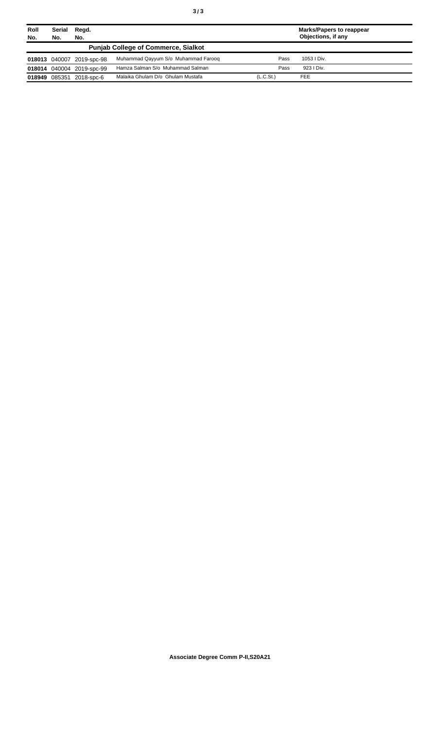| Roll No. | Serial No. | Regd. No. | | | Marks/Papers to reappear Objections, if any |
|---|---|---|---|---|---|
| **Punjab College of Commerce, Sialkot** | | | | | |
| **018013** | 040007 | 2019-spc-98 | Muhammad Qayyum S/o Muhammad Farooq | Pass | 1053 I Div. |
| **018014** | 040004 | 2019-spc-99 | Hamza Salman S/o Muhammad Salman | Pass | 923 I Div. |
| **018949** | 085351 | 2018-spc-6 | Malaika Ghulam D/o Ghulam Mustafa | (L.C.St.) | FEE |

**Associate Degree Comm P-II,S20A21**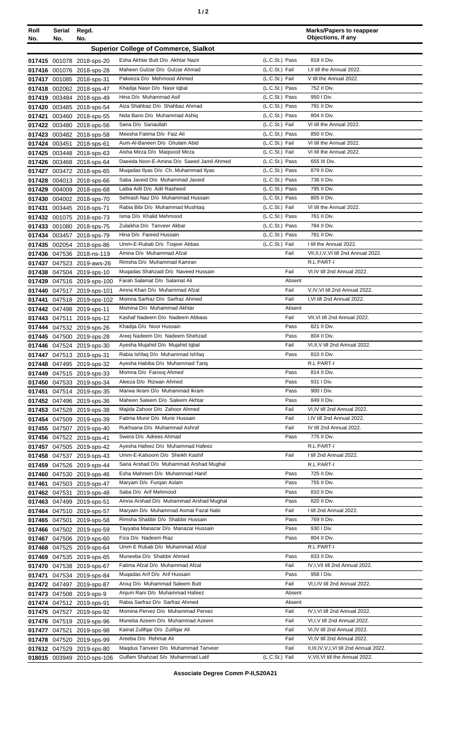| Roll No. | Serial No. | Regd. No. | | | Marks/Papers to reappear Objections, if any |
|---|---|---|---|---|---|
| | | | **Superior College of Commerce, Sialkot** | | |
| 017415 | 001078 | 2018-sps-20 | Esha Akhtar Butt D/o Akhtar Nazir | (L.C.St.) Pass | 819 II Div. |
| 017416 | 001076 | 2018-sps-28 | Maheen Gulzar D/o Gulzar Ahmad | (L.C.St.) Fail | I,II till the Annual 2022. |
| 017417 | 001085 | 2018-sps-31 | Pakeeza D/o Mehmood Ahmed | (L.C.St.) Fail | V till the Annual 2022. |
| 017418 | 002062 | 2018-sps-47 | Khadija Nasir D/o Nasir Iqbal | (L.C.St.) Pass | 752 II Div. |
| 017419 | 003484 | 2018-sps-49 | Hina D/o Muhammad Asif | (L.C.St.) Pass | 950 I Div. |
| 017420 | 003485 | 2018-sps-54 | Aiza Shahbaz D/o Shahbaz Ahmad | (L.C.St.) Pass | 791 II Div. |
| 017421 | 003460 | 2018-sps-55 | Nida Bano D/o Muhammad Ashiq | (L.C.St.) Pass | 804 II Div. |
| 017422 | 003480 | 2018-sps-56 | Sana D/o Sanaullah | (L.C.St.) Fail | VI till the Annual 2022. |
| 017423 | 003482 | 2018-sps-58 | Meesha Fatima D/o Faiz Ali | (L.C.St.) Pass | 850 II Div. |
| 017424 | 003451 | 2018-sps-61 | Aum-Al-Baneen D/o Ghulam Abid | (L.C.St.) Fail | VI till the Annual 2022. |
| 017425 | 003448 | 2018-sps-63 | Aisha Mirza D/o Maqsood Mirza | (L.C.St.) Fail | VI till the Annual 2022. |
| 017426 | 003468 | 2018-sps-64 | Daeeda Noor-E-Amina D/o Saeed Jamil Ahmed | (L.C.St.) Pass | 655 III Div. |
| 017427 | 003472 | 2018-sps-65 | Muqadas Ilyas D/o Ch..Muhammad Ilyas | (L.C.St.) Pass | 879 II Div. |
| 017428 | 004013 | 2018-sps-66 | Saba Javeid D/o Muhammad Javeid | (L.C.St.) Pass | 736 II Div. |
| 017429 | 004009 | 2018-sps-68 | Laiba Adil D/o Adil Rasheed | (L.C.St.) Pass | 795 II Div. |
| 017430 | 004002 | 2018-sps-70 | Sehrash Naz D/o Muhammad Hussain | (L.C.St.) Pass | 805 II Div. |
| 017431 | 003445 | 2018-sps-71 | Rabia Bibi D/o Muhammad Mushtaq | (L.C.St.) Fail | VI till the Annual 2022. |
| 017432 | 001075 | 2018-sps-73 | Isma D/o Khalid Mehmood | (L.C.St.) Pass | 761 II Div. |
| 017433 | 001080 | 2018-sps-75 | Zulaikha D/o Tanveer Akbar | (L.C.St.) Pass | 784 II Div. |
| 017434 | 003457 | 2018-sps-79 | Hina D/o Fareed Hussain | (L.C.St.) Pass | 781 II Div. |
| 017435 | 002054 | 2018-sps-86 | Umm-E-Rubab D/o Toqeer Abbas | (L.C.St.) Fail | I till the Annual 2022. |
| 017436 | 047536 | 2018-ns-119 | Amina D/o Muhammad Afzal | Fail | VII,II,I,V,VI till 2nd Annual 2022. |
| 017437 | 047523 | 2019-aws-26 | Rimsha D/o Muhammad Kamran | | R.L PART-I |
| 017438 | 047504 | 2019-sps-10 | Muqadas Shahzadi D/o Naveed Hussain | Fail | VI,IV till 2nd Annual 2022. |
| 017439 | 047516 | 2019-sps-100 | Farah Salamat D/o Salamat Ali | Absent | |
| 017440 | 047517 | 2019-sps-101 | Amna Khan D/o Muhammad Afzal | Fail | V,IV,VI till 2nd Annual 2022. |
| 017441 | 047518 | 2019-sps-102 | Momna Sarfraz D/o Sarfraz Ahmed | Fail | I,VI till 2nd Annual 2022. |
| 017442 | 047498 | 2019-sps-11 | Momina D/o Muhammad Akhtar | Absent | |
| 017443 | 047511 | 2019-sps-12 | Kashaf Nadeem D/o Nadeem Abbass | Fail | VII,VI till 2nd Annual 2022. |
| 017444 | 047532 | 2019-sps-26 | Khadija D/o Noor Hussain | Pass | 821 II Div. |
| 017445 | 047500 | 2019-sps-28 | Areej Nadeem D/o Nadeem Shehzad | Pass | 804 II Div. |
| 017446 | 047524 | 2019-sps-30 | Ayesha Mujahid D/o Mujahid Iqbal | Fail | VI,II,V till 2nd Annual 2022. |
| 017447 | 047513 | 2019-sps-31 | Rabia Ishfaq D/o Muhammad Ishfaq | Pass | 810 II Div. |
| 017448 | 047495 | 2019-sps-32 | Ayesha Habiba D/o Muhammad Tariq | | R.L PART-I |
| 017449 | 047515 | 2019-sps-33 | Momna D/o Farooq Ahmed | Pass | 814 II Div. |
| 017450 | 047533 | 2019-sps-34 | Aleeza D/o Rizwan Ahmed | Pass | 931 I Div. |
| 017451 | 047514 | 2019-sps-35 | Marwa Ikram D/o Muhammad Ikram | Pass | 900 I Div. |
| 017452 | 047496 | 2019-sps-36 | Maheen Saleem D/o Saleem Akhtar | Pass | 849 II Div. |
| 017453 | 047528 | 2019-sps-38 | Majida Zahoor D/o Zahoor Ahmed | Fail | VI,IV till 2nd Annual 2022. |
| 017454 | 047509 | 2019-sps-39 | Fatima Munir D/o Munir Hussain | Fail | I,IV till 2nd Annual 2022. |
| 017455 | 047507 | 2019-sps-40 | Rukhsana D/o Muhammad Ashraf | Fail | IV till 2nd Annual 2022. |
| 017456 | 047522 | 2019-sps-41 | Swera D/o Adrees Ahmad | Pass | 775 II Div. |
| 017457 | 047505 | 2019-sps-42 | Ayesha Hafeez D/o Muhammad Hafeez | | R.L PART-I |
| 017458 | 047537 | 2019-sps-43 | Umm-E-Kalsoom D/o Sheikh Kashif | Fail | I till 2nd Annual 2022. |
| 017459 | 047526 | 2019-sps-44 | Sana Arshad D/o Muhammad Arshad Mughal | | R.L PART-I |
| 017460 | 047530 | 2019-sps-46 | Esha Mahreen D/o Muhammad Hanif | Pass | 725 II Div. |
| 017461 | 047503 | 2019-sps-47 | Maryam D/o Furqan Aslam | Pass | 755 II Div. |
| 017462 | 047531 | 2019-sps-48 | Saba D/o Arif Mehmood | Pass | 810 II Div. |
| 017463 | 047499 | 2019-sps-51 | Amna Arshad D/o Muhammad Arshad Mughal | Pass | 820 II Div. |
| 017464 | 047510 | 2019-sps-57 | Maryam D/o Muhammad Asmat Fazal Nabi | Fail | I till 2nd Annual 2022. |
| 017465 | 047501 | 2019-sps-58 | Rimsha Shabbir D/o Shabbir Hussain | Pass | 769 II Div. |
| 017466 | 047502 | 2019-sps-59 | Tayyaba Manazar D/o Manazar Hussain | Pass | 930 I Div. |
| 017467 | 047506 | 2019-sps-60 | Fiza D/o Nadeem Riaz | Pass | 804 II Div. |
| 017468 | 047525 | 2019-sps-64 | Umm E Rubab D/o Muhammad Afzal | | R.L PART-I |
| 017469 | 047535 | 2019-sps-65 | Muneeba D/o Shabbir Ahmed | Pass | 833 II Div. |
| 017470 | 047538 | 2019-sps-67 | Fatima Afzal D/o Muhammad Afzal | Fail | IV,I,VII till 2nd Annual 2022. |
| 017471 | 047534 | 2019-sps-84 | Muqadas Arif D/o Arif Hussain | Pass | 958 I Div. |
| 017472 | 047497 | 2019-sps-87 | Arouj D/o Muhammad Saleem Butt | Fail | VI,I,IV till 2nd Annual 2022. |
| 017473 | 047508 | 2019-sps-9 | Anjum Rani D/o Muhammad Hafeez | Absent | |
| 017474 | 047512 | 2019-sps-91 | Rabia Sarfraz D/o Sarfraz Ahmed | Absent | |
| 017475 | 047527 | 2019-sps-92 | Momina Pervez D/o Muhammad Pervez | Fail | IV,I,VI till 2nd Annual 2022. |
| 017476 | 047519 | 2019-sps-96 | Muneba Azeem D/o Muhammad Azeem | Fail | VI,I,V till 2nd Annual 2022. |
| 017477 | 047521 | 2019-sps-98 | Kainat Zulifqar D/o Zulifqar Ali | Fail | VI,IV till 2nd Annual 2022. |
| 017478 | 047520 | 2019-sps-99 | Areeba D/o Rehmat Ali | Fail | VI,IV till 2nd Annual 2022. |
| 017612 | 047529 | 2019-sps-80 | Maqdus Tanveer D/o Muhammad Tanveer | Fail | II,III,IV,V,I,VI till 2nd Annual 2022. |
| 018015 | 003949 | 2010-sps-106 | Gulfam Shahzad S/o Muhammad Latif | (L.C.St.) Fail | V,VII,VI till the Annual 2022. |

**Associate Degree Comm P-II,S20A21**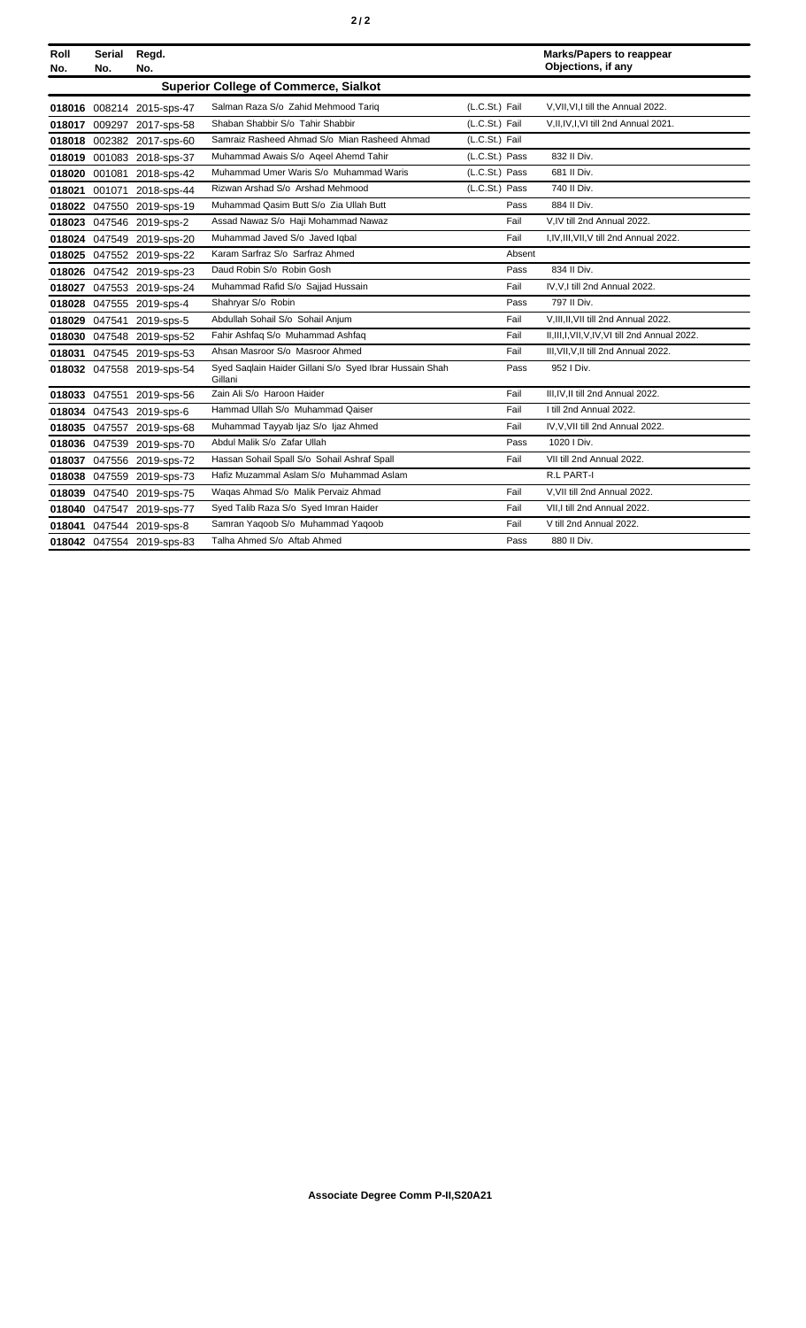| Roll No. | Serial No. | Regd. No. | | | Marks/Papers to reappear Objections, if any |
|---|---|---|---|---|---|
| | | | **Superior College of Commerce, Sialkot** | | |
| **018016** | 008214 | 2015-sps-47 | Salman Raza S/o Zahid Mehmood Tariq | (L.C.St.) Fail | V,VII,VI,I till the Annual 2022. |
| **018017** | 009297 | 2017-sps-58 | Shaban Shabbir S/o Tahir Shabbir | (L.C.St.) Fail | V,II,IV,I,VI till 2nd Annual 2021. |
| **018018** | 002382 | 2017-sps-60 | Samraiz Rasheed Ahmad S/o Mian Rasheed Ahmad | (L.C.St.) Fail | |
| **018019** | 001083 | 2018-sps-37 | Muhammad Awais S/o Aqeel Ahemd Tahir | (L.C.St.) Pass | 832 II Div. |
| **018020** | 001081 | 2018-sps-42 | Muhammad Umer Waris S/o Muhammad Waris | (L.C.St.) Pass | 681 II Div. |
| **018021** | 001071 | 2018-sps-44 | Rizwan Arshad S/o Arshad Mehmood | (L.C.St.) Pass | 740 II Div. |
| **018022** | 047550 | 2019-sps-19 | Muhammad Qasim Butt S/o Zia Ullah Butt | Pass | 884 II Div. |
| **018023** | 047546 | 2019-sps-2 | Assad Nawaz S/o Haji Mohammad Nawaz | Fail | V,IV till 2nd Annual 2022. |
| **018024** | 047549 | 2019-sps-20 | Muhammad Javed S/o Javed Iqbal | Fail | I,IV,III,VII,V till 2nd Annual 2022. |
| **018025** | 047552 | 2019-sps-22 | Karam Sarfraz S/o Sarfraz Ahmed | Absent | |
| **018026** | 047542 | 2019-sps-23 | Daud Robin S/o Robin Gosh | Pass | 834 II Div. |
| **018027** | 047553 | 2019-sps-24 | Muhammad Rafid S/o Sajjad Hussain | Fail | IV,V,I till 2nd Annual 2022. |
| **018028** | 047555 | 2019-sps-4 | Shahryar S/o Robin | Pass | 797 II Div. |
| **018029** | 047541 | 2019-sps-5 | Abdullah Sohail S/o Sohail Anjum | Fail | V,III,II,VII till 2nd Annual 2022. |
| **018030** | 047548 | 2019-sps-52 | Fahir Ashfaq S/o Muhammad Ashfaq | Fail | II,III,I,VII,V,IV,VI till 2nd Annual 2022. |
| **018031** | 047545 | 2019-sps-53 | Ahsan Masroor S/o Masroor Ahmed | Fail | III,VII,V,II till 2nd Annual 2022. |
| **018032** | 047558 | 2019-sps-54 | Syed Saqlain Haider Gillani S/o Syed Ibrar Hussain Shah Gillani | Pass | 952 I Div. |
| **018033** | 047551 | 2019-sps-56 | Zain Ali S/o Haroon Haider | Fail | III,IV,II till 2nd Annual 2022. |
| **018034** | 047543 | 2019-sps-6 | Hammad Ullah S/o Muhammad Qaiser | Fail | I till 2nd Annual 2022. |
| **018035** | 047557 | 2019-sps-68 | Muhammad Tayyab Ijaz S/o Ijaz Ahmed | Fail | IV,V,VII till 2nd Annual 2022. |
| **018036** | 047539 | 2019-sps-70 | Abdul Malik S/o Zafar Ullah | Pass | 1020 I Div. |
| **018037** | 047556 | 2019-sps-72 | Hassan Sohail Spall S/o Sohail Ashraf Spall | Fail | VII till 2nd Annual 2022. |
| **018038** | 047559 | 2019-sps-73 | Hafiz Muzammal Aslam S/o Muhammad Aslam | | R.L PART-I |
| **018039** | 047540 | 2019-sps-75 | Waqas Ahmad S/o Malik Pervaiz Ahmad | Fail | V,VII till 2nd Annual 2022. |
| **018040** | 047547 | 2019-sps-77 | Syed Talib Raza S/o Syed Imran Haider | Fail | VII,I till 2nd Annual 2022. |
| **018041** | 047544 | 2019-sps-8 | Samran Yaqoob S/o Muhammad Yaqoob | Fail | V till 2nd Annual 2022. |
| **018042** | 047554 | 2019-sps-83 | Talha Ahmed S/o Aftab Ahmed | Pass | 880 II Div. |

**Associate Degree Comm P-II,S20A21**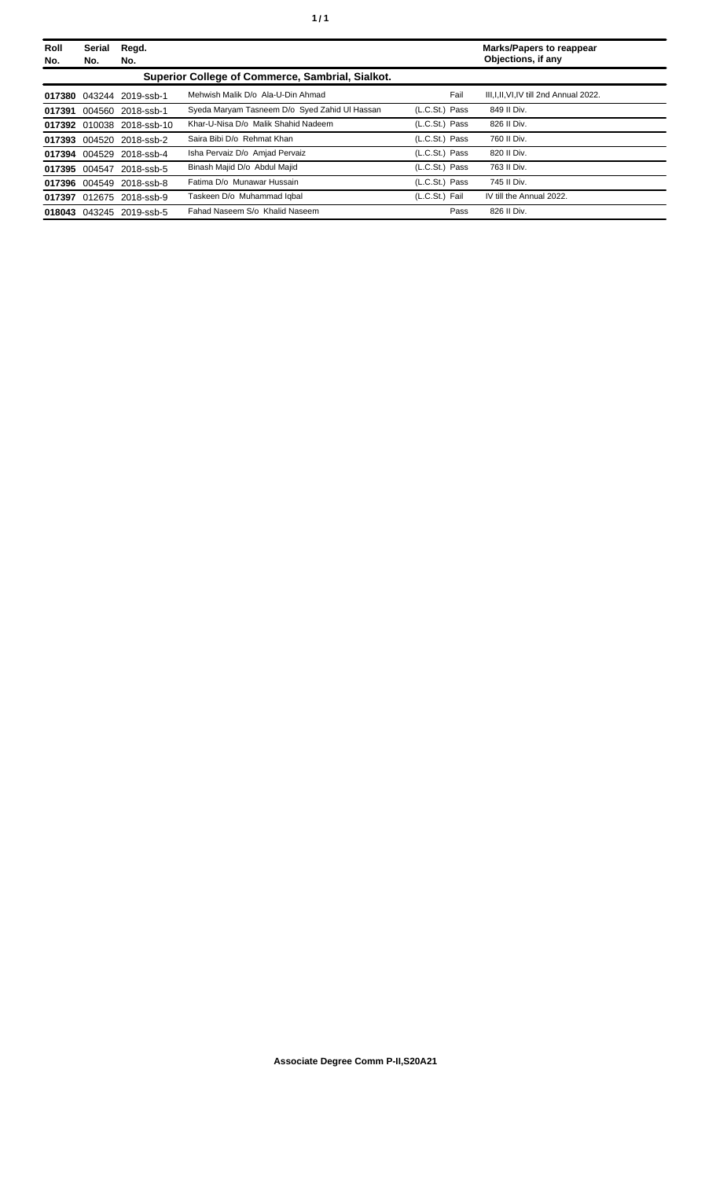| Roll No. | Serial No. | Regd. No. | | | Marks/Papers to reappear Objections, if any |
|---|---|---|---|---|---|
| **Superior College of Commerce, Sambrial, Sialkot.** | | | | | |
| **017380** | 043244 | 2019-ssb-1 | Mehwish Malik D/o Ala-U-Din Ahmad | Fail | III,I,II,VI,IV till 2nd Annual 2022. |
| **017391** | 004560 | 2018-ssb-1 | Syeda Maryam Tasneem D/o Syed Zahid Ul Hassan | (L.C.St.) Pass | 849 II Div. |
| **017392** | 010038 | 2018-ssb-10 | Khar-U-Nisa D/o Malik Shahid Nadeem | (L.C.St.) Pass | 826 II Div. |
| **017393** | 004520 | 2018-ssb-2 | Saira Bibi D/o Rehmat Khan | (L.C.St.) Pass | 760 II Div. |
| **017394** | 004529 | 2018-ssb-4 | Isha Pervaiz D/o Amjad Pervaiz | (L.C.St.) Pass | 820 II Div. |
| **017395** | 004547 | 2018-ssb-5 | Binash Majid D/o Abdul Majid | (L.C.St.) Pass | 763 II Div. |
| **017396** | 004549 | 2018-ssb-8 | Fatima D/o Munawar Hussain | (L.C.St.) Pass | 745 II Div. |
| **017397** | 012675 | 2018-ssb-9 | Taskeen D/o Muhammad Iqbal | (L.C.St.) Fail | IV till the Annual 2022. |
| **018043** | 043245 | 2019-ssb-5 | Fahad Naseem S/o Khalid Naseem | Pass | 826 II Div. |

**Associate Degree Comm P-II,S20A21**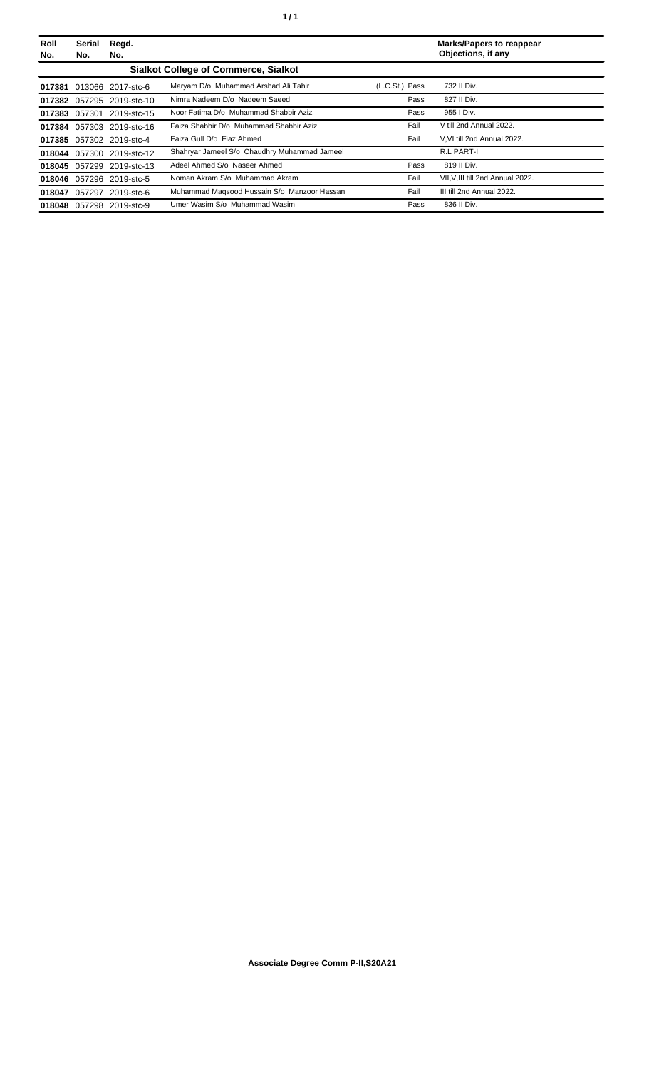| Roll No. | Serial No. | Regd. No. | | | Marks/Papers to reappear Objections, if any |
|---|---|---|---|---|---|
| **Sialkot College of Commerce, Sialkot** | | | | | |
| **017381** | 013066 | 2017-stc-6 | Maryam D/o Muhammad Arshad Ali Tahir | (L.C.St.) Pass | 732 II Div. |
| **017382** | 057295 | 2019-stc-10 | Nimra Nadeem D/o Nadeem Saeed | Pass | 827 II Div. |
| **017383** | 057301 | 2019-stc-15 | Noor Fatima D/o Muhammad Shabbir Aziz | Pass | 955 I Div. |
| **017384** | 057303 | 2019-stc-16 | Faiza Shabbir D/o Muhammad Shabbir Aziz | Fail | V till 2nd Annual 2022. |
| **017385** | 057302 | 2019-stc-4 | Faiza Gull D/o Fiaz Ahmed | Fail | V,VI till 2nd Annual 2022. |
| **018044** | 057300 | 2019-stc-12 | Shahryar Jameel S/o Chaudhry Muhammad Jameel | | R.L PART-I |
| **018045** | 057299 | 2019-stc-13 | Adeel Ahmed S/o Naseer Ahmed | Pass | 819 II Div. |
| **018046** | 057296 | 2019-stc-5 | Noman Akram S/o Muhammad Akram | Fail | VII,V,III till 2nd Annual 2022. |
| **018047** | 057297 | 2019-stc-6 | Muhammad Maqsood Hussain S/o Manzoor Hassan | Fail | III till 2nd Annual 2022. |
| **018048** | 057298 | 2019-stc-9 | Umer Wasim S/o Muhammad Wasim | Pass | 836 II Div. |

**Associate Degree Comm P-II,S20A21**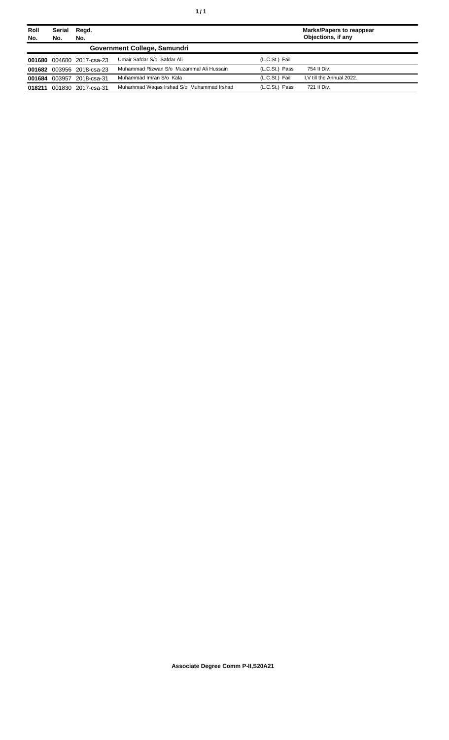| Roll No. | Serial No. | Regd. No. | | | Marks/Papers to reappear Objections, if any |
|---|---|---|---|---|---|
| **Government College, Samundri** | | | | | |
| **001680** | 004680 | 2017-csa-23 | Umair Safdar S/o Safdar Ali | (L.C.St.) Fail | |
| **001682** | 003956 | 2018-csa-23 | Muhammad Rizwan S/o Muzammal Ali Hussain | (L.C.St.) Pass | 754 II Div. |
| **001684** | 003957 | 2018-csa-31 | Muhammad Imran S/o Kala | (L.C.St.) Fail | I,V till the Annual 2022. |
| **018211** | 001830 | 2017-csa-31 | Muhammad Waqas Irshad S/o Muhammad Irshad | (L.C.St.) Pass | 721 II Div. |

**Associate Degree Comm P-II,S20A21**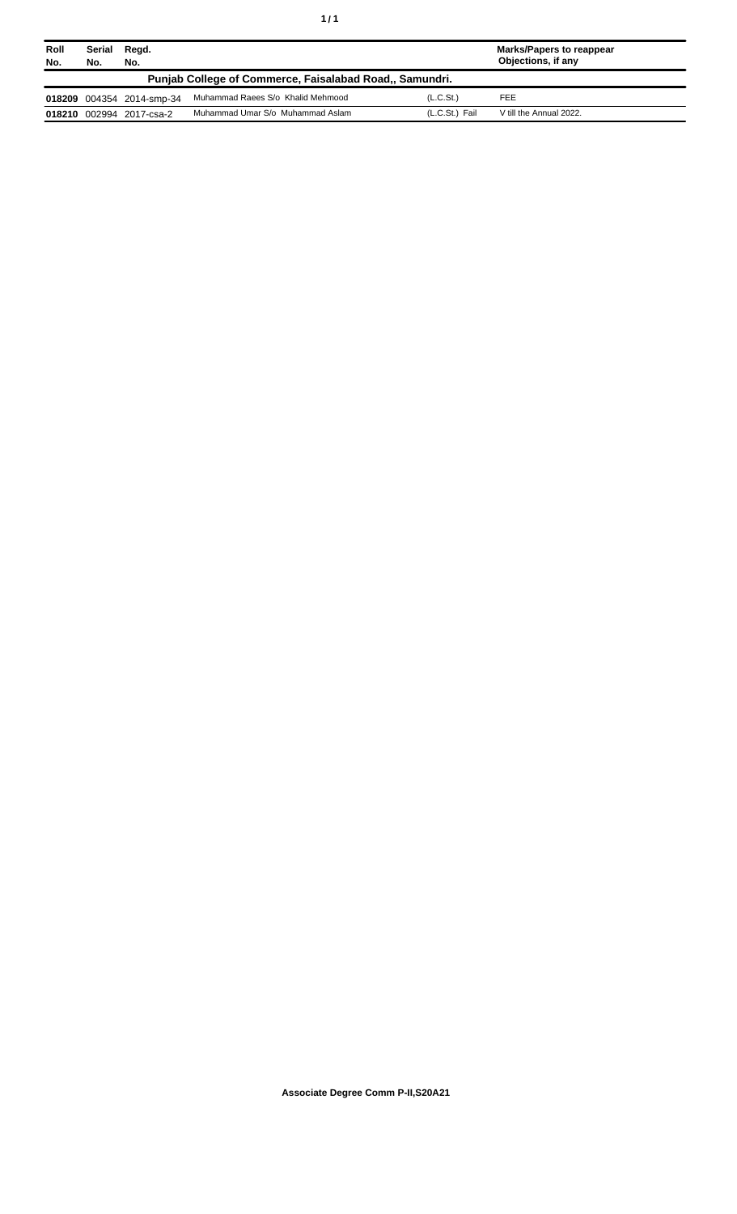| Roll No. | Serial No. | Regd. No. | | | Marks/Papers to reappear Objections, if any |
|---|---|---|---|---|---|
| **Punjab College of Commerce, Faisalabad Road,, Samundri.** | | | | | |
| **018209** | 004354 | 2014-smp-34 | Muhammad Raees S/o Khalid Mehmood | (L.C.St.) | FEE |
| **018210** | 002994 | 2017-csa-2 | Muhammad Umar S/o Muhammad Aslam | (L.C.St.) Fail | V till the Annual 2022. |

**Associate Degree Comm P-II,S20A21**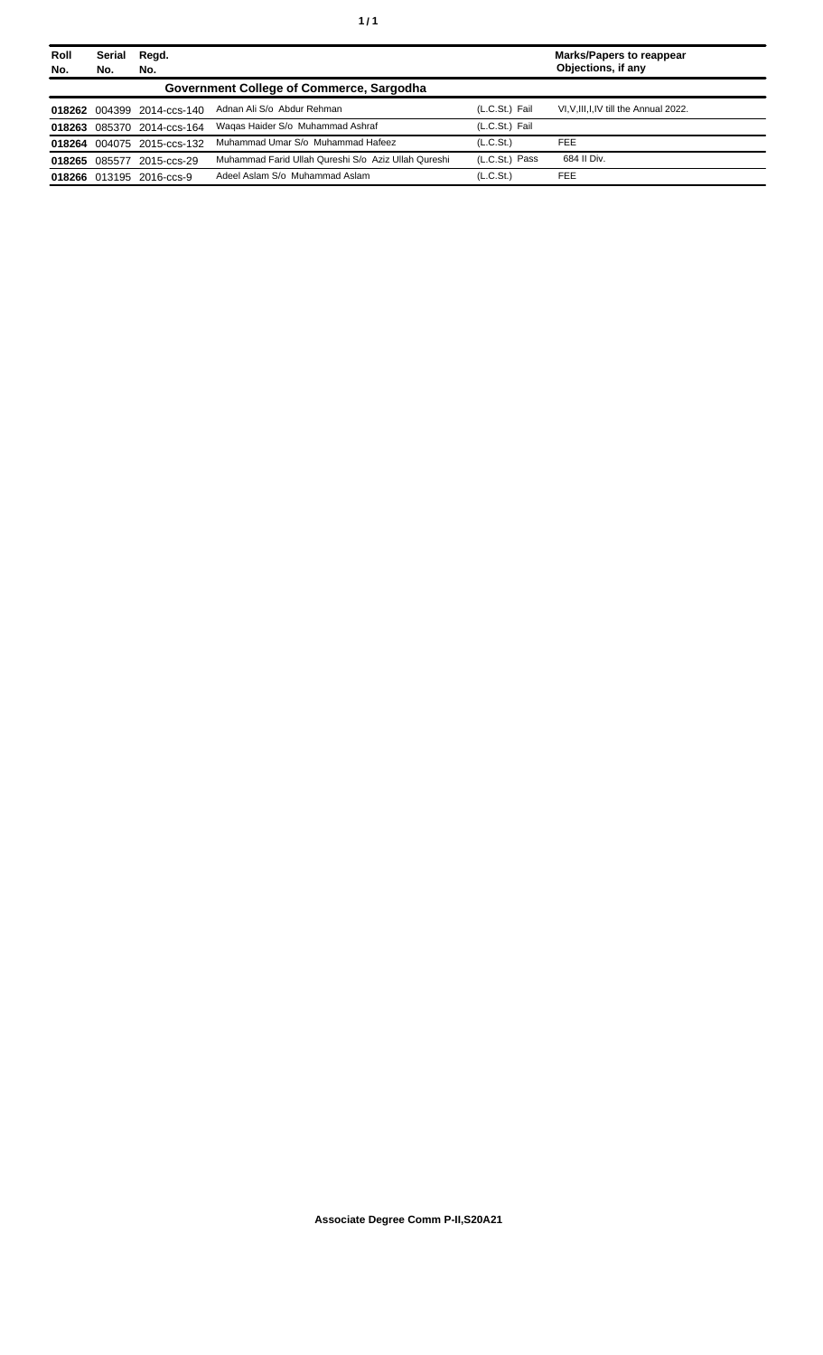| Roll No. | Serial No. | Regd. No. | | | Marks/Papers to reappear Objections, if any |
|---|---|---|---|---|---|
| | | | **Government College of Commerce, Sargodha** | | |
| **018262** | 004399 | 2014-ccs-140 | Adnan Ali S/o Abdur Rehman | (L.C.St.) Fail | VI,V,III,I,IV till the Annual 2022. |
| **018263** | 085370 | 2014-ccs-164 | Waqas Haider S/o Muhammad Ashraf | (L.C.St.) Fail | |
| **018264** | 004075 | 2015-ccs-132 | Muhammad Umar S/o Muhammad Hafeez | (L.C.St.) | FEE |
| **018265** | 085577 | 2015-ccs-29 | Muhammad Farid Ullah Qureshi S/o Aziz Ullah Qureshi | (L.C.St.) Pass | 684 II Div. |
| **018266** | 013195 | 2016-ccs-9 | Adeel Aslam S/o Muhammad Aslam | (L.C.St.) | FEE |

**Associate Degree Comm P-II,S20A21**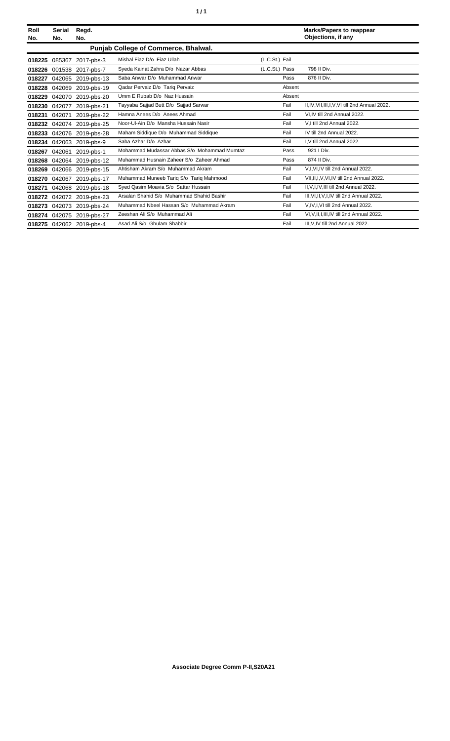| Roll No. | Serial No. | Regd. No. | | | Marks/Papers to reappear Objections, if any |
|---|---|---|---|---|---|
| | | | **Punjab College of Commerce, Bhalwal.** | | |
| **018225** | 085367 | 2017-pbs-3 | Mishal Fiaz D/o Fiaz Ullah | (L.C.St.) Fail | |
| **018226** | 001538 | 2017-pbs-7 | Syeda Kainat Zahra D/o Nazar Abbas | (L.C.St.) Pass | 798 II Div. |
| **018227** | 042065 | 2019-pbs-13 | Saba Anwar D/o Muhammad Anwar | Pass | 876 II Div. |
| **018228** | 042069 | 2019-pbs-19 | Qadar Pervaiz D/o Tariq Pervaiz | Absent | |
| **018229** | 042070 | 2019-pbs-20 | Umm E Rubab D/o Naz Hussain | Absent | |
| **018230** | 042077 | 2019-pbs-21 | Tayyaba Sajjad Butt D/o Sajjad Sarwar | Fail | II,IV,VII,III,I,V,VI till 2nd Annual 2022. |
| **018231** | 042071 | 2019-pbs-22 | Hamna Anees D/o Anees Ahmad | Fail | VI,IV till 2nd Annual 2022. |
| **018232** | 042074 | 2019-pbs-25 | Noor-Ul-Ain D/o Mansha Hussain Nasir | Fail | V,I till 2nd Annual 2022. |
| **018233** | 042076 | 2019-pbs-28 | Maham Siddique D/o Muhammad Siddique | Fail | IV till 2nd Annual 2022. |
| **018234** | 042063 | 2019-pbs-9 | Saba Azhar D/o Azhar | Fail | I,V till 2nd Annual 2022. |
| **018267** | 042061 | 2019-pbs-1 | Mohammad Mudassar Abbas S/o Mohammad Mumtaz | Pass | 921 I Div. |
| **018268** | 042064 | 2019-pbs-12 | Muhammad Husnain Zaheer S/o Zaheer Ahmad | Pass | 874 II Div. |
| **018269** | 042066 | 2019-pbs-15 | Ahtisham Akram S/o Muhammad Akram | Fail | V,I,VI,IV till 2nd Annual 2022. |
| **018270** | 042067 | 2019-pbs-17 | Muhammad Muneeb Tariq S/o Tariq Mahmood | Fail | VII,II,I,V,VI,IV till 2nd Annual 2022. |
| **018271** | 042068 | 2019-pbs-18 | Syed Qasim Moavia S/o Sattar Hussain | Fail | II,V,I,IV,III till 2nd Annual 2022. |
| **018272** | 042072 | 2019-pbs-23 | Arsalan Shahid S/o Muhammad Shahid Bashir | Fail | III,VI,II,V,I,IV till 2nd Annual 2022. |
| **018273** | 042073 | 2019-pbs-24 | Muhammad Nbeel Hassan S/o Muhammad Akram | Fail | V,IV,I,VI till 2nd Annual 2022. |
| **018274** | 042075 | 2019-pbs-27 | Zeeshan Ali S/o Muhammad Ali | Fail | VI,V,II,I,III,IV till 2nd Annual 2022. |
| **018275** | 042062 | 2019-pbs-4 | Asad Ali S/o Ghulam Shabbir | Fail | III,V,IV till 2nd Annual 2022. |

**Associate Degree Comm P-II,S20A21**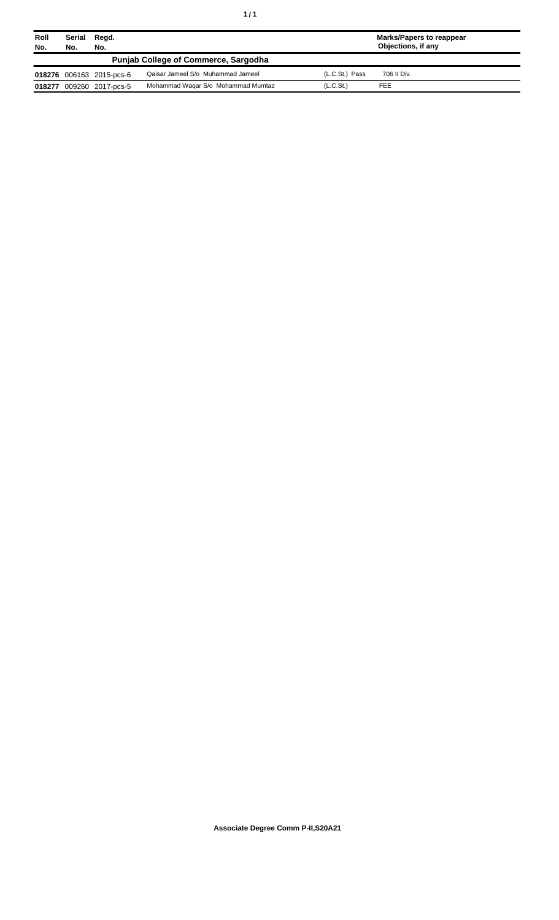| Roll No. | Serial No. | Regd. No. | | | Marks/Papers to reappear Objections, if any |
|---|---|---|---|---|---|
| **Punjab College of Commerce, Sargodha** | | | | | |
| **018276** | 006163 | 2015-pcs-6 | Qaisar Jameel S/o Muhammad Jameel | (L.C.St.) Pass | 706 II Div. |
| **018277** | 009260 | 2017-pcs-5 | Mohammad Waqar S/o Mohammad Mumtaz | (L.C.St.) | FEE |

**Associate Degree Comm P-II,S20A21**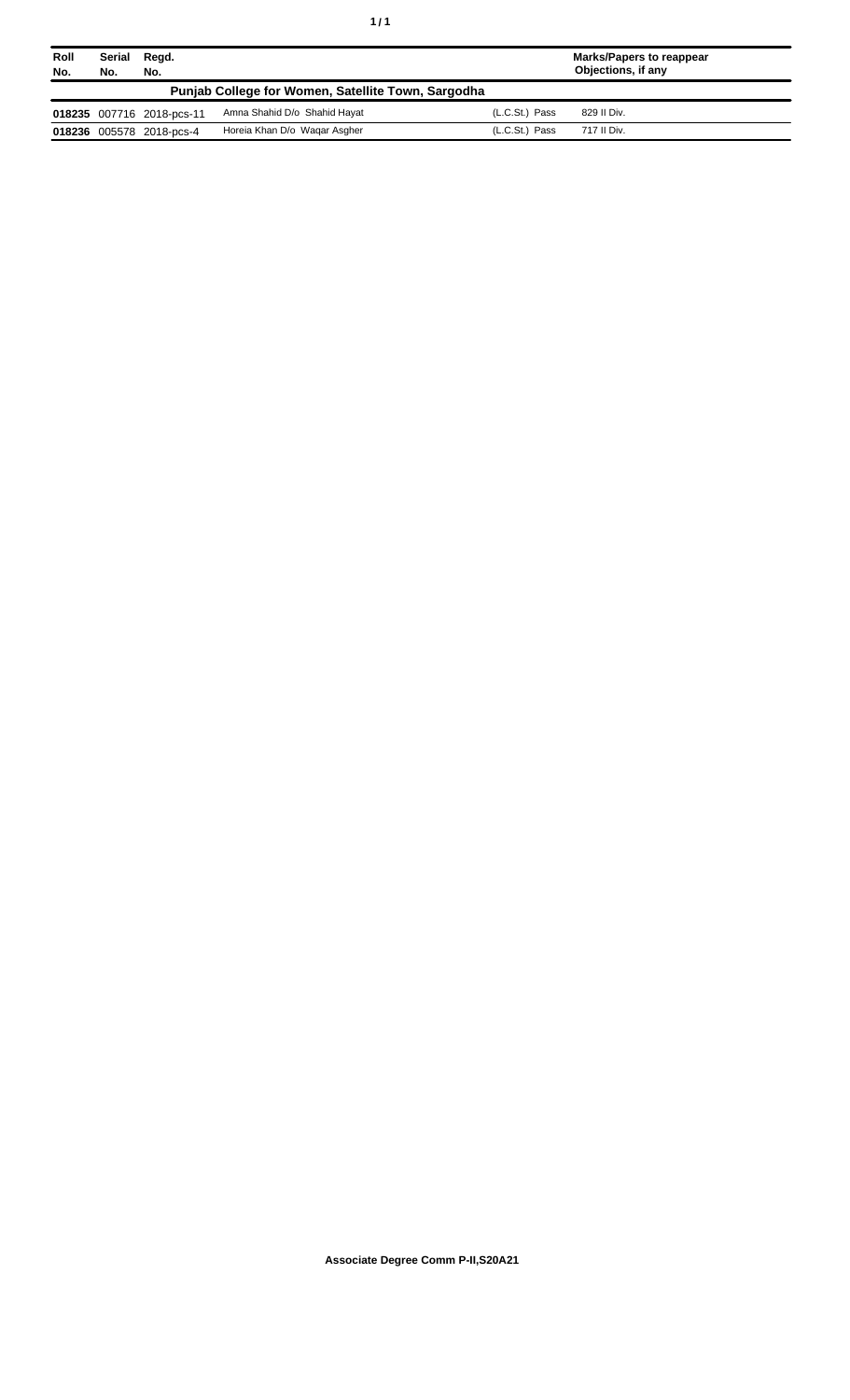| Roll No. | Serial No. | Regd. No. | | | Marks/Papers to reappear Objections, if any |
|---|---|---|---|---|---|
| **Punjab College for Women, Satellite Town, Sargodha** | | | | | |
| **018235** | 007716 | 2018-pcs-11 | Amna Shahid D/o Shahid Hayat | (L.C.St.) Pass | 829 II Div. |
| **018236** | 005578 | 2018-pcs-4 | Horeia Khan D/o Waqar Asgher | (L.C.St.) Pass | 717 II Div. |

**Associate Degree Comm P-II,S20A21**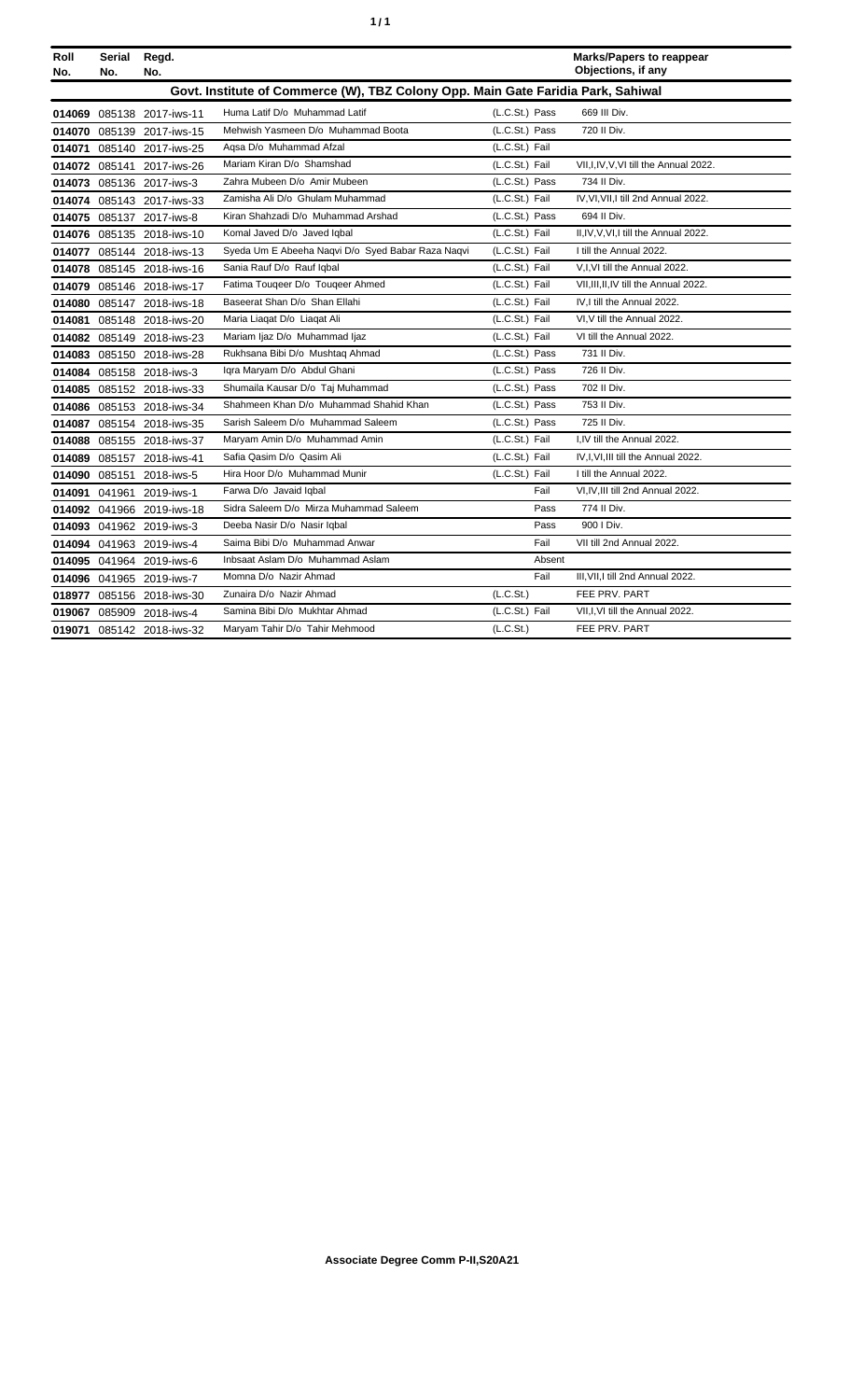| Roll No. | Serial No. | Regd. No. | | | Marks/Papers to reappear Objections, if any |
|---|---|---|---|---|---|
| **Govt. Institute of Commerce (W), TBZ Colony Opp. Main Gate Faridia Park, Sahiwal** | | | | | |
| **014069** | 085138 | 2017-iws-11 | Huma Latif D/o Muhammad Latif | (L.C.St.) Pass | 669 III Div. |
| **014070** | 085139 | 2017-iws-15 | Mehwish Yasmeen D/o Muhammad Boota | (L.C.St.) Pass | 720 II Div. |
| **014071** | 085140 | 2017-iws-25 | Aqsa D/o Muhammad Afzal | (L.C.St.) Fail | |
| **014072** | 085141 | 2017-iws-26 | Mariam Kiran D/o Shamshad | (L.C.St.) Fail | VII,I,IV,V,VI till the Annual 2022. |
| **014073** | 085136 | 2017-iws-3 | Zahra Mubeen D/o Amir Mubeen | (L.C.St.) Pass | 734 II Div. |
| **014074** | 085143 | 2017-iws-33 | Zamisha Ali D/o Ghulam Muhammad | (L.C.St.) Fail | IV,VI,VII,I till 2nd Annual 2022. |
| **014075** | 085137 | 2017-iws-8 | Kiran Shahzadi D/o Muhammad Arshad | (L.C.St.) Pass | 694 II Div. |
| **014076** | 085135 | 2018-iws-10 | Komal Javed D/o Javed Iqbal | (L.C.St.) Fail | II,IV,V,VI,I till the Annual 2022. |
| **014077** | 085144 | 2018-iws-13 | Syeda Um E Abeeha Naqvi D/o Syed Babar Raza Naqvi | (L.C.St.) Fail | I till the Annual 2022. |
| **014078** | 085145 | 2018-iws-16 | Sania Rauf D/o Rauf Iqbal | (L.C.St.) Fail | V,I,VI till the Annual 2022. |
| **014079** | 085146 | 2018-iws-17 | Fatima Touqeer D/o Touqeer Ahmed | (L.C.St.) Fail | VII,III,II,IV till the Annual 2022. |
| **014080** | 085147 | 2018-iws-18 | Baseerat Shan D/o Shan Ellahi | (L.C.St.) Fail | IV,I till the Annual 2022. |
| **014081** | 085148 | 2018-iws-20 | Maria Liaqat D/o Liaqat Ali | (L.C.St.) Fail | VI,V till the Annual 2022. |
| **014082** | 085149 | 2018-iws-23 | Mariam Ijaz D/o Muhammad Ijaz | (L.C.St.) Fail | VI till the Annual 2022. |
| **014083** | 085150 | 2018-iws-28 | Rukhsana Bibi D/o Mushtaq Ahmad | (L.C.St.) Pass | 731 II Div. |
| **014084** | 085158 | 2018-iws-3 | Iqra Maryam D/o Abdul Ghani | (L.C.St.) Pass | 726 II Div. |
| **014085** | 085152 | 2018-iws-33 | Shumaila Kausar D/o Taj Muhammad | (L.C.St.) Pass | 702 II Div. |
| **014086** | 085153 | 2018-iws-34 | Shahmeen Khan D/o Muhammad Shahid Khan | (L.C.St.) Pass | 753 II Div. |
| **014087** | 085154 | 2018-iws-35 | Sarish Saleem D/o Muhammad Saleem | (L.C.St.) Pass | 725 II Div. |
| **014088** | 085155 | 2018-iws-37 | Maryam Amin D/o Muhammad Amin | (L.C.St.) Fail | I,IV till the Annual 2022. |
| **014089** | 085157 | 2018-iws-41 | Safia Qasim D/o Qasim Ali | (L.C.St.) Fail | IV,I,VI,III till the Annual 2022. |
| **014090** | 085151 | 2018-iws-5 | Hira Hoor D/o Muhammad Munir | (L.C.St.) Fail | I till the Annual 2022. |
| **014091** | 041961 | 2019-iws-1 | Farwa D/o Javaid Iqbal | Fail | VI,IV,III till 2nd Annual 2022. |
| **014092** | 041966 | 2019-iws-18 | Sidra Saleem D/o Mirza Muhammad Saleem | Pass | 774 II Div. |
| **014093** | 041962 | 2019-iws-3 | Deeba Nasir D/o Nasir Iqbal | Pass | 900 I Div. |
| **014094** | 041963 | 2019-iws-4 | Saima Bibi D/o Muhammad Anwar | Fail | VII till 2nd Annual 2022. |
| **014095** | 041964 | 2019-iws-6 | Inbsaat Aslam D/o Muhammad Aslam | Absent | |
| **014096** | 041965 | 2019-iws-7 | Momna D/o Nazir Ahmad | Fail | III,VII,I till 2nd Annual 2022. |
| **018977** | 085156 | 2018-iws-30 | Zunaira D/o Nazir Ahmad | (L.C.St.) | FEE PRV. PART |
| **019067** | 085909 | 2018-iws-4 | Samina Bibi D/o Mukhtar Ahmad | (L.C.St.) Fail | VII,I,VI till the Annual 2022. |
| **019071** | 085142 | 2018-iws-32 | Maryam Tahir D/o Tahir Mehmood | (L.C.St.) | FEE PRV. PART |

**Associate Degree Comm P-II,S20A21**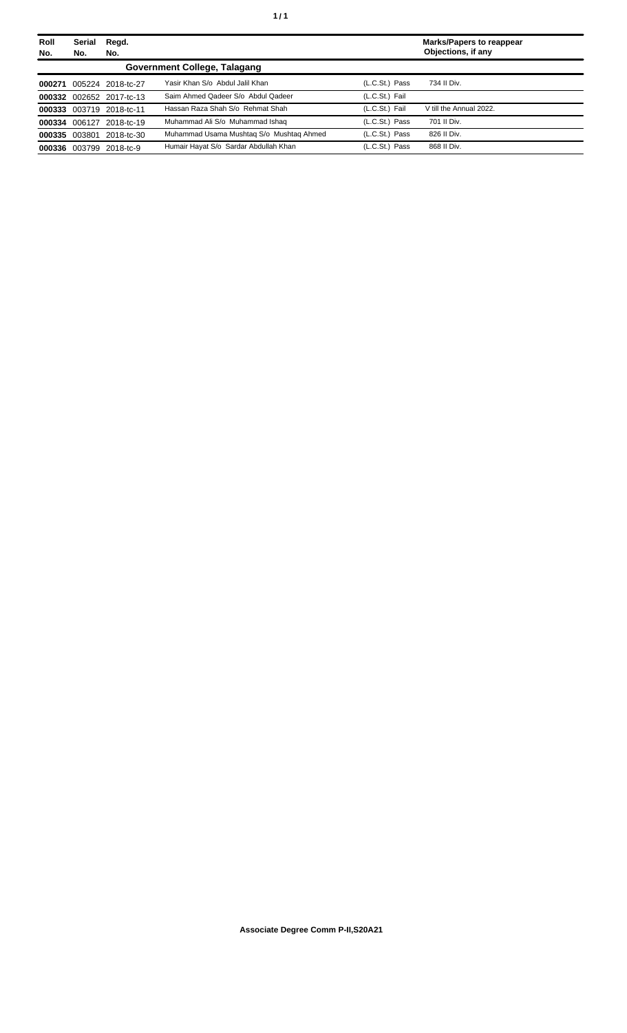| Roll No. | Serial No. | Regd. No. | | | Marks/Papers to reappear Objections, if any |
|---|---|---|---|---|---|
| **Government College, Talagang** | | | | | |
| **000271** | 005224 | 2018-tc-27 | Yasir Khan S/o Abdul Jalil Khan | (L.C.St.) Pass | 734 II Div. |
| **000332** | 002652 | 2017-tc-13 | Saim Ahmed Qadeer S/o Abdul Qadeer | (L.C.St.) Fail | |
| **000333** | 003719 | 2018-tc-11 | Hassan Raza Shah S/o Rehmat Shah | (L.C.St.) Fail | V till the Annual 2022. |
| **000334** | 006127 | 2018-tc-19 | Muhammad Ali S/o Muhammad Ishaq | (L.C.St.) Pass | 701 II Div. |
| **000335** | 003801 | 2018-tc-30 | Muhammad Usama Mushtaq S/o Mushtaq Ahmed | (L.C.St.) Pass | 826 II Div. |
| **000336** | 003799 | 2018-tc-9 | Humair Hayat S/o Sardar Abdullah Khan | (L.C.St.) Pass | 868 II Div. |

**Associate Degree Comm P-II,S20A21**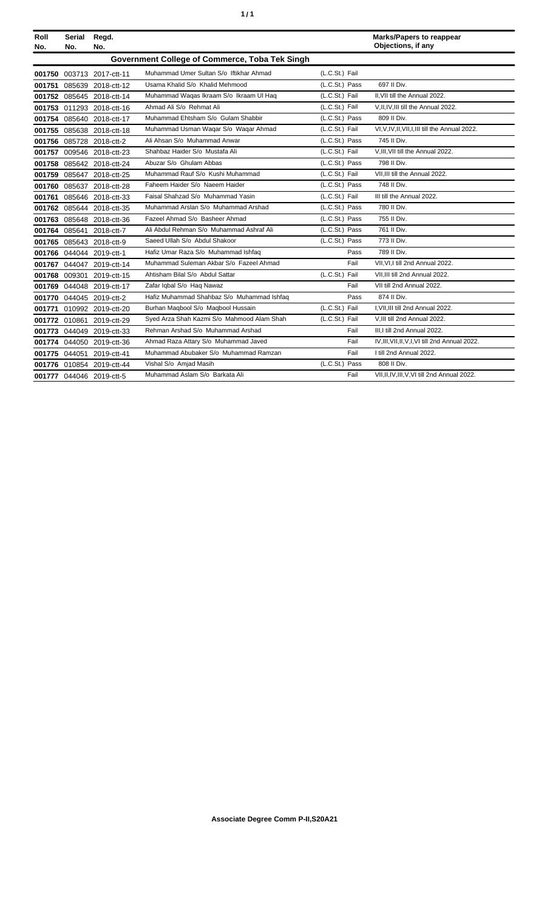| Roll No. | Serial No. | Regd. No. | | | Marks/Papers to reappear Objections, if any |
|---|---|---|---|---|---|
| | | | **Government College of Commerce, Toba Tek Singh** | | |
| **001750** | 003713 | 2017-ctt-11 | Muhammad Umer Sultan S/o Iftikhar Ahmad | (L.C.St.) Fail | |
| **001751** | 085639 | 2018-ctt-12 | Usama Khalid S/o Khalid Mehmood | (L.C.St.) Pass | 697 II Div. |
| **001752** | 085645 | 2018-ctt-14 | Muhammad Waqas Ikraam S/o Ikraam Ul Haq | (L.C.St.) Fail | II,VII till the Annual 2022. |
| **001753** | 011293 | 2018-ctt-16 | Ahmad Ali S/o Rehmat Ali | (L.C.St.) Fail | V,II,IV,III till the Annual 2022. |
| **001754** | 085640 | 2018-ctt-17 | Muhammad Ehtsham S/o Gulam Shabbir | (L.C.St.) Pass | 809 II Div. |
| **001755** | 085638 | 2018-ctt-18 | Muhammad Usman Waqar S/o Waqar Ahmad | (L.C.St.) Fail | VI,V,IV,II,VII,I,III till the Annual 2022. |
| **001756** | 085728 | 2018-ctt-2 | Ali Ahsan S/o Muhammad Anwar | (L.C.St.) Pass | 745 II Div. |
| **001757** | 009546 | 2018-ctt-23 | Shahbaz Haider S/o Mustafa Ali | (L.C.St.) Fail | V,III,VII till the Annual 2022. |
| **001758** | 085642 | 2018-ctt-24 | Abuzar S/o Ghulam Abbas | (L.C.St.) Pass | 798 II Div. |
| **001759** | 085647 | 2018-ctt-25 | Muhammad Rauf S/o Kushi Muhammad | (L.C.St.) Fail | VII,III till the Annual 2022. |
| **001760** | 085637 | 2018-ctt-28 | Faheem Haider S/o Naeem Haider | (L.C.St.) Pass | 748 II Div. |
| **001761** | 085646 | 2018-ctt-33 | Faisal Shahzad S/o Muhammad Yasin | (L.C.St.) Fail | III till the Annual 2022. |
| **001762** | 085644 | 2018-ctt-35 | Muhammad Arslan S/o Muhammad Arshad | (L.C.St.) Pass | 780 II Div. |
| **001763** | 085648 | 2018-ctt-36 | Fazeel Ahmad S/o Basheer Ahmad | (L.C.St.) Pass | 755 II Div. |
| **001764** | 085641 | 2018-ctt-7 | Ali Abdul Rehman S/o Muhammad Ashraf Ali | (L.C.St.) Pass | 761 II Div. |
| **001765** | 085643 | 2018-ctt-9 | Saeed Ullah S/o Abdul Shakoor | (L.C.St.) Pass | 773 II Div. |
| **001766** | 044044 | 2019-ctt-1 | Hafiz Umar Raza S/o Muhammad Ishfaq | Pass | 789 II Div. |
| **001767** | 044047 | 2019-ctt-14 | Muhammad Suleman Akbar S/o Fazeel Ahmad | Fail | VII,VI,I till 2nd Annual 2022. |
| **001768** | 009301 | 2019-ctt-15 | Ahtisham Bilal S/o Abdul Sattar | (L.C.St.) Fail | VII,III till 2nd Annual 2022. |
| **001769** | 044048 | 2019-ctt-17 | Zafar Iqbal S/o Haq Nawaz | Fail | VII till 2nd Annual 2022. |
| **001770** | 044045 | 2019-ctt-2 | Hafiz Muhammad Shahbaz S/o Muhammad Ishfaq | Pass | 874 II Div. |
| **001771** | 010992 | 2019-ctt-20 | Burhan Maqbool S/o Maqbool Hussain | (L.C.St.) Fail | I,VII,III till 2nd Annual 2022. |
| **001772** | 010861 | 2019-ctt-29 | Syed Arza Shah Kazmi S/o Mahmood Alam Shah | (L.C.St.) Fail | V,III till 2nd Annual 2022. |
| **001773** | 044049 | 2019-ctt-33 | Rehman Arshad S/o Muhammad Arshad | Fail | III,I till 2nd Annual 2022. |
| **001774** | 044050 | 2019-ctt-36 | Ahmad Raza Attary S/o Muhammad Javed | Fail | IV,III,VII,II,V,I,VI till 2nd Annual 2022. |
| **001775** | 044051 | 2019-ctt-41 | Muhammad Abubaker S/o Muhammad Ramzan | Fail | I till 2nd Annual 2022. |
| **001776** | 010854 | 2019-ctt-44 | Vishal S/o Amjad Masih | (L.C.St.) Pass | 808 II Div. |
| **001777** | 044046 | 2019-ctt-5 | Muhammad Aslam S/o Barkata Ali | Fail | VII,II,IV,III,V,VI till 2nd Annual 2022. |

**Associate Degree Comm P-II,S20A21**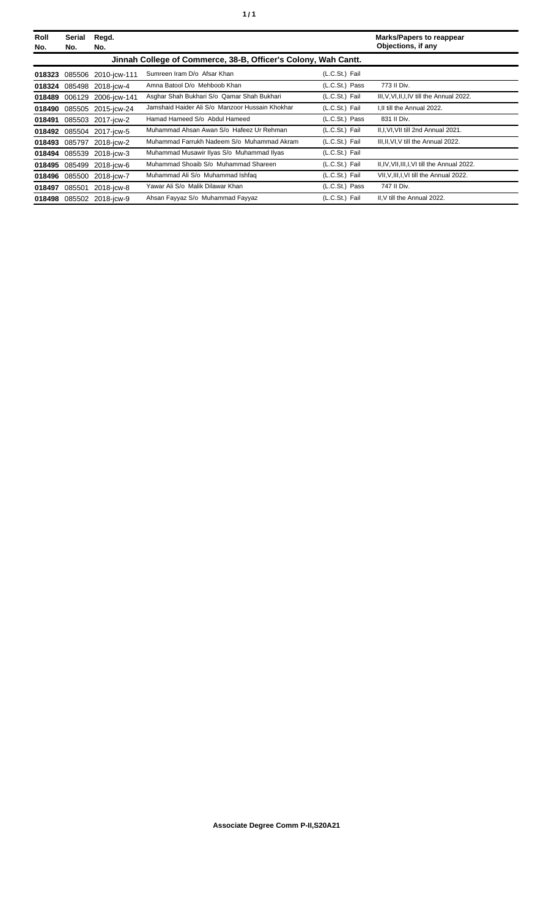| Roll No. | Serial No. | Regd. No. | | | Marks/Papers to reappear Objections, if any |
|---|---|---|---|---|---|
| **Jinnah College of Commerce, 38-B, Officer's Colony, Wah Cantt.** | | | | | |
| **018323** | 085506 | 2010-jcw-111 | Sumreen Iram D/o Afsar Khan | (L.C.St.) Fail | |
| **018324** | 085498 | 2018-jcw-4 | Amna Batool D/o Mehboob Khan | (L.C.St.) Pass | 773 II Div. |
| **018489** | 006129 | 2006-jcw-141 | Asghar Shah Bukhari S/o Qamar Shah Bukhari | (L.C.St.) Fail | III,V,VI,II,I,IV till the Annual 2022. |
| **018490** | 085505 | 2015-jcw-24 | Jamshaid Haider Ali S/o Manzoor Hussain Khokhar | (L.C.St.) Fail | I,II till the Annual 2022. |
| **018491** | 085503 | 2017-jcw-2 | Hamad Hameed S/o Abdul Hameed | (L.C.St.) Pass | 831 II Div. |
| **018492** | 085504 | 2017-jcw-5 | Muhammad Ahsan Awan S/o Hafeez Ur Rehman | (L.C.St.) Fail | II,I,VI,VII till 2nd Annual 2021. |
| **018493** | 085797 | 2018-jcw-2 | Muhammad Farrukh Nadeem S/o Muhammad Akram | (L.C.St.) Fail | III,II,VI,V till the Annual 2022. |
| **018494** | 085539 | 2018-jcw-3 | Muhammad Musawir Ilyas S/o Muhammad Ilyas | (L.C.St.) Fail | |
| **018495** | 085499 | 2018-jcw-6 | Muhammad Shoaib S/o Muhammad Shareen | (L.C.St.) Fail | II,IV,VII,III,I,VI till the Annual 2022. |
| **018496** | 085500 | 2018-jcw-7 | Muhammad Ali S/o Muhammad Ishfaq | (L.C.St.) Fail | VII,V,III,I,VI till the Annual 2022. |
| **018497** | 085501 | 2018-jcw-8 | Yawar Ali S/o Malik Dilawar Khan | (L.C.St.) Pass | 747 II Div. |
| **018498** | 085502 | 2018-jcw-9 | Ahsan Fayyaz S/o Muhammad Fayyaz | (L.C.St.) Fail | II,V till the Annual 2022. |

**Associate Degree Comm P-II,S20A21**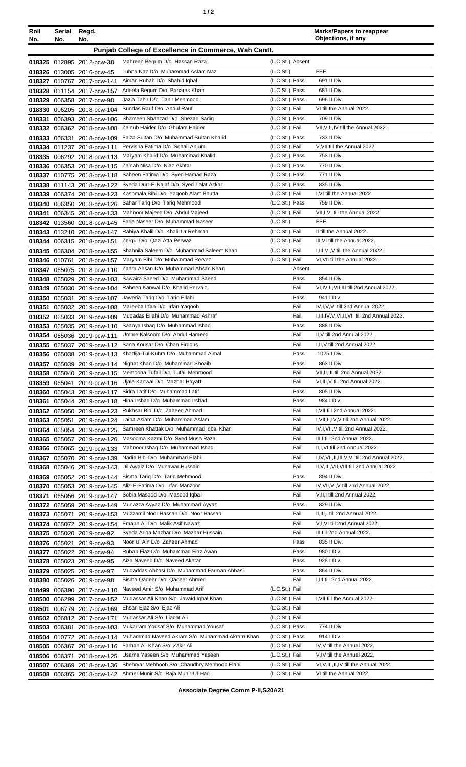| Roll No. | Serial No. | Regd. No. | | | Marks/Papers to reappear Objections, if any |
|---|---|---|---|---|---|
| **Punjab College of Excellence in Commerce, Wah Cantt.** | | | | | |
| 018325 | 012895 | 2012-pcw-38 | Mahreen Begum D/o Hassan Raza | (L.C.St.) Absent | |
| 018326 | 013005 | 2016-pcw-45 | Lubna Naz D/o Muhammad Aslam Naz | (L.C.St.) | FEE |
| 018327 | 010767 | 2017-pcw-141 | Aiman Rubab D/o Shahid Iqbal | (L.C.St.) Pass | 691 II Div. |
| 018328 | 011154 | 2017-pcw-157 | Adeela Begum D/o Banaras Khan | (L.C.St.) Pass | 681 II Div. |
| 018329 | 006358 | 2017-pcw-98 | Jazia Tahir D/o Tahir Mehmood | (L.C.St.) Pass | 696 II Div. |
| 018330 | 006205 | 2018-pcw-104 | Sundas Rauf D/o Abdul Rauf | (L.C.St.) Fail | VI till the Annual 2022. |
| 018331 | 006393 | 2018-pcw-106 | Shameen Shahzad D/o Shezad Sadiq | (L.C.St.) Pass | 709 II Div. |
| 018332 | 006362 | 2018-pcw-108 | Zainub Haider D/o Ghulam Haider | (L.C.St.) Fail | VII,V,II,IV till the Annual 2022. |
| 018333 | 006331 | 2018-pcw-109 | Faiza Sultan D/o Muhammad Sultan Khalid | (L.C.St.) Pass | 733 II Div. |
| 018334 | 011237 | 2018-pcw-111 | Pervisha Fatima D/o Sohail Anjum | (L.C.St.) Fail | V,VII till the Annual 2022. |
| 018335 | 006292 | 2018-pcw-113 | Maryam Khalid D/o Muhammad Khalid | (L.C.St.) Pass | 753 II Div. |
| 018336 | 006353 | 2018-pcw-115 | Zainab Nisa D/o Niaz Akhtar | (L.C.St.) Pass | 770 II Div. |
| 018337 | 010775 | 2018-pcw-118 | Sabeen Fatima D/o Syed Hamad Raza | (L.C.St.) Pass | 771 II Div. |
| 018338 | 011143 | 2018-pcw-122 | Syeda Durr-E-Najaf D/o Syed Talat Azkar | (L.C.St.) Pass | 835 II Div. |
| 018339 | 006374 | 2018-pcw-123 | Kashmala Bibi D/o Yaqoob Alam Bhutta | (L.C.St.) Fail | I,VI till the Annual 2022. |
| 018340 | 006350 | 2018-pcw-126 | Sahar Tariq D/o Tariq Mehmood | (L.C.St.) Pass | 759 II Div. |
| 018341 | 006345 | 2018-pcw-133 | Mahnoor Majeed D/o Abdul Majeed | (L.C.St.) Fail | VII,I,VI till the Annual 2022. |
| 018342 | 013560 | 2018-pcw-145 | Faria Naseer D/o Muhammad Naseer | (L.C.St.) | FEE |
| 018343 | 013210 | 2018-pcw-147 | Rabiya Khalil D/o Khalil Ur Rehman | (L.C.St.) Fail | II till the Annual 2022. |
| 018344 | 006315 | 2018-pcw-151 | Zergul D/o Qazi Atta Perwaz | (L.C.St.) Fail | III,VI till the Annual 2022. |
| 018345 | 006304 | 2018-pcw-155 | Shahnila Saleem D/o Muhammad Saleem Khan | (L.C.St.) Fail | I,III,VI,V till the Annual 2022. |
| 018346 | 010761 | 2018-pcw-157 | Maryam Bibi D/o Muhammad Pervez | (L.C.St.) Fail | VI,VII till the Annual 2022. |
| 018347 | 065075 | 2018-pcw-110 | Zahra Ahsan D/o Muhammad Ahsan Khan | Absent | |
| 018348 | 065029 | 2019-pcw-103 | Sawaira Saeed D/o Muhammad Saeed | Pass | 854 II Div. |
| 018349 | 065030 | 2019-pcw-104 | Raheen Kanwal D/o Khalid Pervaiz | Fail | VI,IV,II,VII,III till 2nd Annual 2022. |
| 018350 | 065031 | 2019-pcw-107 | Jaweria Tariq D/o Tariq Ellahi | Pass | 941 I Div. |
| 018351 | 065032 | 2019-pcw-108 | Mareeba Irfan D/o Irfan Yaqoob | Fail | IV,I,V,VI till 2nd Annual 2022. |
| 018352 | 065033 | 2019-pcw-109 | Muqadas Ellahi D/o Muhammad Ashraf | Fail | I,III,IV,V,VI,II,VII till 2nd Annual 2022. |
| 018353 | 065035 | 2019-pcw-110 | Saanya Ishaq D/o Muhammad Ishaq | Pass | 888 II Div. |
| 018354 | 065036 | 2019-pcw-111 | Umme Kalsoom D/o Abdul Hameed | Fail | II,V till 2nd Annual 2022. |
| 018355 | 065037 | 2019-pcw-112 | Sana Kousar D/o Chan Firdous | Fail | I,II,V till 2nd Annual 2022. |
| 018356 | 065038 | 2019-pcw-113 | Khadija-Tul-Kubra D/o Muhammad Ajmal | Pass | 1025 I Div. |
| 018357 | 065039 | 2019-pcw-114 | Nighat Khan D/o Muhammad Shoaib | Pass | 863 II Div. |
| 018358 | 065040 | 2019-pcw-115 | Memoona Tufail D/o Tufail Mehmood | Fail | VII,II,III till 2nd Annual 2022. |
| 018359 | 065041 | 2019-pcw-116 | Ujala Kanwal D/o Mazhar Hayatt | Fail | VI,III,V till 2nd Annual 2022. |
| 018360 | 065043 | 2019-pcw-117 | Sidra Latif D/o Muhammad Latif | Pass | 805 II Div. |
| 018361 | 065044 | 2019-pcw-118 | Hina Irshad D/o Muhammad Irshad | Pass | 984 I Div. |
| 018362 | 065050 | 2019-pcw-123 | Rukhsar Bibi D/o Zaheed Ahmad | Fail | I,VII till 2nd Annual 2022. |
| 018363 | 065051 | 2019-pcw-124 | Laiba Aslam D/o Muhammad Aslam | Fail | I,VII,II,IV,V till 2nd Annual 2022. |
| 018364 | 065054 | 2019-pcw-125 | Samreen Khattak D/o Muhammad Iqbal Khan | Fail | IV,I,VII,V till 2nd Annual 2022. |
| 018365 | 065057 | 2019-pcw-126 | Masooma Kazmi D/o Syed Musa Raza | Fail | III,I till 2nd Annual 2022. |
| 018366 | 065065 | 2019-pcw-133 | Mahnoor Ishaq D/o Muhammad Ishaq | Fail | II,I,VI till 2nd Annual 2022. |
| 018367 | 065070 | 2019-pcw-139 | Nadia Bibi D/o Muhammad Elahi | Fail | I,IV,VII,II,III,V,VI till 2nd Annual 2022. |
| 018368 | 065046 | 2019-pcw-143 | Dil Awaiz D/o Munawar Hussain | Fail | II,V,III,VII,VIII till 2nd Annual 2022. |
| 018369 | 065052 | 2019-pcw-144 | Bisma Tariq D/o Tariq Mehmood | Pass | 804 II Div. |
| 018370 | 065053 | 2019-pcw-145 | Aliz-E-Fatima D/o Irfan Manzoor | Fail | IV,VII,VI,V till 2nd Annual 2022. |
| 018371 | 065056 | 2019-pcw-147 | Sobia Masood D/o Masood Iqbal | Fail | V,II,I till 2nd Annual 2022. |
| 018372 | 065059 | 2019-pcw-149 | Munazza Ayyaz D/o Muhammad Ayyaz | Pass | 829 II Div. |
| 018373 | 065071 | 2019-pcw-153 | Muzzamil Noor Hassan D/o Noor Hassan | Fail | II,III,I till 2nd Annual 2022. |
| 018374 | 065072 | 2019-pcw-154 | Emaan Ali D/o Malik Asif Nawaz | Fail | V,I,VI till 2nd Annual 2022. |
| 018375 | 065020 | 2019-pcw-92 | Syeda Ariqa Mazhar D/o Mazhar Hussain | Fail | III till 2nd Annual 2022. |
| 018376 | 065021 | 2019-pcw-93 | Noor Ul Ain D/o Zaheer Ahmad | Pass | 835 II Div. |
| 018377 | 065022 | 2019-pcw-94 | Rubab Fiaz D/o Muhammad Fiaz Awan | Pass | 980 I Div. |
| 018378 | 065023 | 2019-pcw-95 | Aiza Naveed D/o Naveed Akhtar | Pass | 928 I Div. |
| 018379 | 065025 | 2019-pcw-97 | Muqaddas Abbasi D/o Muhammad Farman Abbasi | Pass | 864 II Div. |
| 018380 | 065026 | 2019-pcw-98 | Bisma Qadeer D/o Qadeer Ahmed | Fail | I,III till 2nd Annual 2022. |
| 018499 | 006390 | 2017-pcw-110 | Naveed Amir S/o Muhammad Arif | (L.C.St.) Fail | |
| 018500 | 006299 | 2017-pcw-152 | Mudassar Ali Khan S/o Javaid Iqbal Khan | (L.C.St.) Fail | I,VII till the Annual 2022. |
| 018501 | 006779 | 2017-pcw-169 | Ehsan Ejaz S/o Ejaz Ali | (L.C.St.) Fail | |
| 018502 | 006812 | 2017-pcw-171 | Mudassar Ali S/o Liaqat Ali | (L.C.St.) Fail | |
| 018503 | 006381 | 2018-pcw-103 | Mukarram Yousaf S/o Muhammad Yousaf | (L.C.St.) Pass | 774 II Div. |
| 018504 | 010772 | 2018-pcw-114 | Muhammad Naveed Akram S/o Muhammad Akram Khan | (L.C.St.) Pass | 914 I Div. |
| 018505 | 006367 | 2018-pcw-116 | Farhan Ali Khan S/o Zakir Ali | (L.C.St.) Fail | IV,V till the Annual 2022. |
| 018506 | 006371 | 2018-pcw-125 | Usama Yaseen S/o Muhammad Yaseen | (L.C.St.) Fail | V,IV till the Annual 2022. |
| 018507 | 006369 | 2018-pcw-136 | Shehryar Mehboob S/o Chaudhry Mehboob Elahi | (L.C.St.) Fail | VI,V,III,II,IV till the Annual 2022. |
| 018508 | 006365 | 2018-pcw-142 | Ahmer Munir S/o Raja Munir-Ul-Haq | (L.C.St.) Fail | VI till the Annual 2022. |

**Associate Degree Comm P-II,S20A21**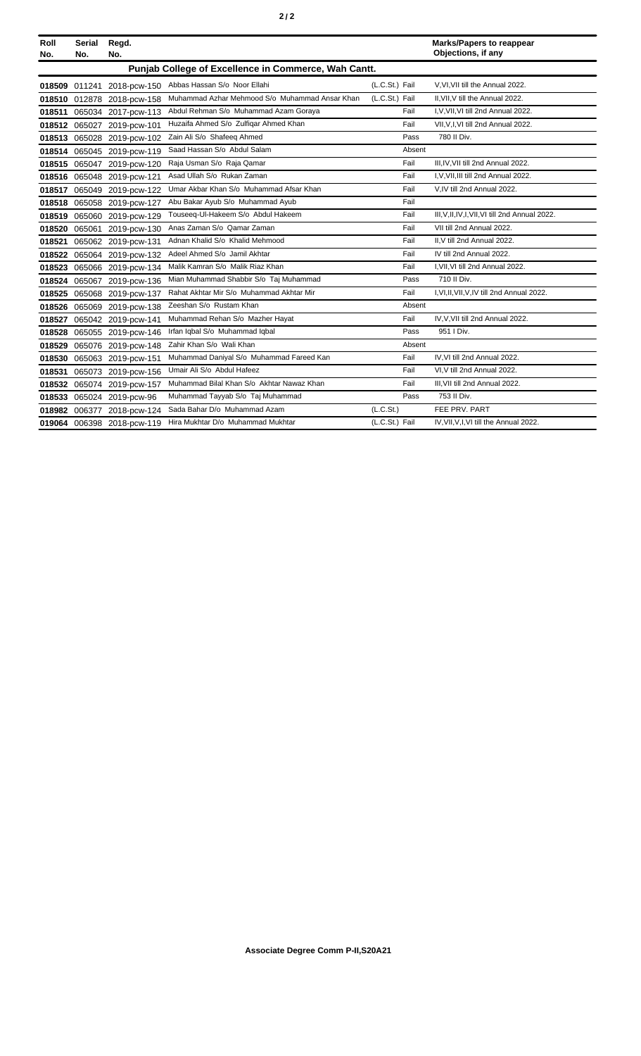| Roll No. | Serial No. | Regd. No. | | | | Marks/Papers to reappear Objections, if any |
|---|---|---|---|---|---|---|
| **Punjab College of Excellence in Commerce, Wah Cantt.** | | | | | | |
| **018509** | 011241 | 2018-pcw-150 | Abbas Hassan S/o Noor Ellahi | (L.C.St.) | Fail | V,VI,VII till the Annual 2022. |
| **018510** | 012878 | 2018-pcw-158 | Muhammad Azhar Mehmood S/o Muhammad Ansar Khan | (L.C.St.) | Fail | II,VI,V till the Annual 2022. |
| **018511** | 065034 | 2017-pcw-113 | Abdul Rehman S/o Muhammad Azam Goraya | | Fail | I,V,VII,VI till 2nd Annual 2022. |
| **018512** | 065027 | 2019-pcw-101 | Huzaifa Ahmed S/o Zulfiqar Ahmed Khan | | Fail | VII,V,I,VI till 2nd Annual 2022. |
| **018513** | 065028 | 2019-pcw-102 | Zain Ali S/o Shafeeq Ahmed | | Pass | 780 II Div. |
| **018514** | 065045 | 2019-pcw-119 | Saad Hassan S/o Abdul Salam | | Absent | |
| **018515** | 065047 | 2019-pcw-120 | Raja Usman S/o Raja Qamar | | Fail | III,IV,VII till 2nd Annual 2022. |
| **018516** | 065048 | 2019-pcw-121 | Asad Ullah S/o Rukan Zaman | | Fail | I,V,VII,III till 2nd Annual 2022. |
| **018517** | 065049 | 2019-pcw-122 | Umar Akbar Khan S/o Muhammad Afsar Khan | | Fail | V,IV till 2nd Annual 2022. |
| **018518** | 065058 | 2019-pcw-127 | Abu Bakar Ayub S/o Muhammad Ayub | | Fail | |
| **018519** | 065060 | 2019-pcw-129 | Touseeq-Ul-Hakeem S/o Abdul Hakeem | | Fail | III,V,II,IV,I,VII,VI till 2nd Annual 2022. |
| **018520** | 065061 | 2019-pcw-130 | Anas Zaman S/o Qamar Zaman | | Fail | VII till 2nd Annual 2022. |
| **018521** | 065062 | 2019-pcw-131 | Adnan Khalid S/o Khalid Mehmood | | Fail | II,V till 2nd Annual 2022. |
| **018522** | 065064 | 2019-pcw-132 | Adeel Ahmed S/o Jamil Akhtar | | Fail | IV till 2nd Annual 2022. |
| **018523** | 065066 | 2019-pcw-134 | Malik Kamran S/o Malik Riaz Khan | | Fail | I,VII,VI till 2nd Annual 2022. |
| **018524** | 065067 | 2019-pcw-136 | Mian Muhammad Shabbir S/o Taj Muhammad | | Pass | 710 II Div. |
| **018525** | 065068 | 2019-pcw-137 | Rahat Akhtar Mir S/o Muhammad Akhtar Mir | | Fail | I,VI,II,VII,V,IV till 2nd Annual 2022. |
| **018526** | 065069 | 2019-pcw-138 | Zeeshan S/o Rustam Khan | | Absent | |
| **018527** | 065042 | 2019-pcw-141 | Muhammad Rehan S/o Mazher Hayat | | Fail | IV,V,VII till 2nd Annual 2022. |
| **018528** | 065055 | 2019-pcw-146 | Irfan Iqbal S/o Muhammad Iqbal | | Pass | 951 I Div. |
| **018529** | 065076 | 2019-pcw-148 | Zahir Khan S/o Wali Khan | | Absent | |
| **018530** | 065063 | 2019-pcw-151 | Muhammad Daniyal S/o Muhammad Fareed Kan | | Fail | IV,VI till 2nd Annual 2022. |
| **018531** | 065073 | 2019-pcw-156 | Umair Ali S/o Abdul Hafeez | | Fail | VI,V till 2nd Annual 2022. |
| **018532** | 065074 | 2019-pcw-157 | Muhammad Bilal Khan S/o Akhtar Nawaz Khan | | Fail | III,VII till 2nd Annual 2022. |
| **018533** | 065024 | 2019-pcw-96 | Muhammad Tayyab S/o Taj Muhammad | | Pass | 753 II Div. |
| **018982** | 006377 | 2018-pcw-124 | Sada Bahar D/o Muhammad Azam | (L.C.St.) | | FEE PRV. PART |
| **019064** | 006398 | 2018-pcw-119 | Hira Mukhtar D/o Muhammad Mukhtar | (L.C.St.) | Fail | IV,VII,V,I,VI till the Annual 2022. |

**Associate Degree Comm P-II,S20A21**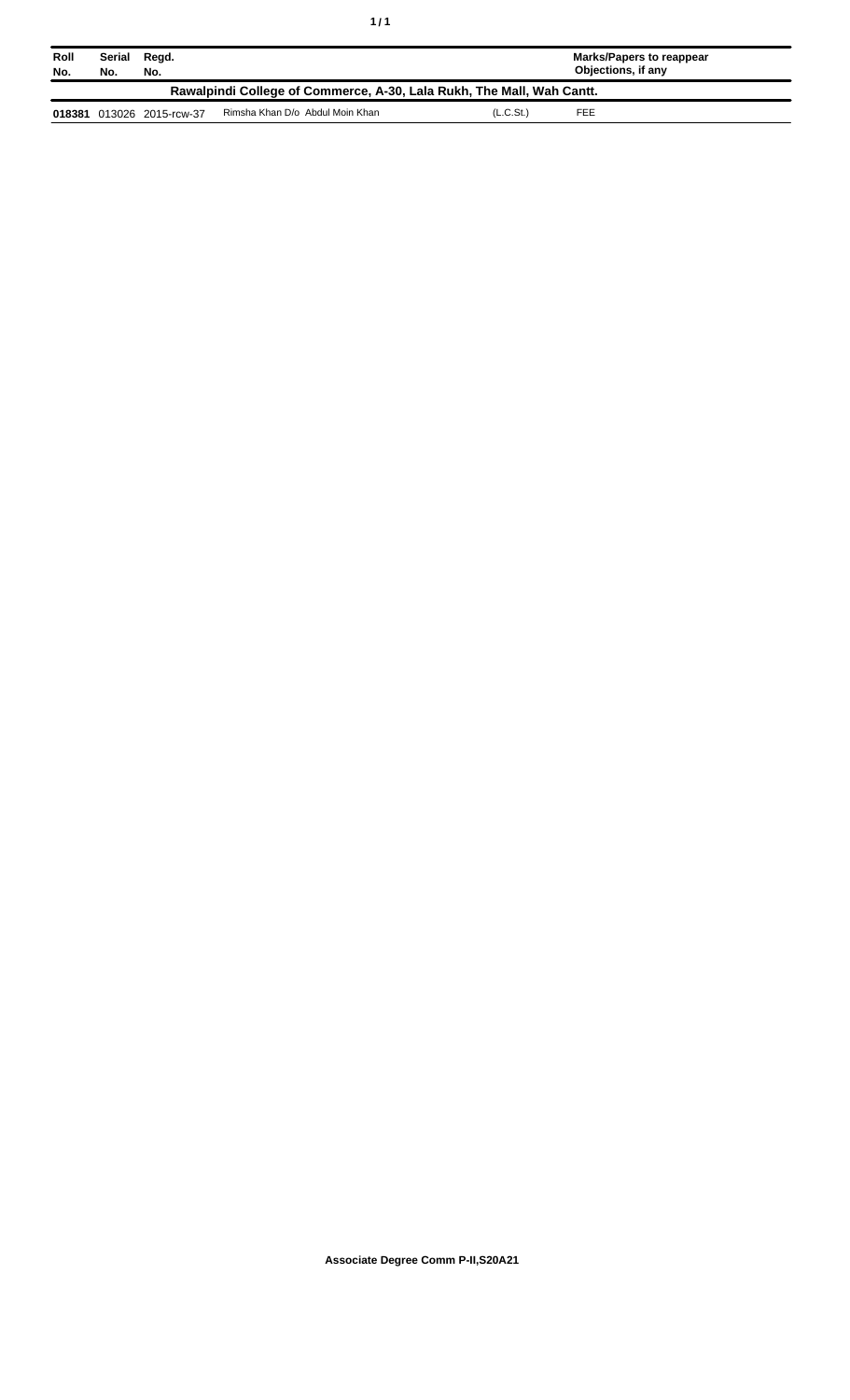| Roll No. | Serial No. | Regd. No. | | | Marks/Papers to reappear Objections, if any |
|---|---|---|---|---|---|
| **Rawalpindi College of Commerce, A-30, Lala Rukh, The Mall, Wah Cantt.** | | | | | |
| **018381** | 013026 | 2015-rcw-37 | Rimsha Khan D/o Abdul Moin Khan | (L.C.St.) | FEE |

**Associate Degree Comm P-II,S20A21**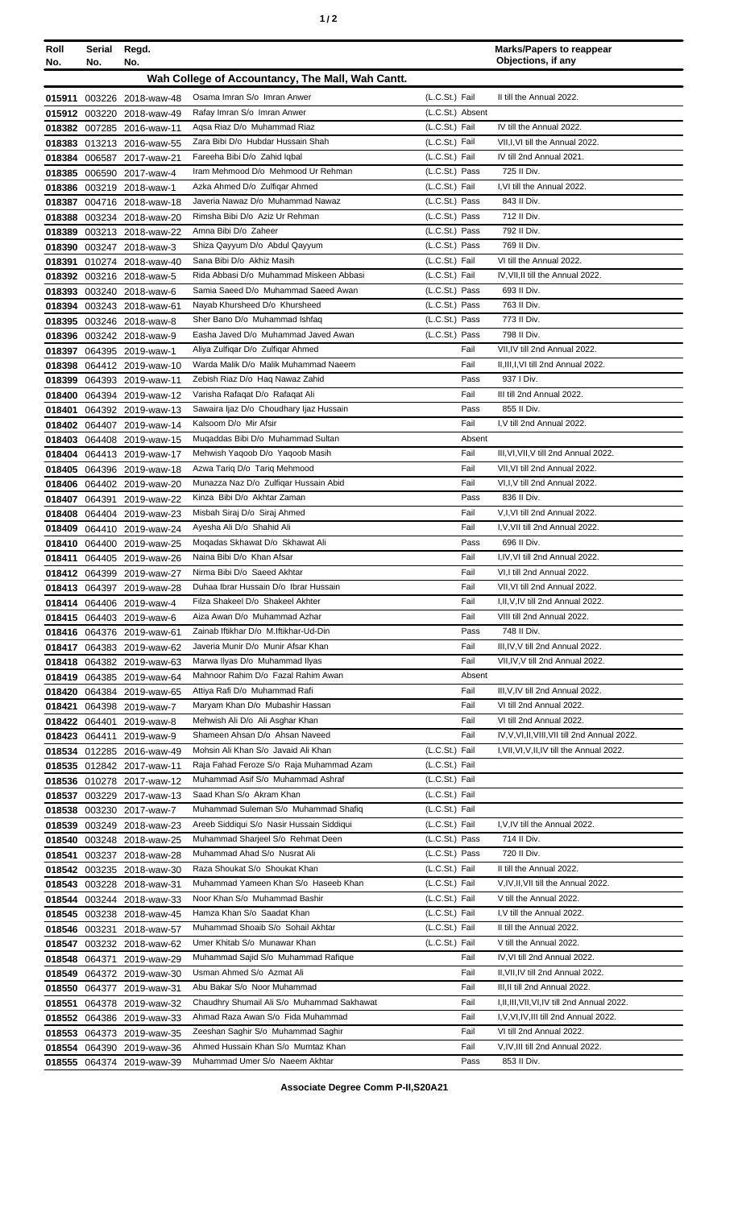| Roll No. | Serial No. | Regd. No. | | | Marks/Papers to reappear Objections, if any |
|---|---|---|---|---|---|
| **Wah College of Accountancy, The Mall, Wah Cantt.** | | | | | |
| 015911 | 003226 | 2018-waw-48 | Osama Imran S/o Imran Anwer | (L.C.St.) Fail | II till the Annual 2022. |
| 015912 | 003220 | 2018-waw-49 | Rafay Imran S/o Imran Anwer | (L.C.St.) Absent | |
| 018382 | 007285 | 2016-waw-11 | Aqsa Riaz D/o Muhammad Riaz | (L.C.St.) Fail | IV till the Annual 2022. |
| 018383 | 013213 | 2016-waw-55 | Zara Bibi D/o Hubdar Hussain Shah | (L.C.St.) Fail | VII,I,VI till the Annual 2022. |
| 018384 | 006587 | 2017-waw-21 | Fareeha Bibi D/o Zahid Iqbal | (L.C.St.) Fail | IV till 2nd Annual 2021. |
| 018385 | 006590 | 2017-waw-4 | Iram Mehmood D/o Mehmood Ur Rehman | (L.C.St.) Pass | 725 II Div. |
| 018386 | 003219 | 2018-waw-1 | Azka Ahmed D/o Zulfiqar Ahmed | (L.C.St.) Fail | I,VI till the Annual 2022. |
| 018387 | 004716 | 2018-waw-18 | Javeria Nawaz D/o Muhammad Nawaz | (L.C.St.) Pass | 843 II Div. |
| 018388 | 003234 | 2018-waw-20 | Rimsha Bibi D/o Aziz Ur Rehman | (L.C.St.) Pass | 712 II Div. |
| 018389 | 003213 | 2018-waw-22 | Amna Bibi D/o Zaheer | (L.C.St.) Pass | 792 II Div. |
| 018390 | 003247 | 2018-waw-3 | Shiza Qayyum D/o Abdul Qayyum | (L.C.St.) Pass | 769 II Div. |
| 018391 | 010274 | 2018-waw-40 | Sana Bibi D/o Akhiz Masih | (L.C.St.) Fail | VI till the Annual 2022. |
| 018392 | 003216 | 2018-waw-5 | Rida Abbasi D/o Muhammad Miskeen Abbasi | (L.C.St.) Fail | IV,VII,II till the Annual 2022. |
| 018393 | 003240 | 2018-waw-6 | Samia Saeed D/o Muhammad Saeed Awan | (L.C.St.) Pass | 693 II Div. |
| 018394 | 003243 | 2018-waw-61 | Nayab Khursheed D/o Khursheed | (L.C.St.) Pass | 763 II Div. |
| 018395 | 003246 | 2018-waw-8 | Sher Bano D/o Muhammad Ishfaq | (L.C.St.) Pass | 773 II Div. |
| 018396 | 003242 | 2018-waw-9 | Easha Javed D/o Muhammad Javed Awan | (L.C.St.) Pass | 798 II Div. |
| 018397 | 064395 | 2019-waw-1 | Aliya Zulfiqar D/o Zulfiqar Ahmed | Fail | VII,IV till 2nd Annual 2022. |
| 018398 | 064412 | 2019-waw-10 | Warda Malik D/o Malik Muhammad Naeem | Fail | II,III,I,VI till 2nd Annual 2022. |
| 018399 | 064393 | 2019-waw-11 | Zebish Riaz D/o Haq Nawaz Zahid | Pass | 937 I Div. |
| 018400 | 064394 | 2019-waw-12 | Varisha Rafaqat D/o Rafaqat Ali | Fail | III till 2nd Annual 2022. |
| 018401 | 064392 | 2019-waw-13 | Sawaira Ijaz D/o Choudhary Ijaz Hussain | Pass | 855 II Div. |
| 018402 | 064407 | 2019-waw-14 | Kalsoom D/o Mir Afsir | Fail | I,V till 2nd Annual 2022. |
| 018403 | 064408 | 2019-waw-15 | Muqaddas Bibi D/o Muhammad Sultan | Absent | |
| 018404 | 064413 | 2019-waw-17 | Mehwish Yaqoob D/o Yaqoob Masih | Fail | III,VI,VII,V till 2nd Annual 2022. |
| 018405 | 064396 | 2019-waw-18 | Azwa Tariq D/o Tariq Mehmood | Fail | VII,VI till 2nd Annual 2022. |
| 018406 | 064402 | 2019-waw-20 | Munazza Naz D/o Zulfiqar Hussain Abid | Fail | VI,I,V till 2nd Annual 2022. |
| 018407 | 064391 | 2019-waw-22 | Kinza Bibi D/o Akhtar Zaman | Pass | 836 II Div. |
| 018408 | 064404 | 2019-waw-23 | Misbah Siraj D/o Siraj Ahmed | Fail | V,I,VI till 2nd Annual 2022. |
| 018409 | 064410 | 2019-waw-24 | Ayesha Ali D/o Shahid Ali | Fail | I,V,VII till 2nd Annual 2022. |
| 018410 | 064400 | 2019-waw-25 | Moqadas Skhawat D/o Skhawat Ali | Pass | 696 II Div. |
| 018411 | 064405 | 2019-waw-26 | Naina Bibi D/o Khan Afsar | Fail | I,IV,VI till 2nd Annual 2022. |
| 018412 | 064399 | 2019-waw-27 | Nirma Bibi D/o Saeed Akhtar | Fail | VI,I till 2nd Annual 2022. |
| 018413 | 064397 | 2019-waw-28 | Duhaa Ibrar Hussain D/o Ibrar Hussain | Fail | VII,VI till 2nd Annual 2022. |
| 018414 | 064406 | 2019-waw-4 | Filza Shakeel D/o Shakeel Akhter | Fail | I,II,V,IV till 2nd Annual 2022. |
| 018415 | 064403 | 2019-waw-6 | Aiza Awan D/o Muhammad Azhar | Fail | VIII till 2nd Annual 2022. |
| 018416 | 064376 | 2019-waw-61 | Zainab Iftikhar D/o M.Iftikhar-Ud-Din | Pass | 748 II Div. |
| 018417 | 064383 | 2019-waw-62 | Javeria Munir D/o Munir Afsar Khan | Fail | III,IV,V till 2nd Annual 2022. |
| 018418 | 064382 | 2019-waw-63 | Marwa Ilyas D/o Muhammad Ilyas | Fail | VII,IV,V till 2nd Annual 2022. |
| 018419 | 064385 | 2019-waw-64 | Mahnoor Rahim D/o Fazal Rahim Awan | Absent | |
| 018420 | 064384 | 2019-waw-65 | Attiya Rafi D/o Muhammad Rafi | Fail | III,V,IV till 2nd Annual 2022. |
| 018421 | 064398 | 2019-waw-7 | Maryam Khan D/o Mubashir Hassan | Fail | VI till 2nd Annual 2022. |
| 018422 | 064401 | 2019-waw-8 | Mehwish Ali D/o Ali Asghar Khan | Fail | VI till 2nd Annual 2022. |
| 018423 | 064411 | 2019-waw-9 | Shameen Ahsan D/o Ahsan Naveed | Fail | IV,V,VI,II,VIII,VII till 2nd Annual 2022. |
| 018534 | 012285 | 2016-waw-49 | Mohsin Ali Khan S/o Javaid Ali Khan | (L.C.St.) Fail | I,VII,VI,V,II,IV till the Annual 2022. |
| 018535 | 012842 | 2017-waw-11 | Raja Fahad Feroze S/o Raja Muhammad Azam | (L.C.St.) Fail | |
| 018536 | 010278 | 2017-waw-12 | Muhammad Asif S/o Muhammad Ashraf | (L.C.St.) Fail | |
| 018537 | 003229 | 2017-waw-13 | Saad Khan S/o Akram Khan | (L.C.St.) Fail | |
| 018538 | 003230 | 2017-waw-7 | Muhammad Suleman S/o Muhammad Shafiq | (L.C.St.) Fail | |
| 018539 | 003249 | 2018-waw-23 | Areeb Siddiqui S/o Nasir Hussain Siddiqui | (L.C.St.) Fail | I,V,IV till the Annual 2022. |
| 018540 | 003248 | 2018-waw-25 | Muhammad Sharjeel S/o Rehmat Deen | (L.C.St.) Pass | 714 II Div. |
| 018541 | 003237 | 2018-waw-28 | Muhammad Ahad S/o Nusrat Ali | (L.C.St.) Pass | 720 II Div. |
| 018542 | 003235 | 2018-waw-30 | Raza Shoukat S/o Shoukat Khan | (L.C.St.) Fail | II till the Annual 2022. |
| 018543 | 003228 | 2018-waw-31 | Muhammad Yameen Khan S/o Haseeb Khan | (L.C.St.) Fail | V,IV,II,VII till the Annual 2022. |
| 018544 | 003244 | 2018-waw-33 | Noor Khan S/o Muhammad Bashir | (L.C.St.) Fail | V till the Annual 2022. |
| 018545 | 003238 | 2018-waw-45 | Hamza Khan S/o Saadat Khan | (L.C.St.) Fail | I,V till the Annual 2022. |
| 018546 | 003231 | 2018-waw-57 | Muhammad Shoaib S/o Sohail Akhtar | (L.C.St.) Fail | II till the Annual 2022. |
| 018547 | 003232 | 2018-waw-62 | Umer Khitab S/o Munawar Khan | (L.C.St.) Fail | V till the Annual 2022. |
| 018548 | 064371 | 2019-waw-29 | Muhammad Sajid S/o Muhammad Rafique | Fail | IV,VI till 2nd Annual 2022. |
| 018549 | 064372 | 2019-waw-30 | Usman Ahmed S/o Azmat Ali | Fail | II,VII,IV till 2nd Annual 2022. |
| 018550 | 064377 | 2019-waw-31 | Abu Bakar S/o Noor Muhammad | Fail | III,II till 2nd Annual 2022. |
| 018551 | 064378 | 2019-waw-32 | Chaudhry Shumail Ali S/o Muhammad Sakhawat | Fail | I,II,III,VII,VI,IV till 2nd Annual 2022. |
| 018552 | 064386 | 2019-waw-33 | Ahmad Raza Awan S/o Fida Muhammad | Fail | I,V,VI,IV,III till 2nd Annual 2022. |
| 018553 | 064373 | 2019-waw-35 | Zeeshan Saghir S/o Muhammad Saghir | Fail | VI till 2nd Annual 2022. |
| 018554 | 064390 | 2019-waw-36 | Ahmed Hussain Khan S/o Mumtaz Khan | Fail | V,IV,III till 2nd Annual 2022. |
| 018555 | 064374 | 2019-waw-39 | Muhammad Umer S/o Naeem Akhtar | Pass | 853 II Div. |

**Associate Degree Comm P-II,S20A21**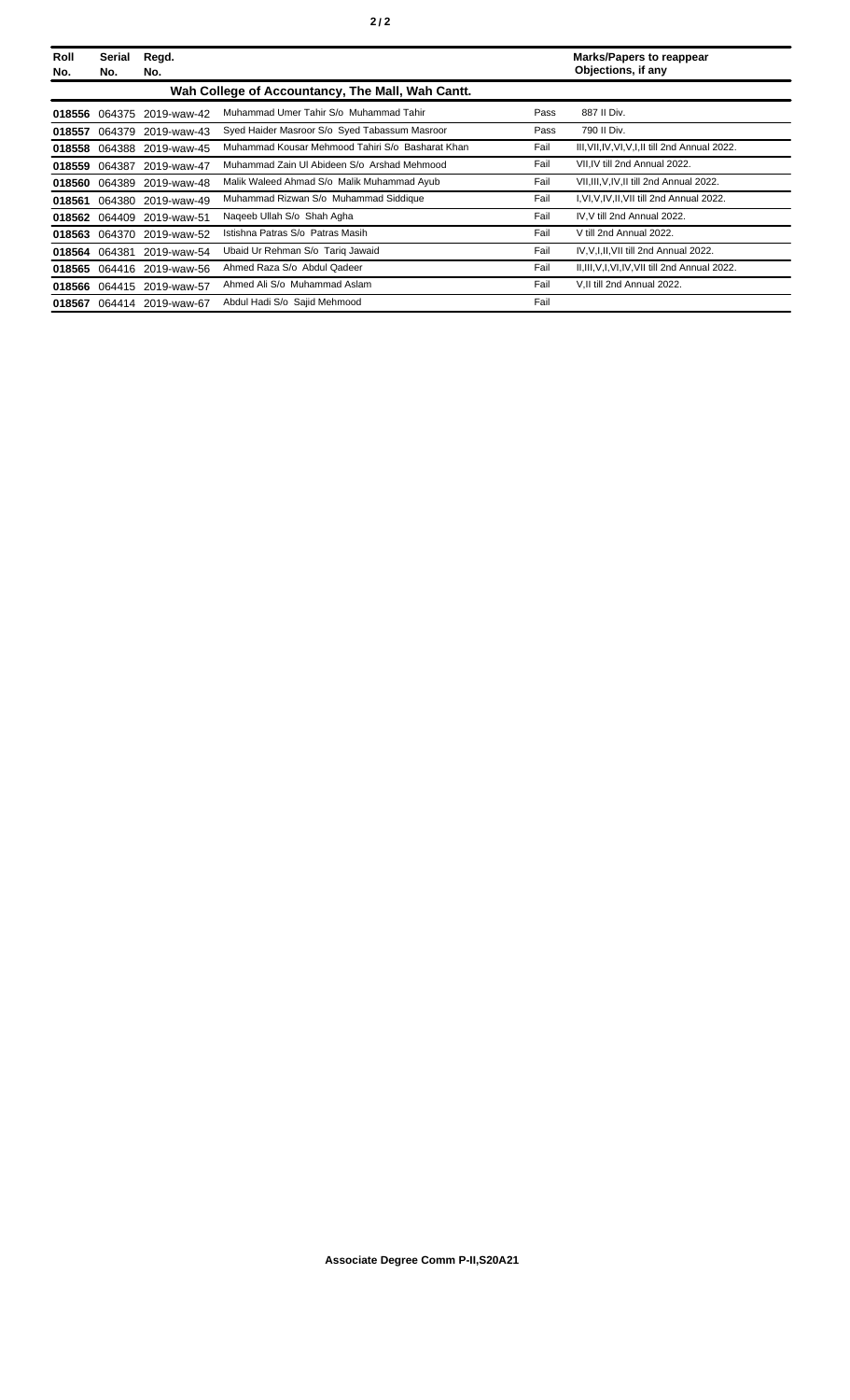| Roll No. | Serial No. | Regd. No. |  |  | Marks/Papers to reappear Objections, if any |
|---|---|---|---|---|---|
| **Wah College of Accountancy, The Mall, Wah Cantt.** | | | | | |
| **018556** | 064375 | 2019-waw-42 | Muhammad Umer Tahir S/o Muhammad Tahir | Pass | 887 II Div. |
| **018557** | 064379 | 2019-waw-43 | Syed Haider Masroor S/o Syed Tabassum Masroor | Pass | 790 II Div. |
| **018558** | 064388 | 2019-waw-45 | Muhammad Kousar Mehmood Tahiri S/o Basharat Khan | Fail | III,VII,IV,VI,V,I,II till 2nd Annual 2022. |
| **018559** | 064387 | 2019-waw-47 | Muhammad Zain Ul Abideen S/o Arshad Mehmood | Fail | VII,IV till 2nd Annual 2022. |
| **018560** | 064389 | 2019-waw-48 | Malik Waleed Ahmad S/o Malik Muhammad Ayub | Fail | VII,III,V,IV,II till 2nd Annual 2022. |
| **018561** | 064380 | 2019-waw-49 | Muhammad Rizwan S/o Muhammad Siddique | Fail | I,VI,V,IV,II,VII till 2nd Annual 2022. |
| **018562** | 064409 | 2019-waw-51 | Naqeeb Ullah S/o Shah Agha | Fail | IV,V till 2nd Annual 2022. |
| **018563** | 064370 | 2019-waw-52 | Istishna Patras S/o Patras Masih | Fail | V till 2nd Annual 2022. |
| **018564** | 064381 | 2019-waw-54 | Ubaid Ur Rehman S/o Tariq Jawaid | Fail | IV,V,I,II,VII till 2nd Annual 2022. |
| **018565** | 064416 | 2019-waw-56 | Ahmed Raza S/o Abdul Qadeer | Fail | II,III,V,I,VI,IV,VII till 2nd Annual 2022. |
| **018566** | 064415 | 2019-waw-57 | Ahmed Ali S/o Muhammad Aslam | Fail | V,II till 2nd Annual 2022. |
| **018567** | 064414 | 2019-waw-67 | Abdul Hadi S/o Sajid Mehmood | Fail | |

**Associate Degree Comm P-II,S20A21**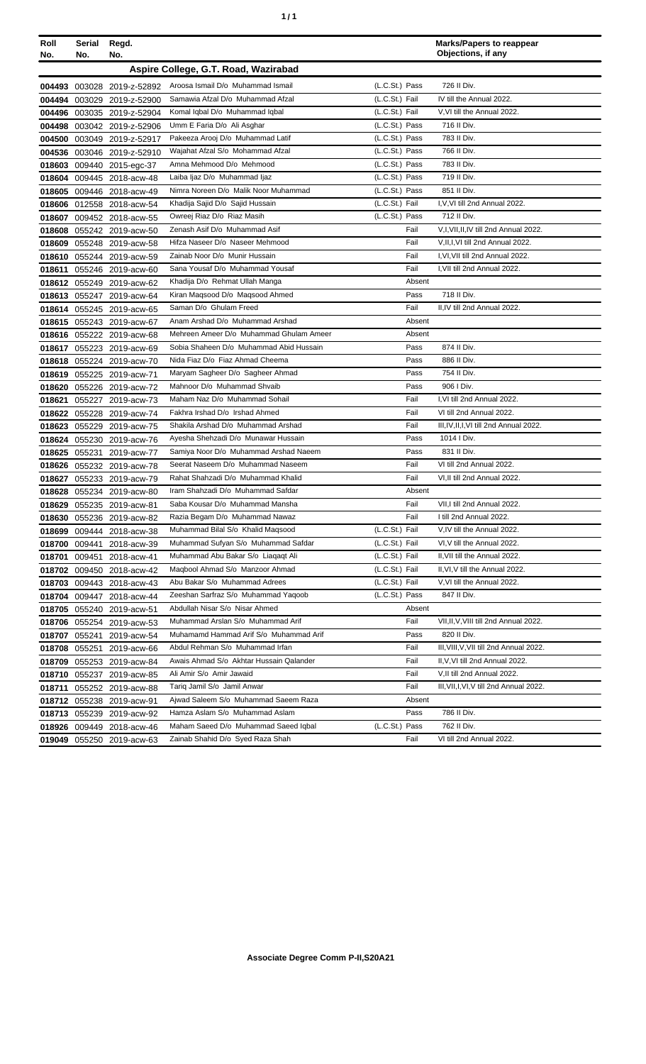| Roll No. | Serial No. | Regd. No. | | | Marks/Papers to reappear Objections, if any |
|---|---|---|---|---|---|
| **Aspire College, G.T. Road, Wazirabad** | | | | | |
| 004493 | 003028 | 2019-z-52892 | Aroosa Ismail D/o Muhammad Ismail | (L.C.St.) Pass | 726 II Div. |
| 004494 | 003029 | 2019-z-52900 | Samawia Afzal D/o Muhammad Afzal | (L.C.St.) Fail | IV till the Annual 2022. |
| 004496 | 003035 | 2019-z-52904 | Komal Iqbal D/o Muhammad Iqbal | (L.C.St.) Fail | V,VI till the Annual 2022. |
| 004498 | 003042 | 2019-z-52906 | Umm E Faria D/o Ali Asghar | (L.C.St.) Pass | 716 II Div. |
| 004500 | 003049 | 2019-z-52917 | Pakeeza Arooj D/o Muhammad Latif | (L.C.St.) Pass | 783 II Div. |
| 004536 | 003046 | 2019-z-52910 | Wajahat Afzal S/o Mohammad Afzal | (L.C.St.) Pass | 766 II Div. |
| 018603 | 009440 | 2015-egc-37 | Amna Mehmood D/o Mehmood | (L.C.St.) Pass | 783 II Div. |
| 018604 | 009445 | 2018-acw-48 | Laiba Ijaz D/o Muhammad Ijaz | (L.C.St.) Pass | 719 II Div. |
| 018605 | 009446 | 2018-acw-49 | Nimra Noreen D/o Malik Noor Muhammad | (L.C.St.) Pass | 851 II Div. |
| 018606 | 012558 | 2018-acw-54 | Khadija Sajid D/o Sajid Hussain | (L.C.St.) Fail | I,V,VI till 2nd Annual 2022. |
| 018607 | 009452 | 2018-acw-55 | Owreej Riaz D/o Riaz Masih | (L.C.St.) Pass | 712 II Div. |
| 018608 | 055242 | 2019-acw-50 | Zenash Asif D/o Muhammad Asif | Fail | V,I,VII,II,IV till 2nd Annual 2022. |
| 018609 | 055248 | 2019-acw-58 | Hifza Naseer D/o Naseer Mehmood | Fail | V,II,I,VI till 2nd Annual 2022. |
| 018610 | 055244 | 2019-acw-59 | Zainab Noor D/o Munir Hussain | Fail | I,VI,VII till 2nd Annual 2022. |
| 018611 | 055246 | 2019-acw-60 | Sana Yousaf D/o Muhammad Yousaf | Fail | I,VII till 2nd Annual 2022. |
| 018612 | 055249 | 2019-acw-62 | Khadija D/o Rehmat Ullah Manga | Absent | |
| 018613 | 055247 | 2019-acw-64 | Kiran Maqsood D/o Maqsood Ahmed | Pass | 718 II Div. |
| 018614 | 055245 | 2019-acw-65 | Saman D/o Ghulam Freed | Fail | II,IV till 2nd Annual 2022. |
| 018615 | 055243 | 2019-acw-67 | Anam Arshad D/o Muhammad Arshad | Absent | |
| 018616 | 055222 | 2019-acw-68 | Mehreen Ameer D/o Muhammad Ghulam Ameer | Absent | |
| 018617 | 055223 | 2019-acw-69 | Sobia Shaheen D/o Muhammad Abid Hussain | Pass | 874 II Div. |
| 018618 | 055224 | 2019-acw-70 | Nida Fiaz D/o Fiaz Ahmad Cheema | Pass | 886 II Div. |
| 018619 | 055225 | 2019-acw-71 | Maryam Sagheer D/o Sagheer Ahmad | Pass | 754 II Div. |
| 018620 | 055226 | 2019-acw-72 | Mahnoor D/o Muhammad Shvaib | Pass | 906 I Div. |
| 018621 | 055227 | 2019-acw-73 | Maham Naz D/o Muhammad Sohail | Fail | I,VI till 2nd Annual 2022. |
| 018622 | 055228 | 2019-acw-74 | Fakhra Irshad D/o Irshad Ahmed | Fail | VI till 2nd Annual 2022. |
| 018623 | 055229 | 2019-acw-75 | Shakila Arshad D/o Muhammad Arshad | Fail | III,IV,II,I,VI till 2nd Annual 2022. |
| 018624 | 055230 | 2019-acw-76 | Ayesha Shehzadi D/o Munawar Hussain | Pass | 1014 I Div. |
| 018625 | 055231 | 2019-acw-77 | Samiya Noor D/o Muhammad Arshad Naeem | Pass | 831 II Div. |
| 018626 | 055232 | 2019-acw-78 | Seerat Naseem D/o Muhammad Naseem | Fail | VI till 2nd Annual 2022. |
| 018627 | 055233 | 2019-acw-79 | Rahat Shahzadi D/o Muhammad Khalid | Fail | VI,II till 2nd Annual 2022. |
| 018628 | 055234 | 2019-acw-80 | Iram Shahzadi D/o Muhammad Safdar | Absent | |
| 018629 | 055235 | 2019-acw-81 | Saba Kousar D/o Muhammad Mansha | Fail | VII,I till 2nd Annual 2022. |
| 018630 | 055236 | 2019-acw-82 | Razia Begam D/o Muhammad Nawaz | Fail | I till 2nd Annual 2022. |
| 018699 | 009444 | 2018-acw-38 | Muhammad Bilal S/o Khalid Maqsood | (L.C.St.) Fail | V,IV till the Annual 2022. |
| 018700 | 009441 | 2018-acw-39 | Muhammad Sufyan S/o Muhammad Safdar | (L.C.St.) Fail | VI,V till the Annual 2022. |
| 018701 | 009451 | 2018-acw-41 | Muhammad Abu Bakar S/o Liaqaqt Ali | (L.C.St.) Fail | II,VII till the Annual 2022. |
| 018702 | 009450 | 2018-acw-42 | Maqbool Ahmad S/o Manzoor Ahmad | (L.C.St.) Fail | II,VI,V till the Annual 2022. |
| 018703 | 009443 | 2018-acw-43 | Abu Bakar S/o Muhammad Adrees | (L.C.St.) Fail | V,VI till the Annual 2022. |
| 018704 | 009447 | 2018-acw-44 | Zeeshan Sarfraz S/o Muhammad Yaqoob | (L.C.St.) Pass | 847 II Div. |
| 018705 | 055240 | 2019-acw-51 | Abdullah Nisar S/o Nisar Ahmed | Absent | |
| 018706 | 055254 | 2019-acw-53 | Muhammad Arslan S/o Muhammad Arif | Fail | VII,II,V,VIII till 2nd Annual 2022. |
| 018707 | 055241 | 2019-acw-54 | Muhamamd Hammad Arif S/o Muhammad Arif | Pass | 820 II Div. |
| 018708 | 055251 | 2019-acw-66 | Abdul Rehman S/o Muhammad Irfan | Fail | III,VIII,V,VII till 2nd Annual 2022. |
| 018709 | 055253 | 2019-acw-84 | Awais Ahmad S/o Akhtar Hussain Qalander | Fail | II,V,VI till 2nd Annual 2022. |
| 018710 | 055237 | 2019-acw-85 | Ali Amir S/o Amir Jawaid | Fail | V,II till 2nd Annual 2022. |
| 018711 | 055252 | 2019-acw-88 | Tariq Jamil S/o Jamil Anwar | Fail | III,VII,I,VI,V till 2nd Annual 2022. |
| 018712 | 055238 | 2019-acw-91 | Ajwad Saleem S/o Muhammad Saeem Raza | Absent | |
| 018713 | 055239 | 2019-acw-92 | Hamza Aslam S/o Muhammad Aslam | Pass | 786 II Div. |
| 018926 | 009449 | 2018-acw-46 | Maham Saeed D/o Muhammad Saeed Iqbal | (L.C.St.) Pass | 762 II Div. |
| 019049 | 055250 | 2019-acw-63 | Zainab Shahid D/o Syed Raza Shah | Fail | VI till 2nd Annual 2022. |

**Associate Degree Comm P-II,S20A21**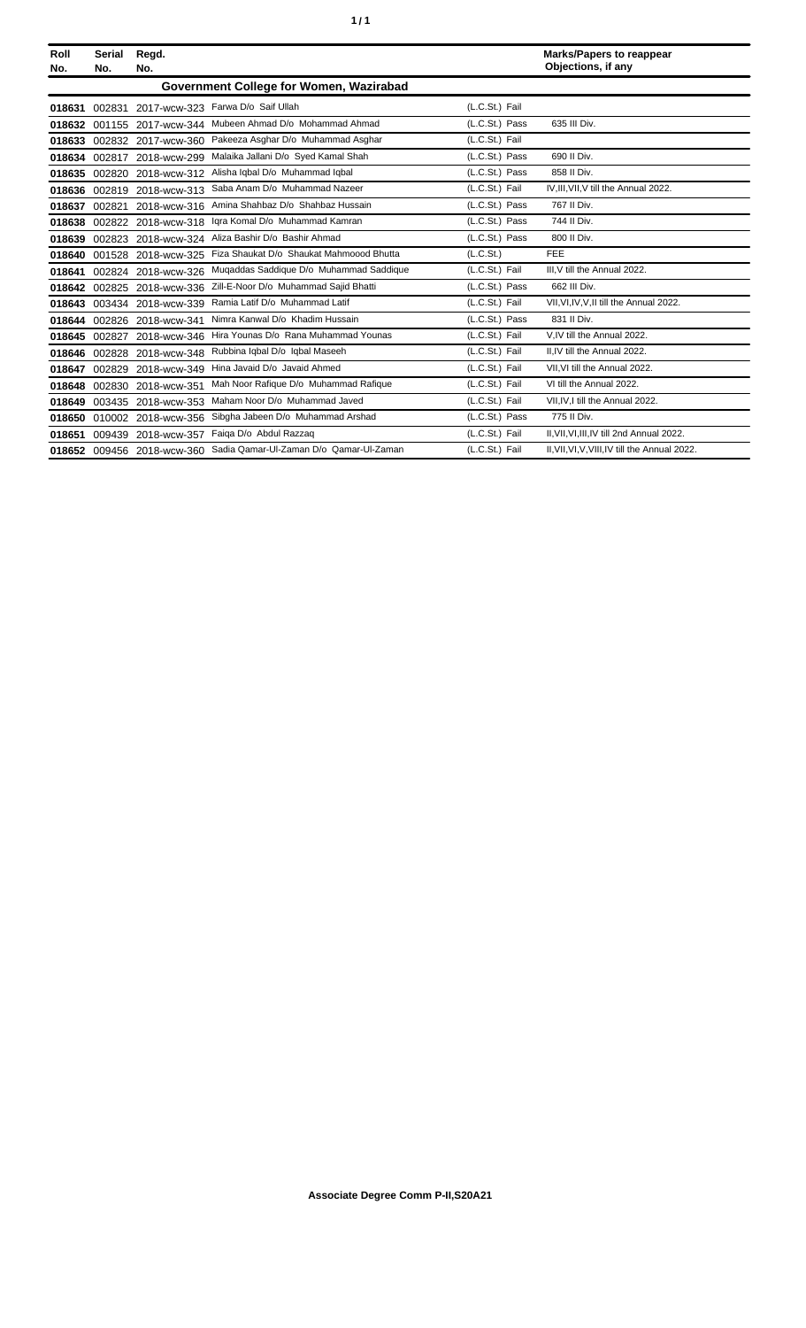| Roll No. | Serial No. | Regd. No. | | | Marks/Papers to reappear Objections, if any |
|---|---|---|---|---|---|
| **Government College for Women, Wazirabad** | | | | | |
| **018631** | 002831 | 2017-wcw-323 | Farwa D/o Saif Ullah | (L.C.St.) Fail | |
| **018632** | 001155 | 2017-wcw-344 | Mubeen Ahmad D/o Mohammad Ahmad | (L.C.St.) Pass | 635 III Div. |
| **018633** | 002832 | 2017-wcw-360 | Pakeeza Asghar D/o Muhammad Asghar | (L.C.St.) Fail | |
| **018634** | 002817 | 2018-wcw-299 | Malaika Jallani D/o Syed Kamal Shah | (L.C.St.) Pass | 690 II Div. |
| **018635** | 002820 | 2018-wcw-312 | Alisha Iqbal D/o Muhammad Iqbal | (L.C.St.) Pass | 858 II Div. |
| **018636** | 002819 | 2018-wcw-313 | Saba Anam D/o Muhammad Nazeer | (L.C.St.) Fail | IV,III,VII,V till the Annual 2022. |
| **018637** | 002821 | 2018-wcw-316 | Amina Shahbaz D/o Shahbaz Hussain | (L.C.St.) Pass | 767 II Div. |
| **018638** | 002822 | 2018-wcw-318 | Iqra Komal D/o Muhammad Kamran | (L.C.St.) Pass | 744 II Div. |
| **018639** | 002823 | 2018-wcw-324 | Aliza Bashir D/o Bashir Ahmad | (L.C.St.) Pass | 800 II Div. |
| **018640** | 001528 | 2018-wcw-325 | Fiza Shaukat D/o Shaukat Mahmoood Bhutta | (L.C.St.) | FEE |
| **018641** | 002824 | 2018-wcw-326 | Muqaddas Saddique D/o Muhammad Saddique | (L.C.St.) Fail | III,V till the Annual 2022. |
| **018642** | 002825 | 2018-wcw-336 | Zill-E-Noor D/o Muhammad Sajid Bhatti | (L.C.St.) Pass | 662 III Div. |
| **018643** | 003434 | 2018-wcw-339 | Ramia Latif D/o Muhammad Latif | (L.C.St.) Fail | VII,VI,IV,V,II till the Annual 2022. |
| **018644** | 002826 | 2018-wcw-341 | Nimra Kanwal D/o Khadim Hussain | (L.C.St.) Pass | 831 II Div. |
| **018645** | 002827 | 2018-wcw-346 | Hira Younas D/o Rana Muhammad Younas | (L.C.St.) Fail | V,IV till the Annual 2022. |
| **018646** | 002828 | 2018-wcw-348 | Rubbina Iqbal D/o Iqbal Maseeh | (L.C.St.) Fail | II,IV till the Annual 2022. |
| **018647** | 002829 | 2018-wcw-349 | Hina Javaid D/o Javaid Ahmed | (L.C.St.) Fail | VII,VI till the Annual 2022. |
| **018648** | 002830 | 2018-wcw-351 | Mah Noor Rafique D/o Muhammad Rafique | (L.C.St.) Fail | VI till the Annual 2022. |
| **018649** | 003435 | 2018-wcw-353 | Maham Noor D/o Muhammad Javed | (L.C.St.) Fail | VII,IV,I till the Annual 2022. |
| **018650** | 010002 | 2018-wcw-356 | Sibgha Jabeen D/o Muhammad Arshad | (L.C.St.) Pass | 775 II Div. |
| **018651** | 009439 | 2018-wcw-357 | Faiqa D/o Abdul Razzaq | (L.C.St.) Fail | II,VII,VI,III,IV till 2nd Annual 2022. |
| **018652** | 009456 | 2018-wcw-360 | Sadia Qamar-Ul-Zaman D/o Qamar-Ul-Zaman | (L.C.St.) Fail | II,VII,VI,V,VIII,IV till the Annual 2022. |

**Associate Degree Comm P-II,S20A21**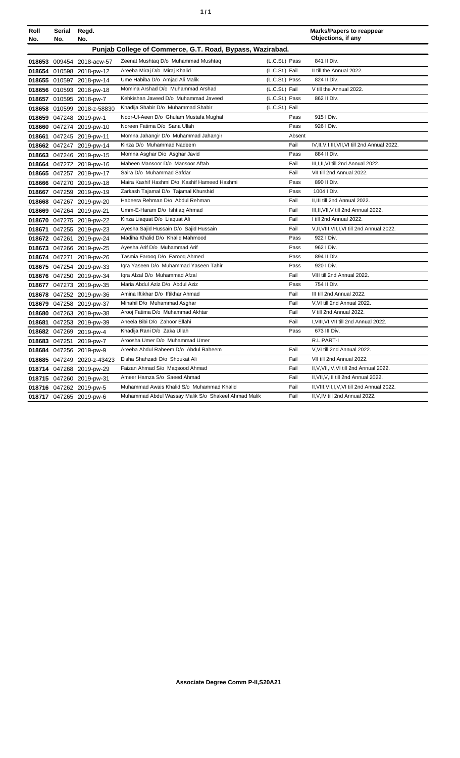| Roll No. | Serial No. | Regd. No. | | | | Marks/Papers to reappear Objections, if any |
|---|---|---|---|---|---|---|
| **Punjab College of Commerce, G.T. Road, Bypass, Wazirabad.** | | | | | | |
| **018653** | 009454 | 2018-acw-57 | Zeenat Mushtaq D/o Muhammad Mushtaq | (L.C.St.) | Pass | 841 II Div. |
| **018654** | 010598 | 2018-pw-12 | Areeba Miraj D/o Miraj Khalid | (L.C.St.) | Fail | II till the Annual 2022. |
| **018655** | 010597 | 2018-pw-14 | Ume Habiba D/o Amjad Ali Malik | (L.C.St.) | Pass | 824 II Div. |
| **018656** | 010593 | 2018-pw-18 | Momina Arshad D/o Muhammad Arshad | (L.C.St.) | Fail | V till the Annual 2022. |
| **018657** | 010595 | 2018-pw-7 | Kehkishan Javeed D/o Muhammad Javeed | (L.C.St.) | Pass | 862 II Div. |
| **018658** | 010599 | 2018-z-58830 | Khadija Shabir D/o Muhammad Shabir | (L.C.St.) | Fail | |
| **018659** | 047248 | 2019-pw-1 | Noor-Ul-Aeen D/o Ghulam Mustafa Mughal | | Pass | 915 I Div. |
| **018660** | 047274 | 2019-pw-10 | Noreen Fatima D/o Sana Ullah | | Pass | 926 I Div. |
| **018661** | 047245 | 2019-pw-11 | Momna Jahangir D/o Muhammad Jahangir | | Absent | |
| **018662** | 047247 | 2019-pw-14 | Kinza D/o Muhammad Nadeem | | Fail | IV,II,V,I,III,VII,VI till 2nd Annual 2022. |
| **018663** | 047246 | 2019-pw-15 | Momna Asghar D/o Asghar Javid | | Pass | 884 II Div. |
| **018664** | 047272 | 2019-pw-16 | Maheen Mansoor D/o Mansoor Aftab | | Fail | III,I,II,VI till 2nd Annual 2022. |
| **018665** | 047257 | 2019-pw-17 | Saira D/o Muhammad Safdar | | Fail | VII till 2nd Annual 2022. |
| **018666** | 047270 | 2019-pw-18 | Maira Kashif Hashmi D/o Kashif Hameed Hashmi | | Pass | 890 II Div. |
| **018667** | 047259 | 2019-pw-19 | Zarkash Tajamal D/o Tajamal Khurshid | | Pass | 1004 I Div. |
| **018668** | 047267 | 2019-pw-20 | Habeera Rehman D/o Abdul Rehman | | Fail | II,III till 2nd Annual 2022. |
| **018669** | 047264 | 2019-pw-21 | Umm-E-Haram D/o Ishtiaq Ahmad | | Fail | III,II,VII,V till 2nd Annual 2022. |
| **018670** | 047275 | 2019-pw-22 | Kinza Liaquat D/o Liaquat Ali | | Fail | I till 2nd Annual 2022. |
| **018671** | 047255 | 2019-pw-23 | Ayesha Sajid Hussain D/o Sajid Hussain | | Fail | V,II,VIII,VII,I,VI till 2nd Annual 2022. |
| **018672** | 047261 | 2019-pw-24 | Madiha Khalid D/o Khalid Mahmood | | Pass | 922 I Div. |
| **018673** | 047266 | 2019-pw-25 | Ayesha Arif D/o Muhammad Arif | | Pass | 962 I Div. |
| **018674** | 047271 | 2019-pw-26 | Tasmia Farooq D/o Farooq Ahmed | | Pass | 894 II Div. |
| **018675** | 047254 | 2019-pw-33 | Iqra Yaseen D/o Muhammad Yaseen Tahir | | Pass | 920 I Div. |
| **018676** | 047250 | 2019-pw-34 | Iqra Afzal D/o Muhammad Afzal | | Fail | VIII till 2nd Annual 2022. |
| **018677** | 047273 | 2019-pw-35 | Maria Abdul Aziz D/o Abdul Aziz | | Pass | 754 II Div. |
| **018678** | 047252 | 2019-pw-36 | Amina Iftikhar D/o Iftikhar Ahmad | | Fail | III till 2nd Annual 2022. |
| **018679** | 047258 | 2019-pw-37 | Minahil D/o Muhammad Asghar | | Fail | V,VI till 2nd Annual 2022. |
| **018680** | 047263 | 2019-pw-38 | Arooj Fatima D/o Muhammad Akhtar | | Fail | V till 2nd Annual 2022. |
| **018681** | 047253 | 2019-pw-39 | Aneela Bibi D/o Zahoor Ellahi | | Fail | I,VIII,VI,VII till 2nd Annual 2022. |
| **018682** | 047269 | 2019-pw-4 | Khadija Rani D/o Zaka Ullah | | Pass | 673 III Div. |
| **018683** | 047251 | 2019-pw-7 | Aroosha Umer D/o Muhammad Umer | | | R.L PART-I |
| **018684** | 047256 | 2019-pw-9 | Areeba Abdul Raheem D/o Abdul Raheem | | Fail | V,VI till 2nd Annual 2022. |
| **018685** | 047249 | 2020-z-43423 | Eisha Shahzadi D/o Shoukat Ali | | Fail | VII till 2nd Annual 2022. |
| **018714** | 047268 | 2019-pw-29 | Faizan Ahmad S/o Maqsood Ahmad | | Fail | II,V,VII,IV,VI till 2nd Annual 2022. |
| **018715** | 047260 | 2019-pw-31 | Ameer Hamza S/o Saeed Ahmad | | Fail | II,VII,V,III till 2nd Annual 2022. |
| **018716** | 047262 | 2019-pw-5 | Muhammad Awais Khalid S/o Muhammad Khalid | | Fail | II,VIII,VII,I,V,VI till 2nd Annual 2022. |
| **018717** | 047265 | 2019-pw-6 | Muhammad Abdul Wassay Malik S/o Shakeel Ahmad Malik | | Fail | II,V,IV till 2nd Annual 2022. |

**Associate Degree Comm P-II,S20A21**